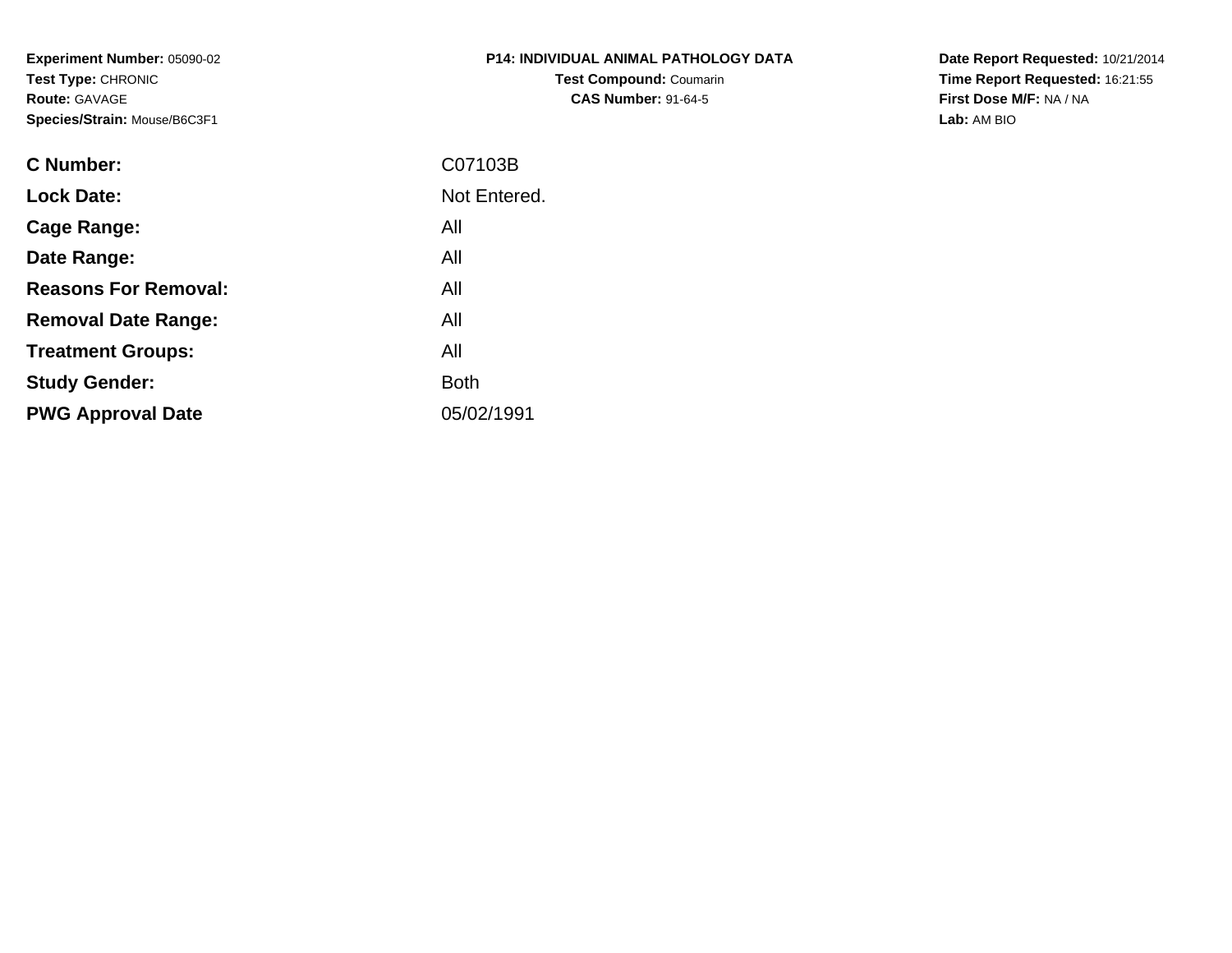**Experiment Number:** 05090-02
**Test Type:** CHRONIC
**Route:** GAVAGE
**Species/Strain:** Mouse/B6C3F1

**P14: INDIVIDUAL ANIMAL PATHOLOGY DATA**
**Test Compound:** Coumarin
**CAS Number:** 91-64-5

**Date Report Requested:** 10/21/2014
**Time Report Requested:** 16:21:55
**First Dose M/F:** NA / NA
**Lab:** AM BIO

| | |
|---|---|
| **C Number:** | C07103B |
| **Lock Date:** | Not Entered. |
| **Cage Range:** | All |
| **Date Range:** | All |
| **Reasons For Removal:** | All |
| **Removal Date Range:** | All |
| **Treatment Groups:** | All |
| **Study Gender:** | Both |
| **PWG Approval Date** | 05/02/1991 |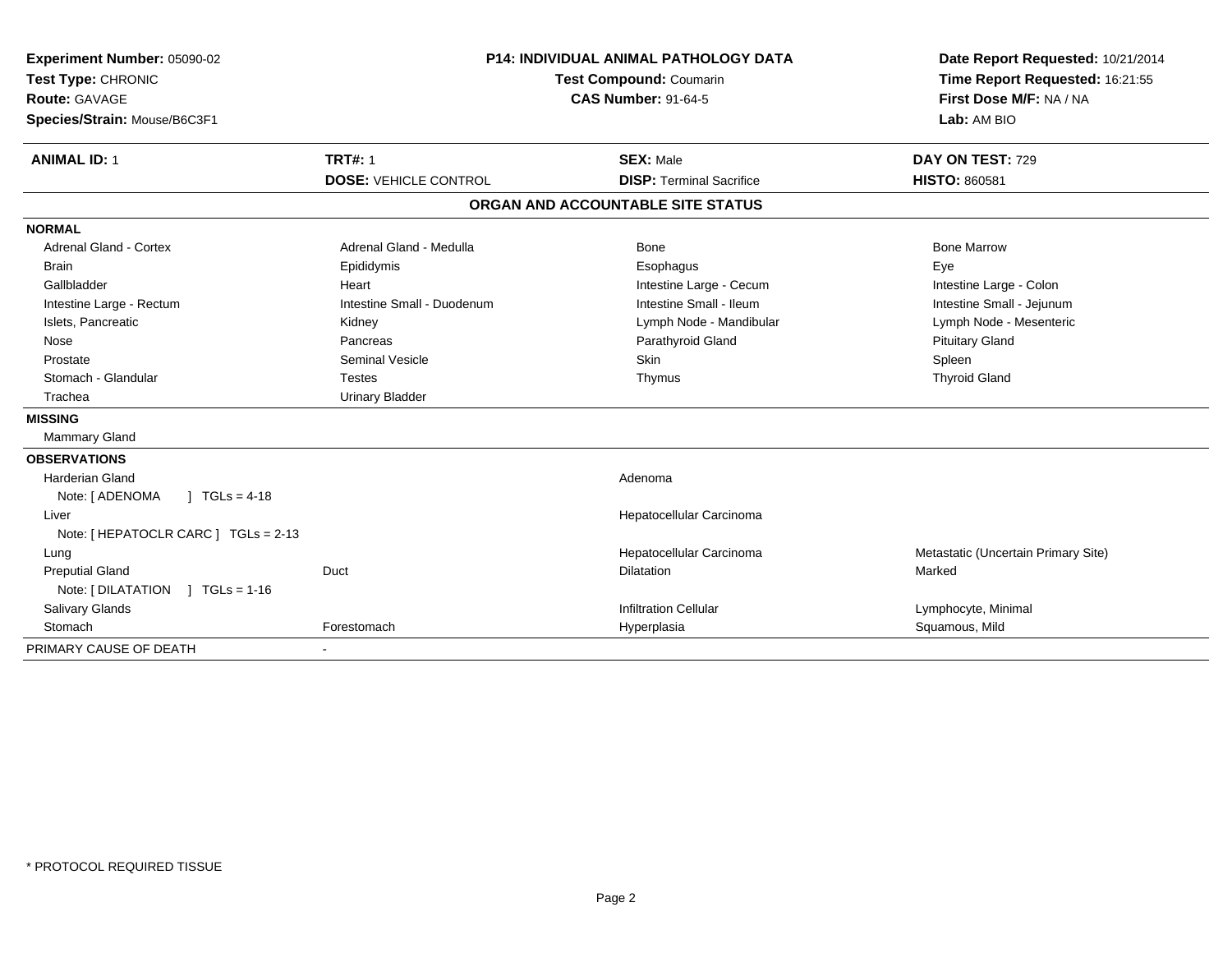**Experiment Number:** 05090-02
**Test Type:** CHRONIC
**Route:** GAVAGE
**Species/Strain:** Mouse/B6C3F1

**P14: INDIVIDUAL ANIMAL PATHOLOGY DATA**
**Test Compound:** Coumarin
**CAS Number:** 91-64-5

**Date Report Requested:** 10/21/2014
**Time Report Requested:** 16:21:55
**First Dose M/F:** NA / NA
**Lab:** AM BIO

| **ANIMAL ID:** 1 | **TRT#:** 1 | **SEX:** Male | **DAY ON TEST:** 729 |
|---|---|---|---|
| | **DOSE:** VEHICLE CONTROL | **DISP:** Terminal Sacrifice | **HISTO:** 860581 |

**ORGAN AND ACCOUNTABLE SITE STATUS**

| | | | |
|---|---|---|---|
| **NORMAL** | | | |
| Adrenal Gland - Cortex | Adrenal Gland - Medulla | Bone | Bone Marrow |
| Brain | Epididymis | Esophagus | Eye |
| Gallbladder | Heart | Intestine Large - Cecum | Intestine Large - Colon |
| Intestine Large - Rectum | Intestine Small - Duodenum | Intestine Small - Ileum | Intestine Small - Jejunum |
| Islets, Pancreatic | Kidney | Lymph Node - Mandibular | Lymph Node - Mesenteric |
| Nose | Pancreas | Parathyroid Gland | Pituitary Gland |
| Prostate | Seminal Vesicle | Skin | Spleen |
| Stomach - Glandular | Testes | Thymus | Thyroid Gland |
| Trachea | Urinary Bladder | | |
| **MISSING** | | | |
| Mammary Gland | | | |
| **OBSERVATIONS** | | | |
| Harderian Gland | | Adenoma | |
| Note: [ ADENOMA ] TGLs = 4-18 | | | |
| Liver | | Hepatocellular Carcinoma | |
| Note: [ HEPATOCLR CARC ] TGLs = 2-13 | | | |
| Lung | | Hepatocellular Carcinoma | Metastatic (Uncertain Primary Site) |
| Preputial Gland | Duct | Dilatation | Marked |
| Note: [ DILATATION ] TGLs = 1-16 | | | |
| Salivary Glands | | Infiltration Cellular | Lymphocyte, Minimal |
| Stomach | Forestomach | Hyperplasia | Squamous, Mild |
| PRIMARY CAUSE OF DEATH | - | | |

* PROTOCOL REQUIRED TISSUE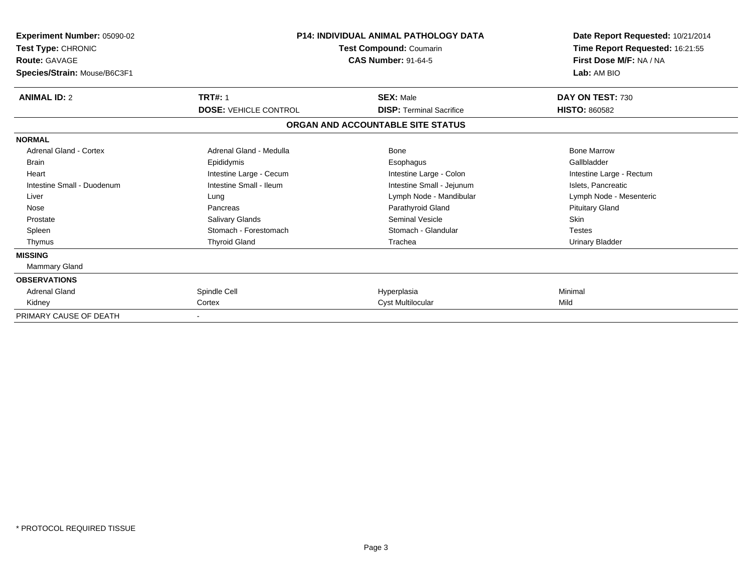**Experiment Number:** 05090-02
**Test Type:** CHRONIC
**Route:** GAVAGE
**Species/Strain:** Mouse/B6C3F1

**P14: INDIVIDUAL ANIMAL PATHOLOGY DATA**
**Test Compound:** Coumarin
**CAS Number:** 91-64-5

**Date Report Requested:** 10/21/2014
**Time Report Requested:** 16:21:55
**First Dose M/F:** NA / NA
**Lab:** AM BIO

| **ANIMAL ID:** 2 | **TRT#:** 1 | **SEX:** Male | **DAY ON TEST:** 730 |
|---|---|---|---|
| | **DOSE:** VEHICLE CONTROL | **DISP:** Terminal Sacrifice | **HISTO:** 860582 |

## ORGAN AND ACCOUNTABLE SITE STATUS

| | | | |
|---|---|---|---|
| **NORMAL** | | | |
| Adrenal Gland - Cortex | Adrenal Gland - Medulla | Bone | Bone Marrow |
| Brain | Epididymis | Esophagus | Gallbladder |
| Heart | Intestine Large - Cecum | Intestine Large - Colon | Intestine Large - Rectum |
| Intestine Small - Duodenum | Intestine Small - Ileum | Intestine Small - Jejunum | Islets, Pancreatic |
| Liver | Lung | Lymph Node - Mandibular | Lymph Node - Mesenteric |
| Nose | Pancreas | Parathyroid Gland | Pituitary Gland |
| Prostate | Salivary Glands | Seminal Vesicle | Skin |
| Spleen | Stomach - Forestomach | Stomach - Glandular | Testes |
| Thymus | Thyroid Gland | Trachea | Urinary Bladder |
| **MISSING** | | | |
| Mammary Gland | | | |
| **OBSERVATIONS** | | | |
| Adrenal Gland | Spindle Cell | Hyperplasia | Minimal |
| Kidney | Cortex | Cyst Multilocular | Mild |
| PRIMARY CAUSE OF DEATH | - | | |

* PROTOCOL REQUIRED TISSUE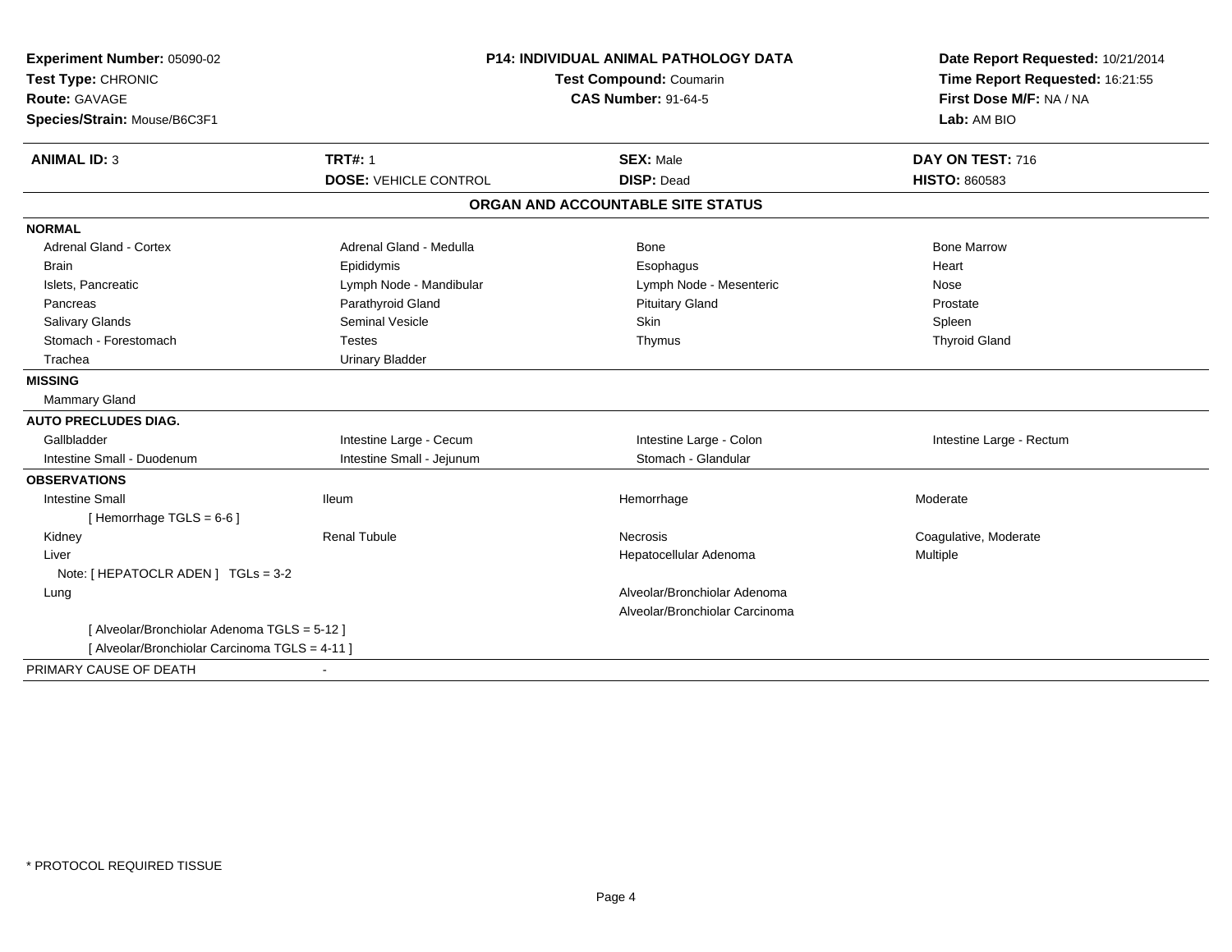**Experiment Number:** 05090-02
**Test Type:** CHRONIC
**Route:** GAVAGE
**Species/Strain:** Mouse/B6C3F1

**P14: INDIVIDUAL ANIMAL PATHOLOGY DATA**
**Test Compound:** Coumarin
**CAS Number:** 91-64-5

**Date Report Requested:** 10/21/2014
**Time Report Requested:** 16:21:55
**First Dose M/F:** NA / NA
**Lab:** AM BIO

| **ANIMAL ID:** 3 | **TRT#:** 1 | **SEX:** Male | **DAY ON TEST:** 716 |
|---|---|---|---|
| | **DOSE:** VEHICLE CONTROL | **DISP:** Dead | **HISTO:** 860583 |

## ORGAN AND ACCOUNTABLE SITE STATUS

| | | | |
|---|---|---|---|
| **NORMAL** | | | |
| Adrenal Gland - Cortex | Adrenal Gland - Medulla | Bone | Bone Marrow |
| Brain | Epididymis | Esophagus | Heart |
| Islets, Pancreatic | Lymph Node - Mandibular | Lymph Node - Mesenteric | Nose |
| Pancreas | Parathyroid Gland | Pituitary Gland | Prostate |
| Salivary Glands | Seminal Vesicle | Skin | Spleen |
| Stomach - Forestomach | Testes | Thymus | Thyroid Gland |
| Trachea | Urinary Bladder | | |
| **MISSING** | | | |
| Mammary Gland | | | |
| **AUTO PRECLUDES DIAG.** | | | |
| Gallbladder | Intestine Large - Cecum | Intestine Large - Colon | Intestine Large - Rectum |
| Intestine Small - Duodenum | Intestine Small - Jejunum | Stomach - Glandular | |
| **OBSERVATIONS** | | | |
| Intestine Small | Ileum | Hemorrhage | Moderate |
| [ Hemorrhage TGLS = 6-6 ] | | | |
| Kidney | Renal Tubule | Necrosis | Coagulative, Moderate |
| Liver | | Hepatocellular Adenoma | Multiple |
| Note: [ HEPATOCLR ADEN ] TGLs = 3-2 | | | |
| Lung | | Alveolar/Bronchiolar Adenoma | |
| | | Alveolar/Bronchiolar Carcinoma | |
| [ Alveolar/Bronchiolar Adenoma TGLS = 5-12 ] | | | |
| [ Alveolar/Bronchiolar Carcinoma TGLS = 4-11 ] | | | |
| PRIMARY CAUSE OF DEATH | - | | |

* PROTOCOL REQUIRED TISSUE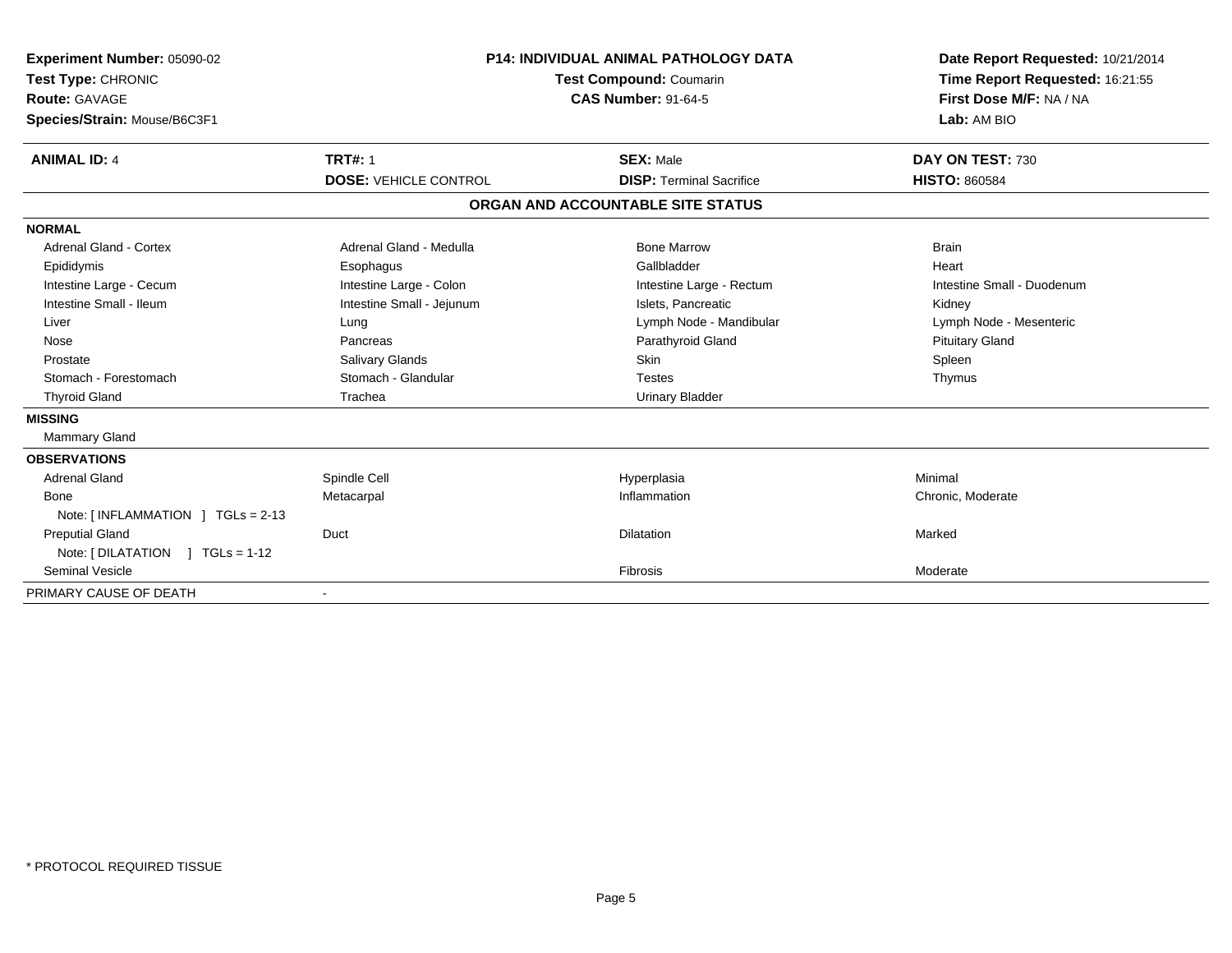**Experiment Number:** 05090-02
**Test Type:** CHRONIC
**Route:** GAVAGE
**Species/Strain:** Mouse/B6C3F1

**P14: INDIVIDUAL ANIMAL PATHOLOGY DATA**
**Test Compound:** Coumarin
**CAS Number:** 91-64-5

**Date Report Requested:** 10/21/2014
**Time Report Requested:** 16:21:55
**First Dose M/F:** NA / NA
**Lab:** AM BIO

| **ANIMAL ID:** 4 | **TRT#:** 1 | **SEX:** Male | **DAY ON TEST:** 730 |
|---|---|---|---|
| | **DOSE:** VEHICLE CONTROL | **DISP:** Terminal Sacrifice | **HISTO:** 860584 |

## ORGAN AND ACCOUNTABLE SITE STATUS

| | | | |
|---|---|---|---|
| **NORMAL** | | | |
| Adrenal Gland - Cortex | Adrenal Gland - Medulla | Bone Marrow | Brain |
| Epididymis | Esophagus | Gallbladder | Heart |
| Intestine Large - Cecum | Intestine Large - Colon | Intestine Large - Rectum | Intestine Small - Duodenum |
| Intestine Small - Ileum | Intestine Small - Jejunum | Islets, Pancreatic | Kidney |
| Liver | Lung | Lymph Node - Mandibular | Lymph Node - Mesenteric |
| Nose | Pancreas | Parathyroid Gland | Pituitary Gland |
| Prostate | Salivary Glands | Skin | Spleen |
| Stomach - Forestomach | Stomach - Glandular | Testes | Thymus |
| Thyroid Gland | Trachea | Urinary Bladder | |
| **MISSING** | | | |
| Mammary Gland | | | |
| **OBSERVATIONS** | | | |
| Adrenal Gland | Spindle Cell | Hyperplasia | Minimal |
| Bone | Metacarpal | Inflammation | Chronic, Moderate |
| Note: [ INFLAMMATION ] TGLs = 2-13 | | | |
| Preputial Gland | Duct | Dilatation | Marked |
| Note: [ DILATATION ] TGLs = 1-12 | | | |
| Seminal Vesicle | | Fibrosis | Moderate |
| PRIMARY CAUSE OF DEATH | - | | |

* PROTOCOL REQUIRED TISSUE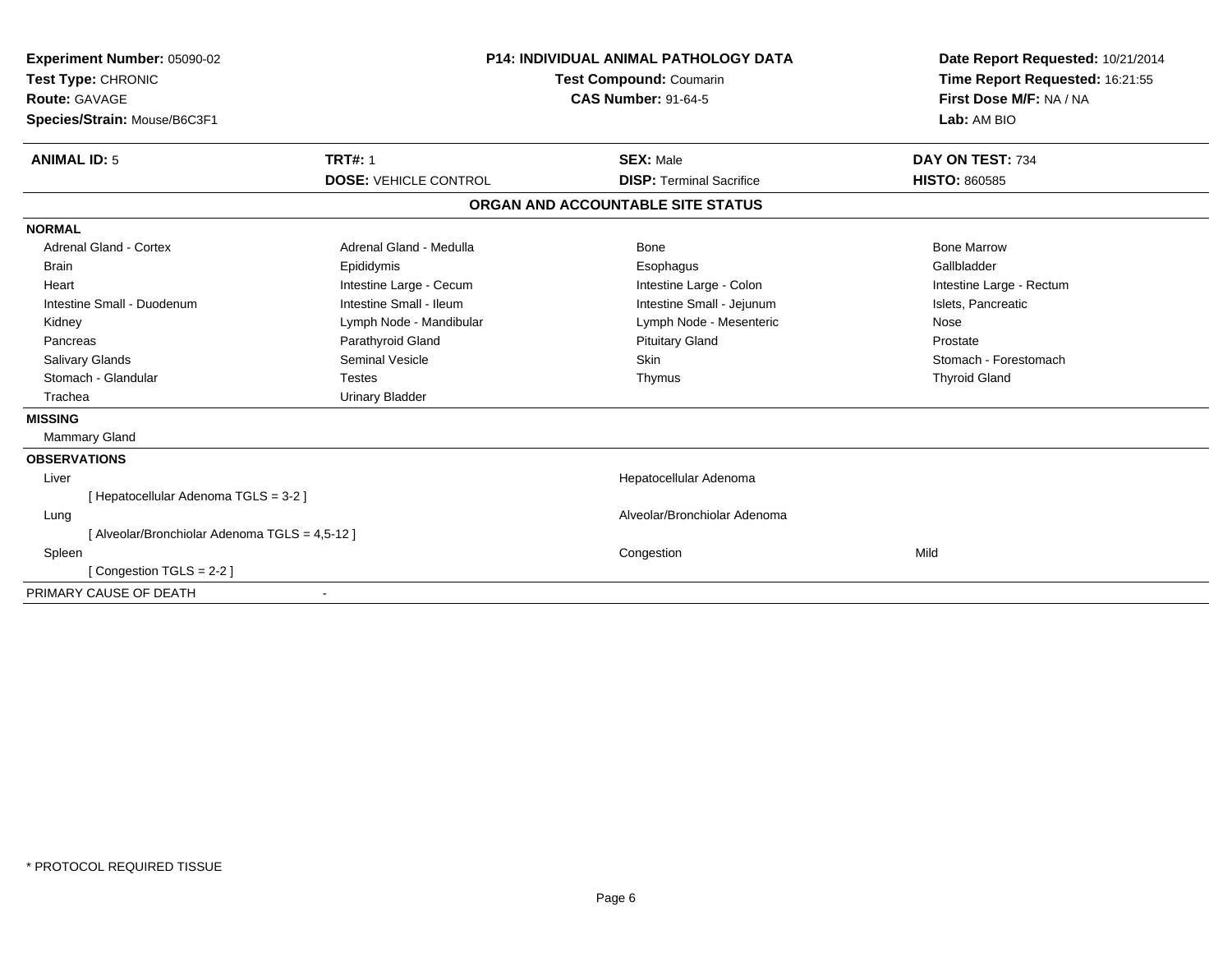**Experiment Number:** 05090-02
**Test Type:** CHRONIC
**Route:** GAVAGE
**Species/Strain:** Mouse/B6C3F1

**P14: INDIVIDUAL ANIMAL PATHOLOGY DATA**
**Test Compound:** Coumarin
**CAS Number:** 91-64-5

**Date Report Requested:** 10/21/2014
**Time Report Requested:** 16:21:55
**First Dose M/F:** NA / NA
**Lab:** AM BIO

| **ANIMAL ID:** 5 | **TRT#:** 1 | **SEX:** Male | **DAY ON TEST:** 734 |
|---|---|---|---|
| | **DOSE:** VEHICLE CONTROL | **DISP:** Terminal Sacrifice | **HISTO:** 860585 |

## ORGAN AND ACCOUNTABLE SITE STATUS

**NORMAL**

| | | | |
|---|---|---|---|
| Adrenal Gland - Cortex | Adrenal Gland - Medulla | Bone | Bone Marrow |
| Brain | Epididymis | Esophagus | Gallbladder |
| Heart | Intestine Large - Cecum | Intestine Large - Colon | Intestine Large - Rectum |
| Intestine Small - Duodenum | Intestine Small - Ileum | Intestine Small - Jejunum | Islets, Pancreatic |
| Kidney | Lymph Node - Mandibular | Lymph Node - Mesenteric | Nose |
| Pancreas | Parathyroid Gland | Pituitary Gland | Prostate |
| Salivary Glands | Seminal Vesicle | Skin | Stomach - Forestomach |
| Stomach - Glandular | Testes | Thymus | Thyroid Gland |
| Trachea | Urinary Bladder | | |

**MISSING**

Mammary Gland

**OBSERVATIONS**

| | | |
|---|---|---|
| Liver | Hepatocellular Adenoma | |
| [ Hepatocellular Adenoma TGLS = 3-2 ] | | |
| Lung | Alveolar/Bronchiolar Adenoma | |
| [ Alveolar/Bronchiolar Adenoma TGLS = 4,5-12 ] | | |
| Spleen | Congestion | Mild |
| [ Congestion TGLS = 2-2 ] | | |

PRIMARY CAUSE OF DEATH -

* PROTOCOL REQUIRED TISSUE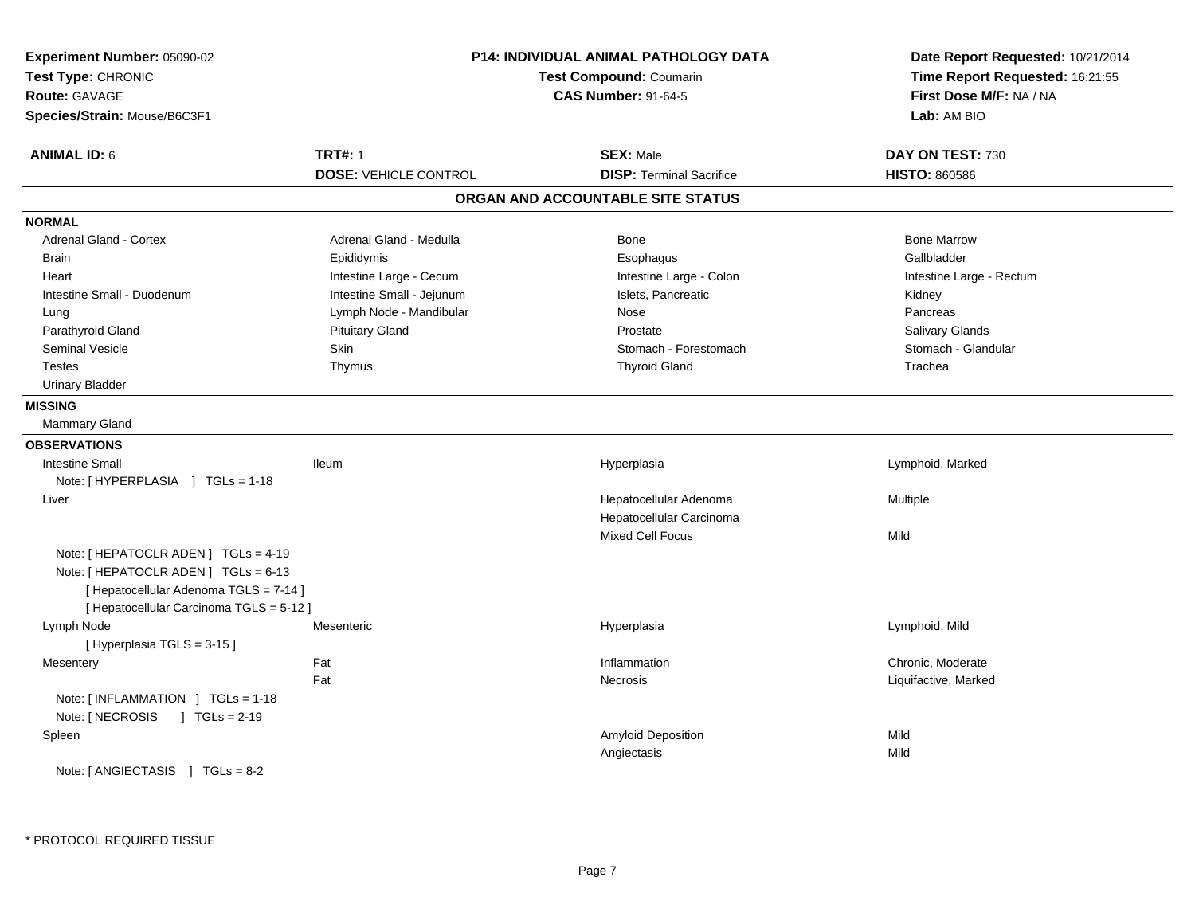**Experiment Number:** 05090-02
**Test Type:** CHRONIC
**Route:** GAVAGE
**Species/Strain:** Mouse/B6C3F1

**P14: INDIVIDUAL ANIMAL PATHOLOGY DATA**
**Test Compound:** Coumarin
**CAS Number:** 91-64-5

**Date Report Requested:** 10/21/2014
**Time Report Requested:** 16:21:55
**First Dose M/F:** NA / NA
**Lab:** AM BIO

| **ANIMAL ID:** 6 | **TRT#:** 1 | **SEX:** Male | **DAY ON TEST:** 730 |
|---|---|---|---|
| | **DOSE:** VEHICLE CONTROL | **DISP:** Terminal Sacrifice | **HISTO:** 860586 |

## ORGAN AND ACCOUNTABLE SITE STATUS

**NORMAL**

| | | | |
|---|---|---|---|
| Adrenal Gland - Cortex | Adrenal Gland - Medulla | Bone | Bone Marrow |
| Brain | Epididymis | Esophagus | Gallbladder |
| Heart | Intestine Large - Cecum | Intestine Large - Colon | Intestine Large - Rectum |
| Intestine Small - Duodenum | Intestine Small - Jejunum | Islets, Pancreatic | Kidney |
| Lung | Lymph Node - Mandibular | Nose | Pancreas |
| Parathyroid Gland | Pituitary Gland | Prostate | Salivary Glands |
| Seminal Vesicle | Skin | Stomach - Forestomach | Stomach - Glandular |
| Testes | Thymus | Thyroid Gland | Trachea |
| Urinary Bladder | | | |

**MISSING**

Mammary Gland

**OBSERVATIONS**

| | | | |
|---|---|---|---|
| Intestine Small | Ileum | Hyperplasia | Lymphoid, Marked |
| Note: [ HYPERPLASIA ] TGLs = 1-18 | | | |
| Liver | | Hepatocellular Adenoma | Multiple |
| | | Hepatocellular Carcinoma | |
| | | Mixed Cell Focus | Mild |
| Note: [ HEPATOCLR ADEN ] TGLs = 4-19 | | | |
| Note: [ HEPATOCLR ADEN ] TGLs = 6-13 | | | |
| [ Hepatocellular Adenoma TGLS = 7-14 ] | | | |
| [ Hepatocellular Carcinoma TGLS = 5-12 ] | | | |
| Lymph Node | Mesenteric | Hyperplasia | Lymphoid, Mild |
| [ Hyperplasia TGLS = 3-15 ] | | | |
| Mesentery | Fat | Inflammation | Chronic, Moderate |
| | Fat | Necrosis | Liquifactive, Marked |
| Note: [ INFLAMMATION ] TGLs = 1-18 | | | |
| Note: [ NECROSIS ] TGLs = 2-19 | | | |
| Spleen | | Amyloid Deposition | Mild |
| | | Angiectasis | Mild |
| Note: [ ANGIECTASIS ] TGLs = 8-2 | | | |

* PROTOCOL REQUIRED TISSUE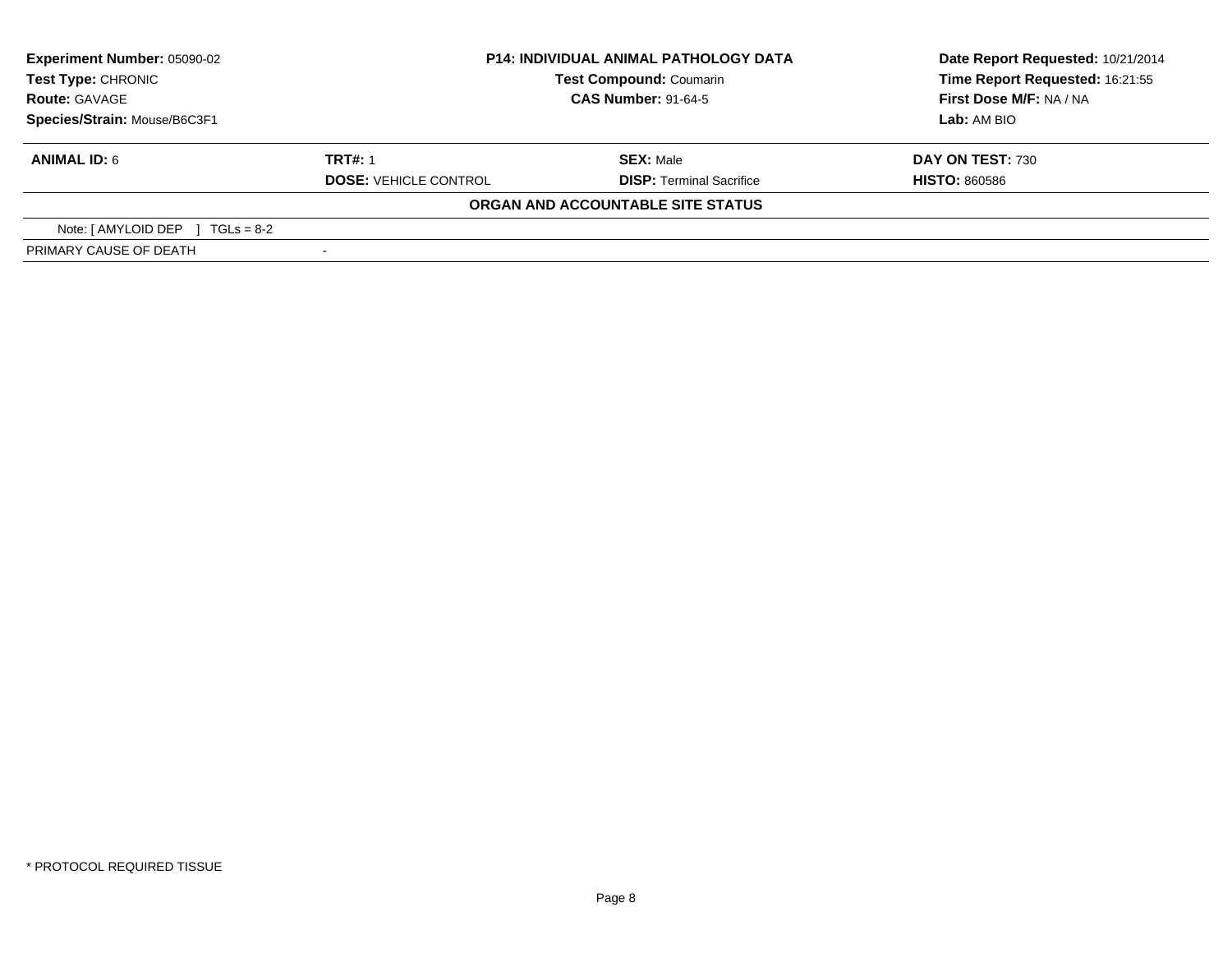**Experiment Number:** 05090-02
**Test Type:** CHRONIC
**Route:** GAVAGE
**Species/Strain:** Mouse/B6C3F1

**P14: INDIVIDUAL ANIMAL PATHOLOGY DATA**
**Test Compound:** Coumarin
**CAS Number:** 91-64-5

**Date Report Requested:** 10/21/2014
**Time Report Requested:** 16:21:55
**First Dose M/F:** NA / NA
**Lab:** AM BIO

| **ANIMAL ID:** 6 | **TRT#:** 1 | **SEX:** Male | **DAY ON TEST:** 730 |
|---|---|---|---|
| | **DOSE:** VEHICLE CONTROL | **DISP:** Terminal Sacrifice | **HISTO:** 860586 |

**ORGAN AND ACCOUNTABLE SITE STATUS**

Note: [ AMYLOID DEP ] TGLs = 8-2

| PRIMARY CAUSE OF DEATH | - |
|---|---|

* PROTOCOL REQUIRED TISSUE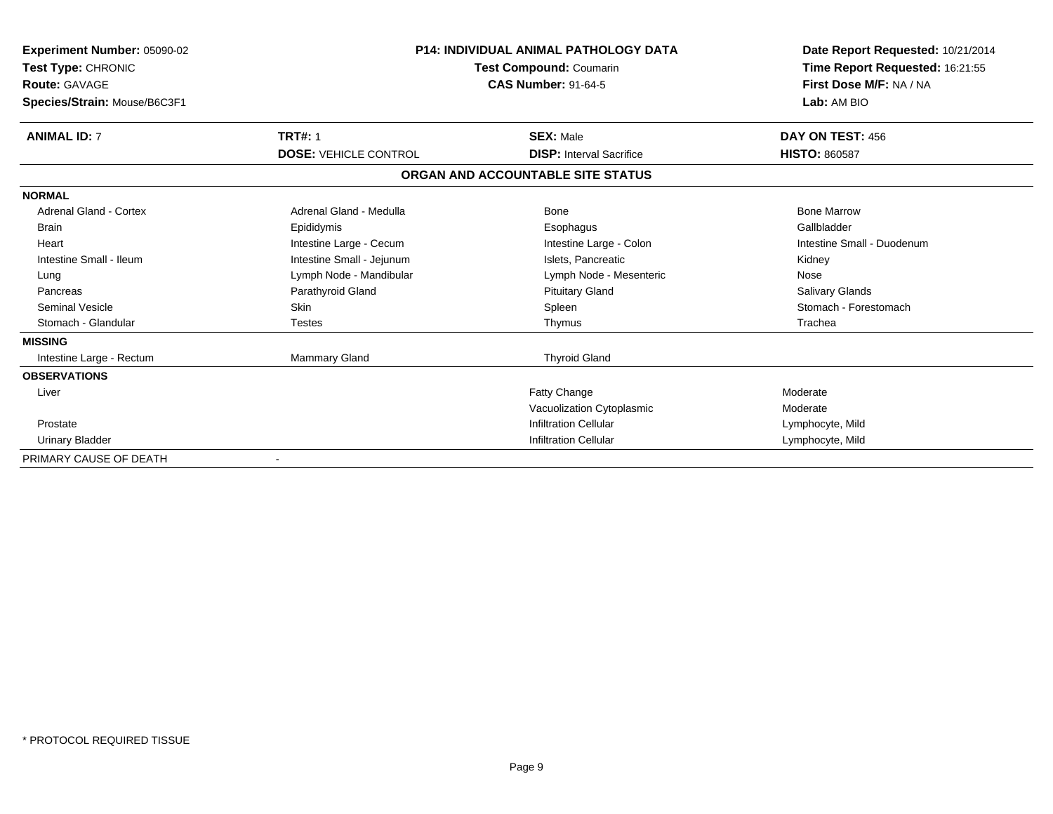**Experiment Number:** 05090-02
**Test Type:** CHRONIC
**Route:** GAVAGE
**Species/Strain:** Mouse/B6C3F1

**P14: INDIVIDUAL ANIMAL PATHOLOGY DATA**
**Test Compound:** Coumarin
**CAS Number:** 91-64-5

**Date Report Requested:** 10/21/2014
**Time Report Requested:** 16:21:55
**First Dose M/F:** NA / NA
**Lab:** AM BIO

| **ANIMAL ID:** 7 | **TRT#:** 1 | **SEX:** Male | **DAY ON TEST:** 456 |
|---|---|---|---|
| | **DOSE:** VEHICLE CONTROL | **DISP:** Interval Sacrifice | **HISTO:** 860587 |

## ORGAN AND ACCOUNTABLE SITE STATUS

| | | | |
|---|---|---|---|
| **NORMAL** | | | |
| Adrenal Gland - Cortex | Adrenal Gland - Medulla | Bone | Bone Marrow |
| Brain | Epididymis | Esophagus | Gallbladder |
| Heart | Intestine Large - Cecum | Intestine Large - Colon | Intestine Small - Duodenum |
| Intestine Small - Ileum | Intestine Small - Jejunum | Islets, Pancreatic | Kidney |
| Lung | Lymph Node - Mandibular | Lymph Node - Mesenteric | Nose |
| Pancreas | Parathyroid Gland | Pituitary Gland | Salivary Glands |
| Seminal Vesicle | Skin | Spleen | Stomach - Forestomach |
| Stomach - Glandular | Testes | Thymus | Trachea |
| **MISSING** | | | |
| Intestine Large - Rectum | Mammary Gland | Thyroid Gland | |
| **OBSERVATIONS** | | | |
| Liver | | Fatty Change | Moderate |
| | | Vacuolization Cytoplasmic | Moderate |
| Prostate | | Infiltration Cellular | Lymphocyte, Mild |
| Urinary Bladder | | Infiltration Cellular | Lymphocyte, Mild |
| PRIMARY CAUSE OF DEATH | - | | |

* PROTOCOL REQUIRED TISSUE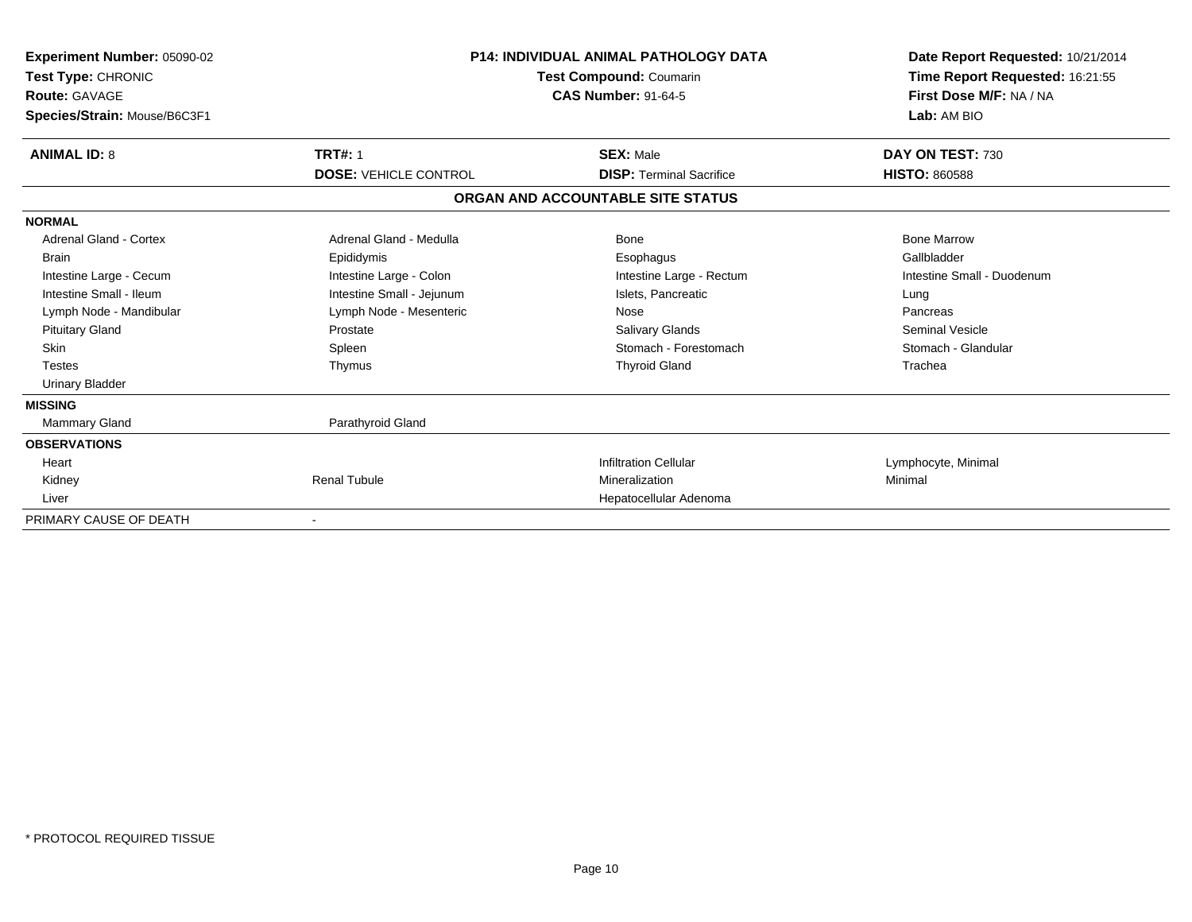**Experiment Number:** 05090-02
**Test Type:** CHRONIC
**Route:** GAVAGE
**Species/Strain:** Mouse/B6C3F1

**P14: INDIVIDUAL ANIMAL PATHOLOGY DATA**
**Test Compound:** Coumarin
**CAS Number:** 91-64-5

**Date Report Requested:** 10/21/2014
**Time Report Requested:** 16:21:55
**First Dose M/F:** NA / NA
**Lab:** AM BIO

| **ANIMAL ID:** 8 | **TRT#:** 1 | **SEX:** Male | **DAY ON TEST:** 730 |
|---|---|---|---|
| | **DOSE:** VEHICLE CONTROL | **DISP:** Terminal Sacrifice | **HISTO:** 860588 |

## ORGAN AND ACCOUNTABLE SITE STATUS

| | | | |
|---|---|---|---|
| **NORMAL** | | | |
| Adrenal Gland - Cortex | Adrenal Gland - Medulla | Bone | Bone Marrow |
| Brain | Epididymis | Esophagus | Gallbladder |
| Intestine Large - Cecum | Intestine Large - Colon | Intestine Large - Rectum | Intestine Small - Duodenum |
| Intestine Small - Ileum | Intestine Small - Jejunum | Islets, Pancreatic | Lung |
| Lymph Node - Mandibular | Lymph Node - Mesenteric | Nose | Pancreas |
| Pituitary Gland | Prostate | Salivary Glands | Seminal Vesicle |
| Skin | Spleen | Stomach - Forestomach | Stomach - Glandular |
| Testes | Thymus | Thyroid Gland | Trachea |
| Urinary Bladder | | | |
| **MISSING** | | | |
| Mammary Gland | Parathyroid Gland | | |
| **OBSERVATIONS** | | | |
| Heart | | Infiltration Cellular | Lymphocyte, Minimal |
| Kidney | Renal Tubule | Mineralization | Minimal |
| Liver | | Hepatocellular Adenoma | |
| PRIMARY CAUSE OF DEATH | - | | |

\* PROTOCOL REQUIRED TISSUE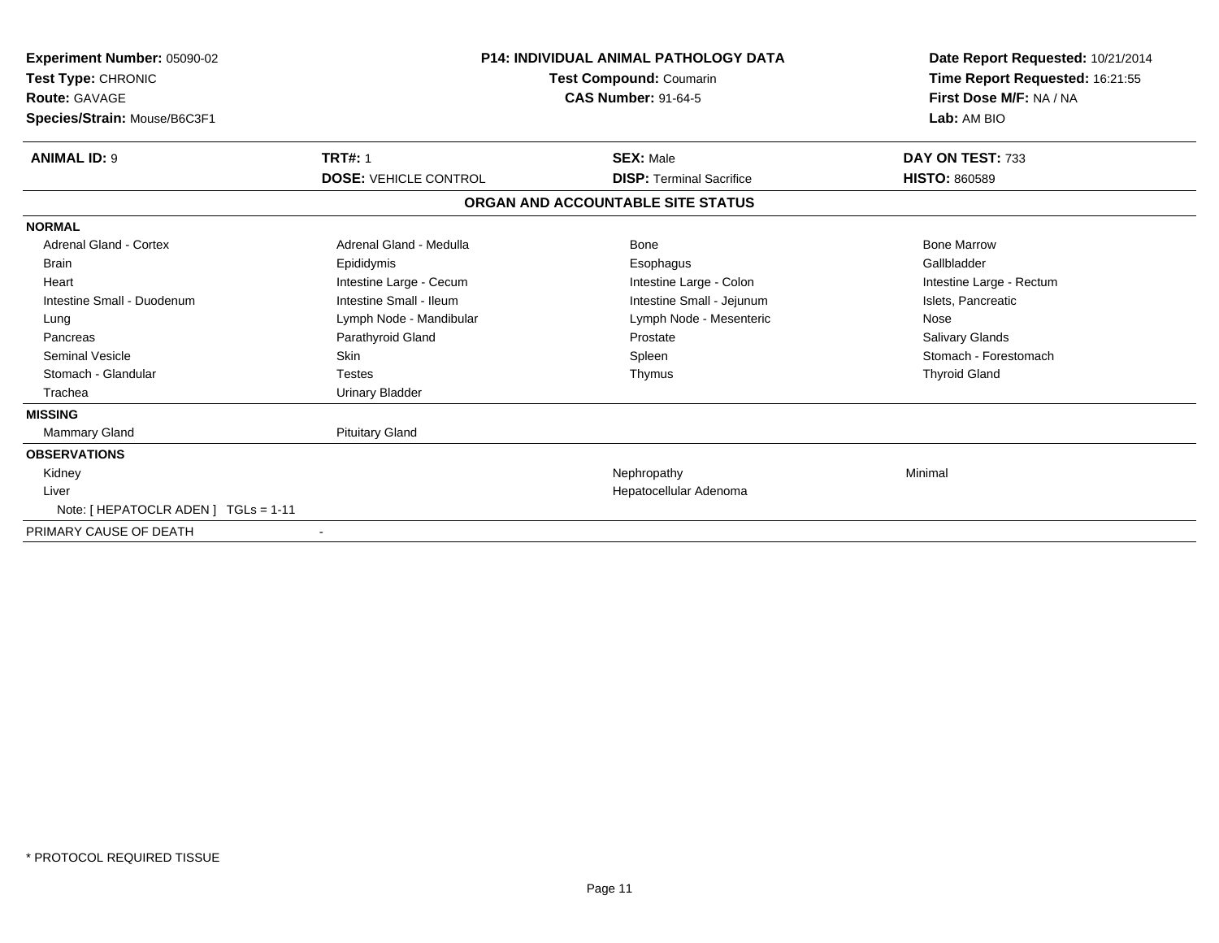**Experiment Number:** 05090-02
**Test Type:** CHRONIC
**Route:** GAVAGE
**Species/Strain:** Mouse/B6C3F1

**P14: INDIVIDUAL ANIMAL PATHOLOGY DATA**
**Test Compound:** Coumarin
**CAS Number:** 91-64-5

**Date Report Requested:** 10/21/2014
**Time Report Requested:** 16:21:55
**First Dose M/F:** NA / NA
**Lab:** AM BIO

| **ANIMAL ID:** 9 | **TRT#:** 1 | **SEX:** Male | **DAY ON TEST:** 733 |
|---|---|---|---|
| | **DOSE:** VEHICLE CONTROL | **DISP:** Terminal Sacrifice | **HISTO:** 860589 |

## ORGAN AND ACCOUNTABLE SITE STATUS

| | | | |
|---|---|---|---|
| **NORMAL** | | | |
| Adrenal Gland - Cortex | Adrenal Gland - Medulla | Bone | Bone Marrow |
| Brain | Epididymis | Esophagus | Gallbladder |
| Heart | Intestine Large - Cecum | Intestine Large - Colon | Intestine Large - Rectum |
| Intestine Small - Duodenum | Intestine Small - Ileum | Intestine Small - Jejunum | Islets, Pancreatic |
| Lung | Lymph Node - Mandibular | Lymph Node - Mesenteric | Nose |
| Pancreas | Parathyroid Gland | Prostate | Salivary Glands |
| Seminal Vesicle | Skin | Spleen | Stomach - Forestomach |
| Stomach - Glandular | Testes | Thymus | Thyroid Gland |
| Trachea | Urinary Bladder | | |
| **MISSING** | | | |
| Mammary Gland | Pituitary Gland | | |
| **OBSERVATIONS** | | | |
| Kidney | | Nephropathy | Minimal |
| Liver | | Hepatocellular Adenoma | |
| Note: [ HEPATOCLR ADEN ] TGLs = 1-11 | | | |
| PRIMARY CAUSE OF DEATH | - | | |

\* PROTOCOL REQUIRED TISSUE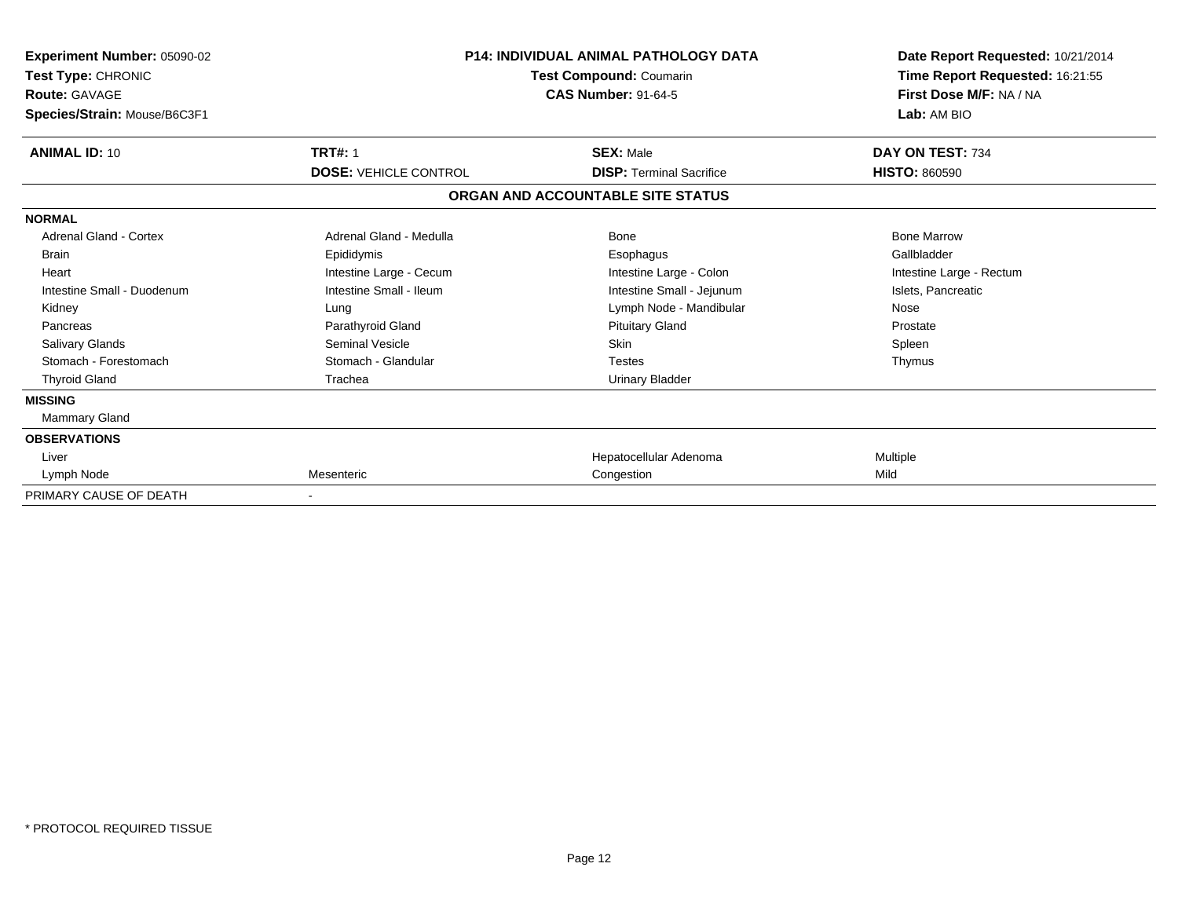**Experiment Number:** 05090-02
**Test Type:** CHRONIC
**Route:** GAVAGE
**Species/Strain:** Mouse/B6C3F1

**P14: INDIVIDUAL ANIMAL PATHOLOGY DATA**
**Test Compound:** Coumarin
**CAS Number:** 91-64-5

**Date Report Requested:** 10/21/2014
**Time Report Requested:** 16:21:55
**First Dose M/F:** NA / NA
**Lab:** AM BIO

| **ANIMAL ID:** 10 | **TRT#:** 1 | **SEX:** Male | **DAY ON TEST:** 734 |
|---|---|---|---|
| | **DOSE:** VEHICLE CONTROL | **DISP:** Terminal Sacrifice | **HISTO:** 860590 |

## ORGAN AND ACCOUNTABLE SITE STATUS

| | | | |
|---|---|---|---|
| **NORMAL** | | | |
| Adrenal Gland - Cortex | Adrenal Gland - Medulla | Bone | Bone Marrow |
| Brain | Epididymis | Esophagus | Gallbladder |
| Heart | Intestine Large - Cecum | Intestine Large - Colon | Intestine Large - Rectum |
| Intestine Small - Duodenum | Intestine Small - Ileum | Intestine Small - Jejunum | Islets, Pancreatic |
| Kidney | Lung | Lymph Node - Mandibular | Nose |
| Pancreas | Parathyroid Gland | Pituitary Gland | Prostate |
| Salivary Glands | Seminal Vesicle | Skin | Spleen |
| Stomach - Forestomach | Stomach - Glandular | Testes | Thymus |
| Thyroid Gland | Trachea | Urinary Bladder | |
| **MISSING** | | | |
| Mammary Gland | | | |
| **OBSERVATIONS** | | | |
| Liver | | Hepatocellular Adenoma | Multiple |
| Lymph Node | Mesenteric | Congestion | Mild |
| PRIMARY CAUSE OF DEATH | - | | |

* PROTOCOL REQUIRED TISSUE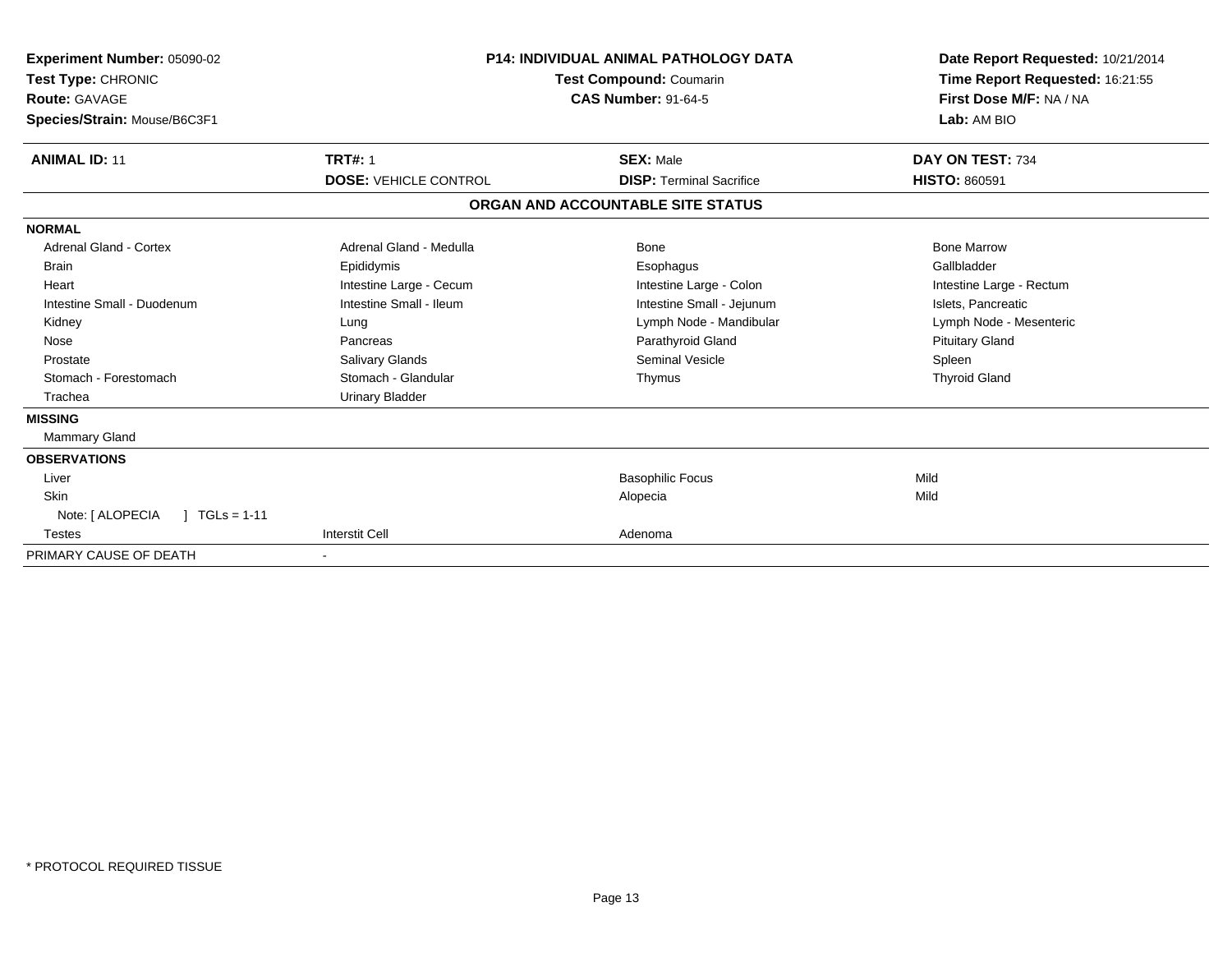**Experiment Number:** 05090-02
**Test Type:** CHRONIC
**Route:** GAVAGE
**Species/Strain:** Mouse/B6C3F1

**P14: INDIVIDUAL ANIMAL PATHOLOGY DATA**
**Test Compound:** Coumarin
**CAS Number:** 91-64-5

**Date Report Requested:** 10/21/2014
**Time Report Requested:** 16:21:55
**First Dose M/F:** NA / NA
**Lab:** AM BIO

| **ANIMAL ID:** 11 | **TRT#:** 1 | **SEX:** Male | **DAY ON TEST:** 734 |
|---|---|---|---|
| | **DOSE:** VEHICLE CONTROL | **DISP:** Terminal Sacrifice | **HISTO:** 860591 |

**ORGAN AND ACCOUNTABLE SITE STATUS**

| | | | |
|---|---|---|---|
| **NORMAL** | | | |
| Adrenal Gland - Cortex | Adrenal Gland - Medulla | Bone | Bone Marrow |
| Brain | Epididymis | Esophagus | Gallbladder |
| Heart | Intestine Large - Cecum | Intestine Large - Colon | Intestine Large - Rectum |
| Intestine Small - Duodenum | Intestine Small - Ileum | Intestine Small - Jejunum | Islets, Pancreatic |
| Kidney | Lung | Lymph Node - Mandibular | Lymph Node - Mesenteric |
| Nose | Pancreas | Parathyroid Gland | Pituitary Gland |
| Prostate | Salivary Glands | Seminal Vesicle | Spleen |
| Stomach - Forestomach | Stomach - Glandular | Thymus | Thyroid Gland |
| Trachea | Urinary Bladder | | |
| **MISSING** | | | |
| Mammary Gland | | | |
| **OBSERVATIONS** | | | |
| Liver | | Basophilic Focus | Mild |
| Skin | | Alopecia | Mild |
| Note: [ ALOPECIA ] TGLs = 1-11 | | | |
| Testes | Interstit Cell | Adenoma | |
| PRIMARY CAUSE OF DEATH | - | | |

\* PROTOCOL REQUIRED TISSUE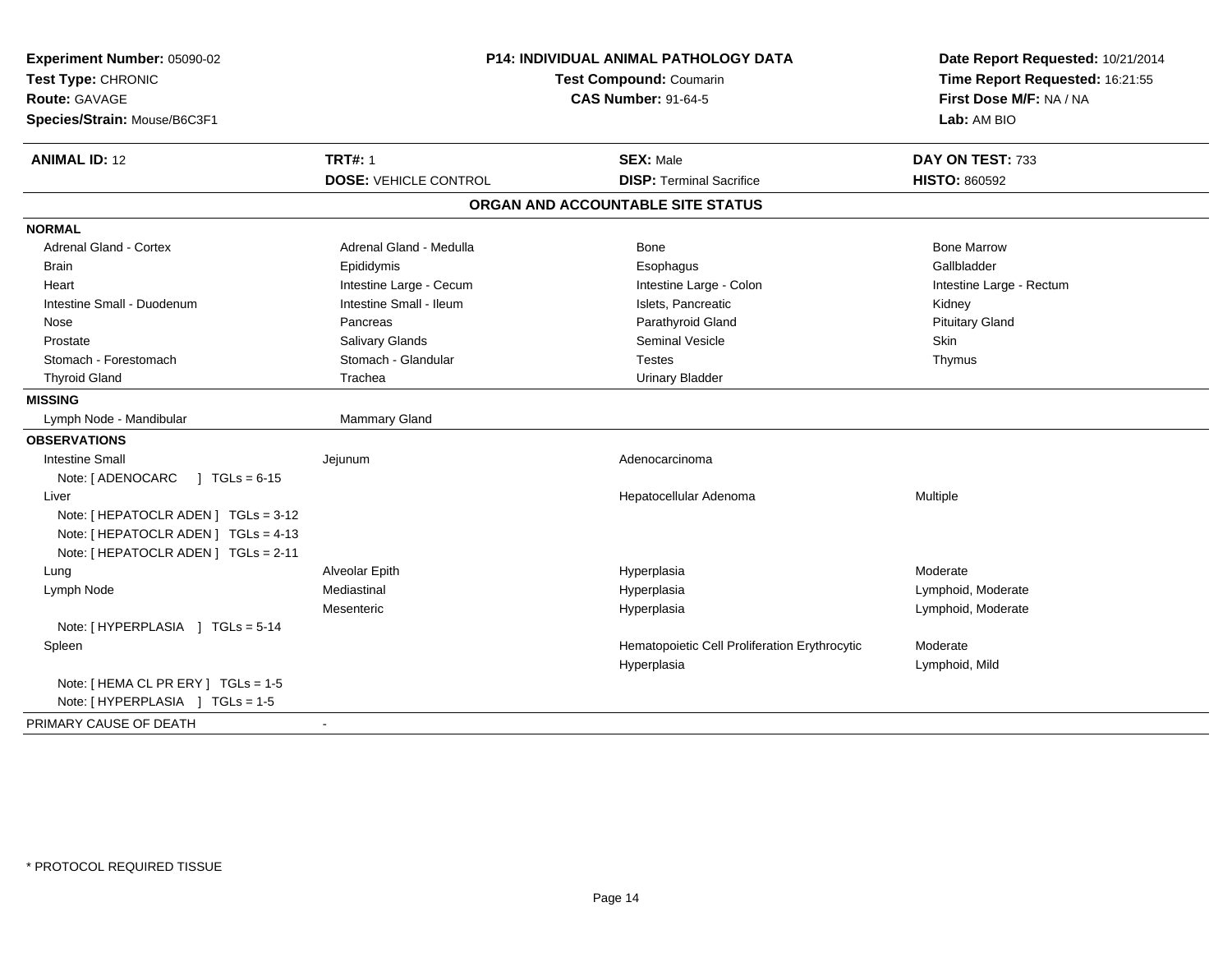**Experiment Number:** 05090-02
**Test Type:** CHRONIC
**Route:** GAVAGE
**Species/Strain:** Mouse/B6C3F1

**P14: INDIVIDUAL ANIMAL PATHOLOGY DATA**
**Test Compound:** Coumarin
**CAS Number:** 91-64-5

**Date Report Requested:** 10/21/2014
**Time Report Requested:** 16:21:55
**First Dose M/F:** NA / NA
**Lab:** AM BIO

| **ANIMAL ID:** 12 | **TRT#:** 1 | **SEX:** Male | **DAY ON TEST:** 733 |
|---|---|---|---|
| | **DOSE:** VEHICLE CONTROL | **DISP:** Terminal Sacrifice | **HISTO:** 860592 |

## ORGAN AND ACCOUNTABLE SITE STATUS

**NORMAL**

| | | | |
|---|---|---|---|
| Adrenal Gland - Cortex | Adrenal Gland - Medulla | Bone | Bone Marrow |
| Brain | Epididymis | Esophagus | Gallbladder |
| Heart | Intestine Large - Cecum | Intestine Large - Colon | Intestine Large - Rectum |
| Intestine Small - Duodenum | Intestine Small - Ileum | Islets, Pancreatic | Kidney |
| Nose | Pancreas | Parathyroid Gland | Pituitary Gland |
| Prostate | Salivary Glands | Seminal Vesicle | Skin |
| Stomach - Forestomach | Stomach - Glandular | Testes | Thymus |
| Thyroid Gland | Trachea | Urinary Bladder | |

**MISSING**

| | |
|---|---|
| Lymph Node - Mandibular | Mammary Gland |

**OBSERVATIONS**

| | | | |
|---|---|---|---|
| Intestine Small | Jejunum | Adenocarcinoma | |
| Note: [ ADENOCARC ] TGLs = 6-15 | | | |
| Liver | | Hepatocellular Adenoma | Multiple |
| Note: [ HEPATOCLR ADEN ] TGLs = 3-12 | | | |
| Note: [ HEPATOCLR ADEN ] TGLs = 4-13 | | | |
| Note: [ HEPATOCLR ADEN ] TGLs = 2-11 | | | |
| Lung | Alveolar Epith | Hyperplasia | Moderate |
| Lymph Node | Mediastinal | Hyperplasia | Lymphoid, Moderate |
| | Mesenteric | Hyperplasia | Lymphoid, Moderate |
| Note: [ HYPERPLASIA ] TGLs = 5-14 | | | |
| Spleen | | Hematopoietic Cell Proliferation Erythrocytic | Moderate |
| | | Hyperplasia | Lymphoid, Mild |
| Note: [ HEMA CL PR ERY ] TGLs = 1-5 | | | |
| Note: [ HYPERPLASIA ] TGLs = 1-5 | | | |

PRIMARY CAUSE OF DEATH -

* PROTOCOL REQUIRED TISSUE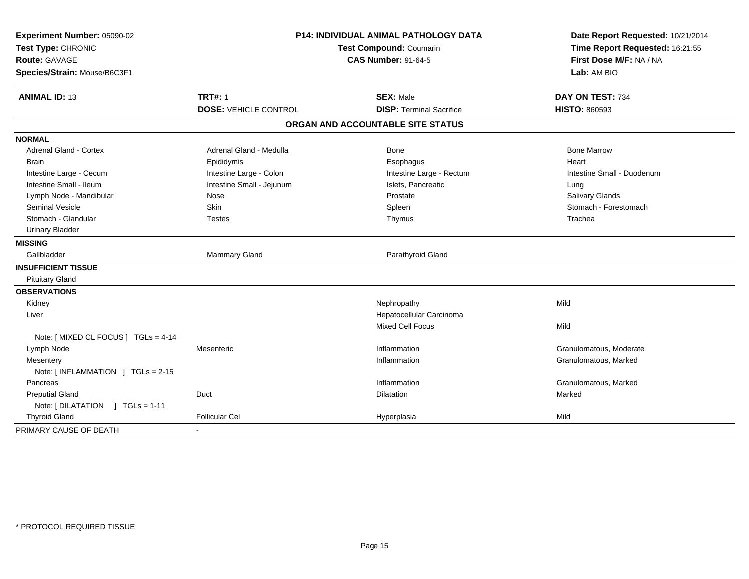**Experiment Number:** 05090-02
**Test Type:** CHRONIC
**Route:** GAVAGE
**Species/Strain:** Mouse/B6C3F1

**P14: INDIVIDUAL ANIMAL PATHOLOGY DATA**
**Test Compound:** Coumarin
**CAS Number:** 91-64-5

**Date Report Requested:** 10/21/2014
**Time Report Requested:** 16:21:55
**First Dose M/F:** NA / NA
**Lab:** AM BIO

| **ANIMAL ID:** 13 | **TRT#:** 1 | **SEX:** Male | **DAY ON TEST:** 734 |
|---|---|---|---|
| | **DOSE:** VEHICLE CONTROL | **DISP:** Terminal Sacrifice | **HISTO:** 860593 |

## ORGAN AND ACCOUNTABLE SITE STATUS

| | | | |
|---|---|---|---|
| **NORMAL** | | | |
| Adrenal Gland - Cortex | Adrenal Gland - Medulla | Bone | Bone Marrow |
| Brain | Epididymis | Esophagus | Heart |
| Intestine Large - Cecum | Intestine Large - Colon | Intestine Large - Rectum | Intestine Small - Duodenum |
| Intestine Small - Ileum | Intestine Small - Jejunum | Islets, Pancreatic | Lung |
| Lymph Node - Mandibular | Nose | Prostate | Salivary Glands |
| Seminal Vesicle | Skin | Spleen | Stomach - Forestomach |
| Stomach - Glandular | Testes | Thymus | Trachea |
| Urinary Bladder | | | |
| **MISSING** | | | |
| Gallbladder | Mammary Gland | Parathyroid Gland | |
| **INSUFFICIENT TISSUE** | | | |
| Pituitary Gland | | | |
| **OBSERVATIONS** | | | |
| Kidney | | Nephropathy | Mild |
| Liver | | Hepatocellular Carcinoma | |
| | | Mixed Cell Focus | Mild |
| Note: [ MIXED CL FOCUS ] TGLs = 4-14 | | | |
| Lymph Node | Mesenteric | Inflammation | Granulomatous, Moderate |
| Mesentery | | Inflammation | Granulomatous, Marked |
| Note: [ INFLAMMATION ] TGLs = 2-15 | | | |
| Pancreas | | Inflammation | Granulomatous, Marked |
| Preputial Gland | Duct | Dilatation | Marked |
| Note: [ DILATATION ] TGLs = 1-11 | | | |
| Thyroid Gland | Follicular Cel | Hyperplasia | Mild |
| PRIMARY CAUSE OF DEATH | - | | |

* PROTOCOL REQUIRED TISSUE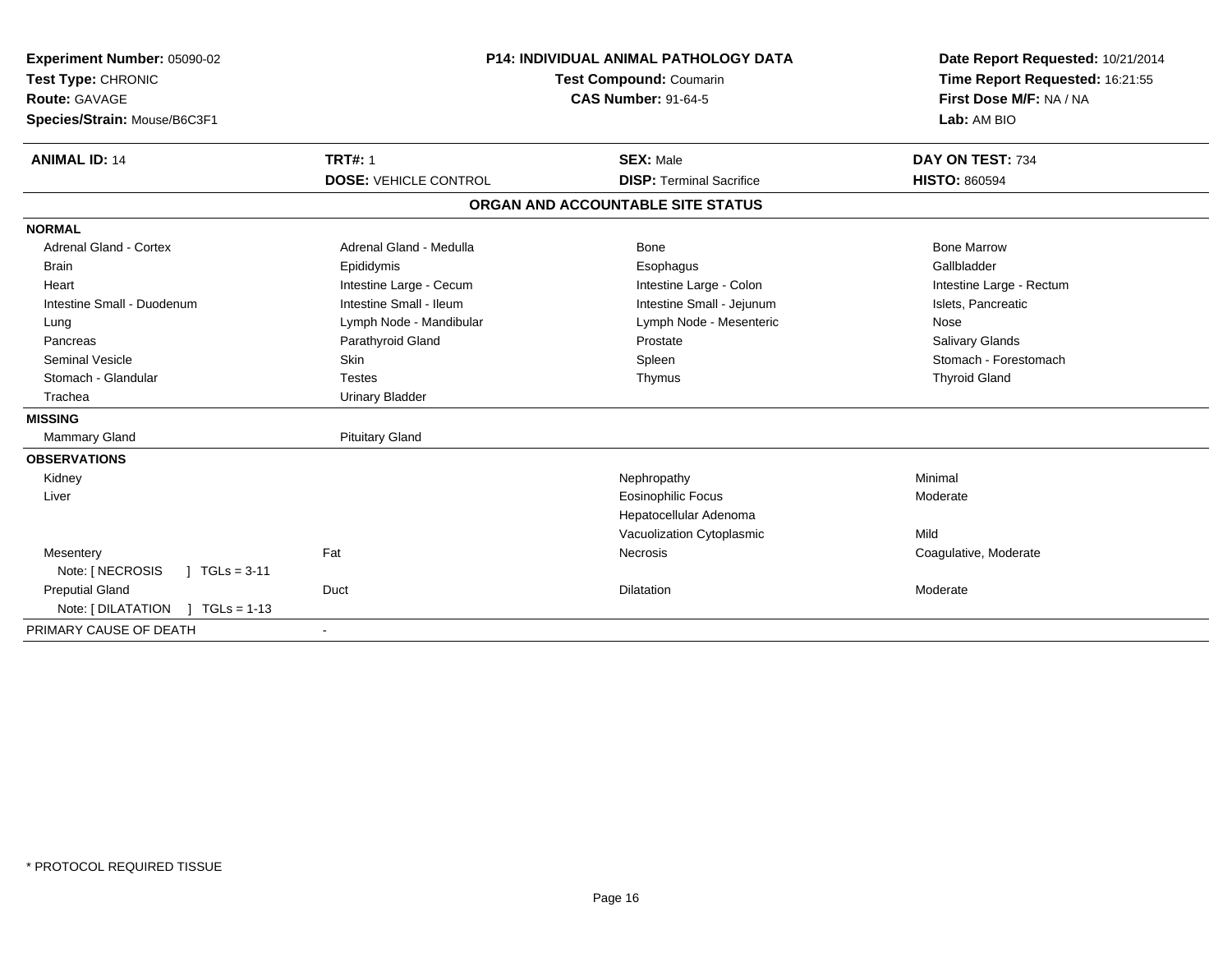**Experiment Number:** 05090-02
**Test Type:** CHRONIC
**Route:** GAVAGE
**Species/Strain:** Mouse/B6C3F1

**P14: INDIVIDUAL ANIMAL PATHOLOGY DATA**
**Test Compound:** Coumarin
**CAS Number:** 91-64-5

**Date Report Requested:** 10/21/2014
**Time Report Requested:** 16:21:55
**First Dose M/F:** NA / NA
**Lab:** AM BIO

| **ANIMAL ID:** 14 | **TRT#:** 1 | **SEX:** Male | **DAY ON TEST:** 734 |
|---|---|---|---|
| | **DOSE:** VEHICLE CONTROL | **DISP:** Terminal Sacrifice | **HISTO:** 860594 |

## ORGAN AND ACCOUNTABLE SITE STATUS

| | | | |
|---|---|---|---|
| **NORMAL** | | | |
| Adrenal Gland - Cortex | Adrenal Gland - Medulla | Bone | Bone Marrow |
| Brain | Epididymis | Esophagus | Gallbladder |
| Heart | Intestine Large - Cecum | Intestine Large - Colon | Intestine Large - Rectum |
| Intestine Small - Duodenum | Intestine Small - Ileum | Intestine Small - Jejunum | Islets, Pancreatic |
| Lung | Lymph Node - Mandibular | Lymph Node - Mesenteric | Nose |
| Pancreas | Parathyroid Gland | Prostate | Salivary Glands |
| Seminal Vesicle | Skin | Spleen | Stomach - Forestomach |
| Stomach - Glandular | Testes | Thymus | Thyroid Gland |
| Trachea | Urinary Bladder | | |
| **MISSING** | | | |
| Mammary Gland | Pituitary Gland | | |
| **OBSERVATIONS** | | | |
| Kidney | | Nephropathy | Minimal |
| Liver | | Eosinophilic Focus | Moderate |
| | | Hepatocellular Adenoma | |
| | | Vacuolization Cytoplasmic | Mild |
| Mesentery | Fat | Necrosis | Coagulative, Moderate |
| Note: [ NECROSIS ] TGLs = 3-11 | | | |
| Preputial Gland | Duct | Dilatation | Moderate |
| Note: [ DILATATION ] TGLs = 1-13 | | | |
| PRIMARY CAUSE OF DEATH | - | | |

\* PROTOCOL REQUIRED TISSUE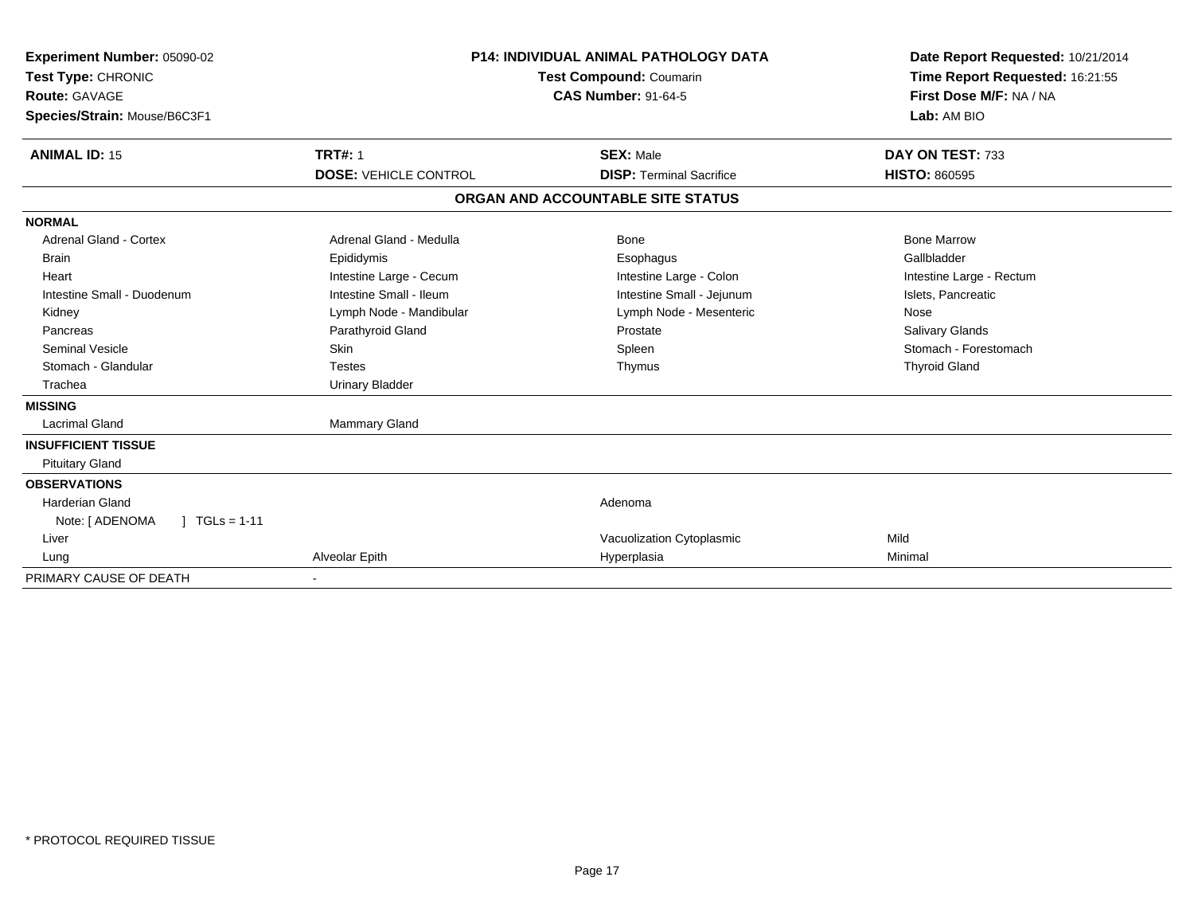**Experiment Number:** 05090-02
**Test Type:** CHRONIC
**Route:** GAVAGE
**Species/Strain:** Mouse/B6C3F1

**P14: INDIVIDUAL ANIMAL PATHOLOGY DATA**
**Test Compound:** Coumarin
**CAS Number:** 91-64-5

**Date Report Requested:** 10/21/2014
**Time Report Requested:** 16:21:55
**First Dose M/F:** NA / NA
**Lab:** AM BIO

| **ANIMAL ID:** 15 | **TRT#:** 1 | **SEX:** Male | **DAY ON TEST:** 733 |
|---|---|---|---|
| | **DOSE:** VEHICLE CONTROL | **DISP:** Terminal Sacrifice | **HISTO:** 860595 |

## ORGAN AND ACCOUNTABLE SITE STATUS

| | | | |
|---|---|---|---|
| **NORMAL** | | | |
| Adrenal Gland - Cortex | Adrenal Gland - Medulla | Bone | Bone Marrow |
| Brain | Epididymis | Esophagus | Gallbladder |
| Heart | Intestine Large - Cecum | Intestine Large - Colon | Intestine Large - Rectum |
| Intestine Small - Duodenum | Intestine Small - Ileum | Intestine Small - Jejunum | Islets, Pancreatic |
| Kidney | Lymph Node - Mandibular | Lymph Node - Mesenteric | Nose |
| Pancreas | Parathyroid Gland | Prostate | Salivary Glands |
| Seminal Vesicle | Skin | Spleen | Stomach - Forestomach |
| Stomach - Glandular | Testes | Thymus | Thyroid Gland |
| Trachea | Urinary Bladder | | |
| **MISSING** | | | |
| Lacrimal Gland | Mammary Gland | | |
| **INSUFFICIENT TISSUE** | | | |
| Pituitary Gland | | | |
| **OBSERVATIONS** | | | |
| Harderian Gland | | Adenoma | |
| Note: [ ADENOMA ] TGLs = 1-11 | | | |
| Liver | | Vacuolization Cytoplasmic | Mild |
| Lung | Alveolar Epith | Hyperplasia | Minimal |
| PRIMARY CAUSE OF DEATH | - | | |

* PROTOCOL REQUIRED TISSUE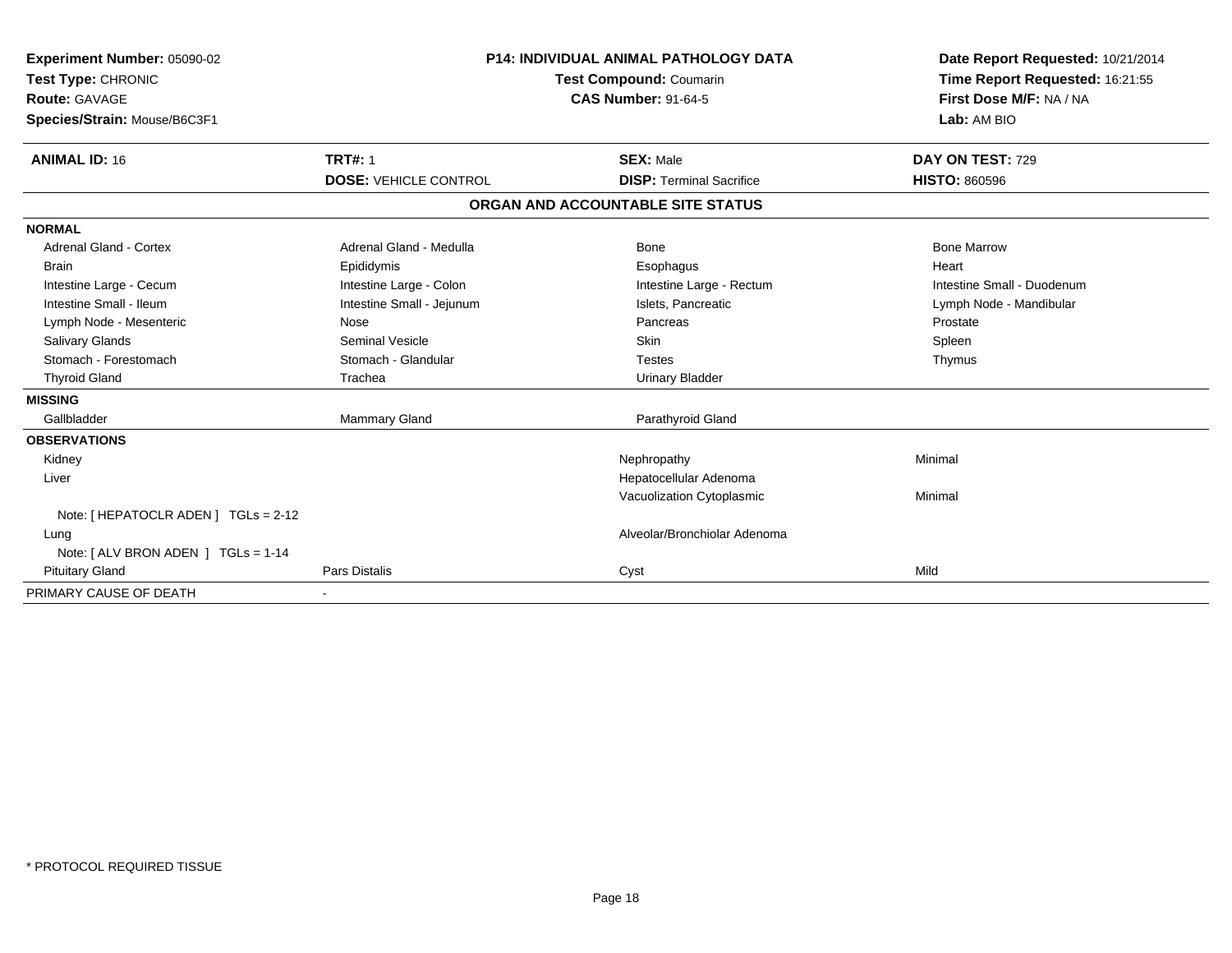**Experiment Number:** 05090-02
**Test Type:** CHRONIC
**Route:** GAVAGE
**Species/Strain:** Mouse/B6C3F1

**P14: INDIVIDUAL ANIMAL PATHOLOGY DATA**
**Test Compound:** Coumarin
**CAS Number:** 91-64-5

**Date Report Requested:** 10/21/2014
**Time Report Requested:** 16:21:55
**First Dose M/F:** NA / NA
**Lab:** AM BIO

| **ANIMAL ID:** 16 | **TRT#:** 1 | **SEX:** Male | **DAY ON TEST:** 729 |
|---|---|---|---|
| | **DOSE:** VEHICLE CONTROL | **DISP:** Terminal Sacrifice | **HISTO:** 860596 |

**ORGAN AND ACCOUNTABLE SITE STATUS**

| | | | |
|---|---|---|---|
| **NORMAL** | | | |
| Adrenal Gland - Cortex | Adrenal Gland - Medulla | Bone | Bone Marrow |
| Brain | Epididymis | Esophagus | Heart |
| Intestine Large - Cecum | Intestine Large - Colon | Intestine Large - Rectum | Intestine Small - Duodenum |
| Intestine Small - Ileum | Intestine Small - Jejunum | Islets, Pancreatic | Lymph Node - Mandibular |
| Lymph Node - Mesenteric | Nose | Pancreas | Prostate |
| Salivary Glands | Seminal Vesicle | Skin | Spleen |
| Stomach - Forestomach | Stomach - Glandular | Testes | Thymus |
| Thyroid Gland | Trachea | Urinary Bladder | |
| **MISSING** | | | |
| Gallbladder | Mammary Gland | Parathyroid Gland | |
| **OBSERVATIONS** | | | |
| Kidney | | Nephropathy | Minimal |
| Liver | | Hepatocellular Adenoma | |
| | | Vacuolization Cytoplasmic | Minimal |
| Note: [ HEPATOCLR ADEN ] TGLs = 2-12 | | | |
| Lung | | Alveolar/Bronchiolar Adenoma | |
| Note: [ ALV BRON ADEN ] TGLs = 1-14 | | | |
| Pituitary Gland | Pars Distalis | Cyst | Mild |
| PRIMARY CAUSE OF DEATH | - | | |

* PROTOCOL REQUIRED TISSUE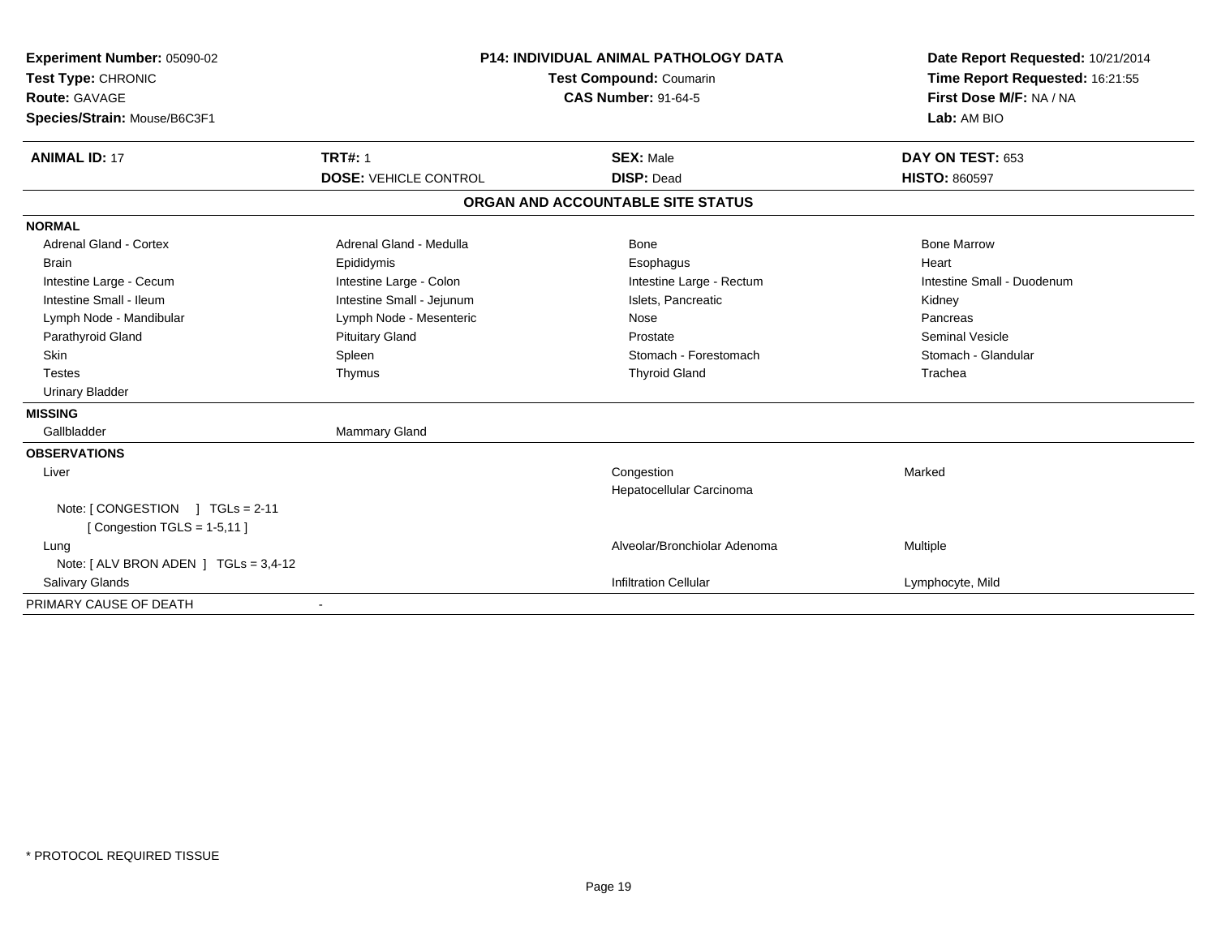**Experiment Number:** 05090-02
**Test Type:** CHRONIC
**Route:** GAVAGE
**Species/Strain:** Mouse/B6C3F1

**P14: INDIVIDUAL ANIMAL PATHOLOGY DATA**
**Test Compound:** Coumarin
**CAS Number:** 91-64-5

**Date Report Requested:** 10/21/2014
**Time Report Requested:** 16:21:55
**First Dose M/F:** NA / NA
**Lab:** AM BIO

| **ANIMAL ID:** 17 | **TRT#:** 1 | **SEX:** Male | **DAY ON TEST:** 653 |
|---|---|---|---|
| | **DOSE:** VEHICLE CONTROL | **DISP:** Dead | **HISTO:** 860597 |

## ORGAN AND ACCOUNTABLE SITE STATUS

| | | | |
|---|---|---|---|
| **NORMAL** | | | |
| Adrenal Gland - Cortex | Adrenal Gland - Medulla | Bone | Bone Marrow |
| Brain | Epididymis | Esophagus | Heart |
| Intestine Large - Cecum | Intestine Large - Colon | Intestine Large - Rectum | Intestine Small - Duodenum |
| Intestine Small - Ileum | Intestine Small - Jejunum | Islets, Pancreatic | Kidney |
| Lymph Node - Mandibular | Lymph Node - Mesenteric | Nose | Pancreas |
| Parathyroid Gland | Pituitary Gland | Prostate | Seminal Vesicle |
| Skin | Spleen | Stomach - Forestomach | Stomach - Glandular |
| Testes | Thymus | Thyroid Gland | Trachea |
| Urinary Bladder | | | |
| **MISSING** | | | |
| Gallbladder | Mammary Gland | | |
| **OBSERVATIONS** | | | |
| Liver | | Congestion | Marked |
| | | Hepatocellular Carcinoma | |
| Note: [ CONGESTION ] TGLs = 2-11<br>[ Congestion TGLS = 1-5,11 ] | | | |
| Lung | | Alveolar/Bronchiolar Adenoma | Multiple |
| Note: [ ALV BRON ADEN ] TGLs = 3,4-12 | | | |
| Salivary Glands | | Infiltration Cellular | Lymphocyte, Mild |
| PRIMARY CAUSE OF DEATH | - | | |

* PROTOCOL REQUIRED TISSUE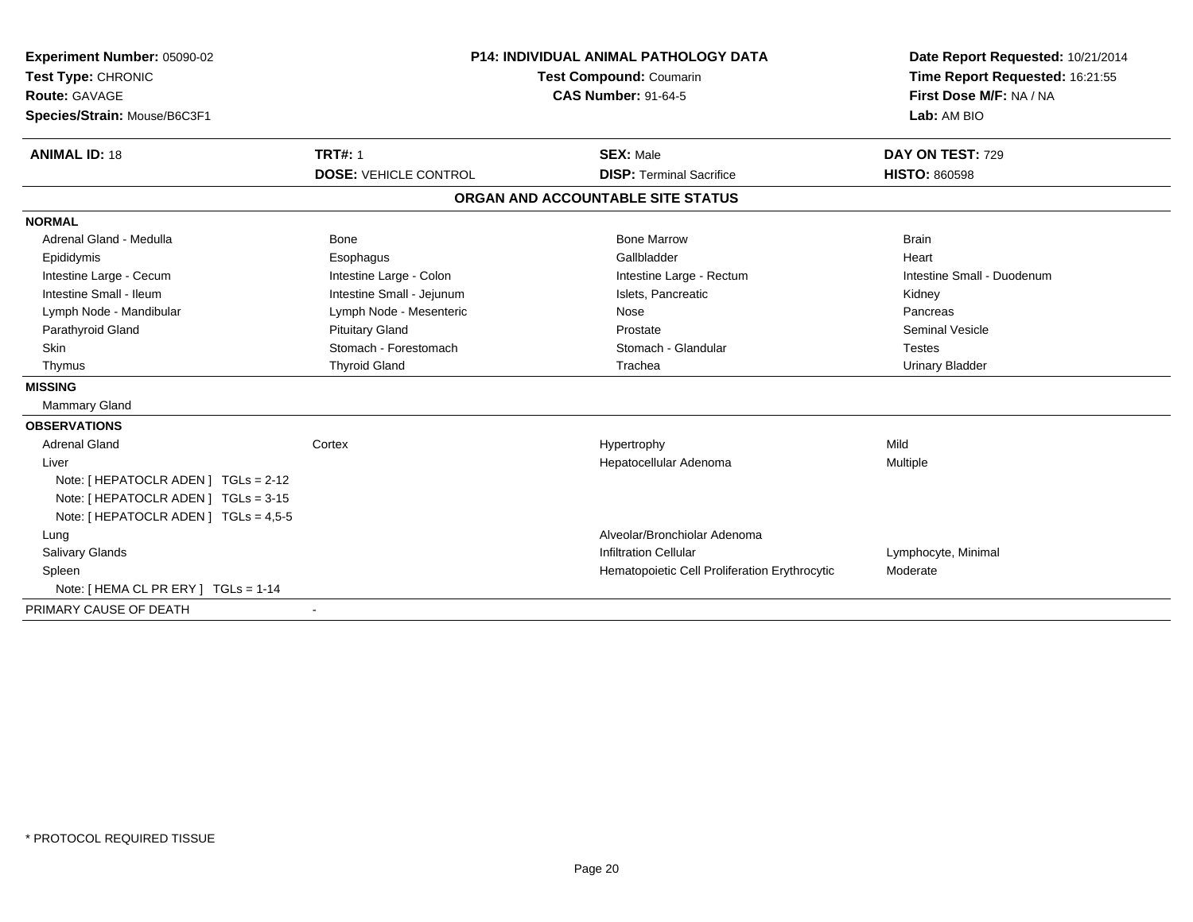**Experiment Number:** 05090-02
**Test Type:** CHRONIC
**Route:** GAVAGE
**Species/Strain:** Mouse/B6C3F1

**P14: INDIVIDUAL ANIMAL PATHOLOGY DATA**
**Test Compound:** Coumarin
**CAS Number:** 91-64-5

**Date Report Requested:** 10/21/2014
**Time Report Requested:** 16:21:55
**First Dose M/F:** NA / NA
**Lab:** AM BIO

| **ANIMAL ID:** 18 | **TRT#:** 1 | **SEX:** Male | **DAY ON TEST:** 729 |
|---|---|---|---|
| | **DOSE:** VEHICLE CONTROL | **DISP:** Terminal Sacrifice | **HISTO:** 860598 |

## ORGAN AND ACCOUNTABLE SITE STATUS

| | | | |
|---|---|---|---|
| **NORMAL** | | | |
| Adrenal Gland - Medulla | Bone | Bone Marrow | Brain |
| Epididymis | Esophagus | Gallbladder | Heart |
| Intestine Large - Cecum | Intestine Large - Colon | Intestine Large - Rectum | Intestine Small - Duodenum |
| Intestine Small - Ileum | Intestine Small - Jejunum | Islets, Pancreatic | Kidney |
| Lymph Node - Mandibular | Lymph Node - Mesenteric | Nose | Pancreas |
| Parathyroid Gland | Pituitary Gland | Prostate | Seminal Vesicle |
| Skin | Stomach - Forestomach | Stomach - Glandular | Testes |
| Thymus | Thyroid Gland | Trachea | Urinary Bladder |
| **MISSING** | | | |
| Mammary Gland | | | |
| **OBSERVATIONS** | | | |
| Adrenal Gland | Cortex | Hypertrophy | Mild |
| Liver | | Hepatocellular Adenoma | Multiple |
| Note: [ HEPATOCLR ADEN ] TGLs = 2-12 | | | |
| Note: [ HEPATOCLR ADEN ] TGLs = 3-15 | | | |
| Note: [ HEPATOCLR ADEN ] TGLs = 4,5-5 | | | |
| Lung | | Alveolar/Bronchiolar Adenoma | |
| Salivary Glands | | Infiltration Cellular | Lymphocyte, Minimal |
| Spleen | | Hematopoietic Cell Proliferation Erythrocytic | Moderate |
| Note: [ HEMA CL PR ERY ] TGLs = 1-14 | | | |
| PRIMARY CAUSE OF DEATH | - | | |

* PROTOCOL REQUIRED TISSUE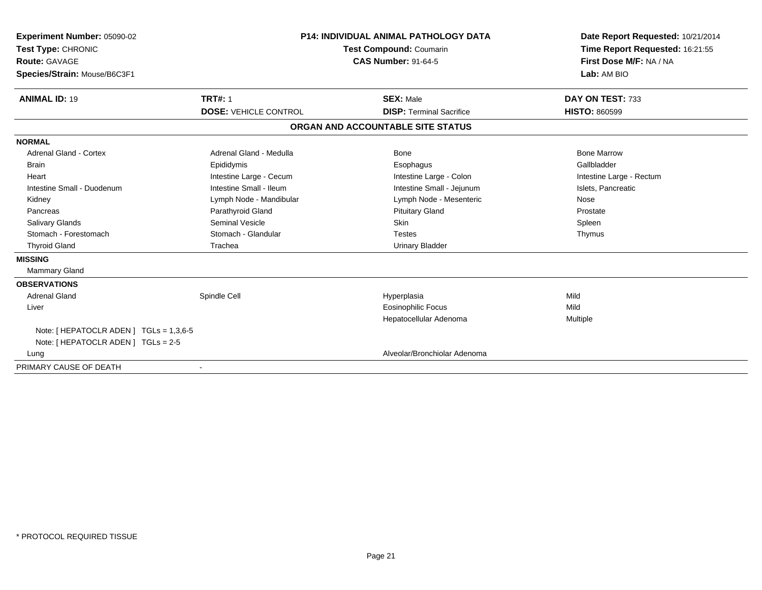**Experiment Number:** 05090-02
**Test Type:** CHRONIC
**Route:** GAVAGE
**Species/Strain:** Mouse/B6C3F1

**P14: INDIVIDUAL ANIMAL PATHOLOGY DATA**
**Test Compound:** Coumarin
**CAS Number:** 91-64-5

**Date Report Requested:** 10/21/2014
**Time Report Requested:** 16:21:55
**First Dose M/F:** NA / NA
**Lab:** AM BIO

| **ANIMAL ID:** 19 | **TRT#:** 1 | **SEX:** Male | **DAY ON TEST:** 733 |
|---|---|---|---|
| | **DOSE:** VEHICLE CONTROL | **DISP:** Terminal Sacrifice | **HISTO:** 860599 |

**ORGAN AND ACCOUNTABLE SITE STATUS**

**NORMAL**

| | | | |
|---|---|---|---|
| Adrenal Gland - Cortex | Adrenal Gland - Medulla | Bone | Bone Marrow |
| Brain | Epididymis | Esophagus | Gallbladder |
| Heart | Intestine Large - Cecum | Intestine Large - Colon | Intestine Large - Rectum |
| Intestine Small - Duodenum | Intestine Small - Ileum | Intestine Small - Jejunum | Islets, Pancreatic |
| Kidney | Lymph Node - Mandibular | Lymph Node - Mesenteric | Nose |
| Pancreas | Parathyroid Gland | Pituitary Gland | Prostate |
| Salivary Glands | Seminal Vesicle | Skin | Spleen |
| Stomach - Forestomach | Stomach - Glandular | Testes | Thymus |
| Thyroid Gland | Trachea | Urinary Bladder | |

**MISSING**

Mammary Gland

**OBSERVATIONS**

| | | | |
|---|---|---|---|
| Adrenal Gland | Spindle Cell | Hyperplasia | Mild |
| Liver | | Eosinophilic Focus | Mild |
| | | Hepatocellular Adenoma | Multiple |
| Note: [ HEPATOCLR ADEN ] TGLs = 1,3,6-5 | | | |
| Note: [ HEPATOCLR ADEN ] TGLs = 2-5 | | | |
| Lung | | Alveolar/Bronchiolar Adenoma | |

PRIMARY CAUSE OF DEATH -

* PROTOCOL REQUIRED TISSUE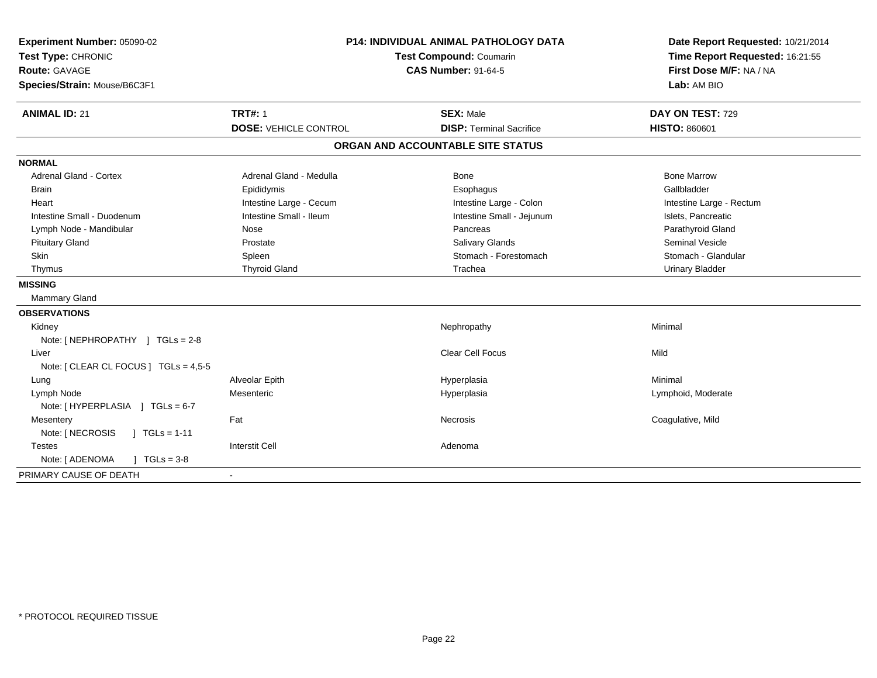**Experiment Number:** 05090-02
**Test Type:** CHRONIC
**Route:** GAVAGE
**Species/Strain:** Mouse/B6C3F1

**P14: INDIVIDUAL ANIMAL PATHOLOGY DATA**
**Test Compound:** Coumarin
**CAS Number:** 91-64-5

**Date Report Requested:** 10/21/2014
**Time Report Requested:** 16:21:55
**First Dose M/F:** NA / NA
**Lab:** AM BIO

| **ANIMAL ID:** 21 | **TRT#:** 1 | **SEX:** Male | **DAY ON TEST:** 729 |
|---|---|---|---|
| | **DOSE:** VEHICLE CONTROL | **DISP:** Terminal Sacrifice | **HISTO:** 860601 |

## ORGAN AND ACCOUNTABLE SITE STATUS

**NORMAL**

| | | | |
|---|---|---|---|
| Adrenal Gland - Cortex | Adrenal Gland - Medulla | Bone | Bone Marrow |
| Brain | Epididymis | Esophagus | Gallbladder |
| Heart | Intestine Large - Cecum | Intestine Large - Colon | Intestine Large - Rectum |
| Intestine Small - Duodenum | Intestine Small - Ileum | Intestine Small - Jejunum | Islets, Pancreatic |
| Lymph Node - Mandibular | Nose | Pancreas | Parathyroid Gland |
| Pituitary Gland | Prostate | Salivary Glands | Seminal Vesicle |
| Skin | Spleen | Stomach - Forestomach | Stomach - Glandular |
| Thymus | Thyroid Gland | Trachea | Urinary Bladder |

**MISSING**

Mammary Gland

**OBSERVATIONS**

| | | | |
|---|---|---|---|
| Kidney | | Nephropathy | Minimal |
| Note: [ NEPHROPATHY ] TGLs = 2-8 | | | |
| Liver | | Clear Cell Focus | Mild |
| Note: [ CLEAR CL FOCUS ] TGLs = 4,5-5 | | | |
| Lung | Alveolar Epith | Hyperplasia | Minimal |
| Lymph Node | Mesenteric | Hyperplasia | Lymphoid, Moderate |
| Note: [ HYPERPLASIA ] TGLs = 6-7 | | | |
| Mesentery | Fat | Necrosis | Coagulative, Mild |
| Note: [ NECROSIS ] TGLs = 1-11 | | | |
| Testes | Interstit Cell | Adenoma | |
| Note: [ ADENOMA ] TGLs = 3-8 | | | |

PRIMARY CAUSE OF DEATH -

* PROTOCOL REQUIRED TISSUE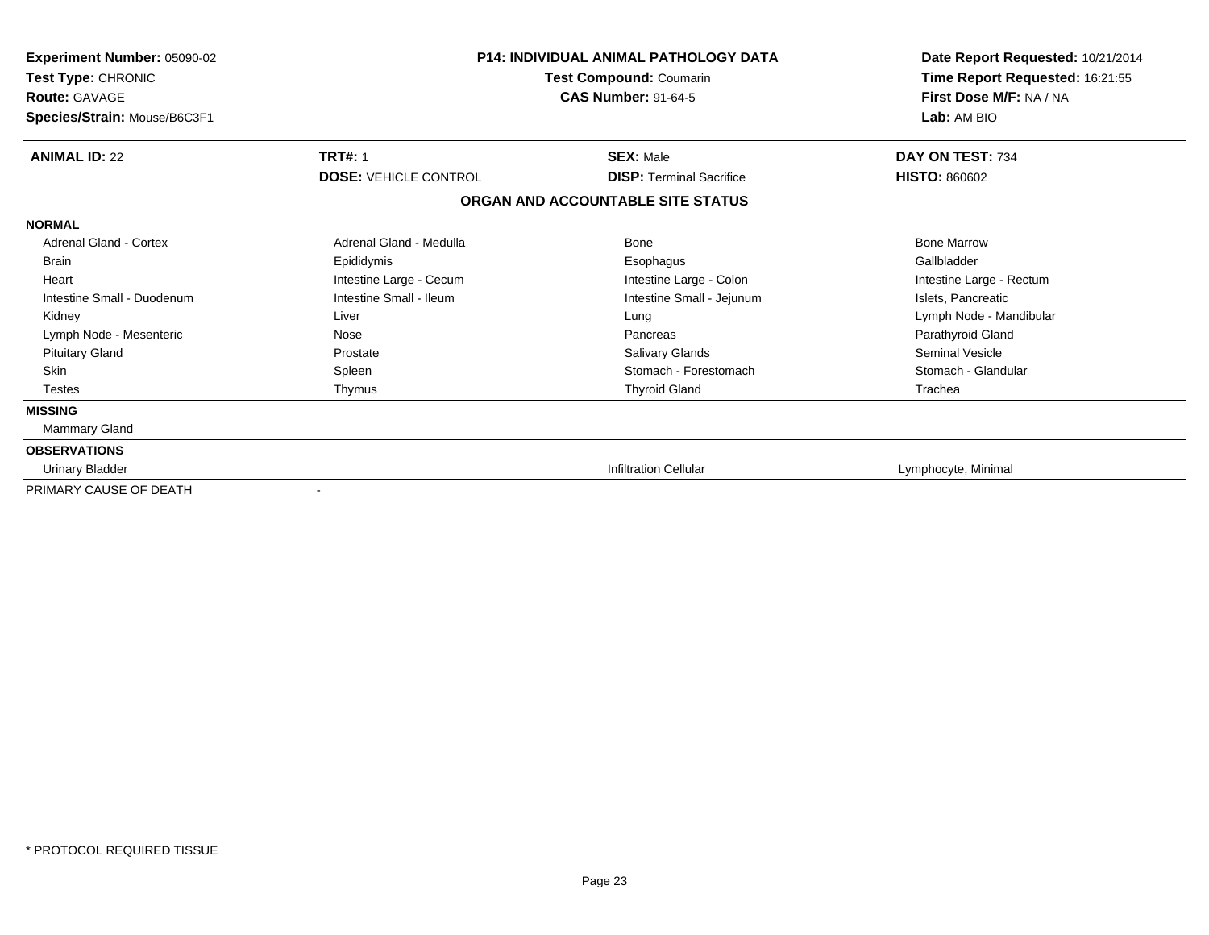**Experiment Number:** 05090-02
**Test Type:** CHRONIC
**Route:** GAVAGE
**Species/Strain:** Mouse/B6C3F1

**P14: INDIVIDUAL ANIMAL PATHOLOGY DATA**
**Test Compound:** Coumarin
**CAS Number:** 91-64-5

**Date Report Requested:** 10/21/2014
**Time Report Requested:** 16:21:55
**First Dose M/F:** NA / NA
**Lab:** AM BIO

| **ANIMAL ID:** 22 | **TRT#:** 1 | **SEX:** Male | **DAY ON TEST:** 734 |
|---|---|---|---|
| | **DOSE:** VEHICLE CONTROL | **DISP:** Terminal Sacrifice | **HISTO:** 860602 |

**ORGAN AND ACCOUNTABLE SITE STATUS**

| | | | |
|---|---|---|---|
| **NORMAL** | | | |
| Adrenal Gland - Cortex | Adrenal Gland - Medulla | Bone | Bone Marrow |
| Brain | Epididymis | Esophagus | Gallbladder |
| Heart | Intestine Large - Cecum | Intestine Large - Colon | Intestine Large - Rectum |
| Intestine Small - Duodenum | Intestine Small - Ileum | Intestine Small - Jejunum | Islets, Pancreatic |
| Kidney | Liver | Lung | Lymph Node - Mandibular |
| Lymph Node - Mesenteric | Nose | Pancreas | Parathyroid Gland |
| Pituitary Gland | Prostate | Salivary Glands | Seminal Vesicle |
| Skin | Spleen | Stomach - Forestomach | Stomach - Glandular |
| Testes | Thymus | Thyroid Gland | Trachea |
| **MISSING** | | | |
| Mammary Gland | | | |
| **OBSERVATIONS** | | | |
| Urinary Bladder | | Infiltration Cellular | Lymphocyte, Minimal |
| PRIMARY CAUSE OF DEATH | - | | |

* PROTOCOL REQUIRED TISSUE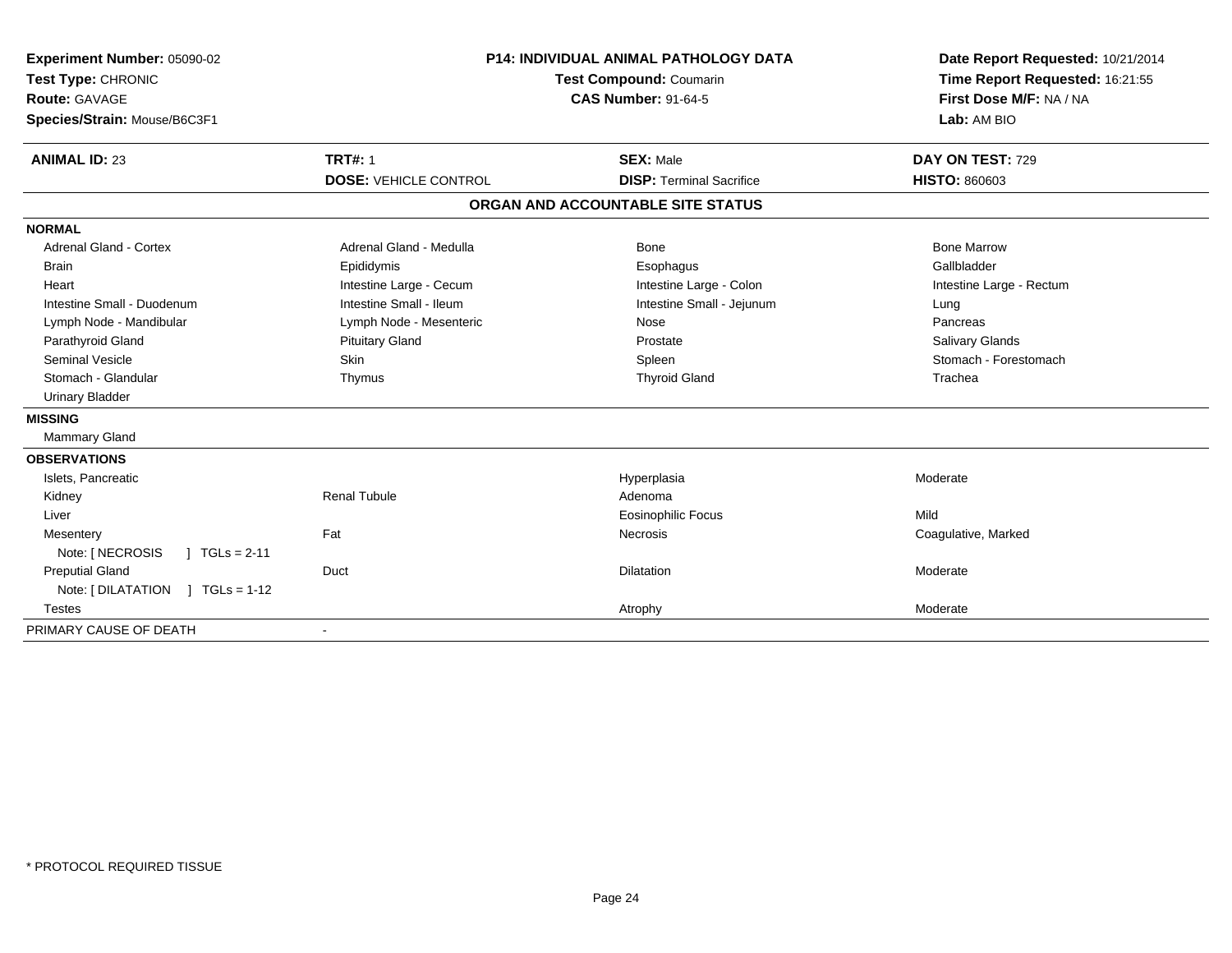**Experiment Number:** 05090-02
**Test Type:** CHRONIC
**Route:** GAVAGE
**Species/Strain:** Mouse/B6C3F1

**P14: INDIVIDUAL ANIMAL PATHOLOGY DATA**
**Test Compound:** Coumarin
**CAS Number:** 91-64-5

**Date Report Requested:** 10/21/2014
**Time Report Requested:** 16:21:55
**First Dose M/F:** NA / NA
**Lab:** AM BIO

| **ANIMAL ID:** 23 | **TRT#:** 1 | **SEX:** Male | **DAY ON TEST:** 729 |
|---|---|---|---|
| | **DOSE:** VEHICLE CONTROL | **DISP:** Terminal Sacrifice | **HISTO:** 860603 |

## ORGAN AND ACCOUNTABLE SITE STATUS

| | | | |
|---|---|---|---|
| **NORMAL** | | | |
| Adrenal Gland - Cortex | Adrenal Gland - Medulla | Bone | Bone Marrow |
| Brain | Epididymis | Esophagus | Gallbladder |
| Heart | Intestine Large - Cecum | Intestine Large - Colon | Intestine Large - Rectum |
| Intestine Small - Duodenum | Intestine Small - Ileum | Intestine Small - Jejunum | Lung |
| Lymph Node - Mandibular | Lymph Node - Mesenteric | Nose | Pancreas |
| Parathyroid Gland | Pituitary Gland | Prostate | Salivary Glands |
| Seminal Vesicle | Skin | Spleen | Stomach - Forestomach |
| Stomach - Glandular | Thymus | Thyroid Gland | Trachea |
| Urinary Bladder | | | |
| **MISSING** | | | |
| Mammary Gland | | | |
| **OBSERVATIONS** | | | |
| Islets, Pancreatic | | Hyperplasia | Moderate |
| Kidney | Renal Tubule | Adenoma | |
| Liver | | Eosinophilic Focus | Mild |
| Mesentery | Fat | Necrosis | Coagulative, Marked |
| Note: [ NECROSIS ] TGLs = 2-11 | | | |
| Preputial Gland | Duct | Dilatation | Moderate |
| Note: [ DILATATION ] TGLs = 1-12 | | | |
| Testes | | Atrophy | Moderate |
| PRIMARY CAUSE OF DEATH | - | | |

* PROTOCOL REQUIRED TISSUE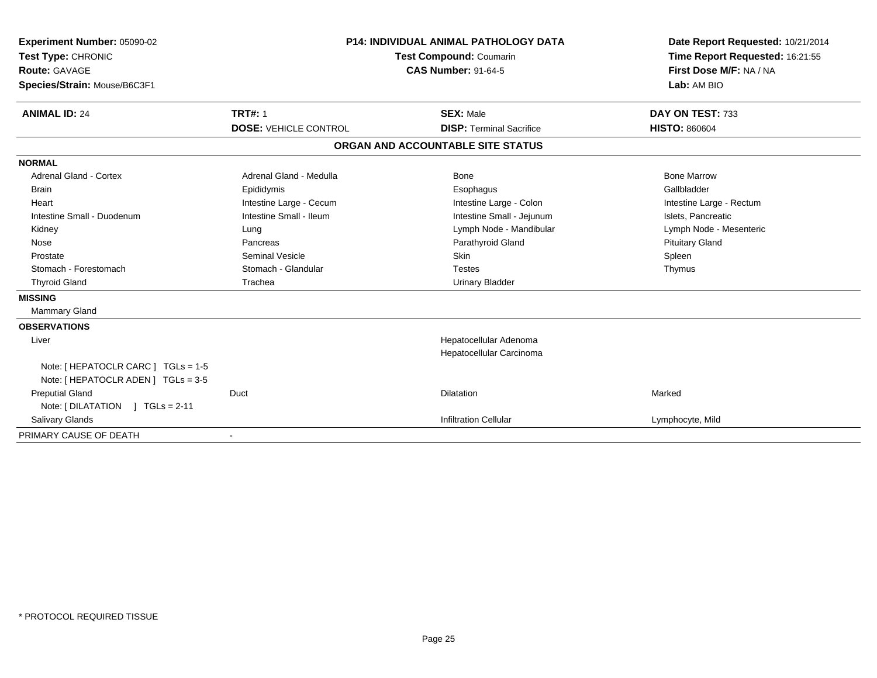**Experiment Number:** 05090-02
**Test Type:** CHRONIC
**Route:** GAVAGE
**Species/Strain:** Mouse/B6C3F1

**P14: INDIVIDUAL ANIMAL PATHOLOGY DATA**
**Test Compound:** Coumarin
**CAS Number:** 91-64-5

**Date Report Requested:** 10/21/2014
**Time Report Requested:** 16:21:55
**First Dose M/F:** NA / NA
**Lab:** AM BIO

| **ANIMAL ID:** 24 | **TRT#:** 1 | **SEX:** Male | **DAY ON TEST:** 733 |
|---|---|---|---|
| | **DOSE:** VEHICLE CONTROL | **DISP:** Terminal Sacrifice | **HISTO:** 860604 |

**ORGAN AND ACCOUNTABLE SITE STATUS**

**NORMAL**

| | | | |
|---|---|---|---|
| Adrenal Gland - Cortex | Adrenal Gland - Medulla | Bone | Bone Marrow |
| Brain | Epididymis | Esophagus | Gallbladder |
| Heart | Intestine Large - Cecum | Intestine Large - Colon | Intestine Large - Rectum |
| Intestine Small - Duodenum | Intestine Small - Ileum | Intestine Small - Jejunum | Islets, Pancreatic |
| Kidney | Lung | Lymph Node - Mandibular | Lymph Node - Mesenteric |
| Nose | Pancreas | Parathyroid Gland | Pituitary Gland |
| Prostate | Seminal Vesicle | Skin | Spleen |
| Stomach - Forestomach | Stomach - Glandular | Testes | Thymus |
| Thyroid Gland | Trachea | Urinary Bladder | |

**MISSING**

Mammary Gland

**OBSERVATIONS**

| | | | |
|---|---|---|---|
| Liver | | Hepatocellular Adenoma | |
| | | Hepatocellular Carcinoma | |
| Note: [ HEPATOCLR CARC ] TGLs = 1-5 | | | |
| Note: [ HEPATOCLR ADEN ] TGLs = 3-5 | | | |
| Preputial Gland | Duct | Dilatation | Marked |
| Note: [ DILATATION ] TGLs = 2-11 | | | |
| Salivary Glands | | Infiltration Cellular | Lymphocyte, Mild |

PRIMARY CAUSE OF DEATH -

* PROTOCOL REQUIRED TISSUE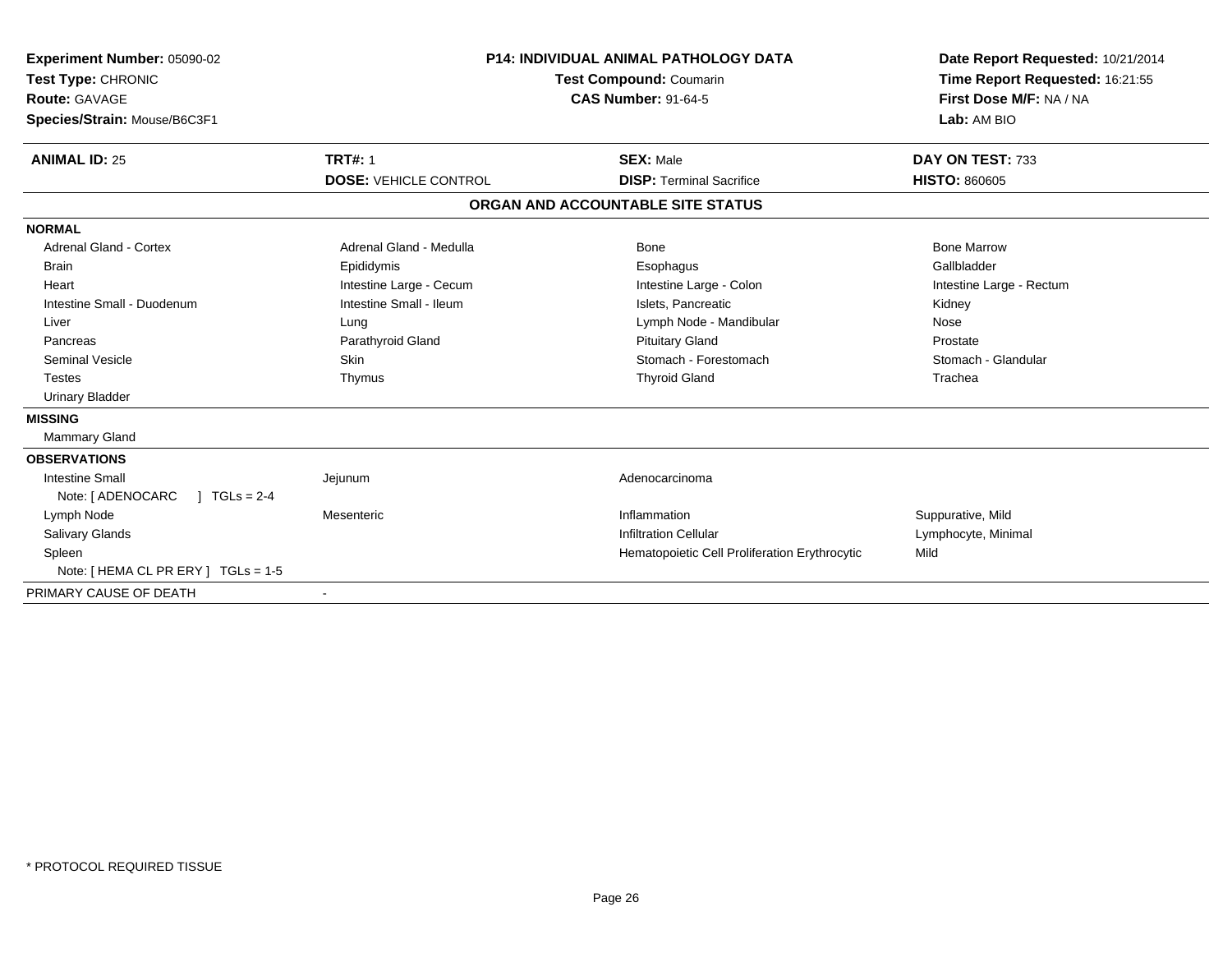**Experiment Number:** 05090-02
**Test Type:** CHRONIC
**Route:** GAVAGE
**Species/Strain:** Mouse/B6C3F1

**P14: INDIVIDUAL ANIMAL PATHOLOGY DATA**
**Test Compound:** Coumarin
**CAS Number:** 91-64-5

**Date Report Requested:** 10/21/2014
**Time Report Requested:** 16:21:55
**First Dose M/F:** NA / NA
**Lab:** AM BIO

| **ANIMAL ID:** 25 | **TRT#:** 1 | **SEX:** Male | **DAY ON TEST:** 733 |
|---|---|---|---|
| | **DOSE:** VEHICLE CONTROL | **DISP:** Terminal Sacrifice | **HISTO:** 860605 |

## ORGAN AND ACCOUNTABLE SITE STATUS

**NORMAL**

| | | | |
|---|---|---|---|
| Adrenal Gland - Cortex | Adrenal Gland - Medulla | Bone | Bone Marrow |
| Brain | Epididymis | Esophagus | Gallbladder |
| Heart | Intestine Large - Cecum | Intestine Large - Colon | Intestine Large - Rectum |
| Intestine Small - Duodenum | Intestine Small - Ileum | Islets, Pancreatic | Kidney |
| Liver | Lung | Lymph Node - Mandibular | Nose |
| Pancreas | Parathyroid Gland | Pituitary Gland | Prostate |
| Seminal Vesicle | Skin | Stomach - Forestomach | Stomach - Glandular |
| Testes | Thymus | Thyroid Gland | Trachea |
| Urinary Bladder | | | |

**MISSING**

Mammary Gland

**OBSERVATIONS**

| | | | |
|---|---|---|---|
| Intestine Small | Jejunum | Adenocarcinoma | |
| Note: [ ADENOCARC ] TGLs = 2-4 | | | |
| Lymph Node | Mesenteric | Inflammation | Suppurative, Mild |
| Salivary Glands | | Infiltration Cellular | Lymphocyte, Minimal |
| Spleen | | Hematopoietic Cell Proliferation Erythrocytic | Mild |
| Note: [ HEMA CL PR ERY ] TGLs = 1-5 | | | |

PRIMARY CAUSE OF DEATH -

* PROTOCOL REQUIRED TISSUE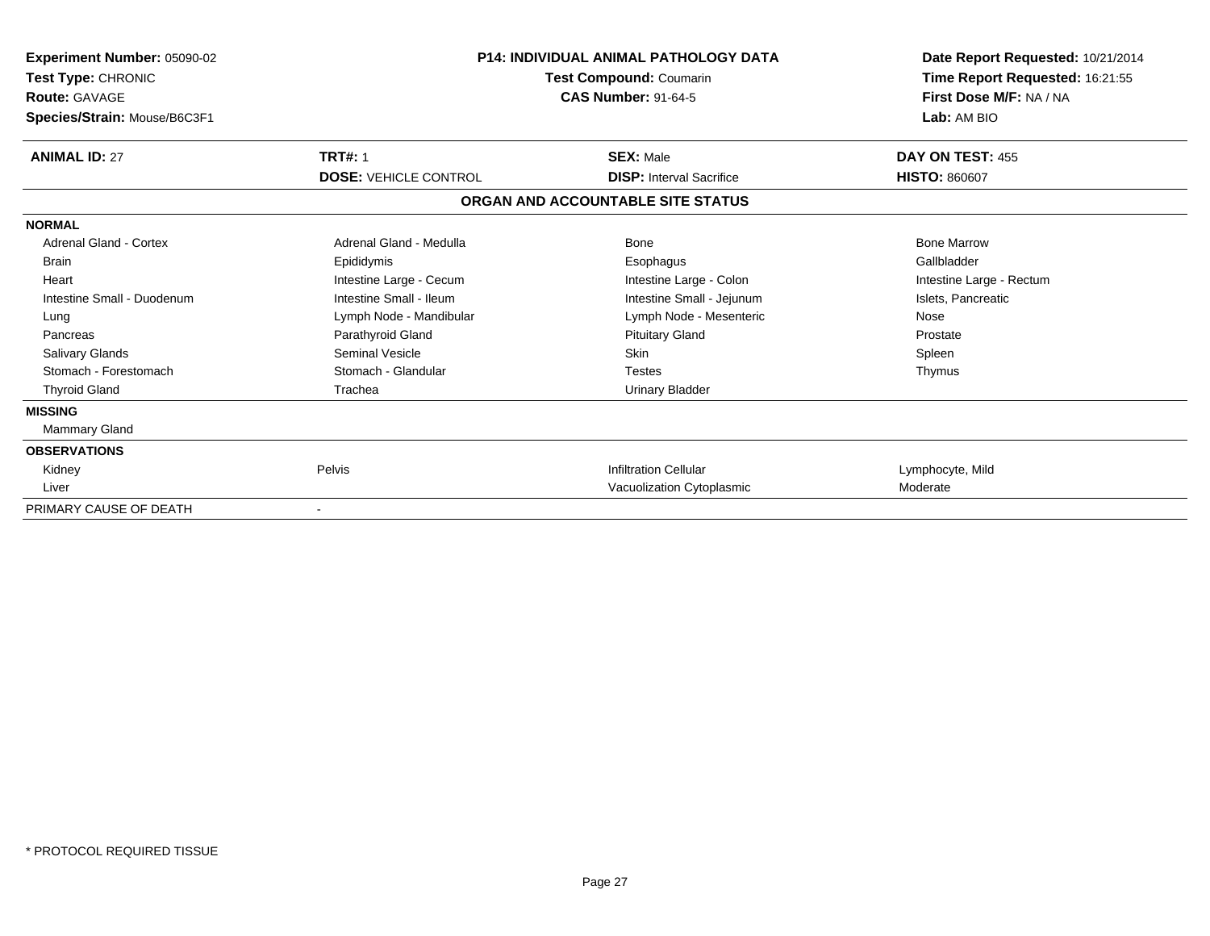| **Experiment Number:** 05090-02 | **P14: INDIVIDUAL ANIMAL PATHOLOGY DATA** | **Date Report Requested:** 10/21/2014 |
|---|---|---|
| **Test Type:** CHRONIC | **Test Compound:** Coumarin | **Time Report Requested:** 16:21:55 |
| **Route:** GAVAGE | **CAS Number:** 91-64-5 | **First Dose M/F:** NA / NA |
| **Species/Strain:** Mouse/B6C3F1 | | **Lab:** AM BIO |

| **ANIMAL ID:** 27 | **TRT#:** 1 | **SEX:** Male | **DAY ON TEST:** 455 |
|---|---|---|---|
| | **DOSE:** VEHICLE CONTROL | **DISP:** Interval Sacrifice | **HISTO:** 860607 |

**ORGAN AND ACCOUNTABLE SITE STATUS**

| | | | |
|---|---|---|---|
| **NORMAL** | | | |
| Adrenal Gland - Cortex | Adrenal Gland - Medulla | Bone | Bone Marrow |
| Brain | Epididymis | Esophagus | Gallbladder |
| Heart | Intestine Large - Cecum | Intestine Large - Colon | Intestine Large - Rectum |
| Intestine Small - Duodenum | Intestine Small - Ileum | Intestine Small - Jejunum | Islets, Pancreatic |
| Lung | Lymph Node - Mandibular | Lymph Node - Mesenteric | Nose |
| Pancreas | Parathyroid Gland | Pituitary Gland | Prostate |
| Salivary Glands | Seminal Vesicle | Skin | Spleen |
| Stomach - Forestomach | Stomach - Glandular | Testes | Thymus |
| Thyroid Gland | Trachea | Urinary Bladder | |
| **MISSING** | | | |
| Mammary Gland | | | |
| **OBSERVATIONS** | | | |
| Kidney | Pelvis | Infiltration Cellular | Lymphocyte, Mild |
| Liver | | Vacuolization Cytoplasmic | Moderate |
| PRIMARY CAUSE OF DEATH | - | | |

* PROTOCOL REQUIRED TISSUE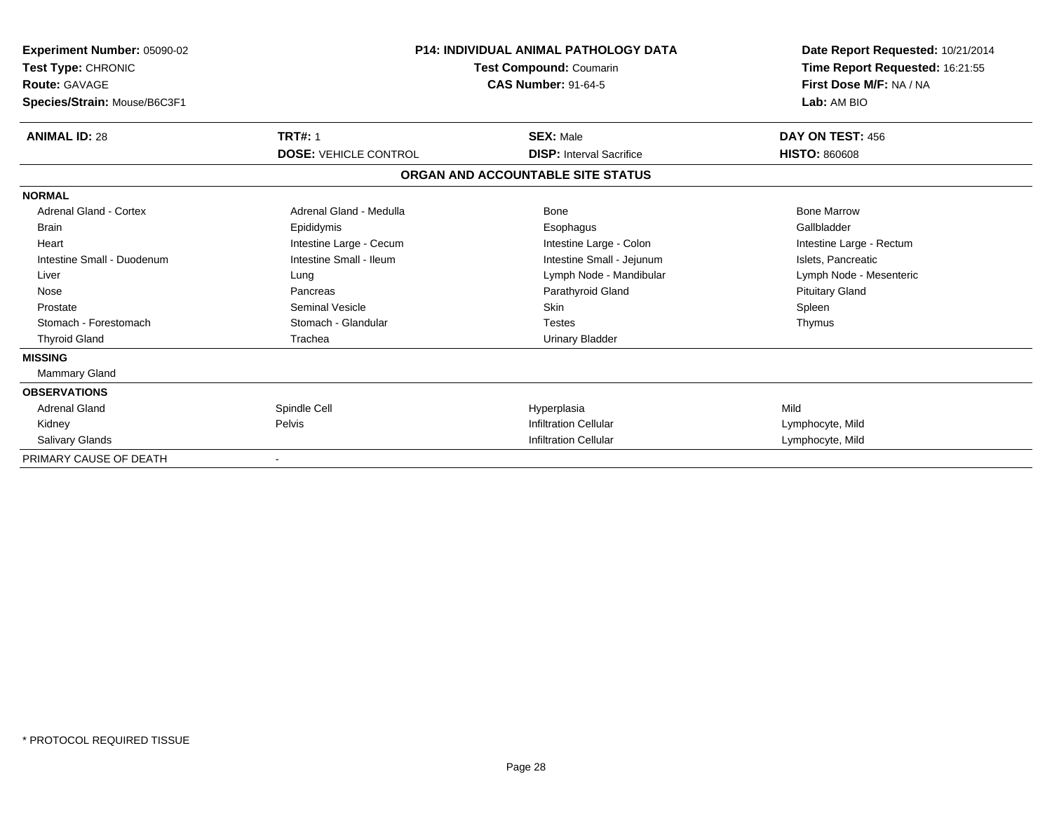**Experiment Number:** 05090-02
**Test Type:** CHRONIC
**Route:** GAVAGE
**Species/Strain:** Mouse/B6C3F1

**P14: INDIVIDUAL ANIMAL PATHOLOGY DATA**
**Test Compound:** Coumarin
**CAS Number:** 91-64-5

**Date Report Requested:** 10/21/2014
**Time Report Requested:** 16:21:55
**First Dose M/F:** NA / NA
**Lab:** AM BIO

| **ANIMAL ID:** 28 | **TRT#:** 1 | **SEX:** Male | **DAY ON TEST:** 456 |
|---|---|---|---|
| | **DOSE:** VEHICLE CONTROL | **DISP:** Interval Sacrifice | **HISTO:** 860608 |

**ORGAN AND ACCOUNTABLE SITE STATUS**

| | | | |
|---|---|---|---|
| **NORMAL** | | | |
| Adrenal Gland - Cortex | Adrenal Gland - Medulla | Bone | Bone Marrow |
| Brain | Epididymis | Esophagus | Gallbladder |
| Heart | Intestine Large - Cecum | Intestine Large - Colon | Intestine Large - Rectum |
| Intestine Small - Duodenum | Intestine Small - Ileum | Intestine Small - Jejunum | Islets, Pancreatic |
| Liver | Lung | Lymph Node - Mandibular | Lymph Node - Mesenteric |
| Nose | Pancreas | Parathyroid Gland | Pituitary Gland |
| Prostate | Seminal Vesicle | Skin | Spleen |
| Stomach - Forestomach | Stomach - Glandular | Testes | Thymus |
| Thyroid Gland | Trachea | Urinary Bladder | |
| **MISSING** | | | |
| Mammary Gland | | | |
| **OBSERVATIONS** | | | |
| Adrenal Gland | Spindle Cell | Hyperplasia | Mild |
| Kidney | Pelvis | Infiltration Cellular | Lymphocyte, Mild |
| Salivary Glands | | Infiltration Cellular | Lymphocyte, Mild |
| PRIMARY CAUSE OF DEATH | - | | |

\* PROTOCOL REQUIRED TISSUE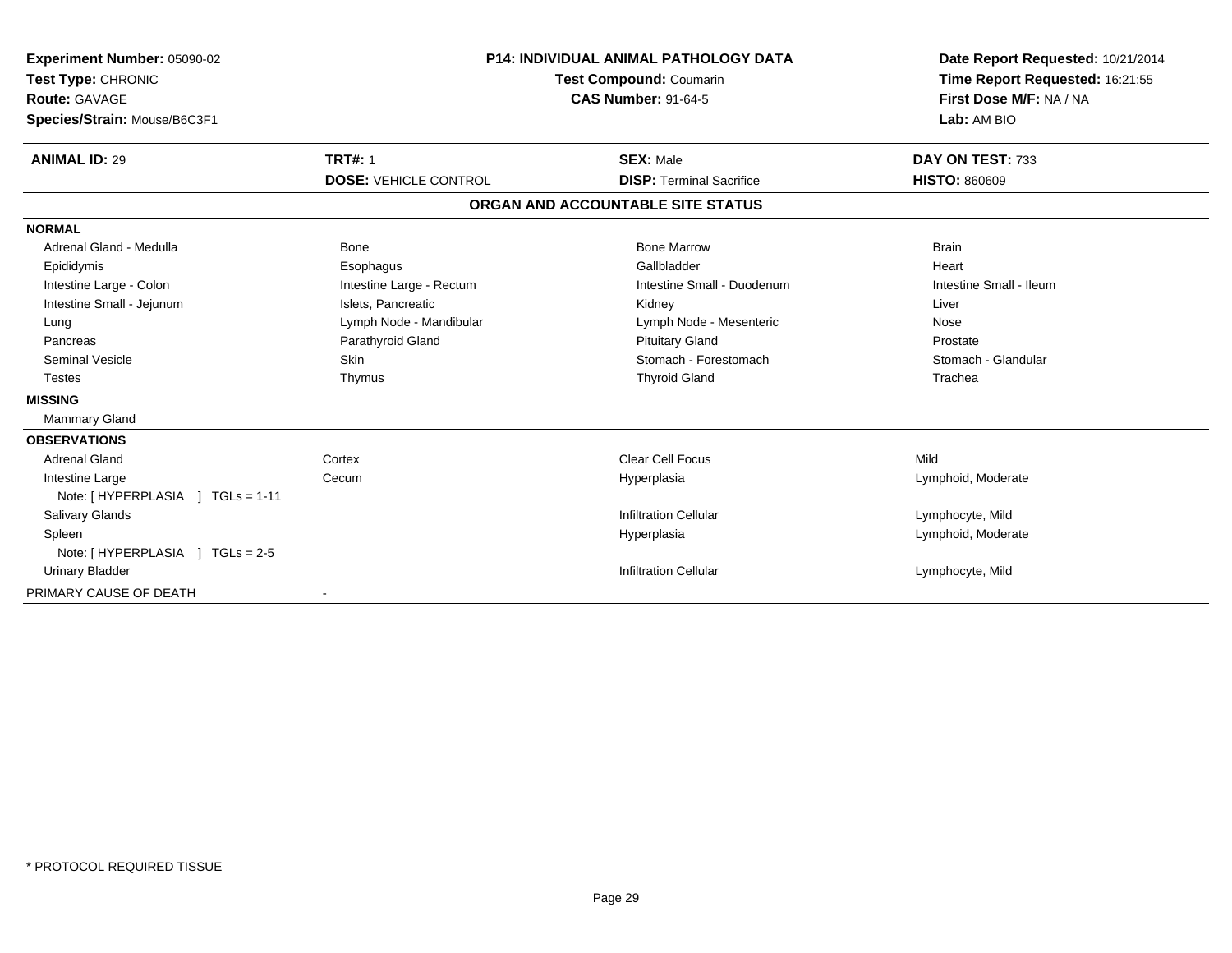**Experiment Number:** 05090-02
**Test Type:** CHRONIC
**Route:** GAVAGE
**Species/Strain:** Mouse/B6C3F1

**P14: INDIVIDUAL ANIMAL PATHOLOGY DATA**
**Test Compound:** Coumarin
**CAS Number:** 91-64-5

**Date Report Requested:** 10/21/2014
**Time Report Requested:** 16:21:55
**First Dose M/F:** NA / NA
**Lab:** AM BIO

| **ANIMAL ID:** 29 | **TRT#:** 1 | **SEX:** Male | **DAY ON TEST:** 733 |
|---|---|---|---|
| | **DOSE:** VEHICLE CONTROL | **DISP:** Terminal Sacrifice | **HISTO:** 860609 |

## ORGAN AND ACCOUNTABLE SITE STATUS

**NORMAL**

| | | | |
|---|---|---|---|
| Adrenal Gland - Medulla | Bone | Bone Marrow | Brain |
| Epididymis | Esophagus | Gallbladder | Heart |
| Intestine Large - Colon | Intestine Large - Rectum | Intestine Small - Duodenum | Intestine Small - Ileum |
| Intestine Small - Jejunum | Islets, Pancreatic | Kidney | Liver |
| Lung | Lymph Node - Mandibular | Lymph Node - Mesenteric | Nose |
| Pancreas | Parathyroid Gland | Pituitary Gland | Prostate |
| Seminal Vesicle | Skin | Stomach - Forestomach | Stomach - Glandular |
| Testes | Thymus | Thyroid Gland | Trachea |

**MISSING**

Mammary Gland

**OBSERVATIONS**

| | | | |
|---|---|---|---|
| Adrenal Gland | Cortex | Clear Cell Focus | Mild |
| Intestine Large | Cecum | Hyperplasia | Lymphoid, Moderate |
| Note: [ HYPERPLASIA ] TGLs = 1-11 | | | |
| Salivary Glands | | Infiltration Cellular | Lymphocyte, Mild |
| Spleen | | Hyperplasia | Lymphoid, Moderate |
| Note: [ HYPERPLASIA ] TGLs = 2-5 | | | |
| Urinary Bladder | | Infiltration Cellular | Lymphocyte, Mild |

PRIMARY CAUSE OF DEATH -

* PROTOCOL REQUIRED TISSUE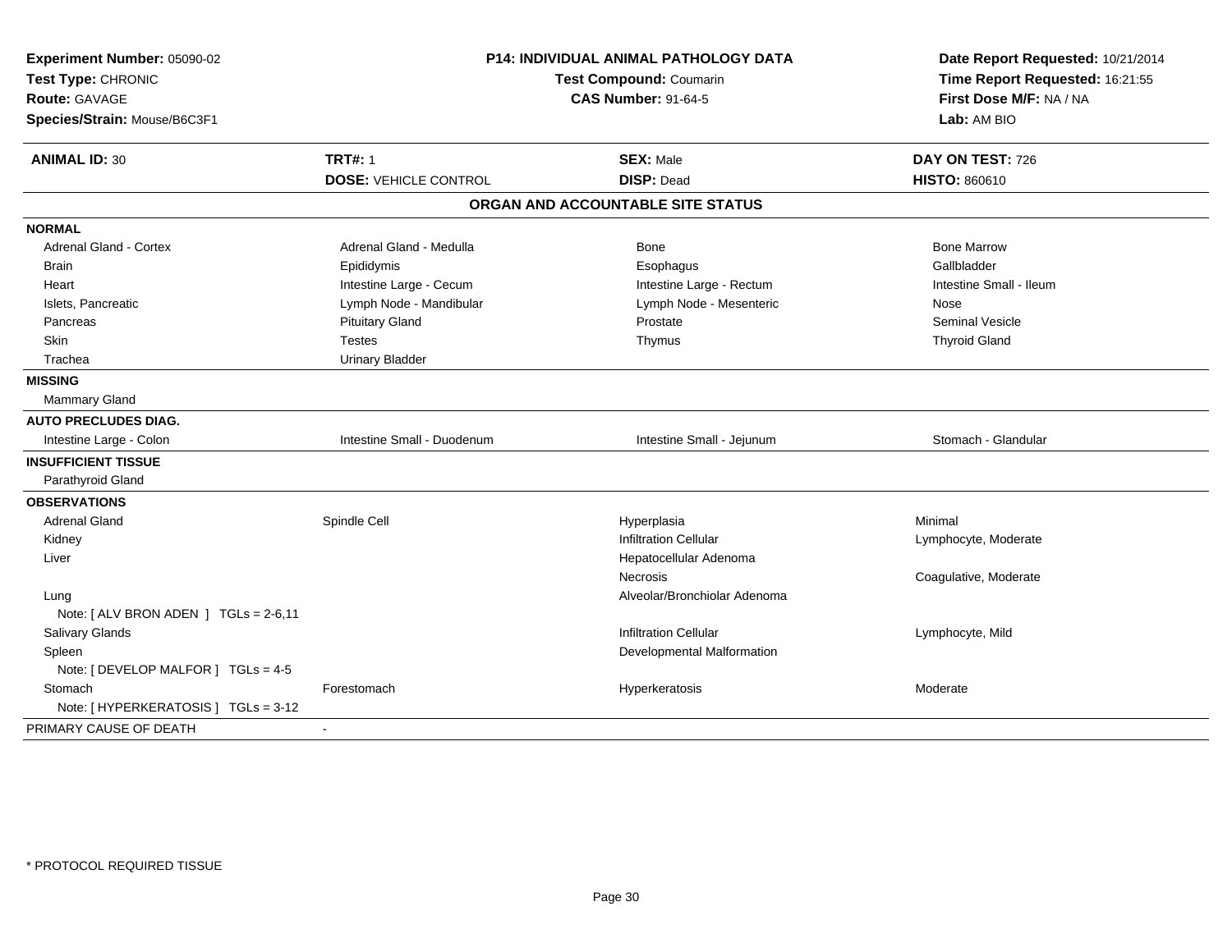**Experiment Number:** 05090-02
**Test Type:** CHRONIC
**Route:** GAVAGE
**Species/Strain:** Mouse/B6C3F1

**P14: INDIVIDUAL ANIMAL PATHOLOGY DATA**
**Test Compound:** Coumarin
**CAS Number:** 91-64-5

**Date Report Requested:** 10/21/2014
**Time Report Requested:** 16:21:55
**First Dose M/F:** NA / NA
**Lab:** AM BIO

| **ANIMAL ID:** 30 | **TRT#:** 1 | **SEX:** Male | **DAY ON TEST:** 726 |
|---|---|---|---|
| | **DOSE:** VEHICLE CONTROL | **DISP:** Dead | **HISTO:** 860610 |

## ORGAN AND ACCOUNTABLE SITE STATUS

| | | | |
|---|---|---|---|
| **NORMAL** | | | |
| Adrenal Gland - Cortex | Adrenal Gland - Medulla | Bone | Bone Marrow |
| Brain | Epididymis | Esophagus | Gallbladder |
| Heart | Intestine Large - Cecum | Intestine Large - Rectum | Intestine Small - Ileum |
| Islets, Pancreatic | Lymph Node - Mandibular | Lymph Node - Mesenteric | Nose |
| Pancreas | Pituitary Gland | Prostate | Seminal Vesicle |
| Skin | Testes | Thymus | Thyroid Gland |
| Trachea | Urinary Bladder | | |
| **MISSING** | | | |
| Mammary Gland | | | |
| **AUTO PRECLUDES DIAG.** | | | |
| Intestine Large - Colon | Intestine Small - Duodenum | Intestine Small - Jejunum | Stomach - Glandular |
| **INSUFFICIENT TISSUE** | | | |
| Parathyroid Gland | | | |
| **OBSERVATIONS** | | | |
| Adrenal Gland | Spindle Cell | Hyperplasia | Minimal |
| Kidney | | Infiltration Cellular | Lymphocyte, Moderate |
| Liver | | Hepatocellular Adenoma | |
| | | Necrosis | Coagulative, Moderate |
| Lung | | Alveolar/Bronchiolar Adenoma | |
| Note: [ ALV BRON ADEN ] TGLs = 2-6,11 | | | |
| Salivary Glands | | Infiltration Cellular | Lymphocyte, Mild |
| Spleen | | Developmental Malformation | |
| Note: [ DEVELOP MALFOR ] TGLs = 4-5 | | | |
| Stomach | Forestomach | Hyperkeratosis | Moderate |
| Note: [ HYPERKERATOSIS ] TGLs = 3-12 | | | |
| PRIMARY CAUSE OF DEATH | - | | |

* PROTOCOL REQUIRED TISSUE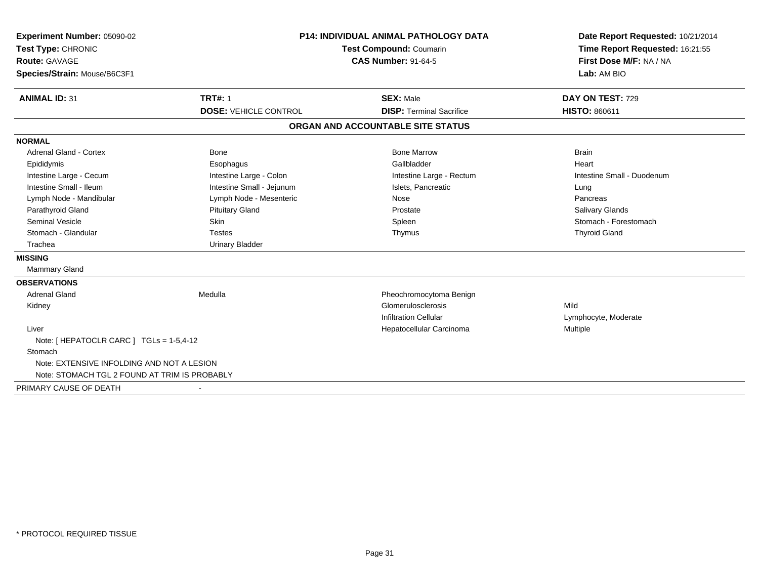**Experiment Number:** 05090-02
**Test Type:** CHRONIC
**Route:** GAVAGE
**Species/Strain:** Mouse/B6C3F1

**P14: INDIVIDUAL ANIMAL PATHOLOGY DATA**
**Test Compound:** Coumarin
**CAS Number:** 91-64-5

**Date Report Requested:** 10/21/2014
**Time Report Requested:** 16:21:55
**First Dose M/F:** NA / NA
**Lab:** AM BIO

| **ANIMAL ID:** 31 | **TRT#:** 1 | **SEX:** Male | **DAY ON TEST:** 729 |
|---|---|---|---|
| | **DOSE:** VEHICLE CONTROL | **DISP:** Terminal Sacrifice | **HISTO:** 860611 |

**ORGAN AND ACCOUNTABLE SITE STATUS**

**NORMAL**

| | | | |
|---|---|---|---|
| Adrenal Gland - Cortex | Bone | Bone Marrow | Brain |
| Epididymis | Esophagus | Gallbladder | Heart |
| Intestine Large - Cecum | Intestine Large - Colon | Intestine Large - Rectum | Intestine Small - Duodenum |
| Intestine Small - Ileum | Intestine Small - Jejunum | Islets, Pancreatic | Lung |
| Lymph Node - Mandibular | Lymph Node - Mesenteric | Nose | Pancreas |
| Parathyroid Gland | Pituitary Gland | Prostate | Salivary Glands |
| Seminal Vesicle | Skin | Spleen | Stomach - Forestomach |
| Stomach - Glandular | Testes | Thymus | Thyroid Gland |
| Trachea | Urinary Bladder | | |

**MISSING**

Mammary Gland

**OBSERVATIONS**

| | | | |
|---|---|---|---|
| Adrenal Gland | Medulla | Pheochromocytoma Benign | |
| Kidney | | Glomerulosclerosis | Mild |
| | | Infiltration Cellular | Lymphocyte, Moderate |
| Liver | | Hepatocellular Carcinoma | Multiple |

Note: [ HEPATOCLR CARC ] TGLs = 1-5,4-12

Stomach

Note: EXTENSIVE INFOLDING AND NOT A LESION

Note: STOMACH TGL 2 FOUND AT TRIM IS PROBABLY

PRIMARY CAUSE OF DEATH -

\* PROTOCOL REQUIRED TISSUE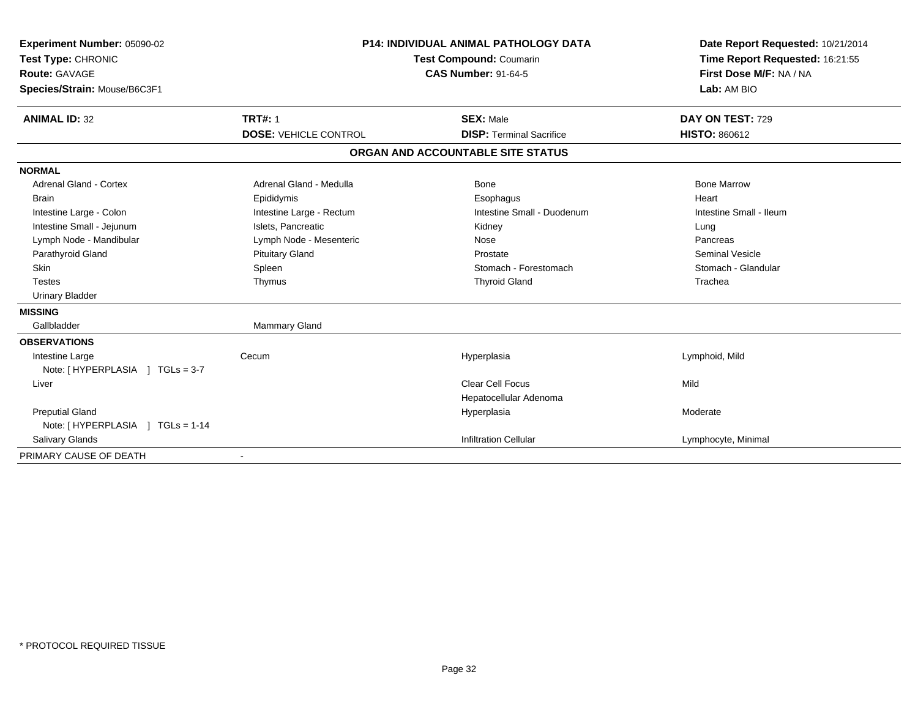**Experiment Number:** 05090-02
**Test Type:** CHRONIC
**Route:** GAVAGE
**Species/Strain:** Mouse/B6C3F1

**P14: INDIVIDUAL ANIMAL PATHOLOGY DATA**
**Test Compound:** Coumarin
**CAS Number:** 91-64-5

**Date Report Requested:** 10/21/2014
**Time Report Requested:** 16:21:55
**First Dose M/F:** NA / NA
**Lab:** AM BIO

| **ANIMAL ID:** 32 | **TRT#:** 1 | **SEX:** Male | **DAY ON TEST:** 729 |
|---|---|---|---|
| | **DOSE:** VEHICLE CONTROL | **DISP:** Terminal Sacrifice | **HISTO:** 860612 |

**ORGAN AND ACCOUNTABLE SITE STATUS**

| | | | |
|---|---|---|---|
| **NORMAL** | | | |
| Adrenal Gland - Cortex | Adrenal Gland - Medulla | Bone | Bone Marrow |
| Brain | Epididymis | Esophagus | Heart |
| Intestine Large - Colon | Intestine Large - Rectum | Intestine Small - Duodenum | Intestine Small - Ileum |
| Intestine Small - Jejunum | Islets, Pancreatic | Kidney | Lung |
| Lymph Node - Mandibular | Lymph Node - Mesenteric | Nose | Pancreas |
| Parathyroid Gland | Pituitary Gland | Prostate | Seminal Vesicle |
| Skin | Spleen | Stomach - Forestomach | Stomach - Glandular |
| Testes | Thymus | Thyroid Gland | Trachea |
| Urinary Bladder | | | |
| **MISSING** | | | |
| Gallbladder | Mammary Gland | | |
| **OBSERVATIONS** | | | |
| Intestine Large | Cecum | Hyperplasia | Lymphoid, Mild |
| Note: [ HYPERPLASIA ] TGLs = 3-7 | | | |
| Liver | | Clear Cell Focus | Mild |
| | | Hepatocellular Adenoma | |
| Preputial Gland | | Hyperplasia | Moderate |
| Note: [ HYPERPLASIA ] TGLs = 1-14 | | | |
| Salivary Glands | | Infiltration Cellular | Lymphocyte, Minimal |
| PRIMARY CAUSE OF DEATH | - | | |

* PROTOCOL REQUIRED TISSUE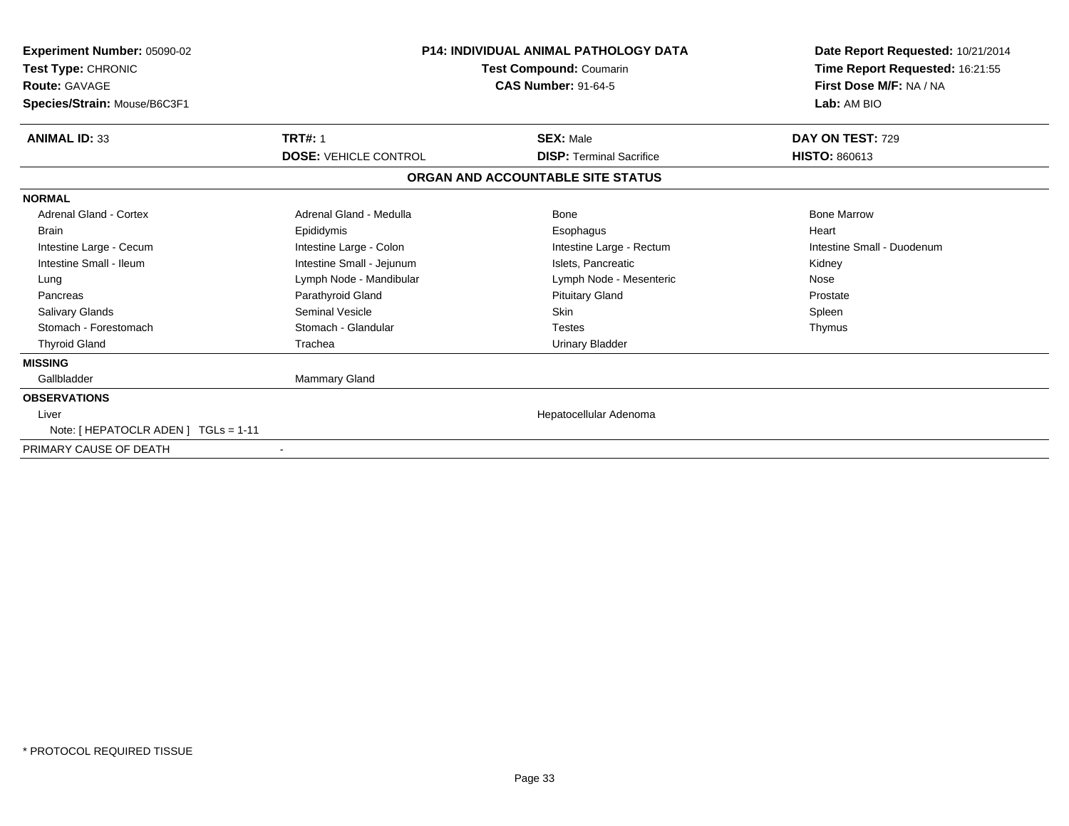**Experiment Number:** 05090-02
**Test Type:** CHRONIC
**Route:** GAVAGE
**Species/Strain:** Mouse/B6C3F1

**P14: INDIVIDUAL ANIMAL PATHOLOGY DATA**
**Test Compound:** Coumarin
**CAS Number:** 91-64-5

**Date Report Requested:** 10/21/2014
**Time Report Requested:** 16:21:55
**First Dose M/F:** NA / NA
**Lab:** AM BIO

| **ANIMAL ID:** 33 | **TRT#:** 1 | **SEX:** Male | **DAY ON TEST:** 729 |
|---|---|---|---|
| | **DOSE:** VEHICLE CONTROL | **DISP:** Terminal Sacrifice | **HISTO:** 860613 |

## ORGAN AND ACCOUNTABLE SITE STATUS

**NORMAL**

| | | | |
|---|---|---|---|
| Adrenal Gland - Cortex | Adrenal Gland - Medulla | Bone | Bone Marrow |
| Brain | Epididymis | Esophagus | Heart |
| Intestine Large - Cecum | Intestine Large - Colon | Intestine Large - Rectum | Intestine Small - Duodenum |
| Intestine Small - Ileum | Intestine Small - Jejunum | Islets, Pancreatic | Kidney |
| Lung | Lymph Node - Mandibular | Lymph Node - Mesenteric | Nose |
| Pancreas | Parathyroid Gland | Pituitary Gland | Prostate |
| Salivary Glands | Seminal Vesicle | Skin | Spleen |
| Stomach - Forestomach | Stomach - Glandular | Testes | Thymus |
| Thyroid Gland | Trachea | Urinary Bladder | |

**MISSING**

| | |
|---|---|
| Gallbladder | Mammary Gland |

**OBSERVATIONS**

| | |
|---|---|
| Liver | Hepatocellular Adenoma |
| Note: [ HEPATOCLR ADEN ] TGLs = 1-11 | |

PRIMARY CAUSE OF DEATH -

* PROTOCOL REQUIRED TISSUE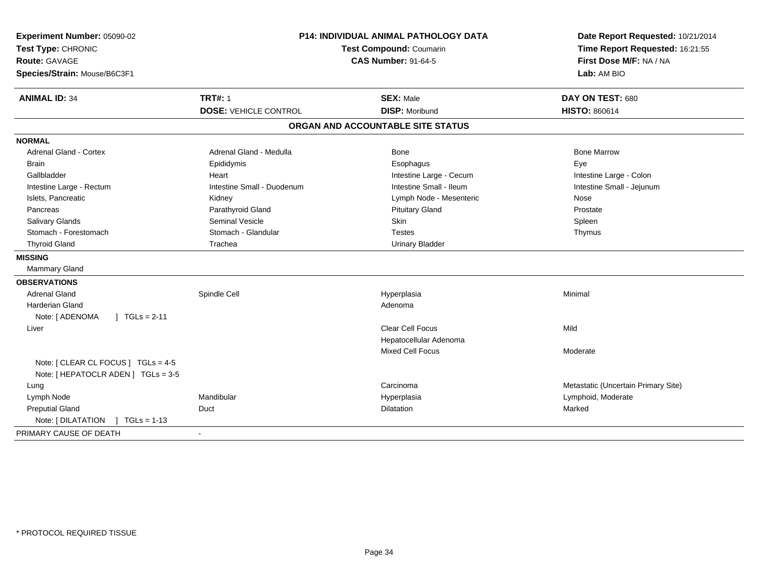**Experiment Number:** 05090-02
**Test Type:** CHRONIC
**Route:** GAVAGE
**Species/Strain:** Mouse/B6C3F1

**P14: INDIVIDUAL ANIMAL PATHOLOGY DATA**
**Test Compound:** Coumarin
**CAS Number:** 91-64-5

**Date Report Requested:** 10/21/2014
**Time Report Requested:** 16:21:55
**First Dose M/F:** NA / NA
**Lab:** AM BIO

| **ANIMAL ID:** 34 | **TRT#:** 1 | **SEX:** Male | **DAY ON TEST:** 680 |
|---|---|---|---|
| | **DOSE:** VEHICLE CONTROL | **DISP:** Moribund | **HISTO:** 860614 |

## ORGAN AND ACCOUNTABLE SITE STATUS

**NORMAL**

| | | | |
|---|---|---|---|
| Adrenal Gland - Cortex | Adrenal Gland - Medulla | Bone | Bone Marrow |
| Brain | Epididymis | Esophagus | Eye |
| Gallbladder | Heart | Intestine Large - Cecum | Intestine Large - Colon |
| Intestine Large - Rectum | Intestine Small - Duodenum | Intestine Small - Ileum | Intestine Small - Jejunum |
| Islets, Pancreatic | Kidney | Lymph Node - Mesenteric | Nose |
| Pancreas | Parathyroid Gland | Pituitary Gland | Prostate |
| Salivary Glands | Seminal Vesicle | Skin | Spleen |
| Stomach - Forestomach | Stomach - Glandular | Testes | Thymus |
| Thyroid Gland | Trachea | Urinary Bladder | |

**MISSING**

Mammary Gland

**OBSERVATIONS**

| | | | |
|---|---|---|---|
| Adrenal Gland | Spindle Cell | Hyperplasia | Minimal |
| Harderian Gland | | Adenoma | |
| Note: [ ADENOMA ] TGLs = 2-11 | | | |
| Liver | | Clear Cell Focus | Mild |
| | | Hepatocellular Adenoma | |
| | | Mixed Cell Focus | Moderate |
| Note: [ CLEAR CL FOCUS ] TGLs = 4-5 | | | |
| Note: [ HEPATOCLR ADEN ] TGLs = 3-5 | | | |
| Lung | | Carcinoma | Metastatic (Uncertain Primary Site) |
| Lymph Node | Mandibular | Hyperplasia | Lymphoid, Moderate |
| Preputial Gland | Duct | Dilatation | Marked |
| Note: [ DILATATION ] TGLs = 1-13 | | | |

PRIMARY CAUSE OF DEATH -

* PROTOCOL REQUIRED TISSUE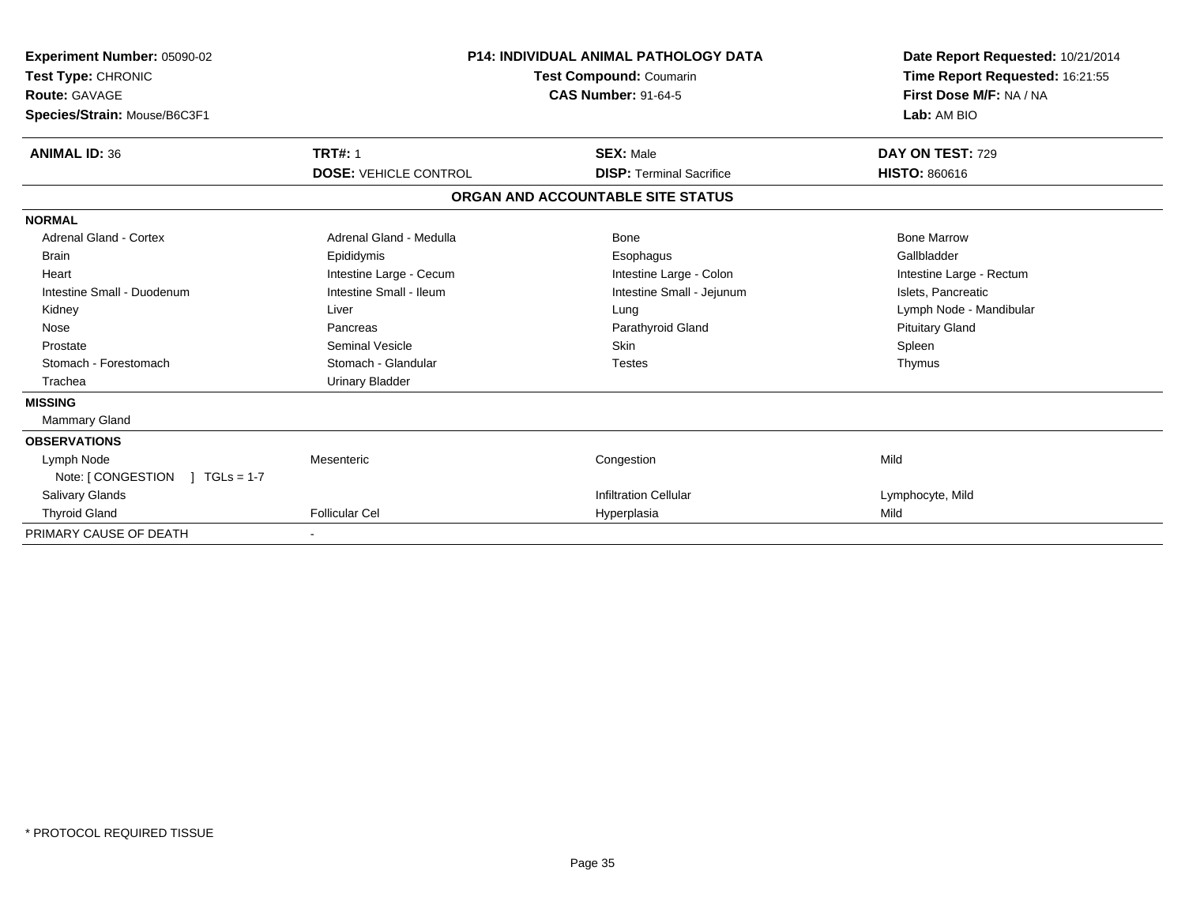**Experiment Number:** 05090-02
**Test Type:** CHRONIC
**Route:** GAVAGE
**Species/Strain:** Mouse/B6C3F1

**P14: INDIVIDUAL ANIMAL PATHOLOGY DATA**
**Test Compound:** Coumarin
**CAS Number:** 91-64-5

**Date Report Requested:** 10/21/2014
**Time Report Requested:** 16:21:55
**First Dose M/F:** NA / NA
**Lab:** AM BIO

| **ANIMAL ID:** 36 | **TRT#:** 1 | **SEX:** Male | **DAY ON TEST:** 729 |
|---|---|---|---|
| | **DOSE:** VEHICLE CONTROL | **DISP:** Terminal Sacrifice | **HISTO:** 860616 |

**ORGAN AND ACCOUNTABLE SITE STATUS**

| | | | |
|---|---|---|---|
| **NORMAL** | | | |
| Adrenal Gland - Cortex | Adrenal Gland - Medulla | Bone | Bone Marrow |
| Brain | Epididymis | Esophagus | Gallbladder |
| Heart | Intestine Large - Cecum | Intestine Large - Colon | Intestine Large - Rectum |
| Intestine Small - Duodenum | Intestine Small - Ileum | Intestine Small - Jejunum | Islets, Pancreatic |
| Kidney | Liver | Lung | Lymph Node - Mandibular |
| Nose | Pancreas | Parathyroid Gland | Pituitary Gland |
| Prostate | Seminal Vesicle | Skin | Spleen |
| Stomach - Forestomach | Stomach - Glandular | Testes | Thymus |
| Trachea | Urinary Bladder | | |
| **MISSING** | | | |
| Mammary Gland | | | |
| **OBSERVATIONS** | | | |
| Lymph Node | Mesenteric | Congestion | Mild |
| Note: [ CONGESTION ] TGLs = 1-7 | | | |
| Salivary Glands | | Infiltration Cellular | Lymphocyte, Mild |
| Thyroid Gland | Follicular Cel | Hyperplasia | Mild |
| PRIMARY CAUSE OF DEATH | - | | |

\* PROTOCOL REQUIRED TISSUE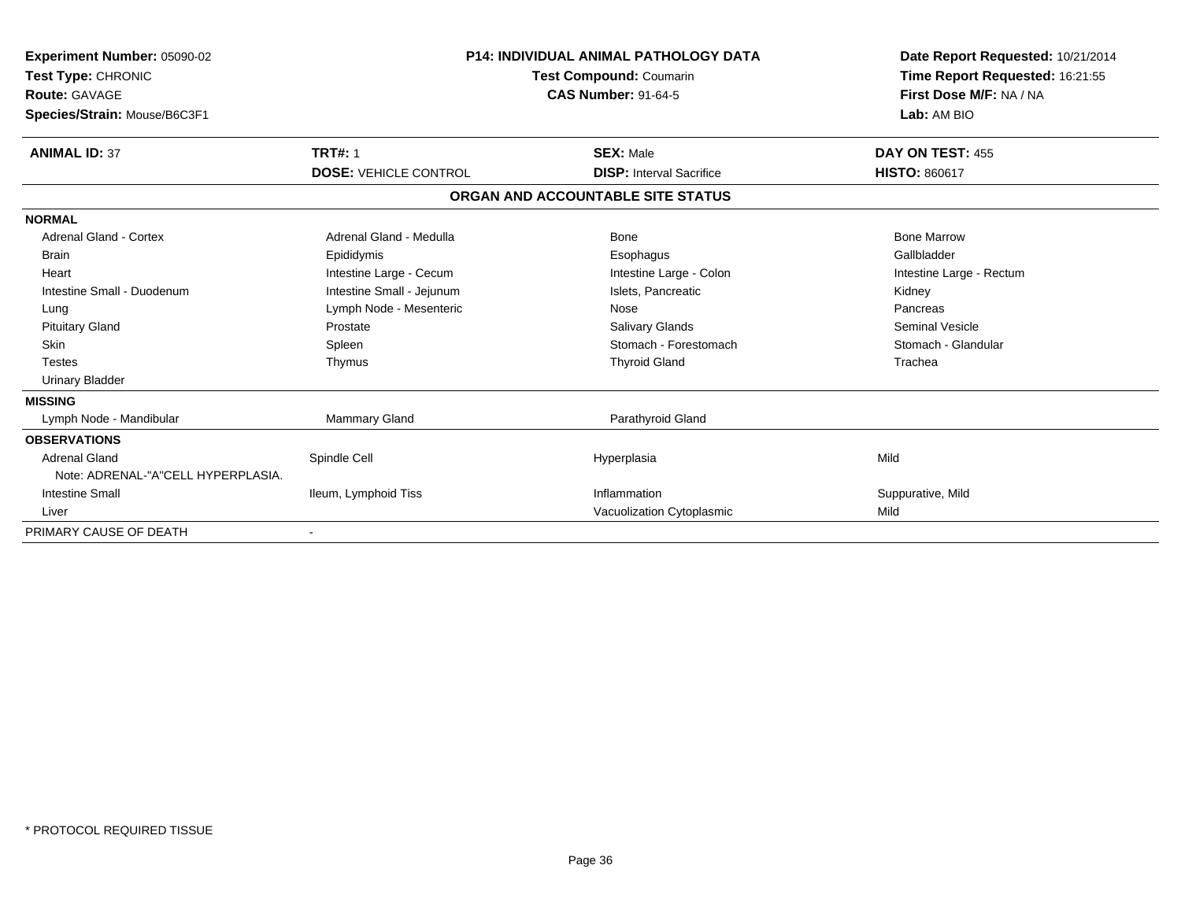**Experiment Number:** 05090-02
**Test Type:** CHRONIC
**Route:** GAVAGE
**Species/Strain:** Mouse/B6C3F1

**P14: INDIVIDUAL ANIMAL PATHOLOGY DATA**
**Test Compound:** Coumarin
**CAS Number:** 91-64-5

**Date Report Requested:** 10/21/2014
**Time Report Requested:** 16:21:55
**First Dose M/F:** NA / NA
**Lab:** AM BIO

| **ANIMAL ID:** 37 | **TRT#:** 1 | **SEX:** Male | **DAY ON TEST:** 455 |
|---|---|---|---|
| | **DOSE:** VEHICLE CONTROL | **DISP:** Interval Sacrifice | **HISTO:** 860617 |

## ORGAN AND ACCOUNTABLE SITE STATUS

| | | | |
|---|---|---|---|
| **NORMAL** | | | |
| Adrenal Gland - Cortex | Adrenal Gland - Medulla | Bone | Bone Marrow |
| Brain | Epididymis | Esophagus | Gallbladder |
| Heart | Intestine Large - Cecum | Intestine Large - Colon | Intestine Large - Rectum |
| Intestine Small - Duodenum | Intestine Small - Jejunum | Islets, Pancreatic | Kidney |
| Lung | Lymph Node - Mesenteric | Nose | Pancreas |
| Pituitary Gland | Prostate | Salivary Glands | Seminal Vesicle |
| Skin | Spleen | Stomach - Forestomach | Stomach - Glandular |
| Testes | Thymus | Thyroid Gland | Trachea |
| Urinary Bladder | | | |
| **MISSING** | | | |
| Lymph Node - Mandibular | Mammary Gland | Parathyroid Gland | |
| **OBSERVATIONS** | | | |
| Adrenal Gland | Spindle Cell | Hyperplasia | Mild |
| Note: ADRENAL-"A"CELL HYPERPLASIA. | | | |
| Intestine Small | Ileum, Lymphoid Tiss | Inflammation | Suppurative, Mild |
| Liver | | Vacuolization Cytoplasmic | Mild |
| PRIMARY CAUSE OF DEATH | - | | |

* PROTOCOL REQUIRED TISSUE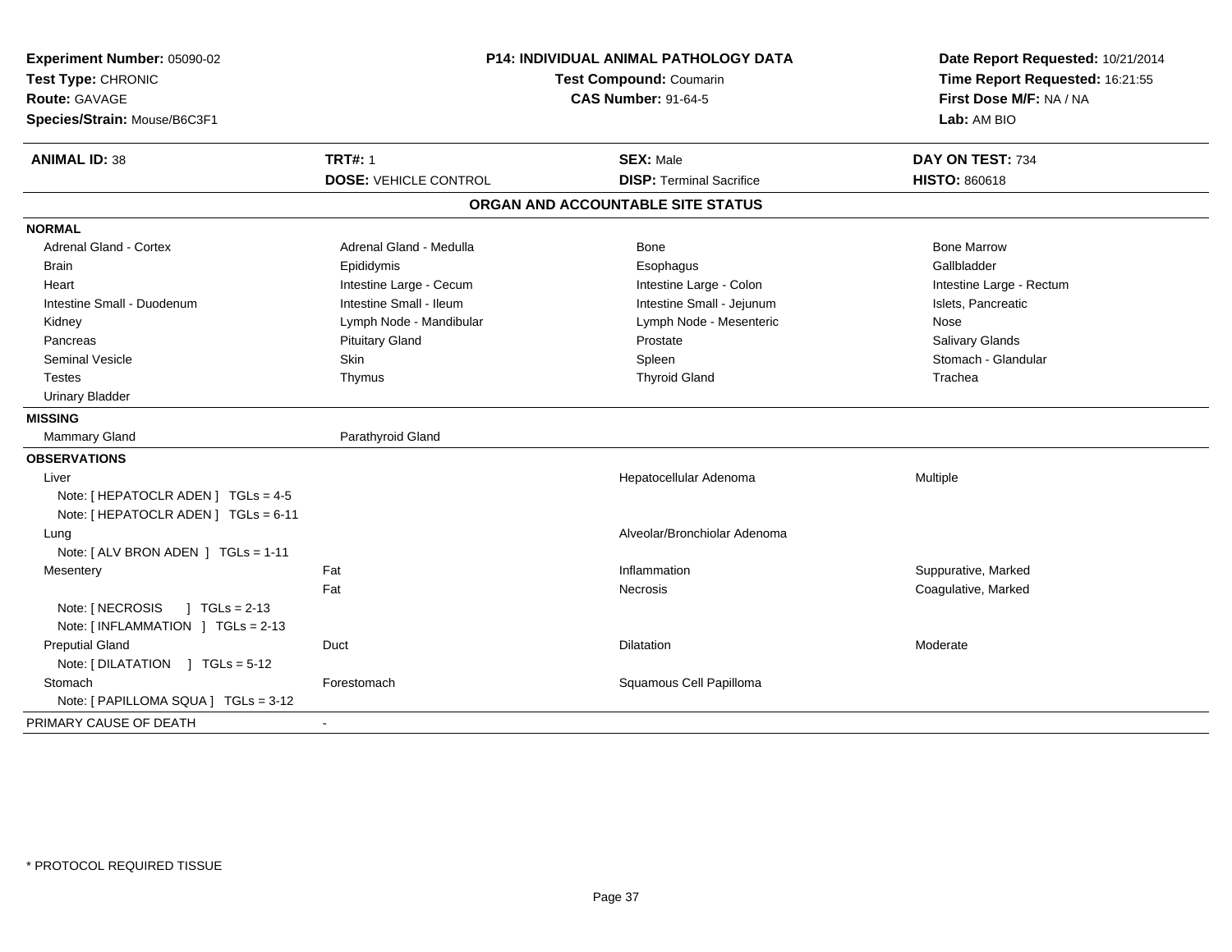**Experiment Number:** 05090-02
**Test Type:** CHRONIC
**Route:** GAVAGE
**Species/Strain:** Mouse/B6C3F1

**P14: INDIVIDUAL ANIMAL PATHOLOGY DATA**
**Test Compound:** Coumarin
**CAS Number:** 91-64-5

**Date Report Requested:** 10/21/2014
**Time Report Requested:** 16:21:55
**First Dose M/F:** NA / NA
**Lab:** AM BIO

| **ANIMAL ID:** 38 | **TRT#:** 1 | **SEX:** Male | **DAY ON TEST:** 734 |
|---|---|---|---|
| | **DOSE:** VEHICLE CONTROL | **DISP:** Terminal Sacrifice | **HISTO:** 860618 |

## ORGAN AND ACCOUNTABLE SITE STATUS

| | | | |
|---|---|---|---|
| **NORMAL** | | | |
| Adrenal Gland - Cortex | Adrenal Gland - Medulla | Bone | Bone Marrow |
| Brain | Epididymis | Esophagus | Gallbladder |
| Heart | Intestine Large - Cecum | Intestine Large - Colon | Intestine Large - Rectum |
| Intestine Small - Duodenum | Intestine Small - Ileum | Intestine Small - Jejunum | Islets, Pancreatic |
| Kidney | Lymph Node - Mandibular | Lymph Node - Mesenteric | Nose |
| Pancreas | Pituitary Gland | Prostate | Salivary Glands |
| Seminal Vesicle | Skin | Spleen | Stomach - Glandular |
| Testes | Thymus | Thyroid Gland | Trachea |
| Urinary Bladder | | | |
| **MISSING** | | | |
| Mammary Gland | Parathyroid Gland | | |
| **OBSERVATIONS** | | | |
| Liver | | Hepatocellular Adenoma | Multiple |
| Note: [ HEPATOCLR ADEN ] TGLs = 4-5 | | | |
| Note: [ HEPATOCLR ADEN ] TGLs = 6-11 | | | |
| Lung | | Alveolar/Bronchiolar Adenoma | |
| Note: [ ALV BRON ADEN ] TGLs = 1-11 | | | |
| Mesentery | Fat | Inflammation | Suppurative, Marked |
| | Fat | Necrosis | Coagulative, Marked |
| Note: [ NECROSIS ] TGLs = 2-13 | | | |
| Note: [ INFLAMMATION ] TGLs = 2-13 | | | |
| Preputial Gland | Duct | Dilatation | Moderate |
| Note: [ DILATATION ] TGLs = 5-12 | | | |
| Stomach | Forestomach | Squamous Cell Papilloma | |
| Note: [ PAPILLOMA SQUA ] TGLs = 3-12 | | | |
| PRIMARY CAUSE OF DEATH | - | | |

* PROTOCOL REQUIRED TISSUE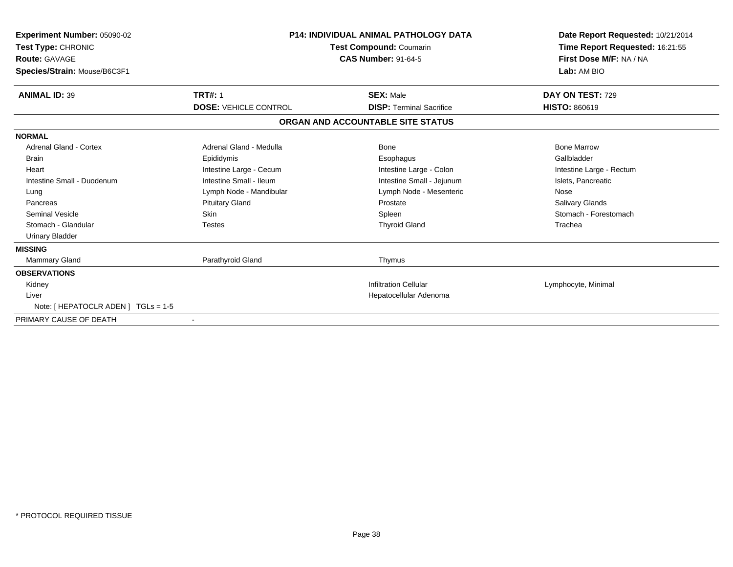**Experiment Number:** 05090-02
**Test Type:** CHRONIC
**Route:** GAVAGE
**Species/Strain:** Mouse/B6C3F1

**P14: INDIVIDUAL ANIMAL PATHOLOGY DATA**
**Test Compound:** Coumarin
**CAS Number:** 91-64-5

**Date Report Requested:** 10/21/2014
**Time Report Requested:** 16:21:55
**First Dose M/F:** NA / NA
**Lab:** AM BIO

| **ANIMAL ID:** 39 | **TRT#:** 1 | **SEX:** Male | **DAY ON TEST:** 729 |
|---|---|---|---|
| | **DOSE:** VEHICLE CONTROL | **DISP:** Terminal Sacrifice | **HISTO:** 860619 |

**ORGAN AND ACCOUNTABLE SITE STATUS**

| | | | |
|---|---|---|---|
| **NORMAL** | | | |
| Adrenal Gland - Cortex | Adrenal Gland - Medulla | Bone | Bone Marrow |
| Brain | Epididymis | Esophagus | Gallbladder |
| Heart | Intestine Large - Cecum | Intestine Large - Colon | Intestine Large - Rectum |
| Intestine Small - Duodenum | Intestine Small - Ileum | Intestine Small - Jejunum | Islets, Pancreatic |
| Lung | Lymph Node - Mandibular | Lymph Node - Mesenteric | Nose |
| Pancreas | Pituitary Gland | Prostate | Salivary Glands |
| Seminal Vesicle | Skin | Spleen | Stomach - Forestomach |
| Stomach - Glandular | Testes | Thyroid Gland | Trachea |
| Urinary Bladder | | | |
| **MISSING** | | | |
| Mammary Gland | Parathyroid Gland | Thymus | |
| **OBSERVATIONS** | | | |
| Kidney | | Infiltration Cellular | Lymphocyte, Minimal |
| Liver | | Hepatocellular Adenoma | |
| Note: [ HEPATOCLR ADEN ] TGLs = 1-5 | | | |
| PRIMARY CAUSE OF DEATH | - | | |

* PROTOCOL REQUIRED TISSUE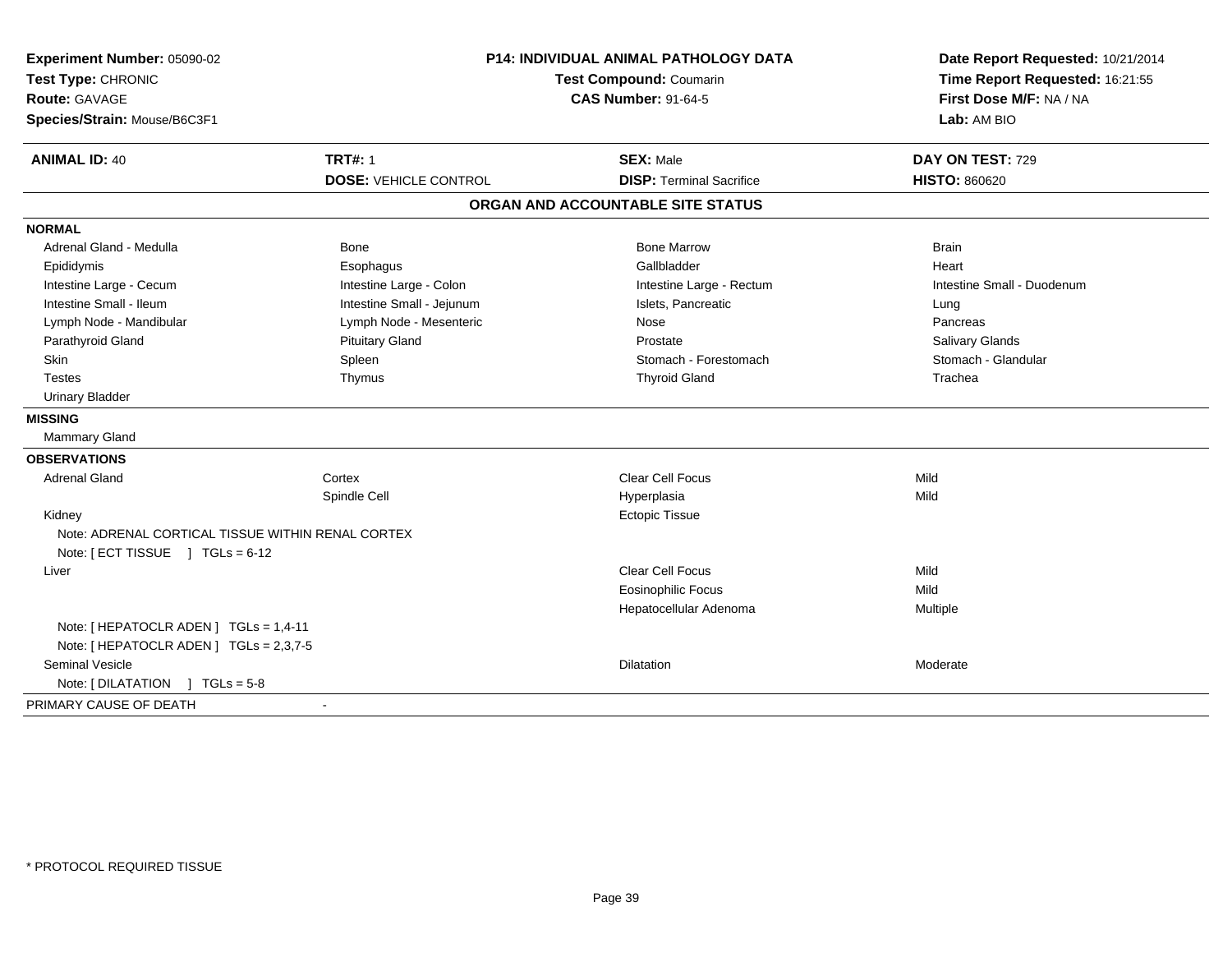**Experiment Number:** 05090-02
**Test Type:** CHRONIC
**Route:** GAVAGE
**Species/Strain:** Mouse/B6C3F1

**P14: INDIVIDUAL ANIMAL PATHOLOGY DATA**
**Test Compound:** Coumarin
**CAS Number:** 91-64-5

**Date Report Requested:** 10/21/2014
**Time Report Requested:** 16:21:55
**First Dose M/F:** NA / NA
**Lab:** AM BIO

| **ANIMAL ID:** 40 | **TRT#:** 1 | **SEX:** Male | **DAY ON TEST:** 729 |
|---|---|---|---|
| | **DOSE:** VEHICLE CONTROL | **DISP:** Terminal Sacrifice | **HISTO:** 860620 |

## ORGAN AND ACCOUNTABLE SITE STATUS

**NORMAL**

| | | | |
|---|---|---|---|
| Adrenal Gland - Medulla | Bone | Bone Marrow | Brain |
| Epididymis | Esophagus | Gallbladder | Heart |
| Intestine Large - Cecum | Intestine Large - Colon | Intestine Large - Rectum | Intestine Small - Duodenum |
| Intestine Small - Ileum | Intestine Small - Jejunum | Islets, Pancreatic | Lung |
| Lymph Node - Mandibular | Lymph Node - Mesenteric | Nose | Pancreas |
| Parathyroid Gland | Pituitary Gland | Prostate | Salivary Glands |
| Skin | Spleen | Stomach - Forestomach | Stomach - Glandular |
| Testes | Thymus | Thyroid Gland | Trachea |
| Urinary Bladder | | | |

**MISSING**

Mammary Gland

**OBSERVATIONS**

| | | | |
|---|---|---|---|
| Adrenal Gland | Cortex | Clear Cell Focus | Mild |
| | Spindle Cell | Hyperplasia | Mild |
| Kidney | | Ectopic Tissue | |
| Note: ADRENAL CORTICAL TISSUE WITHIN RENAL CORTEX | | | |
| Note: [ ECT TISSUE ] TGLs = 6-12 | | | |
| Liver | | Clear Cell Focus | Mild |
| | | Eosinophilic Focus | Mild |
| | | Hepatocellular Adenoma | Multiple |
| Note: [ HEPATOCLR ADEN ] TGLs = 1,4-11 | | | |
| Note: [ HEPATOCLR ADEN ] TGLs = 2,3,7-5 | | | |
| Seminal Vesicle | | Dilatation | Moderate |
| Note: [ DILATATION ] TGLs = 5-8 | | | |

PRIMARY CAUSE OF DEATH -

\* PROTOCOL REQUIRED TISSUE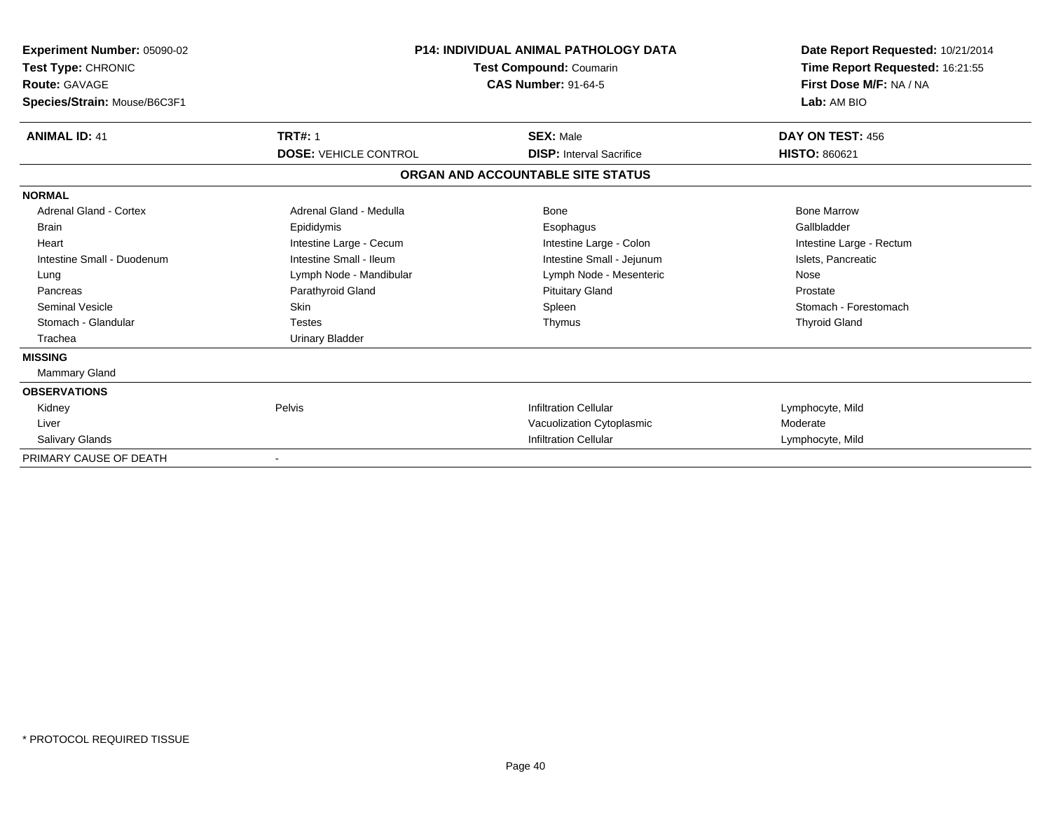**Experiment Number:** 05090-02
**Test Type:** CHRONIC
**Route:** GAVAGE
**Species/Strain:** Mouse/B6C3F1

**P14: INDIVIDUAL ANIMAL PATHOLOGY DATA**
**Test Compound:** Coumarin
**CAS Number:** 91-64-5

**Date Report Requested:** 10/21/2014
**Time Report Requested:** 16:21:55
**First Dose M/F:** NA / NA
**Lab:** AM BIO

| **ANIMAL ID:** 41 | **TRT#:** 1 | **SEX:** Male | **DAY ON TEST:** 456 |
|---|---|---|---|
| | **DOSE:** VEHICLE CONTROL | **DISP:** Interval Sacrifice | **HISTO:** 860621 |

**ORGAN AND ACCOUNTABLE SITE STATUS**

| | | | |
|---|---|---|---|
| **NORMAL** | | | |
| Adrenal Gland - Cortex | Adrenal Gland - Medulla | Bone | Bone Marrow |
| Brain | Epididymis | Esophagus | Gallbladder |
| Heart | Intestine Large - Cecum | Intestine Large - Colon | Intestine Large - Rectum |
| Intestine Small - Duodenum | Intestine Small - Ileum | Intestine Small - Jejunum | Islets, Pancreatic |
| Lung | Lymph Node - Mandibular | Lymph Node - Mesenteric | Nose |
| Pancreas | Parathyroid Gland | Pituitary Gland | Prostate |
| Seminal Vesicle | Skin | Spleen | Stomach - Forestomach |
| Stomach - Glandular | Testes | Thymus | Thyroid Gland |
| Trachea | Urinary Bladder | | |
| **MISSING** | | | |
| Mammary Gland | | | |
| **OBSERVATIONS** | | | |
| Kidney | Pelvis | Infiltration Cellular | Lymphocyte, Mild |
| Liver | | Vacuolization Cytoplasmic | Moderate |
| Salivary Glands | | Infiltration Cellular | Lymphocyte, Mild |
| PRIMARY CAUSE OF DEATH | - | | |

\* PROTOCOL REQUIRED TISSUE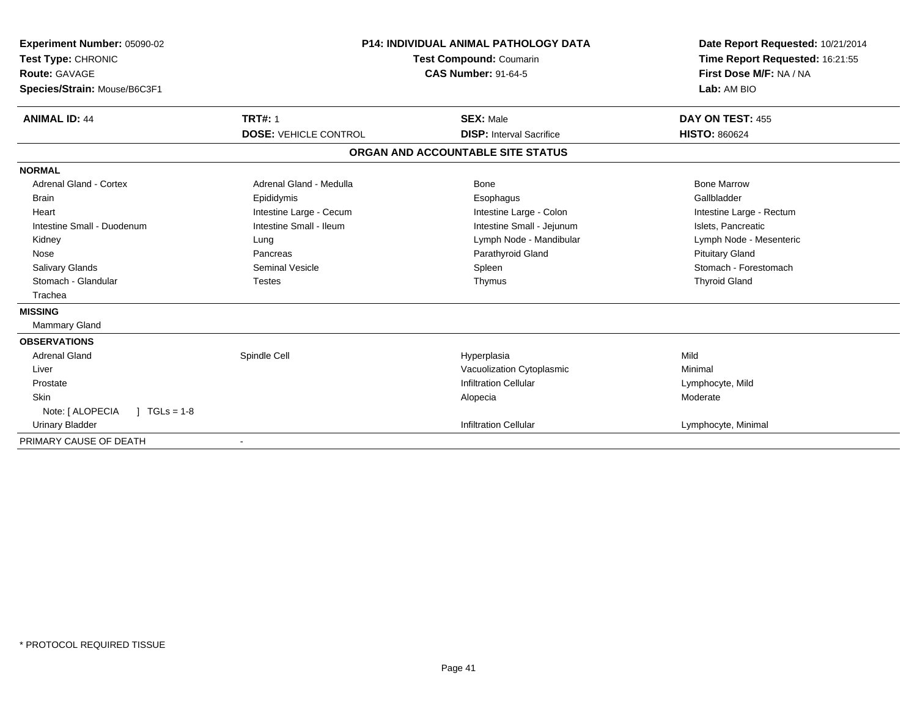**Experiment Number:** 05090-02
**Test Type:** CHRONIC
**Route:** GAVAGE
**Species/Strain:** Mouse/B6C3F1

**P14: INDIVIDUAL ANIMAL PATHOLOGY DATA**
**Test Compound:** Coumarin
**CAS Number:** 91-64-5

**Date Report Requested:** 10/21/2014
**Time Report Requested:** 16:21:55
**First Dose M/F:** NA / NA
**Lab:** AM BIO

| **ANIMAL ID:** 44 | **TRT#:** 1 | **SEX:** Male | **DAY ON TEST:** 455 |
|---|---|---|---|
| | **DOSE:** VEHICLE CONTROL | **DISP:** Interval Sacrifice | **HISTO:** 860624 |

**ORGAN AND ACCOUNTABLE SITE STATUS**

**NORMAL**

| | | | |
|---|---|---|---|
| Adrenal Gland - Cortex | Adrenal Gland - Medulla | Bone | Bone Marrow |
| Brain | Epididymis | Esophagus | Gallbladder |
| Heart | Intestine Large - Cecum | Intestine Large - Colon | Intestine Large - Rectum |
| Intestine Small - Duodenum | Intestine Small - Ileum | Intestine Small - Jejunum | Islets, Pancreatic |
| Kidney | Lung | Lymph Node - Mandibular | Lymph Node - Mesenteric |
| Nose | Pancreas | Parathyroid Gland | Pituitary Gland |
| Salivary Glands | Seminal Vesicle | Spleen | Stomach - Forestomach |
| Stomach - Glandular | Testes | Thymus | Thyroid Gland |
| Trachea | | | |

**MISSING**

Mammary Gland

**OBSERVATIONS**

| | | | |
|---|---|---|---|
| Adrenal Gland | Spindle Cell | Hyperplasia | Mild |
| Liver | | Vacuolization Cytoplasmic | Minimal |
| Prostate | | Infiltration Cellular | Lymphocyte, Mild |
| Skin | | Alopecia | Moderate |
| Note: [ ALOPECIA ] TGLs = 1-8 | | | |
| Urinary Bladder | | Infiltration Cellular | Lymphocyte, Minimal |

PRIMARY CAUSE OF DEATH -

* PROTOCOL REQUIRED TISSUE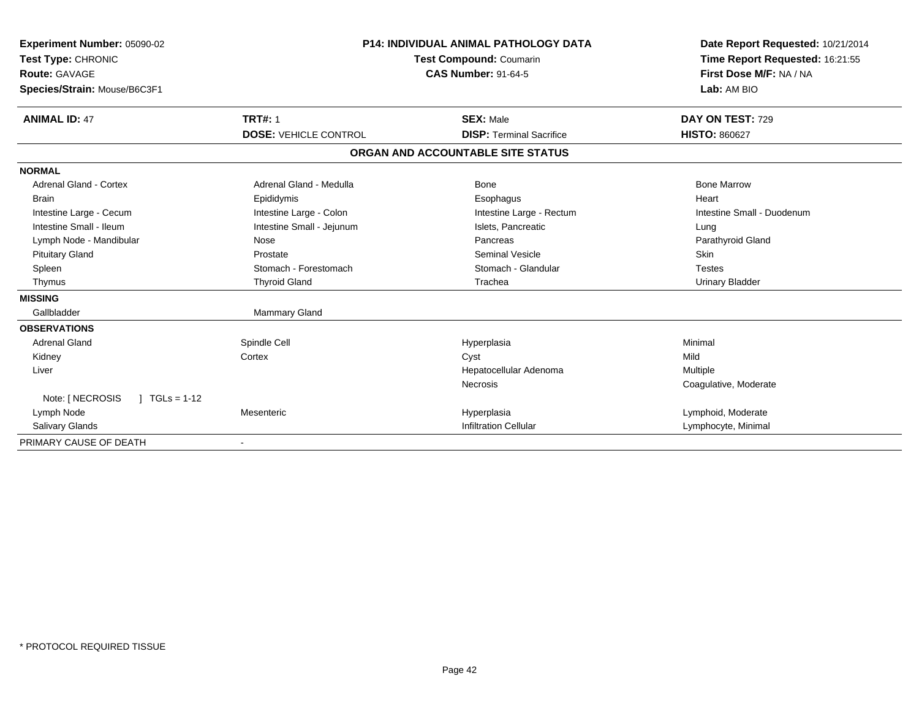**Experiment Number:** 05090-02
**Test Type:** CHRONIC
**Route:** GAVAGE
**Species/Strain:** Mouse/B6C3F1

**P14: INDIVIDUAL ANIMAL PATHOLOGY DATA**
**Test Compound:** Coumarin
**CAS Number:** 91-64-5

**Date Report Requested:** 10/21/2014
**Time Report Requested:** 16:21:55
**First Dose M/F:** NA / NA
**Lab:** AM BIO

| **ANIMAL ID:** 47 | **TRT#:** 1 | **SEX:** Male | **DAY ON TEST:** 729 |
|---|---|---|---|
| | **DOSE:** VEHICLE CONTROL | **DISP:** Terminal Sacrifice | **HISTO:** 860627 |

## ORGAN AND ACCOUNTABLE SITE STATUS

| | | | |
|---|---|---|---|
| **NORMAL** | | | |
| Adrenal Gland - Cortex | Adrenal Gland - Medulla | Bone | Bone Marrow |
| Brain | Epididymis | Esophagus | Heart |
| Intestine Large - Cecum | Intestine Large - Colon | Intestine Large - Rectum | Intestine Small - Duodenum |
| Intestine Small - Ileum | Intestine Small - Jejunum | Islets, Pancreatic | Lung |
| Lymph Node - Mandibular | Nose | Pancreas | Parathyroid Gland |
| Pituitary Gland | Prostate | Seminal Vesicle | Skin |
| Spleen | Stomach - Forestomach | Stomach - Glandular | Testes |
| Thymus | Thyroid Gland | Trachea | Urinary Bladder |
| **MISSING** | | | |
| Gallbladder | Mammary Gland | | |
| **OBSERVATIONS** | | | |
| Adrenal Gland | Spindle Cell | Hyperplasia | Minimal |
| Kidney | Cortex | Cyst | Mild |
| Liver | | Hepatocellular Adenoma | Multiple |
| | | Necrosis | Coagulative, Moderate |
| Note: [ NECROSIS ] TGLs = 1-12 | | | |
| Lymph Node | Mesenteric | Hyperplasia | Lymphoid, Moderate |
| Salivary Glands | | Infiltration Cellular | Lymphocyte, Minimal |
| PRIMARY CAUSE OF DEATH | - | | |

* PROTOCOL REQUIRED TISSUE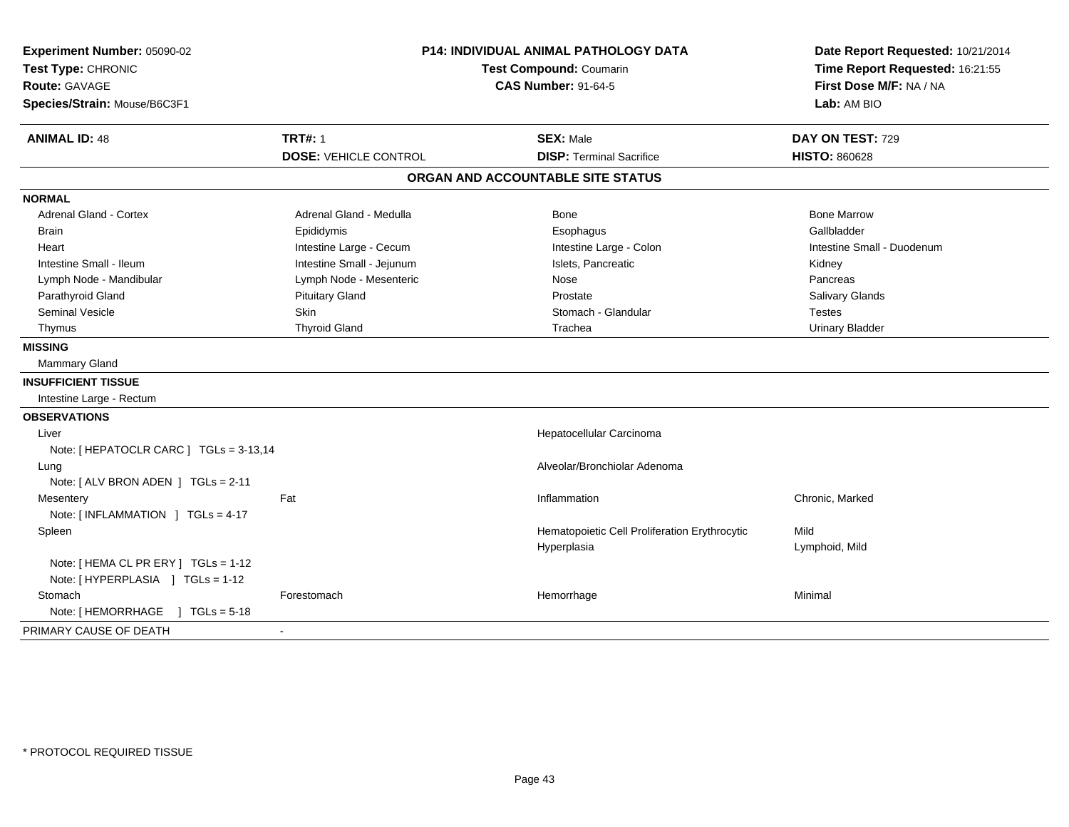**Experiment Number:** 05090-02
**Test Type:** CHRONIC
**Route:** GAVAGE
**Species/Strain:** Mouse/B6C3F1

**P14: INDIVIDUAL ANIMAL PATHOLOGY DATA**
**Test Compound:** Coumarin
**CAS Number:** 91-64-5

**Date Report Requested:** 10/21/2014
**Time Report Requested:** 16:21:55
**First Dose M/F:** NA / NA
**Lab:** AM BIO

| **ANIMAL ID:** 48 | **TRT#:** 1 | **SEX:** Male | **DAY ON TEST:** 729 |
|---|---|---|---|
| | **DOSE:** VEHICLE CONTROL | **DISP:** Terminal Sacrifice | **HISTO:** 860628 |

## ORGAN AND ACCOUNTABLE SITE STATUS

**NORMAL**

| | | | |
|---|---|---|---|
| Adrenal Gland - Cortex | Adrenal Gland - Medulla | Bone | Bone Marrow |
| Brain | Epididymis | Esophagus | Gallbladder |
| Heart | Intestine Large - Cecum | Intestine Large - Colon | Intestine Small - Duodenum |
| Intestine Small - Ileum | Intestine Small - Jejunum | Islets, Pancreatic | Kidney |
| Lymph Node - Mandibular | Lymph Node - Mesenteric | Nose | Pancreas |
| Parathyroid Gland | Pituitary Gland | Prostate | Salivary Glands |
| Seminal Vesicle | Skin | Stomach - Glandular | Testes |
| Thymus | Thyroid Gland | Trachea | Urinary Bladder |

**MISSING**

Mammary Gland

**INSUFFICIENT TISSUE**

Intestine Large - Rectum

**OBSERVATIONS**

| | | | |
|---|---|---|---|
| Liver | | Hepatocellular Carcinoma | |
| Note: [ HEPATOCLR CARC ] TGLs = 3-13,14 | | | |
| Lung | | Alveolar/Bronchiolar Adenoma | |
| Note: [ ALV BRON ADEN ] TGLs = 2-11 | | | |
| Mesentery | Fat | Inflammation | Chronic, Marked |
| Note: [ INFLAMMATION ] TGLs = 4-17 | | | |
| Spleen | | Hematopoietic Cell Proliferation Erythrocytic | Mild |
| | | Hyperplasia | Lymphoid, Mild |
| Note: [ HEMA CL PR ERY ] TGLs = 1-12 | | | |
| Note: [ HYPERPLASIA ] TGLs = 1-12 | | | |
| Stomach | Forestomach | Hemorrhage | Minimal |
| Note: [ HEMORRHAGE ] TGLs = 5-18 | | | |

PRIMARY CAUSE OF DEATH -

* PROTOCOL REQUIRED TISSUE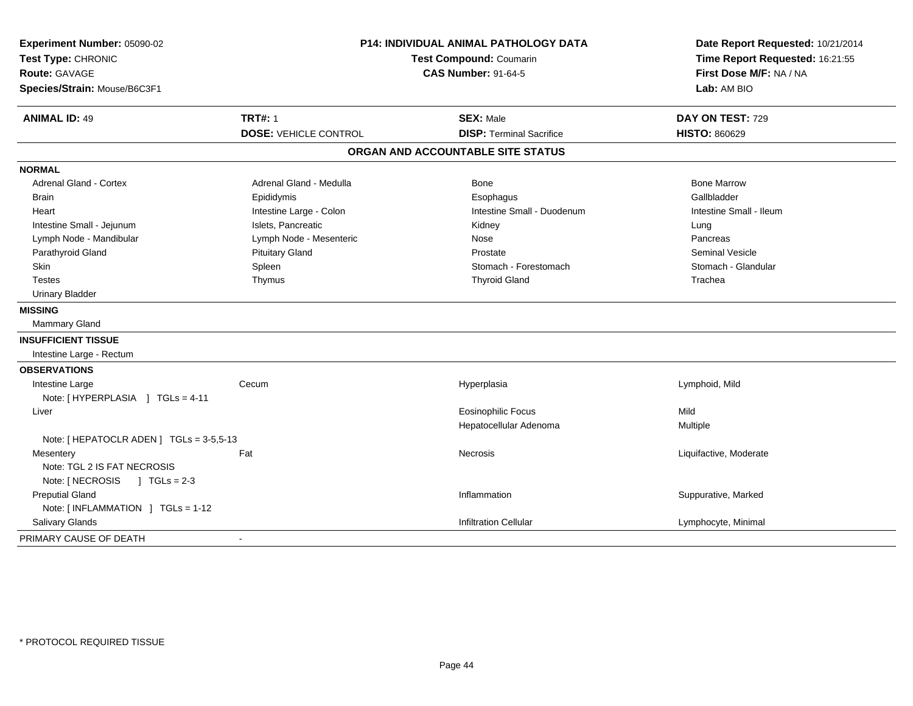**Experiment Number:** 05090-02
**Test Type:** CHRONIC
**Route:** GAVAGE
**Species/Strain:** Mouse/B6C3F1

**P14: INDIVIDUAL ANIMAL PATHOLOGY DATA**
**Test Compound:** Coumarin
**CAS Number:** 91-64-5

**Date Report Requested:** 10/21/2014
**Time Report Requested:** 16:21:55
**First Dose M/F:** NA / NA
**Lab:** AM BIO

| **ANIMAL ID:** 49 | **TRT#:** 1 | **SEX:** Male | **DAY ON TEST:** 729 |
|---|---|---|---|
| | **DOSE:** VEHICLE CONTROL | **DISP:** Terminal Sacrifice | **HISTO:** 860629 |

## ORGAN AND ACCOUNTABLE SITE STATUS

**NORMAL**

| | | | |
|---|---|---|---|
| Adrenal Gland - Cortex | Adrenal Gland - Medulla | Bone | Bone Marrow |
| Brain | Epididymis | Esophagus | Gallbladder |
| Heart | Intestine Large - Colon | Intestine Small - Duodenum | Intestine Small - Ileum |
| Intestine Small - Jejunum | Islets, Pancreatic | Kidney | Lung |
| Lymph Node - Mandibular | Lymph Node - Mesenteric | Nose | Pancreas |
| Parathyroid Gland | Pituitary Gland | Prostate | Seminal Vesicle |
| Skin | Spleen | Stomach - Forestomach | Stomach - Glandular |
| Testes | Thymus | Thyroid Gland | Trachea |
| Urinary Bladder | | | |

**MISSING**

Mammary Gland

**INSUFFICIENT TISSUE**

Intestine Large - Rectum

**OBSERVATIONS**

| | | | |
|---|---|---|---|
| Intestine Large | Cecum | Hyperplasia | Lymphoid, Mild |
| Note: [ HYPERPLASIA ] TGLs = 4-11 | | | |
| Liver | | Eosinophilic Focus | Mild |
| | | Hepatocellular Adenoma | Multiple |
| Note: [ HEPATOCLR ADEN ] TGLs = 3-5,5-13 | | | |
| Mesentery | Fat | Necrosis | Liquifactive, Moderate |
| Note: TGL 2 IS FAT NECROSIS | | | |
| Note: [ NECROSIS ] TGLs = 2-3 | | | |
| Preputial Gland | | Inflammation | Suppurative, Marked |
| Note: [ INFLAMMATION ] TGLs = 1-12 | | | |
| Salivary Glands | | Infiltration Cellular | Lymphocyte, Minimal |

PRIMARY CAUSE OF DEATH -

\* PROTOCOL REQUIRED TISSUE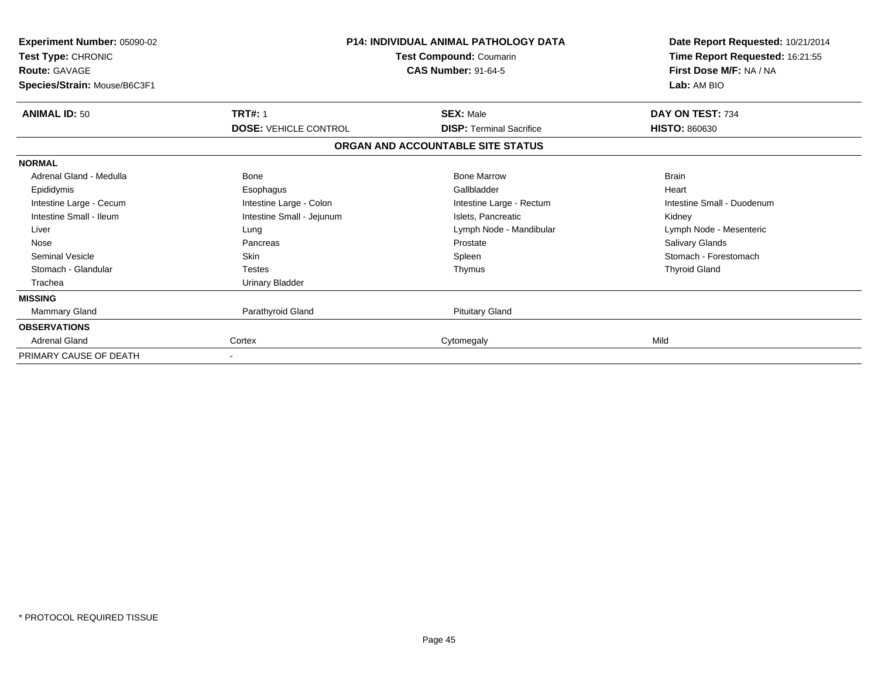**Experiment Number:** 05090-02
**Test Type:** CHRONIC
**Route:** GAVAGE
**Species/Strain:** Mouse/B6C3F1

**P14: INDIVIDUAL ANIMAL PATHOLOGY DATA**
**Test Compound:** Coumarin
**CAS Number:** 91-64-5

**Date Report Requested:** 10/21/2014
**Time Report Requested:** 16:21:55
**First Dose M/F:** NA / NA
**Lab:** AM BIO

| **ANIMAL ID:** 50 | **TRT#:** 1 | **SEX:** Male | **DAY ON TEST:** 734 |
|---|---|---|---|
| | **DOSE:** VEHICLE CONTROL | **DISP:** Terminal Sacrifice | **HISTO:** 860630 |

**ORGAN AND ACCOUNTABLE SITE STATUS**

| | | | |
|---|---|---|---|
| **NORMAL** | | | |
| Adrenal Gland - Medulla | Bone | Bone Marrow | Brain |
| Epididymis | Esophagus | Gallbladder | Heart |
| Intestine Large - Cecum | Intestine Large - Colon | Intestine Large - Rectum | Intestine Small - Duodenum |
| Intestine Small - Ileum | Intestine Small - Jejunum | Islets, Pancreatic | Kidney |
| Liver | Lung | Lymph Node - Mandibular | Lymph Node - Mesenteric |
| Nose | Pancreas | Prostate | Salivary Glands |
| Seminal Vesicle | Skin | Spleen | Stomach - Forestomach |
| Stomach - Glandular | Testes | Thymus | Thyroid Gland |
| Trachea | Urinary Bladder | | |
| **MISSING** | | | |
| Mammary Gland | Parathyroid Gland | Pituitary Gland | |
| **OBSERVATIONS** | | | |
| Adrenal Gland | Cortex | Cytomegaly | Mild |
| PRIMARY CAUSE OF DEATH | - | | |

\* PROTOCOL REQUIRED TISSUE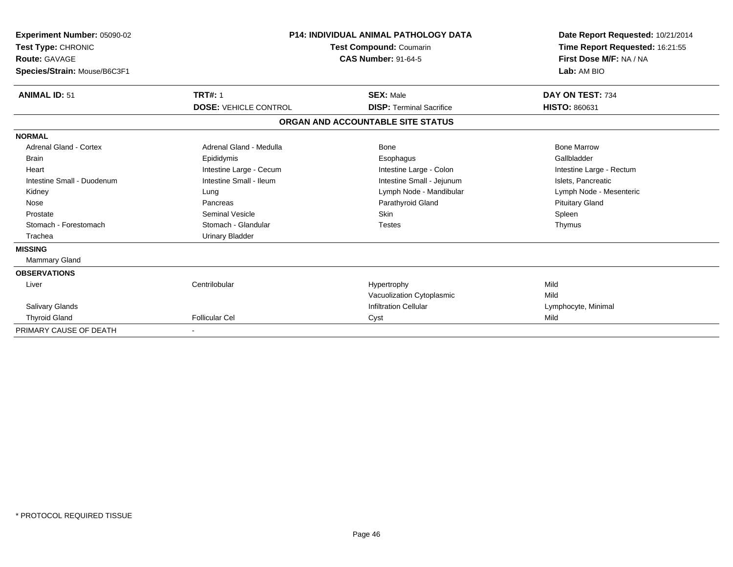| **Experiment Number:** 05090-02 | **P14: INDIVIDUAL ANIMAL PATHOLOGY DATA** | **Date Report Requested:** 10/21/2014 |
|---|---|---|
| **Test Type:** CHRONIC | **Test Compound:** Coumarin | **Time Report Requested:** 16:21:55 |
| **Route:** GAVAGE | **CAS Number:** 91-64-5 | **First Dose M/F:** NA / NA |
| **Species/Strain:** Mouse/B6C3F1 | | **Lab:** AM BIO |

| **ANIMAL ID:** 51 | **TRT#:** 1 | **SEX:** Male | **DAY ON TEST:** 734 |
|---|---|---|---|
| | **DOSE:** VEHICLE CONTROL | **DISP:** Terminal Sacrifice | **HISTO:** 860631 |

**ORGAN AND ACCOUNTABLE SITE STATUS**

| | | | |
|---|---|---|---|
| **NORMAL** | | | |
| Adrenal Gland - Cortex | Adrenal Gland - Medulla | Bone | Bone Marrow |
| Brain | Epididymis | Esophagus | Gallbladder |
| Heart | Intestine Large - Cecum | Intestine Large - Colon | Intestine Large - Rectum |
| Intestine Small - Duodenum | Intestine Small - Ileum | Intestine Small - Jejunum | Islets, Pancreatic |
| Kidney | Lung | Lymph Node - Mandibular | Lymph Node - Mesenteric |
| Nose | Pancreas | Parathyroid Gland | Pituitary Gland |
| Prostate | Seminal Vesicle | Skin | Spleen |
| Stomach - Forestomach | Stomach - Glandular | Testes | Thymus |
| Trachea | Urinary Bladder | | |
| **MISSING** | | | |
| Mammary Gland | | | |
| **OBSERVATIONS** | | | |
| Liver | Centrilobular | Hypertrophy | Mild |
| | | Vacuolization Cytoplasmic | Mild |
| Salivary Glands | | Infiltration Cellular | Lymphocyte, Minimal |
| Thyroid Gland | Follicular Cel | Cyst | Mild |
| PRIMARY CAUSE OF DEATH | - | | |

\* PROTOCOL REQUIRED TISSUE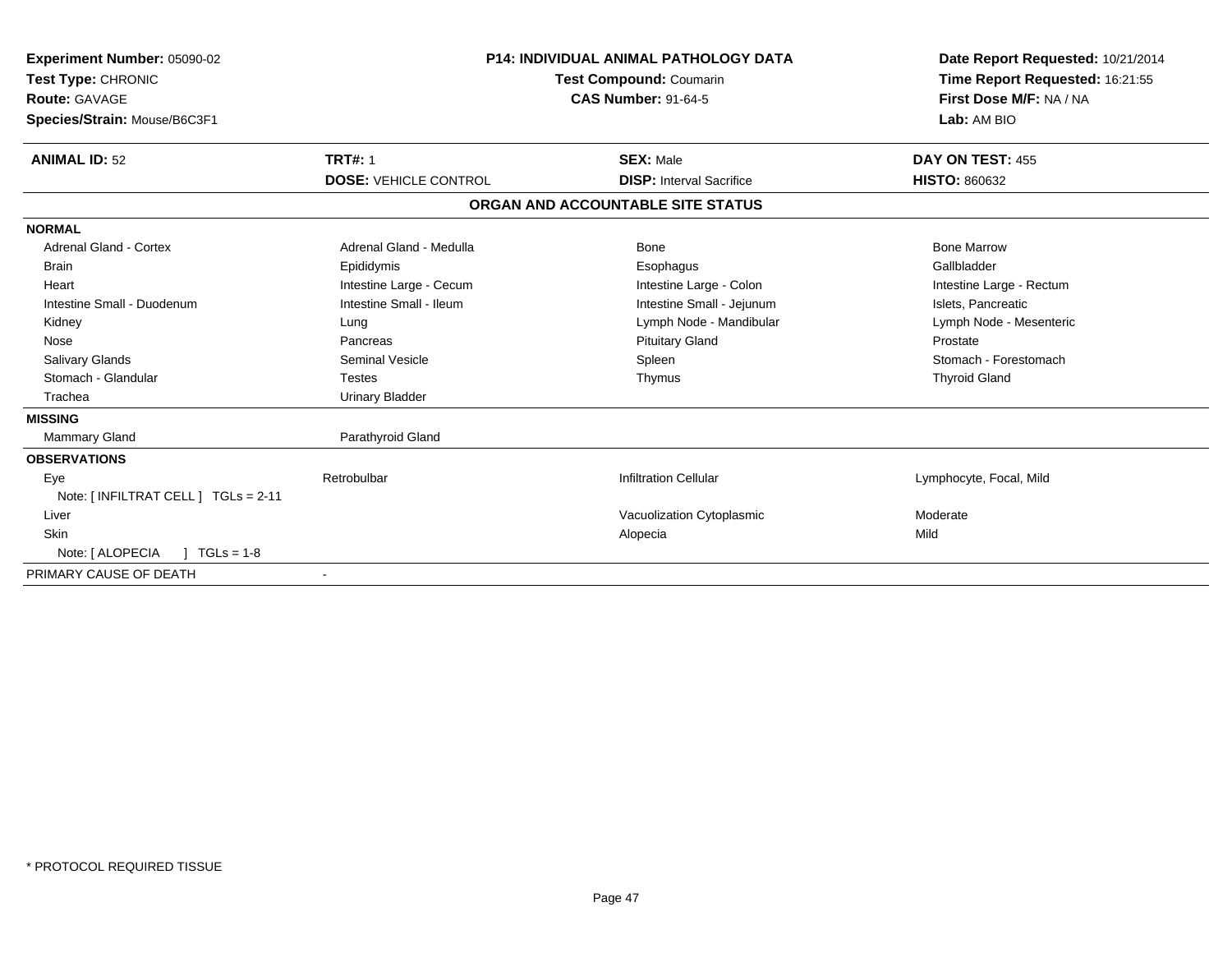**Experiment Number:** 05090-02
**Test Type:** CHRONIC
**Route:** GAVAGE
**Species/Strain:** Mouse/B6C3F1

**P14: INDIVIDUAL ANIMAL PATHOLOGY DATA**
**Test Compound:** Coumarin
**CAS Number:** 91-64-5

**Date Report Requested:** 10/21/2014
**Time Report Requested:** 16:21:55
**First Dose M/F:** NA / NA
**Lab:** AM BIO

| **ANIMAL ID:** 52 | **TRT#:** 1 | **SEX:** Male | **DAY ON TEST:** 455 |
|---|---|---|---|
| | **DOSE:** VEHICLE CONTROL | **DISP:** Interval Sacrifice | **HISTO:** 860632 |

## ORGAN AND ACCOUNTABLE SITE STATUS

| | | | |
|---|---|---|---|
| **NORMAL** | | | |
| Adrenal Gland - Cortex | Adrenal Gland - Medulla | Bone | Bone Marrow |
| Brain | Epididymis | Esophagus | Gallbladder |
| Heart | Intestine Large - Cecum | Intestine Large - Colon | Intestine Large - Rectum |
| Intestine Small - Duodenum | Intestine Small - Ileum | Intestine Small - Jejunum | Islets, Pancreatic |
| Kidney | Lung | Lymph Node - Mandibular | Lymph Node - Mesenteric |
| Nose | Pancreas | Pituitary Gland | Prostate |
| Salivary Glands | Seminal Vesicle | Spleen | Stomach - Forestomach |
| Stomach - Glandular | Testes | Thymus | Thyroid Gland |
| Trachea | Urinary Bladder | | |
| **MISSING** | | | |
| Mammary Gland | Parathyroid Gland | | |
| **OBSERVATIONS** | | | |
| Eye | Retrobulbar | Infiltration Cellular | Lymphocyte, Focal, Mild |
| Note: [ INFILTRAT CELL ] TGLs = 2-11 | | | |
| Liver | | Vacuolization Cytoplasmic | Moderate |
| Skin | | Alopecia | Mild |
| Note: [ ALOPECIA ] TGLs = 1-8 | | | |
| PRIMARY CAUSE OF DEATH | - | | |

* PROTOCOL REQUIRED TISSUE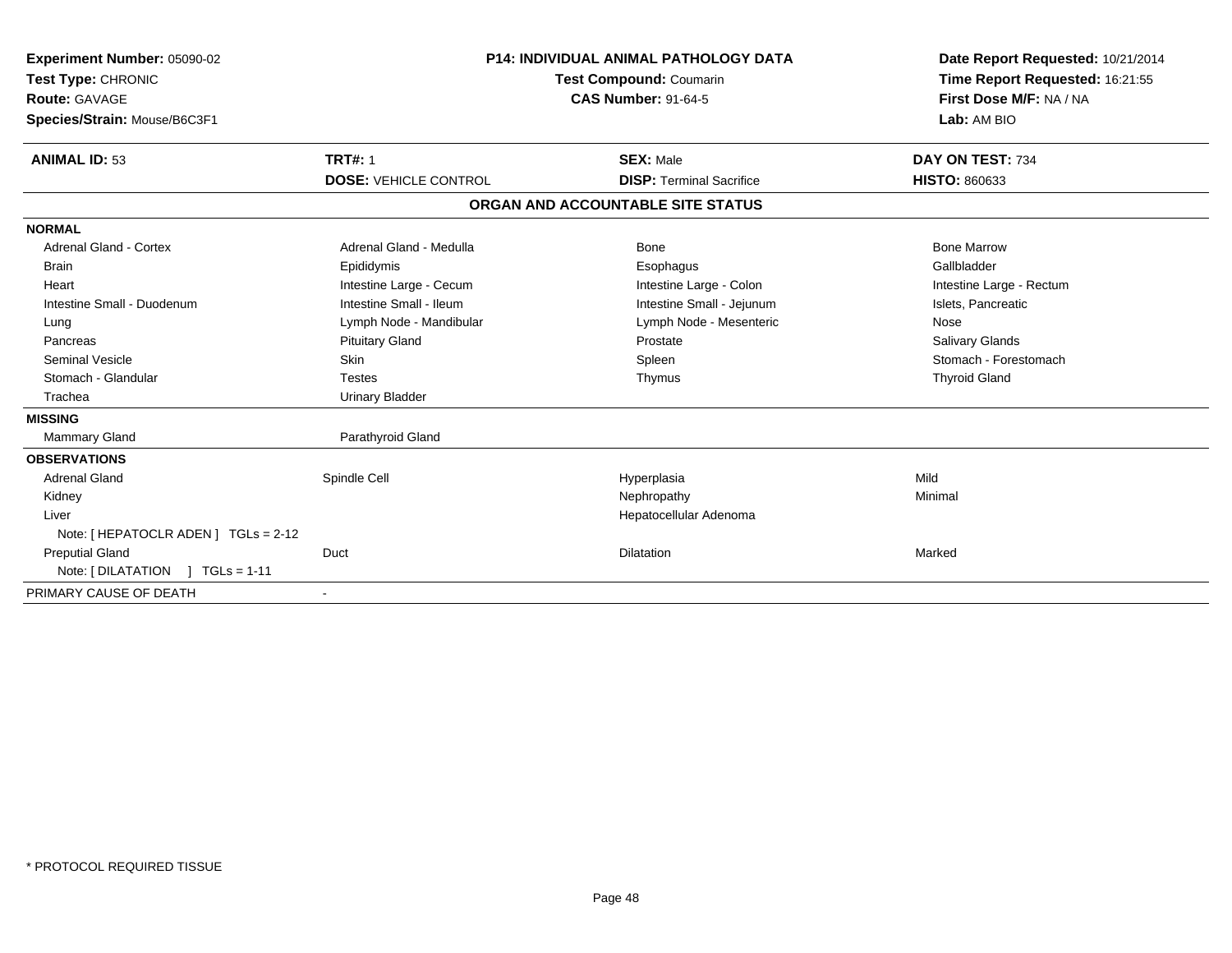**Experiment Number:** 05090-02
**Test Type:** CHRONIC
**Route:** GAVAGE
**Species/Strain:** Mouse/B6C3F1

**P14: INDIVIDUAL ANIMAL PATHOLOGY DATA**
**Test Compound:** Coumarin
**CAS Number:** 91-64-5

**Date Report Requested:** 10/21/2014
**Time Report Requested:** 16:21:55
**First Dose M/F:** NA / NA
**Lab:** AM BIO

| **ANIMAL ID:** 53 | **TRT#:** 1 | **SEX:** Male | **DAY ON TEST:** 734 |
|---|---|---|---|
| | **DOSE:** VEHICLE CONTROL | **DISP:** Terminal Sacrifice | **HISTO:** 860633 |

**ORGAN AND ACCOUNTABLE SITE STATUS**

| | | | |
|---|---|---|---|
| **NORMAL** | | | |
| Adrenal Gland - Cortex | Adrenal Gland - Medulla | Bone | Bone Marrow |
| Brain | Epididymis | Esophagus | Gallbladder |
| Heart | Intestine Large - Cecum | Intestine Large - Colon | Intestine Large - Rectum |
| Intestine Small - Duodenum | Intestine Small - Ileum | Intestine Small - Jejunum | Islets, Pancreatic |
| Lung | Lymph Node - Mandibular | Lymph Node - Mesenteric | Nose |
| Pancreas | Pituitary Gland | Prostate | Salivary Glands |
| Seminal Vesicle | Skin | Spleen | Stomach - Forestomach |
| Stomach - Glandular | Testes | Thymus | Thyroid Gland |
| Trachea | Urinary Bladder | | |
| **MISSING** | | | |
| Mammary Gland | Parathyroid Gland | | |
| **OBSERVATIONS** | | | |
| Adrenal Gland | Spindle Cell | Hyperplasia | Mild |
| Kidney | | Nephropathy | Minimal |
| Liver | | Hepatocellular Adenoma | |
| Note: [ HEPATOCLR ADEN ] TGLs = 2-12 | | | |
| Preputial Gland | Duct | Dilatation | Marked |
| Note: [ DILATATION ] TGLs = 1-11 | | | |
| PRIMARY CAUSE OF DEATH | - | | |

\* PROTOCOL REQUIRED TISSUE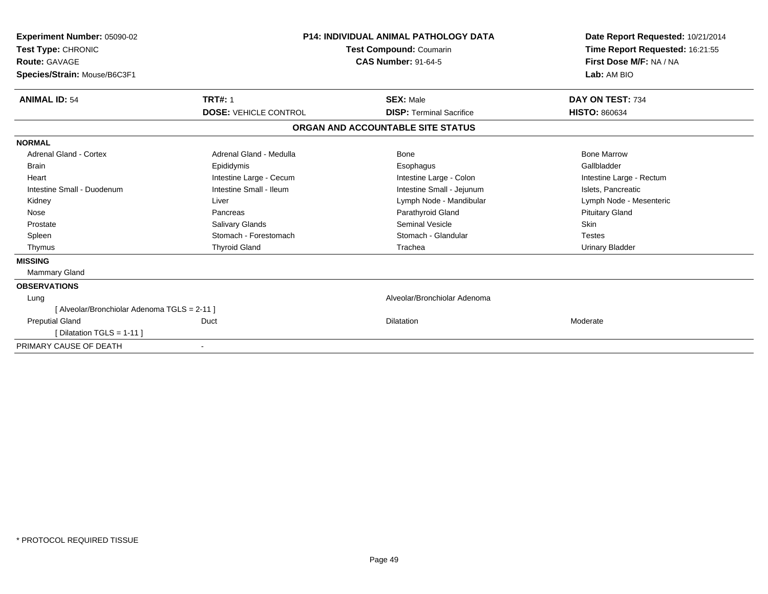**Experiment Number:** 05090-02
**Test Type:** CHRONIC
**Route:** GAVAGE
**Species/Strain:** Mouse/B6C3F1

**P14: INDIVIDUAL ANIMAL PATHOLOGY DATA**
**Test Compound:** Coumarin
**CAS Number:** 91-64-5

**Date Report Requested:** 10/21/2014
**Time Report Requested:** 16:21:55
**First Dose M/F:** NA / NA
**Lab:** AM BIO

| **ANIMAL ID:** 54 | **TRT#:** 1 | **SEX:** Male | **DAY ON TEST:** 734 |
|---|---|---|---|
| | **DOSE:** VEHICLE CONTROL | **DISP:** Terminal Sacrifice | **HISTO:** 860634 |

## ORGAN AND ACCOUNTABLE SITE STATUS

**NORMAL**

| | | | |
|---|---|---|---|
| Adrenal Gland - Cortex | Adrenal Gland - Medulla | Bone | Bone Marrow |
| Brain | Epididymis | Esophagus | Gallbladder |
| Heart | Intestine Large - Cecum | Intestine Large - Colon | Intestine Large - Rectum |
| Intestine Small - Duodenum | Intestine Small - Ileum | Intestine Small - Jejunum | Islets, Pancreatic |
| Kidney | Liver | Lymph Node - Mandibular | Lymph Node - Mesenteric |
| Nose | Pancreas | Parathyroid Gland | Pituitary Gland |
| Prostate | Salivary Glands | Seminal Vesicle | Skin |
| Spleen | Stomach - Forestomach | Stomach - Glandular | Testes |
| Thymus | Thyroid Gland | Trachea | Urinary Bladder |

**MISSING**

Mammary Gland

**OBSERVATIONS**

| | | | |
|---|---|---|---|
| Lung | | Alveolar/Bronchiolar Adenoma | |
| [ Alveolar/Bronchiolar Adenoma TGLS = 2-11 ] | | | |
| Preputial Gland | Duct | Dilatation | Moderate |
| [ Dilatation TGLS = 1-11 ] | | | |

PRIMARY CAUSE OF DEATH -

* PROTOCOL REQUIRED TISSUE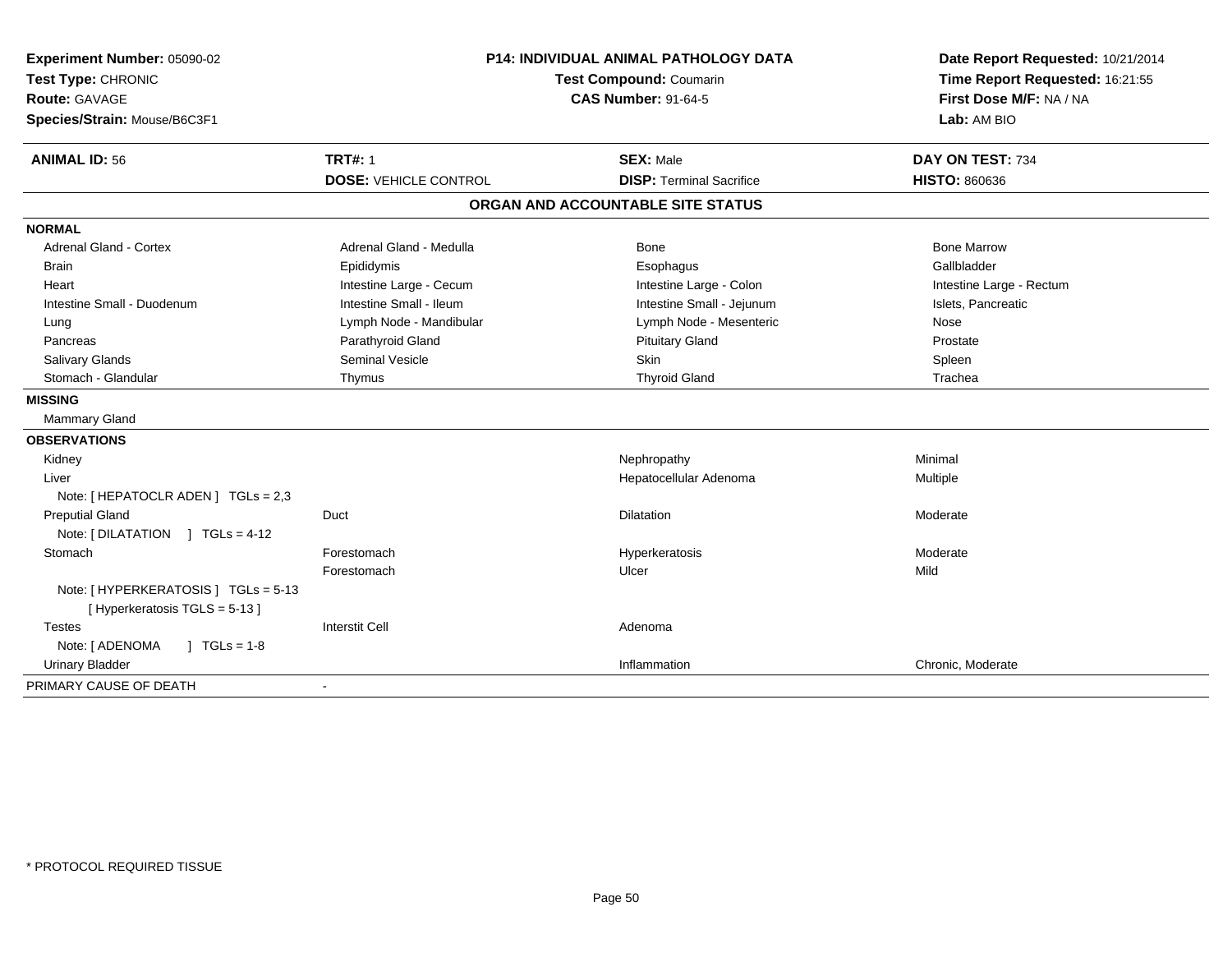**Experiment Number:** 05090-02
**Test Type:** CHRONIC
**Route:** GAVAGE
**Species/Strain:** Mouse/B6C3F1

**P14: INDIVIDUAL ANIMAL PATHOLOGY DATA**
**Test Compound:** Coumarin
**CAS Number:** 91-64-5

**Date Report Requested:** 10/21/2014
**Time Report Requested:** 16:21:55
**First Dose M/F:** NA / NA
**Lab:** AM BIO

| **ANIMAL ID:** 56 | **TRT#:** 1 | **SEX:** Male | **DAY ON TEST:** 734 |
|---|---|---|---|
| | **DOSE:** VEHICLE CONTROL | **DISP:** Terminal Sacrifice | **HISTO:** 860636 |

## ORGAN AND ACCOUNTABLE SITE STATUS

| | | | |
|---|---|---|---|
| **NORMAL** | | | |
| Adrenal Gland - Cortex | Adrenal Gland - Medulla | Bone | Bone Marrow |
| Brain | Epididymis | Esophagus | Gallbladder |
| Heart | Intestine Large - Cecum | Intestine Large - Colon | Intestine Large - Rectum |
| Intestine Small - Duodenum | Intestine Small - Ileum | Intestine Small - Jejunum | Islets, Pancreatic |
| Lung | Lymph Node - Mandibular | Lymph Node - Mesenteric | Nose |
| Pancreas | Parathyroid Gland | Pituitary Gland | Prostate |
| Salivary Glands | Seminal Vesicle | Skin | Spleen |
| Stomach - Glandular | Thymus | Thyroid Gland | Trachea |
| **MISSING** | | | |
| Mammary Gland | | | |
| **OBSERVATIONS** | | | |
| Kidney | | Nephropathy | Minimal |
| Liver | | Hepatocellular Adenoma | Multiple |
| Note: [ HEPATOCLR ADEN ] TGLs = 2,3 | | | |
| Preputial Gland | Duct | Dilatation | Moderate |
| Note: [ DILATATION ] TGLs = 4-12 | | | |
| Stomach | Forestomach | Hyperkeratosis | Moderate |
| | Forestomach | Ulcer | Mild |
| Note: [ HYPERKERATOSIS ] TGLs = 5-13 [ Hyperkeratosis TGLS = 5-13 ] | | | |
| Testes | Interstit Cell | Adenoma | |
| Note: [ ADENOMA ] TGLs = 1-8 | | | |
| Urinary Bladder | | Inflammation | Chronic, Moderate |
| PRIMARY CAUSE OF DEATH | - | | |

* PROTOCOL REQUIRED TISSUE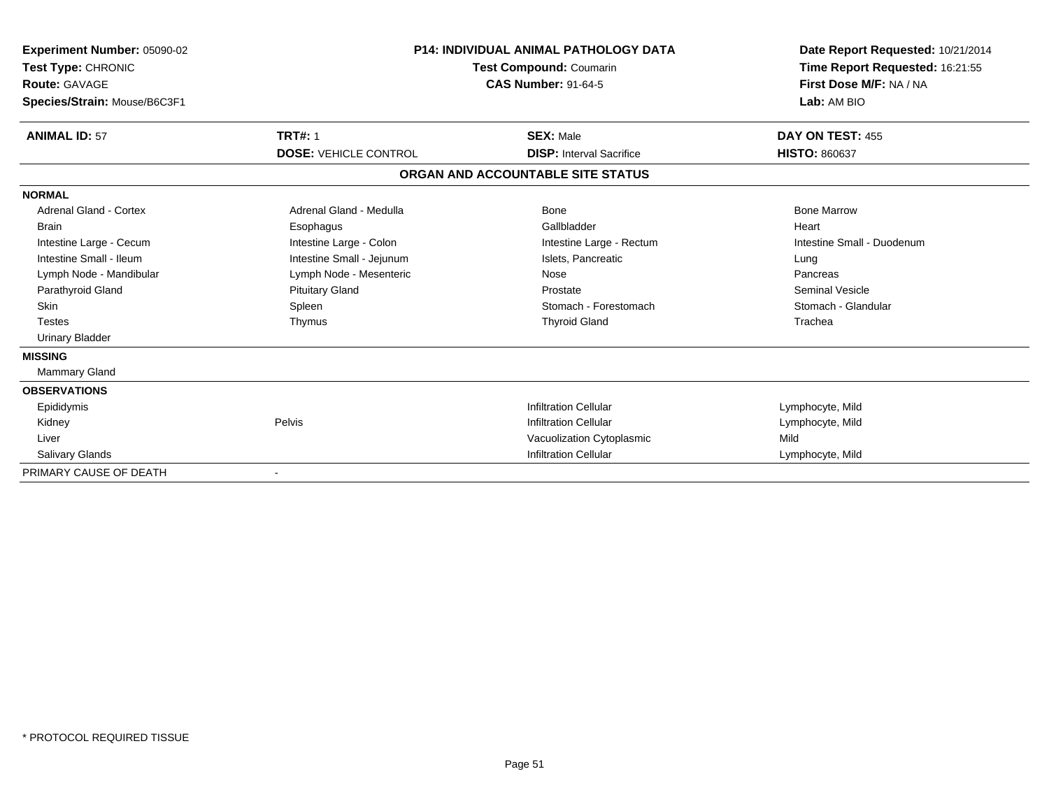**Experiment Number:** 05090-02
**Test Type:** CHRONIC
**Route:** GAVAGE
**Species/Strain:** Mouse/B6C3F1

**P14: INDIVIDUAL ANIMAL PATHOLOGY DATA**
**Test Compound:** Coumarin
**CAS Number:** 91-64-5

**Date Report Requested:** 10/21/2014
**Time Report Requested:** 16:21:55
**First Dose M/F:** NA / NA
**Lab:** AM BIO

| **ANIMAL ID:** 57 | **TRT#:** 1 | **SEX:** Male | **DAY ON TEST:** 455 |
|---|---|---|---|
| | **DOSE:** VEHICLE CONTROL | **DISP:** Interval Sacrifice | **HISTO:** 860637 |

## ORGAN AND ACCOUNTABLE SITE STATUS

| | | | |
|---|---|---|---|
| **NORMAL** | | | |
| Adrenal Gland - Cortex | Adrenal Gland - Medulla | Bone | Bone Marrow |
| Brain | Esophagus | Gallbladder | Heart |
| Intestine Large - Cecum | Intestine Large - Colon | Intestine Large - Rectum | Intestine Small - Duodenum |
| Intestine Small - Ileum | Intestine Small - Jejunum | Islets, Pancreatic | Lung |
| Lymph Node - Mandibular | Lymph Node - Mesenteric | Nose | Pancreas |
| Parathyroid Gland | Pituitary Gland | Prostate | Seminal Vesicle |
| Skin | Spleen | Stomach - Forestomach | Stomach - Glandular |
| Testes | Thymus | Thyroid Gland | Trachea |
| Urinary Bladder | | | |
| **MISSING** | | | |
| Mammary Gland | | | |
| **OBSERVATIONS** | | | |
| Epididymis | | Infiltration Cellular | Lymphocyte, Mild |
| Kidney | Pelvis | Infiltration Cellular | Lymphocyte, Mild |
| Liver | | Vacuolization Cytoplasmic | Mild |
| Salivary Glands | | Infiltration Cellular | Lymphocyte, Mild |
| PRIMARY CAUSE OF DEATH | - | | |

\* PROTOCOL REQUIRED TISSUE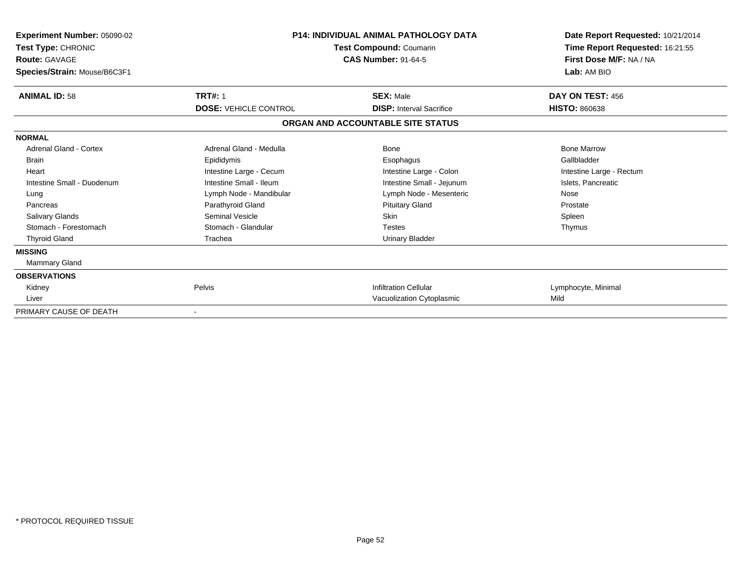**Experiment Number:** 05090-02
**Test Type:** CHRONIC
**Route:** GAVAGE
**Species/Strain:** Mouse/B6C3F1

**P14: INDIVIDUAL ANIMAL PATHOLOGY DATA**
**Test Compound:** Coumarin
**CAS Number:** 91-64-5

**Date Report Requested:** 10/21/2014
**Time Report Requested:** 16:21:55
**First Dose M/F:** NA / NA
**Lab:** AM BIO

| **ANIMAL ID:** 58 | **TRT#:** 1 | **SEX:** Male | **DAY ON TEST:** 456 |
|---|---|---|---|
| | **DOSE:** VEHICLE CONTROL | **DISP:** Interval Sacrifice | **HISTO:** 860638 |

## ORGAN AND ACCOUNTABLE SITE STATUS

| | | | |
|---|---|---|---|
| **NORMAL** | | | |
| Adrenal Gland - Cortex | Adrenal Gland - Medulla | Bone | Bone Marrow |
| Brain | Epididymis | Esophagus | Gallbladder |
| Heart | Intestine Large - Cecum | Intestine Large - Colon | Intestine Large - Rectum |
| Intestine Small - Duodenum | Intestine Small - Ileum | Intestine Small - Jejunum | Islets, Pancreatic |
| Lung | Lymph Node - Mandibular | Lymph Node - Mesenteric | Nose |
| Pancreas | Parathyroid Gland | Pituitary Gland | Prostate |
| Salivary Glands | Seminal Vesicle | Skin | Spleen |
| Stomach - Forestomach | Stomach - Glandular | Testes | Thymus |
| Thyroid Gland | Trachea | Urinary Bladder | |
| **MISSING** | | | |
| Mammary Gland | | | |
| **OBSERVATIONS** | | | |
| Kidney | Pelvis | Infiltration Cellular | Lymphocyte, Minimal |
| Liver | | Vacuolization Cytoplasmic | Mild |
| PRIMARY CAUSE OF DEATH | - | | |

\* PROTOCOL REQUIRED TISSUE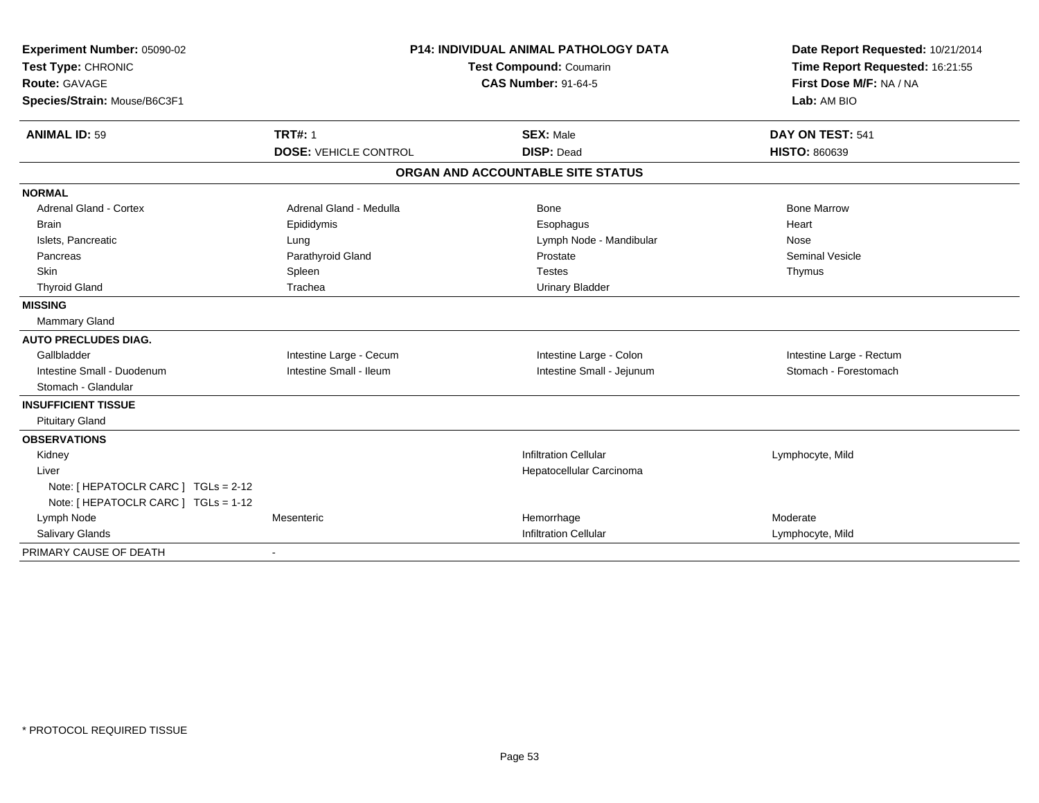**Experiment Number:** 05090-02
**Test Type:** CHRONIC
**Route:** GAVAGE
**Species/Strain:** Mouse/B6C3F1

**P14: INDIVIDUAL ANIMAL PATHOLOGY DATA**
**Test Compound:** Coumarin
**CAS Number:** 91-64-5

**Date Report Requested:** 10/21/2014
**Time Report Requested:** 16:21:55
**First Dose M/F:** NA / NA
**Lab:** AM BIO

| **ANIMAL ID:** 59 | **TRT#:** 1 | **SEX:** Male | **DAY ON TEST:** 541 |
|---|---|---|---|
| | **DOSE:** VEHICLE CONTROL | **DISP:** Dead | **HISTO:** 860639 |

## ORGAN AND ACCOUNTABLE SITE STATUS

| | | | |
|---|---|---|---|
| **NORMAL** | | | |
| Adrenal Gland - Cortex | Adrenal Gland - Medulla | Bone | Bone Marrow |
| Brain | Epididymis | Esophagus | Heart |
| Islets, Pancreatic | Lung | Lymph Node - Mandibular | Nose |
| Pancreas | Parathyroid Gland | Prostate | Seminal Vesicle |
| Skin | Spleen | Testes | Thymus |
| Thyroid Gland | Trachea | Urinary Bladder | |
| **MISSING** | | | |
| Mammary Gland | | | |
| **AUTO PRECLUDES DIAG.** | | | |
| Gallbladder | Intestine Large - Cecum | Intestine Large - Colon | Intestine Large - Rectum |
| Intestine Small - Duodenum | Intestine Small - Ileum | Intestine Small - Jejunum | Stomach - Forestomach |
| Stomach - Glandular | | | |
| **INSUFFICIENT TISSUE** | | | |
| Pituitary Gland | | | |
| **OBSERVATIONS** | | | |
| Kidney | | Infiltration Cellular | Lymphocyte, Mild |
| Liver | | Hepatocellular Carcinoma | |
| Note: [ HEPATOCLR CARC ] TGLs = 2-12 | | | |
| Note: [ HEPATOCLR CARC ] TGLs = 1-12 | | | |
| Lymph Node | Mesenteric | Hemorrhage | Moderate |
| Salivary Glands | | Infiltration Cellular | Lymphocyte, Mild |
| PRIMARY CAUSE OF DEATH | - | | |

* PROTOCOL REQUIRED TISSUE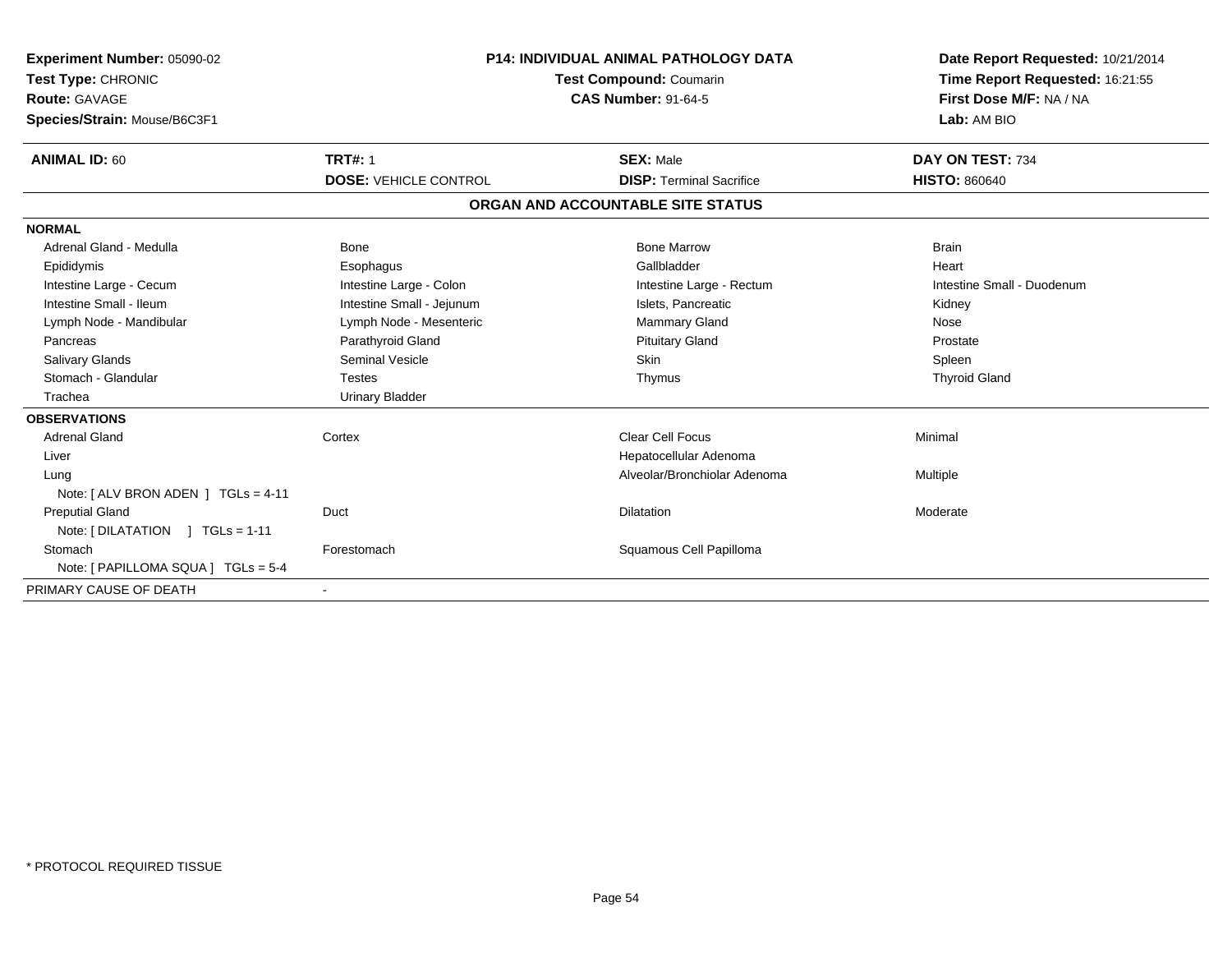**Experiment Number:** 05090-02
**Test Type:** CHRONIC
**Route:** GAVAGE
**Species/Strain:** Mouse/B6C3F1

**P14: INDIVIDUAL ANIMAL PATHOLOGY DATA**
**Test Compound:** Coumarin
**CAS Number:** 91-64-5

**Date Report Requested:** 10/21/2014
**Time Report Requested:** 16:21:55
**First Dose M/F:** NA / NA
**Lab:** AM BIO

| **ANIMAL ID:** 60 | **TRT#:** 1 | **SEX:** Male | **DAY ON TEST:** 734 |
|---|---|---|---|
| | **DOSE:** VEHICLE CONTROL | **DISP:** Terminal Sacrifice | **HISTO:** 860640 |

## ORGAN AND ACCOUNTABLE SITE STATUS

| | | | |
|---|---|---|---|
| **NORMAL** | | | |
| Adrenal Gland - Medulla | Bone | Bone Marrow | Brain |
| Epididymis | Esophagus | Gallbladder | Heart |
| Intestine Large - Cecum | Intestine Large - Colon | Intestine Large - Rectum | Intestine Small - Duodenum |
| Intestine Small - Ileum | Intestine Small - Jejunum | Islets, Pancreatic | Kidney |
| Lymph Node - Mandibular | Lymph Node - Mesenteric | Mammary Gland | Nose |
| Pancreas | Parathyroid Gland | Pituitary Gland | Prostate |
| Salivary Glands | Seminal Vesicle | Skin | Spleen |
| Stomach - Glandular | Testes | Thymus | Thyroid Gland |
| Trachea | Urinary Bladder | | |
| **OBSERVATIONS** | | | |
| Adrenal Gland | Cortex | Clear Cell Focus | Minimal |
| Liver | | Hepatocellular Adenoma | |
| Lung | | Alveolar/Bronchiolar Adenoma | Multiple |
| Note: [ ALV BRON ADEN ] TGLs = 4-11 | | | |
| Preputial Gland | Duct | Dilatation | Moderate |
| Note: [ DILATATION ] TGLs = 1-11 | | | |
| Stomach | Forestomach | Squamous Cell Papilloma | |
| Note: [ PAPILLOMA SQUA ] TGLs = 5-4 | | | |
| PRIMARY CAUSE OF DEATH | - | | |

\* PROTOCOL REQUIRED TISSUE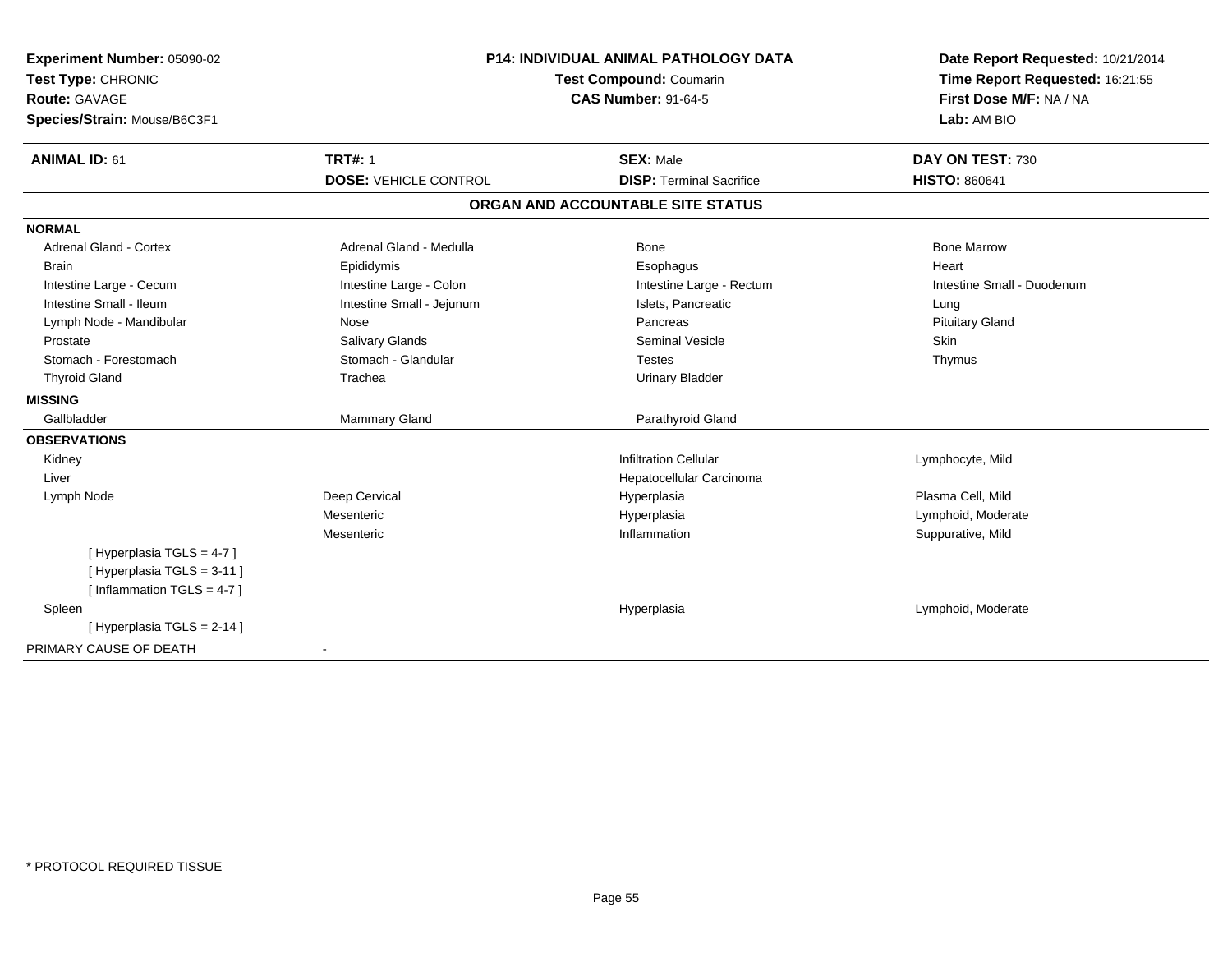**Experiment Number:** 05090-02
**Test Type:** CHRONIC
**Route:** GAVAGE
**Species/Strain:** Mouse/B6C3F1

**P14: INDIVIDUAL ANIMAL PATHOLOGY DATA**
**Test Compound:** Coumarin
**CAS Number:** 91-64-5

**Date Report Requested:** 10/21/2014
**Time Report Requested:** 16:21:55
**First Dose M/F:** NA / NA
**Lab:** AM BIO

| **ANIMAL ID:** 61 | **TRT#:** 1 | **SEX:** Male | **DAY ON TEST:** 730 |
|---|---|---|---|
| | **DOSE:** VEHICLE CONTROL | **DISP:** Terminal Sacrifice | **HISTO:** 860641 |

## ORGAN AND ACCOUNTABLE SITE STATUS

| | | | |
|---|---|---|---|
| **NORMAL** | | | |
| Adrenal Gland - Cortex | Adrenal Gland - Medulla | Bone | Bone Marrow |
| Brain | Epididymis | Esophagus | Heart |
| Intestine Large - Cecum | Intestine Large - Colon | Intestine Large - Rectum | Intestine Small - Duodenum |
| Intestine Small - Ileum | Intestine Small - Jejunum | Islets, Pancreatic | Lung |
| Lymph Node - Mandibular | Nose | Pancreas | Pituitary Gland |
| Prostate | Salivary Glands | Seminal Vesicle | Skin |
| Stomach - Forestomach | Stomach - Glandular | Testes | Thymus |
| Thyroid Gland | Trachea | Urinary Bladder | |
| **MISSING** | | | |
| Gallbladder | Mammary Gland | Parathyroid Gland | |
| **OBSERVATIONS** | | | |
| Kidney | | Infiltration Cellular | Lymphocyte, Mild |
| Liver | | Hepatocellular Carcinoma | |
| Lymph Node | Deep Cervical | Hyperplasia | Plasma Cell, Mild |
| | Mesenteric | Hyperplasia | Lymphoid, Moderate |
| | Mesenteric | Inflammation | Suppurative, Mild |
| [ Hyperplasia TGLS = 4-7 ] | | | |
| [ Hyperplasia TGLS = 3-11 ] | | | |
| [ Inflammation TGLS = 4-7 ] | | | |
| Spleen | | Hyperplasia | Lymphoid, Moderate |
| [ Hyperplasia TGLS = 2-14 ] | | | |
| PRIMARY CAUSE OF DEATH | - | | |

* PROTOCOL REQUIRED TISSUE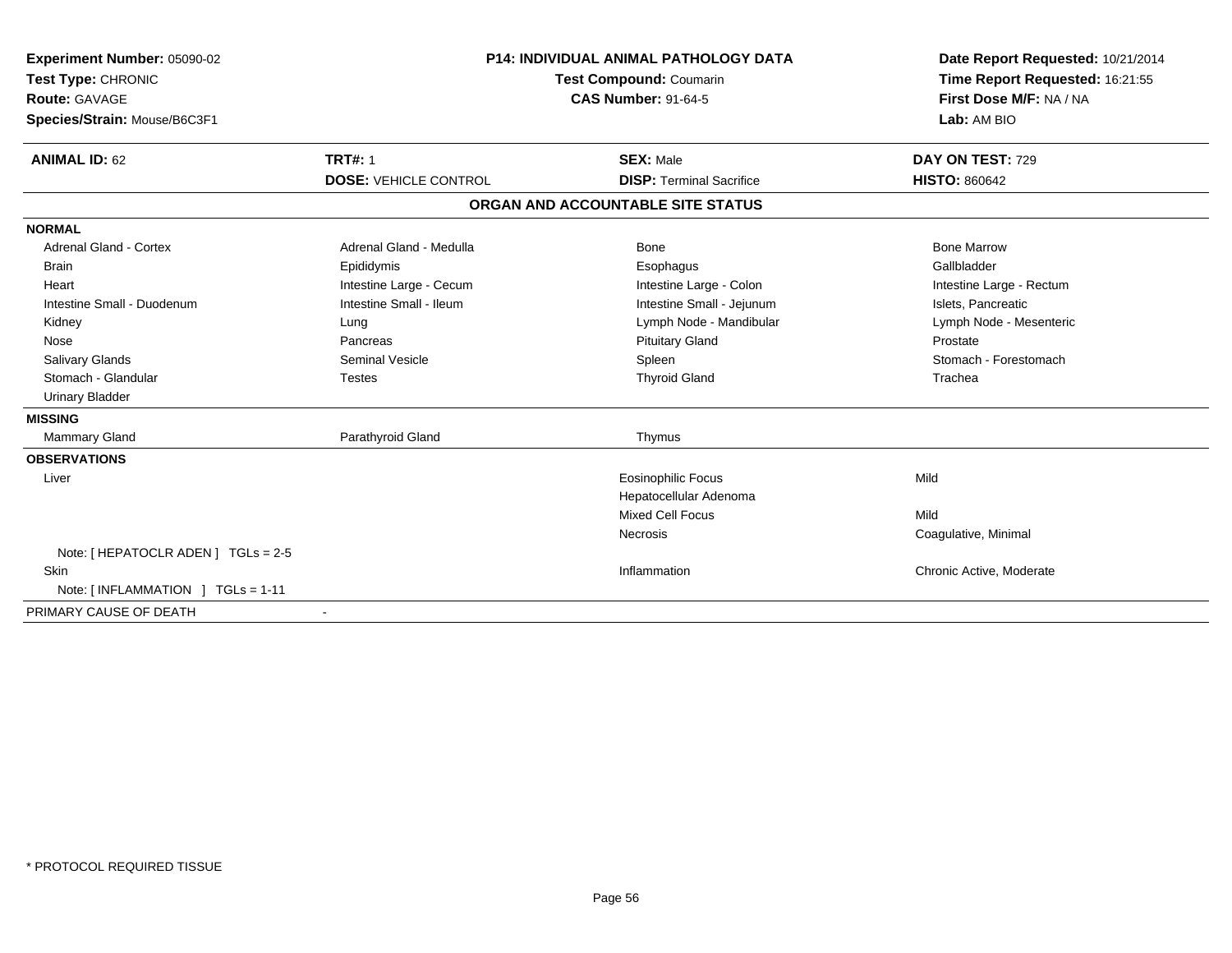**Experiment Number:** 05090-02
**Test Type:** CHRONIC
**Route:** GAVAGE
**Species/Strain:** Mouse/B6C3F1

**P14: INDIVIDUAL ANIMAL PATHOLOGY DATA**
**Test Compound:** Coumarin
**CAS Number:** 91-64-5

**Date Report Requested:** 10/21/2014
**Time Report Requested:** 16:21:55
**First Dose M/F:** NA / NA
**Lab:** AM BIO

| **ANIMAL ID:** 62 | **TRT#:** 1 | **SEX:** Male | **DAY ON TEST:** 729 |
|---|---|---|---|
| | **DOSE:** VEHICLE CONTROL | **DISP:** Terminal Sacrifice | **HISTO:** 860642 |

## ORGAN AND ACCOUNTABLE SITE STATUS

| | | | |
|---|---|---|---|
| **NORMAL** | | | |
| Adrenal Gland - Cortex | Adrenal Gland - Medulla | Bone | Bone Marrow |
| Brain | Epididymis | Esophagus | Gallbladder |
| Heart | Intestine Large - Cecum | Intestine Large - Colon | Intestine Large - Rectum |
| Intestine Small - Duodenum | Intestine Small - Ileum | Intestine Small - Jejunum | Islets, Pancreatic |
| Kidney | Lung | Lymph Node - Mandibular | Lymph Node - Mesenteric |
| Nose | Pancreas | Pituitary Gland | Prostate |
| Salivary Glands | Seminal Vesicle | Spleen | Stomach - Forestomach |
| Stomach - Glandular | Testes | Thyroid Gland | Trachea |
| Urinary Bladder | | | |
| **MISSING** | | | |
| Mammary Gland | Parathyroid Gland | Thymus | |
| **OBSERVATIONS** | | | |
| Liver | | Eosinophilic Focus | Mild |
| | | Hepatocellular Adenoma | |
| | | Mixed Cell Focus | Mild |
| | | Necrosis | Coagulative, Minimal |
| Note: [ HEPATOCLR ADEN ] TGLs = 2-5 | | | |
| Skin | | Inflammation | Chronic Active, Moderate |
| Note: [ INFLAMMATION ] TGLs = 1-11 | | | |
| PRIMARY CAUSE OF DEATH | - | | |

\* PROTOCOL REQUIRED TISSUE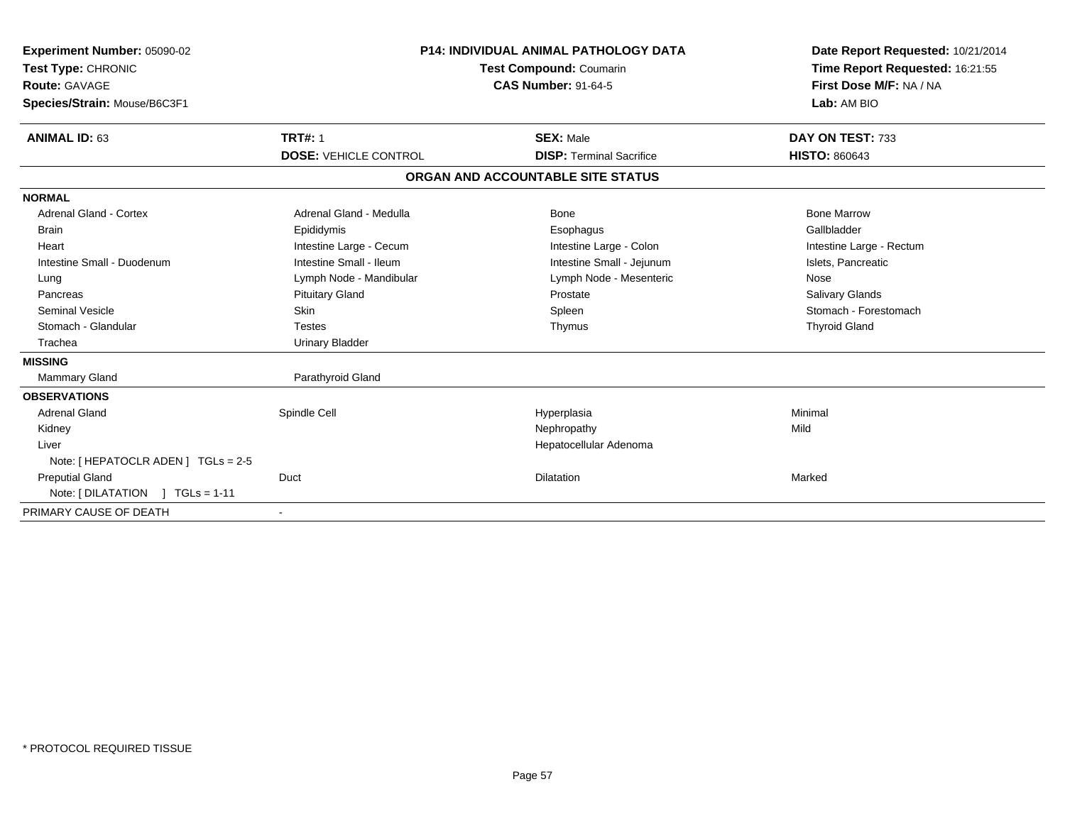**Experiment Number:** 05090-02
**Test Type:** CHRONIC
**Route:** GAVAGE
**Species/Strain:** Mouse/B6C3F1

**P14: INDIVIDUAL ANIMAL PATHOLOGY DATA**
**Test Compound:** Coumarin
**CAS Number:** 91-64-5

**Date Report Requested:** 10/21/2014
**Time Report Requested:** 16:21:55
**First Dose M/F:** NA / NA
**Lab:** AM BIO

| **ANIMAL ID:** 63 | **TRT#:** 1 | **SEX:** Male | **DAY ON TEST:** 733 |
|---|---|---|---|
| | **DOSE:** VEHICLE CONTROL | **DISP:** Terminal Sacrifice | **HISTO:** 860643 |

## ORGAN AND ACCOUNTABLE SITE STATUS

| | | | |
|---|---|---|---|
| **NORMAL** | | | |
| Adrenal Gland - Cortex | Adrenal Gland - Medulla | Bone | Bone Marrow |
| Brain | Epididymis | Esophagus | Gallbladder |
| Heart | Intestine Large - Cecum | Intestine Large - Colon | Intestine Large - Rectum |
| Intestine Small - Duodenum | Intestine Small - Ileum | Intestine Small - Jejunum | Islets, Pancreatic |
| Lung | Lymph Node - Mandibular | Lymph Node - Mesenteric | Nose |
| Pancreas | Pituitary Gland | Prostate | Salivary Glands |
| Seminal Vesicle | Skin | Spleen | Stomach - Forestomach |
| Stomach - Glandular | Testes | Thymus | Thyroid Gland |
| Trachea | Urinary Bladder | | |
| **MISSING** | | | |
| Mammary Gland | Parathyroid Gland | | |
| **OBSERVATIONS** | | | |
| Adrenal Gland | Spindle Cell | Hyperplasia | Minimal |
| Kidney | | Nephropathy | Mild |
| Liver | | Hepatocellular Adenoma | |
| Note: [ HEPATOCLR ADEN ] TGLs = 2-5 | | | |
| Preputial Gland | Duct | Dilatation | Marked |
| Note: [ DILATATION ] TGLs = 1-11 | | | |
| PRIMARY CAUSE OF DEATH | - | | |

\* PROTOCOL REQUIRED TISSUE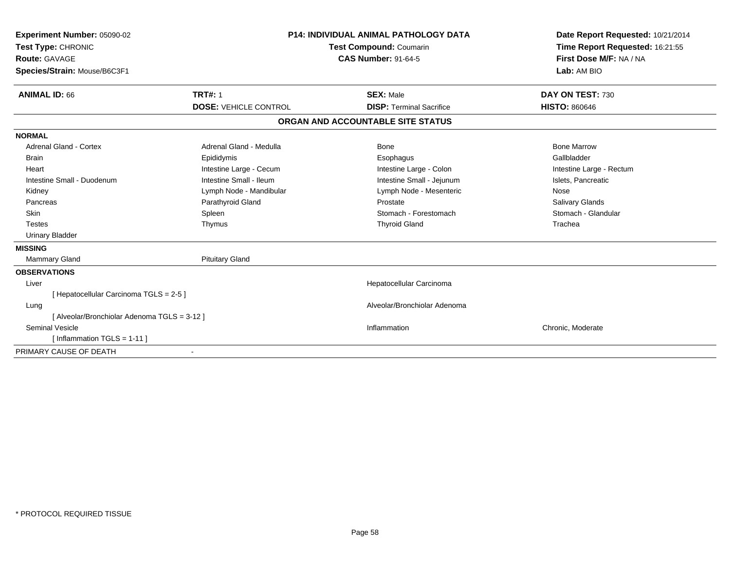**Experiment Number:** 05090-02
**Test Type:** CHRONIC
**Route:** GAVAGE
**Species/Strain:** Mouse/B6C3F1

**P14: INDIVIDUAL ANIMAL PATHOLOGY DATA**
**Test Compound:** Coumarin
**CAS Number:** 91-64-5

**Date Report Requested:** 10/21/2014
**Time Report Requested:** 16:21:55
**First Dose M/F:** NA / NA
**Lab:** AM BIO

| **ANIMAL ID:** 66 | **TRT#:** 1 | **SEX:** Male | **DAY ON TEST:** 730 |
|---|---|---|---|
| | **DOSE:** VEHICLE CONTROL | **DISP:** Terminal Sacrifice | **HISTO:** 860646 |

## ORGAN AND ACCOUNTABLE SITE STATUS

**NORMAL**

| | | | |
|---|---|---|---|
| Adrenal Gland - Cortex | Adrenal Gland - Medulla | Bone | Bone Marrow |
| Brain | Epididymis | Esophagus | Gallbladder |
| Heart | Intestine Large - Cecum | Intestine Large - Colon | Intestine Large - Rectum |
| Intestine Small - Duodenum | Intestine Small - Ileum | Intestine Small - Jejunum | Islets, Pancreatic |
| Kidney | Lymph Node - Mandibular | Lymph Node - Mesenteric | Nose |
| Pancreas | Parathyroid Gland | Prostate | Salivary Glands |
| Skin | Spleen | Stomach - Forestomach | Stomach - Glandular |
| Testes | Thymus | Thyroid Gland | Trachea |
| Urinary Bladder | | | |

**MISSING**

| | |
|---|---|
| Mammary Gland | Pituitary Gland |

**OBSERVATIONS**

| | | |
|---|---|---|
| Liver | Hepatocellular Carcinoma | |
| [ Hepatocellular Carcinoma TGLS = 2-5 ] | | |
| Lung | Alveolar/Bronchiolar Adenoma | |
| [ Alveolar/Bronchiolar Adenoma TGLS = 3-12 ] | | |
| Seminal Vesicle | Inflammation | Chronic, Moderate |
| [ Inflammation TGLS = 1-11 ] | | |

PRIMARY CAUSE OF DEATH -

\* PROTOCOL REQUIRED TISSUE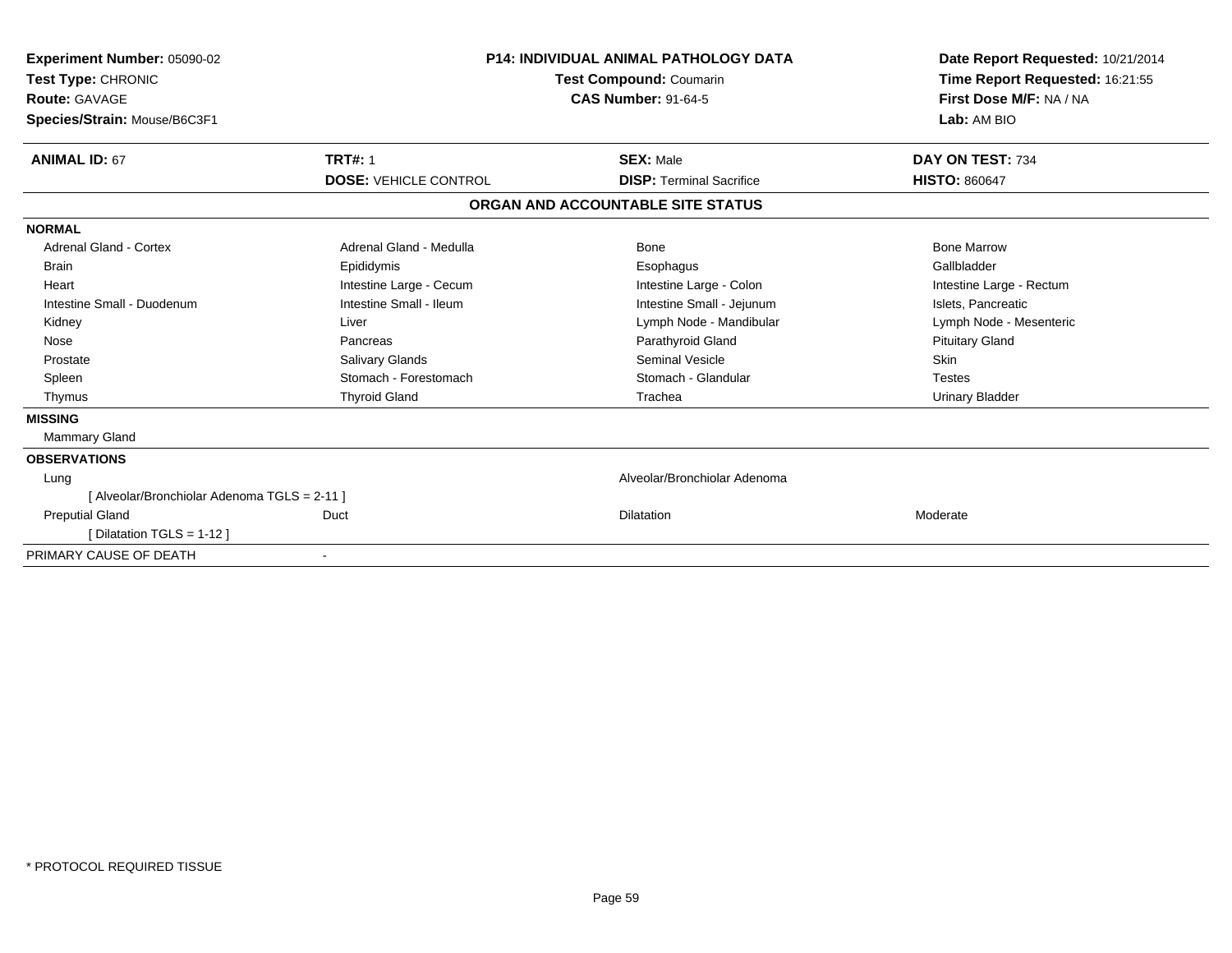**Experiment Number:** 05090-02
**Test Type:** CHRONIC
**Route:** GAVAGE
**Species/Strain:** Mouse/B6C3F1

**P14: INDIVIDUAL ANIMAL PATHOLOGY DATA**
**Test Compound:** Coumarin
**CAS Number:** 91-64-5

**Date Report Requested:** 10/21/2014
**Time Report Requested:** 16:21:55
**First Dose M/F:** NA / NA
**Lab:** AM BIO

| **ANIMAL ID:** 67 | **TRT#:** 1 | **SEX:** Male | **DAY ON TEST:** 734 |
|---|---|---|---|
| | **DOSE:** VEHICLE CONTROL | **DISP:** Terminal Sacrifice | **HISTO:** 860647 |

## ORGAN AND ACCOUNTABLE SITE STATUS

**NORMAL**

| | | | |
|---|---|---|---|
| Adrenal Gland - Cortex | Adrenal Gland - Medulla | Bone | Bone Marrow |
| Brain | Epididymis | Esophagus | Gallbladder |
| Heart | Intestine Large - Cecum | Intestine Large - Colon | Intestine Large - Rectum |
| Intestine Small - Duodenum | Intestine Small - Ileum | Intestine Small - Jejunum | Islets, Pancreatic |
| Kidney | Liver | Lymph Node - Mandibular | Lymph Node - Mesenteric |
| Nose | Pancreas | Parathyroid Gland | Pituitary Gland |
| Prostate | Salivary Glands | Seminal Vesicle | Skin |
| Spleen | Stomach - Forestomach | Stomach - Glandular | Testes |
| Thymus | Thyroid Gland | Trachea | Urinary Bladder |

**MISSING**

Mammary Gland

**OBSERVATIONS**

| | | | |
|---|---|---|---|
| Lung | | Alveolar/Bronchiolar Adenoma | |
| [ Alveolar/Bronchiolar Adenoma TGLS = 2-11 ] | | | |
| Preputial Gland | Duct | Dilatation | Moderate |
| [ Dilatation TGLS = 1-12 ] | | | |

PRIMARY CAUSE OF DEATH -

* PROTOCOL REQUIRED TISSUE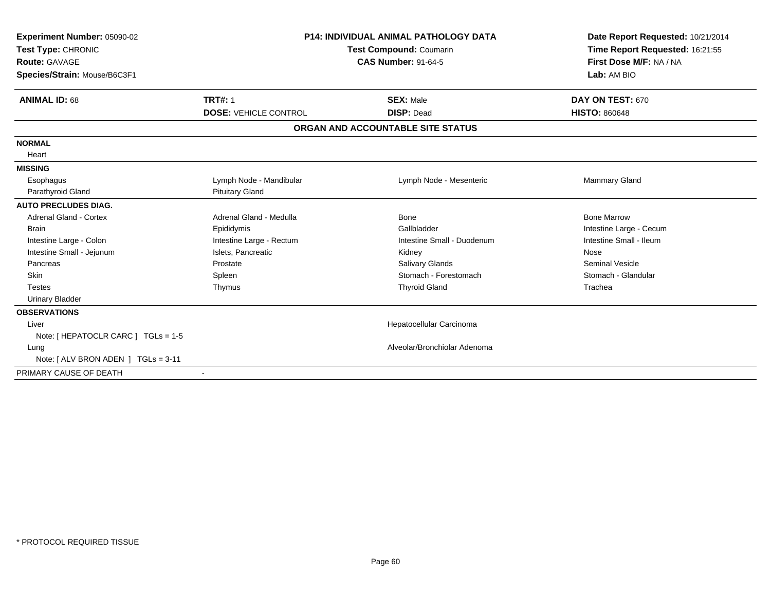**Experiment Number:** 05090-02
**Test Type:** CHRONIC
**Route:** GAVAGE
**Species/Strain:** Mouse/B6C3F1

**P14: INDIVIDUAL ANIMAL PATHOLOGY DATA**
**Test Compound:** Coumarin
**CAS Number:** 91-64-5

**Date Report Requested:** 10/21/2014
**Time Report Requested:** 16:21:55
**First Dose M/F:** NA / NA
**Lab:** AM BIO

| **ANIMAL ID:** 68 | **TRT#:** 1 | **SEX:** Male | **DAY ON TEST:** 670 |
|---|---|---|---|
| | **DOSE:** VEHICLE CONTROL | **DISP:** Dead | **HISTO:** 860648 |

**ORGAN AND ACCOUNTABLE SITE STATUS**

| | | | |
|---|---|---|---|
| **NORMAL** | | | |
| Heart | | | |
| **MISSING** | | | |
| Esophagus | Lymph Node - Mandibular | Lymph Node - Mesenteric | Mammary Gland |
| Parathyroid Gland | Pituitary Gland | | |
| **AUTO PRECLUDES DIAG.** | | | |
| Adrenal Gland - Cortex | Adrenal Gland - Medulla | Bone | Bone Marrow |
| Brain | Epididymis | Gallbladder | Intestine Large - Cecum |
| Intestine Large - Colon | Intestine Large - Rectum | Intestine Small - Duodenum | Intestine Small - Ileum |
| Intestine Small - Jejunum | Islets, Pancreatic | Kidney | Nose |
| Pancreas | Prostate | Salivary Glands | Seminal Vesicle |
| Skin | Spleen | Stomach - Forestomach | Stomach - Glandular |
| Testes | Thymus | Thyroid Gland | Trachea |
| Urinary Bladder | | | |
| **OBSERVATIONS** | | | |
| Liver | | Hepatocellular Carcinoma | |
| Note: [ HEPATOCLR CARC ] TGLs = 1-5 | | | |
| Lung | | Alveolar/Bronchiolar Adenoma | |
| Note: [ ALV BRON ADEN ] TGLs = 3-11 | | | |
| PRIMARY CAUSE OF DEATH | - | | |

* PROTOCOL REQUIRED TISSUE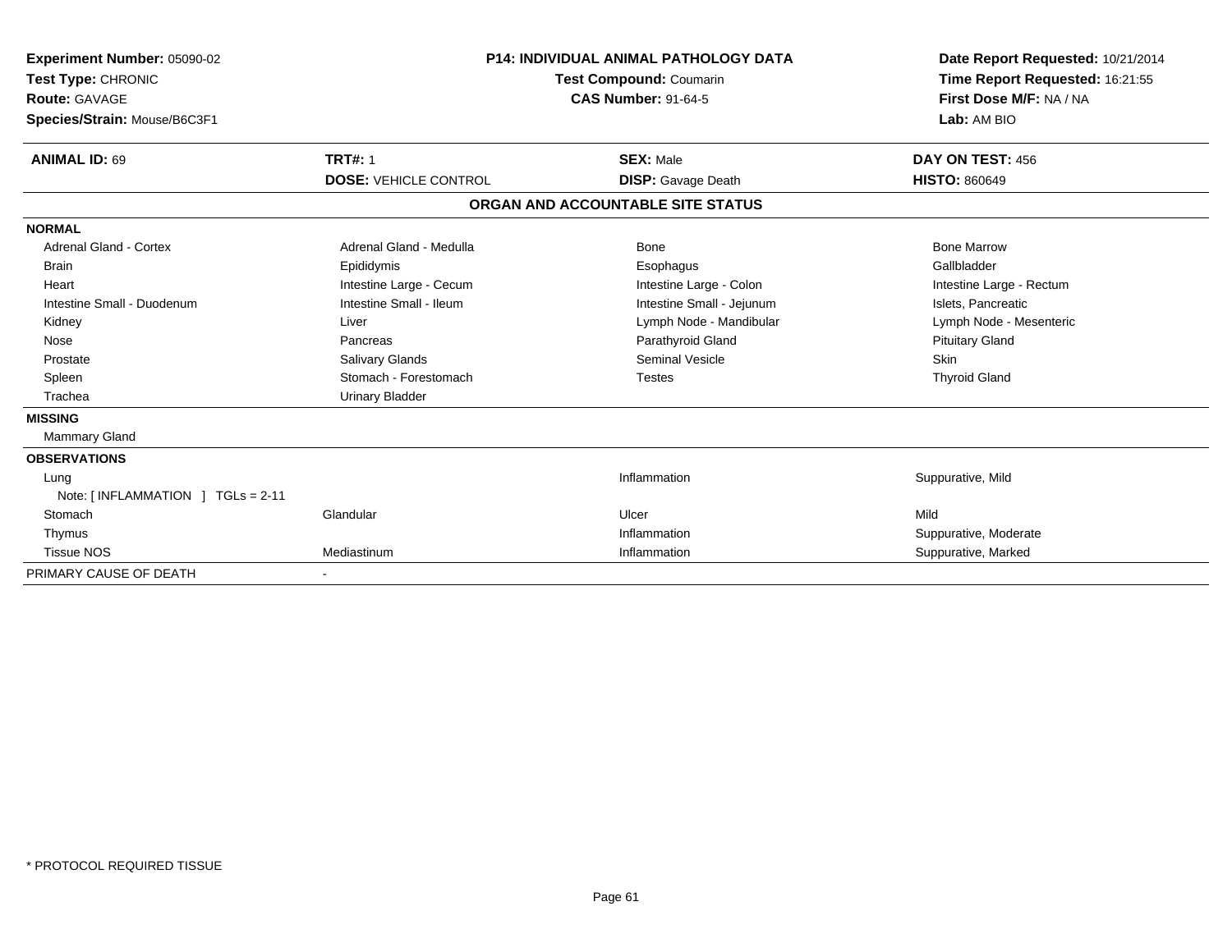**Experiment Number:** 05090-02
**Test Type:** CHRONIC
**Route:** GAVAGE
**Species/Strain:** Mouse/B6C3F1

**P14: INDIVIDUAL ANIMAL PATHOLOGY DATA**
**Test Compound:** Coumarin
**CAS Number:** 91-64-5

**Date Report Requested:** 10/21/2014
**Time Report Requested:** 16:21:55
**First Dose M/F:** NA / NA
**Lab:** AM BIO

| **ANIMAL ID:** 69 | **TRT#:** 1 | **SEX:** Male | **DAY ON TEST:** 456 |
|---|---|---|---|
| | **DOSE:** VEHICLE CONTROL | **DISP:** Gavage Death | **HISTO:** 860649 |

## ORGAN AND ACCOUNTABLE SITE STATUS

| | | | |
|---|---|---|---|
| **NORMAL** | | | |
| Adrenal Gland - Cortex | Adrenal Gland - Medulla | Bone | Bone Marrow |
| Brain | Epididymis | Esophagus | Gallbladder |
| Heart | Intestine Large - Cecum | Intestine Large - Colon | Intestine Large - Rectum |
| Intestine Small - Duodenum | Intestine Small - Ileum | Intestine Small - Jejunum | Islets, Pancreatic |
| Kidney | Liver | Lymph Node - Mandibular | Lymph Node - Mesenteric |
| Nose | Pancreas | Parathyroid Gland | Pituitary Gland |
| Prostate | Salivary Glands | Seminal Vesicle | Skin |
| Spleen | Stomach - Forestomach | Testes | Thyroid Gland |
| Trachea | Urinary Bladder | | |
| **MISSING** | | | |
| Mammary Gland | | | |
| **OBSERVATIONS** | | | |
| Lung | | Inflammation | Suppurative, Mild |
| Note: [ INFLAMMATION ] TGLs = 2-11 | | | |
| Stomach | Glandular | Ulcer | Mild |
| Thymus | | Inflammation | Suppurative, Moderate |
| Tissue NOS | Mediastinum | Inflammation | Suppurative, Marked |
| PRIMARY CAUSE OF DEATH | - | | |

* PROTOCOL REQUIRED TISSUE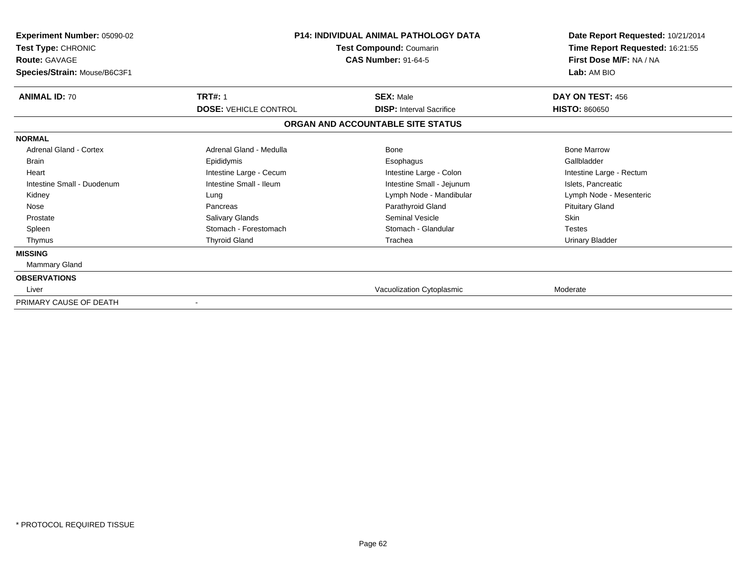**Experiment Number:** 05090-02
**Test Type:** CHRONIC
**Route:** GAVAGE
**Species/Strain:** Mouse/B6C3F1

**P14: INDIVIDUAL ANIMAL PATHOLOGY DATA**
**Test Compound:** Coumarin
**CAS Number:** 91-64-5

**Date Report Requested:** 10/21/2014
**Time Report Requested:** 16:21:55
**First Dose M/F:** NA / NA
**Lab:** AM BIO

| **ANIMAL ID:** 70 | **TRT#:** 1 | **SEX:** Male | **DAY ON TEST:** 456 |
|---|---|---|---|
| | **DOSE:** VEHICLE CONTROL | **DISP:** Interval Sacrifice | **HISTO:** 860650 |

**ORGAN AND ACCOUNTABLE SITE STATUS**

| | | | |
|---|---|---|---|
| **NORMAL** | | | |
| Adrenal Gland - Cortex | Adrenal Gland - Medulla | Bone | Bone Marrow |
| Brain | Epididymis | Esophagus | Gallbladder |
| Heart | Intestine Large - Cecum | Intestine Large - Colon | Intestine Large - Rectum |
| Intestine Small - Duodenum | Intestine Small - Ileum | Intestine Small - Jejunum | Islets, Pancreatic |
| Kidney | Lung | Lymph Node - Mandibular | Lymph Node - Mesenteric |
| Nose | Pancreas | Parathyroid Gland | Pituitary Gland |
| Prostate | Salivary Glands | Seminal Vesicle | Skin |
| Spleen | Stomach - Forestomach | Stomach - Glandular | Testes |
| Thymus | Thyroid Gland | Trachea | Urinary Bladder |
| **MISSING** | | | |
| Mammary Gland | | | |
| **OBSERVATIONS** | | | |
| Liver | | Vacuolization Cytoplasmic | Moderate |
| PRIMARY CAUSE OF DEATH | - | | |

\* PROTOCOL REQUIRED TISSUE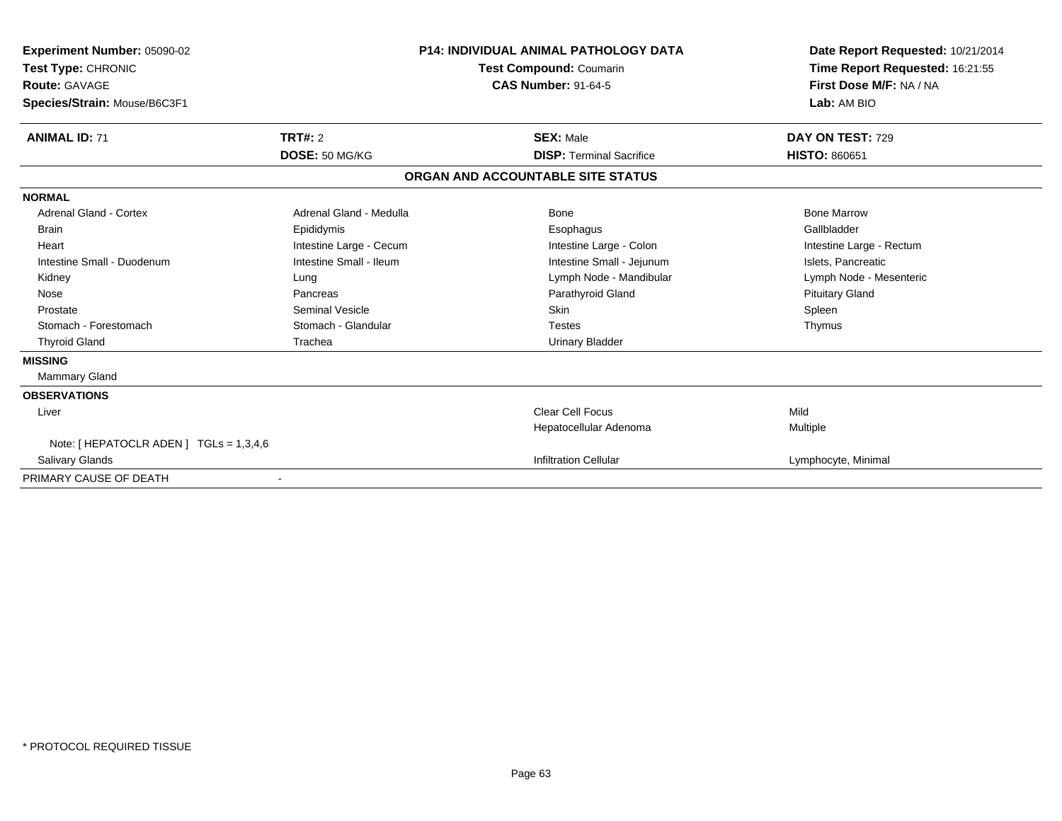**Experiment Number:** 05090-02
**Test Type:** CHRONIC
**Route:** GAVAGE
**Species/Strain:** Mouse/B6C3F1

**P14: INDIVIDUAL ANIMAL PATHOLOGY DATA**
**Test Compound:** Coumarin
**CAS Number:** 91-64-5

**Date Report Requested:** 10/21/2014
**Time Report Requested:** 16:21:55
**First Dose M/F:** NA / NA
**Lab:** AM BIO

| **ANIMAL ID:** 71 | **TRT#:** 2 | **SEX:** Male | **DAY ON TEST:** 729 |
|---|---|---|---|
| | **DOSE:** 50 MG/KG | **DISP:** Terminal Sacrifice | **HISTO:** 860651 |

## ORGAN AND ACCOUNTABLE SITE STATUS

| | | | |
|---|---|---|---|
| **NORMAL** | | | |
| Adrenal Gland - Cortex | Adrenal Gland - Medulla | Bone | Bone Marrow |
| Brain | Epididymis | Esophagus | Gallbladder |
| Heart | Intestine Large - Cecum | Intestine Large - Colon | Intestine Large - Rectum |
| Intestine Small - Duodenum | Intestine Small - Ileum | Intestine Small - Jejunum | Islets, Pancreatic |
| Kidney | Lung | Lymph Node - Mandibular | Lymph Node - Mesenteric |
| Nose | Pancreas | Parathyroid Gland | Pituitary Gland |
| Prostate | Seminal Vesicle | Skin | Spleen |
| Stomach - Forestomach | Stomach - Glandular | Testes | Thymus |
| Thyroid Gland | Trachea | Urinary Bladder | |
| **MISSING** | | | |
| Mammary Gland | | | |
| **OBSERVATIONS** | | | |
| Liver | | Clear Cell Focus | Mild |
| | | Hepatocellular Adenoma | Multiple |
| Note: [ HEPATOCLR ADEN ] TGLs = 1,3,4,6 | | | |
| Salivary Glands | | Infiltration Cellular | Lymphocyte, Minimal |
| PRIMARY CAUSE OF DEATH | - | | |

* PROTOCOL REQUIRED TISSUE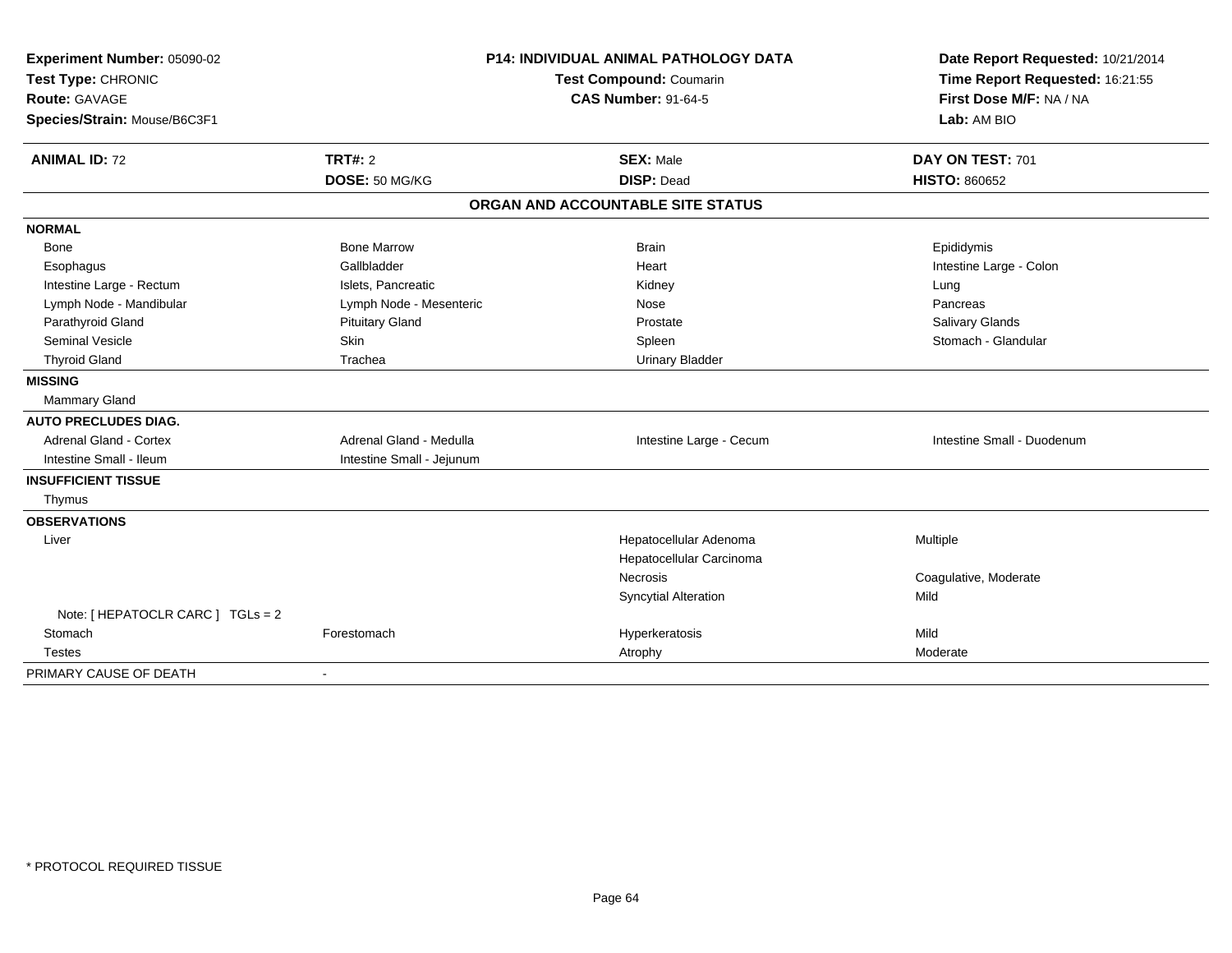**Experiment Number:** 05090-02
**Test Type:** CHRONIC
**Route:** GAVAGE
**Species/Strain:** Mouse/B6C3F1

**P14: INDIVIDUAL ANIMAL PATHOLOGY DATA**
**Test Compound:** Coumarin
**CAS Number:** 91-64-5

**Date Report Requested:** 10/21/2014
**Time Report Requested:** 16:21:55
**First Dose M/F:** NA / NA
**Lab:** AM BIO

| **ANIMAL ID:** 72 | **TRT#:** 2 | **SEX:** Male | **DAY ON TEST:** 701 |
|---|---|---|---|
| | **DOSE:** 50 MG/KG | **DISP:** Dead | **HISTO:** 860652 |

## ORGAN AND ACCOUNTABLE SITE STATUS

| | | | |
|---|---|---|---|
| **NORMAL** | | | |
| Bone | Bone Marrow | Brain | Epididymis |
| Esophagus | Gallbladder | Heart | Intestine Large - Colon |
| Intestine Large - Rectum | Islets, Pancreatic | Kidney | Lung |
| Lymph Node - Mandibular | Lymph Node - Mesenteric | Nose | Pancreas |
| Parathyroid Gland | Pituitary Gland | Prostate | Salivary Glands |
| Seminal Vesicle | Skin | Spleen | Stomach - Glandular |
| Thyroid Gland | Trachea | Urinary Bladder | |
| **MISSING** | | | |
| Mammary Gland | | | |
| **AUTO PRECLUDES DIAG.** | | | |
| Adrenal Gland - Cortex | Adrenal Gland - Medulla | Intestine Large - Cecum | Intestine Small - Duodenum |
| Intestine Small - Ileum | Intestine Small - Jejunum | | |
| **INSUFFICIENT TISSUE** | | | |
| Thymus | | | |
| **OBSERVATIONS** | | | |
| Liver | | Hepatocellular Adenoma | Multiple |
| | | Hepatocellular Carcinoma | |
| | | Necrosis | Coagulative, Moderate |
| | | Syncytial Alteration | Mild |
| Note: [ HEPATOCLR CARC ] TGLs = 2 | | | |
| Stomach | Forestomach | Hyperkeratosis | Mild |
| Testes | | Atrophy | Moderate |
| PRIMARY CAUSE OF DEATH | - | | |

* PROTOCOL REQUIRED TISSUE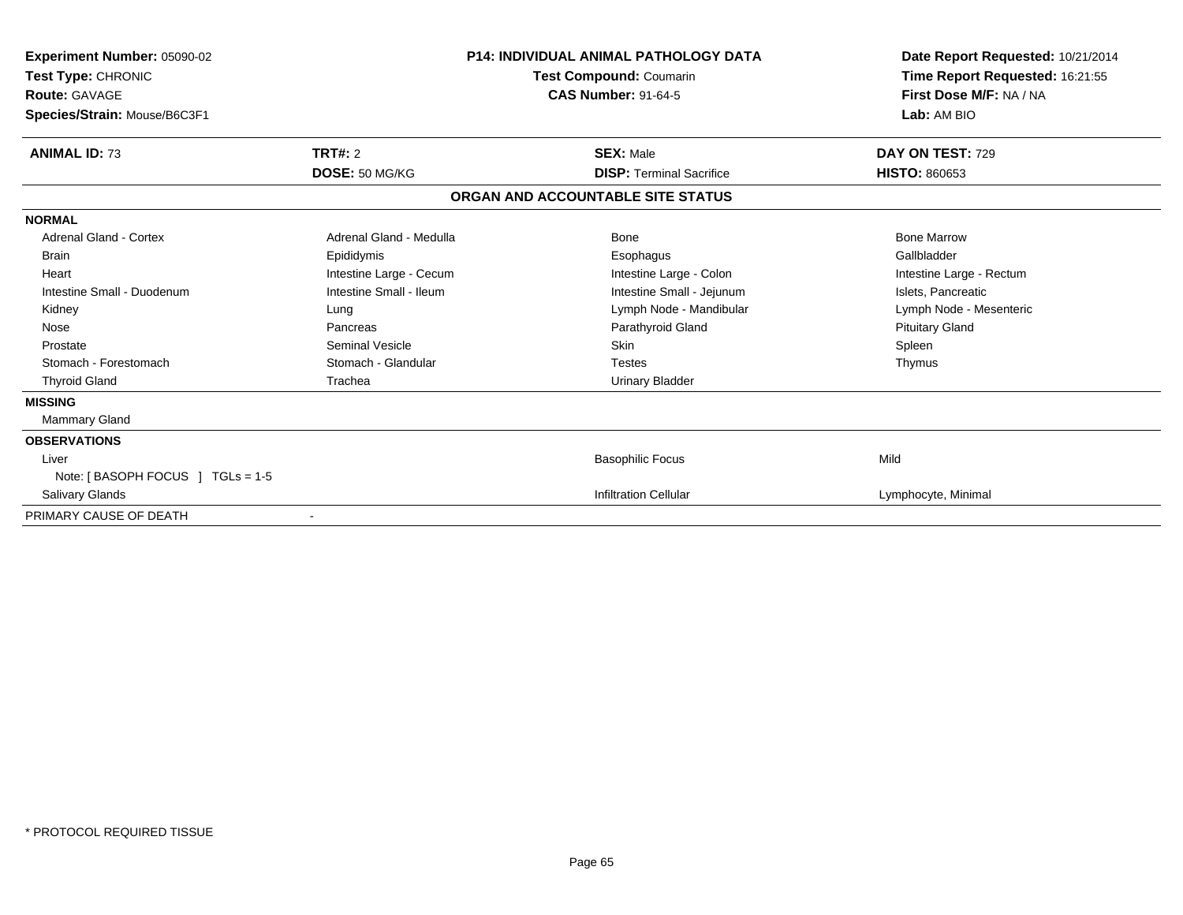**Experiment Number:** 05090-02
**Test Type:** CHRONIC
**Route:** GAVAGE
**Species/Strain:** Mouse/B6C3F1

**P14: INDIVIDUAL ANIMAL PATHOLOGY DATA**
**Test Compound:** Coumarin
**CAS Number:** 91-64-5

**Date Report Requested:** 10/21/2014
**Time Report Requested:** 16:21:55
**First Dose M/F:** NA / NA
**Lab:** AM BIO

| **ANIMAL ID:** 73 | **TRT#:** 2 | **SEX:** Male | **DAY ON TEST:** 729 |
|---|---|---|---|
| | **DOSE:** 50 MG/KG | **DISP:** Terminal Sacrifice | **HISTO:** 860653 |

## ORGAN AND ACCOUNTABLE SITE STATUS

| | | | |
|---|---|---|---|
| **NORMAL** | | | |
| Adrenal Gland - Cortex | Adrenal Gland - Medulla | Bone | Bone Marrow |
| Brain | Epididymis | Esophagus | Gallbladder |
| Heart | Intestine Large - Cecum | Intestine Large - Colon | Intestine Large - Rectum |
| Intestine Small - Duodenum | Intestine Small - Ileum | Intestine Small - Jejunum | Islets, Pancreatic |
| Kidney | Lung | Lymph Node - Mandibular | Lymph Node - Mesenteric |
| Nose | Pancreas | Parathyroid Gland | Pituitary Gland |
| Prostate | Seminal Vesicle | Skin | Spleen |
| Stomach - Forestomach | Stomach - Glandular | Testes | Thymus |
| Thyroid Gland | Trachea | Urinary Bladder | |
| **MISSING** | | | |
| Mammary Gland | | | |
| **OBSERVATIONS** | | | |
| Liver | | Basophilic Focus | Mild |
| Note: [ BASOPH FOCUS ] TGLs = 1-5 | | | |
| Salivary Glands | | Infiltration Cellular | Lymphocyte, Minimal |
| PRIMARY CAUSE OF DEATH | - | | |

* PROTOCOL REQUIRED TISSUE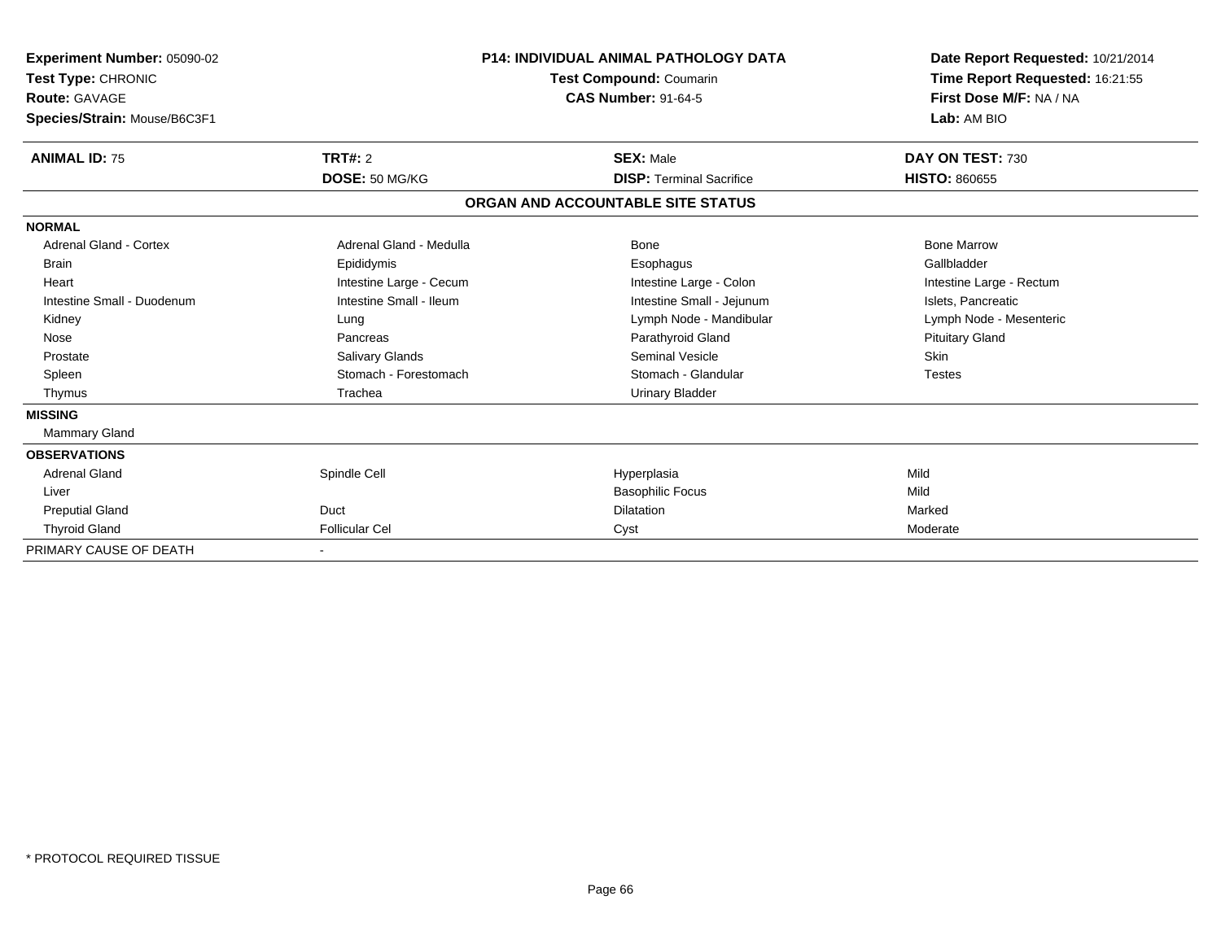**Experiment Number:** 05090-02
**Test Type:** CHRONIC
**Route:** GAVAGE
**Species/Strain:** Mouse/B6C3F1

**P14: INDIVIDUAL ANIMAL PATHOLOGY DATA**
**Test Compound:** Coumarin
**CAS Number:** 91-64-5

**Date Report Requested:** 10/21/2014
**Time Report Requested:** 16:21:55
**First Dose M/F:** NA / NA
**Lab:** AM BIO

| **ANIMAL ID:** 75 | **TRT#:** 2 | **SEX:** Male | **DAY ON TEST:** 730 |
|---|---|---|---|
| | **DOSE:** 50 MG/KG | **DISP:** Terminal Sacrifice | **HISTO:** 860655 |

**ORGAN AND ACCOUNTABLE SITE STATUS**

| | | | |
|---|---|---|---|
| **NORMAL** | | | |
| Adrenal Gland - Cortex | Adrenal Gland - Medulla | Bone | Bone Marrow |
| Brain | Epididymis | Esophagus | Gallbladder |
| Heart | Intestine Large - Cecum | Intestine Large - Colon | Intestine Large - Rectum |
| Intestine Small - Duodenum | Intestine Small - Ileum | Intestine Small - Jejunum | Islets, Pancreatic |
| Kidney | Lung | Lymph Node - Mandibular | Lymph Node - Mesenteric |
| Nose | Pancreas | Parathyroid Gland | Pituitary Gland |
| Prostate | Salivary Glands | Seminal Vesicle | Skin |
| Spleen | Stomach - Forestomach | Stomach - Glandular | Testes |
| Thymus | Trachea | Urinary Bladder | |
| **MISSING** | | | |
| Mammary Gland | | | |
| **OBSERVATIONS** | | | |
| Adrenal Gland | Spindle Cell | Hyperplasia | Mild |
| Liver | | Basophilic Focus | Mild |
| Preputial Gland | Duct | Dilatation | Marked |
| Thyroid Gland | Follicular Cel | Cyst | Moderate |
| PRIMARY CAUSE OF DEATH | - | | |

* PROTOCOL REQUIRED TISSUE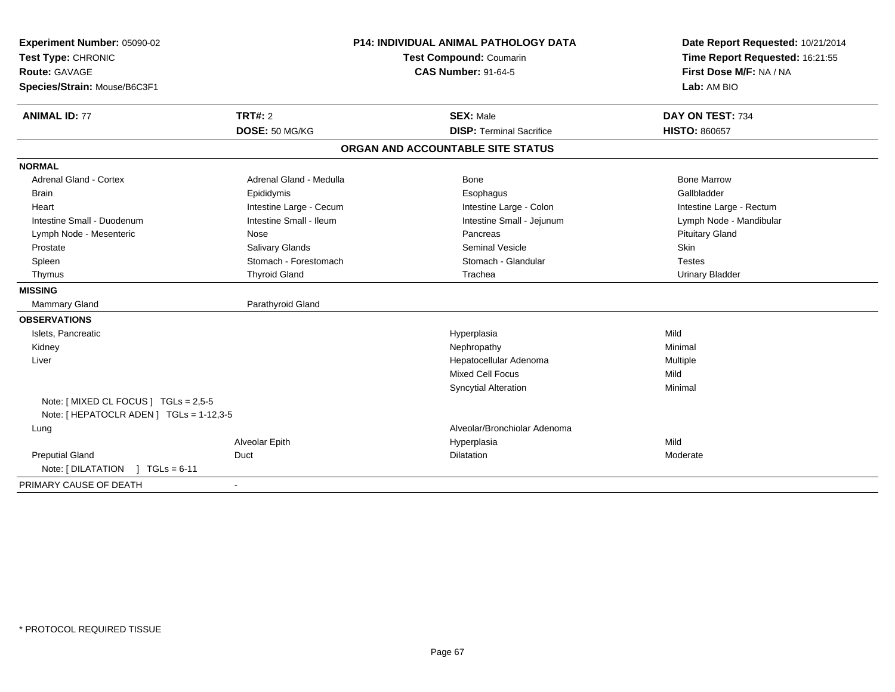**Experiment Number:** 05090-02
**Test Type:** CHRONIC
**Route:** GAVAGE
**Species/Strain:** Mouse/B6C3F1

**P14: INDIVIDUAL ANIMAL PATHOLOGY DATA**
**Test Compound:** Coumarin
**CAS Number:** 91-64-5

**Date Report Requested:** 10/21/2014
**Time Report Requested:** 16:21:55
**First Dose M/F:** NA / NA
**Lab:** AM BIO

| **ANIMAL ID:** 77 | **TRT#:** 2 | **SEX:** Male | **DAY ON TEST:** 734 |
|---|---|---|---|
| | **DOSE:** 50 MG/KG | **DISP:** Terminal Sacrifice | **HISTO:** 860657 |

## ORGAN AND ACCOUNTABLE SITE STATUS

**NORMAL**

| | | | |
|---|---|---|---|
| Adrenal Gland - Cortex | Adrenal Gland - Medulla | Bone | Bone Marrow |
| Brain | Epididymis | Esophagus | Gallbladder |
| Heart | Intestine Large - Cecum | Intestine Large - Colon | Intestine Large - Rectum |
| Intestine Small - Duodenum | Intestine Small - Ileum | Intestine Small - Jejunum | Lymph Node - Mandibular |
| Lymph Node - Mesenteric | Nose | Pancreas | Pituitary Gland |
| Prostate | Salivary Glands | Seminal Vesicle | Skin |
| Spleen | Stomach - Forestomach | Stomach - Glandular | Testes |
| Thymus | Thyroid Gland | Trachea | Urinary Bladder |

**MISSING**

| | |
|---|---|
| Mammary Gland | Parathyroid Gland |

**OBSERVATIONS**

| | | | |
|---|---|---|---|
| Islets, Pancreatic | | Hyperplasia | Mild |
| Kidney | | Nephropathy | Minimal |
| Liver | | Hepatocellular Adenoma | Multiple |
| | | Mixed Cell Focus | Mild |
| | | Syncytial Alteration | Minimal |
| Note: [ MIXED CL FOCUS ] TGLs = 2,5-5 | | | |
| Note: [ HEPATOCLR ADEN ] TGLs = 1-12,3-5 | | | |
| Lung | | Alveolar/Bronchiolar Adenoma | |
| | Alveolar Epith | Hyperplasia | Mild |
| Preputial Gland | Duct | Dilatation | Moderate |
| Note: [ DILATATION ] TGLs = 6-11 | | | |

PRIMARY CAUSE OF DEATH -

\* PROTOCOL REQUIRED TISSUE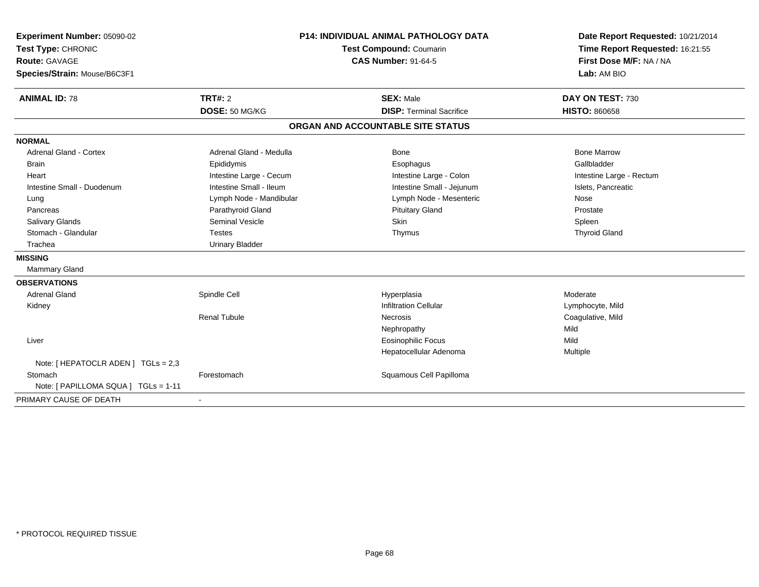**Experiment Number:** 05090-02
**Test Type:** CHRONIC
**Route:** GAVAGE
**Species/Strain:** Mouse/B6C3F1

**P14: INDIVIDUAL ANIMAL PATHOLOGY DATA**
**Test Compound:** Coumarin
**CAS Number:** 91-64-5

**Date Report Requested:** 10/21/2014
**Time Report Requested:** 16:21:55
**First Dose M/F:** NA / NA
**Lab:** AM BIO

| **ANIMAL ID:** 78 | **TRT#:** 2 | **SEX:** Male | **DAY ON TEST:** 730 |
|---|---|---|---|
| | **DOSE:** 50 MG/KG | **DISP:** Terminal Sacrifice | **HISTO:** 860658 |

## ORGAN AND ACCOUNTABLE SITE STATUS

**NORMAL**

| | | | |
|---|---|---|---|
| Adrenal Gland - Cortex | Adrenal Gland - Medulla | Bone | Bone Marrow |
| Brain | Epididymis | Esophagus | Gallbladder |
| Heart | Intestine Large - Cecum | Intestine Large - Colon | Intestine Large - Rectum |
| Intestine Small - Duodenum | Intestine Small - Ileum | Intestine Small - Jejunum | Islets, Pancreatic |
| Lung | Lymph Node - Mandibular | Lymph Node - Mesenteric | Nose |
| Pancreas | Parathyroid Gland | Pituitary Gland | Prostate |
| Salivary Glands | Seminal Vesicle | Skin | Spleen |
| Stomach - Glandular | Testes | Thymus | Thyroid Gland |
| Trachea | Urinary Bladder | | |

**MISSING**

Mammary Gland

**OBSERVATIONS**

| | | | |
|---|---|---|---|
| Adrenal Gland | Spindle Cell | Hyperplasia | Moderate |
| Kidney | | Infiltration Cellular | Lymphocyte, Mild |
| | Renal Tubule | Necrosis | Coagulative, Mild |
| | | Nephropathy | Mild |
| Liver | | Eosinophilic Focus | Mild |
| | | Hepatocellular Adenoma | Multiple |
| Note: [ HEPATOCLR ADEN ] TGLs = 2,3 | | | |
| Stomach | Forestomach | Squamous Cell Papilloma | |
| Note: [ PAPILLOMA SQUA ] TGLs = 1-11 | | | |

PRIMARY CAUSE OF DEATH -

* PROTOCOL REQUIRED TISSUE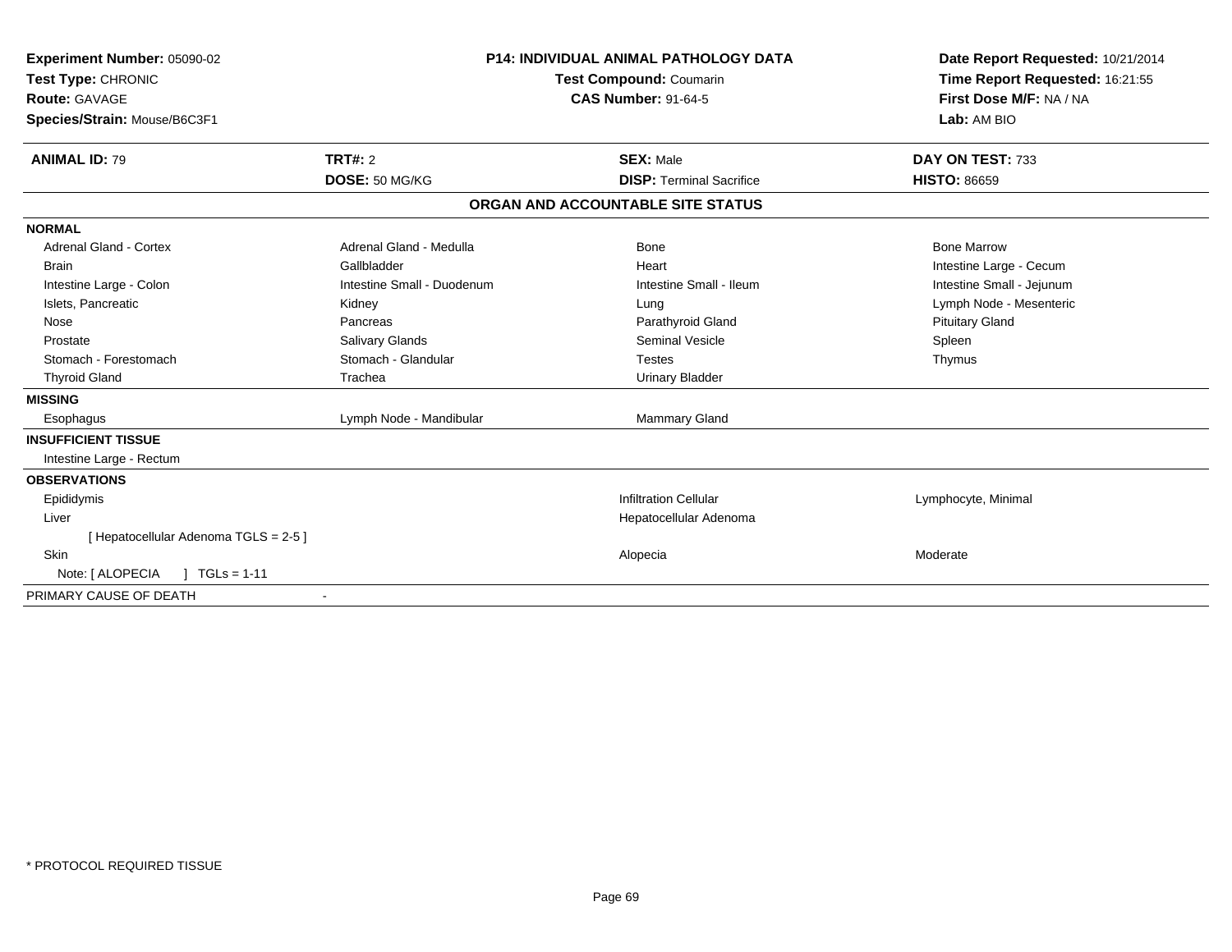**Experiment Number:** 05090-02
**Test Type:** CHRONIC
**Route:** GAVAGE
**Species/Strain:** Mouse/B6C3F1

**P14: INDIVIDUAL ANIMAL PATHOLOGY DATA**
**Test Compound:** Coumarin
**CAS Number:** 91-64-5

**Date Report Requested:** 10/21/2014
**Time Report Requested:** 16:21:55
**First Dose M/F:** NA / NA
**Lab:** AM BIO

| **ANIMAL ID:** 79 | **TRT#:** 2 | **SEX:** Male | **DAY ON TEST:** 733 |
|---|---|---|---|
| | **DOSE:** 50 MG/KG | **DISP:** Terminal Sacrifice | **HISTO:** 86659 |

## ORGAN AND ACCOUNTABLE SITE STATUS

| | | | |
|---|---|---|---|
| **NORMAL** | | | |
| Adrenal Gland - Cortex | Adrenal Gland - Medulla | Bone | Bone Marrow |
| Brain | Gallbladder | Heart | Intestine Large - Cecum |
| Intestine Large - Colon | Intestine Small - Duodenum | Intestine Small - Ileum | Intestine Small - Jejunum |
| Islets, Pancreatic | Kidney | Lung | Lymph Node - Mesenteric |
| Nose | Pancreas | Parathyroid Gland | Pituitary Gland |
| Prostate | Salivary Glands | Seminal Vesicle | Spleen |
| Stomach - Forestomach | Stomach - Glandular | Testes | Thymus |
| Thyroid Gland | Trachea | Urinary Bladder | |
| **MISSING** | | | |
| Esophagus | Lymph Node - Mandibular | Mammary Gland | |
| **INSUFFICIENT TISSUE** | | | |
| Intestine Large - Rectum | | | |
| **OBSERVATIONS** | | | |
| Epididymis | | Infiltration Cellular | Lymphocyte, Minimal |
| Liver | | Hepatocellular Adenoma | |
| [ Hepatocellular Adenoma TGLS = 2-5 ] | | | |
| Skin | | Alopecia | Moderate |
| Note: [ ALOPECIA ] TGLs = 1-11 | | | |
| PRIMARY CAUSE OF DEATH | - | | |

\* PROTOCOL REQUIRED TISSUE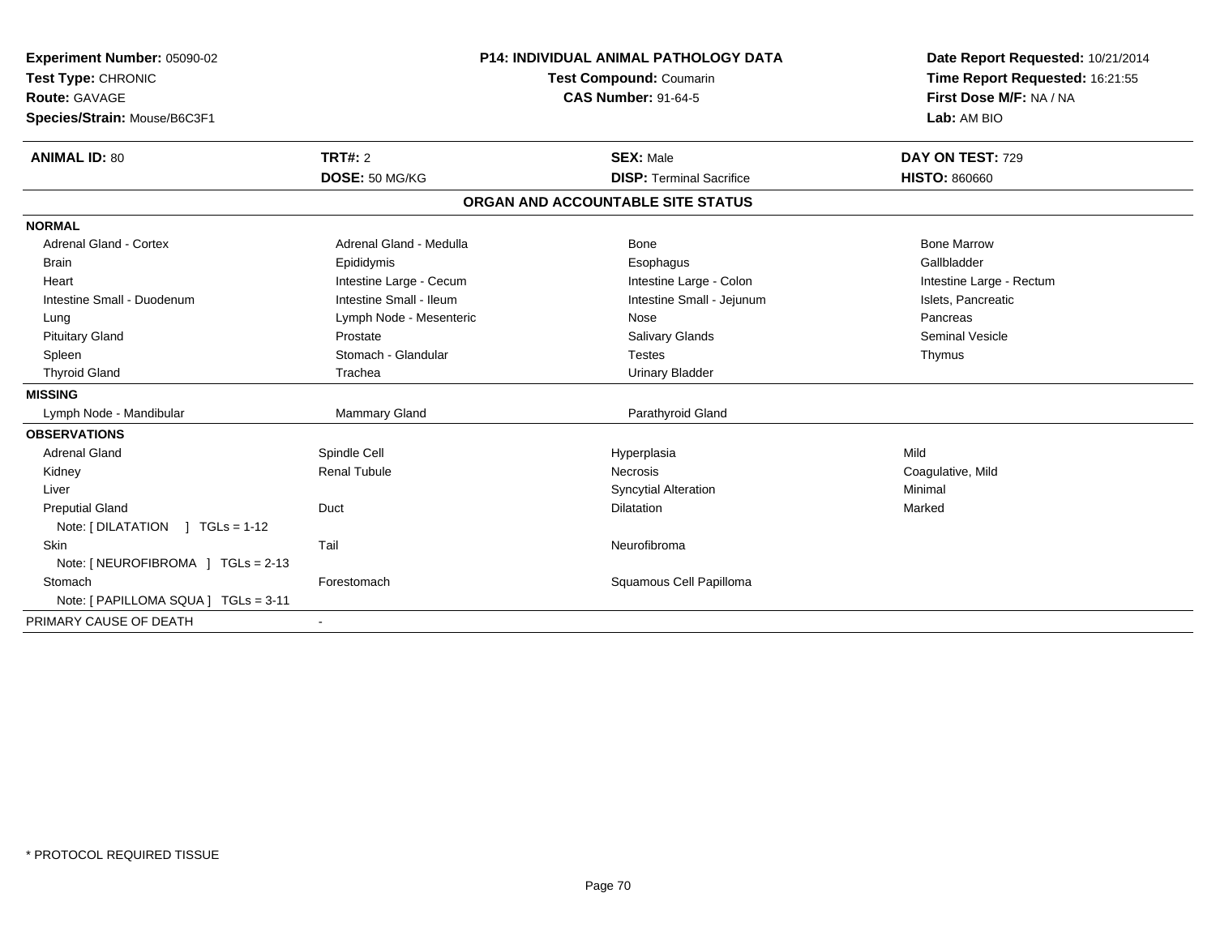**Experiment Number:** 05090-02
**Test Type:** CHRONIC
**Route:** GAVAGE
**Species/Strain:** Mouse/B6C3F1

**P14: INDIVIDUAL ANIMAL PATHOLOGY DATA**
**Test Compound:** Coumarin
**CAS Number:** 91-64-5

**Date Report Requested:** 10/21/2014
**Time Report Requested:** 16:21:55
**First Dose M/F:** NA / NA
**Lab:** AM BIO

| **ANIMAL ID:** 80 | **TRT#:** 2 | **SEX:** Male | **DAY ON TEST:** 729 |
|---|---|---|---|
| | **DOSE:** 50 MG/KG | **DISP:** Terminal Sacrifice | **HISTO:** 860660 |

## ORGAN AND ACCOUNTABLE SITE STATUS

| | | | |
|---|---|---|---|
| **NORMAL** | | | |
| Adrenal Gland - Cortex | Adrenal Gland - Medulla | Bone | Bone Marrow |
| Brain | Epididymis | Esophagus | Gallbladder |
| Heart | Intestine Large - Cecum | Intestine Large - Colon | Intestine Large - Rectum |
| Intestine Small - Duodenum | Intestine Small - Ileum | Intestine Small - Jejunum | Islets, Pancreatic |
| Lung | Lymph Node - Mesenteric | Nose | Pancreas |
| Pituitary Gland | Prostate | Salivary Glands | Seminal Vesicle |
| Spleen | Stomach - Glandular | Testes | Thymus |
| Thyroid Gland | Trachea | Urinary Bladder | |
| **MISSING** | | | |
| Lymph Node - Mandibular | Mammary Gland | Parathyroid Gland | |
| **OBSERVATIONS** | | | |
| Adrenal Gland | Spindle Cell | Hyperplasia | Mild |
| Kidney | Renal Tubule | Necrosis | Coagulative, Mild |
| Liver | | Syncytial Alteration | Minimal |
| Preputial Gland | Duct | Dilatation | Marked |
| Note: [ DILATATION ] TGLs = 1-12 | | | |
| Skin | Tail | Neurofibroma | |
| Note: [ NEUROFIBROMA ] TGLs = 2-13 | | | |
| Stomach | Forestomach | Squamous Cell Papilloma | |
| Note: [ PAPILLOMA SQUA ] TGLs = 3-11 | | | |
| PRIMARY CAUSE OF DEATH | - | | |

\* PROTOCOL REQUIRED TISSUE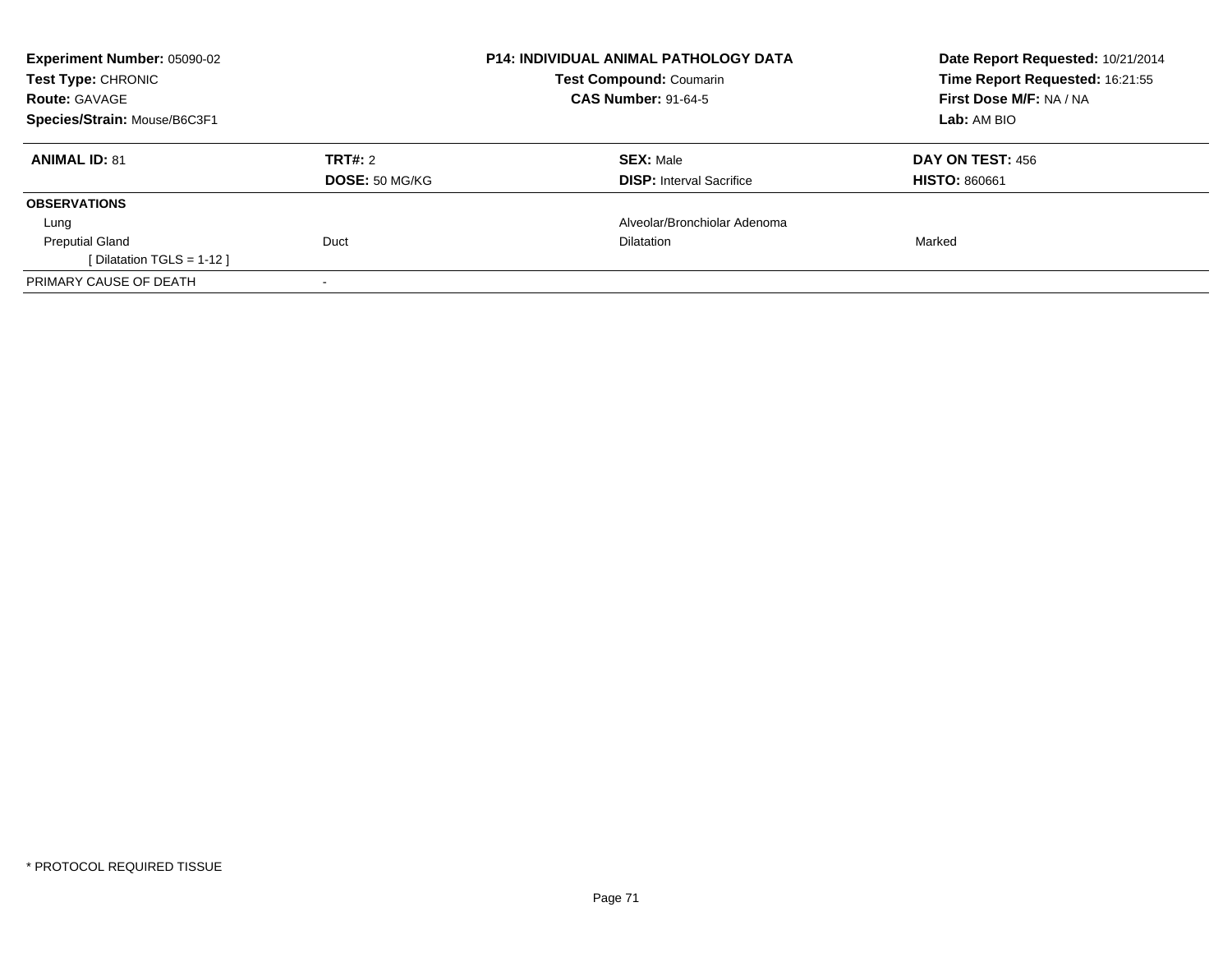**Experiment Number:** 05090-02
**Test Type:** CHRONIC
**Route:** GAVAGE
**Species/Strain:** Mouse/B6C3F1

**P14: INDIVIDUAL ANIMAL PATHOLOGY DATA**
**Test Compound:** Coumarin
**CAS Number:** 91-64-5

**Date Report Requested:** 10/21/2014
**Time Report Requested:** 16:21:55
**First Dose M/F:** NA / NA
**Lab:** AM BIO

| **ANIMAL ID:** 81 | **TRT#:** 2 | **SEX:** Male | **DAY ON TEST:** 456 |
|---|---|---|---|
| | **DOSE:** 50 MG/KG | **DISP:** Interval Sacrifice | **HISTO:** 860661 |
| **OBSERVATIONS** | | | |
| Lung | | Alveolar/Bronchiolar Adenoma | |
| Preputial Gland | Duct | Dilatation | Marked |
| [ Dilatation TGLS = 1-12 ] | | | |
| PRIMARY CAUSE OF DEATH | - | | |

* PROTOCOL REQUIRED TISSUE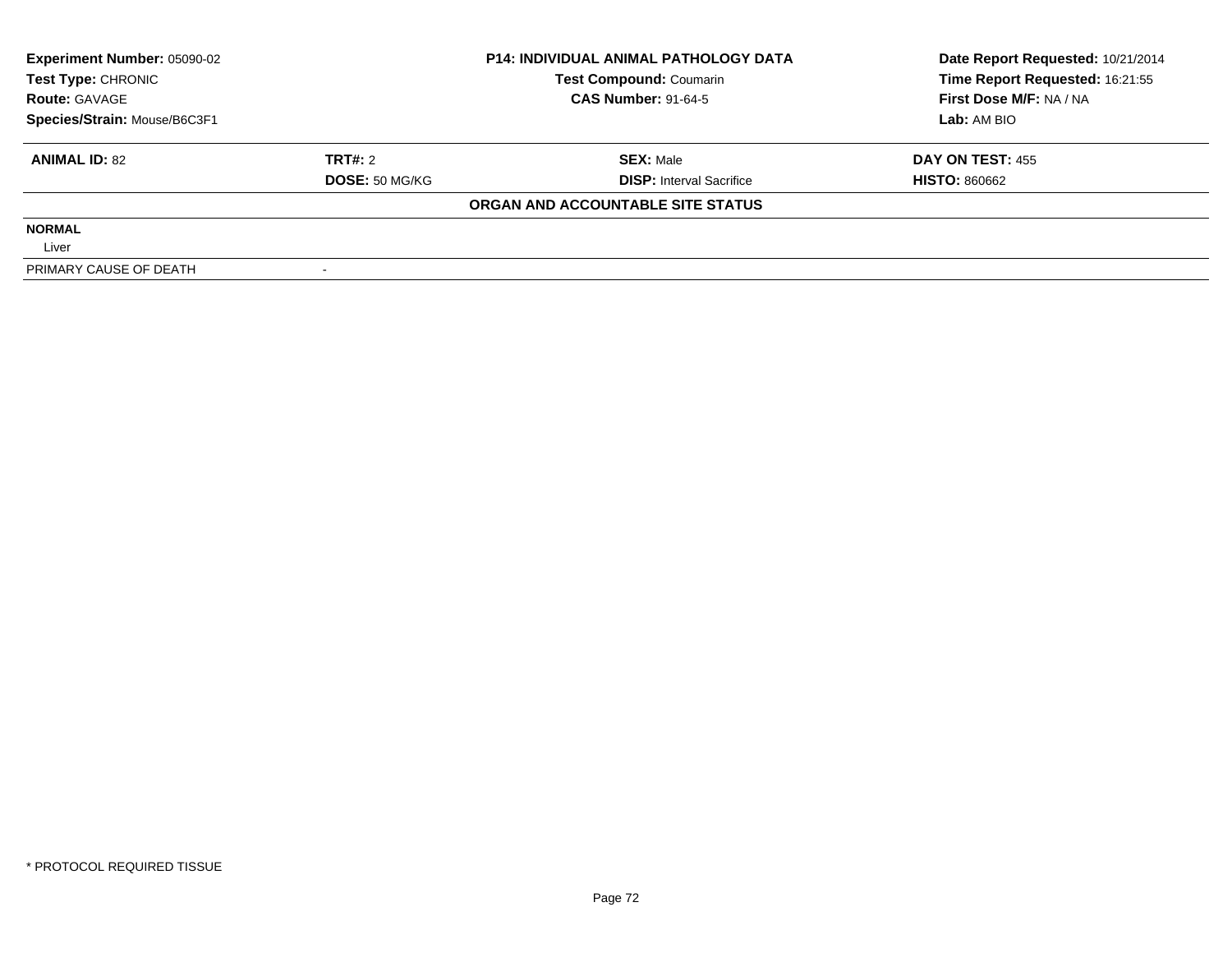| Experiment Number: 05090-02 | P14: INDIVIDUAL ANIMAL PATHOLOGY DATA | Date Report Requested: 10/21/2014 |
|---|---|---|
| Test Type: CHRONIC | Test Compound: Coumarin | Time Report Requested: 16:21:55 |
| Route: GAVAGE | CAS Number: 91-64-5 | First Dose M/F: NA / NA |
| Species/Strain: Mouse/B6C3F1 | | Lab: AM BIO |

| ANIMAL ID: 82 | TRT#: 2 | SEX: Male | DAY ON TEST: 455 |
|---|---|---|---|
| | DOSE: 50 MG/KG | DISP: Interval Sacrifice | HISTO: 860662 |

**ORGAN AND ACCOUNTABLE SITE STATUS**

| | |
|---|---|
| **NORMAL** | |
| Liver | |
| PRIMARY CAUSE OF DEATH | - |

* PROTOCOL REQUIRED TISSUE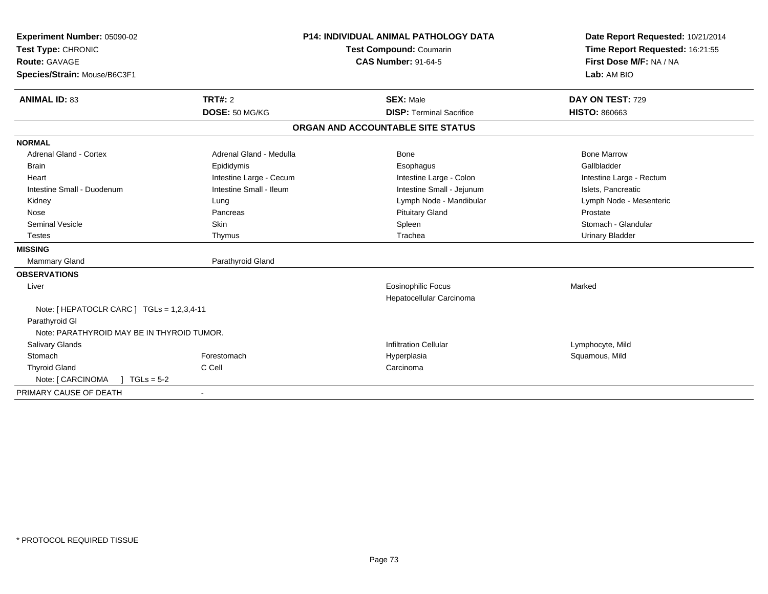**Experiment Number:** 05090-02
**Test Type:** CHRONIC
**Route:** GAVAGE
**Species/Strain:** Mouse/B6C3F1

**P14: INDIVIDUAL ANIMAL PATHOLOGY DATA**
**Test Compound:** Coumarin
**CAS Number:** 91-64-5

**Date Report Requested:** 10/21/2014
**Time Report Requested:** 16:21:55
**First Dose M/F:** NA / NA
**Lab:** AM BIO

| **ANIMAL ID:** 83 | **TRT#:** 2 | **SEX:** Male | **DAY ON TEST:** 729 |
|---|---|---|---|
| | **DOSE:** 50 MG/KG | **DISP:** Terminal Sacrifice | **HISTO:** 860663 |

## ORGAN AND ACCOUNTABLE SITE STATUS

| | | | |
|---|---|---|---|
| **NORMAL** | | | |
| Adrenal Gland - Cortex | Adrenal Gland - Medulla | Bone | Bone Marrow |
| Brain | Epididymis | Esophagus | Gallbladder |
| Heart | Intestine Large - Cecum | Intestine Large - Colon | Intestine Large - Rectum |
| Intestine Small - Duodenum | Intestine Small - Ileum | Intestine Small - Jejunum | Islets, Pancreatic |
| Kidney | Lung | Lymph Node - Mandibular | Lymph Node - Mesenteric |
| Nose | Pancreas | Pituitary Gland | Prostate |
| Seminal Vesicle | Skin | Spleen | Stomach - Glandular |
| Testes | Thymus | Trachea | Urinary Bladder |
| **MISSING** | | | |
| Mammary Gland | Parathyroid Gland | | |
| **OBSERVATIONS** | | | |
| Liver | | Eosinophilic Focus | Marked |
| | | Hepatocellular Carcinoma | |
| Note: [ HEPATOCLR CARC ] TGLs = 1,2,3,4-11 | | | |
| Parathyroid Gl | | | |
| Note: PARATHYROID MAY BE IN THYROID TUMOR. | | | |
| Salivary Glands | | Infiltration Cellular | Lymphocyte, Mild |
| Stomach | Forestomach | Hyperplasia | Squamous, Mild |
| Thyroid Gland | C Cell | Carcinoma | |
| Note: [ CARCINOMA ] TGLs = 5-2 | | | |
| PRIMARY CAUSE OF DEATH | - | | |

\* PROTOCOL REQUIRED TISSUE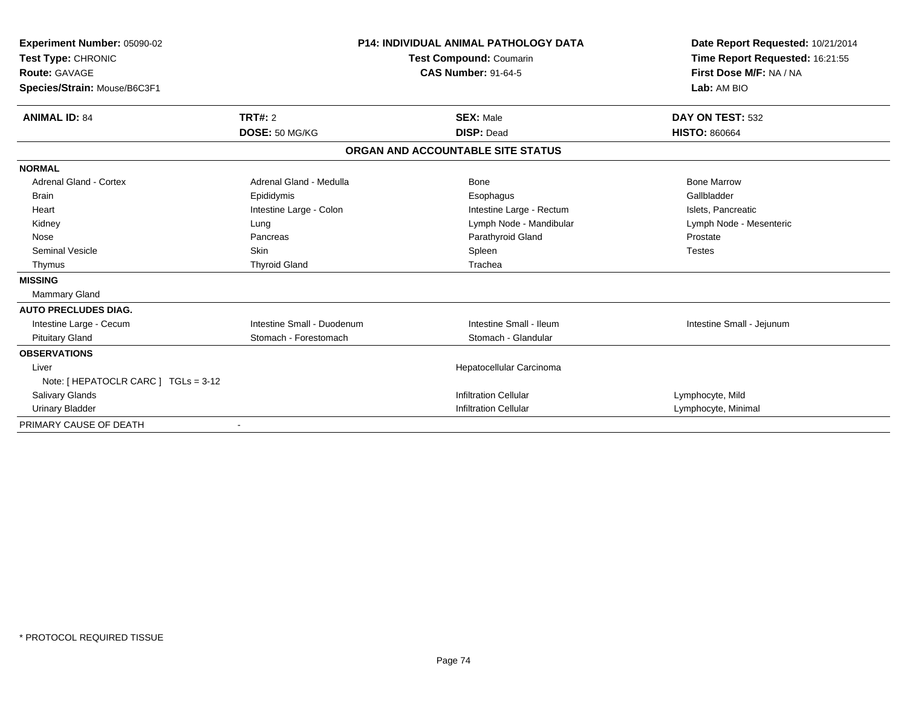**Experiment Number:** 05090-02
**Test Type:** CHRONIC
**Route:** GAVAGE
**Species/Strain:** Mouse/B6C3F1

**P14: INDIVIDUAL ANIMAL PATHOLOGY DATA**
**Test Compound:** Coumarin
**CAS Number:** 91-64-5

**Date Report Requested:** 10/21/2014
**Time Report Requested:** 16:21:55
**First Dose M/F:** NA / NA
**Lab:** AM BIO

| **ANIMAL ID:** 84 | **TRT#:** 2 | **SEX:** Male | **DAY ON TEST:** 532 |
|---|---|---|---|
| | **DOSE:** 50 MG/KG | **DISP:** Dead | **HISTO:** 860664 |

**ORGAN AND ACCOUNTABLE SITE STATUS**

| | | | |
|---|---|---|---|
| **NORMAL** | | | |
| Adrenal Gland - Cortex | Adrenal Gland - Medulla | Bone | Bone Marrow |
| Brain | Epididymis | Esophagus | Gallbladder |
| Heart | Intestine Large - Colon | Intestine Large - Rectum | Islets, Pancreatic |
| Kidney | Lung | Lymph Node - Mandibular | Lymph Node - Mesenteric |
| Nose | Pancreas | Parathyroid Gland | Prostate |
| Seminal Vesicle | Skin | Spleen | Testes |
| Thymus | Thyroid Gland | Trachea | |
| **MISSING** | | | |
| Mammary Gland | | | |
| **AUTO PRECLUDES DIAG.** | | | |
| Intestine Large - Cecum | Intestine Small - Duodenum | Intestine Small - Ileum | Intestine Small - Jejunum |
| Pituitary Gland | Stomach - Forestomach | Stomach - Glandular | |
| **OBSERVATIONS** | | | |
| Liver | | Hepatocellular Carcinoma | |
| Note: [ HEPATOCLR CARC ] TGLs = 3-12 | | | |
| Salivary Glands | | Infiltration Cellular | Lymphocyte, Mild |
| Urinary Bladder | | Infiltration Cellular | Lymphocyte, Minimal |
| PRIMARY CAUSE OF DEATH | - | | |

* PROTOCOL REQUIRED TISSUE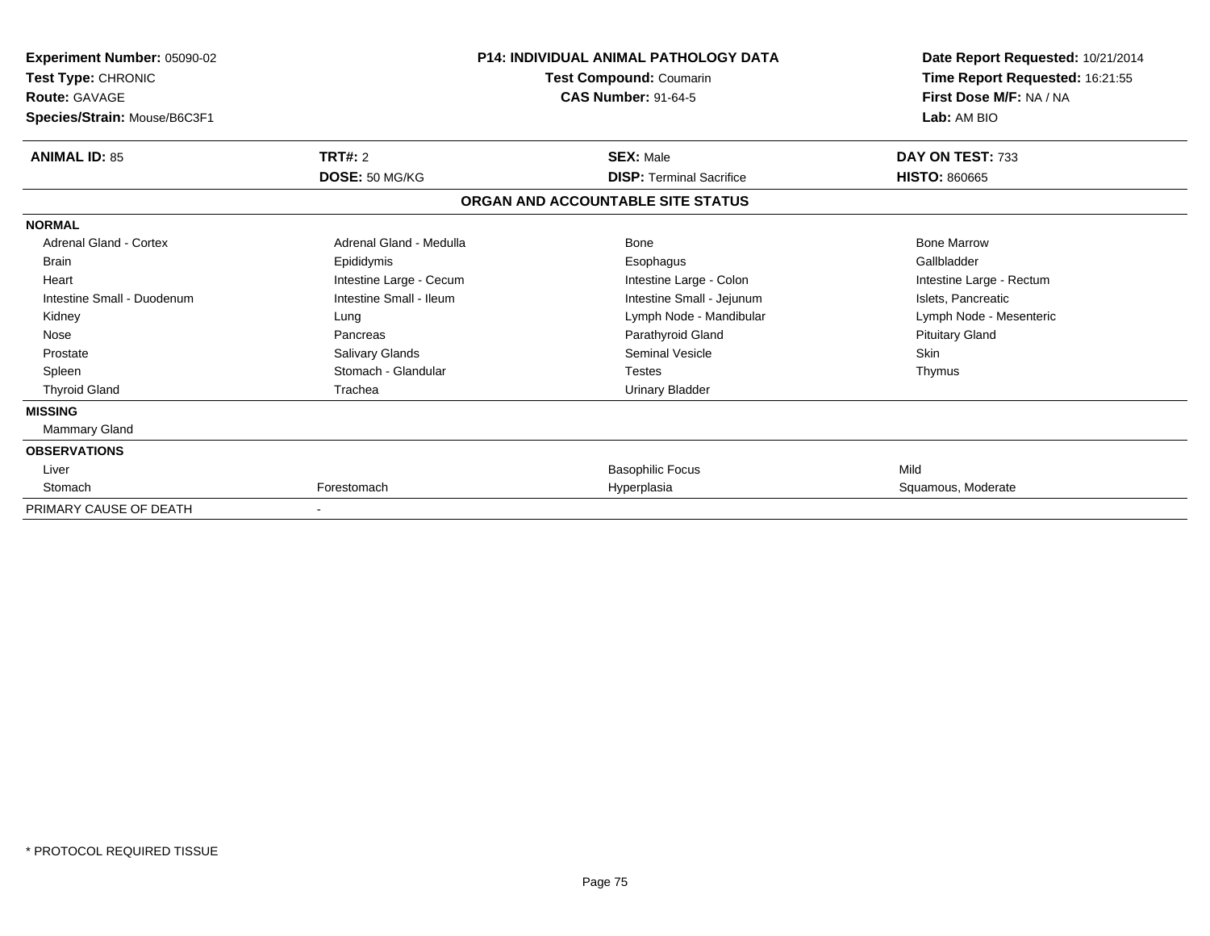**Experiment Number:** 05090-02
**Test Type:** CHRONIC
**Route:** GAVAGE
**Species/Strain:** Mouse/B6C3F1

**P14: INDIVIDUAL ANIMAL PATHOLOGY DATA**
**Test Compound:** Coumarin
**CAS Number:** 91-64-5

**Date Report Requested:** 10/21/2014
**Time Report Requested:** 16:21:55
**First Dose M/F:** NA / NA
**Lab:** AM BIO

| **ANIMAL ID:** 85 | **TRT#:** 2 | **SEX:** Male | **DAY ON TEST:** 733 |
|---|---|---|---|
| | **DOSE:** 50 MG/KG | **DISP:** Terminal Sacrifice | **HISTO:** 860665 |

## ORGAN AND ACCOUNTABLE SITE STATUS

| | | | |
|---|---|---|---|
| **NORMAL** | | | |
| Adrenal Gland - Cortex | Adrenal Gland - Medulla | Bone | Bone Marrow |
| Brain | Epididymis | Esophagus | Gallbladder |
| Heart | Intestine Large - Cecum | Intestine Large - Colon | Intestine Large - Rectum |
| Intestine Small - Duodenum | Intestine Small - Ileum | Intestine Small - Jejunum | Islets, Pancreatic |
| Kidney | Lung | Lymph Node - Mandibular | Lymph Node - Mesenteric |
| Nose | Pancreas | Parathyroid Gland | Pituitary Gland |
| Prostate | Salivary Glands | Seminal Vesicle | Skin |
| Spleen | Stomach - Glandular | Testes | Thymus |
| Thyroid Gland | Trachea | Urinary Bladder | |
| **MISSING** | | | |
| Mammary Gland | | | |
| **OBSERVATIONS** | | | |
| Liver | | Basophilic Focus | Mild |
| Stomach | Forestomach | Hyperplasia | Squamous, Moderate |
| PRIMARY CAUSE OF DEATH | - | | |

* PROTOCOL REQUIRED TISSUE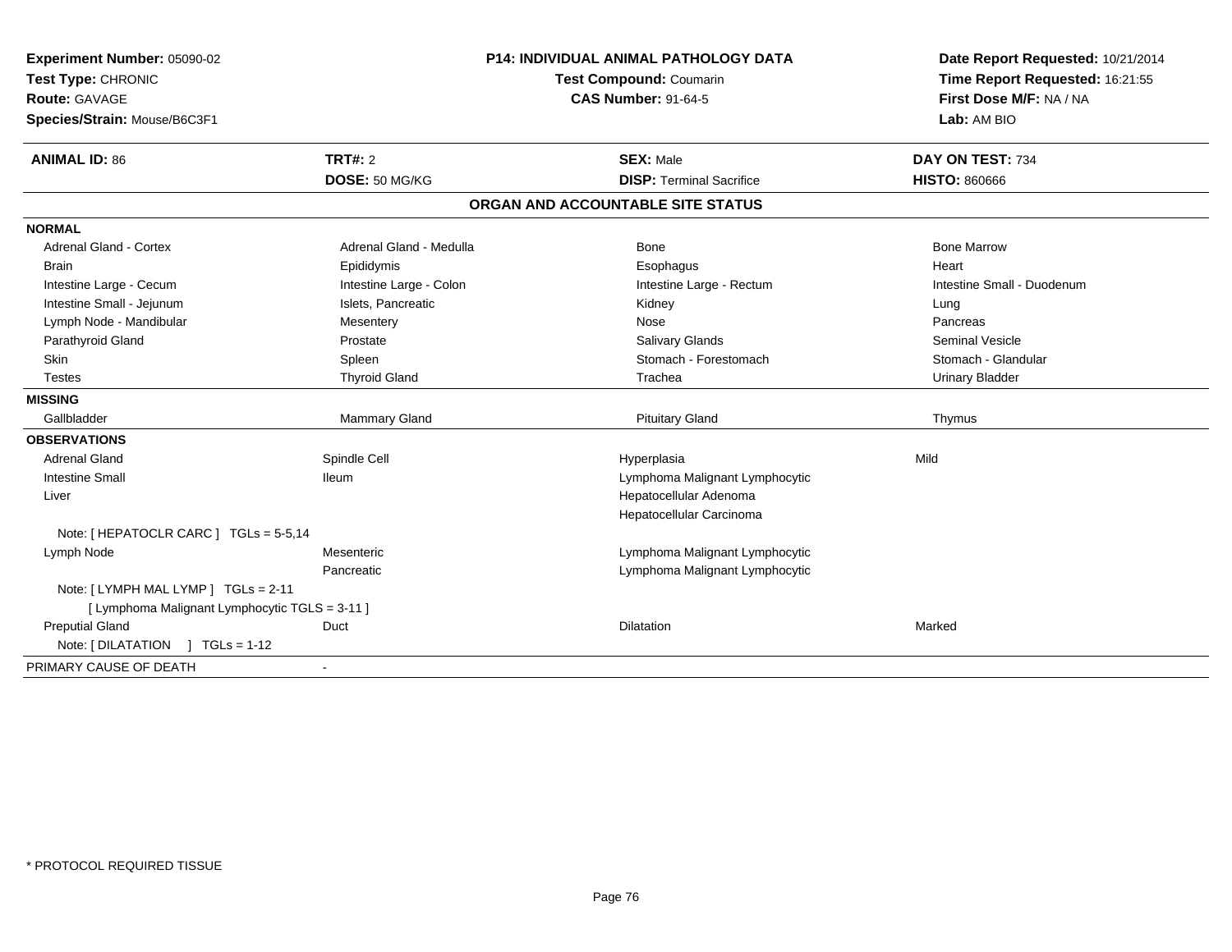**Experiment Number:** 05090-02
**Test Type:** CHRONIC
**Route:** GAVAGE
**Species/Strain:** Mouse/B6C3F1

**P14: INDIVIDUAL ANIMAL PATHOLOGY DATA**
**Test Compound:** Coumarin
**CAS Number:** 91-64-5

**Date Report Requested:** 10/21/2014
**Time Report Requested:** 16:21:55
**First Dose M/F:** NA / NA
**Lab:** AM BIO

| **ANIMAL ID:** 86 | **TRT#:** 2 | **SEX:** Male | **DAY ON TEST:** 734 |
|---|---|---|---|
| | **DOSE:** 50 MG/KG | **DISP:** Terminal Sacrifice | **HISTO:** 860666 |

**ORGAN AND ACCOUNTABLE SITE STATUS**

| | | | |
|---|---|---|---|
| **NORMAL** | | | |
| Adrenal Gland - Cortex | Adrenal Gland - Medulla | Bone | Bone Marrow |
| Brain | Epididymis | Esophagus | Heart |
| Intestine Large - Cecum | Intestine Large - Colon | Intestine Large - Rectum | Intestine Small - Duodenum |
| Intestine Small - Jejunum | Islets, Pancreatic | Kidney | Lung |
| Lymph Node - Mandibular | Mesentery | Nose | Pancreas |
| Parathyroid Gland | Prostate | Salivary Glands | Seminal Vesicle |
| Skin | Spleen | Stomach - Forestomach | Stomach - Glandular |
| Testes | Thyroid Gland | Trachea | Urinary Bladder |
| **MISSING** | | | |
| Gallbladder | Mammary Gland | Pituitary Gland | Thymus |
| **OBSERVATIONS** | | | |
| Adrenal Gland | Spindle Cell | Hyperplasia | Mild |
| Intestine Small | Ileum | Lymphoma Malignant Lymphocytic | |
| Liver | | Hepatocellular Adenoma | |
| | | Hepatocellular Carcinoma | |
| Note: [ HEPATOCLR CARC ] TGLs = 5-5,14 | | | |
| Lymph Node | Mesenteric | Lymphoma Malignant Lymphocytic | |
| | Pancreatic | Lymphoma Malignant Lymphocytic | |
| Note: [ LYMPH MAL LYMP ] TGLs = 2-11 | | | |
| [ Lymphoma Malignant Lymphocytic TGLS = 3-11 ] | | | |
| Preputial Gland | Duct | Dilatation | Marked |
| Note: [ DILATATION ] TGLs = 1-12 | | | |
| PRIMARY CAUSE OF DEATH | - | | |

* PROTOCOL REQUIRED TISSUE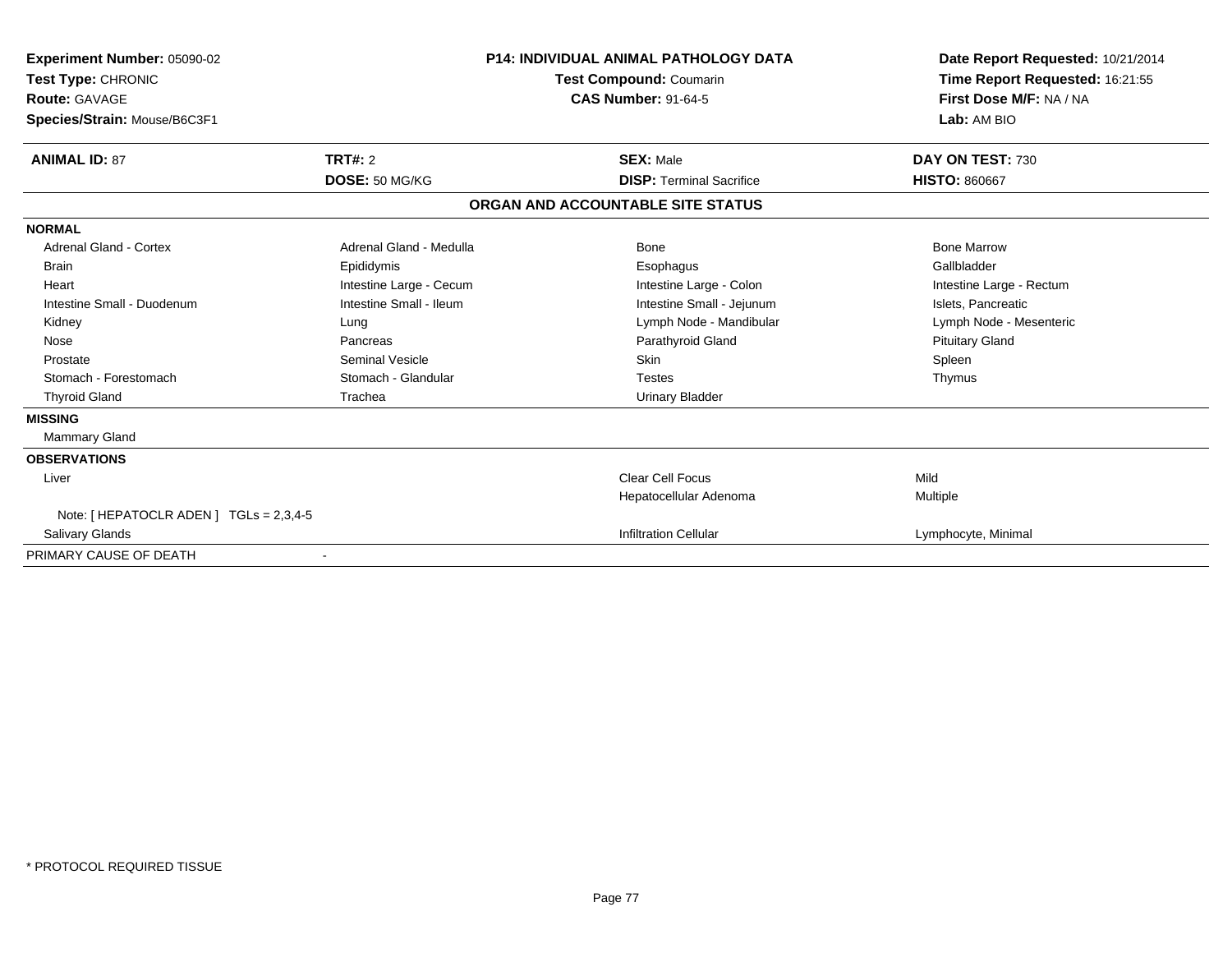**Experiment Number:** 05090-02
**Test Type:** CHRONIC
**Route:** GAVAGE
**Species/Strain:** Mouse/B6C3F1

**P14: INDIVIDUAL ANIMAL PATHOLOGY DATA**
**Test Compound:** Coumarin
**CAS Number:** 91-64-5

**Date Report Requested:** 10/21/2014
**Time Report Requested:** 16:21:55
**First Dose M/F:** NA / NA
**Lab:** AM BIO

| **ANIMAL ID:** 87 | **TRT#:** 2 | **SEX:** Male | **DAY ON TEST:** 730 |
|---|---|---|---|
| | **DOSE:** 50 MG/KG | **DISP:** Terminal Sacrifice | **HISTO:** 860667 |

## ORGAN AND ACCOUNTABLE SITE STATUS

| | | | |
|---|---|---|---|
| **NORMAL** | | | |
| Adrenal Gland - Cortex | Adrenal Gland - Medulla | Bone | Bone Marrow |
| Brain | Epididymis | Esophagus | Gallbladder |
| Heart | Intestine Large - Cecum | Intestine Large - Colon | Intestine Large - Rectum |
| Intestine Small - Duodenum | Intestine Small - Ileum | Intestine Small - Jejunum | Islets, Pancreatic |
| Kidney | Lung | Lymph Node - Mandibular | Lymph Node - Mesenteric |
| Nose | Pancreas | Parathyroid Gland | Pituitary Gland |
| Prostate | Seminal Vesicle | Skin | Spleen |
| Stomach - Forestomach | Stomach - Glandular | Testes | Thymus |
| Thyroid Gland | Trachea | Urinary Bladder | |
| **MISSING** | | | |
| Mammary Gland | | | |
| **OBSERVATIONS** | | | |
| Liver | | Clear Cell Focus | Mild |
| | | Hepatocellular Adenoma | Multiple |
| Note: [ HEPATOCLR ADEN ] TGLs = 2,3,4-5 | | | |
| Salivary Glands | | Infiltration Cellular | Lymphocyte, Minimal |
| PRIMARY CAUSE OF DEATH | - | | |

* PROTOCOL REQUIRED TISSUE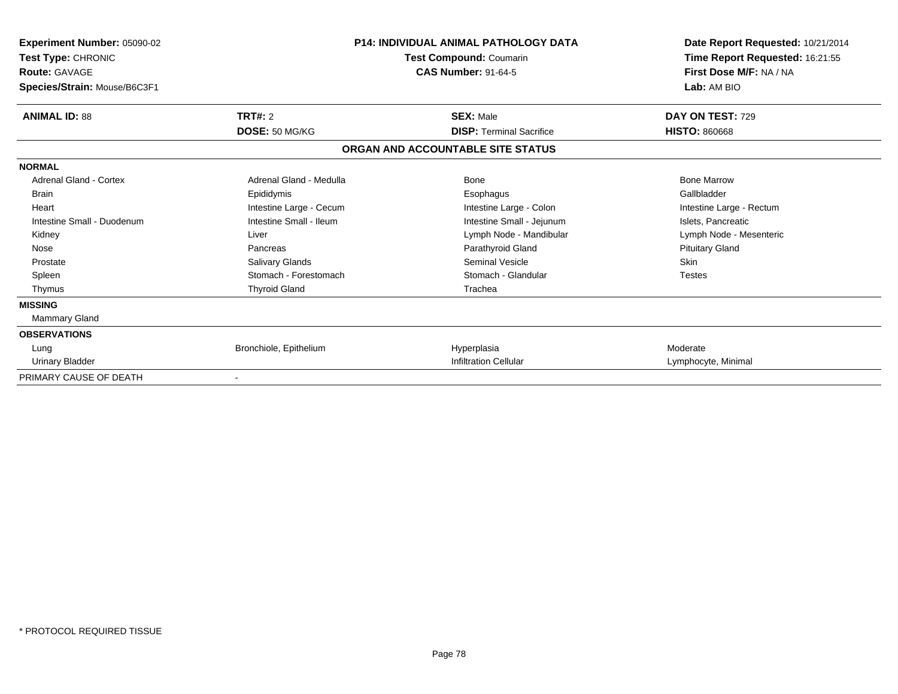**Experiment Number:** 05090-02
**Test Type:** CHRONIC
**Route:** GAVAGE
**Species/Strain:** Mouse/B6C3F1

**P14: INDIVIDUAL ANIMAL PATHOLOGY DATA**
**Test Compound:** Coumarin
**CAS Number:** 91-64-5

**Date Report Requested:** 10/21/2014
**Time Report Requested:** 16:21:55
**First Dose M/F:** NA / NA
**Lab:** AM BIO

| **ANIMAL ID:** 88 | **TRT#:** 2 | **SEX:** Male | **DAY ON TEST:** 729 |
|---|---|---|---|
| | **DOSE:** 50 MG/KG | **DISP:** Terminal Sacrifice | **HISTO:** 860668 |

**ORGAN AND ACCOUNTABLE SITE STATUS**

| | | | |
|---|---|---|---|
| **NORMAL** | | | |
| Adrenal Gland - Cortex | Adrenal Gland - Medulla | Bone | Bone Marrow |
| Brain | Epididymis | Esophagus | Gallbladder |
| Heart | Intestine Large - Cecum | Intestine Large - Colon | Intestine Large - Rectum |
| Intestine Small - Duodenum | Intestine Small - Ileum | Intestine Small - Jejunum | Islets, Pancreatic |
| Kidney | Liver | Lymph Node - Mandibular | Lymph Node - Mesenteric |
| Nose | Pancreas | Parathyroid Gland | Pituitary Gland |
| Prostate | Salivary Glands | Seminal Vesicle | Skin |
| Spleen | Stomach - Forestomach | Stomach - Glandular | Testes |
| Thymus | Thyroid Gland | Trachea | |
| **MISSING** | | | |
| Mammary Gland | | | |
| **OBSERVATIONS** | | | |
| Lung | Bronchiole, Epithelium | Hyperplasia | Moderate |
| Urinary Bladder | | Infiltration Cellular | Lymphocyte, Minimal |
| PRIMARY CAUSE OF DEATH | - | | |

* PROTOCOL REQUIRED TISSUE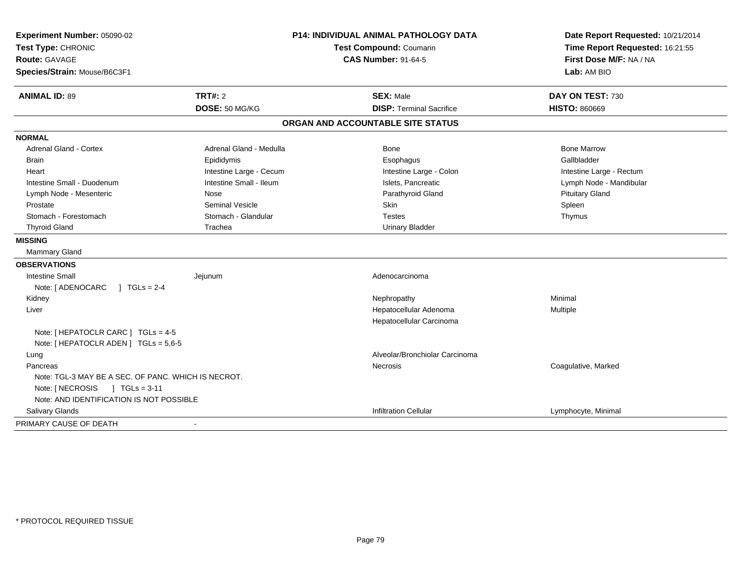**Experiment Number:** 05090-02
**Test Type:** CHRONIC
**Route:** GAVAGE
**Species/Strain:** Mouse/B6C3F1

**P14: INDIVIDUAL ANIMAL PATHOLOGY DATA**
**Test Compound:** Coumarin
**CAS Number:** 91-64-5

**Date Report Requested:** 10/21/2014
**Time Report Requested:** 16:21:55
**First Dose M/F:** NA / NA
**Lab:** AM BIO

| **ANIMAL ID:** 89 | **TRT#:** 2 | **SEX:** Male | **DAY ON TEST:** 730 |
|---|---|---|---|
| | **DOSE:** 50 MG/KG | **DISP:** Terminal Sacrifice | **HISTO:** 860669 |

## ORGAN AND ACCOUNTABLE SITE STATUS

**NORMAL**

| | | | |
|---|---|---|---|
| Adrenal Gland - Cortex | Adrenal Gland - Medulla | Bone | Bone Marrow |
| Brain | Epididymis | Esophagus | Gallbladder |
| Heart | Intestine Large - Cecum | Intestine Large - Colon | Intestine Large - Rectum |
| Intestine Small - Duodenum | Intestine Small - Ileum | Islets, Pancreatic | Lymph Node - Mandibular |
| Lymph Node - Mesenteric | Nose | Parathyroid Gland | Pituitary Gland |
| Prostate | Seminal Vesicle | Skin | Spleen |
| Stomach - Forestomach | Stomach - Glandular | Testes | Thymus |
| Thyroid Gland | Trachea | Urinary Bladder | |

**MISSING**

Mammary Gland

**OBSERVATIONS**

| | | | |
|---|---|---|---|
| Intestine Small | Jejunum | Adenocarcinoma | |
| Note: [ ADENOCARC ] TGLs = 2-4 | | | |
| Kidney | | Nephropathy | Minimal |
| Liver | | Hepatocellular Adenoma | Multiple |
| | | Hepatocellular Carcinoma | |
| Note: [ HEPATOCLR CARC ] TGLs = 4-5 | | | |
| Note: [ HEPATOCLR ADEN ] TGLs = 5,6-5 | | | |
| Lung | | Alveolar/Bronchiolar Carcinoma | |
| Pancreas | | Necrosis | Coagulative, Marked |
| Note: TGL-3 MAY BE A SEC. OF PANC. WHICH IS NECROT. | | | |
| Note: [ NECROSIS ] TGLs = 3-11 | | | |
| Note: AND IDENTIFICATION IS NOT POSSIBLE | | | |
| Salivary Glands | | Infiltration Cellular | Lymphocyte, Minimal |

PRIMARY CAUSE OF DEATH -

\* PROTOCOL REQUIRED TISSUE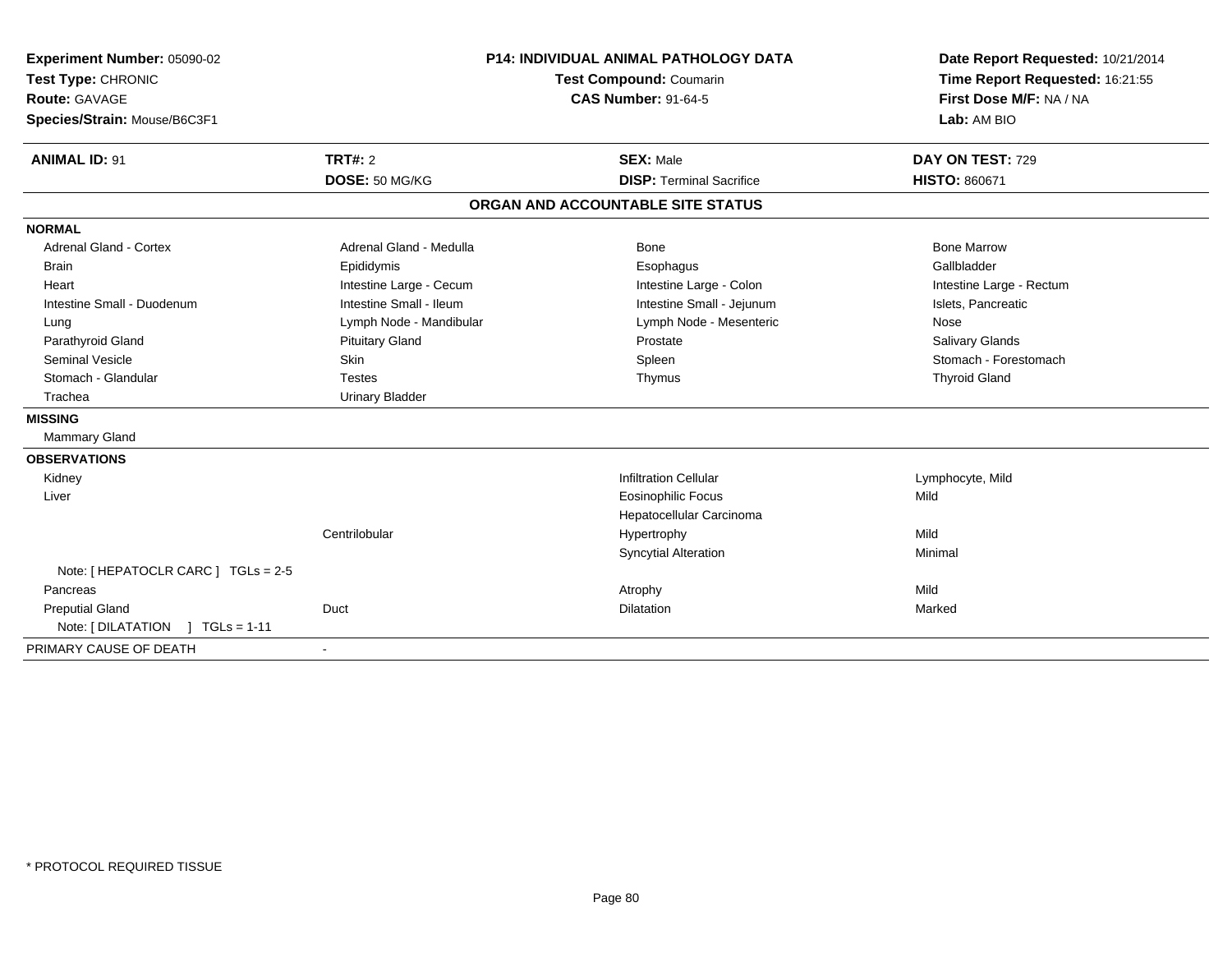**Experiment Number:** 05090-02
**Test Type:** CHRONIC
**Route:** GAVAGE
**Species/Strain:** Mouse/B6C3F1

**P14: INDIVIDUAL ANIMAL PATHOLOGY DATA**
**Test Compound:** Coumarin
**CAS Number:** 91-64-5

**Date Report Requested:** 10/21/2014
**Time Report Requested:** 16:21:55
**First Dose M/F:** NA / NA
**Lab:** AM BIO

| **ANIMAL ID:** 91 | **TRT#:** 2 | **SEX:** Male | **DAY ON TEST:** 729 |
|---|---|---|---|
| | **DOSE:** 50 MG/KG | **DISP:** Terminal Sacrifice | **HISTO:** 860671 |

## ORGAN AND ACCOUNTABLE SITE STATUS

| | | | |
|---|---|---|---|
| **NORMAL** | | | |
| Adrenal Gland - Cortex | Adrenal Gland - Medulla | Bone | Bone Marrow |
| Brain | Epididymis | Esophagus | Gallbladder |
| Heart | Intestine Large - Cecum | Intestine Large - Colon | Intestine Large - Rectum |
| Intestine Small - Duodenum | Intestine Small - Ileum | Intestine Small - Jejunum | Islets, Pancreatic |
| Lung | Lymph Node - Mandibular | Lymph Node - Mesenteric | Nose |
| Parathyroid Gland | Pituitary Gland | Prostate | Salivary Glands |
| Seminal Vesicle | Skin | Spleen | Stomach - Forestomach |
| Stomach - Glandular | Testes | Thymus | Thyroid Gland |
| Trachea | Urinary Bladder | | |
| **MISSING** | | | |
| Mammary Gland | | | |
| **OBSERVATIONS** | | | |
| Kidney | | Infiltration Cellular | Lymphocyte, Mild |
| Liver | | Eosinophilic Focus | Mild |
| | | Hepatocellular Carcinoma | |
| | Centrilobular | Hypertrophy | Mild |
| | | Syncytial Alteration | Minimal |
| Note: [ HEPATOCLR CARC ] TGLs = 2-5 | | | |
| Pancreas | | Atrophy | Mild |
| Preputial Gland | Duct | Dilatation | Marked |
| Note: [ DILATATION ] TGLs = 1-11 | | | |
| PRIMARY CAUSE OF DEATH | - | | |

\* PROTOCOL REQUIRED TISSUE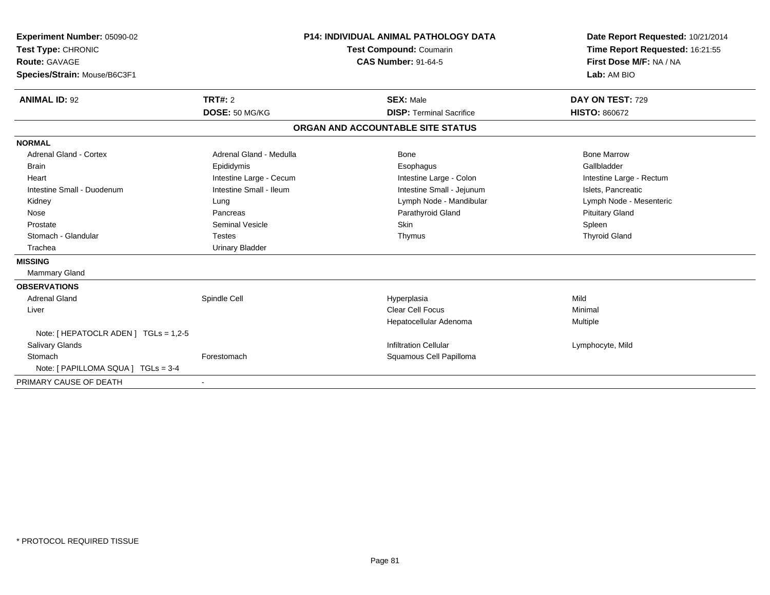**Experiment Number:** 05090-02
**Test Type:** CHRONIC
**Route:** GAVAGE
**Species/Strain:** Mouse/B6C3F1

**P14: INDIVIDUAL ANIMAL PATHOLOGY DATA**
**Test Compound:** Coumarin
**CAS Number:** 91-64-5

**Date Report Requested:** 10/21/2014
**Time Report Requested:** 16:21:55
**First Dose M/F:** NA / NA
**Lab:** AM BIO

| **ANIMAL ID:** 92 | **TRT#:** 2 | **SEX:** Male | **DAY ON TEST:** 729 |
|---|---|---|---|
| | **DOSE:** 50 MG/KG | **DISP:** Terminal Sacrifice | **HISTO:** 860672 |

## ORGAN AND ACCOUNTABLE SITE STATUS

| | | | |
|---|---|---|---|
| **NORMAL** | | | |
| Adrenal Gland - Cortex | Adrenal Gland - Medulla | Bone | Bone Marrow |
| Brain | Epididymis | Esophagus | Gallbladder |
| Heart | Intestine Large - Cecum | Intestine Large - Colon | Intestine Large - Rectum |
| Intestine Small - Duodenum | Intestine Small - Ileum | Intestine Small - Jejunum | Islets, Pancreatic |
| Kidney | Lung | Lymph Node - Mandibular | Lymph Node - Mesenteric |
| Nose | Pancreas | Parathyroid Gland | Pituitary Gland |
| Prostate | Seminal Vesicle | Skin | Spleen |
| Stomach - Glandular | Testes | Thymus | Thyroid Gland |
| Trachea | Urinary Bladder | | |
| **MISSING** | | | |
| Mammary Gland | | | |
| **OBSERVATIONS** | | | |
| Adrenal Gland | Spindle Cell | Hyperplasia | Mild |
| Liver | | Clear Cell Focus | Minimal |
| | | Hepatocellular Adenoma | Multiple |
| Note: [ HEPATOCLR ADEN ] TGLs = 1,2-5 | | | |
| Salivary Glands | | Infiltration Cellular | Lymphocyte, Mild |
| Stomach | Forestomach | Squamous Cell Papilloma | |
| Note: [ PAPILLOMA SQUA ] TGLs = 3-4 | | | |
| PRIMARY CAUSE OF DEATH | - | | |

* PROTOCOL REQUIRED TISSUE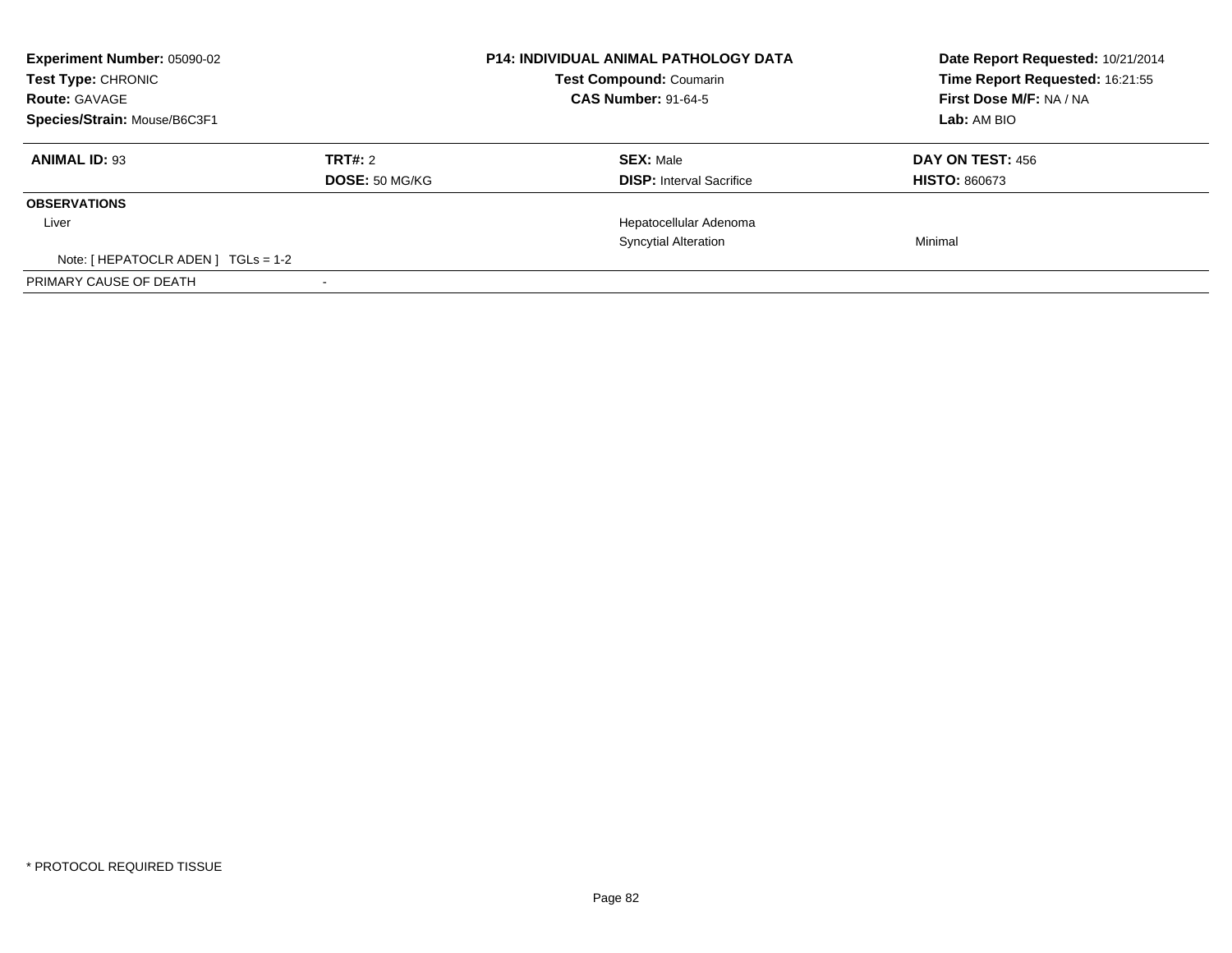| **Experiment Number:** 05090-02 | **P14: INDIVIDUAL ANIMAL PATHOLOGY DATA** | **Date Report Requested:** 10/21/2014 |
|---|---|---|
| **Test Type:** CHRONIC | **Test Compound:** Coumarin | **Time Report Requested:** 16:21:55 |
| **Route:** GAVAGE | **CAS Number:** 91-64-5 | **First Dose M/F:** NA / NA |
| **Species/Strain:** Mouse/B6C3F1 | | **Lab:** AM BIO |

| **ANIMAL ID:** 93 | **TRT#:** 2 | **SEX:** Male | **DAY ON TEST:** 456 |
|---|---|---|---|
| | **DOSE:** 50 MG/KG | **DISP:** Interval Sacrifice | **HISTO:** 860673 |
| **OBSERVATIONS** | | | |
| Liver | | Hepatocellular Adenoma | |
| | | Syncytial Alteration | Minimal |
| Note: [ HEPATOCLR ADEN ] TGLs = 1-2 | | | |
| PRIMARY CAUSE OF DEATH | - | | |

* PROTOCOL REQUIRED TISSUE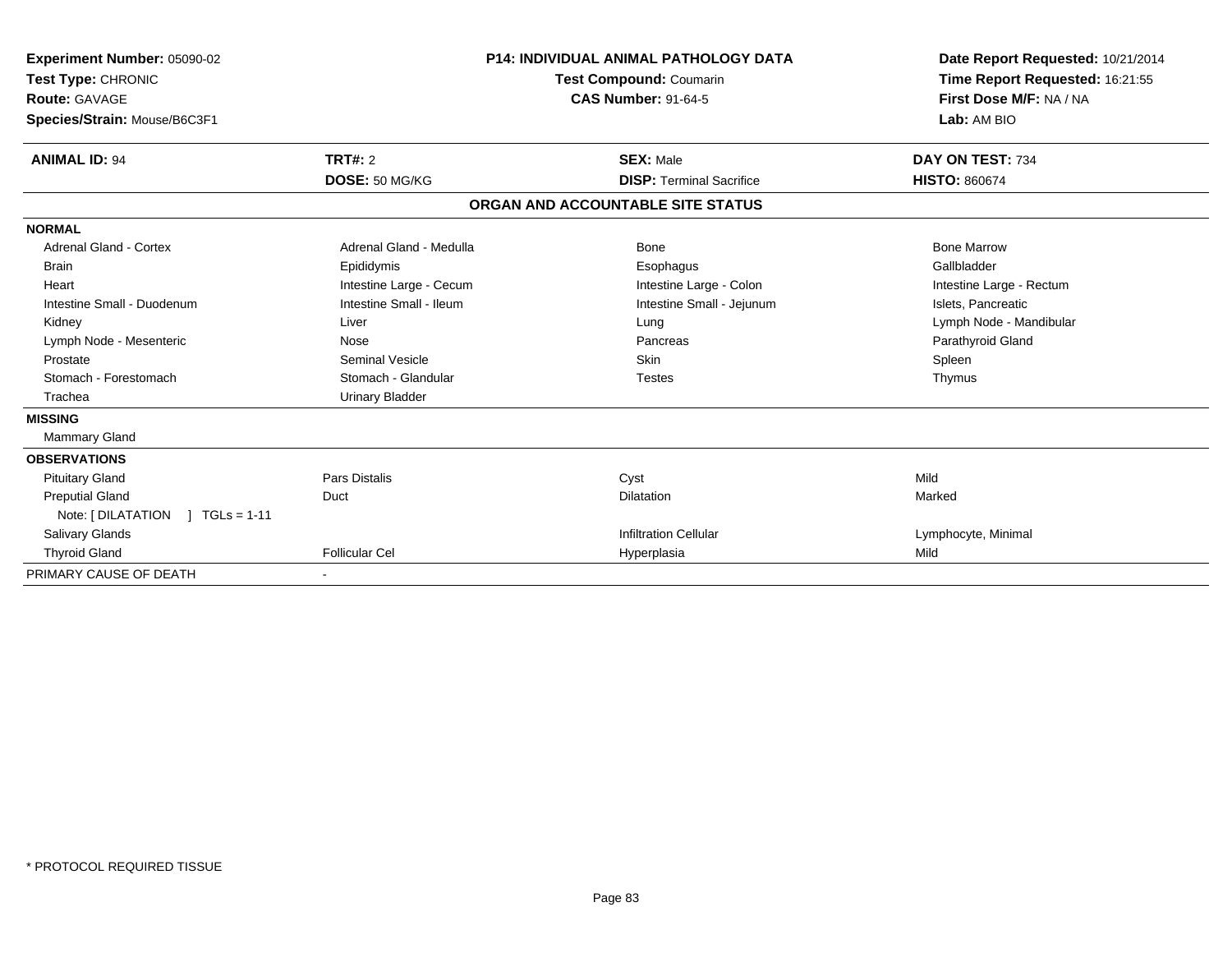**Experiment Number:** 05090-02
**Test Type:** CHRONIC
**Route:** GAVAGE
**Species/Strain:** Mouse/B6C3F1

**P14: INDIVIDUAL ANIMAL PATHOLOGY DATA**
**Test Compound:** Coumarin
**CAS Number:** 91-64-5

**Date Report Requested:** 10/21/2014
**Time Report Requested:** 16:21:55
**First Dose M/F:** NA / NA
**Lab:** AM BIO

| **ANIMAL ID:** 94 | **TRT#:** 2 | **SEX:** Male | **DAY ON TEST:** 734 |
|---|---|---|---|
| | **DOSE:** 50 MG/KG | **DISP:** Terminal Sacrifice | **HISTO:** 860674 |

**ORGAN AND ACCOUNTABLE SITE STATUS**

| | | | |
|---|---|---|---|
| **NORMAL** | | | |
| Adrenal Gland - Cortex | Adrenal Gland - Medulla | Bone | Bone Marrow |
| Brain | Epididymis | Esophagus | Gallbladder |
| Heart | Intestine Large - Cecum | Intestine Large - Colon | Intestine Large - Rectum |
| Intestine Small - Duodenum | Intestine Small - Ileum | Intestine Small - Jejunum | Islets, Pancreatic |
| Kidney | Liver | Lung | Lymph Node - Mandibular |
| Lymph Node - Mesenteric | Nose | Pancreas | Parathyroid Gland |
| Prostate | Seminal Vesicle | Skin | Spleen |
| Stomach - Forestomach | Stomach - Glandular | Testes | Thymus |
| Trachea | Urinary Bladder | | |
| **MISSING** | | | |
| Mammary Gland | | | |
| **OBSERVATIONS** | | | |
| Pituitary Gland | Pars Distalis | Cyst | Mild |
| Preputial Gland | Duct | Dilatation | Marked |
| Note: [ DILATATION ] TGLs = 1-11 | | | |
| Salivary Glands | | Infiltration Cellular | Lymphocyte, Minimal |
| Thyroid Gland | Follicular Cel | Hyperplasia | Mild |
| PRIMARY CAUSE OF DEATH | - | | |

\* PROTOCOL REQUIRED TISSUE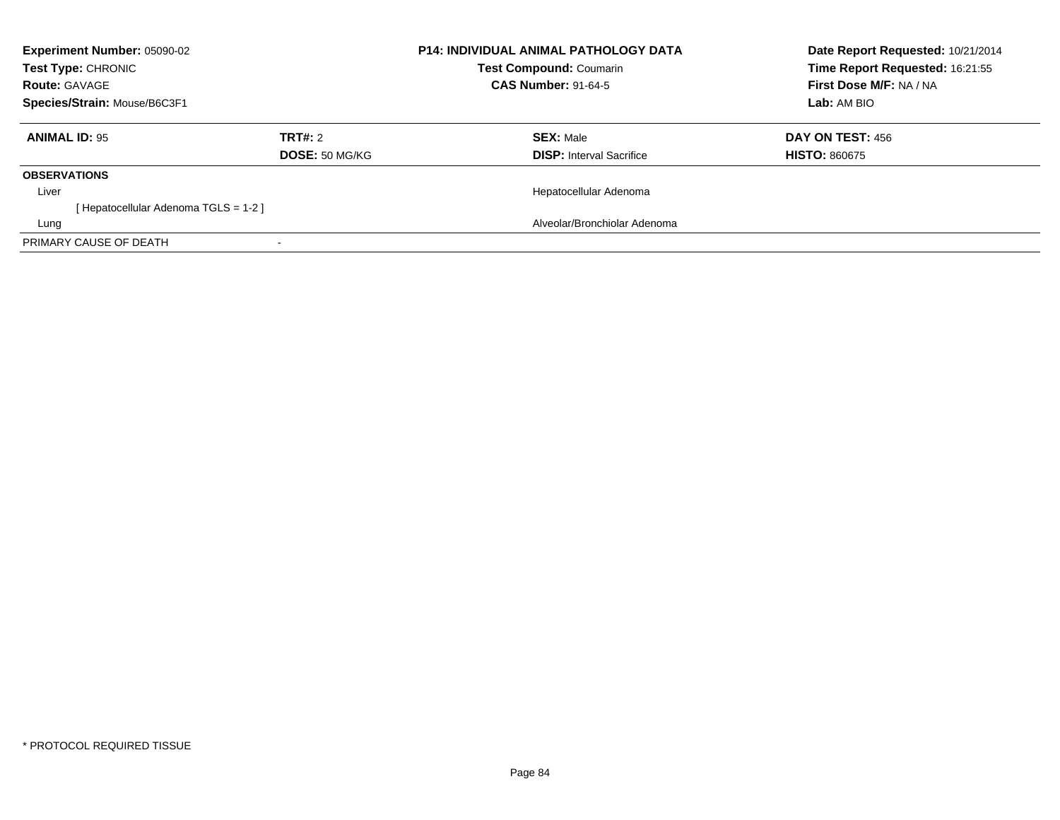**Experiment Number:** 05090-02
**Test Type:** CHRONIC
**Route:** GAVAGE
**Species/Strain:** Mouse/B6C3F1

**P14: INDIVIDUAL ANIMAL PATHOLOGY DATA**
**Test Compound:** Coumarin
**CAS Number:** 91-64-5

**Date Report Requested:** 10/21/2014
**Time Report Requested:** 16:21:55
**First Dose M/F:** NA / NA
**Lab:** AM BIO

| **ANIMAL ID:** 95 | **TRT#:** 2 | **SEX:** Male | **DAY ON TEST:** 456 |
|---|---|---|---|
| | **DOSE:** 50 MG/KG | **DISP:** Interval Sacrifice | **HISTO:** 860675 |
| **OBSERVATIONS** | | | |
| Liver | | Hepatocellular Adenoma | |
| [ Hepatocellular Adenoma TGLS = 1-2 ] | | | |
| Lung | | Alveolar/Bronchiolar Adenoma | |
| PRIMARY CAUSE OF DEATH | - | | |

* PROTOCOL REQUIRED TISSUE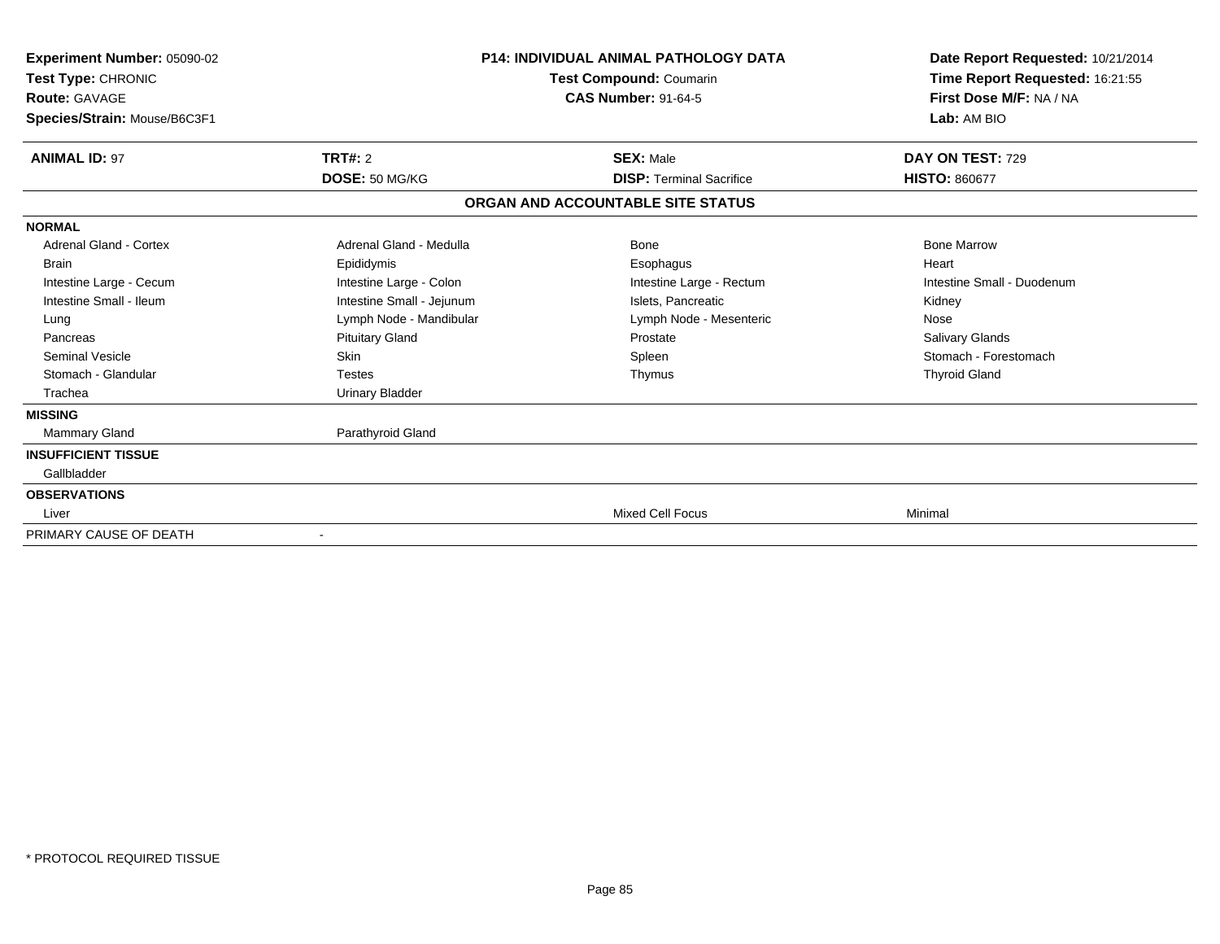**Experiment Number:** 05090-02
**Test Type:** CHRONIC
**Route:** GAVAGE
**Species/Strain:** Mouse/B6C3F1

**P14: INDIVIDUAL ANIMAL PATHOLOGY DATA**
**Test Compound:** Coumarin
**CAS Number:** 91-64-5

**Date Report Requested:** 10/21/2014
**Time Report Requested:** 16:21:55
**First Dose M/F:** NA / NA
**Lab:** AM BIO

| **ANIMAL ID:** 97 | **TRT#:** 2 | **SEX:** Male | **DAY ON TEST:** 729 |
|---|---|---|---|
| | **DOSE:** 50 MG/KG | **DISP:** Terminal Sacrifice | **HISTO:** 860677 |

## ORGAN AND ACCOUNTABLE SITE STATUS

| | | | |
|---|---|---|---|
| **NORMAL** | | | |
| Adrenal Gland - Cortex | Adrenal Gland - Medulla | Bone | Bone Marrow |
| Brain | Epididymis | Esophagus | Heart |
| Intestine Large - Cecum | Intestine Large - Colon | Intestine Large - Rectum | Intestine Small - Duodenum |
| Intestine Small - Ileum | Intestine Small - Jejunum | Islets, Pancreatic | Kidney |
| Lung | Lymph Node - Mandibular | Lymph Node - Mesenteric | Nose |
| Pancreas | Pituitary Gland | Prostate | Salivary Glands |
| Seminal Vesicle | Skin | Spleen | Stomach - Forestomach |
| Stomach - Glandular | Testes | Thymus | Thyroid Gland |
| Trachea | Urinary Bladder | | |
| **MISSING** | | | |
| Mammary Gland | Parathyroid Gland | | |
| **INSUFFICIENT TISSUE** | | | |
| Gallbladder | | | |
| **OBSERVATIONS** | | | |
| Liver | | Mixed Cell Focus | Minimal |
| PRIMARY CAUSE OF DEATH | - | | |

* PROTOCOL REQUIRED TISSUE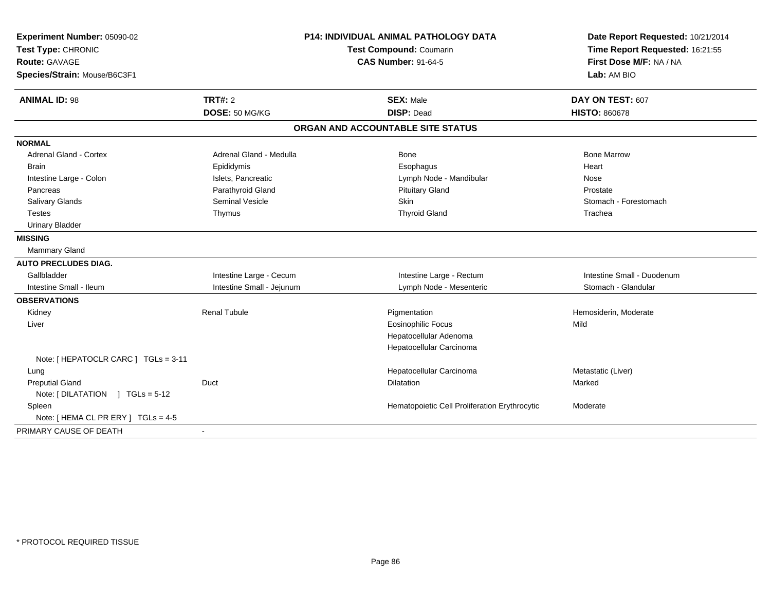**Experiment Number:** 05090-02
**Test Type:** CHRONIC
**Route:** GAVAGE
**Species/Strain:** Mouse/B6C3F1

**P14: INDIVIDUAL ANIMAL PATHOLOGY DATA**
**Test Compound:** Coumarin
**CAS Number:** 91-64-5

**Date Report Requested:** 10/21/2014
**Time Report Requested:** 16:21:55
**First Dose M/F:** NA / NA
**Lab:** AM BIO

| **ANIMAL ID:** 98 | **TRT#:** 2 | **SEX:** Male | **DAY ON TEST:** 607 |
|---|---|---|---|
| | **DOSE:** 50 MG/KG | **DISP:** Dead | **HISTO:** 860678 |

## ORGAN AND ACCOUNTABLE SITE STATUS

| | | | |
|---|---|---|---|
| **NORMAL** | | | |
| Adrenal Gland - Cortex | Adrenal Gland - Medulla | Bone | Bone Marrow |
| Brain | Epididymis | Esophagus | Heart |
| Intestine Large - Colon | Islets, Pancreatic | Lymph Node - Mandibular | Nose |
| Pancreas | Parathyroid Gland | Pituitary Gland | Prostate |
| Salivary Glands | Seminal Vesicle | Skin | Stomach - Forestomach |
| Testes | Thymus | Thyroid Gland | Trachea |
| Urinary Bladder | | | |
| **MISSING** | | | |
| Mammary Gland | | | |
| **AUTO PRECLUDES DIAG.** | | | |
| Gallbladder | Intestine Large - Cecum | Intestine Large - Rectum | Intestine Small - Duodenum |
| Intestine Small - Ileum | Intestine Small - Jejunum | Lymph Node - Mesenteric | Stomach - Glandular |
| **OBSERVATIONS** | | | |
| Kidney | Renal Tubule | Pigmentation | Hemosiderin, Moderate |
| Liver | | Eosinophilic Focus | Mild |
| | | Hepatocellular Adenoma | |
| | | Hepatocellular Carcinoma | |
| Note: [ HEPATOCLR CARC ] TGLs = 3-11 | | | |
| Lung | | Hepatocellular Carcinoma | Metastatic (Liver) |
| Preputial Gland | Duct | Dilatation | Marked |
| Note: [ DILATATION ] TGLs = 5-12 | | | |
| Spleen | | Hematopoietic Cell Proliferation Erythrocytic | Moderate |
| Note: [ HEMA CL PR ERY ] TGLs = 4-5 | | | |
| PRIMARY CAUSE OF DEATH | - | | |

* PROTOCOL REQUIRED TISSUE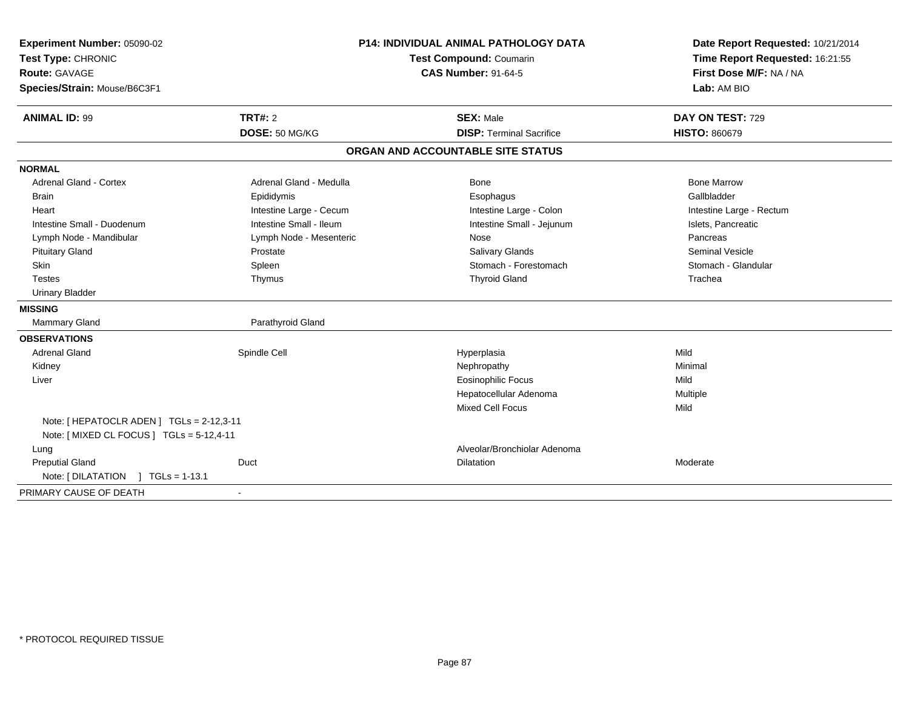**Experiment Number:** 05090-02
**Test Type:** CHRONIC
**Route:** GAVAGE
**Species/Strain:** Mouse/B6C3F1

**P14: INDIVIDUAL ANIMAL PATHOLOGY DATA**
**Test Compound:** Coumarin
**CAS Number:** 91-64-5

**Date Report Requested:** 10/21/2014
**Time Report Requested:** 16:21:55
**First Dose M/F:** NA / NA
**Lab:** AM BIO

| **ANIMAL ID:** 99 | **TRT#:** 2 | **SEX:** Male | **DAY ON TEST:** 729 |
|---|---|---|---|
| | **DOSE:** 50 MG/KG | **DISP:** Terminal Sacrifice | **HISTO:** 860679 |

## ORGAN AND ACCOUNTABLE SITE STATUS

**NORMAL**

| | | | |
|---|---|---|---|
| Adrenal Gland - Cortex | Adrenal Gland - Medulla | Bone | Bone Marrow |
| Brain | Epididymis | Esophagus | Gallbladder |
| Heart | Intestine Large - Cecum | Intestine Large - Colon | Intestine Large - Rectum |
| Intestine Small - Duodenum | Intestine Small - Ileum | Intestine Small - Jejunum | Islets, Pancreatic |
| Lymph Node - Mandibular | Lymph Node - Mesenteric | Nose | Pancreas |
| Pituitary Gland | Prostate | Salivary Glands | Seminal Vesicle |
| Skin | Spleen | Stomach - Forestomach | Stomach - Glandular |
| Testes | Thymus | Thyroid Gland | Trachea |
| Urinary Bladder | | | |

**MISSING**

| | |
|---|---|
| Mammary Gland | Parathyroid Gland |

**OBSERVATIONS**

| | | | |
|---|---|---|---|
| Adrenal Gland | Spindle Cell | Hyperplasia | Mild |
| Kidney | | Nephropathy | Minimal |
| Liver | | Eosinophilic Focus | Mild |
| | | Hepatocellular Adenoma | Multiple |
| | | Mixed Cell Focus | Mild |
| Note: [ HEPATOCLR ADEN ] TGLs = 2-12,3-11 | | | |
| Note: [ MIXED CL FOCUS ] TGLs = 5-12,4-11 | | | |
| Lung | | Alveolar/Bronchiolar Adenoma | |
| Preputial Gland | Duct | Dilatation | Moderate |
| Note: [ DILATATION ] TGLs = 1-13.1 | | | |

PRIMARY CAUSE OF DEATH -

* PROTOCOL REQUIRED TISSUE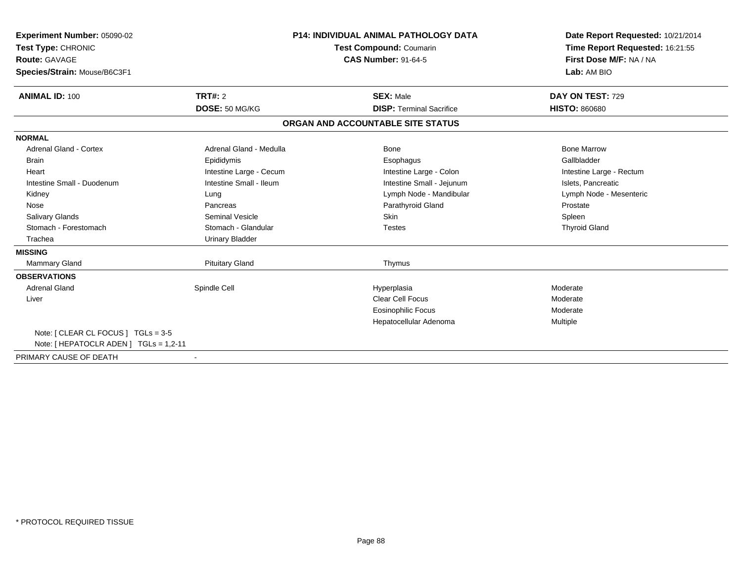**Experiment Number:** 05090-02
**Test Type:** CHRONIC
**Route:** GAVAGE
**Species/Strain:** Mouse/B6C3F1

**P14: INDIVIDUAL ANIMAL PATHOLOGY DATA**
**Test Compound:** Coumarin
**CAS Number:** 91-64-5

**Date Report Requested:** 10/21/2014
**Time Report Requested:** 16:21:55
**First Dose M/F:** NA / NA
**Lab:** AM BIO

| **ANIMAL ID:** 100 | **TRT#:** 2 | **SEX:** Male | **DAY ON TEST:** 729 |
|---|---|---|---|
| | **DOSE:** 50 MG/KG | **DISP:** Terminal Sacrifice | **HISTO:** 860680 |

## ORGAN AND ACCOUNTABLE SITE STATUS

**NORMAL**

| | | | |
|---|---|---|---|
| Adrenal Gland - Cortex | Adrenal Gland - Medulla | Bone | Bone Marrow |
| Brain | Epididymis | Esophagus | Gallbladder |
| Heart | Intestine Large - Cecum | Intestine Large - Colon | Intestine Large - Rectum |
| Intestine Small - Duodenum | Intestine Small - Ileum | Intestine Small - Jejunum | Islets, Pancreatic |
| Kidney | Lung | Lymph Node - Mandibular | Lymph Node - Mesenteric |
| Nose | Pancreas | Parathyroid Gland | Prostate |
| Salivary Glands | Seminal Vesicle | Skin | Spleen |
| Stomach - Forestomach | Stomach - Glandular | Testes | Thyroid Gland |
| Trachea | Urinary Bladder | | |

**MISSING**

| | | |
|---|---|---|
| Mammary Gland | Pituitary Gland | Thymus |

**OBSERVATIONS**

| | | | |
|---|---|---|---|
| Adrenal Gland | Spindle Cell | Hyperplasia | Moderate |
| Liver | | Clear Cell Focus | Moderate |
| | | Eosinophilic Focus | Moderate |
| | | Hepatocellular Adenoma | Multiple |

Note: [ CLEAR CL FOCUS ] TGLs = 3-5
Note: [ HEPATOCLR ADEN ] TGLs = 1,2-11

PRIMARY CAUSE OF DEATH -

* PROTOCOL REQUIRED TISSUE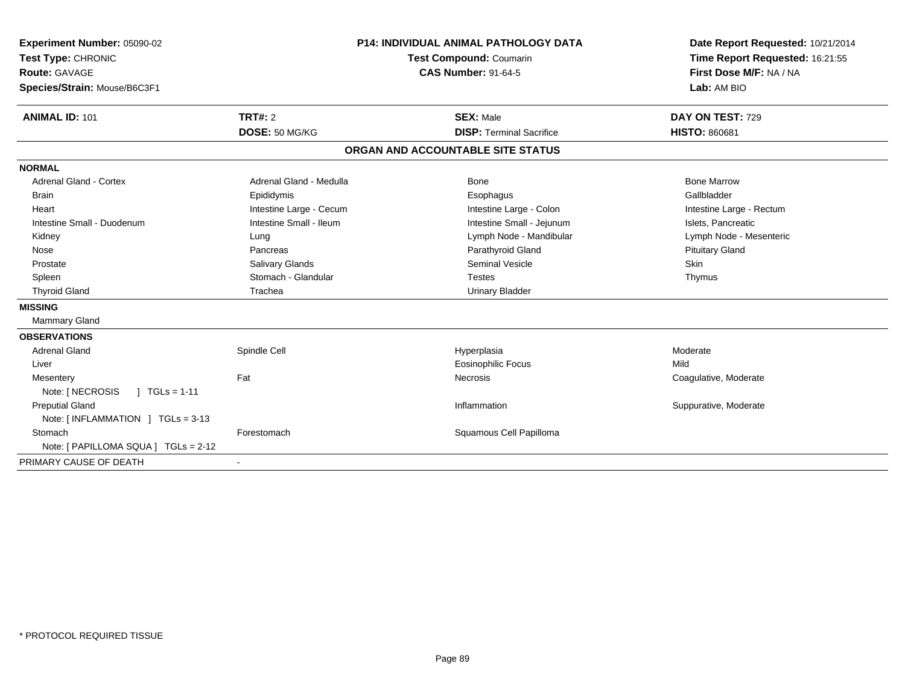**Experiment Number:** 05090-02
**Test Type:** CHRONIC
**Route:** GAVAGE
**Species/Strain:** Mouse/B6C3F1

**P14: INDIVIDUAL ANIMAL PATHOLOGY DATA**
**Test Compound:** Coumarin
**CAS Number:** 91-64-5

**Date Report Requested:** 10/21/2014
**Time Report Requested:** 16:21:55
**First Dose M/F:** NA / NA
**Lab:** AM BIO

| **ANIMAL ID:** 101 | **TRT#:** 2 | **SEX:** Male | **DAY ON TEST:** 729 |
|---|---|---|---|
| | **DOSE:** 50 MG/KG | **DISP:** Terminal Sacrifice | **HISTO:** 860681 |

## ORGAN AND ACCOUNTABLE SITE STATUS

**NORMAL**

| | | | |
|---|---|---|---|
| Adrenal Gland - Cortex | Adrenal Gland - Medulla | Bone | Bone Marrow |
| Brain | Epididymis | Esophagus | Gallbladder |
| Heart | Intestine Large - Cecum | Intestine Large - Colon | Intestine Large - Rectum |
| Intestine Small - Duodenum | Intestine Small - Ileum | Intestine Small - Jejunum | Islets, Pancreatic |
| Kidney | Lung | Lymph Node - Mandibular | Lymph Node - Mesenteric |
| Nose | Pancreas | Parathyroid Gland | Pituitary Gland |
| Prostate | Salivary Glands | Seminal Vesicle | Skin |
| Spleen | Stomach - Glandular | Testes | Thymus |
| Thyroid Gland | Trachea | Urinary Bladder | |

**MISSING**

Mammary Gland

**OBSERVATIONS**

| | | | |
|---|---|---|---|
| Adrenal Gland | Spindle Cell | Hyperplasia | Moderate |
| Liver | | Eosinophilic Focus | Mild |
| Mesentery | Fat | Necrosis | Coagulative, Moderate |
| Note: [ NECROSIS ] TGLs = 1-11 | | | |
| Preputial Gland | | Inflammation | Suppurative, Moderate |
| Note: [ INFLAMMATION ] TGLs = 3-13 | | | |
| Stomach | Forestomach | Squamous Cell Papilloma | |
| Note: [ PAPILLOMA SQUA ] TGLs = 2-12 | | | |

PRIMARY CAUSE OF DEATH -

* PROTOCOL REQUIRED TISSUE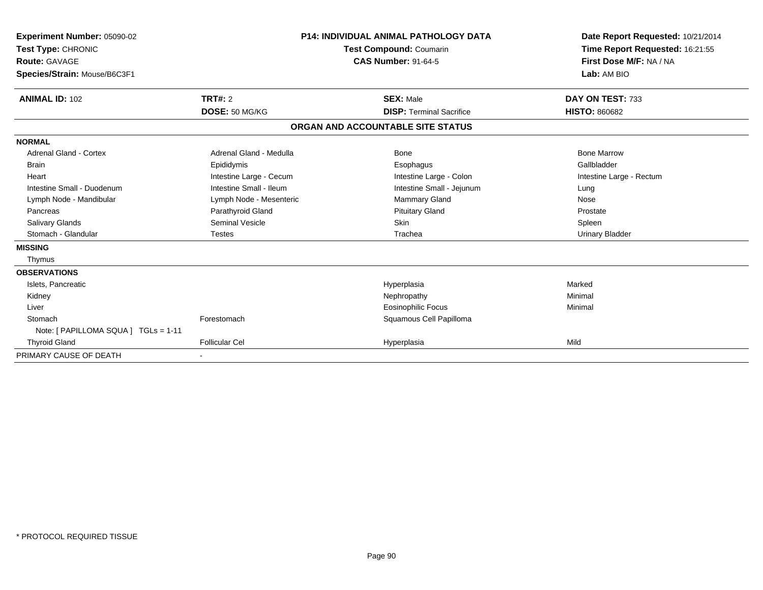**Experiment Number:** 05090-02
**Test Type:** CHRONIC
**Route:** GAVAGE
**Species/Strain:** Mouse/B6C3F1

**P14: INDIVIDUAL ANIMAL PATHOLOGY DATA**
**Test Compound:** Coumarin
**CAS Number:** 91-64-5

**Date Report Requested:** 10/21/2014
**Time Report Requested:** 16:21:55
**First Dose M/F:** NA / NA
**Lab:** AM BIO

| **ANIMAL ID:** 102 | **TRT#:** 2 | **SEX:** Male | **DAY ON TEST:** 733 |
|---|---|---|---|
| | **DOSE:** 50 MG/KG | **DISP:** Terminal Sacrifice | **HISTO:** 860682 |

## ORGAN AND ACCOUNTABLE SITE STATUS

| | | | |
|---|---|---|---|
| **NORMAL** | | | |
| Adrenal Gland - Cortex | Adrenal Gland - Medulla | Bone | Bone Marrow |
| Brain | Epididymis | Esophagus | Gallbladder |
| Heart | Intestine Large - Cecum | Intestine Large - Colon | Intestine Large - Rectum |
| Intestine Small - Duodenum | Intestine Small - Ileum | Intestine Small - Jejunum | Lung |
| Lymph Node - Mandibular | Lymph Node - Mesenteric | Mammary Gland | Nose |
| Pancreas | Parathyroid Gland | Pituitary Gland | Prostate |
| Salivary Glands | Seminal Vesicle | Skin | Spleen |
| Stomach - Glandular | Testes | Trachea | Urinary Bladder |
| **MISSING** | | | |
| Thymus | | | |
| **OBSERVATIONS** | | | |
| Islets, Pancreatic | | Hyperplasia | Marked |
| Kidney | | Nephropathy | Minimal |
| Liver | | Eosinophilic Focus | Minimal |
| Stomach | Forestomach | Squamous Cell Papilloma | |
| Note: [ PAPILLOMA SQUA ] TGLs = 1-11 | | | |
| Thyroid Gland | Follicular Cel | Hyperplasia | Mild |
| PRIMARY CAUSE OF DEATH | - | | |

\* PROTOCOL REQUIRED TISSUE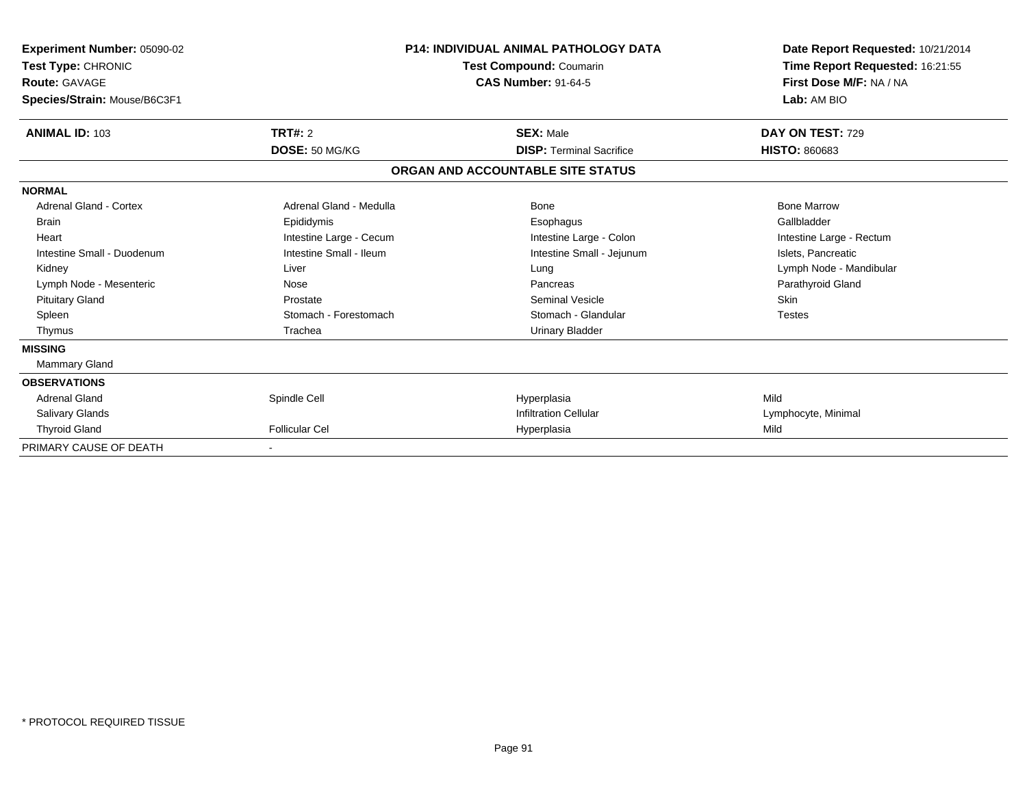**Experiment Number:** 05090-02
**Test Type:** CHRONIC
**Route:** GAVAGE
**Species/Strain:** Mouse/B6C3F1

**P14: INDIVIDUAL ANIMAL PATHOLOGY DATA**
**Test Compound:** Coumarin
**CAS Number:** 91-64-5

**Date Report Requested:** 10/21/2014
**Time Report Requested:** 16:21:55
**First Dose M/F:** NA / NA
**Lab:** AM BIO

| **ANIMAL ID:** 103 | **TRT#:** 2 | **SEX:** Male | **DAY ON TEST:** 729 |
|---|---|---|---|
| | **DOSE:** 50 MG/KG | **DISP:** Terminal Sacrifice | **HISTO:** 860683 |

**ORGAN AND ACCOUNTABLE SITE STATUS**

| | | | |
|---|---|---|---|
| **NORMAL** | | | |
| Adrenal Gland - Cortex | Adrenal Gland - Medulla | Bone | Bone Marrow |
| Brain | Epididymis | Esophagus | Gallbladder |
| Heart | Intestine Large - Cecum | Intestine Large - Colon | Intestine Large - Rectum |
| Intestine Small - Duodenum | Intestine Small - Ileum | Intestine Small - Jejunum | Islets, Pancreatic |
| Kidney | Liver | Lung | Lymph Node - Mandibular |
| Lymph Node - Mesenteric | Nose | Pancreas | Parathyroid Gland |
| Pituitary Gland | Prostate | Seminal Vesicle | Skin |
| Spleen | Stomach - Forestomach | Stomach - Glandular | Testes |
| Thymus | Trachea | Urinary Bladder | |
| **MISSING** | | | |
| Mammary Gland | | | |
| **OBSERVATIONS** | | | |
| Adrenal Gland | Spindle Cell | Hyperplasia | Mild |
| Salivary Glands | | Infiltration Cellular | Lymphocyte, Minimal |
| Thyroid Gland | Follicular Cel | Hyperplasia | Mild |
| PRIMARY CAUSE OF DEATH | - | | |

\* PROTOCOL REQUIRED TISSUE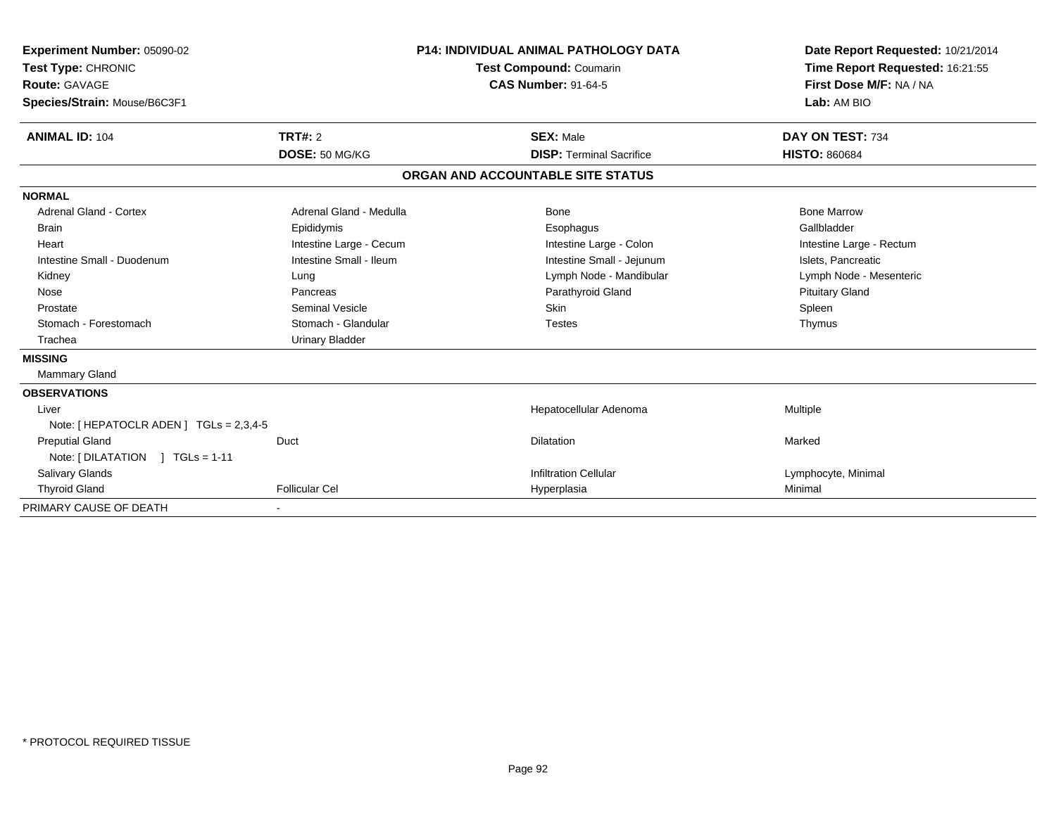**Experiment Number:** 05090-02
**Test Type:** CHRONIC
**Route:** GAVAGE
**Species/Strain:** Mouse/B6C3F1

**P14: INDIVIDUAL ANIMAL PATHOLOGY DATA**
**Test Compound:** Coumarin
**CAS Number:** 91-64-5

**Date Report Requested:** 10/21/2014
**Time Report Requested:** 16:21:55
**First Dose M/F:** NA / NA
**Lab:** AM BIO

| **ANIMAL ID:** 104 | **TRT#:** 2 | **SEX:** Male | **DAY ON TEST:** 734 |
|---|---|---|---|
| | **DOSE:** 50 MG/KG | **DISP:** Terminal Sacrifice | **HISTO:** 860684 |

## ORGAN AND ACCOUNTABLE SITE STATUS

**NORMAL**

| | | | |
|---|---|---|---|
| Adrenal Gland - Cortex | Adrenal Gland - Medulla | Bone | Bone Marrow |
| Brain | Epididymis | Esophagus | Gallbladder |
| Heart | Intestine Large - Cecum | Intestine Large - Colon | Intestine Large - Rectum |
| Intestine Small - Duodenum | Intestine Small - Ileum | Intestine Small - Jejunum | Islets, Pancreatic |
| Kidney | Lung | Lymph Node - Mandibular | Lymph Node - Mesenteric |
| Nose | Pancreas | Parathyroid Gland | Pituitary Gland |
| Prostate | Seminal Vesicle | Skin | Spleen |
| Stomach - Forestomach | Stomach - Glandular | Testes | Thymus |
| Trachea | Urinary Bladder | | |

**MISSING**

Mammary Gland

**OBSERVATIONS**

| | | | |
|---|---|---|---|
| Liver | | Hepatocellular Adenoma | Multiple |
| Note: [ HEPATOCLR ADEN ] TGLs = 2,3,4-5 | | | |
| Preputial Gland | Duct | Dilatation | Marked |
| Note: [ DILATATION ] TGLs = 1-11 | | | |
| Salivary Glands | | Infiltration Cellular | Lymphocyte, Minimal |
| Thyroid Gland | Follicular Cel | Hyperplasia | Minimal |

PRIMARY CAUSE OF DEATH -

* PROTOCOL REQUIRED TISSUE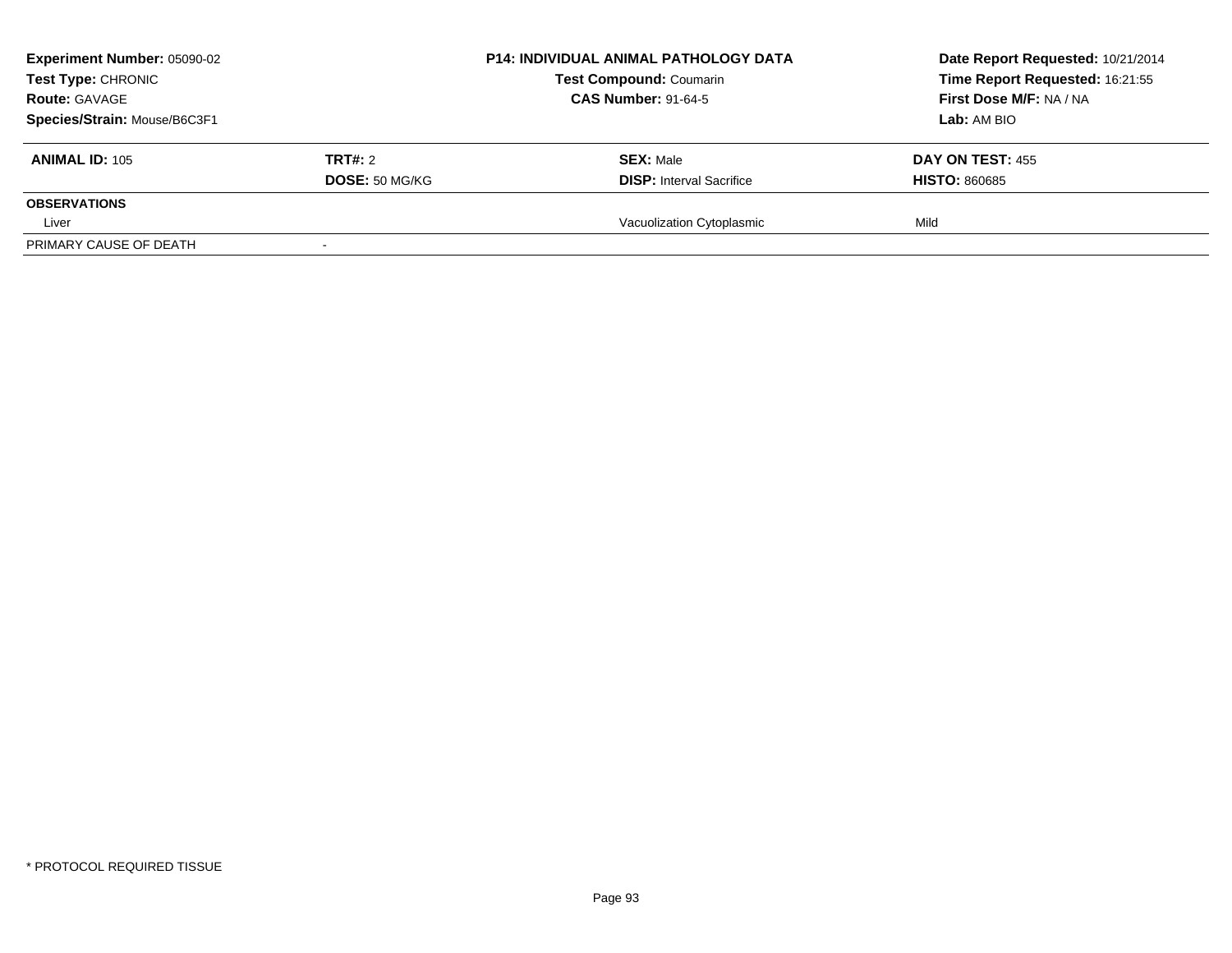| **Experiment Number:** 05090-02 | **P14: INDIVIDUAL ANIMAL PATHOLOGY DATA** | **Date Report Requested:** 10/21/2014 |
|---|---|---|
| **Test Type:** CHRONIC | **Test Compound:** Coumarin | **Time Report Requested:** 16:21:55 |
| **Route:** GAVAGE | **CAS Number:** 91-64-5 | **First Dose M/F:** NA / NA |
| **Species/Strain:** Mouse/B6C3F1 | | **Lab:** AM BIO |

| **ANIMAL ID:** 105 | **TRT#:** 2 | **SEX:** Male | **DAY ON TEST:** 455 |
|---|---|---|---|
| | **DOSE:** 50 MG/KG | **DISP:** Interval Sacrifice | **HISTO:** 860685 |
| **OBSERVATIONS** | | | |
| Liver | | Vacuolization Cytoplasmic | Mild |
| PRIMARY CAUSE OF DEATH | - | | |

* PROTOCOL REQUIRED TISSUE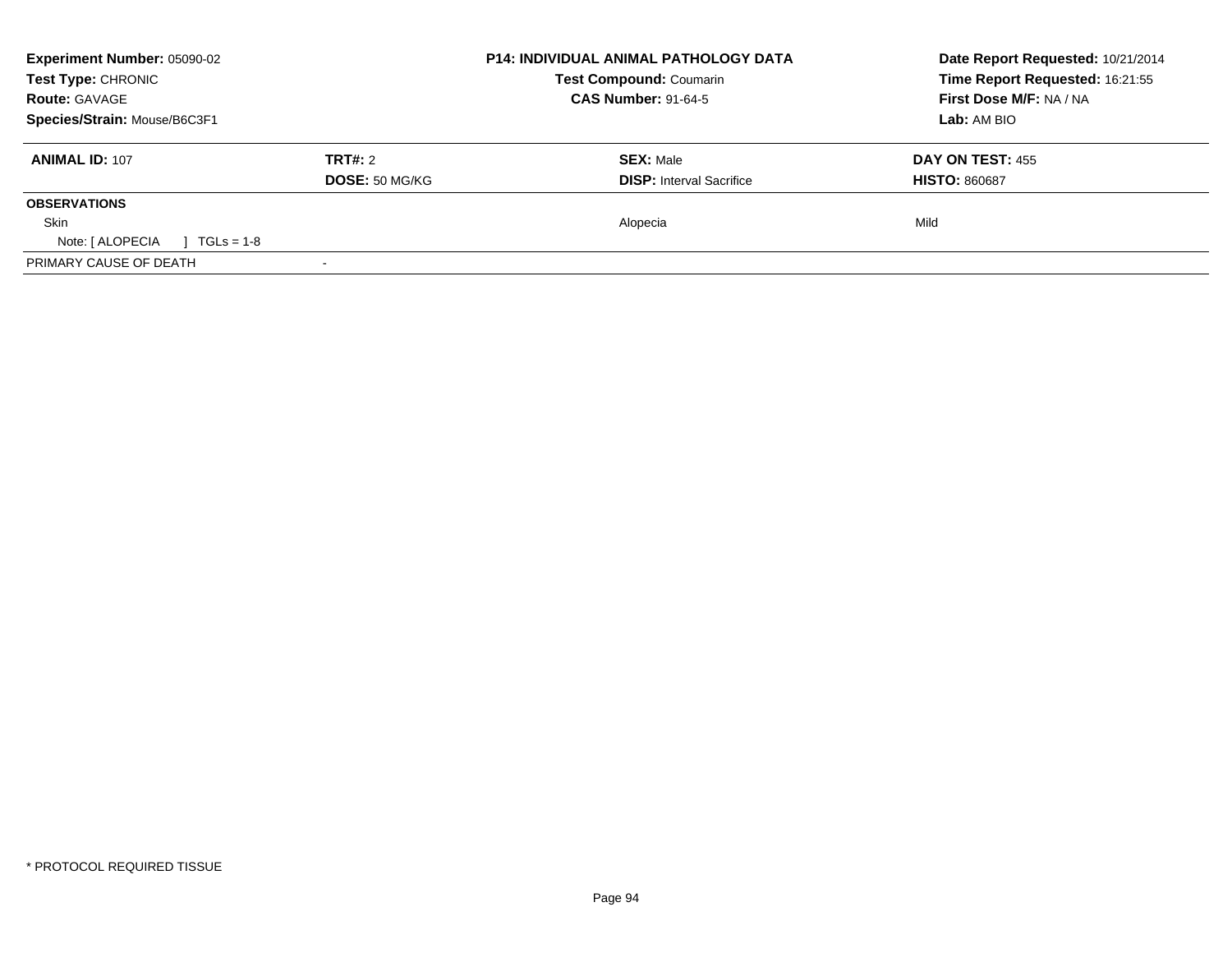**Experiment Number:** 05090-02
**Test Type:** CHRONIC
**Route:** GAVAGE
**Species/Strain:** Mouse/B6C3F1

**P14: INDIVIDUAL ANIMAL PATHOLOGY DATA**
**Test Compound:** Coumarin
**CAS Number:** 91-64-5

**Date Report Requested:** 10/21/2014
**Time Report Requested:** 16:21:55
**First Dose M/F:** NA / NA
**Lab:** AM BIO

| **ANIMAL ID:** 107 | **TRT#:** 2 | **SEX:** Male | **DAY ON TEST:** 455 |
|---|---|---|---|
| | **DOSE:** 50 MG/KG | **DISP:** Interval Sacrifice | **HISTO:** 860687 |

**OBSERVATIONS**

| | | | |
|---|---|---|---|
| Skin | | Alopecia | Mild |
| Note: [ ALOPECIA ] TGLs = 1-8 | | | |

PRIMARY CAUSE OF DEATH -

* PROTOCOL REQUIRED TISSUE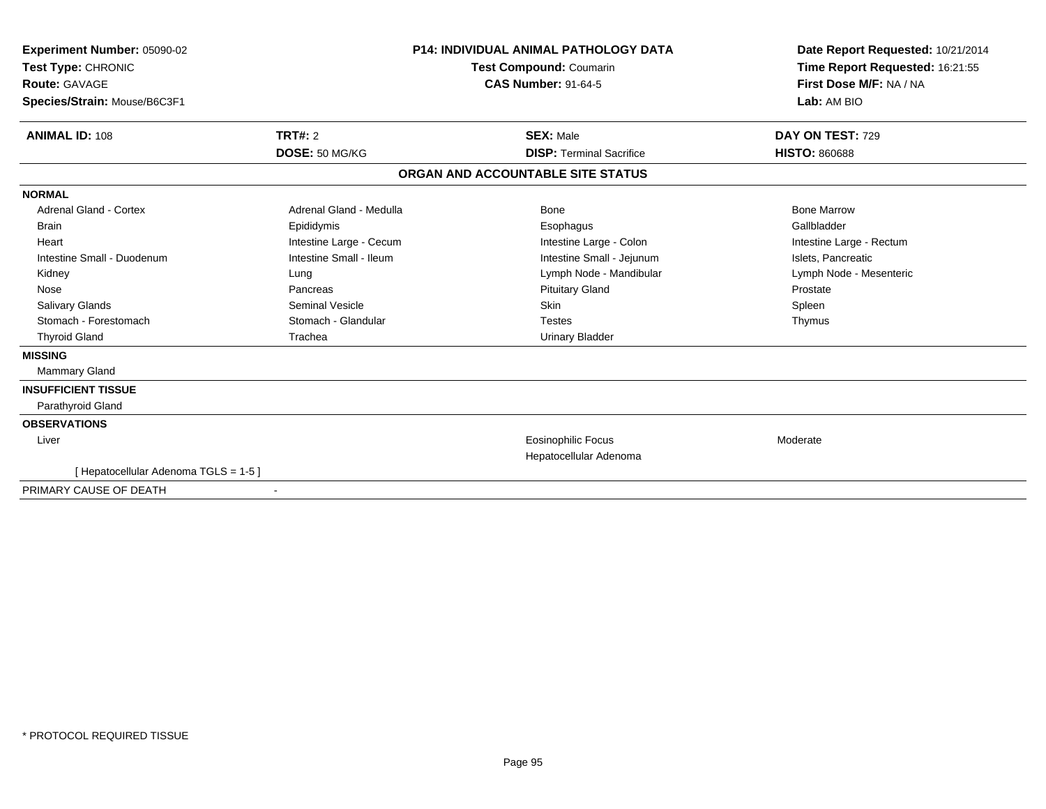**Experiment Number:** 05090-02
**Test Type:** CHRONIC
**Route:** GAVAGE
**Species/Strain:** Mouse/B6C3F1

**P14: INDIVIDUAL ANIMAL PATHOLOGY DATA**
**Test Compound:** Coumarin
**CAS Number:** 91-64-5

**Date Report Requested:** 10/21/2014
**Time Report Requested:** 16:21:55
**First Dose M/F:** NA / NA
**Lab:** AM BIO

| **ANIMAL ID:** 108 | **TRT#:** 2 | **SEX:** Male | **DAY ON TEST:** 729 |
|---|---|---|---|
| | **DOSE:** 50 MG/KG | **DISP:** Terminal Sacrifice | **HISTO:** 860688 |

## ORGAN AND ACCOUNTABLE SITE STATUS

| | | | |
|---|---|---|---|
| **NORMAL** | | | |
| Adrenal Gland - Cortex | Adrenal Gland - Medulla | Bone | Bone Marrow |
| Brain | Epididymis | Esophagus | Gallbladder |
| Heart | Intestine Large - Cecum | Intestine Large - Colon | Intestine Large - Rectum |
| Intestine Small - Duodenum | Intestine Small - Ileum | Intestine Small - Jejunum | Islets, Pancreatic |
| Kidney | Lung | Lymph Node - Mandibular | Lymph Node - Mesenteric |
| Nose | Pancreas | Pituitary Gland | Prostate |
| Salivary Glands | Seminal Vesicle | Skin | Spleen |
| Stomach - Forestomach | Stomach - Glandular | Testes | Thymus |
| Thyroid Gland | Trachea | Urinary Bladder | |
| **MISSING** | | | |
| Mammary Gland | | | |
| **INSUFFICIENT TISSUE** | | | |
| Parathyroid Gland | | | |
| **OBSERVATIONS** | | | |
| Liver | | Eosinophilic Focus | Moderate |
| | | Hepatocellular Adenoma | |
| [ Hepatocellular Adenoma TGLS = 1-5 ] | | | |
| PRIMARY CAUSE OF DEATH | - | | |

* PROTOCOL REQUIRED TISSUE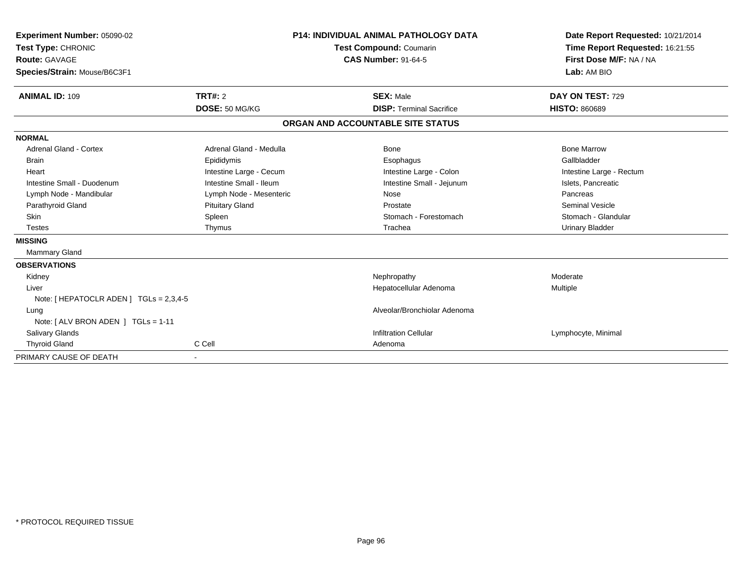**Experiment Number:** 05090-02
**Test Type:** CHRONIC
**Route:** GAVAGE
**Species/Strain:** Mouse/B6C3F1

**P14: INDIVIDUAL ANIMAL PATHOLOGY DATA**
**Test Compound:** Coumarin
**CAS Number:** 91-64-5

**Date Report Requested:** 10/21/2014
**Time Report Requested:** 16:21:55
**First Dose M/F:** NA / NA
**Lab:** AM BIO

| **ANIMAL ID:** 109 | **TRT#:** 2 | **SEX:** Male | **DAY ON TEST:** 729 |
|---|---|---|---|
| | **DOSE:** 50 MG/KG | **DISP:** Terminal Sacrifice | **HISTO:** 860689 |

**ORGAN AND ACCOUNTABLE SITE STATUS**

**NORMAL**

| | | | |
|---|---|---|---|
| Adrenal Gland - Cortex | Adrenal Gland - Medulla | Bone | Bone Marrow |
| Brain | Epididymis | Esophagus | Gallbladder |
| Heart | Intestine Large - Cecum | Intestine Large - Colon | Intestine Large - Rectum |
| Intestine Small - Duodenum | Intestine Small - Ileum | Intestine Small - Jejunum | Islets, Pancreatic |
| Lymph Node - Mandibular | Lymph Node - Mesenteric | Nose | Pancreas |
| Parathyroid Gland | Pituitary Gland | Prostate | Seminal Vesicle |
| Skin | Spleen | Stomach - Forestomach | Stomach - Glandular |
| Testes | Thymus | Trachea | Urinary Bladder |

**MISSING**

Mammary Gland

**OBSERVATIONS**

| | | | |
|---|---|---|---|
| Kidney | | Nephropathy | Moderate |
| Liver | | Hepatocellular Adenoma | Multiple |
| Note: [ HEPATOCLR ADEN ] TGLs = 2,3,4-5 | | | |
| Lung | | Alveolar/Bronchiolar Adenoma | |
| Note: [ ALV BRON ADEN ] TGLs = 1-11 | | | |
| Salivary Glands | | Infiltration Cellular | Lymphocyte, Minimal |
| Thyroid Gland | C Cell | Adenoma | |

PRIMARY CAUSE OF DEATH -

* PROTOCOL REQUIRED TISSUE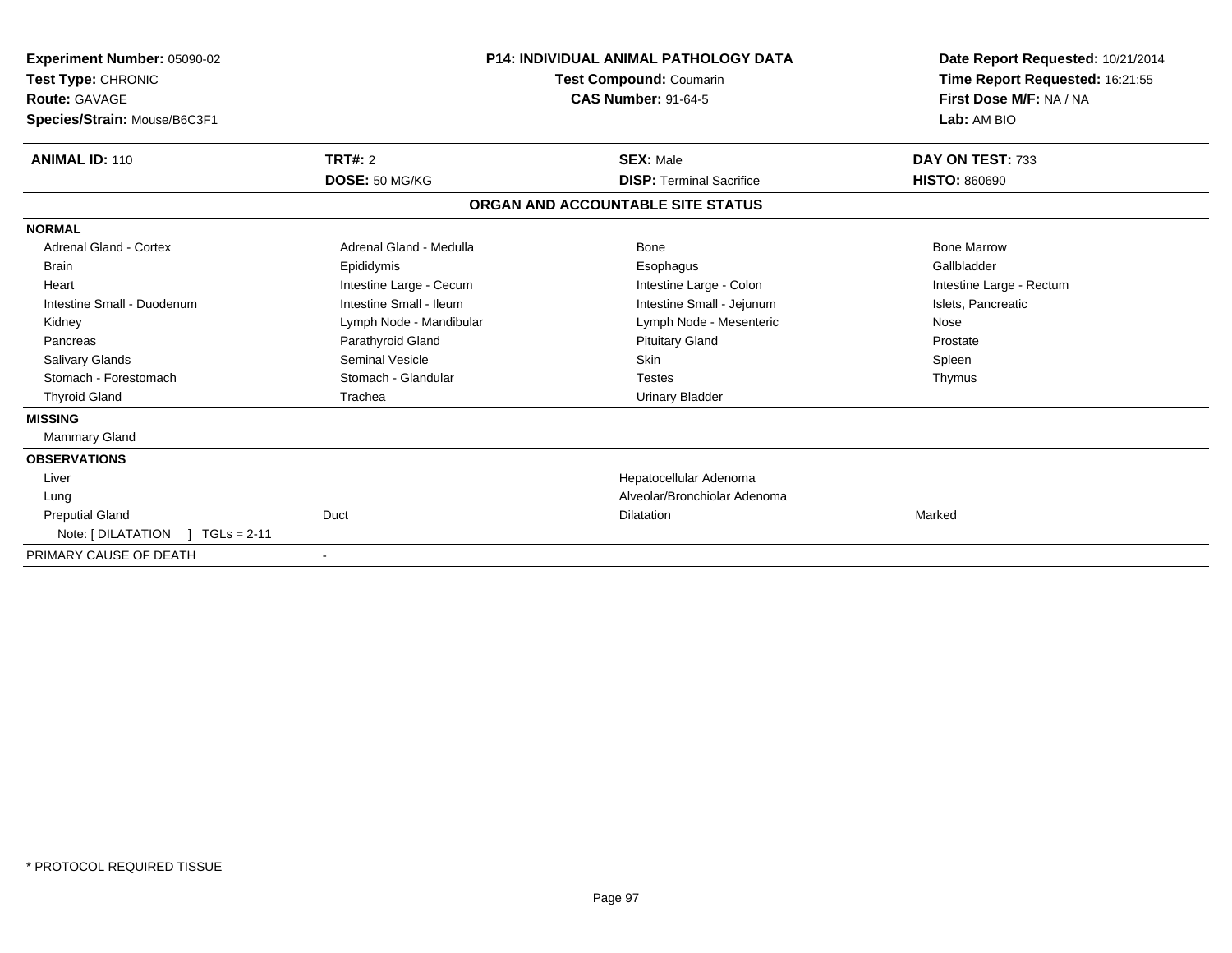**Experiment Number:** 05090-02
**Test Type:** CHRONIC
**Route:** GAVAGE
**Species/Strain:** Mouse/B6C3F1

**P14: INDIVIDUAL ANIMAL PATHOLOGY DATA**
**Test Compound:** Coumarin
**CAS Number:** 91-64-5

**Date Report Requested:** 10/21/2014
**Time Report Requested:** 16:21:55
**First Dose M/F:** NA / NA
**Lab:** AM BIO

| **ANIMAL ID:** 110 | **TRT#:** 2 | **SEX:** Male | **DAY ON TEST:** 733 |
|---|---|---|---|
| | **DOSE:** 50 MG/KG | **DISP:** Terminal Sacrifice | **HISTO:** 860690 |

## ORGAN AND ACCOUNTABLE SITE STATUS

| | | | |
|---|---|---|---|
| **NORMAL** | | | |
| Adrenal Gland - Cortex | Adrenal Gland - Medulla | Bone | Bone Marrow |
| Brain | Epididymis | Esophagus | Gallbladder |
| Heart | Intestine Large - Cecum | Intestine Large - Colon | Intestine Large - Rectum |
| Intestine Small - Duodenum | Intestine Small - Ileum | Intestine Small - Jejunum | Islets, Pancreatic |
| Kidney | Lymph Node - Mandibular | Lymph Node - Mesenteric | Nose |
| Pancreas | Parathyroid Gland | Pituitary Gland | Prostate |
| Salivary Glands | Seminal Vesicle | Skin | Spleen |
| Stomach - Forestomach | Stomach - Glandular | Testes | Thymus |
| Thyroid Gland | Trachea | Urinary Bladder | |
| **MISSING** | | | |
| Mammary Gland | | | |
| **OBSERVATIONS** | | | |
| Liver | | Hepatocellular Adenoma | |
| Lung | | Alveolar/Bronchiolar Adenoma | |
| Preputial Gland | Duct | Dilatation | Marked |
| Note: [ DILATATION ] TGLs = 2-11 | | | |
| PRIMARY CAUSE OF DEATH | - | | |

\* PROTOCOL REQUIRED TISSUE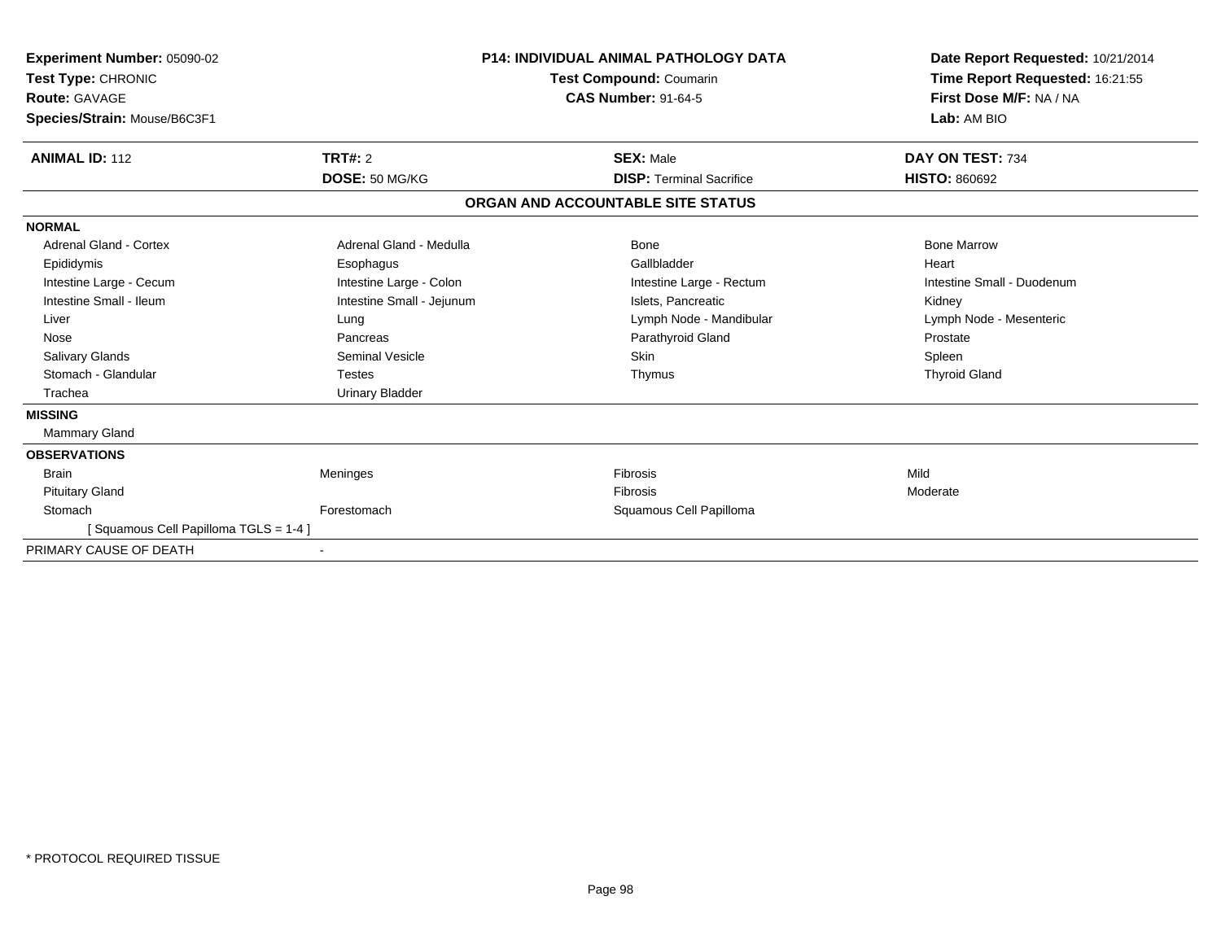**Experiment Number:** 05090-02
**Test Type:** CHRONIC
**Route:** GAVAGE
**Species/Strain:** Mouse/B6C3F1

**P14: INDIVIDUAL ANIMAL PATHOLOGY DATA**
**Test Compound:** Coumarin
**CAS Number:** 91-64-5

**Date Report Requested:** 10/21/2014
**Time Report Requested:** 16:21:55
**First Dose M/F:** NA / NA
**Lab:** AM BIO

| **ANIMAL ID:** 112 | **TRT#:** 2 | **SEX:** Male | **DAY ON TEST:** 734 |
|---|---|---|---|
| | **DOSE:** 50 MG/KG | **DISP:** Terminal Sacrifice | **HISTO:** 860692 |

## ORGAN AND ACCOUNTABLE SITE STATUS

| | | | |
|---|---|---|---|
| **NORMAL** | | | |
| Adrenal Gland - Cortex | Adrenal Gland - Medulla | Bone | Bone Marrow |
| Epididymis | Esophagus | Gallbladder | Heart |
| Intestine Large - Cecum | Intestine Large - Colon | Intestine Large - Rectum | Intestine Small - Duodenum |
| Intestine Small - Ileum | Intestine Small - Jejunum | Islets, Pancreatic | Kidney |
| Liver | Lung | Lymph Node - Mandibular | Lymph Node - Mesenteric |
| Nose | Pancreas | Parathyroid Gland | Prostate |
| Salivary Glands | Seminal Vesicle | Skin | Spleen |
| Stomach - Glandular | Testes | Thymus | Thyroid Gland |
| Trachea | Urinary Bladder | | |
| **MISSING** | | | |
| Mammary Gland | | | |
| **OBSERVATIONS** | | | |
| Brain | Meninges | Fibrosis | Mild |
| Pituitary Gland | | Fibrosis | Moderate |
| Stomach | Forestomach | Squamous Cell Papilloma | |
| [ Squamous Cell Papilloma TGLS = 1-4 ] | | | |
| PRIMARY CAUSE OF DEATH | - | | |

* PROTOCOL REQUIRED TISSUE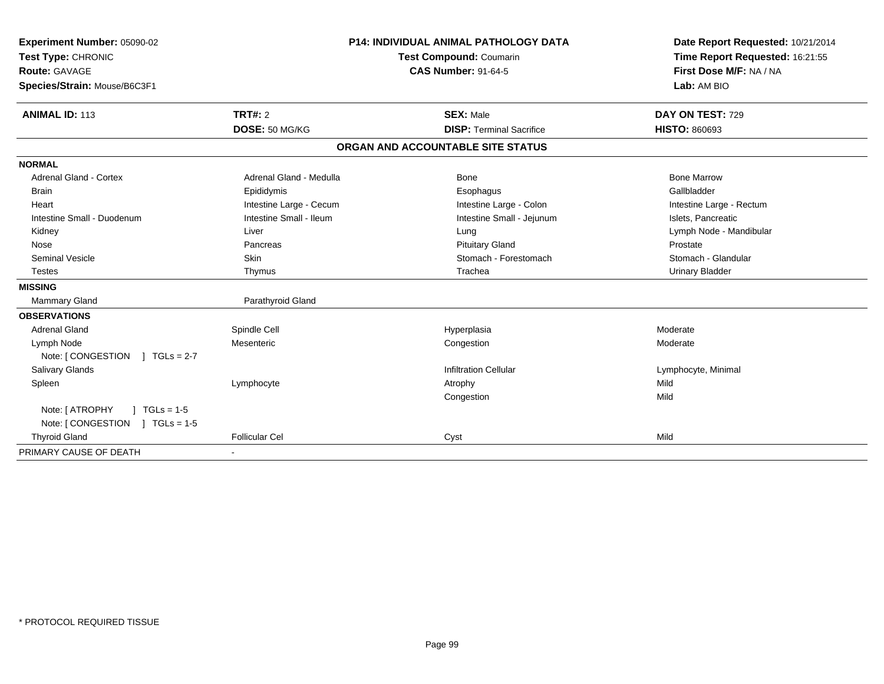**Experiment Number:** 05090-02
**Test Type:** CHRONIC
**Route:** GAVAGE
**Species/Strain:** Mouse/B6C3F1

**P14: INDIVIDUAL ANIMAL PATHOLOGY DATA**
**Test Compound:** Coumarin
**CAS Number:** 91-64-5

**Date Report Requested:** 10/21/2014
**Time Report Requested:** 16:21:55
**First Dose M/F:** NA / NA
**Lab:** AM BIO

| **ANIMAL ID:** 113 | **TRT#:** 2 | **SEX:** Male | **DAY ON TEST:** 729 |
|---|---|---|---|
| | **DOSE:** 50 MG/KG | **DISP:** Terminal Sacrifice | **HISTO:** 860693 |

**ORGAN AND ACCOUNTABLE SITE STATUS**

| | | | |
|---|---|---|---|
| **NORMAL** | | | |
| Adrenal Gland - Cortex | Adrenal Gland - Medulla | Bone | Bone Marrow |
| Brain | Epididymis | Esophagus | Gallbladder |
| Heart | Intestine Large - Cecum | Intestine Large - Colon | Intestine Large - Rectum |
| Intestine Small - Duodenum | Intestine Small - Ileum | Intestine Small - Jejunum | Islets, Pancreatic |
| Kidney | Liver | Lung | Lymph Node - Mandibular |
| Nose | Pancreas | Pituitary Gland | Prostate |
| Seminal Vesicle | Skin | Stomach - Forestomach | Stomach - Glandular |
| Testes | Thymus | Trachea | Urinary Bladder |
| **MISSING** | | | |
| Mammary Gland | Parathyroid Gland | | |
| **OBSERVATIONS** | | | |
| Adrenal Gland | Spindle Cell | Hyperplasia | Moderate |
| Lymph Node | Mesenteric | Congestion | Moderate |
| Note: [ CONGESTION ] TGLs = 2-7 | | | |
| Salivary Glands | | Infiltration Cellular | Lymphocyte, Minimal |
| Spleen | Lymphocyte | Atrophy | Mild |
| | | Congestion | Mild |
| Note: [ ATROPHY ] TGLs = 1-5 | | | |
| Note: [ CONGESTION ] TGLs = 1-5 | | | |
| Thyroid Gland | Follicular Cel | Cyst | Mild |
| PRIMARY CAUSE OF DEATH | - | | |

* PROTOCOL REQUIRED TISSUE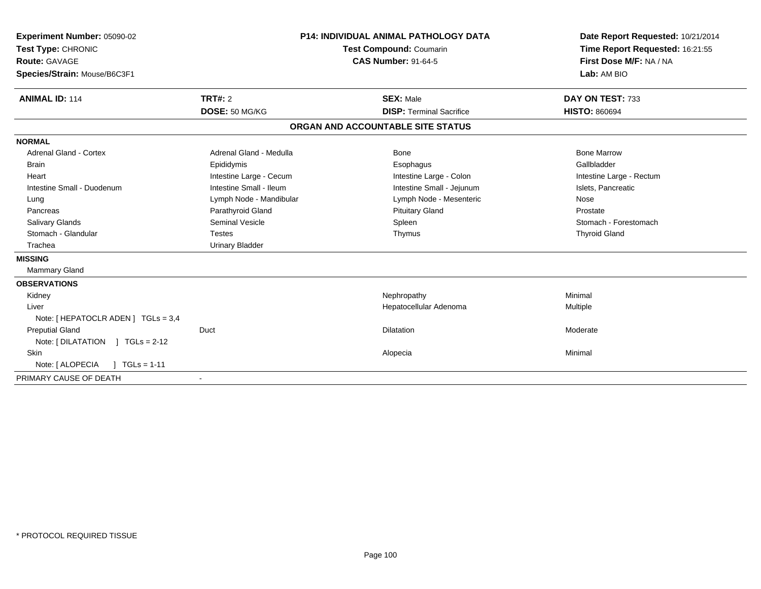**Experiment Number:** 05090-02
**Test Type:** CHRONIC
**Route:** GAVAGE
**Species/Strain:** Mouse/B6C3F1

**P14: INDIVIDUAL ANIMAL PATHOLOGY DATA**
**Test Compound:** Coumarin
**CAS Number:** 91-64-5

**Date Report Requested:** 10/21/2014
**Time Report Requested:** 16:21:55
**First Dose M/F:** NA / NA
**Lab:** AM BIO

| **ANIMAL ID:** 114 | **TRT#:** 2 | **SEX:** Male | **DAY ON TEST:** 733 |
|---|---|---|---|
| | **DOSE:** 50 MG/KG | **DISP:** Terminal Sacrifice | **HISTO:** 860694 |

## ORGAN AND ACCOUNTABLE SITE STATUS

**NORMAL**

| | | | |
|---|---|---|---|
| Adrenal Gland - Cortex | Adrenal Gland - Medulla | Bone | Bone Marrow |
| Brain | Epididymis | Esophagus | Gallbladder |
| Heart | Intestine Large - Cecum | Intestine Large - Colon | Intestine Large - Rectum |
| Intestine Small - Duodenum | Intestine Small - Ileum | Intestine Small - Jejunum | Islets, Pancreatic |
| Lung | Lymph Node - Mandibular | Lymph Node - Mesenteric | Nose |
| Pancreas | Parathyroid Gland | Pituitary Gland | Prostate |
| Salivary Glands | Seminal Vesicle | Spleen | Stomach - Forestomach |
| Stomach - Glandular | Testes | Thymus | Thyroid Gland |
| Trachea | Urinary Bladder | | |

**MISSING**

Mammary Gland

**OBSERVATIONS**

| | | | |
|---|---|---|---|
| Kidney | | Nephropathy | Minimal |
| Liver | | Hepatocellular Adenoma | Multiple |
| Note: [ HEPATOCLR ADEN ] TGLs = 3,4 | | | |
| Preputial Gland | Duct | Dilatation | Moderate |
| Note: [ DILATATION ] TGLs = 2-12 | | | |
| Skin | | Alopecia | Minimal |
| Note: [ ALOPECIA ] TGLs = 1-11 | | | |

PRIMARY CAUSE OF DEATH -

* PROTOCOL REQUIRED TISSUE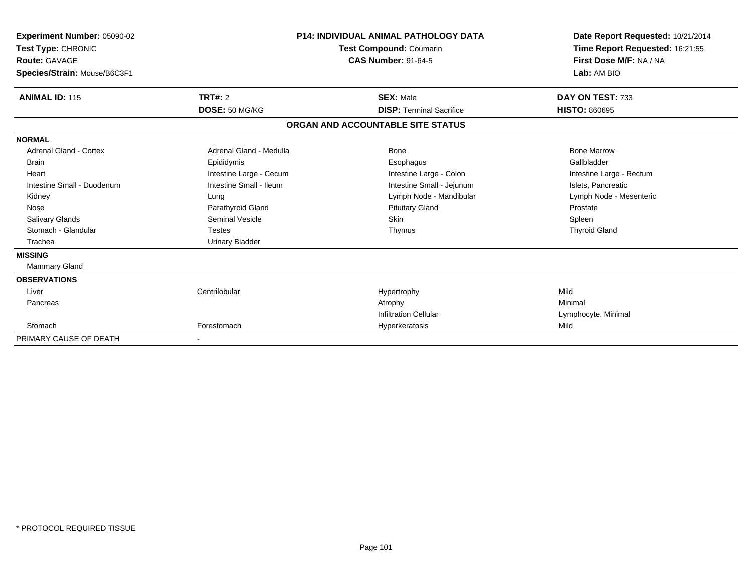**Experiment Number:** 05090-02
**Test Type:** CHRONIC
**Route:** GAVAGE
**Species/Strain:** Mouse/B6C3F1

**P14: INDIVIDUAL ANIMAL PATHOLOGY DATA**
**Test Compound:** Coumarin
**CAS Number:** 91-64-5

**Date Report Requested:** 10/21/2014
**Time Report Requested:** 16:21:55
**First Dose M/F:** NA / NA
**Lab:** AM BIO

| **ANIMAL ID:** 115 | **TRT#:** 2 | **SEX:** Male | **DAY ON TEST:** 733 |
|---|---|---|---|
| | **DOSE:** 50 MG/KG | **DISP:** Terminal Sacrifice | **HISTO:** 860695 |

## ORGAN AND ACCOUNTABLE SITE STATUS

| | | | |
|---|---|---|---|
| **NORMAL** | | | |
| Adrenal Gland - Cortex | Adrenal Gland - Medulla | Bone | Bone Marrow |
| Brain | Epididymis | Esophagus | Gallbladder |
| Heart | Intestine Large - Cecum | Intestine Large - Colon | Intestine Large - Rectum |
| Intestine Small - Duodenum | Intestine Small - Ileum | Intestine Small - Jejunum | Islets, Pancreatic |
| Kidney | Lung | Lymph Node - Mandibular | Lymph Node - Mesenteric |
| Nose | Parathyroid Gland | Pituitary Gland | Prostate |
| Salivary Glands | Seminal Vesicle | Skin | Spleen |
| Stomach - Glandular | Testes | Thymus | Thyroid Gland |
| Trachea | Urinary Bladder | | |
| **MISSING** | | | |
| Mammary Gland | | | |
| **OBSERVATIONS** | | | |
| Liver | Centrilobular | Hypertrophy | Mild |
| Pancreas | | Atrophy | Minimal |
| | | Infiltration Cellular | Lymphocyte, Minimal |
| Stomach | Forestomach | Hyperkeratosis | Mild |
| PRIMARY CAUSE OF DEATH | - | | |

\* PROTOCOL REQUIRED TISSUE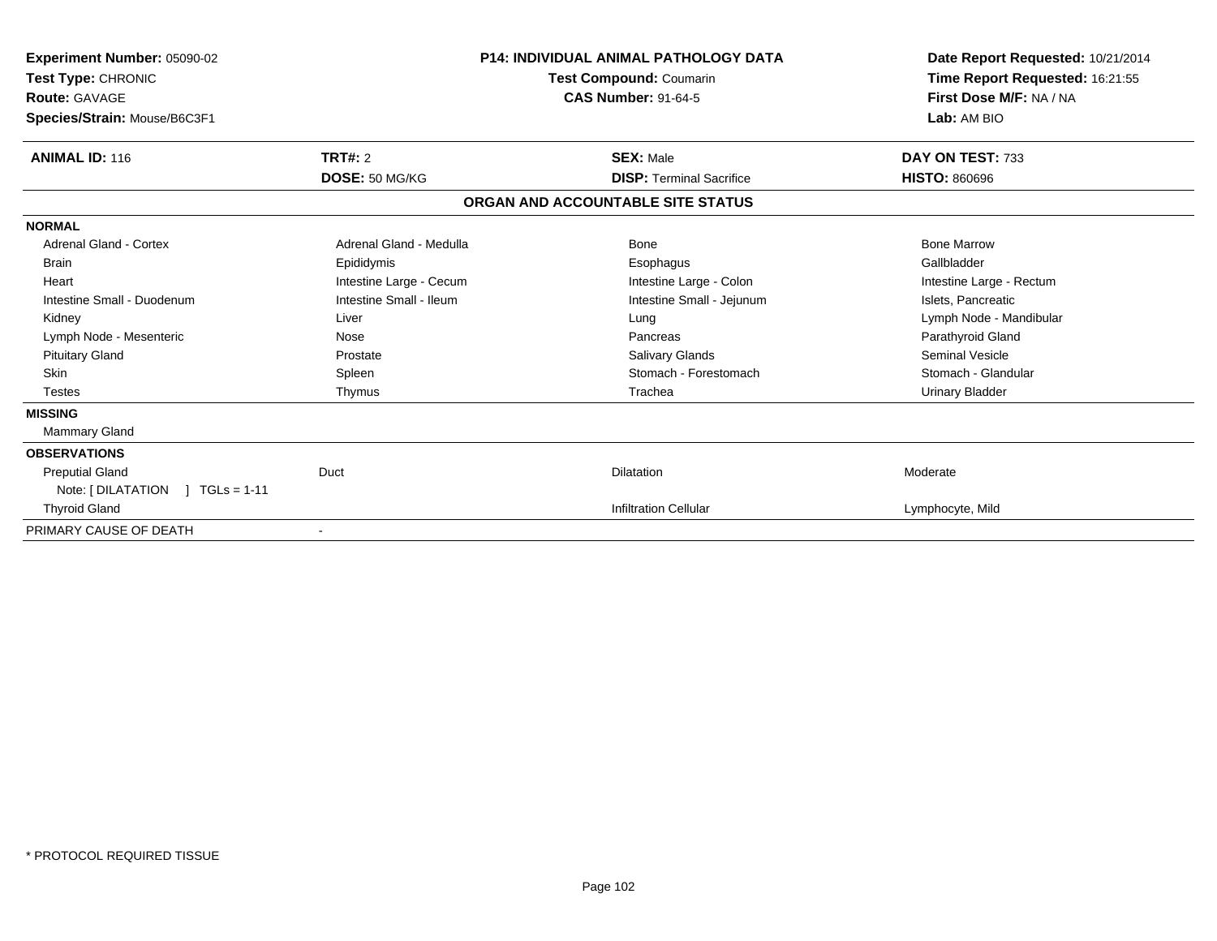**Experiment Number:** 05090-02
**Test Type:** CHRONIC
**Route:** GAVAGE
**Species/Strain:** Mouse/B6C3F1

**P14: INDIVIDUAL ANIMAL PATHOLOGY DATA**
**Test Compound:** Coumarin
**CAS Number:** 91-64-5

**Date Report Requested:** 10/21/2014
**Time Report Requested:** 16:21:55
**First Dose M/F:** NA / NA
**Lab:** AM BIO

| **ANIMAL ID:** 116 | **TRT#:** 2 | **SEX:** Male | **DAY ON TEST:** 733 |
|---|---|---|---|
| | **DOSE:** 50 MG/KG | **DISP:** Terminal Sacrifice | **HISTO:** 860696 |

**ORGAN AND ACCOUNTABLE SITE STATUS**

| | | | |
|---|---|---|---|
| **NORMAL** | | | |
| Adrenal Gland - Cortex | Adrenal Gland - Medulla | Bone | Bone Marrow |
| Brain | Epididymis | Esophagus | Gallbladder |
| Heart | Intestine Large - Cecum | Intestine Large - Colon | Intestine Large - Rectum |
| Intestine Small - Duodenum | Intestine Small - Ileum | Intestine Small - Jejunum | Islets, Pancreatic |
| Kidney | Liver | Lung | Lymph Node - Mandibular |
| Lymph Node - Mesenteric | Nose | Pancreas | Parathyroid Gland |
| Pituitary Gland | Prostate | Salivary Glands | Seminal Vesicle |
| Skin | Spleen | Stomach - Forestomach | Stomach - Glandular |
| Testes | Thymus | Trachea | Urinary Bladder |
| **MISSING** | | | |
| Mammary Gland | | | |
| **OBSERVATIONS** | | | |
| Preputial Gland | Duct | Dilatation | Moderate |
| Note: [ DILATATION ] TGLs = 1-11 | | | |
| Thyroid Gland | | Infiltration Cellular | Lymphocyte, Mild |
| PRIMARY CAUSE OF DEATH | - | | |

* PROTOCOL REQUIRED TISSUE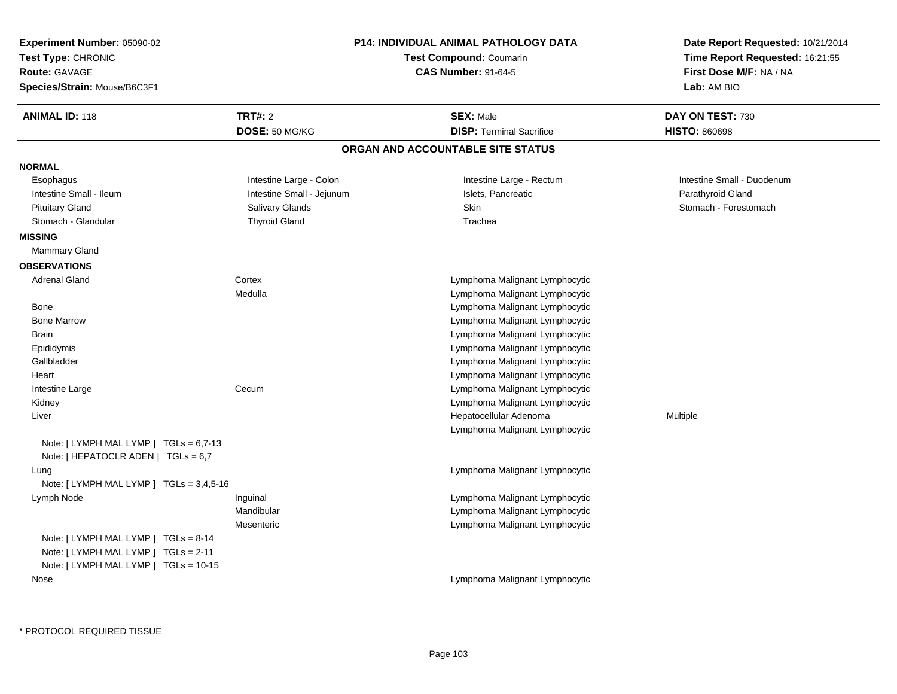**Experiment Number:** 05090-02
**Test Type:** CHRONIC
**Route:** GAVAGE
**Species/Strain:** Mouse/B6C3F1

**P14: INDIVIDUAL ANIMAL PATHOLOGY DATA**
**Test Compound:** Coumarin
**CAS Number:** 91-64-5

**Date Report Requested:** 10/21/2014
**Time Report Requested:** 16:21:55
**First Dose M/F:** NA / NA
**Lab:** AM BIO

| **ANIMAL ID:** 118 | **TRT#:** 2 | **SEX:** Male | **DAY ON TEST:** 730 |
|---|---|---|---|
| | **DOSE:** 50 MG/KG | **DISP:** Terminal Sacrifice | **HISTO:** 860698 |

## ORGAN AND ACCOUNTABLE SITE STATUS

**NORMAL**

| | | | |
|---|---|---|---|
| Esophagus | Intestine Large - Colon | Intestine Large - Rectum | Intestine Small - Duodenum |
| Intestine Small - Ileum | Intestine Small - Jejunum | Islets, Pancreatic | Parathyroid Gland |
| Pituitary Gland | Salivary Glands | Skin | Stomach - Forestomach |
| Stomach - Glandular | Thyroid Gland | Trachea | |

**MISSING**

Mammary Gland

**OBSERVATIONS**

| Organ | Site | Observation | Qualifier |
|---|---|---|---|
| Adrenal Gland | Cortex | Lymphoma Malignant Lymphocytic | |
| | Medulla | Lymphoma Malignant Lymphocytic | |
| Bone | | Lymphoma Malignant Lymphocytic | |
| Bone Marrow | | Lymphoma Malignant Lymphocytic | |
| Brain | | Lymphoma Malignant Lymphocytic | |
| Epididymis | | Lymphoma Malignant Lymphocytic | |
| Gallbladder | | Lymphoma Malignant Lymphocytic | |
| Heart | | Lymphoma Malignant Lymphocytic | |
| Intestine Large | Cecum | Lymphoma Malignant Lymphocytic | |
| Kidney | | Lymphoma Malignant Lymphocytic | |
| Liver | | Hepatocellular Adenoma | Multiple |
| | | Lymphoma Malignant Lymphocytic | |
| Note: [ LYMPH MAL LYMP ] TGLs = 6,7-13 | | | |
| Note: [ HEPATOCLR ADEN ] TGLs = 6,7 | | | |
| Lung | | Lymphoma Malignant Lymphocytic | |
| Note: [ LYMPH MAL LYMP ] TGLs = 3,4,5-16 | | | |
| Lymph Node | Inguinal | Lymphoma Malignant Lymphocytic | |
| | Mandibular | Lymphoma Malignant Lymphocytic | |
| | Mesenteric | Lymphoma Malignant Lymphocytic | |
| Note: [ LYMPH MAL LYMP ] TGLs = 8-14 | | | |
| Note: [ LYMPH MAL LYMP ] TGLs = 2-11 | | | |
| Note: [ LYMPH MAL LYMP ] TGLs = 10-15 | | | |
| Nose | | Lymphoma Malignant Lymphocytic | |

\* PROTOCOL REQUIRED TISSUE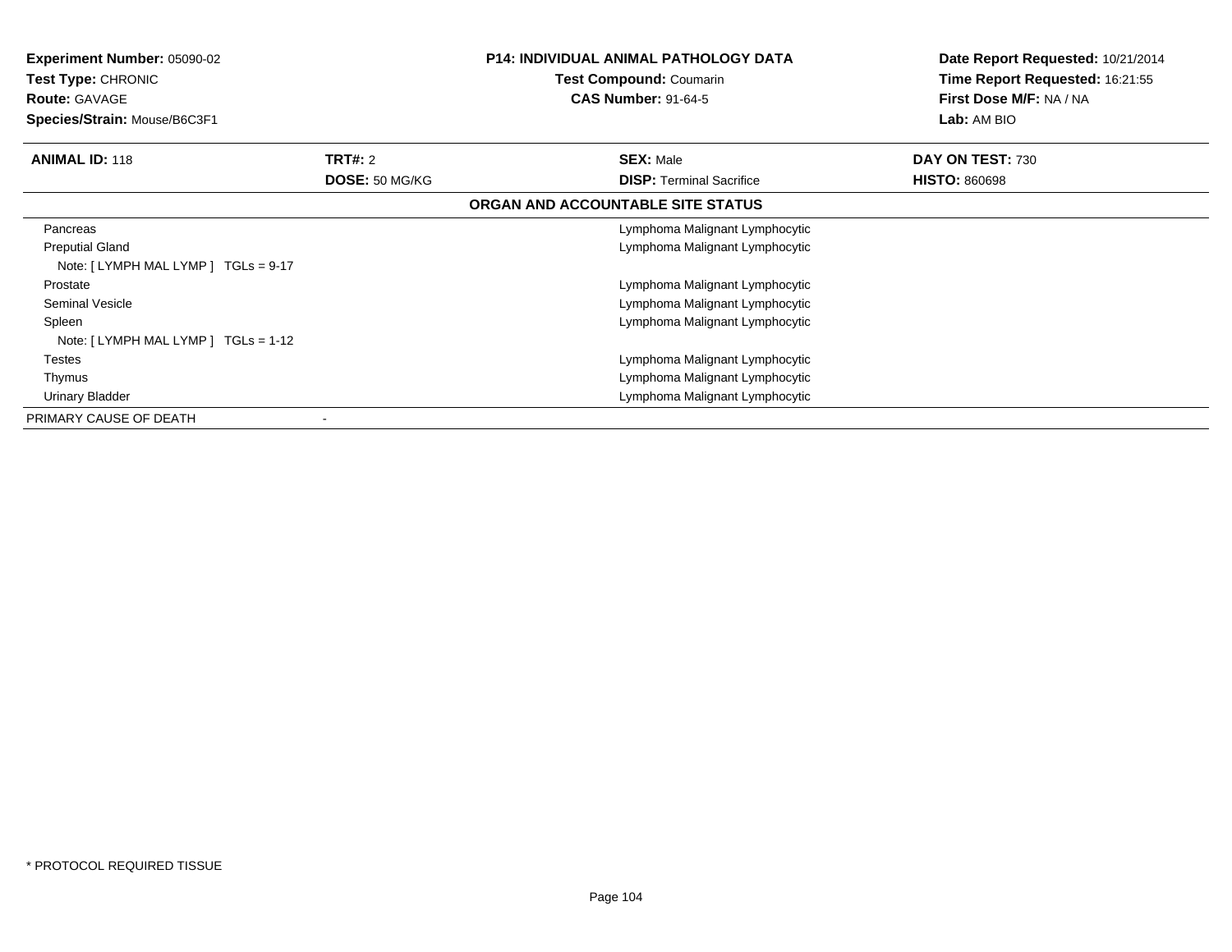**Experiment Number:** 05090-02
**Test Type:** CHRONIC
**Route:** GAVAGE
**Species/Strain:** Mouse/B6C3F1

**P14: INDIVIDUAL ANIMAL PATHOLOGY DATA**
**Test Compound:** Coumarin
**CAS Number:** 91-64-5

**Date Report Requested:** 10/21/2014
**Time Report Requested:** 16:21:55
**First Dose M/F:** NA / NA
**Lab:** AM BIO

| **ANIMAL ID:** 118 | **TRT#:** 2 | **SEX:** Male | **DAY ON TEST:** 730 |
|---|---|---|---|
| | **DOSE:** 50 MG/KG | **DISP:** Terminal Sacrifice | **HISTO:** 860698 |

**ORGAN AND ACCOUNTABLE SITE STATUS**

| Organ | Status |
|---|---|
| Pancreas | Lymphoma Malignant Lymphocytic |
| Preputial Gland | Lymphoma Malignant Lymphocytic |
| Note: [ LYMPH MAL LYMP ] TGLs = 9-17 | |
| Prostate | Lymphoma Malignant Lymphocytic |
| Seminal Vesicle | Lymphoma Malignant Lymphocytic |
| Spleen | Lymphoma Malignant Lymphocytic |
| Note: [ LYMPH MAL LYMP ] TGLs = 1-12 | |
| Testes | Lymphoma Malignant Lymphocytic |
| Thymus | Lymphoma Malignant Lymphocytic |
| Urinary Bladder | Lymphoma Malignant Lymphocytic |
| PRIMARY CAUSE OF DEATH | - |

* PROTOCOL REQUIRED TISSUE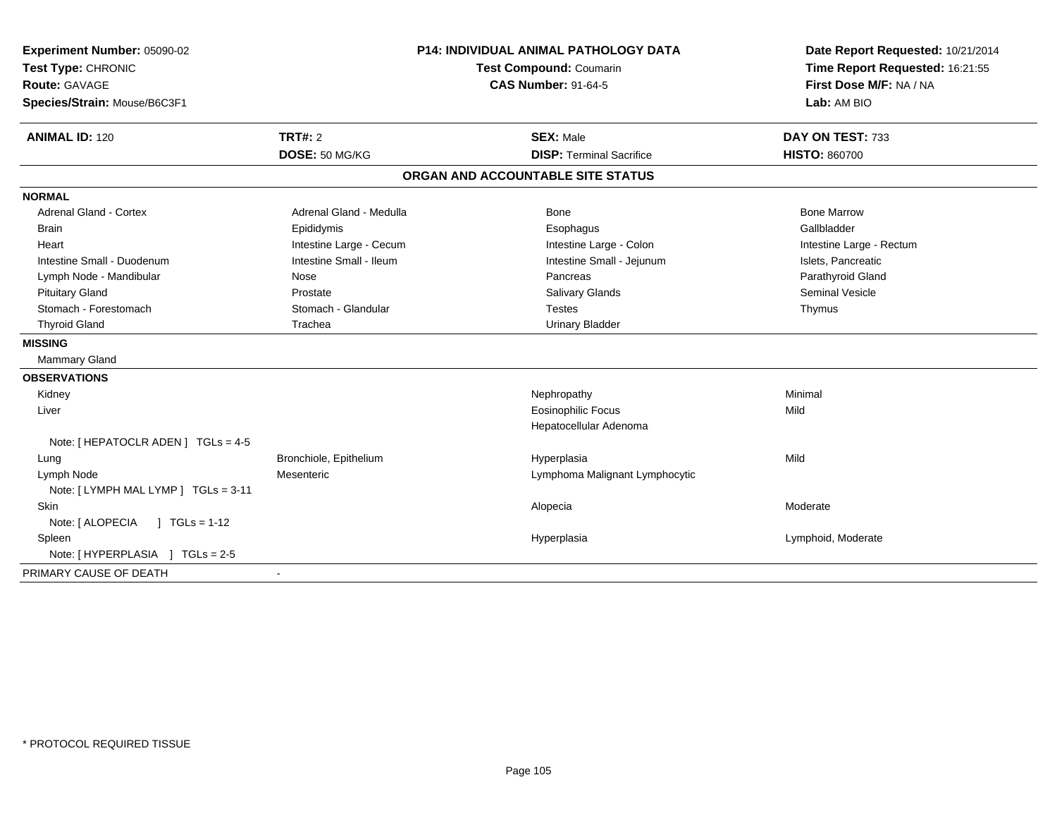**Experiment Number:** 05090-02
**Test Type:** CHRONIC
**Route:** GAVAGE
**Species/Strain:** Mouse/B6C3F1

**P14: INDIVIDUAL ANIMAL PATHOLOGY DATA**
**Test Compound:** Coumarin
**CAS Number:** 91-64-5

**Date Report Requested:** 10/21/2014
**Time Report Requested:** 16:21:55
**First Dose M/F:** NA / NA
**Lab:** AM BIO

| **ANIMAL ID:** 120 | **TRT#:** 2 | **SEX:** Male | **DAY ON TEST:** 733 |
|---|---|---|---|
| | **DOSE:** 50 MG/KG | **DISP:** Terminal Sacrifice | **HISTO:** 860700 |

## ORGAN AND ACCOUNTABLE SITE STATUS

**NORMAL**

| | | | |
|---|---|---|---|
| Adrenal Gland - Cortex | Adrenal Gland - Medulla | Bone | Bone Marrow |
| Brain | Epididymis | Esophagus | Gallbladder |
| Heart | Intestine Large - Cecum | Intestine Large - Colon | Intestine Large - Rectum |
| Intestine Small - Duodenum | Intestine Small - Ileum | Intestine Small - Jejunum | Islets, Pancreatic |
| Lymph Node - Mandibular | Nose | Pancreas | Parathyroid Gland |
| Pituitary Gland | Prostate | Salivary Glands | Seminal Vesicle |
| Stomach - Forestomach | Stomach - Glandular | Testes | Thymus |
| Thyroid Gland | Trachea | Urinary Bladder | |

**MISSING**

Mammary Gland

**OBSERVATIONS**

| | | | |
|---|---|---|---|
| Kidney | | Nephropathy | Minimal |
| Liver | | Eosinophilic Focus | Mild |
| | | Hepatocellular Adenoma | |
| Note: [ HEPATOCLR ADEN ] TGLs = 4-5 | | | |
| Lung | Bronchiole, Epithelium | Hyperplasia | Mild |
| Lymph Node | Mesenteric | Lymphoma Malignant Lymphocytic | |
| Note: [ LYMPH MAL LYMP ] TGLs = 3-11 | | | |
| Skin | | Alopecia | Moderate |
| Note: [ ALOPECIA ] TGLs = 1-12 | | | |
| Spleen | | Hyperplasia | Lymphoid, Moderate |
| Note: [ HYPERPLASIA ] TGLs = 2-5 | | | |

PRIMARY CAUSE OF DEATH -

* PROTOCOL REQUIRED TISSUE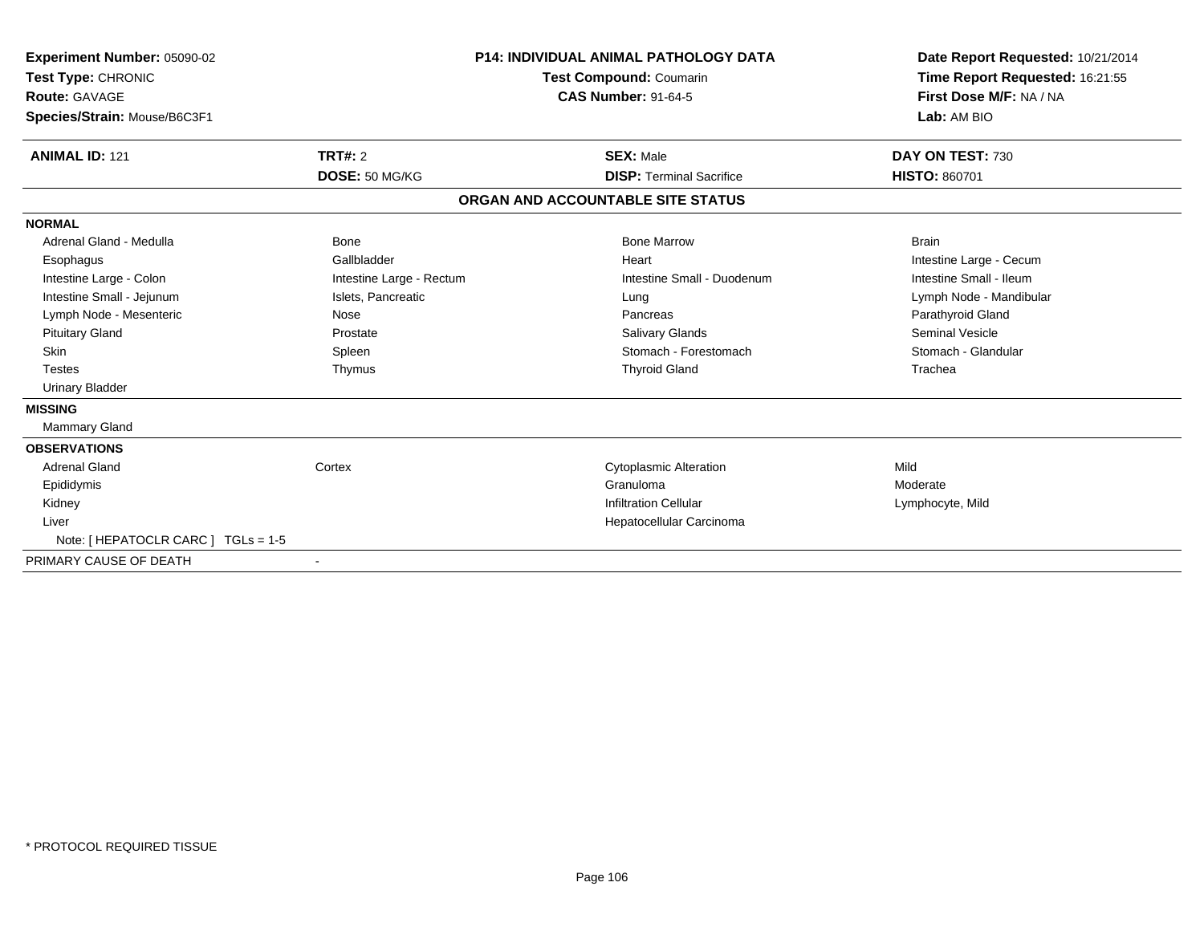**Experiment Number:** 05090-02
**Test Type:** CHRONIC
**Route:** GAVAGE
**Species/Strain:** Mouse/B6C3F1

**P14: INDIVIDUAL ANIMAL PATHOLOGY DATA**
**Test Compound:** Coumarin
**CAS Number:** 91-64-5

**Date Report Requested:** 10/21/2014
**Time Report Requested:** 16:21:55
**First Dose M/F:** NA / NA
**Lab:** AM BIO

| **ANIMAL ID:** 121 | **TRT#:** 2 | **SEX:** Male | **DAY ON TEST:** 730 |
|---|---|---|---|
| | **DOSE:** 50 MG/KG | **DISP:** Terminal Sacrifice | **HISTO:** 860701 |

## ORGAN AND ACCOUNTABLE SITE STATUS

**NORMAL**

| | | | |
|---|---|---|---|
| Adrenal Gland - Medulla | Bone | Bone Marrow | Brain |
| Esophagus | Gallbladder | Heart | Intestine Large - Cecum |
| Intestine Large - Colon | Intestine Large - Rectum | Intestine Small - Duodenum | Intestine Small - Ileum |
| Intestine Small - Jejunum | Islets, Pancreatic | Lung | Lymph Node - Mandibular |
| Lymph Node - Mesenteric | Nose | Pancreas | Parathyroid Gland |
| Pituitary Gland | Prostate | Salivary Glands | Seminal Vesicle |
| Skin | Spleen | Stomach - Forestomach | Stomach - Glandular |
| Testes | Thymus | Thyroid Gland | Trachea |
| Urinary Bladder | | | |

**MISSING**

Mammary Gland

**OBSERVATIONS**

| | | | |
|---|---|---|---|
| Adrenal Gland | Cortex | Cytoplasmic Alteration | Mild |
| Epididymis | | Granuloma | Moderate |
| Kidney | | Infiltration Cellular | Lymphocyte, Mild |
| Liver | | Hepatocellular Carcinoma | |
| Note: [ HEPATOCLR CARC ] TGLs = 1-5 | | | |

PRIMARY CAUSE OF DEATH -

\* PROTOCOL REQUIRED TISSUE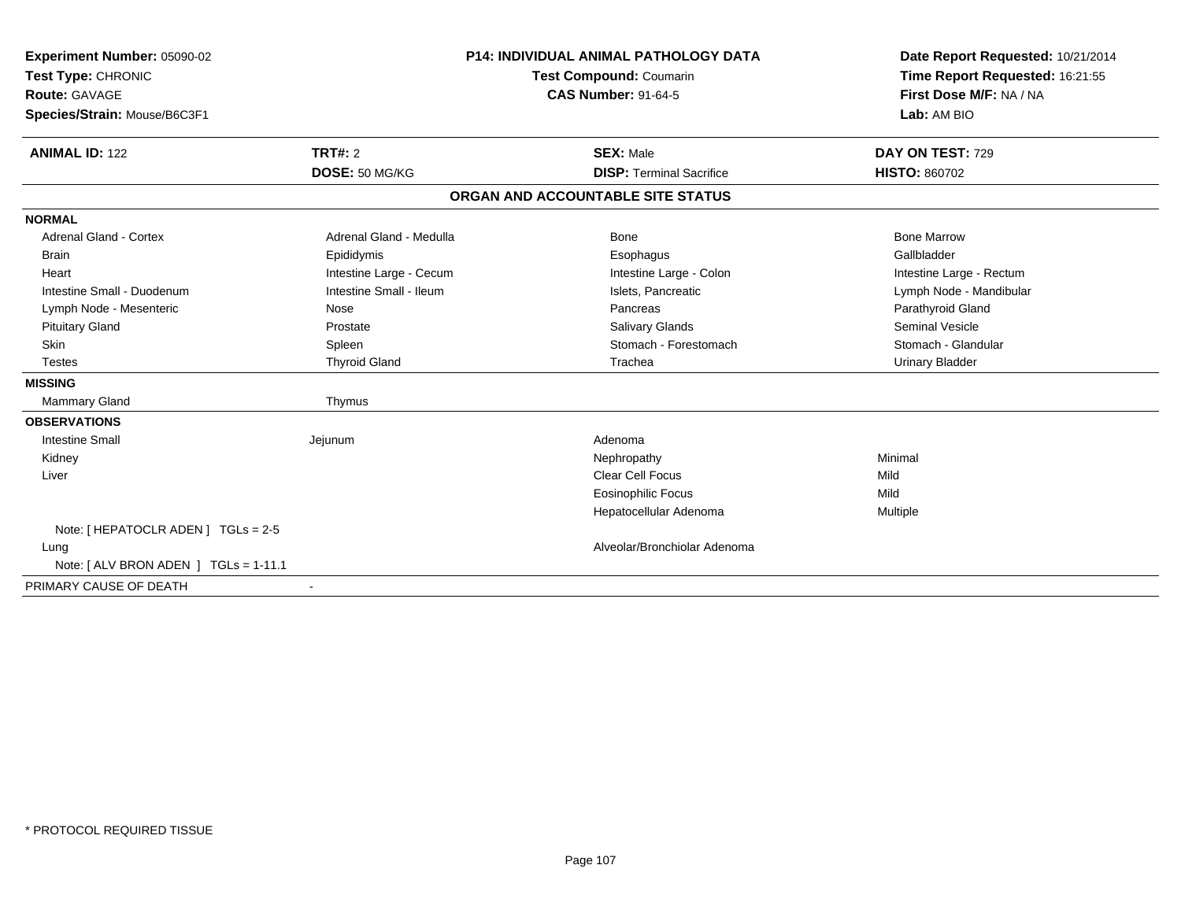**Experiment Number:** 05090-02
**Test Type:** CHRONIC
**Route:** GAVAGE
**Species/Strain:** Mouse/B6C3F1

**P14: INDIVIDUAL ANIMAL PATHOLOGY DATA**
**Test Compound:** Coumarin
**CAS Number:** 91-64-5

**Date Report Requested:** 10/21/2014
**Time Report Requested:** 16:21:55
**First Dose M/F:** NA / NA
**Lab:** AM BIO

| **ANIMAL ID:** 122 | **TRT#:** 2 | **SEX:** Male | **DAY ON TEST:** 729 |
|---|---|---|---|
| | **DOSE:** 50 MG/KG | **DISP:** Terminal Sacrifice | **HISTO:** 860702 |

**ORGAN AND ACCOUNTABLE SITE STATUS**

| | | | |
|---|---|---|---|
| **NORMAL** | | | |
| Adrenal Gland - Cortex | Adrenal Gland - Medulla | Bone | Bone Marrow |
| Brain | Epididymis | Esophagus | Gallbladder |
| Heart | Intestine Large - Cecum | Intestine Large - Colon | Intestine Large - Rectum |
| Intestine Small - Duodenum | Intestine Small - Ileum | Islets, Pancreatic | Lymph Node - Mandibular |
| Lymph Node - Mesenteric | Nose | Pancreas | Parathyroid Gland |
| Pituitary Gland | Prostate | Salivary Glands | Seminal Vesicle |
| Skin | Spleen | Stomach - Forestomach | Stomach - Glandular |
| Testes | Thyroid Gland | Trachea | Urinary Bladder |
| **MISSING** | | | |
| Mammary Gland | Thymus | | |
| **OBSERVATIONS** | | | |
| Intestine Small | Jejunum | Adenoma | |
| Kidney | | Nephropathy | Minimal |
| Liver | | Clear Cell Focus | Mild |
| | | Eosinophilic Focus | Mild |
| | | Hepatocellular Adenoma | Multiple |
| Note: [ HEPATOCLR ADEN ] TGLs = 2-5 | | | |
| Lung | | Alveolar/Bronchiolar Adenoma | |
| Note: [ ALV BRON ADEN ] TGLs = 1-11.1 | | | |
| PRIMARY CAUSE OF DEATH | - | | |

* PROTOCOL REQUIRED TISSUE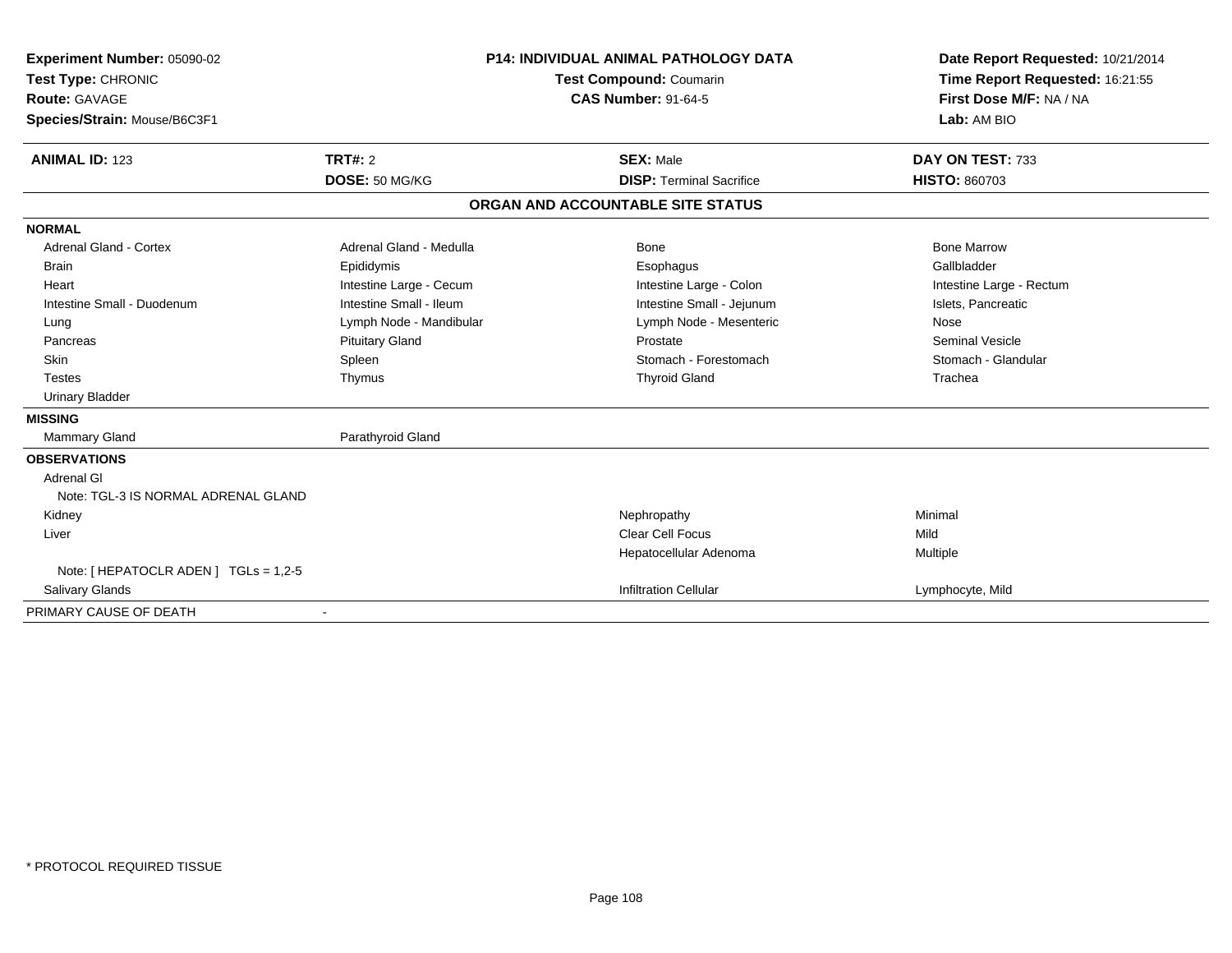**Experiment Number:** 05090-02
**Test Type:** CHRONIC
**Route:** GAVAGE
**Species/Strain:** Mouse/B6C3F1

**P14: INDIVIDUAL ANIMAL PATHOLOGY DATA**
**Test Compound:** Coumarin
**CAS Number:** 91-64-5

**Date Report Requested:** 10/21/2014
**Time Report Requested:** 16:21:55
**First Dose M/F:** NA / NA
**Lab:** AM BIO

| **ANIMAL ID:** 123 | **TRT#:** 2 | **SEX:** Male | **DAY ON TEST:** 733 |
|---|---|---|---|
| | **DOSE:** 50 MG/KG | **DISP:** Terminal Sacrifice | **HISTO:** 860703 |

## ORGAN AND ACCOUNTABLE SITE STATUS

| | | | |
|---|---|---|---|
| **NORMAL** | | | |
| Adrenal Gland - Cortex | Adrenal Gland - Medulla | Bone | Bone Marrow |
| Brain | Epididymis | Esophagus | Gallbladder |
| Heart | Intestine Large - Cecum | Intestine Large - Colon | Intestine Large - Rectum |
| Intestine Small - Duodenum | Intestine Small - Ileum | Intestine Small - Jejunum | Islets, Pancreatic |
| Lung | Lymph Node - Mandibular | Lymph Node - Mesenteric | Nose |
| Pancreas | Pituitary Gland | Prostate | Seminal Vesicle |
| Skin | Spleen | Stomach - Forestomach | Stomach - Glandular |
| Testes | Thymus | Thyroid Gland | Trachea |
| Urinary Bladder | | | |
| **MISSING** | | | |
| Mammary Gland | Parathyroid Gland | | |
| **OBSERVATIONS** | | | |
| Adrenal Gl | | | |
| Note: TGL-3 IS NORMAL ADRENAL GLAND | | | |
| Kidney | | Nephropathy | Minimal |
| Liver | | Clear Cell Focus | Mild |
| | | Hepatocellular Adenoma | Multiple |
| Note: [ HEPATOCLR ADEN ] TGLs = 1,2-5 | | | |
| Salivary Glands | | Infiltration Cellular | Lymphocyte, Mild |
| PRIMARY CAUSE OF DEATH | - | | |

* PROTOCOL REQUIRED TISSUE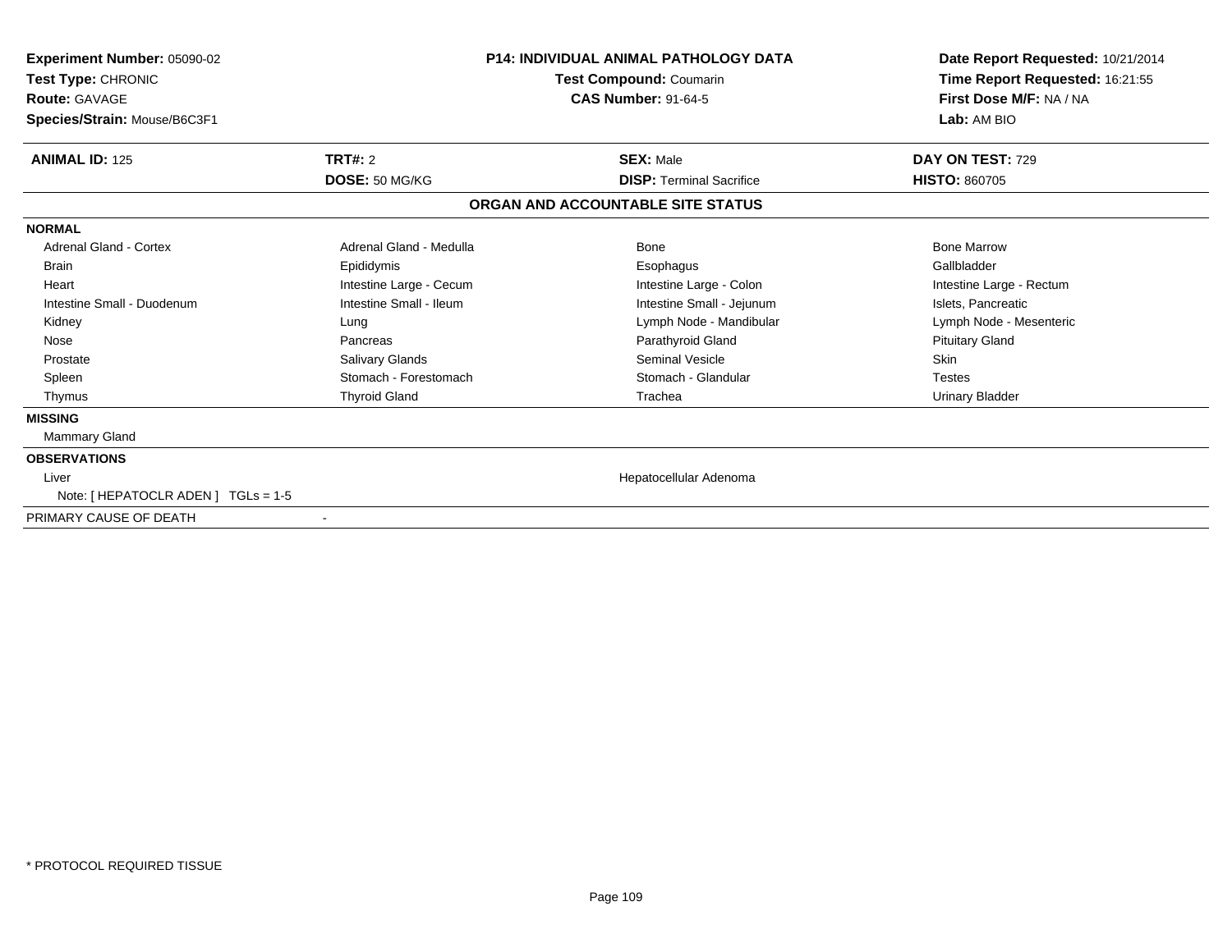**Experiment Number:** 05090-02
**Test Type:** CHRONIC
**Route:** GAVAGE
**Species/Strain:** Mouse/B6C3F1

**P14: INDIVIDUAL ANIMAL PATHOLOGY DATA**
**Test Compound:** Coumarin
**CAS Number:** 91-64-5

**Date Report Requested:** 10/21/2014
**Time Report Requested:** 16:21:55
**First Dose M/F:** NA / NA
**Lab:** AM BIO

| **ANIMAL ID:** 125 | **TRT#:** 2 | **SEX:** Male | **DAY ON TEST:** 729 |
|---|---|---|---|
| | **DOSE:** 50 MG/KG | **DISP:** Terminal Sacrifice | **HISTO:** 860705 |

## ORGAN AND ACCOUNTABLE SITE STATUS

**NORMAL**

| | | | |
|---|---|---|---|
| Adrenal Gland - Cortex | Adrenal Gland - Medulla | Bone | Bone Marrow |
| Brain | Epididymis | Esophagus | Gallbladder |
| Heart | Intestine Large - Cecum | Intestine Large - Colon | Intestine Large - Rectum |
| Intestine Small - Duodenum | Intestine Small - Ileum | Intestine Small - Jejunum | Islets, Pancreatic |
| Kidney | Lung | Lymph Node - Mandibular | Lymph Node - Mesenteric |
| Nose | Pancreas | Parathyroid Gland | Pituitary Gland |
| Prostate | Salivary Glands | Seminal Vesicle | Skin |
| Spleen | Stomach - Forestomach | Stomach - Glandular | Testes |
| Thymus | Thyroid Gland | Trachea | Urinary Bladder |

**MISSING**

Mammary Gland

**OBSERVATIONS**

| | |
|---|---|
| Liver | Hepatocellular Adenoma |
| Note: [ HEPATOCLR ADEN ] TGLs = 1-5 | |

PRIMARY CAUSE OF DEATH -

* PROTOCOL REQUIRED TISSUE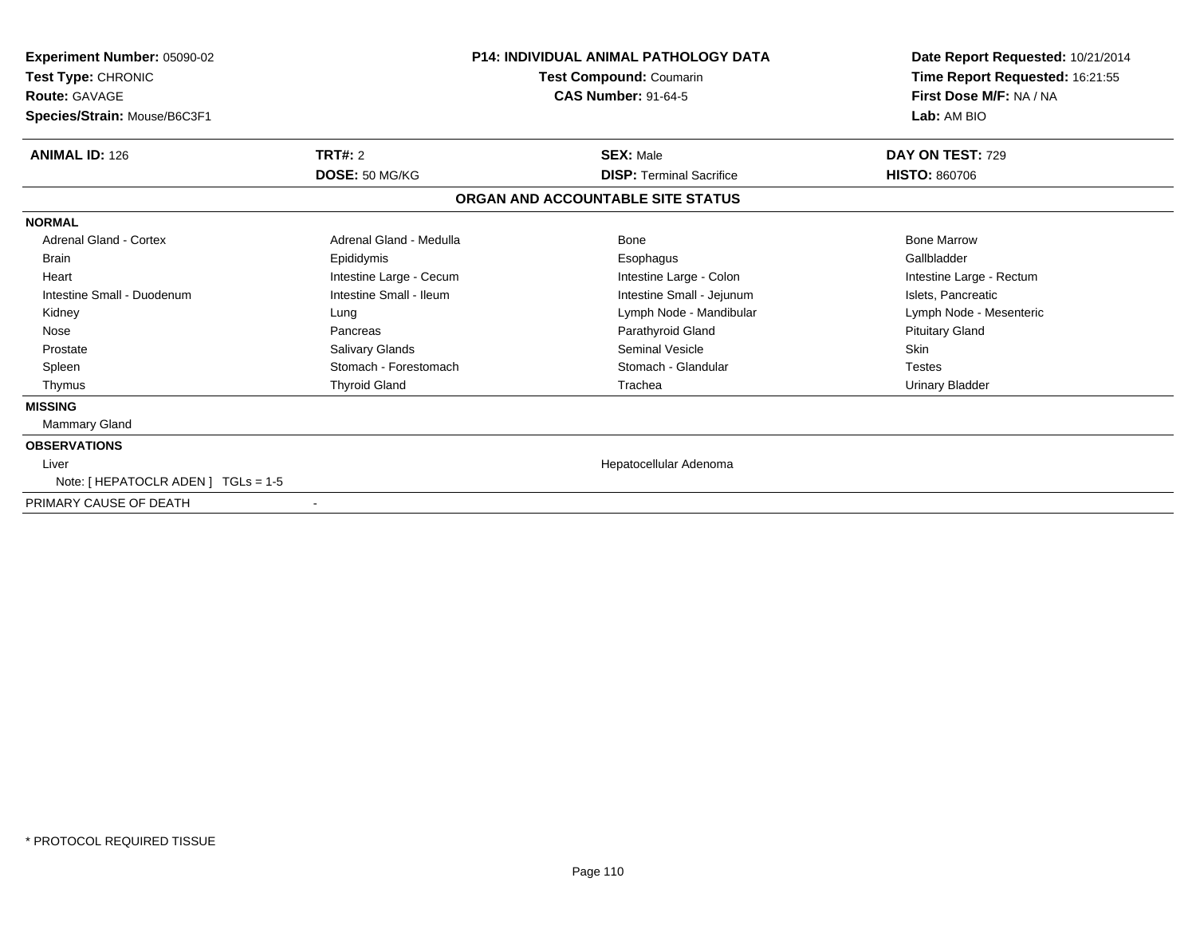**Experiment Number:** 05090-02
**Test Type:** CHRONIC
**Route:** GAVAGE
**Species/Strain:** Mouse/B6C3F1

**P14: INDIVIDUAL ANIMAL PATHOLOGY DATA**
**Test Compound:** Coumarin
**CAS Number:** 91-64-5

**Date Report Requested:** 10/21/2014
**Time Report Requested:** 16:21:55
**First Dose M/F:** NA / NA
**Lab:** AM BIO

| **ANIMAL ID:** 126 | **TRT#:** 2 | **SEX:** Male | **DAY ON TEST:** 729 |
|---|---|---|---|
| | **DOSE:** 50 MG/KG | **DISP:** Terminal Sacrifice | **HISTO:** 860706 |

## ORGAN AND ACCOUNTABLE SITE STATUS

**NORMAL**

| | | | |
|---|---|---|---|
| Adrenal Gland - Cortex | Adrenal Gland - Medulla | Bone | Bone Marrow |
| Brain | Epididymis | Esophagus | Gallbladder |
| Heart | Intestine Large - Cecum | Intestine Large - Colon | Intestine Large - Rectum |
| Intestine Small - Duodenum | Intestine Small - Ileum | Intestine Small - Jejunum | Islets, Pancreatic |
| Kidney | Lung | Lymph Node - Mandibular | Lymph Node - Mesenteric |
| Nose | Pancreas | Parathyroid Gland | Pituitary Gland |
| Prostate | Salivary Glands | Seminal Vesicle | Skin |
| Spleen | Stomach - Forestomach | Stomach - Glandular | Testes |
| Thymus | Thyroid Gland | Trachea | Urinary Bladder |

**MISSING**

Mammary Gland

**OBSERVATIONS**

| | |
|---|---|
| Liver | Hepatocellular Adenoma |
| Note: [ HEPATOCLR ADEN ] TGLs = 1-5 | |

PRIMARY CAUSE OF DEATH -

* PROTOCOL REQUIRED TISSUE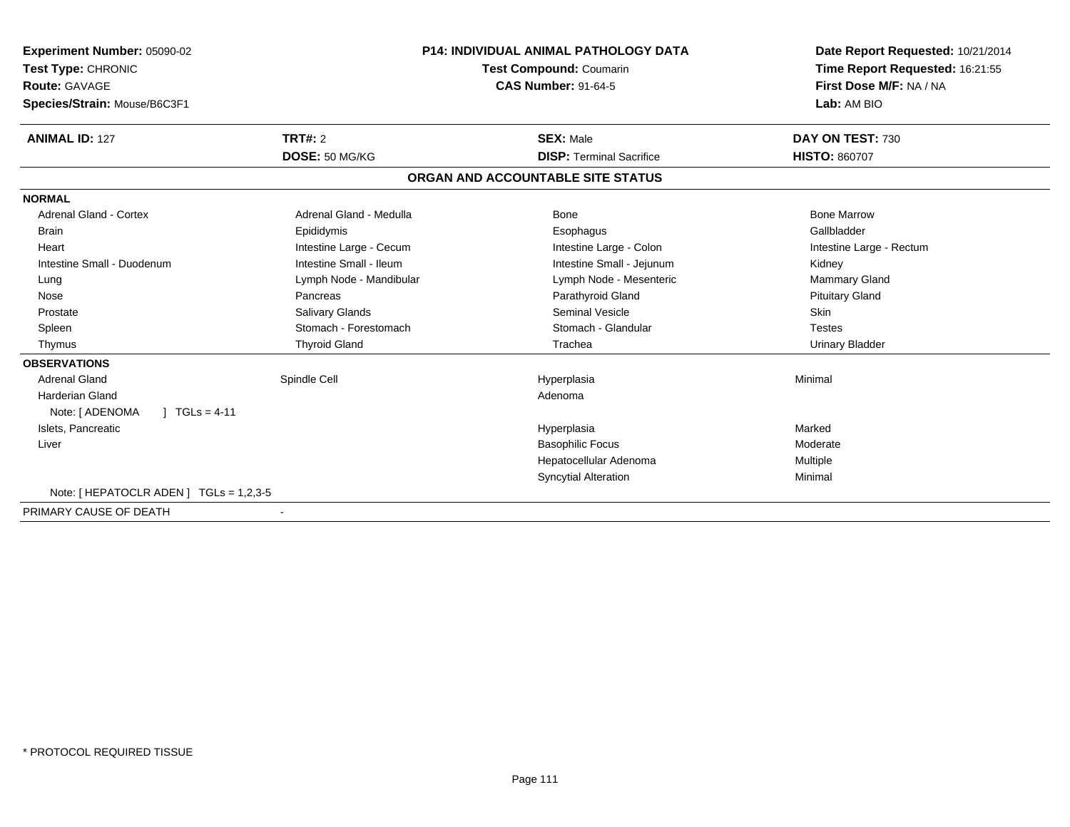**Experiment Number:** 05090-02
**Test Type:** CHRONIC
**Route:** GAVAGE
**Species/Strain:** Mouse/B6C3F1

**P14: INDIVIDUAL ANIMAL PATHOLOGY DATA**
**Test Compound:** Coumarin
**CAS Number:** 91-64-5

**Date Report Requested:** 10/21/2014
**Time Report Requested:** 16:21:55
**First Dose M/F:** NA / NA
**Lab:** AM BIO

| **ANIMAL ID:** 127 | **TRT#:** 2 | **SEX:** Male | **DAY ON TEST:** 730 |
|---|---|---|---|
| | **DOSE:** 50 MG/KG | **DISP:** Terminal Sacrifice | **HISTO:** 860707 |

## ORGAN AND ACCOUNTABLE SITE STATUS

**NORMAL**

| | | | |
|---|---|---|---|
| Adrenal Gland - Cortex | Adrenal Gland - Medulla | Bone | Bone Marrow |
| Brain | Epididymis | Esophagus | Gallbladder |
| Heart | Intestine Large - Cecum | Intestine Large - Colon | Intestine Large - Rectum |
| Intestine Small - Duodenum | Intestine Small - Ileum | Intestine Small - Jejunum | Kidney |
| Lung | Lymph Node - Mandibular | Lymph Node - Mesenteric | Mammary Gland |
| Nose | Pancreas | Parathyroid Gland | Pituitary Gland |
| Prostate | Salivary Glands | Seminal Vesicle | Skin |
| Spleen | Stomach - Forestomach | Stomach - Glandular | Testes |
| Thymus | Thyroid Gland | Trachea | Urinary Bladder |

**OBSERVATIONS**

| | | | |
|---|---|---|---|
| Adrenal Gland | Spindle Cell | Hyperplasia | Minimal |
| Harderian Gland | | Adenoma | |
| Note: [ ADENOMA ] TGLs = 4-11 | | | |
| Islets, Pancreatic | | Hyperplasia | Marked |
| Liver | | Basophilic Focus | Moderate |
| | | Hepatocellular Adenoma | Multiple |
| | | Syncytial Alteration | Minimal |
| Note: [ HEPATOCLR ADEN ] TGLs = 1,2,3-5 | | | |

PRIMARY CAUSE OF DEATH -

\* PROTOCOL REQUIRED TISSUE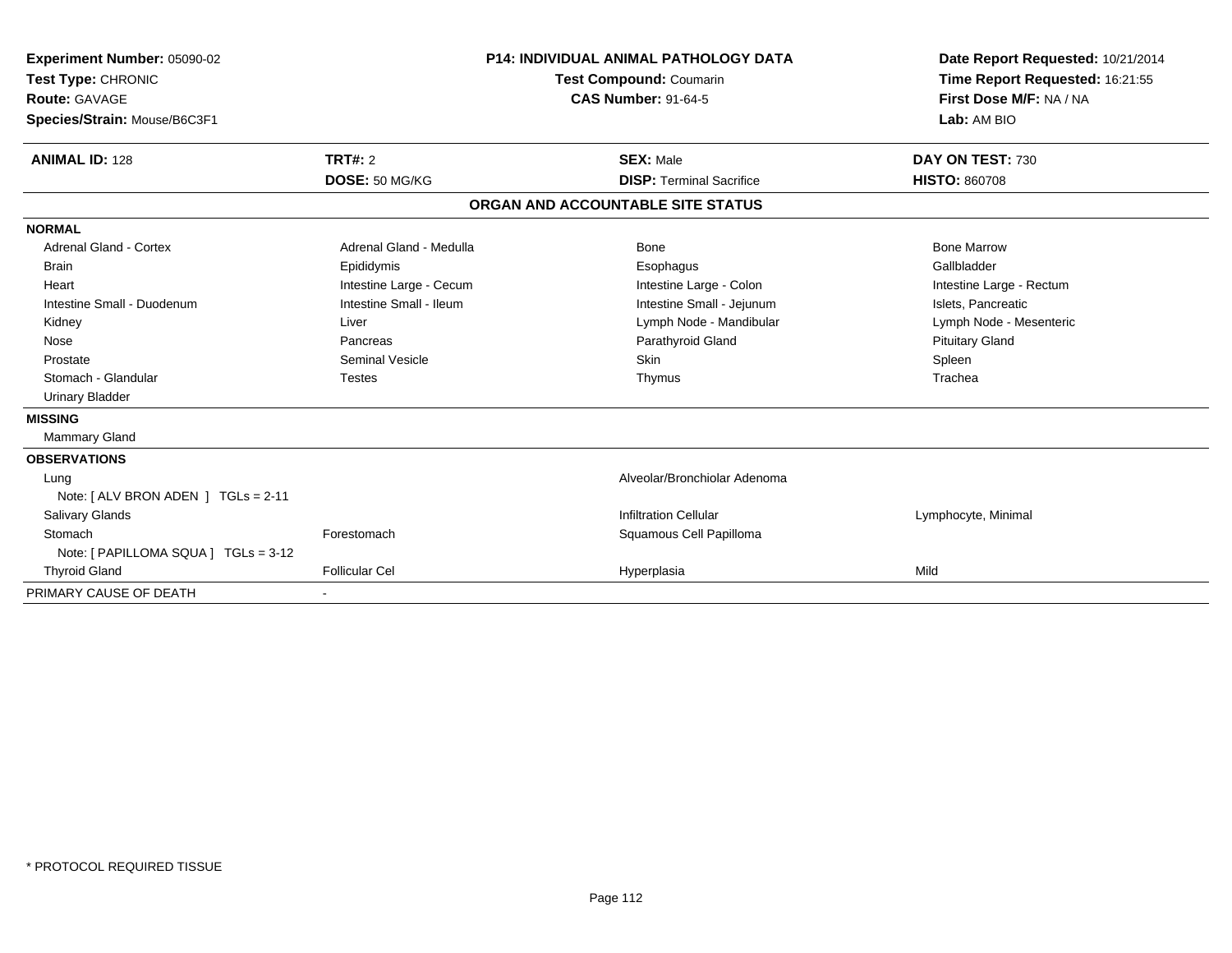**Experiment Number:** 05090-02
**Test Type:** CHRONIC
**Route:** GAVAGE
**Species/Strain:** Mouse/B6C3F1

**P14: INDIVIDUAL ANIMAL PATHOLOGY DATA**
**Test Compound:** Coumarin
**CAS Number:** 91-64-5

**Date Report Requested:** 10/21/2014
**Time Report Requested:** 16:21:55
**First Dose M/F:** NA / NA
**Lab:** AM BIO

| **ANIMAL ID:** 128 | **TRT#:** 2 | **SEX:** Male | **DAY ON TEST:** 730 |
|---|---|---|---|
| | **DOSE:** 50 MG/KG | **DISP:** Terminal Sacrifice | **HISTO:** 860708 |

**ORGAN AND ACCOUNTABLE SITE STATUS**

**NORMAL**

| | | | |
|---|---|---|---|
| Adrenal Gland - Cortex | Adrenal Gland - Medulla | Bone | Bone Marrow |
| Brain | Epididymis | Esophagus | Gallbladder |
| Heart | Intestine Large - Cecum | Intestine Large - Colon | Intestine Large - Rectum |
| Intestine Small - Duodenum | Intestine Small - Ileum | Intestine Small - Jejunum | Islets, Pancreatic |
| Kidney | Liver | Lymph Node - Mandibular | Lymph Node - Mesenteric |
| Nose | Pancreas | Parathyroid Gland | Pituitary Gland |
| Prostate | Seminal Vesicle | Skin | Spleen |
| Stomach - Glandular | Testes | Thymus | Trachea |
| Urinary Bladder | | | |

**MISSING**

Mammary Gland

**OBSERVATIONS**

| | | | |
|---|---|---|---|
| Lung | | Alveolar/Bronchiolar Adenoma | |
| Note: [ ALV BRON ADEN ] TGLs = 2-11 | | | |
| Salivary Glands | | Infiltration Cellular | Lymphocyte, Minimal |
| Stomach | Forestomach | Squamous Cell Papilloma | |
| Note: [ PAPILLOMA SQUA ] TGLs = 3-12 | | | |
| Thyroid Gland | Follicular Cel | Hyperplasia | Mild |

PRIMARY CAUSE OF DEATH -

* PROTOCOL REQUIRED TISSUE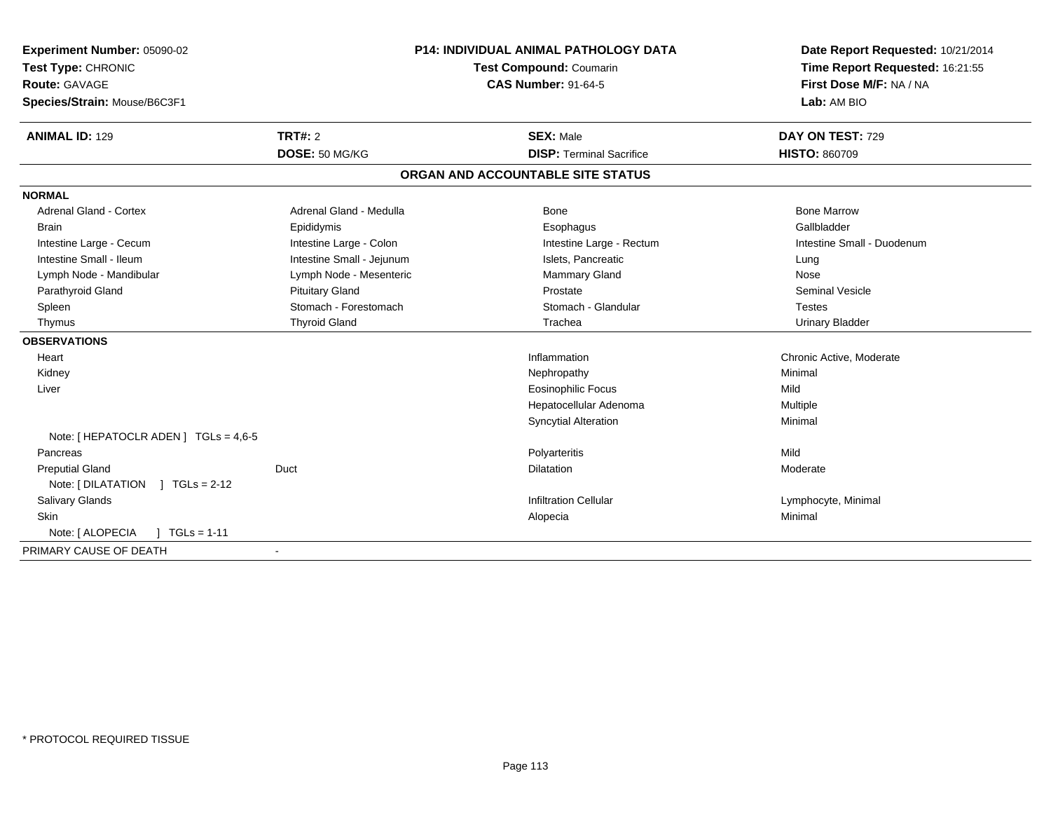**Experiment Number:** 05090-02
**Test Type:** CHRONIC
**Route:** GAVAGE
**Species/Strain:** Mouse/B6C3F1

**P14: INDIVIDUAL ANIMAL PATHOLOGY DATA**
**Test Compound:** Coumarin
**CAS Number:** 91-64-5

**Date Report Requested:** 10/21/2014
**Time Report Requested:** 16:21:55
**First Dose M/F:** NA / NA
**Lab:** AM BIO

| **ANIMAL ID:** 129 | **TRT#:** 2 | **SEX:** Male | **DAY ON TEST:** 729 |
|---|---|---|---|
| | **DOSE:** 50 MG/KG | **DISP:** Terminal Sacrifice | **HISTO:** 860709 |

## ORGAN AND ACCOUNTABLE SITE STATUS

**NORMAL**

| | | | |
|---|---|---|---|
| Adrenal Gland - Cortex | Adrenal Gland - Medulla | Bone | Bone Marrow |
| Brain | Epididymis | Esophagus | Gallbladder |
| Intestine Large - Cecum | Intestine Large - Colon | Intestine Large - Rectum | Intestine Small - Duodenum |
| Intestine Small - Ileum | Intestine Small - Jejunum | Islets, Pancreatic | Lung |
| Lymph Node - Mandibular | Lymph Node - Mesenteric | Mammary Gland | Nose |
| Parathyroid Gland | Pituitary Gland | Prostate | Seminal Vesicle |
| Spleen | Stomach - Forestomach | Stomach - Glandular | Testes |
| Thymus | Thyroid Gland | Trachea | Urinary Bladder |

**OBSERVATIONS**

| | | | |
|---|---|---|---|
| Heart | | Inflammation | Chronic Active, Moderate |
| Kidney | | Nephropathy | Minimal |
| Liver | | Eosinophilic Focus | Mild |
| | | Hepatocellular Adenoma | Multiple |
| | | Syncytial Alteration | Minimal |
| Note: [ HEPATOCLR ADEN ] TGLs = 4,6-5 | | | |
| Pancreas | | Polyarteritis | Mild |
| Preputial Gland | Duct | Dilatation | Moderate |
| Note: [ DILATATION ] TGLs = 2-12 | | | |
| Salivary Glands | | Infiltration Cellular | Lymphocyte, Minimal |
| Skin | | Alopecia | Minimal |
| Note: [ ALOPECIA ] TGLs = 1-11 | | | |

PRIMARY CAUSE OF DEATH -

\* PROTOCOL REQUIRED TISSUE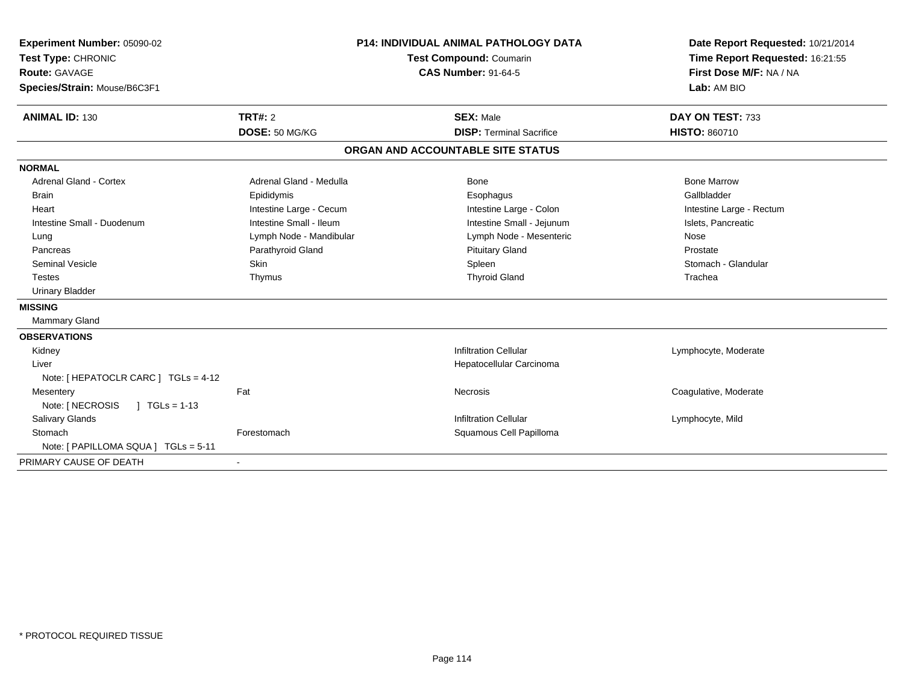**Experiment Number:** 05090-02
**Test Type:** CHRONIC
**Route:** GAVAGE
**Species/Strain:** Mouse/B6C3F1

**P14: INDIVIDUAL ANIMAL PATHOLOGY DATA**
**Test Compound:** Coumarin
**CAS Number:** 91-64-5

**Date Report Requested:** 10/21/2014
**Time Report Requested:** 16:21:55
**First Dose M/F:** NA / NA
**Lab:** AM BIO

| **ANIMAL ID:** 130 | **TRT#:** 2 | **SEX:** Male | **DAY ON TEST:** 733 |
|---|---|---|---|
| | **DOSE:** 50 MG/KG | **DISP:** Terminal Sacrifice | **HISTO:** 860710 |

## ORGAN AND ACCOUNTABLE SITE STATUS

| | | | |
|---|---|---|---|
| **NORMAL** | | | |
| Adrenal Gland - Cortex | Adrenal Gland - Medulla | Bone | Bone Marrow |
| Brain | Epididymis | Esophagus | Gallbladder |
| Heart | Intestine Large - Cecum | Intestine Large - Colon | Intestine Large - Rectum |
| Intestine Small - Duodenum | Intestine Small - Ileum | Intestine Small - Jejunum | Islets, Pancreatic |
| Lung | Lymph Node - Mandibular | Lymph Node - Mesenteric | Nose |
| Pancreas | Parathyroid Gland | Pituitary Gland | Prostate |
| Seminal Vesicle | Skin | Spleen | Stomach - Glandular |
| Testes | Thymus | Thyroid Gland | Trachea |
| Urinary Bladder | | | |
| **MISSING** | | | |
| Mammary Gland | | | |
| **OBSERVATIONS** | | | |
| Kidney | | Infiltration Cellular | Lymphocyte, Moderate |
| Liver | | Hepatocellular Carcinoma | |
| Note: [ HEPATOCLR CARC ] TGLs = 4-12 | | | |
| Mesentery | Fat | Necrosis | Coagulative, Moderate |
| Note: [ NECROSIS ] TGLs = 1-13 | | | |
| Salivary Glands | | Infiltration Cellular | Lymphocyte, Mild |
| Stomach | Forestomach | Squamous Cell Papilloma | |
| Note: [ PAPILLOMA SQUA ] TGLs = 5-11 | | | |
| PRIMARY CAUSE OF DEATH | - | | |

* PROTOCOL REQUIRED TISSUE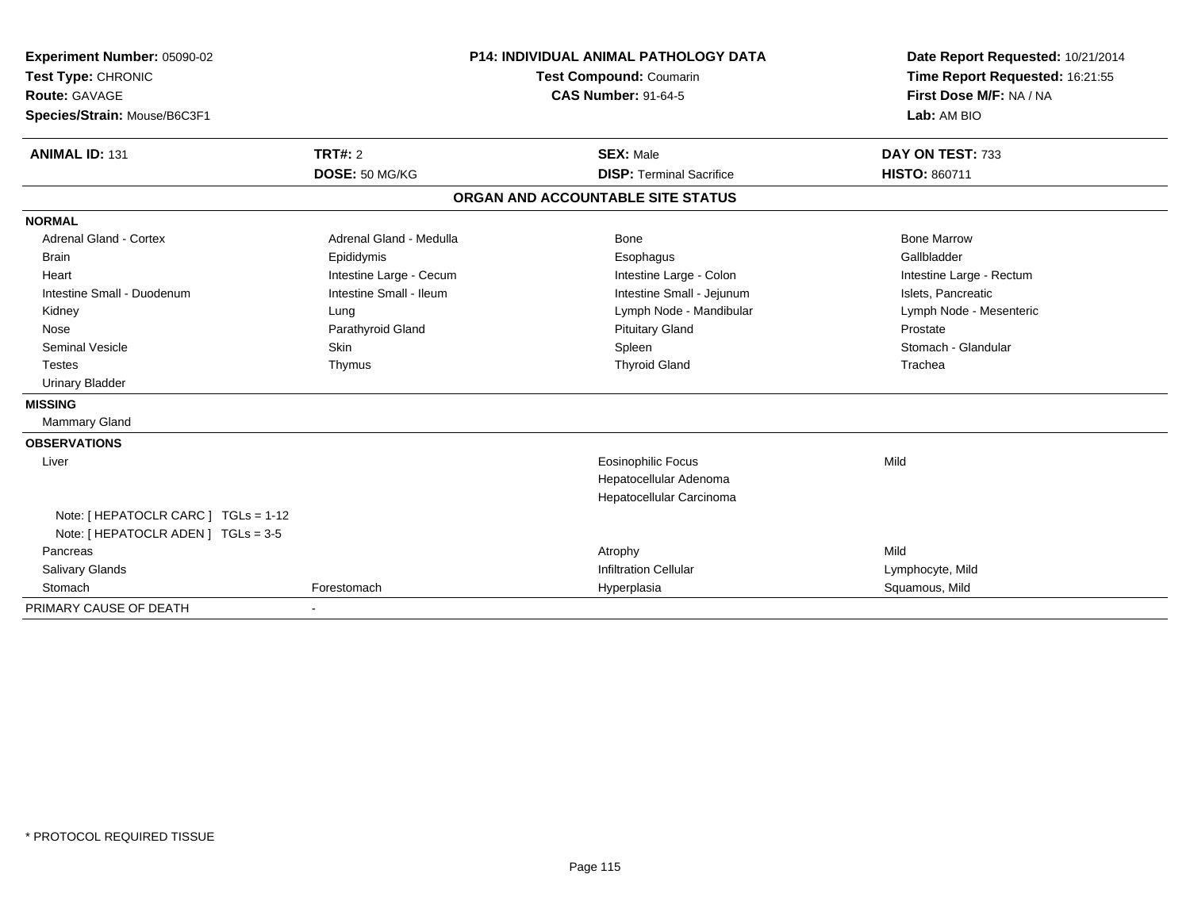**Experiment Number:** 05090-02
**Test Type:** CHRONIC
**Route:** GAVAGE
**Species/Strain:** Mouse/B6C3F1

**P14: INDIVIDUAL ANIMAL PATHOLOGY DATA**
**Test Compound:** Coumarin
**CAS Number:** 91-64-5

**Date Report Requested:** 10/21/2014
**Time Report Requested:** 16:21:55
**First Dose M/F:** NA / NA
**Lab:** AM BIO

| **ANIMAL ID:** 131 | **TRT#:** 2 | **SEX:** Male | **DAY ON TEST:** 733 |
|---|---|---|---|
| | **DOSE:** 50 MG/KG | **DISP:** Terminal Sacrifice | **HISTO:** 860711 |

## ORGAN AND ACCOUNTABLE SITE STATUS

| | | | |
|---|---|---|---|
| **NORMAL** | | | |
| Adrenal Gland - Cortex | Adrenal Gland - Medulla | Bone | Bone Marrow |
| Brain | Epididymis | Esophagus | Gallbladder |
| Heart | Intestine Large - Cecum | Intestine Large - Colon | Intestine Large - Rectum |
| Intestine Small - Duodenum | Intestine Small - Ileum | Intestine Small - Jejunum | Islets, Pancreatic |
| Kidney | Lung | Lymph Node - Mandibular | Lymph Node - Mesenteric |
| Nose | Parathyroid Gland | Pituitary Gland | Prostate |
| Seminal Vesicle | Skin | Spleen | Stomach - Glandular |
| Testes | Thymus | Thyroid Gland | Trachea |
| Urinary Bladder | | | |
| **MISSING** | | | |
| Mammary Gland | | | |
| **OBSERVATIONS** | | | |
| Liver | | Eosinophilic Focus | Mild |
| | | Hepatocellular Adenoma | |
| | | Hepatocellular Carcinoma | |
| Note: [ HEPATOCLR CARC ] TGLs = 1-12 | | | |
| Note: [ HEPATOCLR ADEN ] TGLs = 3-5 | | | |
| Pancreas | | Atrophy | Mild |
| Salivary Glands | | Infiltration Cellular | Lymphocyte, Mild |
| Stomach | Forestomach | Hyperplasia | Squamous, Mild |
| PRIMARY CAUSE OF DEATH | - | | |

\* PROTOCOL REQUIRED TISSUE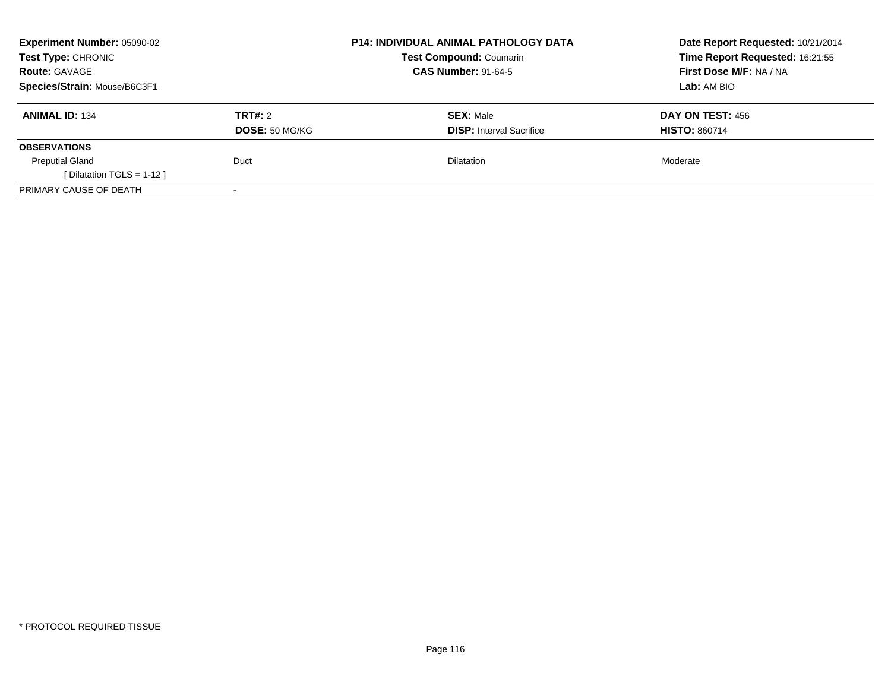**Experiment Number:** 05090-02
**Test Type:** CHRONIC
**Route:** GAVAGE
**Species/Strain:** Mouse/B6C3F1

**P14: INDIVIDUAL ANIMAL PATHOLOGY DATA**
**Test Compound:** Coumarin
**CAS Number:** 91-64-5

**Date Report Requested:** 10/21/2014
**Time Report Requested:** 16:21:55
**First Dose M/F:** NA / NA
**Lab:** AM BIO

| **ANIMAL ID:** 134 | **TRT#:** 2 | **SEX:** Male | **DAY ON TEST:** 456 |
|---|---|---|---|
| | **DOSE:** 50 MG/KG | **DISP:** Interval Sacrifice | **HISTO:** 860714 |
| **OBSERVATIONS** | | | |
| Preputial Gland | Duct | Dilatation | Moderate |
| [ Dilatation TGLS = 1-12 ] | | | |
| PRIMARY CAUSE OF DEATH | - | | |

* PROTOCOL REQUIRED TISSUE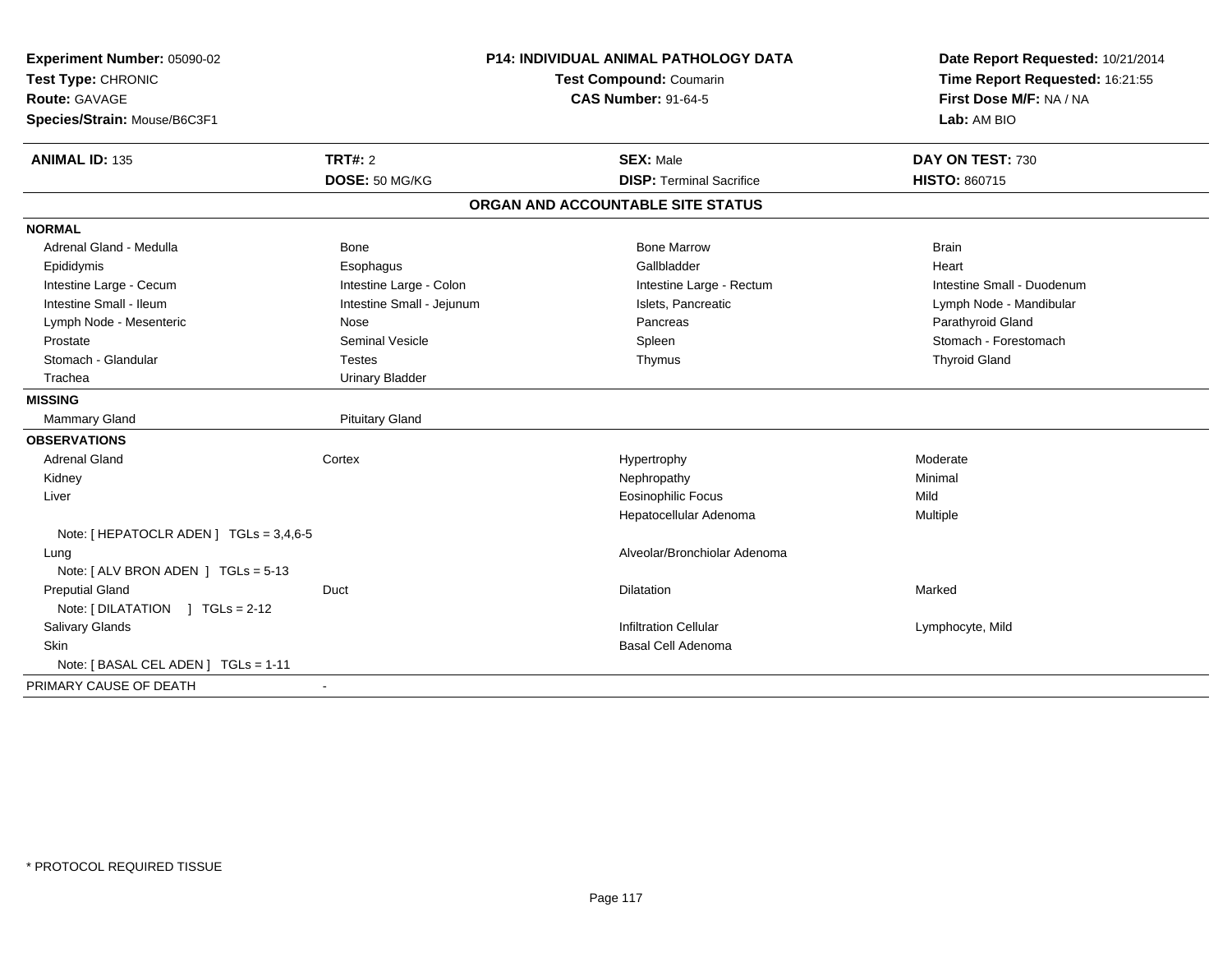**Experiment Number:** 05090-02
**Test Type:** CHRONIC
**Route:** GAVAGE
**Species/Strain:** Mouse/B6C3F1

**P14: INDIVIDUAL ANIMAL PATHOLOGY DATA**
**Test Compound:** Coumarin
**CAS Number:** 91-64-5

**Date Report Requested:** 10/21/2014
**Time Report Requested:** 16:21:55
**First Dose M/F:** NA / NA
**Lab:** AM BIO

| **ANIMAL ID:** 135 | **TRT#:** 2 | **SEX:** Male | **DAY ON TEST:** 730 |
|---|---|---|---|
| | **DOSE:** 50 MG/KG | **DISP:** Terminal Sacrifice | **HISTO:** 860715 |

## ORGAN AND ACCOUNTABLE SITE STATUS

**NORMAL**

| | | | |
|---|---|---|---|
| Adrenal Gland - Medulla | Bone | Bone Marrow | Brain |
| Epididymis | Esophagus | Gallbladder | Heart |
| Intestine Large - Cecum | Intestine Large - Colon | Intestine Large - Rectum | Intestine Small - Duodenum |
| Intestine Small - Ileum | Intestine Small - Jejunum | Islets, Pancreatic | Lymph Node - Mandibular |
| Lymph Node - Mesenteric | Nose | Pancreas | Parathyroid Gland |
| Prostate | Seminal Vesicle | Spleen | Stomach - Forestomach |
| Stomach - Glandular | Testes | Thymus | Thyroid Gland |
| Trachea | Urinary Bladder | | |

**MISSING**

| | |
|---|---|
| Mammary Gland | Pituitary Gland |

**OBSERVATIONS**

| | | | |
|---|---|---|---|
| Adrenal Gland | Cortex | Hypertrophy | Moderate |
| Kidney | | Nephropathy | Minimal |
| Liver | | Eosinophilic Focus | Mild |
| | | Hepatocellular Adenoma | Multiple |
| Note: [ HEPATOCLR ADEN ] TGLs = 3,4,6-5 | | | |
| Lung | | Alveolar/Bronchiolar Adenoma | |
| Note: [ ALV BRON ADEN ] TGLs = 5-13 | | | |
| Preputial Gland | Duct | Dilatation | Marked |
| Note: [ DILATATION ] TGLs = 2-12 | | | |
| Salivary Glands | | Infiltration Cellular | Lymphocyte, Mild |
| Skin | | Basal Cell Adenoma | |
| Note: [ BASAL CEL ADEN ] TGLs = 1-11 | | | |

PRIMARY CAUSE OF DEATH -

* PROTOCOL REQUIRED TISSUE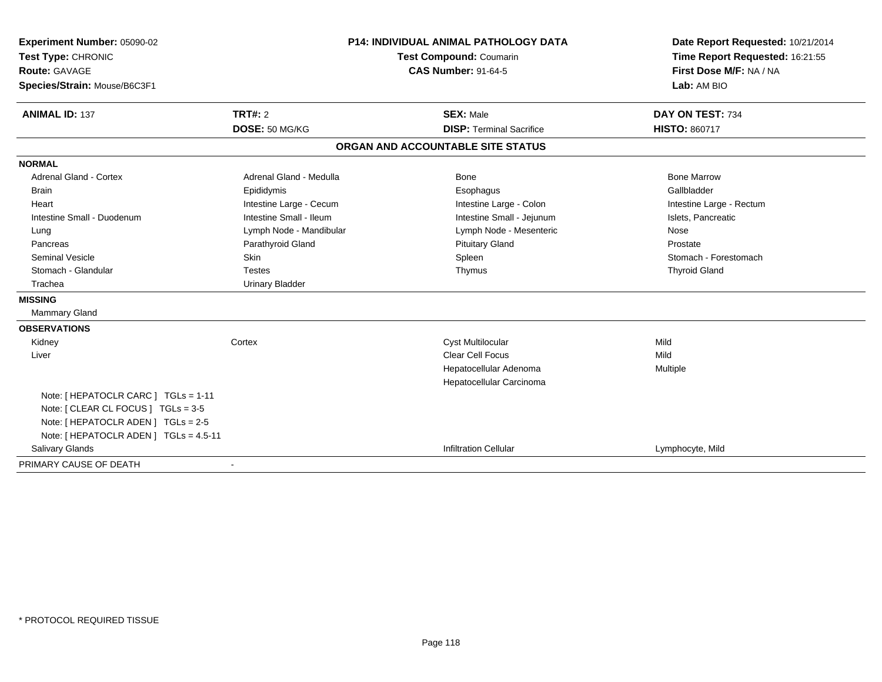**Experiment Number:** 05090-02
**Test Type:** CHRONIC
**Route:** GAVAGE
**Species/Strain:** Mouse/B6C3F1

**P14: INDIVIDUAL ANIMAL PATHOLOGY DATA**
**Test Compound:** Coumarin
**CAS Number:** 91-64-5

**Date Report Requested:** 10/21/2014
**Time Report Requested:** 16:21:55
**First Dose M/F:** NA / NA
**Lab:** AM BIO

| **ANIMAL ID:** 137 | **TRT#:** 2 | **SEX:** Male | **DAY ON TEST:** 734 |
|---|---|---|---|
| | **DOSE:** 50 MG/KG | **DISP:** Terminal Sacrifice | **HISTO:** 860717 |

## ORGAN AND ACCOUNTABLE SITE STATUS

**NORMAL**

| | | | |
|---|---|---|---|
| Adrenal Gland - Cortex | Adrenal Gland - Medulla | Bone | Bone Marrow |
| Brain | Epididymis | Esophagus | Gallbladder |
| Heart | Intestine Large - Cecum | Intestine Large - Colon | Intestine Large - Rectum |
| Intestine Small - Duodenum | Intestine Small - Ileum | Intestine Small - Jejunum | Islets, Pancreatic |
| Lung | Lymph Node - Mandibular | Lymph Node - Mesenteric | Nose |
| Pancreas | Parathyroid Gland | Pituitary Gland | Prostate |
| Seminal Vesicle | Skin | Spleen | Stomach - Forestomach |
| Stomach - Glandular | Testes | Thymus | Thyroid Gland |
| Trachea | Urinary Bladder | | |

**MISSING**

Mammary Gland

**OBSERVATIONS**

| | | | |
|---|---|---|---|
| Kidney | Cortex | Cyst Multilocular | Mild |
| Liver | | Clear Cell Focus | Mild |
| | | Hepatocellular Adenoma | Multiple |
| | | Hepatocellular Carcinoma | |
| Note: [ HEPATOCLR CARC ] TGLs = 1-11 | | | |
| Note: [ CLEAR CL FOCUS ] TGLs = 3-5 | | | |
| Note: [ HEPATOCLR ADEN ] TGLs = 2-5 | | | |
| Note: [ HEPATOCLR ADEN ] TGLs = 4.5-11 | | | |
| Salivary Glands | | Infiltration Cellular | Lymphocyte, Mild |

PRIMARY CAUSE OF DEATH -

\* PROTOCOL REQUIRED TISSUE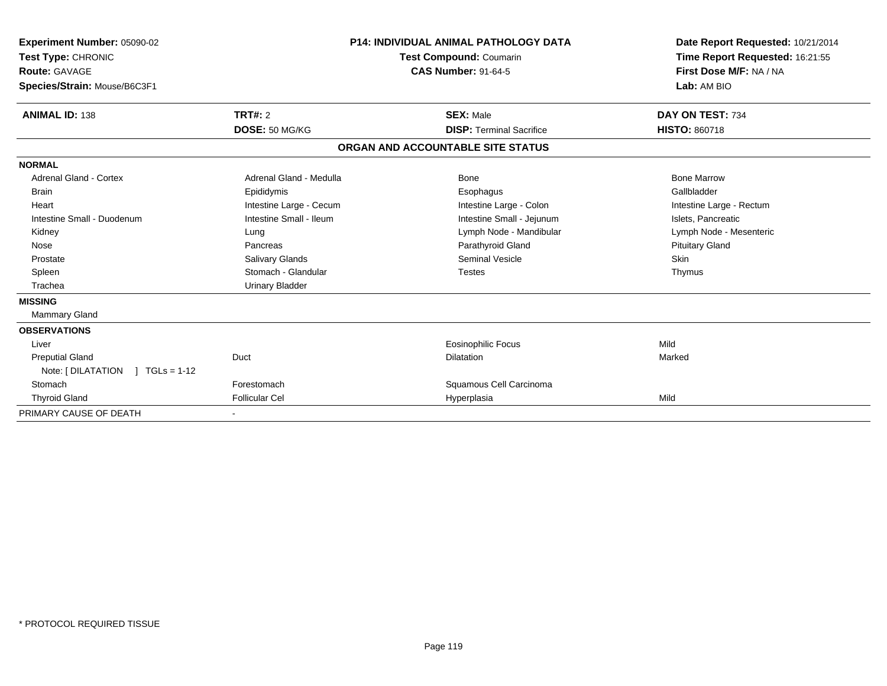**Experiment Number:** 05090-02
**Test Type:** CHRONIC
**Route:** GAVAGE
**Species/Strain:** Mouse/B6C3F1

**P14: INDIVIDUAL ANIMAL PATHOLOGY DATA**
**Test Compound:** Coumarin
**CAS Number:** 91-64-5

**Date Report Requested:** 10/21/2014
**Time Report Requested:** 16:21:55
**First Dose M/F:** NA / NA
**Lab:** AM BIO

| **ANIMAL ID:** 138 | **TRT#:** 2 | **SEX:** Male | **DAY ON TEST:** 734 |
|---|---|---|---|
| | **DOSE:** 50 MG/KG | **DISP:** Terminal Sacrifice | **HISTO:** 860718 |

## ORGAN AND ACCOUNTABLE SITE STATUS

| | | | |
|---|---|---|---|
| **NORMAL** | | | |
| Adrenal Gland - Cortex | Adrenal Gland - Medulla | Bone | Bone Marrow |
| Brain | Epididymis | Esophagus | Gallbladder |
| Heart | Intestine Large - Cecum | Intestine Large - Colon | Intestine Large - Rectum |
| Intestine Small - Duodenum | Intestine Small - Ileum | Intestine Small - Jejunum | Islets, Pancreatic |
| Kidney | Lung | Lymph Node - Mandibular | Lymph Node - Mesenteric |
| Nose | Pancreas | Parathyroid Gland | Pituitary Gland |
| Prostate | Salivary Glands | Seminal Vesicle | Skin |
| Spleen | Stomach - Glandular | Testes | Thymus |
| Trachea | Urinary Bladder | | |
| **MISSING** | | | |
| Mammary Gland | | | |
| **OBSERVATIONS** | | | |
| Liver | | Eosinophilic Focus | Mild |
| Preputial Gland | Duct | Dilatation | Marked |
| Note: [ DILATATION ] TGLs = 1-12 | | | |
| Stomach | Forestomach | Squamous Cell Carcinoma | |
| Thyroid Gland | Follicular Cel | Hyperplasia | Mild |
| PRIMARY CAUSE OF DEATH | - | | |

\* PROTOCOL REQUIRED TISSUE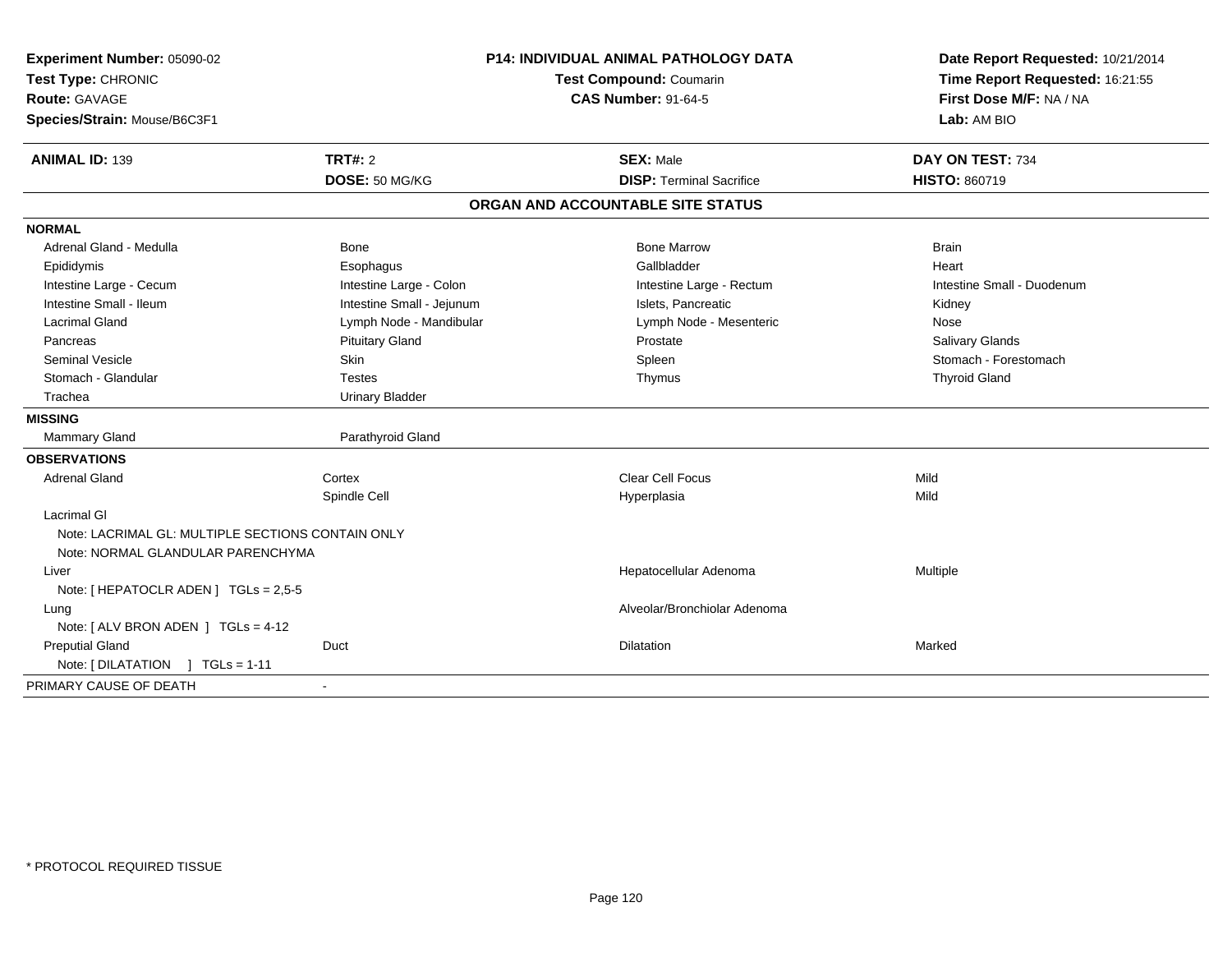**Experiment Number:** 05090-02
**Test Type:** CHRONIC
**Route:** GAVAGE
**Species/Strain:** Mouse/B6C3F1

**P14: INDIVIDUAL ANIMAL PATHOLOGY DATA**
**Test Compound:** Coumarin
**CAS Number:** 91-64-5

**Date Report Requested:** 10/21/2014
**Time Report Requested:** 16:21:55
**First Dose M/F:** NA / NA
**Lab:** AM BIO

| **ANIMAL ID:** 139 | **TRT#:** 2 | **SEX:** Male | **DAY ON TEST:** 734 |
|---|---|---|---|
| | **DOSE:** 50 MG/KG | **DISP:** Terminal Sacrifice | **HISTO:** 860719 |

## ORGAN AND ACCOUNTABLE SITE STATUS

**NORMAL**

| | | | |
|---|---|---|---|
| Adrenal Gland - Medulla | Bone | Bone Marrow | Brain |
| Epididymis | Esophagus | Gallbladder | Heart |
| Intestine Large - Cecum | Intestine Large - Colon | Intestine Large - Rectum | Intestine Small - Duodenum |
| Intestine Small - Ileum | Intestine Small - Jejunum | Islets, Pancreatic | Kidney |
| Lacrimal Gland | Lymph Node - Mandibular | Lymph Node - Mesenteric | Nose |
| Pancreas | Pituitary Gland | Prostate | Salivary Glands |
| Seminal Vesicle | Skin | Spleen | Stomach - Forestomach |
| Stomach - Glandular | Testes | Thymus | Thyroid Gland |
| Trachea | Urinary Bladder | | |

**MISSING**

| | |
|---|---|
| Mammary Gland | Parathyroid Gland |

**OBSERVATIONS**

| | | | |
|---|---|---|---|
| Adrenal Gland | Cortex | Clear Cell Focus | Mild |
| | Spindle Cell | Hyperplasia | Mild |
| Lacrimal Gl | | | |
| Note: LACRIMAL GL: MULTIPLE SECTIONS CONTAIN ONLY | | | |
| Note: NORMAL GLANDULAR PARENCHYMA | | | |
| Liver | | Hepatocellular Adenoma | Multiple |
| Note: [ HEPATOCLR ADEN ] TGLs = 2,5-5 | | | |
| Lung | | Alveolar/Bronchiolar Adenoma | |
| Note: [ ALV BRON ADEN ] TGLs = 4-12 | | | |
| Preputial Gland | Duct | Dilatation | Marked |
| Note: [ DILATATION ] TGLs = 1-11 | | | |

PRIMARY CAUSE OF DEATH -

* PROTOCOL REQUIRED TISSUE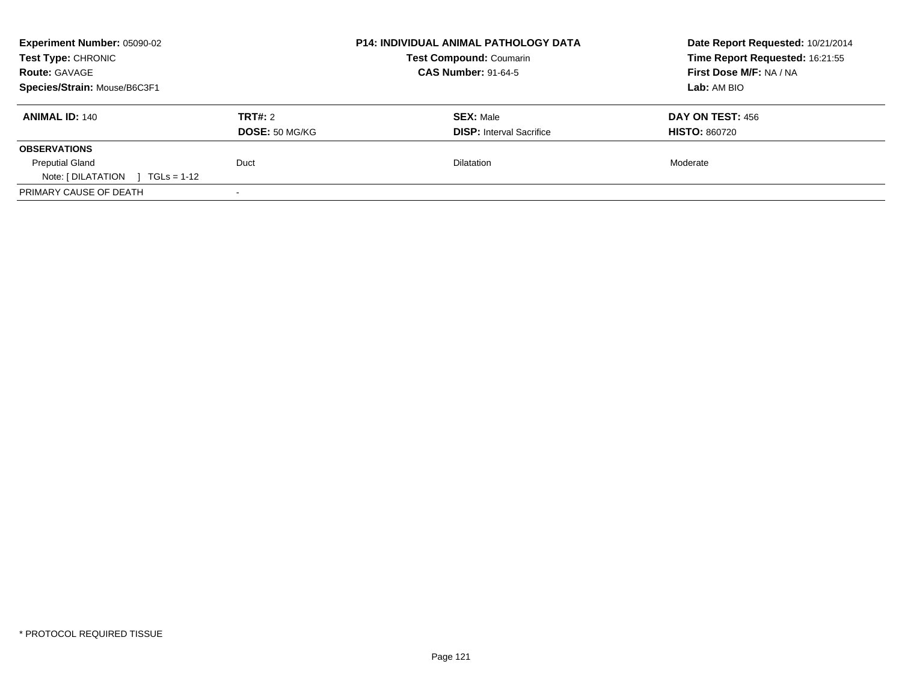**Experiment Number:** 05090-02
**Test Type:** CHRONIC
**Route:** GAVAGE
**Species/Strain:** Mouse/B6C3F1

**P14: INDIVIDUAL ANIMAL PATHOLOGY DATA**
**Test Compound:** Coumarin
**CAS Number:** 91-64-5

**Date Report Requested:** 10/21/2014
**Time Report Requested:** 16:21:55
**First Dose M/F:** NA / NA
**Lab:** AM BIO

| **ANIMAL ID:** 140 | **TRT#:** 2 | **SEX:** Male | **DAY ON TEST:** 456 |
|---|---|---|---|
| | **DOSE:** 50 MG/KG | **DISP:** Interval Sacrifice | **HISTO:** 860720 |
| **OBSERVATIONS** | | | |
| Preputial Gland | Duct | Dilatation | Moderate |
| Note: [ DILATATION ] TGLs = 1-12 | | | |
| PRIMARY CAUSE OF DEATH | - | | |

* PROTOCOL REQUIRED TISSUE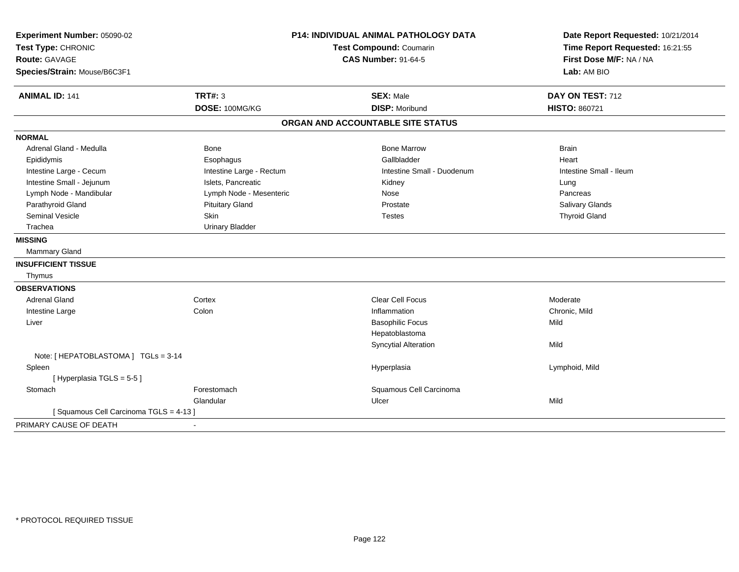**Experiment Number:** 05090-02
**Test Type:** CHRONIC
**Route:** GAVAGE
**Species/Strain:** Mouse/B6C3F1

**P14: INDIVIDUAL ANIMAL PATHOLOGY DATA**
**Test Compound:** Coumarin
**CAS Number:** 91-64-5

**Date Report Requested:** 10/21/2014
**Time Report Requested:** 16:21:55
**First Dose M/F:** NA / NA
**Lab:** AM BIO

| **ANIMAL ID:** 141 | **TRT#:** 3 | **SEX:** Male | **DAY ON TEST:** 712 |
|---|---|---|---|
| | **DOSE:** 100MG/KG | **DISP:** Moribund | **HISTO:** 860721 |

## ORGAN AND ACCOUNTABLE SITE STATUS

**NORMAL**

| | | | |
|---|---|---|---|
| Adrenal Gland - Medulla | Bone | Bone Marrow | Brain |
| Epididymis | Esophagus | Gallbladder | Heart |
| Intestine Large - Cecum | Intestine Large - Rectum | Intestine Small - Duodenum | Intestine Small - Ileum |
| Intestine Small - Jejunum | Islets, Pancreatic | Kidney | Lung |
| Lymph Node - Mandibular | Lymph Node - Mesenteric | Nose | Pancreas |
| Parathyroid Gland | Pituitary Gland | Prostate | Salivary Glands |
| Seminal Vesicle | Skin | Testes | Thyroid Gland |
| Trachea | Urinary Bladder | | |

**MISSING**

Mammary Gland

**INSUFFICIENT TISSUE**

Thymus

**OBSERVATIONS**

| | | | |
|---|---|---|---|
| Adrenal Gland | Cortex | Clear Cell Focus | Moderate |
| Intestine Large | Colon | Inflammation | Chronic, Mild |
| Liver | | Basophilic Focus | Mild |
| | | Hepatoblastoma | |
| | | Syncytial Alteration | Mild |
| Note: [ HEPATOBLASTOMA ] TGLs = 3-14 | | | |
| Spleen | | Hyperplasia | Lymphoid, Mild |
| [ Hyperplasia TGLS = 5-5 ] | | | |
| Stomach | Forestomach | Squamous Cell Carcinoma | |
| | Glandular | Ulcer | Mild |
| [ Squamous Cell Carcinoma TGLS = 4-13 ] | | | |

PRIMARY CAUSE OF DEATH -

* PROTOCOL REQUIRED TISSUE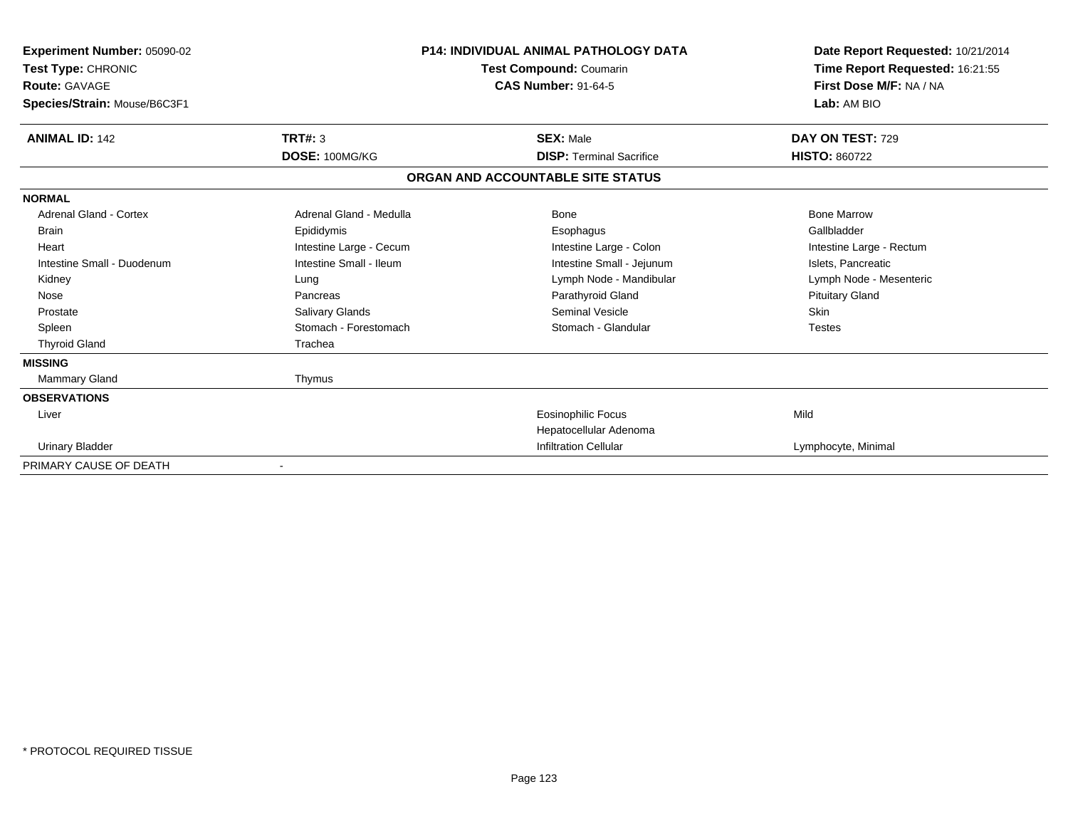**Experiment Number:** 05090-02
**Test Type:** CHRONIC
**Route:** GAVAGE
**Species/Strain:** Mouse/B6C3F1

**P14: INDIVIDUAL ANIMAL PATHOLOGY DATA**
**Test Compound:** Coumarin
**CAS Number:** 91-64-5

**Date Report Requested:** 10/21/2014
**Time Report Requested:** 16:21:55
**First Dose M/F:** NA / NA
**Lab:** AM BIO

| **ANIMAL ID:** 142 | **TRT#:** 3 | **SEX:** Male | **DAY ON TEST:** 729 |
|---|---|---|---|
| | **DOSE:** 100MG/KG | **DISP:** Terminal Sacrifice | **HISTO:** 860722 |

## ORGAN AND ACCOUNTABLE SITE STATUS

| | | | |
|---|---|---|---|
| **NORMAL** | | | |
| Adrenal Gland - Cortex | Adrenal Gland - Medulla | Bone | Bone Marrow |
| Brain | Epididymis | Esophagus | Gallbladder |
| Heart | Intestine Large - Cecum | Intestine Large - Colon | Intestine Large - Rectum |
| Intestine Small - Duodenum | Intestine Small - Ileum | Intestine Small - Jejunum | Islets, Pancreatic |
| Kidney | Lung | Lymph Node - Mandibular | Lymph Node - Mesenteric |
| Nose | Pancreas | Parathyroid Gland | Pituitary Gland |
| Prostate | Salivary Glands | Seminal Vesicle | Skin |
| Spleen | Stomach - Forestomach | Stomach - Glandular | Testes |
| Thyroid Gland | Trachea | | |
| **MISSING** | | | |
| Mammary Gland | Thymus | | |
| **OBSERVATIONS** | | | |
| Liver | | Eosinophilic Focus | Mild |
| | | Hepatocellular Adenoma | |
| Urinary Bladder | | Infiltration Cellular | Lymphocyte, Minimal |
| PRIMARY CAUSE OF DEATH | - | | |

\* PROTOCOL REQUIRED TISSUE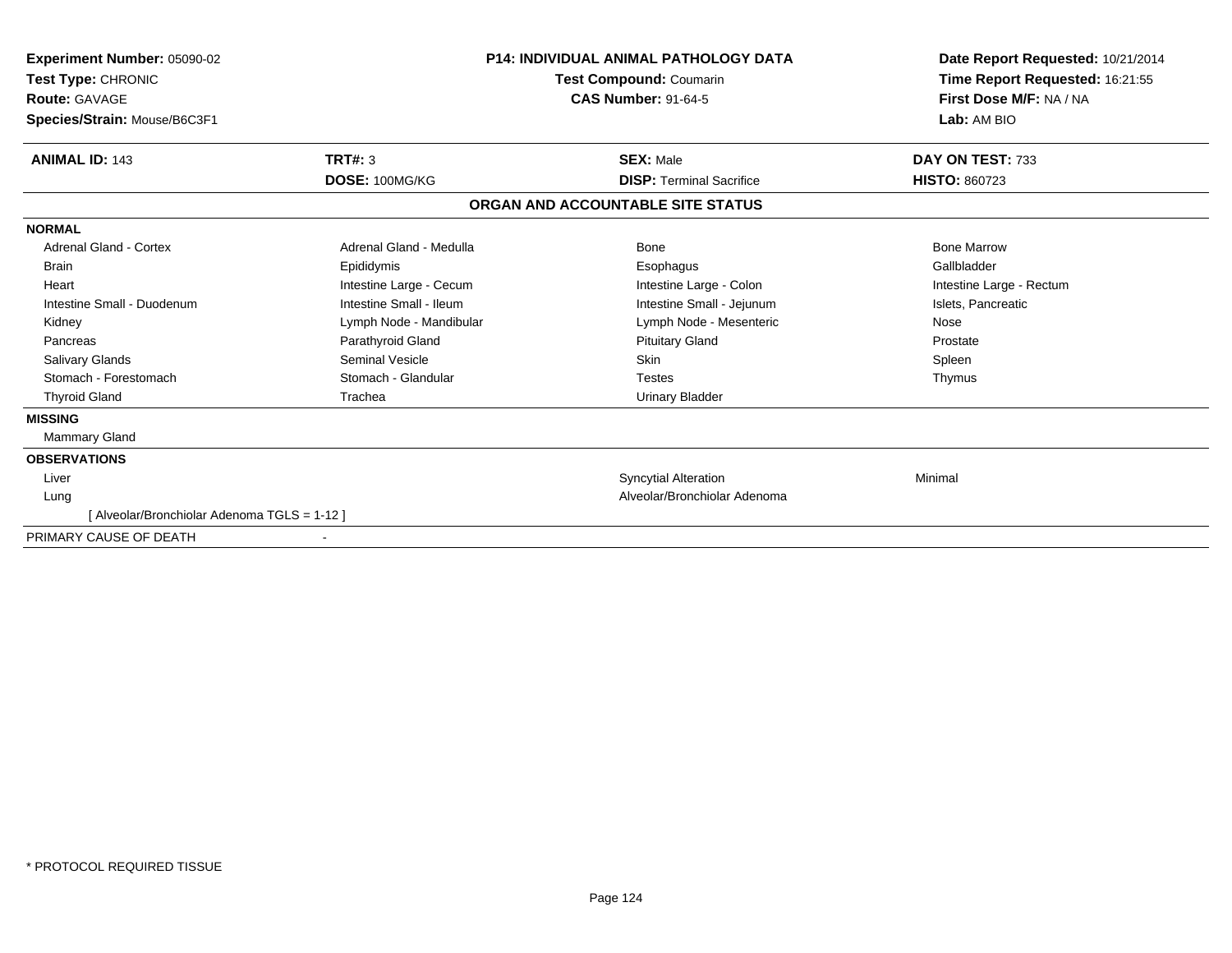**Experiment Number:** 05090-02
**Test Type:** CHRONIC
**Route:** GAVAGE
**Species/Strain:** Mouse/B6C3F1

**P14: INDIVIDUAL ANIMAL PATHOLOGY DATA**
**Test Compound:** Coumarin
**CAS Number:** 91-64-5

**Date Report Requested:** 10/21/2014
**Time Report Requested:** 16:21:55
**First Dose M/F:** NA / NA
**Lab:** AM BIO

| **ANIMAL ID:** 143 | **TRT#:** 3 | **SEX:** Male | **DAY ON TEST:** 733 |
|---|---|---|---|
| | **DOSE:** 100MG/KG | **DISP:** Terminal Sacrifice | **HISTO:** 860723 |

## ORGAN AND ACCOUNTABLE SITE STATUS

**NORMAL**

| | | | |
|---|---|---|---|
| Adrenal Gland - Cortex | Adrenal Gland - Medulla | Bone | Bone Marrow |
| Brain | Epididymis | Esophagus | Gallbladder |
| Heart | Intestine Large - Cecum | Intestine Large - Colon | Intestine Large - Rectum |
| Intestine Small - Duodenum | Intestine Small - Ileum | Intestine Small - Jejunum | Islets, Pancreatic |
| Kidney | Lymph Node - Mandibular | Lymph Node - Mesenteric | Nose |
| Pancreas | Parathyroid Gland | Pituitary Gland | Prostate |
| Salivary Glands | Seminal Vesicle | Skin | Spleen |
| Stomach - Forestomach | Stomach - Glandular | Testes | Thymus |
| Thyroid Gland | Trachea | Urinary Bladder | |

**MISSING**

Mammary Gland

**OBSERVATIONS**

| | | |
|---|---|---|
| Liver | Syncytial Alteration | Minimal |
| Lung | Alveolar/Bronchiolar Adenoma | |
| [ Alveolar/Bronchiolar Adenoma TGLS = 1-12 ] | | |

PRIMARY CAUSE OF DEATH -

* PROTOCOL REQUIRED TISSUE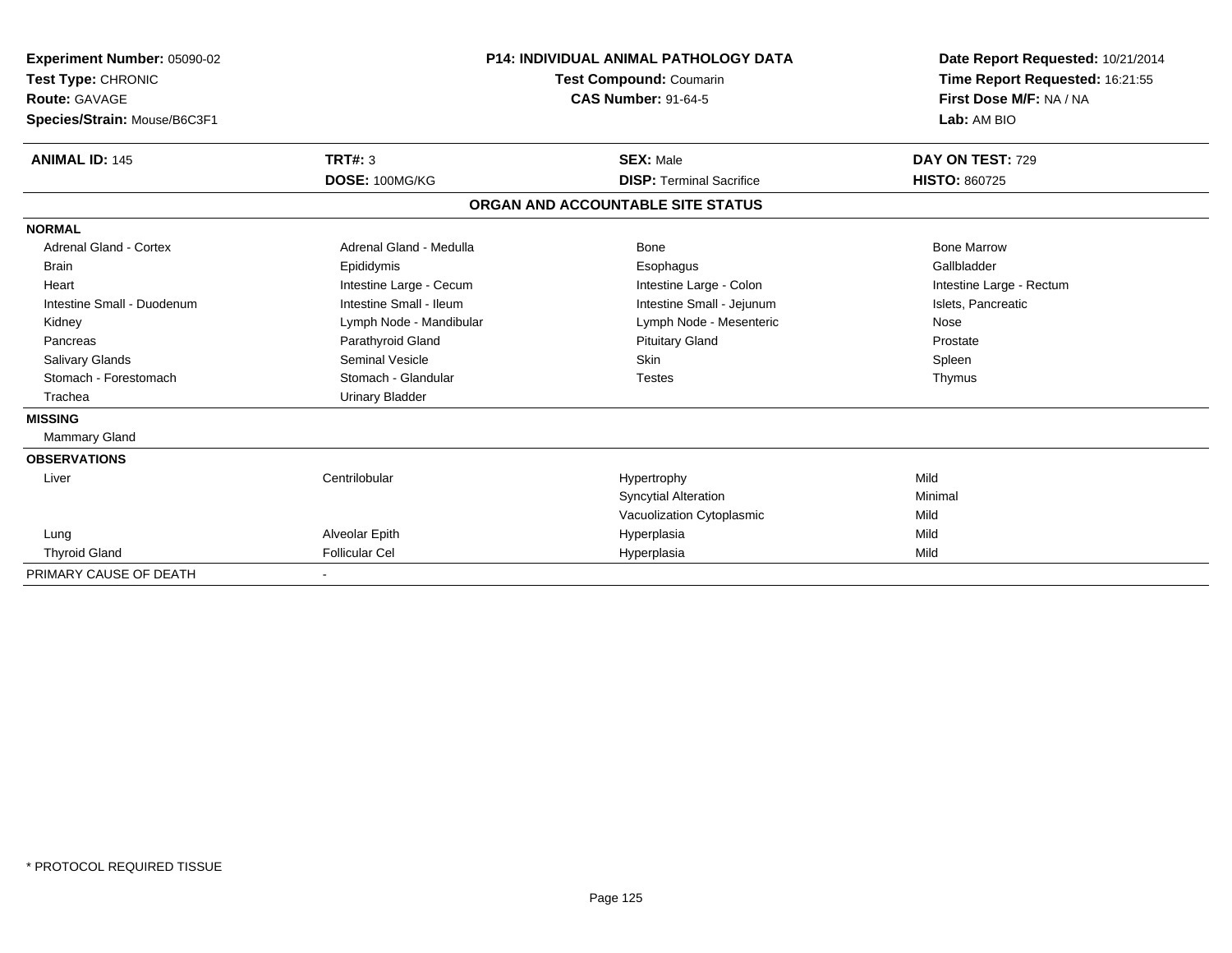**Experiment Number:** 05090-02
**Test Type:** CHRONIC
**Route:** GAVAGE
**Species/Strain:** Mouse/B6C3F1

**P14: INDIVIDUAL ANIMAL PATHOLOGY DATA**
**Test Compound:** Coumarin
**CAS Number:** 91-64-5

**Date Report Requested:** 10/21/2014
**Time Report Requested:** 16:21:55
**First Dose M/F:** NA / NA
**Lab:** AM BIO

| **ANIMAL ID:** 145 | **TRT#:** 3 | **SEX:** Male | **DAY ON TEST:** 729 |
|---|---|---|---|
| | **DOSE:** 100MG/KG | **DISP:** Terminal Sacrifice | **HISTO:** 860725 |

## ORGAN AND ACCOUNTABLE SITE STATUS

| | | | |
|---|---|---|---|
| **NORMAL** | | | |
| Adrenal Gland - Cortex | Adrenal Gland - Medulla | Bone | Bone Marrow |
| Brain | Epididymis | Esophagus | Gallbladder |
| Heart | Intestine Large - Cecum | Intestine Large - Colon | Intestine Large - Rectum |
| Intestine Small - Duodenum | Intestine Small - Ileum | Intestine Small - Jejunum | Islets, Pancreatic |
| Kidney | Lymph Node - Mandibular | Lymph Node - Mesenteric | Nose |
| Pancreas | Parathyroid Gland | Pituitary Gland | Prostate |
| Salivary Glands | Seminal Vesicle | Skin | Spleen |
| Stomach - Forestomach | Stomach - Glandular | Testes | Thymus |
| Trachea | Urinary Bladder | | |
| **MISSING** | | | |
| Mammary Gland | | | |
| **OBSERVATIONS** | | | |
| Liver | Centrilobular | Hypertrophy | Mild |
| | | Syncytial Alteration | Minimal |
| | | Vacuolization Cytoplasmic | Mild |
| Lung | Alveolar Epith | Hyperplasia | Mild |
| Thyroid Gland | Follicular Cel | Hyperplasia | Mild |
| PRIMARY CAUSE OF DEATH | - | | |

* PROTOCOL REQUIRED TISSUE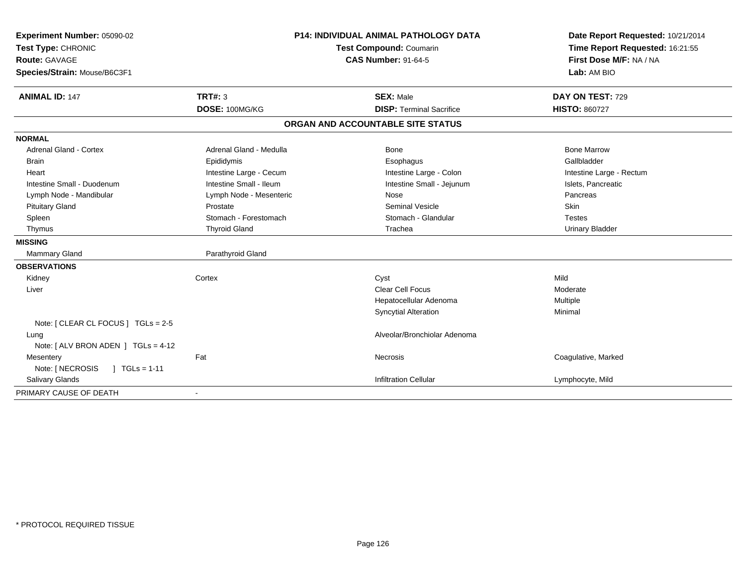**Experiment Number:** 05090-02
**Test Type:** CHRONIC
**Route:** GAVAGE
**Species/Strain:** Mouse/B6C3F1

**P14: INDIVIDUAL ANIMAL PATHOLOGY DATA**
**Test Compound:** Coumarin
**CAS Number:** 91-64-5

**Date Report Requested:** 10/21/2014
**Time Report Requested:** 16:21:55
**First Dose M/F:** NA / NA
**Lab:** AM BIO

| **ANIMAL ID:** 147 | **TRT#:** 3 | **SEX:** Male | **DAY ON TEST:** 729 |
|---|---|---|---|
| | **DOSE:** 100MG/KG | **DISP:** Terminal Sacrifice | **HISTO:** 860727 |

## ORGAN AND ACCOUNTABLE SITE STATUS

**NORMAL**

| | | | |
|---|---|---|---|
| Adrenal Gland - Cortex | Adrenal Gland - Medulla | Bone | Bone Marrow |
| Brain | Epididymis | Esophagus | Gallbladder |
| Heart | Intestine Large - Cecum | Intestine Large - Colon | Intestine Large - Rectum |
| Intestine Small - Duodenum | Intestine Small - Ileum | Intestine Small - Jejunum | Islets, Pancreatic |
| Lymph Node - Mandibular | Lymph Node - Mesenteric | Nose | Pancreas |
| Pituitary Gland | Prostate | Seminal Vesicle | Skin |
| Spleen | Stomach - Forestomach | Stomach - Glandular | Testes |
| Thymus | Thyroid Gland | Trachea | Urinary Bladder |

**MISSING**

| | |
|---|---|
| Mammary Gland | Parathyroid Gland |

**OBSERVATIONS**

| | | | |
|---|---|---|---|
| Kidney | Cortex | Cyst | Mild |
| Liver | | Clear Cell Focus | Moderate |
| | | Hepatocellular Adenoma | Multiple |
| | | Syncytial Alteration | Minimal |
| Note: [ CLEAR CL FOCUS ] TGLs = 2-5 | | | |
| Lung | | Alveolar/Bronchiolar Adenoma | |
| Note: [ ALV BRON ADEN ] TGLs = 4-12 | | | |
| Mesentery | Fat | Necrosis | Coagulative, Marked |
| Note: [ NECROSIS ] TGLs = 1-11 | | | |
| Salivary Glands | | Infiltration Cellular | Lymphocyte, Mild |

PRIMARY CAUSE OF DEATH -

* PROTOCOL REQUIRED TISSUE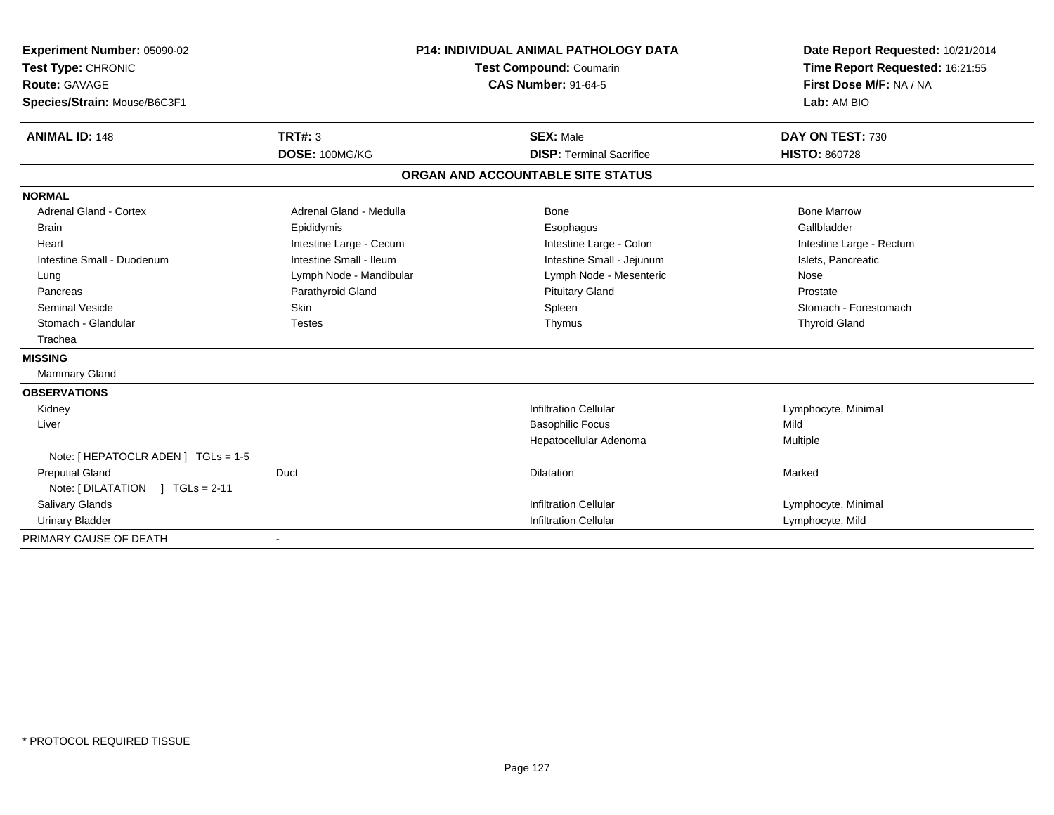**Experiment Number:** 05090-02
**Test Type:** CHRONIC
**Route:** GAVAGE
**Species/Strain:** Mouse/B6C3F1

**P14: INDIVIDUAL ANIMAL PATHOLOGY DATA**
**Test Compound:** Coumarin
**CAS Number:** 91-64-5

**Date Report Requested:** 10/21/2014
**Time Report Requested:** 16:21:55
**First Dose M/F:** NA / NA
**Lab:** AM BIO

| **ANIMAL ID:** 148 | **TRT#:** 3 | **SEX:** Male | **DAY ON TEST:** 730 |
|---|---|---|---|
| | **DOSE:** 100MG/KG | **DISP:** Terminal Sacrifice | **HISTO:** 860728 |

## ORGAN AND ACCOUNTABLE SITE STATUS

**NORMAL**

| | | | |
|---|---|---|---|
| Adrenal Gland - Cortex | Adrenal Gland - Medulla | Bone | Bone Marrow |
| Brain | Epididymis | Esophagus | Gallbladder |
| Heart | Intestine Large - Cecum | Intestine Large - Colon | Intestine Large - Rectum |
| Intestine Small - Duodenum | Intestine Small - Ileum | Intestine Small - Jejunum | Islets, Pancreatic |
| Lung | Lymph Node - Mandibular | Lymph Node - Mesenteric | Nose |
| Pancreas | Parathyroid Gland | Pituitary Gland | Prostate |
| Seminal Vesicle | Skin | Spleen | Stomach - Forestomach |
| Stomach - Glandular | Testes | Thymus | Thyroid Gland |
| Trachea | | | |

**MISSING**

Mammary Gland

**OBSERVATIONS**

| | | | |
|---|---|---|---|
| Kidney | | Infiltration Cellular | Lymphocyte, Minimal |
| Liver | | Basophilic Focus | Mild |
| | | Hepatocellular Adenoma | Multiple |
| Note: [ HEPATOCLR ADEN ] TGLs = 1-5 | | | |
| Preputial Gland | Duct | Dilatation | Marked |
| Note: [ DILATATION ] TGLs = 2-11 | | | |
| Salivary Glands | | Infiltration Cellular | Lymphocyte, Minimal |
| Urinary Bladder | | Infiltration Cellular | Lymphocyte, Mild |

PRIMARY CAUSE OF DEATH -

* PROTOCOL REQUIRED TISSUE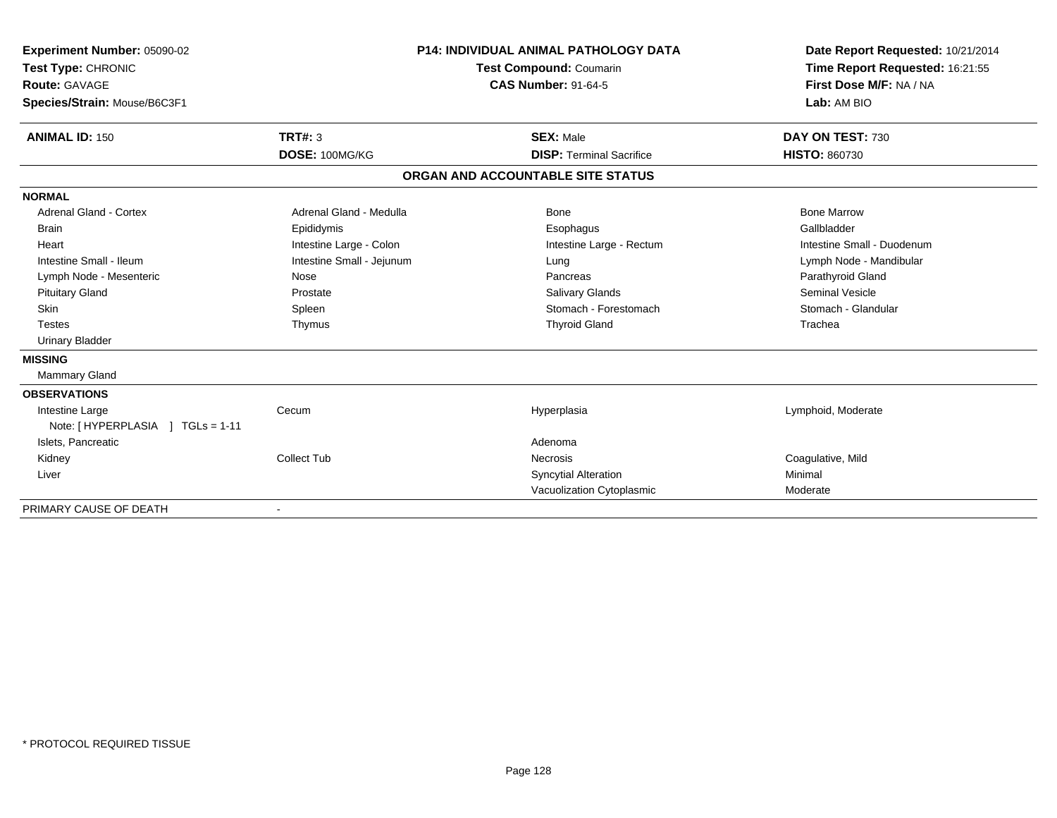**Experiment Number:** 05090-02
**Test Type:** CHRONIC
**Route:** GAVAGE
**Species/Strain:** Mouse/B6C3F1

**P14: INDIVIDUAL ANIMAL PATHOLOGY DATA**
**Test Compound:** Coumarin
**CAS Number:** 91-64-5

**Date Report Requested:** 10/21/2014
**Time Report Requested:** 16:21:55
**First Dose M/F:** NA / NA
**Lab:** AM BIO

| **ANIMAL ID:** 150 | **TRT#:** 3 | **SEX:** Male | **DAY ON TEST:** 730 |
|---|---|---|---|
| | **DOSE:** 100MG/KG | **DISP:** Terminal Sacrifice | **HISTO:** 860730 |

## ORGAN AND ACCOUNTABLE SITE STATUS

**NORMAL**

| | | | |
|---|---|---|---|
| Adrenal Gland - Cortex | Adrenal Gland - Medulla | Bone | Bone Marrow |
| Brain | Epididymis | Esophagus | Gallbladder |
| Heart | Intestine Large - Colon | Intestine Large - Rectum | Intestine Small - Duodenum |
| Intestine Small - Ileum | Intestine Small - Jejunum | Lung | Lymph Node - Mandibular |
| Lymph Node - Mesenteric | Nose | Pancreas | Parathyroid Gland |
| Pituitary Gland | Prostate | Salivary Glands | Seminal Vesicle |
| Skin | Spleen | Stomach - Forestomach | Stomach - Glandular |
| Testes | Thymus | Thyroid Gland | Trachea |
| Urinary Bladder | | | |

**MISSING**

Mammary Gland

**OBSERVATIONS**

| | | | |
|---|---|---|---|
| Intestine Large | Cecum | Hyperplasia | Lymphoid, Moderate |
| Note: [ HYPERPLASIA ] TGLs = 1-11 | | | |
| Islets, Pancreatic | | Adenoma | |
| Kidney | Collect Tub | Necrosis | Coagulative, Mild |
| Liver | | Syncytial Alteration | Minimal |
| | | Vacuolization Cytoplasmic | Moderate |

PRIMARY CAUSE OF DEATH -

\* PROTOCOL REQUIRED TISSUE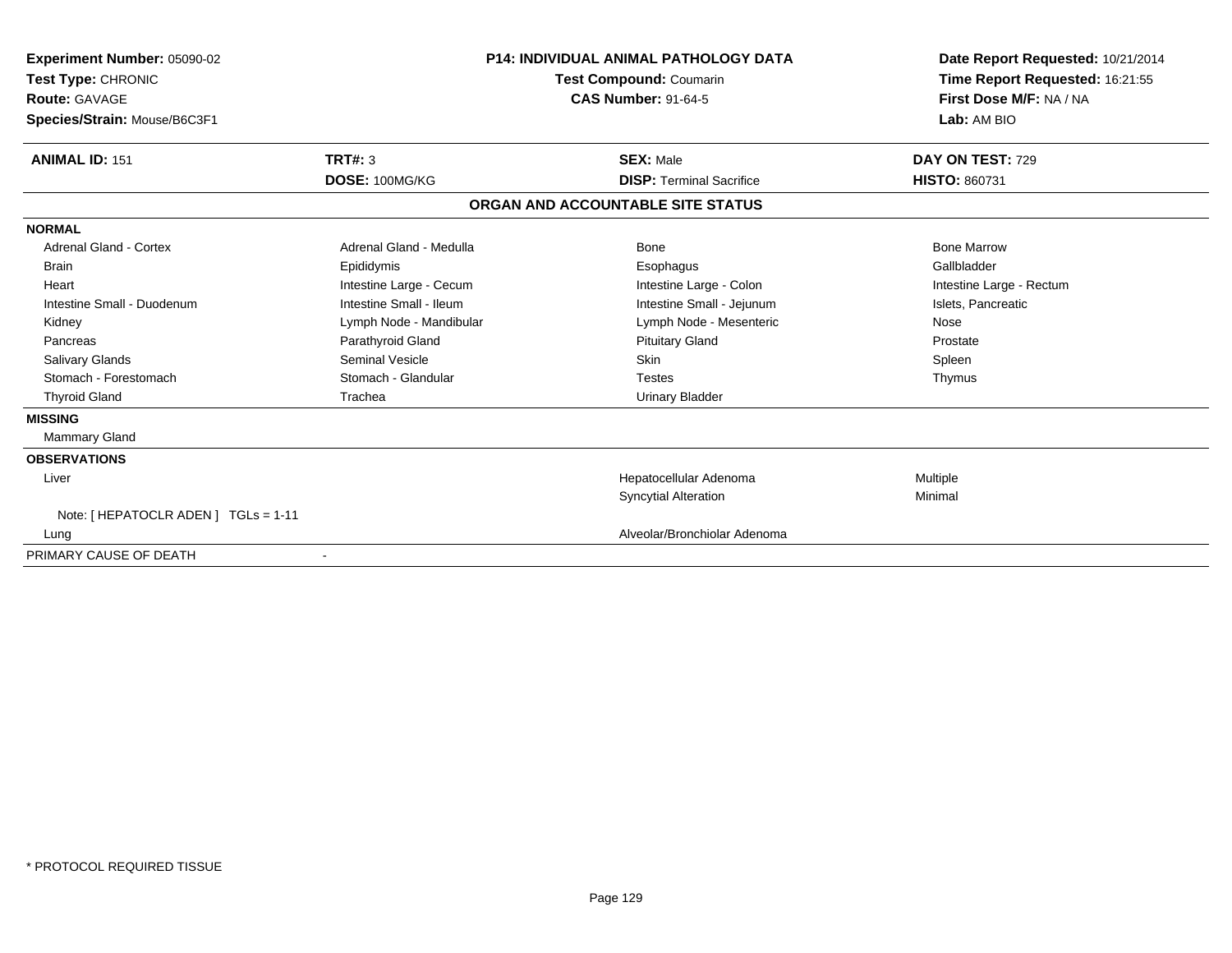**Experiment Number:** 05090-02
**Test Type:** CHRONIC
**Route:** GAVAGE
**Species/Strain:** Mouse/B6C3F1

**P14: INDIVIDUAL ANIMAL PATHOLOGY DATA**
**Test Compound:** Coumarin
**CAS Number:** 91-64-5

**Date Report Requested:** 10/21/2014
**Time Report Requested:** 16:21:55
**First Dose M/F:** NA / NA
**Lab:** AM BIO

| **ANIMAL ID:** 151 | **TRT#:** 3 | **SEX:** Male | **DAY ON TEST:** 729 |
|---|---|---|---|
| | **DOSE:** 100MG/KG | **DISP:** Terminal Sacrifice | **HISTO:** 860731 |

## ORGAN AND ACCOUNTABLE SITE STATUS

**NORMAL**

| | | | |
|---|---|---|---|
| Adrenal Gland - Cortex | Adrenal Gland - Medulla | Bone | Bone Marrow |
| Brain | Epididymis | Esophagus | Gallbladder |
| Heart | Intestine Large - Cecum | Intestine Large - Colon | Intestine Large - Rectum |
| Intestine Small - Duodenum | Intestine Small - Ileum | Intestine Small - Jejunum | Islets, Pancreatic |
| Kidney | Lymph Node - Mandibular | Lymph Node - Mesenteric | Nose |
| Pancreas | Parathyroid Gland | Pituitary Gland | Prostate |
| Salivary Glands | Seminal Vesicle | Skin | Spleen |
| Stomach - Forestomach | Stomach - Glandular | Testes | Thymus |
| Thyroid Gland | Trachea | Urinary Bladder | |

**MISSING**

Mammary Gland

**OBSERVATIONS**

| | | |
|---|---|---|
| Liver | Hepatocellular Adenoma | Multiple |
| | Syncytial Alteration | Minimal |
| Note: [ HEPATOCLR ADEN ] TGLs = 1-11 | | |
| Lung | Alveolar/Bronchiolar Adenoma | |

PRIMARY CAUSE OF DEATH -

* PROTOCOL REQUIRED TISSUE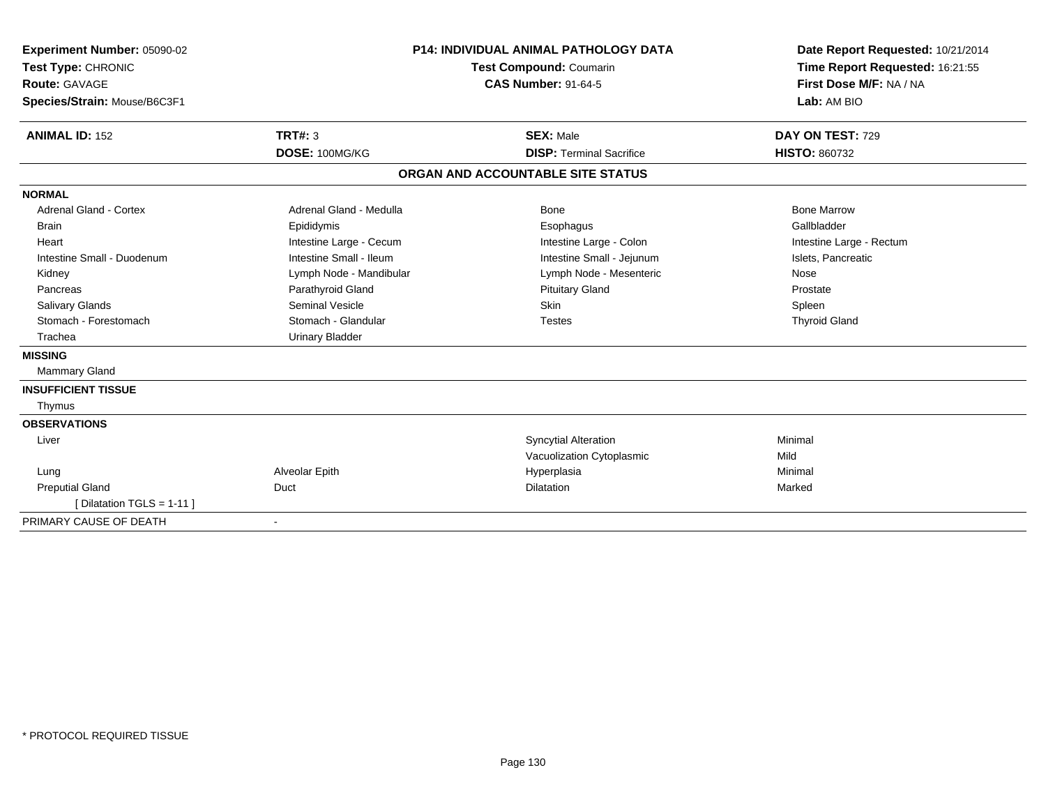**Experiment Number:** 05090-02
**Test Type:** CHRONIC
**Route:** GAVAGE
**Species/Strain:** Mouse/B6C3F1

**P14: INDIVIDUAL ANIMAL PATHOLOGY DATA**
**Test Compound:** Coumarin
**CAS Number:** 91-64-5

**Date Report Requested:** 10/21/2014
**Time Report Requested:** 16:21:55
**First Dose M/F:** NA / NA
**Lab:** AM BIO

| **ANIMAL ID:** 152 | **TRT#:** 3 | **SEX:** Male | **DAY ON TEST:** 729 |
|---|---|---|---|
| | **DOSE:** 100MG/KG | **DISP:** Terminal Sacrifice | **HISTO:** 860732 |

## ORGAN AND ACCOUNTABLE SITE STATUS

| | | | |
|---|---|---|---|
| **NORMAL** | | | |
| Adrenal Gland - Cortex | Adrenal Gland - Medulla | Bone | Bone Marrow |
| Brain | Epididymis | Esophagus | Gallbladder |
| Heart | Intestine Large - Cecum | Intestine Large - Colon | Intestine Large - Rectum |
| Intestine Small - Duodenum | Intestine Small - Ileum | Intestine Small - Jejunum | Islets, Pancreatic |
| Kidney | Lymph Node - Mandibular | Lymph Node - Mesenteric | Nose |
| Pancreas | Parathyroid Gland | Pituitary Gland | Prostate |
| Salivary Glands | Seminal Vesicle | Skin | Spleen |
| Stomach - Forestomach | Stomach - Glandular | Testes | Thyroid Gland |
| Trachea | Urinary Bladder | | |
| **MISSING** | | | |
| Mammary Gland | | | |
| **INSUFFICIENT TISSUE** | | | |
| Thymus | | | |
| **OBSERVATIONS** | | | |
| Liver | | Syncytial Alteration | Minimal |
| | | Vacuolization Cytoplasmic | Mild |
| Lung | Alveolar Epith | Hyperplasia | Minimal |
| Preputial Gland | Duct | Dilatation | Marked |
| [ Dilatation TGLS = 1-11 ] | | | |
| PRIMARY CAUSE OF DEATH | - | | |

* PROTOCOL REQUIRED TISSUE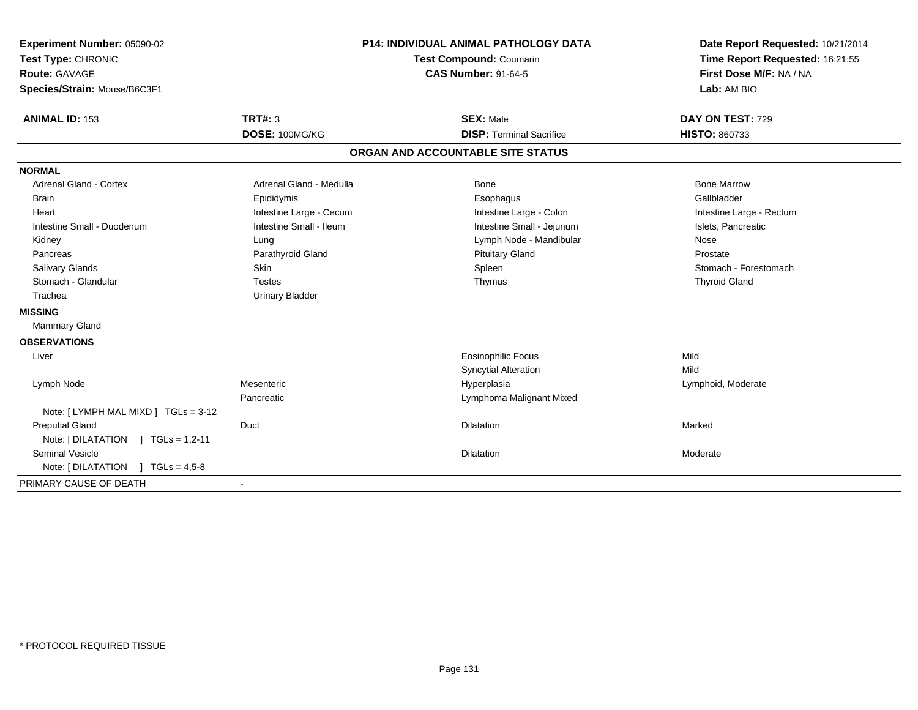**Experiment Number:** 05090-02
**Test Type:** CHRONIC
**Route:** GAVAGE
**Species/Strain:** Mouse/B6C3F1

**P14: INDIVIDUAL ANIMAL PATHOLOGY DATA**
**Test Compound:** Coumarin
**CAS Number:** 91-64-5

**Date Report Requested:** 10/21/2014
**Time Report Requested:** 16:21:55
**First Dose M/F:** NA / NA
**Lab:** AM BIO

| **ANIMAL ID:** 153 | **TRT#:** 3 | **SEX:** Male | **DAY ON TEST:** 729 |
|---|---|---|---|
| | **DOSE:** 100MG/KG | **DISP:** Terminal Sacrifice | **HISTO:** 860733 |

## ORGAN AND ACCOUNTABLE SITE STATUS

**NORMAL**

| | | | |
|---|---|---|---|
| Adrenal Gland - Cortex | Adrenal Gland - Medulla | Bone | Bone Marrow |
| Brain | Epididymis | Esophagus | Gallbladder |
| Heart | Intestine Large - Cecum | Intestine Large - Colon | Intestine Large - Rectum |
| Intestine Small - Duodenum | Intestine Small - Ileum | Intestine Small - Jejunum | Islets, Pancreatic |
| Kidney | Lung | Lymph Node - Mandibular | Nose |
| Pancreas | Parathyroid Gland | Pituitary Gland | Prostate |
| Salivary Glands | Skin | Spleen | Stomach - Forestomach |
| Stomach - Glandular | Testes | Thymus | Thyroid Gland |
| Trachea | Urinary Bladder | | |

**MISSING**

Mammary Gland

**OBSERVATIONS**

| | | | |
|---|---|---|---|
| Liver | | Eosinophilic Focus | Mild |
| | | Syncytial Alteration | Mild |
| Lymph Node | Mesenteric | Hyperplasia | Lymphoid, Moderate |
| | Pancreatic | Lymphoma Malignant Mixed | |
| Note: [ LYMPH MAL MIXD ] TGLs = 3-12 | | | |
| Preputial Gland | Duct | Dilatation | Marked |
| Note: [ DILATATION ] TGLs = 1,2-11 | | | |
| Seminal Vesicle | | Dilatation | Moderate |
| Note: [ DILATATION ] TGLs = 4,5-8 | | | |

PRIMARY CAUSE OF DEATH -

* PROTOCOL REQUIRED TISSUE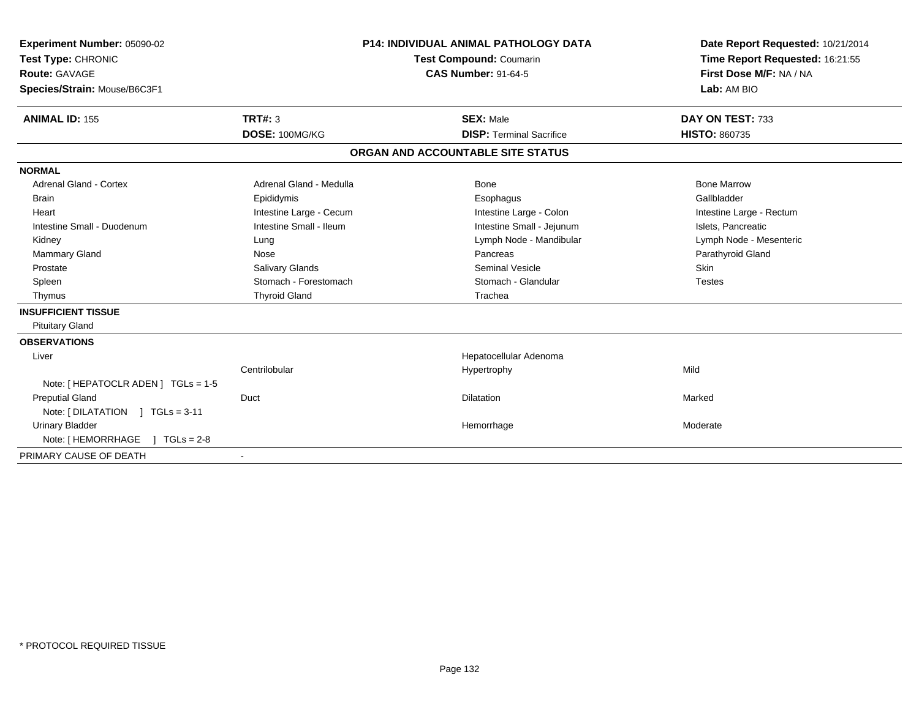**Experiment Number:** 05090-02
**Test Type:** CHRONIC
**Route:** GAVAGE
**Species/Strain:** Mouse/B6C3F1

**P14: INDIVIDUAL ANIMAL PATHOLOGY DATA**
**Test Compound:** Coumarin
**CAS Number:** 91-64-5

**Date Report Requested:** 10/21/2014
**Time Report Requested:** 16:21:55
**First Dose M/F:** NA / NA
**Lab:** AM BIO

| **ANIMAL ID:** 155 | **TRT#:** 3 | **SEX:** Male | **DAY ON TEST:** 733 |
|---|---|---|---|
| | **DOSE:** 100MG/KG | **DISP:** Terminal Sacrifice | **HISTO:** 860735 |

## ORGAN AND ACCOUNTABLE SITE STATUS

| | | | |
|---|---|---|---|
| **NORMAL** | | | |
| Adrenal Gland - Cortex | Adrenal Gland - Medulla | Bone | Bone Marrow |
| Brain | Epididymis | Esophagus | Gallbladder |
| Heart | Intestine Large - Cecum | Intestine Large - Colon | Intestine Large - Rectum |
| Intestine Small - Duodenum | Intestine Small - Ileum | Intestine Small - Jejunum | Islets, Pancreatic |
| Kidney | Lung | Lymph Node - Mandibular | Lymph Node - Mesenteric |
| Mammary Gland | Nose | Pancreas | Parathyroid Gland |
| Prostate | Salivary Glands | Seminal Vesicle | Skin |
| Spleen | Stomach - Forestomach | Stomach - Glandular | Testes |
| Thymus | Thyroid Gland | Trachea | |
| **INSUFFICIENT TISSUE** | | | |
| Pituitary Gland | | | |
| **OBSERVATIONS** | | | |
| Liver | | Hepatocellular Adenoma | |
| | Centrilobular | Hypertrophy | Mild |
| Note: [ HEPATOCLR ADEN ] TGLs = 1-5 | | | |
| Preputial Gland | Duct | Dilatation | Marked |
| Note: [ DILATATION ] TGLs = 3-11 | | | |
| Urinary Bladder | | Hemorrhage | Moderate |
| Note: [ HEMORRHAGE ] TGLs = 2-8 | | | |
| PRIMARY CAUSE OF DEATH | - | | |

* PROTOCOL REQUIRED TISSUE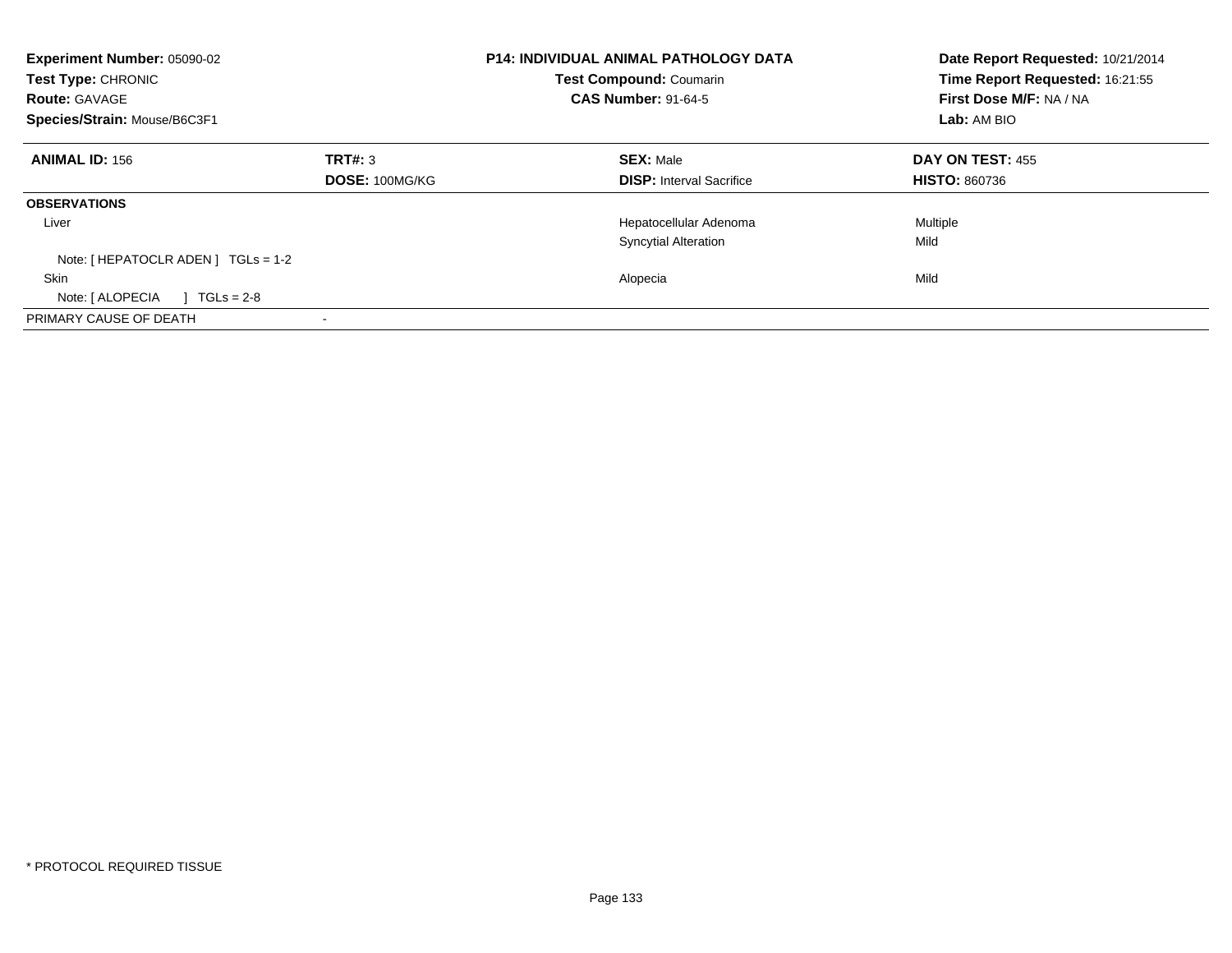**Experiment Number:** 05090-02
**Test Type:** CHRONIC
**Route:** GAVAGE
**Species/Strain:** Mouse/B6C3F1

**P14: INDIVIDUAL ANIMAL PATHOLOGY DATA**
**Test Compound:** Coumarin
**CAS Number:** 91-64-5

**Date Report Requested:** 10/21/2014
**Time Report Requested:** 16:21:55
**First Dose M/F:** NA / NA
**Lab:** AM BIO

| **ANIMAL ID:** 156 | **TRT#:** 3 | **SEX:** Male | **DAY ON TEST:** 455 |
|---|---|---|---|
| | **DOSE:** 100MG/KG | **DISP:** Interval Sacrifice | **HISTO:** 860736 |
| **OBSERVATIONS** | | | |
| Liver | | Hepatocellular Adenoma | Multiple |
| | | Syncytial Alteration | Mild |
| Note: [ HEPATOCLR ADEN ] TGLs = 1-2 | | | |
| Skin | | Alopecia | Mild |
| Note: [ ALOPECIA ] TGLs = 2-8 | | | |
| PRIMARY CAUSE OF DEATH | - | | |

* PROTOCOL REQUIRED TISSUE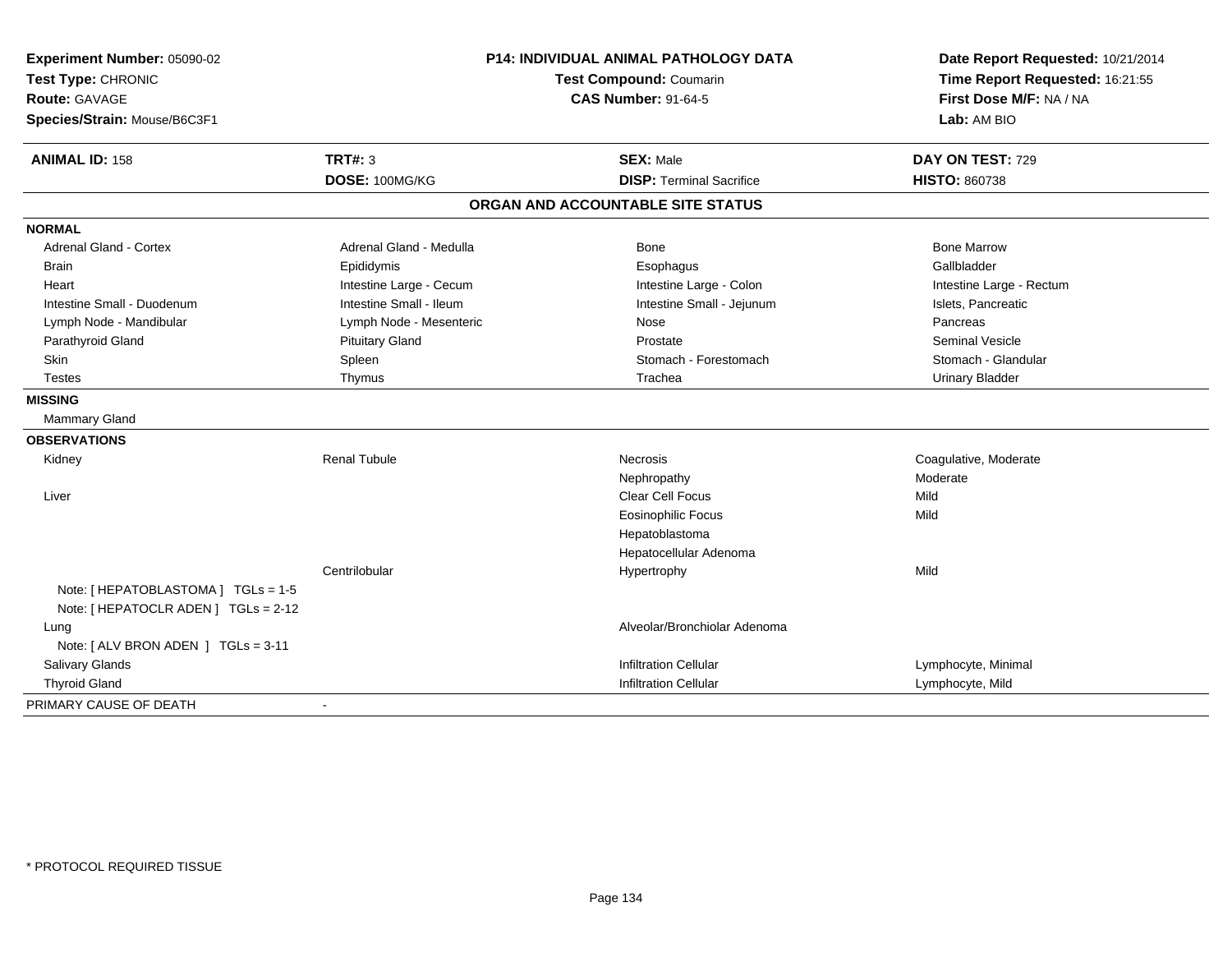**Experiment Number:** 05090-02
**Test Type:** CHRONIC
**Route:** GAVAGE
**Species/Strain:** Mouse/B6C3F1

**P14: INDIVIDUAL ANIMAL PATHOLOGY DATA**
**Test Compound:** Coumarin
**CAS Number:** 91-64-5

**Date Report Requested:** 10/21/2014
**Time Report Requested:** 16:21:55
**First Dose M/F:** NA / NA
**Lab:** AM BIO

| **ANIMAL ID:** 158 | **TRT#:** 3 | **SEX:** Male | **DAY ON TEST:** 729 |
|---|---|---|---|
| | **DOSE:** 100MG/KG | **DISP:** Terminal Sacrifice | **HISTO:** 860738 |

## ORGAN AND ACCOUNTABLE SITE STATUS

**NORMAL**

| | | | |
|---|---|---|---|
| Adrenal Gland - Cortex | Adrenal Gland - Medulla | Bone | Bone Marrow |
| Brain | Epididymis | Esophagus | Gallbladder |
| Heart | Intestine Large - Cecum | Intestine Large - Colon | Intestine Large - Rectum |
| Intestine Small - Duodenum | Intestine Small - Ileum | Intestine Small - Jejunum | Islets, Pancreatic |
| Lymph Node - Mandibular | Lymph Node - Mesenteric | Nose | Pancreas |
| Parathyroid Gland | Pituitary Gland | Prostate | Seminal Vesicle |
| Skin | Spleen | Stomach - Forestomach | Stomach - Glandular |
| Testes | Thymus | Trachea | Urinary Bladder |

**MISSING**

Mammary Gland

**OBSERVATIONS**

| | | | |
|---|---|---|---|
| Kidney | Renal Tubule | Necrosis | Coagulative, Moderate |
| | | Nephropathy | Moderate |
| Liver | | Clear Cell Focus | Mild |
| | | Eosinophilic Focus | Mild |
| | | Hepatoblastoma | |
| | | Hepatocellular Adenoma | |
| | Centrilobular | Hypertrophy | Mild |
| Note: [ HEPATOBLASTOMA ] TGLs = 1-5 | | | |
| Note: [ HEPATOCLR ADEN ] TGLs = 2-12 | | | |
| Lung | | Alveolar/Bronchiolar Adenoma | |
| Note: [ ALV BRON ADEN ] TGLs = 3-11 | | | |
| Salivary Glands | | Infiltration Cellular | Lymphocyte, Minimal |
| Thyroid Gland | | Infiltration Cellular | Lymphocyte, Mild |

PRIMARY CAUSE OF DEATH -

* PROTOCOL REQUIRED TISSUE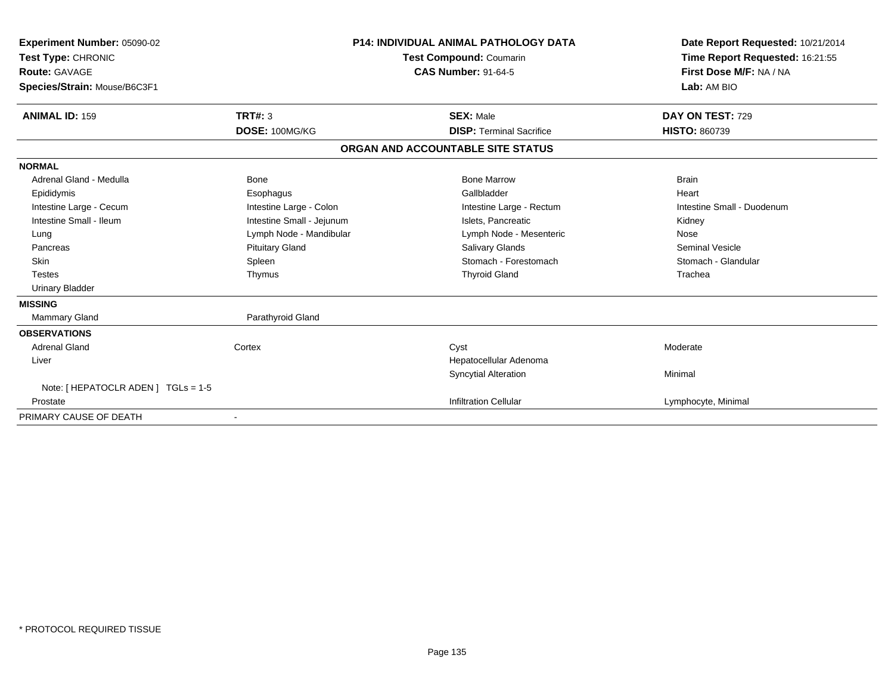**Experiment Number:** 05090-02
**Test Type:** CHRONIC
**Route:** GAVAGE
**Species/Strain:** Mouse/B6C3F1

**P14: INDIVIDUAL ANIMAL PATHOLOGY DATA**
**Test Compound:** Coumarin
**CAS Number:** 91-64-5

**Date Report Requested:** 10/21/2014
**Time Report Requested:** 16:21:55
**First Dose M/F:** NA / NA
**Lab:** AM BIO

| **ANIMAL ID:** 159 | **TRT#:** 3 | **SEX:** Male | **DAY ON TEST:** 729 |
|---|---|---|---|
| | **DOSE:** 100MG/KG | **DISP:** Terminal Sacrifice | **HISTO:** 860739 |

## ORGAN AND ACCOUNTABLE SITE STATUS

| | | | |
|---|---|---|---|
| **NORMAL** | | | |
| Adrenal Gland - Medulla | Bone | Bone Marrow | Brain |
| Epididymis | Esophagus | Gallbladder | Heart |
| Intestine Large - Cecum | Intestine Large - Colon | Intestine Large - Rectum | Intestine Small - Duodenum |
| Intestine Small - Ileum | Intestine Small - Jejunum | Islets, Pancreatic | Kidney |
| Lung | Lymph Node - Mandibular | Lymph Node - Mesenteric | Nose |
| Pancreas | Pituitary Gland | Salivary Glands | Seminal Vesicle |
| Skin | Spleen | Stomach - Forestomach | Stomach - Glandular |
| Testes | Thymus | Thyroid Gland | Trachea |
| Urinary Bladder | | | |
| **MISSING** | | | |
| Mammary Gland | Parathyroid Gland | | |
| **OBSERVATIONS** | | | |
| Adrenal Gland | Cortex | Cyst | Moderate |
| Liver | | Hepatocellular Adenoma | |
| | | Syncytial Alteration | Minimal |
| Note: [ HEPATOCLR ADEN ] TGLs = 1-5 | | | |
| Prostate | | Infiltration Cellular | Lymphocyte, Minimal |
| PRIMARY CAUSE OF DEATH | - | | |

* PROTOCOL REQUIRED TISSUE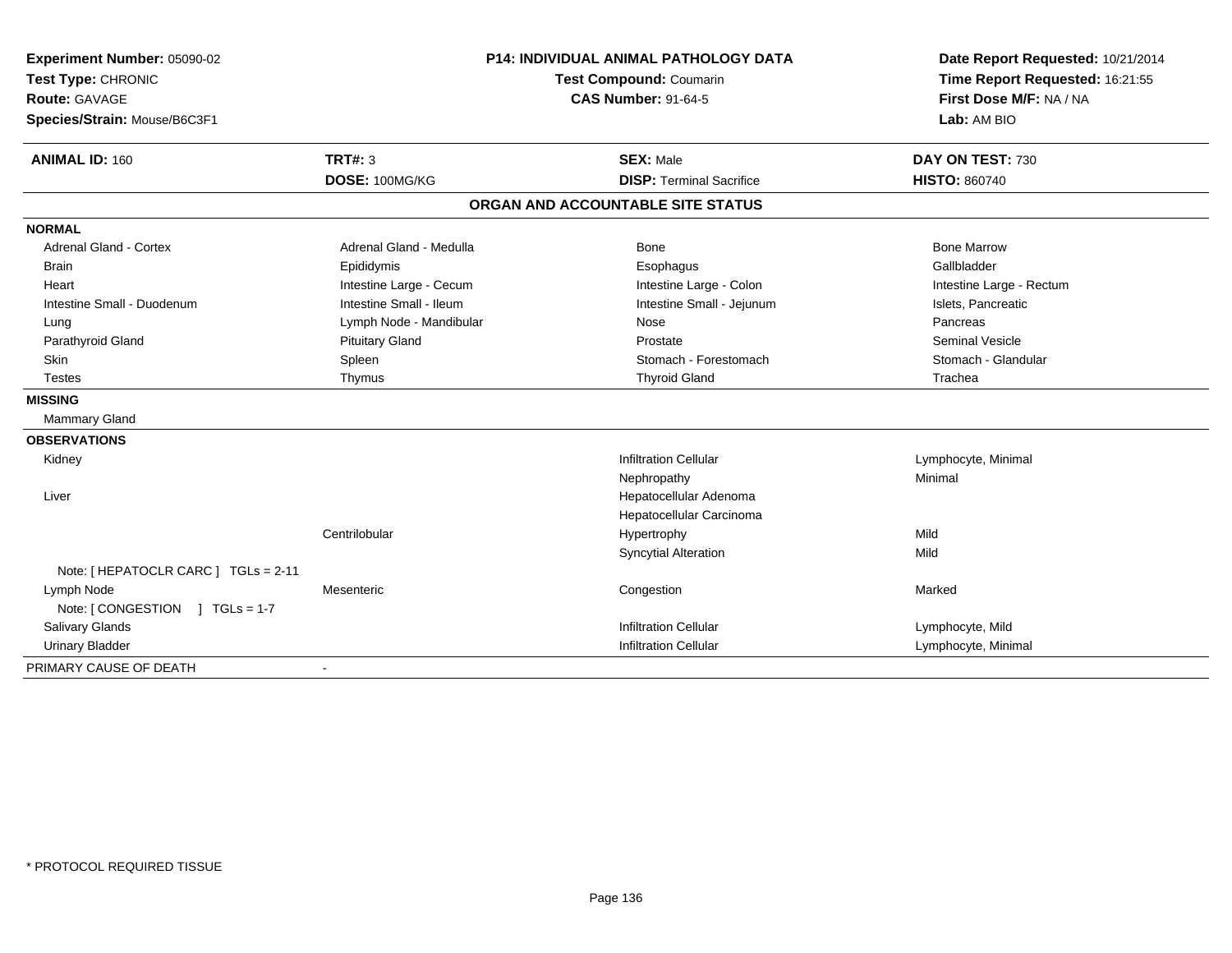**Experiment Number:** 05090-02
**Test Type:** CHRONIC
**Route:** GAVAGE
**Species/Strain:** Mouse/B6C3F1

**P14: INDIVIDUAL ANIMAL PATHOLOGY DATA**
**Test Compound:** Coumarin
**CAS Number:** 91-64-5

**Date Report Requested:** 10/21/2014
**Time Report Requested:** 16:21:55
**First Dose M/F:** NA / NA
**Lab:** AM BIO

| **ANIMAL ID:** 160 | **TRT#:** 3 | **SEX:** Male | **DAY ON TEST:** 730 |
|---|---|---|---|
| | **DOSE:** 100MG/KG | **DISP:** Terminal Sacrifice | **HISTO:** 860740 |

**ORGAN AND ACCOUNTABLE SITE STATUS**

| | | | |
|---|---|---|---|
| **NORMAL** | | | |
| Adrenal Gland - Cortex | Adrenal Gland - Medulla | Bone | Bone Marrow |
| Brain | Epididymis | Esophagus | Gallbladder |
| Heart | Intestine Large - Cecum | Intestine Large - Colon | Intestine Large - Rectum |
| Intestine Small - Duodenum | Intestine Small - Ileum | Intestine Small - Jejunum | Islets, Pancreatic |
| Lung | Lymph Node - Mandibular | Nose | Pancreas |
| Parathyroid Gland | Pituitary Gland | Prostate | Seminal Vesicle |
| Skin | Spleen | Stomach - Forestomach | Stomach - Glandular |
| Testes | Thymus | Thyroid Gland | Trachea |
| **MISSING** | | | |
| Mammary Gland | | | |
| **OBSERVATIONS** | | | |
| Kidney | | Infiltration Cellular | Lymphocyte, Minimal |
| | | Nephropathy | Minimal |
| Liver | | Hepatocellular Adenoma | |
| | | Hepatocellular Carcinoma | |
| | Centrilobular | Hypertrophy | Mild |
| | | Syncytial Alteration | Mild |
| Note: [ HEPATOCLR CARC ] TGLs = 2-11 | | | |
| Lymph Node | Mesenteric | Congestion | Marked |
| Note: [ CONGESTION ] TGLs = 1-7 | | | |
| Salivary Glands | | Infiltration Cellular | Lymphocyte, Mild |
| Urinary Bladder | | Infiltration Cellular | Lymphocyte, Minimal |
| PRIMARY CAUSE OF DEATH | - | | |

* PROTOCOL REQUIRED TISSUE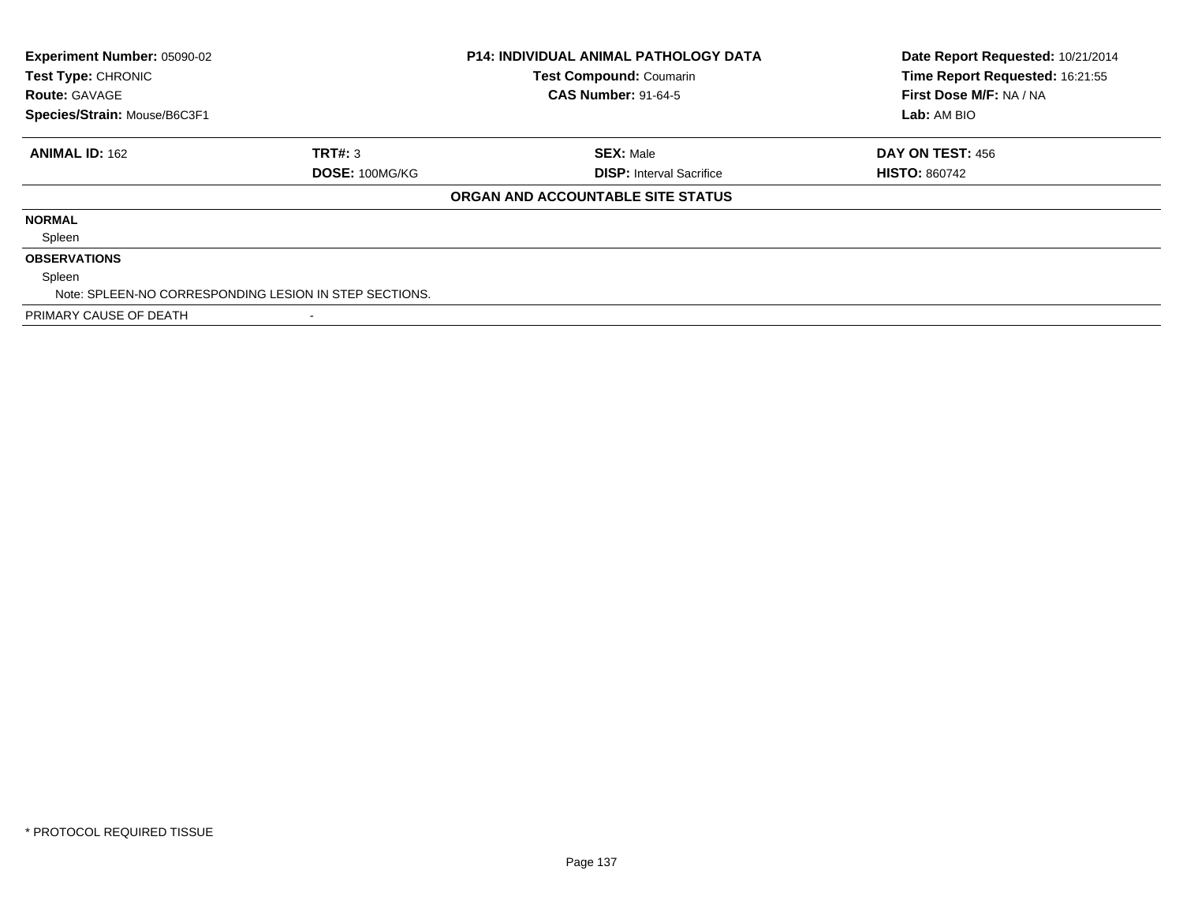| **Experiment Number:** 05090-02 | **P14: INDIVIDUAL ANIMAL PATHOLOGY DATA** | **Date Report Requested:** 10/21/2014 |
|---|---|---|
| **Test Type:** CHRONIC | **Test Compound:** Coumarin | **Time Report Requested:** 16:21:55 |
| **Route:** GAVAGE | **CAS Number:** 91-64-5 | **First Dose M/F:** NA / NA |
| **Species/Strain:** Mouse/B6C3F1 | | **Lab:** AM BIO |

| **ANIMAL ID:** 162 | **TRT#:** 3 | **SEX:** Male | **DAY ON TEST:** 456 |
|---|---|---|---|
| | **DOSE:** 100MG/KG | **DISP:** Interval Sacrifice | **HISTO:** 860742 |

**ORGAN AND ACCOUNTABLE SITE STATUS**

**NORMAL**

Spleen

**OBSERVATIONS**

Spleen

Note: SPLEEN-NO CORRESPONDING LESION IN STEP SECTIONS.

PRIMARY CAUSE OF DEATH -

* PROTOCOL REQUIRED TISSUE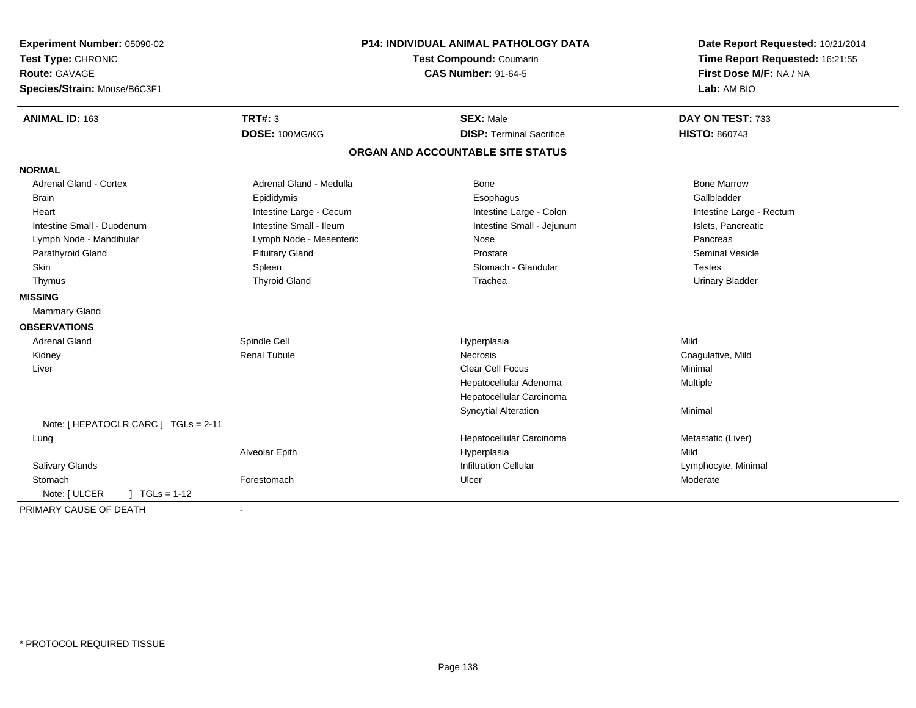**Experiment Number:** 05090-02
**Test Type:** CHRONIC
**Route:** GAVAGE
**Species/Strain:** Mouse/B6C3F1

**P14: INDIVIDUAL ANIMAL PATHOLOGY DATA**
**Test Compound:** Coumarin
**CAS Number:** 91-64-5

**Date Report Requested:** 10/21/2014
**Time Report Requested:** 16:21:55
**First Dose M/F:** NA / NA
**Lab:** AM BIO

| **ANIMAL ID:** 163 | **TRT#:** 3 | **SEX:** Male | **DAY ON TEST:** 733 |
|---|---|---|---|
| | **DOSE:** 100MG/KG | **DISP:** Terminal Sacrifice | **HISTO:** 860743 |

## ORGAN AND ACCOUNTABLE SITE STATUS

**NORMAL**

| | | | |
|---|---|---|---|
| Adrenal Gland - Cortex | Adrenal Gland - Medulla | Bone | Bone Marrow |
| Brain | Epididymis | Esophagus | Gallbladder |
| Heart | Intestine Large - Cecum | Intestine Large - Colon | Intestine Large - Rectum |
| Intestine Small - Duodenum | Intestine Small - Ileum | Intestine Small - Jejunum | Islets, Pancreatic |
| Lymph Node - Mandibular | Lymph Node - Mesenteric | Nose | Pancreas |
| Parathyroid Gland | Pituitary Gland | Prostate | Seminal Vesicle |
| Skin | Spleen | Stomach - Glandular | Testes |
| Thymus | Thyroid Gland | Trachea | Urinary Bladder |

**MISSING**

Mammary Gland

**OBSERVATIONS**

| | | | |
|---|---|---|---|
| Adrenal Gland | Spindle Cell | Hyperplasia | Mild |
| Kidney | Renal Tubule | Necrosis | Coagulative, Mild |
| Liver | | Clear Cell Focus | Minimal |
| | | Hepatocellular Adenoma | Multiple |
| | | Hepatocellular Carcinoma | |
| | | Syncytial Alteration | Minimal |
| Note: [ HEPATOCLR CARC ] TGLs = 2-11 | | | |
| Lung | | Hepatocellular Carcinoma | Metastatic (Liver) |
| | Alveolar Epith | Hyperplasia | Mild |
| Salivary Glands | | Infiltration Cellular | Lymphocyte, Minimal |
| Stomach | Forestomach | Ulcer | Moderate |
| Note: [ ULCER ] TGLs = 1-12 | | | |

PRIMARY CAUSE OF DEATH -

\* PROTOCOL REQUIRED TISSUE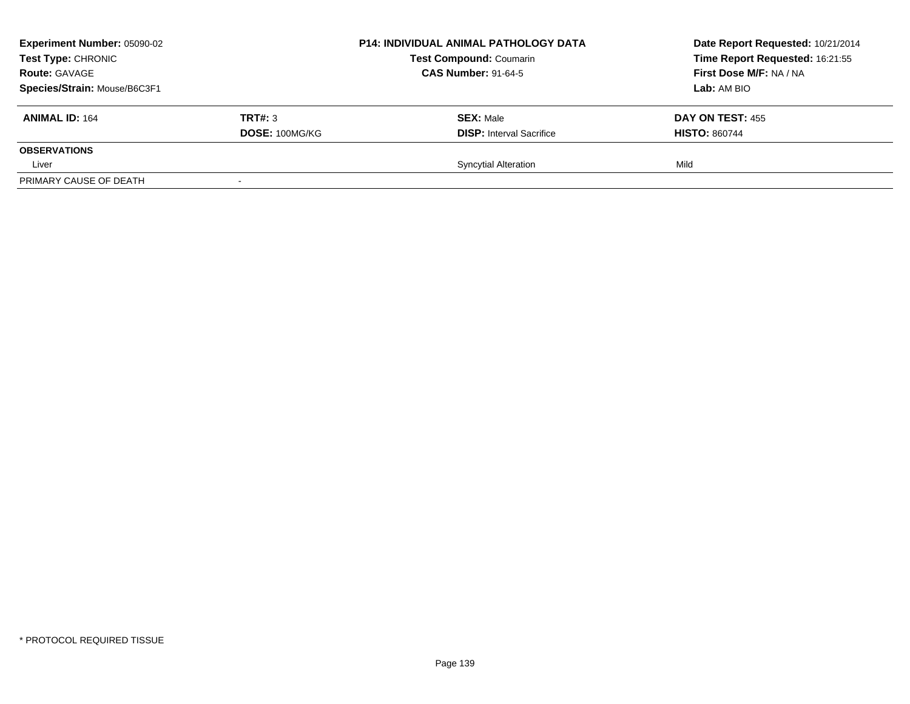**Experiment Number:** 05090-02
**Test Type:** CHRONIC
**Route:** GAVAGE
**Species/Strain:** Mouse/B6C3F1

**P14: INDIVIDUAL ANIMAL PATHOLOGY DATA**
**Test Compound:** Coumarin
**CAS Number:** 91-64-5

**Date Report Requested:** 10/21/2014
**Time Report Requested:** 16:21:55
**First Dose M/F:** NA / NA
**Lab:** AM BIO

| **ANIMAL ID:** 164 | **TRT#:** 3 | **SEX:** Male | **DAY ON TEST:** 455 |
|---|---|---|---|
| | **DOSE:** 100MG/KG | **DISP:** Interval Sacrifice | **HISTO:** 860744 |
| **OBSERVATIONS** | | | |
| Liver | | Syncytial Alteration | Mild |
| PRIMARY CAUSE OF DEATH | - | | |

\* PROTOCOL REQUIRED TISSUE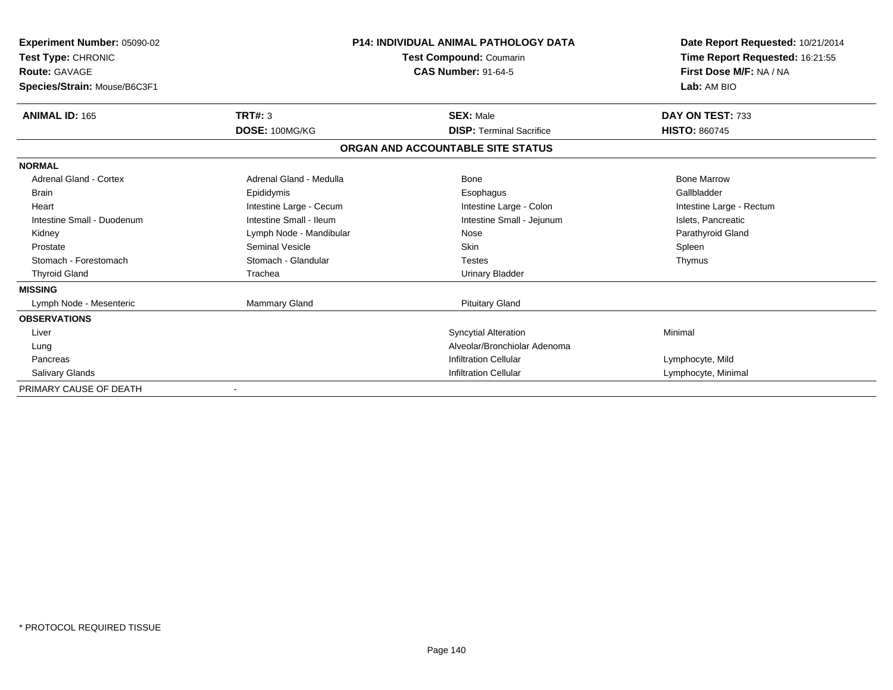**Experiment Number:** 05090-02
**Test Type:** CHRONIC
**Route:** GAVAGE
**Species/Strain:** Mouse/B6C3F1

**P14: INDIVIDUAL ANIMAL PATHOLOGY DATA**
**Test Compound:** Coumarin
**CAS Number:** 91-64-5

**Date Report Requested:** 10/21/2014
**Time Report Requested:** 16:21:55
**First Dose M/F:** NA / NA
**Lab:** AM BIO

| **ANIMAL ID:** 165 | **TRT#:** 3 | **SEX:** Male | **DAY ON TEST:** 733 |
|---|---|---|---|
| | **DOSE:** 100MG/KG | **DISP:** Terminal Sacrifice | **HISTO:** 860745 |

### ORGAN AND ACCOUNTABLE SITE STATUS

| | | | |
|---|---|---|---|
| **NORMAL** | | | |
| Adrenal Gland - Cortex | Adrenal Gland - Medulla | Bone | Bone Marrow |
| Brain | Epididymis | Esophagus | Gallbladder |
| Heart | Intestine Large - Cecum | Intestine Large - Colon | Intestine Large - Rectum |
| Intestine Small - Duodenum | Intestine Small - Ileum | Intestine Small - Jejunum | Islets, Pancreatic |
| Kidney | Lymph Node - Mandibular | Nose | Parathyroid Gland |
| Prostate | Seminal Vesicle | Skin | Spleen |
| Stomach - Forestomach | Stomach - Glandular | Testes | Thymus |
| Thyroid Gland | Trachea | Urinary Bladder | |
| **MISSING** | | | |
| Lymph Node - Mesenteric | Mammary Gland | Pituitary Gland | |
| **OBSERVATIONS** | | | |
| Liver | | Syncytial Alteration | Minimal |
| Lung | | Alveolar/Bronchiolar Adenoma | |
| Pancreas | | Infiltration Cellular | Lymphocyte, Mild |
| Salivary Glands | | Infiltration Cellular | Lymphocyte, Minimal |
| PRIMARY CAUSE OF DEATH | - | | |

\* PROTOCOL REQUIRED TISSUE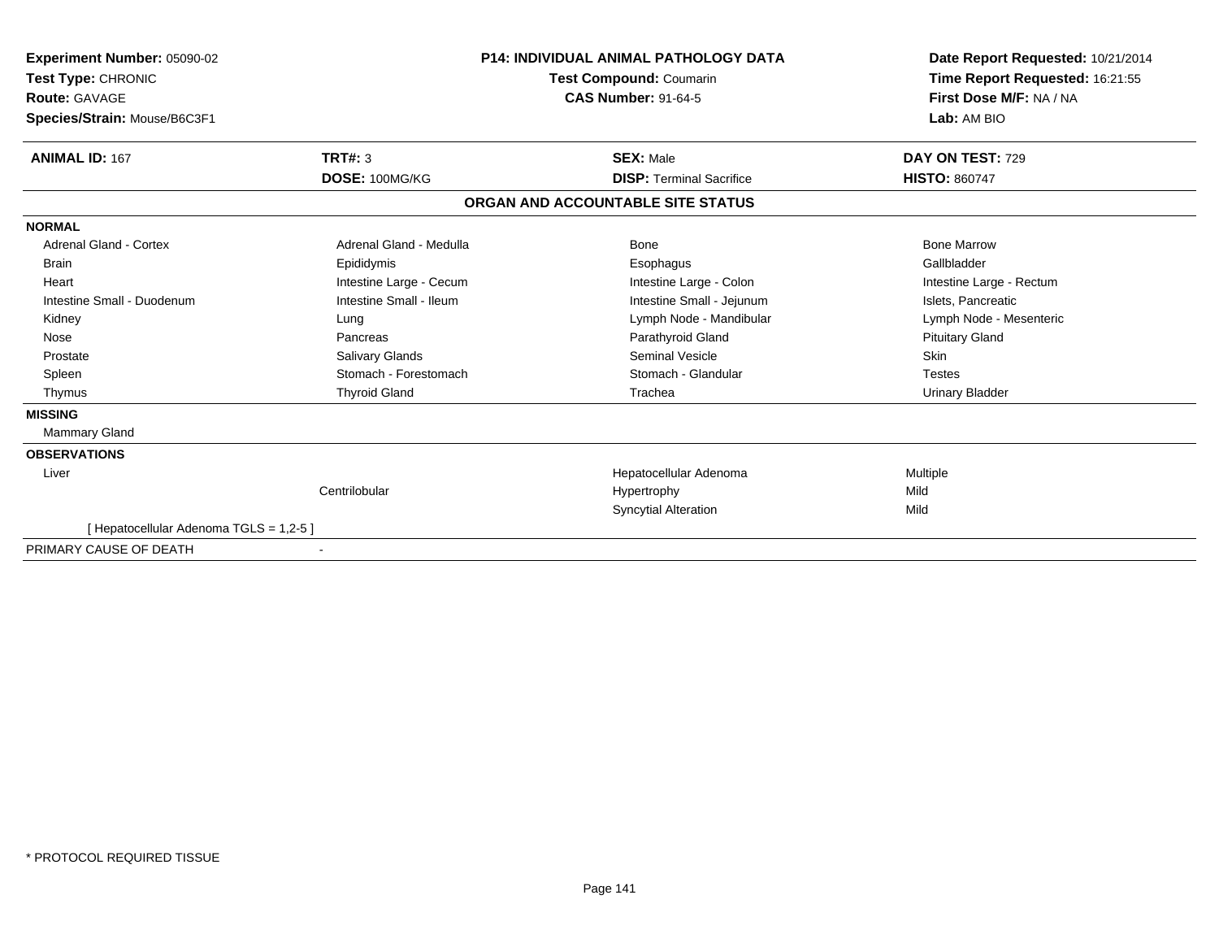**Experiment Number:** 05090-02
**Test Type:** CHRONIC
**Route:** GAVAGE
**Species/Strain:** Mouse/B6C3F1

**P14: INDIVIDUAL ANIMAL PATHOLOGY DATA**
**Test Compound:** Coumarin
**CAS Number:** 91-64-5

**Date Report Requested:** 10/21/2014
**Time Report Requested:** 16:21:55
**First Dose M/F:** NA / NA
**Lab:** AM BIO

| **ANIMAL ID:** 167 | **TRT#:** 3 | **SEX:** Male | **DAY ON TEST:** 729 |
|---|---|---|---|
| | **DOSE:** 100MG/KG | **DISP:** Terminal Sacrifice | **HISTO:** 860747 |

**ORGAN AND ACCOUNTABLE SITE STATUS**

**NORMAL**

| | | | |
|---|---|---|---|
| Adrenal Gland - Cortex | Adrenal Gland - Medulla | Bone | Bone Marrow |
| Brain | Epididymis | Esophagus | Gallbladder |
| Heart | Intestine Large - Cecum | Intestine Large - Colon | Intestine Large - Rectum |
| Intestine Small - Duodenum | Intestine Small - Ileum | Intestine Small - Jejunum | Islets, Pancreatic |
| Kidney | Lung | Lymph Node - Mandibular | Lymph Node - Mesenteric |
| Nose | Pancreas | Parathyroid Gland | Pituitary Gland |
| Prostate | Salivary Glands | Seminal Vesicle | Skin |
| Spleen | Stomach - Forestomach | Stomach - Glandular | Testes |
| Thymus | Thyroid Gland | Trachea | Urinary Bladder |

**MISSING**

Mammary Gland

**OBSERVATIONS**

| | | | |
|---|---|---|---|
| Liver | | Hepatocellular Adenoma | Multiple |
| | Centrilobular | Hypertrophy | Mild |
| | | Syncytial Alteration | Mild |

[ Hepatocellular Adenoma TGLS = 1,2-5 ]

PRIMARY CAUSE OF DEATH -

* PROTOCOL REQUIRED TISSUE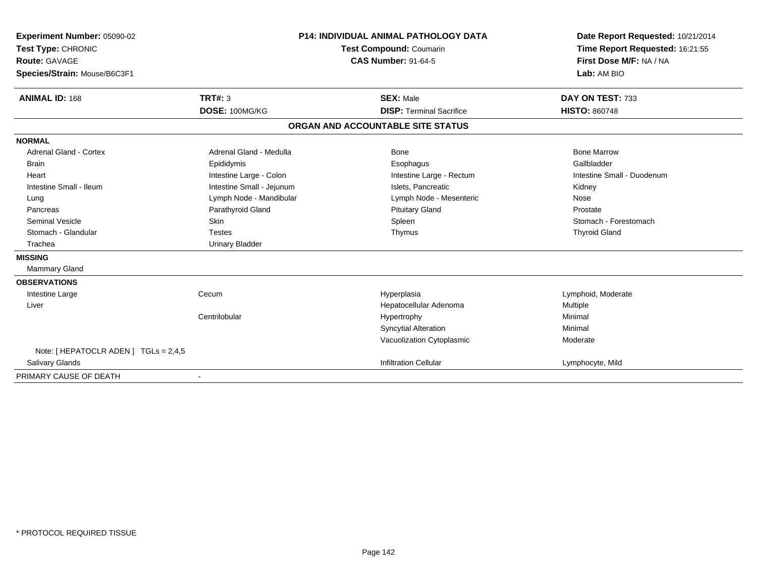**Experiment Number:** 05090-02
**Test Type:** CHRONIC
**Route:** GAVAGE
**Species/Strain:** Mouse/B6C3F1

**P14: INDIVIDUAL ANIMAL PATHOLOGY DATA**
**Test Compound:** Coumarin
**CAS Number:** 91-64-5

**Date Report Requested:** 10/21/2014
**Time Report Requested:** 16:21:55
**First Dose M/F:** NA / NA
**Lab:** AM BIO

| **ANIMAL ID:** 168 | **TRT#:** 3 | **SEX:** Male | **DAY ON TEST:** 733 |
|---|---|---|---|
| | **DOSE:** 100MG/KG | **DISP:** Terminal Sacrifice | **HISTO:** 860748 |

## ORGAN AND ACCOUNTABLE SITE STATUS

**NORMAL**

| | | | |
|---|---|---|---|
| Adrenal Gland - Cortex | Adrenal Gland - Medulla | Bone | Bone Marrow |
| Brain | Epididymis | Esophagus | Gallbladder |
| Heart | Intestine Large - Colon | Intestine Large - Rectum | Intestine Small - Duodenum |
| Intestine Small - Ileum | Intestine Small - Jejunum | Islets, Pancreatic | Kidney |
| Lung | Lymph Node - Mandibular | Lymph Node - Mesenteric | Nose |
| Pancreas | Parathyroid Gland | Pituitary Gland | Prostate |
| Seminal Vesicle | Skin | Spleen | Stomach - Forestomach |
| Stomach - Glandular | Testes | Thymus | Thyroid Gland |
| Trachea | Urinary Bladder | | |

**MISSING**

Mammary Gland

**OBSERVATIONS**

| | | | |
|---|---|---|---|
| Intestine Large | Cecum | Hyperplasia | Lymphoid, Moderate |
| Liver | | Hepatocellular Adenoma | Multiple |
| | Centrilobular | Hypertrophy | Minimal |
| | | Syncytial Alteration | Minimal |
| | | Vacuolization Cytoplasmic | Moderate |
| Note: [ HEPATOCLR ADEN ] TGLs = 2,4,5 | | | |
| Salivary Glands | | Infiltration Cellular | Lymphocyte, Mild |

PRIMARY CAUSE OF DEATH -

* PROTOCOL REQUIRED TISSUE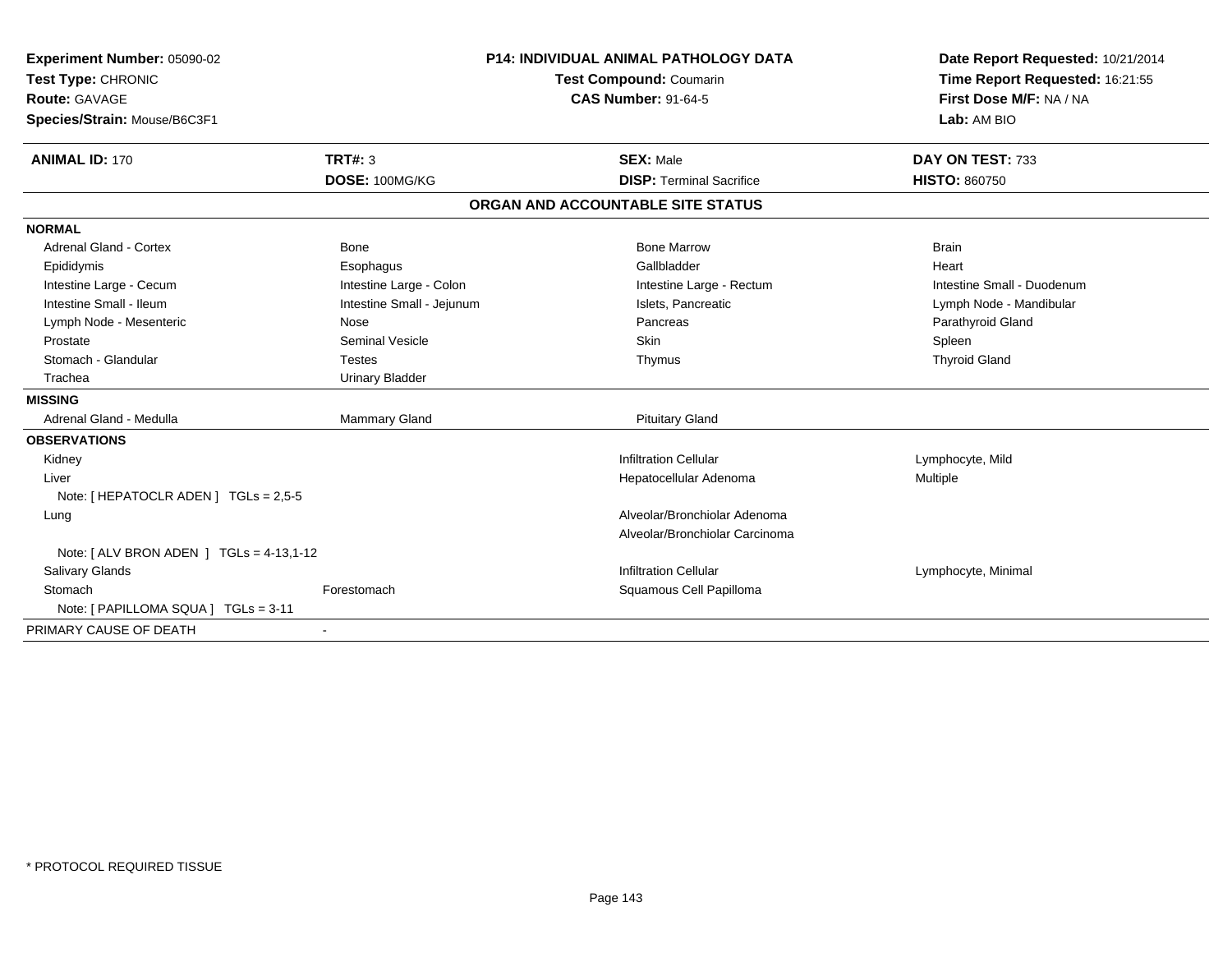**Experiment Number:** 05090-02
**Test Type:** CHRONIC
**Route:** GAVAGE
**Species/Strain:** Mouse/B6C3F1

**P14: INDIVIDUAL ANIMAL PATHOLOGY DATA**
**Test Compound:** Coumarin
**CAS Number:** 91-64-5

**Date Report Requested:** 10/21/2014
**Time Report Requested:** 16:21:55
**First Dose M/F:** NA / NA
**Lab:** AM BIO

| **ANIMAL ID:** 170 | **TRT#:** 3 | **SEX:** Male | **DAY ON TEST:** 733 |
|---|---|---|---|
| | **DOSE:** 100MG/KG | **DISP:** Terminal Sacrifice | **HISTO:** 860750 |

## ORGAN AND ACCOUNTABLE SITE STATUS

| | | | |
|---|---|---|---|
| **NORMAL** | | | |
| Adrenal Gland - Cortex | Bone | Bone Marrow | Brain |
| Epididymis | Esophagus | Gallbladder | Heart |
| Intestine Large - Cecum | Intestine Large - Colon | Intestine Large - Rectum | Intestine Small - Duodenum |
| Intestine Small - Ileum | Intestine Small - Jejunum | Islets, Pancreatic | Lymph Node - Mandibular |
| Lymph Node - Mesenteric | Nose | Pancreas | Parathyroid Gland |
| Prostate | Seminal Vesicle | Skin | Spleen |
| Stomach - Glandular | Testes | Thymus | Thyroid Gland |
| Trachea | Urinary Bladder | | |
| **MISSING** | | | |
| Adrenal Gland - Medulla | Mammary Gland | Pituitary Gland | |
| **OBSERVATIONS** | | | |
| Kidney | | Infiltration Cellular | Lymphocyte, Mild |
| Liver | | Hepatocellular Adenoma | Multiple |
| Note: [ HEPATOCLR ADEN ] TGLs = 2,5-5 | | | |
| Lung | | Alveolar/Bronchiolar Adenoma | |
| | | Alveolar/Bronchiolar Carcinoma | |
| Note: [ ALV BRON ADEN ] TGLs = 4-13,1-12 | | | |
| Salivary Glands | | Infiltration Cellular | Lymphocyte, Minimal |
| Stomach | Forestomach | Squamous Cell Papilloma | |
| Note: [ PAPILLOMA SQUA ] TGLs = 3-11 | | | |
| PRIMARY CAUSE OF DEATH | - | | |

* PROTOCOL REQUIRED TISSUE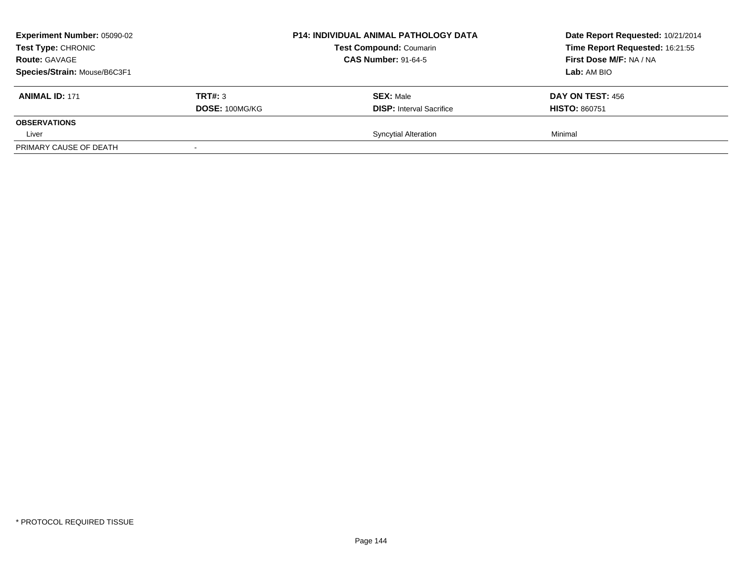**Experiment Number:** 05090-02
**Test Type:** CHRONIC
**Route:** GAVAGE
**Species/Strain:** Mouse/B6C3F1

**P14: INDIVIDUAL ANIMAL PATHOLOGY DATA**
**Test Compound:** Coumarin
**CAS Number:** 91-64-5

**Date Report Requested:** 10/21/2014
**Time Report Requested:** 16:21:55
**First Dose M/F:** NA / NA
**Lab:** AM BIO

| **ANIMAL ID:** 171 | **TRT#:** 3 | **SEX:** Male | **DAY ON TEST:** 456 |
|---|---|---|---|
| | **DOSE:** 100MG/KG | **DISP:** Interval Sacrifice | **HISTO:** 860751 |
| **OBSERVATIONS** | | | |
| Liver | | Syncytial Alteration | Minimal |
| PRIMARY CAUSE OF DEATH | - | | |

* PROTOCOL REQUIRED TISSUE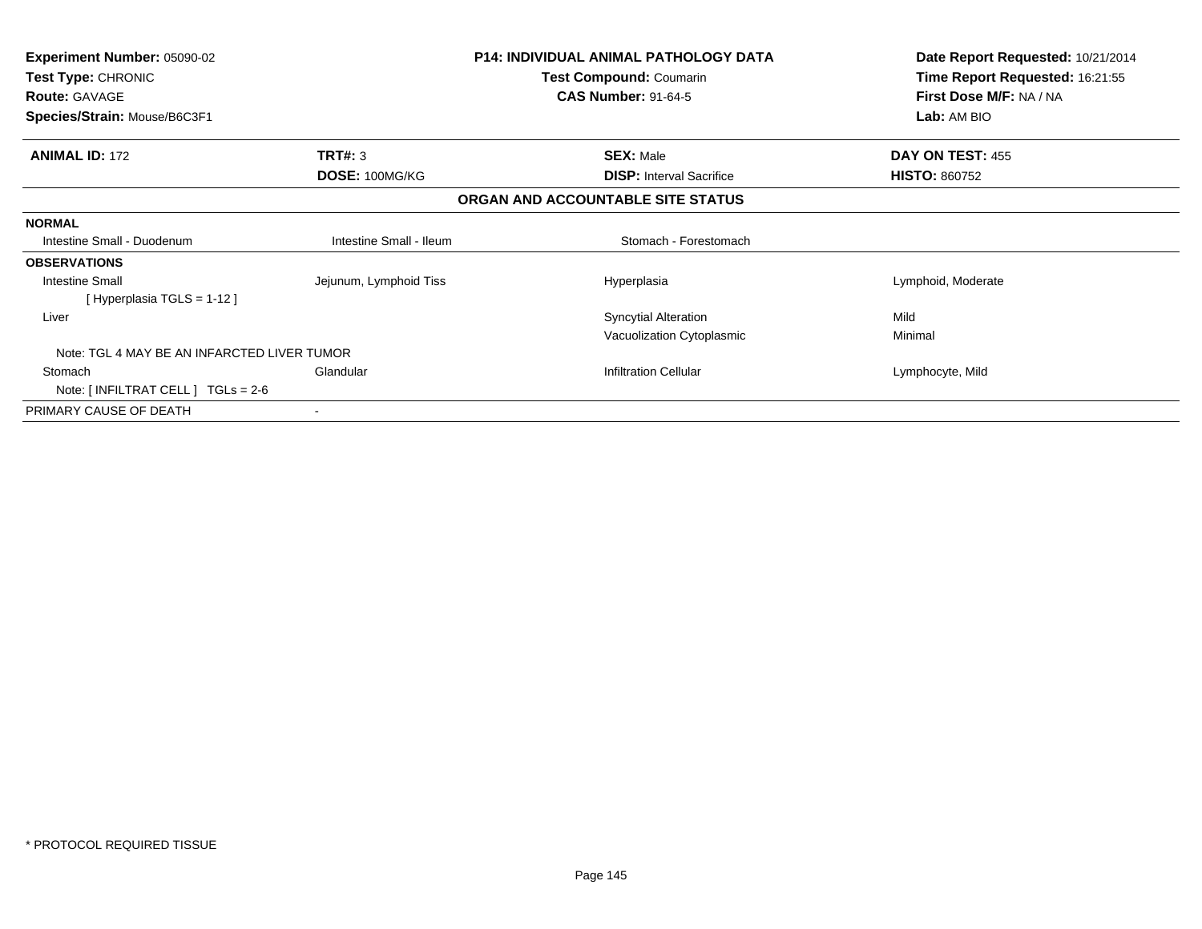**Experiment Number:** 05090-02
**Test Type:** CHRONIC
**Route:** GAVAGE
**Species/Strain:** Mouse/B6C3F1

**P14: INDIVIDUAL ANIMAL PATHOLOGY DATA**
**Test Compound:** Coumarin
**CAS Number:** 91-64-5

**Date Report Requested:** 10/21/2014
**Time Report Requested:** 16:21:55
**First Dose M/F:** NA / NA
**Lab:** AM BIO

| **ANIMAL ID:** 172 | **TRT#:** 3 | **SEX:** Male | **DAY ON TEST:** 455 |
|---|---|---|---|
| | **DOSE:** 100MG/KG | **DISP:** Interval Sacrifice | **HISTO:** 860752 |

**ORGAN AND ACCOUNTABLE SITE STATUS**

| | | | |
|---|---|---|---|
| **NORMAL** | | | |
| Intestine Small - Duodenum | Intestine Small - Ileum | Stomach - Forestomach | |
| **OBSERVATIONS** | | | |
| Intestine Small | Jejunum, Lymphoid Tiss | Hyperplasia | Lymphoid, Moderate |
| [ Hyperplasia TGLS = 1-12 ] | | | |
| Liver | | Syncytial Alteration | Mild |
| | | Vacuolization Cytoplasmic | Minimal |
| Note: TGL 4 MAY BE AN INFARCTED LIVER TUMOR | | | |
| Stomach | Glandular | Infiltration Cellular | Lymphocyte, Mild |
| Note: [ INFILTRAT CELL ] TGLs = 2-6 | | | |
| PRIMARY CAUSE OF DEATH | - | | |

\* PROTOCOL REQUIRED TISSUE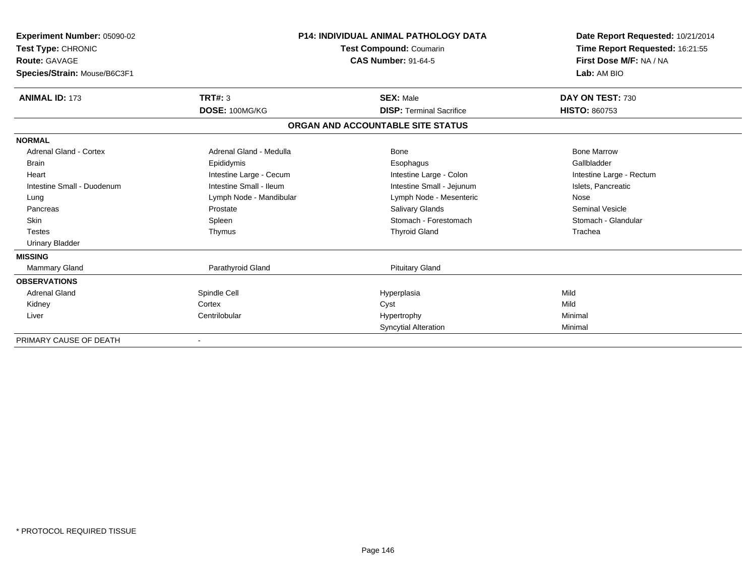**Experiment Number:** 05090-02
**Test Type:** CHRONIC
**Route:** GAVAGE
**Species/Strain:** Mouse/B6C3F1

**P14: INDIVIDUAL ANIMAL PATHOLOGY DATA**
**Test Compound:** Coumarin
**CAS Number:** 91-64-5

**Date Report Requested:** 10/21/2014
**Time Report Requested:** 16:21:55
**First Dose M/F:** NA / NA
**Lab:** AM BIO

| **ANIMAL ID:** 173 | **TRT#:** 3 | **SEX:** Male | **DAY ON TEST:** 730 |
|---|---|---|---|
| | **DOSE:** 100MG/KG | **DISP:** Terminal Sacrifice | **HISTO:** 860753 |

## ORGAN AND ACCOUNTABLE SITE STATUS

| | | | |
|---|---|---|---|
| **NORMAL** | | | |
| Adrenal Gland - Cortex | Adrenal Gland - Medulla | Bone | Bone Marrow |
| Brain | Epididymis | Esophagus | Gallbladder |
| Heart | Intestine Large - Cecum | Intestine Large - Colon | Intestine Large - Rectum |
| Intestine Small - Duodenum | Intestine Small - Ileum | Intestine Small - Jejunum | Islets, Pancreatic |
| Lung | Lymph Node - Mandibular | Lymph Node - Mesenteric | Nose |
| Pancreas | Prostate | Salivary Glands | Seminal Vesicle |
| Skin | Spleen | Stomach - Forestomach | Stomach - Glandular |
| Testes | Thymus | Thyroid Gland | Trachea |
| Urinary Bladder | | | |
| **MISSING** | | | |
| Mammary Gland | Parathyroid Gland | Pituitary Gland | |
| **OBSERVATIONS** | | | |
| Adrenal Gland | Spindle Cell | Hyperplasia | Mild |
| Kidney | Cortex | Cyst | Mild |
| Liver | Centrilobular | Hypertrophy | Minimal |
| | | Syncytial Alteration | Minimal |
| PRIMARY CAUSE OF DEATH | - | | |

\* PROTOCOL REQUIRED TISSUE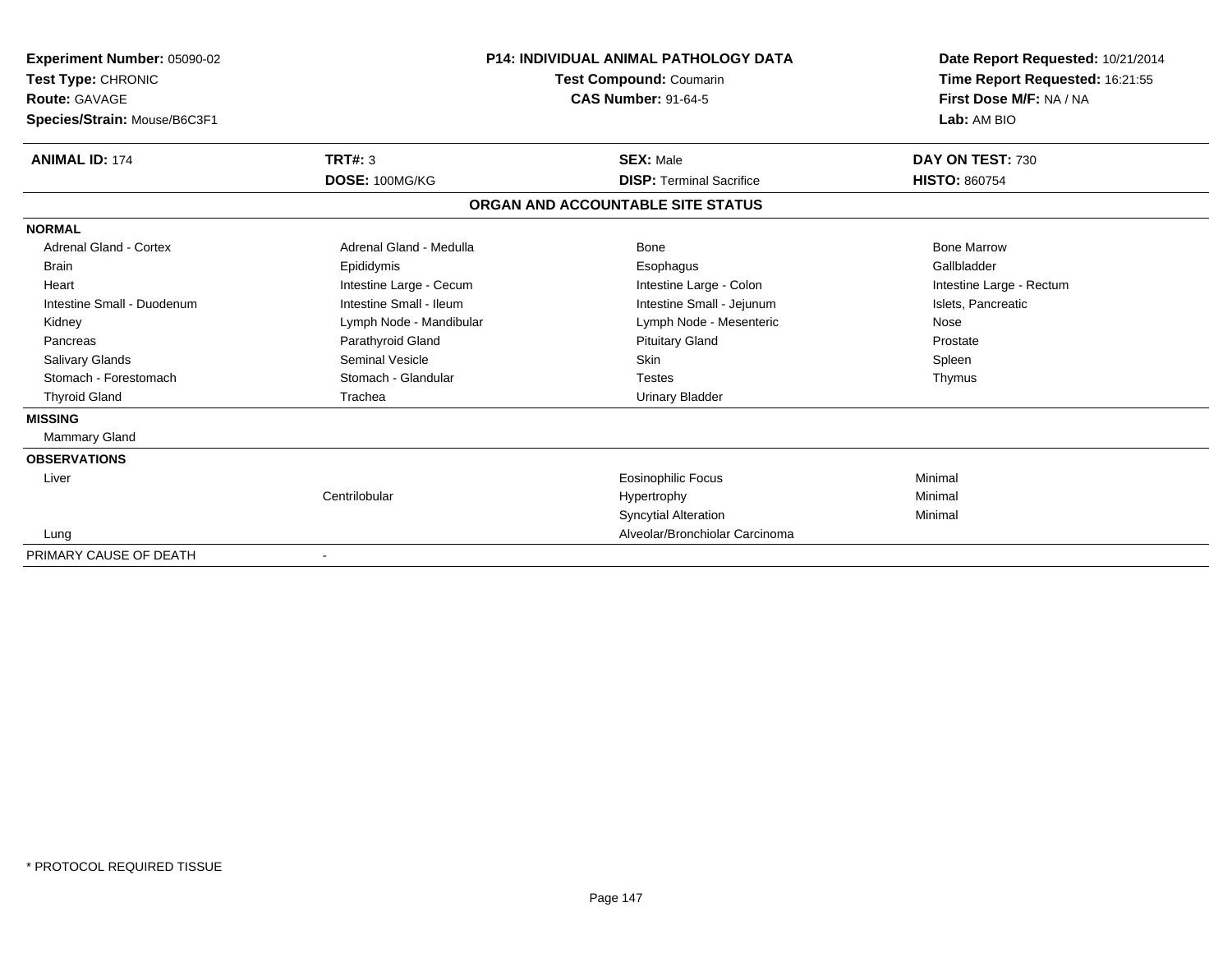**Experiment Number:** 05090-02
**Test Type:** CHRONIC
**Route:** GAVAGE
**Species/Strain:** Mouse/B6C3F1

**P14: INDIVIDUAL ANIMAL PATHOLOGY DATA**
**Test Compound:** Coumarin
**CAS Number:** 91-64-5

**Date Report Requested:** 10/21/2014
**Time Report Requested:** 16:21:55
**First Dose M/F:** NA / NA
**Lab:** AM BIO

| **ANIMAL ID:** 174 | **TRT#:** 3 | **SEX:** Male | **DAY ON TEST:** 730 |
|---|---|---|---|
| | **DOSE:** 100MG/KG | **DISP:** Terminal Sacrifice | **HISTO:** 860754 |

**ORGAN AND ACCOUNTABLE SITE STATUS**

| | | | |
|---|---|---|---|
| **NORMAL** | | | |
| Adrenal Gland - Cortex | Adrenal Gland - Medulla | Bone | Bone Marrow |
| Brain | Epididymis | Esophagus | Gallbladder |
| Heart | Intestine Large - Cecum | Intestine Large - Colon | Intestine Large - Rectum |
| Intestine Small - Duodenum | Intestine Small - Ileum | Intestine Small - Jejunum | Islets, Pancreatic |
| Kidney | Lymph Node - Mandibular | Lymph Node - Mesenteric | Nose |
| Pancreas | Parathyroid Gland | Pituitary Gland | Prostate |
| Salivary Glands | Seminal Vesicle | Skin | Spleen |
| Stomach - Forestomach | Stomach - Glandular | Testes | Thymus |
| Thyroid Gland | Trachea | Urinary Bladder | |
| **MISSING** | | | |
| Mammary Gland | | | |
| **OBSERVATIONS** | | | |
| Liver | | Eosinophilic Focus | Minimal |
| | Centrilobular | Hypertrophy | Minimal |
| | | Syncytial Alteration | Minimal |
| Lung | | Alveolar/Bronchiolar Carcinoma | |
| PRIMARY CAUSE OF DEATH | - | | |

\* PROTOCOL REQUIRED TISSUE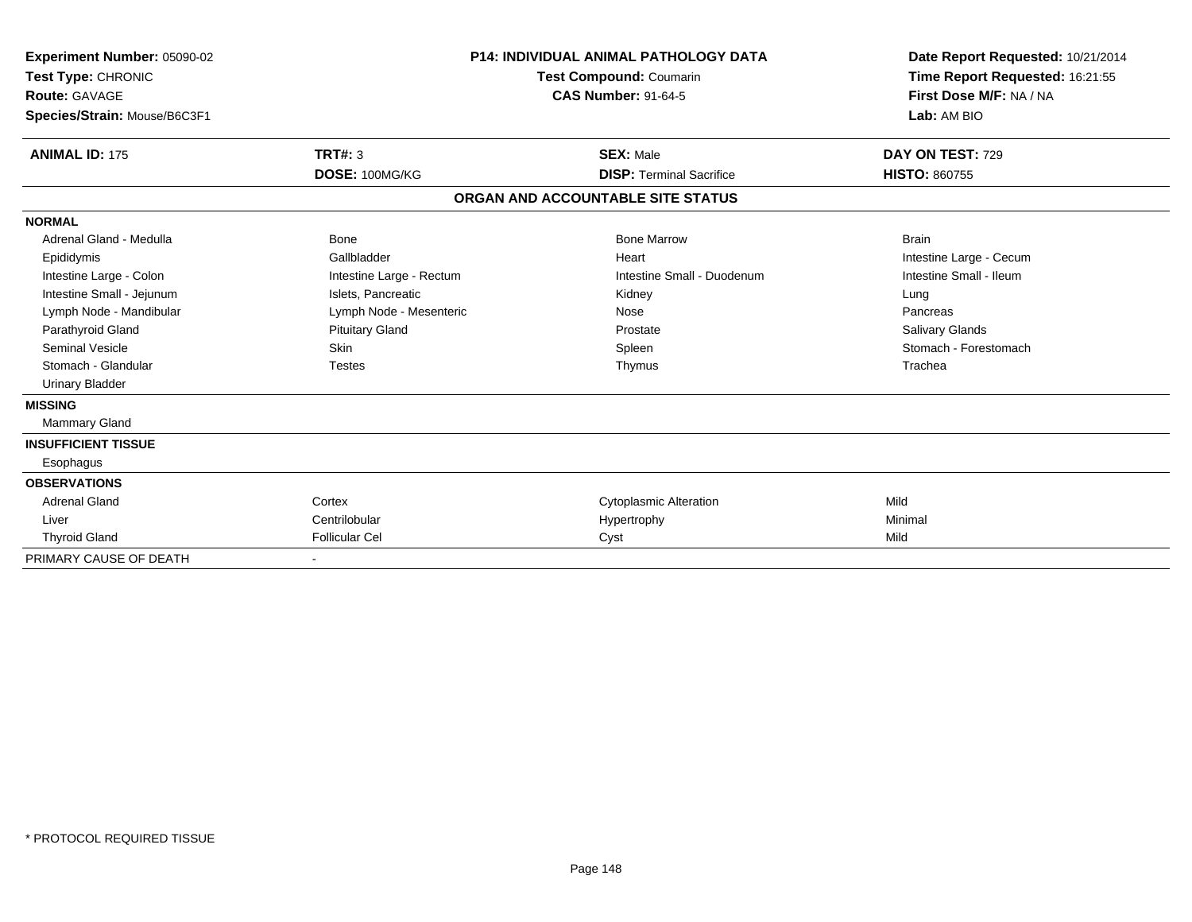**Experiment Number:** 05090-02
**Test Type:** CHRONIC
**Route:** GAVAGE
**Species/Strain:** Mouse/B6C3F1

**P14: INDIVIDUAL ANIMAL PATHOLOGY DATA**
**Test Compound:** Coumarin
**CAS Number:** 91-64-5

**Date Report Requested:** 10/21/2014
**Time Report Requested:** 16:21:55
**First Dose M/F:** NA / NA
**Lab:** AM BIO

| **ANIMAL ID:** 175 | **TRT#:** 3 | **SEX:** Male | **DAY ON TEST:** 729 |
|---|---|---|---|
| | **DOSE:** 100MG/KG | **DISP:** Terminal Sacrifice | **HISTO:** 860755 |

## ORGAN AND ACCOUNTABLE SITE STATUS

| | | | |
|---|---|---|---|
| **NORMAL** | | | |
| Adrenal Gland - Medulla | Bone | Bone Marrow | Brain |
| Epididymis | Gallbladder | Heart | Intestine Large - Cecum |
| Intestine Large - Colon | Intestine Large - Rectum | Intestine Small - Duodenum | Intestine Small - Ileum |
| Intestine Small - Jejunum | Islets, Pancreatic | Kidney | Lung |
| Lymph Node - Mandibular | Lymph Node - Mesenteric | Nose | Pancreas |
| Parathyroid Gland | Pituitary Gland | Prostate | Salivary Glands |
| Seminal Vesicle | Skin | Spleen | Stomach - Forestomach |
| Stomach - Glandular | Testes | Thymus | Trachea |
| Urinary Bladder | | | |
| **MISSING** | | | |
| Mammary Gland | | | |
| **INSUFFICIENT TISSUE** | | | |
| Esophagus | | | |
| **OBSERVATIONS** | | | |
| Adrenal Gland | Cortex | Cytoplasmic Alteration | Mild |
| Liver | Centrilobular | Hypertrophy | Minimal |
| Thyroid Gland | Follicular Cel | Cyst | Mild |
| PRIMARY CAUSE OF DEATH | - | | |

\* PROTOCOL REQUIRED TISSUE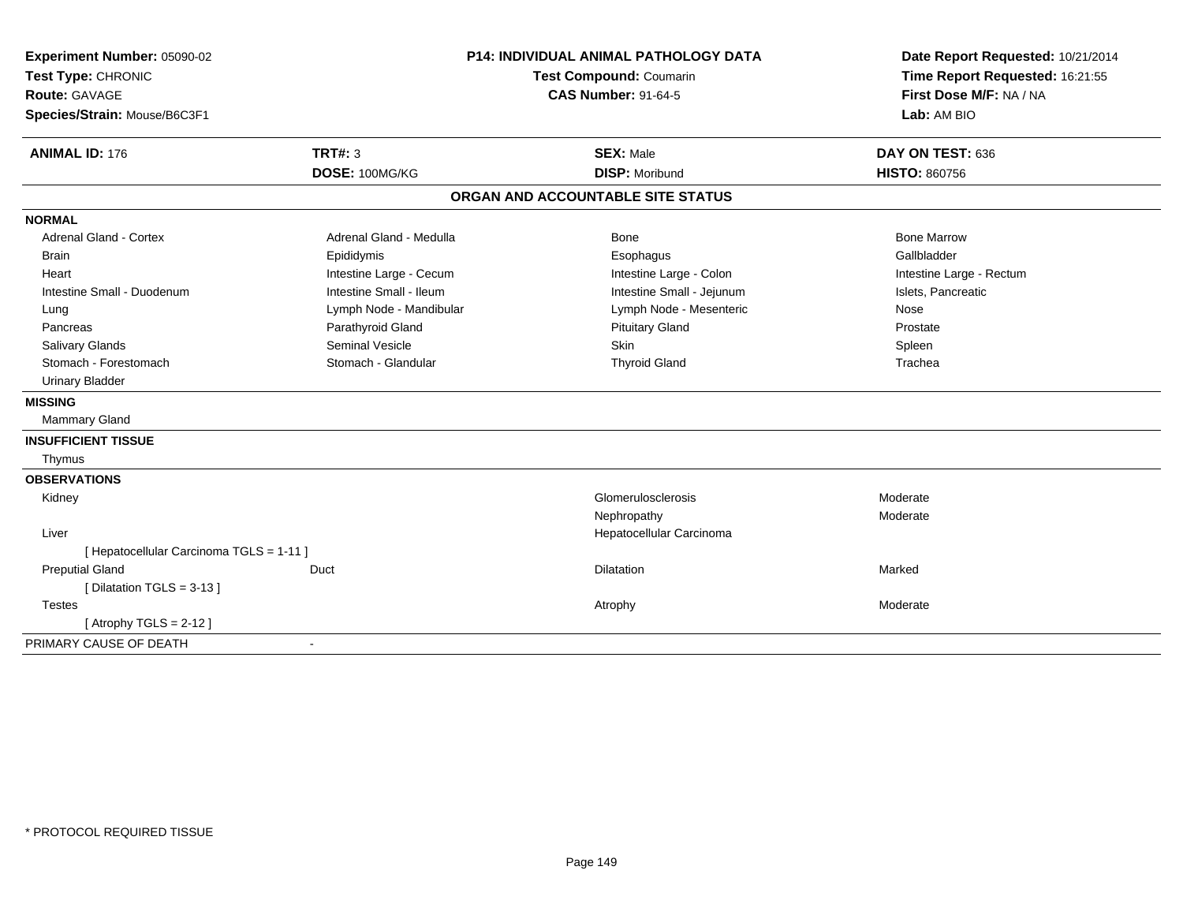**Experiment Number:** 05090-02
**Test Type:** CHRONIC
**Route:** GAVAGE
**Species/Strain:** Mouse/B6C3F1

**P14: INDIVIDUAL ANIMAL PATHOLOGY DATA**
**Test Compound:** Coumarin
**CAS Number:** 91-64-5

**Date Report Requested:** 10/21/2014
**Time Report Requested:** 16:21:55
**First Dose M/F:** NA / NA
**Lab:** AM BIO

| **ANIMAL ID:** 176 | **TRT#:** 3 | **SEX:** Male | **DAY ON TEST:** 636 |
|---|---|---|---|
| | **DOSE:** 100MG/KG | **DISP:** Moribund | **HISTO:** 860756 |

## ORGAN AND ACCOUNTABLE SITE STATUS

**NORMAL**

| | | | |
|---|---|---|---|
| Adrenal Gland - Cortex | Adrenal Gland - Medulla | Bone | Bone Marrow |
| Brain | Epididymis | Esophagus | Gallbladder |
| Heart | Intestine Large - Cecum | Intestine Large - Colon | Intestine Large - Rectum |
| Intestine Small - Duodenum | Intestine Small - Ileum | Intestine Small - Jejunum | Islets, Pancreatic |
| Lung | Lymph Node - Mandibular | Lymph Node - Mesenteric | Nose |
| Pancreas | Parathyroid Gland | Pituitary Gland | Prostate |
| Salivary Glands | Seminal Vesicle | Skin | Spleen |
| Stomach - Forestomach | Stomach - Glandular | Thyroid Gland | Trachea |
| Urinary Bladder | | | |

**MISSING**

Mammary Gland

**INSUFFICIENT TISSUE**

Thymus

**OBSERVATIONS**

| | | | |
|---|---|---|---|
| Kidney | | Glomerulosclerosis | Moderate |
| | | Nephropathy | Moderate |
| Liver | | Hepatocellular Carcinoma | |
| [ Hepatocellular Carcinoma TGLS = 1-11 ] | | | |
| Preputial Gland | Duct | Dilatation | Marked |
| [ Dilatation TGLS = 3-13 ] | | | |
| Testes | | Atrophy | Moderate |
| [ Atrophy TGLS = 2-12 ] | | | |

PRIMARY CAUSE OF DEATH -

* PROTOCOL REQUIRED TISSUE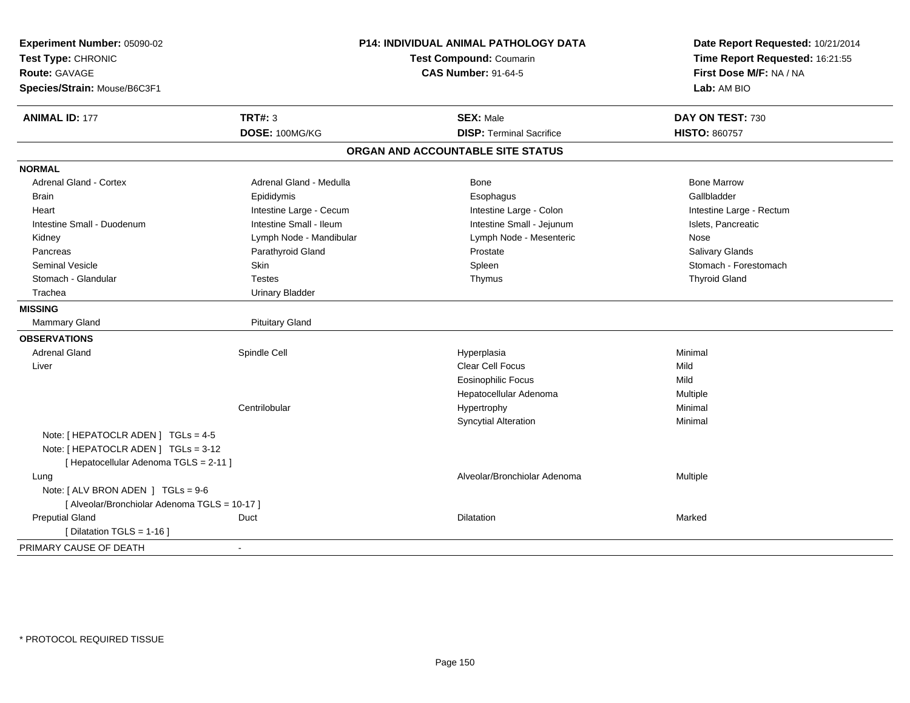**Experiment Number:** 05090-02
**Test Type:** CHRONIC
**Route:** GAVAGE
**Species/Strain:** Mouse/B6C3F1

**P14: INDIVIDUAL ANIMAL PATHOLOGY DATA**
**Test Compound:** Coumarin
**CAS Number:** 91-64-5

**Date Report Requested:** 10/21/2014
**Time Report Requested:** 16:21:55
**First Dose M/F:** NA / NA
**Lab:** AM BIO

| **ANIMAL ID:** 177 | **TRT#:** 3 | **SEX:** Male | **DAY ON TEST:** 730 |
|---|---|---|---|
| | **DOSE:** 100MG/KG | **DISP:** Terminal Sacrifice | **HISTO:** 860757 |

## ORGAN AND ACCOUNTABLE SITE STATUS

**NORMAL**

| | | | |
|---|---|---|---|
| Adrenal Gland - Cortex | Adrenal Gland - Medulla | Bone | Bone Marrow |
| Brain | Epididymis | Esophagus | Gallbladder |
| Heart | Intestine Large - Cecum | Intestine Large - Colon | Intestine Large - Rectum |
| Intestine Small - Duodenum | Intestine Small - Ileum | Intestine Small - Jejunum | Islets, Pancreatic |
| Kidney | Lymph Node - Mandibular | Lymph Node - Mesenteric | Nose |
| Pancreas | Parathyroid Gland | Prostate | Salivary Glands |
| Seminal Vesicle | Skin | Spleen | Stomach - Forestomach |
| Stomach - Glandular | Testes | Thymus | Thyroid Gland |
| Trachea | Urinary Bladder | | |

**MISSING**

| | |
|---|---|
| Mammary Gland | Pituitary Gland |

**OBSERVATIONS**

| | | | |
|---|---|---|---|
| Adrenal Gland | Spindle Cell | Hyperplasia | Minimal |
| Liver | | Clear Cell Focus | Mild |
| | | Eosinophilic Focus | Mild |
| | | Hepatocellular Adenoma | Multiple |
| | Centrilobular | Hypertrophy | Minimal |
| | | Syncytial Alteration | Minimal |
| Note: [ HEPATOCLR ADEN ] TGLs = 4-5 | | | |
| Note: [ HEPATOCLR ADEN ] TGLs = 3-12 | | | |
| [ Hepatocellular Adenoma TGLS = 2-11 ] | | | |
| Lung | | Alveolar/Bronchiolar Adenoma | Multiple |
| Note: [ ALV BRON ADEN ] TGLs = 9-6 | | | |
| [ Alveolar/Bronchiolar Adenoma TGLS = 10-17 ] | | | |
| Preputial Gland | Duct | Dilatation | Marked |
| [ Dilatation TGLS = 1-16 ] | | | |

PRIMARY CAUSE OF DEATH -

* PROTOCOL REQUIRED TISSUE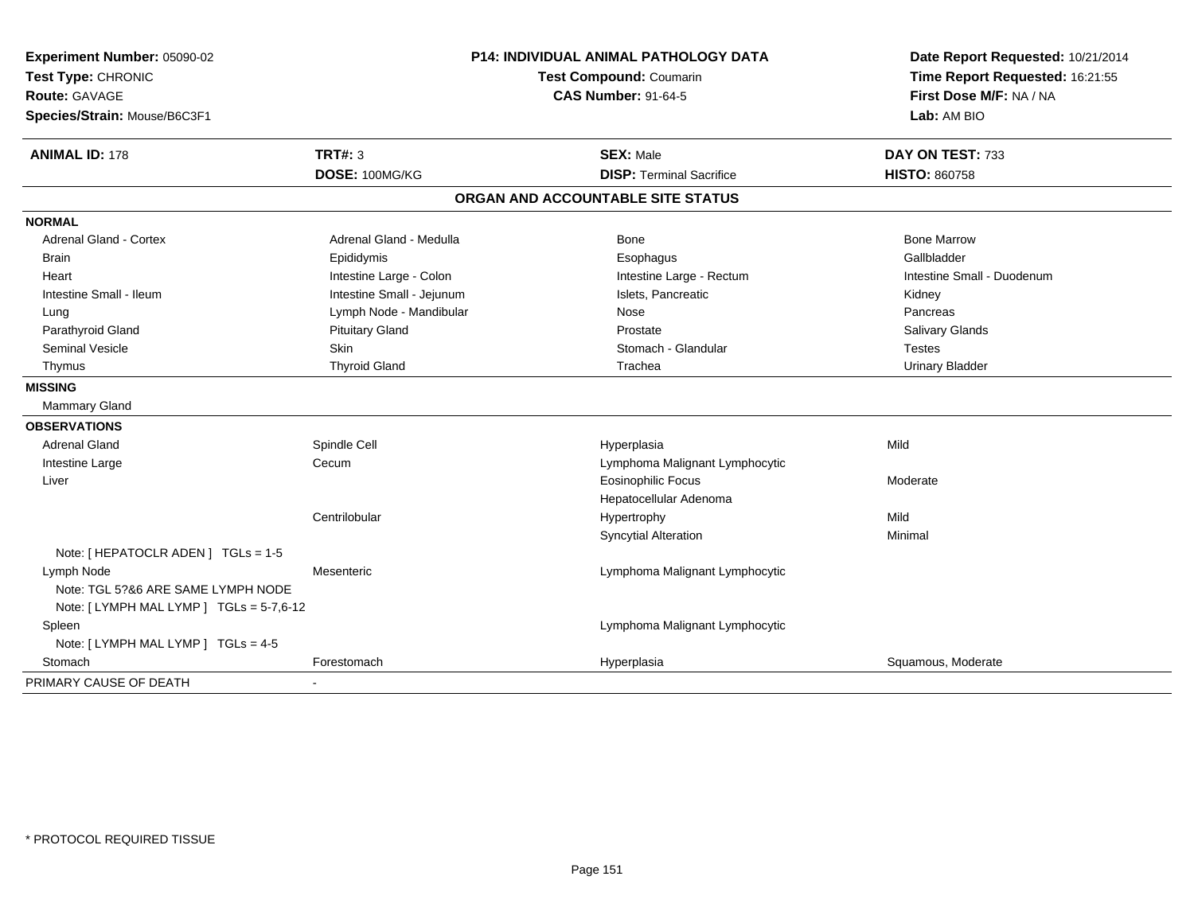**Experiment Number:** 05090-02
**Test Type:** CHRONIC
**Route:** GAVAGE
**Species/Strain:** Mouse/B6C3F1

**P14: INDIVIDUAL ANIMAL PATHOLOGY DATA**
**Test Compound:** Coumarin
**CAS Number:** 91-64-5

**Date Report Requested:** 10/21/2014
**Time Report Requested:** 16:21:55
**First Dose M/F:** NA / NA
**Lab:** AM BIO

| **ANIMAL ID:** 178 | **TRT#:** 3 | **SEX:** Male | **DAY ON TEST:** 733 |
|---|---|---|---|
| | **DOSE:** 100MG/KG | **DISP:** Terminal Sacrifice | **HISTO:** 860758 |

## ORGAN AND ACCOUNTABLE SITE STATUS

| | | | |
|---|---|---|---|
| **NORMAL** | | | |
| Adrenal Gland - Cortex | Adrenal Gland - Medulla | Bone | Bone Marrow |
| Brain | Epididymis | Esophagus | Gallbladder |
| Heart | Intestine Large - Colon | Intestine Large - Rectum | Intestine Small - Duodenum |
| Intestine Small - Ileum | Intestine Small - Jejunum | Islets, Pancreatic | Kidney |
| Lung | Lymph Node - Mandibular | Nose | Pancreas |
| Parathyroid Gland | Pituitary Gland | Prostate | Salivary Glands |
| Seminal Vesicle | Skin | Stomach - Glandular | Testes |
| Thymus | Thyroid Gland | Trachea | Urinary Bladder |
| **MISSING** | | | |
| Mammary Gland | | | |
| **OBSERVATIONS** | | | |
| Adrenal Gland | Spindle Cell | Hyperplasia | Mild |
| Intestine Large | Cecum | Lymphoma Malignant Lymphocytic | |
| Liver | | Eosinophilic Focus | Moderate |
| | | Hepatocellular Adenoma | |
| | Centrilobular | Hypertrophy | Mild |
| | | Syncytial Alteration | Minimal |
| Note: [ HEPATOCLR ADEN ] TGLs = 1-5 | | | |
| Lymph Node | Mesenteric | Lymphoma Malignant Lymphocytic | |
| Note: TGL 5?&6 ARE SAME LYMPH NODE | | | |
| Note: [ LYMPH MAL LYMP ] TGLs = 5-7,6-12 | | | |
| Spleen | | Lymphoma Malignant Lymphocytic | |
| Note: [ LYMPH MAL LYMP ] TGLs = 4-5 | | | |
| Stomach | Forestomach | Hyperplasia | Squamous, Moderate |
| PRIMARY CAUSE OF DEATH | - | | |

* PROTOCOL REQUIRED TISSUE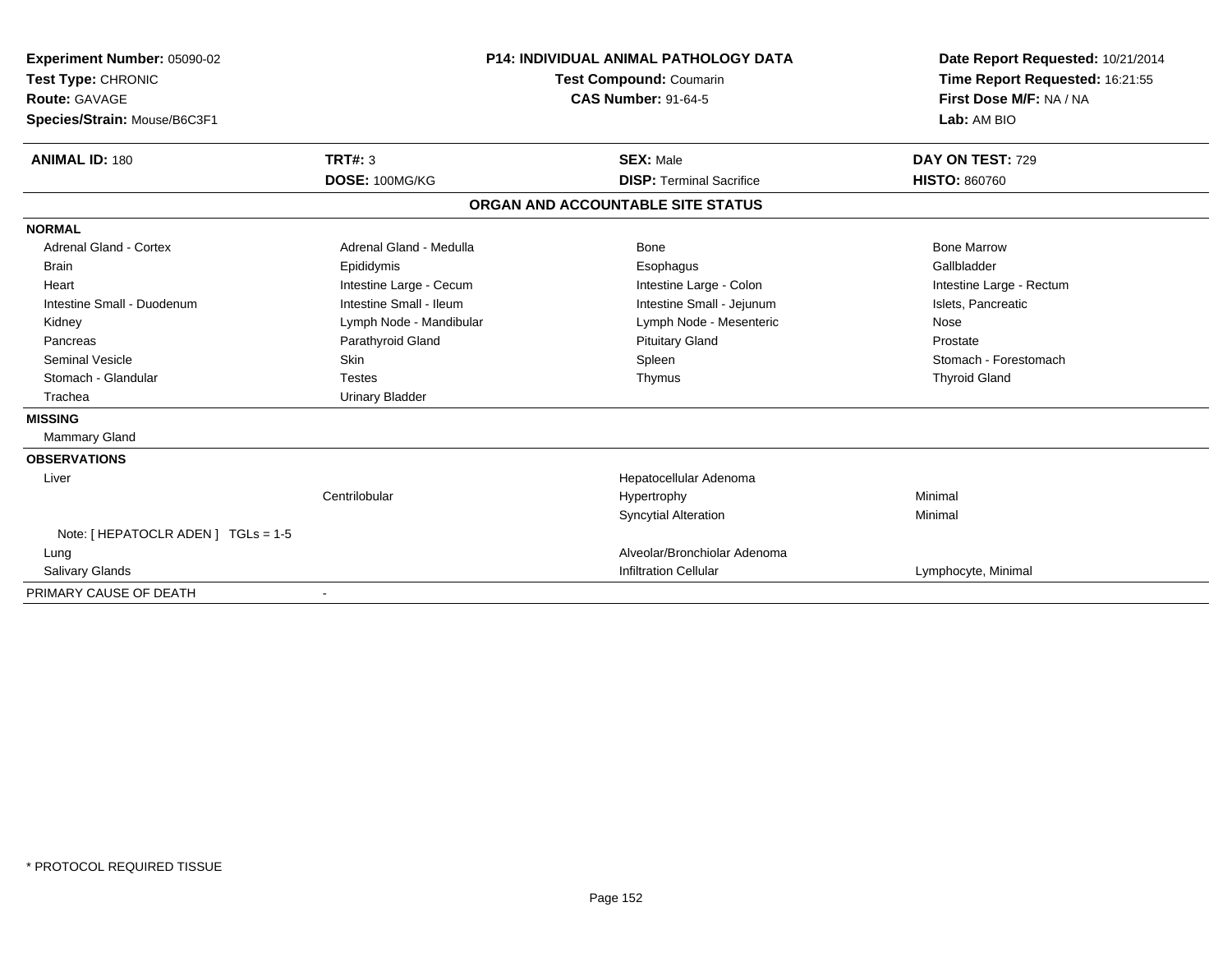**Experiment Number:** 05090-02
**Test Type:** CHRONIC
**Route:** GAVAGE
**Species/Strain:** Mouse/B6C3F1

**P14: INDIVIDUAL ANIMAL PATHOLOGY DATA**
**Test Compound:** Coumarin
**CAS Number:** 91-64-5

**Date Report Requested:** 10/21/2014
**Time Report Requested:** 16:21:55
**First Dose M/F:** NA / NA
**Lab:** AM BIO

| **ANIMAL ID:** 180 | **TRT#:** 3 | **SEX:** Male | **DAY ON TEST:** 729 |
|---|---|---|---|
| | **DOSE:** 100MG/KG | **DISP:** Terminal Sacrifice | **HISTO:** 860760 |

## ORGAN AND ACCOUNTABLE SITE STATUS

**NORMAL**

| | | | |
|---|---|---|---|
| Adrenal Gland - Cortex | Adrenal Gland - Medulla | Bone | Bone Marrow |
| Brain | Epididymis | Esophagus | Gallbladder |
| Heart | Intestine Large - Cecum | Intestine Large - Colon | Intestine Large - Rectum |
| Intestine Small - Duodenum | Intestine Small - Ileum | Intestine Small - Jejunum | Islets, Pancreatic |
| Kidney | Lymph Node - Mandibular | Lymph Node - Mesenteric | Nose |
| Pancreas | Parathyroid Gland | Pituitary Gland | Prostate |
| Seminal Vesicle | Skin | Spleen | Stomach - Forestomach |
| Stomach - Glandular | Testes | Thymus | Thyroid Gland |
| Trachea | Urinary Bladder | | |

**MISSING**

Mammary Gland

**OBSERVATIONS**

| | | | |
|---|---|---|---|
| Liver | | Hepatocellular Adenoma | |
| | Centrilobular | Hypertrophy | Minimal |
| | | Syncytial Alteration | Minimal |
| Note: [ HEPATOCLR ADEN ] TGLs = 1-5 | | | |
| Lung | | Alveolar/Bronchiolar Adenoma | |
| Salivary Glands | | Infiltration Cellular | Lymphocyte, Minimal |

PRIMARY CAUSE OF DEATH -

* PROTOCOL REQUIRED TISSUE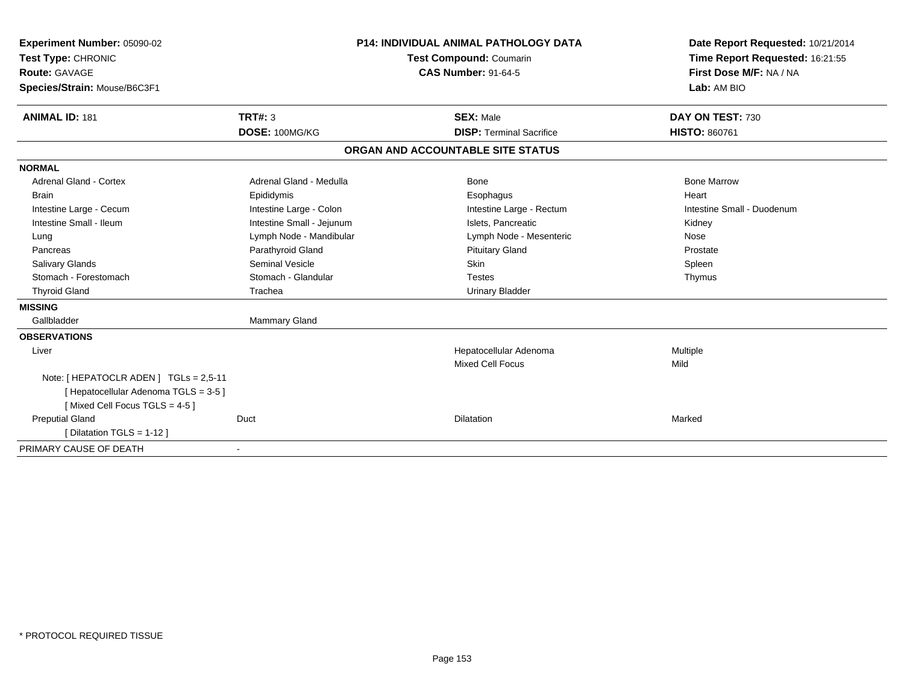**Experiment Number:** 05090-02
**Test Type:** CHRONIC
**Route:** GAVAGE
**Species/Strain:** Mouse/B6C3F1

**P14: INDIVIDUAL ANIMAL PATHOLOGY DATA**
**Test Compound:** Coumarin
**CAS Number:** 91-64-5

**Date Report Requested:** 10/21/2014
**Time Report Requested:** 16:21:55
**First Dose M/F:** NA / NA
**Lab:** AM BIO

| **ANIMAL ID:** 181 | **TRT#:** 3 | **SEX:** Male | **DAY ON TEST:** 730 |
|---|---|---|---|
| | **DOSE:** 100MG/KG | **DISP:** Terminal Sacrifice | **HISTO:** 860761 |

**ORGAN AND ACCOUNTABLE SITE STATUS**

| | | | |
|---|---|---|---|
| **NORMAL** | | | |
| Adrenal Gland - Cortex | Adrenal Gland - Medulla | Bone | Bone Marrow |
| Brain | Epididymis | Esophagus | Heart |
| Intestine Large - Cecum | Intestine Large - Colon | Intestine Large - Rectum | Intestine Small - Duodenum |
| Intestine Small - Ileum | Intestine Small - Jejunum | Islets, Pancreatic | Kidney |
| Lung | Lymph Node - Mandibular | Lymph Node - Mesenteric | Nose |
| Pancreas | Parathyroid Gland | Pituitary Gland | Prostate |
| Salivary Glands | Seminal Vesicle | Skin | Spleen |
| Stomach - Forestomach | Stomach - Glandular | Testes | Thymus |
| Thyroid Gland | Trachea | Urinary Bladder | |
| **MISSING** | | | |
| Gallbladder | Mammary Gland | | |
| **OBSERVATIONS** | | | |
| Liver | | Hepatocellular Adenoma | Multiple |
| | | Mixed Cell Focus | Mild |
| Note: [ HEPATOCLR ADEN ] TGLs = 2,5-11 | | | |
| [ Hepatocellular Adenoma TGLS = 3-5 ] | | | |
| [ Mixed Cell Focus TGLS = 4-5 ] | | | |
| Preputial Gland | Duct | Dilatation | Marked |
| [ Dilatation TGLS = 1-12 ] | | | |
| PRIMARY CAUSE OF DEATH | - | | |

\* PROTOCOL REQUIRED TISSUE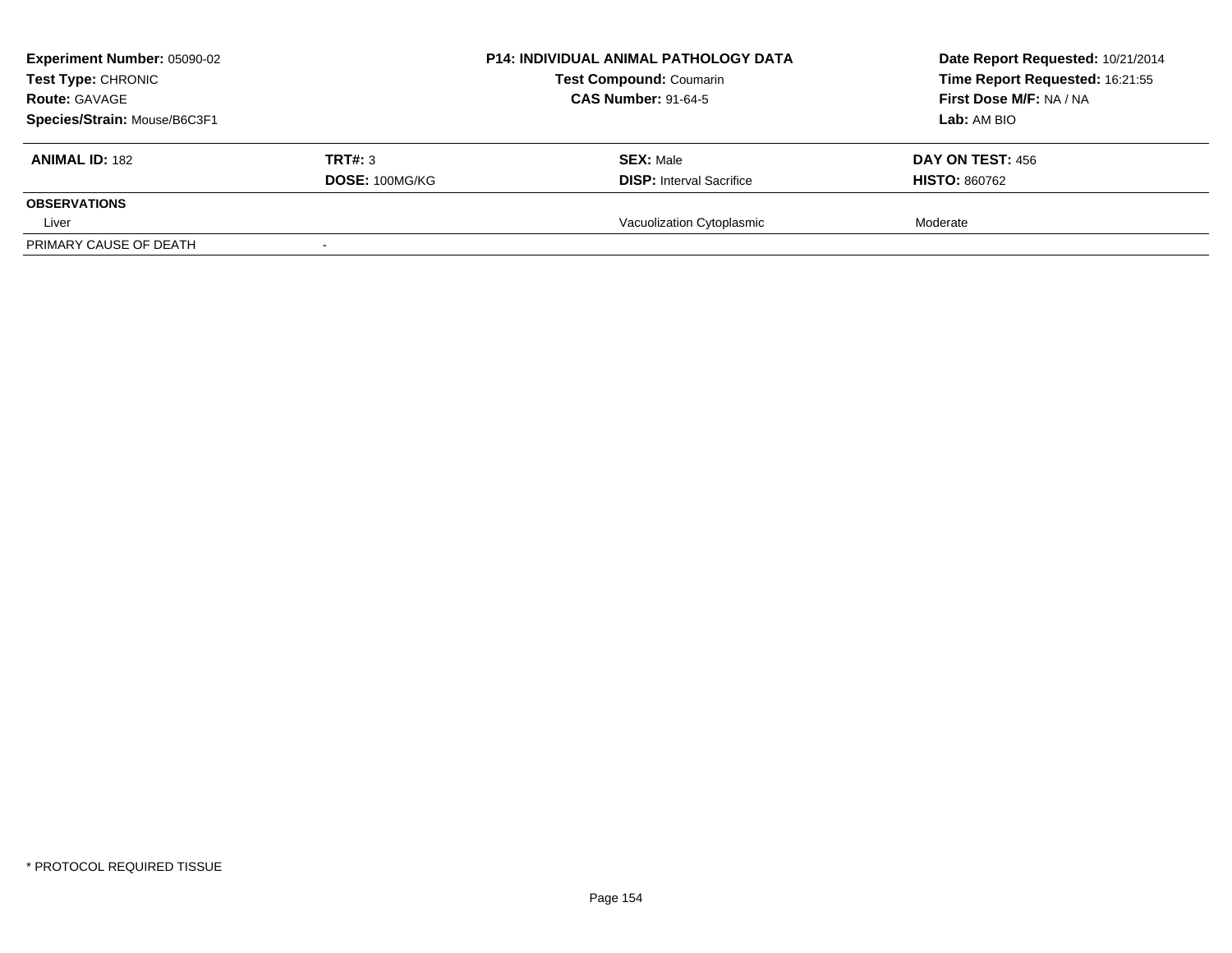**Experiment Number:** 05090-02
**Test Type:** CHRONIC
**Route:** GAVAGE
**Species/Strain:** Mouse/B6C3F1

**P14: INDIVIDUAL ANIMAL PATHOLOGY DATA**
**Test Compound:** Coumarin
**CAS Number:** 91-64-5

**Date Report Requested:** 10/21/2014
**Time Report Requested:** 16:21:55
**First Dose M/F:** NA / NA
**Lab:** AM BIO

| **ANIMAL ID:** 182 | **TRT#:** 3 | **SEX:** Male | **DAY ON TEST:** 456 |
|---|---|---|---|
| | **DOSE:** 100MG/KG | **DISP:** Interval Sacrifice | **HISTO:** 860762 |
| **OBSERVATIONS** | | | |
| Liver | | Vacuolization Cytoplasmic | Moderate |
| PRIMARY CAUSE OF DEATH | - | | |

* PROTOCOL REQUIRED TISSUE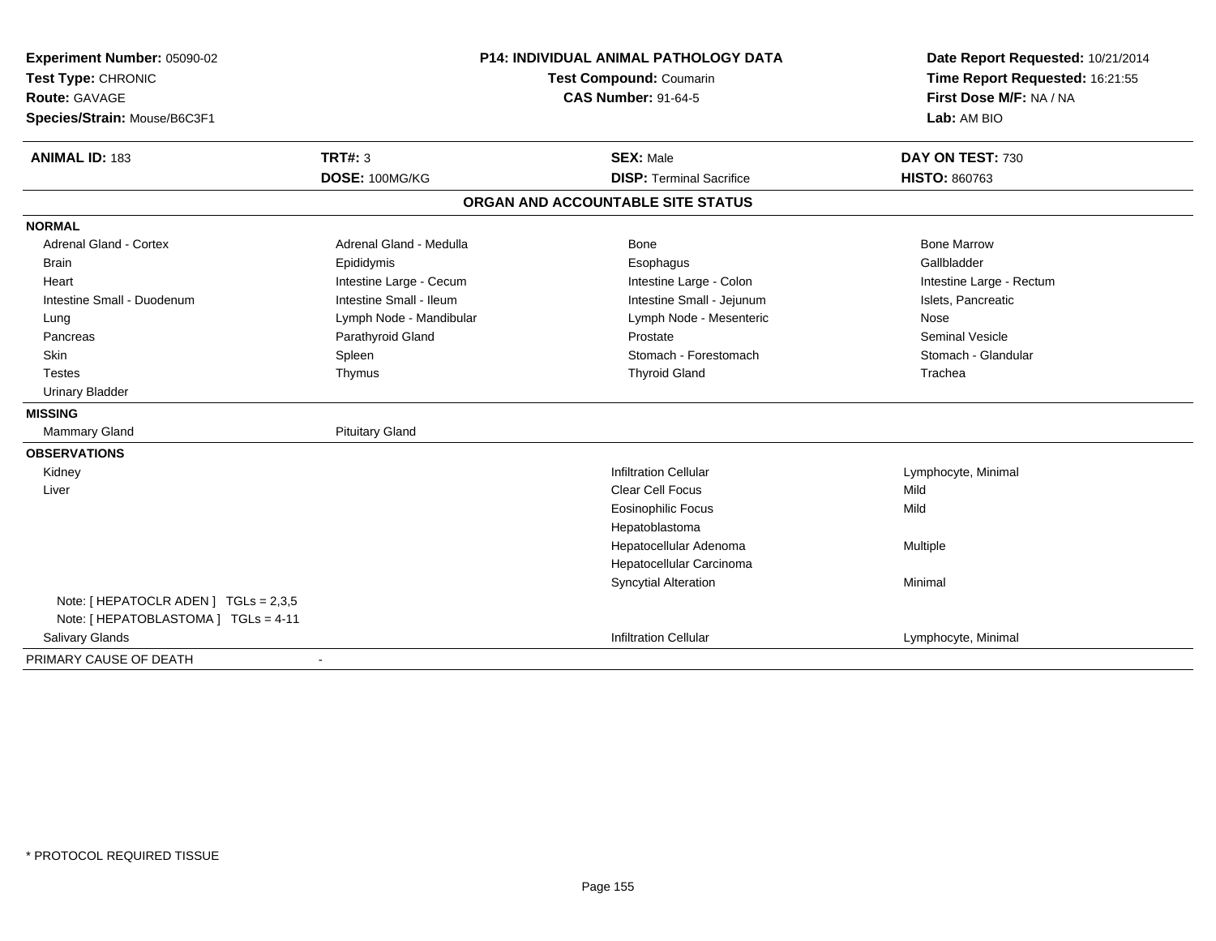**Experiment Number:** 05090-02
**Test Type:** CHRONIC
**Route:** GAVAGE
**Species/Strain:** Mouse/B6C3F1

**P14: INDIVIDUAL ANIMAL PATHOLOGY DATA**
**Test Compound:** Coumarin
**CAS Number:** 91-64-5

**Date Report Requested:** 10/21/2014
**Time Report Requested:** 16:21:55
**First Dose M/F:** NA / NA
**Lab:** AM BIO

| **ANIMAL ID:** 183 | **TRT#:** 3 | **SEX:** Male | **DAY ON TEST:** 730 |
|---|---|---|---|
| | **DOSE:** 100MG/KG | **DISP:** Terminal Sacrifice | **HISTO:** 860763 |

## ORGAN AND ACCOUNTABLE SITE STATUS

**NORMAL**

| | | | |
|---|---|---|---|
| Adrenal Gland - Cortex | Adrenal Gland - Medulla | Bone | Bone Marrow |
| Brain | Epididymis | Esophagus | Gallbladder |
| Heart | Intestine Large - Cecum | Intestine Large - Colon | Intestine Large - Rectum |
| Intestine Small - Duodenum | Intestine Small - Ileum | Intestine Small - Jejunum | Islets, Pancreatic |
| Lung | Lymph Node - Mandibular | Lymph Node - Mesenteric | Nose |
| Pancreas | Parathyroid Gland | Prostate | Seminal Vesicle |
| Skin | Spleen | Stomach - Forestomach | Stomach - Glandular |
| Testes | Thymus | Thyroid Gland | Trachea |
| Urinary Bladder | | | |

**MISSING**

| | |
|---|---|
| Mammary Gland | Pituitary Gland |

**OBSERVATIONS**

| Organ | Observation | Severity |
|---|---|---|
| Kidney | Infiltration Cellular | Lymphocyte, Minimal |
| Liver | Clear Cell Focus | Mild |
| | Eosinophilic Focus | Mild |
| | Hepatoblastoma | |
| | Hepatocellular Adenoma | Multiple |
| | Hepatocellular Carcinoma | |
| | Syncytial Alteration | Minimal |
| Note: [ HEPATOCLR ADEN ] TGLs = 2,3,5 | | |
| Note: [ HEPATOBLASTOMA ] TGLs = 4-11 | | |
| Salivary Glands | Infiltration Cellular | Lymphocyte, Minimal |

PRIMARY CAUSE OF DEATH -

* PROTOCOL REQUIRED TISSUE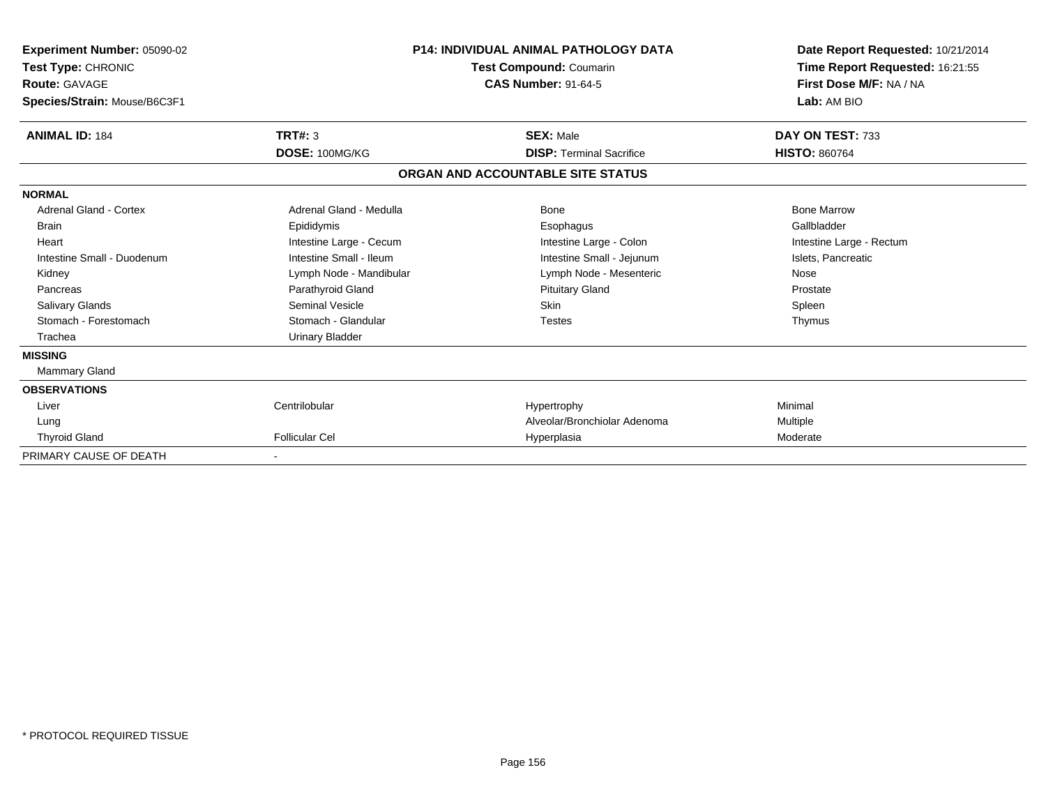**Experiment Number:** 05090-02
**Test Type:** CHRONIC
**Route:** GAVAGE
**Species/Strain:** Mouse/B6C3F1

**P14: INDIVIDUAL ANIMAL PATHOLOGY DATA**
**Test Compound:** Coumarin
**CAS Number:** 91-64-5

**Date Report Requested:** 10/21/2014
**Time Report Requested:** 16:21:55
**First Dose M/F:** NA / NA
**Lab:** AM BIO

| **ANIMAL ID:** 184 | **TRT#:** 3 | **SEX:** Male | **DAY ON TEST:** 733 |
|---|---|---|---|
| | **DOSE:** 100MG/KG | **DISP:** Terminal Sacrifice | **HISTO:** 860764 |

## ORGAN AND ACCOUNTABLE SITE STATUS

| | | | |
|---|---|---|---|
| **NORMAL** | | | |
| Adrenal Gland - Cortex | Adrenal Gland - Medulla | Bone | Bone Marrow |
| Brain | Epididymis | Esophagus | Gallbladder |
| Heart | Intestine Large - Cecum | Intestine Large - Colon | Intestine Large - Rectum |
| Intestine Small - Duodenum | Intestine Small - Ileum | Intestine Small - Jejunum | Islets, Pancreatic |
| Kidney | Lymph Node - Mandibular | Lymph Node - Mesenteric | Nose |
| Pancreas | Parathyroid Gland | Pituitary Gland | Prostate |
| Salivary Glands | Seminal Vesicle | Skin | Spleen |
| Stomach - Forestomach | Stomach - Glandular | Testes | Thymus |
| Trachea | Urinary Bladder | | |
| **MISSING** | | | |
| Mammary Gland | | | |
| **OBSERVATIONS** | | | |
| Liver | Centrilobular | Hypertrophy | Minimal |
| Lung | | Alveolar/Bronchiolar Adenoma | Multiple |
| Thyroid Gland | Follicular Cel | Hyperplasia | Moderate |
| PRIMARY CAUSE OF DEATH | - | | |

* PROTOCOL REQUIRED TISSUE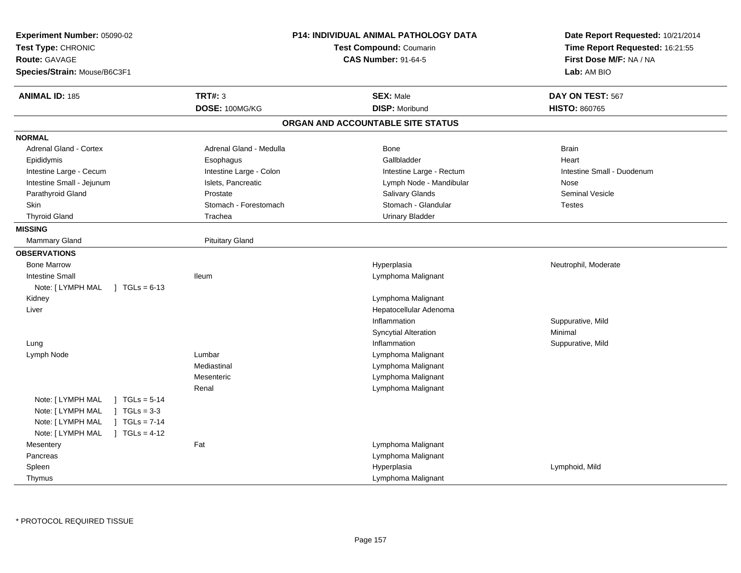**Experiment Number:** 05090-02
**Test Type:** CHRONIC
**Route:** GAVAGE
**Species/Strain:** Mouse/B6C3F1

**P14: INDIVIDUAL ANIMAL PATHOLOGY DATA**
**Test Compound:** Coumarin
**CAS Number:** 91-64-5

**Date Report Requested:** 10/21/2014
**Time Report Requested:** 16:21:55
**First Dose M/F:** NA / NA
**Lab:** AM BIO

| **ANIMAL ID:** 185 | **TRT#:** 3 | **SEX:** Male | **DAY ON TEST:** 567 |
|---|---|---|---|
| | **DOSE:** 100MG/KG | **DISP:** Moribund | **HISTO:** 860765 |

## ORGAN AND ACCOUNTABLE SITE STATUS

**NORMAL**

| | | | |
|---|---|---|---|
| Adrenal Gland - Cortex | Adrenal Gland - Medulla | Bone | Brain |
| Epididymis | Esophagus | Gallbladder | Heart |
| Intestine Large - Cecum | Intestine Large - Colon | Intestine Large - Rectum | Intestine Small - Duodenum |
| Intestine Small - Jejunum | Islets, Pancreatic | Lymph Node - Mandibular | Nose |
| Parathyroid Gland | Prostate | Salivary Glands | Seminal Vesicle |
| Skin | Stomach - Forestomach | Stomach - Glandular | Testes |
| Thyroid Gland | Trachea | Urinary Bladder | |

**MISSING**

| | |
|---|---|
| Mammary Gland | Pituitary Gland |

**OBSERVATIONS**

| | | | |
|---|---|---|---|
| Bone Marrow | | Hyperplasia | Neutrophil, Moderate |
| Intestine Small | Ileum | Lymphoma Malignant | |
| Note: [ LYMPH MAL ] TGLs = 6-13 | | | |
| Kidney | | Lymphoma Malignant | |
| Liver | | Hepatocellular Adenoma | |
| | | Inflammation | Suppurative, Mild |
| | | Syncytial Alteration | Minimal |
| Lung | | Inflammation | Suppurative, Mild |
| Lymph Node | Lumbar | Lymphoma Malignant | |
| | Mediastinal | Lymphoma Malignant | |
| | Mesenteric | Lymphoma Malignant | |
| | Renal | Lymphoma Malignant | |
| Note: [ LYMPH MAL ] TGLs = 5-14 | | | |
| Note: [ LYMPH MAL ] TGLs = 3-3 | | | |
| Note: [ LYMPH MAL ] TGLs = 7-14 | | | |
| Note: [ LYMPH MAL ] TGLs = 4-12 | | | |
| Mesentery | Fat | Lymphoma Malignant | |
| Pancreas | | Lymphoma Malignant | |
| Spleen | | Hyperplasia | Lymphoid, Mild |
| Thymus | | Lymphoma Malignant | |

* PROTOCOL REQUIRED TISSUE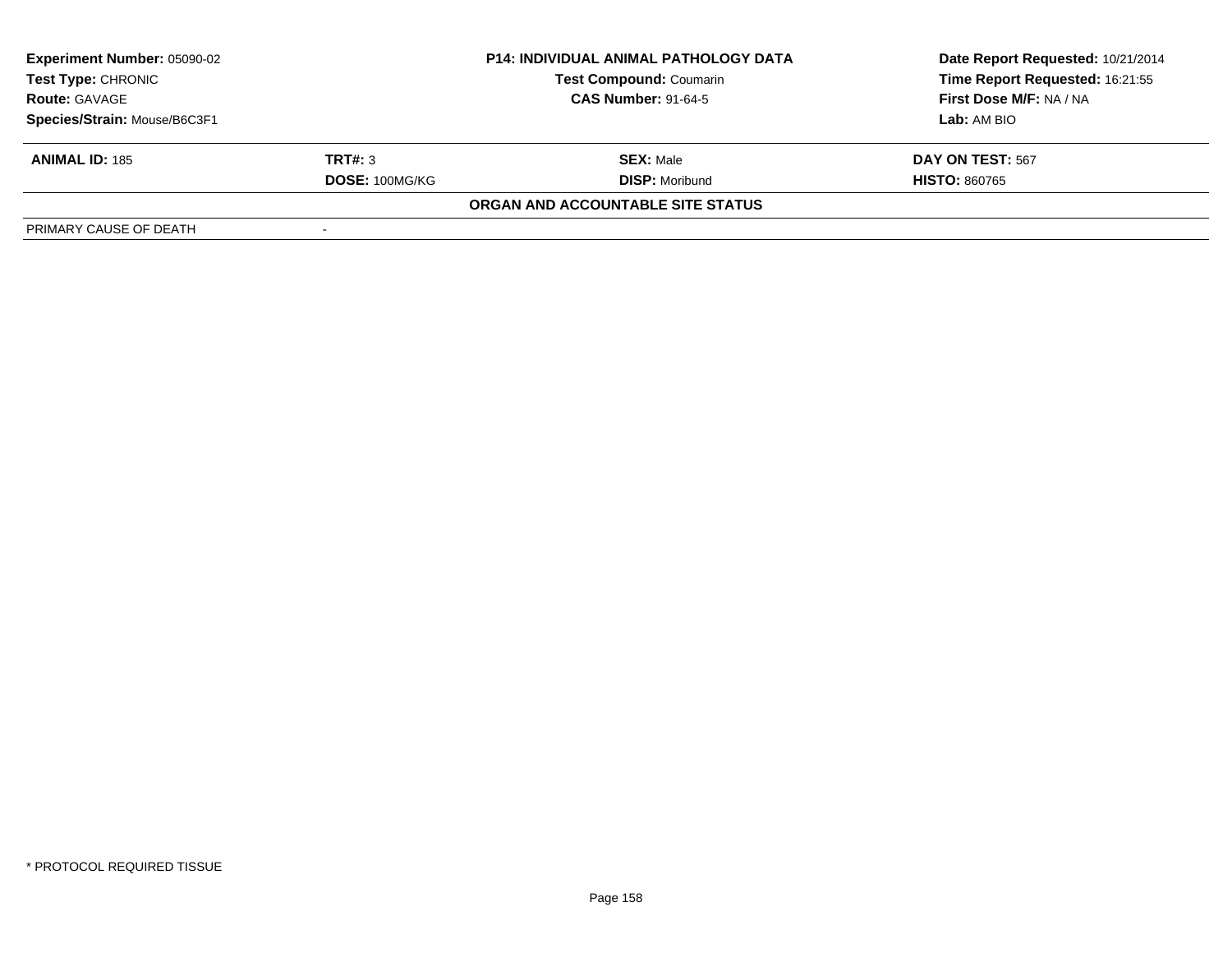| Experiment Number: 05090-02 | P14: INDIVIDUAL ANIMAL PATHOLOGY DATA | Date Report Requested: 10/21/2014 |
|---|---|---|
| Test Type: CHRONIC | Test Compound: Coumarin | Time Report Requested: 16:21:55 |
| Route: GAVAGE | CAS Number: 91-64-5 | First Dose M/F: NA / NA |
| Species/Strain: Mouse/B6C3F1 | | Lab: AM BIO |

| ANIMAL ID: 185 | TRT#: 3 | SEX: Male | DAY ON TEST: 567 |
|---|---|---|---|
| | DOSE: 100MG/KG | DISP: Moribund | HISTO: 860765 |

**ORGAN AND ACCOUNTABLE SITE STATUS**

| PRIMARY CAUSE OF DEATH | - |
|---|---|

\* PROTOCOL REQUIRED TISSUE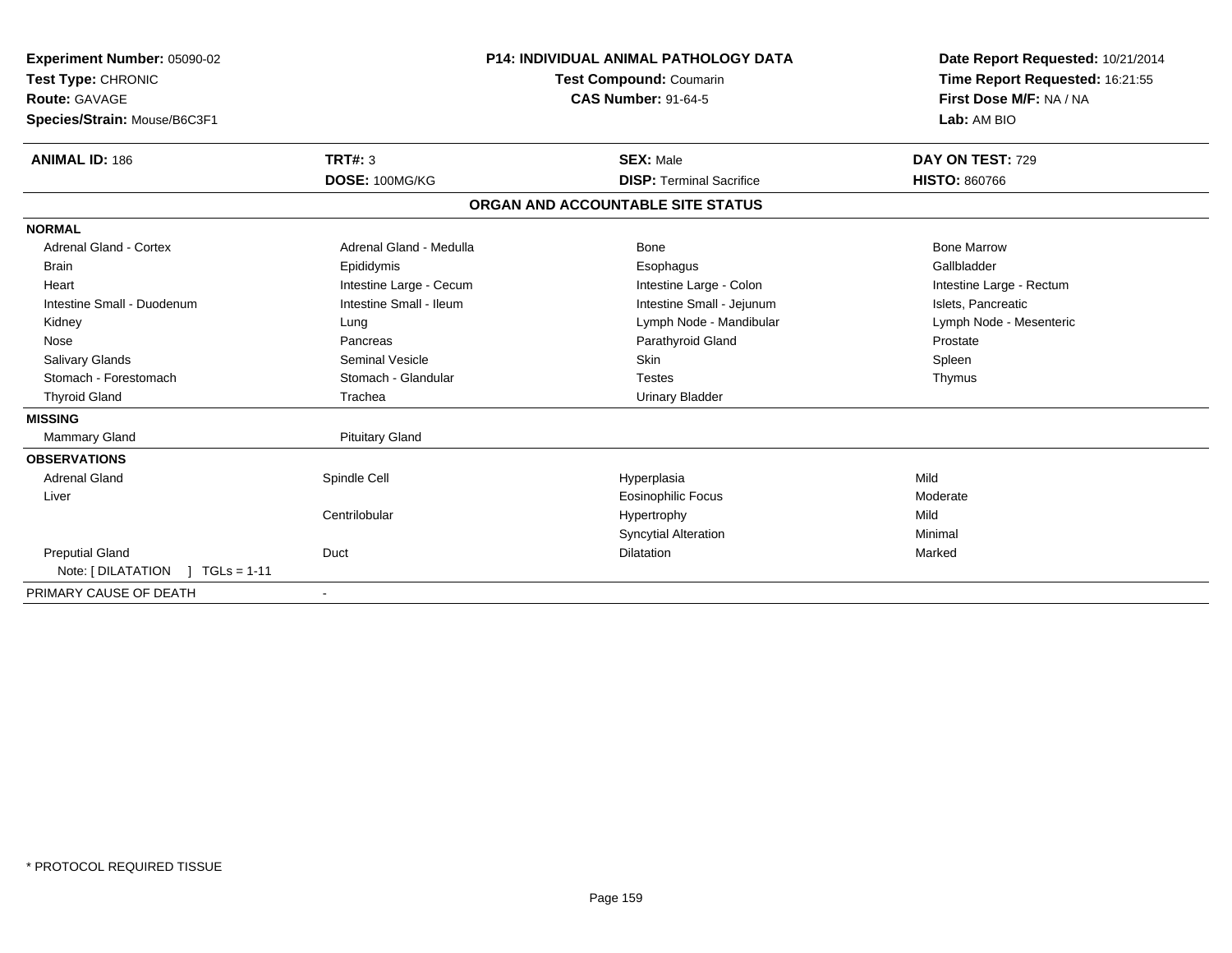**Experiment Number:** 05090-02
**Test Type:** CHRONIC
**Route:** GAVAGE
**Species/Strain:** Mouse/B6C3F1

**P14: INDIVIDUAL ANIMAL PATHOLOGY DATA**
**Test Compound:** Coumarin
**CAS Number:** 91-64-5

**Date Report Requested:** 10/21/2014
**Time Report Requested:** 16:21:55
**First Dose M/F:** NA / NA
**Lab:** AM BIO

| **ANIMAL ID:** 186 | **TRT#:** 3 | **SEX:** Male | **DAY ON TEST:** 729 |
|---|---|---|---|
| | **DOSE:** 100MG/KG | **DISP:** Terminal Sacrifice | **HISTO:** 860766 |

## ORGAN AND ACCOUNTABLE SITE STATUS

**NORMAL**

| | | | |
|---|---|---|---|
| Adrenal Gland - Cortex | Adrenal Gland - Medulla | Bone | Bone Marrow |
| Brain | Epididymis | Esophagus | Gallbladder |
| Heart | Intestine Large - Cecum | Intestine Large - Colon | Intestine Large - Rectum |
| Intestine Small - Duodenum | Intestine Small - Ileum | Intestine Small - Jejunum | Islets, Pancreatic |
| Kidney | Lung | Lymph Node - Mandibular | Lymph Node - Mesenteric |
| Nose | Pancreas | Parathyroid Gland | Prostate |
| Salivary Glands | Seminal Vesicle | Skin | Spleen |
| Stomach - Forestomach | Stomach - Glandular | Testes | Thymus |
| Thyroid Gland | Trachea | Urinary Bladder | |

**MISSING**

| | |
|---|---|
| Mammary Gland | Pituitary Gland |

**OBSERVATIONS**

| | | | |
|---|---|---|---|
| Adrenal Gland | Spindle Cell | Hyperplasia | Mild |
| Liver | | Eosinophilic Focus | Moderate |
| | Centrilobular | Hypertrophy | Mild |
| | | Syncytial Alteration | Minimal |
| Preputial Gland | Duct | Dilatation | Marked |
| Note: [ DILATATION ] TGLs = 1-11 | | | |

PRIMARY CAUSE OF DEATH -

* PROTOCOL REQUIRED TISSUE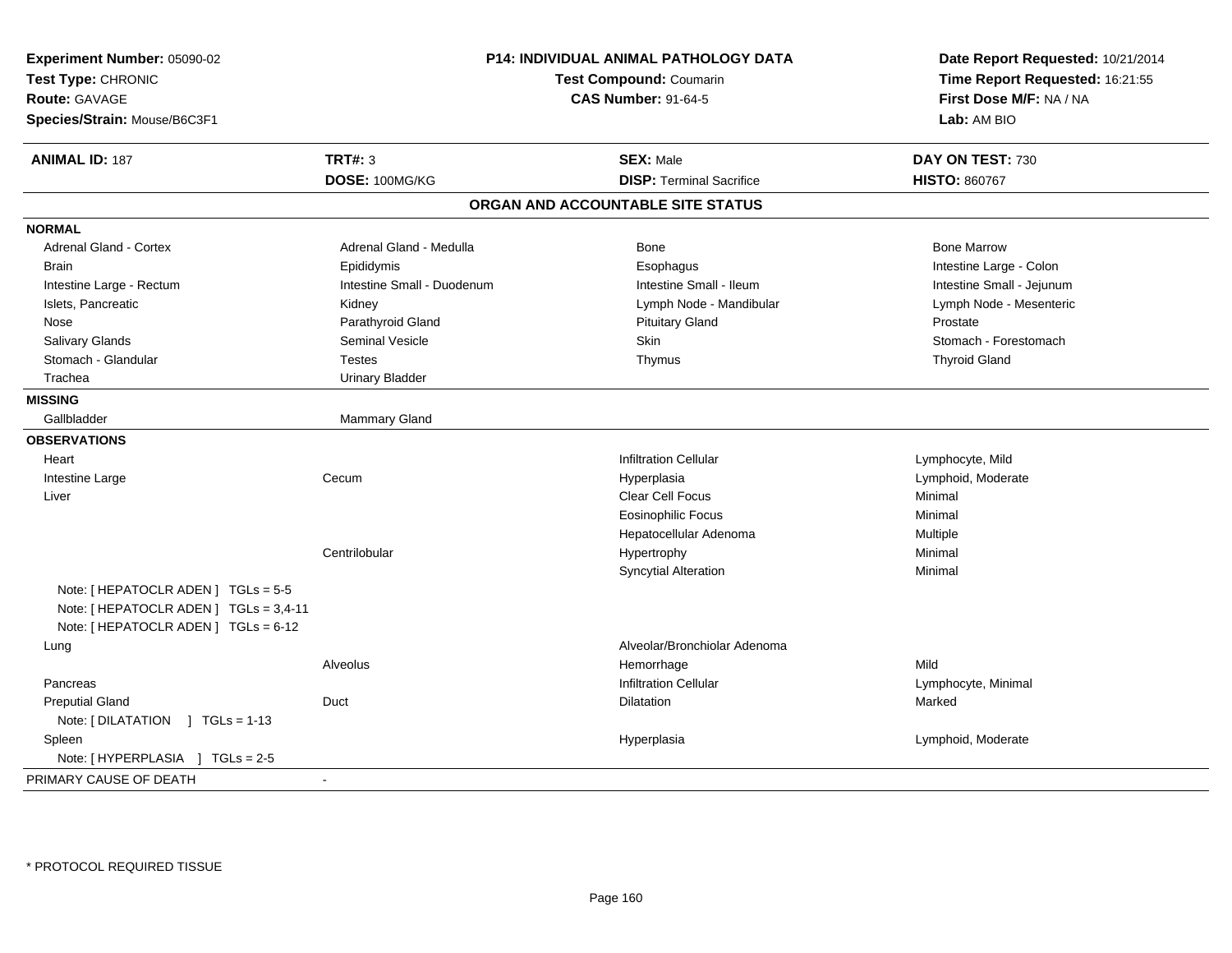**Experiment Number:** 05090-02
**Test Type:** CHRONIC
**Route:** GAVAGE
**Species/Strain:** Mouse/B6C3F1

**P14: INDIVIDUAL ANIMAL PATHOLOGY DATA**
**Test Compound:** Coumarin
**CAS Number:** 91-64-5

**Date Report Requested:** 10/21/2014
**Time Report Requested:** 16:21:55
**First Dose M/F:** NA / NA
**Lab:** AM BIO

| **ANIMAL ID:** 187 | **TRT#:** 3 | **SEX:** Male | **DAY ON TEST:** 730 |
|---|---|---|---|
| | **DOSE:** 100MG/KG | **DISP:** Terminal Sacrifice | **HISTO:** 860767 |

## ORGAN AND ACCOUNTABLE SITE STATUS

**NORMAL**

| | | | |
|---|---|---|---|
| Adrenal Gland - Cortex | Adrenal Gland - Medulla | Bone | Bone Marrow |
| Brain | Epididymis | Esophagus | Intestine Large - Colon |
| Intestine Large - Rectum | Intestine Small - Duodenum | Intestine Small - Ileum | Intestine Small - Jejunum |
| Islets, Pancreatic | Kidney | Lymph Node - Mandibular | Lymph Node - Mesenteric |
| Nose | Parathyroid Gland | Pituitary Gland | Prostate |
| Salivary Glands | Seminal Vesicle | Skin | Stomach - Forestomach |
| Stomach - Glandular | Testes | Thymus | Thyroid Gland |
| Trachea | Urinary Bladder | | |

**MISSING**

| | |
|---|---|
| Gallbladder | Mammary Gland |

**OBSERVATIONS**

| Organ | Site | Observation | Qualifier |
|---|---|---|---|
| Heart | | Infiltration Cellular | Lymphocyte, Mild |
| Intestine Large | Cecum | Hyperplasia | Lymphoid, Moderate |
| Liver | | Clear Cell Focus | Minimal |
| | | Eosinophilic Focus | Minimal |
| | | Hepatocellular Adenoma | Multiple |
| | Centrilobular | Hypertrophy | Minimal |
| | | Syncytial Alteration | Minimal |
| Note: [ HEPATOCLR ADEN ] TGLs = 5-5 | | | |
| Note: [ HEPATOCLR ADEN ] TGLs = 3,4-11 | | | |
| Note: [ HEPATOCLR ADEN ] TGLs = 6-12 | | | |
| Lung | | Alveolar/Bronchiolar Adenoma | |
| | Alveolus | Hemorrhage | Mild |
| Pancreas | | Infiltration Cellular | Lymphocyte, Minimal |
| Preputial Gland | Duct | Dilatation | Marked |
| Note: [ DILATATION ] TGLs = 1-13 | | | |
| Spleen | | Hyperplasia | Lymphoid, Moderate |
| Note: [ HYPERPLASIA ] TGLs = 2-5 | | | |

PRIMARY CAUSE OF DEATH -

* PROTOCOL REQUIRED TISSUE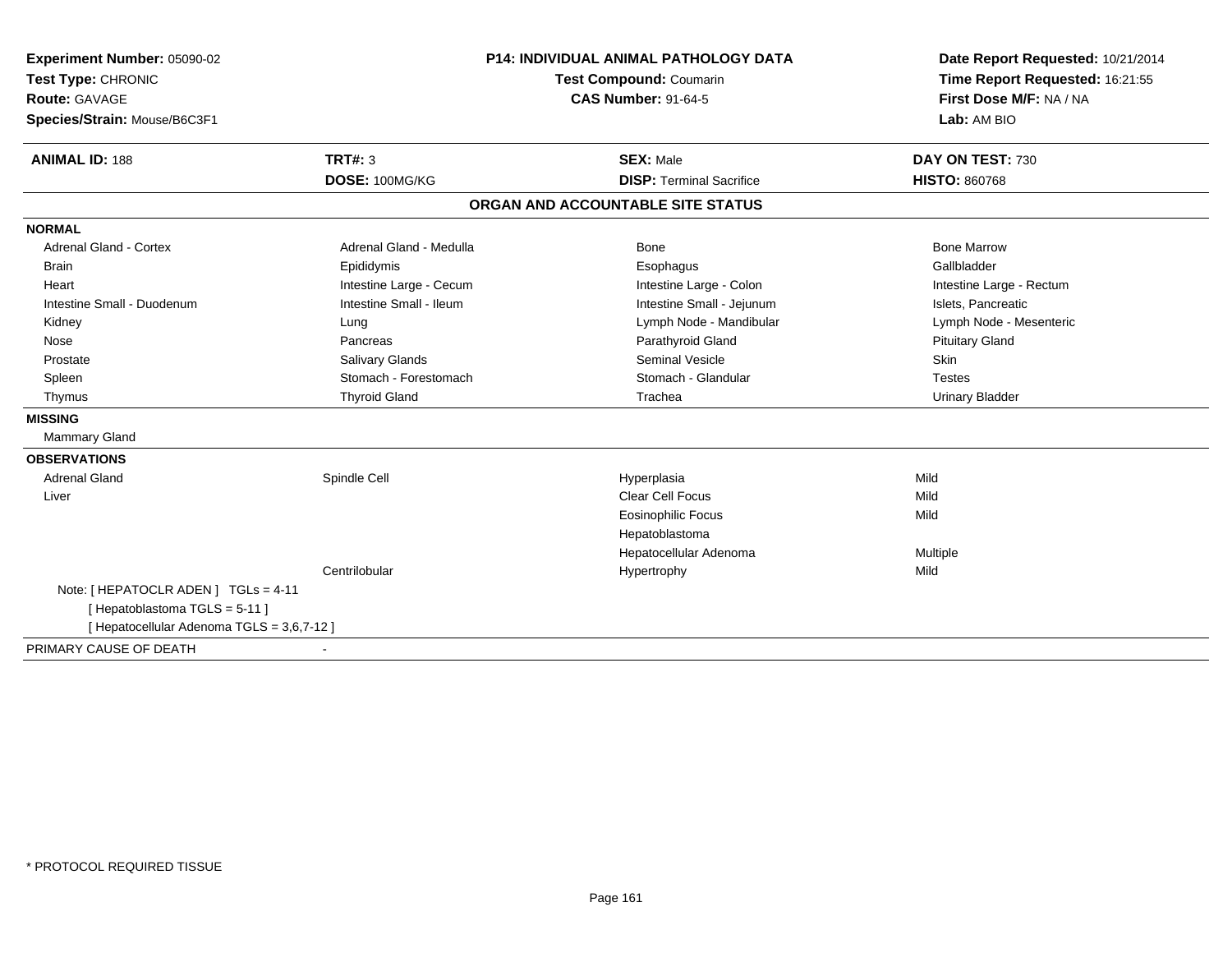**Experiment Number:** 05090-02
**Test Type:** CHRONIC
**Route:** GAVAGE
**Species/Strain:** Mouse/B6C3F1

**P14: INDIVIDUAL ANIMAL PATHOLOGY DATA**
**Test Compound:** Coumarin
**CAS Number:** 91-64-5

**Date Report Requested:** 10/21/2014
**Time Report Requested:** 16:21:55
**First Dose M/F:** NA / NA
**Lab:** AM BIO

| **ANIMAL ID:** 188 | **TRT#:** 3 | **SEX:** Male | **DAY ON TEST:** 730 |
|---|---|---|---|
| | **DOSE:** 100MG/KG | **DISP:** Terminal Sacrifice | **HISTO:** 860768 |

## ORGAN AND ACCOUNTABLE SITE STATUS

**NORMAL**

| | | | |
|---|---|---|---|
| Adrenal Gland - Cortex | Adrenal Gland - Medulla | Bone | Bone Marrow |
| Brain | Epididymis | Esophagus | Gallbladder |
| Heart | Intestine Large - Cecum | Intestine Large - Colon | Intestine Large - Rectum |
| Intestine Small - Duodenum | Intestine Small - Ileum | Intestine Small - Jejunum | Islets, Pancreatic |
| Kidney | Lung | Lymph Node - Mandibular | Lymph Node - Mesenteric |
| Nose | Pancreas | Parathyroid Gland | Pituitary Gland |
| Prostate | Salivary Glands | Seminal Vesicle | Skin |
| Spleen | Stomach - Forestomach | Stomach - Glandular | Testes |
| Thymus | Thyroid Gland | Trachea | Urinary Bladder |

**MISSING**

Mammary Gland

**OBSERVATIONS**

| | | | |
|---|---|---|---|
| Adrenal Gland | Spindle Cell | Hyperplasia | Mild |
| Liver | | Clear Cell Focus | Mild |
| | | Eosinophilic Focus | Mild |
| | | Hepatoblastoma | |
| | | Hepatocellular Adenoma | Multiple |
| | Centrilobular | Hypertrophy | Mild |

Note: [ HEPATOCLR ADEN ]  TGLs = 4-11
[ Hepatoblastoma TGLS = 5-11 ]
[ Hepatocellular Adenoma TGLS = 3,6,7-12 ]

PRIMARY CAUSE OF DEATH -

* PROTOCOL REQUIRED TISSUE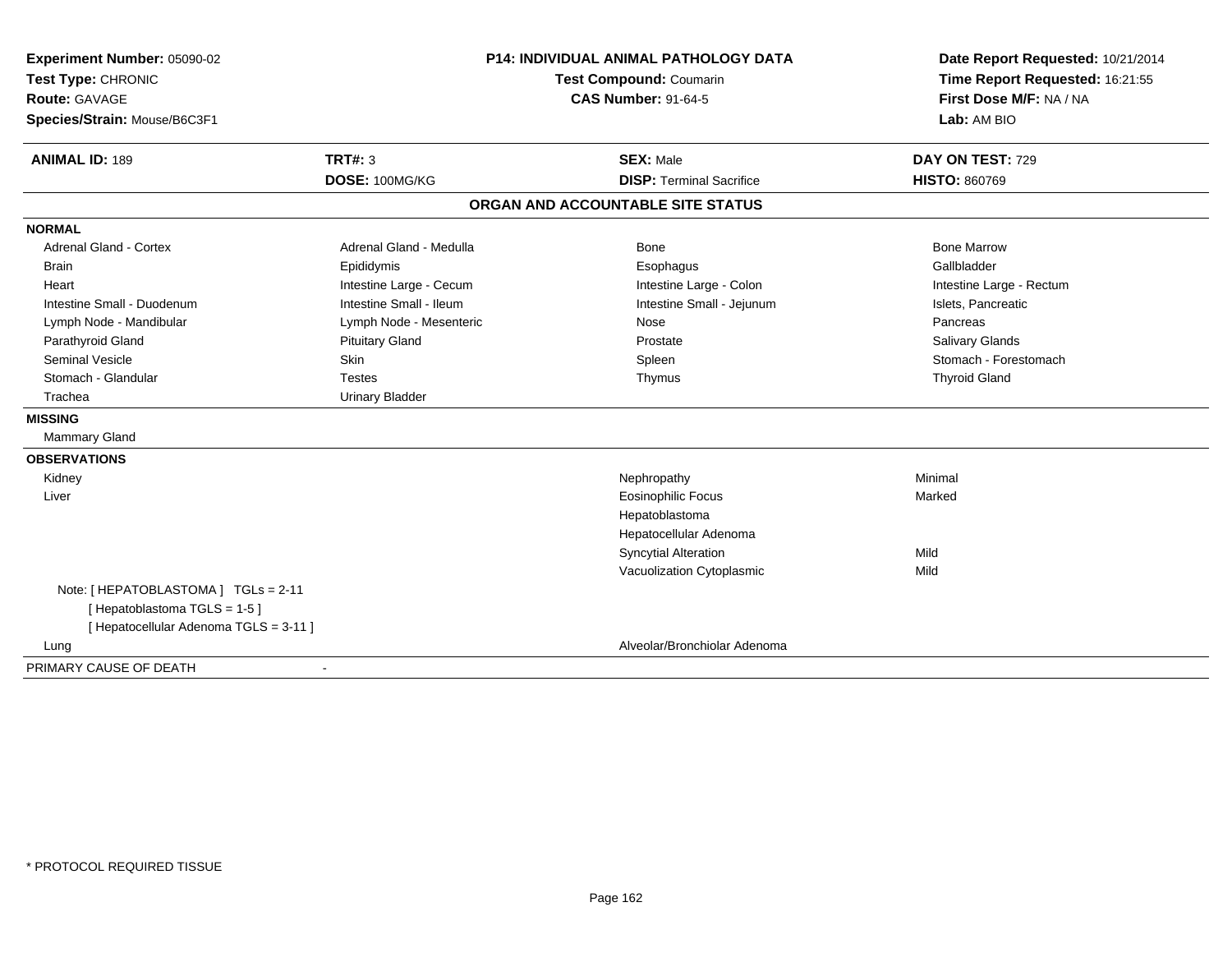**Experiment Number:** 05090-02
**Test Type:** CHRONIC
**Route:** GAVAGE
**Species/Strain:** Mouse/B6C3F1

## P14: INDIVIDUAL ANIMAL PATHOLOGY DATA

**Test Compound:** Coumarin
**CAS Number:** 91-64-5

**Date Report Requested:** 10/21/2014
**Time Report Requested:** 16:21:55
**First Dose M/F:** NA / NA
**Lab:** AM BIO

| **ANIMAL ID:** 189 | **TRT#:** 3 | **SEX:** Male | **DAY ON TEST:** 729 |
|---|---|---|---|
| | **DOSE:** 100MG/KG | **DISP:** Terminal Sacrifice | **HISTO:** 860769 |

### ORGAN AND ACCOUNTABLE SITE STATUS

**NORMAL**

| | | | |
|---|---|---|---|
| Adrenal Gland - Cortex | Adrenal Gland - Medulla | Bone | Bone Marrow |
| Brain | Epididymis | Esophagus | Gallbladder |
| Heart | Intestine Large - Cecum | Intestine Large - Colon | Intestine Large - Rectum |
| Intestine Small - Duodenum | Intestine Small - Ileum | Intestine Small - Jejunum | Islets, Pancreatic |
| Lymph Node - Mandibular | Lymph Node - Mesenteric | Nose | Pancreas |
| Parathyroid Gland | Pituitary Gland | Prostate | Salivary Glands |
| Seminal Vesicle | Skin | Spleen | Stomach - Forestomach |
| Stomach - Glandular | Testes | Thymus | Thyroid Gland |
| Trachea | Urinary Bladder | | |

**MISSING**

Mammary Gland

**OBSERVATIONS**

| | | |
|---|---|---|
| Kidney | Nephropathy | Minimal |
| Liver | Eosinophilic Focus | Marked |
| | Hepatoblastoma | |
| | Hepatocellular Adenoma | |
| | Syncytial Alteration | Mild |
| | Vacuolization Cytoplasmic | Mild |

Note: [ HEPATOBLASTOMA ] TGLs = 2-11
[ Hepatoblastoma TGLS = 1-5 ]
[ Hepatocellular Adenoma TGLS = 3-11 ]

| | | |
|---|---|---|
| Lung | Alveolar/Bronchiolar Adenoma | |

PRIMARY CAUSE OF DEATH -

* PROTOCOL REQUIRED TISSUE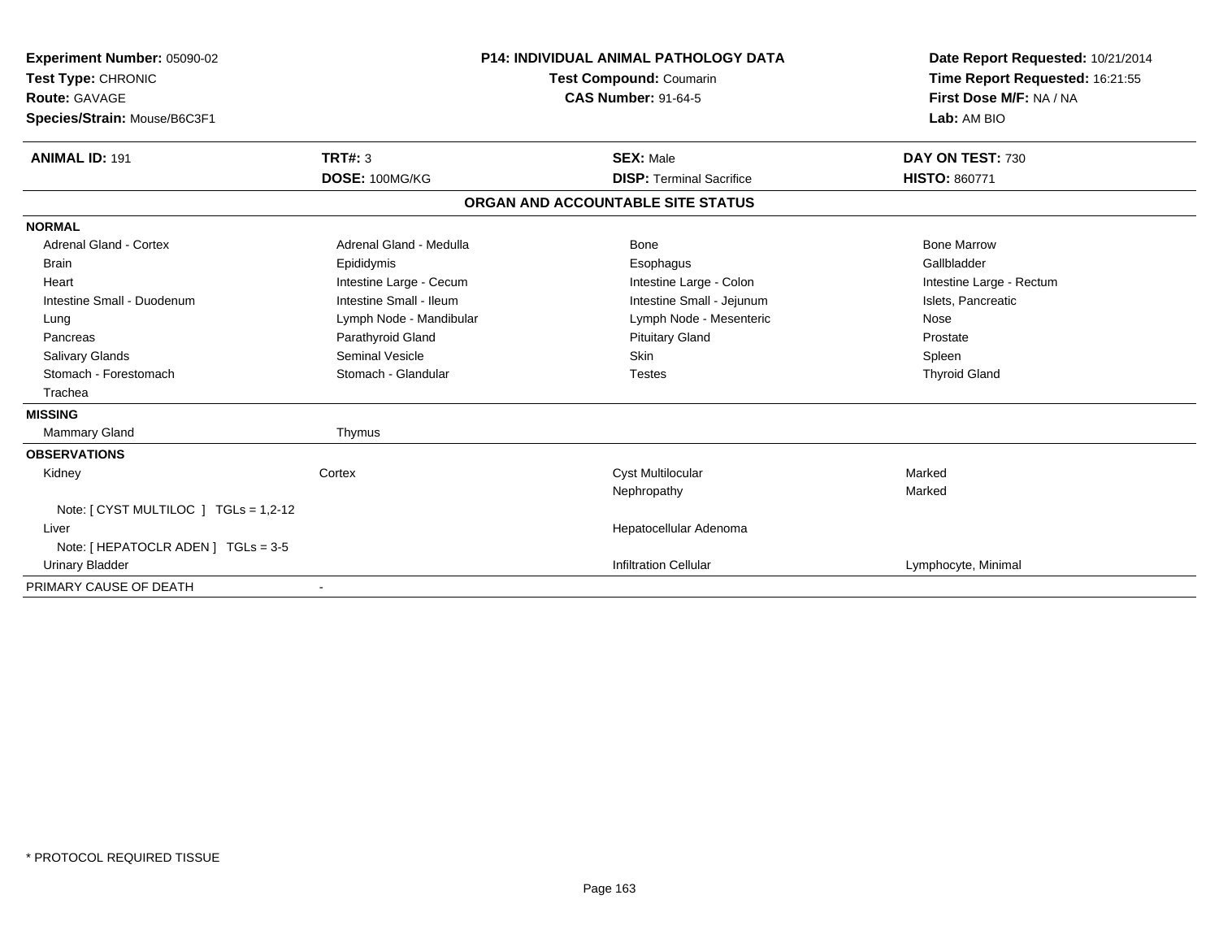**Experiment Number:** 05090-02
**Test Type:** CHRONIC
**Route:** GAVAGE
**Species/Strain:** Mouse/B6C3F1

**P14: INDIVIDUAL ANIMAL PATHOLOGY DATA**
**Test Compound:** Coumarin
**CAS Number:** 91-64-5

**Date Report Requested:** 10/21/2014
**Time Report Requested:** 16:21:55
**First Dose M/F:** NA / NA
**Lab:** AM BIO

| **ANIMAL ID:** 191 | **TRT#:** 3 | **SEX:** Male | **DAY ON TEST:** 730 |
|---|---|---|---|
| | **DOSE:** 100MG/KG | **DISP:** Terminal Sacrifice | **HISTO:** 860771 |

## ORGAN AND ACCOUNTABLE SITE STATUS

**NORMAL**

| | | | |
|---|---|---|---|
| Adrenal Gland - Cortex | Adrenal Gland - Medulla | Bone | Bone Marrow |
| Brain | Epididymis | Esophagus | Gallbladder |
| Heart | Intestine Large - Cecum | Intestine Large - Colon | Intestine Large - Rectum |
| Intestine Small - Duodenum | Intestine Small - Ileum | Intestine Small - Jejunum | Islets, Pancreatic |
| Lung | Lymph Node - Mandibular | Lymph Node - Mesenteric | Nose |
| Pancreas | Parathyroid Gland | Pituitary Gland | Prostate |
| Salivary Glands | Seminal Vesicle | Skin | Spleen |
| Stomach - Forestomach | Stomach - Glandular | Testes | Thyroid Gland |
| Trachea | | | |

**MISSING**

| | |
|---|---|
| Mammary Gland | Thymus |

**OBSERVATIONS**

| | | | |
|---|---|---|---|
| Kidney | Cortex | Cyst Multilocular | Marked |
| | | Nephropathy | Marked |
| Note: [ CYST MULTILOC ] TGLs = 1,2-12 | | | |
| Liver | | Hepatocellular Adenoma | |
| Note: [ HEPATOCLR ADEN ] TGLs = 3-5 | | | |
| Urinary Bladder | | Infiltration Cellular | Lymphocyte, Minimal |

PRIMARY CAUSE OF DEATH -

* PROTOCOL REQUIRED TISSUE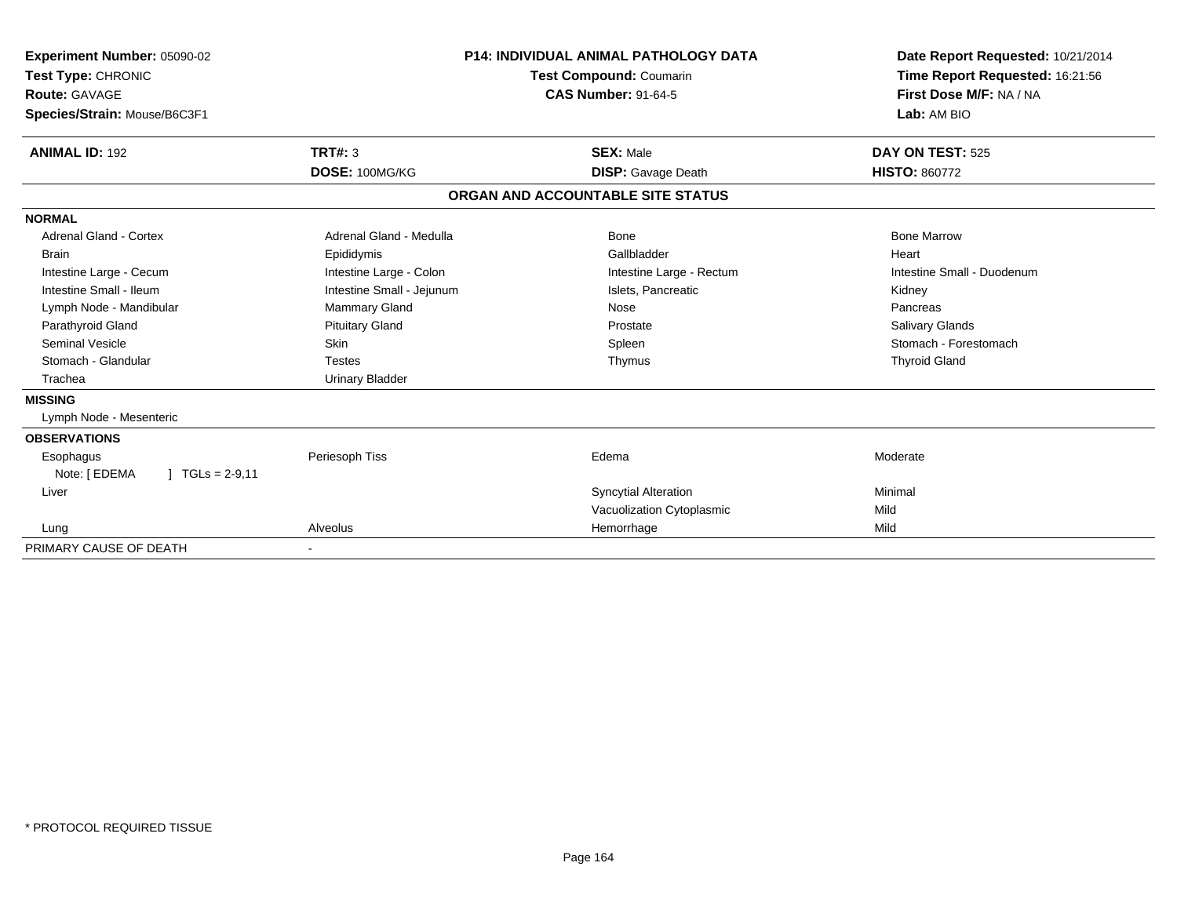**Experiment Number:** 05090-02
**Test Type:** CHRONIC
**Route:** GAVAGE
**Species/Strain:** Mouse/B6C3F1

**P14: INDIVIDUAL ANIMAL PATHOLOGY DATA**
**Test Compound:** Coumarin
**CAS Number:** 91-64-5

**Date Report Requested:** 10/21/2014
**Time Report Requested:** 16:21:56
**First Dose M/F:** NA / NA
**Lab:** AM BIO

| **ANIMAL ID:** 192 | **TRT#:** 3 | **SEX:** Male | **DAY ON TEST:** 525 |
|---|---|---|---|
| | **DOSE:** 100MG/KG | **DISP:** Gavage Death | **HISTO:** 860772 |

## ORGAN AND ACCOUNTABLE SITE STATUS

**NORMAL**

| | | | |
|---|---|---|---|
| Adrenal Gland - Cortex | Adrenal Gland - Medulla | Bone | Bone Marrow |
| Brain | Epididymis | Gallbladder | Heart |
| Intestine Large - Cecum | Intestine Large - Colon | Intestine Large - Rectum | Intestine Small - Duodenum |
| Intestine Small - Ileum | Intestine Small - Jejunum | Islets, Pancreatic | Kidney |
| Lymph Node - Mandibular | Mammary Gland | Nose | Pancreas |
| Parathyroid Gland | Pituitary Gland | Prostate | Salivary Glands |
| Seminal Vesicle | Skin | Spleen | Stomach - Forestomach |
| Stomach - Glandular | Testes | Thymus | Thyroid Gland |
| Trachea | Urinary Bladder | | |

**MISSING**

Lymph Node - Mesenteric

**OBSERVATIONS**

| | | | |
|---|---|---|---|
| Esophagus | Periesoph Tiss | Edema | Moderate |
| Note: [ EDEMA ] TGLs = 2-9,11 | | | |
| Liver | | Syncytial Alteration | Minimal |
| | | Vacuolization Cytoplasmic | Mild |
| Lung | Alveolus | Hemorrhage | Mild |

PRIMARY CAUSE OF DEATH -

* PROTOCOL REQUIRED TISSUE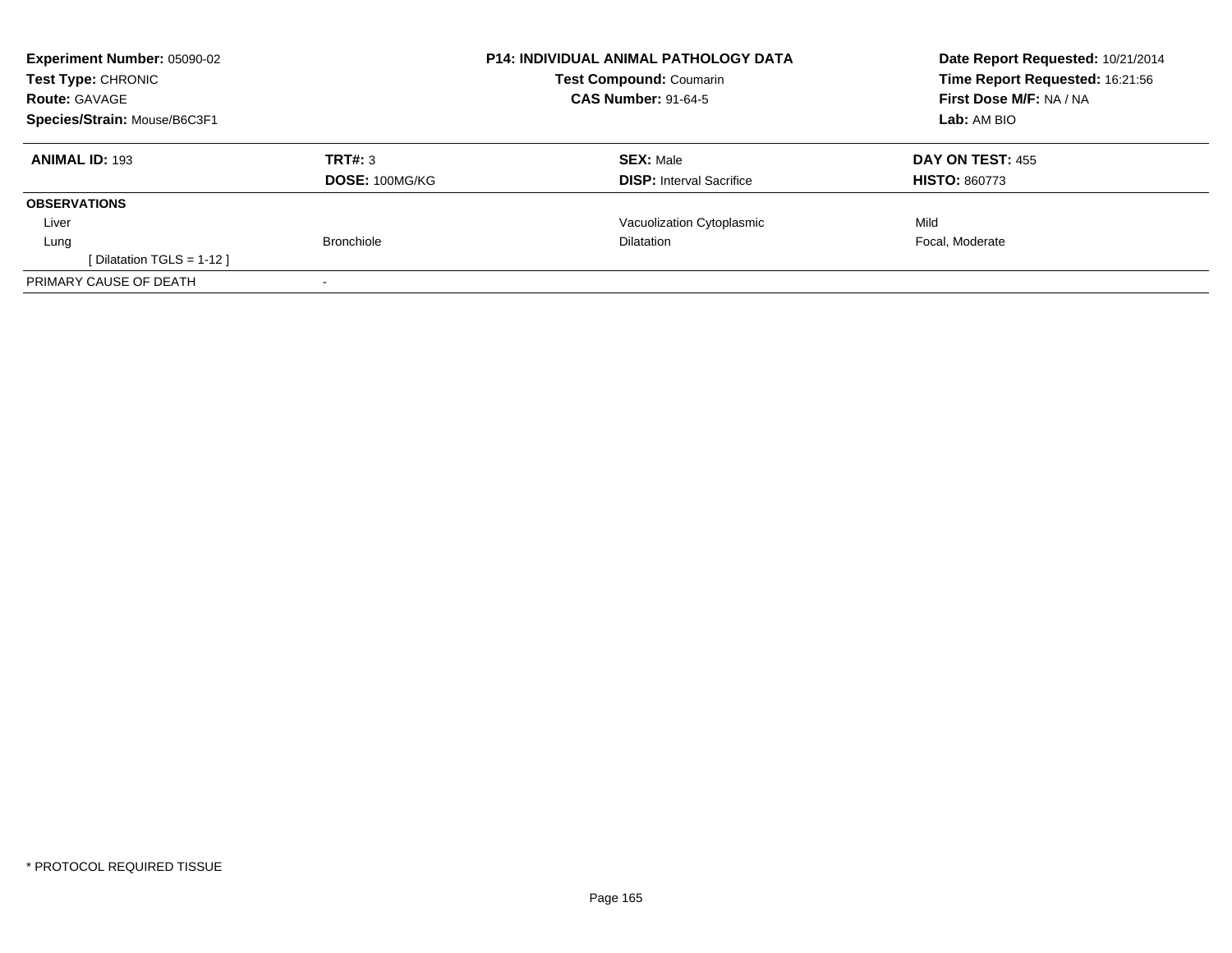**Experiment Number:** 05090-02
**Test Type:** CHRONIC
**Route:** GAVAGE
**Species/Strain:** Mouse/B6C3F1

**P14: INDIVIDUAL ANIMAL PATHOLOGY DATA**
**Test Compound:** Coumarin
**CAS Number:** 91-64-5

**Date Report Requested:** 10/21/2014
**Time Report Requested:** 16:21:56
**First Dose M/F:** NA / NA
**Lab:** AM BIO

| **ANIMAL ID:** 193 | **TRT#:** 3 | **SEX:** Male | **DAY ON TEST:** 455 |
|---|---|---|---|
| | **DOSE:** 100MG/KG | **DISP:** Interval Sacrifice | **HISTO:** 860773 |
| **OBSERVATIONS** | | | |
| Liver | | Vacuolization Cytoplasmic | Mild |
| Lung | Bronchiole | Dilatation | Focal, Moderate |
| [ Dilatation TGLS = 1-12 ] | | | |
| PRIMARY CAUSE OF DEATH | - | | |

* PROTOCOL REQUIRED TISSUE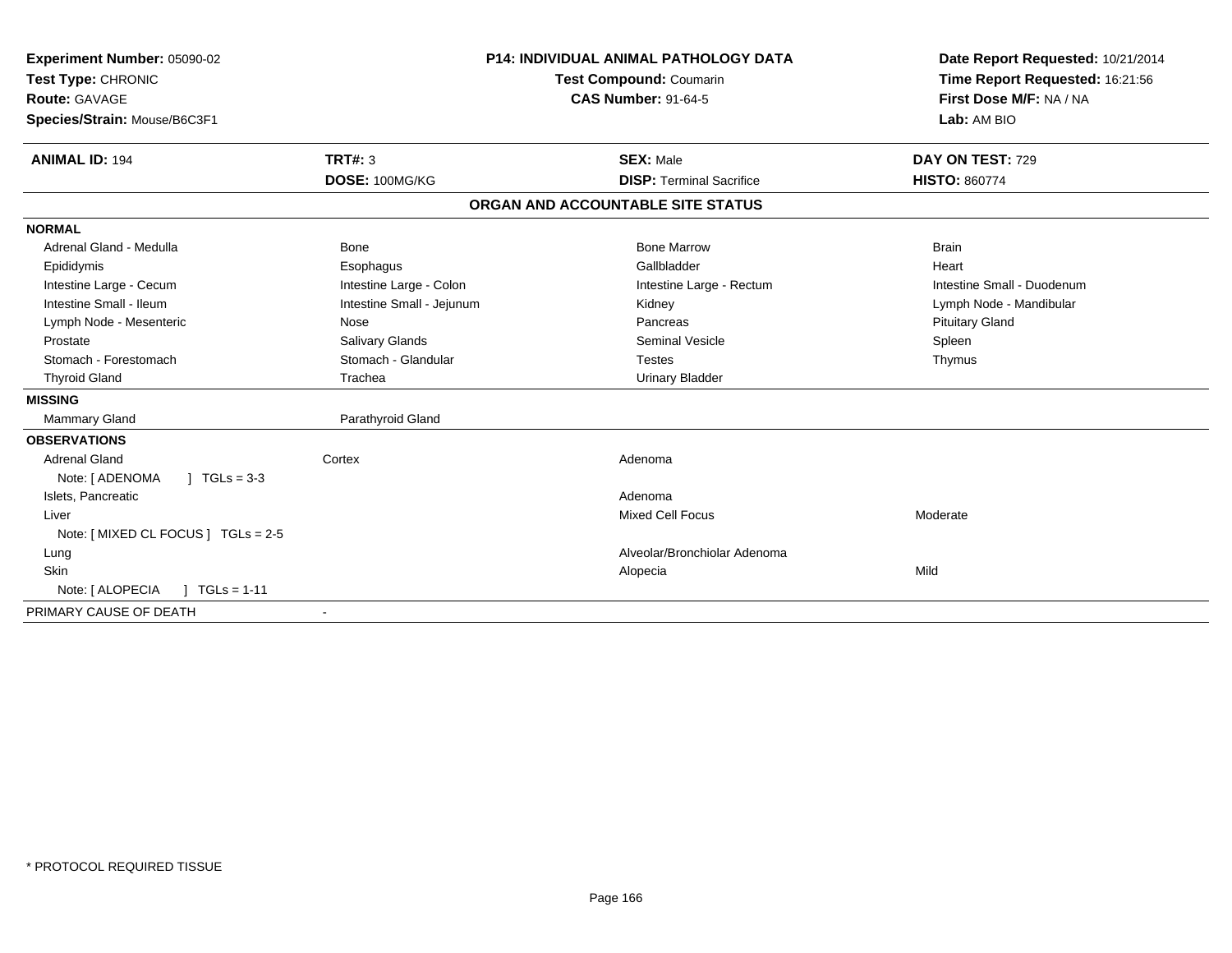**Experiment Number:** 05090-02
**Test Type:** CHRONIC
**Route:** GAVAGE
**Species/Strain:** Mouse/B6C3F1

**P14: INDIVIDUAL ANIMAL PATHOLOGY DATA**
**Test Compound:** Coumarin
**CAS Number:** 91-64-5

**Date Report Requested:** 10/21/2014
**Time Report Requested:** 16:21:56
**First Dose M/F:** NA / NA
**Lab:** AM BIO

| **ANIMAL ID:** 194 | **TRT#:** 3 | **SEX:** Male | **DAY ON TEST:** 729 |
|---|---|---|---|
| | **DOSE:** 100MG/KG | **DISP:** Terminal Sacrifice | **HISTO:** 860774 |

## ORGAN AND ACCOUNTABLE SITE STATUS

**NORMAL**

| | | | |
|---|---|---|---|
| Adrenal Gland - Medulla | Bone | Bone Marrow | Brain |
| Epididymis | Esophagus | Gallbladder | Heart |
| Intestine Large - Cecum | Intestine Large - Colon | Intestine Large - Rectum | Intestine Small - Duodenum |
| Intestine Small - Ileum | Intestine Small - Jejunum | Kidney | Lymph Node - Mandibular |
| Lymph Node - Mesenteric | Nose | Pancreas | Pituitary Gland |
| Prostate | Salivary Glands | Seminal Vesicle | Spleen |
| Stomach - Forestomach | Stomach - Glandular | Testes | Thymus |
| Thyroid Gland | Trachea | Urinary Bladder | |

**MISSING**

| | |
|---|---|
| Mammary Gland | Parathyroid Gland |

**OBSERVATIONS**

| | | | |
|---|---|---|---|
| Adrenal Gland | Cortex | Adenoma | |
| Note: [ ADENOMA ] TGLs = 3-3 | | | |
| Islets, Pancreatic | | Adenoma | |
| Liver | | Mixed Cell Focus | Moderate |
| Note: [ MIXED CL FOCUS ] TGLs = 2-5 | | | |
| Lung | | Alveolar/Bronchiolar Adenoma | |
| Skin | | Alopecia | Mild |
| Note: [ ALOPECIA ] TGLs = 1-11 | | | |

PRIMARY CAUSE OF DEATH -

* PROTOCOL REQUIRED TISSUE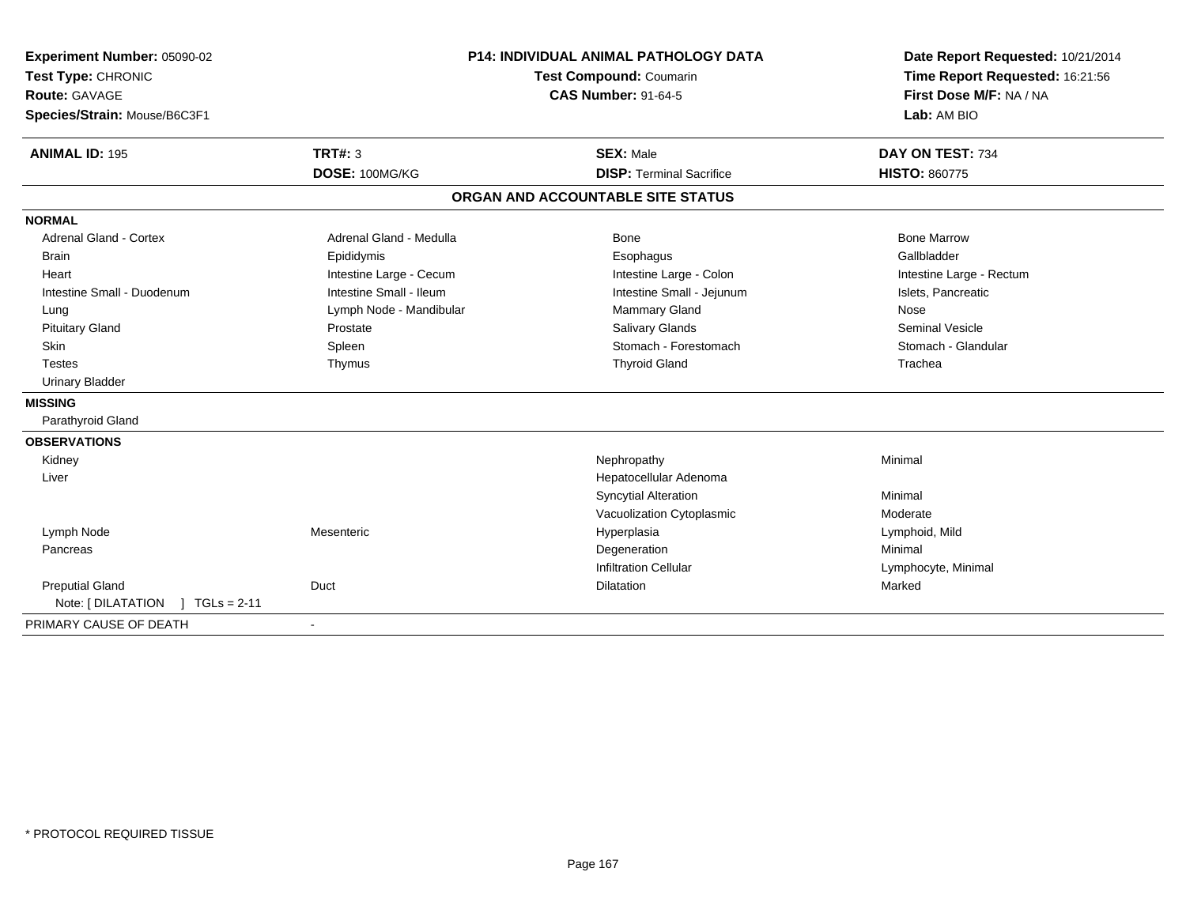**Experiment Number:** 05090-02
**Test Type:** CHRONIC
**Route:** GAVAGE
**Species/Strain:** Mouse/B6C3F1

**P14: INDIVIDUAL ANIMAL PATHOLOGY DATA**
**Test Compound:** Coumarin
**CAS Number:** 91-64-5

**Date Report Requested:** 10/21/2014
**Time Report Requested:** 16:21:56
**First Dose M/F:** NA / NA
**Lab:** AM BIO

| **ANIMAL ID:** 195 | **TRT#:** 3 | **SEX:** Male | **DAY ON TEST:** 734 |
|---|---|---|---|
| | **DOSE:** 100MG/KG | **DISP:** Terminal Sacrifice | **HISTO:** 860775 |

## ORGAN AND ACCOUNTABLE SITE STATUS

**NORMAL**

| | | | |
|---|---|---|---|
| Adrenal Gland - Cortex | Adrenal Gland - Medulla | Bone | Bone Marrow |
| Brain | Epididymis | Esophagus | Gallbladder |
| Heart | Intestine Large - Cecum | Intestine Large - Colon | Intestine Large - Rectum |
| Intestine Small - Duodenum | Intestine Small - Ileum | Intestine Small - Jejunum | Islets, Pancreatic |
| Lung | Lymph Node - Mandibular | Mammary Gland | Nose |
| Pituitary Gland | Prostate | Salivary Glands | Seminal Vesicle |
| Skin | Spleen | Stomach - Forestomach | Stomach - Glandular |
| Testes | Thymus | Thyroid Gland | Trachea |
| Urinary Bladder | | | |

**MISSING**

Parathyroid Gland

**OBSERVATIONS**

| | | | |
|---|---|---|---|
| Kidney | | Nephropathy | Minimal |
| Liver | | Hepatocellular Adenoma | |
| | | Syncytial Alteration | Minimal |
| | | Vacuolization Cytoplasmic | Moderate |
| Lymph Node | Mesenteric | Hyperplasia | Lymphoid, Mild |
| Pancreas | | Degeneration | Minimal |
| | | Infiltration Cellular | Lymphocyte, Minimal |
| Preputial Gland | Duct | Dilatation | Marked |
| Note: [ DILATATION ] TGLs = 2-11 | | | |

PRIMARY CAUSE OF DEATH -

* PROTOCOL REQUIRED TISSUE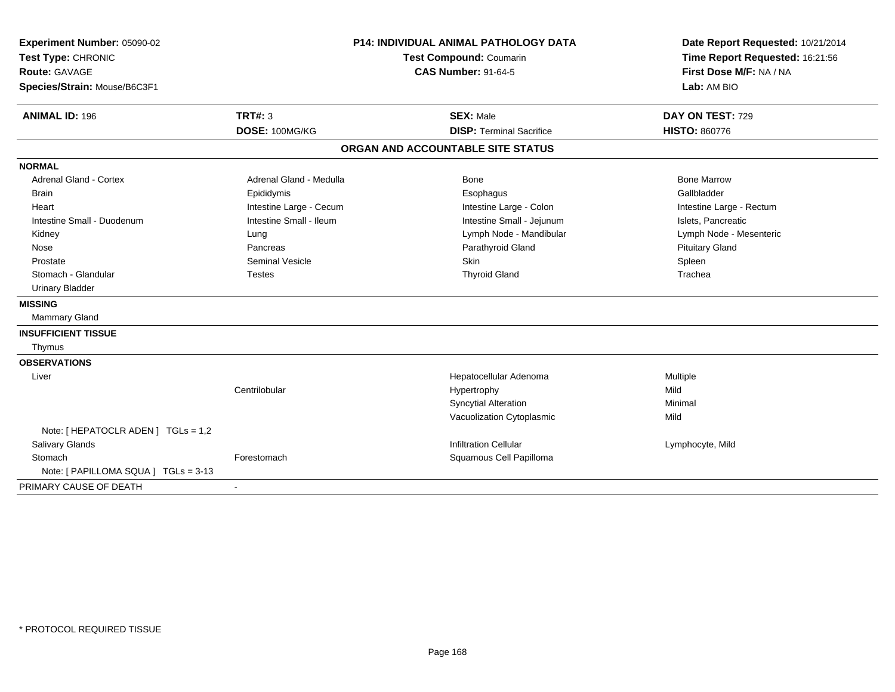**Experiment Number:** 05090-02
**Test Type:** CHRONIC
**Route:** GAVAGE
**Species/Strain:** Mouse/B6C3F1

**P14: INDIVIDUAL ANIMAL PATHOLOGY DATA**
**Test Compound:** Coumarin
**CAS Number:** 91-64-5

**Date Report Requested:** 10/21/2014
**Time Report Requested:** 16:21:56
**First Dose M/F:** NA / NA
**Lab:** AM BIO

| **ANIMAL ID:** 196 | **TRT#:** 3 | **SEX:** Male | **DAY ON TEST:** 729 |
|---|---|---|---|
| | **DOSE:** 100MG/KG | **DISP:** Terminal Sacrifice | **HISTO:** 860776 |

## ORGAN AND ACCOUNTABLE SITE STATUS

| | | | |
|---|---|---|---|
| **NORMAL** | | | |
| Adrenal Gland - Cortex | Adrenal Gland - Medulla | Bone | Bone Marrow |
| Brain | Epididymis | Esophagus | Gallbladder |
| Heart | Intestine Large - Cecum | Intestine Large - Colon | Intestine Large - Rectum |
| Intestine Small - Duodenum | Intestine Small - Ileum | Intestine Small - Jejunum | Islets, Pancreatic |
| Kidney | Lung | Lymph Node - Mandibular | Lymph Node - Mesenteric |
| Nose | Pancreas | Parathyroid Gland | Pituitary Gland |
| Prostate | Seminal Vesicle | Skin | Spleen |
| Stomach - Glandular | Testes | Thyroid Gland | Trachea |
| Urinary Bladder | | | |
| **MISSING** | | | |
| Mammary Gland | | | |
| **INSUFFICIENT TISSUE** | | | |
| Thymus | | | |
| **OBSERVATIONS** | | | |
| Liver | | Hepatocellular Adenoma | Multiple |
| | Centrilobular | Hypertrophy | Mild |
| | | Syncytial Alteration | Minimal |
| | | Vacuolization Cytoplasmic | Mild |
| Note: [ HEPATOCLR ADEN ] TGLs = 1,2 | | | |
| Salivary Glands | | Infiltration Cellular | Lymphocyte, Mild |
| Stomach | Forestomach | Squamous Cell Papilloma | |
| Note: [ PAPILLOMA SQUA ] TGLs = 3-13 | | | |
| PRIMARY CAUSE OF DEATH | - | | |

\* PROTOCOL REQUIRED TISSUE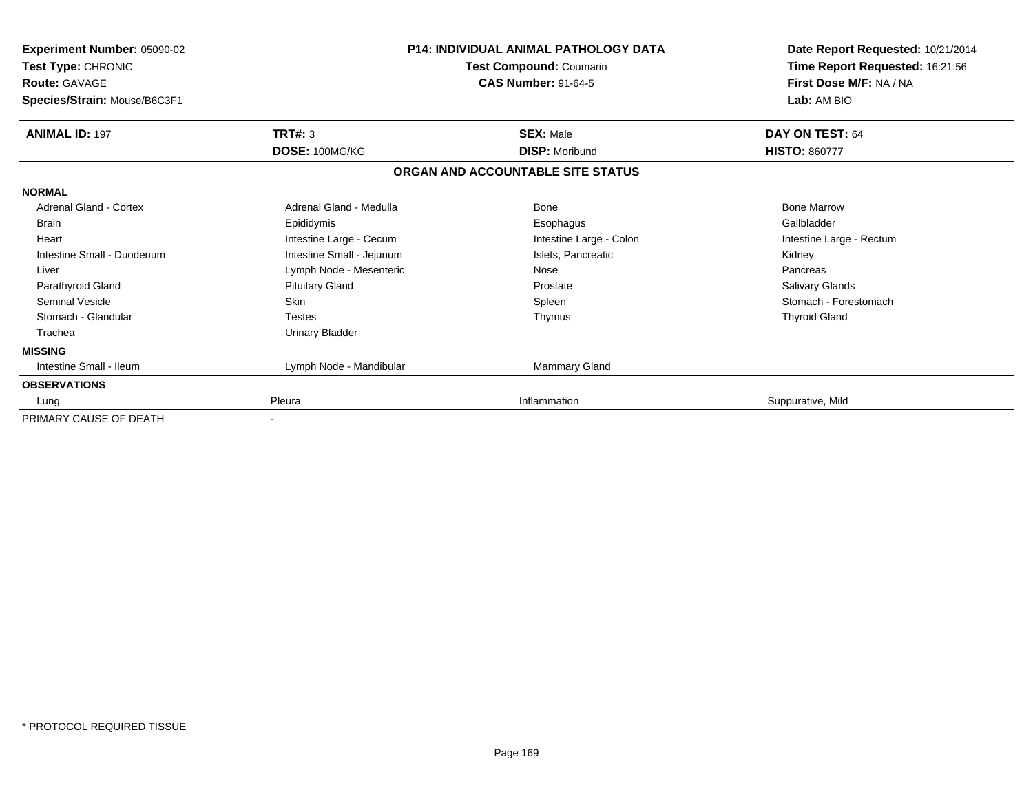**Experiment Number:** 05090-02
**Test Type:** CHRONIC
**Route:** GAVAGE
**Species/Strain:** Mouse/B6C3F1

**P14: INDIVIDUAL ANIMAL PATHOLOGY DATA**
**Test Compound:** Coumarin
**CAS Number:** 91-64-5

**Date Report Requested:** 10/21/2014
**Time Report Requested:** 16:21:56
**First Dose M/F:** NA / NA
**Lab:** AM BIO

| **ANIMAL ID:** 197 | **TRT#:** 3 | **SEX:** Male | **DAY ON TEST:** 64 |
|---|---|---|---|
| | **DOSE:** 100MG/KG | **DISP:** Moribund | **HISTO:** 860777 |

## ORGAN AND ACCOUNTABLE SITE STATUS

| | | | |
|---|---|---|---|
| **NORMAL** | | | |
| Adrenal Gland - Cortex | Adrenal Gland - Medulla | Bone | Bone Marrow |
| Brain | Epididymis | Esophagus | Gallbladder |
| Heart | Intestine Large - Cecum | Intestine Large - Colon | Intestine Large - Rectum |
| Intestine Small - Duodenum | Intestine Small - Jejunum | Islets, Pancreatic | Kidney |
| Liver | Lymph Node - Mesenteric | Nose | Pancreas |
| Parathyroid Gland | Pituitary Gland | Prostate | Salivary Glands |
| Seminal Vesicle | Skin | Spleen | Stomach - Forestomach |
| Stomach - Glandular | Testes | Thymus | Thyroid Gland |
| Trachea | Urinary Bladder | | |
| **MISSING** | | | |
| Intestine Small - Ileum | Lymph Node - Mandibular | Mammary Gland | |
| **OBSERVATIONS** | | | |
| Lung | Pleura | Inflammation | Suppurative, Mild |
| PRIMARY CAUSE OF DEATH | - | | |

* PROTOCOL REQUIRED TISSUE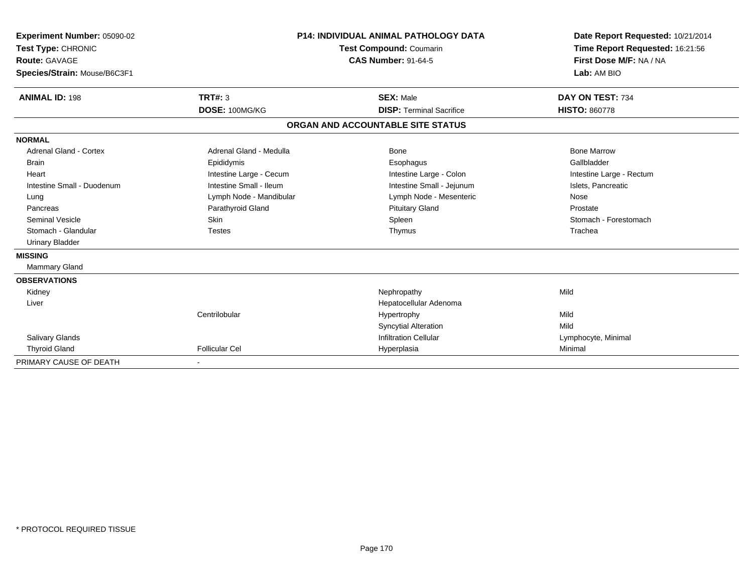**Experiment Number:** 05090-02
**Test Type:** CHRONIC
**Route:** GAVAGE
**Species/Strain:** Mouse/B6C3F1

**P14: INDIVIDUAL ANIMAL PATHOLOGY DATA**
**Test Compound:** Coumarin
**CAS Number:** 91-64-5

**Date Report Requested:** 10/21/2014
**Time Report Requested:** 16:21:56
**First Dose M/F:** NA / NA
**Lab:** AM BIO

| **ANIMAL ID:** 198 | **TRT#:** 3 | **SEX:** Male | **DAY ON TEST:** 734 |
|---|---|---|---|
| | **DOSE:** 100MG/KG | **DISP:** Terminal Sacrifice | **HISTO:** 860778 |

## ORGAN AND ACCOUNTABLE SITE STATUS

| | | | |
|---|---|---|---|
| **NORMAL** | | | |
| Adrenal Gland - Cortex | Adrenal Gland - Medulla | Bone | Bone Marrow |
| Brain | Epididymis | Esophagus | Gallbladder |
| Heart | Intestine Large - Cecum | Intestine Large - Colon | Intestine Large - Rectum |
| Intestine Small - Duodenum | Intestine Small - Ileum | Intestine Small - Jejunum | Islets, Pancreatic |
| Lung | Lymph Node - Mandibular | Lymph Node - Mesenteric | Nose |
| Pancreas | Parathyroid Gland | Pituitary Gland | Prostate |
| Seminal Vesicle | Skin | Spleen | Stomach - Forestomach |
| Stomach - Glandular | Testes | Thymus | Trachea |
| Urinary Bladder | | | |
| **MISSING** | | | |
| Mammary Gland | | | |
| **OBSERVATIONS** | | | |
| Kidney | | Nephropathy | Mild |
| Liver | | Hepatocellular Adenoma | |
| | Centrilobular | Hypertrophy | Mild |
| | | Syncytial Alteration | Mild |
| Salivary Glands | | Infiltration Cellular | Lymphocyte, Minimal |
| Thyroid Gland | Follicular Cel | Hyperplasia | Minimal |
| PRIMARY CAUSE OF DEATH | - | | |

\* PROTOCOL REQUIRED TISSUE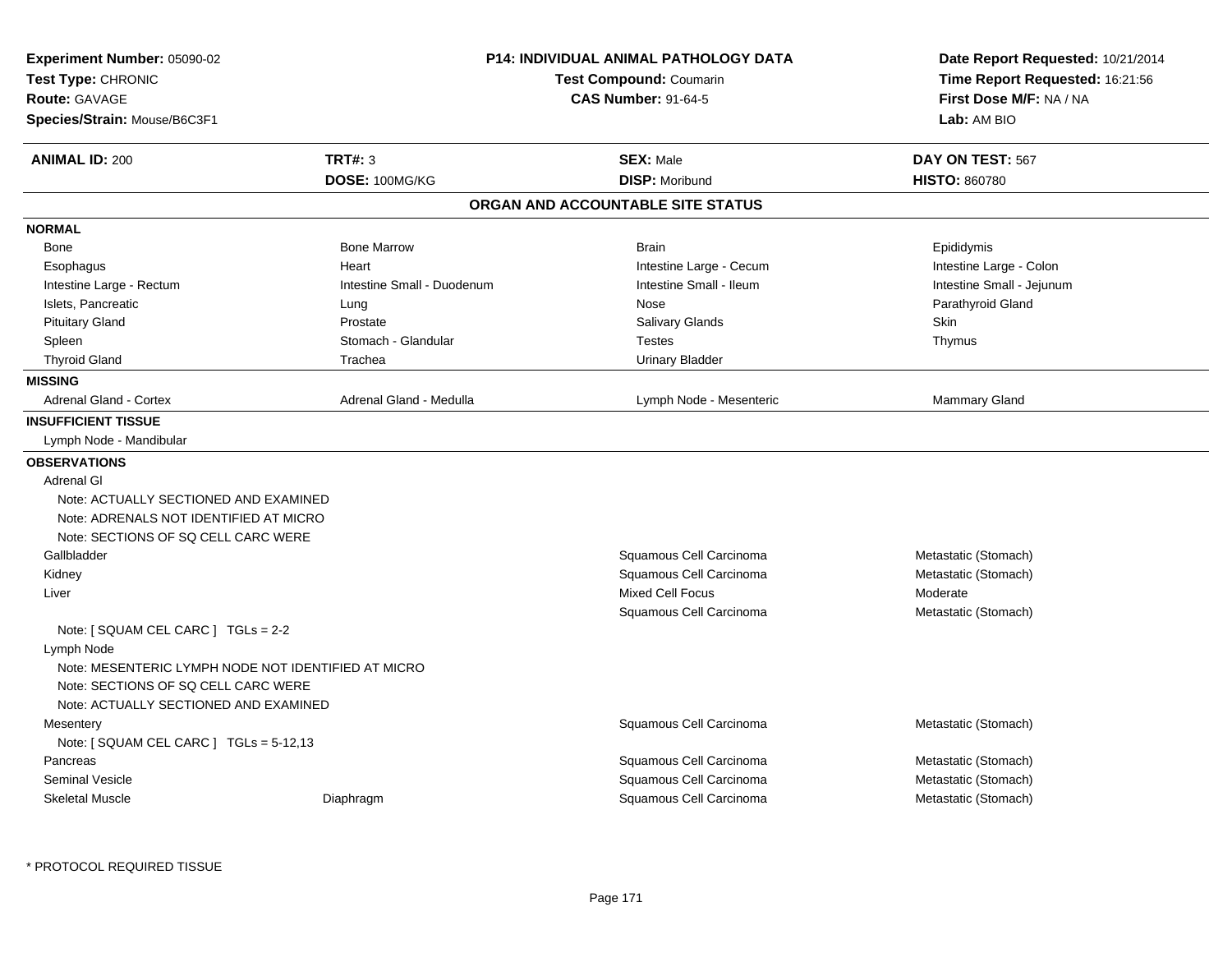**Experiment Number:** 05090-02
**Test Type:** CHRONIC
**Route:** GAVAGE
**Species/Strain:** Mouse/B6C3F1

**P14: INDIVIDUAL ANIMAL PATHOLOGY DATA**
**Test Compound:** Coumarin
**CAS Number:** 91-64-5

**Date Report Requested:** 10/21/2014
**Time Report Requested:** 16:21:56
**First Dose M/F:** NA / NA
**Lab:** AM BIO

| **ANIMAL ID:** 200 | **TRT#:** 3 | **SEX:** Male | **DAY ON TEST:** 567 |
|---|---|---|---|
| | **DOSE:** 100MG/KG | **DISP:** Moribund | **HISTO:** 860780 |

## ORGAN AND ACCOUNTABLE SITE STATUS

| | | | |
|---|---|---|---|
| **NORMAL** | | | |
| Bone | Bone Marrow | Brain | Epididymis |
| Esophagus | Heart | Intestine Large - Cecum | Intestine Large - Colon |
| Intestine Large - Rectum | Intestine Small - Duodenum | Intestine Small - Ileum | Intestine Small - Jejunum |
| Islets, Pancreatic | Lung | Nose | Parathyroid Gland |
| Pituitary Gland | Prostate | Salivary Glands | Skin |
| Spleen | Stomach - Glandular | Testes | Thymus |
| Thyroid Gland | Trachea | Urinary Bladder | |
| **MISSING** | | | |
| Adrenal Gland - Cortex | Adrenal Gland - Medulla | Lymph Node - Mesenteric | Mammary Gland |
| **INSUFFICIENT TISSUE** | | | |
| Lymph Node - Mandibular | | | |
| **OBSERVATIONS** | | | |
| Adrenal Gl | | | |
| Note: ACTUALLY SECTIONED AND EXAMINED | | | |
| Note: ADRENALS NOT IDENTIFIED AT MICRO | | | |
| Note: SECTIONS OF SQ CELL CARC WERE | | | |
| Gallbladder | | Squamous Cell Carcinoma | Metastatic (Stomach) |
| Kidney | | Squamous Cell Carcinoma | Metastatic (Stomach) |
| Liver | | Mixed Cell Focus | Moderate |
| | | Squamous Cell Carcinoma | Metastatic (Stomach) |
| Note: [ SQUAM CEL CARC ] TGLs = 2-2 | | | |
| Lymph Node | | | |
| Note: MESENTERIC LYMPH NODE NOT IDENTIFIED AT MICRO | | | |
| Note: SECTIONS OF SQ CELL CARC WERE | | | |
| Note: ACTUALLY SECTIONED AND EXAMINED | | | |
| Mesentery | | Squamous Cell Carcinoma | Metastatic (Stomach) |
| Note: [ SQUAM CEL CARC ] TGLs = 5-12,13 | | | |
| Pancreas | | Squamous Cell Carcinoma | Metastatic (Stomach) |
| Seminal Vesicle | | Squamous Cell Carcinoma | Metastatic (Stomach) |
| Skeletal Muscle | Diaphragm | Squamous Cell Carcinoma | Metastatic (Stomach) |

* PROTOCOL REQUIRED TISSUE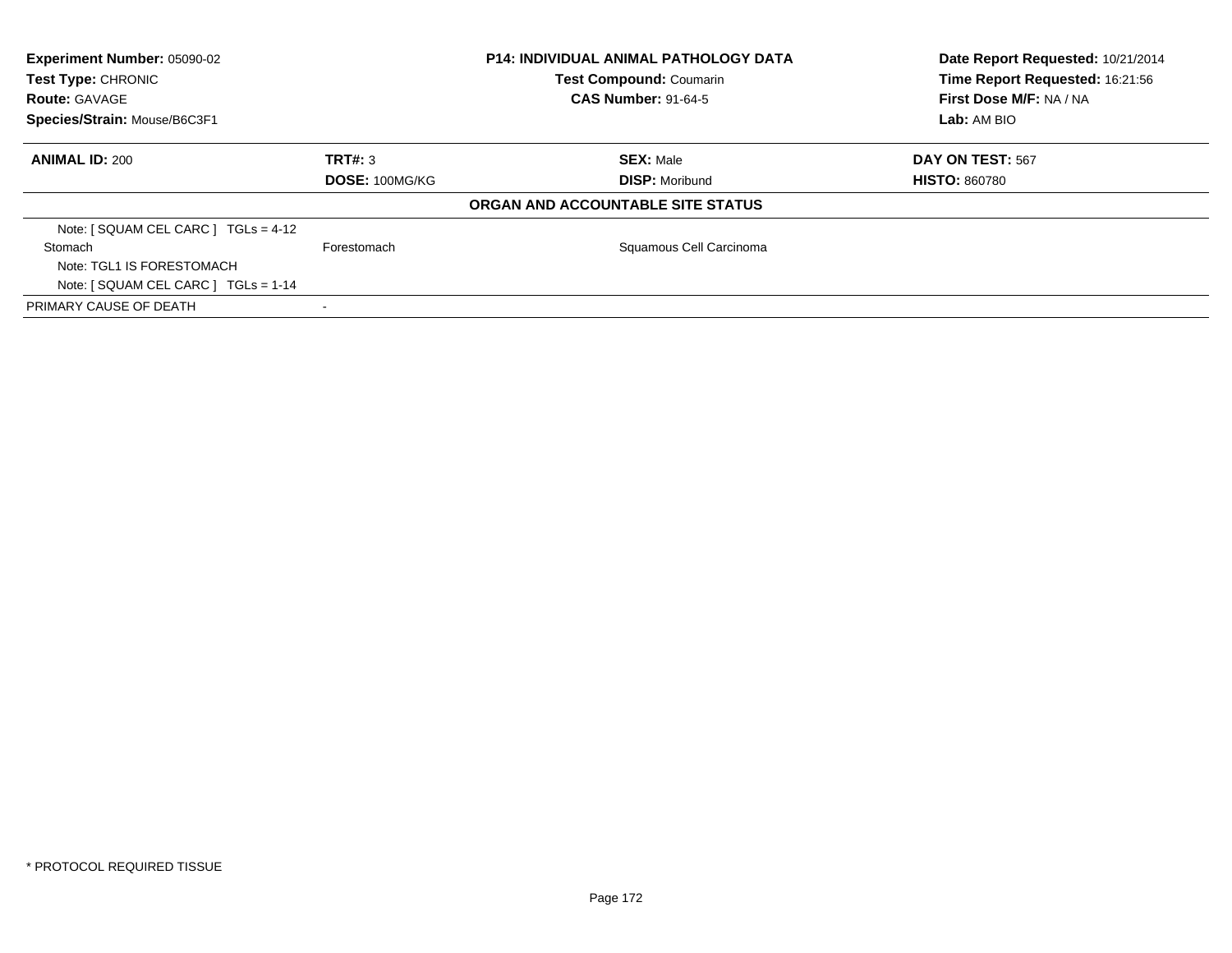| **Experiment Number:** 05090-02 | **P14: INDIVIDUAL ANIMAL PATHOLOGY DATA** | **Date Report Requested:** 10/21/2014 |
|---|---|---|
| **Test Type:** CHRONIC | **Test Compound:** Coumarin | **Time Report Requested:** 16:21:56 |
| **Route:** GAVAGE | **CAS Number:** 91-64-5 | **First Dose M/F:** NA / NA |
| **Species/Strain:** Mouse/B6C3F1 | | **Lab:** AM BIO |

| **ANIMAL ID:** 200 | **TRT#:** 3 | **SEX:** Male | **DAY ON TEST:** 567 |
|---|---|---|---|
| | **DOSE:** 100MG/KG | **DISP:** Moribund | **HISTO:** 860780 |

**ORGAN AND ACCOUNTABLE SITE STATUS**

| | | | |
|---|---|---|---|
| Note: [ SQUAM CEL CARC ] TGLs = 4-12 | | | |
| Stomach | Forestomach | Squamous Cell Carcinoma | |
| Note: TGL1 IS FORESTOMACH | | | |
| Note: [ SQUAM CEL CARC ] TGLs = 1-14 | | | |
| PRIMARY CAUSE OF DEATH | - | | |

* PROTOCOL REQUIRED TISSUE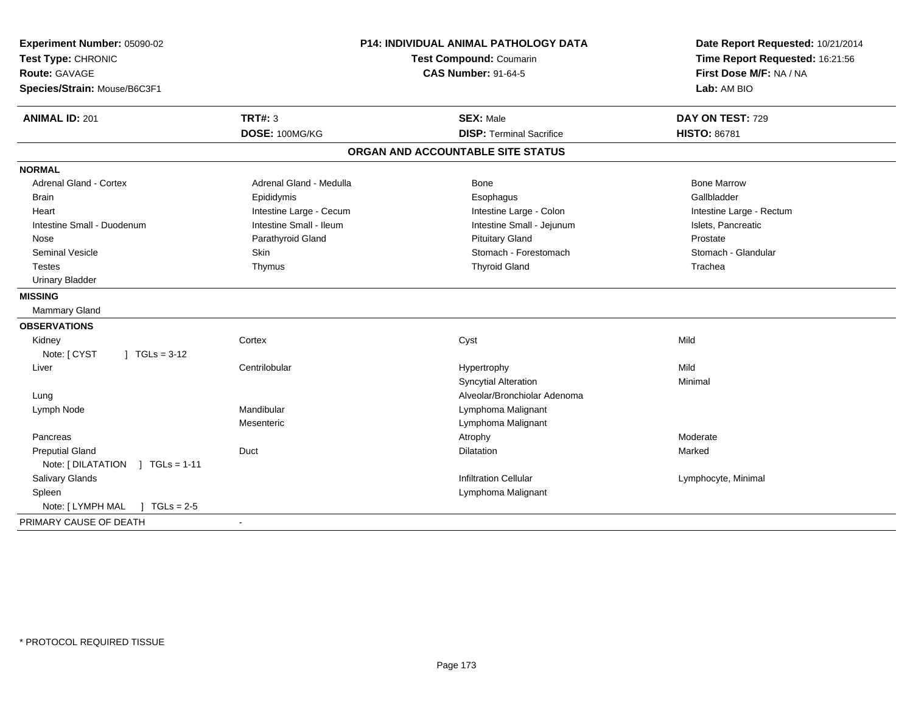**Experiment Number:** 05090-02
**Test Type:** CHRONIC
**Route:** GAVAGE
**Species/Strain:** Mouse/B6C3F1

**P14: INDIVIDUAL ANIMAL PATHOLOGY DATA**
**Test Compound:** Coumarin
**CAS Number:** 91-64-5

**Date Report Requested:** 10/21/2014
**Time Report Requested:** 16:21:56
**First Dose M/F:** NA / NA
**Lab:** AM BIO

| **ANIMAL ID:** 201 | **TRT#:** 3 | **SEX:** Male | **DAY ON TEST:** 729 |
|---|---|---|---|
| | **DOSE:** 100MG/KG | **DISP:** Terminal Sacrifice | **HISTO:** 86781 |

## ORGAN AND ACCOUNTABLE SITE STATUS

**NORMAL**

| | | | |
|---|---|---|---|
| Adrenal Gland - Cortex | Adrenal Gland - Medulla | Bone | Bone Marrow |
| Brain | Epididymis | Esophagus | Gallbladder |
| Heart | Intestine Large - Cecum | Intestine Large - Colon | Intestine Large - Rectum |
| Intestine Small - Duodenum | Intestine Small - Ileum | Intestine Small - Jejunum | Islets, Pancreatic |
| Nose | Parathyroid Gland | Pituitary Gland | Prostate |
| Seminal Vesicle | Skin | Stomach - Forestomach | Stomach - Glandular |
| Testes | Thymus | Thyroid Gland | Trachea |
| Urinary Bladder | | | |

**MISSING**

Mammary Gland

**OBSERVATIONS**

| | | | |
|---|---|---|---|
| Kidney | Cortex | Cyst | Mild |
| Note: [ CYST ] TGLs = 3-12 | | | |
| Liver | Centrilobular | Hypertrophy | Mild |
| | | Syncytial Alteration | Minimal |
| Lung | | Alveolar/Bronchiolar Adenoma | |
| Lymph Node | Mandibular | Lymphoma Malignant | |
| | Mesenteric | Lymphoma Malignant | |
| Pancreas | | Atrophy | Moderate |
| Preputial Gland | Duct | Dilatation | Marked |
| Note: [ DILATATION ] TGLs = 1-11 | | | |
| Salivary Glands | | Infiltration Cellular | Lymphocyte, Minimal |
| Spleen | | Lymphoma Malignant | |
| Note: [ LYMPH MAL ] TGLs = 2-5 | | | |

PRIMARY CAUSE OF DEATH -

\* PROTOCOL REQUIRED TISSUE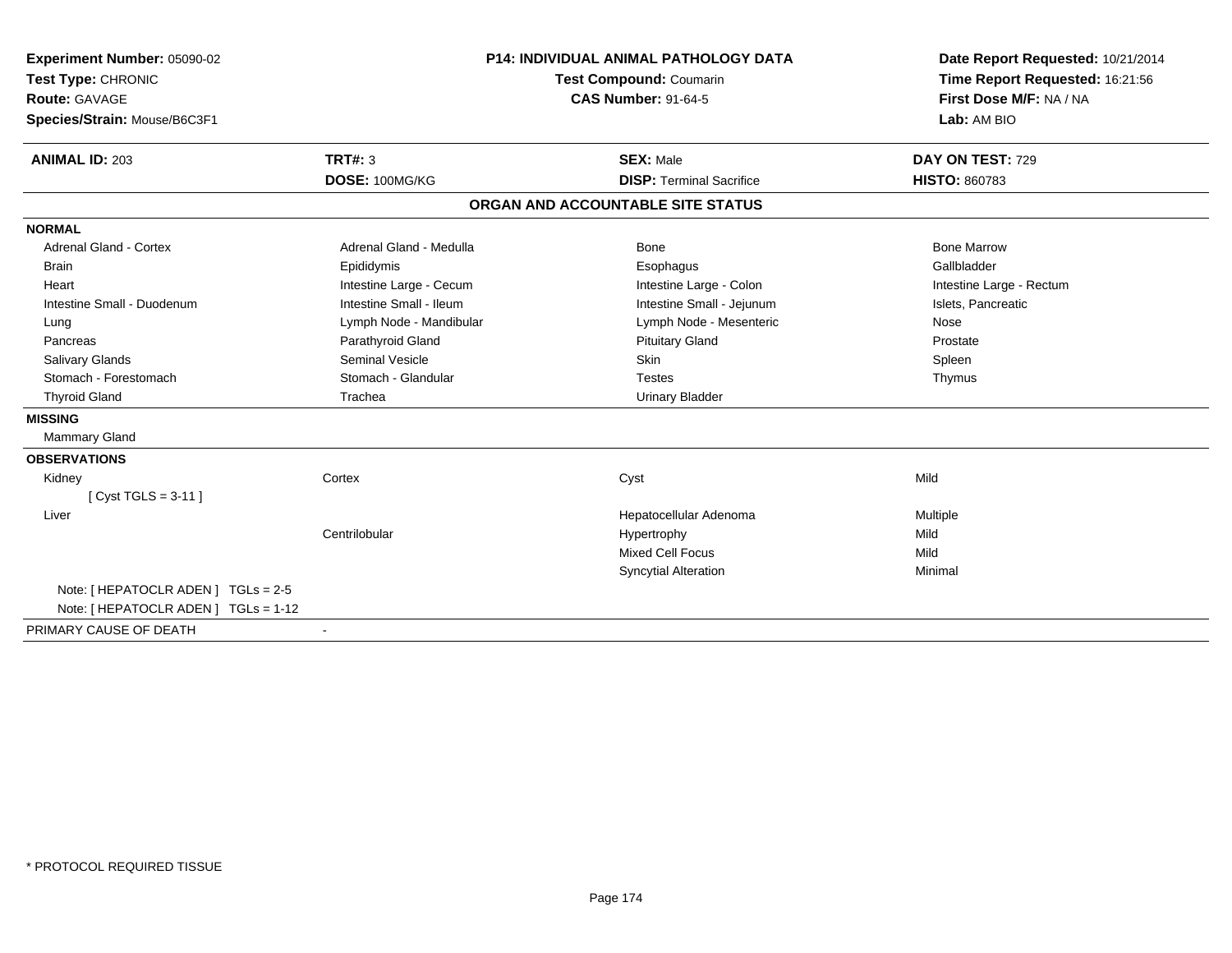**Experiment Number:** 05090-02
**Test Type:** CHRONIC
**Route:** GAVAGE
**Species/Strain:** Mouse/B6C3F1

**P14: INDIVIDUAL ANIMAL PATHOLOGY DATA**
**Test Compound:** Coumarin
**CAS Number:** 91-64-5

**Date Report Requested:** 10/21/2014
**Time Report Requested:** 16:21:56
**First Dose M/F:** NA / NA
**Lab:** AM BIO

| **ANIMAL ID:** 203 | **TRT#:** 3 | **SEX:** Male | **DAY ON TEST:** 729 |
|---|---|---|---|
| | **DOSE:** 100MG/KG | **DISP:** Terminal Sacrifice | **HISTO:** 860783 |

## ORGAN AND ACCOUNTABLE SITE STATUS

**NORMAL**

| | | | |
|---|---|---|---|
| Adrenal Gland - Cortex | Adrenal Gland - Medulla | Bone | Bone Marrow |
| Brain | Epididymis | Esophagus | Gallbladder |
| Heart | Intestine Large - Cecum | Intestine Large - Colon | Intestine Large - Rectum |
| Intestine Small - Duodenum | Intestine Small - Ileum | Intestine Small - Jejunum | Islets, Pancreatic |
| Lung | Lymph Node - Mandibular | Lymph Node - Mesenteric | Nose |
| Pancreas | Parathyroid Gland | Pituitary Gland | Prostate |
| Salivary Glands | Seminal Vesicle | Skin | Spleen |
| Stomach - Forestomach | Stomach - Glandular | Testes | Thymus |
| Thyroid Gland | Trachea | Urinary Bladder | |

**MISSING**

Mammary Gland

**OBSERVATIONS**

| | | | |
|---|---|---|---|
| Kidney | Cortex | Cyst | Mild |
| [ Cyst TGLS = 3-11 ] | | | |
| Liver | | Hepatocellular Adenoma | Multiple |
| | Centrilobular | Hypertrophy | Mild |
| | | Mixed Cell Focus | Mild |
| | | Syncytial Alteration | Minimal |
| Note: [ HEPATOCLR ADEN ] TGLs = 2-5 | | | |
| Note: [ HEPATOCLR ADEN ] TGLs = 1-12 | | | |

PRIMARY CAUSE OF DEATH -

\* PROTOCOL REQUIRED TISSUE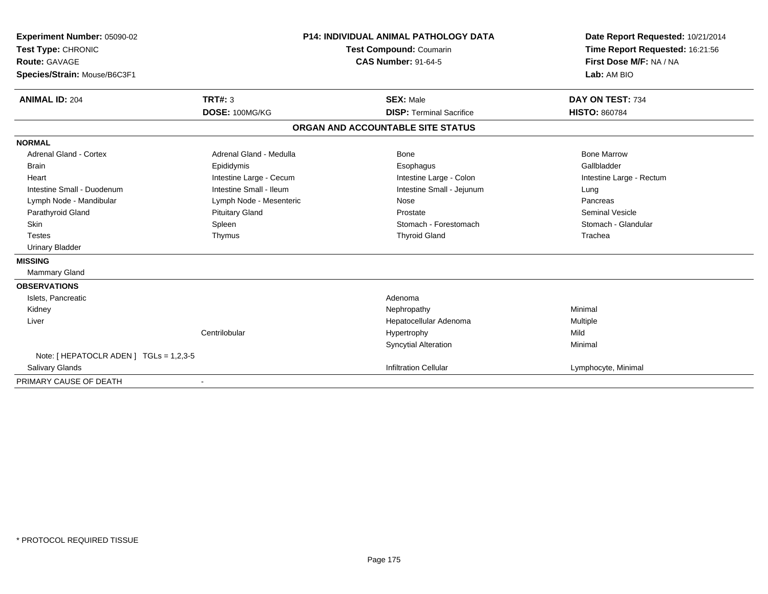**Experiment Number:** 05090-02
**Test Type:** CHRONIC
**Route:** GAVAGE
**Species/Strain:** Mouse/B6C3F1

**P14: INDIVIDUAL ANIMAL PATHOLOGY DATA**
**Test Compound:** Coumarin
**CAS Number:** 91-64-5

**Date Report Requested:** 10/21/2014
**Time Report Requested:** 16:21:56
**First Dose M/F:** NA / NA
**Lab:** AM BIO

| **ANIMAL ID:** 204 | **TRT#:** 3 | **SEX:** Male | **DAY ON TEST:** 734 |
|---|---|---|---|
| | **DOSE:** 100MG/KG | **DISP:** Terminal Sacrifice | **HISTO:** 860784 |

## ORGAN AND ACCOUNTABLE SITE STATUS

**NORMAL**

| | | | |
|---|---|---|---|
| Adrenal Gland - Cortex | Adrenal Gland - Medulla | Bone | Bone Marrow |
| Brain | Epididymis | Esophagus | Gallbladder |
| Heart | Intestine Large - Cecum | Intestine Large - Colon | Intestine Large - Rectum |
| Intestine Small - Duodenum | Intestine Small - Ileum | Intestine Small - Jejunum | Lung |
| Lymph Node - Mandibular | Lymph Node - Mesenteric | Nose | Pancreas |
| Parathyroid Gland | Pituitary Gland | Prostate | Seminal Vesicle |
| Skin | Spleen | Stomach - Forestomach | Stomach - Glandular |
| Testes | Thymus | Thyroid Gland | Trachea |
| Urinary Bladder | | | |

**MISSING**

Mammary Gland

**OBSERVATIONS**

| | | | |
|---|---|---|---|
| Islets, Pancreatic | | Adenoma | |
| Kidney | | Nephropathy | Minimal |
| Liver | | Hepatocellular Adenoma | Multiple |
| | Centrilobular | Hypertrophy | Mild |
| | | Syncytial Alteration | Minimal |
| Note: [ HEPATOCLR ADEN ] TGLs = 1,2,3-5 | | | |
| Salivary Glands | | Infiltration Cellular | Lymphocyte, Minimal |

PRIMARY CAUSE OF DEATH -

* PROTOCOL REQUIRED TISSUE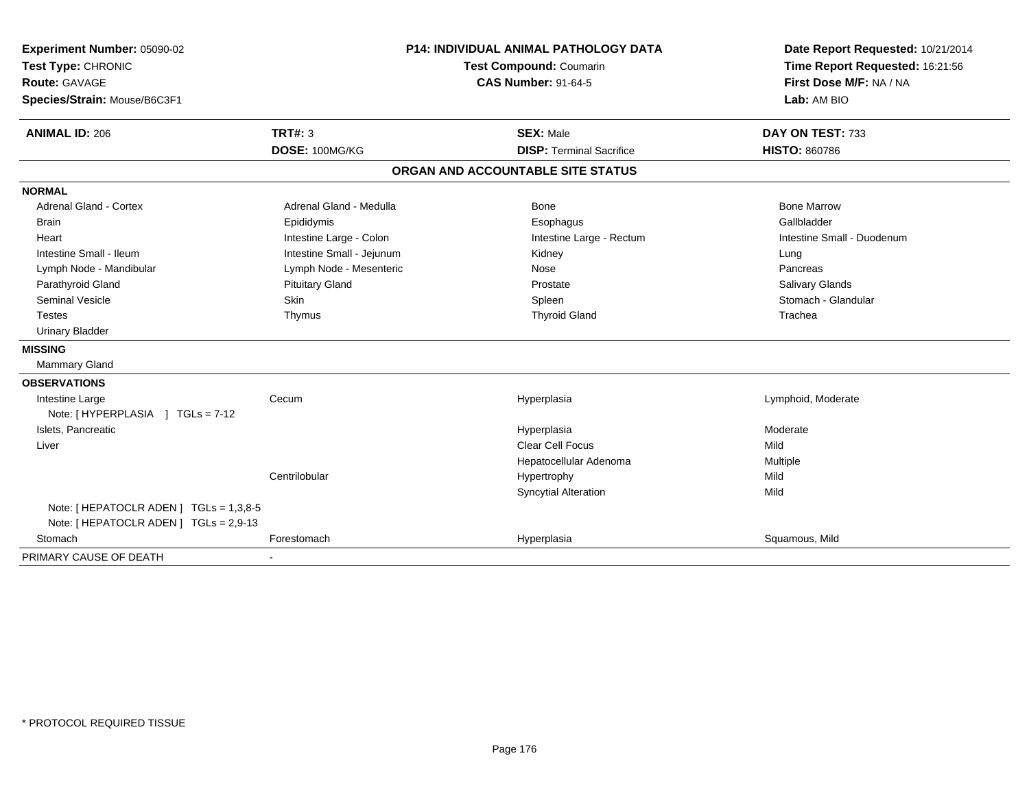**Experiment Number:** 05090-02
**Test Type:** CHRONIC
**Route:** GAVAGE
**Species/Strain:** Mouse/B6C3F1

**P14: INDIVIDUAL ANIMAL PATHOLOGY DATA**
**Test Compound:** Coumarin
**CAS Number:** 91-64-5

**Date Report Requested:** 10/21/2014
**Time Report Requested:** 16:21:56
**First Dose M/F:** NA / NA
**Lab:** AM BIO

| **ANIMAL ID:** 206 | **TRT#:** 3 | **SEX:** Male | **DAY ON TEST:** 733 |
|---|---|---|---|
| | **DOSE:** 100MG/KG | **DISP:** Terminal Sacrifice | **HISTO:** 860786 |

## ORGAN AND ACCOUNTABLE SITE STATUS

| | | | |
|---|---|---|---|
| **NORMAL** | | | |
| Adrenal Gland - Cortex | Adrenal Gland - Medulla | Bone | Bone Marrow |
| Brain | Epididymis | Esophagus | Gallbladder |
| Heart | Intestine Large - Colon | Intestine Large - Rectum | Intestine Small - Duodenum |
| Intestine Small - Ileum | Intestine Small - Jejunum | Kidney | Lung |
| Lymph Node - Mandibular | Lymph Node - Mesenteric | Nose | Pancreas |
| Parathyroid Gland | Pituitary Gland | Prostate | Salivary Glands |
| Seminal Vesicle | Skin | Spleen | Stomach - Glandular |
| Testes | Thymus | Thyroid Gland | Trachea |
| Urinary Bladder | | | |
| **MISSING** | | | |
| Mammary Gland | | | |
| **OBSERVATIONS** | | | |
| Intestine Large | Cecum | Hyperplasia | Lymphoid, Moderate |
| Note: [ HYPERPLASIA ] TGLs = 7-12 | | | |
| Islets, Pancreatic | | Hyperplasia | Moderate |
| Liver | | Clear Cell Focus | Mild |
| | | Hepatocellular Adenoma | Multiple |
| | Centrilobular | Hypertrophy | Mild |
| | | Syncytial Alteration | Mild |
| Note: [ HEPATOCLR ADEN ] TGLs = 1,3,8-5 | | | |
| Note: [ HEPATOCLR ADEN ] TGLs = 2,9-13 | | | |
| Stomach | Forestomach | Hyperplasia | Squamous, Mild |
| PRIMARY CAUSE OF DEATH | - | | |

\* PROTOCOL REQUIRED TISSUE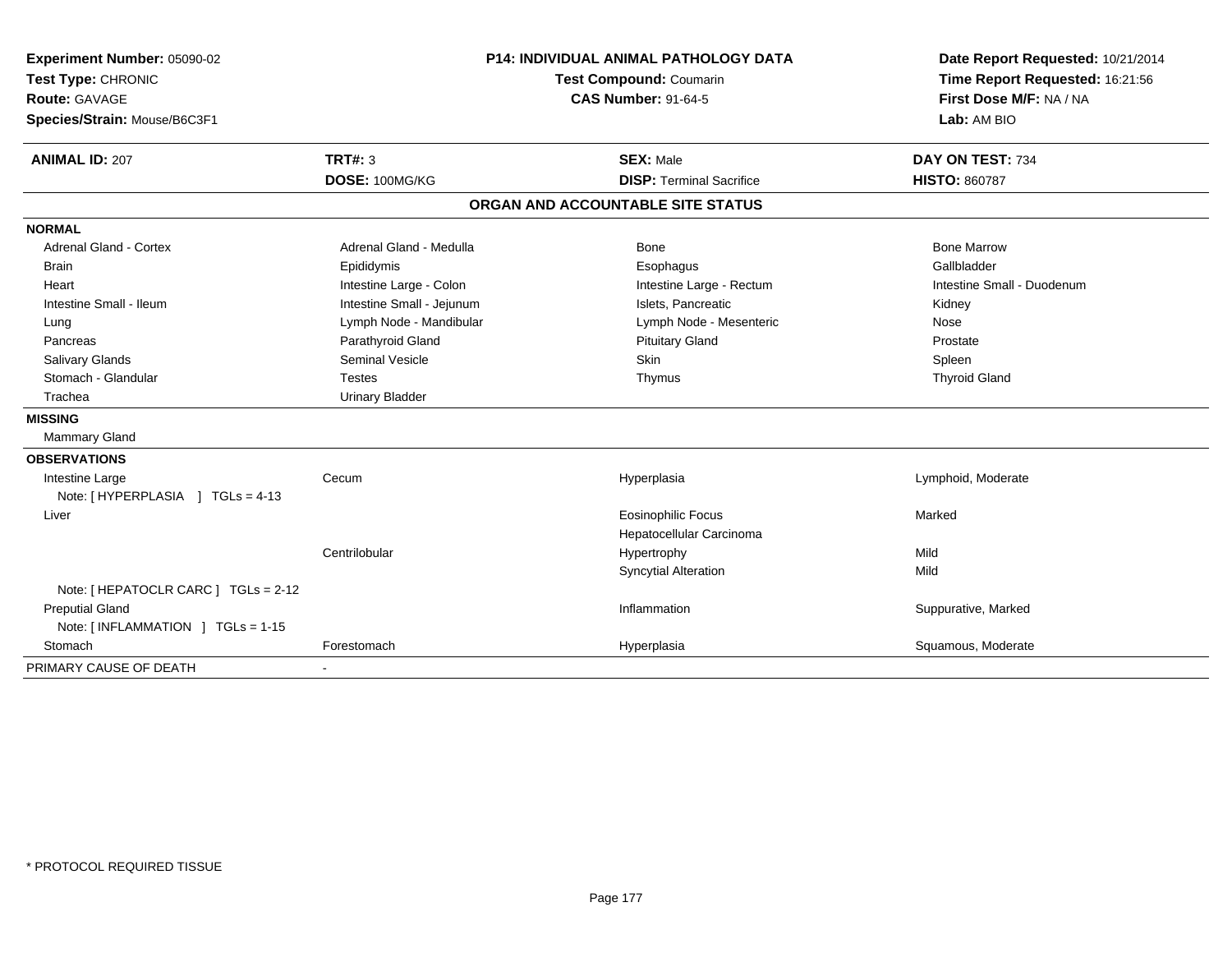**Experiment Number:** 05090-02
**Test Type:** CHRONIC
**Route:** GAVAGE
**Species/Strain:** Mouse/B6C3F1

**P14: INDIVIDUAL ANIMAL PATHOLOGY DATA**
**Test Compound:** Coumarin
**CAS Number:** 91-64-5

**Date Report Requested:** 10/21/2014
**Time Report Requested:** 16:21:56
**First Dose M/F:** NA / NA
**Lab:** AM BIO

| **ANIMAL ID:** 207 | **TRT#:** 3 | **SEX:** Male | **DAY ON TEST:** 734 |
|---|---|---|---|
| | **DOSE:** 100MG/KG | **DISP:** Terminal Sacrifice | **HISTO:** 860787 |

## ORGAN AND ACCOUNTABLE SITE STATUS

**NORMAL**

| | | | |
|---|---|---|---|
| Adrenal Gland - Cortex | Adrenal Gland - Medulla | Bone | Bone Marrow |
| Brain | Epididymis | Esophagus | Gallbladder |
| Heart | Intestine Large - Colon | Intestine Large - Rectum | Intestine Small - Duodenum |
| Intestine Small - Ileum | Intestine Small - Jejunum | Islets, Pancreatic | Kidney |
| Lung | Lymph Node - Mandibular | Lymph Node - Mesenteric | Nose |
| Pancreas | Parathyroid Gland | Pituitary Gland | Prostate |
| Salivary Glands | Seminal Vesicle | Skin | Spleen |
| Stomach - Glandular | Testes | Thymus | Thyroid Gland |
| Trachea | Urinary Bladder | | |

**MISSING**

Mammary Gland

**OBSERVATIONS**

| | | | |
|---|---|---|---|
| Intestine Large | Cecum | Hyperplasia | Lymphoid, Moderate |
| Note: [ HYPERPLASIA ] TGLs = 4-13 | | | |
| Liver | | Eosinophilic Focus | Marked |
| | | Hepatocellular Carcinoma | |
| | Centrilobular | Hypertrophy | Mild |
| | | Syncytial Alteration | Mild |
| Note: [ HEPATOCLR CARC ] TGLs = 2-12 | | | |
| Preputial Gland | | Inflammation | Suppurative, Marked |
| Note: [ INFLAMMATION ] TGLs = 1-15 | | | |
| Stomach | Forestomach | Hyperplasia | Squamous, Moderate |

PRIMARY CAUSE OF DEATH -

\* PROTOCOL REQUIRED TISSUE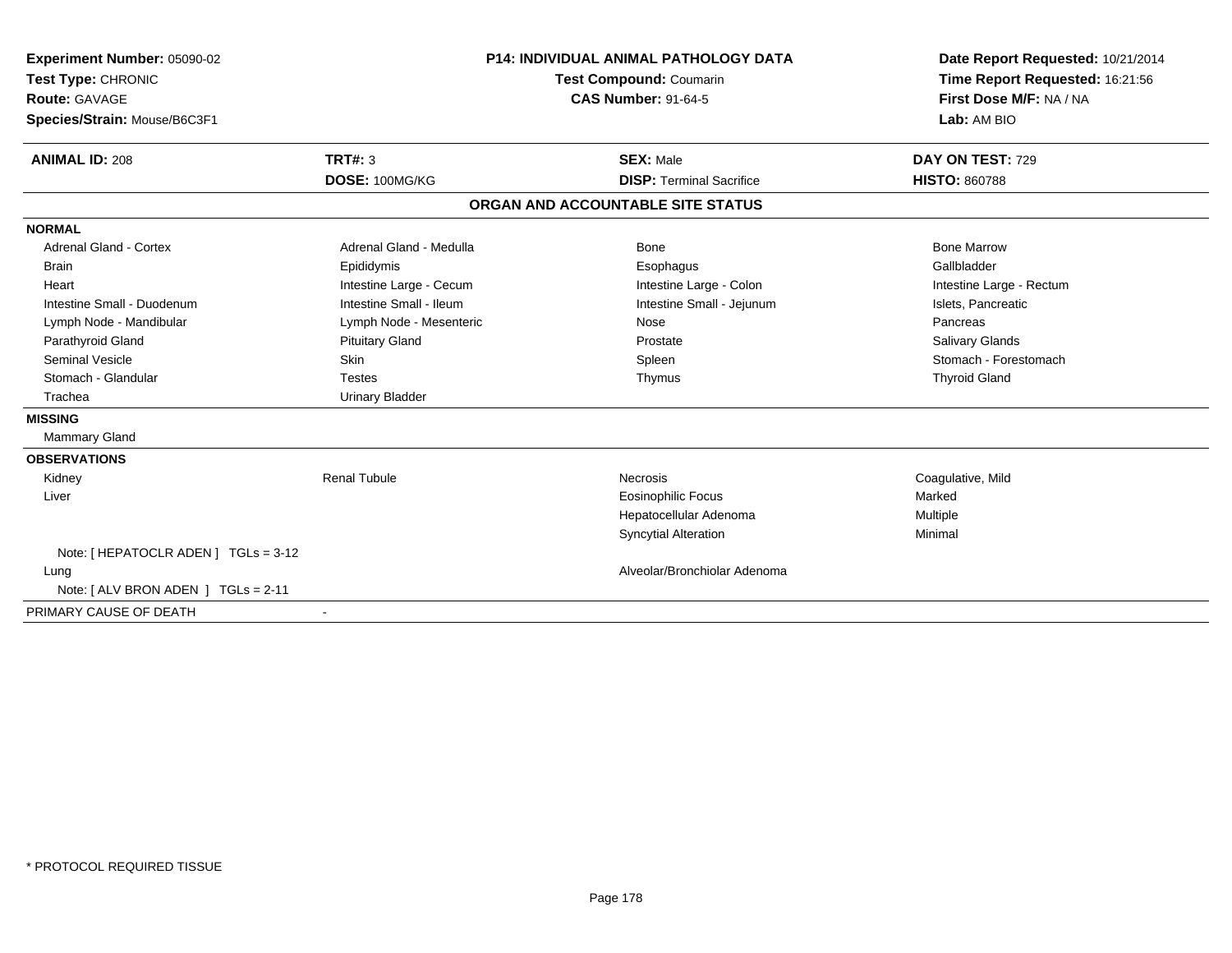**Experiment Number:** 05090-02
**Test Type:** CHRONIC
**Route:** GAVAGE
**Species/Strain:** Mouse/B6C3F1

**P14: INDIVIDUAL ANIMAL PATHOLOGY DATA**
**Test Compound:** Coumarin
**CAS Number:** 91-64-5

**Date Report Requested:** 10/21/2014
**Time Report Requested:** 16:21:56
**First Dose M/F:** NA / NA
**Lab:** AM BIO

| **ANIMAL ID:** 208 | **TRT#:** 3 | **SEX:** Male | **DAY ON TEST:** 729 |
|---|---|---|---|
| | **DOSE:** 100MG/KG | **DISP:** Terminal Sacrifice | **HISTO:** 860788 |

## ORGAN AND ACCOUNTABLE SITE STATUS

**NORMAL**

| | | | |
|---|---|---|---|
| Adrenal Gland - Cortex | Adrenal Gland - Medulla | Bone | Bone Marrow |
| Brain | Epididymis | Esophagus | Gallbladder |
| Heart | Intestine Large - Cecum | Intestine Large - Colon | Intestine Large - Rectum |
| Intestine Small - Duodenum | Intestine Small - Ileum | Intestine Small - Jejunum | Islets, Pancreatic |
| Lymph Node - Mandibular | Lymph Node - Mesenteric | Nose | Pancreas |
| Parathyroid Gland | Pituitary Gland | Prostate | Salivary Glands |
| Seminal Vesicle | Skin | Spleen | Stomach - Forestomach |
| Stomach - Glandular | Testes | Thymus | Thyroid Gland |
| Trachea | Urinary Bladder | | |

**MISSING**

Mammary Gland

**OBSERVATIONS**

| | | | |
|---|---|---|---|
| Kidney | Renal Tubule | Necrosis | Coagulative, Mild |
| Liver | | Eosinophilic Focus | Marked |
| | | Hepatocellular Adenoma | Multiple |
| | | Syncytial Alteration | Minimal |
| Note: [ HEPATOCLR ADEN ] TGLs = 3-12 | | | |
| Lung | | Alveolar/Bronchiolar Adenoma | |
| Note: [ ALV BRON ADEN ] TGLs = 2-11 | | | |

PRIMARY CAUSE OF DEATH -

\* PROTOCOL REQUIRED TISSUE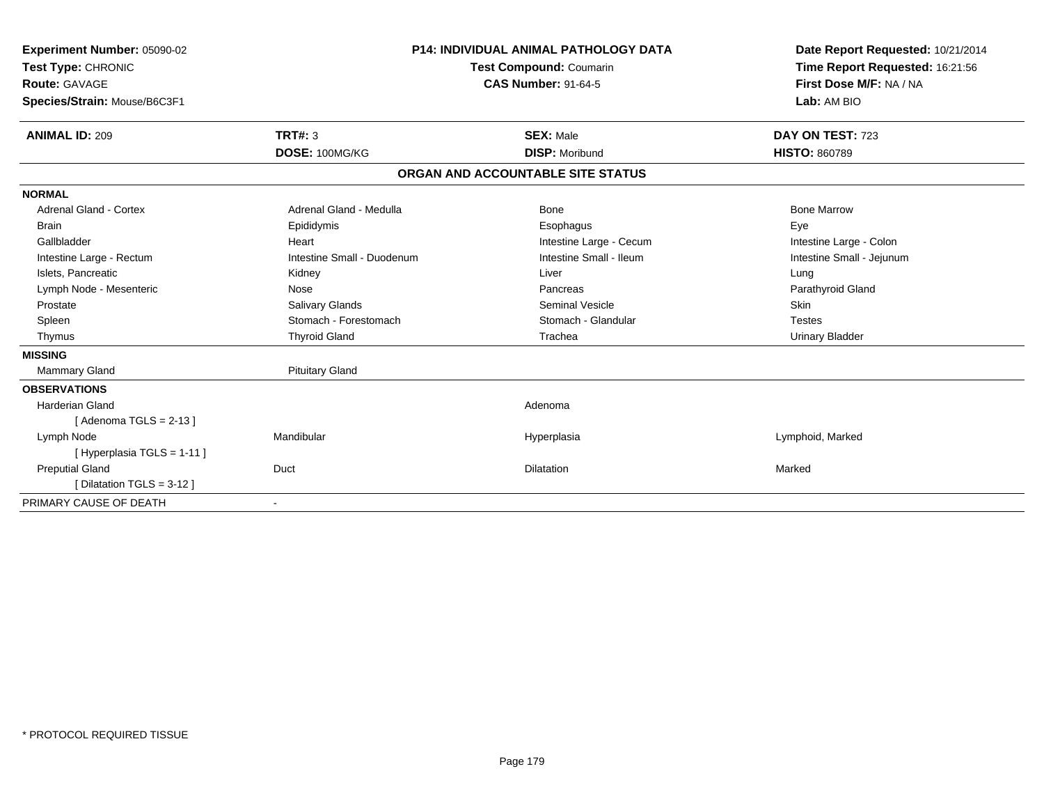**Experiment Number:** 05090-02
**Test Type:** CHRONIC
**Route:** GAVAGE
**Species/Strain:** Mouse/B6C3F1

**P14: INDIVIDUAL ANIMAL PATHOLOGY DATA**
**Test Compound:** Coumarin
**CAS Number:** 91-64-5

**Date Report Requested:** 10/21/2014
**Time Report Requested:** 16:21:56
**First Dose M/F:** NA / NA
**Lab:** AM BIO

| **ANIMAL ID:** 209 | **TRT#:** 3 | **SEX:** Male | **DAY ON TEST:** 723 |
|---|---|---|---|
| | **DOSE:** 100MG/KG | **DISP:** Moribund | **HISTO:** 860789 |

## ORGAN AND ACCOUNTABLE SITE STATUS

| | | | |
|---|---|---|---|
| **NORMAL** | | | |
| Adrenal Gland - Cortex | Adrenal Gland - Medulla | Bone | Bone Marrow |
| Brain | Epididymis | Esophagus | Eye |
| Gallbladder | Heart | Intestine Large - Cecum | Intestine Large - Colon |
| Intestine Large - Rectum | Intestine Small - Duodenum | Intestine Small - Ileum | Intestine Small - Jejunum |
| Islets, Pancreatic | Kidney | Liver | Lung |
| Lymph Node - Mesenteric | Nose | Pancreas | Parathyroid Gland |
| Prostate | Salivary Glands | Seminal Vesicle | Skin |
| Spleen | Stomach - Forestomach | Stomach - Glandular | Testes |
| Thymus | Thyroid Gland | Trachea | Urinary Bladder |
| **MISSING** | | | |
| Mammary Gland | Pituitary Gland | | |
| **OBSERVATIONS** | | | |
| Harderian Gland | | Adenoma | |
| [ Adenoma TGLS = 2-13 ] | | | |
| Lymph Node | Mandibular | Hyperplasia | Lymphoid, Marked |
| [ Hyperplasia TGLS = 1-11 ] | | | |
| Preputial Gland | Duct | Dilatation | Marked |
| [ Dilatation TGLS = 3-12 ] | | | |
| PRIMARY CAUSE OF DEATH | - | | |

* PROTOCOL REQUIRED TISSUE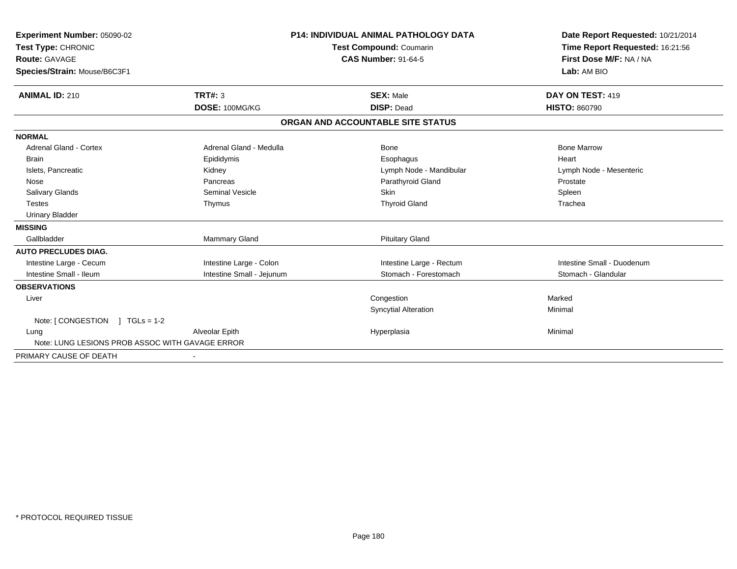**Experiment Number:** 05090-02
**Test Type:** CHRONIC
**Route:** GAVAGE
**Species/Strain:** Mouse/B6C3F1

**P14: INDIVIDUAL ANIMAL PATHOLOGY DATA**
**Test Compound:** Coumarin
**CAS Number:** 91-64-5

**Date Report Requested:** 10/21/2014
**Time Report Requested:** 16:21:56
**First Dose M/F:** NA / NA
**Lab:** AM BIO

| **ANIMAL ID:** 210 | **TRT#:** 3 | **SEX:** Male | **DAY ON TEST:** 419 |
|---|---|---|---|
| | **DOSE:** 100MG/KG | **DISP:** Dead | **HISTO:** 860790 |

## ORGAN AND ACCOUNTABLE SITE STATUS

| | | | |
|---|---|---|---|
| **NORMAL** | | | |
| Adrenal Gland - Cortex | Adrenal Gland - Medulla | Bone | Bone Marrow |
| Brain | Epididymis | Esophagus | Heart |
| Islets, Pancreatic | Kidney | Lymph Node - Mandibular | Lymph Node - Mesenteric |
| Nose | Pancreas | Parathyroid Gland | Prostate |
| Salivary Glands | Seminal Vesicle | Skin | Spleen |
| Testes | Thymus | Thyroid Gland | Trachea |
| Urinary Bladder | | | |
| **MISSING** | | | |
| Gallbladder | Mammary Gland | Pituitary Gland | |
| **AUTO PRECLUDES DIAG.** | | | |
| Intestine Large - Cecum | Intestine Large - Colon | Intestine Large - Rectum | Intestine Small - Duodenum |
| Intestine Small - Ileum | Intestine Small - Jejunum | Stomach - Forestomach | Stomach - Glandular |
| **OBSERVATIONS** | | | |
| Liver | | Congestion | Marked |
| | | Syncytial Alteration | Minimal |
| Note: [ CONGESTION ] TGLs = 1-2 | | | |
| Lung | Alveolar Epith | Hyperplasia | Minimal |
| Note: LUNG LESIONS PROB ASSOC WITH GAVAGE ERROR | | | |
| PRIMARY CAUSE OF DEATH | - | | |

* PROTOCOL REQUIRED TISSUE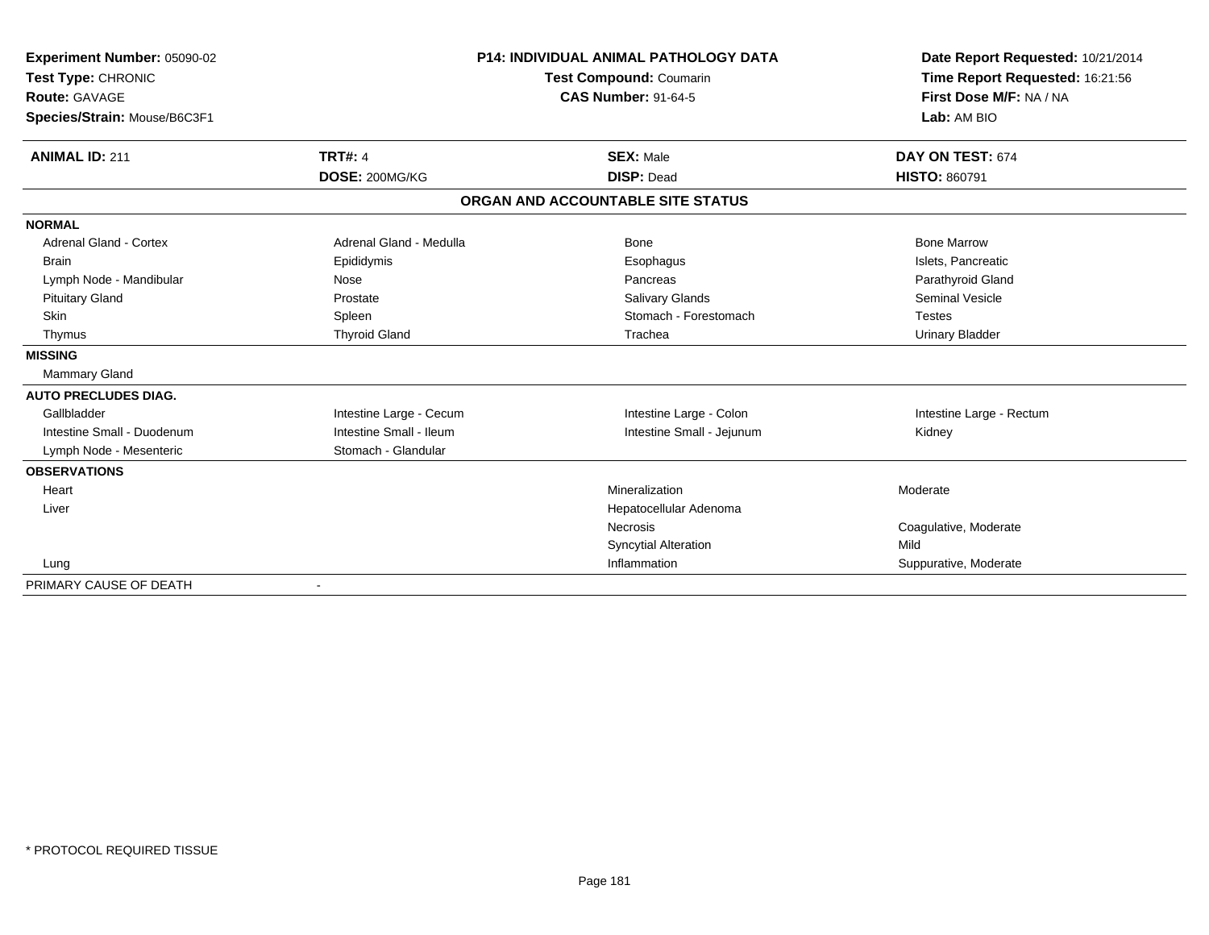**Experiment Number:** 05090-02
**Test Type:** CHRONIC
**Route:** GAVAGE
**Species/Strain:** Mouse/B6C3F1

**P14: INDIVIDUAL ANIMAL PATHOLOGY DATA**
**Test Compound:** Coumarin
**CAS Number:** 91-64-5

**Date Report Requested:** 10/21/2014
**Time Report Requested:** 16:21:56
**First Dose M/F:** NA / NA
**Lab:** AM BIO

| **ANIMAL ID:** 211 | **TRT#:** 4 | **SEX:** Male | **DAY ON TEST:** 674 |
|---|---|---|---|
| | **DOSE:** 200MG/KG | **DISP:** Dead | **HISTO:** 860791 |

**ORGAN AND ACCOUNTABLE SITE STATUS**

| | | | |
|---|---|---|---|
| **NORMAL** | | | |
| Adrenal Gland - Cortex | Adrenal Gland - Medulla | Bone | Bone Marrow |
| Brain | Epididymis | Esophagus | Islets, Pancreatic |
| Lymph Node - Mandibular | Nose | Pancreas | Parathyroid Gland |
| Pituitary Gland | Prostate | Salivary Glands | Seminal Vesicle |
| Skin | Spleen | Stomach - Forestomach | Testes |
| Thymus | Thyroid Gland | Trachea | Urinary Bladder |
| **MISSING** | | | |
| Mammary Gland | | | |
| **AUTO PRECLUDES DIAG.** | | | |
| Gallbladder | Intestine Large - Cecum | Intestine Large - Colon | Intestine Large - Rectum |
| Intestine Small - Duodenum | Intestine Small - Ileum | Intestine Small - Jejunum | Kidney |
| Lymph Node - Mesenteric | Stomach - Glandular | | |
| **OBSERVATIONS** | | | |
| Heart | | Mineralization | Moderate |
| Liver | | Hepatocellular Adenoma | |
| | | Necrosis | Coagulative, Moderate |
| | | Syncytial Alteration | Mild |
| Lung | | Inflammation | Suppurative, Moderate |
| PRIMARY CAUSE OF DEATH | - | | |

\* PROTOCOL REQUIRED TISSUE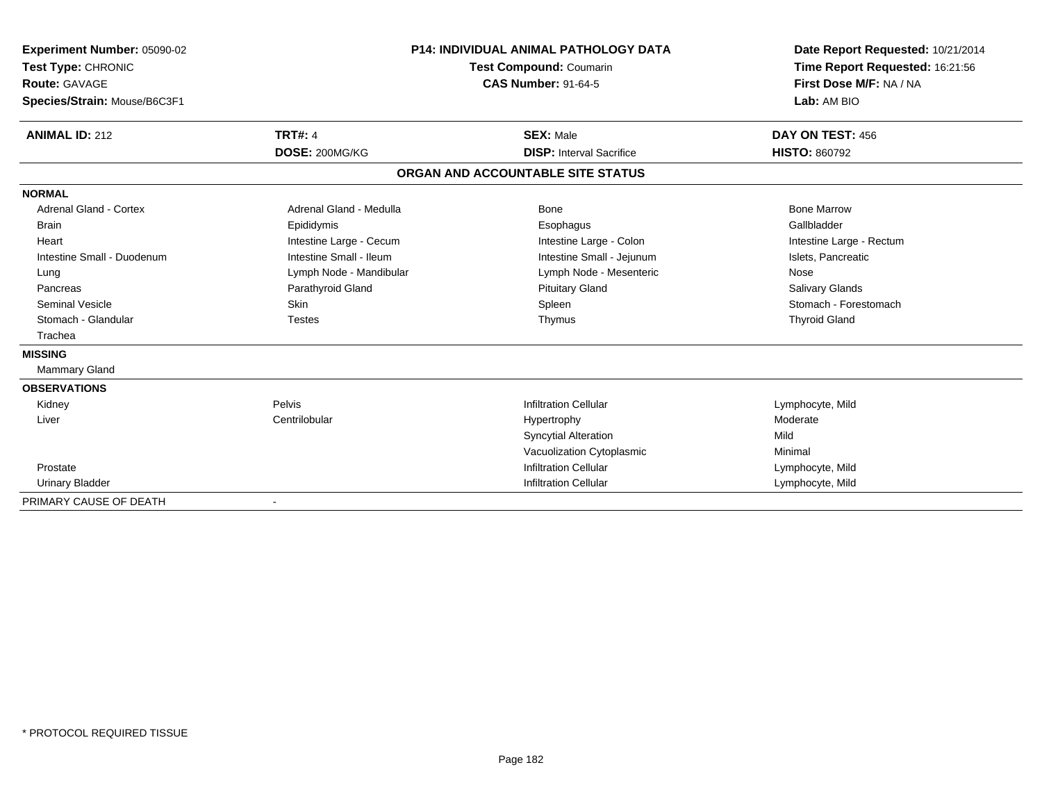**Experiment Number:** 05090-02
**Test Type:** CHRONIC
**Route:** GAVAGE
**Species/Strain:** Mouse/B6C3F1

**P14: INDIVIDUAL ANIMAL PATHOLOGY DATA**
**Test Compound:** Coumarin
**CAS Number:** 91-64-5

**Date Report Requested:** 10/21/2014
**Time Report Requested:** 16:21:56
**First Dose M/F:** NA / NA
**Lab:** AM BIO

| **ANIMAL ID:** 212 | **TRT#:** 4 | **SEX:** Male | **DAY ON TEST:** 456 |
|---|---|---|---|
| | **DOSE:** 200MG/KG | **DISP:** Interval Sacrifice | **HISTO:** 860792 |

## ORGAN AND ACCOUNTABLE SITE STATUS

| | | | |
|---|---|---|---|
| **NORMAL** | | | |
| Adrenal Gland - Cortex | Adrenal Gland - Medulla | Bone | Bone Marrow |
| Brain | Epididymis | Esophagus | Gallbladder |
| Heart | Intestine Large - Cecum | Intestine Large - Colon | Intestine Large - Rectum |
| Intestine Small - Duodenum | Intestine Small - Ileum | Intestine Small - Jejunum | Islets, Pancreatic |
| Lung | Lymph Node - Mandibular | Lymph Node - Mesenteric | Nose |
| Pancreas | Parathyroid Gland | Pituitary Gland | Salivary Glands |
| Seminal Vesicle | Skin | Spleen | Stomach - Forestomach |
| Stomach - Glandular | Testes | Thymus | Thyroid Gland |
| Trachea | | | |
| **MISSING** | | | |
| Mammary Gland | | | |
| **OBSERVATIONS** | | | |
| Kidney | Pelvis | Infiltration Cellular | Lymphocyte, Mild |
| Liver | Centrilobular | Hypertrophy | Moderate |
| | | Syncytial Alteration | Mild |
| | | Vacuolization Cytoplasmic | Minimal |
| Prostate | | Infiltration Cellular | Lymphocyte, Mild |
| Urinary Bladder | | Infiltration Cellular | Lymphocyte, Mild |
| PRIMARY CAUSE OF DEATH | - | | |

\* PROTOCOL REQUIRED TISSUE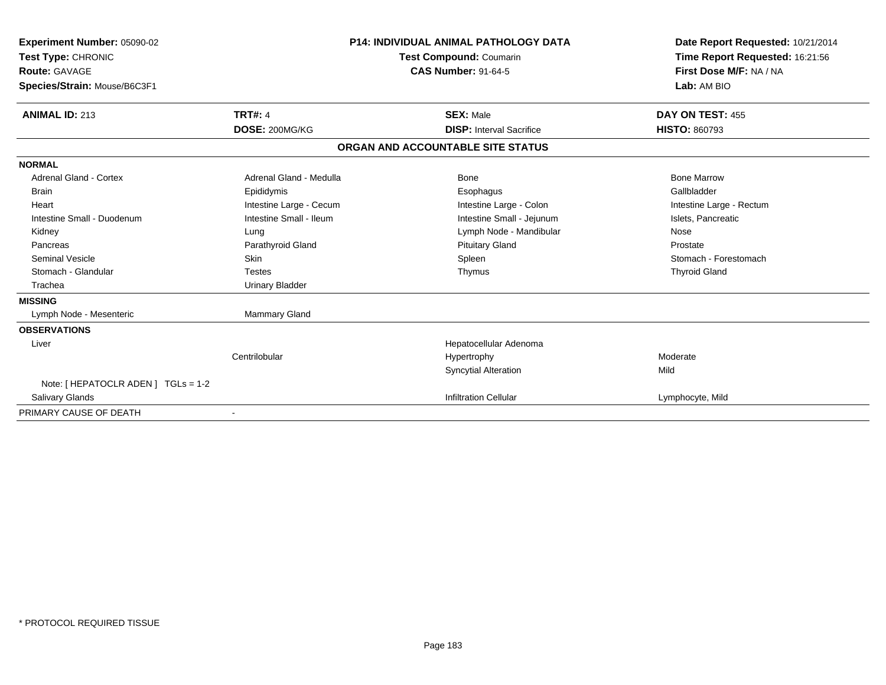**Experiment Number:** 05090-02
**Test Type:** CHRONIC
**Route:** GAVAGE
**Species/Strain:** Mouse/B6C3F1

**P14: INDIVIDUAL ANIMAL PATHOLOGY DATA**
**Test Compound:** Coumarin
**CAS Number:** 91-64-5

**Date Report Requested:** 10/21/2014
**Time Report Requested:** 16:21:56
**First Dose M/F:** NA / NA
**Lab:** AM BIO

| **ANIMAL ID:** 213 | **TRT#:** 4 | **SEX:** Male | **DAY ON TEST:** 455 |
|---|---|---|---|
| | **DOSE:** 200MG/KG | **DISP:** Interval Sacrifice | **HISTO:** 860793 |

## ORGAN AND ACCOUNTABLE SITE STATUS

| | | | |
|---|---|---|---|
| **NORMAL** | | | |
| Adrenal Gland - Cortex | Adrenal Gland - Medulla | Bone | Bone Marrow |
| Brain | Epididymis | Esophagus | Gallbladder |
| Heart | Intestine Large - Cecum | Intestine Large - Colon | Intestine Large - Rectum |
| Intestine Small - Duodenum | Intestine Small - Ileum | Intestine Small - Jejunum | Islets, Pancreatic |
| Kidney | Lung | Lymph Node - Mandibular | Nose |
| Pancreas | Parathyroid Gland | Pituitary Gland | Prostate |
| Seminal Vesicle | Skin | Spleen | Stomach - Forestomach |
| Stomach - Glandular | Testes | Thymus | Thyroid Gland |
| Trachea | Urinary Bladder | | |
| **MISSING** | | | |
| Lymph Node - Mesenteric | Mammary Gland | | |
| **OBSERVATIONS** | | | |
| Liver | | Hepatocellular Adenoma | |
| | Centrilobular | Hypertrophy | Moderate |
| | | Syncytial Alteration | Mild |
| Note: [ HEPATOCLR ADEN ] TGLs = 1-2 | | | |
| Salivary Glands | | Infiltration Cellular | Lymphocyte, Mild |
| PRIMARY CAUSE OF DEATH | - | | |

* PROTOCOL REQUIRED TISSUE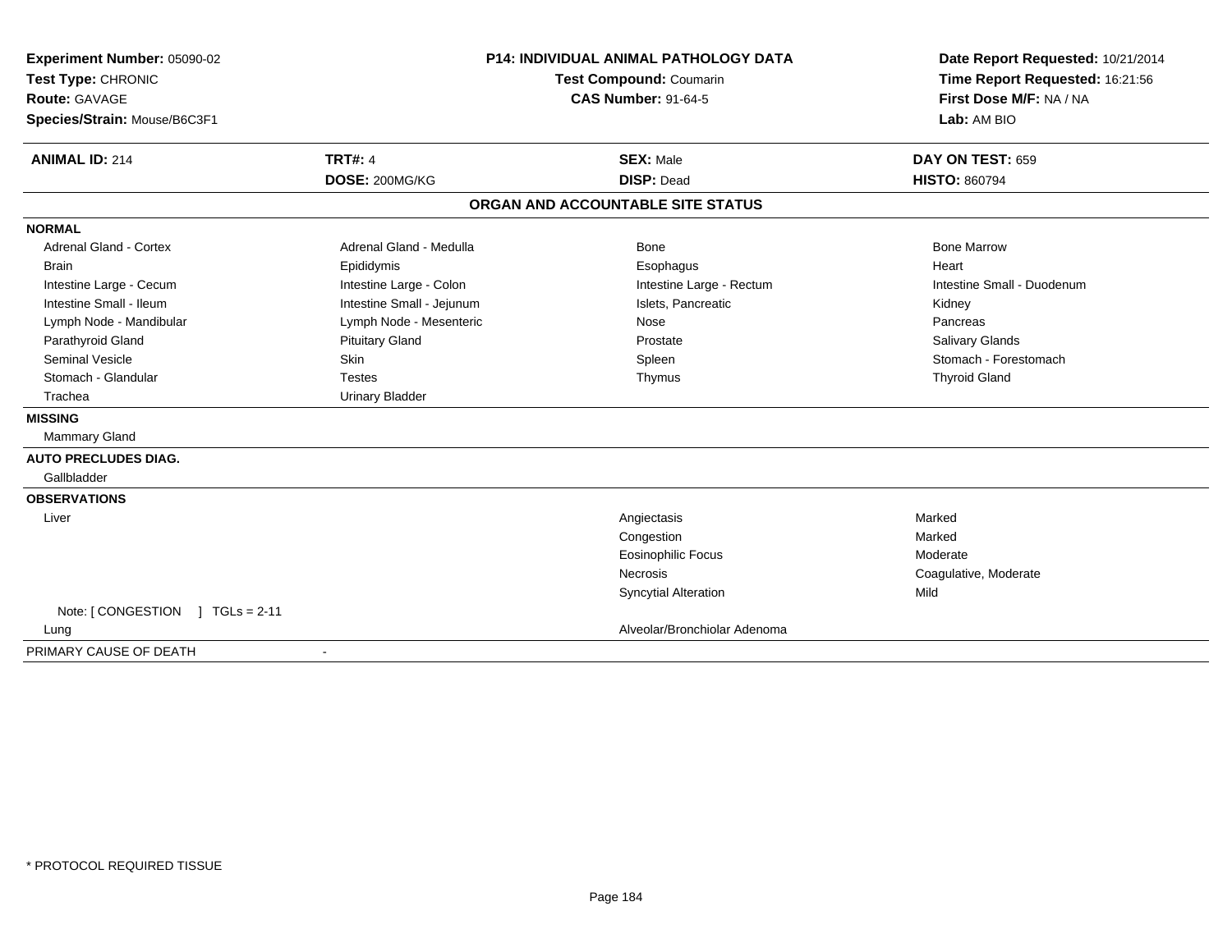**Experiment Number:** 05090-02
**Test Type:** CHRONIC
**Route:** GAVAGE
**Species/Strain:** Mouse/B6C3F1

**P14: INDIVIDUAL ANIMAL PATHOLOGY DATA**
**Test Compound:** Coumarin
**CAS Number:** 91-64-5

**Date Report Requested:** 10/21/2014
**Time Report Requested:** 16:21:56
**First Dose M/F:** NA / NA
**Lab:** AM BIO

| **ANIMAL ID:** 214 | **TRT#:** 4 | **SEX:** Male | **DAY ON TEST:** 659 |
|---|---|---|---|
| | **DOSE:** 200MG/KG | **DISP:** Dead | **HISTO:** 860794 |

## ORGAN AND ACCOUNTABLE SITE STATUS

**NORMAL**

| | | | |
|---|---|---|---|
| Adrenal Gland - Cortex | Adrenal Gland - Medulla | Bone | Bone Marrow |
| Brain | Epididymis | Esophagus | Heart |
| Intestine Large - Cecum | Intestine Large - Colon | Intestine Large - Rectum | Intestine Small - Duodenum |
| Intestine Small - Ileum | Intestine Small - Jejunum | Islets, Pancreatic | Kidney |
| Lymph Node - Mandibular | Lymph Node - Mesenteric | Nose | Pancreas |
| Parathyroid Gland | Pituitary Gland | Prostate | Salivary Glands |
| Seminal Vesicle | Skin | Spleen | Stomach - Forestomach |
| Stomach - Glandular | Testes | Thymus | Thyroid Gland |
| Trachea | Urinary Bladder | | |

**MISSING**

Mammary Gland

**AUTO PRECLUDES DIAG.**

Gallbladder

**OBSERVATIONS**

| | | |
|---|---|---|
| Liver | Angiectasis | Marked |
| | Congestion | Marked |
| | Eosinophilic Focus | Moderate |
| | Necrosis | Coagulative, Moderate |
| | Syncytial Alteration | Mild |
| Note: [ CONGESTION ] TGLs = 2-11 | | |
| Lung | Alveolar/Bronchiolar Adenoma | |

PRIMARY CAUSE OF DEATH -

* PROTOCOL REQUIRED TISSUE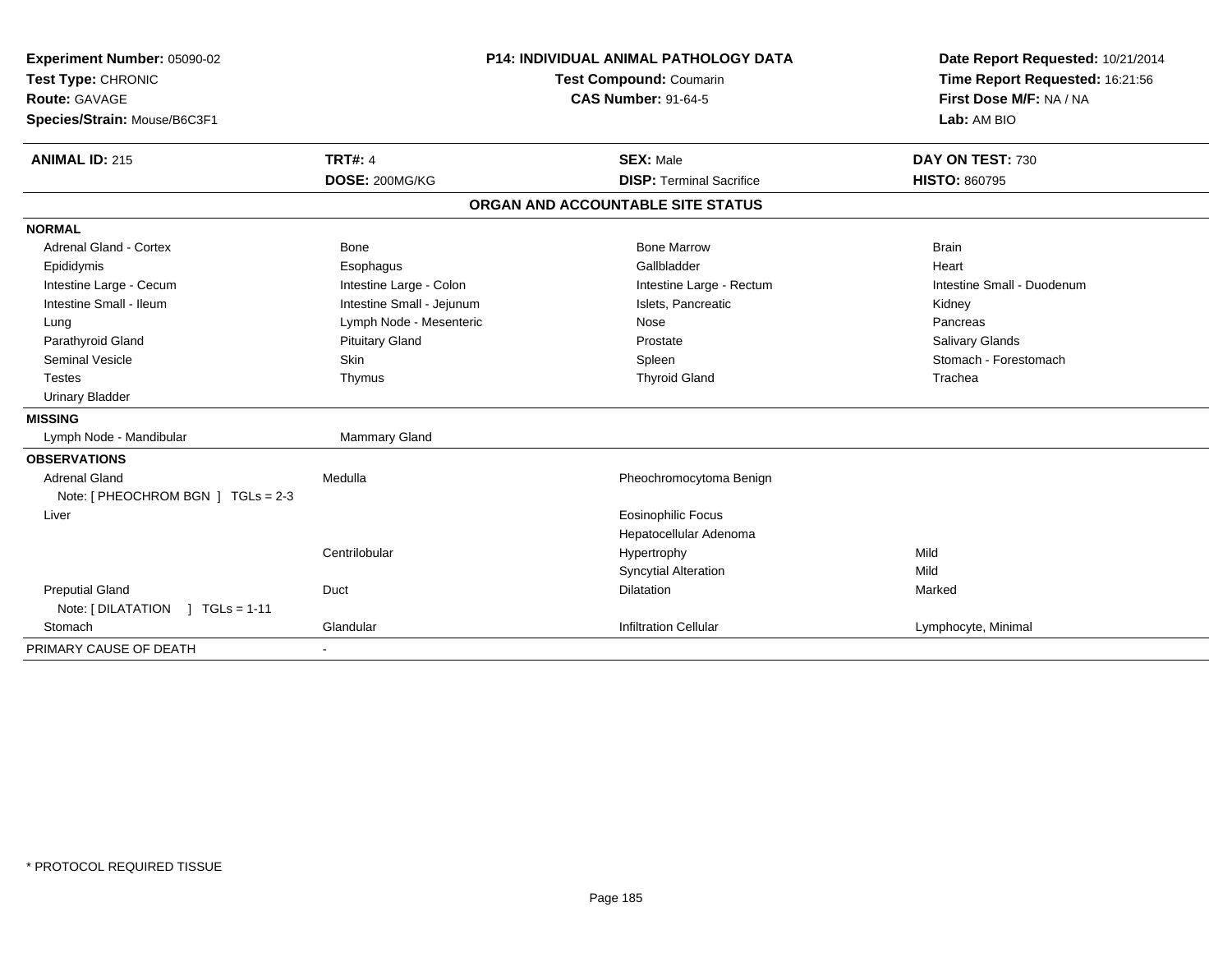**Experiment Number:** 05090-02
**Test Type:** CHRONIC
**Route:** GAVAGE
**Species/Strain:** Mouse/B6C3F1

**P14: INDIVIDUAL ANIMAL PATHOLOGY DATA**
**Test Compound:** Coumarin
**CAS Number:** 91-64-5

**Date Report Requested:** 10/21/2014
**Time Report Requested:** 16:21:56
**First Dose M/F:** NA / NA
**Lab:** AM BIO

| **ANIMAL ID:** 215 | **TRT#:** 4 | **SEX:** Male | **DAY ON TEST:** 730 |
|---|---|---|---|
| | **DOSE:** 200MG/KG | **DISP:** Terminal Sacrifice | **HISTO:** 860795 |

## ORGAN AND ACCOUNTABLE SITE STATUS

| | | | |
|---|---|---|---|
| **NORMAL** | | | |
| Adrenal Gland - Cortex | Bone | Bone Marrow | Brain |
| Epididymis | Esophagus | Gallbladder | Heart |
| Intestine Large - Cecum | Intestine Large - Colon | Intestine Large - Rectum | Intestine Small - Duodenum |
| Intestine Small - Ileum | Intestine Small - Jejunum | Islets, Pancreatic | Kidney |
| Lung | Lymph Node - Mesenteric | Nose | Pancreas |
| Parathyroid Gland | Pituitary Gland | Prostate | Salivary Glands |
| Seminal Vesicle | Skin | Spleen | Stomach - Forestomach |
| Testes | Thymus | Thyroid Gland | Trachea |
| Urinary Bladder | | | |
| **MISSING** | | | |
| Lymph Node - Mandibular | Mammary Gland | | |
| **OBSERVATIONS** | | | |
| Adrenal Gland | Medulla | Pheochromocytoma Benign | |
| Note: [ PHEOCHROM BGN ] TGLs = 2-3 | | | |
| Liver | | Eosinophilic Focus | |
| | | Hepatocellular Adenoma | |
| | Centrilobular | Hypertrophy | Mild |
| | | Syncytial Alteration | Mild |
| Preputial Gland | Duct | Dilatation | Marked |
| Note: [ DILATATION ] TGLs = 1-11 | | | |
| Stomach | Glandular | Infiltration Cellular | Lymphocyte, Minimal |
| PRIMARY CAUSE OF DEATH | - | | |

* PROTOCOL REQUIRED TISSUE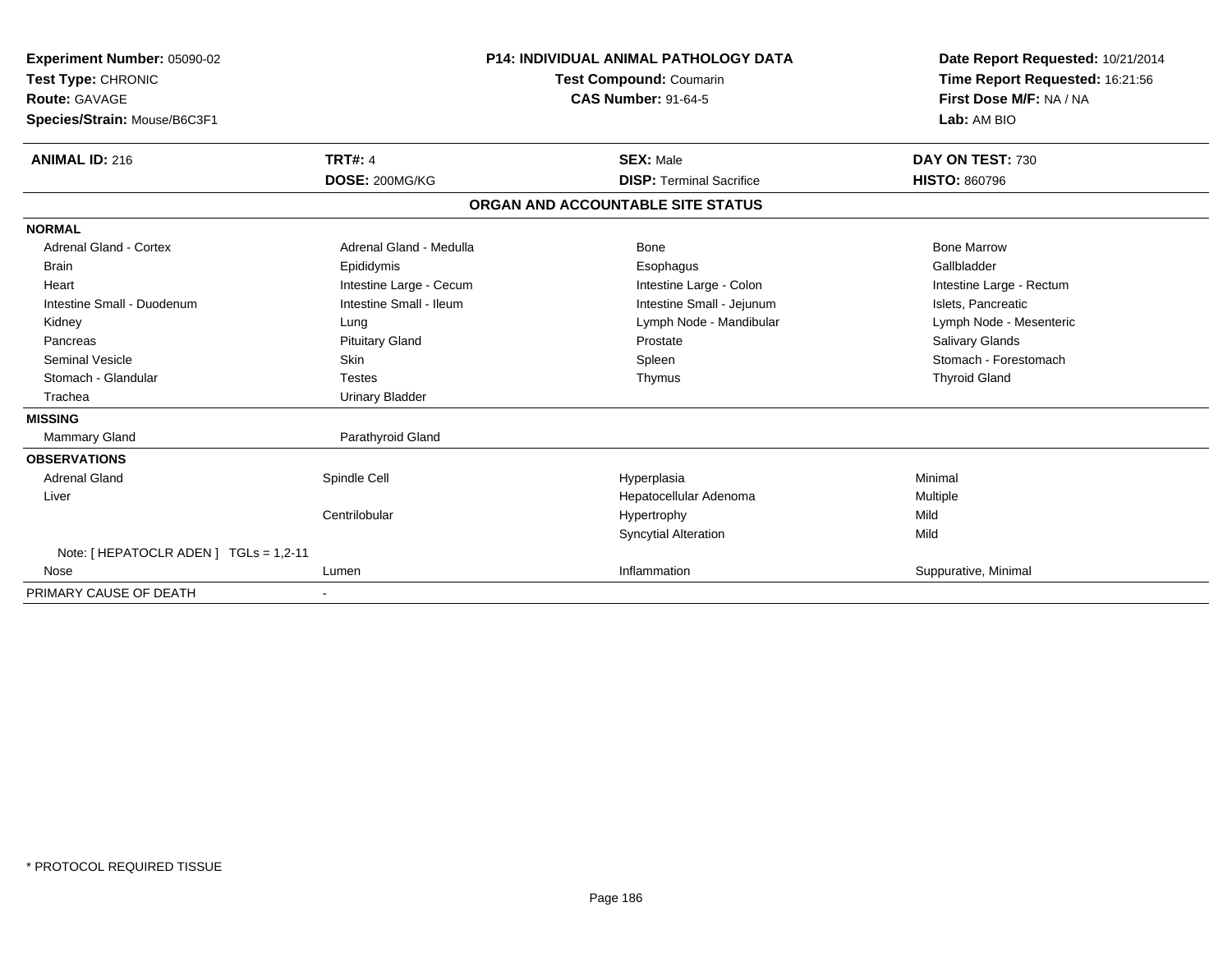**Experiment Number:** 05090-02
**Test Type:** CHRONIC
**Route:** GAVAGE
**Species/Strain:** Mouse/B6C3F1

**P14: INDIVIDUAL ANIMAL PATHOLOGY DATA**
**Test Compound:** Coumarin
**CAS Number:** 91-64-5

**Date Report Requested:** 10/21/2014
**Time Report Requested:** 16:21:56
**First Dose M/F:** NA / NA
**Lab:** AM BIO

| **ANIMAL ID:** 216 | **TRT#:** 4 | **SEX:** Male | **DAY ON TEST:** 730 |
|---|---|---|---|
| | **DOSE:** 200MG/KG | **DISP:** Terminal Sacrifice | **HISTO:** 860796 |

## ORGAN AND ACCOUNTABLE SITE STATUS

| | | | |
|---|---|---|---|
| **NORMAL** | | | |
| Adrenal Gland - Cortex | Adrenal Gland - Medulla | Bone | Bone Marrow |
| Brain | Epididymis | Esophagus | Gallbladder |
| Heart | Intestine Large - Cecum | Intestine Large - Colon | Intestine Large - Rectum |
| Intestine Small - Duodenum | Intestine Small - Ileum | Intestine Small - Jejunum | Islets, Pancreatic |
| Kidney | Lung | Lymph Node - Mandibular | Lymph Node - Mesenteric |
| Pancreas | Pituitary Gland | Prostate | Salivary Glands |
| Seminal Vesicle | Skin | Spleen | Stomach - Forestomach |
| Stomach - Glandular | Testes | Thymus | Thyroid Gland |
| Trachea | Urinary Bladder | | |
| **MISSING** | | | |
| Mammary Gland | Parathyroid Gland | | |
| **OBSERVATIONS** | | | |
| Adrenal Gland | Spindle Cell | Hyperplasia | Minimal |
| Liver | | Hepatocellular Adenoma | Multiple |
| | Centrilobular | Hypertrophy | Mild |
| | | Syncytial Alteration | Mild |
| Note: [ HEPATOCLR ADEN ] TGLs = 1,2-11 | | | |
| Nose | Lumen | Inflammation | Suppurative, Minimal |
| PRIMARY CAUSE OF DEATH | - | | |

\* PROTOCOL REQUIRED TISSUE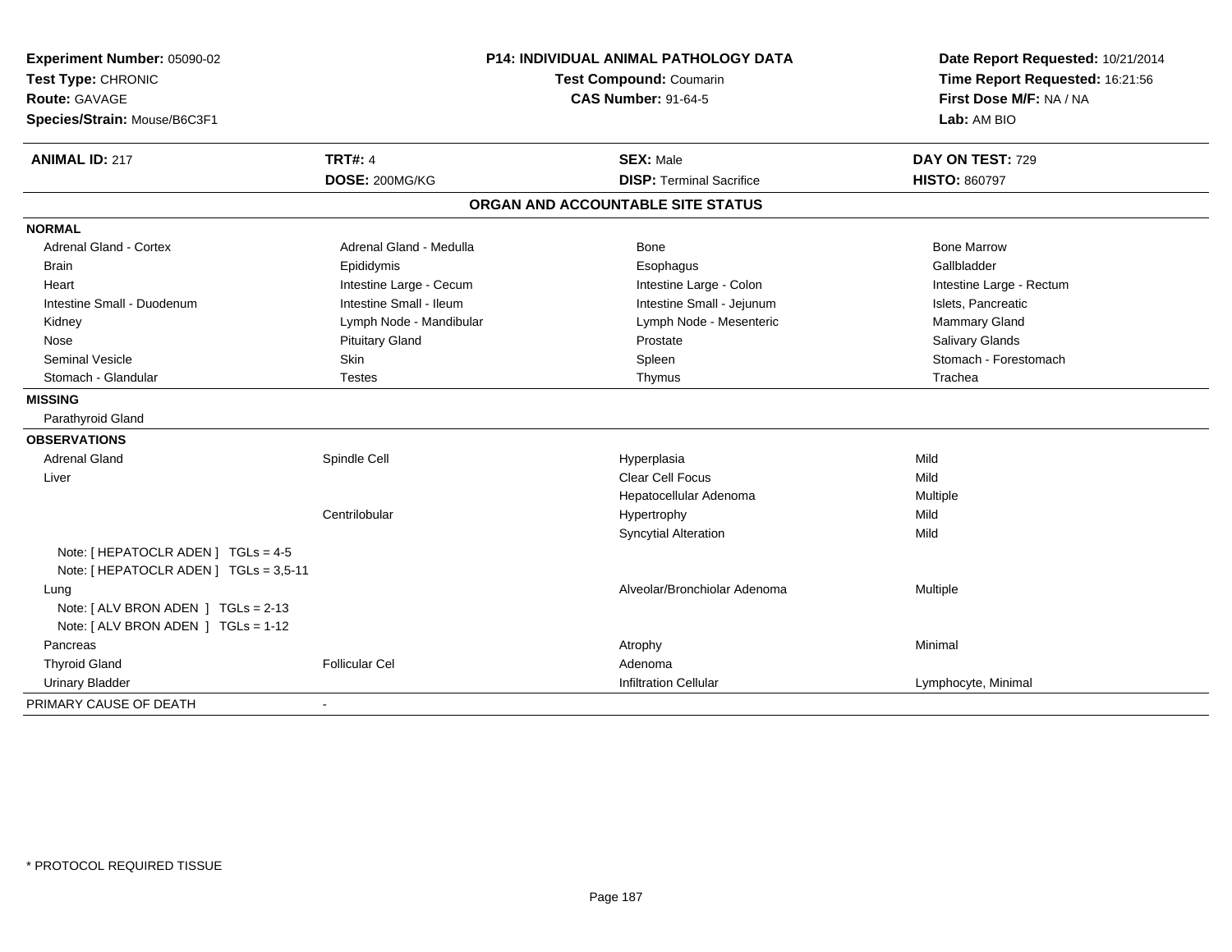**Experiment Number:** 05090-02
**Test Type:** CHRONIC
**Route:** GAVAGE
**Species/Strain:** Mouse/B6C3F1

**P14: INDIVIDUAL ANIMAL PATHOLOGY DATA**
**Test Compound:** Coumarin
**CAS Number:** 91-64-5

**Date Report Requested:** 10/21/2014
**Time Report Requested:** 16:21:56
**First Dose M/F:** NA / NA
**Lab:** AM BIO

| **ANIMAL ID:** 217 | **TRT#:** 4 | **SEX:** Male | **DAY ON TEST:** 729 |
|---|---|---|---|
| | **DOSE:** 200MG/KG | **DISP:** Terminal Sacrifice | **HISTO:** 860797 |

## ORGAN AND ACCOUNTABLE SITE STATUS

**NORMAL**

| | | | |
|---|---|---|---|
| Adrenal Gland - Cortex | Adrenal Gland - Medulla | Bone | Bone Marrow |
| Brain | Epididymis | Esophagus | Gallbladder |
| Heart | Intestine Large - Cecum | Intestine Large - Colon | Intestine Large - Rectum |
| Intestine Small - Duodenum | Intestine Small - Ileum | Intestine Small - Jejunum | Islets, Pancreatic |
| Kidney | Lymph Node - Mandibular | Lymph Node - Mesenteric | Mammary Gland |
| Nose | Pituitary Gland | Prostate | Salivary Glands |
| Seminal Vesicle | Skin | Spleen | Stomach - Forestomach |
| Stomach - Glandular | Testes | Thymus | Trachea |

**MISSING**

Parathyroid Gland

**OBSERVATIONS**

| | | | |
|---|---|---|---|
| Adrenal Gland | Spindle Cell | Hyperplasia | Mild |
| Liver | | Clear Cell Focus | Mild |
| | | Hepatocellular Adenoma | Multiple |
| | Centrilobular | Hypertrophy | Mild |
| | | Syncytial Alteration | Mild |
| Note: [ HEPATOCLR ADEN ] TGLs = 4-5 | | | |
| Note: [ HEPATOCLR ADEN ] TGLs = 3,5-11 | | | |
| Lung | | Alveolar/Bronchiolar Adenoma | Multiple |
| Note: [ ALV BRON ADEN ] TGLs = 2-13 | | | |
| Note: [ ALV BRON ADEN ] TGLs = 1-12 | | | |
| Pancreas | | Atrophy | Minimal |
| Thyroid Gland | Follicular Cel | Adenoma | |
| Urinary Bladder | | Infiltration Cellular | Lymphocyte, Minimal |

PRIMARY CAUSE OF DEATH -

* PROTOCOL REQUIRED TISSUE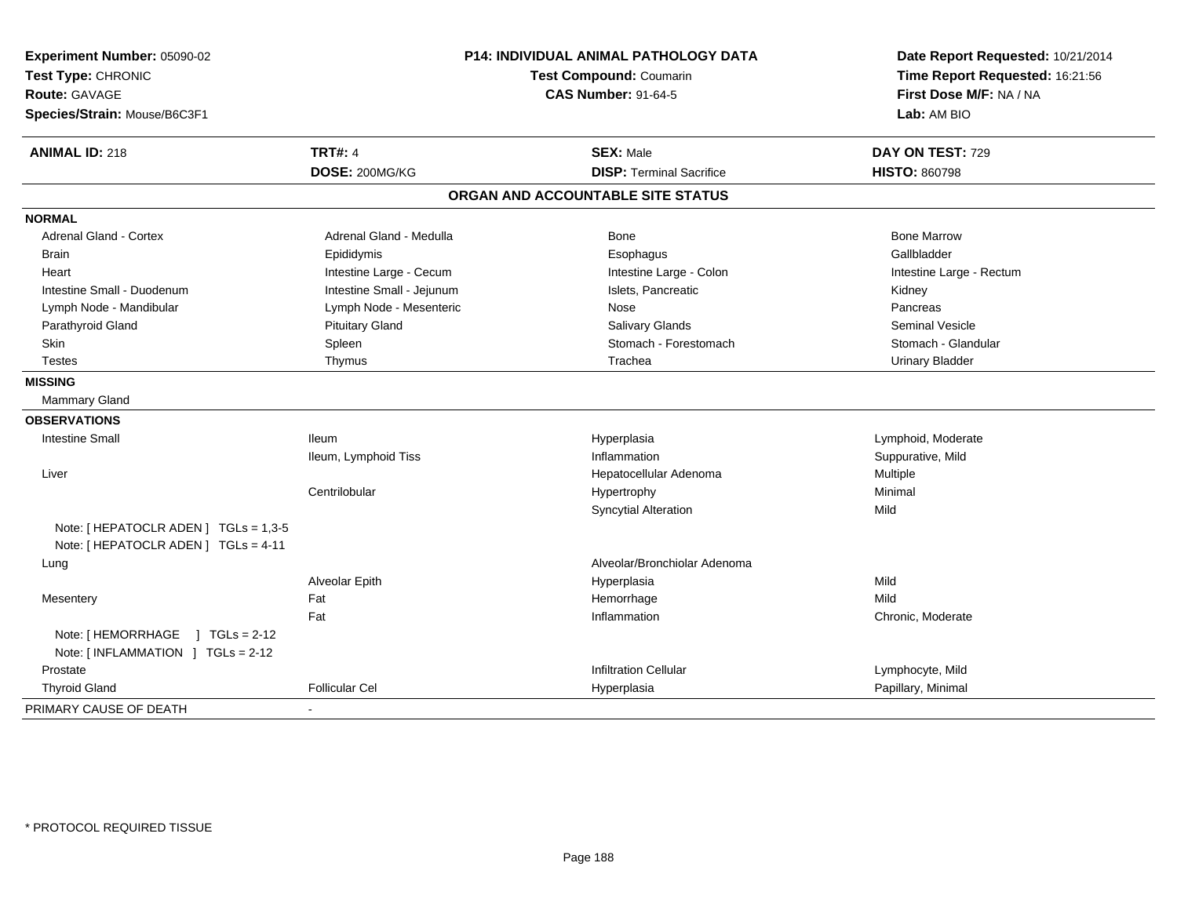**Experiment Number:** 05090-02
**Test Type:** CHRONIC
**Route:** GAVAGE
**Species/Strain:** Mouse/B6C3F1

**P14: INDIVIDUAL ANIMAL PATHOLOGY DATA**
**Test Compound:** Coumarin
**CAS Number:** 91-64-5

**Date Report Requested:** 10/21/2014
**Time Report Requested:** 16:21:56
**First Dose M/F:** NA / NA
**Lab:** AM BIO

| **ANIMAL ID:** 218 | **TRT#:** 4 | **SEX:** Male | **DAY ON TEST:** 729 |
|---|---|---|---|
| | **DOSE:** 200MG/KG | **DISP:** Terminal Sacrifice | **HISTO:** 860798 |

## ORGAN AND ACCOUNTABLE SITE STATUS

| | | | |
|---|---|---|---|
| **NORMAL** | | | |
| Adrenal Gland - Cortex | Adrenal Gland - Medulla | Bone | Bone Marrow |
| Brain | Epididymis | Esophagus | Gallbladder |
| Heart | Intestine Large - Cecum | Intestine Large - Colon | Intestine Large - Rectum |
| Intestine Small - Duodenum | Intestine Small - Jejunum | Islets, Pancreatic | Kidney |
| Lymph Node - Mandibular | Lymph Node - Mesenteric | Nose | Pancreas |
| Parathyroid Gland | Pituitary Gland | Salivary Glands | Seminal Vesicle |
| Skin | Spleen | Stomach - Forestomach | Stomach - Glandular |
| Testes | Thymus | Trachea | Urinary Bladder |
| **MISSING** | | | |
| Mammary Gland | | | |
| **OBSERVATIONS** | | | |
| Intestine Small | Ileum | Hyperplasia | Lymphoid, Moderate |
| | Ileum, Lymphoid Tiss | Inflammation | Suppurative, Mild |
| Liver | | Hepatocellular Adenoma | Multiple |
| | Centrilobular | Hypertrophy | Minimal |
| | | Syncytial Alteration | Mild |
| Note: [ HEPATOCLR ADEN ] TGLs = 1,3-5 | | | |
| Note: [ HEPATOCLR ADEN ] TGLs = 4-11 | | | |
| Lung | | Alveolar/Bronchiolar Adenoma | |
| | Alveolar Epith | Hyperplasia | Mild |
| Mesentery | Fat | Hemorrhage | Mild |
| | Fat | Inflammation | Chronic, Moderate |
| Note: [ HEMORRHAGE ] TGLs = 2-12 | | | |
| Note: [ INFLAMMATION ] TGLs = 2-12 | | | |
| Prostate | | Infiltration Cellular | Lymphocyte, Mild |
| Thyroid Gland | Follicular Cel | Hyperplasia | Papillary, Minimal |
| PRIMARY CAUSE OF DEATH | - | | |

\* PROTOCOL REQUIRED TISSUE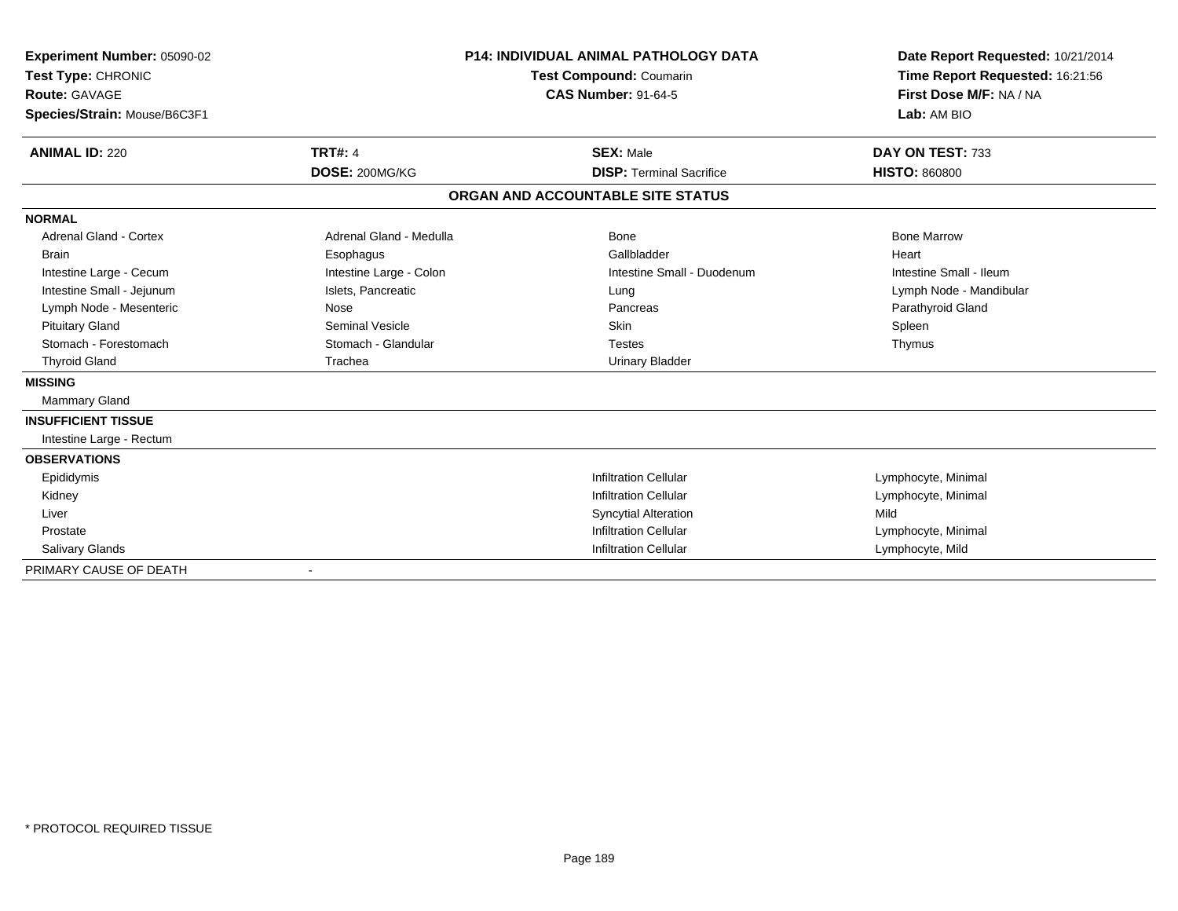**Experiment Number:** 05090-02
**Test Type:** CHRONIC
**Route:** GAVAGE
**Species/Strain:** Mouse/B6C3F1

**P14: INDIVIDUAL ANIMAL PATHOLOGY DATA**
**Test Compound:** Coumarin
**CAS Number:** 91-64-5

**Date Report Requested:** 10/21/2014
**Time Report Requested:** 16:21:56
**First Dose M/F:** NA / NA
**Lab:** AM BIO

| **ANIMAL ID:** 220 | **TRT#:** 4 | **SEX:** Male | **DAY ON TEST:** 733 |
|---|---|---|---|
| | **DOSE:** 200MG/KG | **DISP:** Terminal Sacrifice | **HISTO:** 860800 |

## ORGAN AND ACCOUNTABLE SITE STATUS

| | | | |
|---|---|---|---|
| **NORMAL** | | | |
| Adrenal Gland - Cortex | Adrenal Gland - Medulla | Bone | Bone Marrow |
| Brain | Esophagus | Gallbladder | Heart |
| Intestine Large - Cecum | Intestine Large - Colon | Intestine Small - Duodenum | Intestine Small - Ileum |
| Intestine Small - Jejunum | Islets, Pancreatic | Lung | Lymph Node - Mandibular |
| Lymph Node - Mesenteric | Nose | Pancreas | Parathyroid Gland |
| Pituitary Gland | Seminal Vesicle | Skin | Spleen |
| Stomach - Forestomach | Stomach - Glandular | Testes | Thymus |
| Thyroid Gland | Trachea | Urinary Bladder | |
| **MISSING** | | | |
| Mammary Gland | | | |
| **INSUFFICIENT TISSUE** | | | |
| Intestine Large - Rectum | | | |
| **OBSERVATIONS** | | | |
| Epididymis | | Infiltration Cellular | Lymphocyte, Minimal |
| Kidney | | Infiltration Cellular | Lymphocyte, Minimal |
| Liver | | Syncytial Alteration | Mild |
| Prostate | | Infiltration Cellular | Lymphocyte, Minimal |
| Salivary Glands | | Infiltration Cellular | Lymphocyte, Mild |
| PRIMARY CAUSE OF DEATH | - | | |

\* PROTOCOL REQUIRED TISSUE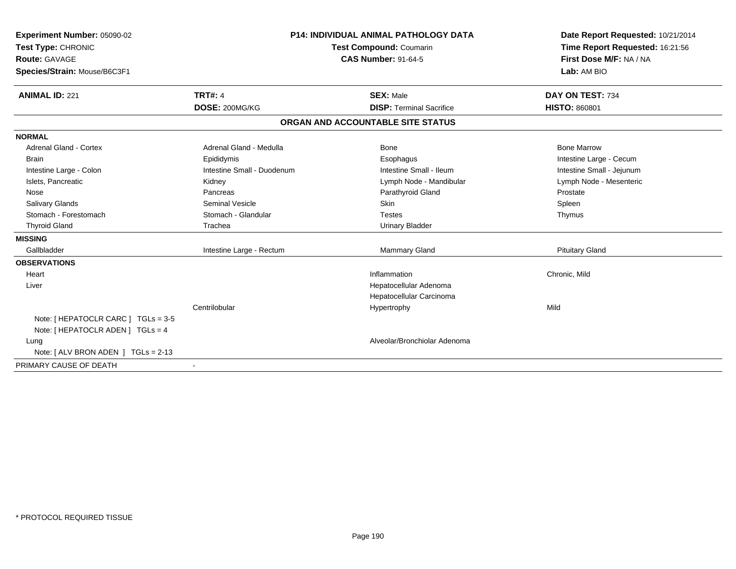**Experiment Number:** 05090-02
**Test Type:** CHRONIC
**Route:** GAVAGE
**Species/Strain:** Mouse/B6C3F1

**P14: INDIVIDUAL ANIMAL PATHOLOGY DATA**
**Test Compound:** Coumarin
**CAS Number:** 91-64-5

**Date Report Requested:** 10/21/2014
**Time Report Requested:** 16:21:56
**First Dose M/F:** NA / NA
**Lab:** AM BIO

| **ANIMAL ID:** 221 | **TRT#:** 4 | **SEX:** Male | **DAY ON TEST:** 734 |
|---|---|---|---|
| | **DOSE:** 200MG/KG | **DISP:** Terminal Sacrifice | **HISTO:** 860801 |

**ORGAN AND ACCOUNTABLE SITE STATUS**

| | | | |
|---|---|---|---|
| **NORMAL** | | | |
| Adrenal Gland - Cortex | Adrenal Gland - Medulla | Bone | Bone Marrow |
| Brain | Epididymis | Esophagus | Intestine Large - Cecum |
| Intestine Large - Colon | Intestine Small - Duodenum | Intestine Small - Ileum | Intestine Small - Jejunum |
| Islets, Pancreatic | Kidney | Lymph Node - Mandibular | Lymph Node - Mesenteric |
| Nose | Pancreas | Parathyroid Gland | Prostate |
| Salivary Glands | Seminal Vesicle | Skin | Spleen |
| Stomach - Forestomach | Stomach - Glandular | Testes | Thymus |
| Thyroid Gland | Trachea | Urinary Bladder | |
| **MISSING** | | | |
| Gallbladder | Intestine Large - Rectum | Mammary Gland | Pituitary Gland |
| **OBSERVATIONS** | | | |
| Heart | | Inflammation | Chronic, Mild |
| Liver | | Hepatocellular Adenoma | |
| | | Hepatocellular Carcinoma | |
| | Centrilobular | Hypertrophy | Mild |
| Note: [ HEPATOCLR CARC ] TGLs = 3-5 | | | |
| Note: [ HEPATOCLR ADEN ] TGLs = 4 | | | |
| Lung | | Alveolar/Bronchiolar Adenoma | |
| Note: [ ALV BRON ADEN ] TGLs = 2-13 | | | |
| PRIMARY CAUSE OF DEATH | - | | |

* PROTOCOL REQUIRED TISSUE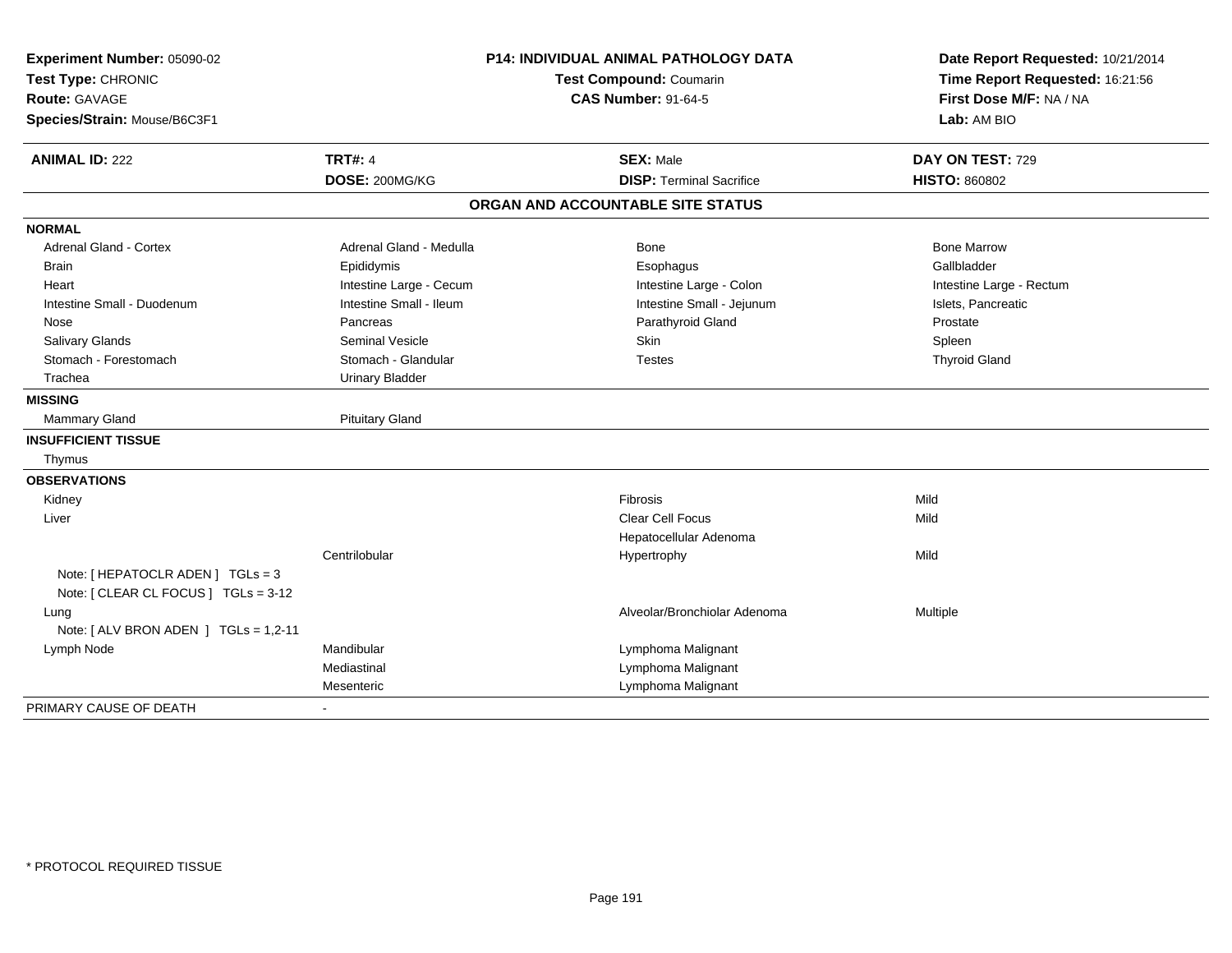**Experiment Number:** 05090-02
**Test Type:** CHRONIC
**Route:** GAVAGE
**Species/Strain:** Mouse/B6C3F1

**P14: INDIVIDUAL ANIMAL PATHOLOGY DATA**
**Test Compound:** Coumarin
**CAS Number:** 91-64-5

**Date Report Requested:** 10/21/2014
**Time Report Requested:** 16:21:56
**First Dose M/F:** NA / NA
**Lab:** AM BIO

| **ANIMAL ID:** 222 | **TRT#:** 4 | **SEX:** Male | **DAY ON TEST:** 729 |
|---|---|---|---|
| | **DOSE:** 200MG/KG | **DISP:** Terminal Sacrifice | **HISTO:** 860802 |

## ORGAN AND ACCOUNTABLE SITE STATUS

| | | | |
|---|---|---|---|
| **NORMAL** | | | |
| Adrenal Gland - Cortex | Adrenal Gland - Medulla | Bone | Bone Marrow |
| Brain | Epididymis | Esophagus | Gallbladder |
| Heart | Intestine Large - Cecum | Intestine Large - Colon | Intestine Large - Rectum |
| Intestine Small - Duodenum | Intestine Small - Ileum | Intestine Small - Jejunum | Islets, Pancreatic |
| Nose | Pancreas | Parathyroid Gland | Prostate |
| Salivary Glands | Seminal Vesicle | Skin | Spleen |
| Stomach - Forestomach | Stomach - Glandular | Testes | Thyroid Gland |
| Trachea | Urinary Bladder | | |
| **MISSING** | | | |
| Mammary Gland | Pituitary Gland | | |
| **INSUFFICIENT TISSUE** | | | |
| Thymus | | | |
| **OBSERVATIONS** | | | |
| Kidney | | Fibrosis | Mild |
| Liver | | Clear Cell Focus | Mild |
| | | Hepatocellular Adenoma | |
| | Centrilobular | Hypertrophy | Mild |
| Note: [ HEPATOCLR ADEN ] TGLs = 3 | | | |
| Note: [ CLEAR CL FOCUS ] TGLs = 3-12 | | | |
| Lung | | Alveolar/Bronchiolar Adenoma | Multiple |
| Note: [ ALV BRON ADEN ] TGLs = 1,2-11 | | | |
| Lymph Node | Mandibular | Lymphoma Malignant | |
| | Mediastinal | Lymphoma Malignant | |
| | Mesenteric | Lymphoma Malignant | |
| PRIMARY CAUSE OF DEATH | - | | |

\* PROTOCOL REQUIRED TISSUE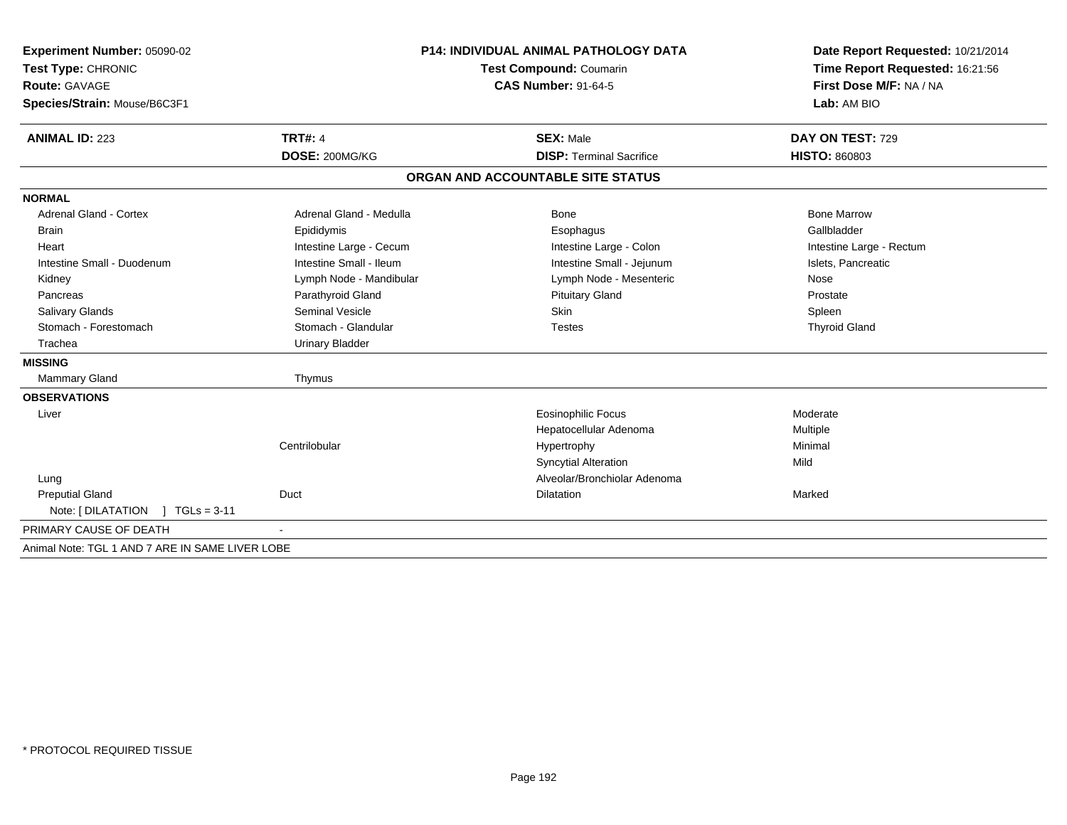**Experiment Number:** 05090-02
**Test Type:** CHRONIC
**Route:** GAVAGE
**Species/Strain:** Mouse/B6C3F1

**P14: INDIVIDUAL ANIMAL PATHOLOGY DATA**
**Test Compound:** Coumarin
**CAS Number:** 91-64-5

**Date Report Requested:** 10/21/2014
**Time Report Requested:** 16:21:56
**First Dose M/F:** NA / NA
**Lab:** AM BIO

| **ANIMAL ID:** 223 | **TRT#:** 4 | **SEX:** Male | **DAY ON TEST:** 729 |
|---|---|---|---|
| | **DOSE:** 200MG/KG | **DISP:** Terminal Sacrifice | **HISTO:** 860803 |

## ORGAN AND ACCOUNTABLE SITE STATUS

**NORMAL**

| | | | |
|---|---|---|---|
| Adrenal Gland - Cortex | Adrenal Gland - Medulla | Bone | Bone Marrow |
| Brain | Epididymis | Esophagus | Gallbladder |
| Heart | Intestine Large - Cecum | Intestine Large - Colon | Intestine Large - Rectum |
| Intestine Small - Duodenum | Intestine Small - Ileum | Intestine Small - Jejunum | Islets, Pancreatic |
| Kidney | Lymph Node - Mandibular | Lymph Node - Mesenteric | Nose |
| Pancreas | Parathyroid Gland | Pituitary Gland | Prostate |
| Salivary Glands | Seminal Vesicle | Skin | Spleen |
| Stomach - Forestomach | Stomach - Glandular | Testes | Thyroid Gland |
| Trachea | Urinary Bladder | | |

**MISSING**

| | |
|---|---|
| Mammary Gland | Thymus |

**OBSERVATIONS**

| | | | |
|---|---|---|---|
| Liver | | Eosinophilic Focus | Moderate |
| | | Hepatocellular Adenoma | Multiple |
| | Centrilobular | Hypertrophy | Minimal |
| | | Syncytial Alteration | Mild |
| Lung | | Alveolar/Bronchiolar Adenoma | |
| Preputial Gland | Duct | Dilatation | Marked |
| Note: [ DILATATION ] TGLs = 3-11 | | | |

PRIMARY CAUSE OF DEATH -

Animal Note: TGL 1 AND 7 ARE IN SAME LIVER LOBE

* PROTOCOL REQUIRED TISSUE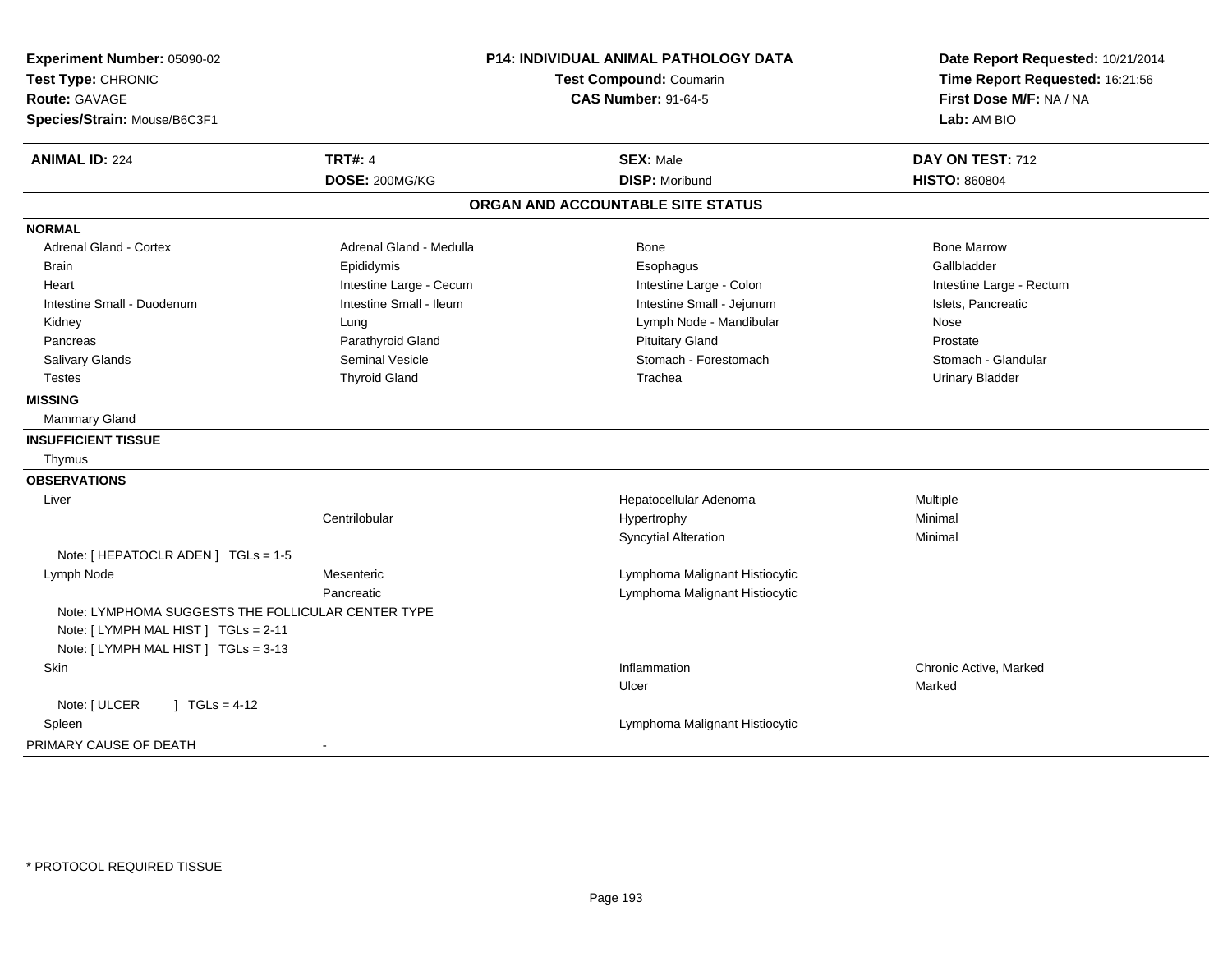**Experiment Number:** 05090-02
**Test Type:** CHRONIC
**Route:** GAVAGE
**Species/Strain:** Mouse/B6C3F1

**P14: INDIVIDUAL ANIMAL PATHOLOGY DATA**
**Test Compound:** Coumarin
**CAS Number:** 91-64-5

**Date Report Requested:** 10/21/2014
**Time Report Requested:** 16:21:56
**First Dose M/F:** NA / NA
**Lab:** AM BIO

| **ANIMAL ID:** 224 | **TRT#:** 4 | **SEX:** Male | **DAY ON TEST:** 712 |
|---|---|---|---|
| | **DOSE:** 200MG/KG | **DISP:** Moribund | **HISTO:** 860804 |

## ORGAN AND ACCOUNTABLE SITE STATUS

**NORMAL**

| | | | |
|---|---|---|---|
| Adrenal Gland - Cortex | Adrenal Gland - Medulla | Bone | Bone Marrow |
| Brain | Epididymis | Esophagus | Gallbladder |
| Heart | Intestine Large - Cecum | Intestine Large - Colon | Intestine Large - Rectum |
| Intestine Small - Duodenum | Intestine Small - Ileum | Intestine Small - Jejunum | Islets, Pancreatic |
| Kidney | Lung | Lymph Node - Mandibular | Nose |
| Pancreas | Parathyroid Gland | Pituitary Gland | Prostate |
| Salivary Glands | Seminal Vesicle | Stomach - Forestomach | Stomach - Glandular |
| Testes | Thyroid Gland | Trachea | Urinary Bladder |

**MISSING**

Mammary Gland

**INSUFFICIENT TISSUE**

Thymus

**OBSERVATIONS**

| | | | |
|---|---|---|---|
| Liver | | Hepatocellular Adenoma | Multiple |
| | Centrilobular | Hypertrophy | Minimal |
| | | Syncytial Alteration | Minimal |
| Note: [ HEPATOCLR ADEN ] TGLs = 1-5 | | | |
| Lymph Node | Mesenteric | Lymphoma Malignant Histiocytic | |
| | Pancreatic | Lymphoma Malignant Histiocytic | |
| Note: LYMPHOMA SUGGESTS THE FOLLICULAR CENTER TYPE | | | |
| Note: [ LYMPH MAL HIST ] TGLs = 2-11 | | | |
| Note: [ LYMPH MAL HIST ] TGLs = 3-13 | | | |
| Skin | | Inflammation | Chronic Active, Marked |
| | | Ulcer | Marked |
| Note: [ ULCER ] TGLs = 4-12 | | | |
| Spleen | | Lymphoma Malignant Histiocytic | |

PRIMARY CAUSE OF DEATH -

\* PROTOCOL REQUIRED TISSUE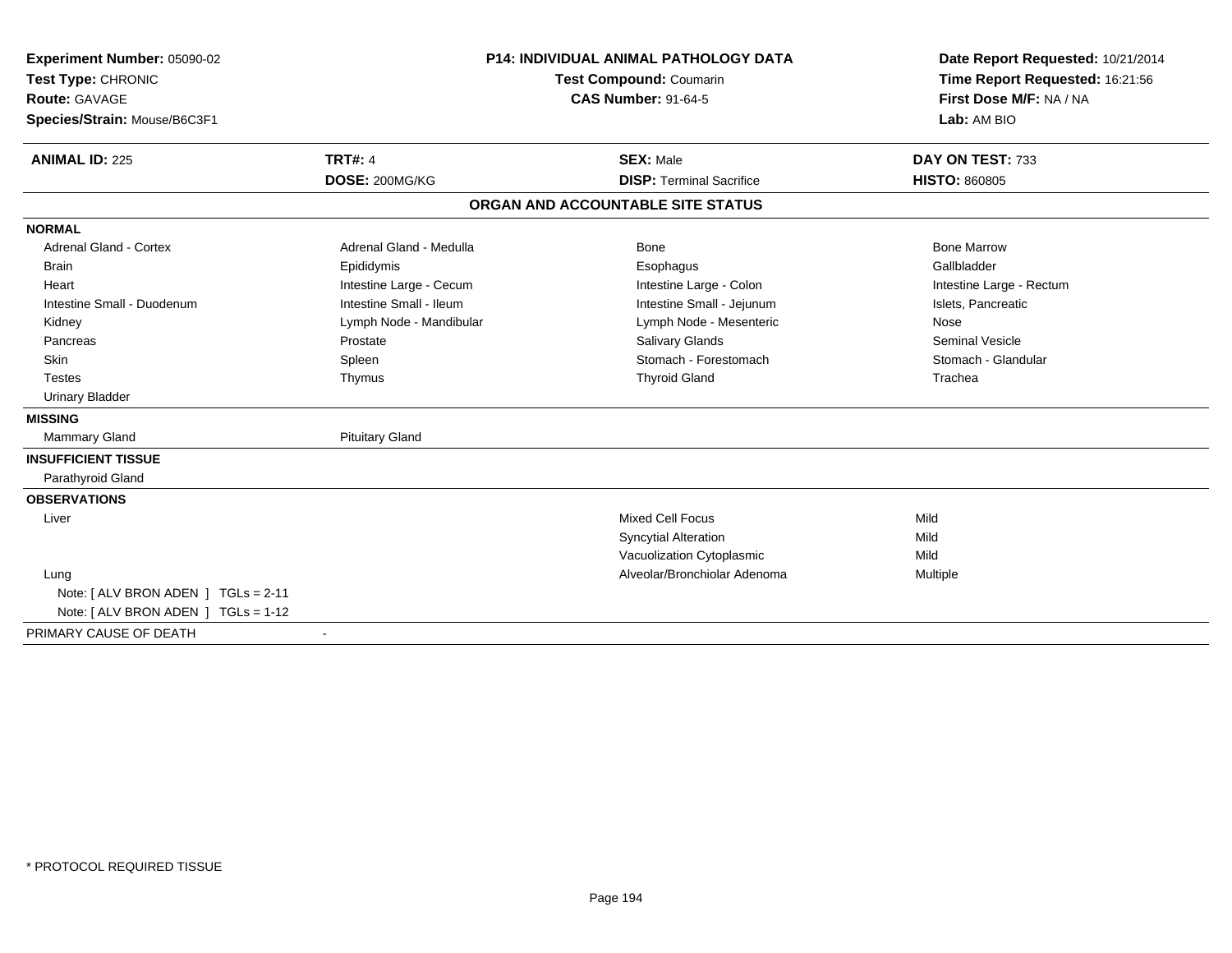**Experiment Number:** 05090-02
**Test Type:** CHRONIC
**Route:** GAVAGE
**Species/Strain:** Mouse/B6C3F1

**P14: INDIVIDUAL ANIMAL PATHOLOGY DATA**
**Test Compound:** Coumarin
**CAS Number:** 91-64-5

**Date Report Requested:** 10/21/2014
**Time Report Requested:** 16:21:56
**First Dose M/F:** NA / NA
**Lab:** AM BIO

| **ANIMAL ID:** 225 | **TRT#:** 4 | **SEX:** Male | **DAY ON TEST:** 733 |
|---|---|---|---|
| | **DOSE:** 200MG/KG | **DISP:** Terminal Sacrifice | **HISTO:** 860805 |

**ORGAN AND ACCOUNTABLE SITE STATUS**

| | | | |
|---|---|---|---|
| **NORMAL** | | | |
| Adrenal Gland - Cortex | Adrenal Gland - Medulla | Bone | Bone Marrow |
| Brain | Epididymis | Esophagus | Gallbladder |
| Heart | Intestine Large - Cecum | Intestine Large - Colon | Intestine Large - Rectum |
| Intestine Small - Duodenum | Intestine Small - Ileum | Intestine Small - Jejunum | Islets, Pancreatic |
| Kidney | Lymph Node - Mandibular | Lymph Node - Mesenteric | Nose |
| Pancreas | Prostate | Salivary Glands | Seminal Vesicle |
| Skin | Spleen | Stomach - Forestomach | Stomach - Glandular |
| Testes | Thymus | Thyroid Gland | Trachea |
| Urinary Bladder | | | |
| **MISSING** | | | |
| Mammary Gland | Pituitary Gland | | |
| **INSUFFICIENT TISSUE** | | | |
| Parathyroid Gland | | | |
| **OBSERVATIONS** | | | |
| Liver | | Mixed Cell Focus | Mild |
| | | Syncytial Alteration | Mild |
| | | Vacuolization Cytoplasmic | Mild |
| Lung | | Alveolar/Bronchiolar Adenoma | Multiple |
| Note: [ ALV BRON ADEN ] TGLs = 2-11 | | | |
| Note: [ ALV BRON ADEN ] TGLs = 1-12 | | | |
| PRIMARY CAUSE OF DEATH | - | | |

* PROTOCOL REQUIRED TISSUE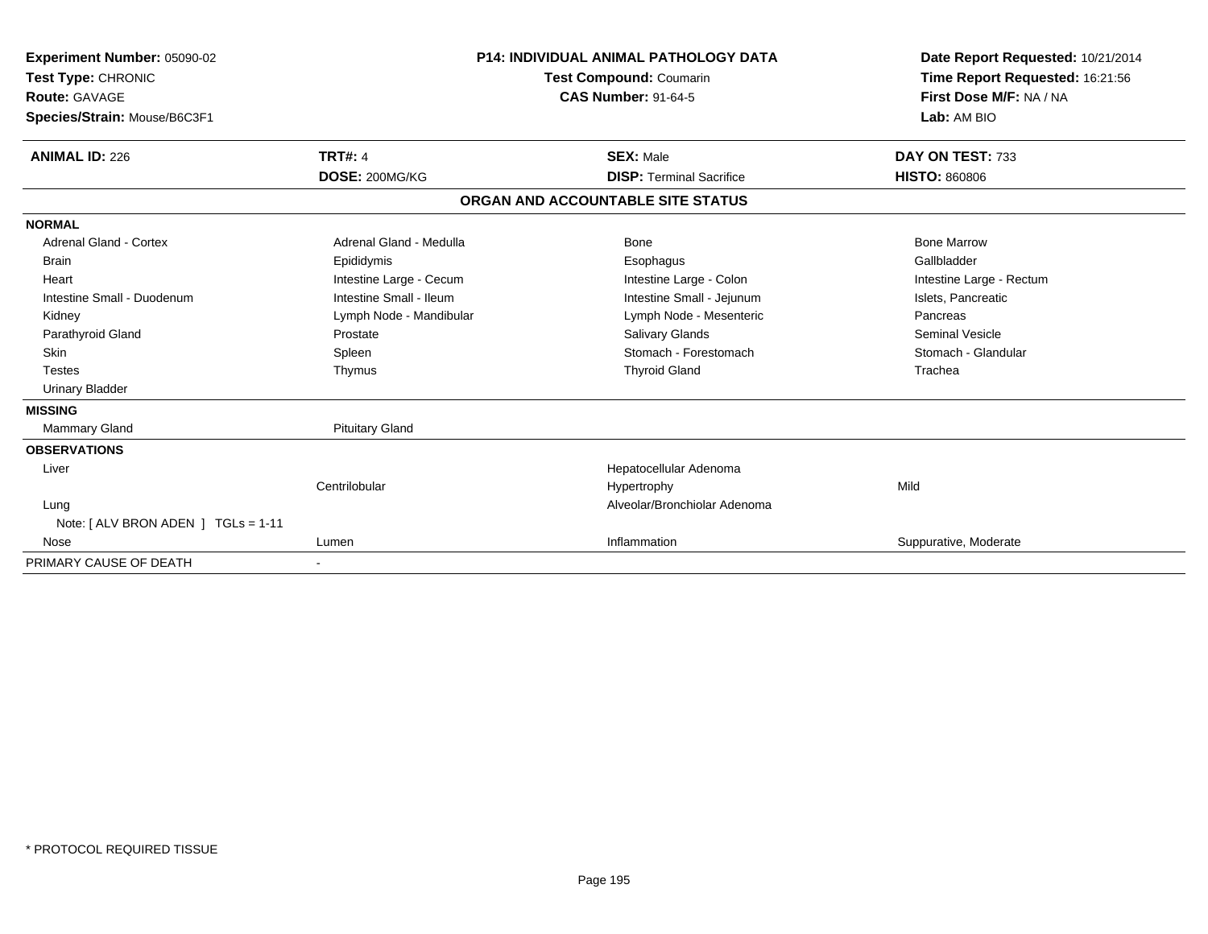**Experiment Number:** 05090-02
**Test Type:** CHRONIC
**Route:** GAVAGE
**Species/Strain:** Mouse/B6C3F1

**P14: INDIVIDUAL ANIMAL PATHOLOGY DATA**
**Test Compound:** Coumarin
**CAS Number:** 91-64-5

**Date Report Requested:** 10/21/2014
**Time Report Requested:** 16:21:56
**First Dose M/F:** NA / NA
**Lab:** AM BIO

| **ANIMAL ID:** 226 | **TRT#:** 4 | **SEX:** Male | **DAY ON TEST:** 733 |
|---|---|---|---|
| | **DOSE:** 200MG/KG | **DISP:** Terminal Sacrifice | **HISTO:** 860806 |

## ORGAN AND ACCOUNTABLE SITE STATUS

| | | | |
|---|---|---|---|
| **NORMAL** | | | |
| Adrenal Gland - Cortex | Adrenal Gland - Medulla | Bone | Bone Marrow |
| Brain | Epididymis | Esophagus | Gallbladder |
| Heart | Intestine Large - Cecum | Intestine Large - Colon | Intestine Large - Rectum |
| Intestine Small - Duodenum | Intestine Small - Ileum | Intestine Small - Jejunum | Islets, Pancreatic |
| Kidney | Lymph Node - Mandibular | Lymph Node - Mesenteric | Pancreas |
| Parathyroid Gland | Prostate | Salivary Glands | Seminal Vesicle |
| Skin | Spleen | Stomach - Forestomach | Stomach - Glandular |
| Testes | Thymus | Thyroid Gland | Trachea |
| Urinary Bladder | | | |
| **MISSING** | | | |
| Mammary Gland | Pituitary Gland | | |
| **OBSERVATIONS** | | | |
| Liver | | Hepatocellular Adenoma | |
| | Centrilobular | Hypertrophy | Mild |
| Lung | | Alveolar/Bronchiolar Adenoma | |
| Note: [ ALV BRON ADEN ] TGLs = 1-11 | | | |
| Nose | Lumen | Inflammation | Suppurative, Moderate |
| PRIMARY CAUSE OF DEATH | - | | |

\* PROTOCOL REQUIRED TISSUE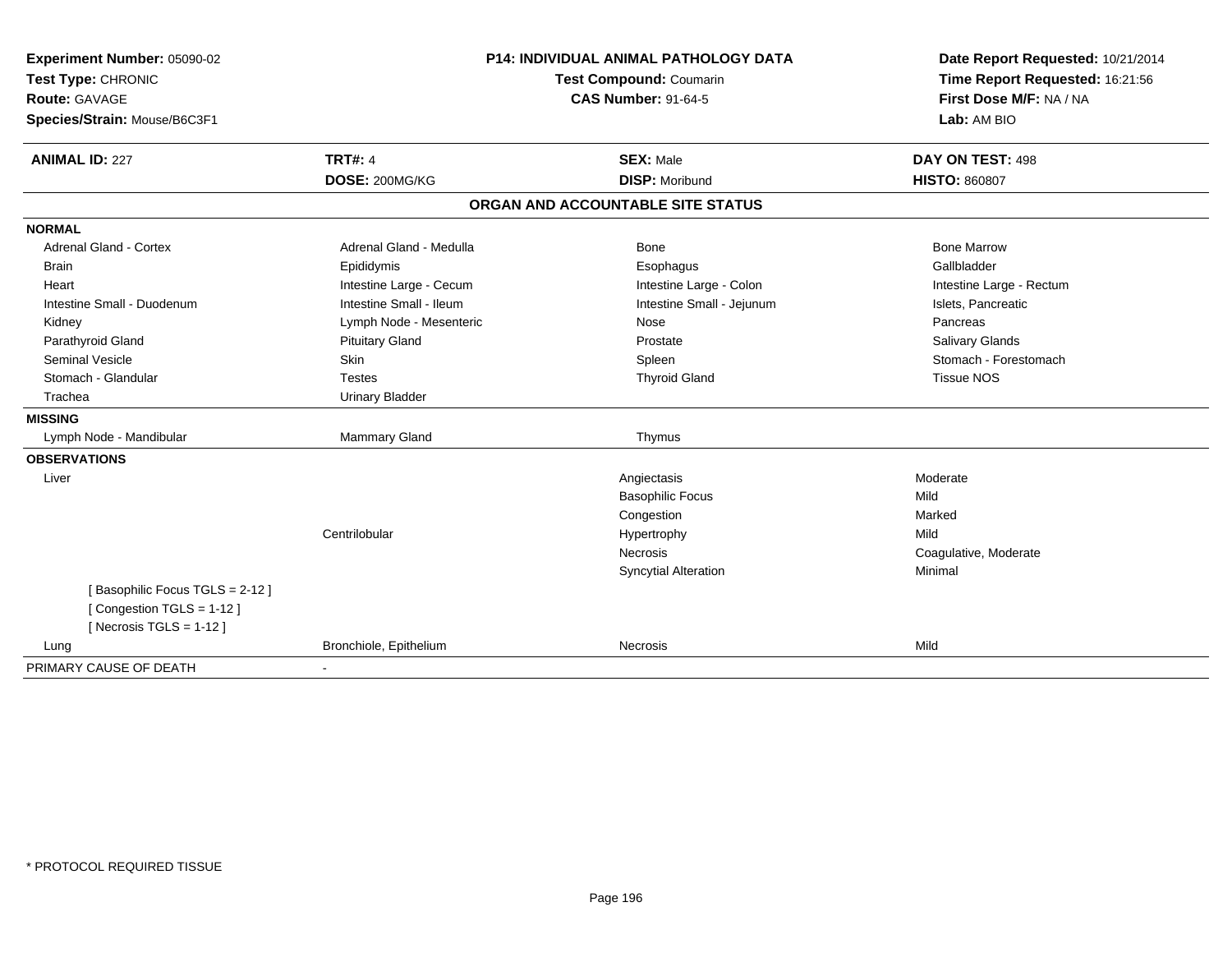**Experiment Number:** 05090-02
**Test Type:** CHRONIC
**Route:** GAVAGE
**Species/Strain:** Mouse/B6C3F1

**P14: INDIVIDUAL ANIMAL PATHOLOGY DATA**
**Test Compound:** Coumarin
**CAS Number:** 91-64-5

**Date Report Requested:** 10/21/2014
**Time Report Requested:** 16:21:56
**First Dose M/F:** NA / NA
**Lab:** AM BIO

| **ANIMAL ID:** 227 | **TRT#:** 4 | **SEX:** Male | **DAY ON TEST:** 498 |
|---|---|---|---|
| | **DOSE:** 200MG/KG | **DISP:** Moribund | **HISTO:** 860807 |

## ORGAN AND ACCOUNTABLE SITE STATUS

| | | | |
|---|---|---|---|
| **NORMAL** | | | |
| Adrenal Gland - Cortex | Adrenal Gland - Medulla | Bone | Bone Marrow |
| Brain | Epididymis | Esophagus | Gallbladder |
| Heart | Intestine Large - Cecum | Intestine Large - Colon | Intestine Large - Rectum |
| Intestine Small - Duodenum | Intestine Small - Ileum | Intestine Small - Jejunum | Islets, Pancreatic |
| Kidney | Lymph Node - Mesenteric | Nose | Pancreas |
| Parathyroid Gland | Pituitary Gland | Prostate | Salivary Glands |
| Seminal Vesicle | Skin | Spleen | Stomach - Forestomach |
| Stomach - Glandular | Testes | Thyroid Gland | Tissue NOS |
| Trachea | Urinary Bladder | | |
| **MISSING** | | | |
| Lymph Node - Mandibular | Mammary Gland | Thymus | |
| **OBSERVATIONS** | | | |
| Liver | | Angiectasis | Moderate |
| | | Basophilic Focus | Mild |
| | | Congestion | Marked |
| | Centrilobular | Hypertrophy | Mild |
| | | Necrosis | Coagulative, Moderate |
| | | Syncytial Alteration | Minimal |
| [ Basophilic Focus TGLS = 2-12 ] | | | |
| [ Congestion TGLS = 1-12 ] | | | |
| [ Necrosis TGLS = 1-12 ] | | | |
| Lung | Bronchiole, Epithelium | Necrosis | Mild |
| PRIMARY CAUSE OF DEATH | - | | |

* PROTOCOL REQUIRED TISSUE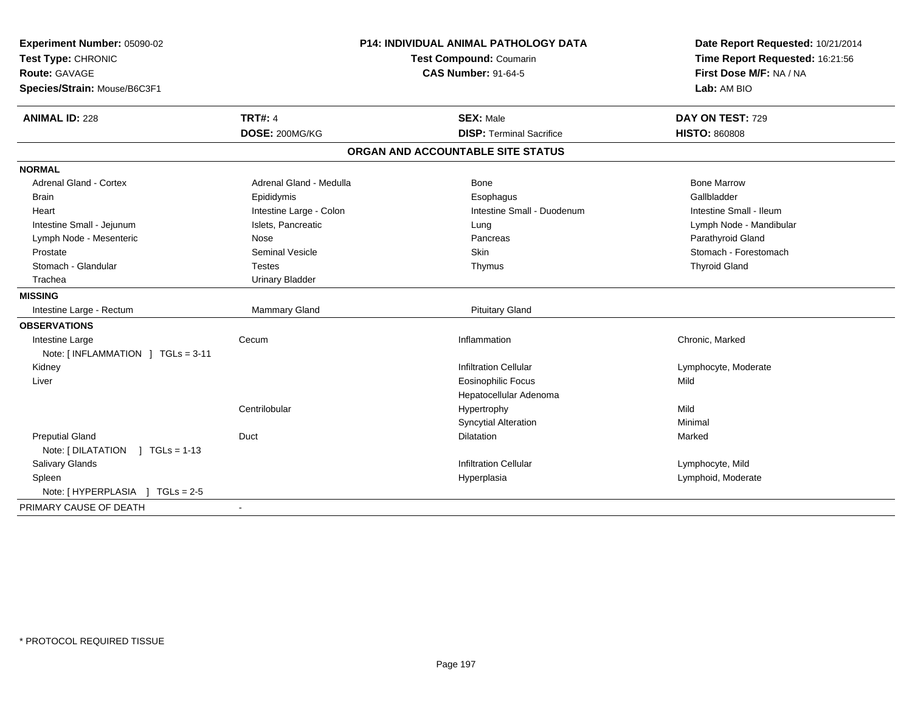**Experiment Number:** 05090-02
**Test Type:** CHRONIC
**Route:** GAVAGE
**Species/Strain:** Mouse/B6C3F1

**P14: INDIVIDUAL ANIMAL PATHOLOGY DATA**
**Test Compound:** Coumarin
**CAS Number:** 91-64-5

**Date Report Requested:** 10/21/2014
**Time Report Requested:** 16:21:56
**First Dose M/F:** NA / NA
**Lab:** AM BIO

| **ANIMAL ID:** 228 | **TRT#:** 4 | **SEX:** Male | **DAY ON TEST:** 729 |
|---|---|---|---|
| | **DOSE:** 200MG/KG | **DISP:** Terminal Sacrifice | **HISTO:** 860808 |

## ORGAN AND ACCOUNTABLE SITE STATUS

| | | | |
|---|---|---|---|
| **NORMAL** | | | |
| Adrenal Gland - Cortex | Adrenal Gland - Medulla | Bone | Bone Marrow |
| Brain | Epididymis | Esophagus | Gallbladder |
| Heart | Intestine Large - Colon | Intestine Small - Duodenum | Intestine Small - Ileum |
| Intestine Small - Jejunum | Islets, Pancreatic | Lung | Lymph Node - Mandibular |
| Lymph Node - Mesenteric | Nose | Pancreas | Parathyroid Gland |
| Prostate | Seminal Vesicle | Skin | Stomach - Forestomach |
| Stomach - Glandular | Testes | Thymus | Thyroid Gland |
| Trachea | Urinary Bladder | | |
| **MISSING** | | | |
| Intestine Large - Rectum | Mammary Gland | Pituitary Gland | |
| **OBSERVATIONS** | | | |
| Intestine Large | Cecum | Inflammation | Chronic, Marked |
| Note: [ INFLAMMATION ] TGLs = 3-11 | | | |
| Kidney | | Infiltration Cellular | Lymphocyte, Moderate |
| Liver | | Eosinophilic Focus | Mild |
| | | Hepatocellular Adenoma | |
| | Centrilobular | Hypertrophy | Mild |
| | | Syncytial Alteration | Minimal |
| Preputial Gland | Duct | Dilatation | Marked |
| Note: [ DILATATION ] TGLs = 1-13 | | | |
| Salivary Glands | | Infiltration Cellular | Lymphocyte, Mild |
| Spleen | | Hyperplasia | Lymphoid, Moderate |
| Note: [ HYPERPLASIA ] TGLs = 2-5 | | | |
| PRIMARY CAUSE OF DEATH | - | | |

* PROTOCOL REQUIRED TISSUE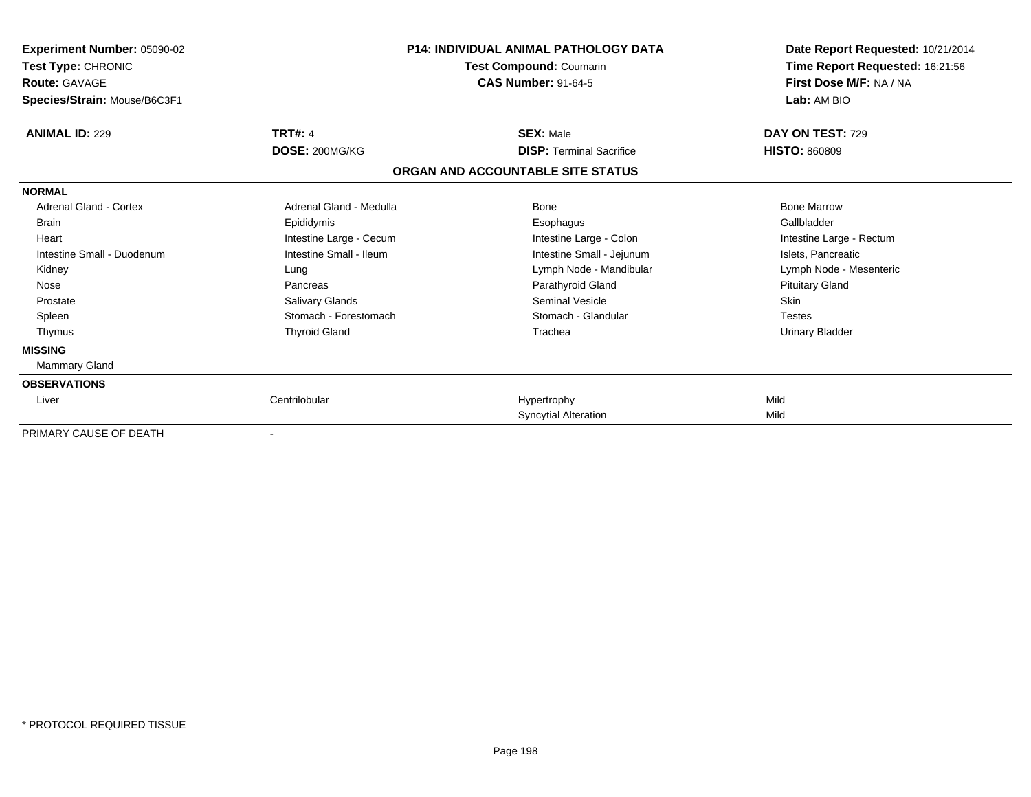**Experiment Number:** 05090-02
**Test Type:** CHRONIC
**Route:** GAVAGE
**Species/Strain:** Mouse/B6C3F1

**P14: INDIVIDUAL ANIMAL PATHOLOGY DATA**
**Test Compound:** Coumarin
**CAS Number:** 91-64-5

**Date Report Requested:** 10/21/2014
**Time Report Requested:** 16:21:56
**First Dose M/F:** NA / NA
**Lab:** AM BIO

| **ANIMAL ID:** 229 | **TRT#:** 4 | **SEX:** Male | **DAY ON TEST:** 729 |
|---|---|---|---|
| | **DOSE:** 200MG/KG | **DISP:** Terminal Sacrifice | **HISTO:** 860809 |

## ORGAN AND ACCOUNTABLE SITE STATUS

| | | | |
|---|---|---|---|
| **NORMAL** | | | |
| Adrenal Gland - Cortex | Adrenal Gland - Medulla | Bone | Bone Marrow |
| Brain | Epididymis | Esophagus | Gallbladder |
| Heart | Intestine Large - Cecum | Intestine Large - Colon | Intestine Large - Rectum |
| Intestine Small - Duodenum | Intestine Small - Ileum | Intestine Small - Jejunum | Islets, Pancreatic |
| Kidney | Lung | Lymph Node - Mandibular | Lymph Node - Mesenteric |
| Nose | Pancreas | Parathyroid Gland | Pituitary Gland |
| Prostate | Salivary Glands | Seminal Vesicle | Skin |
| Spleen | Stomach - Forestomach | Stomach - Glandular | Testes |
| Thymus | Thyroid Gland | Trachea | Urinary Bladder |
| **MISSING** | | | |
| Mammary Gland | | | |
| **OBSERVATIONS** | | | |
| Liver | Centrilobular | Hypertrophy | Mild |
| | | Syncytial Alteration | Mild |
| PRIMARY CAUSE OF DEATH | - | | |

* PROTOCOL REQUIRED TISSUE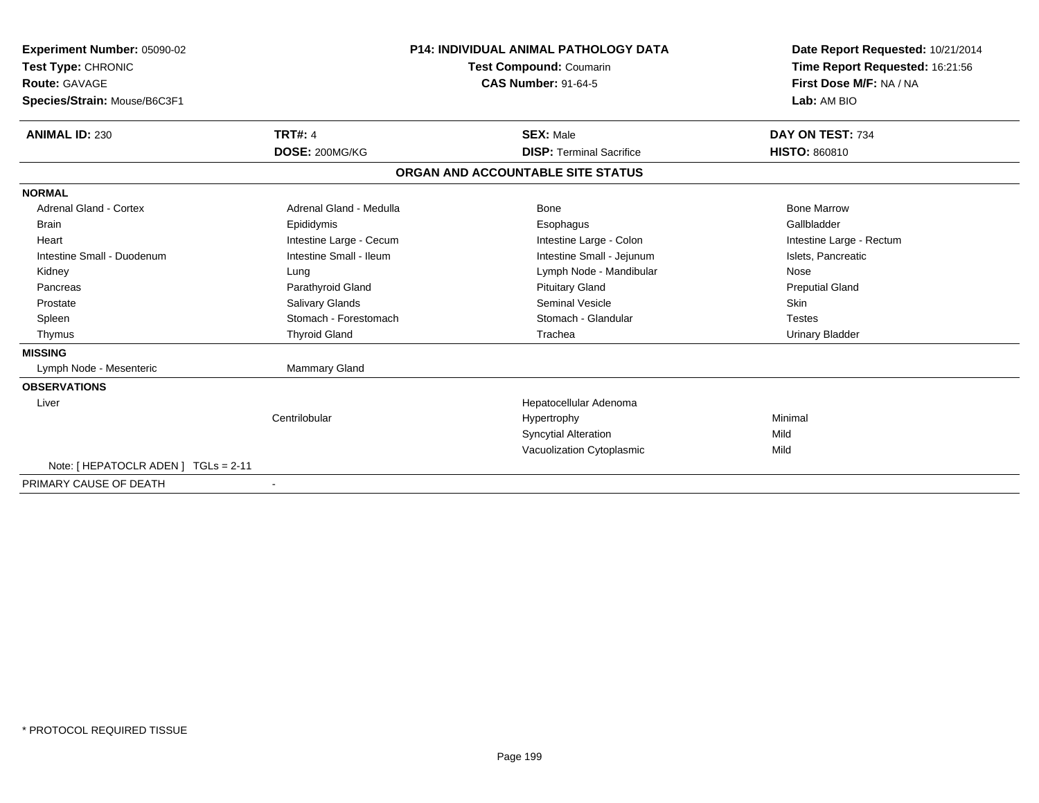**Experiment Number:** 05090-02
**Test Type:** CHRONIC
**Route:** GAVAGE
**Species/Strain:** Mouse/B6C3F1

**P14: INDIVIDUAL ANIMAL PATHOLOGY DATA**
**Test Compound:** Coumarin
**CAS Number:** 91-64-5

**Date Report Requested:** 10/21/2014
**Time Report Requested:** 16:21:56
**First Dose M/F:** NA / NA
**Lab:** AM BIO

| **ANIMAL ID:** 230 | **TRT#:** 4 | **SEX:** Male | **DAY ON TEST:** 734 |
|---|---|---|---|
| | **DOSE:** 200MG/KG | **DISP:** Terminal Sacrifice | **HISTO:** 860810 |

## ORGAN AND ACCOUNTABLE SITE STATUS

**NORMAL**

| | | | |
|---|---|---|---|
| Adrenal Gland - Cortex | Adrenal Gland - Medulla | Bone | Bone Marrow |
| Brain | Epididymis | Esophagus | Gallbladder |
| Heart | Intestine Large - Cecum | Intestine Large - Colon | Intestine Large - Rectum |
| Intestine Small - Duodenum | Intestine Small - Ileum | Intestine Small - Jejunum | Islets, Pancreatic |
| Kidney | Lung | Lymph Node - Mandibular | Nose |
| Pancreas | Parathyroid Gland | Pituitary Gland | Preputial Gland |
| Prostate | Salivary Glands | Seminal Vesicle | Skin |
| Spleen | Stomach - Forestomach | Stomach - Glandular | Testes |
| Thymus | Thyroid Gland | Trachea | Urinary Bladder |

**MISSING**

| | |
|---|---|
| Lymph Node - Mesenteric | Mammary Gland |

**OBSERVATIONS**

| | | | |
|---|---|---|---|
| Liver | | Hepatocellular Adenoma | |
| | Centrilobular | Hypertrophy | Minimal |
| | | Syncytial Alteration | Mild |
| | | Vacuolization Cytoplasmic | Mild |

Note: [ HEPATOCLR ADEN ] TGLs = 2-11

PRIMARY CAUSE OF DEATH -

* PROTOCOL REQUIRED TISSUE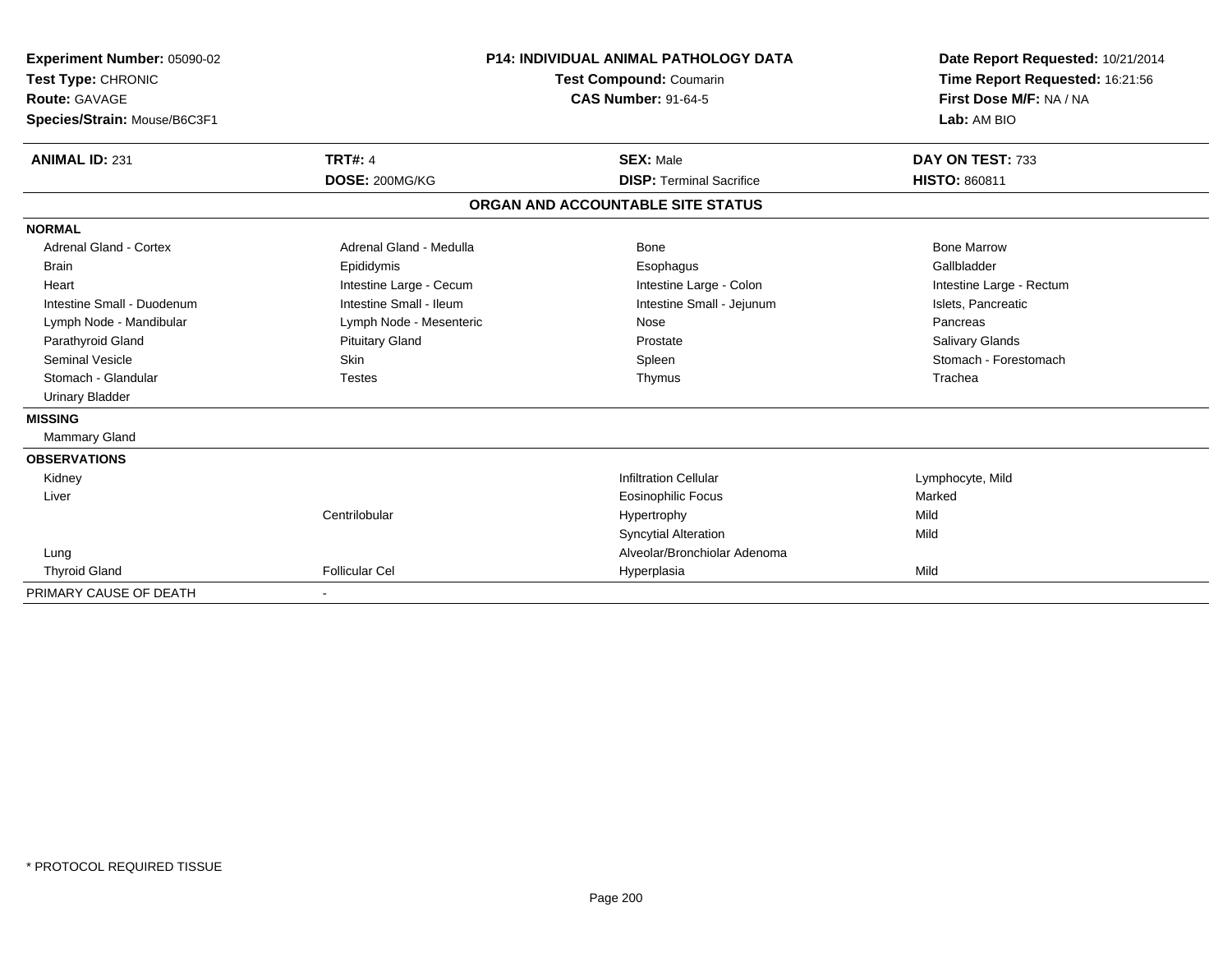**Experiment Number:** 05090-02
**Test Type:** CHRONIC
**Route:** GAVAGE
**Species/Strain:** Mouse/B6C3F1

**P14: INDIVIDUAL ANIMAL PATHOLOGY DATA**
**Test Compound:** Coumarin
**CAS Number:** 91-64-5

**Date Report Requested:** 10/21/2014
**Time Report Requested:** 16:21:56
**First Dose M/F:** NA / NA
**Lab:** AM BIO

| **ANIMAL ID:** 231 | **TRT#:** 4 | **SEX:** Male | **DAY ON TEST:** 733 |
|---|---|---|---|
| | **DOSE:** 200MG/KG | **DISP:** Terminal Sacrifice | **HISTO:** 860811 |

**ORGAN AND ACCOUNTABLE SITE STATUS**

| | | | |
|---|---|---|---|
| **NORMAL** | | | |
| Adrenal Gland - Cortex | Adrenal Gland - Medulla | Bone | Bone Marrow |
| Brain | Epididymis | Esophagus | Gallbladder |
| Heart | Intestine Large - Cecum | Intestine Large - Colon | Intestine Large - Rectum |
| Intestine Small - Duodenum | Intestine Small - Ileum | Intestine Small - Jejunum | Islets, Pancreatic |
| Lymph Node - Mandibular | Lymph Node - Mesenteric | Nose | Pancreas |
| Parathyroid Gland | Pituitary Gland | Prostate | Salivary Glands |
| Seminal Vesicle | Skin | Spleen | Stomach - Forestomach |
| Stomach - Glandular | Testes | Thymus | Trachea |
| Urinary Bladder | | | |
| **MISSING** | | | |
| Mammary Gland | | | |
| **OBSERVATIONS** | | | |
| Kidney | | Infiltration Cellular | Lymphocyte, Mild |
| Liver | | Eosinophilic Focus | Marked |
| | Centrilobular | Hypertrophy | Mild |
| | | Syncytial Alteration | Mild |
| Lung | | Alveolar/Bronchiolar Adenoma | |
| Thyroid Gland | Follicular Cel | Hyperplasia | Mild |
| PRIMARY CAUSE OF DEATH | - | | |

* PROTOCOL REQUIRED TISSUE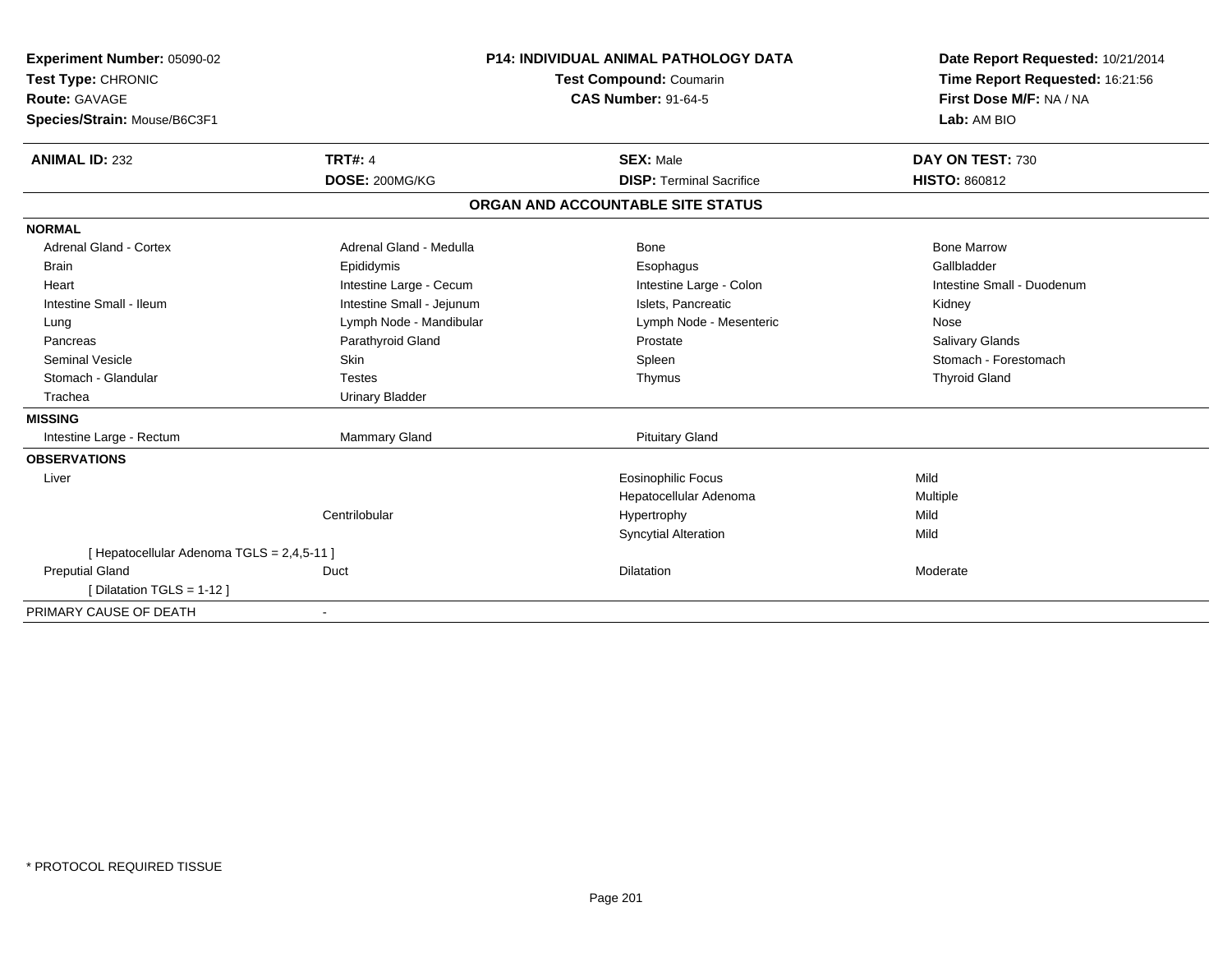**Experiment Number:** 05090-02
**Test Type:** CHRONIC
**Route:** GAVAGE
**Species/Strain:** Mouse/B6C3F1

**P14: INDIVIDUAL ANIMAL PATHOLOGY DATA**
**Test Compound:** Coumarin
**CAS Number:** 91-64-5

**Date Report Requested:** 10/21/2014
**Time Report Requested:** 16:21:56
**First Dose M/F:** NA / NA
**Lab:** AM BIO

| **ANIMAL ID:** 232 | **TRT#:** 4 | **SEX:** Male | **DAY ON TEST:** 730 |
|---|---|---|---|
| | **DOSE:** 200MG/KG | **DISP:** Terminal Sacrifice | **HISTO:** 860812 |

## ORGAN AND ACCOUNTABLE SITE STATUS

| | | | |
|---|---|---|---|
| **NORMAL** | | | |
| Adrenal Gland - Cortex | Adrenal Gland - Medulla | Bone | Bone Marrow |
| Brain | Epididymis | Esophagus | Gallbladder |
| Heart | Intestine Large - Cecum | Intestine Large - Colon | Intestine Small - Duodenum |
| Intestine Small - Ileum | Intestine Small - Jejunum | Islets, Pancreatic | Kidney |
| Lung | Lymph Node - Mandibular | Lymph Node - Mesenteric | Nose |
| Pancreas | Parathyroid Gland | Prostate | Salivary Glands |
| Seminal Vesicle | Skin | Spleen | Stomach - Forestomach |
| Stomach - Glandular | Testes | Thymus | Thyroid Gland |
| Trachea | Urinary Bladder | | |
| **MISSING** | | | |
| Intestine Large - Rectum | Mammary Gland | Pituitary Gland | |
| **OBSERVATIONS** | | | |
| Liver | | Eosinophilic Focus | Mild |
| | | Hepatocellular Adenoma | Multiple |
| | Centrilobular | Hypertrophy | Mild |
| | | Syncytial Alteration | Mild |
| [ Hepatocellular Adenoma TGLS = 2,4,5-11 ] | | | |
| Preputial Gland | Duct | Dilatation | Moderate |
| [ Dilatation TGLS = 1-12 ] | | | |
| PRIMARY CAUSE OF DEATH | - | | |

\* PROTOCOL REQUIRED TISSUE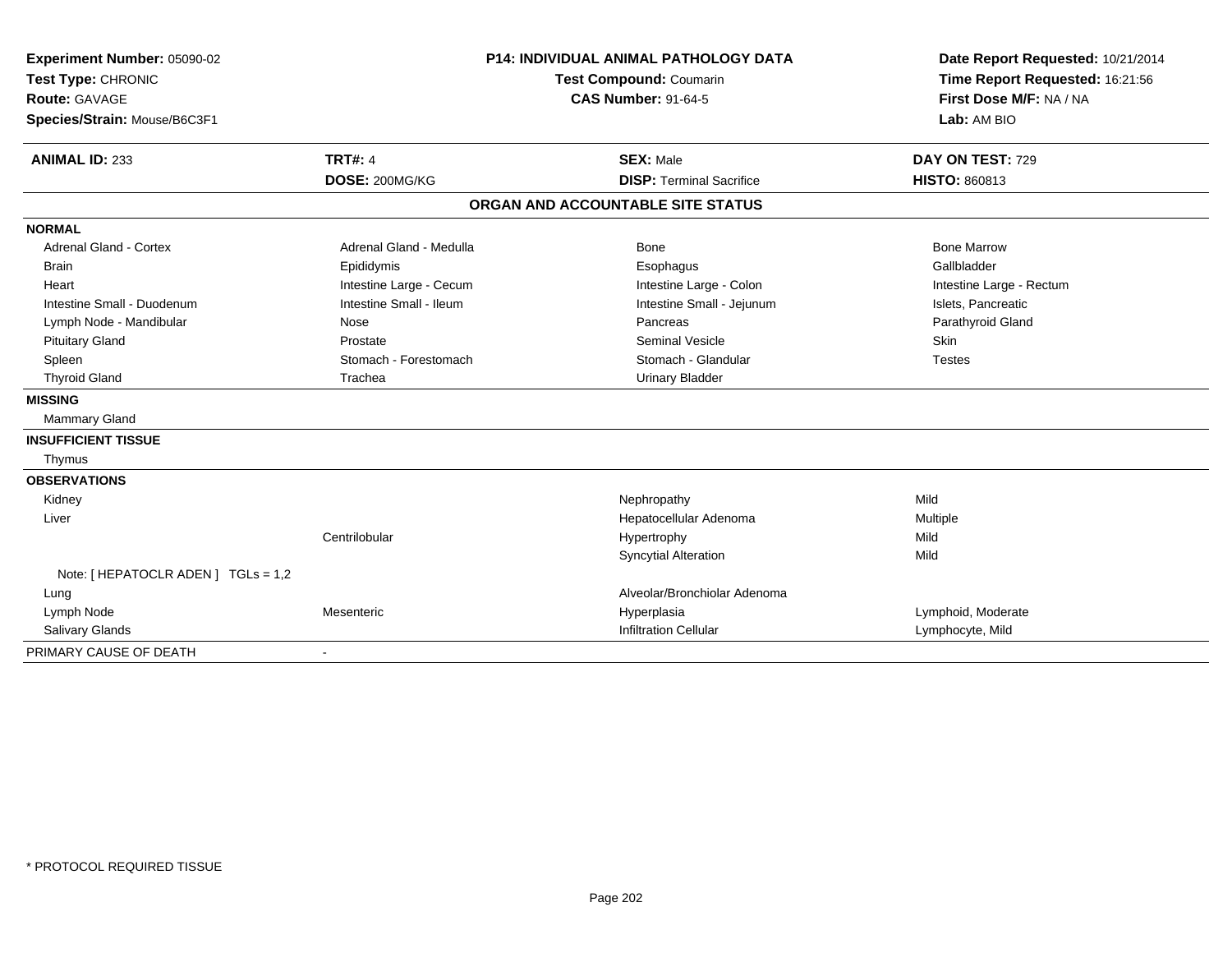**Experiment Number:** 05090-02
**Test Type:** CHRONIC
**Route:** GAVAGE
**Species/Strain:** Mouse/B6C3F1

**P14: INDIVIDUAL ANIMAL PATHOLOGY DATA**
**Test Compound:** Coumarin
**CAS Number:** 91-64-5

**Date Report Requested:** 10/21/2014
**Time Report Requested:** 16:21:56
**First Dose M/F:** NA / NA
**Lab:** AM BIO

| **ANIMAL ID:** 233 | **TRT#:** 4 | **SEX:** Male | **DAY ON TEST:** 729 |
|---|---|---|---|
| | **DOSE:** 200MG/KG | **DISP:** Terminal Sacrifice | **HISTO:** 860813 |

## ORGAN AND ACCOUNTABLE SITE STATUS

| | | | |
|---|---|---|---|
| **NORMAL** | | | |
| Adrenal Gland - Cortex | Adrenal Gland - Medulla | Bone | Bone Marrow |
| Brain | Epididymis | Esophagus | Gallbladder |
| Heart | Intestine Large - Cecum | Intestine Large - Colon | Intestine Large - Rectum |
| Intestine Small - Duodenum | Intestine Small - Ileum | Intestine Small - Jejunum | Islets, Pancreatic |
| Lymph Node - Mandibular | Nose | Pancreas | Parathyroid Gland |
| Pituitary Gland | Prostate | Seminal Vesicle | Skin |
| Spleen | Stomach - Forestomach | Stomach - Glandular | Testes |
| Thyroid Gland | Trachea | Urinary Bladder | |
| **MISSING** | | | |
| Mammary Gland | | | |
| **INSUFFICIENT TISSUE** | | | |
| Thymus | | | |
| **OBSERVATIONS** | | | |
| Kidney | | Nephropathy | Mild |
| Liver | | Hepatocellular Adenoma | Multiple |
| | Centrilobular | Hypertrophy | Mild |
| | | Syncytial Alteration | Mild |
| Note: [ HEPATOCLR ADEN ] TGLs = 1,2 | | | |
| Lung | | Alveolar/Bronchiolar Adenoma | |
| Lymph Node | Mesenteric | Hyperplasia | Lymphoid, Moderate |
| Salivary Glands | | Infiltration Cellular | Lymphocyte, Mild |
| PRIMARY CAUSE OF DEATH | - | | |

* PROTOCOL REQUIRED TISSUE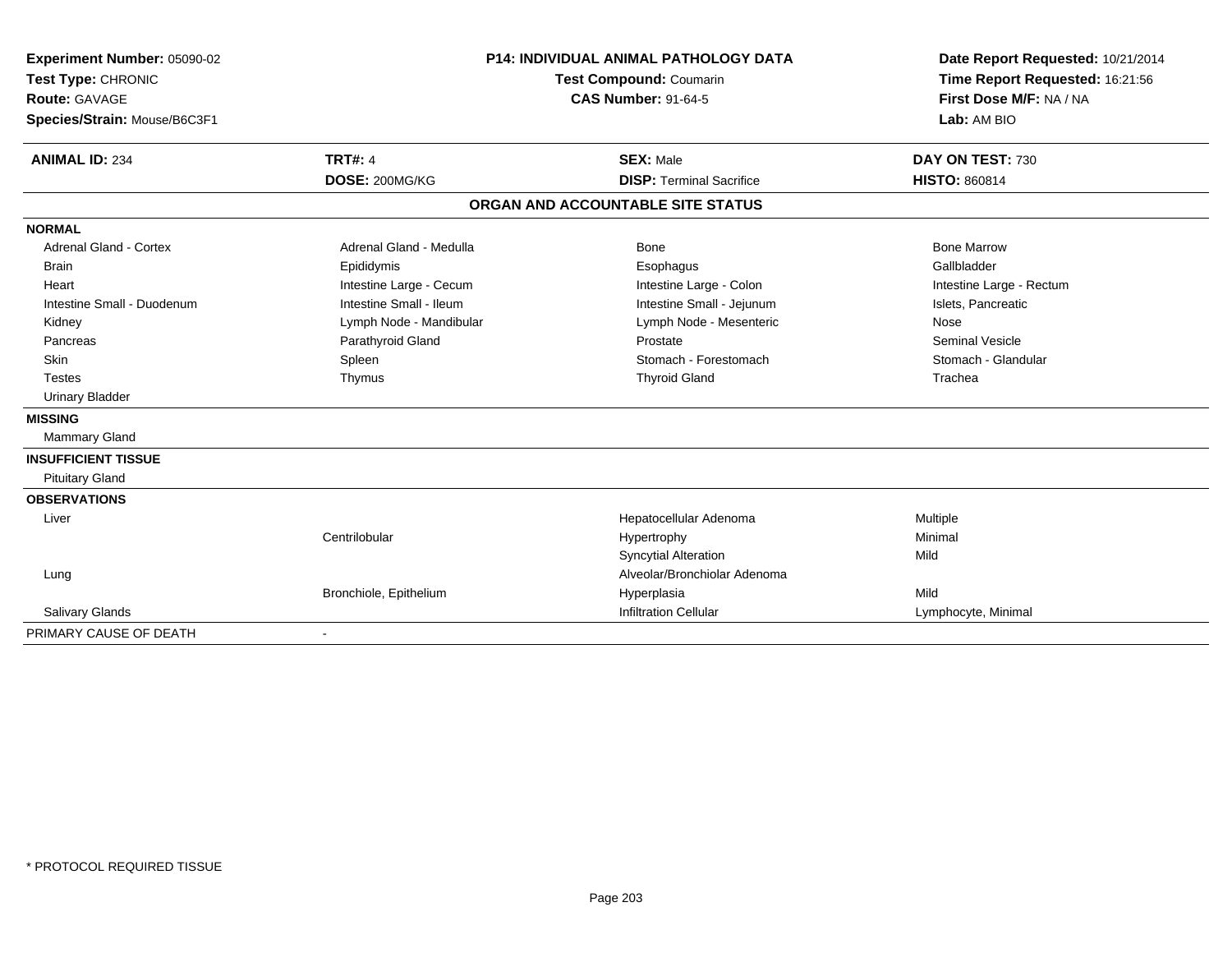**Experiment Number:** 05090-02
**Test Type:** CHRONIC
**Route:** GAVAGE
**Species/Strain:** Mouse/B6C3F1

**P14: INDIVIDUAL ANIMAL PATHOLOGY DATA**
**Test Compound:** Coumarin
**CAS Number:** 91-64-5

**Date Report Requested:** 10/21/2014
**Time Report Requested:** 16:21:56
**First Dose M/F:** NA / NA
**Lab:** AM BIO

| **ANIMAL ID:** 234 | **TRT#:** 4 | **SEX:** Male | **DAY ON TEST:** 730 |
|---|---|---|---|
| | **DOSE:** 200MG/KG | **DISP:** Terminal Sacrifice | **HISTO:** 860814 |

## ORGAN AND ACCOUNTABLE SITE STATUS

| | | | |
|---|---|---|---|
| **NORMAL** | | | |
| Adrenal Gland - Cortex | Adrenal Gland - Medulla | Bone | Bone Marrow |
| Brain | Epididymis | Esophagus | Gallbladder |
| Heart | Intestine Large - Cecum | Intestine Large - Colon | Intestine Large - Rectum |
| Intestine Small - Duodenum | Intestine Small - Ileum | Intestine Small - Jejunum | Islets, Pancreatic |
| Kidney | Lymph Node - Mandibular | Lymph Node - Mesenteric | Nose |
| Pancreas | Parathyroid Gland | Prostate | Seminal Vesicle |
| Skin | Spleen | Stomach - Forestomach | Stomach - Glandular |
| Testes | Thymus | Thyroid Gland | Trachea |
| Urinary Bladder | | | |
| **MISSING** | | | |
| Mammary Gland | | | |
| **INSUFFICIENT TISSUE** | | | |
| Pituitary Gland | | | |
| **OBSERVATIONS** | | | |
| Liver | | Hepatocellular Adenoma | Multiple |
| | Centrilobular | Hypertrophy | Minimal |
| | | Syncytial Alteration | Mild |
| Lung | | Alveolar/Bronchiolar Adenoma | |
| | Bronchiole, Epithelium | Hyperplasia | Mild |
| Salivary Glands | | Infiltration Cellular | Lymphocyte, Minimal |
| PRIMARY CAUSE OF DEATH | - | | |

* PROTOCOL REQUIRED TISSUE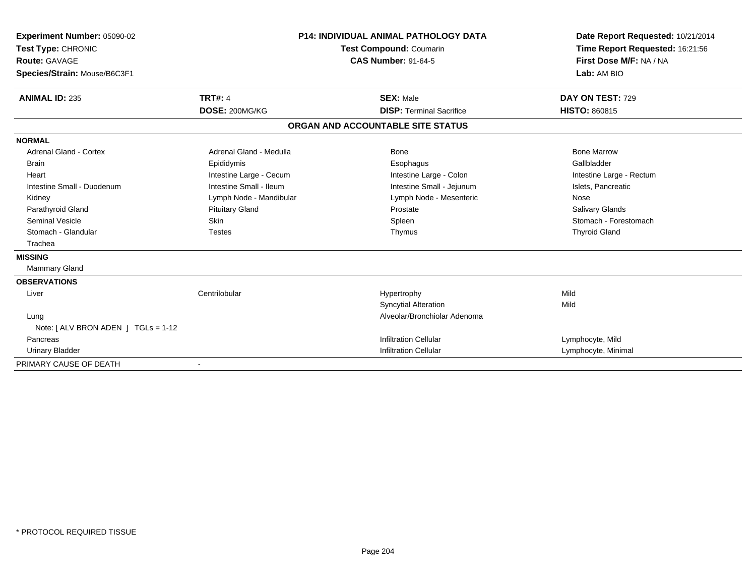**Experiment Number:** 05090-02
**Test Type:** CHRONIC
**Route:** GAVAGE
**Species/Strain:** Mouse/B6C3F1

**P14: INDIVIDUAL ANIMAL PATHOLOGY DATA**
**Test Compound:** Coumarin
**CAS Number:** 91-64-5

**Date Report Requested:** 10/21/2014
**Time Report Requested:** 16:21:56
**First Dose M/F:** NA / NA
**Lab:** AM BIO

| **ANIMAL ID:** 235 | **TRT#:** 4 | **SEX:** Male | **DAY ON TEST:** 729 |
|---|---|---|---|
| | **DOSE:** 200MG/KG | **DISP:** Terminal Sacrifice | **HISTO:** 860815 |

**ORGAN AND ACCOUNTABLE SITE STATUS**

| | | | |
|---|---|---|---|
| **NORMAL** | | | |
| Adrenal Gland - Cortex | Adrenal Gland - Medulla | Bone | Bone Marrow |
| Brain | Epididymis | Esophagus | Gallbladder |
| Heart | Intestine Large - Cecum | Intestine Large - Colon | Intestine Large - Rectum |
| Intestine Small - Duodenum | Intestine Small - Ileum | Intestine Small - Jejunum | Islets, Pancreatic |
| Kidney | Lymph Node - Mandibular | Lymph Node - Mesenteric | Nose |
| Parathyroid Gland | Pituitary Gland | Prostate | Salivary Glands |
| Seminal Vesicle | Skin | Spleen | Stomach - Forestomach |
| Stomach - Glandular | Testes | Thymus | Thyroid Gland |
| Trachea | | | |
| **MISSING** | | | |
| Mammary Gland | | | |
| **OBSERVATIONS** | | | |
| Liver | Centrilobular | Hypertrophy | Mild |
| | | Syncytial Alteration | Mild |
| Lung | | Alveolar/Bronchiolar Adenoma | |
| Note: [ ALV BRON ADEN ] TGLs = 1-12 | | | |
| Pancreas | | Infiltration Cellular | Lymphocyte, Mild |
| Urinary Bladder | | Infiltration Cellular | Lymphocyte, Minimal |
| PRIMARY CAUSE OF DEATH | - | | |

\* PROTOCOL REQUIRED TISSUE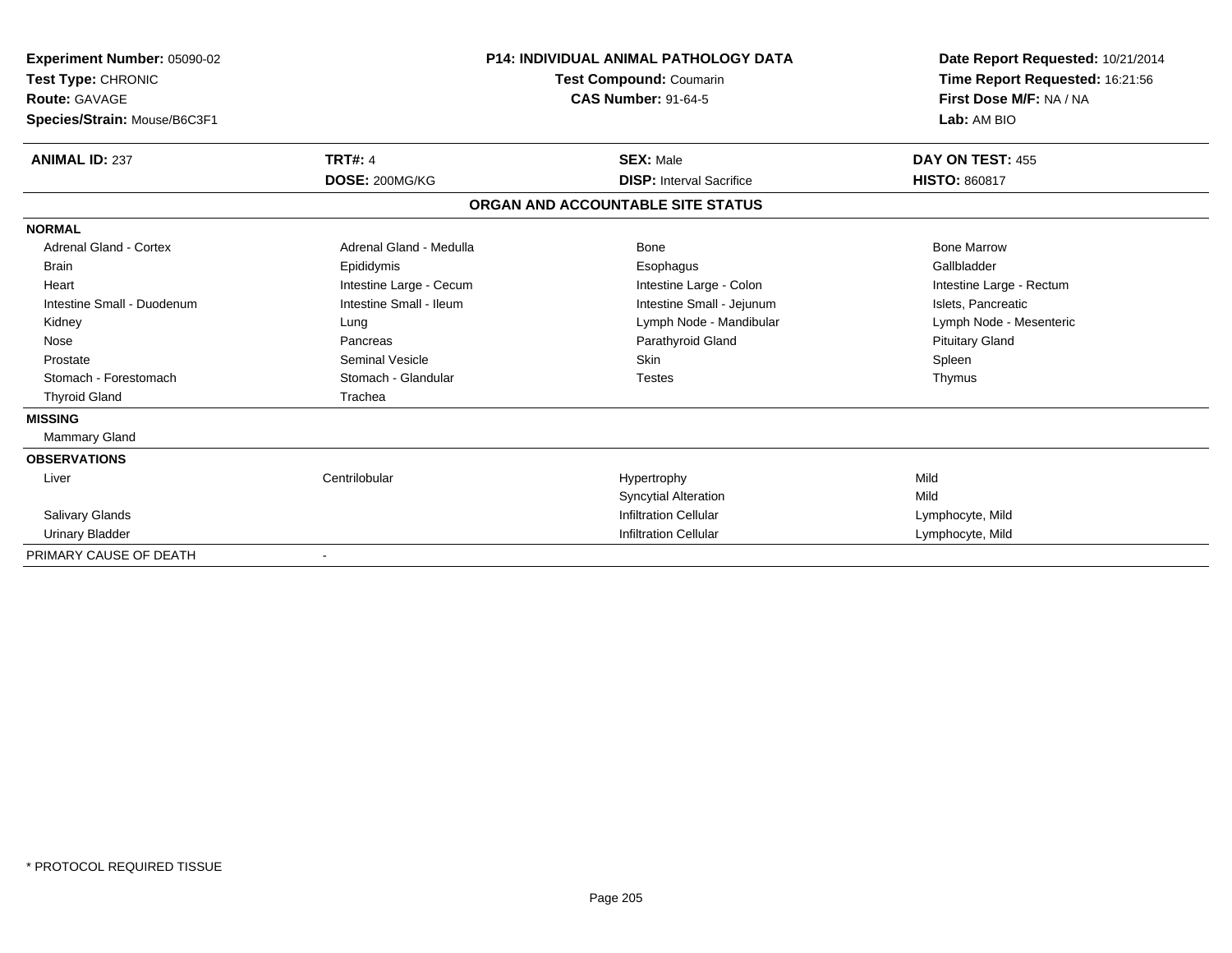**Experiment Number:** 05090-02
**Test Type:** CHRONIC
**Route:** GAVAGE
**Species/Strain:** Mouse/B6C3F1

**P14: INDIVIDUAL ANIMAL PATHOLOGY DATA**
**Test Compound:** Coumarin
**CAS Number:** 91-64-5

**Date Report Requested:** 10/21/2014
**Time Report Requested:** 16:21:56
**First Dose M/F:** NA / NA
**Lab:** AM BIO

| **ANIMAL ID:** 237 | **TRT#:** 4 | **SEX:** Male | **DAY ON TEST:** 455 |
|---|---|---|---|
| | **DOSE:** 200MG/KG | **DISP:** Interval Sacrifice | **HISTO:** 860817 |

**ORGAN AND ACCOUNTABLE SITE STATUS**

| | | | |
|---|---|---|---|
| **NORMAL** | | | |
| Adrenal Gland - Cortex | Adrenal Gland - Medulla | Bone | Bone Marrow |
| Brain | Epididymis | Esophagus | Gallbladder |
| Heart | Intestine Large - Cecum | Intestine Large - Colon | Intestine Large - Rectum |
| Intestine Small - Duodenum | Intestine Small - Ileum | Intestine Small - Jejunum | Islets, Pancreatic |
| Kidney | Lung | Lymph Node - Mandibular | Lymph Node - Mesenteric |
| Nose | Pancreas | Parathyroid Gland | Pituitary Gland |
| Prostate | Seminal Vesicle | Skin | Spleen |
| Stomach - Forestomach | Stomach - Glandular | Testes | Thymus |
| Thyroid Gland | Trachea | | |
| **MISSING** | | | |
| Mammary Gland | | | |
| **OBSERVATIONS** | | | |
| Liver | Centrilobular | Hypertrophy | Mild |
| | | Syncytial Alteration | Mild |
| Salivary Glands | | Infiltration Cellular | Lymphocyte, Mild |
| Urinary Bladder | | Infiltration Cellular | Lymphocyte, Mild |
| PRIMARY CAUSE OF DEATH | - | | |

* PROTOCOL REQUIRED TISSUE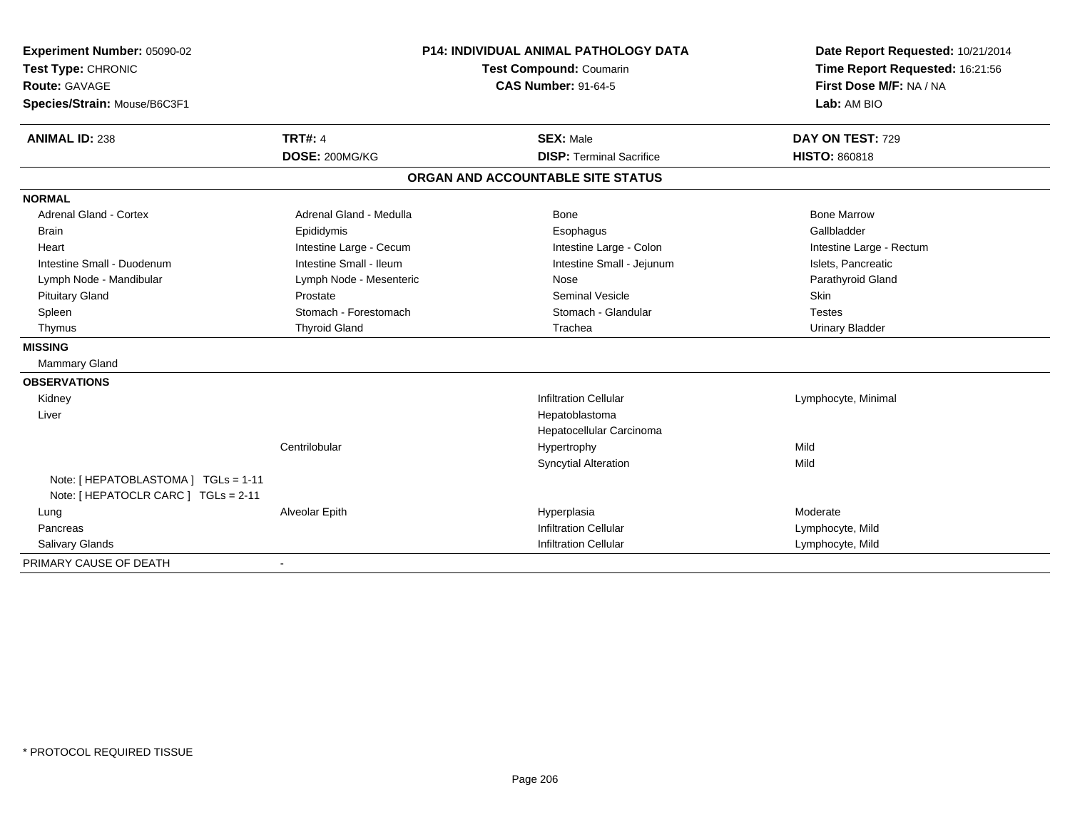**Experiment Number:** 05090-02
**Test Type:** CHRONIC
**Route:** GAVAGE
**Species/Strain:** Mouse/B6C3F1

**P14: INDIVIDUAL ANIMAL PATHOLOGY DATA**
**Test Compound:** Coumarin
**CAS Number:** 91-64-5

**Date Report Requested:** 10/21/2014
**Time Report Requested:** 16:21:56
**First Dose M/F:** NA / NA
**Lab:** AM BIO

| **ANIMAL ID:** 238 | **TRT#:** 4 | **SEX:** Male | **DAY ON TEST:** 729 |
|---|---|---|---|
| | **DOSE:** 200MG/KG | **DISP:** Terminal Sacrifice | **HISTO:** 860818 |

## ORGAN AND ACCOUNTABLE SITE STATUS

| | | | |
|---|---|---|---|
| **NORMAL** | | | |
| Adrenal Gland - Cortex | Adrenal Gland - Medulla | Bone | Bone Marrow |
| Brain | Epididymis | Esophagus | Gallbladder |
| Heart | Intestine Large - Cecum | Intestine Large - Colon | Intestine Large - Rectum |
| Intestine Small - Duodenum | Intestine Small - Ileum | Intestine Small - Jejunum | Islets, Pancreatic |
| Lymph Node - Mandibular | Lymph Node - Mesenteric | Nose | Parathyroid Gland |
| Pituitary Gland | Prostate | Seminal Vesicle | Skin |
| Spleen | Stomach - Forestomach | Stomach - Glandular | Testes |
| Thymus | Thyroid Gland | Trachea | Urinary Bladder |
| **MISSING** | | | |
| Mammary Gland | | | |
| **OBSERVATIONS** | | | |
| Kidney | | Infiltration Cellular | Lymphocyte, Minimal |
| Liver | | Hepatoblastoma | |
| | | Hepatocellular Carcinoma | |
| | Centrilobular | Hypertrophy | Mild |
| | | Syncytial Alteration | Mild |
| Note: [ HEPATOBLASTOMA ] TGLs = 1-11 | | | |
| Note: [ HEPATOCLR CARC ] TGLs = 2-11 | | | |
| Lung | Alveolar Epith | Hyperplasia | Moderate |
| Pancreas | | Infiltration Cellular | Lymphocyte, Mild |
| Salivary Glands | | Infiltration Cellular | Lymphocyte, Mild |
| PRIMARY CAUSE OF DEATH | - | | |

\* PROTOCOL REQUIRED TISSUE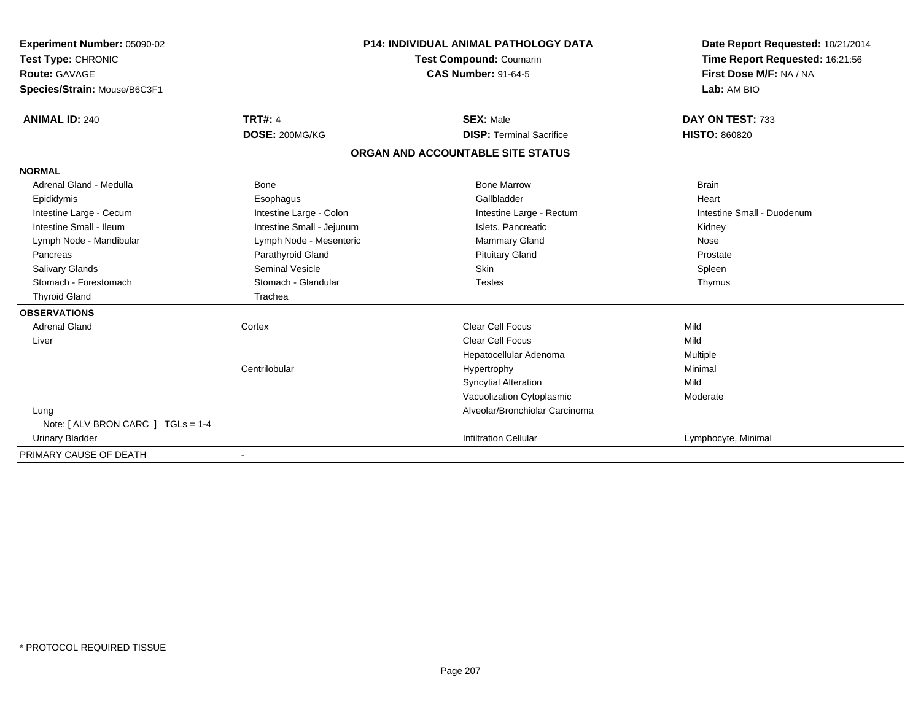**Experiment Number:** 05090-02
**Test Type:** CHRONIC
**Route:** GAVAGE
**Species/Strain:** Mouse/B6C3F1

**P14: INDIVIDUAL ANIMAL PATHOLOGY DATA**
**Test Compound:** Coumarin
**CAS Number:** 91-64-5

**Date Report Requested:** 10/21/2014
**Time Report Requested:** 16:21:56
**First Dose M/F:** NA / NA
**Lab:** AM BIO

| **ANIMAL ID:** 240 | **TRT#:** 4 | **SEX:** Male | **DAY ON TEST:** 733 |
|---|---|---|---|
| | **DOSE:** 200MG/KG | **DISP:** Terminal Sacrifice | **HISTO:** 860820 |

## ORGAN AND ACCOUNTABLE SITE STATUS

**NORMAL**

| | | | |
|---|---|---|---|
| Adrenal Gland - Medulla | Bone | Bone Marrow | Brain |
| Epididymis | Esophagus | Gallbladder | Heart |
| Intestine Large - Cecum | Intestine Large - Colon | Intestine Large - Rectum | Intestine Small - Duodenum |
| Intestine Small - Ileum | Intestine Small - Jejunum | Islets, Pancreatic | Kidney |
| Lymph Node - Mandibular | Lymph Node - Mesenteric | Mammary Gland | Nose |
| Pancreas | Parathyroid Gland | Pituitary Gland | Prostate |
| Salivary Glands | Seminal Vesicle | Skin | Spleen |
| Stomach - Forestomach | Stomach - Glandular | Testes | Thymus |
| Thyroid Gland | Trachea | | |

**OBSERVATIONS**

| | | | |
|---|---|---|---|
| Adrenal Gland | Cortex | Clear Cell Focus | Mild |
| Liver | | Clear Cell Focus | Mild |
| | | Hepatocellular Adenoma | Multiple |
| | Centrilobular | Hypertrophy | Minimal |
| | | Syncytial Alteration | Mild |
| | | Vacuolization Cytoplasmic | Moderate |
| Lung | | Alveolar/Bronchiolar Carcinoma | |
| Note: [ ALV BRON CARC ] TGLs = 1-4 | | | |
| Urinary Bladder | | Infiltration Cellular | Lymphocyte, Minimal |

PRIMARY CAUSE OF DEATH -

* PROTOCOL REQUIRED TISSUE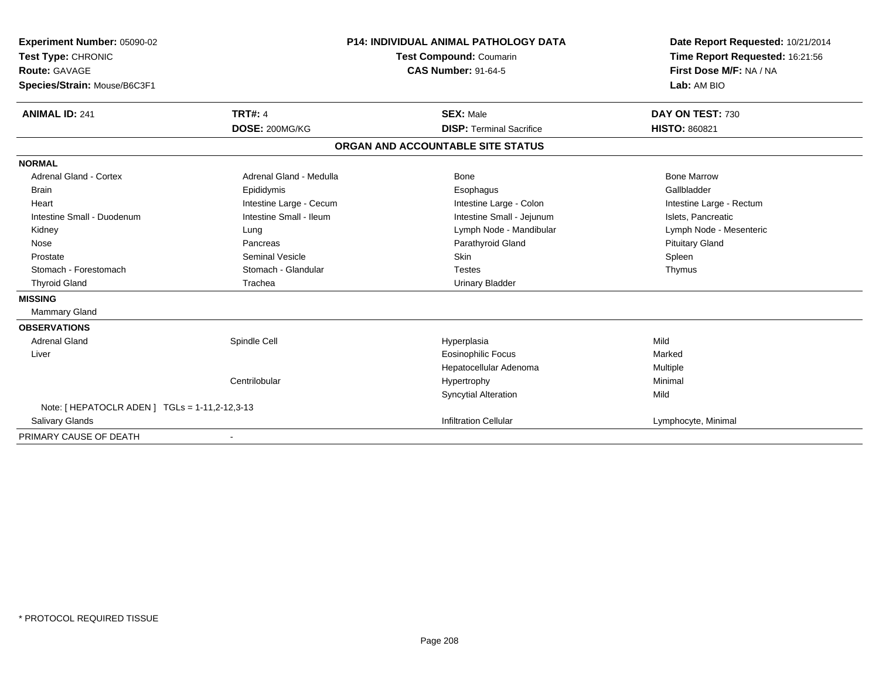**Experiment Number:** 05090-02
**Test Type:** CHRONIC
**Route:** GAVAGE
**Species/Strain:** Mouse/B6C3F1

**P14: INDIVIDUAL ANIMAL PATHOLOGY DATA**
**Test Compound:** Coumarin
**CAS Number:** 91-64-5

**Date Report Requested:** 10/21/2014
**Time Report Requested:** 16:21:56
**First Dose M/F:** NA / NA
**Lab:** AM BIO

| **ANIMAL ID:** 241 | **TRT#:** 4 | **SEX:** Male | **DAY ON TEST:** 730 |
|---|---|---|---|
| | **DOSE:** 200MG/KG | **DISP:** Terminal Sacrifice | **HISTO:** 860821 |

## ORGAN AND ACCOUNTABLE SITE STATUS

**NORMAL**

| | | | |
|---|---|---|---|
| Adrenal Gland - Cortex | Adrenal Gland - Medulla | Bone | Bone Marrow |
| Brain | Epididymis | Esophagus | Gallbladder |
| Heart | Intestine Large - Cecum | Intestine Large - Colon | Intestine Large - Rectum |
| Intestine Small - Duodenum | Intestine Small - Ileum | Intestine Small - Jejunum | Islets, Pancreatic |
| Kidney | Lung | Lymph Node - Mandibular | Lymph Node - Mesenteric |
| Nose | Pancreas | Parathyroid Gland | Pituitary Gland |
| Prostate | Seminal Vesicle | Skin | Spleen |
| Stomach - Forestomach | Stomach - Glandular | Testes | Thymus |
| Thyroid Gland | Trachea | Urinary Bladder | |

**MISSING**

Mammary Gland

**OBSERVATIONS**

| | | | |
|---|---|---|---|
| Adrenal Gland | Spindle Cell | Hyperplasia | Mild |
| Liver | | Eosinophilic Focus | Marked |
| | | Hepatocellular Adenoma | Multiple |
| | Centrilobular | Hypertrophy | Minimal |
| | | Syncytial Alteration | Mild |
| Note: [ HEPATOCLR ADEN ] TGLs = 1-11,2-12,3-13 | | | |
| Salivary Glands | | Infiltration Cellular | Lymphocyte, Minimal |

PRIMARY CAUSE OF DEATH -

\* PROTOCOL REQUIRED TISSUE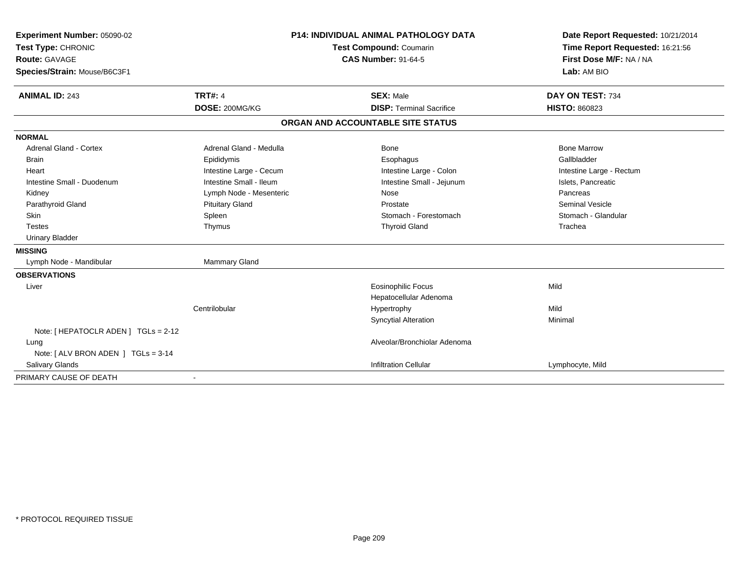**Experiment Number:** 05090-02
**Test Type:** CHRONIC
**Route:** GAVAGE
**Species/Strain:** Mouse/B6C3F1

**P14: INDIVIDUAL ANIMAL PATHOLOGY DATA**
**Test Compound:** Coumarin
**CAS Number:** 91-64-5

**Date Report Requested:** 10/21/2014
**Time Report Requested:** 16:21:56
**First Dose M/F:** NA / NA
**Lab:** AM BIO

| **ANIMAL ID:** 243 | **TRT#:** 4 | **SEX:** Male | **DAY ON TEST:** 734 |
|---|---|---|---|
| | **DOSE:** 200MG/KG | **DISP:** Terminal Sacrifice | **HISTO:** 860823 |

## ORGAN AND ACCOUNTABLE SITE STATUS

**NORMAL**

| | | | |
|---|---|---|---|
| Adrenal Gland - Cortex | Adrenal Gland - Medulla | Bone | Bone Marrow |
| Brain | Epididymis | Esophagus | Gallbladder |
| Heart | Intestine Large - Cecum | Intestine Large - Colon | Intestine Large - Rectum |
| Intestine Small - Duodenum | Intestine Small - Ileum | Intestine Small - Jejunum | Islets, Pancreatic |
| Kidney | Lymph Node - Mesenteric | Nose | Pancreas |
| Parathyroid Gland | Pituitary Gland | Prostate | Seminal Vesicle |
| Skin | Spleen | Stomach - Forestomach | Stomach - Glandular |
| Testes | Thymus | Thyroid Gland | Trachea |
| Urinary Bladder | | | |

**MISSING**

| | |
|---|---|
| Lymph Node - Mandibular | Mammary Gland |

**OBSERVATIONS**

| | | | |
|---|---|---|---|
| Liver | | Eosinophilic Focus | Mild |
| | | Hepatocellular Adenoma | |
| | Centrilobular | Hypertrophy | Mild |
| | | Syncytial Alteration | Minimal |
| Note: [ HEPATOCLR ADEN ] TGLs = 2-12 | | | |
| Lung | | Alveolar/Bronchiolar Adenoma | |
| Note: [ ALV BRON ADEN ] TGLs = 3-14 | | | |
| Salivary Glands | | Infiltration Cellular | Lymphocyte, Mild |

PRIMARY CAUSE OF DEATH -

* PROTOCOL REQUIRED TISSUE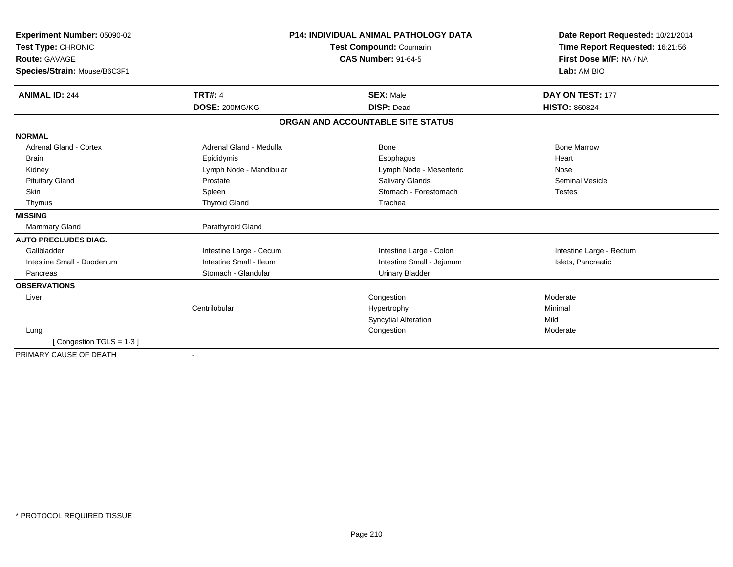**Experiment Number:** 05090-02
**Test Type:** CHRONIC
**Route:** GAVAGE
**Species/Strain:** Mouse/B6C3F1

**P14: INDIVIDUAL ANIMAL PATHOLOGY DATA**
**Test Compound:** Coumarin
**CAS Number:** 91-64-5

**Date Report Requested:** 10/21/2014
**Time Report Requested:** 16:21:56
**First Dose M/F:** NA / NA
**Lab:** AM BIO

| **ANIMAL ID:** 244 | **TRT#:** 4 | **SEX:** Male | **DAY ON TEST:** 177 |
|---|---|---|---|
| | **DOSE:** 200MG/KG | **DISP:** Dead | **HISTO:** 860824 |

**ORGAN AND ACCOUNTABLE SITE STATUS**

| | | | |
|---|---|---|---|
| **NORMAL** | | | |
| Adrenal Gland - Cortex | Adrenal Gland - Medulla | Bone | Bone Marrow |
| Brain | Epididymis | Esophagus | Heart |
| Kidney | Lymph Node - Mandibular | Lymph Node - Mesenteric | Nose |
| Pituitary Gland | Prostate | Salivary Glands | Seminal Vesicle |
| Skin | Spleen | Stomach - Forestomach | Testes |
| Thymus | Thyroid Gland | Trachea | |
| **MISSING** | | | |
| Mammary Gland | Parathyroid Gland | | |
| **AUTO PRECLUDES DIAG.** | | | |
| Gallbladder | Intestine Large - Cecum | Intestine Large - Colon | Intestine Large - Rectum |
| Intestine Small - Duodenum | Intestine Small - Ileum | Intestine Small - Jejunum | Islets, Pancreatic |
| Pancreas | Stomach - Glandular | Urinary Bladder | |
| **OBSERVATIONS** | | | |
| Liver | | Congestion | Moderate |
| | Centrilobular | Hypertrophy | Minimal |
| | | Syncytial Alteration | Mild |
| Lung | | Congestion | Moderate |
| [ Congestion TGLS = 1-3 ] | | | |
| PRIMARY CAUSE OF DEATH | - | | |

* PROTOCOL REQUIRED TISSUE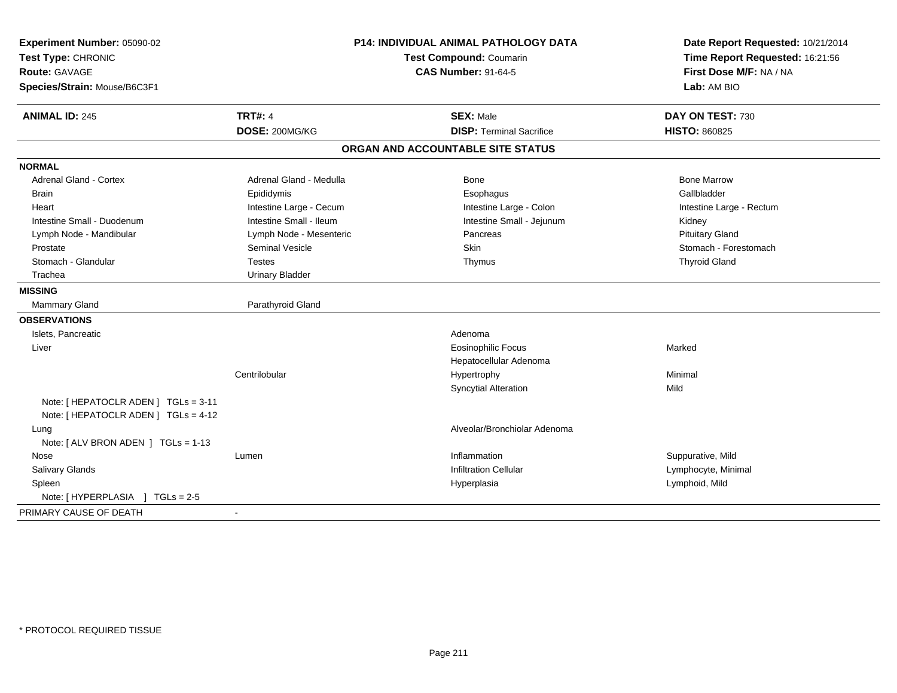**Experiment Number:** 05090-02
**Test Type:** CHRONIC
**Route:** GAVAGE
**Species/Strain:** Mouse/B6C3F1

**P14: INDIVIDUAL ANIMAL PATHOLOGY DATA**
**Test Compound:** Coumarin
**CAS Number:** 91-64-5

**Date Report Requested:** 10/21/2014
**Time Report Requested:** 16:21:56
**First Dose M/F:** NA / NA
**Lab:** AM BIO

| **ANIMAL ID:** 245 | **TRT#:** 4 | **SEX:** Male | **DAY ON TEST:** 730 |
|---|---|---|---|
| | **DOSE:** 200MG/KG | **DISP:** Terminal Sacrifice | **HISTO:** 860825 |

## ORGAN AND ACCOUNTABLE SITE STATUS

**NORMAL**

| | | | |
|---|---|---|---|
| Adrenal Gland - Cortex | Adrenal Gland - Medulla | Bone | Bone Marrow |
| Brain | Epididymis | Esophagus | Gallbladder |
| Heart | Intestine Large - Cecum | Intestine Large - Colon | Intestine Large - Rectum |
| Intestine Small - Duodenum | Intestine Small - Ileum | Intestine Small - Jejunum | Kidney |
| Lymph Node - Mandibular | Lymph Node - Mesenteric | Pancreas | Pituitary Gland |
| Prostate | Seminal Vesicle | Skin | Stomach - Forestomach |
| Stomach - Glandular | Testes | Thymus | Thyroid Gland |
| Trachea | Urinary Bladder | | |

**MISSING**

| | |
|---|---|
| Mammary Gland | Parathyroid Gland |

**OBSERVATIONS**

| | | | |
|---|---|---|---|
| Islets, Pancreatic | | Adenoma | |
| Liver | | Eosinophilic Focus | Marked |
| | | Hepatocellular Adenoma | |
| | Centrilobular | Hypertrophy | Minimal |
| | | Syncytial Alteration | Mild |
| Note: [ HEPATOCLR ADEN ] TGLs = 3-11 | | | |
| Note: [ HEPATOCLR ADEN ] TGLs = 4-12 | | | |
| Lung | | Alveolar/Bronchiolar Adenoma | |
| Note: [ ALV BRON ADEN ] TGLs = 1-13 | | | |
| Nose | Lumen | Inflammation | Suppurative, Mild |
| Salivary Glands | | Infiltration Cellular | Lymphocyte, Minimal |
| Spleen | | Hyperplasia | Lymphoid, Mild |
| Note: [ HYPERPLASIA ] TGLs = 2-5 | | | |

PRIMARY CAUSE OF DEATH -

* PROTOCOL REQUIRED TISSUE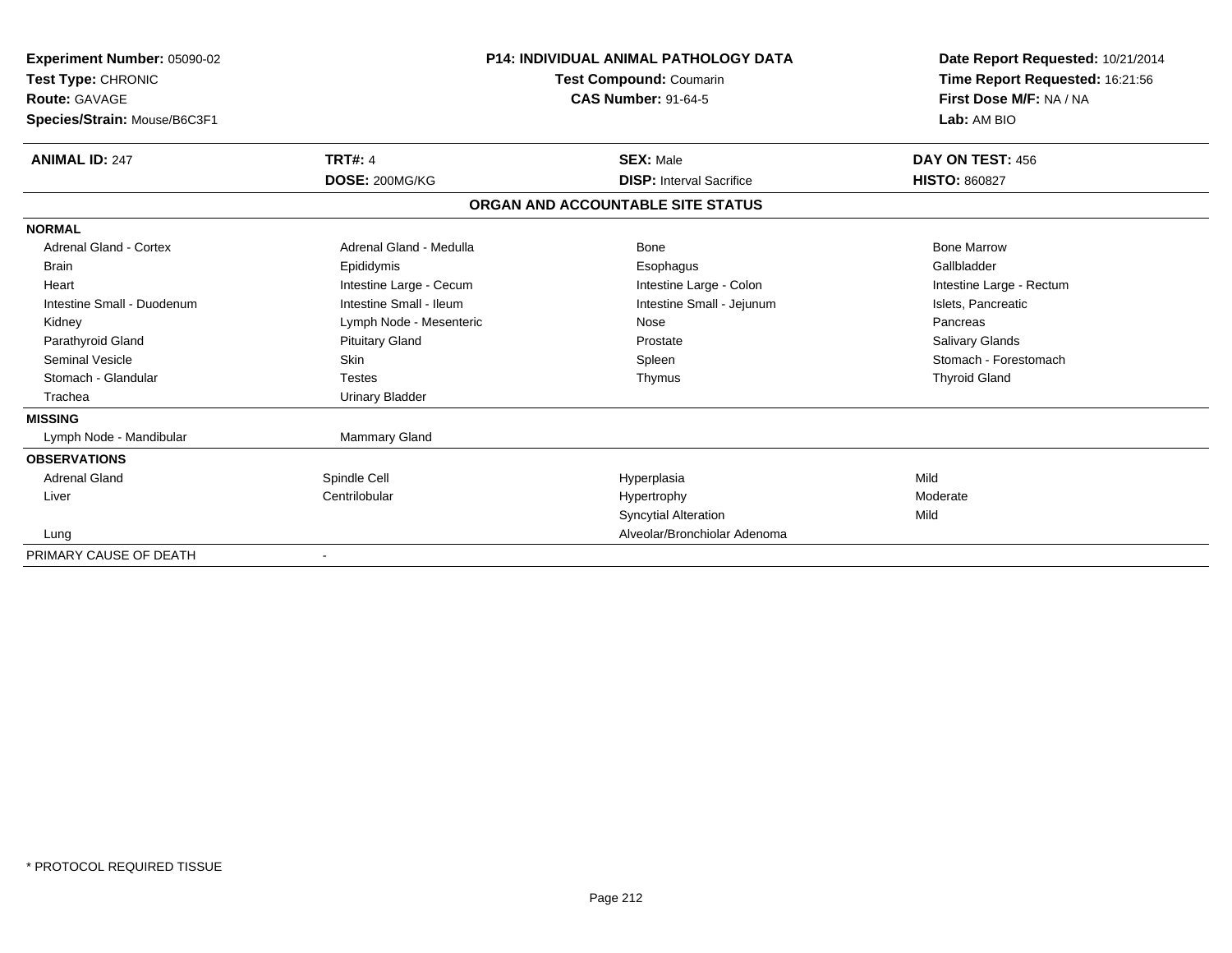**Experiment Number:** 05090-02
**Test Type:** CHRONIC
**Route:** GAVAGE
**Species/Strain:** Mouse/B6C3F1

**P14: INDIVIDUAL ANIMAL PATHOLOGY DATA**
**Test Compound:** Coumarin
**CAS Number:** 91-64-5

**Date Report Requested:** 10/21/2014
**Time Report Requested:** 16:21:56
**First Dose M/F:** NA / NA
**Lab:** AM BIO

| **ANIMAL ID:** 247 | **TRT#:** 4 | **SEX:** Male | **DAY ON TEST:** 456 |
|---|---|---|---|
| | **DOSE:** 200MG/KG | **DISP:** Interval Sacrifice | **HISTO:** 860827 |

## ORGAN AND ACCOUNTABLE SITE STATUS

| | | | |
|---|---|---|---|
| **NORMAL** | | | |
| Adrenal Gland - Cortex | Adrenal Gland - Medulla | Bone | Bone Marrow |
| Brain | Epididymis | Esophagus | Gallbladder |
| Heart | Intestine Large - Cecum | Intestine Large - Colon | Intestine Large - Rectum |
| Intestine Small - Duodenum | Intestine Small - Ileum | Intestine Small - Jejunum | Islets, Pancreatic |
| Kidney | Lymph Node - Mesenteric | Nose | Pancreas |
| Parathyroid Gland | Pituitary Gland | Prostate | Salivary Glands |
| Seminal Vesicle | Skin | Spleen | Stomach - Forestomach |
| Stomach - Glandular | Testes | Thymus | Thyroid Gland |
| Trachea | Urinary Bladder | | |
| **MISSING** | | | |
| Lymph Node - Mandibular | Mammary Gland | | |
| **OBSERVATIONS** | | | |
| Adrenal Gland | Spindle Cell | Hyperplasia | Mild |
| Liver | Centrilobular | Hypertrophy | Moderate |
| | | Syncytial Alteration | Mild |
| Lung | | Alveolar/Bronchiolar Adenoma | |
| PRIMARY CAUSE OF DEATH | - | | |

\* PROTOCOL REQUIRED TISSUE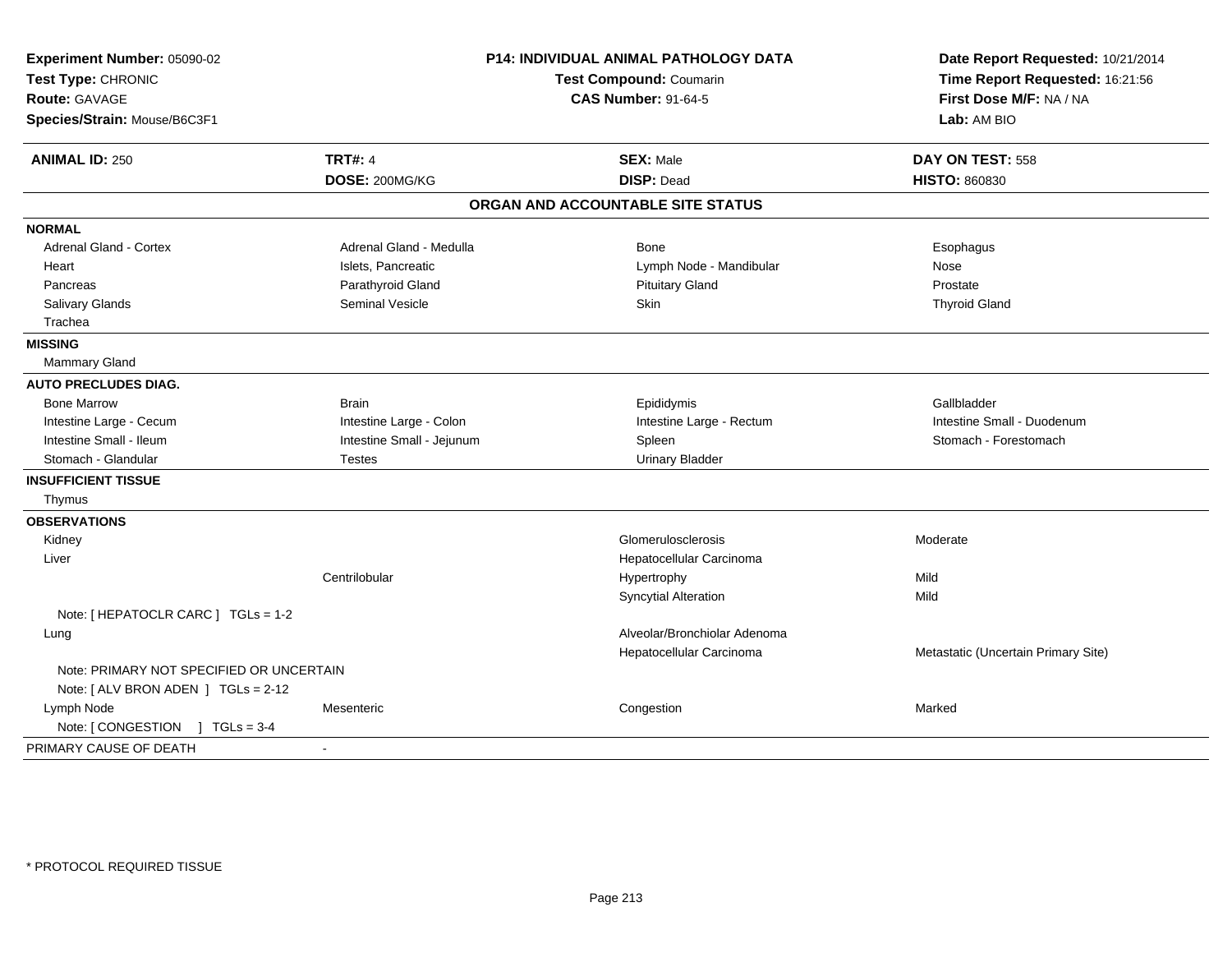**Experiment Number:** 05090-02
**Test Type:** CHRONIC
**Route:** GAVAGE
**Species/Strain:** Mouse/B6C3F1

**P14: INDIVIDUAL ANIMAL PATHOLOGY DATA**
**Test Compound:** Coumarin
**CAS Number:** 91-64-5

**Date Report Requested:** 10/21/2014
**Time Report Requested:** 16:21:56
**First Dose M/F:** NA / NA
**Lab:** AM BIO

| **ANIMAL ID:** 250 | **TRT#:** 4 | **SEX:** Male | **DAY ON TEST:** 558 |
|---|---|---|---|
| | **DOSE:** 200MG/KG | **DISP:** Dead | **HISTO:** 860830 |

## ORGAN AND ACCOUNTABLE SITE STATUS

| | | | |
|---|---|---|---|
| **NORMAL** | | | |
| Adrenal Gland - Cortex | Adrenal Gland - Medulla | Bone | Esophagus |
| Heart | Islets, Pancreatic | Lymph Node - Mandibular | Nose |
| Pancreas | Parathyroid Gland | Pituitary Gland | Prostate |
| Salivary Glands | Seminal Vesicle | Skin | Thyroid Gland |
| Trachea | | | |
| **MISSING** | | | |
| Mammary Gland | | | |
| **AUTO PRECLUDES DIAG.** | | | |
| Bone Marrow | Brain | Epididymis | Gallbladder |
| Intestine Large - Cecum | Intestine Large - Colon | Intestine Large - Rectum | Intestine Small - Duodenum |
| Intestine Small - Ileum | Intestine Small - Jejunum | Spleen | Stomach - Forestomach |
| Stomach - Glandular | Testes | Urinary Bladder | |
| **INSUFFICIENT TISSUE** | | | |
| Thymus | | | |
| **OBSERVATIONS** | | | |
| Kidney | | Glomerulosclerosis | Moderate |
| Liver | | Hepatocellular Carcinoma | |
| | Centrilobular | Hypertrophy | Mild |
| | | Syncytial Alteration | Mild |
| Note: [ HEPATOCLR CARC ] TGLs = 1-2 | | | |
| Lung | | Alveolar/Bronchiolar Adenoma | |
| | | Hepatocellular Carcinoma | Metastatic (Uncertain Primary Site) |
| Note: PRIMARY NOT SPECIFIED OR UNCERTAIN | | | |
| Note: [ ALV BRON ADEN ] TGLs = 2-12 | | | |
| Lymph Node | Mesenteric | Congestion | Marked |
| Note: [ CONGESTION ] TGLs = 3-4 | | | |
| PRIMARY CAUSE OF DEATH | - | | |

\* PROTOCOL REQUIRED TISSUE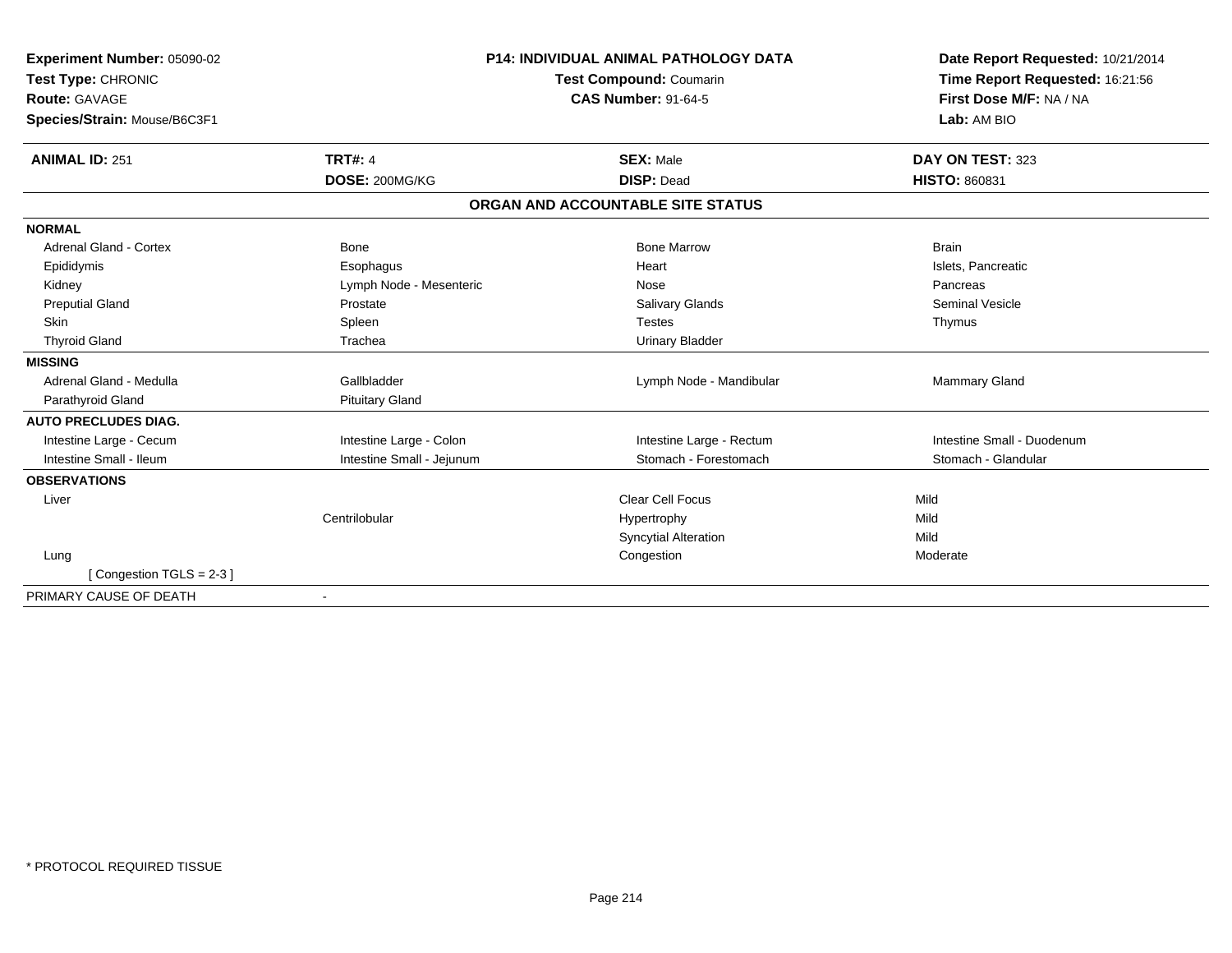**Experiment Number:** 05090-02
**Test Type:** CHRONIC
**Route:** GAVAGE
**Species/Strain:** Mouse/B6C3F1

**P14: INDIVIDUAL ANIMAL PATHOLOGY DATA**
**Test Compound:** Coumarin
**CAS Number:** 91-64-5

**Date Report Requested:** 10/21/2014
**Time Report Requested:** 16:21:56
**First Dose M/F:** NA / NA
**Lab:** AM BIO

| **ANIMAL ID:** 251 | **TRT#:** 4 | **SEX:** Male | **DAY ON TEST:** 323 |
|---|---|---|---|
| | **DOSE:** 200MG/KG | **DISP:** Dead | **HISTO:** 860831 |

**ORGAN AND ACCOUNTABLE SITE STATUS**

| | | | |
|---|---|---|---|
| **NORMAL** | | | |
| Adrenal Gland - Cortex | Bone | Bone Marrow | Brain |
| Epididymis | Esophagus | Heart | Islets, Pancreatic |
| Kidney | Lymph Node - Mesenteric | Nose | Pancreas |
| Preputial Gland | Prostate | Salivary Glands | Seminal Vesicle |
| Skin | Spleen | Testes | Thymus |
| Thyroid Gland | Trachea | Urinary Bladder | |
| **MISSING** | | | |
| Adrenal Gland - Medulla | Gallbladder | Lymph Node - Mandibular | Mammary Gland |
| Parathyroid Gland | Pituitary Gland | | |
| **AUTO PRECLUDES DIAG.** | | | |
| Intestine Large - Cecum | Intestine Large - Colon | Intestine Large - Rectum | Intestine Small - Duodenum |
| Intestine Small - Ileum | Intestine Small - Jejunum | Stomach - Forestomach | Stomach - Glandular |
| **OBSERVATIONS** | | | |
| Liver | | Clear Cell Focus | Mild |
| | Centrilobular | Hypertrophy | Mild |
| | | Syncytial Alteration | Mild |
| Lung | | Congestion | Moderate |
| [ Congestion TGLS = 2-3 ] | | | |
| PRIMARY CAUSE OF DEATH | - | | |

* PROTOCOL REQUIRED TISSUE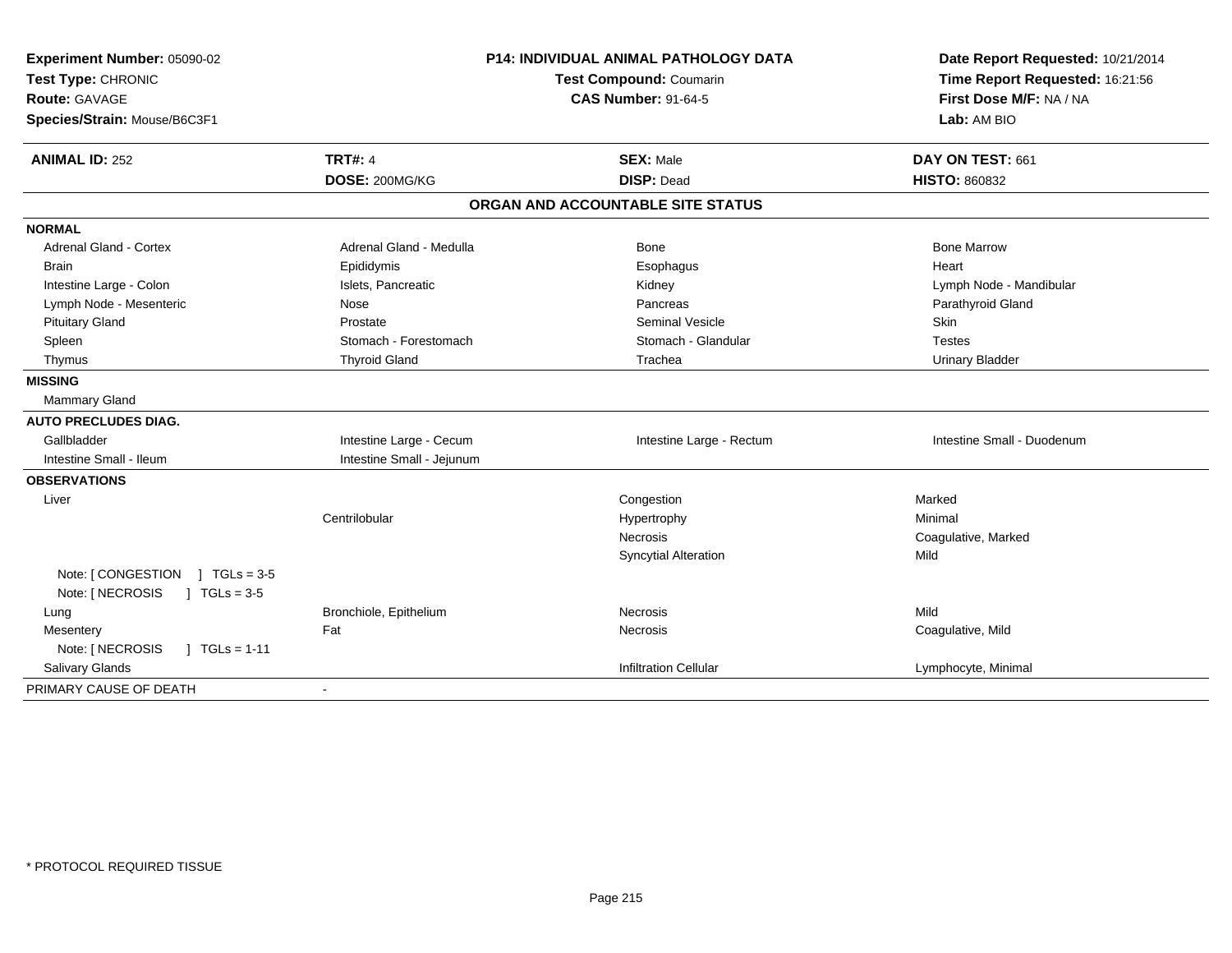**Experiment Number:** 05090-02
**Test Type:** CHRONIC
**Route:** GAVAGE
**Species/Strain:** Mouse/B6C3F1

**P14: INDIVIDUAL ANIMAL PATHOLOGY DATA**
**Test Compound:** Coumarin
**CAS Number:** 91-64-5

**Date Report Requested:** 10/21/2014
**Time Report Requested:** 16:21:56
**First Dose M/F:** NA / NA
**Lab:** AM BIO

| **ANIMAL ID:** 252 | **TRT#:** 4 | **SEX:** Male | **DAY ON TEST:** 661 |
|---|---|---|---|
| | **DOSE:** 200MG/KG | **DISP:** Dead | **HISTO:** 860832 |

## ORGAN AND ACCOUNTABLE SITE STATUS

| | | | |
|---|---|---|---|
| **NORMAL** | | | |
| Adrenal Gland - Cortex | Adrenal Gland - Medulla | Bone | Bone Marrow |
| Brain | Epididymis | Esophagus | Heart |
| Intestine Large - Colon | Islets, Pancreatic | Kidney | Lymph Node - Mandibular |
| Lymph Node - Mesenteric | Nose | Pancreas | Parathyroid Gland |
| Pituitary Gland | Prostate | Seminal Vesicle | Skin |
| Spleen | Stomach - Forestomach | Stomach - Glandular | Testes |
| Thymus | Thyroid Gland | Trachea | Urinary Bladder |
| **MISSING** | | | |
| Mammary Gland | | | |
| **AUTO PRECLUDES DIAG.** | | | |
| Gallbladder | Intestine Large - Cecum | Intestine Large - Rectum | Intestine Small - Duodenum |
| Intestine Small - Ileum | Intestine Small - Jejunum | | |
| **OBSERVATIONS** | | | |
| Liver | | Congestion | Marked |
| | Centrilobular | Hypertrophy | Minimal |
| | | Necrosis | Coagulative, Marked |
| | | Syncytial Alteration | Mild |
| Note: [ CONGESTION ] TGLs = 3-5 | | | |
| Note: [ NECROSIS ] TGLs = 3-5 | | | |
| Lung | Bronchiole, Epithelium | Necrosis | Mild |
| Mesentery | Fat | Necrosis | Coagulative, Mild |
| Note: [ NECROSIS ] TGLs = 1-11 | | | |
| Salivary Glands | | Infiltration Cellular | Lymphocyte, Minimal |
| PRIMARY CAUSE OF DEATH | - | | |

\* PROTOCOL REQUIRED TISSUE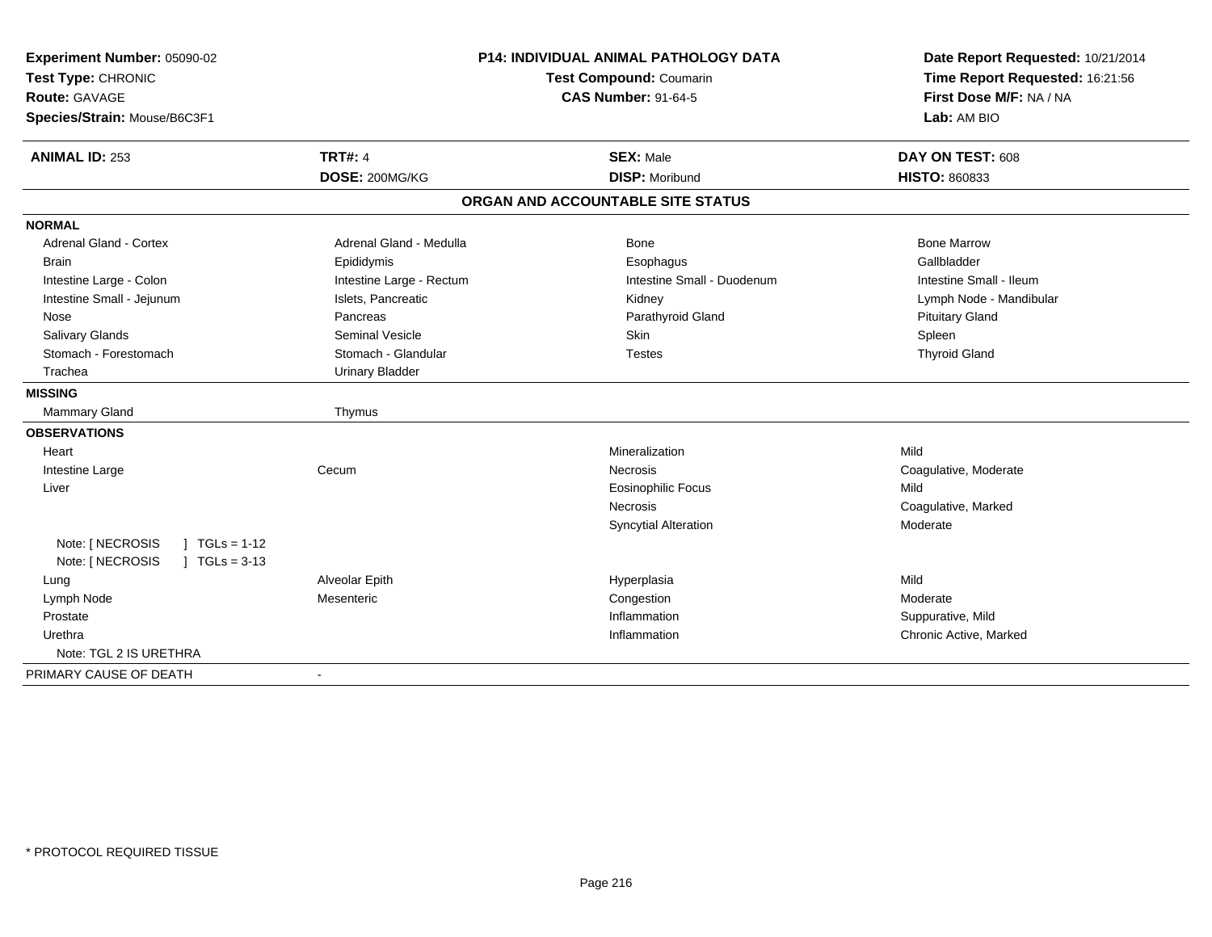**Experiment Number:** 05090-02
**Test Type:** CHRONIC
**Route:** GAVAGE
**Species/Strain:** Mouse/B6C3F1

**P14: INDIVIDUAL ANIMAL PATHOLOGY DATA**
**Test Compound:** Coumarin
**CAS Number:** 91-64-5

**Date Report Requested:** 10/21/2014
**Time Report Requested:** 16:21:56
**First Dose M/F:** NA / NA
**Lab:** AM BIO

| **ANIMAL ID:** 253 | **TRT#:** 4 | **SEX:** Male | **DAY ON TEST:** 608 |
|---|---|---|---|
| | **DOSE:** 200MG/KG | **DISP:** Moribund | **HISTO:** 860833 |

## ORGAN AND ACCOUNTABLE SITE STATUS

| | | | |
|---|---|---|---|
| **NORMAL** | | | |
| Adrenal Gland - Cortex | Adrenal Gland - Medulla | Bone | Bone Marrow |
| Brain | Epididymis | Esophagus | Gallbladder |
| Intestine Large - Colon | Intestine Large - Rectum | Intestine Small - Duodenum | Intestine Small - Ileum |
| Intestine Small - Jejunum | Islets, Pancreatic | Kidney | Lymph Node - Mandibular |
| Nose | Pancreas | Parathyroid Gland | Pituitary Gland |
| Salivary Glands | Seminal Vesicle | Skin | Spleen |
| Stomach - Forestomach | Stomach - Glandular | Testes | Thyroid Gland |
| Trachea | Urinary Bladder | | |
| **MISSING** | | | |
| Mammary Gland | Thymus | | |
| **OBSERVATIONS** | | | |
| Heart | | Mineralization | Mild |
| Intestine Large | Cecum | Necrosis | Coagulative, Moderate |
| Liver | | Eosinophilic Focus | Mild |
| | | Necrosis | Coagulative, Marked |
| | | Syncytial Alteration | Moderate |
| Note: [ NECROSIS ] TGLs = 1-12 | | | |
| Note: [ NECROSIS ] TGLs = 3-13 | | | |
| Lung | Alveolar Epith | Hyperplasia | Mild |
| Lymph Node | Mesenteric | Congestion | Moderate |
| Prostate | | Inflammation | Suppurative, Mild |
| Urethra | | Inflammation | Chronic Active, Marked |
| Note: TGL 2 IS URETHRA | | | |
| PRIMARY CAUSE OF DEATH | - | | |

* PROTOCOL REQUIRED TISSUE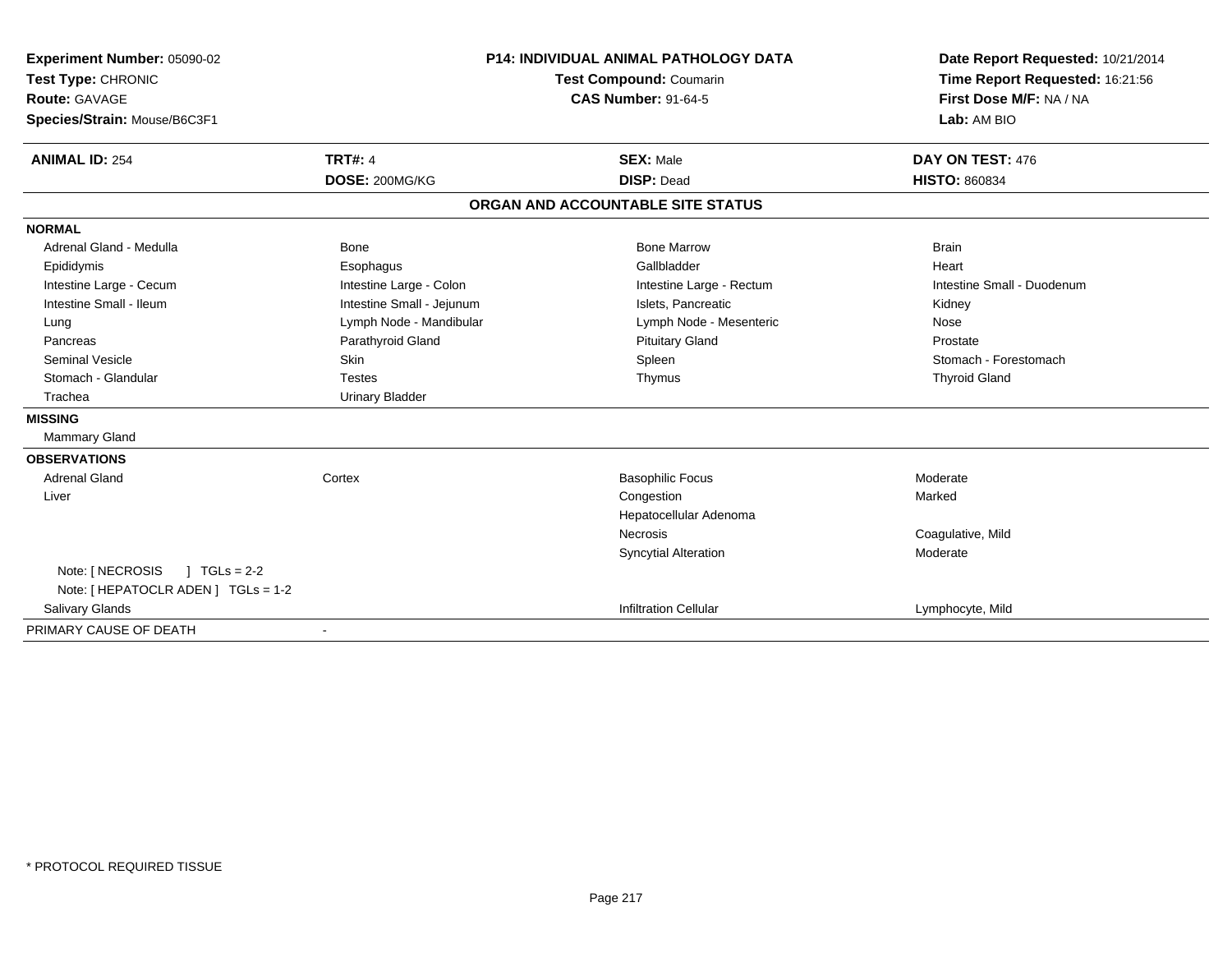**Experiment Number:** 05090-02
**Test Type:** CHRONIC
**Route:** GAVAGE
**Species/Strain:** Mouse/B6C3F1

**P14: INDIVIDUAL ANIMAL PATHOLOGY DATA**
**Test Compound:** Coumarin
**CAS Number:** 91-64-5

**Date Report Requested:** 10/21/2014
**Time Report Requested:** 16:21:56
**First Dose M/F:** NA / NA
**Lab:** AM BIO

| **ANIMAL ID:** 254 | **TRT#:** 4 | **SEX:** Male | **DAY ON TEST:** 476 |
|---|---|---|---|
| | **DOSE:** 200MG/KG | **DISP:** Dead | **HISTO:** 860834 |

## ORGAN AND ACCOUNTABLE SITE STATUS

**NORMAL**

| | | | |
|---|---|---|---|
| Adrenal Gland - Medulla | Bone | Bone Marrow | Brain |
| Epididymis | Esophagus | Gallbladder | Heart |
| Intestine Large - Cecum | Intestine Large - Colon | Intestine Large - Rectum | Intestine Small - Duodenum |
| Intestine Small - Ileum | Intestine Small - Jejunum | Islets, Pancreatic | Kidney |
| Lung | Lymph Node - Mandibular | Lymph Node - Mesenteric | Nose |
| Pancreas | Parathyroid Gland | Pituitary Gland | Prostate |
| Seminal Vesicle | Skin | Spleen | Stomach - Forestomach |
| Stomach - Glandular | Testes | Thymus | Thyroid Gland |
| Trachea | Urinary Bladder | | |

**MISSING**

Mammary Gland

**OBSERVATIONS**

| | | | |
|---|---|---|---|
| Adrenal Gland | Cortex | Basophilic Focus | Moderate |
| Liver | | Congestion | Marked |
| | | Hepatocellular Adenoma | |
| | | Necrosis | Coagulative, Mild |
| | | Syncytial Alteration | Moderate |
| Note: [ NECROSIS ] TGLs = 2-2 | | | |
| Note: [ HEPATOCLR ADEN ] TGLs = 1-2 | | | |
| Salivary Glands | | Infiltration Cellular | Lymphocyte, Mild |

PRIMARY CAUSE OF DEATH -

* PROTOCOL REQUIRED TISSUE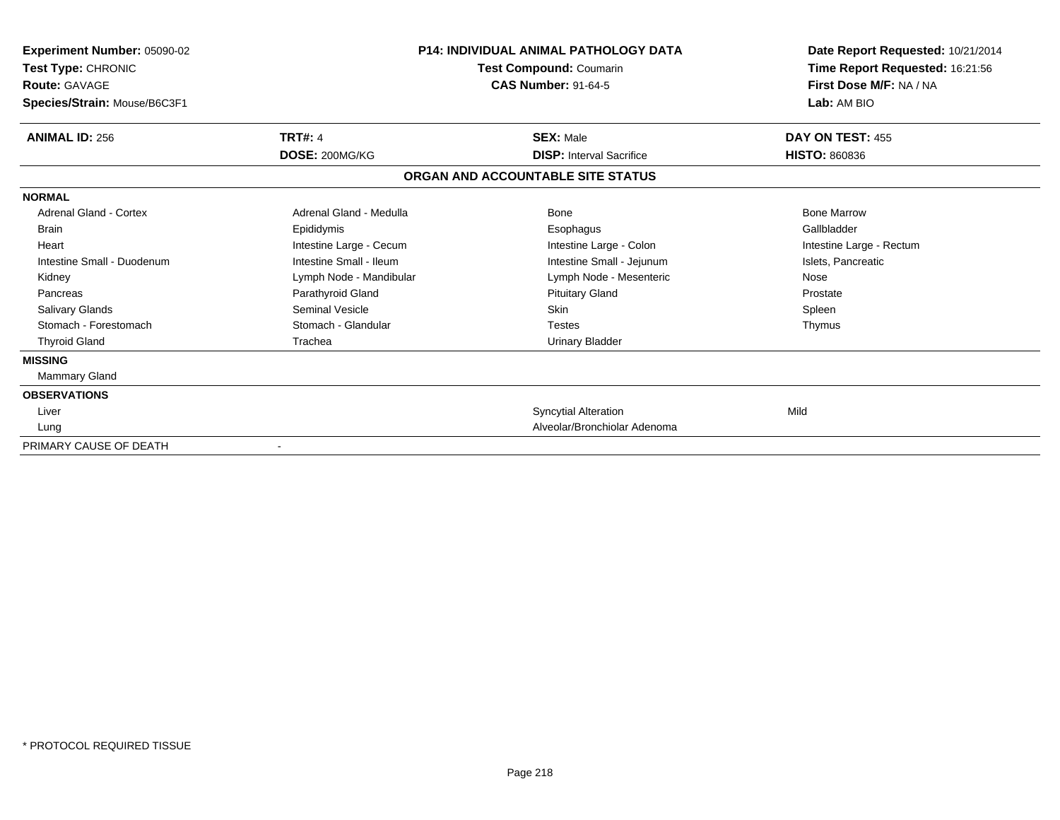**Experiment Number:** 05090-02
**Test Type:** CHRONIC
**Route:** GAVAGE
**Species/Strain:** Mouse/B6C3F1

**P14: INDIVIDUAL ANIMAL PATHOLOGY DATA**
**Test Compound:** Coumarin
**CAS Number:** 91-64-5

**Date Report Requested:** 10/21/2014
**Time Report Requested:** 16:21:56
**First Dose M/F:** NA / NA
**Lab:** AM BIO

| **ANIMAL ID:** 256 | **TRT#:** 4 | **SEX:** Male | **DAY ON TEST:** 455 |
|---|---|---|---|
| | **DOSE:** 200MG/KG | **DISP:** Interval Sacrifice | **HISTO:** 860836 |

## ORGAN AND ACCOUNTABLE SITE STATUS

| | | | |
|---|---|---|---|
| **NORMAL** | | | |
| Adrenal Gland - Cortex | Adrenal Gland - Medulla | Bone | Bone Marrow |
| Brain | Epididymis | Esophagus | Gallbladder |
| Heart | Intestine Large - Cecum | Intestine Large - Colon | Intestine Large - Rectum |
| Intestine Small - Duodenum | Intestine Small - Ileum | Intestine Small - Jejunum | Islets, Pancreatic |
| Kidney | Lymph Node - Mandibular | Lymph Node - Mesenteric | Nose |
| Pancreas | Parathyroid Gland | Pituitary Gland | Prostate |
| Salivary Glands | Seminal Vesicle | Skin | Spleen |
| Stomach - Forestomach | Stomach - Glandular | Testes | Thymus |
| Thyroid Gland | Trachea | Urinary Bladder | |
| **MISSING** | | | |
| Mammary Gland | | | |
| **OBSERVATIONS** | | | |
| Liver | | Syncytial Alteration | Mild |
| Lung | | Alveolar/Bronchiolar Adenoma | |
| PRIMARY CAUSE OF DEATH | - | | |

\* PROTOCOL REQUIRED TISSUE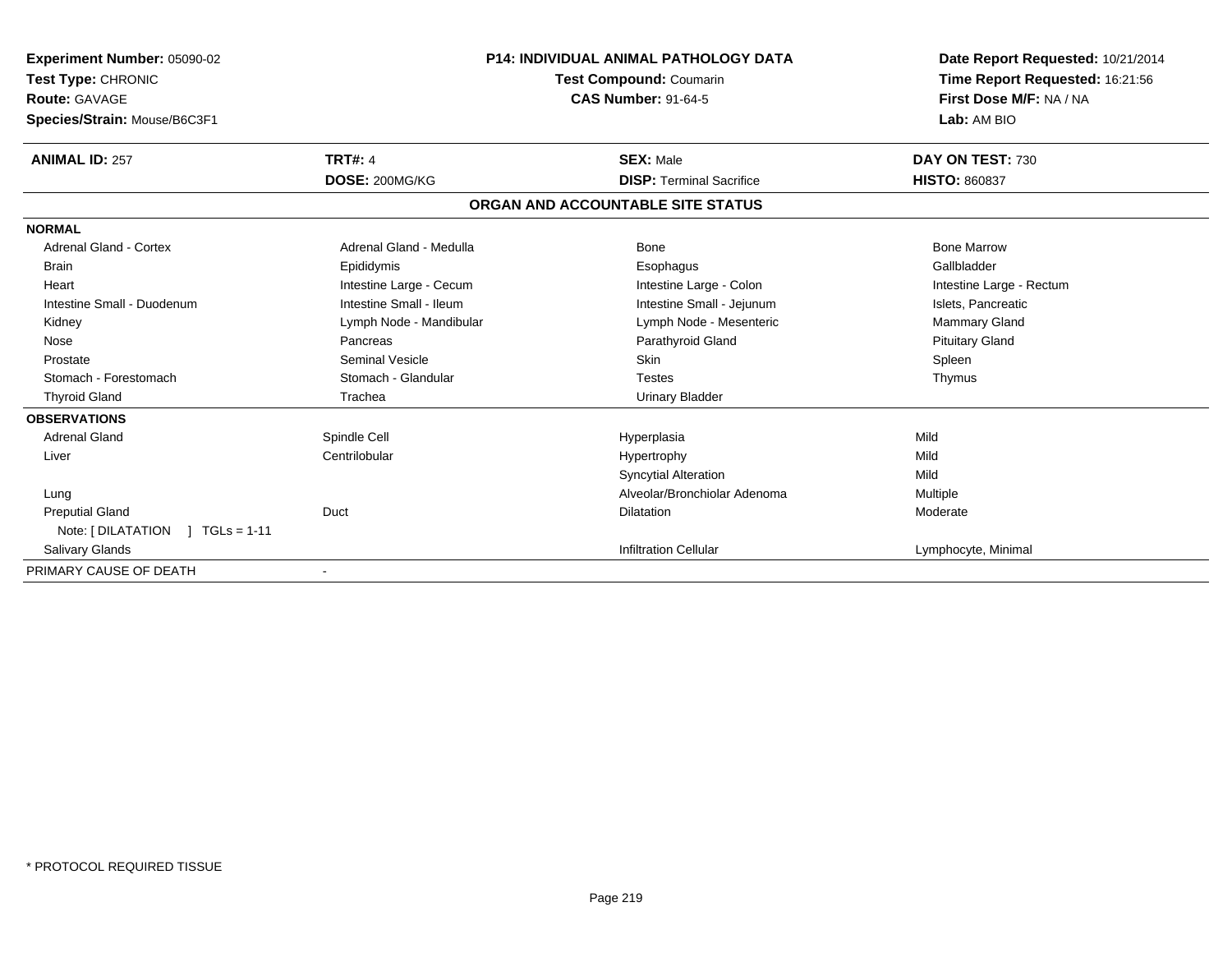**Experiment Number:** 05090-02
**Test Type:** CHRONIC
**Route:** GAVAGE
**Species/Strain:** Mouse/B6C3F1

**P14: INDIVIDUAL ANIMAL PATHOLOGY DATA**
**Test Compound:** Coumarin
**CAS Number:** 91-64-5

**Date Report Requested:** 10/21/2014
**Time Report Requested:** 16:21:56
**First Dose M/F:** NA / NA
**Lab:** AM BIO

| **ANIMAL ID:** 257 | **TRT#:** 4 | **SEX:** Male | **DAY ON TEST:** 730 |
|---|---|---|---|
| | **DOSE:** 200MG/KG | **DISP:** Terminal Sacrifice | **HISTO:** 860837 |

## ORGAN AND ACCOUNTABLE SITE STATUS

| | | | |
|---|---|---|---|
| **NORMAL** | | | |
| Adrenal Gland - Cortex | Adrenal Gland - Medulla | Bone | Bone Marrow |
| Brain | Epididymis | Esophagus | Gallbladder |
| Heart | Intestine Large - Cecum | Intestine Large - Colon | Intestine Large - Rectum |
| Intestine Small - Duodenum | Intestine Small - Ileum | Intestine Small - Jejunum | Islets, Pancreatic |
| Kidney | Lymph Node - Mandibular | Lymph Node - Mesenteric | Mammary Gland |
| Nose | Pancreas | Parathyroid Gland | Pituitary Gland |
| Prostate | Seminal Vesicle | Skin | Spleen |
| Stomach - Forestomach | Stomach - Glandular | Testes | Thymus |
| Thyroid Gland | Trachea | Urinary Bladder | |
| **OBSERVATIONS** | | | |
| Adrenal Gland | Spindle Cell | Hyperplasia | Mild |
| Liver | Centrilobular | Hypertrophy | Mild |
| | | Syncytial Alteration | Mild |
| Lung | | Alveolar/Bronchiolar Adenoma | Multiple |
| Preputial Gland | Duct | Dilatation | Moderate |
| Note: [ DILATATION ] TGLs = 1-11 | | | |
| Salivary Glands | | Infiltration Cellular | Lymphocyte, Minimal |
| PRIMARY CAUSE OF DEATH | - | | |

\* PROTOCOL REQUIRED TISSUE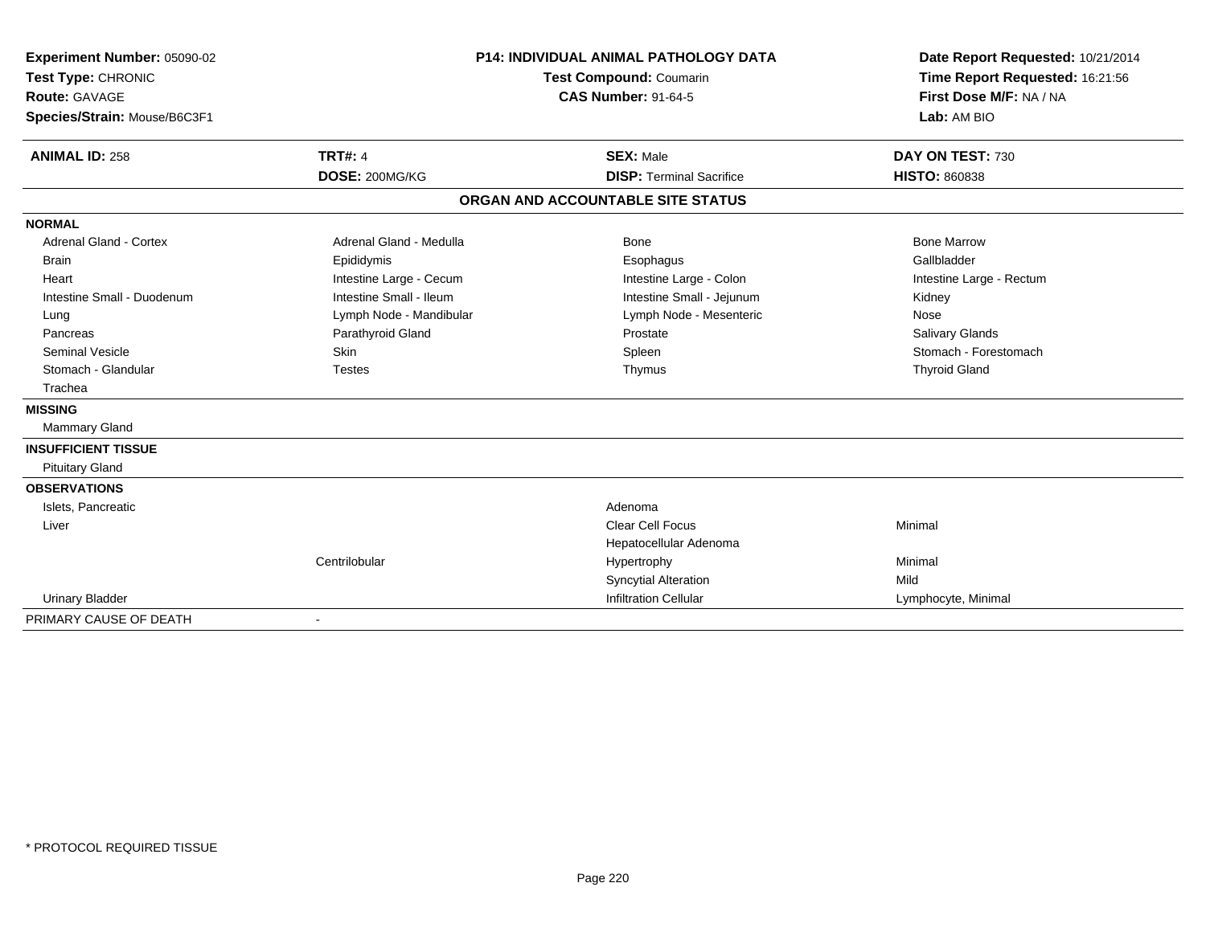**Experiment Number:** 05090-02
**Test Type:** CHRONIC
**Route:** GAVAGE
**Species/Strain:** Mouse/B6C3F1

**P14: INDIVIDUAL ANIMAL PATHOLOGY DATA**
**Test Compound:** Coumarin
**CAS Number:** 91-64-5

**Date Report Requested:** 10/21/2014
**Time Report Requested:** 16:21:56
**First Dose M/F:** NA / NA
**Lab:** AM BIO

| **ANIMAL ID:** 258 | **TRT#:** 4 | **SEX:** Male | **DAY ON TEST:** 730 |
|---|---|---|---|
| | **DOSE:** 200MG/KG | **DISP:** Terminal Sacrifice | **HISTO:** 860838 |

## ORGAN AND ACCOUNTABLE SITE STATUS

| | | | |
|---|---|---|---|
| **NORMAL** | | | |
| Adrenal Gland - Cortex | Adrenal Gland - Medulla | Bone | Bone Marrow |
| Brain | Epididymis | Esophagus | Gallbladder |
| Heart | Intestine Large - Cecum | Intestine Large - Colon | Intestine Large - Rectum |
| Intestine Small - Duodenum | Intestine Small - Ileum | Intestine Small - Jejunum | Kidney |
| Lung | Lymph Node - Mandibular | Lymph Node - Mesenteric | Nose |
| Pancreas | Parathyroid Gland | Prostate | Salivary Glands |
| Seminal Vesicle | Skin | Spleen | Stomach - Forestomach |
| Stomach - Glandular | Testes | Thymus | Thyroid Gland |
| Trachea | | | |
| **MISSING** | | | |
| Mammary Gland | | | |
| **INSUFFICIENT TISSUE** | | | |
| Pituitary Gland | | | |
| **OBSERVATIONS** | | | |
| Islets, Pancreatic | | Adenoma | |
| Liver | | Clear Cell Focus | Minimal |
| | | Hepatocellular Adenoma | |
| | Centrilobular | Hypertrophy | Minimal |
| | | Syncytial Alteration | Mild |
| Urinary Bladder | | Infiltration Cellular | Lymphocyte, Minimal |
| PRIMARY CAUSE OF DEATH | - | | |

\* PROTOCOL REQUIRED TISSUE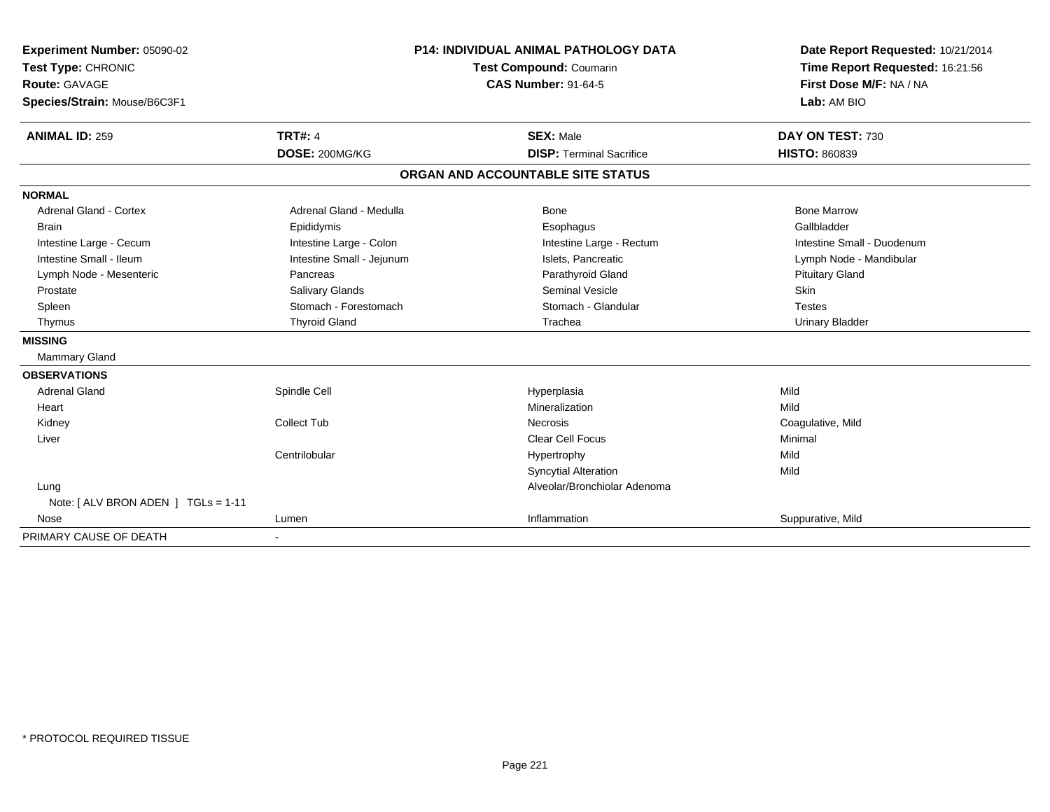**Experiment Number:** 05090-02
**Test Type:** CHRONIC
**Route:** GAVAGE
**Species/Strain:** Mouse/B6C3F1

**P14: INDIVIDUAL ANIMAL PATHOLOGY DATA**
**Test Compound:** Coumarin
**CAS Number:** 91-64-5

**Date Report Requested:** 10/21/2014
**Time Report Requested:** 16:21:56
**First Dose M/F:** NA / NA
**Lab:** AM BIO

| **ANIMAL ID:** 259 | **TRT#:** 4 | **SEX:** Male | **DAY ON TEST:** 730 |
|---|---|---|---|
| | **DOSE:** 200MG/KG | **DISP:** Terminal Sacrifice | **HISTO:** 860839 |

**ORGAN AND ACCOUNTABLE SITE STATUS**

| | | | |
|---|---|---|---|
| **NORMAL** | | | |
| Adrenal Gland - Cortex | Adrenal Gland - Medulla | Bone | Bone Marrow |
| Brain | Epididymis | Esophagus | Gallbladder |
| Intestine Large - Cecum | Intestine Large - Colon | Intestine Large - Rectum | Intestine Small - Duodenum |
| Intestine Small - Ileum | Intestine Small - Jejunum | Islets, Pancreatic | Lymph Node - Mandibular |
| Lymph Node - Mesenteric | Pancreas | Parathyroid Gland | Pituitary Gland |
| Prostate | Salivary Glands | Seminal Vesicle | Skin |
| Spleen | Stomach - Forestomach | Stomach - Glandular | Testes |
| Thymus | Thyroid Gland | Trachea | Urinary Bladder |
| **MISSING** | | | |
| Mammary Gland | | | |
| **OBSERVATIONS** | | | |
| Adrenal Gland | Spindle Cell | Hyperplasia | Mild |
| Heart | | Mineralization | Mild |
| Kidney | Collect Tub | Necrosis | Coagulative, Mild |
| Liver | | Clear Cell Focus | Minimal |
| | Centrilobular | Hypertrophy | Mild |
| | | Syncytial Alteration | Mild |
| Lung | | Alveolar/Bronchiolar Adenoma | |
| Note: [ ALV BRON ADEN ] TGLs = 1-11 | | | |
| Nose | Lumen | Inflammation | Suppurative, Mild |
| PRIMARY CAUSE OF DEATH | - | | |

* PROTOCOL REQUIRED TISSUE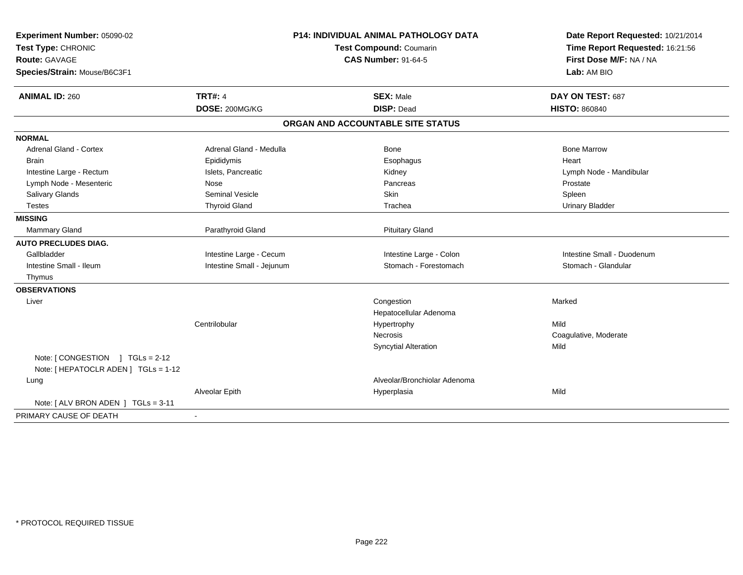**Experiment Number:** 05090-02
**Test Type:** CHRONIC
**Route:** GAVAGE
**Species/Strain:** Mouse/B6C3F1

**P14: INDIVIDUAL ANIMAL PATHOLOGY DATA**
**Test Compound:** Coumarin
**CAS Number:** 91-64-5

**Date Report Requested:** 10/21/2014
**Time Report Requested:** 16:21:56
**First Dose M/F:** NA / NA
**Lab:** AM BIO

| **ANIMAL ID:** 260 | **TRT#:** 4 | **SEX:** Male | **DAY ON TEST:** 687 |
|---|---|---|---|
| | **DOSE:** 200MG/KG | **DISP:** Dead | **HISTO:** 860840 |

## ORGAN AND ACCOUNTABLE SITE STATUS

| | | | |
|---|---|---|---|
| **NORMAL** | | | |
| Adrenal Gland - Cortex | Adrenal Gland - Medulla | Bone | Bone Marrow |
| Brain | Epididymis | Esophagus | Heart |
| Intestine Large - Rectum | Islets, Pancreatic | Kidney | Lymph Node - Mandibular |
| Lymph Node - Mesenteric | Nose | Pancreas | Prostate |
| Salivary Glands | Seminal Vesicle | Skin | Spleen |
| Testes | Thyroid Gland | Trachea | Urinary Bladder |
| **MISSING** | | | |
| Mammary Gland | Parathyroid Gland | Pituitary Gland | |
| **AUTO PRECLUDES DIAG.** | | | |
| Gallbladder | Intestine Large - Cecum | Intestine Large - Colon | Intestine Small - Duodenum |
| Intestine Small - Ileum | Intestine Small - Jejunum | Stomach - Forestomach | Stomach - Glandular |
| Thymus | | | |
| **OBSERVATIONS** | | | |
| Liver | | Congestion | Marked |
| | | Hepatocellular Adenoma | |
| | Centrilobular | Hypertrophy | Mild |
| | | Necrosis | Coagulative, Moderate |
| | | Syncytial Alteration | Mild |
| Note: [ CONGESTION ] TGLs = 2-12 | | | |
| Note: [ HEPATOCLR ADEN ] TGLs = 1-12 | | | |
| Lung | | Alveolar/Bronchiolar Adenoma | |
| | Alveolar Epith | Hyperplasia | Mild |
| Note: [ ALV BRON ADEN ] TGLs = 3-11 | | | |
| PRIMARY CAUSE OF DEATH | - | | |

* PROTOCOL REQUIRED TISSUE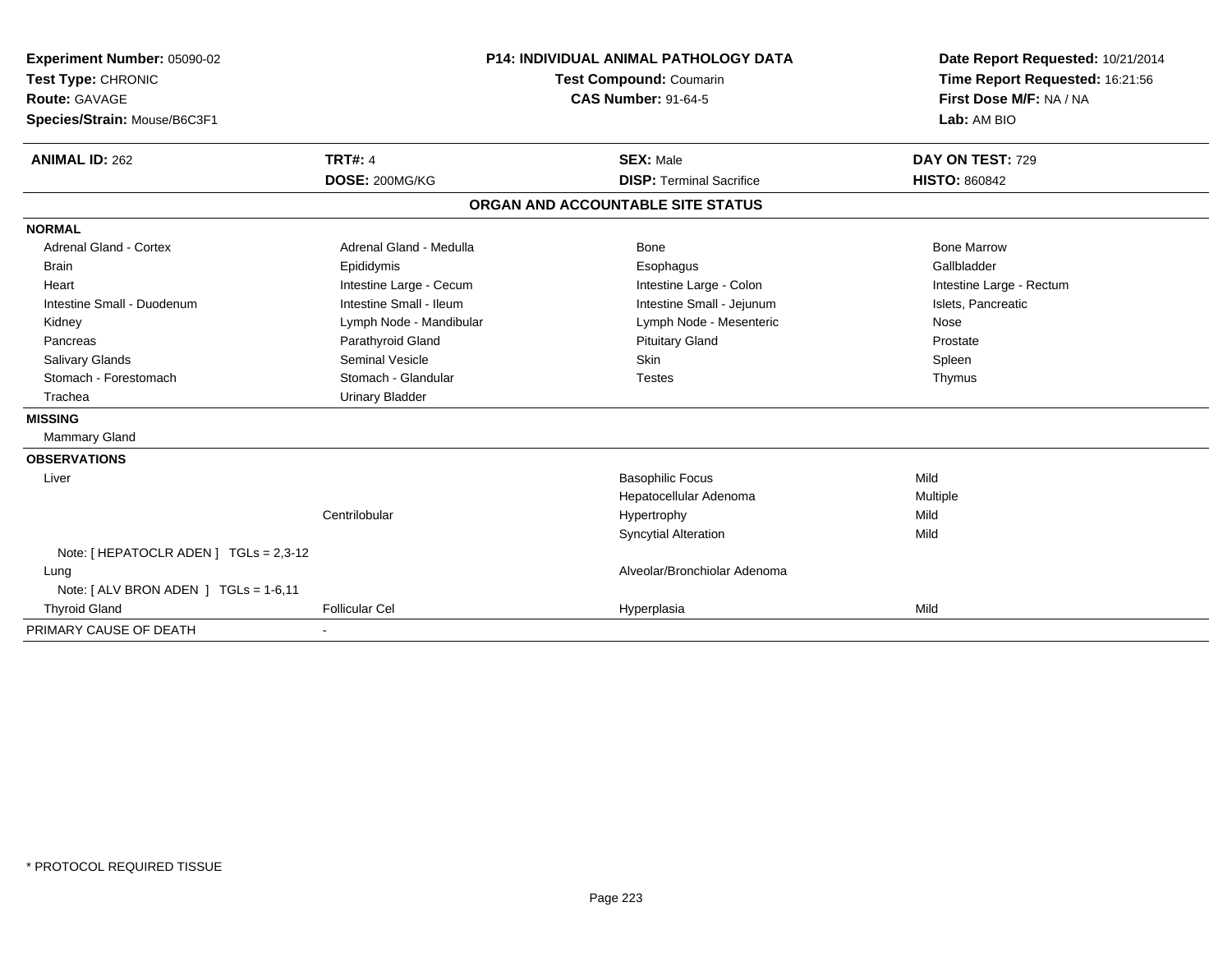**Experiment Number:** 05090-02
**Test Type:** CHRONIC
**Route:** GAVAGE
**Species/Strain:** Mouse/B6C3F1

**P14: INDIVIDUAL ANIMAL PATHOLOGY DATA**
**Test Compound:** Coumarin
**CAS Number:** 91-64-5

**Date Report Requested:** 10/21/2014
**Time Report Requested:** 16:21:56
**First Dose M/F:** NA / NA
**Lab:** AM BIO

| **ANIMAL ID:** 262 | **TRT#:** 4 | **SEX:** Male | **DAY ON TEST:** 729 |
|---|---|---|---|
| | **DOSE:** 200MG/KG | **DISP:** Terminal Sacrifice | **HISTO:** 860842 |

**ORGAN AND ACCOUNTABLE SITE STATUS**

| | | | |
|---|---|---|---|
| **NORMAL** | | | |
| Adrenal Gland - Cortex | Adrenal Gland - Medulla | Bone | Bone Marrow |
| Brain | Epididymis | Esophagus | Gallbladder |
| Heart | Intestine Large - Cecum | Intestine Large - Colon | Intestine Large - Rectum |
| Intestine Small - Duodenum | Intestine Small - Ileum | Intestine Small - Jejunum | Islets, Pancreatic |
| Kidney | Lymph Node - Mandibular | Lymph Node - Mesenteric | Nose |
| Pancreas | Parathyroid Gland | Pituitary Gland | Prostate |
| Salivary Glands | Seminal Vesicle | Skin | Spleen |
| Stomach - Forestomach | Stomach - Glandular | Testes | Thymus |
| Trachea | Urinary Bladder | | |
| **MISSING** | | | |
| Mammary Gland | | | |
| **OBSERVATIONS** | | | |
| Liver | | Basophilic Focus | Mild |
| | | Hepatocellular Adenoma | Multiple |
| | Centrilobular | Hypertrophy | Mild |
| | | Syncytial Alteration | Mild |
| Note: [ HEPATOCLR ADEN ] TGLs = 2,3-12 | | | |
| Lung | | Alveolar/Bronchiolar Adenoma | |
| Note: [ ALV BRON ADEN ] TGLs = 1-6,11 | | | |
| Thyroid Gland | Follicular Cel | Hyperplasia | Mild |
| PRIMARY CAUSE OF DEATH | - | | |

* PROTOCOL REQUIRED TISSUE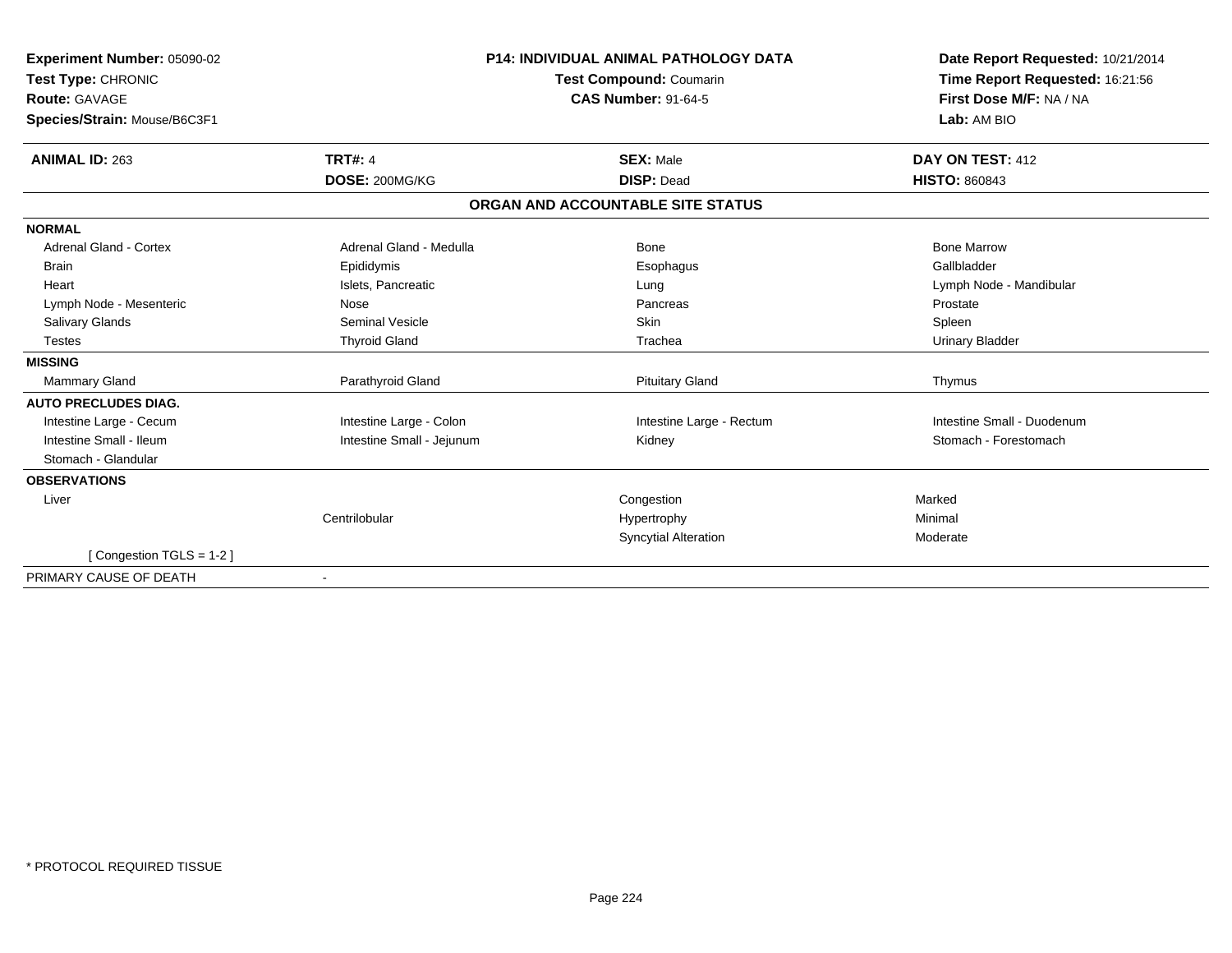**Experiment Number:** 05090-02
**Test Type:** CHRONIC
**Route:** GAVAGE
**Species/Strain:** Mouse/B6C3F1

**P14: INDIVIDUAL ANIMAL PATHOLOGY DATA**
**Test Compound:** Coumarin
**CAS Number:** 91-64-5

**Date Report Requested:** 10/21/2014
**Time Report Requested:** 16:21:56
**First Dose M/F:** NA / NA
**Lab:** AM BIO

| **ANIMAL ID:** 263 | **TRT#:** 4 | **SEX:** Male | **DAY ON TEST:** 412 |
|---|---|---|---|
| | **DOSE:** 200MG/KG | **DISP:** Dead | **HISTO:** 860843 |

**ORGAN AND ACCOUNTABLE SITE STATUS**

| | | | |
|---|---|---|---|
| **NORMAL** | | | |
| Adrenal Gland - Cortex | Adrenal Gland - Medulla | Bone | Bone Marrow |
| Brain | Epididymis | Esophagus | Gallbladder |
| Heart | Islets, Pancreatic | Lung | Lymph Node - Mandibular |
| Lymph Node - Mesenteric | Nose | Pancreas | Prostate |
| Salivary Glands | Seminal Vesicle | Skin | Spleen |
| Testes | Thyroid Gland | Trachea | Urinary Bladder |
| **MISSING** | | | |
| Mammary Gland | Parathyroid Gland | Pituitary Gland | Thymus |
| **AUTO PRECLUDES DIAG.** | | | |
| Intestine Large - Cecum | Intestine Large - Colon | Intestine Large - Rectum | Intestine Small - Duodenum |
| Intestine Small - Ileum | Intestine Small - Jejunum | Kidney | Stomach - Forestomach |
| Stomach - Glandular | | | |
| **OBSERVATIONS** | | | |
| Liver | | Congestion | Marked |
| | Centrilobular | Hypertrophy | Minimal |
| | | Syncytial Alteration | Moderate |
| [ Congestion TGLS = 1-2 ] | | | |
| PRIMARY CAUSE OF DEATH | - | | |

\* PROTOCOL REQUIRED TISSUE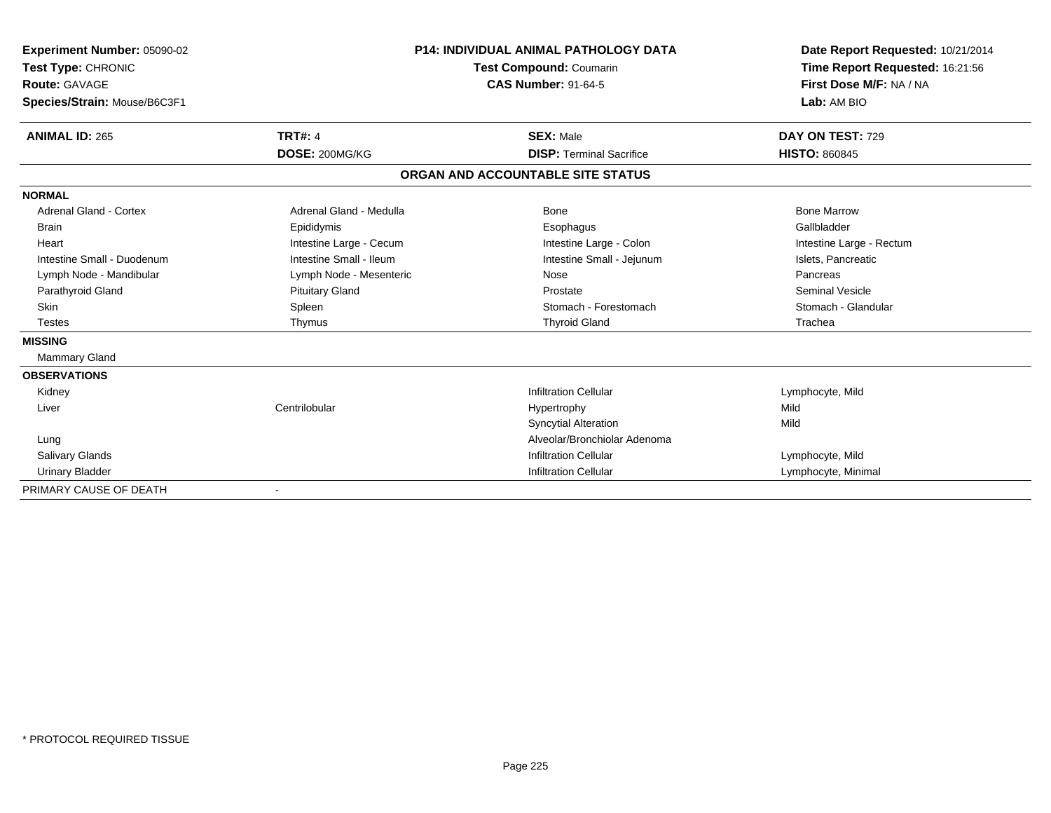**Experiment Number:** 05090-02
**Test Type:** CHRONIC
**Route:** GAVAGE
**Species/Strain:** Mouse/B6C3F1

**P14: INDIVIDUAL ANIMAL PATHOLOGY DATA**
**Test Compound:** Coumarin
**CAS Number:** 91-64-5

**Date Report Requested:** 10/21/2014
**Time Report Requested:** 16:21:56
**First Dose M/F:** NA / NA
**Lab:** AM BIO

| **ANIMAL ID:** 265 | **TRT#:** 4 | **SEX:** Male | **DAY ON TEST:** 729 |
|---|---|---|---|
| | **DOSE:** 200MG/KG | **DISP:** Terminal Sacrifice | **HISTO:** 860845 |

## ORGAN AND ACCOUNTABLE SITE STATUS

| | | | |
|---|---|---|---|
| **NORMAL** | | | |
| Adrenal Gland - Cortex | Adrenal Gland - Medulla | Bone | Bone Marrow |
| Brain | Epididymis | Esophagus | Gallbladder |
| Heart | Intestine Large - Cecum | Intestine Large - Colon | Intestine Large - Rectum |
| Intestine Small - Duodenum | Intestine Small - Ileum | Intestine Small - Jejunum | Islets, Pancreatic |
| Lymph Node - Mandibular | Lymph Node - Mesenteric | Nose | Pancreas |
| Parathyroid Gland | Pituitary Gland | Prostate | Seminal Vesicle |
| Skin | Spleen | Stomach - Forestomach | Stomach - Glandular |
| Testes | Thymus | Thyroid Gland | Trachea |
| **MISSING** | | | |
| Mammary Gland | | | |
| **OBSERVATIONS** | | | |
| Kidney | | Infiltration Cellular | Lymphocyte, Mild |
| Liver | Centrilobular | Hypertrophy | Mild |
| | | Syncytial Alteration | Mild |
| Lung | | Alveolar/Bronchiolar Adenoma | |
| Salivary Glands | | Infiltration Cellular | Lymphocyte, Mild |
| Urinary Bladder | | Infiltration Cellular | Lymphocyte, Minimal |
| PRIMARY CAUSE OF DEATH | - | | |

* PROTOCOL REQUIRED TISSUE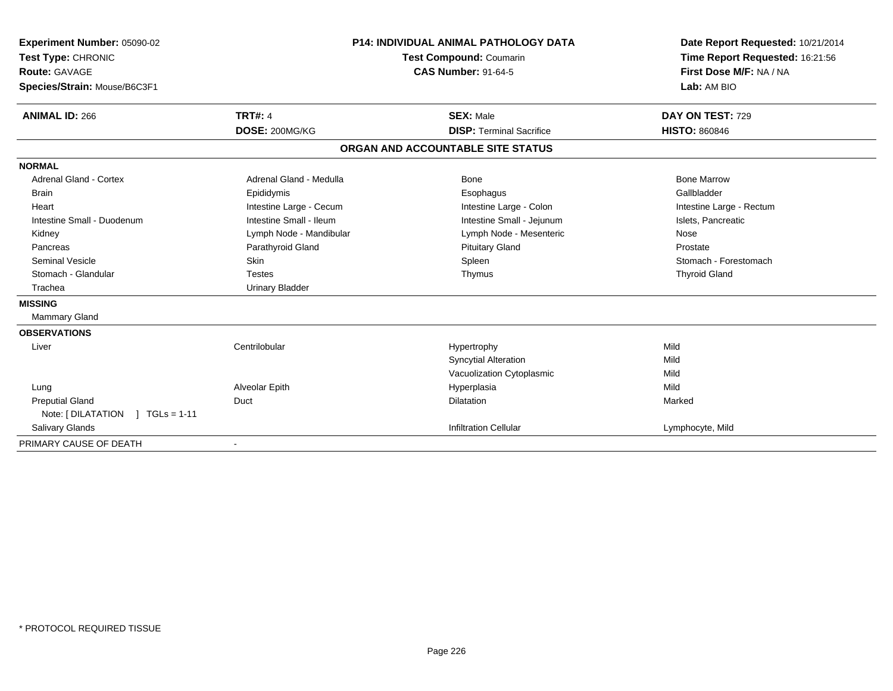**Experiment Number:** 05090-02
**Test Type:** CHRONIC
**Route:** GAVAGE
**Species/Strain:** Mouse/B6C3F1

**P14: INDIVIDUAL ANIMAL PATHOLOGY DATA**
**Test Compound:** Coumarin
**CAS Number:** 91-64-5

**Date Report Requested:** 10/21/2014
**Time Report Requested:** 16:21:56
**First Dose M/F:** NA / NA
**Lab:** AM BIO

| **ANIMAL ID:** 266 | **TRT#:** 4 | **SEX:** Male | **DAY ON TEST:** 729 |
|---|---|---|---|
| | **DOSE:** 200MG/KG | **DISP:** Terminal Sacrifice | **HISTO:** 860846 |

**ORGAN AND ACCOUNTABLE SITE STATUS**

**NORMAL**

| | | | |
|---|---|---|---|
| Adrenal Gland - Cortex | Adrenal Gland - Medulla | Bone | Bone Marrow |
| Brain | Epididymis | Esophagus | Gallbladder |
| Heart | Intestine Large - Cecum | Intestine Large - Colon | Intestine Large - Rectum |
| Intestine Small - Duodenum | Intestine Small - Ileum | Intestine Small - Jejunum | Islets, Pancreatic |
| Kidney | Lymph Node - Mandibular | Lymph Node - Mesenteric | Nose |
| Pancreas | Parathyroid Gland | Pituitary Gland | Prostate |
| Seminal Vesicle | Skin | Spleen | Stomach - Forestomach |
| Stomach - Glandular | Testes | Thymus | Thyroid Gland |
| Trachea | Urinary Bladder | | |

**MISSING**

Mammary Gland

**OBSERVATIONS**

| | | | |
|---|---|---|---|
| Liver | Centrilobular | Hypertrophy | Mild |
| | | Syncytial Alteration | Mild |
| | | Vacuolization Cytoplasmic | Mild |
| Lung | Alveolar Epith | Hyperplasia | Mild |
| Preputial Gland | Duct | Dilatation | Marked |
| Note: [ DILATATION ] TGLs = 1-11 | | | |
| Salivary Glands | | Infiltration Cellular | Lymphocyte, Mild |

PRIMARY CAUSE OF DEATH -

\* PROTOCOL REQUIRED TISSUE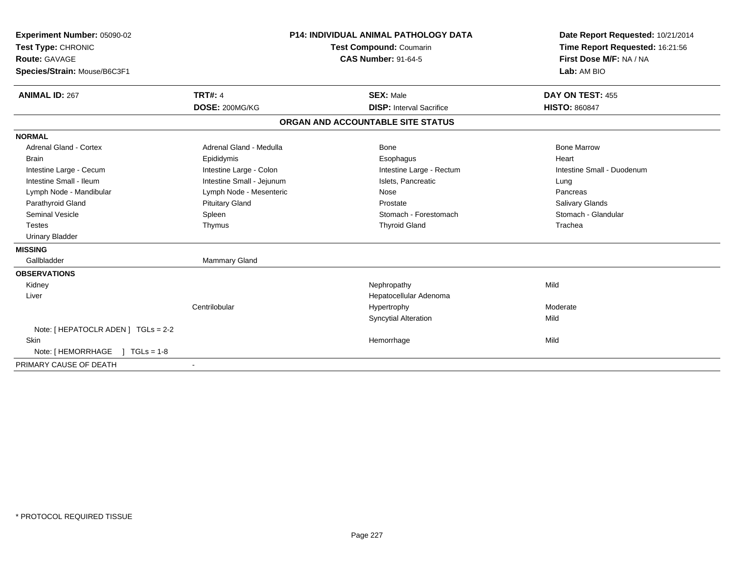**Experiment Number:** 05090-02
**Test Type:** CHRONIC
**Route:** GAVAGE
**Species/Strain:** Mouse/B6C3F1

**P14: INDIVIDUAL ANIMAL PATHOLOGY DATA**
**Test Compound:** Coumarin
**CAS Number:** 91-64-5

**Date Report Requested:** 10/21/2014
**Time Report Requested:** 16:21:56
**First Dose M/F:** NA / NA
**Lab:** AM BIO

| **ANIMAL ID:** 267 | **TRT#:** 4 | **SEX:** Male | **DAY ON TEST:** 455 |
|---|---|---|---|
| | **DOSE:** 200MG/KG | **DISP:** Interval Sacrifice | **HISTO:** 860847 |

## ORGAN AND ACCOUNTABLE SITE STATUS

**NORMAL**

| | | | |
|---|---|---|---|
| Adrenal Gland - Cortex | Adrenal Gland - Medulla | Bone | Bone Marrow |
| Brain | Epididymis | Esophagus | Heart |
| Intestine Large - Cecum | Intestine Large - Colon | Intestine Large - Rectum | Intestine Small - Duodenum |
| Intestine Small - Ileum | Intestine Small - Jejunum | Islets, Pancreatic | Lung |
| Lymph Node - Mandibular | Lymph Node - Mesenteric | Nose | Pancreas |
| Parathyroid Gland | Pituitary Gland | Prostate | Salivary Glands |
| Seminal Vesicle | Spleen | Stomach - Forestomach | Stomach - Glandular |
| Testes | Thymus | Thyroid Gland | Trachea |
| Urinary Bladder | | | |

**MISSING**

| | |
|---|---|
| Gallbladder | Mammary Gland |

**OBSERVATIONS**

| | | | |
|---|---|---|---|
| Kidney | | Nephropathy | Mild |
| Liver | | Hepatocellular Adenoma | |
| | Centrilobular | Hypertrophy | Moderate |
| | | Syncytial Alteration | Mild |
| Note: [ HEPATOCLR ADEN ] TGLs = 2-2 | | | |
| Skin | | Hemorrhage | Mild |
| Note: [ HEMORRHAGE ] TGLs = 1-8 | | | |

PRIMARY CAUSE OF DEATH -

* PROTOCOL REQUIRED TISSUE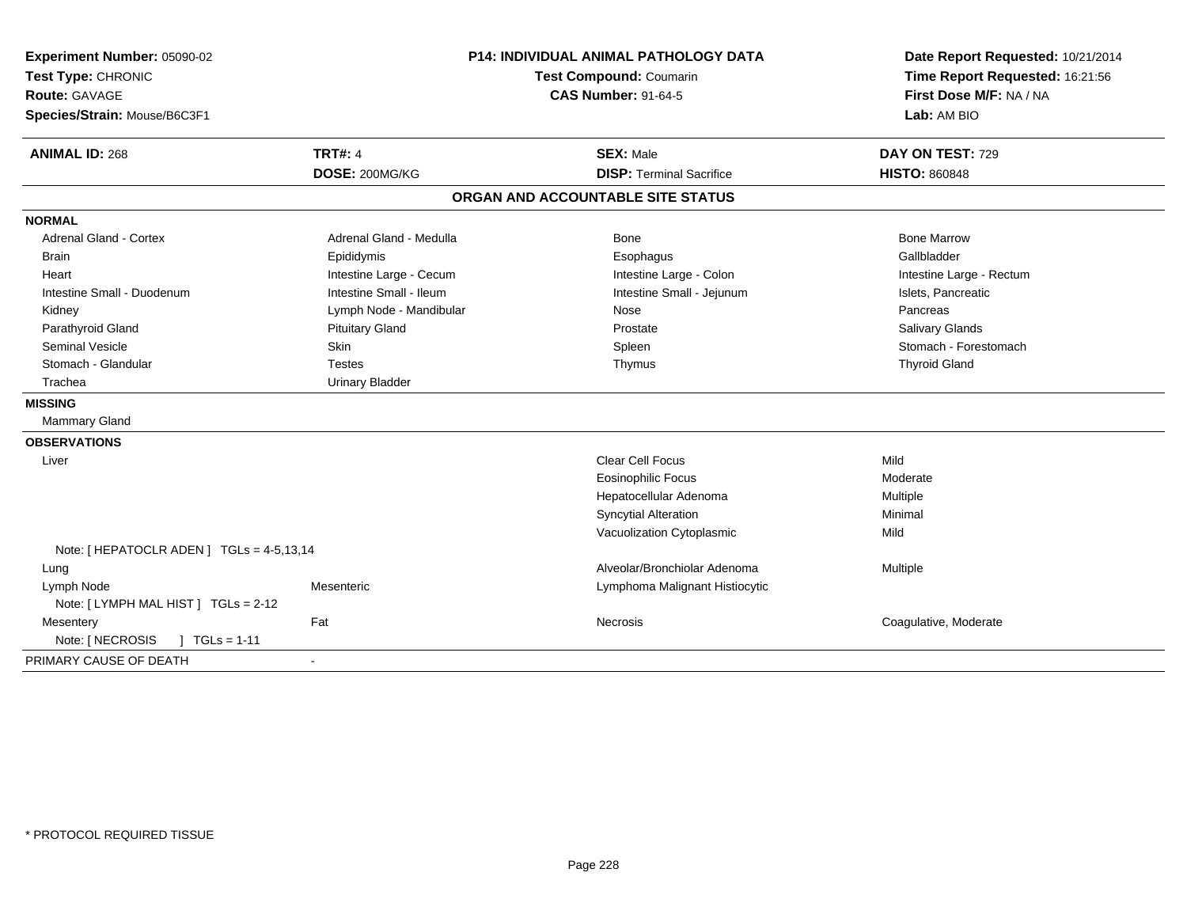**Experiment Number:** 05090-02
**Test Type:** CHRONIC
**Route:** GAVAGE
**Species/Strain:** Mouse/B6C3F1

**P14: INDIVIDUAL ANIMAL PATHOLOGY DATA**
**Test Compound:** Coumarin
**CAS Number:** 91-64-5

**Date Report Requested:** 10/21/2014
**Time Report Requested:** 16:21:56
**First Dose M/F:** NA / NA
**Lab:** AM BIO

| **ANIMAL ID:** 268 | **TRT#:** 4 | **SEX:** Male | **DAY ON TEST:** 729 |
|---|---|---|---|
| | **DOSE:** 200MG/KG | **DISP:** Terminal Sacrifice | **HISTO:** 860848 |

## ORGAN AND ACCOUNTABLE SITE STATUS

**NORMAL**

| | | | |
|---|---|---|---|
| Adrenal Gland - Cortex | Adrenal Gland - Medulla | Bone | Bone Marrow |
| Brain | Epididymis | Esophagus | Gallbladder |
| Heart | Intestine Large - Cecum | Intestine Large - Colon | Intestine Large - Rectum |
| Intestine Small - Duodenum | Intestine Small - Ileum | Intestine Small - Jejunum | Islets, Pancreatic |
| Kidney | Lymph Node - Mandibular | Nose | Pancreas |
| Parathyroid Gland | Pituitary Gland | Prostate | Salivary Glands |
| Seminal Vesicle | Skin | Spleen | Stomach - Forestomach |
| Stomach - Glandular | Testes | Thymus | Thyroid Gland |
| Trachea | Urinary Bladder | | |

**MISSING**

Mammary Gland

**OBSERVATIONS**

| | | | |
|---|---|---|---|
| Liver | | Clear Cell Focus | Mild |
| | | Eosinophilic Focus | Moderate |
| | | Hepatocellular Adenoma | Multiple |
| | | Syncytial Alteration | Minimal |
| | | Vacuolization Cytoplasmic | Mild |
| Note: [ HEPATOCLR ADEN ] TGLs = 4-5,13,14 | | | |
| Lung | | Alveolar/Bronchiolar Adenoma | Multiple |
| Lymph Node | Mesenteric | Lymphoma Malignant Histiocytic | |
| Note: [ LYMPH MAL HIST ] TGLs = 2-12 | | | |
| Mesentery | Fat | Necrosis | Coagulative, Moderate |
| Note: [ NECROSIS ] TGLs = 1-11 | | | |

PRIMARY CAUSE OF DEATH -

* PROTOCOL REQUIRED TISSUE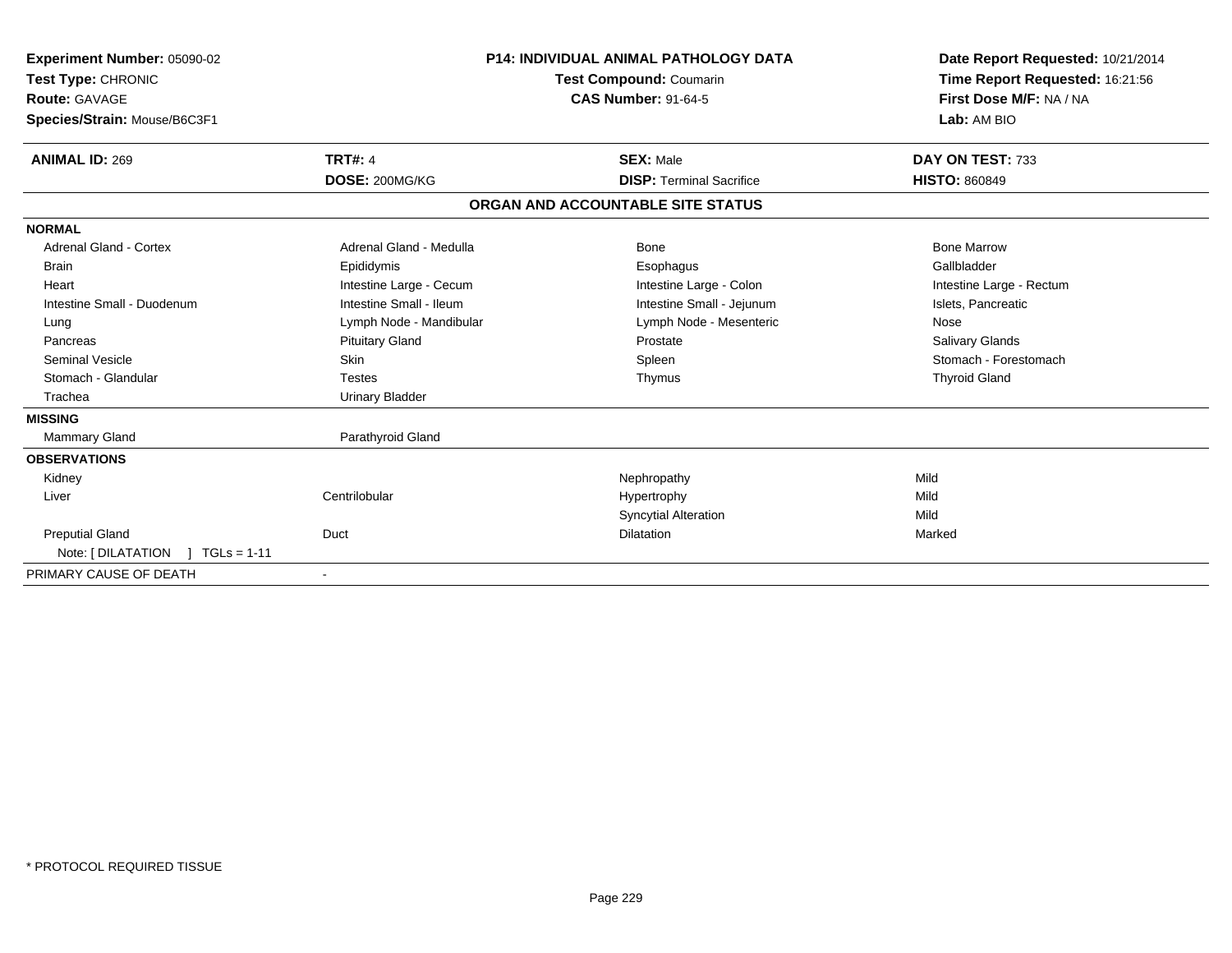**Experiment Number:** 05090-02
**Test Type:** CHRONIC
**Route:** GAVAGE
**Species/Strain:** Mouse/B6C3F1

**P14: INDIVIDUAL ANIMAL PATHOLOGY DATA**
**Test Compound:** Coumarin
**CAS Number:** 91-64-5

**Date Report Requested:** 10/21/2014
**Time Report Requested:** 16:21:56
**First Dose M/F:** NA / NA
**Lab:** AM BIO

| **ANIMAL ID:** 269 | **TRT#:** 4 | **SEX:** Male | **DAY ON TEST:** 733 |
|---|---|---|---|
| | **DOSE:** 200MG/KG | **DISP:** Terminal Sacrifice | **HISTO:** 860849 |

**ORGAN AND ACCOUNTABLE SITE STATUS**

**NORMAL**

| | | | |
|---|---|---|---|
| Adrenal Gland - Cortex | Adrenal Gland - Medulla | Bone | Bone Marrow |
| Brain | Epididymis | Esophagus | Gallbladder |
| Heart | Intestine Large - Cecum | Intestine Large - Colon | Intestine Large - Rectum |
| Intestine Small - Duodenum | Intestine Small - Ileum | Intestine Small - Jejunum | Islets, Pancreatic |
| Lung | Lymph Node - Mandibular | Lymph Node - Mesenteric | Nose |
| Pancreas | Pituitary Gland | Prostate | Salivary Glands |
| Seminal Vesicle | Skin | Spleen | Stomach - Forestomach |
| Stomach - Glandular | Testes | Thymus | Thyroid Gland |
| Trachea | Urinary Bladder | | |

**MISSING**

| | |
|---|---|
| Mammary Gland | Parathyroid Gland |

**OBSERVATIONS**

| | | | |
|---|---|---|---|
| Kidney | | Nephropathy | Mild |
| Liver | Centrilobular | Hypertrophy | Mild |
| | | Syncytial Alteration | Mild |
| Preputial Gland | Duct | Dilatation | Marked |
| Note: [ DILATATION ] TGLs = 1-11 | | | |

PRIMARY CAUSE OF DEATH -

* PROTOCOL REQUIRED TISSUE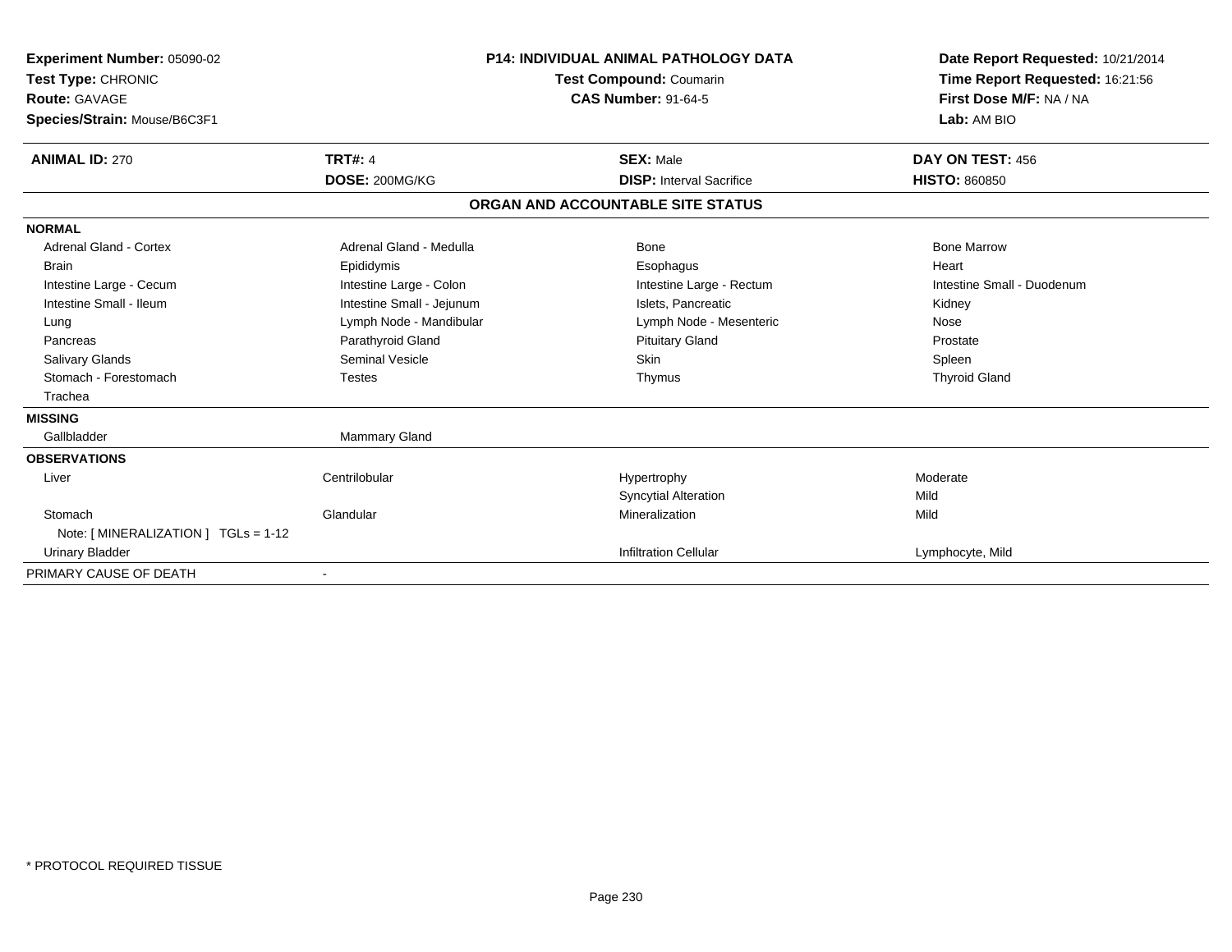**Experiment Number:** 05090-02
**Test Type:** CHRONIC
**Route:** GAVAGE
**Species/Strain:** Mouse/B6C3F1

**P14: INDIVIDUAL ANIMAL PATHOLOGY DATA**
**Test Compound:** Coumarin
**CAS Number:** 91-64-5

**Date Report Requested:** 10/21/2014
**Time Report Requested:** 16:21:56
**First Dose M/F:** NA / NA
**Lab:** AM BIO

| **ANIMAL ID:** 270 | **TRT#:** 4 | **SEX:** Male | **DAY ON TEST:** 456 |
|---|---|---|---|
| | **DOSE:** 200MG/KG | **DISP:** Interval Sacrifice | **HISTO:** 860850 |

## ORGAN AND ACCOUNTABLE SITE STATUS

| | | | |
|---|---|---|---|
| **NORMAL** | | | |
| Adrenal Gland - Cortex | Adrenal Gland - Medulla | Bone | Bone Marrow |
| Brain | Epididymis | Esophagus | Heart |
| Intestine Large - Cecum | Intestine Large - Colon | Intestine Large - Rectum | Intestine Small - Duodenum |
| Intestine Small - Ileum | Intestine Small - Jejunum | Islets, Pancreatic | Kidney |
| Lung | Lymph Node - Mandibular | Lymph Node - Mesenteric | Nose |
| Pancreas | Parathyroid Gland | Pituitary Gland | Prostate |
| Salivary Glands | Seminal Vesicle | Skin | Spleen |
| Stomach - Forestomach | Testes | Thymus | Thyroid Gland |
| Trachea | | | |
| **MISSING** | | | |
| Gallbladder | Mammary Gland | | |
| **OBSERVATIONS** | | | |
| Liver | Centrilobular | Hypertrophy | Moderate |
| | | Syncytial Alteration | Mild |
| Stomach | Glandular | Mineralization | Mild |
| Note: [ MINERALIZATION ] TGLs = 1-12 | | | |
| Urinary Bladder | | Infiltration Cellular | Lymphocyte, Mild |
| PRIMARY CAUSE OF DEATH | - | | |

* PROTOCOL REQUIRED TISSUE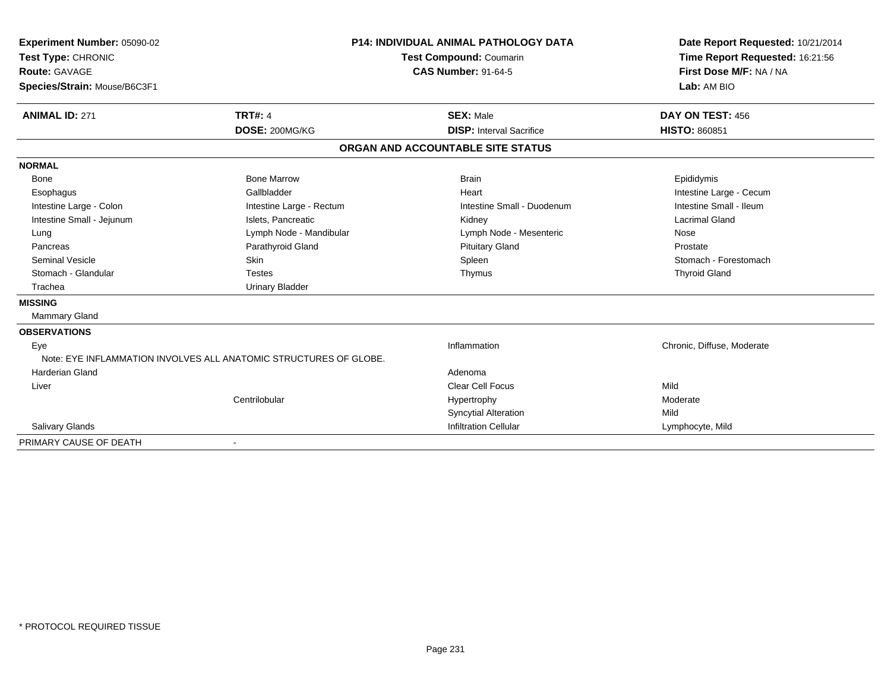**Experiment Number:** 05090-02
**Test Type:** CHRONIC
**Route:** GAVAGE
**Species/Strain:** Mouse/B6C3F1

**P14: INDIVIDUAL ANIMAL PATHOLOGY DATA**
**Test Compound:** Coumarin
**CAS Number:** 91-64-5

**Date Report Requested:** 10/21/2014
**Time Report Requested:** 16:21:56
**First Dose M/F:** NA / NA
**Lab:** AM BIO

| **ANIMAL ID:** 271 | **TRT#:** 4 | **SEX:** Male | **DAY ON TEST:** 456 |
|---|---|---|---|
| | **DOSE:** 200MG/KG | **DISP:** Interval Sacrifice | **HISTO:** 860851 |

## ORGAN AND ACCOUNTABLE SITE STATUS

**NORMAL**

| | | | |
|---|---|---|---|
| Bone | Bone Marrow | Brain | Epididymis |
| Esophagus | Gallbladder | Heart | Intestine Large - Cecum |
| Intestine Large - Colon | Intestine Large - Rectum | Intestine Small - Duodenum | Intestine Small - Ileum |
| Intestine Small - Jejunum | Islets, Pancreatic | Kidney | Lacrimal Gland |
| Lung | Lymph Node - Mandibular | Lymph Node - Mesenteric | Nose |
| Pancreas | Parathyroid Gland | Pituitary Gland | Prostate |
| Seminal Vesicle | Skin | Spleen | Stomach - Forestomach |
| Stomach - Glandular | Testes | Thymus | Thyroid Gland |
| Trachea | Urinary Bladder | | |

**MISSING**

Mammary Gland

**OBSERVATIONS**

| | | | |
|---|---|---|---|
| Eye | | Inflammation | Chronic, Diffuse, Moderate |
| Note: EYE INFLAMMATION INVOLVES ALL ANATOMIC STRUCTURES OF GLOBE. | | | |
| Harderian Gland | | Adenoma | |
| Liver | | Clear Cell Focus | Mild |
| | Centrilobular | Hypertrophy | Moderate |
| | | Syncytial Alteration | Mild |
| Salivary Glands | | Infiltration Cellular | Lymphocyte, Mild |

PRIMARY CAUSE OF DEATH -

* PROTOCOL REQUIRED TISSUE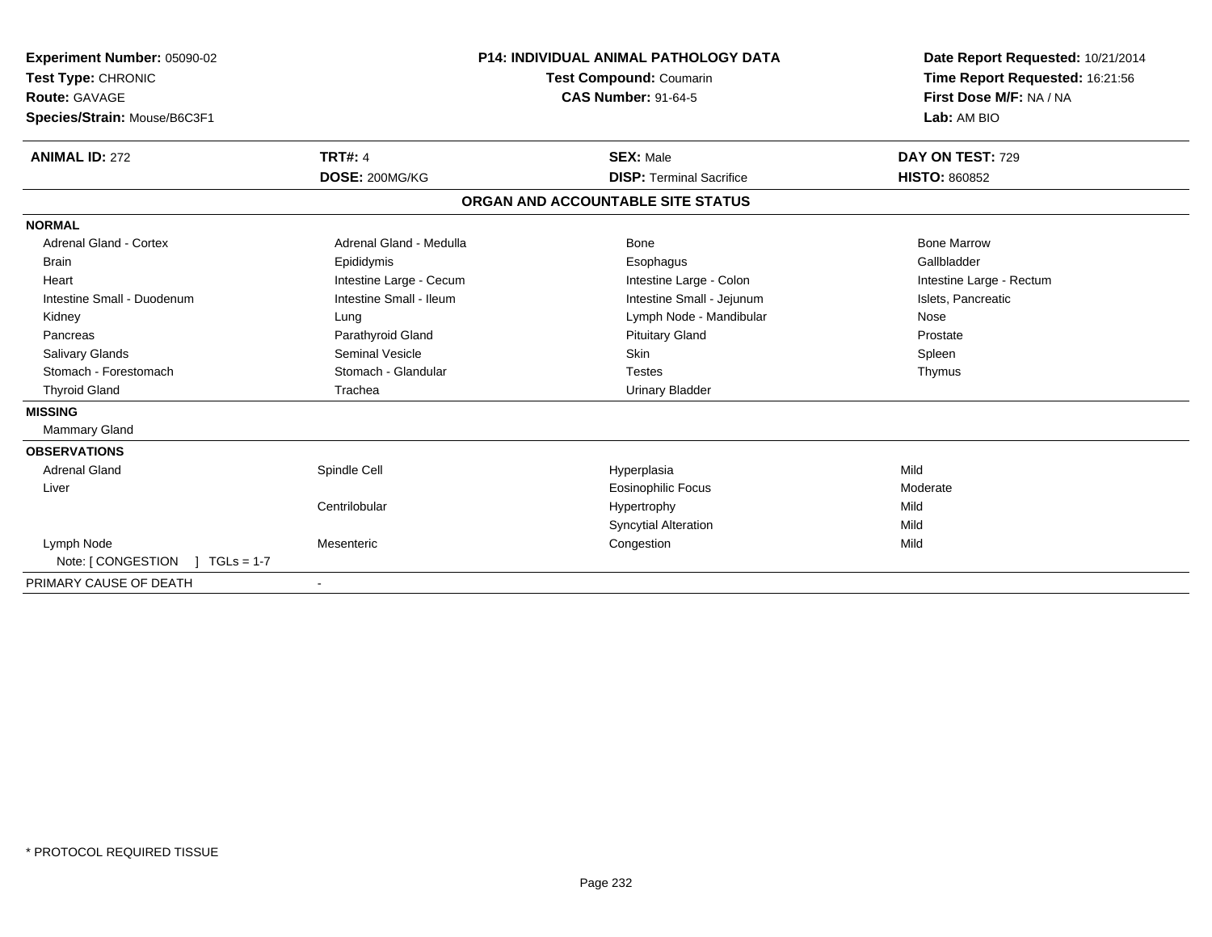**Experiment Number:** 05090-02
**Test Type:** CHRONIC
**Route:** GAVAGE
**Species/Strain:** Mouse/B6C3F1

**P14: INDIVIDUAL ANIMAL PATHOLOGY DATA**
**Test Compound:** Coumarin
**CAS Number:** 91-64-5

**Date Report Requested:** 10/21/2014
**Time Report Requested:** 16:21:56
**First Dose M/F:** NA / NA
**Lab:** AM BIO

| **ANIMAL ID:** 272 | **TRT#:** 4 | **SEX:** Male | **DAY ON TEST:** 729 |
|---|---|---|---|
| | **DOSE:** 200MG/KG | **DISP:** Terminal Sacrifice | **HISTO:** 860852 |

## ORGAN AND ACCOUNTABLE SITE STATUS

**NORMAL**

| | | | |
|---|---|---|---|
| Adrenal Gland - Cortex | Adrenal Gland - Medulla | Bone | Bone Marrow |
| Brain | Epididymis | Esophagus | Gallbladder |
| Heart | Intestine Large - Cecum | Intestine Large - Colon | Intestine Large - Rectum |
| Intestine Small - Duodenum | Intestine Small - Ileum | Intestine Small - Jejunum | Islets, Pancreatic |
| Kidney | Lung | Lymph Node - Mandibular | Nose |
| Pancreas | Parathyroid Gland | Pituitary Gland | Prostate |
| Salivary Glands | Seminal Vesicle | Skin | Spleen |
| Stomach - Forestomach | Stomach - Glandular | Testes | Thymus |
| Thyroid Gland | Trachea | Urinary Bladder | |

**MISSING**

Mammary Gland

**OBSERVATIONS**

| | | | |
|---|---|---|---|
| Adrenal Gland | Spindle Cell | Hyperplasia | Mild |
| Liver | | Eosinophilic Focus | Moderate |
| | Centrilobular | Hypertrophy | Mild |
| | | Syncytial Alteration | Mild |
| Lymph Node | Mesenteric | Congestion | Mild |
| Note: [ CONGESTION ] TGLs = 1-7 | | | |

PRIMARY CAUSE OF DEATH -

* PROTOCOL REQUIRED TISSUE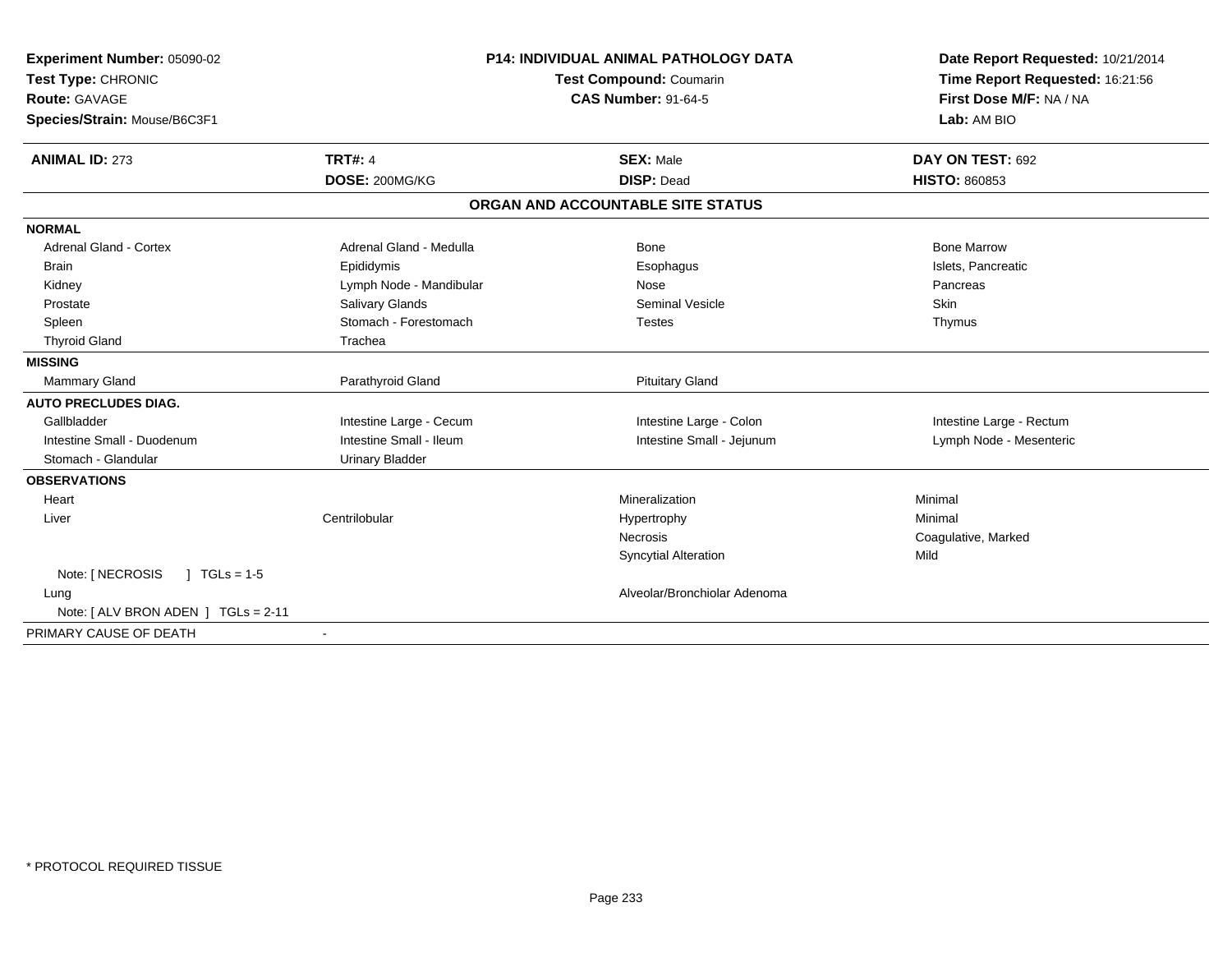**Experiment Number:** 05090-02
**Test Type:** CHRONIC
**Route:** GAVAGE
**Species/Strain:** Mouse/B6C3F1

**P14: INDIVIDUAL ANIMAL PATHOLOGY DATA**
**Test Compound:** Coumarin
**CAS Number:** 91-64-5

**Date Report Requested:** 10/21/2014
**Time Report Requested:** 16:21:56
**First Dose M/F:** NA / NA
**Lab:** AM BIO

| **ANIMAL ID:** 273 | **TRT#:** 4 | **SEX:** Male | **DAY ON TEST:** 692 |
|---|---|---|---|
| | **DOSE:** 200MG/KG | **DISP:** Dead | **HISTO:** 860853 |

## ORGAN AND ACCOUNTABLE SITE STATUS

| | | | |
|---|---|---|---|
| **NORMAL** | | | |
| Adrenal Gland - Cortex | Adrenal Gland - Medulla | Bone | Bone Marrow |
| Brain | Epididymis | Esophagus | Islets, Pancreatic |
| Kidney | Lymph Node - Mandibular | Nose | Pancreas |
| Prostate | Salivary Glands | Seminal Vesicle | Skin |
| Spleen | Stomach - Forestomach | Testes | Thymus |
| Thyroid Gland | Trachea | | |
| **MISSING** | | | |
| Mammary Gland | Parathyroid Gland | Pituitary Gland | |
| **AUTO PRECLUDES DIAG.** | | | |
| Gallbladder | Intestine Large - Cecum | Intestine Large - Colon | Intestine Large - Rectum |
| Intestine Small - Duodenum | Intestine Small - Ileum | Intestine Small - Jejunum | Lymph Node - Mesenteric |
| Stomach - Glandular | Urinary Bladder | | |
| **OBSERVATIONS** | | | |
| Heart | | Mineralization | Minimal |
| Liver | Centrilobular | Hypertrophy | Minimal |
| | | Necrosis | Coagulative, Marked |
| | | Syncytial Alteration | Mild |
| Note: [ NECROSIS ] TGLs = 1-5 | | | |
| Lung | | Alveolar/Bronchiolar Adenoma | |
| Note: [ ALV BRON ADEN ] TGLs = 2-11 | | | |
| PRIMARY CAUSE OF DEATH | - | | |

* PROTOCOL REQUIRED TISSUE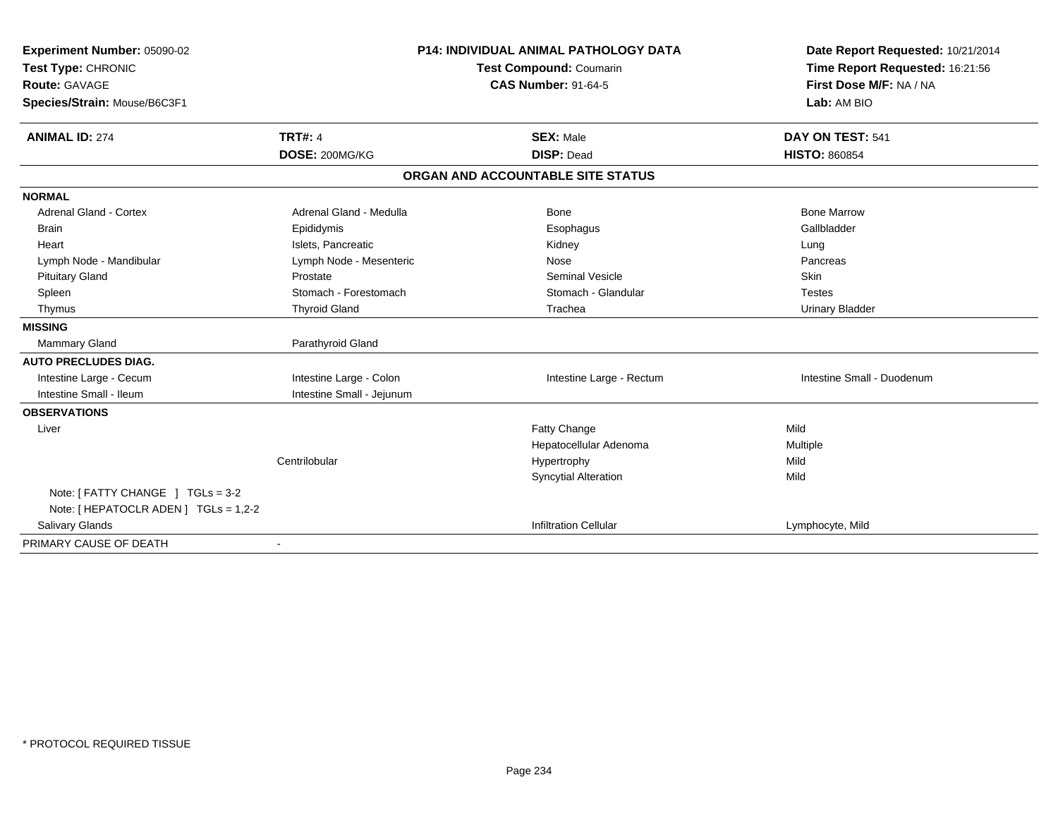**Experiment Number:** 05090-02
**Test Type:** CHRONIC
**Route:** GAVAGE
**Species/Strain:** Mouse/B6C3F1

**P14: INDIVIDUAL ANIMAL PATHOLOGY DATA**
**Test Compound:** Coumarin
**CAS Number:** 91-64-5

**Date Report Requested:** 10/21/2014
**Time Report Requested:** 16:21:56
**First Dose M/F:** NA / NA
**Lab:** AM BIO

| **ANIMAL ID:** 274 | **TRT#:** 4 | **SEX:** Male | **DAY ON TEST:** 541 |
|---|---|---|---|
| | **DOSE:** 200MG/KG | **DISP:** Dead | **HISTO:** 860854 |

**ORGAN AND ACCOUNTABLE SITE STATUS**

| | | | |
|---|---|---|---|
| **NORMAL** | | | |
| Adrenal Gland - Cortex | Adrenal Gland - Medulla | Bone | Bone Marrow |
| Brain | Epididymis | Esophagus | Gallbladder |
| Heart | Islets, Pancreatic | Kidney | Lung |
| Lymph Node - Mandibular | Lymph Node - Mesenteric | Nose | Pancreas |
| Pituitary Gland | Prostate | Seminal Vesicle | Skin |
| Spleen | Stomach - Forestomach | Stomach - Glandular | Testes |
| Thymus | Thyroid Gland | Trachea | Urinary Bladder |
| **MISSING** | | | |
| Mammary Gland | Parathyroid Gland | | |
| **AUTO PRECLUDES DIAG.** | | | |
| Intestine Large - Cecum | Intestine Large - Colon | Intestine Large - Rectum | Intestine Small - Duodenum |
| Intestine Small - Ileum | Intestine Small - Jejunum | | |
| **OBSERVATIONS** | | | |
| Liver | | Fatty Change | Mild |
| | | Hepatocellular Adenoma | Multiple |
| | Centrilobular | Hypertrophy | Mild |
| | | Syncytial Alteration | Mild |
| Note: [ FATTY CHANGE ] TGLs = 3-2 | | | |
| Note: [ HEPATOCLR ADEN ] TGLs = 1,2-2 | | | |
| Salivary Glands | | Infiltration Cellular | Lymphocyte, Mild |
| PRIMARY CAUSE OF DEATH | - | | |

* PROTOCOL REQUIRED TISSUE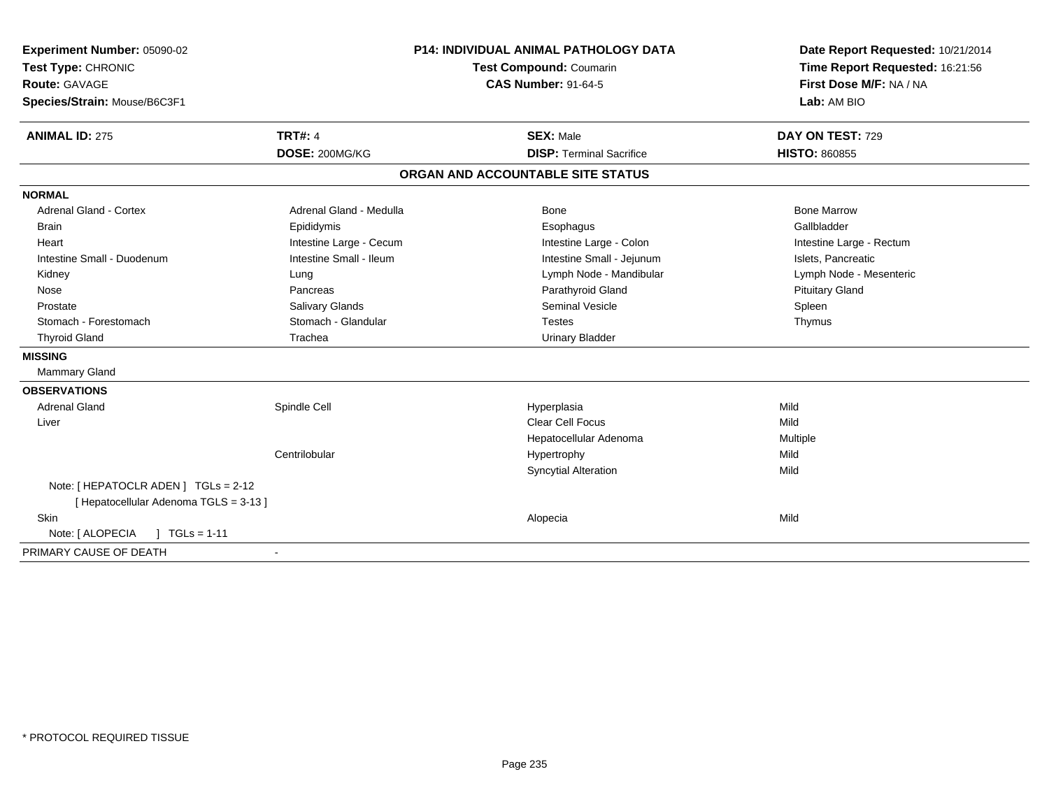**Experiment Number:** 05090-02
**Test Type:** CHRONIC
**Route:** GAVAGE
**Species/Strain:** Mouse/B6C3F1

**P14: INDIVIDUAL ANIMAL PATHOLOGY DATA**
**Test Compound:** Coumarin
**CAS Number:** 91-64-5

**Date Report Requested:** 10/21/2014
**Time Report Requested:** 16:21:56
**First Dose M/F:** NA / NA
**Lab:** AM BIO

| **ANIMAL ID:** 275 | **TRT#:** 4 | **SEX:** Male | **DAY ON TEST:** 729 |
|---|---|---|---|
| | **DOSE:** 200MG/KG | **DISP:** Terminal Sacrifice | **HISTO:** 860855 |

## ORGAN AND ACCOUNTABLE SITE STATUS

**NORMAL**

| | | | |
|---|---|---|---|
| Adrenal Gland - Cortex | Adrenal Gland - Medulla | Bone | Bone Marrow |
| Brain | Epididymis | Esophagus | Gallbladder |
| Heart | Intestine Large - Cecum | Intestine Large - Colon | Intestine Large - Rectum |
| Intestine Small - Duodenum | Intestine Small - Ileum | Intestine Small - Jejunum | Islets, Pancreatic |
| Kidney | Lung | Lymph Node - Mandibular | Lymph Node - Mesenteric |
| Nose | Pancreas | Parathyroid Gland | Pituitary Gland |
| Prostate | Salivary Glands | Seminal Vesicle | Spleen |
| Stomach - Forestomach | Stomach - Glandular | Testes | Thymus |
| Thyroid Gland | Trachea | Urinary Bladder | |

**MISSING**

Mammary Gland

**OBSERVATIONS**

| | | | |
|---|---|---|---|
| Adrenal Gland | Spindle Cell | Hyperplasia | Mild |
| Liver | | Clear Cell Focus | Mild |
| | | Hepatocellular Adenoma | Multiple |
| | Centrilobular | Hypertrophy | Mild |
| | | Syncytial Alteration | Mild |
| Note: [ HEPATOCLR ADEN ] TGLs = 2-12 | | | |
| [ Hepatocellular Adenoma TGLS = 3-13 ] | | | |
| Skin | | Alopecia | Mild |
| Note: [ ALOPECIA ] TGLs = 1-11 | | | |

PRIMARY CAUSE OF DEATH -

\* PROTOCOL REQUIRED TISSUE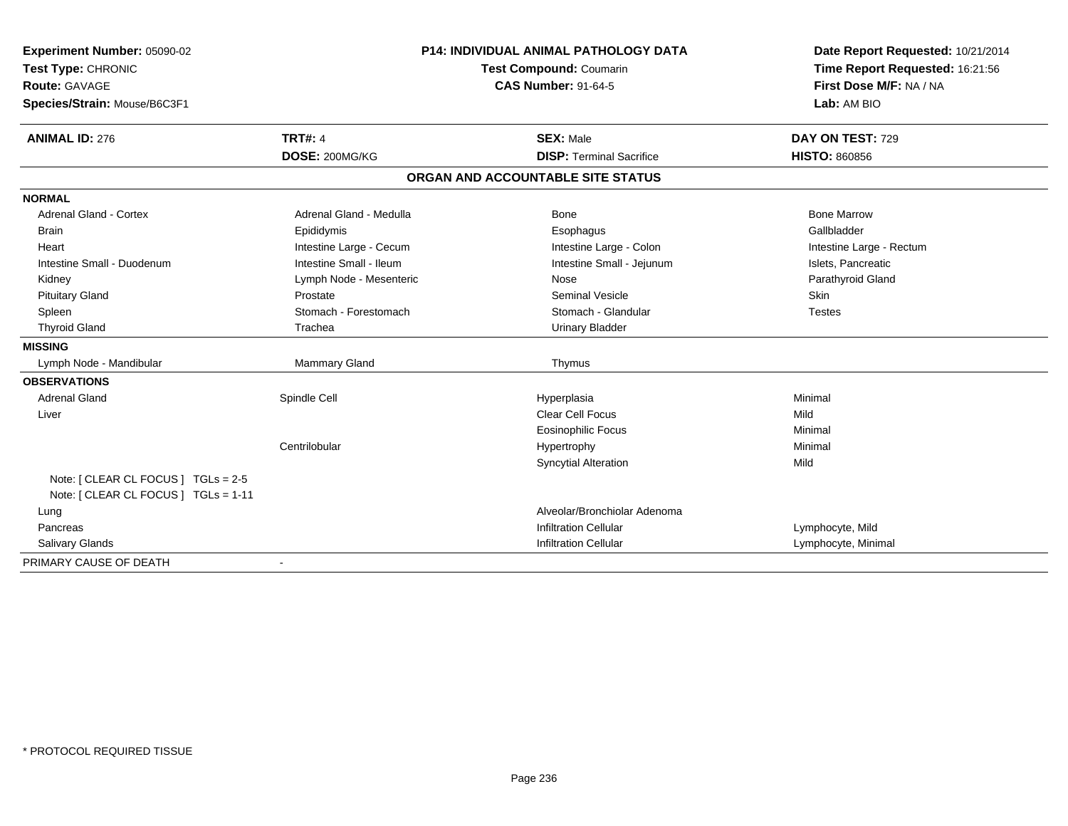**Experiment Number:** 05090-02
**Test Type:** CHRONIC
**Route:** GAVAGE
**Species/Strain:** Mouse/B6C3F1

**P14: INDIVIDUAL ANIMAL PATHOLOGY DATA**
**Test Compound:** Coumarin
**CAS Number:** 91-64-5

**Date Report Requested:** 10/21/2014
**Time Report Requested:** 16:21:56
**First Dose M/F:** NA / NA
**Lab:** AM BIO

| **ANIMAL ID:** 276 | **TRT#:** 4 | **SEX:** Male | **DAY ON TEST:** 729 |
|---|---|---|---|
| | **DOSE:** 200MG/KG | **DISP:** Terminal Sacrifice | **HISTO:** 860856 |

**ORGAN AND ACCOUNTABLE SITE STATUS**

| | | | |
|---|---|---|---|
| **NORMAL** | | | |
| Adrenal Gland - Cortex | Adrenal Gland - Medulla | Bone | Bone Marrow |
| Brain | Epididymis | Esophagus | Gallbladder |
| Heart | Intestine Large - Cecum | Intestine Large - Colon | Intestine Large - Rectum |
| Intestine Small - Duodenum | Intestine Small - Ileum | Intestine Small - Jejunum | Islets, Pancreatic |
| Kidney | Lymph Node - Mesenteric | Nose | Parathyroid Gland |
| Pituitary Gland | Prostate | Seminal Vesicle | Skin |
| Spleen | Stomach - Forestomach | Stomach - Glandular | Testes |
| Thyroid Gland | Trachea | Urinary Bladder | |
| **MISSING** | | | |
| Lymph Node - Mandibular | Mammary Gland | Thymus | |
| **OBSERVATIONS** | | | |
| Adrenal Gland | Spindle Cell | Hyperplasia | Minimal |
| Liver | | Clear Cell Focus | Mild |
| | | Eosinophilic Focus | Minimal |
| | Centrilobular | Hypertrophy | Minimal |
| | | Syncytial Alteration | Mild |
| Note: [ CLEAR CL FOCUS ] TGLs = 2-5 | | | |
| Note: [ CLEAR CL FOCUS ] TGLs = 1-11 | | | |
| Lung | | Alveolar/Bronchiolar Adenoma | |
| Pancreas | | Infiltration Cellular | Lymphocyte, Mild |
| Salivary Glands | | Infiltration Cellular | Lymphocyte, Minimal |
| PRIMARY CAUSE OF DEATH | - | | |

\* PROTOCOL REQUIRED TISSUE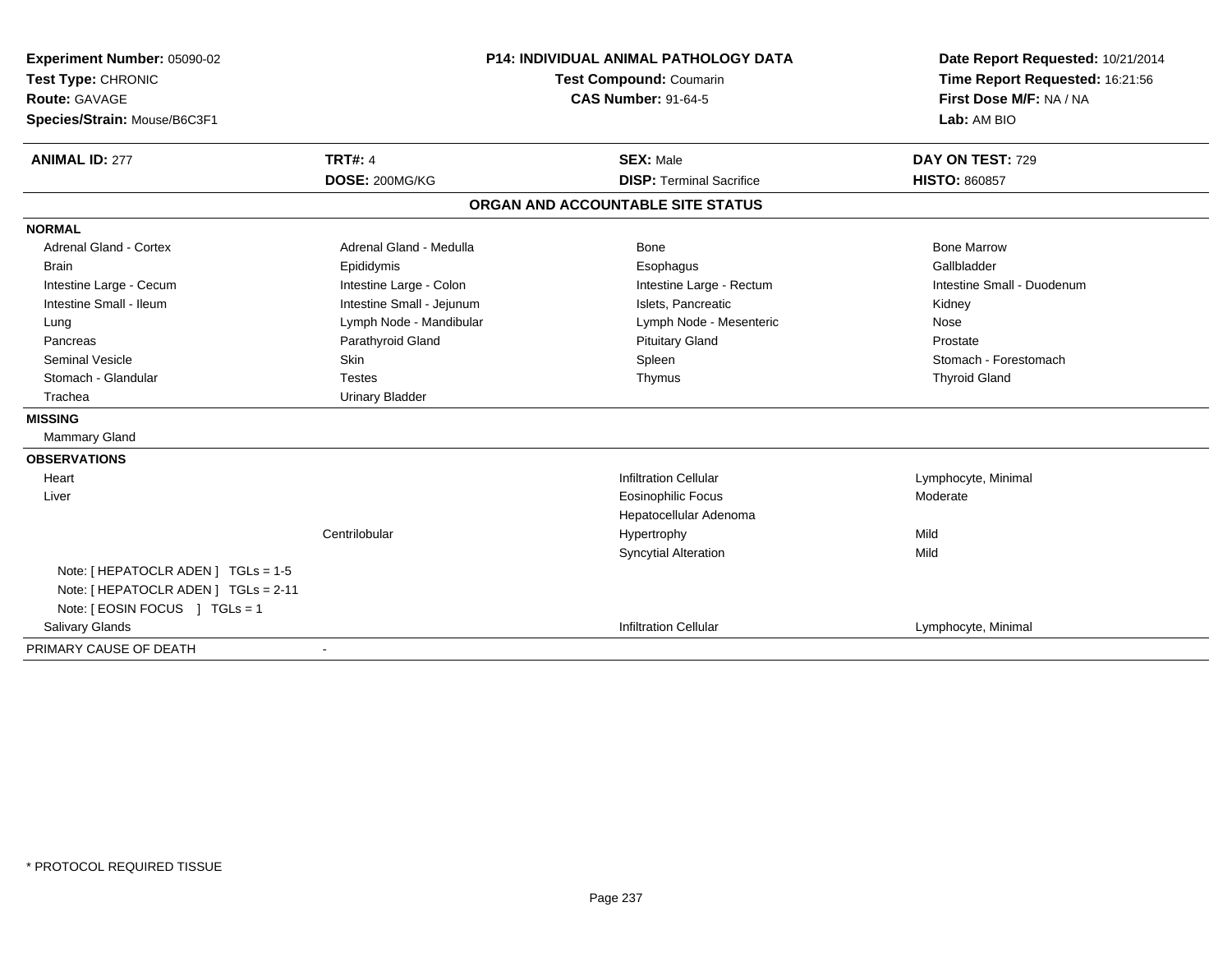**Experiment Number:** 05090-02
**Test Type:** CHRONIC
**Route:** GAVAGE
**Species/Strain:** Mouse/B6C3F1

**P14: INDIVIDUAL ANIMAL PATHOLOGY DATA**
**Test Compound:** Coumarin
**CAS Number:** 91-64-5

**Date Report Requested:** 10/21/2014
**Time Report Requested:** 16:21:56
**First Dose M/F:** NA / NA
**Lab:** AM BIO

| **ANIMAL ID:** 277 | **TRT#:** 4 | **SEX:** Male | **DAY ON TEST:** 729 |
|---|---|---|---|
| | **DOSE:** 200MG/KG | **DISP:** Terminal Sacrifice | **HISTO:** 860857 |

**ORGAN AND ACCOUNTABLE SITE STATUS**

**NORMAL**

| | | | |
|---|---|---|---|
| Adrenal Gland - Cortex | Adrenal Gland - Medulla | Bone | Bone Marrow |
| Brain | Epididymis | Esophagus | Gallbladder |
| Intestine Large - Cecum | Intestine Large - Colon | Intestine Large - Rectum | Intestine Small - Duodenum |
| Intestine Small - Ileum | Intestine Small - Jejunum | Islets, Pancreatic | Kidney |
| Lung | Lymph Node - Mandibular | Lymph Node - Mesenteric | Nose |
| Pancreas | Parathyroid Gland | Pituitary Gland | Prostate |
| Seminal Vesicle | Skin | Spleen | Stomach - Forestomach |
| Stomach - Glandular | Testes | Thymus | Thyroid Gland |
| Trachea | Urinary Bladder | | |

**MISSING**

Mammary Gland

**OBSERVATIONS**

| | | | |
|---|---|---|---|
| Heart | | Infiltration Cellular | Lymphocyte, Minimal |
| Liver | | Eosinophilic Focus | Moderate |
| | | Hepatocellular Adenoma | |
| | Centrilobular | Hypertrophy | Mild |
| | | Syncytial Alteration | Mild |
| Note: [ HEPATOCLR ADEN ] TGLs = 1-5 | | | |
| Note: [ HEPATOCLR ADEN ] TGLs = 2-11 | | | |
| Note: [ EOSIN FOCUS ] TGLs = 1 | | | |
| Salivary Glands | | Infiltration Cellular | Lymphocyte, Minimal |

PRIMARY CAUSE OF DEATH -

* PROTOCOL REQUIRED TISSUE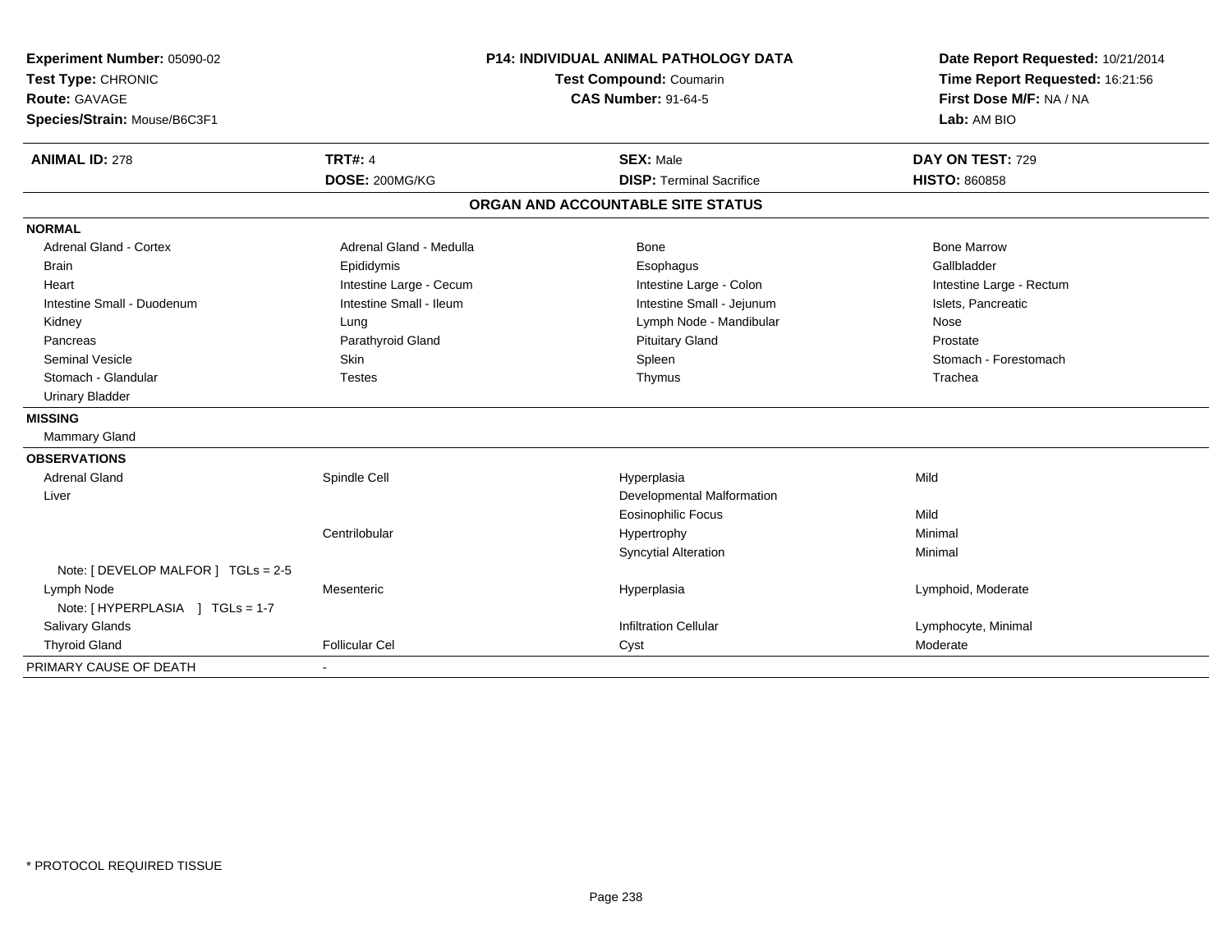**Experiment Number:** 05090-02
**Test Type:** CHRONIC
**Route:** GAVAGE
**Species/Strain:** Mouse/B6C3F1

**P14: INDIVIDUAL ANIMAL PATHOLOGY DATA**
**Test Compound:** Coumarin
**CAS Number:** 91-64-5

**Date Report Requested:** 10/21/2014
**Time Report Requested:** 16:21:56
**First Dose M/F:** NA / NA
**Lab:** AM BIO

| **ANIMAL ID:** 278 | **TRT#:** 4 | **SEX:** Male | **DAY ON TEST:** 729 |
|---|---|---|---|
| | **DOSE:** 200MG/KG | **DISP:** Terminal Sacrifice | **HISTO:** 860858 |

**ORGAN AND ACCOUNTABLE SITE STATUS**

**NORMAL**

| | | | |
|---|---|---|---|
| Adrenal Gland - Cortex | Adrenal Gland - Medulla | Bone | Bone Marrow |
| Brain | Epididymis | Esophagus | Gallbladder |
| Heart | Intestine Large - Cecum | Intestine Large - Colon | Intestine Large - Rectum |
| Intestine Small - Duodenum | Intestine Small - Ileum | Intestine Small - Jejunum | Islets, Pancreatic |
| Kidney | Lung | Lymph Node - Mandibular | Nose |
| Pancreas | Parathyroid Gland | Pituitary Gland | Prostate |
| Seminal Vesicle | Skin | Spleen | Stomach - Forestomach |
| Stomach - Glandular | Testes | Thymus | Trachea |
| Urinary Bladder | | | |

**MISSING**

Mammary Gland

**OBSERVATIONS**

| | | | |
|---|---|---|---|
| Adrenal Gland | Spindle Cell | Hyperplasia | Mild |
| Liver | | Developmental Malformation | |
| | | Eosinophilic Focus | Mild |
| | Centrilobular | Hypertrophy | Minimal |
| | | Syncytial Alteration | Minimal |
| Note: [ DEVELOP MALFOR ] TGLs = 2-5 | | | |
| Lymph Node | Mesenteric | Hyperplasia | Lymphoid, Moderate |
| Note: [ HYPERPLASIA ] TGLs = 1-7 | | | |
| Salivary Glands | | Infiltration Cellular | Lymphocyte, Minimal |
| Thyroid Gland | Follicular Cel | Cyst | Moderate |

PRIMARY CAUSE OF DEATH -

\* PROTOCOL REQUIRED TISSUE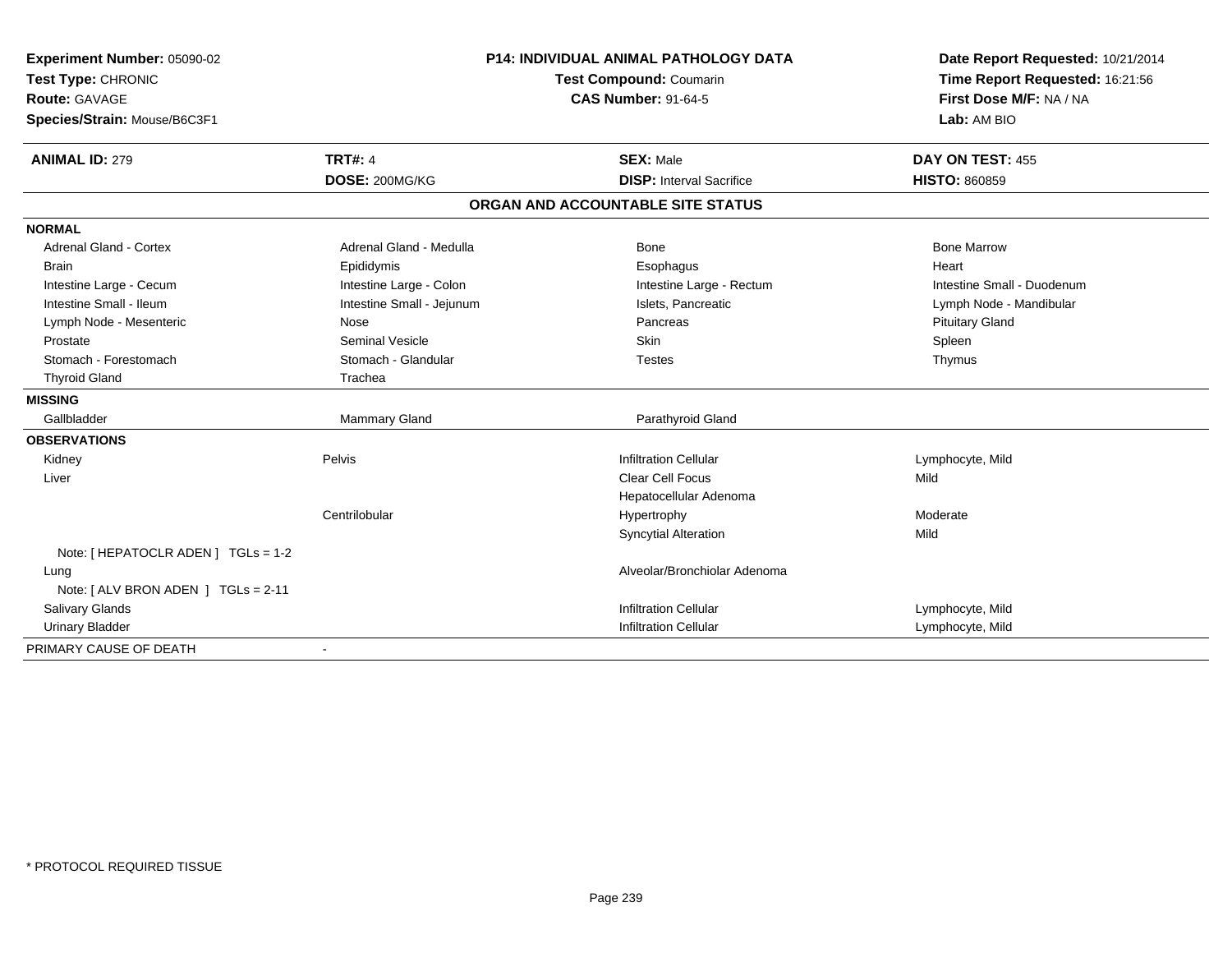**Experiment Number:** 05090-02
**Test Type:** CHRONIC
**Route:** GAVAGE
**Species/Strain:** Mouse/B6C3F1

**P14: INDIVIDUAL ANIMAL PATHOLOGY DATA**
**Test Compound:** Coumarin
**CAS Number:** 91-64-5

**Date Report Requested:** 10/21/2014
**Time Report Requested:** 16:21:56
**First Dose M/F:** NA / NA
**Lab:** AM BIO

| **ANIMAL ID:** 279 | **TRT#:** 4 | **SEX:** Male | **DAY ON TEST:** 455 |
|---|---|---|---|
| | **DOSE:** 200MG/KG | **DISP:** Interval Sacrifice | **HISTO:** 860859 |

## ORGAN AND ACCOUNTABLE SITE STATUS

**NORMAL**

| | | | |
|---|---|---|---|
| Adrenal Gland - Cortex | Adrenal Gland - Medulla | Bone | Bone Marrow |
| Brain | Epididymis | Esophagus | Heart |
| Intestine Large - Cecum | Intestine Large - Colon | Intestine Large - Rectum | Intestine Small - Duodenum |
| Intestine Small - Ileum | Intestine Small - Jejunum | Islets, Pancreatic | Lymph Node - Mandibular |
| Lymph Node - Mesenteric | Nose | Pancreas | Pituitary Gland |
| Prostate | Seminal Vesicle | Skin | Spleen |
| Stomach - Forestomach | Stomach - Glandular | Testes | Thymus |
| Thyroid Gland | Trachea | | |

**MISSING**

| | | |
|---|---|---|
| Gallbladder | Mammary Gland | Parathyroid Gland |

**OBSERVATIONS**

| | | | |
|---|---|---|---|
| Kidney | Pelvis | Infiltration Cellular | Lymphocyte, Mild |
| Liver | | Clear Cell Focus | Mild |
| | | Hepatocellular Adenoma | |
| | Centrilobular | Hypertrophy | Moderate |
| | | Syncytial Alteration | Mild |
| Note: [ HEPATOCLR ADEN ] TGLs = 1-2 | | | |
| Lung | | Alveolar/Bronchiolar Adenoma | |
| Note: [ ALV BRON ADEN ] TGLs = 2-11 | | | |
| Salivary Glands | | Infiltration Cellular | Lymphocyte, Mild |
| Urinary Bladder | | Infiltration Cellular | Lymphocyte, Mild |

PRIMARY CAUSE OF DEATH -

\* PROTOCOL REQUIRED TISSUE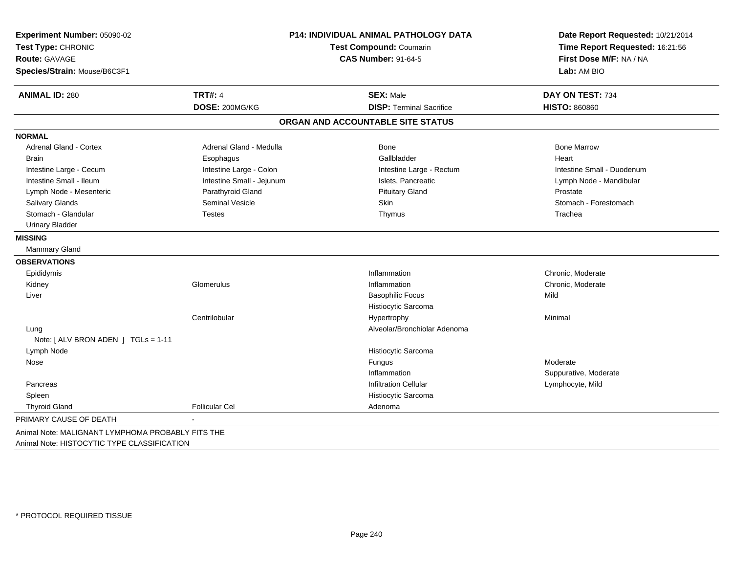**Experiment Number:** 05090-02
**Test Type:** CHRONIC
**Route:** GAVAGE
**Species/Strain:** Mouse/B6C3F1

**P14: INDIVIDUAL ANIMAL PATHOLOGY DATA**
**Test Compound:** Coumarin
**CAS Number:** 91-64-5

**Date Report Requested:** 10/21/2014
**Time Report Requested:** 16:21:56
**First Dose M/F:** NA / NA
**Lab:** AM BIO

| **ANIMAL ID:** 280 | **TRT#:** 4 | **SEX:** Male | **DAY ON TEST:** 734 |
|---|---|---|---|
| | **DOSE:** 200MG/KG | **DISP:** Terminal Sacrifice | **HISTO:** 860860 |

## ORGAN AND ACCOUNTABLE SITE STATUS

**NORMAL**

| | | | |
|---|---|---|---|
| Adrenal Gland - Cortex | Adrenal Gland - Medulla | Bone | Bone Marrow |
| Brain | Esophagus | Gallbladder | Heart |
| Intestine Large - Cecum | Intestine Large - Colon | Intestine Large - Rectum | Intestine Small - Duodenum |
| Intestine Small - Ileum | Intestine Small - Jejunum | Islets, Pancreatic | Lymph Node - Mandibular |
| Lymph Node - Mesenteric | Parathyroid Gland | Pituitary Gland | Prostate |
| Salivary Glands | Seminal Vesicle | Skin | Stomach - Forestomach |
| Stomach - Glandular | Testes | Thymus | Trachea |
| Urinary Bladder | | | |

**MISSING**

Mammary Gland

**OBSERVATIONS**

| | | | |
|---|---|---|---|
| Epididymis | | Inflammation | Chronic, Moderate |
| Kidney | Glomerulus | Inflammation | Chronic, Moderate |
| Liver | | Basophilic Focus | Mild |
| | | Histiocytic Sarcoma | |
| | Centrilobular | Hypertrophy | Minimal |
| Lung | | Alveolar/Bronchiolar Adenoma | |
| Note: [ ALV BRON ADEN ] TGLs = 1-11 | | | |
| Lymph Node | | Histiocytic Sarcoma | |
| Nose | | Fungus | Moderate |
| | | Inflammation | Suppurative, Moderate |
| Pancreas | | Infiltration Cellular | Lymphocyte, Mild |
| Spleen | | Histiocytic Sarcoma | |
| Thyroid Gland | Follicular Cel | Adenoma | |

PRIMARY CAUSE OF DEATH -

Animal Note: MALIGNANT LYMPHOMA PROBABLY FITS THE
Animal Note: HISTOCYTIC TYPE CLASSIFICATION

\* PROTOCOL REQUIRED TISSUE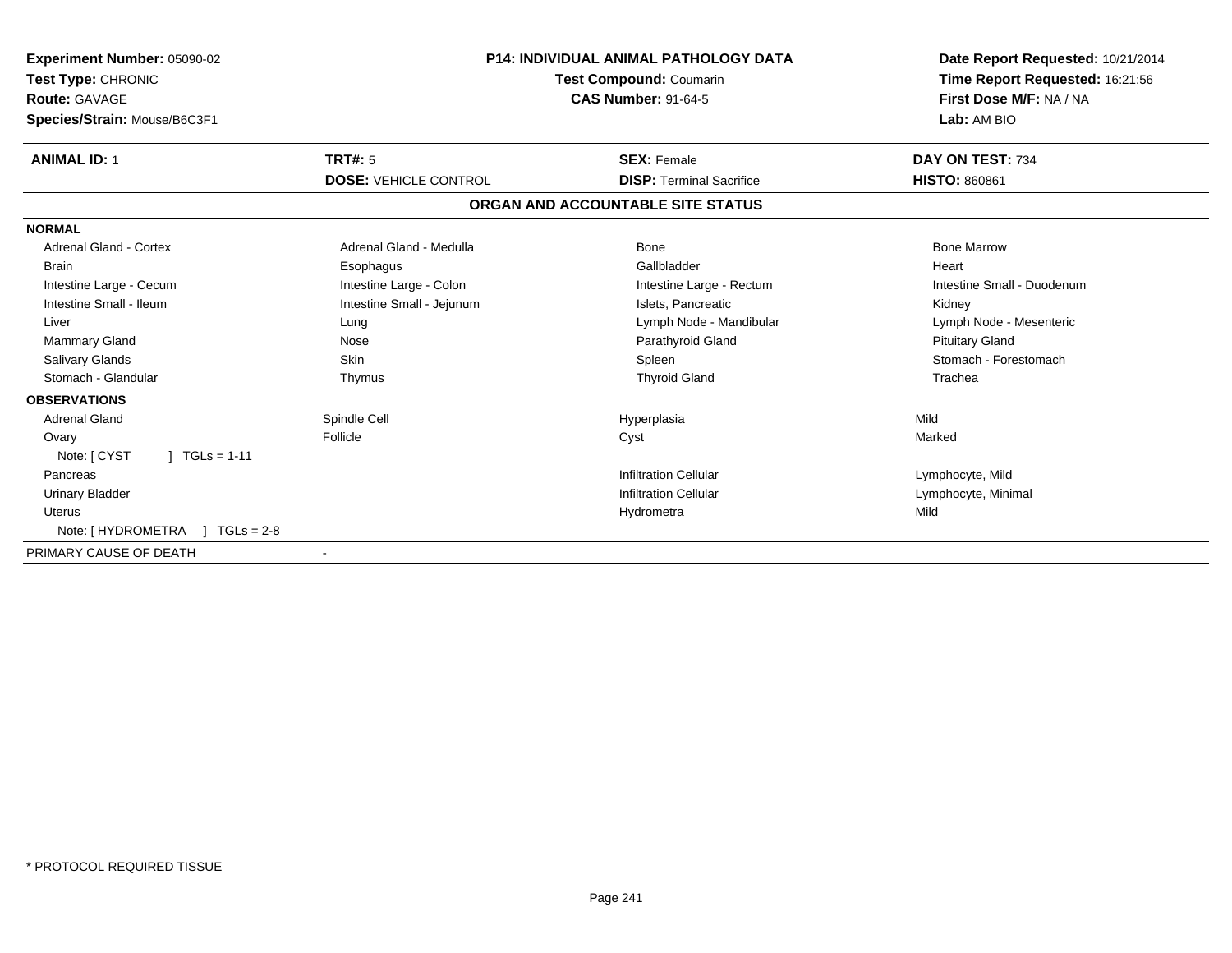**Experiment Number:** 05090-02
**Test Type:** CHRONIC
**Route:** GAVAGE
**Species/Strain:** Mouse/B6C3F1

**P14: INDIVIDUAL ANIMAL PATHOLOGY DATA**
**Test Compound:** Coumarin
**CAS Number:** 91-64-5

**Date Report Requested:** 10/21/2014
**Time Report Requested:** 16:21:56
**First Dose M/F:** NA / NA
**Lab:** AM BIO

| **ANIMAL ID:** 1 | **TRT#:** 5 | **SEX:** Female | **DAY ON TEST:** 734 |
|---|---|---|---|
| | **DOSE:** VEHICLE CONTROL | **DISP:** Terminal Sacrifice | **HISTO:** 860861 |

## ORGAN AND ACCOUNTABLE SITE STATUS

| | | | |
|---|---|---|---|
| **NORMAL** | | | |
| Adrenal Gland - Cortex | Adrenal Gland - Medulla | Bone | Bone Marrow |
| Brain | Esophagus | Gallbladder | Heart |
| Intestine Large - Cecum | Intestine Large - Colon | Intestine Large - Rectum | Intestine Small - Duodenum |
| Intestine Small - Ileum | Intestine Small - Jejunum | Islets, Pancreatic | Kidney |
| Liver | Lung | Lymph Node - Mandibular | Lymph Node - Mesenteric |
| Mammary Gland | Nose | Parathyroid Gland | Pituitary Gland |
| Salivary Glands | Skin | Spleen | Stomach - Forestomach |
| Stomach - Glandular | Thymus | Thyroid Gland | Trachea |
| **OBSERVATIONS** | | | |
| Adrenal Gland | Spindle Cell | Hyperplasia | Mild |
| Ovary | Follicle | Cyst | Marked |
| Note: [ CYST ] TGLs = 1-11 | | | |
| Pancreas | | Infiltration Cellular | Lymphocyte, Mild |
| Urinary Bladder | | Infiltration Cellular | Lymphocyte, Minimal |
| Uterus | | Hydrometra | Mild |
| Note: [ HYDROMETRA ] TGLs = 2-8 | | | |
| PRIMARY CAUSE OF DEATH | - | | |

* PROTOCOL REQUIRED TISSUE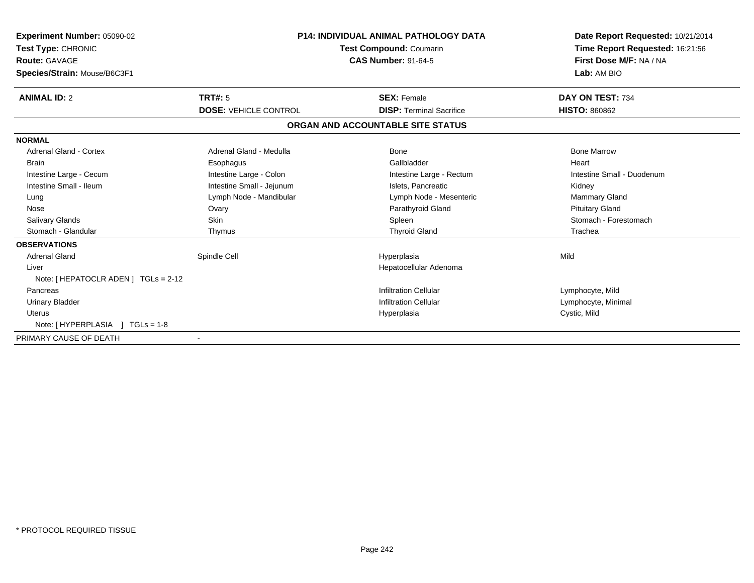**Experiment Number:** 05090-02
**Test Type:** CHRONIC
**Route:** GAVAGE
**Species/Strain:** Mouse/B6C3F1

**P14: INDIVIDUAL ANIMAL PATHOLOGY DATA**
**Test Compound:** Coumarin
**CAS Number:** 91-64-5

**Date Report Requested:** 10/21/2014
**Time Report Requested:** 16:21:56
**First Dose M/F:** NA / NA
**Lab:** AM BIO

| **ANIMAL ID:** 2 | **TRT#:** 5 | **SEX:** Female | **DAY ON TEST:** 734 |
|---|---|---|---|
| | **DOSE:** VEHICLE CONTROL | **DISP:** Terminal Sacrifice | **HISTO:** 860862 |

## ORGAN AND ACCOUNTABLE SITE STATUS

| | | | |
|---|---|---|---|
| **NORMAL** | | | |
| Adrenal Gland - Cortex | Adrenal Gland - Medulla | Bone | Bone Marrow |
| Brain | Esophagus | Gallbladder | Heart |
| Intestine Large - Cecum | Intestine Large - Colon | Intestine Large - Rectum | Intestine Small - Duodenum |
| Intestine Small - Ileum | Intestine Small - Jejunum | Islets, Pancreatic | Kidney |
| Lung | Lymph Node - Mandibular | Lymph Node - Mesenteric | Mammary Gland |
| Nose | Ovary | Parathyroid Gland | Pituitary Gland |
| Salivary Glands | Skin | Spleen | Stomach - Forestomach |
| Stomach - Glandular | Thymus | Thyroid Gland | Trachea |
| **OBSERVATIONS** | | | |
| Adrenal Gland | Spindle Cell | Hyperplasia | Mild |
| Liver | | Hepatocellular Adenoma | |
| Note: [ HEPATOCLR ADEN ] TGLs = 2-12 | | | |
| Pancreas | | Infiltration Cellular | Lymphocyte, Mild |
| Urinary Bladder | | Infiltration Cellular | Lymphocyte, Minimal |
| Uterus | | Hyperplasia | Cystic, Mild |
| Note: [ HYPERPLASIA ] TGLs = 1-8 | | | |
| PRIMARY CAUSE OF DEATH | - | | |

* PROTOCOL REQUIRED TISSUE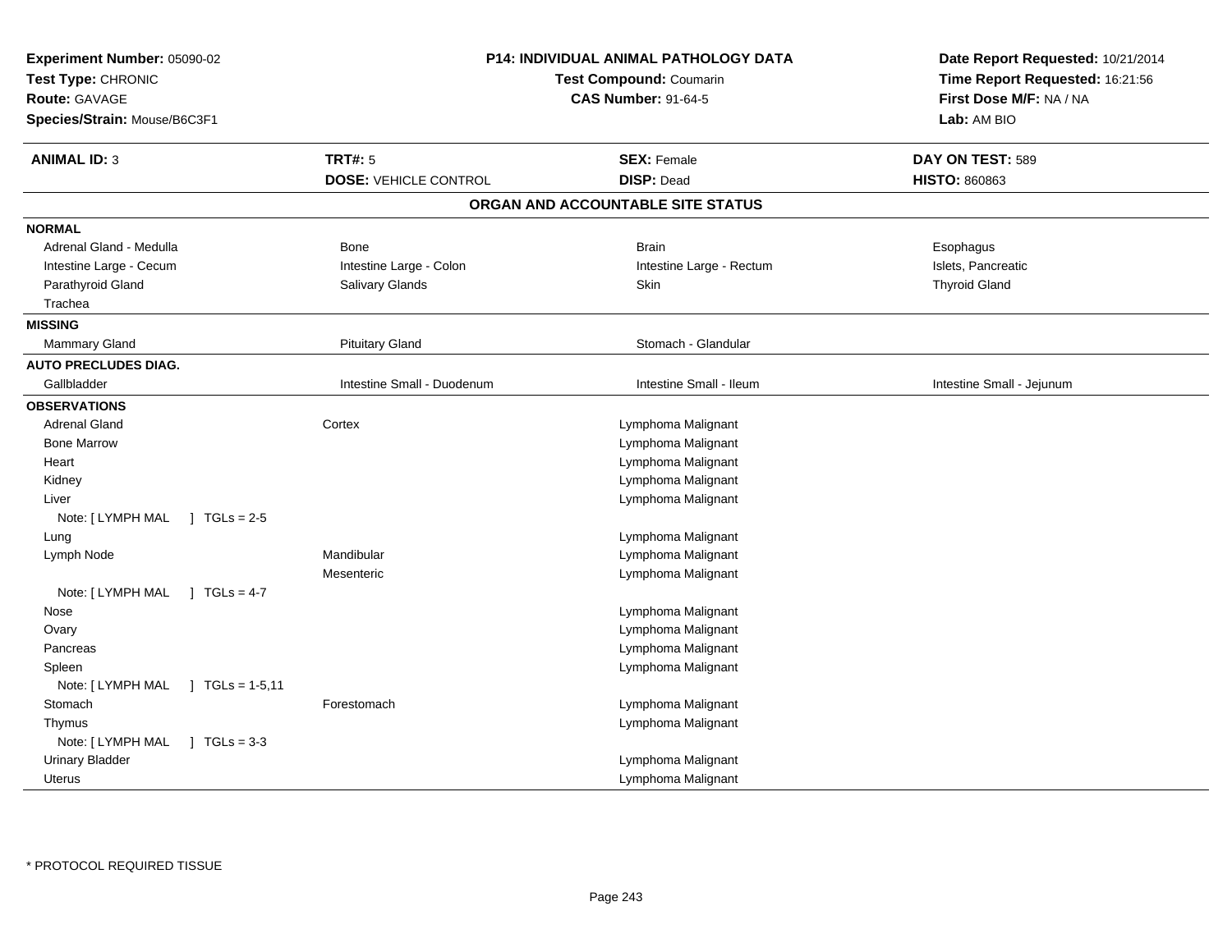**Experiment Number:** 05090-02
**Test Type:** CHRONIC
**Route:** GAVAGE
**Species/Strain:** Mouse/B6C3F1

**P14: INDIVIDUAL ANIMAL PATHOLOGY DATA**
**Test Compound:** Coumarin
**CAS Number:** 91-64-5

**Date Report Requested:** 10/21/2014
**Time Report Requested:** 16:21:56
**First Dose M/F:** NA / NA
**Lab:** AM BIO

| **ANIMAL ID:** 3 | **TRT#:** 5 | **SEX:** Female | **DAY ON TEST:** 589 |
|---|---|---|---|
| | **DOSE:** VEHICLE CONTROL | **DISP:** Dead | **HISTO:** 860863 |

## ORGAN AND ACCOUNTABLE SITE STATUS

**NORMAL**

| | | | |
|---|---|---|---|
| Adrenal Gland - Medulla | Bone | Brain | Esophagus |
| Intestine Large - Cecum | Intestine Large - Colon | Intestine Large - Rectum | Islets, Pancreatic |
| Parathyroid Gland | Salivary Glands | Skin | Thyroid Gland |
| Trachea | | | |

**MISSING**

| | | |
|---|---|---|
| Mammary Gland | Pituitary Gland | Stomach - Glandular |

**AUTO PRECLUDES DIAG.**

| | | | |
|---|---|---|---|
| Gallbladder | Intestine Small - Duodenum | Intestine Small - Ileum | Intestine Small - Jejunum |

**OBSERVATIONS**

| | | |
|---|---|---|
| Adrenal Gland | Cortex | Lymphoma Malignant |
| Bone Marrow | | Lymphoma Malignant |
| Heart | | Lymphoma Malignant |
| Kidney | | Lymphoma Malignant |
| Liver | | Lymphoma Malignant |
| Note: [ LYMPH MAL ] TGLs = 2-5 | | |
| Lung | | Lymphoma Malignant |
| Lymph Node | Mandibular | Lymphoma Malignant |
| | Mesenteric | Lymphoma Malignant |
| Note: [ LYMPH MAL ] TGLs = 4-7 | | |
| Nose | | Lymphoma Malignant |
| Ovary | | Lymphoma Malignant |
| Pancreas | | Lymphoma Malignant |
| Spleen | | Lymphoma Malignant |
| Note: [ LYMPH MAL ] TGLs = 1-5,11 | | |
| Stomach | Forestomach | Lymphoma Malignant |
| Thymus | | Lymphoma Malignant |
| Note: [ LYMPH MAL ] TGLs = 3-3 | | |
| Urinary Bladder | | Lymphoma Malignant |
| Uterus | | Lymphoma Malignant |

* PROTOCOL REQUIRED TISSUE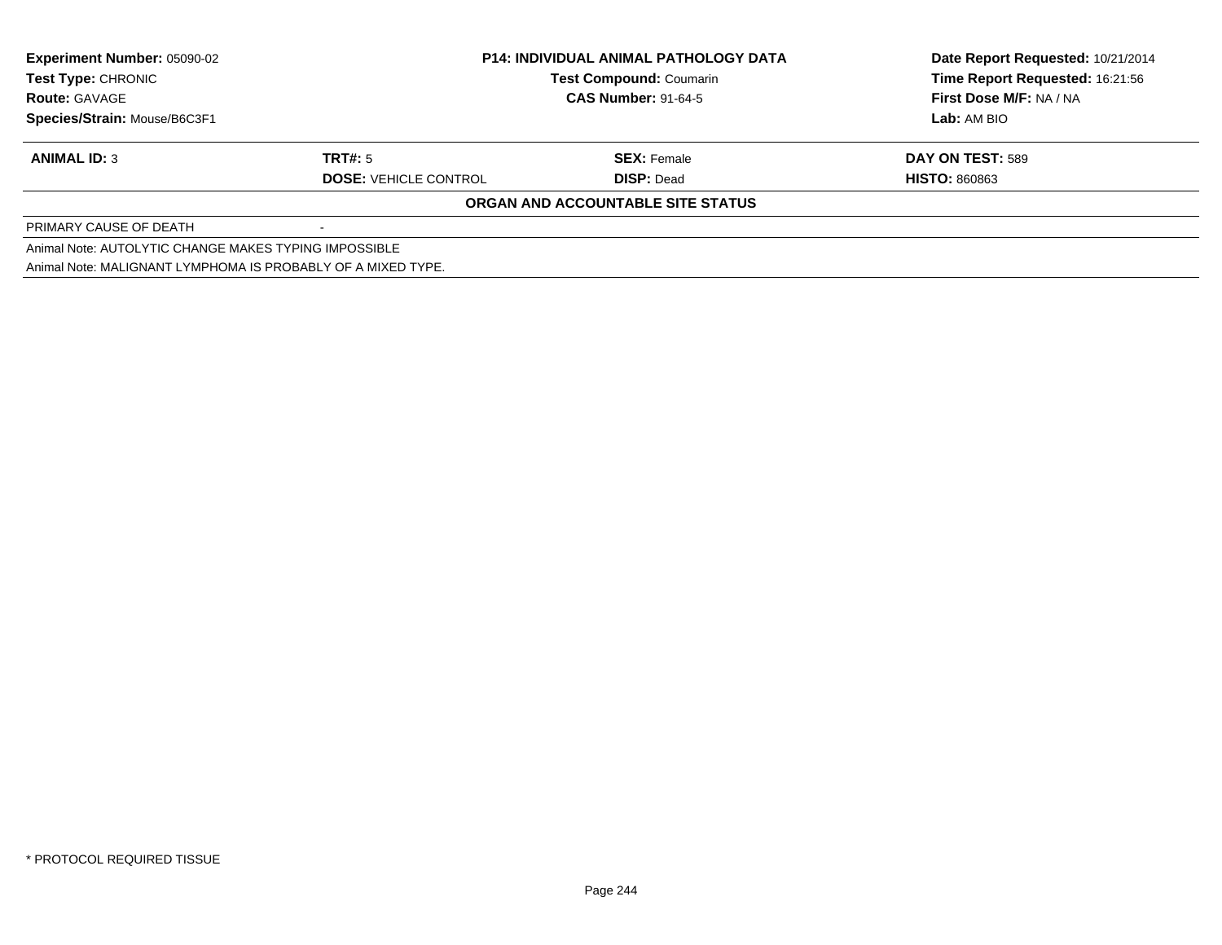**Experiment Number:** 05090-02
**Test Type:** CHRONIC
**Route:** GAVAGE
**Species/Strain:** Mouse/B6C3F1

**P14: INDIVIDUAL ANIMAL PATHOLOGY DATA**
**Test Compound:** Coumarin
**CAS Number:** 91-64-5

**Date Report Requested:** 10/21/2014
**Time Report Requested:** 16:21:56
**First Dose M/F:** NA / NA
**Lab:** AM BIO

| **ANIMAL ID:** 3 | **TRT#:** 5 | **SEX:** Female | **DAY ON TEST:** 589 |
|---|---|---|---|
| | **DOSE:** VEHICLE CONTROL | **DISP:** Dead | **HISTO:** 860863 |

**ORGAN AND ACCOUNTABLE SITE STATUS**

| PRIMARY CAUSE OF DEATH | - |
|---|---|

Animal Note: AUTOLYTIC CHANGE MAKES TYPING IMPOSSIBLE

Animal Note: MALIGNANT LYMPHOMA IS PROBABLY OF A MIXED TYPE.

* PROTOCOL REQUIRED TISSUE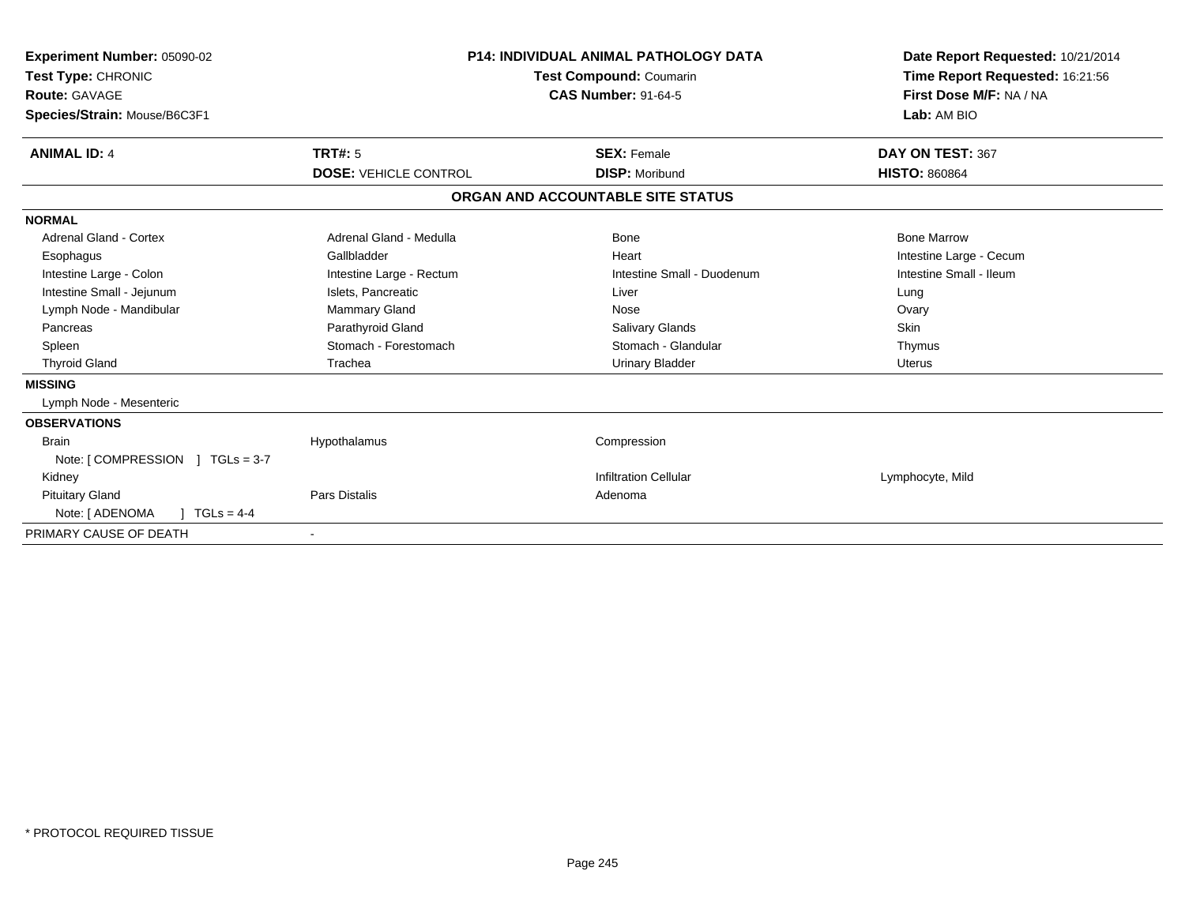**Experiment Number:** 05090-02
**Test Type:** CHRONIC
**Route:** GAVAGE
**Species/Strain:** Mouse/B6C3F1

**P14: INDIVIDUAL ANIMAL PATHOLOGY DATA**
**Test Compound:** Coumarin
**CAS Number:** 91-64-5

**Date Report Requested:** 10/21/2014
**Time Report Requested:** 16:21:56
**First Dose M/F:** NA / NA
**Lab:** AM BIO

| **ANIMAL ID:** 4 | **TRT#:** 5 | **SEX:** Female | **DAY ON TEST:** 367 |
|---|---|---|---|
| | **DOSE:** VEHICLE CONTROL | **DISP:** Moribund | **HISTO:** 860864 |

## ORGAN AND ACCOUNTABLE SITE STATUS

| | | | |
|---|---|---|---|
| **NORMAL** | | | |
| Adrenal Gland - Cortex | Adrenal Gland - Medulla | Bone | Bone Marrow |
| Esophagus | Gallbladder | Heart | Intestine Large - Cecum |
| Intestine Large - Colon | Intestine Large - Rectum | Intestine Small - Duodenum | Intestine Small - Ileum |
| Intestine Small - Jejunum | Islets, Pancreatic | Liver | Lung |
| Lymph Node - Mandibular | Mammary Gland | Nose | Ovary |
| Pancreas | Parathyroid Gland | Salivary Glands | Skin |
| Spleen | Stomach - Forestomach | Stomach - Glandular | Thymus |
| Thyroid Gland | Trachea | Urinary Bladder | Uterus |
| **MISSING** | | | |
| Lymph Node - Mesenteric | | | |
| **OBSERVATIONS** | | | |
| Brain | Hypothalamus | Compression | |
| Note: [ COMPRESSION ] TGLs = 3-7 | | | |
| Kidney | | Infiltration Cellular | Lymphocyte, Mild |
| Pituitary Gland | Pars Distalis | Adenoma | |
| Note: [ ADENOMA ] TGLs = 4-4 | | | |
| PRIMARY CAUSE OF DEATH | - | | |

* PROTOCOL REQUIRED TISSUE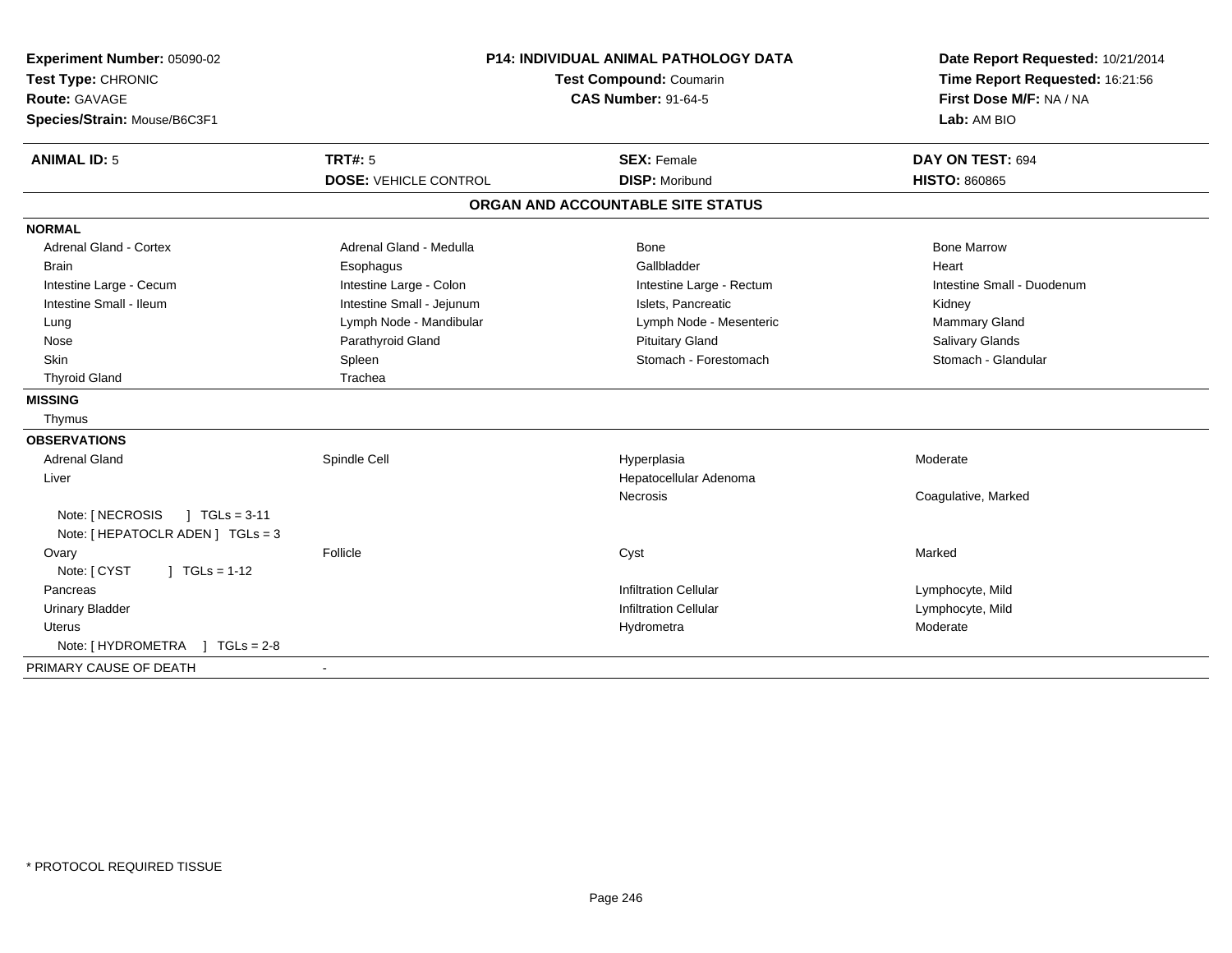**Experiment Number:** 05090-02
**Test Type:** CHRONIC
**Route:** GAVAGE
**Species/Strain:** Mouse/B6C3F1

**P14: INDIVIDUAL ANIMAL PATHOLOGY DATA**
**Test Compound:** Coumarin
**CAS Number:** 91-64-5

**Date Report Requested:** 10/21/2014
**Time Report Requested:** 16:21:56
**First Dose M/F:** NA / NA
**Lab:** AM BIO

| **ANIMAL ID:** 5 | **TRT#:** 5 | **SEX:** Female | **DAY ON TEST:** 694 |
|---|---|---|---|
| | **DOSE:** VEHICLE CONTROL | **DISP:** Moribund | **HISTO:** 860865 |

## ORGAN AND ACCOUNTABLE SITE STATUS

**NORMAL**

| | | | |
|---|---|---|---|
| Adrenal Gland - Cortex | Adrenal Gland - Medulla | Bone | Bone Marrow |
| Brain | Esophagus | Gallbladder | Heart |
| Intestine Large - Cecum | Intestine Large - Colon | Intestine Large - Rectum | Intestine Small - Duodenum |
| Intestine Small - Ileum | Intestine Small - Jejunum | Islets, Pancreatic | Kidney |
| Lung | Lymph Node - Mandibular | Lymph Node - Mesenteric | Mammary Gland |
| Nose | Parathyroid Gland | Pituitary Gland | Salivary Glands |
| Skin | Spleen | Stomach - Forestomach | Stomach - Glandular |
| Thyroid Gland | Trachea | | |

**MISSING**

Thymus

**OBSERVATIONS**

| | | | |
|---|---|---|---|
| Adrenal Gland | Spindle Cell | Hyperplasia | Moderate |
| Liver | | Hepatocellular Adenoma | |
| | | Necrosis | Coagulative, Marked |
| Note: [ NECROSIS ] TGLs = 3-11 | | | |
| Note: [ HEPATOCLR ADEN ] TGLs = 3 | | | |
| Ovary | Follicle | Cyst | Marked |
| Note: [ CYST ] TGLs = 1-12 | | | |
| Pancreas | | Infiltration Cellular | Lymphocyte, Mild |
| Urinary Bladder | | Infiltration Cellular | Lymphocyte, Mild |
| Uterus | | Hydrometra | Moderate |
| Note: [ HYDROMETRA ] TGLs = 2-8 | | | |

PRIMARY CAUSE OF DEATH -

* PROTOCOL REQUIRED TISSUE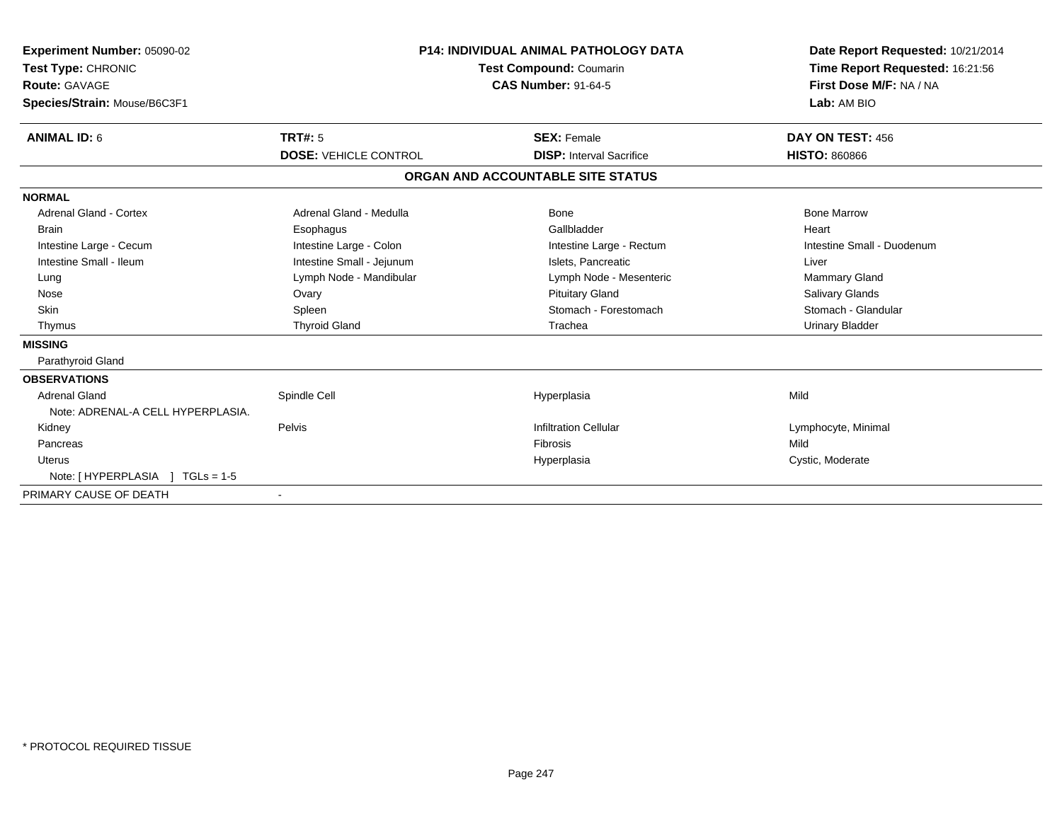**Experiment Number:** 05090-02
**Test Type:** CHRONIC
**Route:** GAVAGE
**Species/Strain:** Mouse/B6C3F1

**P14: INDIVIDUAL ANIMAL PATHOLOGY DATA**
**Test Compound:** Coumarin
**CAS Number:** 91-64-5

**Date Report Requested:** 10/21/2014
**Time Report Requested:** 16:21:56
**First Dose M/F:** NA / NA
**Lab:** AM BIO

| **ANIMAL ID:** 6 | **TRT#:** 5 | **SEX:** Female | **DAY ON TEST:** 456 |
|---|---|---|---|
| | **DOSE:** VEHICLE CONTROL | **DISP:** Interval Sacrifice | **HISTO:** 860866 |

## ORGAN AND ACCOUNTABLE SITE STATUS

**NORMAL**

| | | | |
|---|---|---|---|
| Adrenal Gland - Cortex | Adrenal Gland - Medulla | Bone | Bone Marrow |
| Brain | Esophagus | Gallbladder | Heart |
| Intestine Large - Cecum | Intestine Large - Colon | Intestine Large - Rectum | Intestine Small - Duodenum |
| Intestine Small - Ileum | Intestine Small - Jejunum | Islets, Pancreatic | Liver |
| Lung | Lymph Node - Mandibular | Lymph Node - Mesenteric | Mammary Gland |
| Nose | Ovary | Pituitary Gland | Salivary Glands |
| Skin | Spleen | Stomach - Forestomach | Stomach - Glandular |
| Thymus | Thyroid Gland | Trachea | Urinary Bladder |

**MISSING**

Parathyroid Gland

**OBSERVATIONS**

| | | | |
|---|---|---|---|
| Adrenal Gland | Spindle Cell | Hyperplasia | Mild |
| Note: ADRENAL-A CELL HYPERPLASIA. | | | |
| Kidney | Pelvis | Infiltration Cellular | Lymphocyte, Minimal |
| Pancreas | | Fibrosis | Mild |
| Uterus | | Hyperplasia | Cystic, Moderate |
| Note: [ HYPERPLASIA ] TGLs = 1-5 | | | |

PRIMARY CAUSE OF DEATH -

* PROTOCOL REQUIRED TISSUE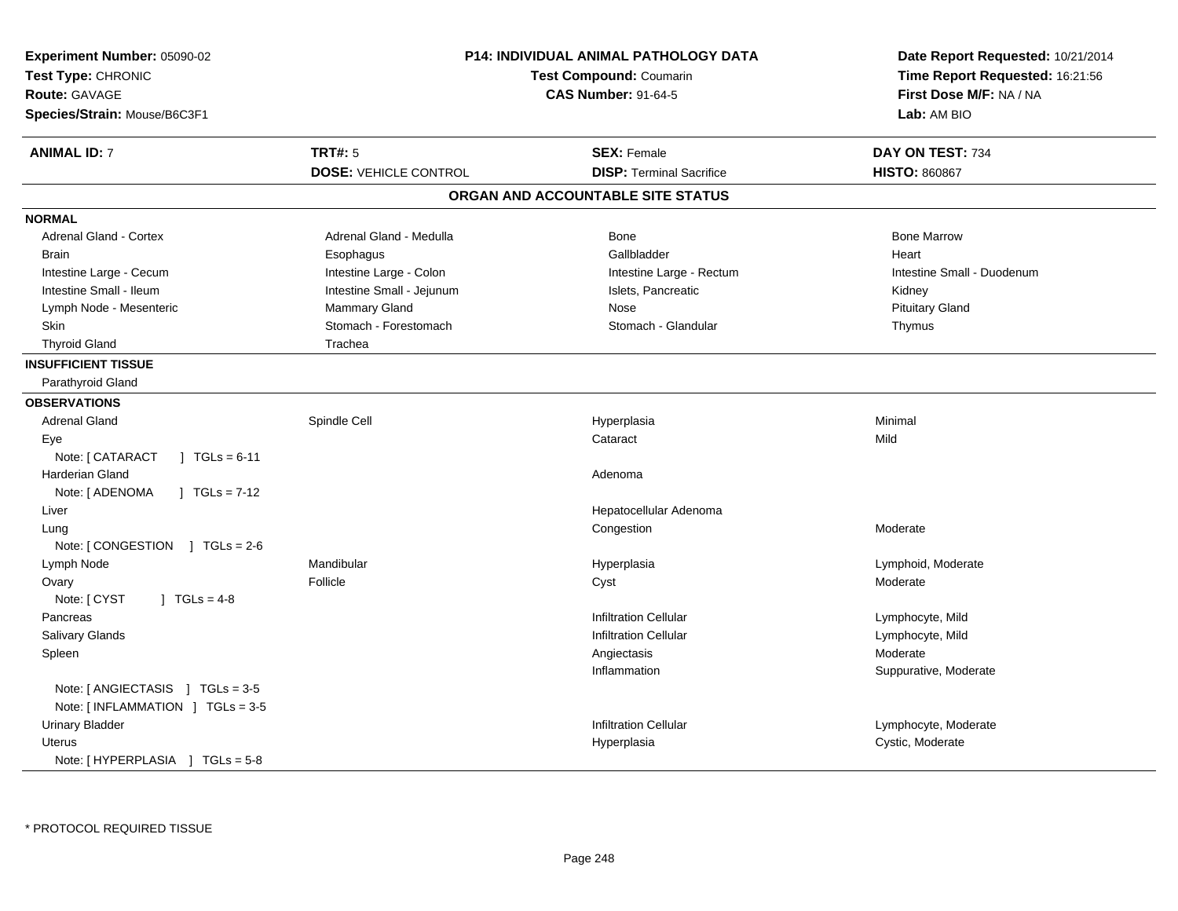**Experiment Number:** 05090-02
**Test Type:** CHRONIC
**Route:** GAVAGE
**Species/Strain:** Mouse/B6C3F1

**P14: INDIVIDUAL ANIMAL PATHOLOGY DATA**
**Test Compound:** Coumarin
**CAS Number:** 91-64-5

**Date Report Requested:** 10/21/2014
**Time Report Requested:** 16:21:56
**First Dose M/F:** NA / NA
**Lab:** AM BIO

| **ANIMAL ID:** 7 | **TRT#:** 5 | **SEX:** Female | **DAY ON TEST:** 734 |
|---|---|---|---|
| | **DOSE:** VEHICLE CONTROL | **DISP:** Terminal Sacrifice | **HISTO:** 860867 |

## ORGAN AND ACCOUNTABLE SITE STATUS

**NORMAL**

| | | | |
|---|---|---|---|
| Adrenal Gland - Cortex | Adrenal Gland - Medulla | Bone | Bone Marrow |
| Brain | Esophagus | Gallbladder | Heart |
| Intestine Large - Cecum | Intestine Large - Colon | Intestine Large - Rectum | Intestine Small - Duodenum |
| Intestine Small - Ileum | Intestine Small - Jejunum | Islets, Pancreatic | Kidney |
| Lymph Node - Mesenteric | Mammary Gland | Nose | Pituitary Gland |
| Skin | Stomach - Forestomach | Stomach - Glandular | Thymus |
| Thyroid Gland | Trachea | | |

**INSUFFICIENT TISSUE**

Parathyroid Gland

**OBSERVATIONS**

| | | | |
|---|---|---|---|
| Adrenal Gland | Spindle Cell | Hyperplasia | Minimal |
| Eye | | Cataract | Mild |
| Note: [ CATARACT ] TGLs = 6-11 | | | |
| Harderian Gland | | Adenoma | |
| Note: [ ADENOMA ] TGLs = 7-12 | | | |
| Liver | | Hepatocellular Adenoma | |
| Lung | | Congestion | Moderate |
| Note: [ CONGESTION ] TGLs = 2-6 | | | |
| Lymph Node | Mandibular | Hyperplasia | Lymphoid, Moderate |
| Ovary | Follicle | Cyst | Moderate |
| Note: [ CYST ] TGLs = 4-8 | | | |
| Pancreas | | Infiltration Cellular | Lymphocyte, Mild |
| Salivary Glands | | Infiltration Cellular | Lymphocyte, Mild |
| Spleen | | Angiectasis | Moderate |
| | | Inflammation | Suppurative, Moderate |
| Note: [ ANGIECTASIS ] TGLs = 3-5 | | | |
| Note: [ INFLAMMATION ] TGLs = 3-5 | | | |
| Urinary Bladder | | Infiltration Cellular | Lymphocyte, Moderate |
| Uterus | | Hyperplasia | Cystic, Moderate |
| Note: [ HYPERPLASIA ] TGLs = 5-8 | | | |

\* PROTOCOL REQUIRED TISSUE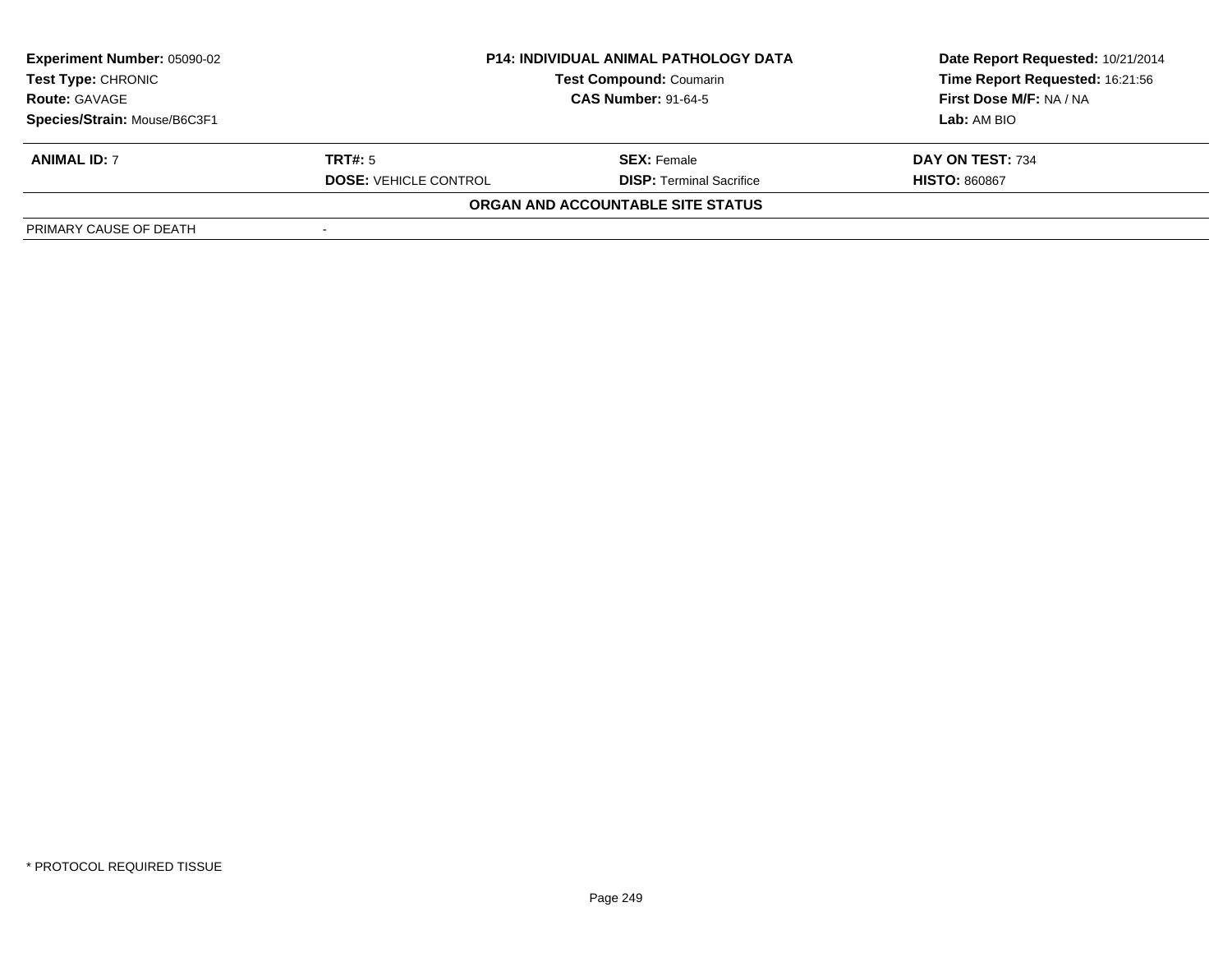| **Experiment Number:** 05090-02 | **P14: INDIVIDUAL ANIMAL PATHOLOGY DATA** | | **Date Report Requested:** 10/21/2014 |
|---|---|---|---|
| **Test Type:** CHRONIC | **Test Compound:** Coumarin | | **Time Report Requested:** 16:21:56 |
| **Route:** GAVAGE | **CAS Number:** 91-64-5 | | **First Dose M/F:** NA / NA |
| **Species/Strain:** Mouse/B6C3F1 | | | **Lab:** AM BIO |

| **ANIMAL ID:** 7 | **TRT#:** 5 | **SEX:** Female | **DAY ON TEST:** 734 |
|---|---|---|---|
| | **DOSE:** VEHICLE CONTROL | **DISP:** Terminal Sacrifice | **HISTO:** 860867 |

**ORGAN AND ACCOUNTABLE SITE STATUS**

| PRIMARY CAUSE OF DEATH | - |
|---|---|

* PROTOCOL REQUIRED TISSUE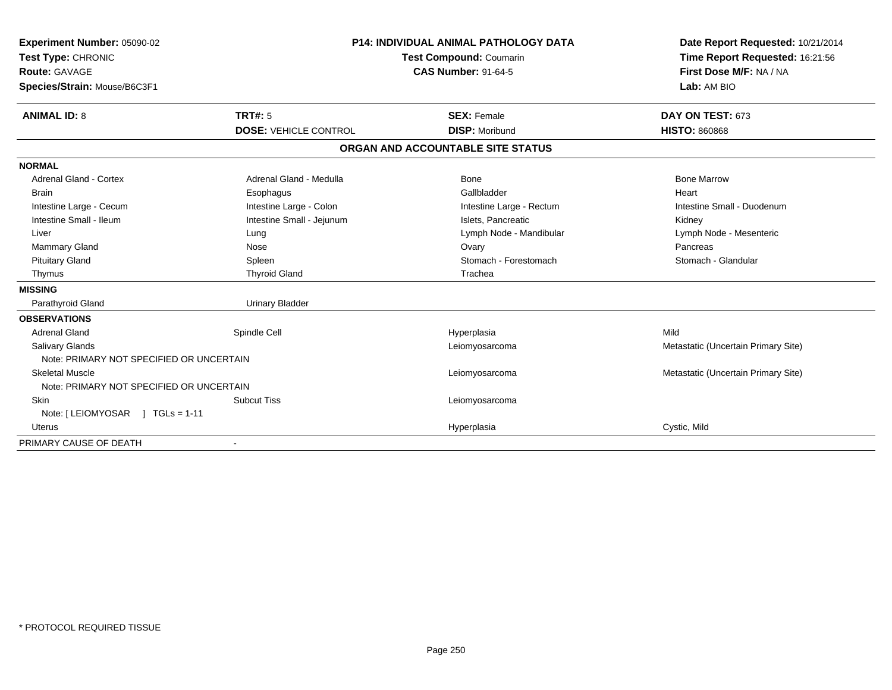**Experiment Number:** 05090-02
**Test Type:** CHRONIC
**Route:** GAVAGE
**Species/Strain:** Mouse/B6C3F1

**P14: INDIVIDUAL ANIMAL PATHOLOGY DATA**
**Test Compound:** Coumarin
**CAS Number:** 91-64-5

**Date Report Requested:** 10/21/2014
**Time Report Requested:** 16:21:56
**First Dose M/F:** NA / NA
**Lab:** AM BIO

| **ANIMAL ID:** 8 | **TRT#:** 5 | **SEX:** Female | **DAY ON TEST:** 673 |
|---|---|---|---|
| | **DOSE:** VEHICLE CONTROL | **DISP:** Moribund | **HISTO:** 860868 |

## ORGAN AND ACCOUNTABLE SITE STATUS

| | | | |
|---|---|---|---|
| **NORMAL** | | | |
| Adrenal Gland - Cortex | Adrenal Gland - Medulla | Bone | Bone Marrow |
| Brain | Esophagus | Gallbladder | Heart |
| Intestine Large - Cecum | Intestine Large - Colon | Intestine Large - Rectum | Intestine Small - Duodenum |
| Intestine Small - Ileum | Intestine Small - Jejunum | Islets, Pancreatic | Kidney |
| Liver | Lung | Lymph Node - Mandibular | Lymph Node - Mesenteric |
| Mammary Gland | Nose | Ovary | Pancreas |
| Pituitary Gland | Spleen | Stomach - Forestomach | Stomach - Glandular |
| Thymus | Thyroid Gland | Trachea | |
| **MISSING** | | | |
| Parathyroid Gland | Urinary Bladder | | |
| **OBSERVATIONS** | | | |
| Adrenal Gland | Spindle Cell | Hyperplasia | Mild |
| Salivary Glands | | Leiomyosarcoma | Metastatic (Uncertain Primary Site) |
| Note: PRIMARY NOT SPECIFIED OR UNCERTAIN | | | |
| Skeletal Muscle | | Leiomyosarcoma | Metastatic (Uncertain Primary Site) |
| Note: PRIMARY NOT SPECIFIED OR UNCERTAIN | | | |
| Skin | Subcut Tiss | Leiomyosarcoma | |
| Note: [ LEIOMYOSAR ] TGLs = 1-11 | | | |
| Uterus | | Hyperplasia | Cystic, Mild |
| PRIMARY CAUSE OF DEATH | - | | |

* PROTOCOL REQUIRED TISSUE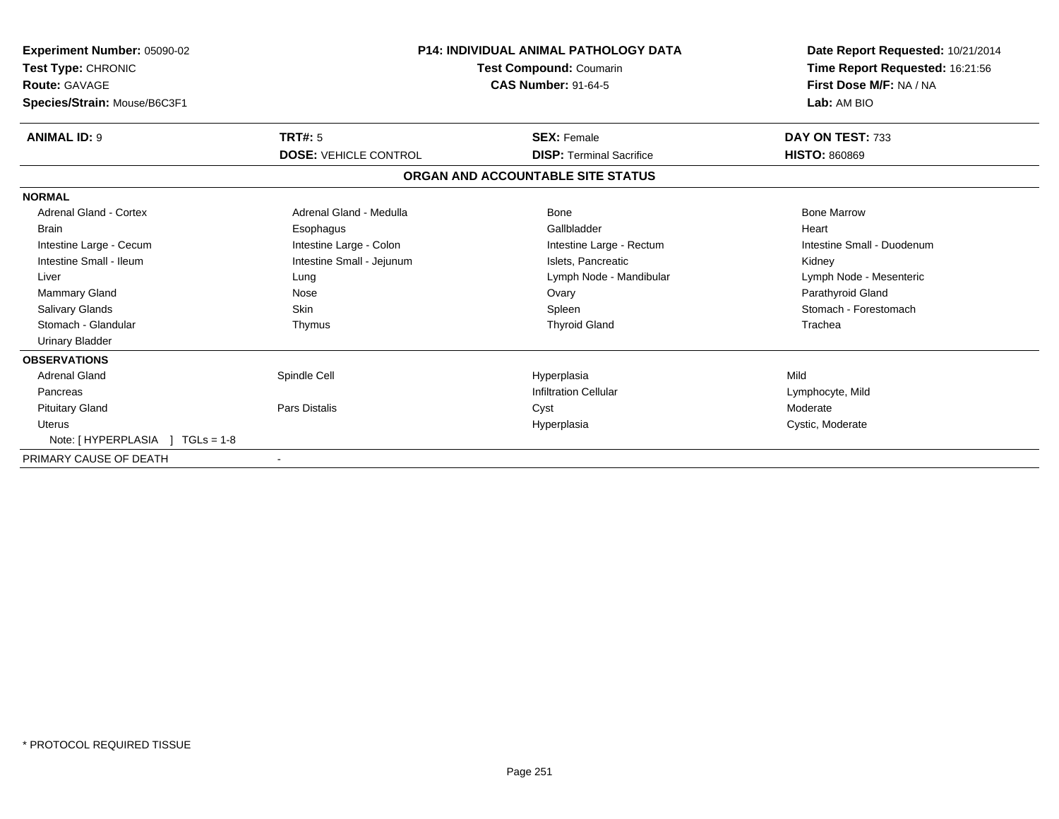**Experiment Number:** 05090-02
**Test Type:** CHRONIC
**Route:** GAVAGE
**Species/Strain:** Mouse/B6C3F1

**P14: INDIVIDUAL ANIMAL PATHOLOGY DATA**
**Test Compound:** Coumarin
**CAS Number:** 91-64-5

**Date Report Requested:** 10/21/2014
**Time Report Requested:** 16:21:56
**First Dose M/F:** NA / NA
**Lab:** AM BIO

| **ANIMAL ID:** 9 | **TRT#:** 5 | **SEX:** Female | **DAY ON TEST:** 733 |
|---|---|---|---|
| | **DOSE:** VEHICLE CONTROL | **DISP:** Terminal Sacrifice | **HISTO:** 860869 |

## ORGAN AND ACCOUNTABLE SITE STATUS

**NORMAL**

| | | | |
|---|---|---|---|
| Adrenal Gland - Cortex | Adrenal Gland - Medulla | Bone | Bone Marrow |
| Brain | Esophagus | Gallbladder | Heart |
| Intestine Large - Cecum | Intestine Large - Colon | Intestine Large - Rectum | Intestine Small - Duodenum |
| Intestine Small - Ileum | Intestine Small - Jejunum | Islets, Pancreatic | Kidney |
| Liver | Lung | Lymph Node - Mandibular | Lymph Node - Mesenteric |
| Mammary Gland | Nose | Ovary | Parathyroid Gland |
| Salivary Glands | Skin | Spleen | Stomach - Forestomach |
| Stomach - Glandular | Thymus | Thyroid Gland | Trachea |
| Urinary Bladder | | | |

**OBSERVATIONS**

| | | | |
|---|---|---|---|
| Adrenal Gland | Spindle Cell | Hyperplasia | Mild |
| Pancreas | | Infiltration Cellular | Lymphocyte, Mild |
| Pituitary Gland | Pars Distalis | Cyst | Moderate |
| Uterus | | Hyperplasia | Cystic, Moderate |
| Note: [ HYPERPLASIA ] TGLs = 1-8 | | | |

PRIMARY CAUSE OF DEATH -

* PROTOCOL REQUIRED TISSUE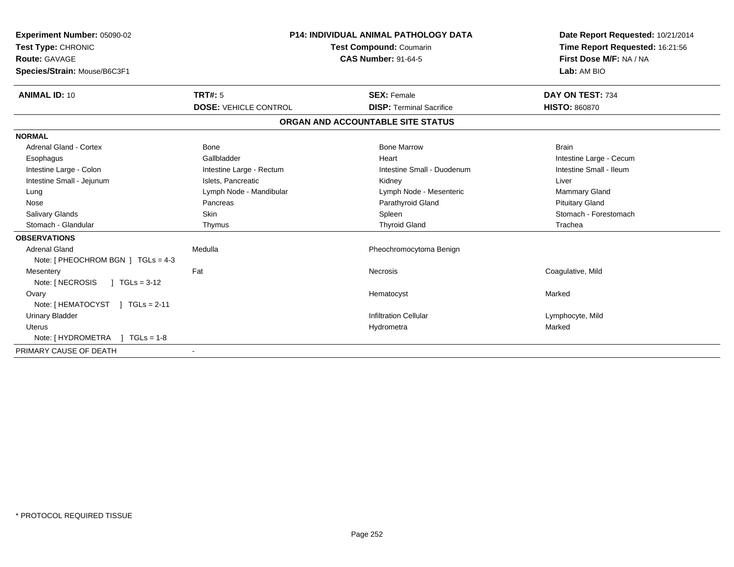**Experiment Number:** 05090-02
**Test Type:** CHRONIC
**Route:** GAVAGE
**Species/Strain:** Mouse/B6C3F1

**P14: INDIVIDUAL ANIMAL PATHOLOGY DATA**
**Test Compound:** Coumarin
**CAS Number:** 91-64-5

**Date Report Requested:** 10/21/2014
**Time Report Requested:** 16:21:56
**First Dose M/F:** NA / NA
**Lab:** AM BIO

| **ANIMAL ID:** 10 | **TRT#:** 5 | **SEX:** Female | **DAY ON TEST:** 734 |
|---|---|---|---|
| | **DOSE:** VEHICLE CONTROL | **DISP:** Terminal Sacrifice | **HISTO:** 860870 |

## ORGAN AND ACCOUNTABLE SITE STATUS

| | | | |
|---|---|---|---|
| **NORMAL** | | | |
| Adrenal Gland - Cortex | Bone | Bone Marrow | Brain |
| Esophagus | Gallbladder | Heart | Intestine Large - Cecum |
| Intestine Large - Colon | Intestine Large - Rectum | Intestine Small - Duodenum | Intestine Small - Ileum |
| Intestine Small - Jejunum | Islets, Pancreatic | Kidney | Liver |
| Lung | Lymph Node - Mandibular | Lymph Node - Mesenteric | Mammary Gland |
| Nose | Pancreas | Parathyroid Gland | Pituitary Gland |
| Salivary Glands | Skin | Spleen | Stomach - Forestomach |
| Stomach - Glandular | Thymus | Thyroid Gland | Trachea |
| **OBSERVATIONS** | | | |
| Adrenal Gland | Medulla | Pheochromocytoma Benign | |
| Note: [ PHEOCHROM BGN ] TGLs = 4-3 | | | |
| Mesentery | Fat | Necrosis | Coagulative, Mild |
| Note: [ NECROSIS ] TGLs = 3-12 | | | |
| Ovary | | Hematocyst | Marked |
| Note: [ HEMATOCYST ] TGLs = 2-11 | | | |
| Urinary Bladder | | Infiltration Cellular | Lymphocyte, Mild |
| Uterus | | Hydrometra | Marked |
| Note: [ HYDROMETRA ] TGLs = 1-8 | | | |
| PRIMARY CAUSE OF DEATH | - | | |

\* PROTOCOL REQUIRED TISSUE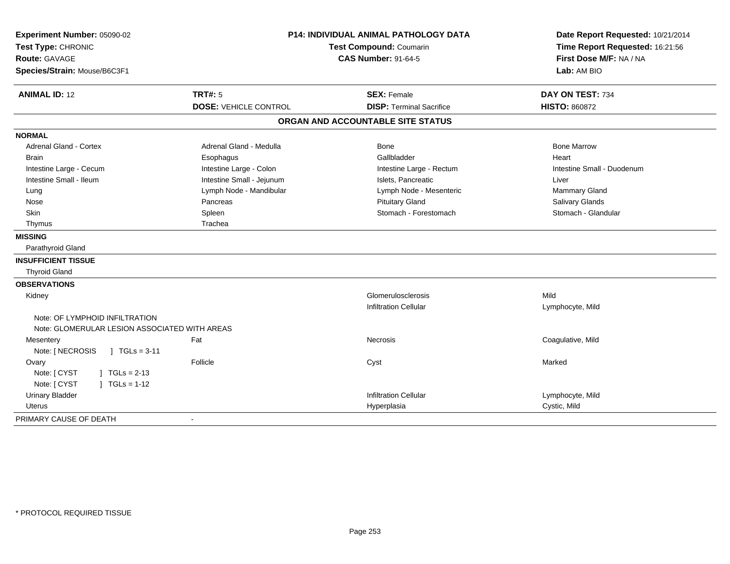**Experiment Number:** 05090-02
**Test Type:** CHRONIC
**Route:** GAVAGE
**Species/Strain:** Mouse/B6C3F1

**P14: INDIVIDUAL ANIMAL PATHOLOGY DATA**
**Test Compound:** Coumarin
**CAS Number:** 91-64-5

**Date Report Requested:** 10/21/2014
**Time Report Requested:** 16:21:56
**First Dose M/F:** NA / NA
**Lab:** AM BIO

| **ANIMAL ID:** 12 | **TRT#:** 5 | **SEX:** Female | **DAY ON TEST:** 734 |
|---|---|---|---|
| | **DOSE:** VEHICLE CONTROL | **DISP:** Terminal Sacrifice | **HISTO:** 860872 |

## ORGAN AND ACCOUNTABLE SITE STATUS

**NORMAL**

| | | | |
|---|---|---|---|
| Adrenal Gland - Cortex | Adrenal Gland - Medulla | Bone | Bone Marrow |
| Brain | Esophagus | Gallbladder | Heart |
| Intestine Large - Cecum | Intestine Large - Colon | Intestine Large - Rectum | Intestine Small - Duodenum |
| Intestine Small - Ileum | Intestine Small - Jejunum | Islets, Pancreatic | Liver |
| Lung | Lymph Node - Mandibular | Lymph Node - Mesenteric | Mammary Gland |
| Nose | Pancreas | Pituitary Gland | Salivary Glands |
| Skin | Spleen | Stomach - Forestomach | Stomach - Glandular |
| Thymus | Trachea | | |

**MISSING**

Parathyroid Gland

**INSUFFICIENT TISSUE**

Thyroid Gland

**OBSERVATIONS**

| | | | |
|---|---|---|---|
| Kidney | | Glomerulosclerosis | Mild |
| | | Infiltration Cellular | Lymphocyte, Mild |
| Note: OF LYMPHOID INFILTRATION | | | |
| Note: GLOMERULAR LESION ASSOCIATED WITH AREAS | | | |
| Mesentery | Fat | Necrosis | Coagulative, Mild |
| Note: [ NECROSIS ] TGLs = 3-11 | | | |
| Ovary | Follicle | Cyst | Marked |
| Note: [ CYST ] TGLs = 2-13 | | | |
| Note: [ CYST ] TGLs = 1-12 | | | |
| Urinary Bladder | | Infiltration Cellular | Lymphocyte, Mild |
| Uterus | | Hyperplasia | Cystic, Mild |

PRIMARY CAUSE OF DEATH -

* PROTOCOL REQUIRED TISSUE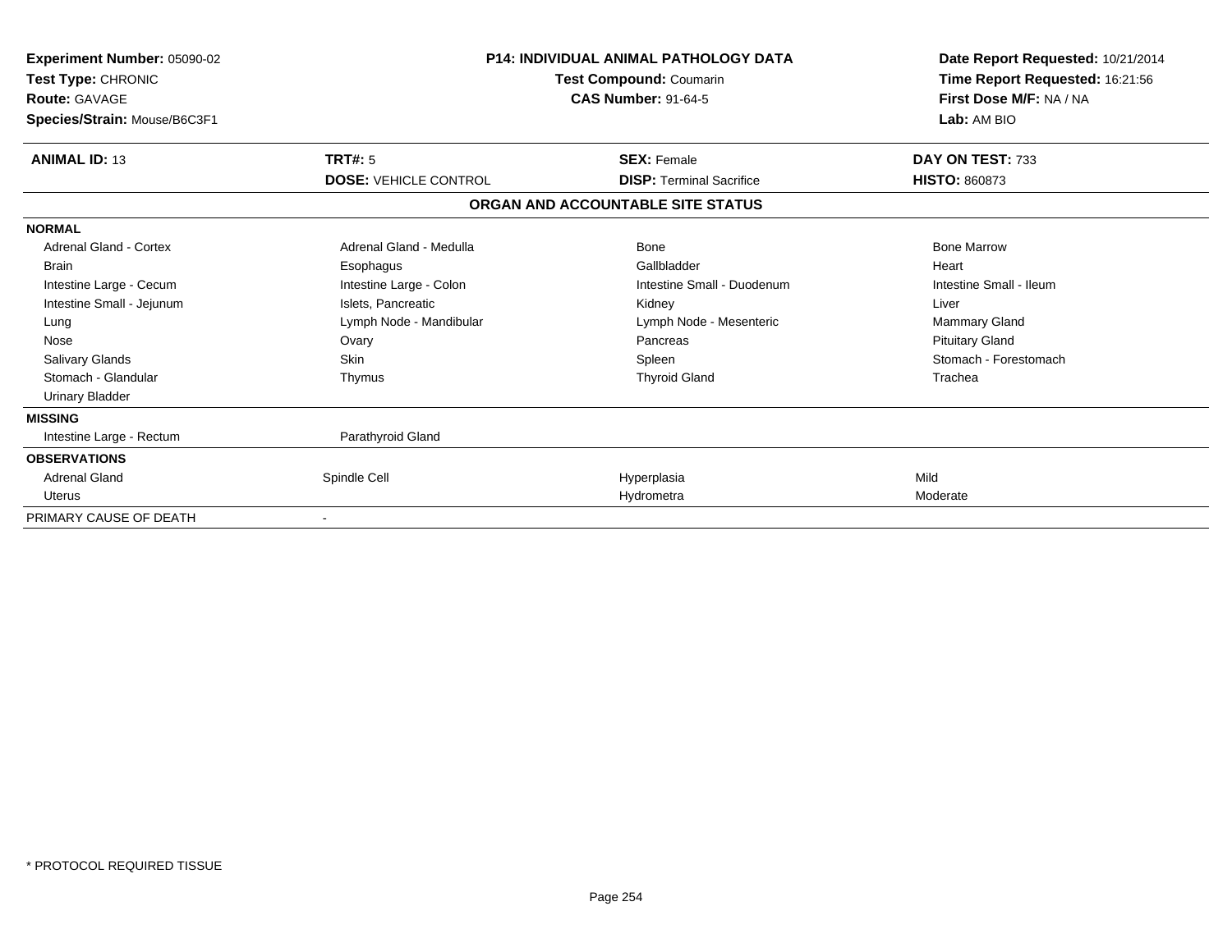**Experiment Number:** 05090-02
**Test Type:** CHRONIC
**Route:** GAVAGE
**Species/Strain:** Mouse/B6C3F1

**P14: INDIVIDUAL ANIMAL PATHOLOGY DATA**
**Test Compound:** Coumarin
**CAS Number:** 91-64-5

**Date Report Requested:** 10/21/2014
**Time Report Requested:** 16:21:56
**First Dose M/F:** NA / NA
**Lab:** AM BIO

| **ANIMAL ID:** 13 | **TRT#:** 5 | **SEX:** Female | **DAY ON TEST:** 733 |
|---|---|---|---|
| | **DOSE:** VEHICLE CONTROL | **DISP:** Terminal Sacrifice | **HISTO:** 860873 |

**ORGAN AND ACCOUNTABLE SITE STATUS**

| | | | |
|---|---|---|---|
| **NORMAL** | | | |
| Adrenal Gland - Cortex | Adrenal Gland - Medulla | Bone | Bone Marrow |
| Brain | Esophagus | Gallbladder | Heart |
| Intestine Large - Cecum | Intestine Large - Colon | Intestine Small - Duodenum | Intestine Small - Ileum |
| Intestine Small - Jejunum | Islets, Pancreatic | Kidney | Liver |
| Lung | Lymph Node - Mandibular | Lymph Node - Mesenteric | Mammary Gland |
| Nose | Ovary | Pancreas | Pituitary Gland |
| Salivary Glands | Skin | Spleen | Stomach - Forestomach |
| Stomach - Glandular | Thymus | Thyroid Gland | Trachea |
| Urinary Bladder | | | |
| **MISSING** | | | |
| Intestine Large - Rectum | Parathyroid Gland | | |
| **OBSERVATIONS** | | | |
| Adrenal Gland | Spindle Cell | Hyperplasia | Mild |
| Uterus | | Hydrometra | Moderate |
| PRIMARY CAUSE OF DEATH | - | | |

\* PROTOCOL REQUIRED TISSUE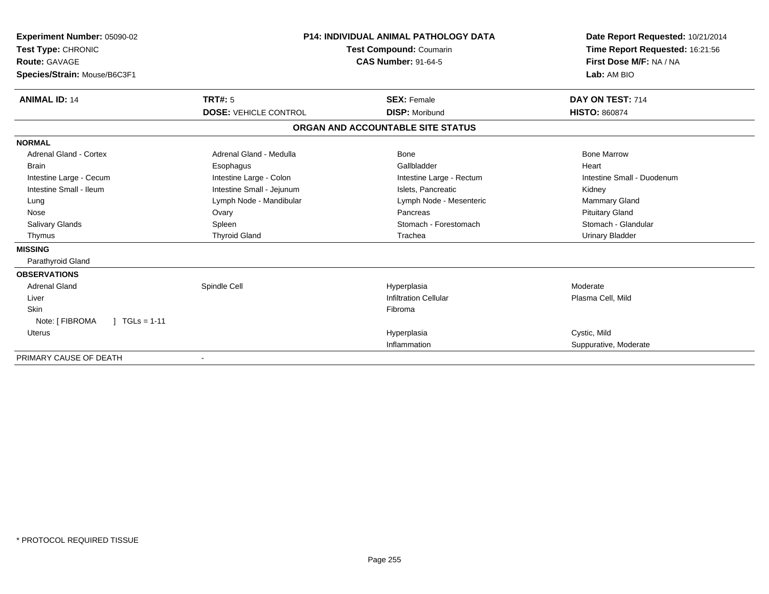**Experiment Number:** 05090-02
**Test Type:** CHRONIC
**Route:** GAVAGE
**Species/Strain:** Mouse/B6C3F1

**P14: INDIVIDUAL ANIMAL PATHOLOGY DATA**
**Test Compound:** Coumarin
**CAS Number:** 91-64-5

**Date Report Requested:** 10/21/2014
**Time Report Requested:** 16:21:56
**First Dose M/F:** NA / NA
**Lab:** AM BIO

| **ANIMAL ID:** 14 | **TRT#:** 5 | **SEX:** Female | **DAY ON TEST:** 714 |
|---|---|---|---|
| | **DOSE:** VEHICLE CONTROL | **DISP:** Moribund | **HISTO:** 860874 |

## ORGAN AND ACCOUNTABLE SITE STATUS

| | | | |
|---|---|---|---|
| **NORMAL** | | | |
| Adrenal Gland - Cortex | Adrenal Gland - Medulla | Bone | Bone Marrow |
| Brain | Esophagus | Gallbladder | Heart |
| Intestine Large - Cecum | Intestine Large - Colon | Intestine Large - Rectum | Intestine Small - Duodenum |
| Intestine Small - Ileum | Intestine Small - Jejunum | Islets, Pancreatic | Kidney |
| Lung | Lymph Node - Mandibular | Lymph Node - Mesenteric | Mammary Gland |
| Nose | Ovary | Pancreas | Pituitary Gland |
| Salivary Glands | Spleen | Stomach - Forestomach | Stomach - Glandular |
| Thymus | Thyroid Gland | Trachea | Urinary Bladder |
| **MISSING** | | | |
| Parathyroid Gland | | | |
| **OBSERVATIONS** | | | |
| Adrenal Gland | Spindle Cell | Hyperplasia | Moderate |
| Liver | | Infiltration Cellular | Plasma Cell, Mild |
| Skin | | Fibroma | |
| Note: [ FIBROMA ] TGLs = 1-11 | | | |
| Uterus | | Hyperplasia | Cystic, Mild |
| | | Inflammation | Suppurative, Moderate |
| PRIMARY CAUSE OF DEATH | - | | |

\* PROTOCOL REQUIRED TISSUE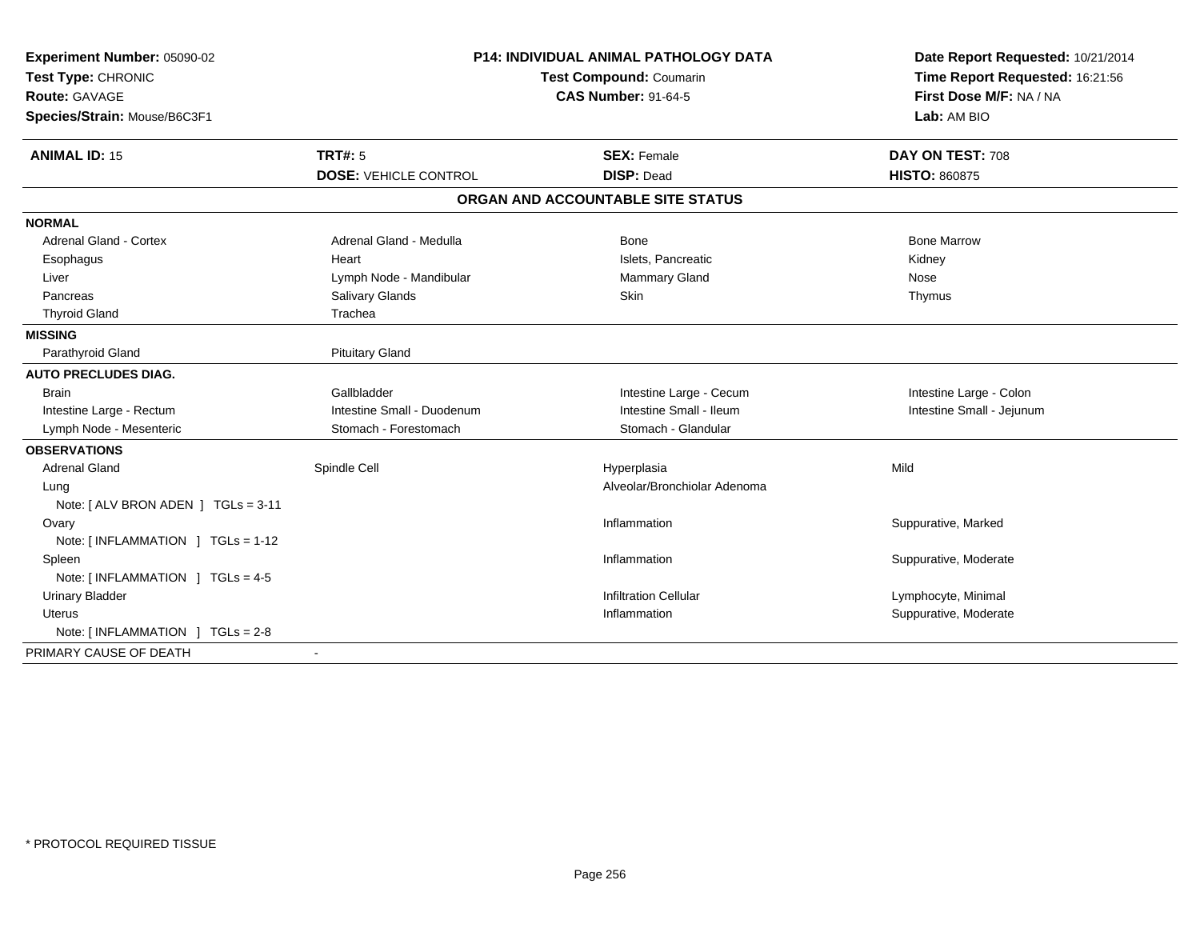**Experiment Number:** 05090-02
**Test Type:** CHRONIC
**Route:** GAVAGE
**Species/Strain:** Mouse/B6C3F1

**P14: INDIVIDUAL ANIMAL PATHOLOGY DATA**
**Test Compound:** Coumarin
**CAS Number:** 91-64-5

**Date Report Requested:** 10/21/2014
**Time Report Requested:** 16:21:56
**First Dose M/F:** NA / NA
**Lab:** AM BIO

| **ANIMAL ID:** 15 | **TRT#:** 5 | **SEX:** Female | **DAY ON TEST:** 708 |
|---|---|---|---|
| | **DOSE:** VEHICLE CONTROL | **DISP:** Dead | **HISTO:** 860875 |

**ORGAN AND ACCOUNTABLE SITE STATUS**

| | | | |
|---|---|---|---|
| **NORMAL** | | | |
| Adrenal Gland - Cortex | Adrenal Gland - Medulla | Bone | Bone Marrow |
| Esophagus | Heart | Islets, Pancreatic | Kidney |
| Liver | Lymph Node - Mandibular | Mammary Gland | Nose |
| Pancreas | Salivary Glands | Skin | Thymus |
| Thyroid Gland | Trachea | | |
| **MISSING** | | | |
| Parathyroid Gland | Pituitary Gland | | |
| **AUTO PRECLUDES DIAG.** | | | |
| Brain | Gallbladder | Intestine Large - Cecum | Intestine Large - Colon |
| Intestine Large - Rectum | Intestine Small - Duodenum | Intestine Small - Ileum | Intestine Small - Jejunum |
| Lymph Node - Mesenteric | Stomach - Forestomach | Stomach - Glandular | |
| **OBSERVATIONS** | | | |
| Adrenal Gland | Spindle Cell | Hyperplasia | Mild |
| Lung | | Alveolar/Bronchiolar Adenoma | |
| Note: [ ALV BRON ADEN ] TGLs = 3-11 | | | |
| Ovary | | Inflammation | Suppurative, Marked |
| Note: [ INFLAMMATION ] TGLs = 1-12 | | | |
| Spleen | | Inflammation | Suppurative, Moderate |
| Note: [ INFLAMMATION ] TGLs = 4-5 | | | |
| Urinary Bladder | | Infiltration Cellular | Lymphocyte, Minimal |
| Uterus | | Inflammation | Suppurative, Moderate |
| Note: [ INFLAMMATION ] TGLs = 2-8 | | | |
| PRIMARY CAUSE OF DEATH | - | | |

* PROTOCOL REQUIRED TISSUE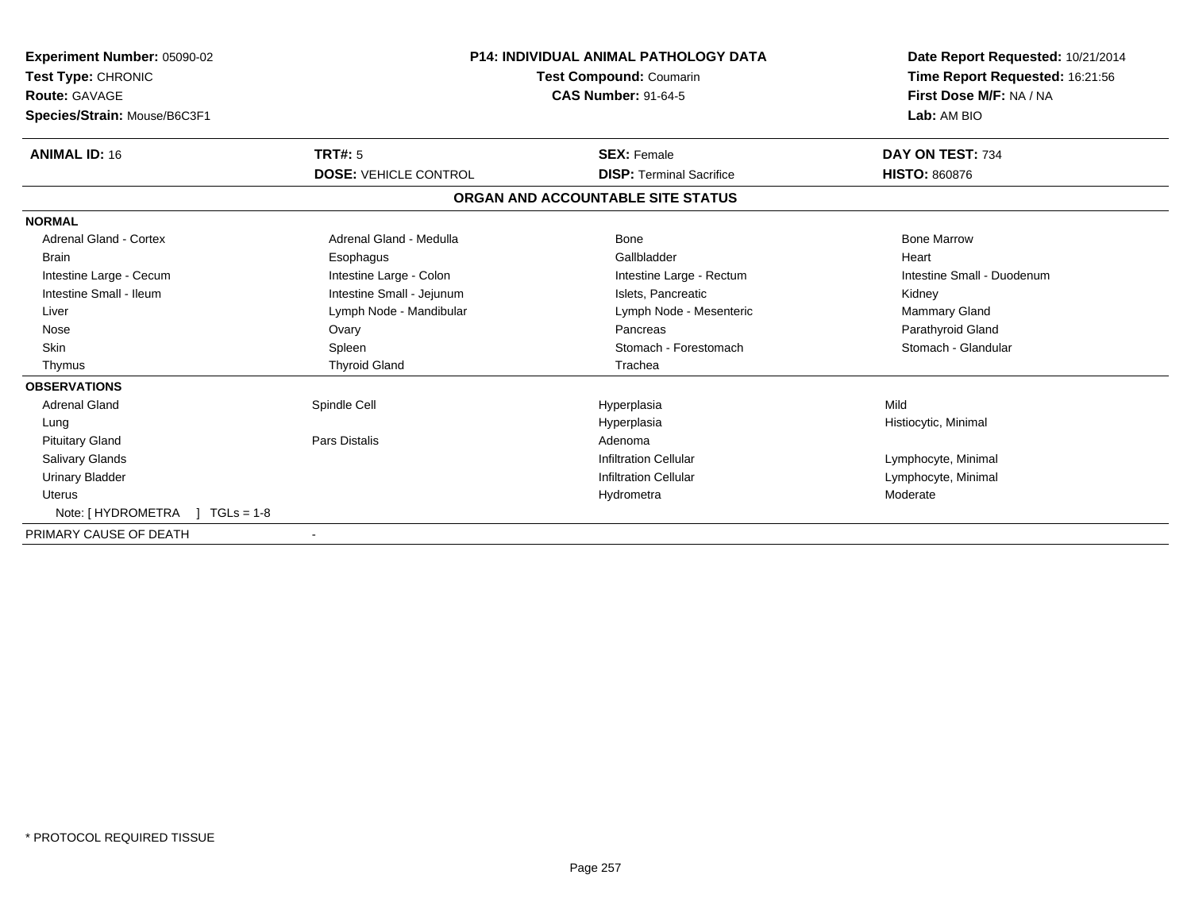**Experiment Number:** 05090-02
**Test Type:** CHRONIC
**Route:** GAVAGE
**Species/Strain:** Mouse/B6C3F1

**P14: INDIVIDUAL ANIMAL PATHOLOGY DATA**
**Test Compound:** Coumarin
**CAS Number:** 91-64-5

**Date Report Requested:** 10/21/2014
**Time Report Requested:** 16:21:56
**First Dose M/F:** NA / NA
**Lab:** AM BIO

| **ANIMAL ID:** 16 | **TRT#:** 5 | **SEX:** Female | **DAY ON TEST:** 734 |
|---|---|---|---|
| | **DOSE:** VEHICLE CONTROL | **DISP:** Terminal Sacrifice | **HISTO:** 860876 |

## ORGAN AND ACCOUNTABLE SITE STATUS

| | | | |
|---|---|---|---|
| **NORMAL** | | | |
| Adrenal Gland - Cortex | Adrenal Gland - Medulla | Bone | Bone Marrow |
| Brain | Esophagus | Gallbladder | Heart |
| Intestine Large - Cecum | Intestine Large - Colon | Intestine Large - Rectum | Intestine Small - Duodenum |
| Intestine Small - Ileum | Intestine Small - Jejunum | Islets, Pancreatic | Kidney |
| Liver | Lymph Node - Mandibular | Lymph Node - Mesenteric | Mammary Gland |
| Nose | Ovary | Pancreas | Parathyroid Gland |
| Skin | Spleen | Stomach - Forestomach | Stomach - Glandular |
| Thymus | Thyroid Gland | Trachea | |
| **OBSERVATIONS** | | | |
| Adrenal Gland | Spindle Cell | Hyperplasia | Mild |
| Lung | | Hyperplasia | Histiocytic, Minimal |
| Pituitary Gland | Pars Distalis | Adenoma | |
| Salivary Glands | | Infiltration Cellular | Lymphocyte, Minimal |
| Urinary Bladder | | Infiltration Cellular | Lymphocyte, Minimal |
| Uterus | | Hydrometra | Moderate |
| Note: [ HYDROMETRA ] TGLs = 1-8 | | | |
| PRIMARY CAUSE OF DEATH | - | | |

* PROTOCOL REQUIRED TISSUE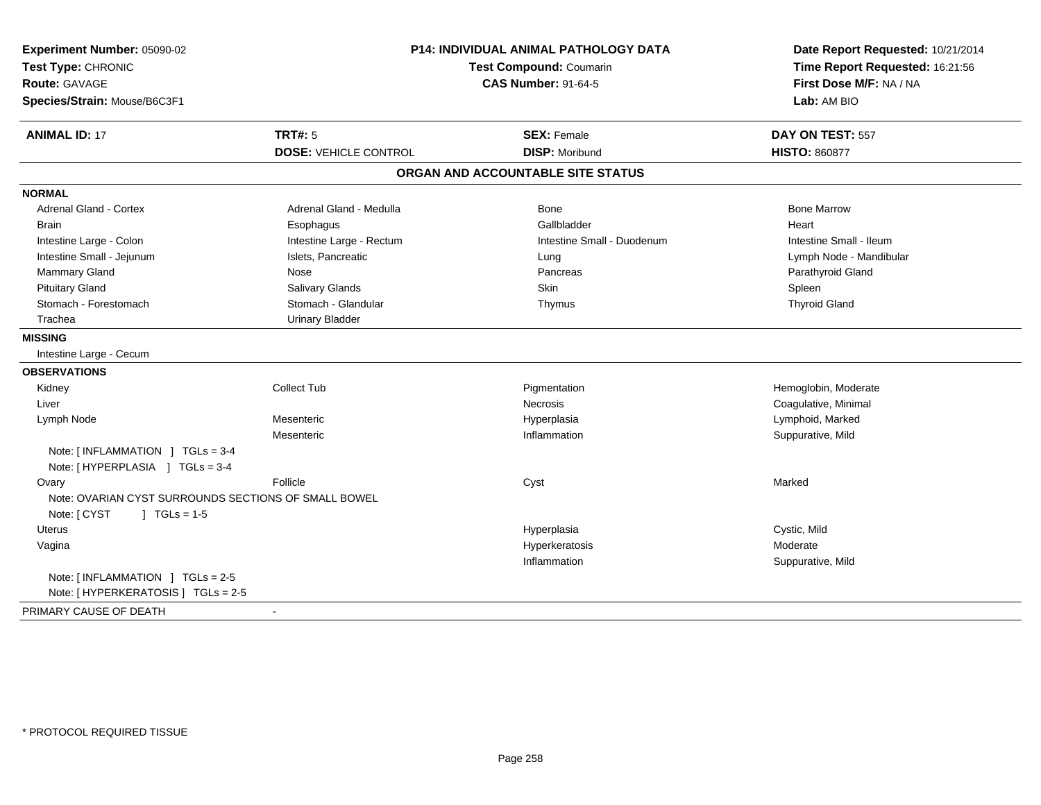**Experiment Number:** 05090-02
**Test Type:** CHRONIC
**Route:** GAVAGE
**Species/Strain:** Mouse/B6C3F1

**P14: INDIVIDUAL ANIMAL PATHOLOGY DATA**
**Test Compound:** Coumarin
**CAS Number:** 91-64-5

**Date Report Requested:** 10/21/2014
**Time Report Requested:** 16:21:56
**First Dose M/F:** NA / NA
**Lab:** AM BIO

| **ANIMAL ID:** 17 | **TRT#:** 5 | **SEX:** Female | **DAY ON TEST:** 557 |
|---|---|---|---|
| | **DOSE:** VEHICLE CONTROL | **DISP:** Moribund | **HISTO:** 860877 |

## ORGAN AND ACCOUNTABLE SITE STATUS

**NORMAL**

| | | | |
|---|---|---|---|
| Adrenal Gland - Cortex | Adrenal Gland - Medulla | Bone | Bone Marrow |
| Brain | Esophagus | Gallbladder | Heart |
| Intestine Large - Colon | Intestine Large - Rectum | Intestine Small - Duodenum | Intestine Small - Ileum |
| Intestine Small - Jejunum | Islets, Pancreatic | Lung | Lymph Node - Mandibular |
| Mammary Gland | Nose | Pancreas | Parathyroid Gland |
| Pituitary Gland | Salivary Glands | Skin | Spleen |
| Stomach - Forestomach | Stomach - Glandular | Thymus | Thyroid Gland |
| Trachea | Urinary Bladder | | |

**MISSING**

Intestine Large - Cecum

**OBSERVATIONS**

| | | | |
|---|---|---|---|
| Kidney | Collect Tub | Pigmentation | Hemoglobin, Moderate |
| Liver | | Necrosis | Coagulative, Minimal |
| Lymph Node | Mesenteric | Hyperplasia | Lymphoid, Marked |
| | Mesenteric | Inflammation | Suppurative, Mild |
| Note: [ INFLAMMATION ] TGLs = 3-4 | | | |
| Note: [ HYPERPLASIA ] TGLs = 3-4 | | | |
| Ovary | Follicle | Cyst | Marked |
| Note: OVARIAN CYST SURROUNDS SECTIONS OF SMALL BOWEL | | | |
| Note: [ CYST ] TGLs = 1-5 | | | |
| Uterus | | Hyperplasia | Cystic, Mild |
| Vagina | | Hyperkeratosis | Moderate |
| | | Inflammation | Suppurative, Mild |
| Note: [ INFLAMMATION ] TGLs = 2-5 | | | |
| Note: [ HYPERKERATOSIS ] TGLs = 2-5 | | | |

PRIMARY CAUSE OF DEATH -

* PROTOCOL REQUIRED TISSUE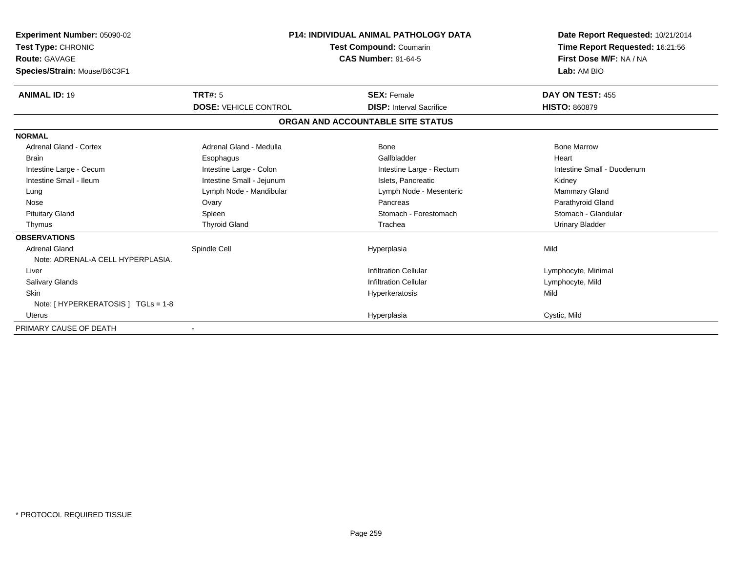**Experiment Number:** 05090-02
**Test Type:** CHRONIC
**Route:** GAVAGE
**Species/Strain:** Mouse/B6C3F1

**P14: INDIVIDUAL ANIMAL PATHOLOGY DATA**
**Test Compound:** Coumarin
**CAS Number:** 91-64-5

**Date Report Requested:** 10/21/2014
**Time Report Requested:** 16:21:56
**First Dose M/F:** NA / NA
**Lab:** AM BIO

| **ANIMAL ID:** 19 | **TRT#:** 5 | **SEX:** Female | **DAY ON TEST:** 455 |
|---|---|---|---|
| | **DOSE:** VEHICLE CONTROL | **DISP:** Interval Sacrifice | **HISTO:** 860879 |

**ORGAN AND ACCOUNTABLE SITE STATUS**

**NORMAL**

| | | | |
|---|---|---|---|
| Adrenal Gland - Cortex | Adrenal Gland - Medulla | Bone | Bone Marrow |
| Brain | Esophagus | Gallbladder | Heart |
| Intestine Large - Cecum | Intestine Large - Colon | Intestine Large - Rectum | Intestine Small - Duodenum |
| Intestine Small - Ileum | Intestine Small - Jejunum | Islets, Pancreatic | Kidney |
| Lung | Lymph Node - Mandibular | Lymph Node - Mesenteric | Mammary Gland |
| Nose | Ovary | Pancreas | Parathyroid Gland |
| Pituitary Gland | Spleen | Stomach - Forestomach | Stomach - Glandular |
| Thymus | Thyroid Gland | Trachea | Urinary Bladder |

**OBSERVATIONS**

| | | | |
|---|---|---|---|
| Adrenal Gland | Spindle Cell | Hyperplasia | Mild |
| Note: ADRENAL-A CELL HYPERPLASIA. | | | |
| Liver | | Infiltration Cellular | Lymphocyte, Minimal |
| Salivary Glands | | Infiltration Cellular | Lymphocyte, Mild |
| Skin | | Hyperkeratosis | Mild |
| Note: [ HYPERKERATOSIS ] TGLs = 1-8 | | | |
| Uterus | | Hyperplasia | Cystic, Mild |

PRIMARY CAUSE OF DEATH -

* PROTOCOL REQUIRED TISSUE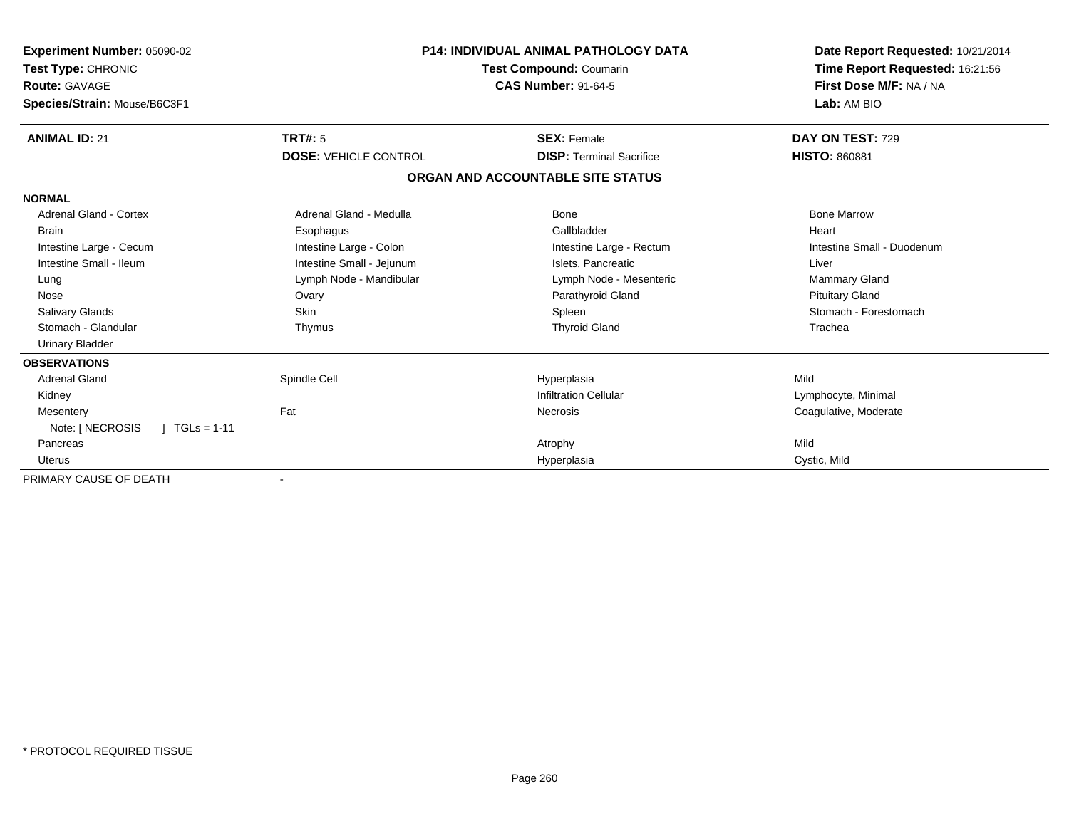| **Experiment Number:** 05090-02 | **P14: INDIVIDUAL ANIMAL PATHOLOGY DATA** | **Date Report Requested:** 10/21/2014 |
|---|---|---|
| **Test Type:** CHRONIC | **Test Compound:** Coumarin | **Time Report Requested:** 16:21:56 |
| **Route:** GAVAGE | **CAS Number:** 91-64-5 | **First Dose M/F:** NA / NA |
| **Species/Strain:** Mouse/B6C3F1 | | **Lab:** AM BIO |

| **ANIMAL ID:** 21 | **TRT#:** 5 | **SEX:** Female | **DAY ON TEST:** 729 |
|---|---|---|---|
| | **DOSE:** VEHICLE CONTROL | **DISP:** Terminal Sacrifice | **HISTO:** 860881 |

**ORGAN AND ACCOUNTABLE SITE STATUS**

**NORMAL**

| | | | |
|---|---|---|---|
| Adrenal Gland - Cortex | Adrenal Gland - Medulla | Bone | Bone Marrow |
| Brain | Esophagus | Gallbladder | Heart |
| Intestine Large - Cecum | Intestine Large - Colon | Intestine Large - Rectum | Intestine Small - Duodenum |
| Intestine Small - Ileum | Intestine Small - Jejunum | Islets, Pancreatic | Liver |
| Lung | Lymph Node - Mandibular | Lymph Node - Mesenteric | Mammary Gland |
| Nose | Ovary | Parathyroid Gland | Pituitary Gland |
| Salivary Glands | Skin | Spleen | Stomach - Forestomach |
| Stomach - Glandular | Thymus | Thyroid Gland | Trachea |
| Urinary Bladder | | | |

**OBSERVATIONS**

| | | | |
|---|---|---|---|
| Adrenal Gland | Spindle Cell | Hyperplasia | Mild |
| Kidney | | Infiltration Cellular | Lymphocyte, Minimal |
| Mesentery | Fat | Necrosis | Coagulative, Moderate |
| Note: [ NECROSIS ] TGLs = 1-11 | | | |
| Pancreas | | Atrophy | Mild |
| Uterus | | Hyperplasia | Cystic, Mild |

PRIMARY CAUSE OF DEATH -

\* PROTOCOL REQUIRED TISSUE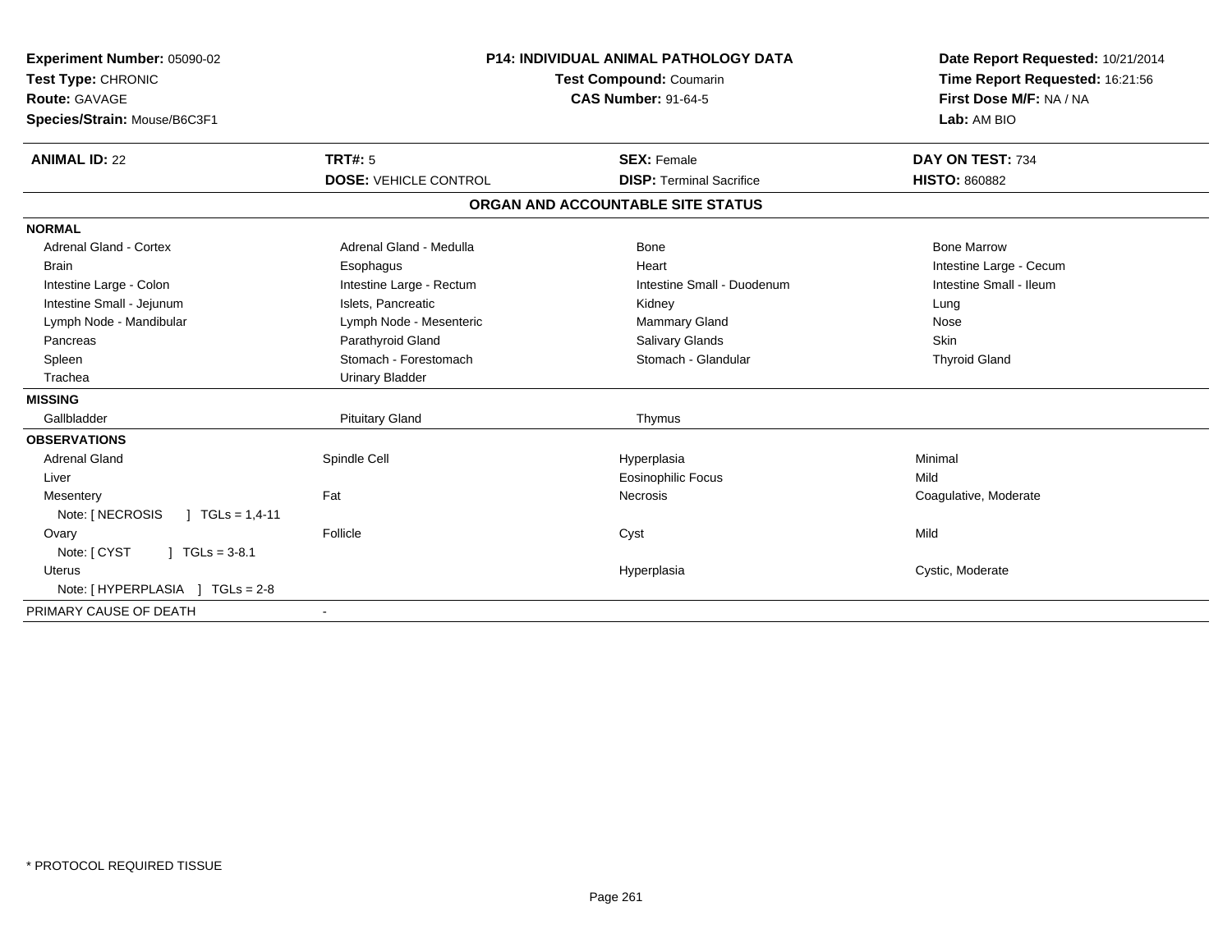**Experiment Number:** 05090-02
**Test Type:** CHRONIC
**Route:** GAVAGE
**Species/Strain:** Mouse/B6C3F1

**P14: INDIVIDUAL ANIMAL PATHOLOGY DATA**
**Test Compound:** Coumarin
**CAS Number:** 91-64-5

**Date Report Requested:** 10/21/2014
**Time Report Requested:** 16:21:56
**First Dose M/F:** NA / NA
**Lab:** AM BIO

| **ANIMAL ID:** 22 | **TRT#:** 5 | **SEX:** Female | **DAY ON TEST:** 734 |
|---|---|---|---|
| | **DOSE:** VEHICLE CONTROL | **DISP:** Terminal Sacrifice | **HISTO:** 860882 |

## ORGAN AND ACCOUNTABLE SITE STATUS

| | | | |
|---|---|---|---|
| **NORMAL** | | | |
| Adrenal Gland - Cortex | Adrenal Gland - Medulla | Bone | Bone Marrow |
| Brain | Esophagus | Heart | Intestine Large - Cecum |
| Intestine Large - Colon | Intestine Large - Rectum | Intestine Small - Duodenum | Intestine Small - Ileum |
| Intestine Small - Jejunum | Islets, Pancreatic | Kidney | Lung |
| Lymph Node - Mandibular | Lymph Node - Mesenteric | Mammary Gland | Nose |
| Pancreas | Parathyroid Gland | Salivary Glands | Skin |
| Spleen | Stomach - Forestomach | Stomach - Glandular | Thyroid Gland |
| Trachea | Urinary Bladder | | |
| **MISSING** | | | |
| Gallbladder | Pituitary Gland | Thymus | |
| **OBSERVATIONS** | | | |
| Adrenal Gland | Spindle Cell | Hyperplasia | Minimal |
| Liver | | Eosinophilic Focus | Mild |
| Mesentery | Fat | Necrosis | Coagulative, Moderate |
| Note: [ NECROSIS ] TGLs = 1,4-11 | | | |
| Ovary | Follicle | Cyst | Mild |
| Note: [ CYST ] TGLs = 3-8.1 | | | |
| Uterus | | Hyperplasia | Cystic, Moderate |
| Note: [ HYPERPLASIA ] TGLs = 2-8 | | | |
| PRIMARY CAUSE OF DEATH | - | | |

* PROTOCOL REQUIRED TISSUE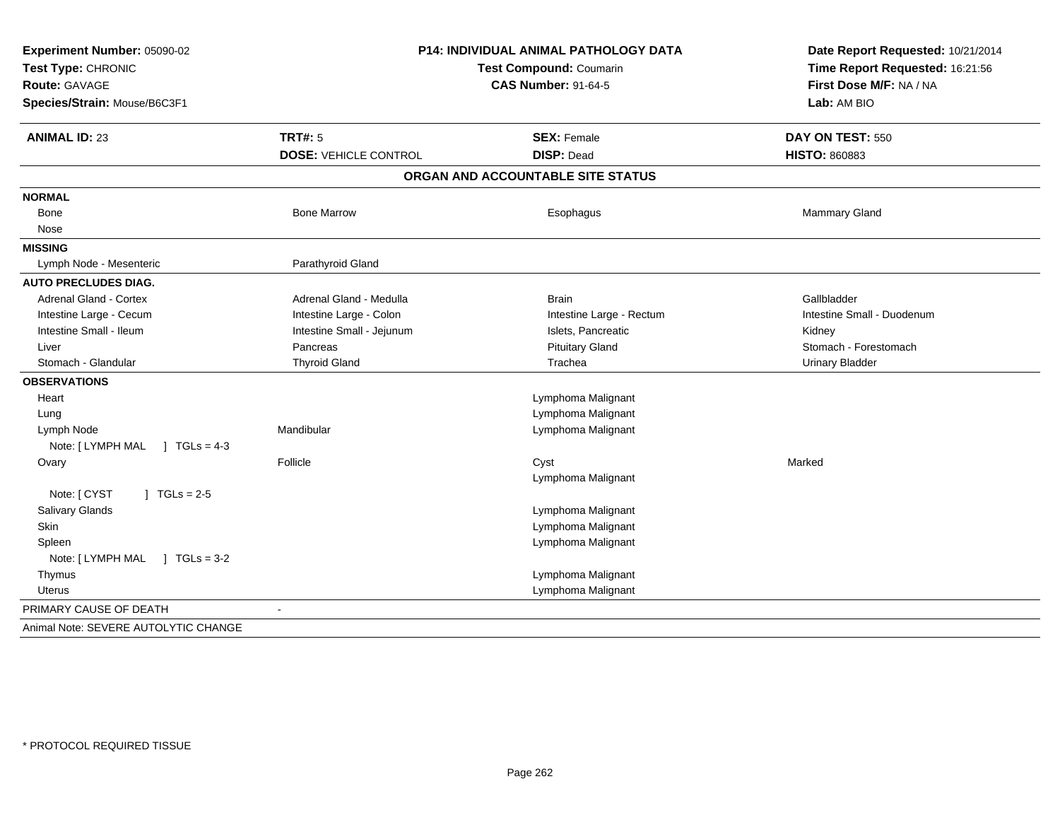**Experiment Number:** 05090-02
**Test Type:** CHRONIC
**Route:** GAVAGE
**Species/Strain:** Mouse/B6C3F1

**P14: INDIVIDUAL ANIMAL PATHOLOGY DATA**
**Test Compound:** Coumarin
**CAS Number:** 91-64-5

**Date Report Requested:** 10/21/2014
**Time Report Requested:** 16:21:56
**First Dose M/F:** NA / NA
**Lab:** AM BIO

| **ANIMAL ID:** 23 | **TRT#:** 5 | **SEX:** Female | **DAY ON TEST:** 550 |
|---|---|---|---|
| | **DOSE:** VEHICLE CONTROL | **DISP:** Dead | **HISTO:** 860883 |

## ORGAN AND ACCOUNTABLE SITE STATUS

| | | | |
|---|---|---|---|
| **NORMAL** | | | |
| Bone | Bone Marrow | Esophagus | Mammary Gland |
| Nose | | | |
| **MISSING** | | | |
| Lymph Node - Mesenteric | Parathyroid Gland | | |
| **AUTO PRECLUDES DIAG.** | | | |
| Adrenal Gland - Cortex | Adrenal Gland - Medulla | Brain | Gallbladder |
| Intestine Large - Cecum | Intestine Large - Colon | Intestine Large - Rectum | Intestine Small - Duodenum |
| Intestine Small - Ileum | Intestine Small - Jejunum | Islets, Pancreatic | Kidney |
| Liver | Pancreas | Pituitary Gland | Stomach - Forestomach |
| Stomach - Glandular | Thyroid Gland | Trachea | Urinary Bladder |
| **OBSERVATIONS** | | | |
| Heart | | Lymphoma Malignant | |
| Lung | | Lymphoma Malignant | |
| Lymph Node | Mandibular | Lymphoma Malignant | |
| Note: [ LYMPH MAL ] TGLs = 4-3 | | | |
| Ovary | Follicle | Cyst | Marked |
| | | Lymphoma Malignant | |
| Note: [ CYST ] TGLs = 2-5 | | | |
| Salivary Glands | | Lymphoma Malignant | |
| Skin | | Lymphoma Malignant | |
| Spleen | | Lymphoma Malignant | |
| Note: [ LYMPH MAL ] TGLs = 3-2 | | | |
| Thymus | | Lymphoma Malignant | |
| Uterus | | Lymphoma Malignant | |
| PRIMARY CAUSE OF DEATH | - | | |
| Animal Note: SEVERE AUTOLYTIC CHANGE | | | |

\* PROTOCOL REQUIRED TISSUE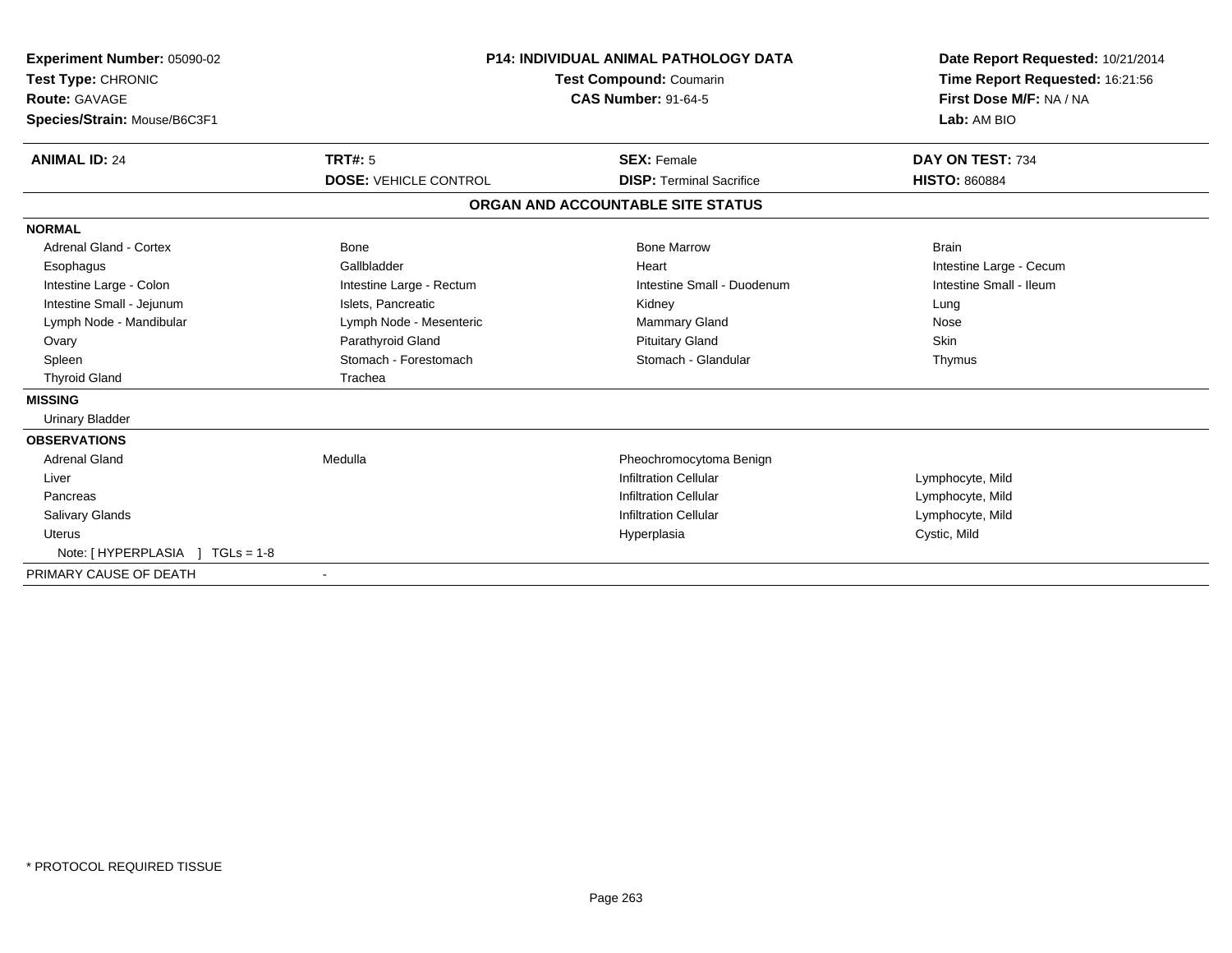**Experiment Number:** 05090-02
**Test Type:** CHRONIC
**Route:** GAVAGE
**Species/Strain:** Mouse/B6C3F1

**P14: INDIVIDUAL ANIMAL PATHOLOGY DATA**
**Test Compound:** Coumarin
**CAS Number:** 91-64-5

**Date Report Requested:** 10/21/2014
**Time Report Requested:** 16:21:56
**First Dose M/F:** NA / NA
**Lab:** AM BIO

| **ANIMAL ID:** 24 | **TRT#:** 5 | **SEX:** Female | **DAY ON TEST:** 734 |
|---|---|---|---|
| | **DOSE:** VEHICLE CONTROL | **DISP:** Terminal Sacrifice | **HISTO:** 860884 |

## ORGAN AND ACCOUNTABLE SITE STATUS

**NORMAL**

| | | | |
|---|---|---|---|
| Adrenal Gland - Cortex | Bone | Bone Marrow | Brain |
| Esophagus | Gallbladder | Heart | Intestine Large - Cecum |
| Intestine Large - Colon | Intestine Large - Rectum | Intestine Small - Duodenum | Intestine Small - Ileum |
| Intestine Small - Jejunum | Islets, Pancreatic | Kidney | Lung |
| Lymph Node - Mandibular | Lymph Node - Mesenteric | Mammary Gland | Nose |
| Ovary | Parathyroid Gland | Pituitary Gland | Skin |
| Spleen | Stomach - Forestomach | Stomach - Glandular | Thymus |
| Thyroid Gland | Trachea | | |

**MISSING**

Urinary Bladder

**OBSERVATIONS**

| | | | |
|---|---|---|---|
| Adrenal Gland | Medulla | Pheochromocytoma Benign | |
| Liver | | Infiltration Cellular | Lymphocyte, Mild |
| Pancreas | | Infiltration Cellular | Lymphocyte, Mild |
| Salivary Glands | | Infiltration Cellular | Lymphocyte, Mild |
| Uterus | | Hyperplasia | Cystic, Mild |
| Note: [ HYPERPLASIA ] TGLs = 1-8 | | | |

PRIMARY CAUSE OF DEATH -

* PROTOCOL REQUIRED TISSUE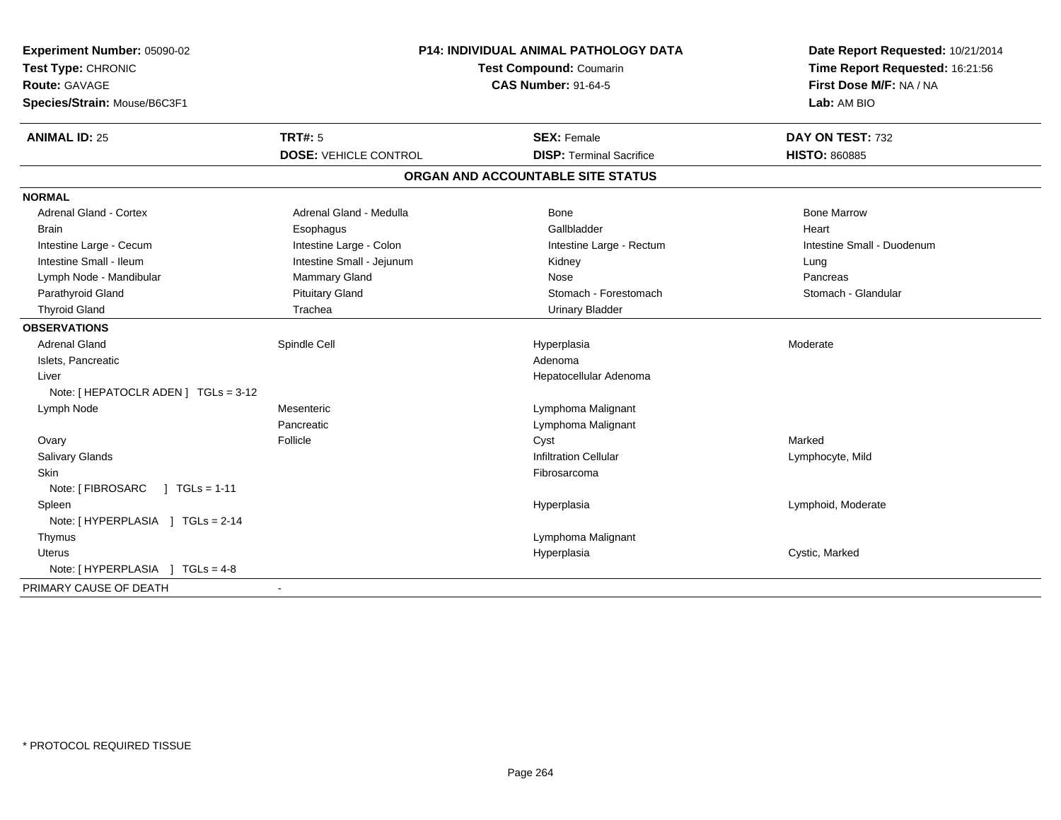**Experiment Number:** 05090-02
**Test Type:** CHRONIC
**Route:** GAVAGE
**Species/Strain:** Mouse/B6C3F1

**P14: INDIVIDUAL ANIMAL PATHOLOGY DATA**
**Test Compound:** Coumarin
**CAS Number:** 91-64-5

**Date Report Requested:** 10/21/2014
**Time Report Requested:** 16:21:56
**First Dose M/F:** NA / NA
**Lab:** AM BIO

| **ANIMAL ID:** 25 | **TRT#:** 5 | **SEX:** Female | **DAY ON TEST:** 732 |
|---|---|---|---|
| | **DOSE:** VEHICLE CONTROL | **DISP:** Terminal Sacrifice | **HISTO:** 860885 |

## ORGAN AND ACCOUNTABLE SITE STATUS

| | | | |
|---|---|---|---|
| **NORMAL** | | | |
| Adrenal Gland - Cortex | Adrenal Gland - Medulla | Bone | Bone Marrow |
| Brain | Esophagus | Gallbladder | Heart |
| Intestine Large - Cecum | Intestine Large - Colon | Intestine Large - Rectum | Intestine Small - Duodenum |
| Intestine Small - Ileum | Intestine Small - Jejunum | Kidney | Lung |
| Lymph Node - Mandibular | Mammary Gland | Nose | Pancreas |
| Parathyroid Gland | Pituitary Gland | Stomach - Forestomach | Stomach - Glandular |
| Thyroid Gland | Trachea | Urinary Bladder | |
| **OBSERVATIONS** | | | |
| Adrenal Gland | Spindle Cell | Hyperplasia | Moderate |
| Islets, Pancreatic | | Adenoma | |
| Liver | | Hepatocellular Adenoma | |
| Note: [ HEPATOCLR ADEN ] TGLs = 3-12 | | | |
| Lymph Node | Mesenteric | Lymphoma Malignant | |
| | Pancreatic | Lymphoma Malignant | |
| Ovary | Follicle | Cyst | Marked |
| Salivary Glands | | Infiltration Cellular | Lymphocyte, Mild |
| Skin | | Fibrosarcoma | |
| Note: [ FIBROSARC ] TGLs = 1-11 | | | |
| Spleen | | Hyperplasia | Lymphoid, Moderate |
| Note: [ HYPERPLASIA ] TGLs = 2-14 | | | |
| Thymus | | Lymphoma Malignant | |
| Uterus | | Hyperplasia | Cystic, Marked |
| Note: [ HYPERPLASIA ] TGLs = 4-8 | | | |
| PRIMARY CAUSE OF DEATH | - | | |

* PROTOCOL REQUIRED TISSUE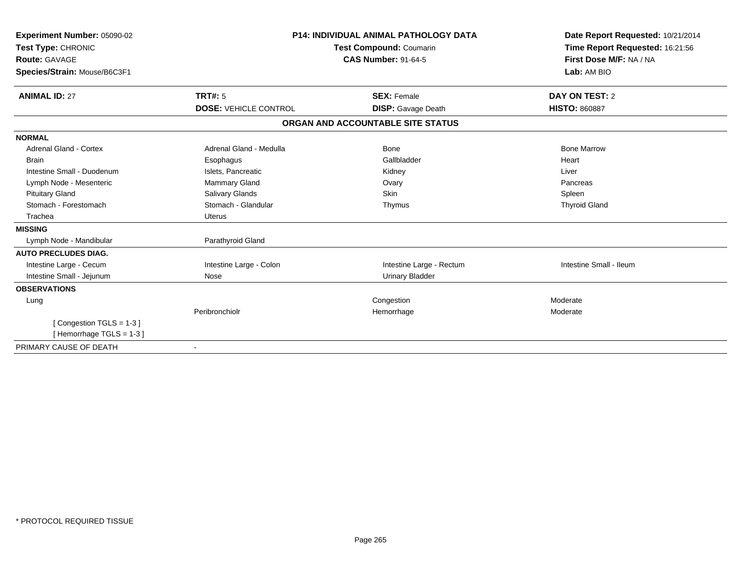**Experiment Number:** 05090-02
**Test Type:** CHRONIC
**Route:** GAVAGE
**Species/Strain:** Mouse/B6C3F1

**P14: INDIVIDUAL ANIMAL PATHOLOGY DATA**
**Test Compound:** Coumarin
**CAS Number:** 91-64-5

**Date Report Requested:** 10/21/2014
**Time Report Requested:** 16:21:56
**First Dose M/F:** NA / NA
**Lab:** AM BIO

| **ANIMAL ID:** 27 | **TRT#:** 5 | **SEX:** Female | **DAY ON TEST:** 2 |
|---|---|---|---|
| | **DOSE:** VEHICLE CONTROL | **DISP:** Gavage Death | **HISTO:** 860887 |

**ORGAN AND ACCOUNTABLE SITE STATUS**

| | | | |
|---|---|---|---|
| **NORMAL** | | | |
| Adrenal Gland - Cortex | Adrenal Gland - Medulla | Bone | Bone Marrow |
| Brain | Esophagus | Gallbladder | Heart |
| Intestine Small - Duodenum | Islets, Pancreatic | Kidney | Liver |
| Lymph Node - Mesenteric | Mammary Gland | Ovary | Pancreas |
| Pituitary Gland | Salivary Glands | Skin | Spleen |
| Stomach - Forestomach | Stomach - Glandular | Thymus | Thyroid Gland |
| Trachea | Uterus | | |
| **MISSING** | | | |
| Lymph Node - Mandibular | Parathyroid Gland | | |
| **AUTO PRECLUDES DIAG.** | | | |
| Intestine Large - Cecum | Intestine Large - Colon | Intestine Large - Rectum | Intestine Small - Ileum |
| Intestine Small - Jejunum | Nose | Urinary Bladder | |
| **OBSERVATIONS** | | | |
| Lung | | Congestion | Moderate |
| | Peribronchiolr | Hemorrhage | Moderate |
| [ Congestion TGLS = 1-3 ] | | | |
| [ Hemorrhage TGLS = 1-3 ] | | | |
| PRIMARY CAUSE OF DEATH | - | | |

* PROTOCOL REQUIRED TISSUE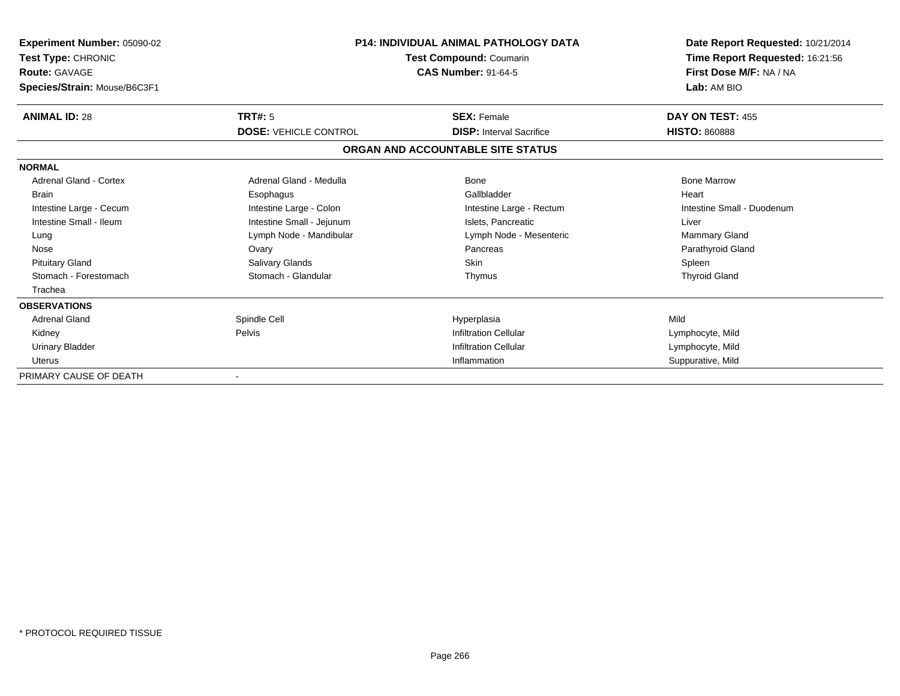**Experiment Number:** 05090-02
**Test Type:** CHRONIC
**Route:** GAVAGE
**Species/Strain:** Mouse/B6C3F1

**P14: INDIVIDUAL ANIMAL PATHOLOGY DATA**
**Test Compound:** Coumarin
**CAS Number:** 91-64-5

**Date Report Requested:** 10/21/2014
**Time Report Requested:** 16:21:56
**First Dose M/F:** NA / NA
**Lab:** AM BIO

| **ANIMAL ID:** 28 | **TRT#:** 5 | **SEX:** Female | **DAY ON TEST:** 455 |
|---|---|---|---|
| | **DOSE:** VEHICLE CONTROL | **DISP:** Interval Sacrifice | **HISTO:** 860888 |

**ORGAN AND ACCOUNTABLE SITE STATUS**

**NORMAL**

| | | | |
|---|---|---|---|
| Adrenal Gland - Cortex | Adrenal Gland - Medulla | Bone | Bone Marrow |
| Brain | Esophagus | Gallbladder | Heart |
| Intestine Large - Cecum | Intestine Large - Colon | Intestine Large - Rectum | Intestine Small - Duodenum |
| Intestine Small - Ileum | Intestine Small - Jejunum | Islets, Pancreatic | Liver |
| Lung | Lymph Node - Mandibular | Lymph Node - Mesenteric | Mammary Gland |
| Nose | Ovary | Pancreas | Parathyroid Gland |
| Pituitary Gland | Salivary Glands | Skin | Spleen |
| Stomach - Forestomach | Stomach - Glandular | Thymus | Thyroid Gland |
| Trachea | | | |

**OBSERVATIONS**

| | | | |
|---|---|---|---|
| Adrenal Gland | Spindle Cell | Hyperplasia | Mild |
| Kidney | Pelvis | Infiltration Cellular | Lymphocyte, Mild |
| Urinary Bladder | | Infiltration Cellular | Lymphocyte, Mild |
| Uterus | | Inflammation | Suppurative, Mild |

PRIMARY CAUSE OF DEATH -

* PROTOCOL REQUIRED TISSUE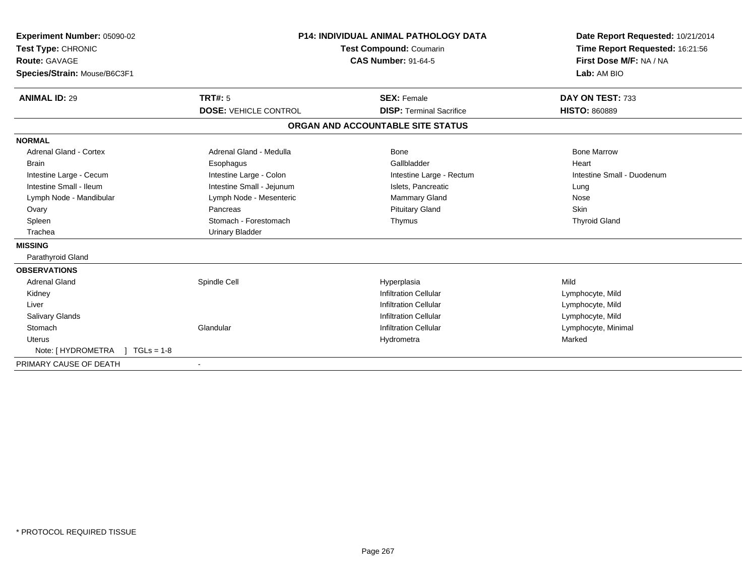**Experiment Number:** 05090-02
**Test Type:** CHRONIC
**Route:** GAVAGE
**Species/Strain:** Mouse/B6C3F1

**P14: INDIVIDUAL ANIMAL PATHOLOGY DATA**
**Test Compound:** Coumarin
**CAS Number:** 91-64-5

**Date Report Requested:** 10/21/2014
**Time Report Requested:** 16:21:56
**First Dose M/F:** NA / NA
**Lab:** AM BIO

| **ANIMAL ID:** 29 | **TRT#:** 5 | **SEX:** Female | **DAY ON TEST:** 733 |
|---|---|---|---|
| | **DOSE:** VEHICLE CONTROL | **DISP:** Terminal Sacrifice | **HISTO:** 860889 |

**ORGAN AND ACCOUNTABLE SITE STATUS**

**NORMAL**

| | | | |
|---|---|---|---|
| Adrenal Gland - Cortex | Adrenal Gland - Medulla | Bone | Bone Marrow |
| Brain | Esophagus | Gallbladder | Heart |
| Intestine Large - Cecum | Intestine Large - Colon | Intestine Large - Rectum | Intestine Small - Duodenum |
| Intestine Small - Ileum | Intestine Small - Jejunum | Islets, Pancreatic | Lung |
| Lymph Node - Mandibular | Lymph Node - Mesenteric | Mammary Gland | Nose |
| Ovary | Pancreas | Pituitary Gland | Skin |
| Spleen | Stomach - Forestomach | Thymus | Thyroid Gland |
| Trachea | Urinary Bladder | | |

**MISSING**

Parathyroid Gland

**OBSERVATIONS**

| | | | |
|---|---|---|---|
| Adrenal Gland | Spindle Cell | Hyperplasia | Mild |
| Kidney | | Infiltration Cellular | Lymphocyte, Mild |
| Liver | | Infiltration Cellular | Lymphocyte, Mild |
| Salivary Glands | | Infiltration Cellular | Lymphocyte, Mild |
| Stomach | Glandular | Infiltration Cellular | Lymphocyte, Minimal |
| Uterus | | Hydrometra | Marked |

Note: [ HYDROMETRA ] TGLs = 1-8

PRIMARY CAUSE OF DEATH -

* PROTOCOL REQUIRED TISSUE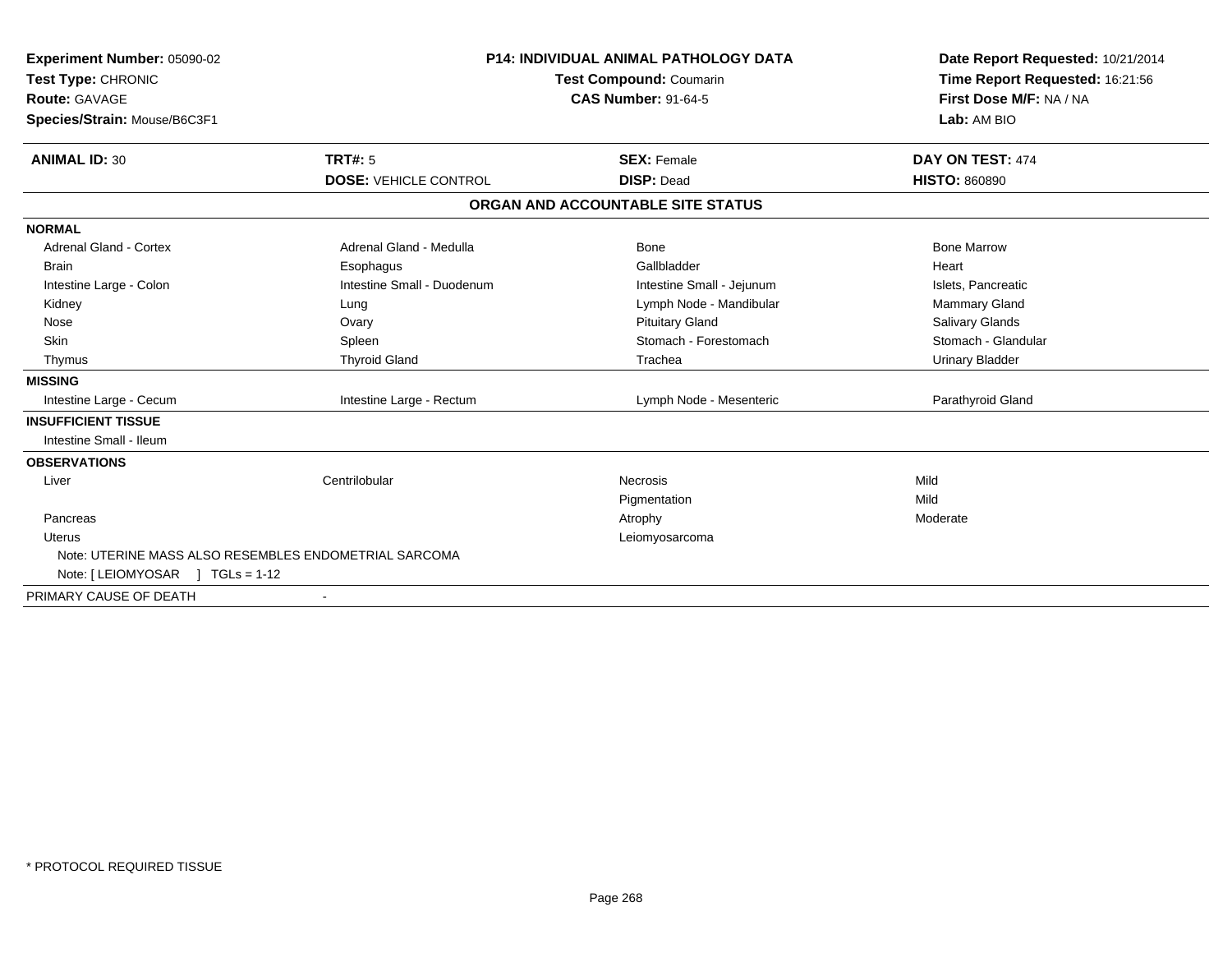**Experiment Number:** 05090-02
**Test Type:** CHRONIC
**Route:** GAVAGE
**Species/Strain:** Mouse/B6C3F1

**P14: INDIVIDUAL ANIMAL PATHOLOGY DATA**
**Test Compound:** Coumarin
**CAS Number:** 91-64-5

**Date Report Requested:** 10/21/2014
**Time Report Requested:** 16:21:56
**First Dose M/F:** NA / NA
**Lab:** AM BIO

| **ANIMAL ID:** 30 | **TRT#:** 5 | **SEX:** Female | **DAY ON TEST:** 474 |
|---|---|---|---|
| | **DOSE:** VEHICLE CONTROL | **DISP:** Dead | **HISTO:** 860890 |

## ORGAN AND ACCOUNTABLE SITE STATUS

| | | | |
|---|---|---|---|
| **NORMAL** | | | |
| Adrenal Gland - Cortex | Adrenal Gland - Medulla | Bone | Bone Marrow |
| Brain | Esophagus | Gallbladder | Heart |
| Intestine Large - Colon | Intestine Small - Duodenum | Intestine Small - Jejunum | Islets, Pancreatic |
| Kidney | Lung | Lymph Node - Mandibular | Mammary Gland |
| Nose | Ovary | Pituitary Gland | Salivary Glands |
| Skin | Spleen | Stomach - Forestomach | Stomach - Glandular |
| Thymus | Thyroid Gland | Trachea | Urinary Bladder |
| **MISSING** | | | |
| Intestine Large - Cecum | Intestine Large - Rectum | Lymph Node - Mesenteric | Parathyroid Gland |
| **INSUFFICIENT TISSUE** | | | |
| Intestine Small - Ileum | | | |
| **OBSERVATIONS** | | | |
| Liver | Centrilobular | Necrosis | Mild |
| | | Pigmentation | Mild |
| Pancreas | | Atrophy | Moderate |
| Uterus | | Leiomyosarcoma | |
| Note: UTERINE MASS ALSO RESEMBLES ENDOMETRIAL SARCOMA | | | |
| Note: [ LEIOMYOSAR ] TGLs = 1-12 | | | |
| PRIMARY CAUSE OF DEATH | - | | |

* PROTOCOL REQUIRED TISSUE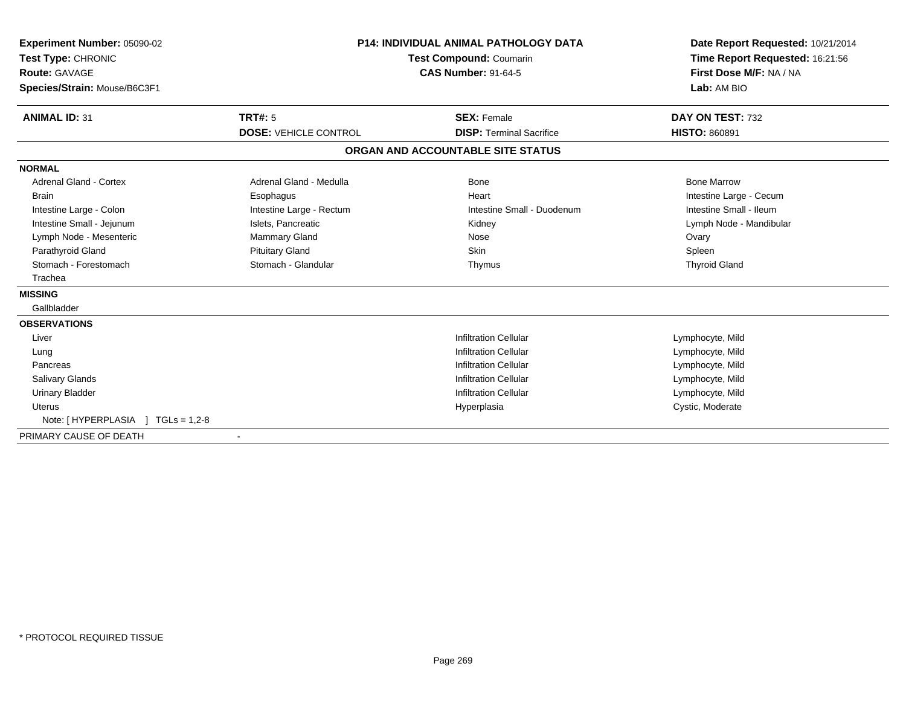**Experiment Number:** 05090-02
**Test Type:** CHRONIC
**Route:** GAVAGE
**Species/Strain:** Mouse/B6C3F1

**P14: INDIVIDUAL ANIMAL PATHOLOGY DATA**
**Test Compound:** Coumarin
**CAS Number:** 91-64-5

**Date Report Requested:** 10/21/2014
**Time Report Requested:** 16:21:56
**First Dose M/F:** NA / NA
**Lab:** AM BIO

| **ANIMAL ID:** 31 | **TRT#:** 5 | **SEX:** Female | **DAY ON TEST:** 732 |
|---|---|---|---|
| | **DOSE:** VEHICLE CONTROL | **DISP:** Terminal Sacrifice | **HISTO:** 860891 |

## ORGAN AND ACCOUNTABLE SITE STATUS

**NORMAL**

| | | | |
|---|---|---|---|
| Adrenal Gland - Cortex | Adrenal Gland - Medulla | Bone | Bone Marrow |
| Brain | Esophagus | Heart | Intestine Large - Cecum |
| Intestine Large - Colon | Intestine Large - Rectum | Intestine Small - Duodenum | Intestine Small - Ileum |
| Intestine Small - Jejunum | Islets, Pancreatic | Kidney | Lymph Node - Mandibular |
| Lymph Node - Mesenteric | Mammary Gland | Nose | Ovary |
| Parathyroid Gland | Pituitary Gland | Skin | Spleen |
| Stomach - Forestomach | Stomach - Glandular | Thymus | Thyroid Gland |
| Trachea | | | |

**MISSING**

Gallbladder

**OBSERVATIONS**

| Organ | Observation | Description |
|---|---|---|
| Liver | Infiltration Cellular | Lymphocyte, Mild |
| Lung | Infiltration Cellular | Lymphocyte, Mild |
| Pancreas | Infiltration Cellular | Lymphocyte, Mild |
| Salivary Glands | Infiltration Cellular | Lymphocyte, Mild |
| Urinary Bladder | Infiltration Cellular | Lymphocyte, Mild |
| Uterus | Hyperplasia | Cystic, Moderate |

Note: [ HYPERPLASIA ] TGLs = 1,2-8

PRIMARY CAUSE OF DEATH -

* PROTOCOL REQUIRED TISSUE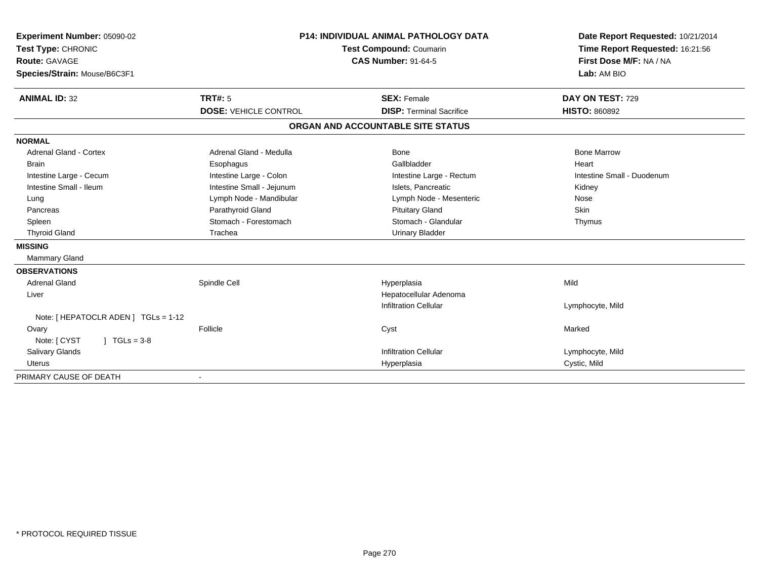**Experiment Number:** 05090-02
**Test Type:** CHRONIC
**Route:** GAVAGE
**Species/Strain:** Mouse/B6C3F1

**P14: INDIVIDUAL ANIMAL PATHOLOGY DATA**
**Test Compound:** Coumarin
**CAS Number:** 91-64-5

**Date Report Requested:** 10/21/2014
**Time Report Requested:** 16:21:56
**First Dose M/F:** NA / NA
**Lab:** AM BIO

| **ANIMAL ID:** 32 | **TRT#:** 5 | **SEX:** Female | **DAY ON TEST:** 729 |
|---|---|---|---|
| | **DOSE:** VEHICLE CONTROL | **DISP:** Terminal Sacrifice | **HISTO:** 860892 |

## ORGAN AND ACCOUNTABLE SITE STATUS

**NORMAL**

| | | | |
|---|---|---|---|
| Adrenal Gland - Cortex | Adrenal Gland - Medulla | Bone | Bone Marrow |
| Brain | Esophagus | Gallbladder | Heart |
| Intestine Large - Cecum | Intestine Large - Colon | Intestine Large - Rectum | Intestine Small - Duodenum |
| Intestine Small - Ileum | Intestine Small - Jejunum | Islets, Pancreatic | Kidney |
| Lung | Lymph Node - Mandibular | Lymph Node - Mesenteric | Nose |
| Pancreas | Parathyroid Gland | Pituitary Gland | Skin |
| Spleen | Stomach - Forestomach | Stomach - Glandular | Thymus |
| Thyroid Gland | Trachea | Urinary Bladder | |

**MISSING**

Mammary Gland

**OBSERVATIONS**

| | | | |
|---|---|---|---|
| Adrenal Gland | Spindle Cell | Hyperplasia | Mild |
| Liver | | Hepatocellular Adenoma | |
| | | Infiltration Cellular | Lymphocyte, Mild |
| Note: [ HEPATOCLR ADEN ] TGLs = 1-12 | | | |
| Ovary | Follicle | Cyst | Marked |
| Note: [ CYST ] TGLs = 3-8 | | | |
| Salivary Glands | | Infiltration Cellular | Lymphocyte, Mild |
| Uterus | | Hyperplasia | Cystic, Mild |

PRIMARY CAUSE OF DEATH -

* PROTOCOL REQUIRED TISSUE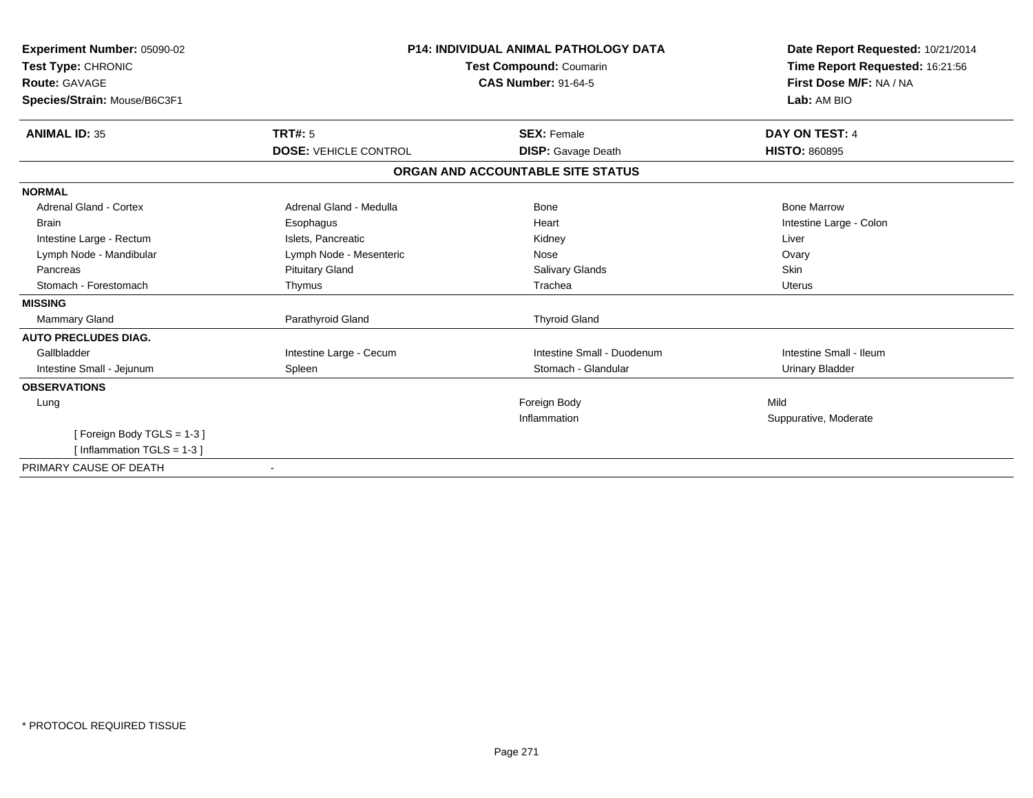**Experiment Number:** 05090-02
**Test Type:** CHRONIC
**Route:** GAVAGE
**Species/Strain:** Mouse/B6C3F1

**P14: INDIVIDUAL ANIMAL PATHOLOGY DATA**
**Test Compound:** Coumarin
**CAS Number:** 91-64-5

**Date Report Requested:** 10/21/2014
**Time Report Requested:** 16:21:56
**First Dose M/F:** NA / NA
**Lab:** AM BIO

| **ANIMAL ID:** 35 | **TRT#:** 5 | **SEX:** Female | **DAY ON TEST:** 4 |
|---|---|---|---|
| | **DOSE:** VEHICLE CONTROL | **DISP:** Gavage Death | **HISTO:** 860895 |

## ORGAN AND ACCOUNTABLE SITE STATUS

| | | | |
|---|---|---|---|
| **NORMAL** | | | |
| Adrenal Gland - Cortex | Adrenal Gland - Medulla | Bone | Bone Marrow |
| Brain | Esophagus | Heart | Intestine Large - Colon |
| Intestine Large - Rectum | Islets, Pancreatic | Kidney | Liver |
| Lymph Node - Mandibular | Lymph Node - Mesenteric | Nose | Ovary |
| Pancreas | Pituitary Gland | Salivary Glands | Skin |
| Stomach - Forestomach | Thymus | Trachea | Uterus |
| **MISSING** | | | |
| Mammary Gland | Parathyroid Gland | Thyroid Gland | |
| **AUTO PRECLUDES DIAG.** | | | |
| Gallbladder | Intestine Large - Cecum | Intestine Small - Duodenum | Intestine Small - Ileum |
| Intestine Small - Jejunum | Spleen | Stomach - Glandular | Urinary Bladder |
| **OBSERVATIONS** | | | |
| Lung | | Foreign Body | Mild |
| | | Inflammation | Suppurative, Moderate |
| [ Foreign Body TGLS = 1-3 ] | | | |
| [ Inflammation TGLS = 1-3 ] | | | |
| PRIMARY CAUSE OF DEATH | - | | |

\* PROTOCOL REQUIRED TISSUE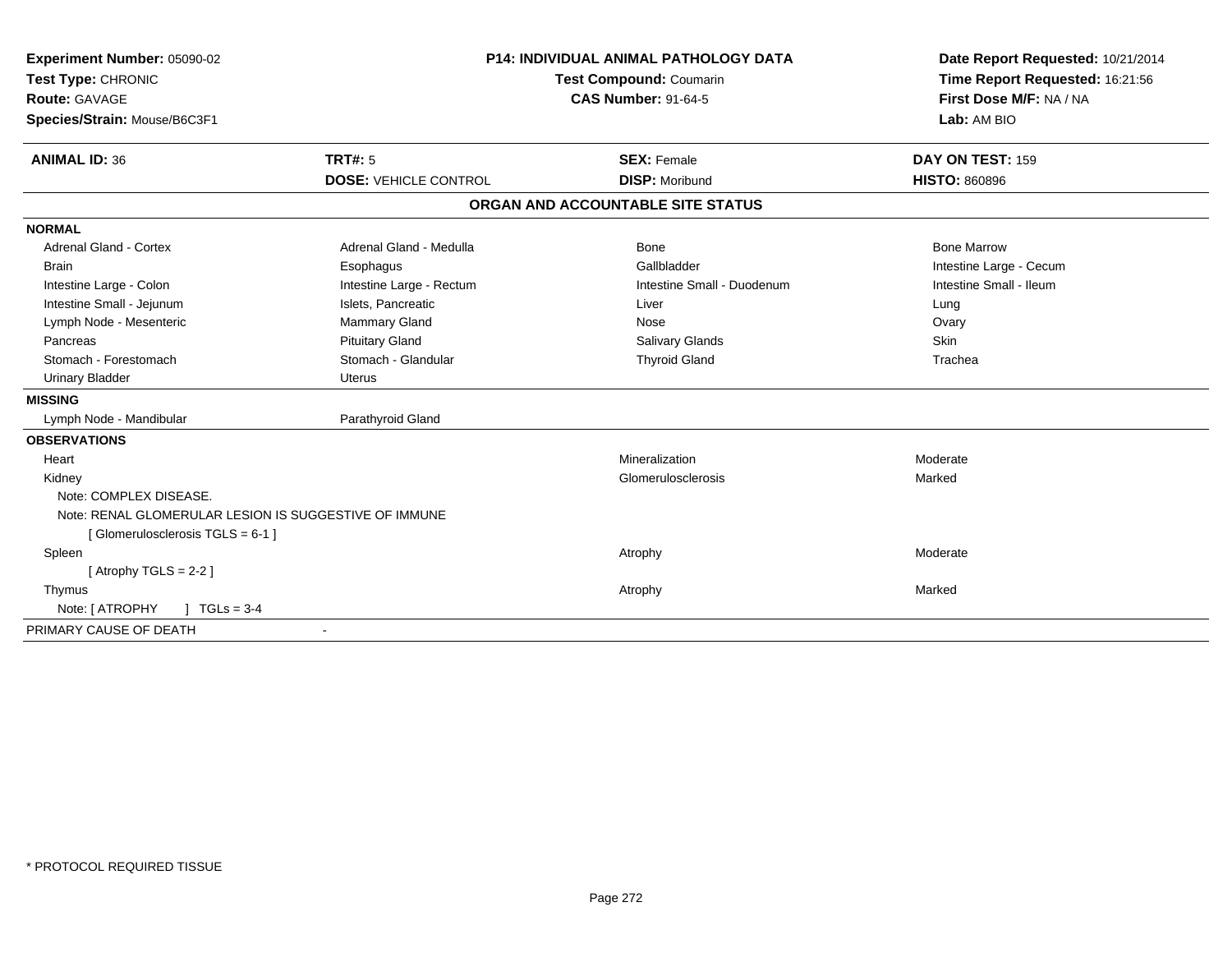**Experiment Number:** 05090-02
**Test Type:** CHRONIC
**Route:** GAVAGE
**Species/Strain:** Mouse/B6C3F1

**P14: INDIVIDUAL ANIMAL PATHOLOGY DATA**
**Test Compound:** Coumarin
**CAS Number:** 91-64-5

**Date Report Requested:** 10/21/2014
**Time Report Requested:** 16:21:56
**First Dose M/F:** NA / NA
**Lab:** AM BIO

| **ANIMAL ID:** 36 | **TRT#:** 5 | **SEX:** Female | **DAY ON TEST:** 159 |
|---|---|---|---|
| | **DOSE:** VEHICLE CONTROL | **DISP:** Moribund | **HISTO:** 860896 |

## ORGAN AND ACCOUNTABLE SITE STATUS

**NORMAL**

| | | | |
|---|---|---|---|
| Adrenal Gland - Cortex | Adrenal Gland - Medulla | Bone | Bone Marrow |
| Brain | Esophagus | Gallbladder | Intestine Large - Cecum |
| Intestine Large - Colon | Intestine Large - Rectum | Intestine Small - Duodenum | Intestine Small - Ileum |
| Intestine Small - Jejunum | Islets, Pancreatic | Liver | Lung |
| Lymph Node - Mesenteric | Mammary Gland | Nose | Ovary |
| Pancreas | Pituitary Gland | Salivary Glands | Skin |
| Stomach - Forestomach | Stomach - Glandular | Thyroid Gland | Trachea |
| Urinary Bladder | Uterus | | |

**MISSING**

| | |
|---|---|
| Lymph Node - Mandibular | Parathyroid Gland |

**OBSERVATIONS**

| | | |
|---|---|---|
| Heart | Mineralization | Moderate |
| Kidney | Glomerulosclerosis | Marked |
| Note: COMPLEX DISEASE. | | |
| Note: RENAL GLOMERULAR LESION IS SUGGESTIVE OF IMMUNE | | |
| [ Glomerulosclerosis TGLS = 6-1 ] | | |
| Spleen | Atrophy | Moderate |
| [ Atrophy TGLS = 2-2 ] | | |
| Thymus | Atrophy | Marked |
| Note: [ ATROPHY ] TGLs = 3-4 | | |

PRIMARY CAUSE OF DEATH -

\* PROTOCOL REQUIRED TISSUE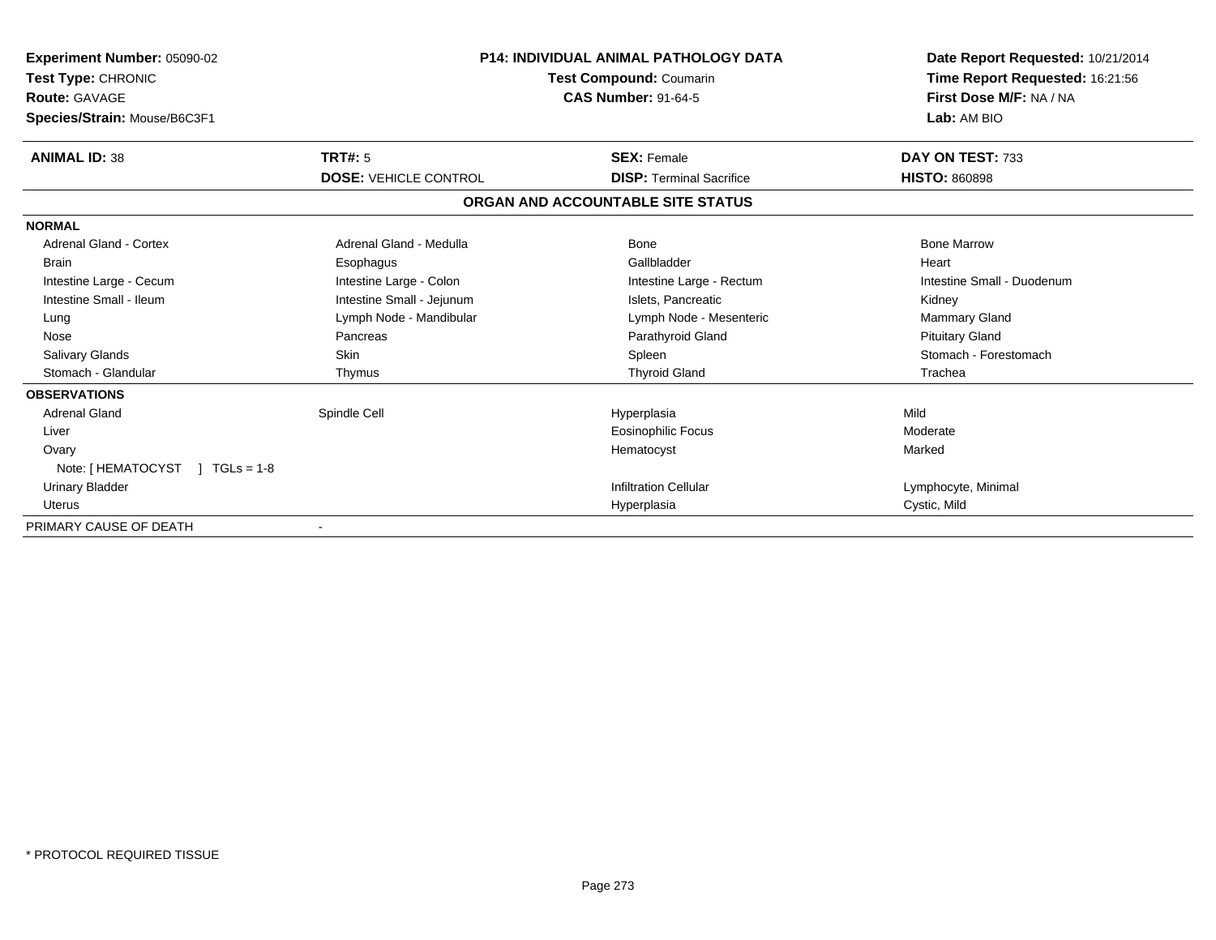**Experiment Number:** 05090-02
**Test Type:** CHRONIC
**Route:** GAVAGE
**Species/Strain:** Mouse/B6C3F1

**P14: INDIVIDUAL ANIMAL PATHOLOGY DATA**
**Test Compound:** Coumarin
**CAS Number:** 91-64-5

**Date Report Requested:** 10/21/2014
**Time Report Requested:** 16:21:56
**First Dose M/F:** NA / NA
**Lab:** AM BIO

| **ANIMAL ID:** 38 | **TRT#:** 5 | **SEX:** Female | **DAY ON TEST:** 733 |
|---|---|---|---|
| | **DOSE:** VEHICLE CONTROL | **DISP:** Terminal Sacrifice | **HISTO:** 860898 |

**ORGAN AND ACCOUNTABLE SITE STATUS**

| | | | |
|---|---|---|---|
| **NORMAL** | | | |
| Adrenal Gland - Cortex | Adrenal Gland - Medulla | Bone | Bone Marrow |
| Brain | Esophagus | Gallbladder | Heart |
| Intestine Large - Cecum | Intestine Large - Colon | Intestine Large - Rectum | Intestine Small - Duodenum |
| Intestine Small - Ileum | Intestine Small - Jejunum | Islets, Pancreatic | Kidney |
| Lung | Lymph Node - Mandibular | Lymph Node - Mesenteric | Mammary Gland |
| Nose | Pancreas | Parathyroid Gland | Pituitary Gland |
| Salivary Glands | Skin | Spleen | Stomach - Forestomach |
| Stomach - Glandular | Thymus | Thyroid Gland | Trachea |
| **OBSERVATIONS** | | | |
| Adrenal Gland | Spindle Cell | Hyperplasia | Mild |
| Liver | | Eosinophilic Focus | Moderate |
| Ovary | | Hematocyst | Marked |
| Note: [ HEMATOCYST ] TGLs = 1-8 | | | |
| Urinary Bladder | | Infiltration Cellular | Lymphocyte, Minimal |
| Uterus | | Hyperplasia | Cystic, Mild |
| PRIMARY CAUSE OF DEATH | - | | |

* PROTOCOL REQUIRED TISSUE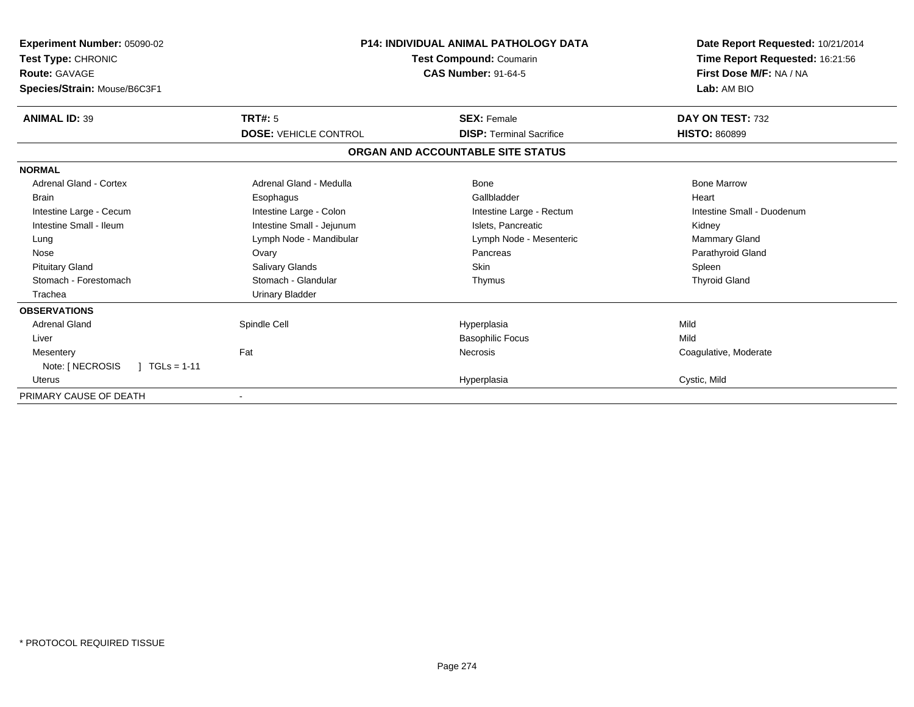**Experiment Number:** 05090-02
**Test Type:** CHRONIC
**Route:** GAVAGE
**Species/Strain:** Mouse/B6C3F1

**P14: INDIVIDUAL ANIMAL PATHOLOGY DATA**
**Test Compound:** Coumarin
**CAS Number:** 91-64-5

**Date Report Requested:** 10/21/2014
**Time Report Requested:** 16:21:56
**First Dose M/F:** NA / NA
**Lab:** AM BIO

| **ANIMAL ID:** 39 | **TRT#:** 5 | **SEX:** Female | **DAY ON TEST:** 732 |
|---|---|---|---|
| | **DOSE:** VEHICLE CONTROL | **DISP:** Terminal Sacrifice | **HISTO:** 860899 |

## ORGAN AND ACCOUNTABLE SITE STATUS

**NORMAL**

| | | | |
|---|---|---|---|
| Adrenal Gland - Cortex | Adrenal Gland - Medulla | Bone | Bone Marrow |
| Brain | Esophagus | Gallbladder | Heart |
| Intestine Large - Cecum | Intestine Large - Colon | Intestine Large - Rectum | Intestine Small - Duodenum |
| Intestine Small - Ileum | Intestine Small - Jejunum | Islets, Pancreatic | Kidney |
| Lung | Lymph Node - Mandibular | Lymph Node - Mesenteric | Mammary Gland |
| Nose | Ovary | Pancreas | Parathyroid Gland |
| Pituitary Gland | Salivary Glands | Skin | Spleen |
| Stomach - Forestomach | Stomach - Glandular | Thymus | Thyroid Gland |
| Trachea | Urinary Bladder | | |

**OBSERVATIONS**

| | | | |
|---|---|---|---|
| Adrenal Gland | Spindle Cell | Hyperplasia | Mild |
| Liver | | Basophilic Focus | Mild |
| Mesentery | Fat | Necrosis | Coagulative, Moderate |
| Note: [ NECROSIS ] TGLs = 1-11 | | | |
| Uterus | | Hyperplasia | Cystic, Mild |

PRIMARY CAUSE OF DEATH -

* PROTOCOL REQUIRED TISSUE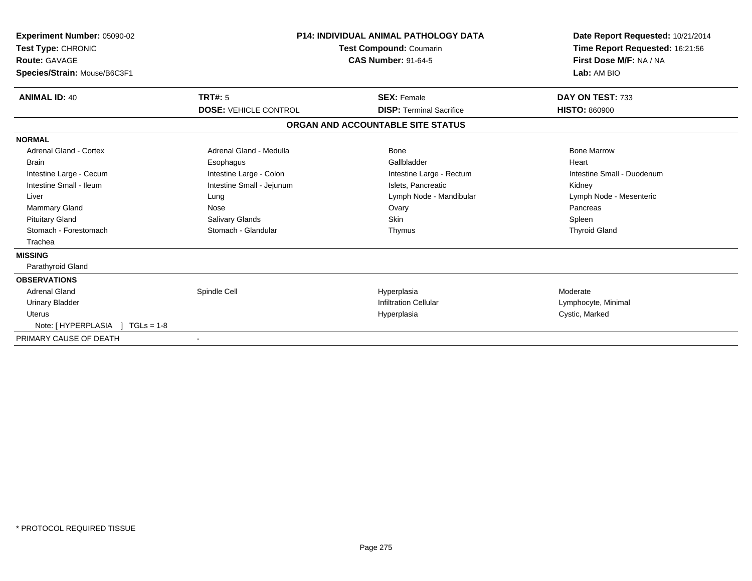**Experiment Number:** 05090-02
**Test Type:** CHRONIC
**Route:** GAVAGE
**Species/Strain:** Mouse/B6C3F1

**P14: INDIVIDUAL ANIMAL PATHOLOGY DATA**
**Test Compound:** Coumarin
**CAS Number:** 91-64-5

**Date Report Requested:** 10/21/2014
**Time Report Requested:** 16:21:56
**First Dose M/F:** NA / NA
**Lab:** AM BIO

| **ANIMAL ID:** 40 | **TRT#:** 5 | **SEX:** Female | **DAY ON TEST:** 733 |
|---|---|---|---|
| | **DOSE:** VEHICLE CONTROL | **DISP:** Terminal Sacrifice | **HISTO:** 860900 |

## ORGAN AND ACCOUNTABLE SITE STATUS

**NORMAL**

| | | | |
|---|---|---|---|
| Adrenal Gland - Cortex | Adrenal Gland - Medulla | Bone | Bone Marrow |
| Brain | Esophagus | Gallbladder | Heart |
| Intestine Large - Cecum | Intestine Large - Colon | Intestine Large - Rectum | Intestine Small - Duodenum |
| Intestine Small - Ileum | Intestine Small - Jejunum | Islets, Pancreatic | Kidney |
| Liver | Lung | Lymph Node - Mandibular | Lymph Node - Mesenteric |
| Mammary Gland | Nose | Ovary | Pancreas |
| Pituitary Gland | Salivary Glands | Skin | Spleen |
| Stomach - Forestomach | Stomach - Glandular | Thymus | Thyroid Gland |
| Trachea | | | |

**MISSING**

Parathyroid Gland

**OBSERVATIONS**

| | | | |
|---|---|---|---|
| Adrenal Gland | Spindle Cell | Hyperplasia | Moderate |
| Urinary Bladder | | Infiltration Cellular | Lymphocyte, Minimal |
| Uterus | | Hyperplasia | Cystic, Marked |
| Note: [ HYPERPLASIA ] TGLs = 1-8 | | | |

PRIMARY CAUSE OF DEATH -

* PROTOCOL REQUIRED TISSUE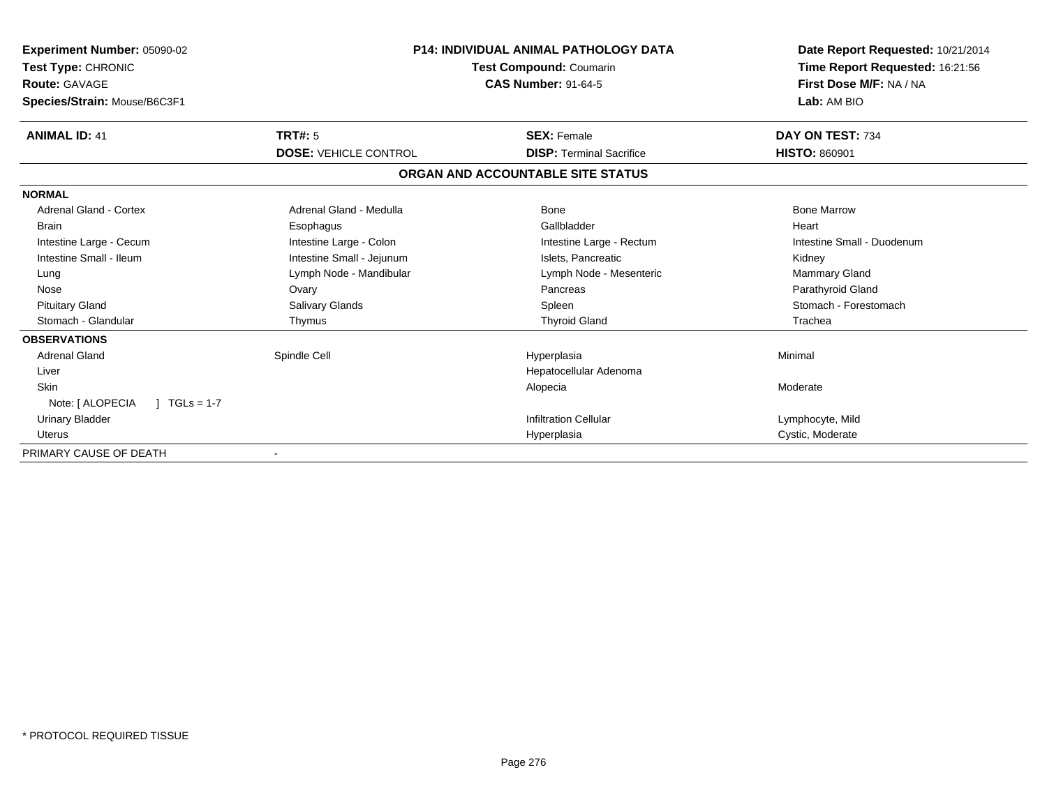**Experiment Number:** 05090-02
**Test Type:** CHRONIC
**Route:** GAVAGE
**Species/Strain:** Mouse/B6C3F1

**P14: INDIVIDUAL ANIMAL PATHOLOGY DATA**
**Test Compound:** Coumarin
**CAS Number:** 91-64-5

**Date Report Requested:** 10/21/2014
**Time Report Requested:** 16:21:56
**First Dose M/F:** NA / NA
**Lab:** AM BIO

| **ANIMAL ID:** 41 | **TRT#:** 5 | **SEX:** Female | **DAY ON TEST:** 734 |
|---|---|---|---|
| | **DOSE:** VEHICLE CONTROL | **DISP:** Terminal Sacrifice | **HISTO:** 860901 |

**ORGAN AND ACCOUNTABLE SITE STATUS**

| | | | |
|---|---|---|---|
| **NORMAL** | | | |
| Adrenal Gland - Cortex | Adrenal Gland - Medulla | Bone | Bone Marrow |
| Brain | Esophagus | Gallbladder | Heart |
| Intestine Large - Cecum | Intestine Large - Colon | Intestine Large - Rectum | Intestine Small - Duodenum |
| Intestine Small - Ileum | Intestine Small - Jejunum | Islets, Pancreatic | Kidney |
| Lung | Lymph Node - Mandibular | Lymph Node - Mesenteric | Mammary Gland |
| Nose | Ovary | Pancreas | Parathyroid Gland |
| Pituitary Gland | Salivary Glands | Spleen | Stomach - Forestomach |
| Stomach - Glandular | Thymus | Thyroid Gland | Trachea |
| **OBSERVATIONS** | | | |
| Adrenal Gland | Spindle Cell | Hyperplasia | Minimal |
| Liver | | Hepatocellular Adenoma | |
| Skin | | Alopecia | Moderate |
| Note: [ ALOPECIA ] TGLs = 1-7 | | | |
| Urinary Bladder | | Infiltration Cellular | Lymphocyte, Mild |
| Uterus | | Hyperplasia | Cystic, Moderate |
| PRIMARY CAUSE OF DEATH | - | | |

\* PROTOCOL REQUIRED TISSUE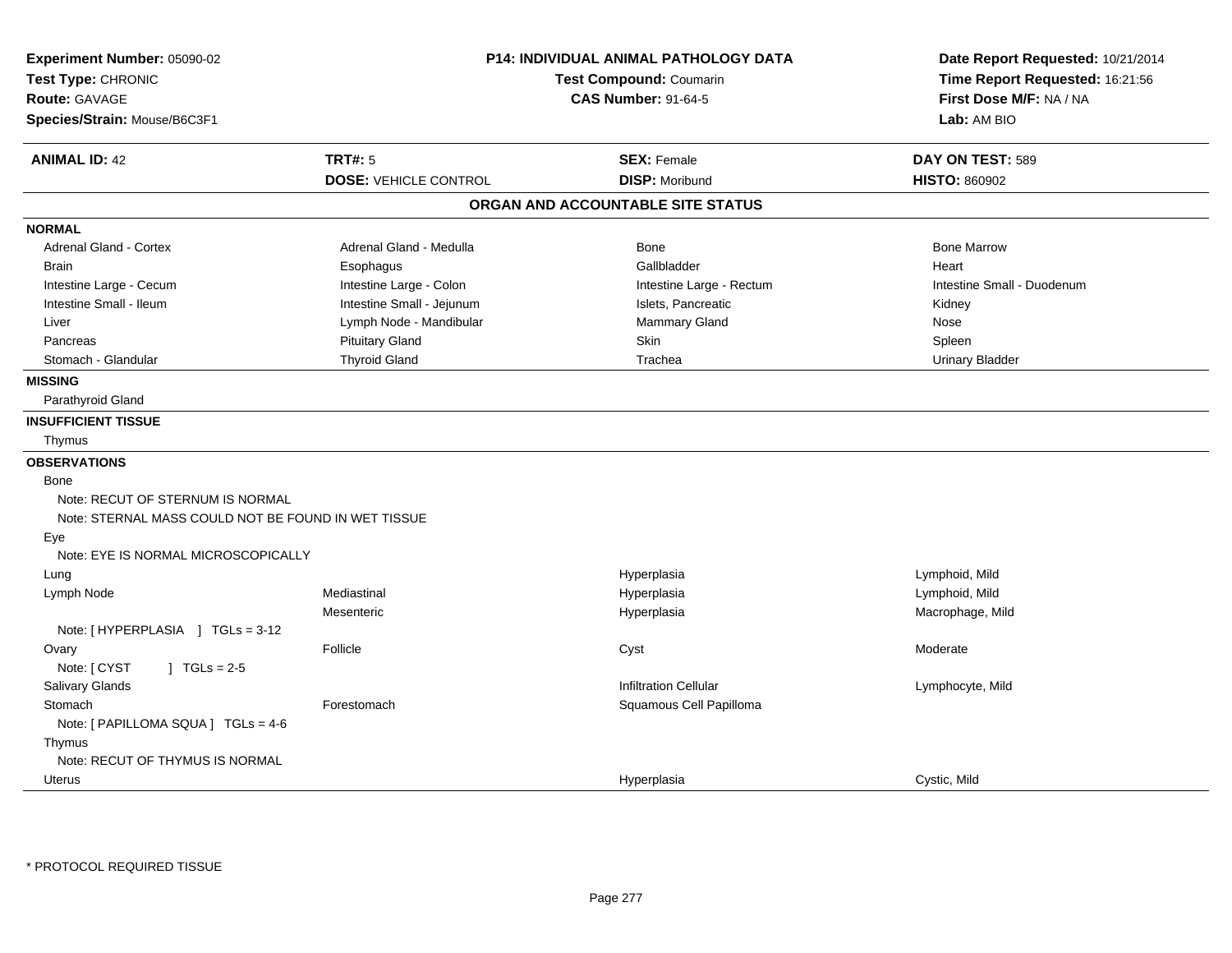**Experiment Number:** 05090-02
**Test Type:** CHRONIC
**Route:** GAVAGE
**Species/Strain:** Mouse/B6C3F1

**P14: INDIVIDUAL ANIMAL PATHOLOGY DATA**
**Test Compound:** Coumarin
**CAS Number:** 91-64-5

**Date Report Requested:** 10/21/2014
**Time Report Requested:** 16:21:56
**First Dose M/F:** NA / NA
**Lab:** AM BIO

| **ANIMAL ID:** 42 | **TRT#:** 5 | **SEX:** Female | **DAY ON TEST:** 589 |
|---|---|---|---|
| | **DOSE:** VEHICLE CONTROL | **DISP:** Moribund | **HISTO:** 860902 |

## ORGAN AND ACCOUNTABLE SITE STATUS

**NORMAL**

| | | | |
|---|---|---|---|
| Adrenal Gland - Cortex | Adrenal Gland - Medulla | Bone | Bone Marrow |
| Brain | Esophagus | Gallbladder | Heart |
| Intestine Large - Cecum | Intestine Large - Colon | Intestine Large - Rectum | Intestine Small - Duodenum |
| Intestine Small - Ileum | Intestine Small - Jejunum | Islets, Pancreatic | Kidney |
| Liver | Lymph Node - Mandibular | Mammary Gland | Nose |
| Pancreas | Pituitary Gland | Skin | Spleen |
| Stomach - Glandular | Thyroid Gland | Trachea | Urinary Bladder |

**MISSING**

Parathyroid Gland

**INSUFFICIENT TISSUE**

Thymus

**OBSERVATIONS**

| | | | |
|---|---|---|---|
| Bone | | | |
| Note: RECUT OF STERNUM IS NORMAL | | | |
| Note: STERNAL MASS COULD NOT BE FOUND IN WET TISSUE | | | |
| Eye | | | |
| Note: EYE IS NORMAL MICROSCOPICALLY | | | |
| Lung | | Hyperplasia | Lymphoid, Mild |
| Lymph Node | Mediastinal | Hyperplasia | Lymphoid, Mild |
| | Mesenteric | Hyperplasia | Macrophage, Mild |
| Note: [ HYPERPLASIA ] TGLs = 3-12 | | | |
| Ovary | Follicle | Cyst | Moderate |
| Note: [ CYST ] TGLs = 2-5 | | | |
| Salivary Glands | | Infiltration Cellular | Lymphocyte, Mild |
| Stomach | Forestomach | Squamous Cell Papilloma | |
| Note: [ PAPILLOMA SQUA ] TGLs = 4-6 | | | |
| Thymus | | | |
| Note: RECUT OF THYMUS IS NORMAL | | | |
| Uterus | | Hyperplasia | Cystic, Mild |

* PROTOCOL REQUIRED TISSUE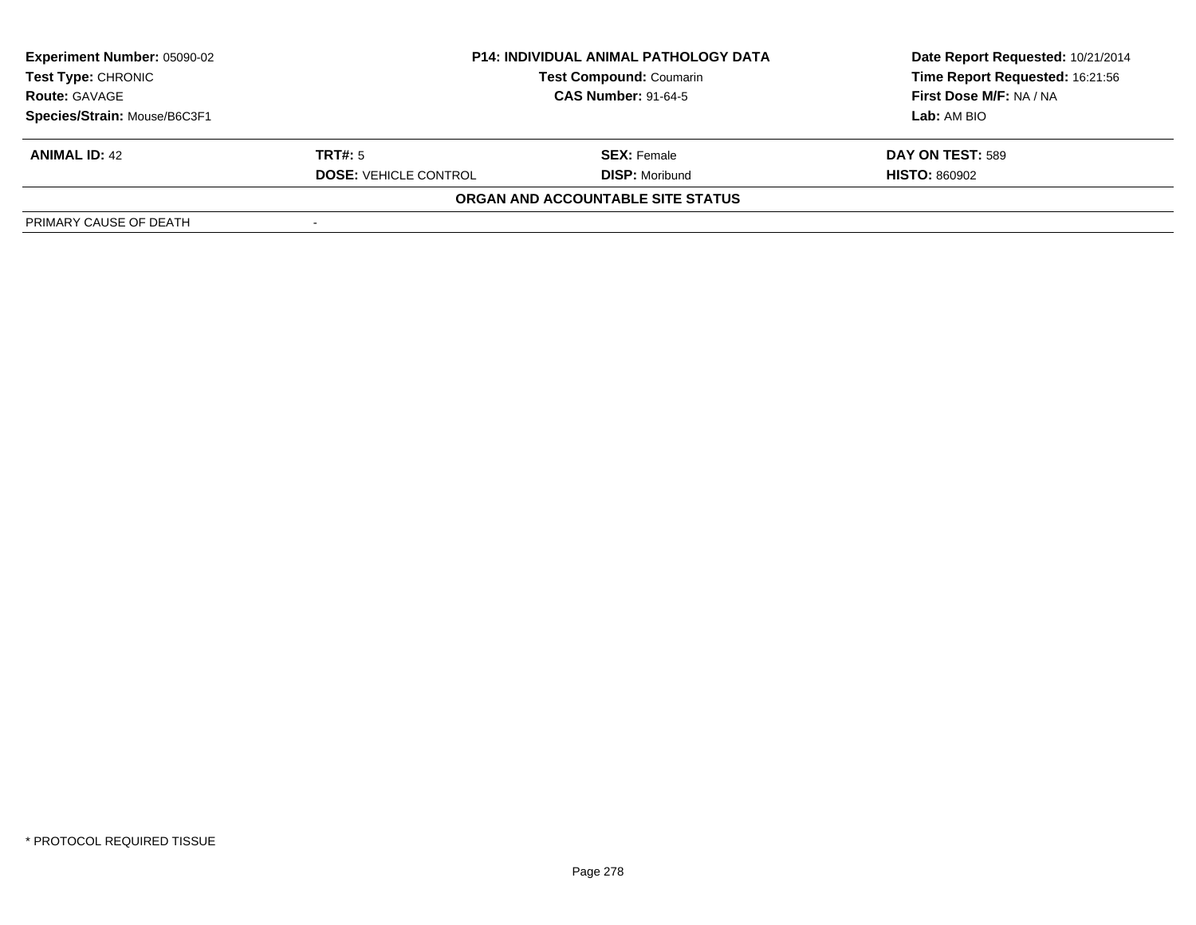**Experiment Number:** 05090-02
**Test Type:** CHRONIC
**Route:** GAVAGE
**Species/Strain:** Mouse/B6C3F1

**P14: INDIVIDUAL ANIMAL PATHOLOGY DATA**
**Test Compound:** Coumarin
**CAS Number:** 91-64-5

**Date Report Requested:** 10/21/2014
**Time Report Requested:** 16:21:56
**First Dose M/F:** NA / NA
**Lab:** AM BIO

| **ANIMAL ID:** 42 | **TRT#:** 5 | **SEX:** Female | **DAY ON TEST:** 589 |
|---|---|---|---|
| | **DOSE:** VEHICLE CONTROL | **DISP:** Moribund | **HISTO:** 860902 |

**ORGAN AND ACCOUNTABLE SITE STATUS**

| PRIMARY CAUSE OF DEATH | - |
|---|---|

* PROTOCOL REQUIRED TISSUE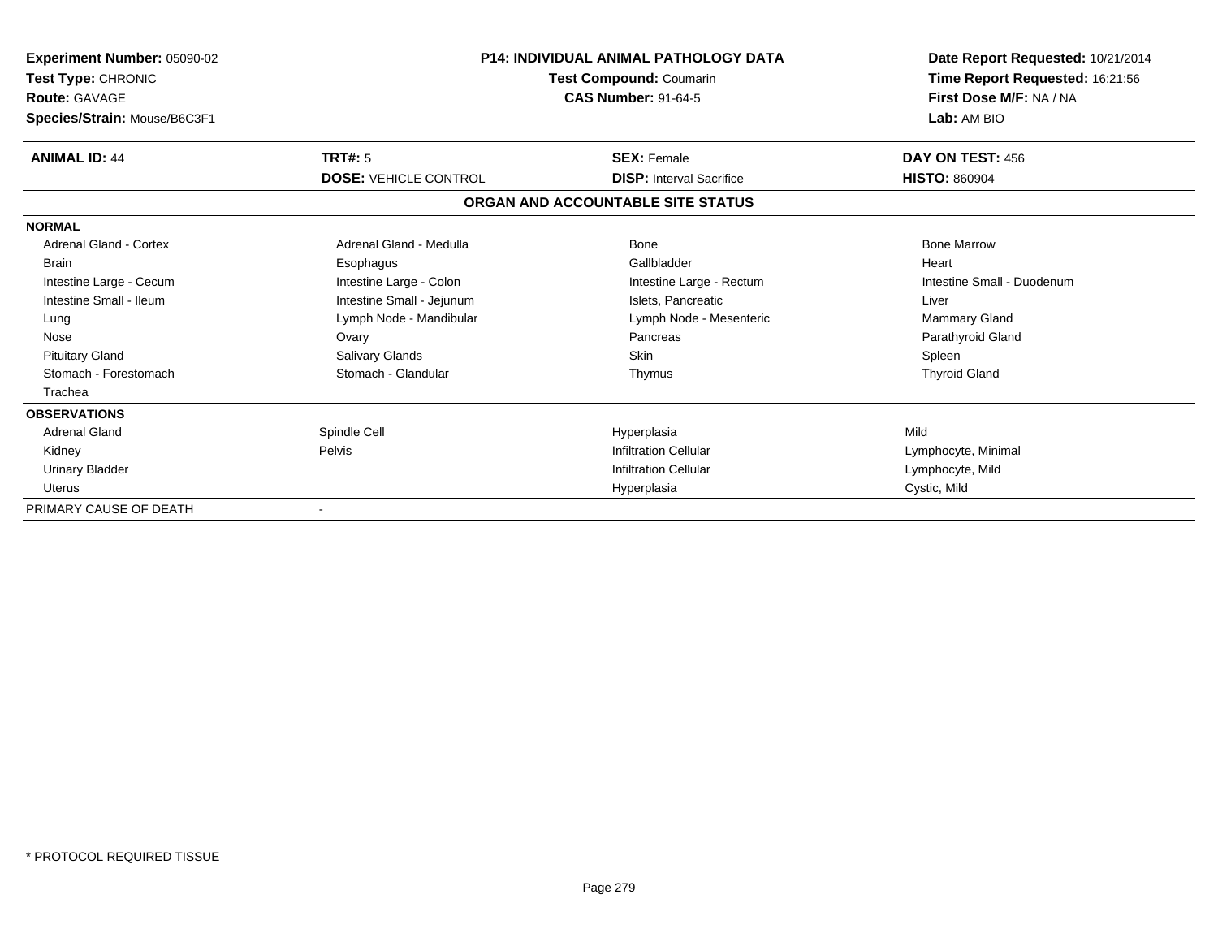**Experiment Number:** 05090-02
**Test Type:** CHRONIC
**Route:** GAVAGE
**Species/Strain:** Mouse/B6C3F1

**P14: INDIVIDUAL ANIMAL PATHOLOGY DATA**
**Test Compound:** Coumarin
**CAS Number:** 91-64-5

**Date Report Requested:** 10/21/2014
**Time Report Requested:** 16:21:56
**First Dose M/F:** NA / NA
**Lab:** AM BIO

| **ANIMAL ID:** 44 | **TRT#:** 5 | **SEX:** Female | **DAY ON TEST:** 456 |
|---|---|---|---|
| | **DOSE:** VEHICLE CONTROL | **DISP:** Interval Sacrifice | **HISTO:** 860904 |

## ORGAN AND ACCOUNTABLE SITE STATUS

| | | | |
|---|---|---|---|
| **NORMAL** | | | |
| Adrenal Gland - Cortex | Adrenal Gland - Medulla | Bone | Bone Marrow |
| Brain | Esophagus | Gallbladder | Heart |
| Intestine Large - Cecum | Intestine Large - Colon | Intestine Large - Rectum | Intestine Small - Duodenum |
| Intestine Small - Ileum | Intestine Small - Jejunum | Islets, Pancreatic | Liver |
| Lung | Lymph Node - Mandibular | Lymph Node - Mesenteric | Mammary Gland |
| Nose | Ovary | Pancreas | Parathyroid Gland |
| Pituitary Gland | Salivary Glands | Skin | Spleen |
| Stomach - Forestomach | Stomach - Glandular | Thymus | Thyroid Gland |
| Trachea | | | |
| **OBSERVATIONS** | | | |
| Adrenal Gland | Spindle Cell | Hyperplasia | Mild |
| Kidney | Pelvis | Infiltration Cellular | Lymphocyte, Minimal |
| Urinary Bladder | | Infiltration Cellular | Lymphocyte, Mild |
| Uterus | | Hyperplasia | Cystic, Mild |
| PRIMARY CAUSE OF DEATH | - | | |

* PROTOCOL REQUIRED TISSUE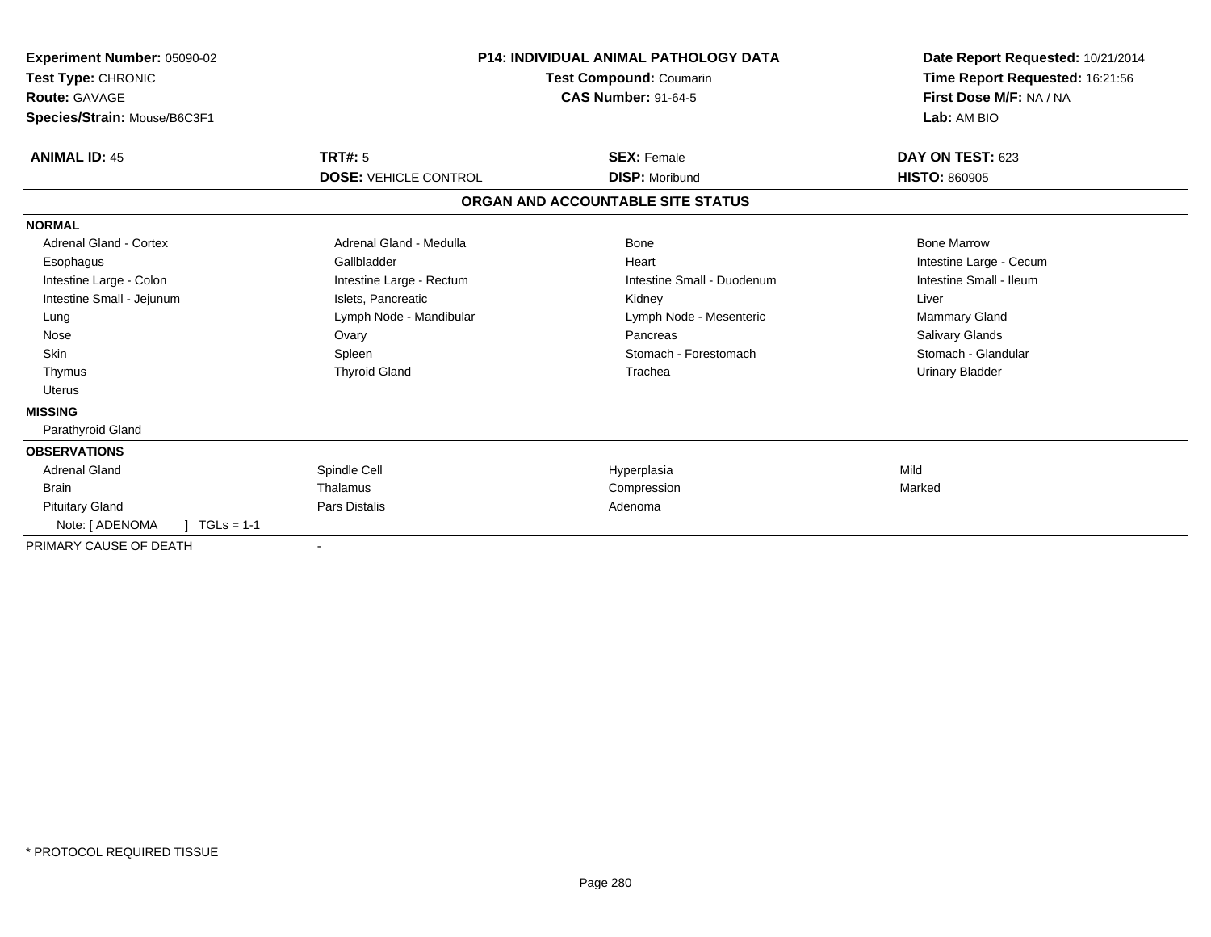**Experiment Number:** 05090-02
**Test Type:** CHRONIC
**Route:** GAVAGE
**Species/Strain:** Mouse/B6C3F1

**P14: INDIVIDUAL ANIMAL PATHOLOGY DATA**
**Test Compound:** Coumarin
**CAS Number:** 91-64-5

**Date Report Requested:** 10/21/2014
**Time Report Requested:** 16:21:56
**First Dose M/F:** NA / NA
**Lab:** AM BIO

| **ANIMAL ID:** 45 | **TRT#:** 5 | **SEX:** Female | **DAY ON TEST:** 623 |
|---|---|---|---|
| | **DOSE:** VEHICLE CONTROL | **DISP:** Moribund | **HISTO:** 860905 |

## ORGAN AND ACCOUNTABLE SITE STATUS

**NORMAL**

| | | | |
|---|---|---|---|
| Adrenal Gland - Cortex | Adrenal Gland - Medulla | Bone | Bone Marrow |
| Esophagus | Gallbladder | Heart | Intestine Large - Cecum |
| Intestine Large - Colon | Intestine Large - Rectum | Intestine Small - Duodenum | Intestine Small - Ileum |
| Intestine Small - Jejunum | Islets, Pancreatic | Kidney | Liver |
| Lung | Lymph Node - Mandibular | Lymph Node - Mesenteric | Mammary Gland |
| Nose | Ovary | Pancreas | Salivary Glands |
| Skin | Spleen | Stomach - Forestomach | Stomach - Glandular |
| Thymus | Thyroid Gland | Trachea | Urinary Bladder |
| Uterus | | | |

**MISSING**

Parathyroid Gland

**OBSERVATIONS**

| | | | |
|---|---|---|---|
| Adrenal Gland | Spindle Cell | Hyperplasia | Mild |
| Brain | Thalamus | Compression | Marked |
| Pituitary Gland | Pars Distalis | Adenoma | |
| Note: [ ADENOMA ] TGLs = 1-1 | | | |

PRIMARY CAUSE OF DEATH -

* PROTOCOL REQUIRED TISSUE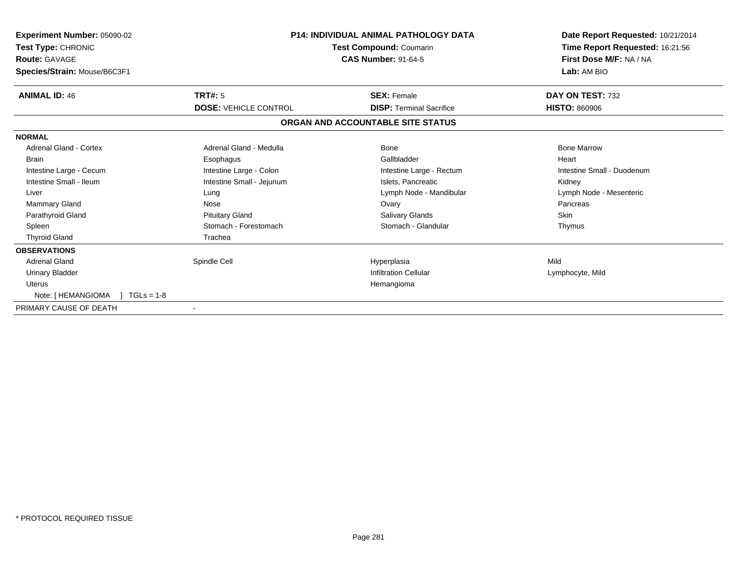**Experiment Number:** 05090-02
**Test Type:** CHRONIC
**Route:** GAVAGE
**Species/Strain:** Mouse/B6C3F1

**P14: INDIVIDUAL ANIMAL PATHOLOGY DATA**
**Test Compound:** Coumarin
**CAS Number:** 91-64-5

**Date Report Requested:** 10/21/2014
**Time Report Requested:** 16:21:56
**First Dose M/F:** NA / NA
**Lab:** AM BIO

| **ANIMAL ID:** 46 | **TRT#:** 5 | **SEX:** Female | **DAY ON TEST:** 732 |
|---|---|---|---|
| | **DOSE:** VEHICLE CONTROL | **DISP:** Terminal Sacrifice | **HISTO:** 860906 |

**ORGAN AND ACCOUNTABLE SITE STATUS**

**NORMAL**

| | | | |
|---|---|---|---|
| Adrenal Gland - Cortex | Adrenal Gland - Medulla | Bone | Bone Marrow |
| Brain | Esophagus | Gallbladder | Heart |
| Intestine Large - Cecum | Intestine Large - Colon | Intestine Large - Rectum | Intestine Small - Duodenum |
| Intestine Small - Ileum | Intestine Small - Jejunum | Islets, Pancreatic | Kidney |
| Liver | Lung | Lymph Node - Mandibular | Lymph Node - Mesenteric |
| Mammary Gland | Nose | Ovary | Pancreas |
| Parathyroid Gland | Pituitary Gland | Salivary Glands | Skin |
| Spleen | Stomach - Forestomach | Stomach - Glandular | Thymus |
| Thyroid Gland | Trachea | | |

**OBSERVATIONS**

| | | | |
|---|---|---|---|
| Adrenal Gland | Spindle Cell | Hyperplasia | Mild |
| Urinary Bladder | | Infiltration Cellular | Lymphocyte, Mild |
| Uterus | | Hemangioma | |
| Note: [ HEMANGIOMA ] TGLs = 1-8 | | | |

PRIMARY CAUSE OF DEATH -

\* PROTOCOL REQUIRED TISSUE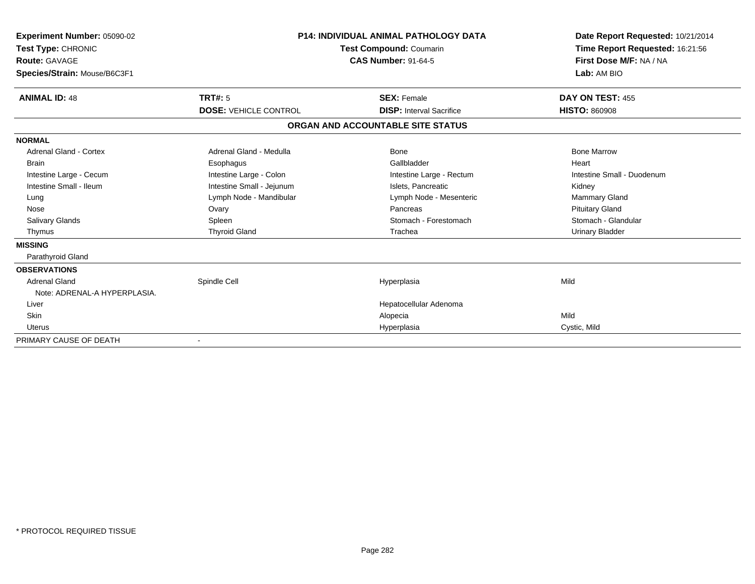**Experiment Number:** 05090-02
**Test Type:** CHRONIC
**Route:** GAVAGE
**Species/Strain:** Mouse/B6C3F1

**P14: INDIVIDUAL ANIMAL PATHOLOGY DATA**
**Test Compound:** Coumarin
**CAS Number:** 91-64-5

**Date Report Requested:** 10/21/2014
**Time Report Requested:** 16:21:56
**First Dose M/F:** NA / NA
**Lab:** AM BIO

| **ANIMAL ID:** 48 | **TRT#:** 5 | **SEX:** Female | **DAY ON TEST:** 455 |
|---|---|---|---|
| | **DOSE:** VEHICLE CONTROL | **DISP:** Interval Sacrifice | **HISTO:** 860908 |

**ORGAN AND ACCOUNTABLE SITE STATUS**

| | | | |
|---|---|---|---|
| **NORMAL** | | | |
| Adrenal Gland - Cortex | Adrenal Gland - Medulla | Bone | Bone Marrow |
| Brain | Esophagus | Gallbladder | Heart |
| Intestine Large - Cecum | Intestine Large - Colon | Intestine Large - Rectum | Intestine Small - Duodenum |
| Intestine Small - Ileum | Intestine Small - Jejunum | Islets, Pancreatic | Kidney |
| Lung | Lymph Node - Mandibular | Lymph Node - Mesenteric | Mammary Gland |
| Nose | Ovary | Pancreas | Pituitary Gland |
| Salivary Glands | Spleen | Stomach - Forestomach | Stomach - Glandular |
| Thymus | Thyroid Gland | Trachea | Urinary Bladder |
| **MISSING** | | | |
| Parathyroid Gland | | | |
| **OBSERVATIONS** | | | |
| Adrenal Gland | Spindle Cell | Hyperplasia | Mild |
| Note: ADRENAL-A HYPERPLASIA. | | | |
| Liver | | Hepatocellular Adenoma | |
| Skin | | Alopecia | Mild |
| Uterus | | Hyperplasia | Cystic, Mild |
| PRIMARY CAUSE OF DEATH | - | | |

\* PROTOCOL REQUIRED TISSUE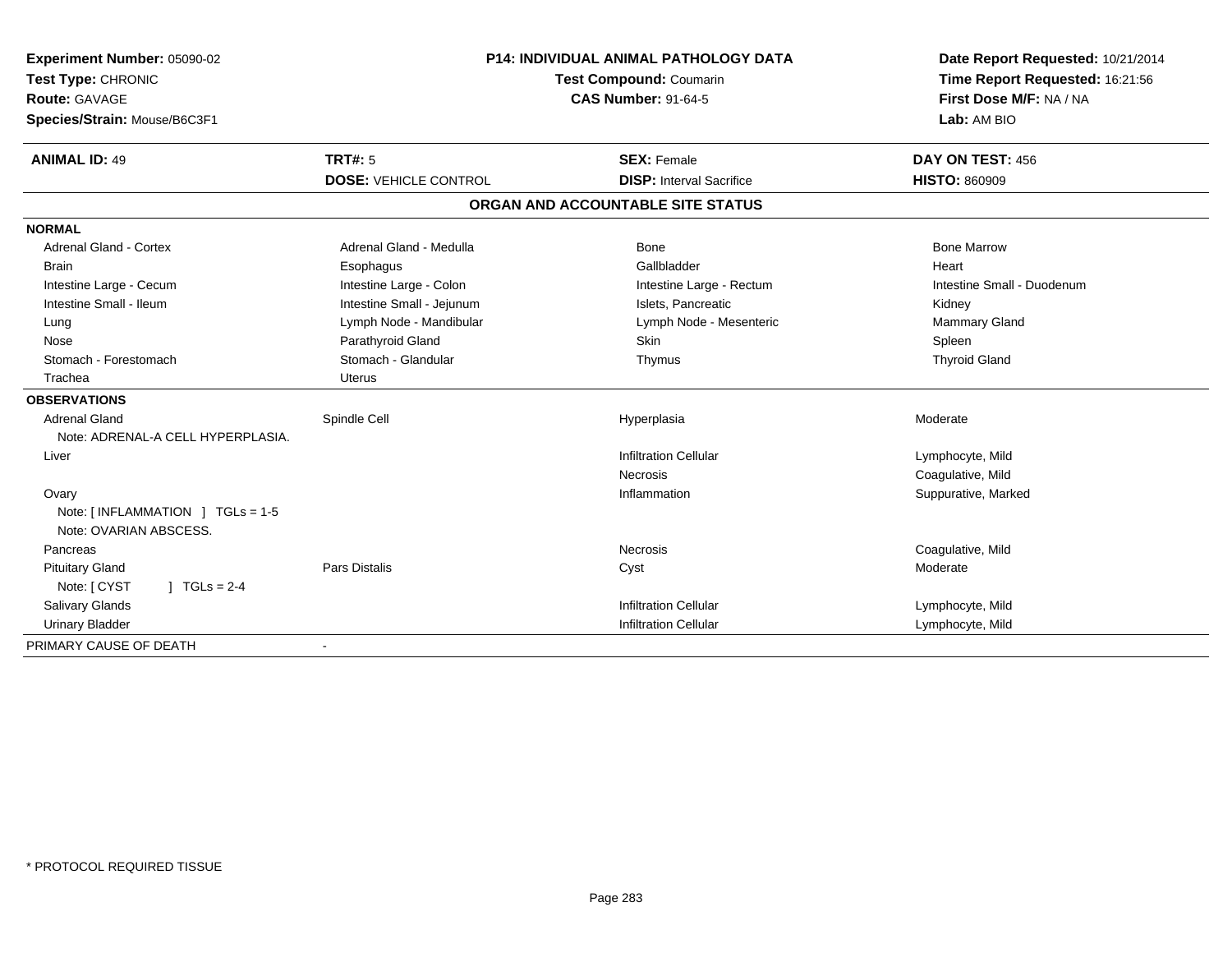**Experiment Number:** 05090-02
**Test Type:** CHRONIC
**Route:** GAVAGE
**Species/Strain:** Mouse/B6C3F1

**P14: INDIVIDUAL ANIMAL PATHOLOGY DATA**
**Test Compound:** Coumarin
**CAS Number:** 91-64-5

**Date Report Requested:** 10/21/2014
**Time Report Requested:** 16:21:56
**First Dose M/F:** NA / NA
**Lab:** AM BIO

| **ANIMAL ID:** 49 | **TRT#:** 5 | **SEX:** Female | **DAY ON TEST:** 456 |
|---|---|---|---|
| | **DOSE:** VEHICLE CONTROL | **DISP:** Interval Sacrifice | **HISTO:** 860909 |

## ORGAN AND ACCOUNTABLE SITE STATUS

| | | | |
|---|---|---|---|
| **NORMAL** | | | |
| Adrenal Gland - Cortex | Adrenal Gland - Medulla | Bone | Bone Marrow |
| Brain | Esophagus | Gallbladder | Heart |
| Intestine Large - Cecum | Intestine Large - Colon | Intestine Large - Rectum | Intestine Small - Duodenum |
| Intestine Small - Ileum | Intestine Small - Jejunum | Islets, Pancreatic | Kidney |
| Lung | Lymph Node - Mandibular | Lymph Node - Mesenteric | Mammary Gland |
| Nose | Parathyroid Gland | Skin | Spleen |
| Stomach - Forestomach | Stomach - Glandular | Thymus | Thyroid Gland |
| Trachea | Uterus | | |
| **OBSERVATIONS** | | | |
| Adrenal Gland | Spindle Cell | Hyperplasia | Moderate |
| Note: ADRENAL-A CELL HYPERPLASIA. | | | |
| Liver | | Infiltration Cellular | Lymphocyte, Mild |
| | | Necrosis | Coagulative, Mild |
| Ovary | | Inflammation | Suppurative, Marked |
| Note: [ INFLAMMATION ] TGLs = 1-5 | | | |
| Note: OVARIAN ABSCESS. | | | |
| Pancreas | | Necrosis | Coagulative, Mild |
| Pituitary Gland | Pars Distalis | Cyst | Moderate |
| Note: [ CYST ] TGLs = 2-4 | | | |
| Salivary Glands | | Infiltration Cellular | Lymphocyte, Mild |
| Urinary Bladder | | Infiltration Cellular | Lymphocyte, Mild |
| PRIMARY CAUSE OF DEATH | - | | |

* PROTOCOL REQUIRED TISSUE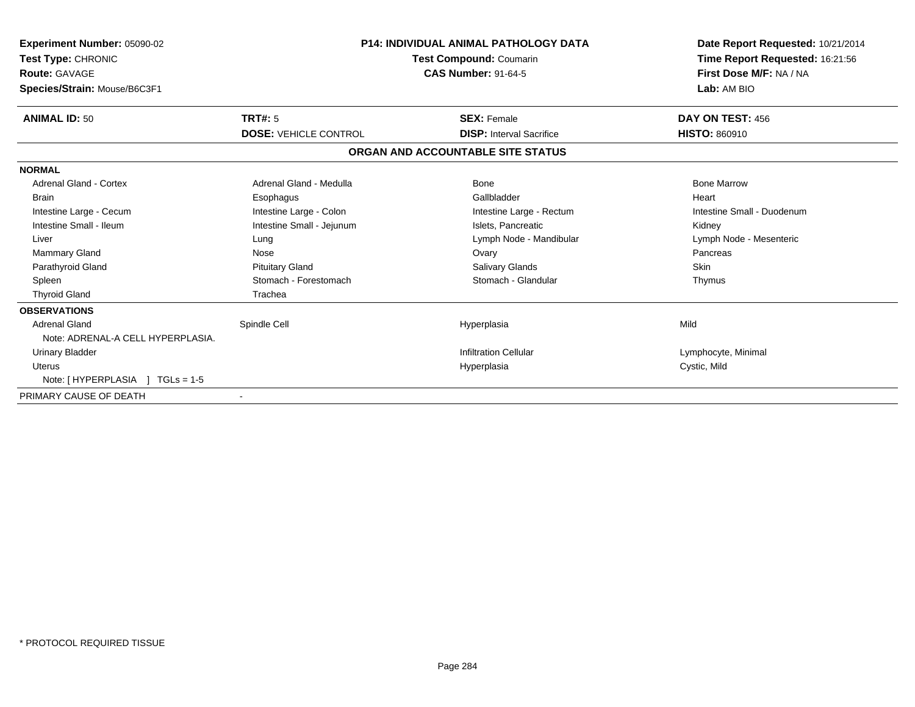**Experiment Number:** 05090-02
**Test Type:** CHRONIC
**Route:** GAVAGE
**Species/Strain:** Mouse/B6C3F1

**P14: INDIVIDUAL ANIMAL PATHOLOGY DATA**
**Test Compound:** Coumarin
**CAS Number:** 91-64-5

**Date Report Requested:** 10/21/2014
**Time Report Requested:** 16:21:56
**First Dose M/F:** NA / NA
**Lab:** AM BIO

| **ANIMAL ID:** 50 | **TRT#:** 5 | **SEX:** Female | **DAY ON TEST:** 456 |
|---|---|---|---|
| | **DOSE:** VEHICLE CONTROL | **DISP:** Interval Sacrifice | **HISTO:** 860910 |

## ORGAN AND ACCOUNTABLE SITE STATUS

**NORMAL**

| | | | |
|---|---|---|---|
| Adrenal Gland - Cortex | Adrenal Gland - Medulla | Bone | Bone Marrow |
| Brain | Esophagus | Gallbladder | Heart |
| Intestine Large - Cecum | Intestine Large - Colon | Intestine Large - Rectum | Intestine Small - Duodenum |
| Intestine Small - Ileum | Intestine Small - Jejunum | Islets, Pancreatic | Kidney |
| Liver | Lung | Lymph Node - Mandibular | Lymph Node - Mesenteric |
| Mammary Gland | Nose | Ovary | Pancreas |
| Parathyroid Gland | Pituitary Gland | Salivary Glands | Skin |
| Spleen | Stomach - Forestomach | Stomach - Glandular | Thymus |
| Thyroid Gland | Trachea | | |

**OBSERVATIONS**

| | | | |
|---|---|---|---|
| Adrenal Gland | Spindle Cell | Hyperplasia | Mild |
| Note: ADRENAL-A CELL HYPERPLASIA. | | | |
| Urinary Bladder | | Infiltration Cellular | Lymphocyte, Minimal |
| Uterus | | Hyperplasia | Cystic, Mild |
| Note: [ HYPERPLASIA ] TGLs = 1-5 | | | |

PRIMARY CAUSE OF DEATH -

* PROTOCOL REQUIRED TISSUE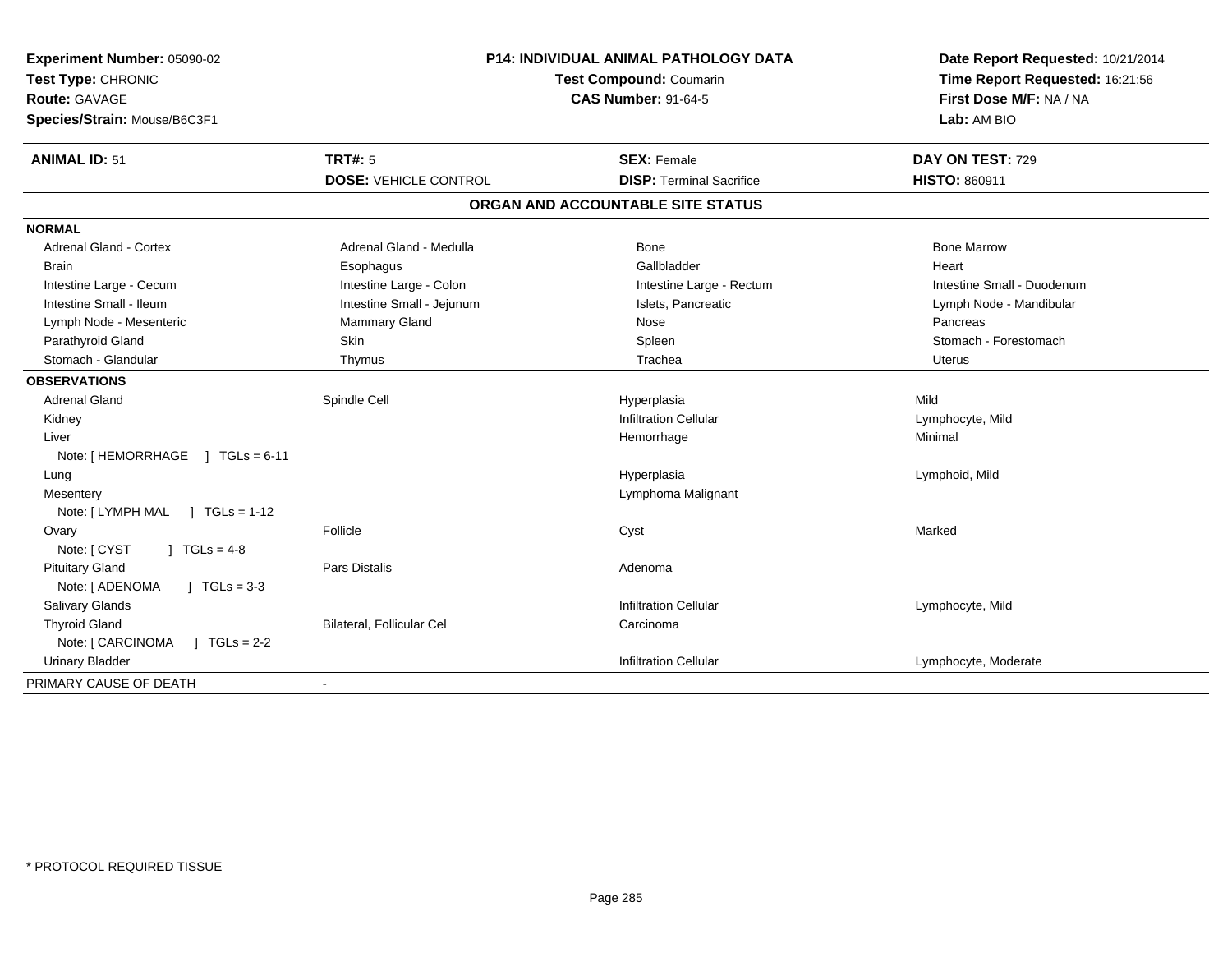**Experiment Number:** 05090-02
**Test Type:** CHRONIC
**Route:** GAVAGE
**Species/Strain:** Mouse/B6C3F1

**P14: INDIVIDUAL ANIMAL PATHOLOGY DATA**
**Test Compound:** Coumarin
**CAS Number:** 91-64-5

**Date Report Requested:** 10/21/2014
**Time Report Requested:** 16:21:56
**First Dose M/F:** NA / NA
**Lab:** AM BIO

| **ANIMAL ID:** 51 | **TRT#:** 5 | **SEX:** Female | **DAY ON TEST:** 729 |
|---|---|---|---|
| | **DOSE:** VEHICLE CONTROL | **DISP:** Terminal Sacrifice | **HISTO:** 860911 |

## ORGAN AND ACCOUNTABLE SITE STATUS

**NORMAL**

| | | | |
|---|---|---|---|
| Adrenal Gland - Cortex | Adrenal Gland - Medulla | Bone | Bone Marrow |
| Brain | Esophagus | Gallbladder | Heart |
| Intestine Large - Cecum | Intestine Large - Colon | Intestine Large - Rectum | Intestine Small - Duodenum |
| Intestine Small - Ileum | Intestine Small - Jejunum | Islets, Pancreatic | Lymph Node - Mandibular |
| Lymph Node - Mesenteric | Mammary Gland | Nose | Pancreas |
| Parathyroid Gland | Skin | Spleen | Stomach - Forestomach |
| Stomach - Glandular | Thymus | Trachea | Uterus |

**OBSERVATIONS**

| | | | |
|---|---|---|---|
| Adrenal Gland | Spindle Cell | Hyperplasia | Mild |
| Kidney | | Infiltration Cellular | Lymphocyte, Mild |
| Liver | | Hemorrhage | Minimal |
| Note: [ HEMORRHAGE ] TGLs = 6-11 | | | |
| Lung | | Hyperplasia | Lymphoid, Mild |
| Mesentery | | Lymphoma Malignant | |
| Note: [ LYMPH MAL ] TGLs = 1-12 | | | |
| Ovary | Follicle | Cyst | Marked |
| Note: [ CYST ] TGLs = 4-8 | | | |
| Pituitary Gland | Pars Distalis | Adenoma | |
| Note: [ ADENOMA ] TGLs = 3-3 | | | |
| Salivary Glands | | Infiltration Cellular | Lymphocyte, Mild |
| Thyroid Gland | Bilateral, Follicular Cel | Carcinoma | |
| Note: [ CARCINOMA ] TGLs = 2-2 | | | |
| Urinary Bladder | | Infiltration Cellular | Lymphocyte, Moderate |

| | |
|---|---|
| PRIMARY CAUSE OF DEATH | - |

* PROTOCOL REQUIRED TISSUE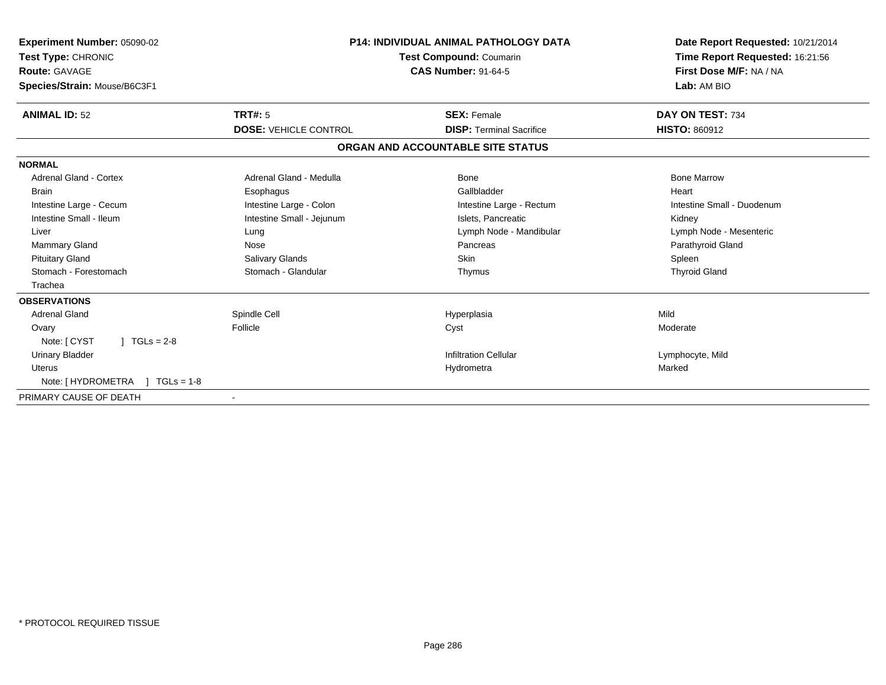**Experiment Number:** 05090-02
**Test Type:** CHRONIC
**Route:** GAVAGE
**Species/Strain:** Mouse/B6C3F1

**P14: INDIVIDUAL ANIMAL PATHOLOGY DATA**
**Test Compound:** Coumarin
**CAS Number:** 91-64-5

**Date Report Requested:** 10/21/2014
**Time Report Requested:** 16:21:56
**First Dose M/F:** NA / NA
**Lab:** AM BIO

| **ANIMAL ID:** 52 | **TRT#:** 5 | **SEX:** Female | **DAY ON TEST:** 734 |
|---|---|---|---|
| | **DOSE:** VEHICLE CONTROL | **DISP:** Terminal Sacrifice | **HISTO:** 860912 |

## ORGAN AND ACCOUNTABLE SITE STATUS

**NORMAL**

| | | | |
|---|---|---|---|
| Adrenal Gland - Cortex | Adrenal Gland - Medulla | Bone | Bone Marrow |
| Brain | Esophagus | Gallbladder | Heart |
| Intestine Large - Cecum | Intestine Large - Colon | Intestine Large - Rectum | Intestine Small - Duodenum |
| Intestine Small - Ileum | Intestine Small - Jejunum | Islets, Pancreatic | Kidney |
| Liver | Lung | Lymph Node - Mandibular | Lymph Node - Mesenteric |
| Mammary Gland | Nose | Pancreas | Parathyroid Gland |
| Pituitary Gland | Salivary Glands | Skin | Spleen |
| Stomach - Forestomach | Stomach - Glandular | Thymus | Thyroid Gland |
| Trachea | | | |

**OBSERVATIONS**

| | | | |
|---|---|---|---|
| Adrenal Gland | Spindle Cell | Hyperplasia | Mild |
| Ovary | Follicle | Cyst | Moderate |
| Note: [ CYST ] TGLs = 2-8 | | | |
| Urinary Bladder | | Infiltration Cellular | Lymphocyte, Mild |
| Uterus | | Hydrometra | Marked |
| Note: [ HYDROMETRA ] TGLs = 1-8 | | | |

PRIMARY CAUSE OF DEATH -

\* PROTOCOL REQUIRED TISSUE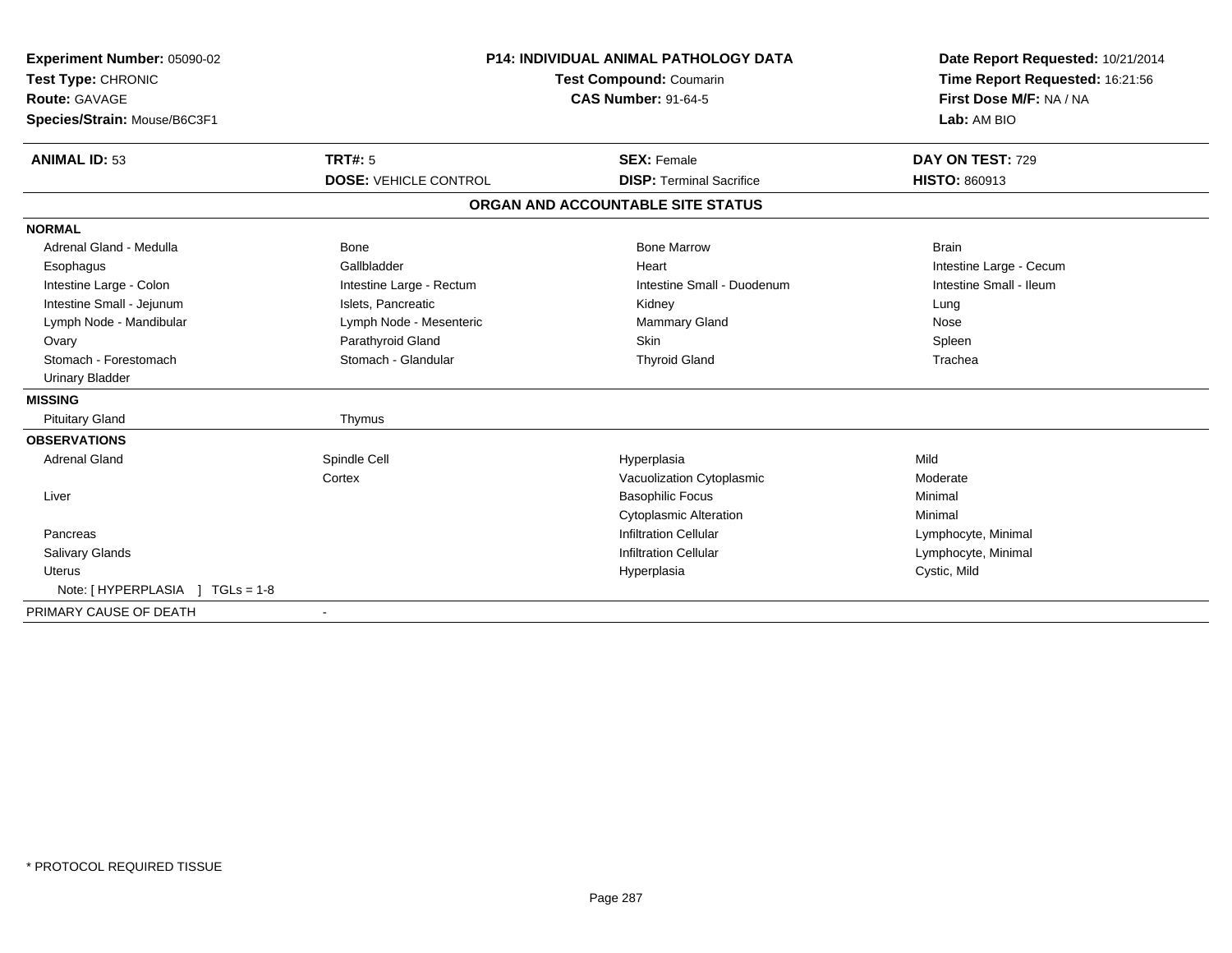**Experiment Number:** 05090-02
**Test Type:** CHRONIC
**Route:** GAVAGE
**Species/Strain:** Mouse/B6C3F1

**P14: INDIVIDUAL ANIMAL PATHOLOGY DATA**
**Test Compound:** Coumarin
**CAS Number:** 91-64-5

**Date Report Requested:** 10/21/2014
**Time Report Requested:** 16:21:56
**First Dose M/F:** NA / NA
**Lab:** AM BIO

| **ANIMAL ID:** 53 | **TRT#:** 5 | **SEX:** Female | **DAY ON TEST:** 729 |
|---|---|---|---|
| | **DOSE:** VEHICLE CONTROL | **DISP:** Terminal Sacrifice | **HISTO:** 860913 |

**ORGAN AND ACCOUNTABLE SITE STATUS**

| | | | |
|---|---|---|---|
| **NORMAL** | | | |
| Adrenal Gland - Medulla | Bone | Bone Marrow | Brain |
| Esophagus | Gallbladder | Heart | Intestine Large - Cecum |
| Intestine Large - Colon | Intestine Large - Rectum | Intestine Small - Duodenum | Intestine Small - Ileum |
| Intestine Small - Jejunum | Islets, Pancreatic | Kidney | Lung |
| Lymph Node - Mandibular | Lymph Node - Mesenteric | Mammary Gland | Nose |
| Ovary | Parathyroid Gland | Skin | Spleen |
| Stomach - Forestomach | Stomach - Glandular | Thyroid Gland | Trachea |
| Urinary Bladder | | | |
| **MISSING** | | | |
| Pituitary Gland | Thymus | | |
| **OBSERVATIONS** | | | |
| Adrenal Gland | Spindle Cell | Hyperplasia | Mild |
| | Cortex | Vacuolization Cytoplasmic | Moderate |
| Liver | | Basophilic Focus | Minimal |
| | | Cytoplasmic Alteration | Minimal |
| Pancreas | | Infiltration Cellular | Lymphocyte, Minimal |
| Salivary Glands | | Infiltration Cellular | Lymphocyte, Minimal |
| Uterus | | Hyperplasia | Cystic, Mild |
| Note: [ HYPERPLASIA ] TGLs = 1-8 | | | |
| PRIMARY CAUSE OF DEATH | - | | |

* PROTOCOL REQUIRED TISSUE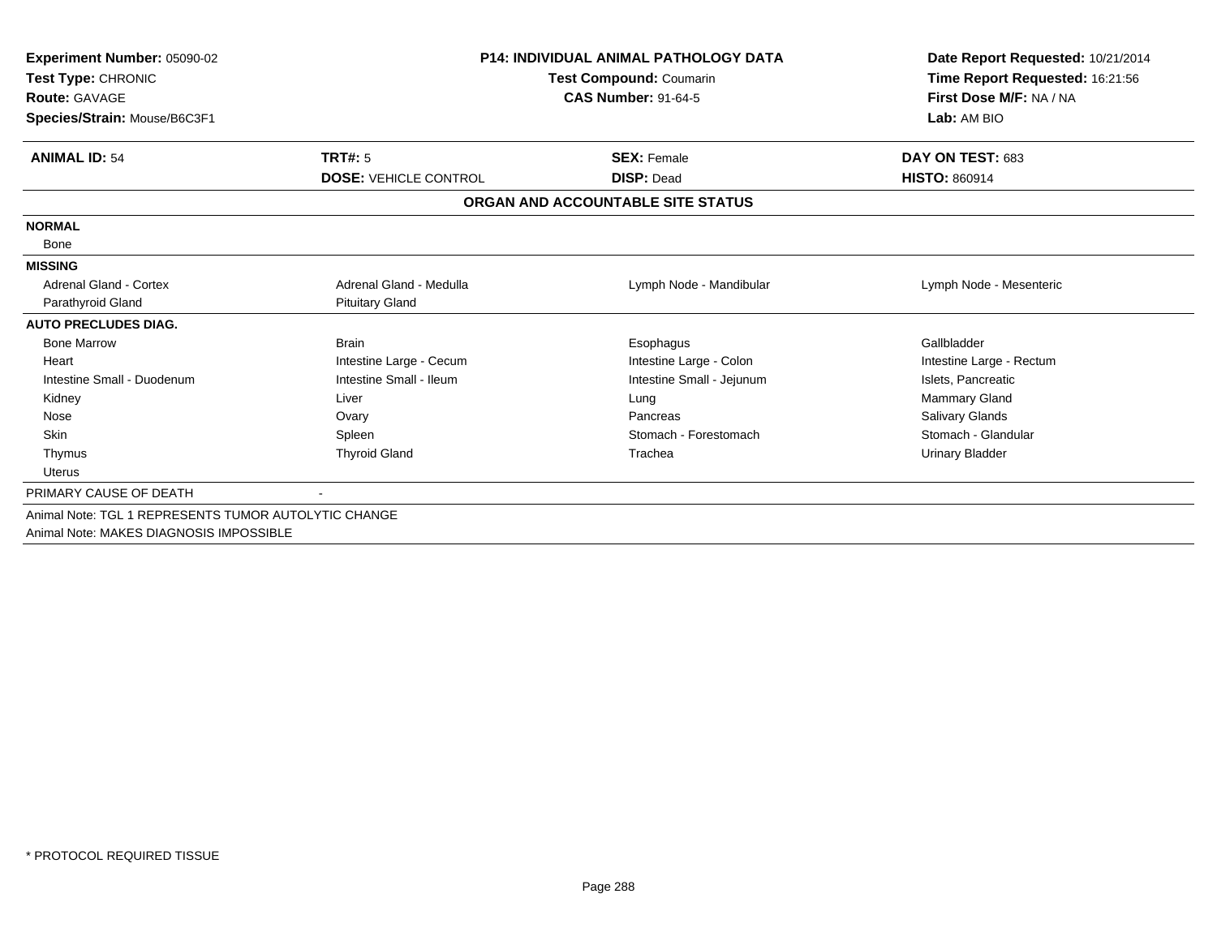**Experiment Number:** 05090-02
**Test Type:** CHRONIC
**Route:** GAVAGE
**Species/Strain:** Mouse/B6C3F1

**P14: INDIVIDUAL ANIMAL PATHOLOGY DATA**
**Test Compound:** Coumarin
**CAS Number:** 91-64-5

**Date Report Requested:** 10/21/2014
**Time Report Requested:** 16:21:56
**First Dose M/F:** NA / NA
**Lab:** AM BIO

| **ANIMAL ID:** 54 | **TRT#:** 5 | **SEX:** Female | **DAY ON TEST:** 683 |
|---|---|---|---|
| | **DOSE:** VEHICLE CONTROL | **DISP:** Dead | **HISTO:** 860914 |

## ORGAN AND ACCOUNTABLE SITE STATUS

| | | | |
|---|---|---|---|
| **NORMAL** | | | |
| Bone | | | |
| **MISSING** | | | |
| Adrenal Gland - Cortex | Adrenal Gland - Medulla | Lymph Node - Mandibular | Lymph Node - Mesenteric |
| Parathyroid Gland | Pituitary Gland | | |
| **AUTO PRECLUDES DIAG.** | | | |
| Bone Marrow | Brain | Esophagus | Gallbladder |
| Heart | Intestine Large - Cecum | Intestine Large - Colon | Intestine Large - Rectum |
| Intestine Small - Duodenum | Intestine Small - Ileum | Intestine Small - Jejunum | Islets, Pancreatic |
| Kidney | Liver | Lung | Mammary Gland |
| Nose | Ovary | Pancreas | Salivary Glands |
| Skin | Spleen | Stomach - Forestomach | Stomach - Glandular |
| Thymus | Thyroid Gland | Trachea | Urinary Bladder |
| Uterus | | | |
| PRIMARY CAUSE OF DEATH | - | | |

Animal Note: TGL 1 REPRESENTS TUMOR AUTOLYTIC CHANGE
Animal Note: MAKES DIAGNOSIS IMPOSSIBLE

* PROTOCOL REQUIRED TISSUE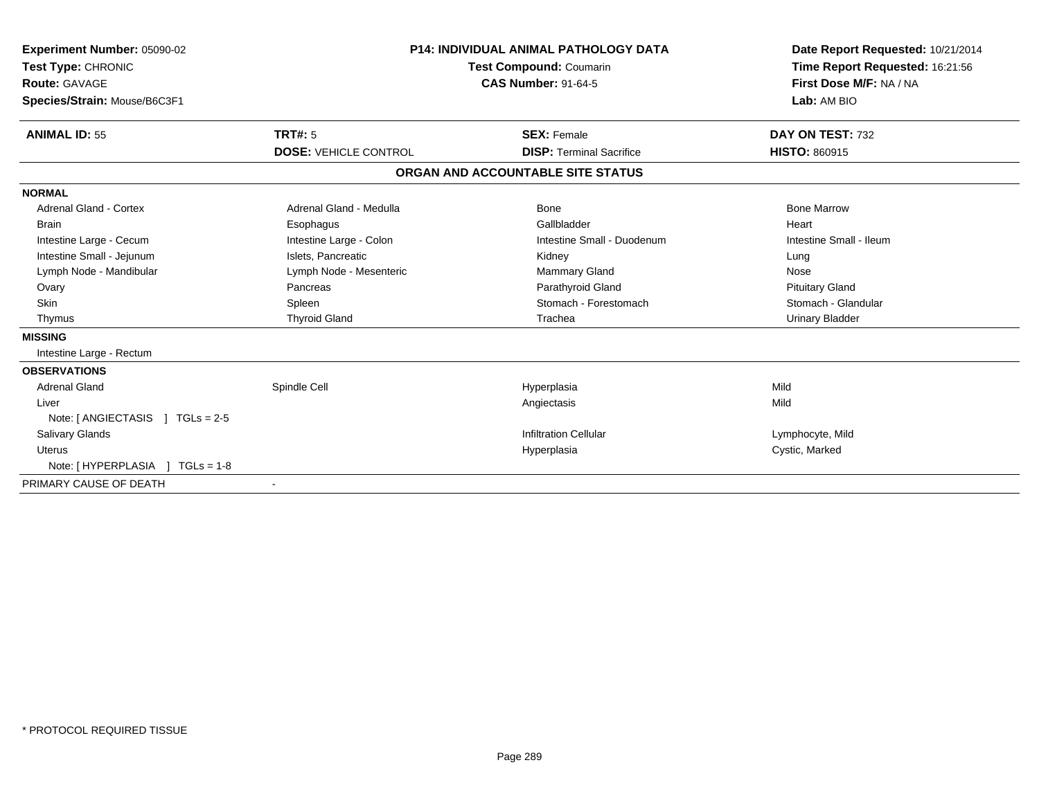**Experiment Number:** 05090-02
**Test Type:** CHRONIC
**Route:** GAVAGE
**Species/Strain:** Mouse/B6C3F1

**P14: INDIVIDUAL ANIMAL PATHOLOGY DATA**
**Test Compound:** Coumarin
**CAS Number:** 91-64-5

**Date Report Requested:** 10/21/2014
**Time Report Requested:** 16:21:56
**First Dose M/F:** NA / NA
**Lab:** AM BIO

| **ANIMAL ID:** 55 | **TRT#:** 5 | **SEX:** Female | **DAY ON TEST:** 732 |
|---|---|---|---|
| | **DOSE:** VEHICLE CONTROL | **DISP:** Terminal Sacrifice | **HISTO:** 860915 |

## ORGAN AND ACCOUNTABLE SITE STATUS

**NORMAL**

| | | | |
|---|---|---|---|
| Adrenal Gland - Cortex | Adrenal Gland - Medulla | Bone | Bone Marrow |
| Brain | Esophagus | Gallbladder | Heart |
| Intestine Large - Cecum | Intestine Large - Colon | Intestine Small - Duodenum | Intestine Small - Ileum |
| Intestine Small - Jejunum | Islets, Pancreatic | Kidney | Lung |
| Lymph Node - Mandibular | Lymph Node - Mesenteric | Mammary Gland | Nose |
| Ovary | Pancreas | Parathyroid Gland | Pituitary Gland |
| Skin | Spleen | Stomach - Forestomach | Stomach - Glandular |
| Thymus | Thyroid Gland | Trachea | Urinary Bladder |

**MISSING**

Intestine Large - Rectum

**OBSERVATIONS**

| | | | |
|---|---|---|---|
| Adrenal Gland | Spindle Cell | Hyperplasia | Mild |
| Liver | | Angiectasis | Mild |
| Note: [ ANGIECTASIS ] TGLs = 2-5 | | | |
| Salivary Glands | | Infiltration Cellular | Lymphocyte, Mild |
| Uterus | | Hyperplasia | Cystic, Marked |
| Note: [ HYPERPLASIA ] TGLs = 1-8 | | | |

PRIMARY CAUSE OF DEATH -

* PROTOCOL REQUIRED TISSUE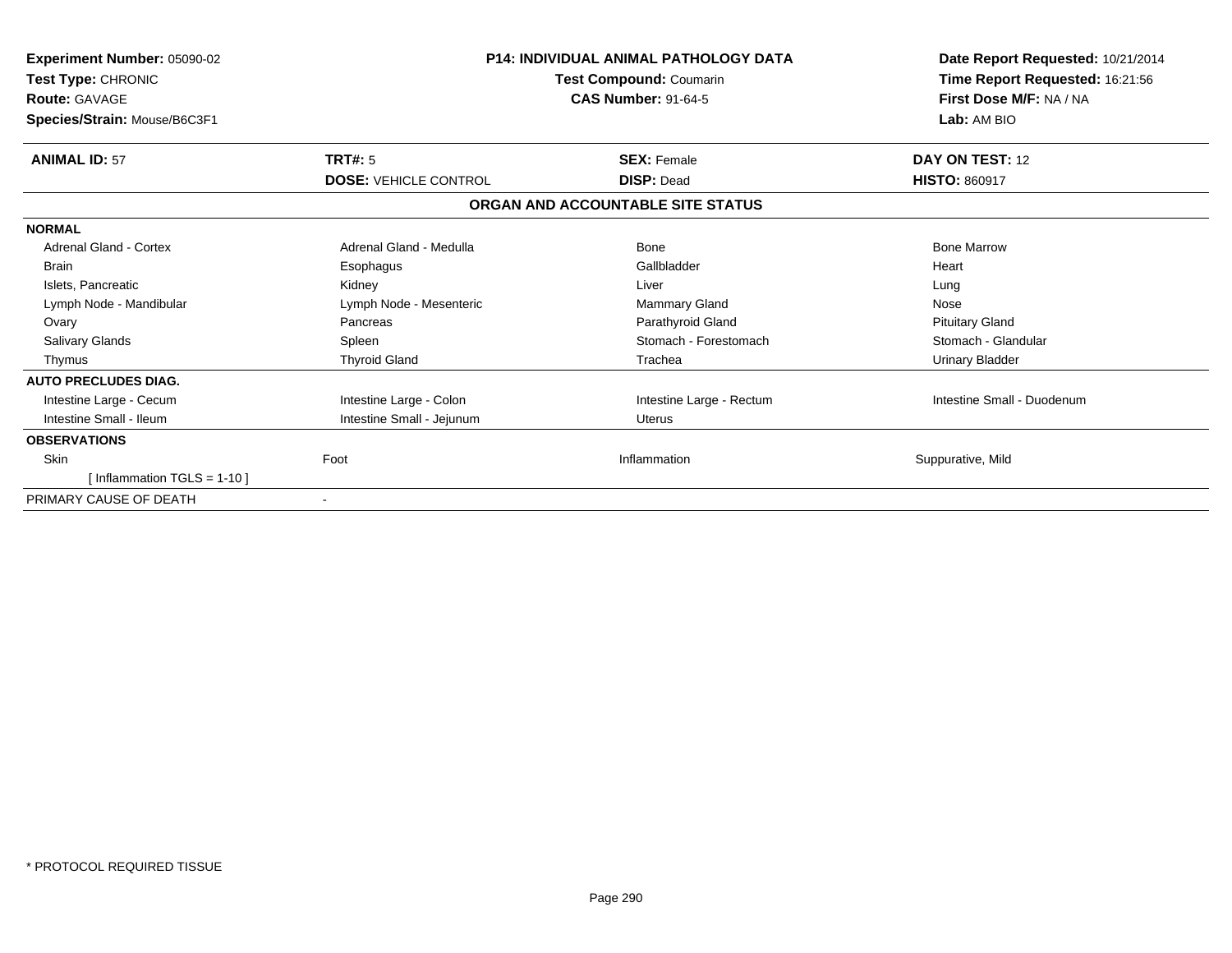**Experiment Number:** 05090-02
**Test Type:** CHRONIC
**Route:** GAVAGE
**Species/Strain:** Mouse/B6C3F1

**P14: INDIVIDUAL ANIMAL PATHOLOGY DATA**
**Test Compound:** Coumarin
**CAS Number:** 91-64-5

**Date Report Requested:** 10/21/2014
**Time Report Requested:** 16:21:56
**First Dose M/F:** NA / NA
**Lab:** AM BIO

| **ANIMAL ID:** 57 | **TRT#:** 5 | **SEX:** Female | **DAY ON TEST:** 12 |
|---|---|---|---|
| | **DOSE:** VEHICLE CONTROL | **DISP:** Dead | **HISTO:** 860917 |

**ORGAN AND ACCOUNTABLE SITE STATUS**

| | | | |
|---|---|---|---|
| **NORMAL** | | | |
| Adrenal Gland - Cortex | Adrenal Gland - Medulla | Bone | Bone Marrow |
| Brain | Esophagus | Gallbladder | Heart |
| Islets, Pancreatic | Kidney | Liver | Lung |
| Lymph Node - Mandibular | Lymph Node - Mesenteric | Mammary Gland | Nose |
| Ovary | Pancreas | Parathyroid Gland | Pituitary Gland |
| Salivary Glands | Spleen | Stomach - Forestomach | Stomach - Glandular |
| Thymus | Thyroid Gland | Trachea | Urinary Bladder |
| **AUTO PRECLUDES DIAG.** | | | |
| Intestine Large - Cecum | Intestine Large - Colon | Intestine Large - Rectum | Intestine Small - Duodenum |
| Intestine Small - Ileum | Intestine Small - Jejunum | Uterus | |
| **OBSERVATIONS** | | | |
| Skin | Foot | Inflammation | Suppurative, Mild |
| [ Inflammation TGLS = 1-10 ] | | | |
| PRIMARY CAUSE OF DEATH | - | | |

* PROTOCOL REQUIRED TISSUE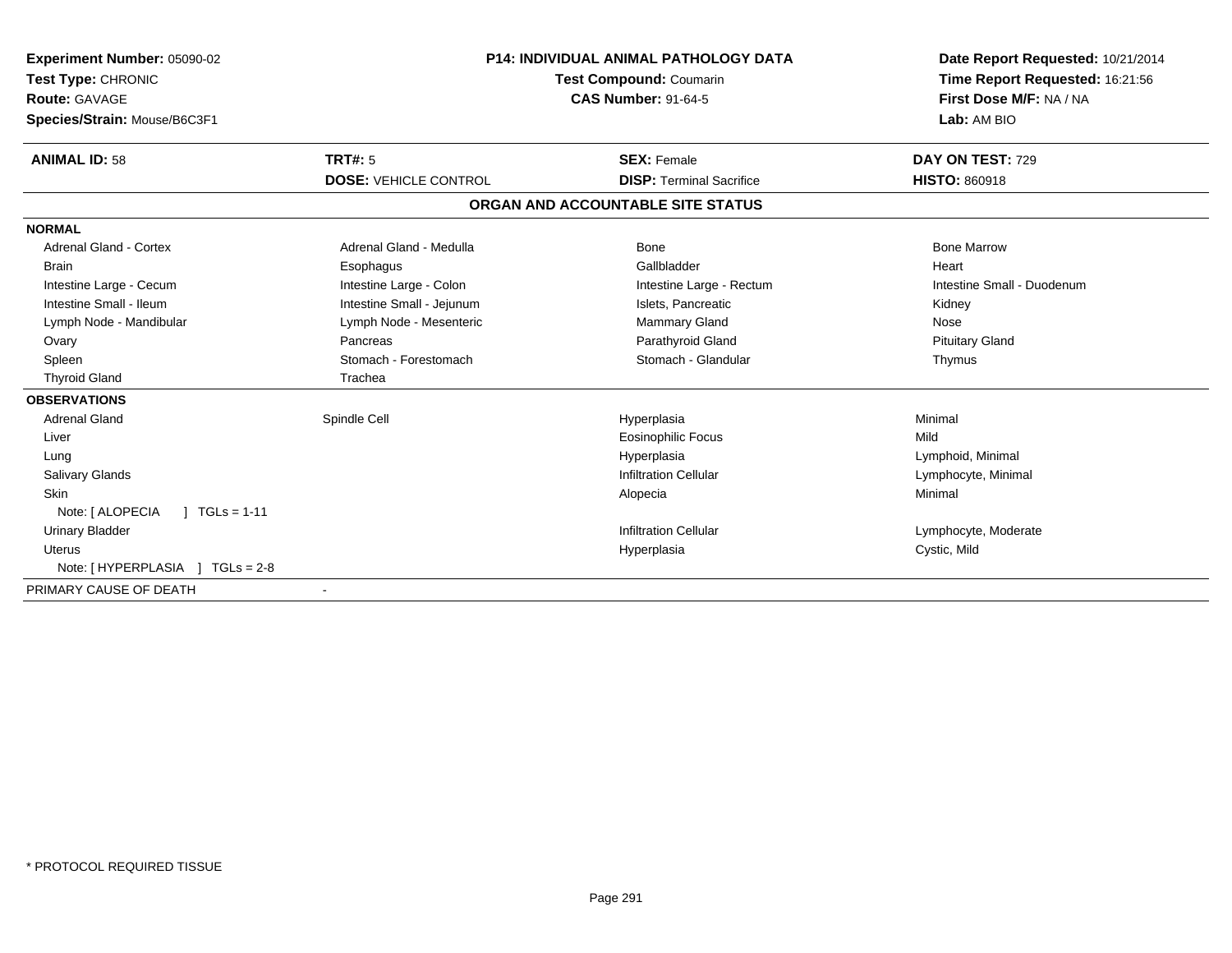**Experiment Number:** 05090-02
**Test Type:** CHRONIC
**Route:** GAVAGE
**Species/Strain:** Mouse/B6C3F1

**P14: INDIVIDUAL ANIMAL PATHOLOGY DATA**
**Test Compound:** Coumarin
**CAS Number:** 91-64-5

**Date Report Requested:** 10/21/2014
**Time Report Requested:** 16:21:56
**First Dose M/F:** NA / NA
**Lab:** AM BIO

| **ANIMAL ID:** 58 | **TRT#:** 5 | **SEX:** Female | **DAY ON TEST:** 729 |
|---|---|---|---|
| | **DOSE:** VEHICLE CONTROL | **DISP:** Terminal Sacrifice | **HISTO:** 860918 |

## ORGAN AND ACCOUNTABLE SITE STATUS

**NORMAL**

| | | | |
|---|---|---|---|
| Adrenal Gland - Cortex | Adrenal Gland - Medulla | Bone | Bone Marrow |
| Brain | Esophagus | Gallbladder | Heart |
| Intestine Large - Cecum | Intestine Large - Colon | Intestine Large - Rectum | Intestine Small - Duodenum |
| Intestine Small - Ileum | Intestine Small - Jejunum | Islets, Pancreatic | Kidney |
| Lymph Node - Mandibular | Lymph Node - Mesenteric | Mammary Gland | Nose |
| Ovary | Pancreas | Parathyroid Gland | Pituitary Gland |
| Spleen | Stomach - Forestomach | Stomach - Glandular | Thymus |
| Thyroid Gland | Trachea | | |

**OBSERVATIONS**

| | | | |
|---|---|---|---|
| Adrenal Gland | Spindle Cell | Hyperplasia | Minimal |
| Liver | | Eosinophilic Focus | Mild |
| Lung | | Hyperplasia | Lymphoid, Minimal |
| Salivary Glands | | Infiltration Cellular | Lymphocyte, Minimal |
| Skin | | Alopecia | Minimal |
| Note: [ ALOPECIA ] TGLs = 1-11 | | | |
| Urinary Bladder | | Infiltration Cellular | Lymphocyte, Moderate |
| Uterus | | Hyperplasia | Cystic, Mild |
| Note: [ HYPERPLASIA ] TGLs = 2-8 | | | |

PRIMARY CAUSE OF DEATH -

\* PROTOCOL REQUIRED TISSUE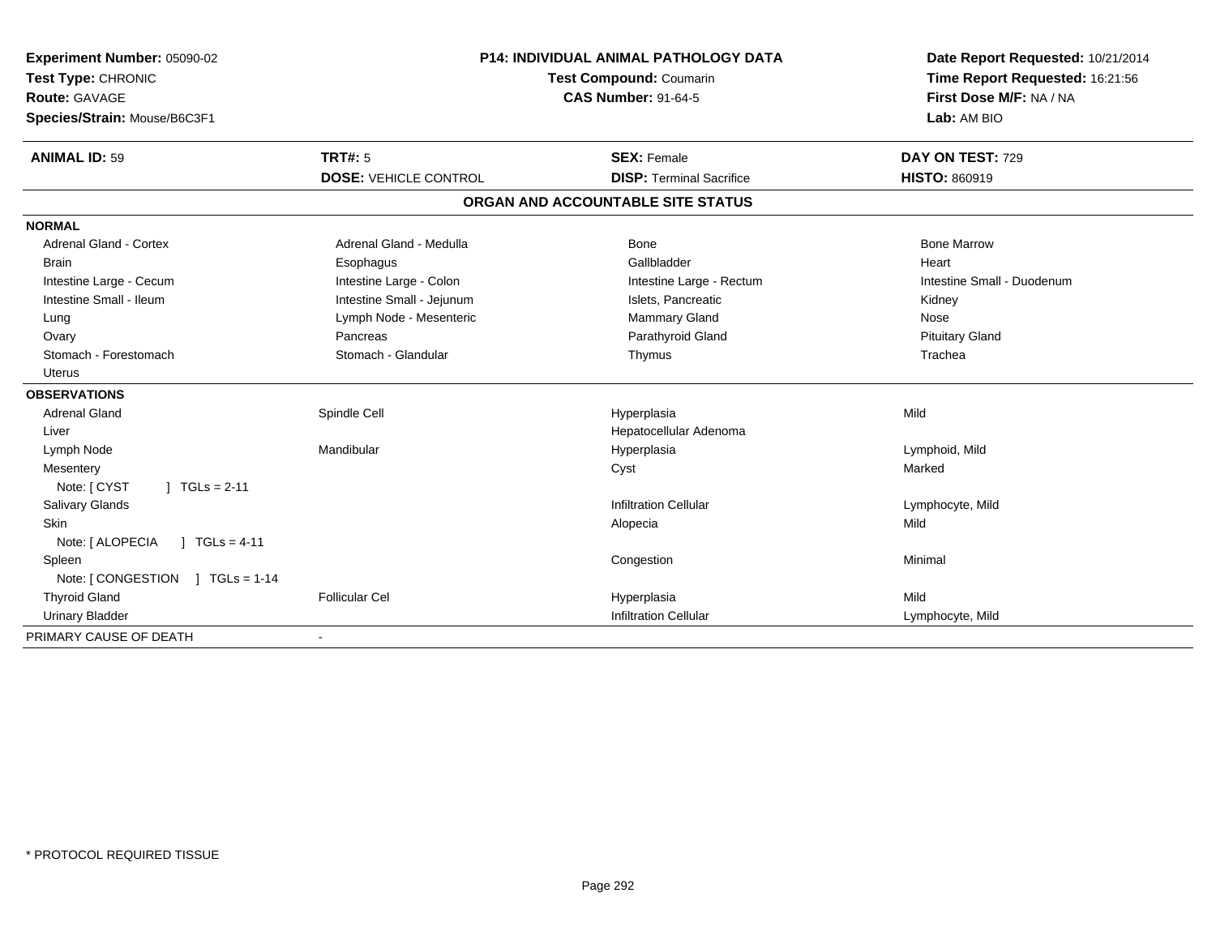**Experiment Number:** 05090-02
**Test Type:** CHRONIC
**Route:** GAVAGE
**Species/Strain:** Mouse/B6C3F1

**P14: INDIVIDUAL ANIMAL PATHOLOGY DATA**
**Test Compound:** Coumarin
**CAS Number:** 91-64-5

**Date Report Requested:** 10/21/2014
**Time Report Requested:** 16:21:56
**First Dose M/F:** NA / NA
**Lab:** AM BIO

| **ANIMAL ID:** 59 | **TRT#:** 5 | **SEX:** Female | **DAY ON TEST:** 729 |
|---|---|---|---|
| | **DOSE:** VEHICLE CONTROL | **DISP:** Terminal Sacrifice | **HISTO:** 860919 |

**ORGAN AND ACCOUNTABLE SITE STATUS**

**NORMAL**

| | | | |
|---|---|---|---|
| Adrenal Gland - Cortex | Adrenal Gland - Medulla | Bone | Bone Marrow |
| Brain | Esophagus | Gallbladder | Heart |
| Intestine Large - Cecum | Intestine Large - Colon | Intestine Large - Rectum | Intestine Small - Duodenum |
| Intestine Small - Ileum | Intestine Small - Jejunum | Islets, Pancreatic | Kidney |
| Lung | Lymph Node - Mesenteric | Mammary Gland | Nose |
| Ovary | Pancreas | Parathyroid Gland | Pituitary Gland |
| Stomach - Forestomach | Stomach - Glandular | Thymus | Trachea |
| Uterus | | | |

**OBSERVATIONS**

| | | | |
|---|---|---|---|
| Adrenal Gland | Spindle Cell | Hyperplasia | Mild |
| Liver | | Hepatocellular Adenoma | |
| Lymph Node | Mandibular | Hyperplasia | Lymphoid, Mild |
| Mesentery | | Cyst | Marked |
| Note: [ CYST ] TGLs = 2-11 | | | |
| Salivary Glands | | Infiltration Cellular | Lymphocyte, Mild |
| Skin | | Alopecia | Mild |
| Note: [ ALOPECIA ] TGLs = 4-11 | | | |
| Spleen | | Congestion | Minimal |
| Note: [ CONGESTION ] TGLs = 1-14 | | | |
| Thyroid Gland | Follicular Cel | Hyperplasia | Mild |
| Urinary Bladder | | Infiltration Cellular | Lymphocyte, Mild |

PRIMARY CAUSE OF DEATH -

* PROTOCOL REQUIRED TISSUE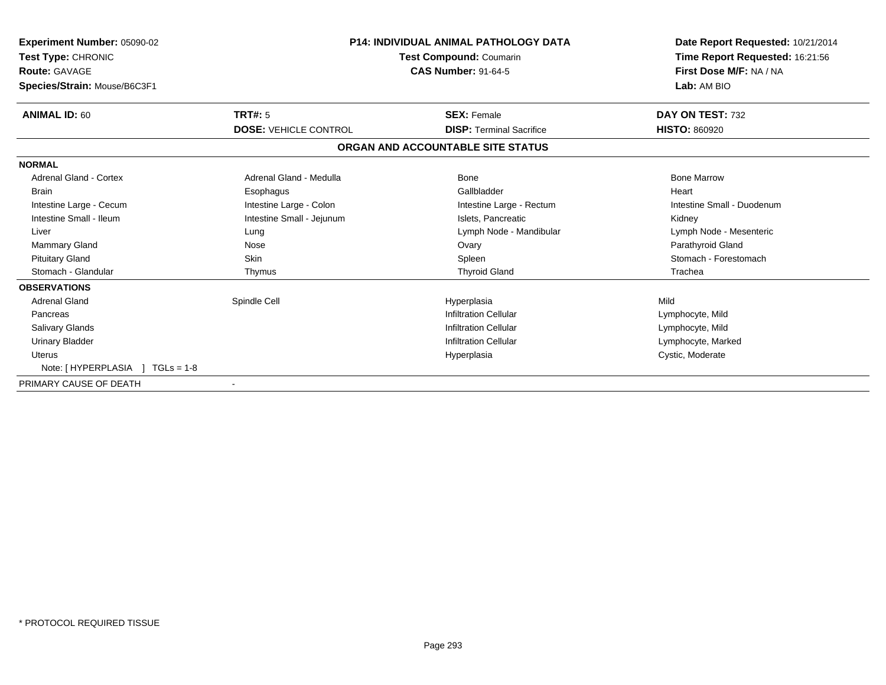**Experiment Number:** 05090-02
**Test Type:** CHRONIC
**Route:** GAVAGE
**Species/Strain:** Mouse/B6C3F1

**P14: INDIVIDUAL ANIMAL PATHOLOGY DATA**
**Test Compound:** Coumarin
**CAS Number:** 91-64-5

**Date Report Requested:** 10/21/2014
**Time Report Requested:** 16:21:56
**First Dose M/F:** NA / NA
**Lab:** AM BIO

| **ANIMAL ID:** 60 | **TRT#:** 5 | **SEX:** Female | **DAY ON TEST:** 732 |
|---|---|---|---|
| | **DOSE:** VEHICLE CONTROL | **DISP:** Terminal Sacrifice | **HISTO:** 860920 |

## ORGAN AND ACCOUNTABLE SITE STATUS

| | | | |
|---|---|---|---|
| **NORMAL** | | | |
| Adrenal Gland - Cortex | Adrenal Gland - Medulla | Bone | Bone Marrow |
| Brain | Esophagus | Gallbladder | Heart |
| Intestine Large - Cecum | Intestine Large - Colon | Intestine Large - Rectum | Intestine Small - Duodenum |
| Intestine Small - Ileum | Intestine Small - Jejunum | Islets, Pancreatic | Kidney |
| Liver | Lung | Lymph Node - Mandibular | Lymph Node - Mesenteric |
| Mammary Gland | Nose | Ovary | Parathyroid Gland |
| Pituitary Gland | Skin | Spleen | Stomach - Forestomach |
| Stomach - Glandular | Thymus | Thyroid Gland | Trachea |
| **OBSERVATIONS** | | | |
| Adrenal Gland | Spindle Cell | Hyperplasia | Mild |
| Pancreas | | Infiltration Cellular | Lymphocyte, Mild |
| Salivary Glands | | Infiltration Cellular | Lymphocyte, Mild |
| Urinary Bladder | | Infiltration Cellular | Lymphocyte, Marked |
| Uterus | | Hyperplasia | Cystic, Moderate |
| Note: [ HYPERPLASIA ] TGLs = 1-8 | | | |
| PRIMARY CAUSE OF DEATH | - | | |

\* PROTOCOL REQUIRED TISSUE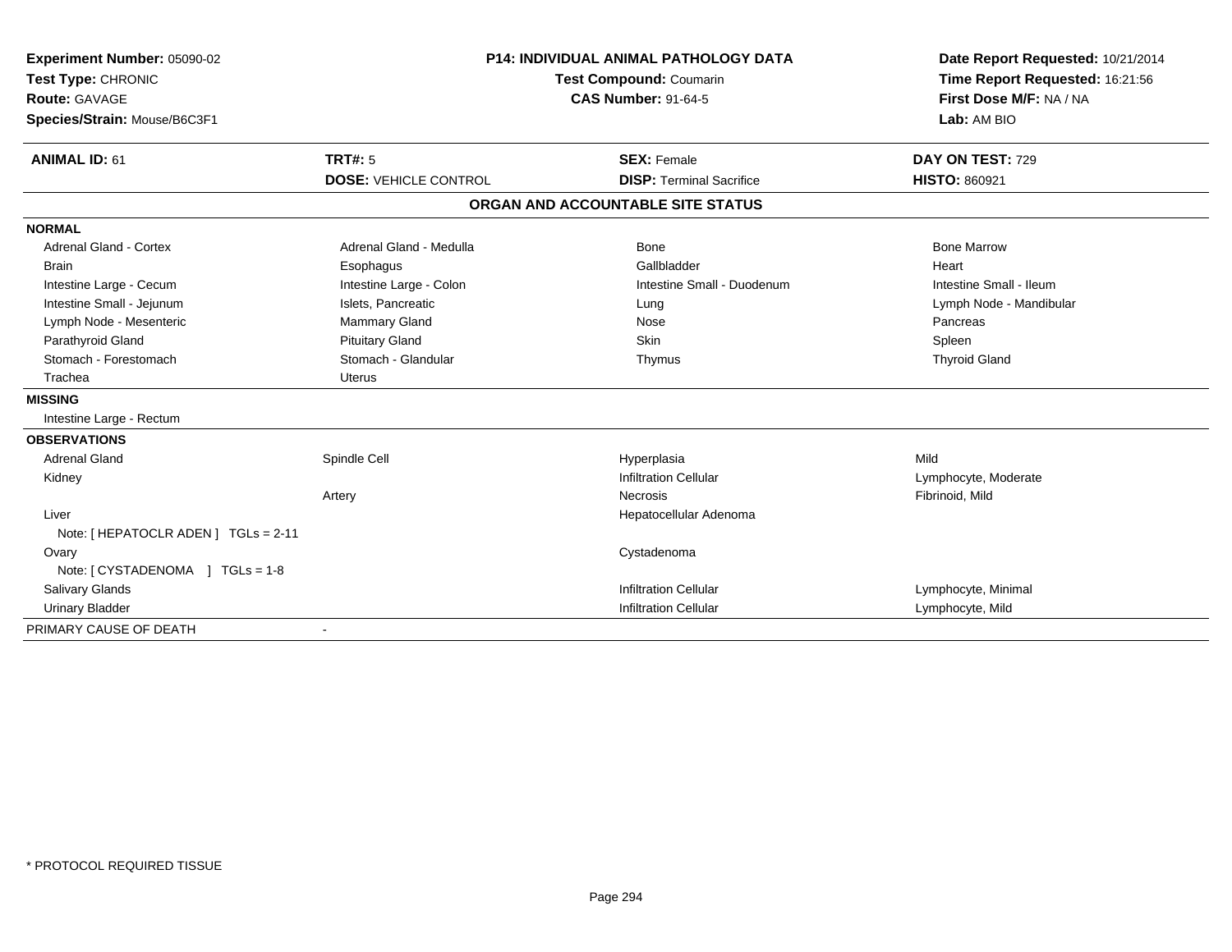**Experiment Number:** 05090-02
**Test Type:** CHRONIC
**Route:** GAVAGE
**Species/Strain:** Mouse/B6C3F1

**P14: INDIVIDUAL ANIMAL PATHOLOGY DATA**
**Test Compound:** Coumarin
**CAS Number:** 91-64-5

**Date Report Requested:** 10/21/2014
**Time Report Requested:** 16:21:56
**First Dose M/F:** NA / NA
**Lab:** AM BIO

| **ANIMAL ID:** 61 | **TRT#:** 5 | **SEX:** Female | **DAY ON TEST:** 729 |
|---|---|---|---|
| | **DOSE:** VEHICLE CONTROL | **DISP:** Terminal Sacrifice | **HISTO:** 860921 |

**ORGAN AND ACCOUNTABLE SITE STATUS**

| | | | |
|---|---|---|---|
| **NORMAL** | | | |
| Adrenal Gland - Cortex | Adrenal Gland - Medulla | Bone | Bone Marrow |
| Brain | Esophagus | Gallbladder | Heart |
| Intestine Large - Cecum | Intestine Large - Colon | Intestine Small - Duodenum | Intestine Small - Ileum |
| Intestine Small - Jejunum | Islets, Pancreatic | Lung | Lymph Node - Mandibular |
| Lymph Node - Mesenteric | Mammary Gland | Nose | Pancreas |
| Parathyroid Gland | Pituitary Gland | Skin | Spleen |
| Stomach - Forestomach | Stomach - Glandular | Thymus | Thyroid Gland |
| Trachea | Uterus | | |
| **MISSING** | | | |
| Intestine Large - Rectum | | | |
| **OBSERVATIONS** | | | |
| Adrenal Gland | Spindle Cell | Hyperplasia | Mild |
| Kidney | | Infiltration Cellular | Lymphocyte, Moderate |
| | Artery | Necrosis | Fibrinoid, Mild |
| Liver | | Hepatocellular Adenoma | |
| Note: [ HEPATOCLR ADEN ] TGLs = 2-11 | | | |
| Ovary | | Cystadenoma | |
| Note: [ CYSTADENOMA ] TGLs = 1-8 | | | |
| Salivary Glands | | Infiltration Cellular | Lymphocyte, Minimal |
| Urinary Bladder | | Infiltration Cellular | Lymphocyte, Mild |
| PRIMARY CAUSE OF DEATH | - | | |

* PROTOCOL REQUIRED TISSUE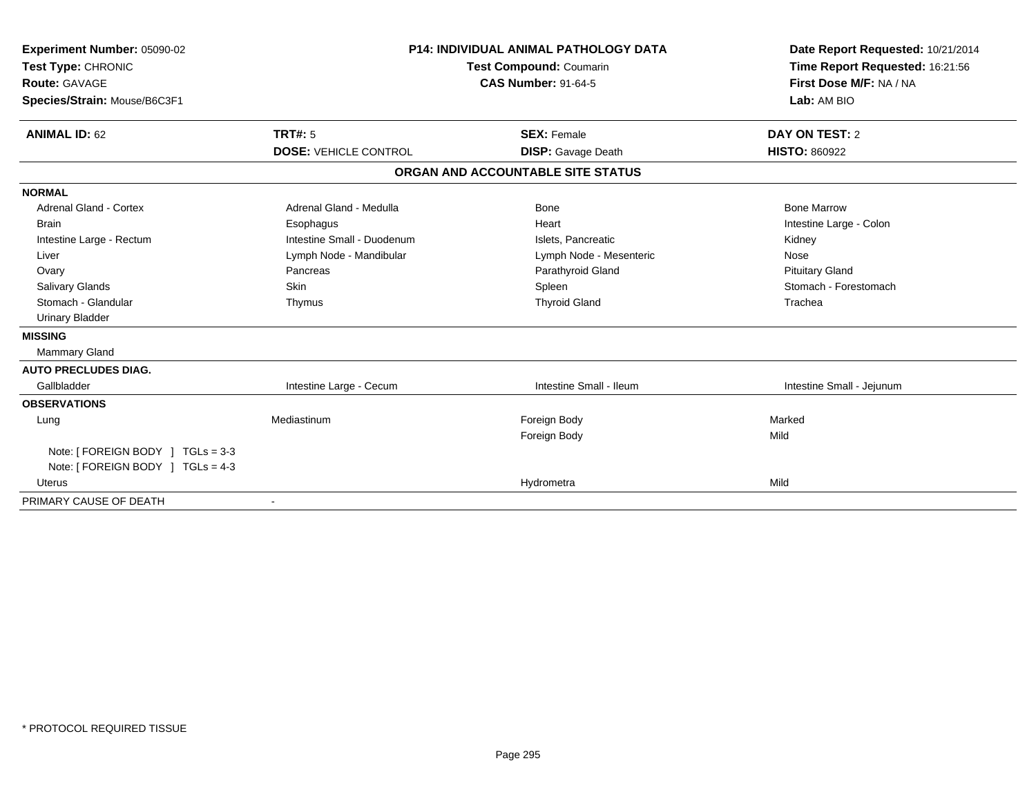**Experiment Number:** 05090-02
**Test Type:** CHRONIC
**Route:** GAVAGE
**Species/Strain:** Mouse/B6C3F1

**P14: INDIVIDUAL ANIMAL PATHOLOGY DATA**
**Test Compound:** Coumarin
**CAS Number:** 91-64-5

**Date Report Requested:** 10/21/2014
**Time Report Requested:** 16:21:56
**First Dose M/F:** NA / NA
**Lab:** AM BIO

| **ANIMAL ID:** 62 | **TRT#:** 5 | **SEX:** Female | **DAY ON TEST:** 2 |
|---|---|---|---|
| | **DOSE:** VEHICLE CONTROL | **DISP:** Gavage Death | **HISTO:** 860922 |

## ORGAN AND ACCOUNTABLE SITE STATUS

| | | | |
|---|---|---|---|
| **NORMAL** | | | |
| Adrenal Gland - Cortex | Adrenal Gland - Medulla | Bone | Bone Marrow |
| Brain | Esophagus | Heart | Intestine Large - Colon |
| Intestine Large - Rectum | Intestine Small - Duodenum | Islets, Pancreatic | Kidney |
| Liver | Lymph Node - Mandibular | Lymph Node - Mesenteric | Nose |
| Ovary | Pancreas | Parathyroid Gland | Pituitary Gland |
| Salivary Glands | Skin | Spleen | Stomach - Forestomach |
| Stomach - Glandular | Thymus | Thyroid Gland | Trachea |
| Urinary Bladder | | | |
| **MISSING** | | | |
| Mammary Gland | | | |
| **AUTO PRECLUDES DIAG.** | | | |
| Gallbladder | Intestine Large - Cecum | Intestine Small - Ileum | Intestine Small - Jejunum |
| **OBSERVATIONS** | | | |
| Lung | Mediastinum | Foreign Body | Marked |
| | | Foreign Body | Mild |
| Note: [ FOREIGN BODY ] TGLs = 3-3 | | | |
| Note: [ FOREIGN BODY ] TGLs = 4-3 | | | |
| Uterus | | Hydrometra | Mild |
| PRIMARY CAUSE OF DEATH | - | | |

* PROTOCOL REQUIRED TISSUE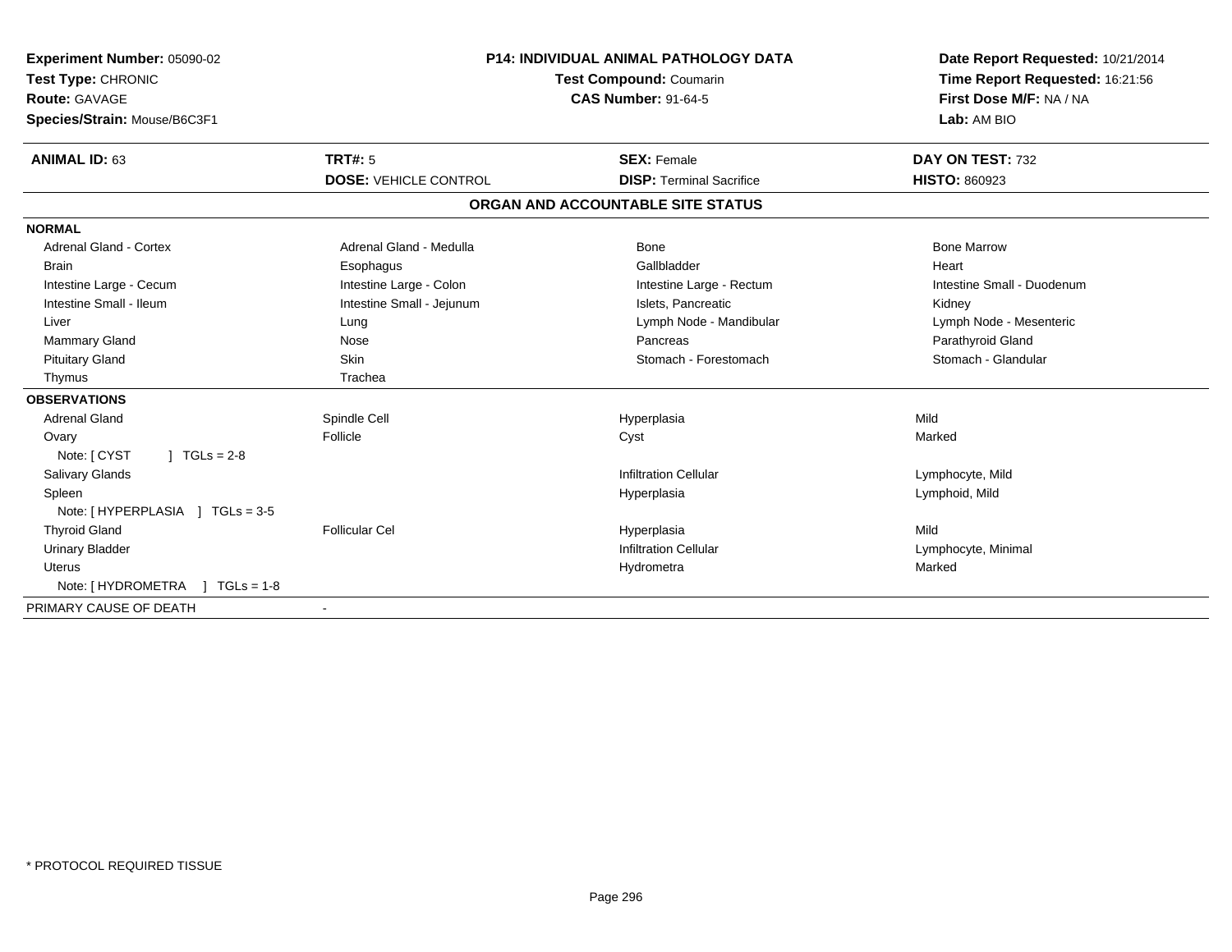**Experiment Number:** 05090-02
**Test Type:** CHRONIC
**Route:** GAVAGE
**Species/Strain:** Mouse/B6C3F1

**P14: INDIVIDUAL ANIMAL PATHOLOGY DATA**
**Test Compound:** Coumarin
**CAS Number:** 91-64-5

**Date Report Requested:** 10/21/2014
**Time Report Requested:** 16:21:56
**First Dose M/F:** NA / NA
**Lab:** AM BIO

| **ANIMAL ID:** 63 | **TRT#:** 5 | **SEX:** Female | **DAY ON TEST:** 732 |
|---|---|---|---|
| | **DOSE:** VEHICLE CONTROL | **DISP:** Terminal Sacrifice | **HISTO:** 860923 |

## ORGAN AND ACCOUNTABLE SITE STATUS

**NORMAL**

| | | | |
|---|---|---|---|
| Adrenal Gland - Cortex | Adrenal Gland - Medulla | Bone | Bone Marrow |
| Brain | Esophagus | Gallbladder | Heart |
| Intestine Large - Cecum | Intestine Large - Colon | Intestine Large - Rectum | Intestine Small - Duodenum |
| Intestine Small - Ileum | Intestine Small - Jejunum | Islets, Pancreatic | Kidney |
| Liver | Lung | Lymph Node - Mandibular | Lymph Node - Mesenteric |
| Mammary Gland | Nose | Pancreas | Parathyroid Gland |
| Pituitary Gland | Skin | Stomach - Forestomach | Stomach - Glandular |
| Thymus | Trachea | | |

**OBSERVATIONS**

| | | | |
|---|---|---|---|
| Adrenal Gland | Spindle Cell | Hyperplasia | Mild |
| Ovary | Follicle | Cyst | Marked |
| Note: [ CYST ] TGLs = 2-8 | | | |
| Salivary Glands | | Infiltration Cellular | Lymphocyte, Mild |
| Spleen | | Hyperplasia | Lymphoid, Mild |
| Note: [ HYPERPLASIA ] TGLs = 3-5 | | | |
| Thyroid Gland | Follicular Cel | Hyperplasia | Mild |
| Urinary Bladder | | Infiltration Cellular | Lymphocyte, Minimal |
| Uterus | | Hydrometra | Marked |
| Note: [ HYDROMETRA ] TGLs = 1-8 | | | |

PRIMARY CAUSE OF DEATH -

* PROTOCOL REQUIRED TISSUE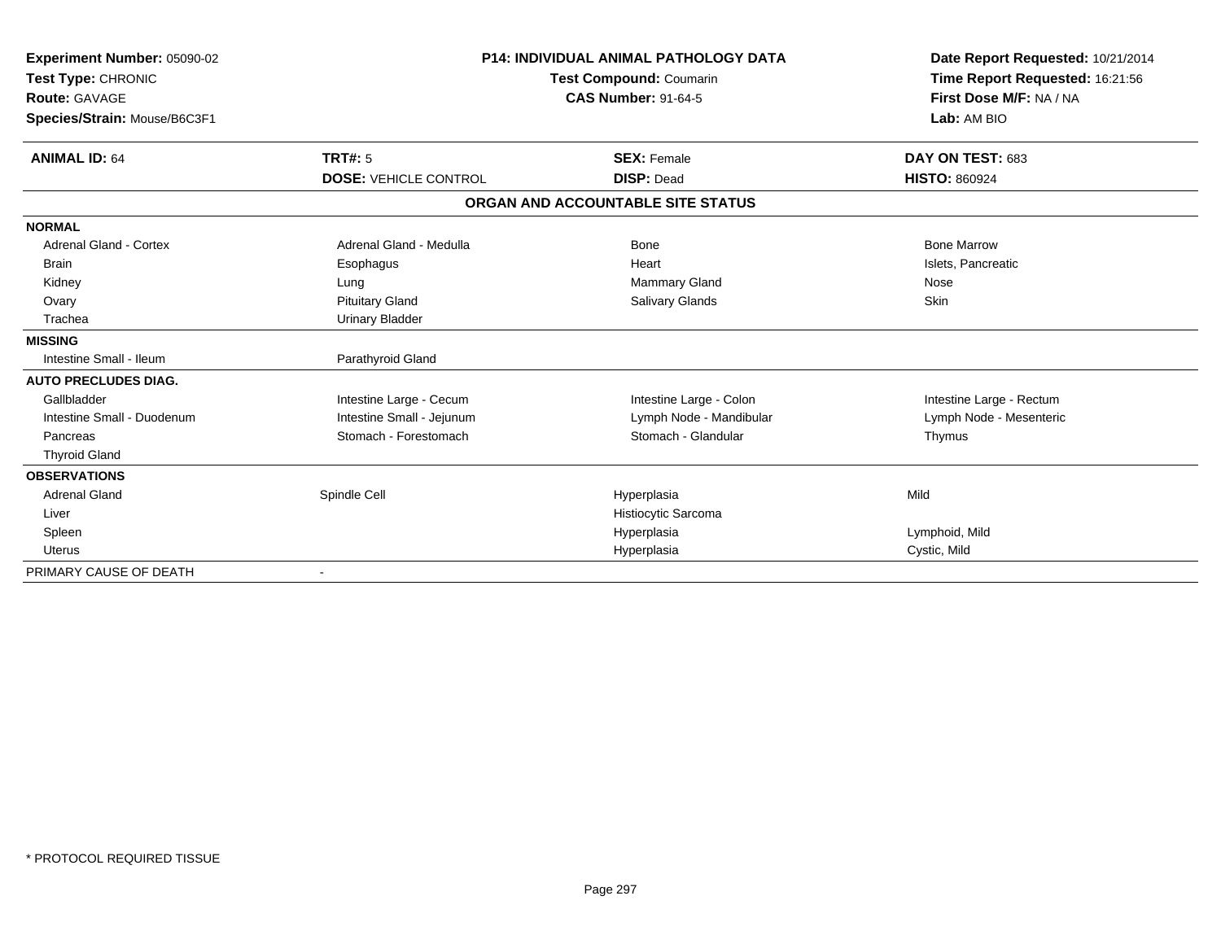**Experiment Number:** 05090-02
**Test Type:** CHRONIC
**Route:** GAVAGE
**Species/Strain:** Mouse/B6C3F1

**P14: INDIVIDUAL ANIMAL PATHOLOGY DATA**
**Test Compound:** Coumarin
**CAS Number:** 91-64-5

**Date Report Requested:** 10/21/2014
**Time Report Requested:** 16:21:56
**First Dose M/F:** NA / NA
**Lab:** AM BIO

| **ANIMAL ID:** 64 | **TRT#:** 5 | **SEX:** Female | **DAY ON TEST:** 683 |
|---|---|---|---|
| | **DOSE:** VEHICLE CONTROL | **DISP:** Dead | **HISTO:** 860924 |

**ORGAN AND ACCOUNTABLE SITE STATUS**

| | | | |
|---|---|---|---|
| **NORMAL** | | | |
| Adrenal Gland - Cortex | Adrenal Gland - Medulla | Bone | Bone Marrow |
| Brain | Esophagus | Heart | Islets, Pancreatic |
| Kidney | Lung | Mammary Gland | Nose |
| Ovary | Pituitary Gland | Salivary Glands | Skin |
| Trachea | Urinary Bladder | | |
| **MISSING** | | | |
| Intestine Small - Ileum | Parathyroid Gland | | |
| **AUTO PRECLUDES DIAG.** | | | |
| Gallbladder | Intestine Large - Cecum | Intestine Large - Colon | Intestine Large - Rectum |
| Intestine Small - Duodenum | Intestine Small - Jejunum | Lymph Node - Mandibular | Lymph Node - Mesenteric |
| Pancreas | Stomach - Forestomach | Stomach - Glandular | Thymus |
| Thyroid Gland | | | |
| **OBSERVATIONS** | | | |
| Adrenal Gland | Spindle Cell | Hyperplasia | Mild |
| Liver | | Histiocytic Sarcoma | |
| Spleen | | Hyperplasia | Lymphoid, Mild |
| Uterus | | Hyperplasia | Cystic, Mild |
| PRIMARY CAUSE OF DEATH | - | | |

\* PROTOCOL REQUIRED TISSUE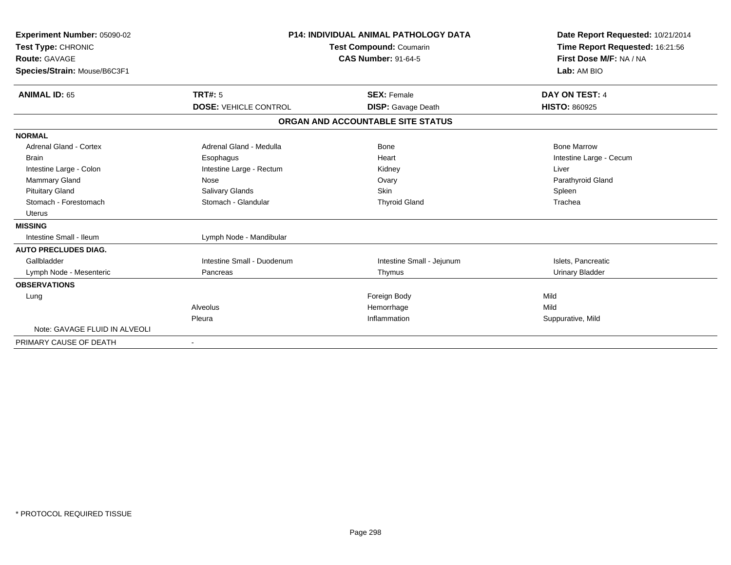| Experiment Number: 05090-02 | P14: INDIVIDUAL ANIMAL PATHOLOGY DATA | Date Report Requested: 10/21/2014 |
|---|---|---|
| Test Type: CHRONIC | Test Compound: Coumarin | Time Report Requested: 16:21:56 |
| Route: GAVAGE | CAS Number: 91-64-5 | First Dose M/F: NA / NA |
| Species/Strain: Mouse/B6C3F1 | | Lab: AM BIO |

| ANIMAL ID: 65 | TRT#: 5 | SEX: Female | DAY ON TEST: 4 |
|---|---|---|---|
| | DOSE: VEHICLE CONTROL | DISP: Gavage Death | HISTO: 860925 |

## ORGAN AND ACCOUNTABLE SITE STATUS

| | | | |
|---|---|---|---|
| **NORMAL** | | | |
| Adrenal Gland - Cortex | Adrenal Gland - Medulla | Bone | Bone Marrow |
| Brain | Esophagus | Heart | Intestine Large - Cecum |
| Intestine Large - Colon | Intestine Large - Rectum | Kidney | Liver |
| Mammary Gland | Nose | Ovary | Parathyroid Gland |
| Pituitary Gland | Salivary Glands | Skin | Spleen |
| Stomach - Forestomach | Stomach - Glandular | Thyroid Gland | Trachea |
| Uterus | | | |
| **MISSING** | | | |
| Intestine Small - Ileum | Lymph Node - Mandibular | | |
| **AUTO PRECLUDES DIAG.** | | | |
| Gallbladder | Intestine Small - Duodenum | Intestine Small - Jejunum | Islets, Pancreatic |
| Lymph Node - Mesenteric | Pancreas | Thymus | Urinary Bladder |
| **OBSERVATIONS** | | | |
| Lung | | Foreign Body | Mild |
| | Alveolus | Hemorrhage | Mild |
| | Pleura | Inflammation | Suppurative, Mild |
| Note: GAVAGE FLUID IN ALVEOLI | | | |
| PRIMARY CAUSE OF DEATH | - | | |

\* PROTOCOL REQUIRED TISSUE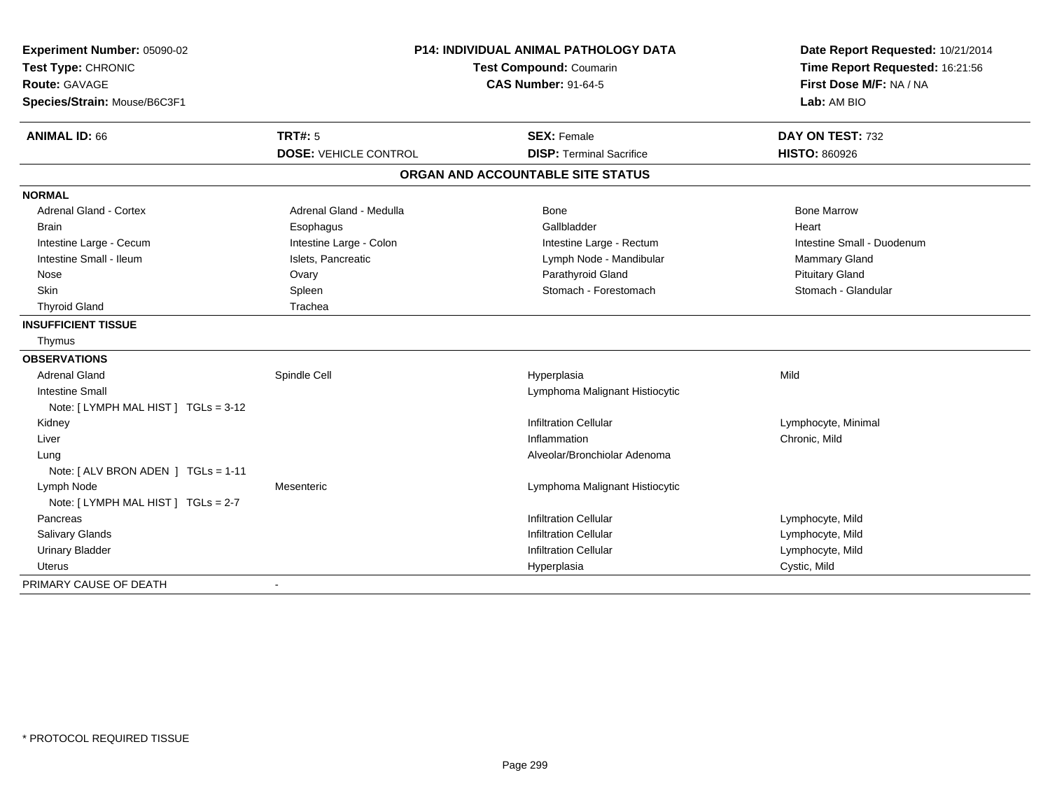**Experiment Number:** 05090-02
**Test Type:** CHRONIC
**Route:** GAVAGE
**Species/Strain:** Mouse/B6C3F1

**P14: INDIVIDUAL ANIMAL PATHOLOGY DATA**
**Test Compound:** Coumarin
**CAS Number:** 91-64-5

**Date Report Requested:** 10/21/2014
**Time Report Requested:** 16:21:56
**First Dose M/F:** NA / NA
**Lab:** AM BIO

| **ANIMAL ID:** 66 | **TRT#:** 5 | **SEX:** Female | **DAY ON TEST:** 732 |
|---|---|---|---|
| | **DOSE:** VEHICLE CONTROL | **DISP:** Terminal Sacrifice | **HISTO:** 860926 |

## ORGAN AND ACCOUNTABLE SITE STATUS

| | | | |
|---|---|---|---|
| **NORMAL** | | | |
| Adrenal Gland - Cortex | Adrenal Gland - Medulla | Bone | Bone Marrow |
| Brain | Esophagus | Gallbladder | Heart |
| Intestine Large - Cecum | Intestine Large - Colon | Intestine Large - Rectum | Intestine Small - Duodenum |
| Intestine Small - Ileum | Islets, Pancreatic | Lymph Node - Mandibular | Mammary Gland |
| Nose | Ovary | Parathyroid Gland | Pituitary Gland |
| Skin | Spleen | Stomach - Forestomach | Stomach - Glandular |
| Thyroid Gland | Trachea | | |
| **INSUFFICIENT TISSUE** | | | |
| Thymus | | | |
| **OBSERVATIONS** | | | |
| Adrenal Gland | Spindle Cell | Hyperplasia | Mild |
| Intestine Small | | Lymphoma Malignant Histiocytic | |
| Note: [ LYMPH MAL HIST ] TGLs = 3-12 | | | |
| Kidney | | Infiltration Cellular | Lymphocyte, Minimal |
| Liver | | Inflammation | Chronic, Mild |
| Lung | | Alveolar/Bronchiolar Adenoma | |
| Note: [ ALV BRON ADEN ] TGLs = 1-11 | | | |
| Lymph Node | Mesenteric | Lymphoma Malignant Histiocytic | |
| Note: [ LYMPH MAL HIST ] TGLs = 2-7 | | | |
| Pancreas | | Infiltration Cellular | Lymphocyte, Mild |
| Salivary Glands | | Infiltration Cellular | Lymphocyte, Mild |
| Urinary Bladder | | Infiltration Cellular | Lymphocyte, Mild |
| Uterus | | Hyperplasia | Cystic, Mild |
| PRIMARY CAUSE OF DEATH | - | | |

* PROTOCOL REQUIRED TISSUE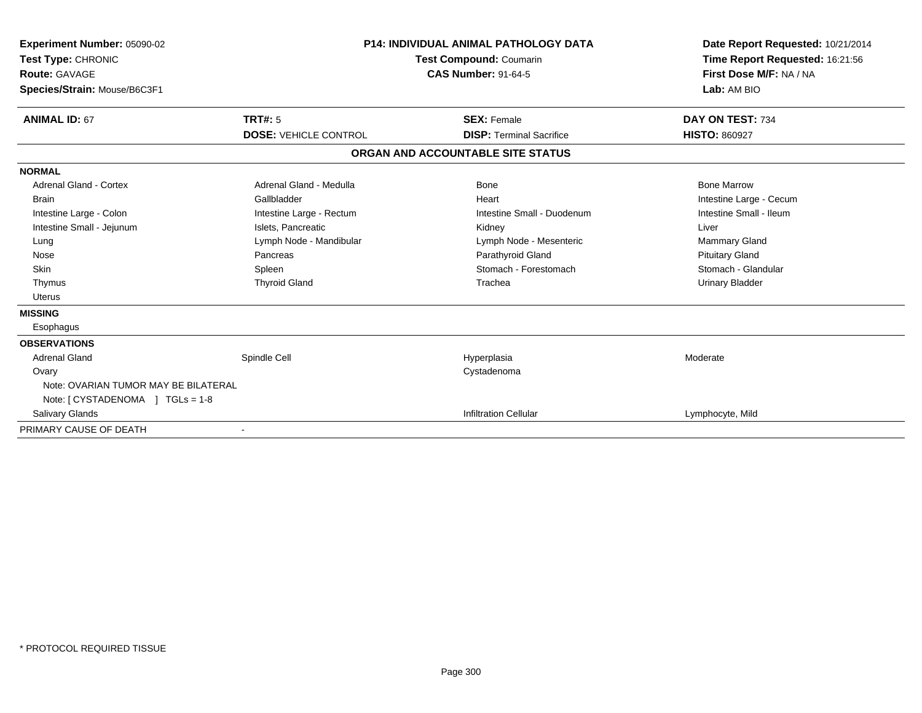**Experiment Number:** 05090-02
**Test Type:** CHRONIC
**Route:** GAVAGE
**Species/Strain:** Mouse/B6C3F1

**P14: INDIVIDUAL ANIMAL PATHOLOGY DATA**
**Test Compound:** Coumarin
**CAS Number:** 91-64-5

**Date Report Requested:** 10/21/2014
**Time Report Requested:** 16:21:56
**First Dose M/F:** NA / NA
**Lab:** AM BIO

| **ANIMAL ID:** 67 | **TRT#:** 5 | **SEX:** Female | **DAY ON TEST:** 734 |
|---|---|---|---|
| | **DOSE:** VEHICLE CONTROL | **DISP:** Terminal Sacrifice | **HISTO:** 860927 |

**ORGAN AND ACCOUNTABLE SITE STATUS**

**NORMAL**

| | | | |
|---|---|---|---|
| Adrenal Gland - Cortex | Adrenal Gland - Medulla | Bone | Bone Marrow |
| Brain | Gallbladder | Heart | Intestine Large - Cecum |
| Intestine Large - Colon | Intestine Large - Rectum | Intestine Small - Duodenum | Intestine Small - Ileum |
| Intestine Small - Jejunum | Islets, Pancreatic | Kidney | Liver |
| Lung | Lymph Node - Mandibular | Lymph Node - Mesenteric | Mammary Gland |
| Nose | Pancreas | Parathyroid Gland | Pituitary Gland |
| Skin | Spleen | Stomach - Forestomach | Stomach - Glandular |
| Thymus | Thyroid Gland | Trachea | Urinary Bladder |
| Uterus | | | |

**MISSING**

Esophagus

**OBSERVATIONS**

| | | | |
|---|---|---|---|
| Adrenal Gland | Spindle Cell | Hyperplasia | Moderate |
| Ovary | | Cystadenoma | |
| Note: OVARIAN TUMOR MAY BE BILATERAL | | | |
| Note: [ CYSTADENOMA ] TGLs = 1-8 | | | |
| Salivary Glands | | Infiltration Cellular | Lymphocyte, Mild |

PRIMARY CAUSE OF DEATH -

* PROTOCOL REQUIRED TISSUE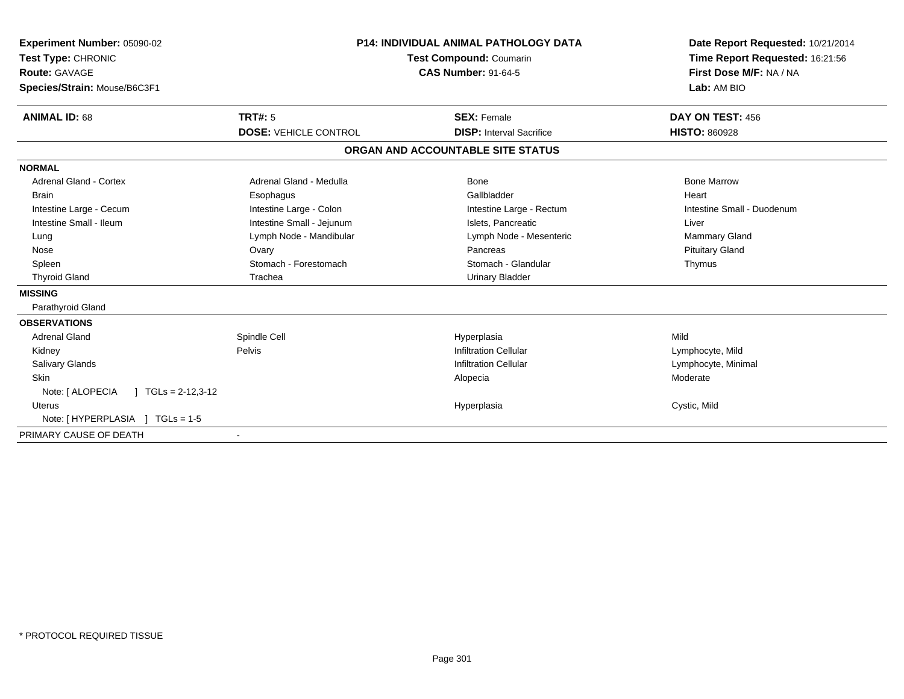**Experiment Number:** 05090-02
**Test Type:** CHRONIC
**Route:** GAVAGE
**Species/Strain:** Mouse/B6C3F1

**P14: INDIVIDUAL ANIMAL PATHOLOGY DATA**
**Test Compound:** Coumarin
**CAS Number:** 91-64-5

**Date Report Requested:** 10/21/2014
**Time Report Requested:** 16:21:56
**First Dose M/F:** NA / NA
**Lab:** AM BIO

| **ANIMAL ID:** 68 | **TRT#:** 5 | **SEX:** Female | **DAY ON TEST:** 456 |
|---|---|---|---|
| | **DOSE:** VEHICLE CONTROL | **DISP:** Interval Sacrifice | **HISTO:** 860928 |

**ORGAN AND ACCOUNTABLE SITE STATUS**

**NORMAL**

| | | | |
|---|---|---|---|
| Adrenal Gland - Cortex | Adrenal Gland - Medulla | Bone | Bone Marrow |
| Brain | Esophagus | Gallbladder | Heart |
| Intestine Large - Cecum | Intestine Large - Colon | Intestine Large - Rectum | Intestine Small - Duodenum |
| Intestine Small - Ileum | Intestine Small - Jejunum | Islets, Pancreatic | Liver |
| Lung | Lymph Node - Mandibular | Lymph Node - Mesenteric | Mammary Gland |
| Nose | Ovary | Pancreas | Pituitary Gland |
| Spleen | Stomach - Forestomach | Stomach - Glandular | Thymus |
| Thyroid Gland | Trachea | Urinary Bladder | |

**MISSING**

Parathyroid Gland

**OBSERVATIONS**

| | | | |
|---|---|---|---|
| Adrenal Gland | Spindle Cell | Hyperplasia | Mild |
| Kidney | Pelvis | Infiltration Cellular | Lymphocyte, Mild |
| Salivary Glands | | Infiltration Cellular | Lymphocyte, Minimal |
| Skin | | Alopecia | Moderate |
| Note: [ ALOPECIA ] TGLs = 2-12,3-12 | | | |
| Uterus | | Hyperplasia | Cystic, Mild |
| Note: [ HYPERPLASIA ] TGLs = 1-5 | | | |

PRIMARY CAUSE OF DEATH -

\* PROTOCOL REQUIRED TISSUE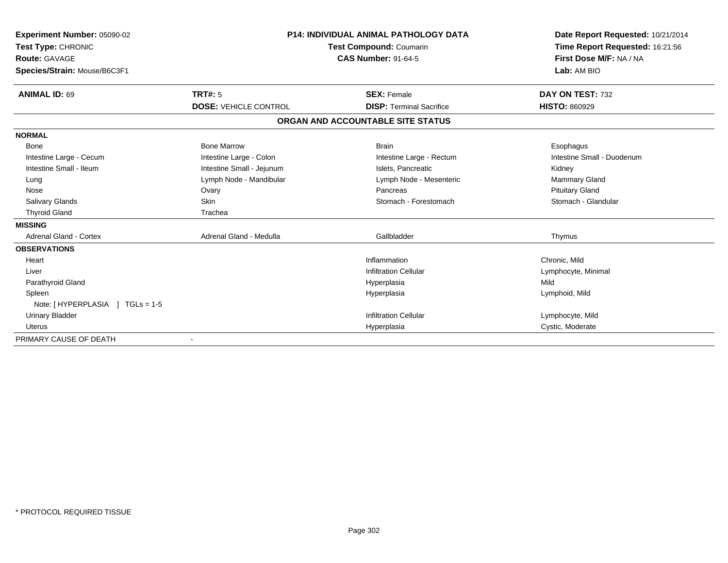**Experiment Number:** 05090-02
**Test Type:** CHRONIC
**Route:** GAVAGE
**Species/Strain:** Mouse/B6C3F1

**P14: INDIVIDUAL ANIMAL PATHOLOGY DATA**
**Test Compound:** Coumarin
**CAS Number:** 91-64-5

**Date Report Requested:** 10/21/2014
**Time Report Requested:** 16:21:56
**First Dose M/F:** NA / NA
**Lab:** AM BIO

| **ANIMAL ID:** 69 | **TRT#:** 5 | **SEX:** Female | **DAY ON TEST:** 732 |
|---|---|---|---|
| | **DOSE:** VEHICLE CONTROL | **DISP:** Terminal Sacrifice | **HISTO:** 860929 |

**ORGAN AND ACCOUNTABLE SITE STATUS**

| | | | |
|---|---|---|---|
| **NORMAL** | | | |
| Bone | Bone Marrow | Brain | Esophagus |
| Intestine Large - Cecum | Intestine Large - Colon | Intestine Large - Rectum | Intestine Small - Duodenum |
| Intestine Small - Ileum | Intestine Small - Jejunum | Islets, Pancreatic | Kidney |
| Lung | Lymph Node - Mandibular | Lymph Node - Mesenteric | Mammary Gland |
| Nose | Ovary | Pancreas | Pituitary Gland |
| Salivary Glands | Skin | Stomach - Forestomach | Stomach - Glandular |
| Thyroid Gland | Trachea | | |
| **MISSING** | | | |
| Adrenal Gland - Cortex | Adrenal Gland - Medulla | Gallbladder | Thymus |
| **OBSERVATIONS** | | | |
| Heart | | Inflammation | Chronic, Mild |
| Liver | | Infiltration Cellular | Lymphocyte, Minimal |
| Parathyroid Gland | | Hyperplasia | Mild |
| Spleen | | Hyperplasia | Lymphoid, Mild |
| Note: [ HYPERPLASIA ] TGLs = 1-5 | | | |
| Urinary Bladder | | Infiltration Cellular | Lymphocyte, Mild |
| Uterus | | Hyperplasia | Cystic, Moderate |
| PRIMARY CAUSE OF DEATH | - | | |

* PROTOCOL REQUIRED TISSUE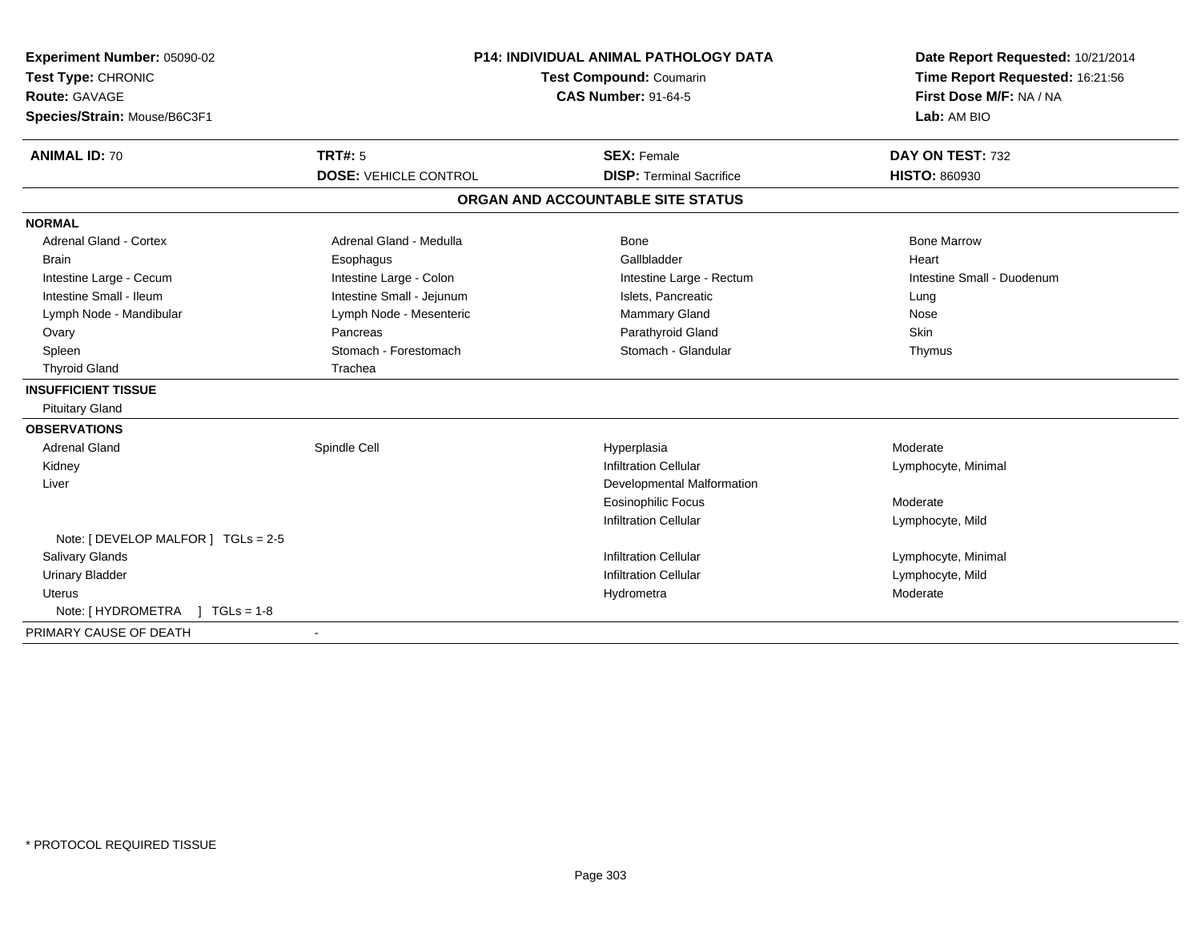**Experiment Number:** 05090-02
**Test Type:** CHRONIC
**Route:** GAVAGE
**Species/Strain:** Mouse/B6C3F1

**P14: INDIVIDUAL ANIMAL PATHOLOGY DATA**
**Test Compound:** Coumarin
**CAS Number:** 91-64-5

**Date Report Requested:** 10/21/2014
**Time Report Requested:** 16:21:56
**First Dose M/F:** NA / NA
**Lab:** AM BIO

| **ANIMAL ID:** 70 | **TRT#:** 5 | **SEX:** Female | **DAY ON TEST:** 732 |
|---|---|---|---|
| | **DOSE:** VEHICLE CONTROL | **DISP:** Terminal Sacrifice | **HISTO:** 860930 |

## ORGAN AND ACCOUNTABLE SITE STATUS

**NORMAL**

| | | | |
|---|---|---|---|
| Adrenal Gland - Cortex | Adrenal Gland - Medulla | Bone | Bone Marrow |
| Brain | Esophagus | Gallbladder | Heart |
| Intestine Large - Cecum | Intestine Large - Colon | Intestine Large - Rectum | Intestine Small - Duodenum |
| Intestine Small - Ileum | Intestine Small - Jejunum | Islets, Pancreatic | Lung |
| Lymph Node - Mandibular | Lymph Node - Mesenteric | Mammary Gland | Nose |
| Ovary | Pancreas | Parathyroid Gland | Skin |
| Spleen | Stomach - Forestomach | Stomach - Glandular | Thymus |
| Thyroid Gland | Trachea | | |

**INSUFFICIENT TISSUE**

Pituitary Gland

**OBSERVATIONS**

| | | | |
|---|---|---|---|
| Adrenal Gland | Spindle Cell | Hyperplasia | Moderate |
| Kidney | | Infiltration Cellular | Lymphocyte, Minimal |
| Liver | | Developmental Malformation | |
| | | Eosinophilic Focus | Moderate |
| | | Infiltration Cellular | Lymphocyte, Mild |
| Note: [ DEVELOP MALFOR ] TGLs = 2-5 | | | |
| Salivary Glands | | Infiltration Cellular | Lymphocyte, Minimal |
| Urinary Bladder | | Infiltration Cellular | Lymphocyte, Mild |
| Uterus | | Hydrometra | Moderate |
| Note: [ HYDROMETRA ] TGLs = 1-8 | | | |

PRIMARY CAUSE OF DEATH -

* PROTOCOL REQUIRED TISSUE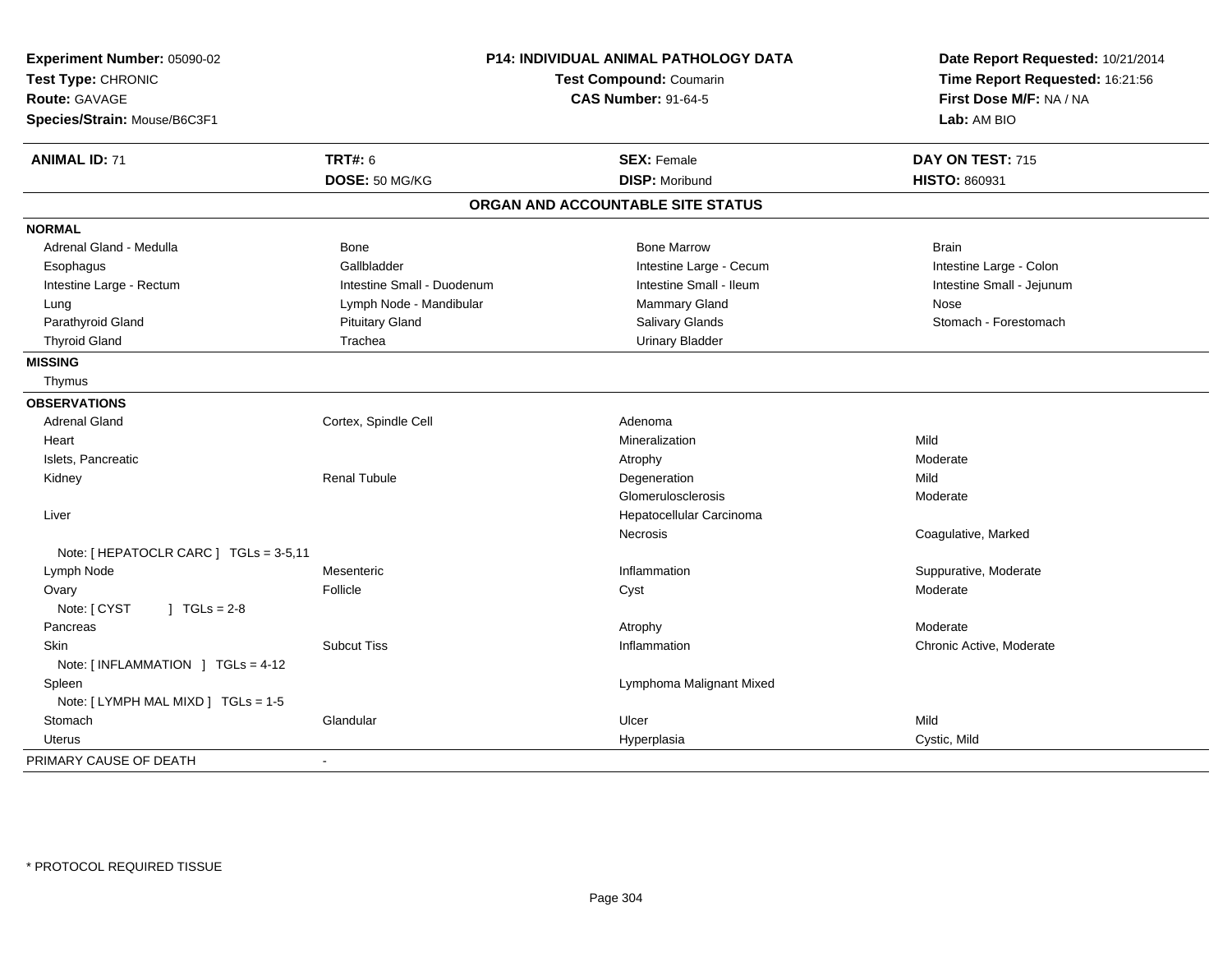**Experiment Number:** 05090-02
**Test Type:** CHRONIC
**Route:** GAVAGE
**Species/Strain:** Mouse/B6C3F1

**P14: INDIVIDUAL ANIMAL PATHOLOGY DATA**
**Test Compound:** Coumarin
**CAS Number:** 91-64-5

**Date Report Requested:** 10/21/2014
**Time Report Requested:** 16:21:56
**First Dose M/F:** NA / NA
**Lab:** AM BIO

| **ANIMAL ID:** 71 | **TRT#:** 6 | **SEX:** Female | **DAY ON TEST:** 715 |
|---|---|---|---|
| | **DOSE:** 50 MG/KG | **DISP:** Moribund | **HISTO:** 860931 |

## ORGAN AND ACCOUNTABLE SITE STATUS

**NORMAL**

| | | | |
|---|---|---|---|
| Adrenal Gland - Medulla | Bone | Bone Marrow | Brain |
| Esophagus | Gallbladder | Intestine Large - Cecum | Intestine Large - Colon |
| Intestine Large - Rectum | Intestine Small - Duodenum | Intestine Small - Ileum | Intestine Small - Jejunum |
| Lung | Lymph Node - Mandibular | Mammary Gland | Nose |
| Parathyroid Gland | Pituitary Gland | Salivary Glands | Stomach - Forestomach |
| Thyroid Gland | Trachea | Urinary Bladder | |

**MISSING**

Thymus

**OBSERVATIONS**

| | | | |
|---|---|---|---|
| Adrenal Gland | Cortex, Spindle Cell | Adenoma | |
| Heart | | Mineralization | Mild |
| Islets, Pancreatic | | Atrophy | Moderate |
| Kidney | Renal Tubule | Degeneration | Mild |
| | | Glomerulosclerosis | Moderate |
| Liver | | Hepatocellular Carcinoma | |
| | | Necrosis | Coagulative, Marked |
| Note: [ HEPATOCLR CARC ] TGLs = 3-5,11 | | | |
| Lymph Node | Mesenteric | Inflammation | Suppurative, Moderate |
| Ovary | Follicle | Cyst | Moderate |
| Note: [ CYST ] TGLs = 2-8 | | | |
| Pancreas | | Atrophy | Moderate |
| Skin | Subcut Tiss | Inflammation | Chronic Active, Moderate |
| Note: [ INFLAMMATION ] TGLs = 4-12 | | | |
| Spleen | | Lymphoma Malignant Mixed | |
| Note: [ LYMPH MAL MIXD ] TGLs = 1-5 | | | |
| Stomach | Glandular | Ulcer | Mild |
| Uterus | | Hyperplasia | Cystic, Mild |

PRIMARY CAUSE OF DEATH -

* PROTOCOL REQUIRED TISSUE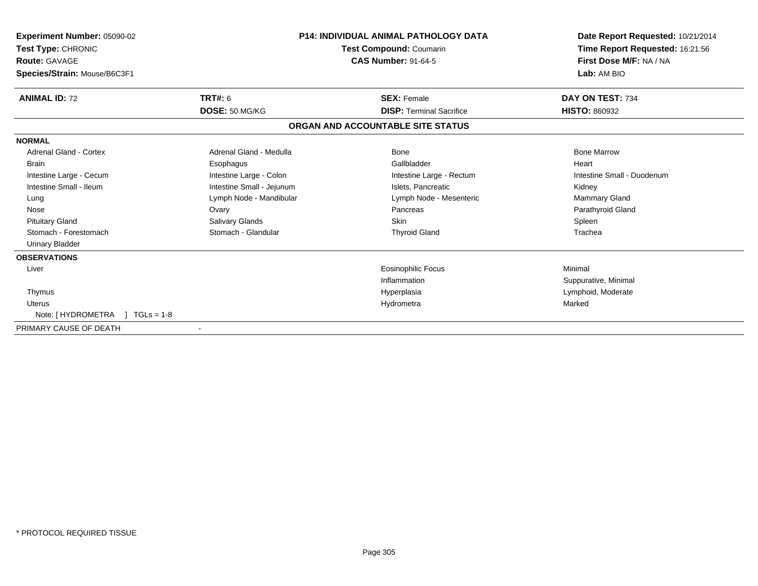**Experiment Number:** 05090-02
**Test Type:** CHRONIC
**Route:** GAVAGE
**Species/Strain:** Mouse/B6C3F1

**P14: INDIVIDUAL ANIMAL PATHOLOGY DATA**
**Test Compound:** Coumarin
**CAS Number:** 91-64-5

**Date Report Requested:** 10/21/2014
**Time Report Requested:** 16:21:56
**First Dose M/F:** NA / NA
**Lab:** AM BIO

| **ANIMAL ID:** 72 | **TRT#:** 6 | **SEX:** Female | **DAY ON TEST:** 734 |
|---|---|---|---|
| | **DOSE:** 50 MG/KG | **DISP:** Terminal Sacrifice | **HISTO:** 860932 |

## ORGAN AND ACCOUNTABLE SITE STATUS

**NORMAL**

| | | | |
|---|---|---|---|
| Adrenal Gland - Cortex | Adrenal Gland - Medulla | Bone | Bone Marrow |
| Brain | Esophagus | Gallbladder | Heart |
| Intestine Large - Cecum | Intestine Large - Colon | Intestine Large - Rectum | Intestine Small - Duodenum |
| Intestine Small - Ileum | Intestine Small - Jejunum | Islets, Pancreatic | Kidney |
| Lung | Lymph Node - Mandibular | Lymph Node - Mesenteric | Mammary Gland |
| Nose | Ovary | Pancreas | Parathyroid Gland |
| Pituitary Gland | Salivary Glands | Skin | Spleen |
| Stomach - Forestomach | Stomach - Glandular | Thyroid Gland | Trachea |
| Urinary Bladder | | | |

**OBSERVATIONS**

| | | |
|---|---|---|
| Liver | Eosinophilic Focus | Minimal |
| | Inflammation | Suppurative, Minimal |
| Thymus | Hyperplasia | Lymphoid, Moderate |
| Uterus | Hydrometra | Marked |
| Note: [ HYDROMETRA ] TGLs = 1-8 | | |

PRIMARY CAUSE OF DEATH -

\* PROTOCOL REQUIRED TISSUE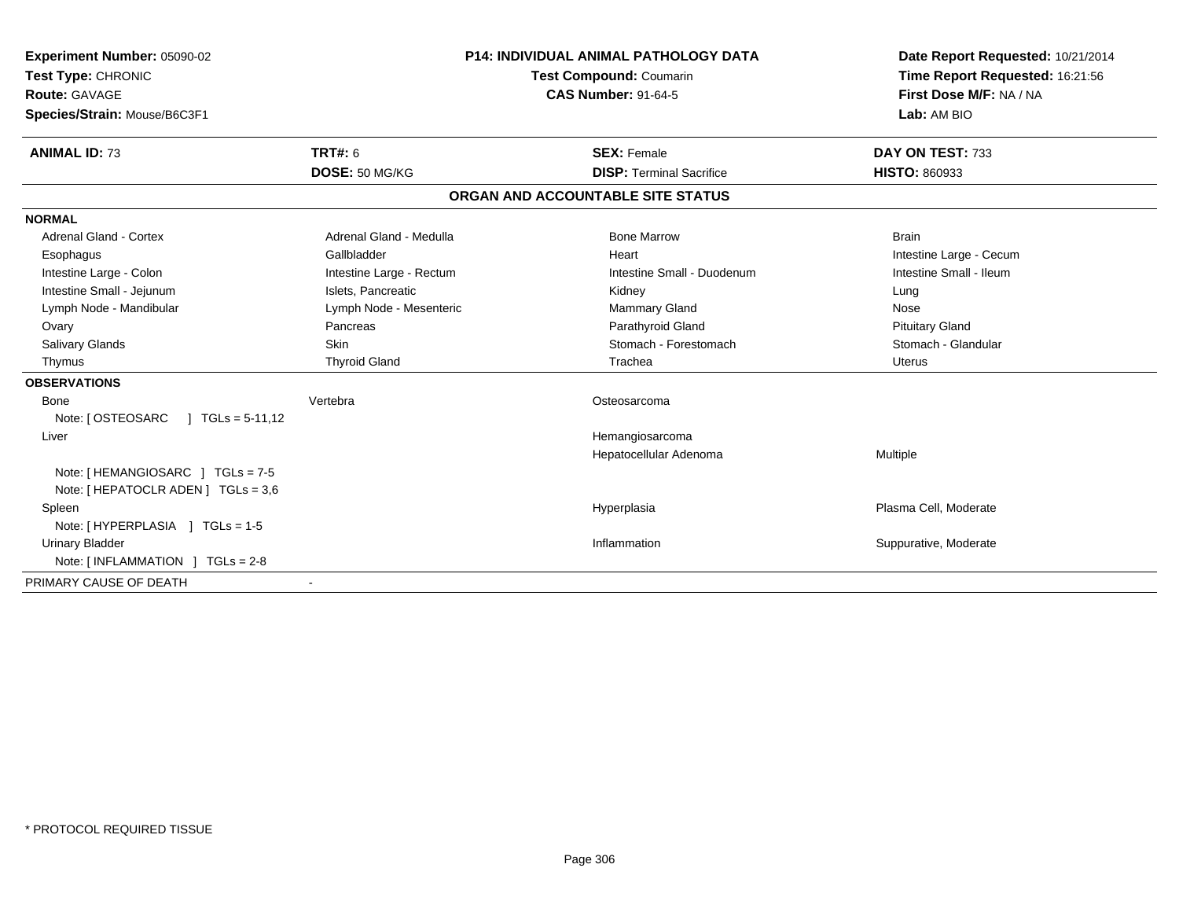**Experiment Number:** 05090-02
**Test Type:** CHRONIC
**Route:** GAVAGE
**Species/Strain:** Mouse/B6C3F1

**P14: INDIVIDUAL ANIMAL PATHOLOGY DATA**
**Test Compound:** Coumarin
**CAS Number:** 91-64-5

**Date Report Requested:** 10/21/2014
**Time Report Requested:** 16:21:56
**First Dose M/F:** NA / NA
**Lab:** AM BIO

| **ANIMAL ID:** 73 | **TRT#:** 6 | **SEX:** Female | **DAY ON TEST:** 733 |
|---|---|---|---|
| | **DOSE:** 50 MG/KG | **DISP:** Terminal Sacrifice | **HISTO:** 860933 |

## ORGAN AND ACCOUNTABLE SITE STATUS

**NORMAL**

| | | | |
|---|---|---|---|
| Adrenal Gland - Cortex | Adrenal Gland - Medulla | Bone Marrow | Brain |
| Esophagus | Gallbladder | Heart | Intestine Large - Cecum |
| Intestine Large - Colon | Intestine Large - Rectum | Intestine Small - Duodenum | Intestine Small - Ileum |
| Intestine Small - Jejunum | Islets, Pancreatic | Kidney | Lung |
| Lymph Node - Mandibular | Lymph Node - Mesenteric | Mammary Gland | Nose |
| Ovary | Pancreas | Parathyroid Gland | Pituitary Gland |
| Salivary Glands | Skin | Stomach - Forestomach | Stomach - Glandular |
| Thymus | Thyroid Gland | Trachea | Uterus |

**OBSERVATIONS**

| | | | |
|---|---|---|---|
| Bone | Vertebra | Osteosarcoma | |
| Note: [ OSTEOSARC ] TGLs = 5-11,12 | | | |
| Liver | | Hemangiosarcoma | |
| | | Hepatocellular Adenoma | Multiple |
| Note: [ HEMANGIOSARC ] TGLs = 7-5 | | | |
| Note: [ HEPATOCLR ADEN ] TGLs = 3,6 | | | |
| Spleen | | Hyperplasia | Plasma Cell, Moderate |
| Note: [ HYPERPLASIA ] TGLs = 1-5 | | | |
| Urinary Bladder | | Inflammation | Suppurative, Moderate |
| Note: [ INFLAMMATION ] TGLs = 2-8 | | | |

PRIMARY CAUSE OF DEATH -

\* PROTOCOL REQUIRED TISSUE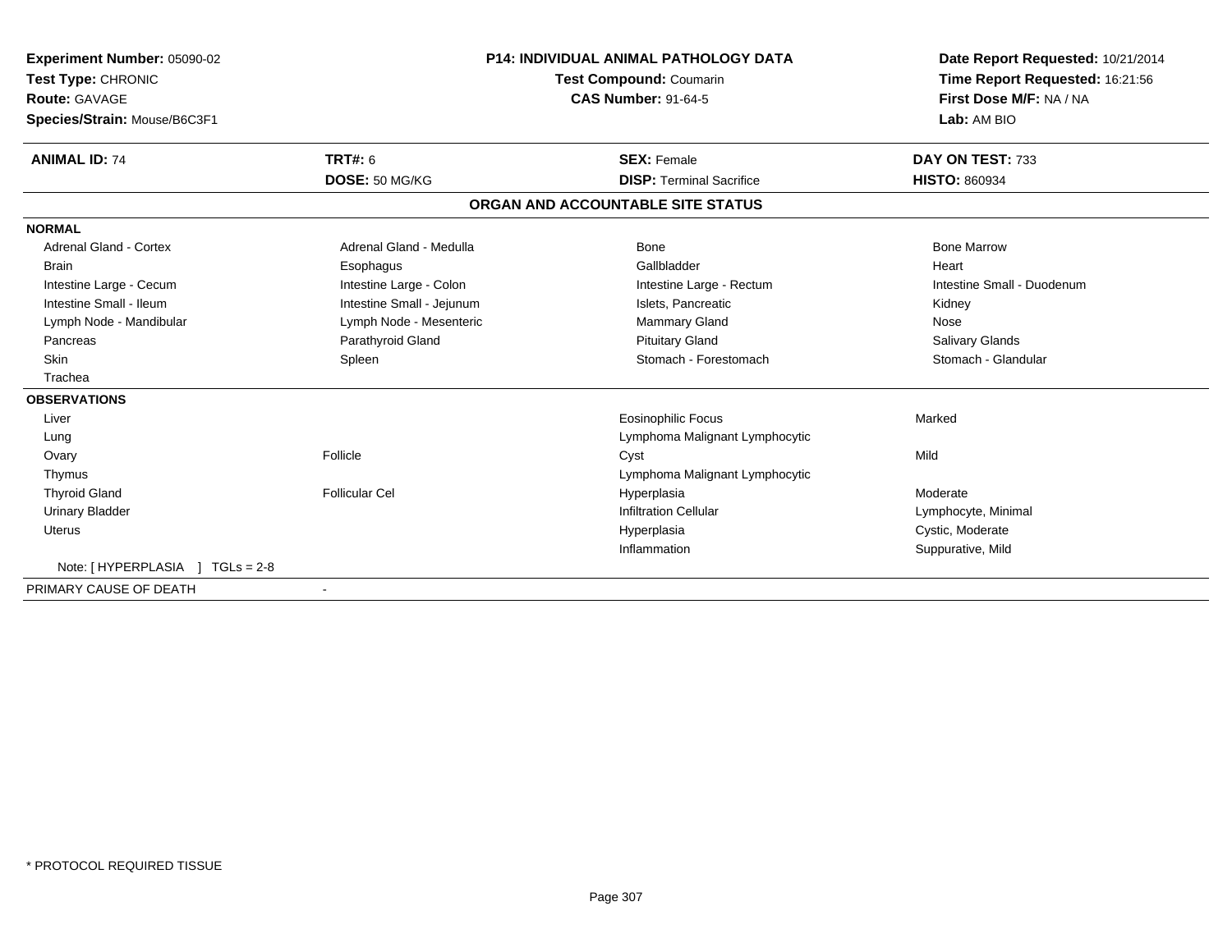**Experiment Number:** 05090-02
**Test Type:** CHRONIC
**Route:** GAVAGE
**Species/Strain:** Mouse/B6C3F1

**P14: INDIVIDUAL ANIMAL PATHOLOGY DATA**
**Test Compound:** Coumarin
**CAS Number:** 91-64-5

**Date Report Requested:** 10/21/2014
**Time Report Requested:** 16:21:56
**First Dose M/F:** NA / NA
**Lab:** AM BIO

| **ANIMAL ID:** 74 | **TRT#:** 6 | **SEX:** Female | **DAY ON TEST:** 733 |
|---|---|---|---|
| | **DOSE:** 50 MG/KG | **DISP:** Terminal Sacrifice | **HISTO:** 860934 |

## ORGAN AND ACCOUNTABLE SITE STATUS

**NORMAL**

| | | | |
|---|---|---|---|
| Adrenal Gland - Cortex | Adrenal Gland - Medulla | Bone | Bone Marrow |
| Brain | Esophagus | Gallbladder | Heart |
| Intestine Large - Cecum | Intestine Large - Colon | Intestine Large - Rectum | Intestine Small - Duodenum |
| Intestine Small - Ileum | Intestine Small - Jejunum | Islets, Pancreatic | Kidney |
| Lymph Node - Mandibular | Lymph Node - Mesenteric | Mammary Gland | Nose |
| Pancreas | Parathyroid Gland | Pituitary Gland | Salivary Glands |
| Skin | Spleen | Stomach - Forestomach | Stomach - Glandular |
| Trachea | | | |

**OBSERVATIONS**

| | | | |
|---|---|---|---|
| Liver | | Eosinophilic Focus | Marked |
| Lung | | Lymphoma Malignant Lymphocytic | |
| Ovary | Follicle | Cyst | Mild |
| Thymus | | Lymphoma Malignant Lymphocytic | |
| Thyroid Gland | Follicular Cel | Hyperplasia | Moderate |
| Urinary Bladder | | Infiltration Cellular | Lymphocyte, Minimal |
| Uterus | | Hyperplasia | Cystic, Moderate |
| | | Inflammation | Suppurative, Mild |

Note: [ HYPERPLASIA ] TGLs = 2-8

PRIMARY CAUSE OF DEATH -

\* PROTOCOL REQUIRED TISSUE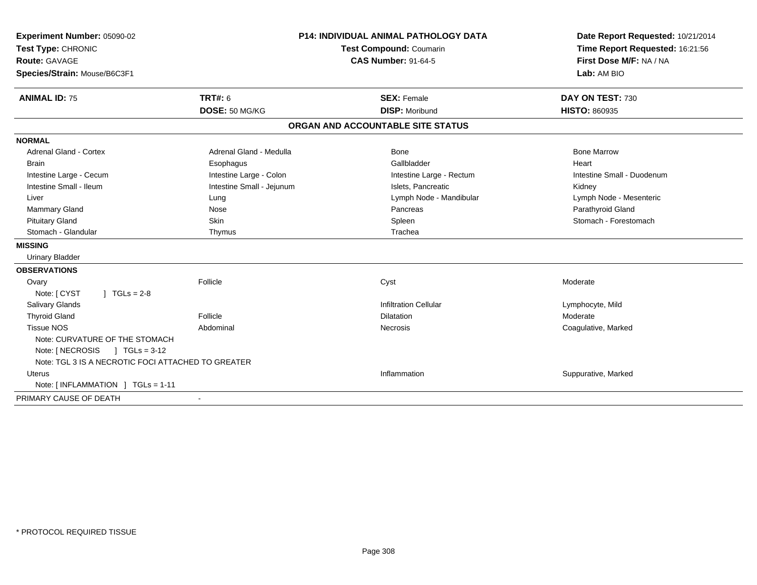**Experiment Number:** 05090-02
**Test Type:** CHRONIC
**Route:** GAVAGE
**Species/Strain:** Mouse/B6C3F1

**P14: INDIVIDUAL ANIMAL PATHOLOGY DATA**
**Test Compound:** Coumarin
**CAS Number:** 91-64-5

**Date Report Requested:** 10/21/2014
**Time Report Requested:** 16:21:56
**First Dose M/F:** NA / NA
**Lab:** AM BIO

| **ANIMAL ID:** 75 | **TRT#:** 6 | **SEX:** Female | **DAY ON TEST:** 730 |
|---|---|---|---|
| | **DOSE:** 50 MG/KG | **DISP:** Moribund | **HISTO:** 860935 |

## ORGAN AND ACCOUNTABLE SITE STATUS

**NORMAL**

| | | | |
|---|---|---|---|
| Adrenal Gland - Cortex | Adrenal Gland - Medulla | Bone | Bone Marrow |
| Brain | Esophagus | Gallbladder | Heart |
| Intestine Large - Cecum | Intestine Large - Colon | Intestine Large - Rectum | Intestine Small - Duodenum |
| Intestine Small - Ileum | Intestine Small - Jejunum | Islets, Pancreatic | Kidney |
| Liver | Lung | Lymph Node - Mandibular | Lymph Node - Mesenteric |
| Mammary Gland | Nose | Pancreas | Parathyroid Gland |
| Pituitary Gland | Skin | Spleen | Stomach - Forestomach |
| Stomach - Glandular | Thymus | Trachea | |

**MISSING**

Urinary Bladder

**OBSERVATIONS**

| | | | |
|---|---|---|---|
| Ovary | Follicle | Cyst | Moderate |
| Note: [ CYST ] TGLs = 2-8 | | | |
| Salivary Glands | | Infiltration Cellular | Lymphocyte, Mild |
| Thyroid Gland | Follicle | Dilatation | Moderate |
| Tissue NOS | Abdominal | Necrosis | Coagulative, Marked |
| Note: CURVATURE OF THE STOMACH | | | |
| Note: [ NECROSIS ] TGLs = 3-12 | | | |
| Note: TGL 3 IS A NECROTIC FOCI ATTACHED TO GREATER | | | |
| Uterus | | Inflammation | Suppurative, Marked |
| Note: [ INFLAMMATION ] TGLs = 1-11 | | | |

PRIMARY CAUSE OF DEATH -

\* PROTOCOL REQUIRED TISSUE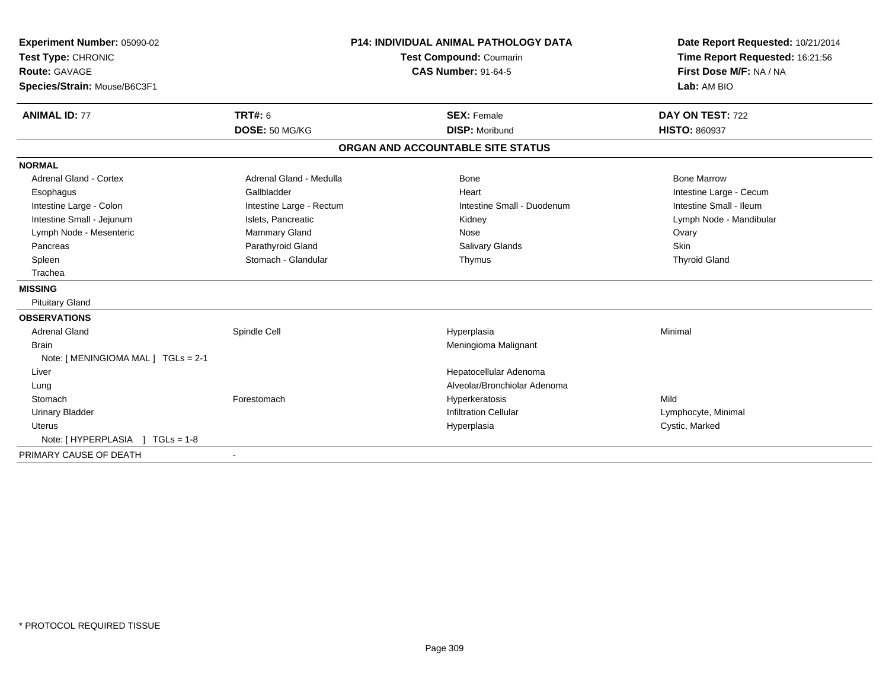**Experiment Number:** 05090-02
**Test Type:** CHRONIC
**Route:** GAVAGE
**Species/Strain:** Mouse/B6C3F1

**P14: INDIVIDUAL ANIMAL PATHOLOGY DATA**
**Test Compound:** Coumarin
**CAS Number:** 91-64-5

**Date Report Requested:** 10/21/2014
**Time Report Requested:** 16:21:56
**First Dose M/F:** NA / NA
**Lab:** AM BIO

| **ANIMAL ID:** 77 | **TRT#:** 6 | **SEX:** Female | **DAY ON TEST:** 722 |
|---|---|---|---|
| | **DOSE:** 50 MG/KG | **DISP:** Moribund | **HISTO:** 860937 |

## ORGAN AND ACCOUNTABLE SITE STATUS

**NORMAL**

| | | | |
|---|---|---|---|
| Adrenal Gland - Cortex | Adrenal Gland - Medulla | Bone | Bone Marrow |
| Esophagus | Gallbladder | Heart | Intestine Large - Cecum |
| Intestine Large - Colon | Intestine Large - Rectum | Intestine Small - Duodenum | Intestine Small - Ileum |
| Intestine Small - Jejunum | Islets, Pancreatic | Kidney | Lymph Node - Mandibular |
| Lymph Node - Mesenteric | Mammary Gland | Nose | Ovary |
| Pancreas | Parathyroid Gland | Salivary Glands | Skin |
| Spleen | Stomach - Glandular | Thymus | Thyroid Gland |
| Trachea | | | |

**MISSING**

Pituitary Gland

**OBSERVATIONS**

| | | | |
|---|---|---|---|
| Adrenal Gland | Spindle Cell | Hyperplasia | Minimal |
| Brain | | Meningioma Malignant | |
| Note: [ MENINGIOMA MAL ] TGLs = 2-1 | | | |
| Liver | | Hepatocellular Adenoma | |
| Lung | | Alveolar/Bronchiolar Adenoma | |
| Stomach | Forestomach | Hyperkeratosis | Mild |
| Urinary Bladder | | Infiltration Cellular | Lymphocyte, Minimal |
| Uterus | | Hyperplasia | Cystic, Marked |
| Note: [ HYPERPLASIA ] TGLs = 1-8 | | | |

PRIMARY CAUSE OF DEATH -

* PROTOCOL REQUIRED TISSUE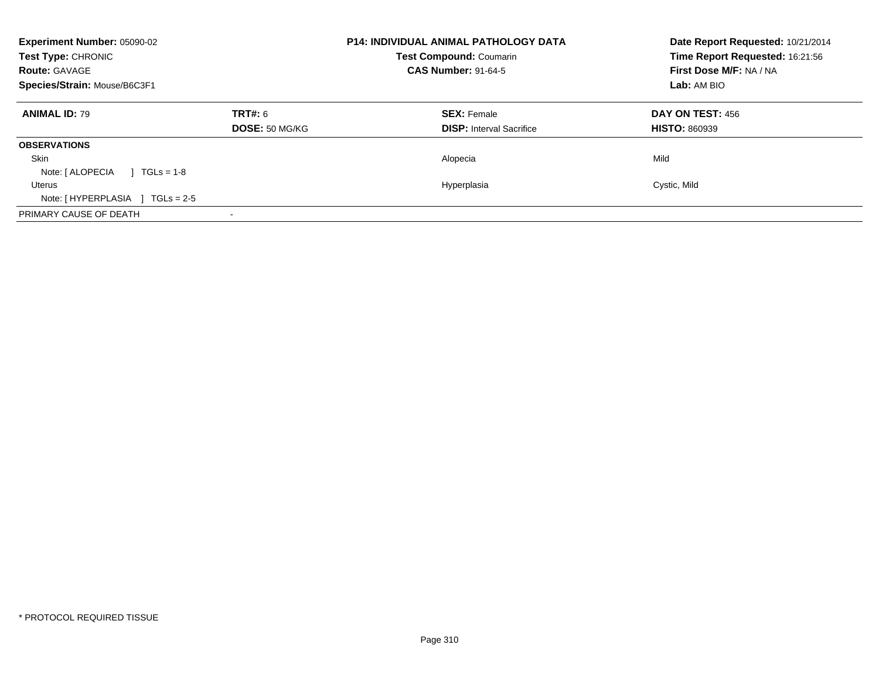**Experiment Number:** 05090-02
**Test Type:** CHRONIC
**Route:** GAVAGE
**Species/Strain:** Mouse/B6C3F1

**P14: INDIVIDUAL ANIMAL PATHOLOGY DATA**
**Test Compound:** Coumarin
**CAS Number:** 91-64-5

**Date Report Requested:** 10/21/2014
**Time Report Requested:** 16:21:56
**First Dose M/F:** NA / NA
**Lab:** AM BIO

| **ANIMAL ID:** 79 | **TRT#:** 6 | **SEX:** Female | **DAY ON TEST:** 456 |
|---|---|---|---|
| | **DOSE:** 50 MG/KG | **DISP:** Interval Sacrifice | **HISTO:** 860939 |
| **OBSERVATIONS** | | | |
| Skin | | Alopecia | Mild |
| Note: [ ALOPECIA ] TGLs = 1-8 | | | |
| Uterus | | Hyperplasia | Cystic, Mild |
| Note: [ HYPERPLASIA ] TGLs = 2-5 | | | |
| PRIMARY CAUSE OF DEATH | - | | |

* PROTOCOL REQUIRED TISSUE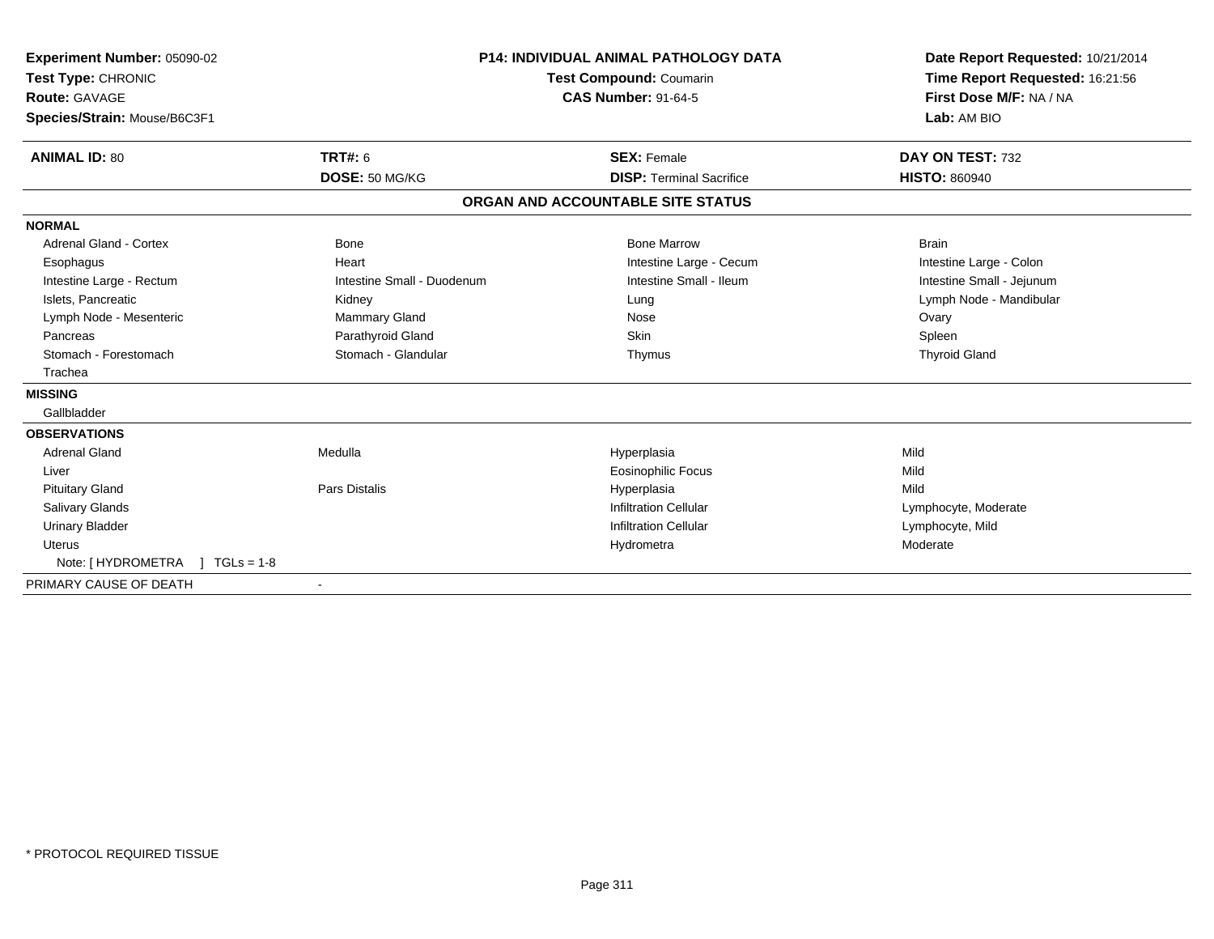**Experiment Number:** 05090-02
**Test Type:** CHRONIC
**Route:** GAVAGE
**Species/Strain:** Mouse/B6C3F1

**P14: INDIVIDUAL ANIMAL PATHOLOGY DATA**
**Test Compound:** Coumarin
**CAS Number:** 91-64-5

**Date Report Requested:** 10/21/2014
**Time Report Requested:** 16:21:56
**First Dose M/F:** NA / NA
**Lab:** AM BIO

| **ANIMAL ID:** 80 | **TRT#:** 6 | **SEX:** Female | **DAY ON TEST:** 732 |
|---|---|---|---|
| | **DOSE:** 50 MG/KG | **DISP:** Terminal Sacrifice | **HISTO:** 860940 |

## ORGAN AND ACCOUNTABLE SITE STATUS

| | | | |
|---|---|---|---|
| **NORMAL** | | | |
| Adrenal Gland - Cortex | Bone | Bone Marrow | Brain |
| Esophagus | Heart | Intestine Large - Cecum | Intestine Large - Colon |
| Intestine Large - Rectum | Intestine Small - Duodenum | Intestine Small - Ileum | Intestine Small - Jejunum |
| Islets, Pancreatic | Kidney | Lung | Lymph Node - Mandibular |
| Lymph Node - Mesenteric | Mammary Gland | Nose | Ovary |
| Pancreas | Parathyroid Gland | Skin | Spleen |
| Stomach - Forestomach | Stomach - Glandular | Thymus | Thyroid Gland |
| Trachea | | | |
| **MISSING** | | | |
| Gallbladder | | | |
| **OBSERVATIONS** | | | |
| Adrenal Gland | Medulla | Hyperplasia | Mild |
| Liver | | Eosinophilic Focus | Mild |
| Pituitary Gland | Pars Distalis | Hyperplasia | Mild |
| Salivary Glands | | Infiltration Cellular | Lymphocyte, Moderate |
| Urinary Bladder | | Infiltration Cellular | Lymphocyte, Mild |
| Uterus | | Hydrometra | Moderate |
| Note: [ HYDROMETRA ] TGLs = 1-8 | | | |
| PRIMARY CAUSE OF DEATH | - | | |

* PROTOCOL REQUIRED TISSUE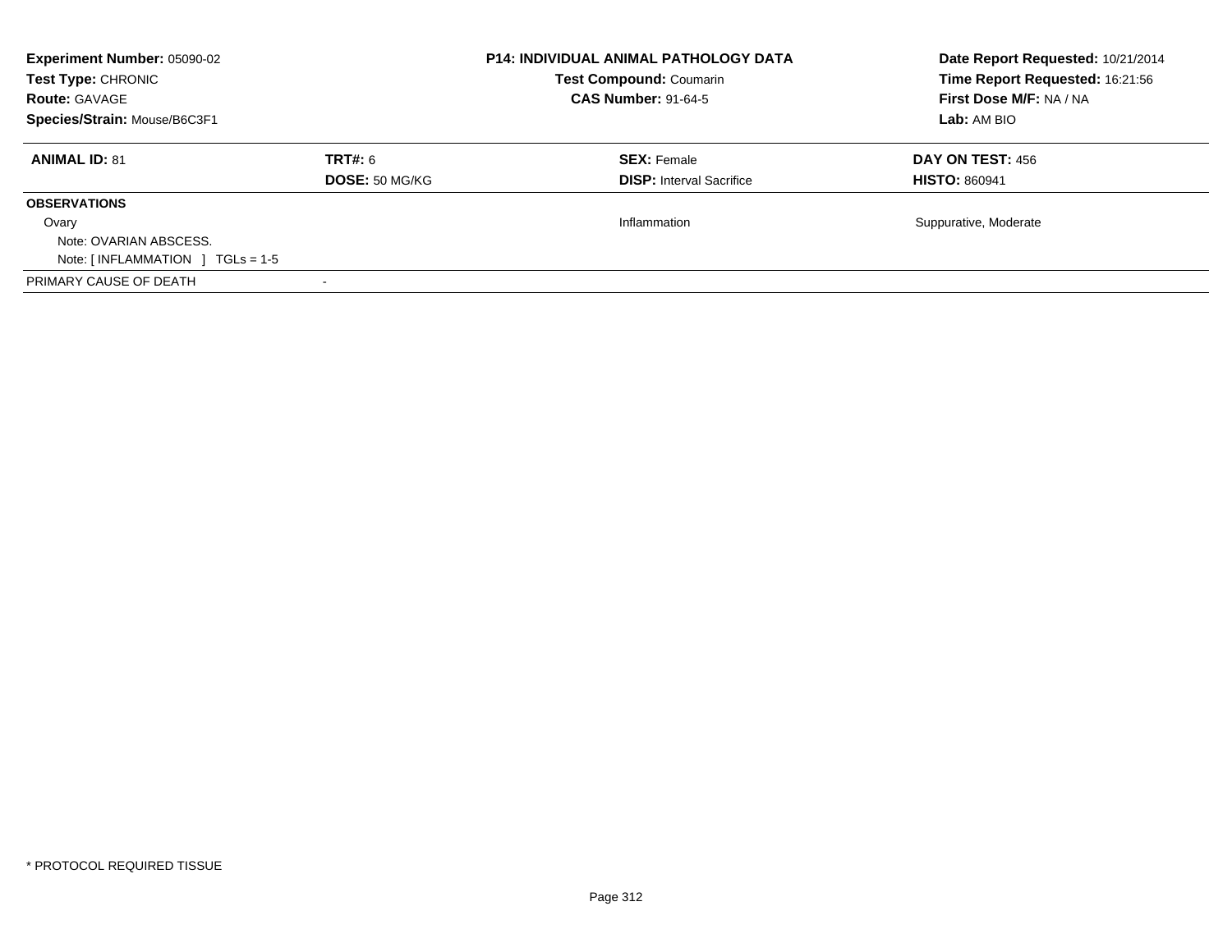**Experiment Number:** 05090-02
**Test Type:** CHRONIC
**Route:** GAVAGE
**Species/Strain:** Mouse/B6C3F1

**P14: INDIVIDUAL ANIMAL PATHOLOGY DATA**
**Test Compound:** Coumarin
**CAS Number:** 91-64-5

**Date Report Requested:** 10/21/2014
**Time Report Requested:** 16:21:56
**First Dose M/F:** NA / NA
**Lab:** AM BIO

| **ANIMAL ID:** 81 | **TRT#:** 6 | **SEX:** Female | **DAY ON TEST:** 456 |
|---|---|---|---|
| | **DOSE:** 50 MG/KG | **DISP:** Interval Sacrifice | **HISTO:** 860941 |
| **OBSERVATIONS** | | | |
| Ovary | | Inflammation | Suppurative, Moderate |
| Note: OVARIAN ABSCESS. | | | |
| Note: [ INFLAMMATION ] TGLs = 1-5 | | | |
| PRIMARY CAUSE OF DEATH | - | | |

* PROTOCOL REQUIRED TISSUE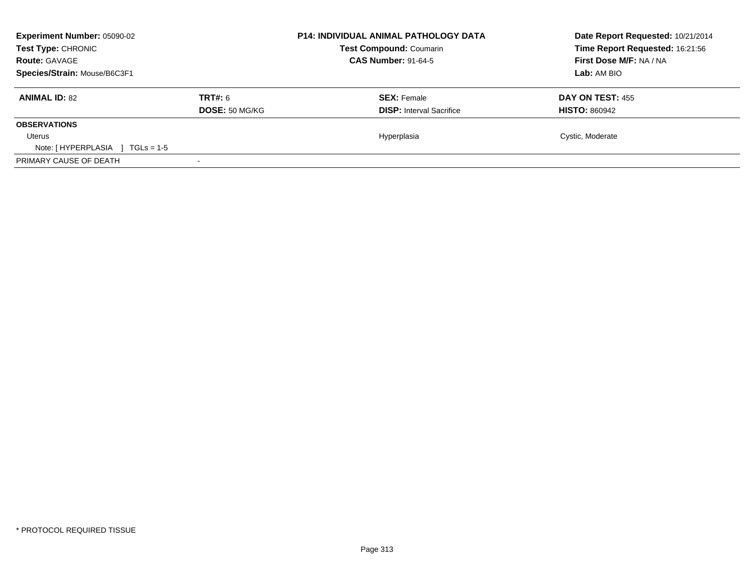**Experiment Number:** 05090-02
**Test Type:** CHRONIC
**Route:** GAVAGE
**Species/Strain:** Mouse/B6C3F1

**P14: INDIVIDUAL ANIMAL PATHOLOGY DATA**
**Test Compound:** Coumarin
**CAS Number:** 91-64-5

**Date Report Requested:** 10/21/2014
**Time Report Requested:** 16:21:56
**First Dose M/F:** NA / NA
**Lab:** AM BIO

| **ANIMAL ID:** 82 | **TRT#:** 6 | **SEX:** Female | **DAY ON TEST:** 455 |
|---|---|---|---|
| | **DOSE:** 50 MG/KG | **DISP:** Interval Sacrifice | **HISTO:** 860942 |
| **OBSERVATIONS** | | | |
| Uterus | | Hyperplasia | Cystic, Moderate |
| Note: [ HYPERPLASIA ] TGLs = 1-5 | | | |
| PRIMARY CAUSE OF DEATH | - | | |

* PROTOCOL REQUIRED TISSUE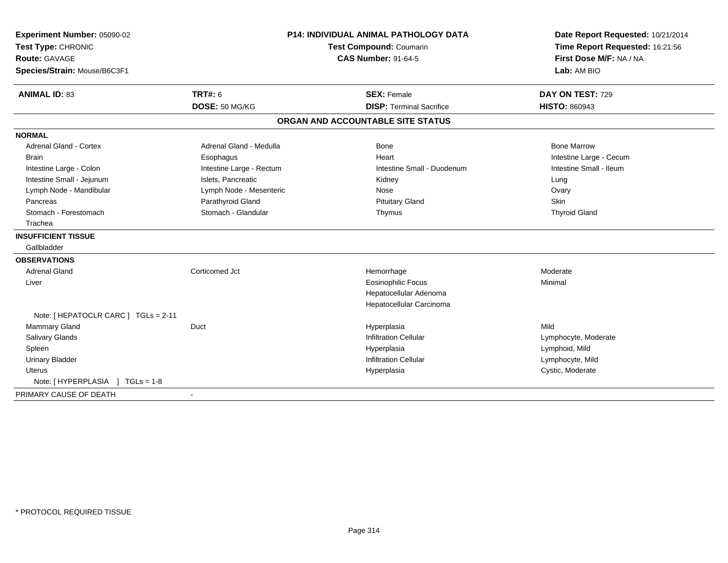**Experiment Number:** 05090-02
**Test Type:** CHRONIC
**Route:** GAVAGE
**Species/Strain:** Mouse/B6C3F1

**P14: INDIVIDUAL ANIMAL PATHOLOGY DATA**
**Test Compound:** Coumarin
**CAS Number:** 91-64-5

**Date Report Requested:** 10/21/2014
**Time Report Requested:** 16:21:56
**First Dose M/F:** NA / NA
**Lab:** AM BIO

| **ANIMAL ID:** 83 | **TRT#:** 6 | **SEX:** Female | **DAY ON TEST:** 729 |
|---|---|---|---|
| | **DOSE:** 50 MG/KG | **DISP:** Terminal Sacrifice | **HISTO:** 860943 |

**ORGAN AND ACCOUNTABLE SITE STATUS**

**NORMAL**

| | | | |
|---|---|---|---|
| Adrenal Gland - Cortex | Adrenal Gland - Medulla | Bone | Bone Marrow |
| Brain | Esophagus | Heart | Intestine Large - Cecum |
| Intestine Large - Colon | Intestine Large - Rectum | Intestine Small - Duodenum | Intestine Small - Ileum |
| Intestine Small - Jejunum | Islets, Pancreatic | Kidney | Lung |
| Lymph Node - Mandibular | Lymph Node - Mesenteric | Nose | Ovary |
| Pancreas | Parathyroid Gland | Pituitary Gland | Skin |
| Stomach - Forestomach | Stomach - Glandular | Thymus | Thyroid Gland |
| Trachea | | | |

**INSUFFICIENT TISSUE**

Gallbladder

**OBSERVATIONS**

| | | | |
|---|---|---|---|
| Adrenal Gland | Corticomed Jct | Hemorrhage | Moderate |
| Liver | | Eosinophilic Focus | Minimal |
| | | Hepatocellular Adenoma | |
| | | Hepatocellular Carcinoma | |
| Note: [ HEPATOCLR CARC ] TGLs = 2-11 | | | |
| Mammary Gland | Duct | Hyperplasia | Mild |
| Salivary Glands | | Infiltration Cellular | Lymphocyte, Moderate |
| Spleen | | Hyperplasia | Lymphoid, Mild |
| Urinary Bladder | | Infiltration Cellular | Lymphocyte, Mild |
| Uterus | | Hyperplasia | Cystic, Moderate |
| Note: [ HYPERPLASIA ] TGLs = 1-8 | | | |

PRIMARY CAUSE OF DEATH -

* PROTOCOL REQUIRED TISSUE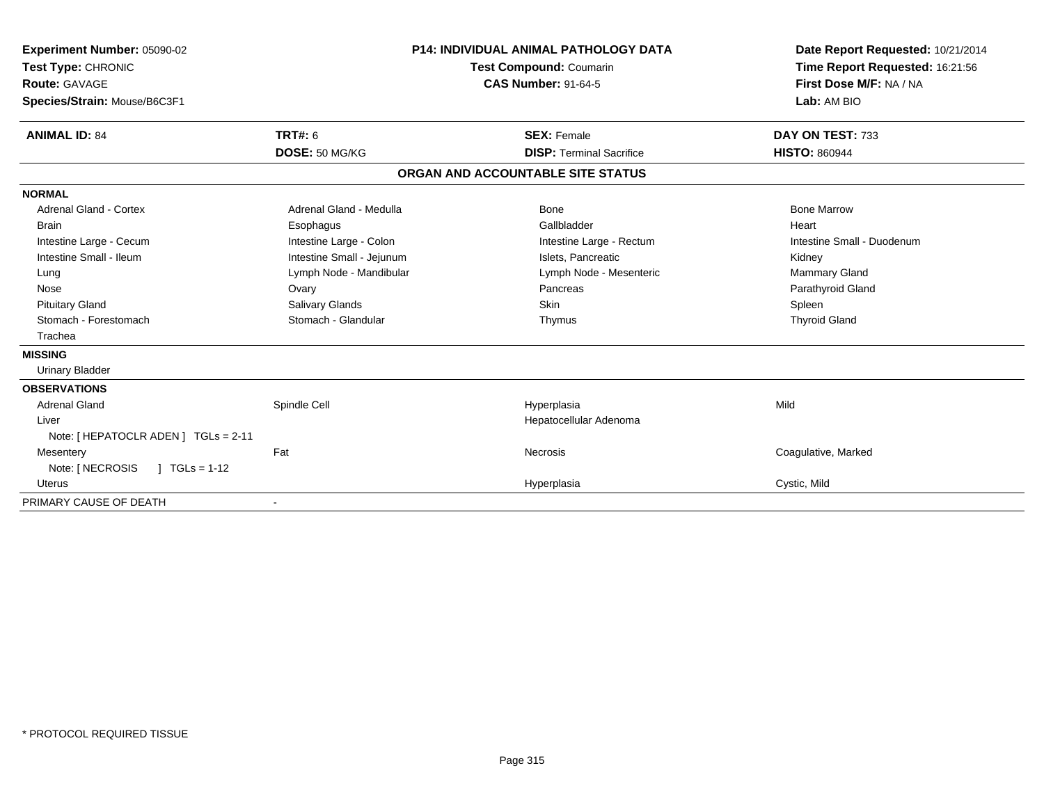**Experiment Number:** 05090-02
**Test Type:** CHRONIC
**Route:** GAVAGE
**Species/Strain:** Mouse/B6C3F1

**P14: INDIVIDUAL ANIMAL PATHOLOGY DATA**
**Test Compound:** Coumarin
**CAS Number:** 91-64-5

**Date Report Requested:** 10/21/2014
**Time Report Requested:** 16:21:56
**First Dose M/F:** NA / NA
**Lab:** AM BIO

| **ANIMAL ID:** 84 | **TRT#:** 6 | **SEX:** Female | **DAY ON TEST:** 733 |
|---|---|---|---|
| | **DOSE:** 50 MG/KG | **DISP:** Terminal Sacrifice | **HISTO:** 860944 |

## ORGAN AND ACCOUNTABLE SITE STATUS

| | | | |
|---|---|---|---|
| **NORMAL** | | | |
| Adrenal Gland - Cortex | Adrenal Gland - Medulla | Bone | Bone Marrow |
| Brain | Esophagus | Gallbladder | Heart |
| Intestine Large - Cecum | Intestine Large - Colon | Intestine Large - Rectum | Intestine Small - Duodenum |
| Intestine Small - Ileum | Intestine Small - Jejunum | Islets, Pancreatic | Kidney |
| Lung | Lymph Node - Mandibular | Lymph Node - Mesenteric | Mammary Gland |
| Nose | Ovary | Pancreas | Parathyroid Gland |
| Pituitary Gland | Salivary Glands | Skin | Spleen |
| Stomach - Forestomach | Stomach - Glandular | Thymus | Thyroid Gland |
| Trachea | | | |
| **MISSING** | | | |
| Urinary Bladder | | | |
| **OBSERVATIONS** | | | |
| Adrenal Gland | Spindle Cell | Hyperplasia | Mild |
| Liver | | Hepatocellular Adenoma | |
| Note: [ HEPATOCLR ADEN ] TGLs = 2-11 | | | |
| Mesentery | Fat | Necrosis | Coagulative, Marked |
| Note: [ NECROSIS ] TGLs = 1-12 | | | |
| Uterus | | Hyperplasia | Cystic, Mild |
| PRIMARY CAUSE OF DEATH | - | | |

* PROTOCOL REQUIRED TISSUE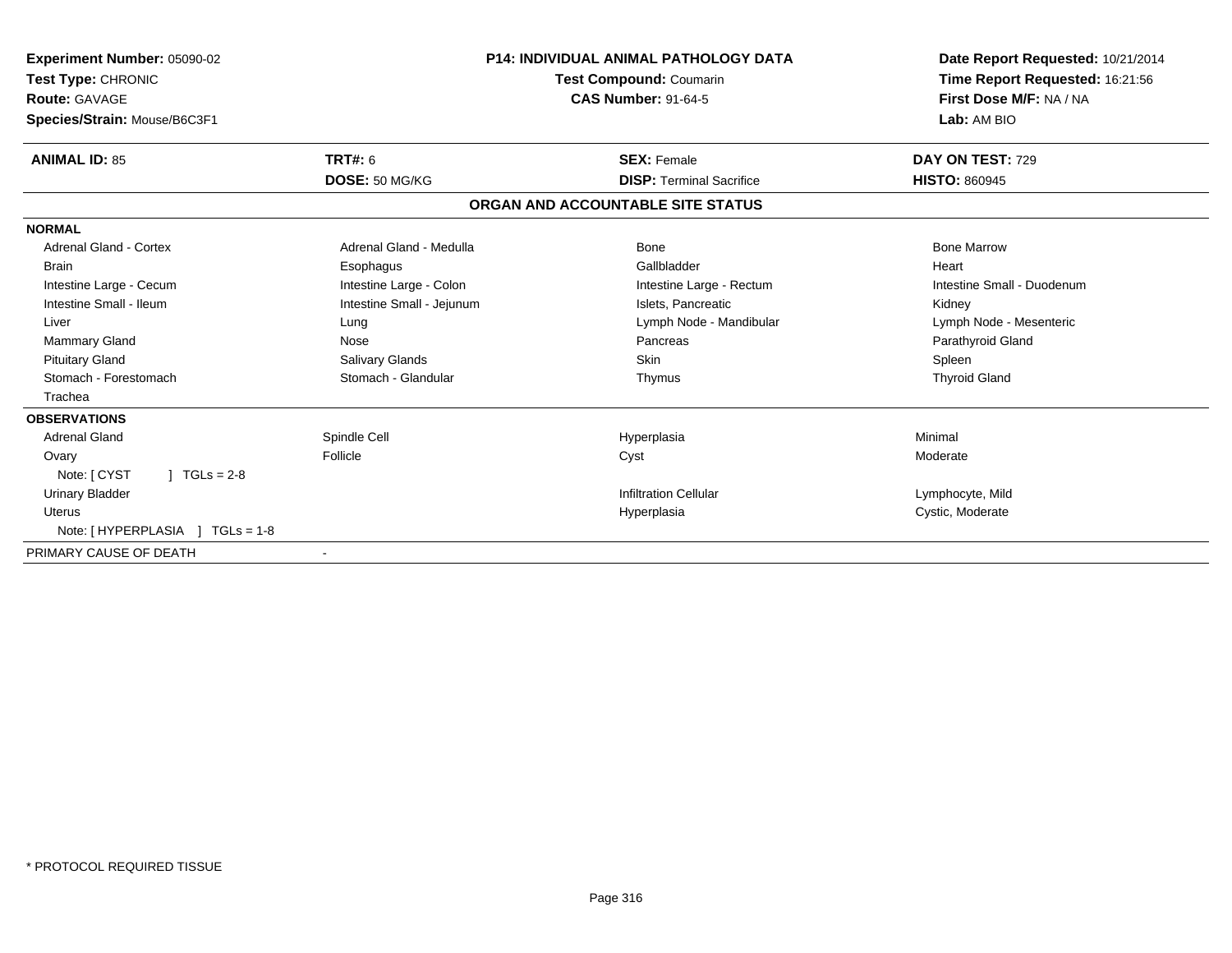**Experiment Number:** 05090-02
**Test Type:** CHRONIC
**Route:** GAVAGE
**Species/Strain:** Mouse/B6C3F1

**P14: INDIVIDUAL ANIMAL PATHOLOGY DATA**
**Test Compound:** Coumarin
**CAS Number:** 91-64-5

**Date Report Requested:** 10/21/2014
**Time Report Requested:** 16:21:56
**First Dose M/F:** NA / NA
**Lab:** AM BIO

| **ANIMAL ID:** 85 | **TRT#:** 6 | **SEX:** Female | **DAY ON TEST:** 729 |
|---|---|---|---|
| | **DOSE:** 50 MG/KG | **DISP:** Terminal Sacrifice | **HISTO:** 860945 |

## ORGAN AND ACCOUNTABLE SITE STATUS

| | | | |
|---|---|---|---|
| **NORMAL** | | | |
| Adrenal Gland - Cortex | Adrenal Gland - Medulla | Bone | Bone Marrow |
| Brain | Esophagus | Gallbladder | Heart |
| Intestine Large - Cecum | Intestine Large - Colon | Intestine Large - Rectum | Intestine Small - Duodenum |
| Intestine Small - Ileum | Intestine Small - Jejunum | Islets, Pancreatic | Kidney |
| Liver | Lung | Lymph Node - Mandibular | Lymph Node - Mesenteric |
| Mammary Gland | Nose | Pancreas | Parathyroid Gland |
| Pituitary Gland | Salivary Glands | Skin | Spleen |
| Stomach - Forestomach | Stomach - Glandular | Thymus | Thyroid Gland |
| Trachea | | | |
| **OBSERVATIONS** | | | |
| Adrenal Gland | Spindle Cell | Hyperplasia | Minimal |
| Ovary | Follicle | Cyst | Moderate |
| Note: [ CYST ] TGLs = 2-8 | | | |
| Urinary Bladder | | Infiltration Cellular | Lymphocyte, Mild |
| Uterus | | Hyperplasia | Cystic, Moderate |
| Note: [ HYPERPLASIA ] TGLs = 1-8 | | | |
| PRIMARY CAUSE OF DEATH | - | | |

\* PROTOCOL REQUIRED TISSUE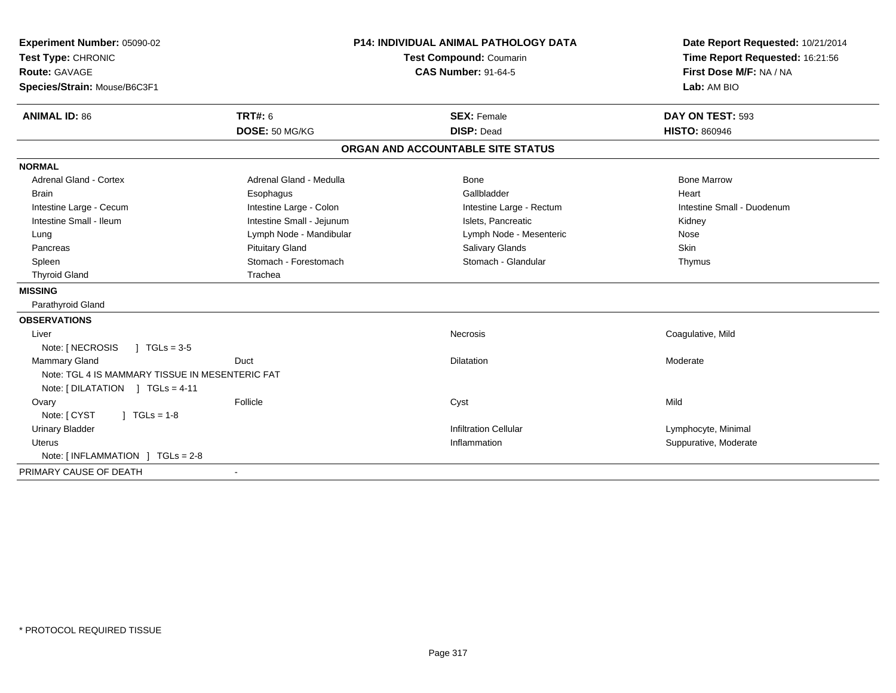**Experiment Number:** 05090-02
**Test Type:** CHRONIC
**Route:** GAVAGE
**Species/Strain:** Mouse/B6C3F1

**P14: INDIVIDUAL ANIMAL PATHOLOGY DATA**
**Test Compound:** Coumarin
**CAS Number:** 91-64-5

**Date Report Requested:** 10/21/2014
**Time Report Requested:** 16:21:56
**First Dose M/F:** NA / NA
**Lab:** AM BIO

| **ANIMAL ID:** 86 | **TRT#:** 6 | **SEX:** Female | **DAY ON TEST:** 593 |
|---|---|---|---|
| | **DOSE:** 50 MG/KG | **DISP:** Dead | **HISTO:** 860946 |

## ORGAN AND ACCOUNTABLE SITE STATUS

**NORMAL**

| | | | |
|---|---|---|---|
| Adrenal Gland - Cortex | Adrenal Gland - Medulla | Bone | Bone Marrow |
| Brain | Esophagus | Gallbladder | Heart |
| Intestine Large - Cecum | Intestine Large - Colon | Intestine Large - Rectum | Intestine Small - Duodenum |
| Intestine Small - Ileum | Intestine Small - Jejunum | Islets, Pancreatic | Kidney |
| Lung | Lymph Node - Mandibular | Lymph Node - Mesenteric | Nose |
| Pancreas | Pituitary Gland | Salivary Glands | Skin |
| Spleen | Stomach - Forestomach | Stomach - Glandular | Thymus |
| Thyroid Gland | Trachea | | |

**MISSING**

Parathyroid Gland

**OBSERVATIONS**

| | | | |
|---|---|---|---|
| Liver | | Necrosis | Coagulative, Mild |
| Note: [ NECROSIS ] TGLs = 3-5 | | | |
| Mammary Gland | Duct | Dilatation | Moderate |
| Note: TGL 4 IS MAMMARY TISSUE IN MESENTERIC FAT | | | |
| Note: [ DILATATION ] TGLs = 4-11 | | | |
| Ovary | Follicle | Cyst | Mild |
| Note: [ CYST ] TGLs = 1-8 | | | |
| Urinary Bladder | | Infiltration Cellular | Lymphocyte, Minimal |
| Uterus | | Inflammation | Suppurative, Moderate |
| Note: [ INFLAMMATION ] TGLs = 2-8 | | | |

PRIMARY CAUSE OF DEATH -

* PROTOCOL REQUIRED TISSUE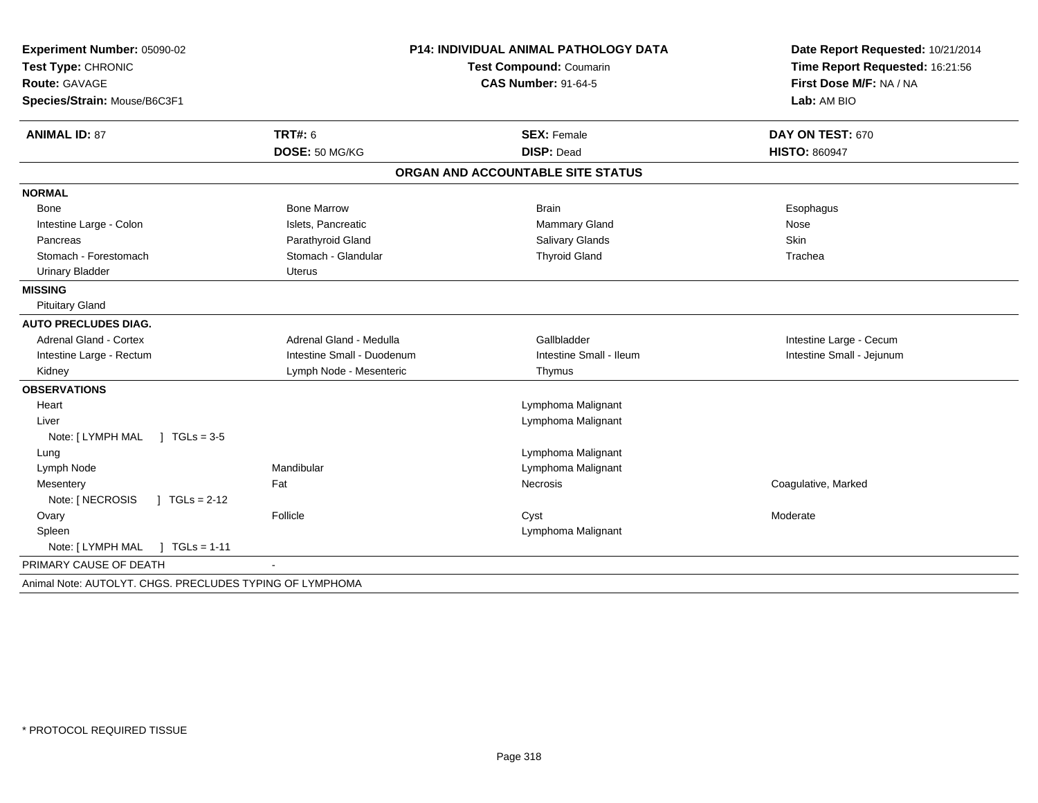**Experiment Number:** 05090-02
**Test Type:** CHRONIC
**Route:** GAVAGE
**Species/Strain:** Mouse/B6C3F1

**P14: INDIVIDUAL ANIMAL PATHOLOGY DATA**
**Test Compound:** Coumarin
**CAS Number:** 91-64-5

**Date Report Requested:** 10/21/2014
**Time Report Requested:** 16:21:56
**First Dose M/F:** NA / NA
**Lab:** AM BIO

| **ANIMAL ID:** 87 | **TRT#:** 6 | **SEX:** Female | **DAY ON TEST:** 670 |
|---|---|---|---|
| | **DOSE:** 50 MG/KG | **DISP:** Dead | **HISTO:** 860947 |

## ORGAN AND ACCOUNTABLE SITE STATUS

| | | | |
|---|---|---|---|
| **NORMAL** | | | |
| Bone | Bone Marrow | Brain | Esophagus |
| Intestine Large - Colon | Islets, Pancreatic | Mammary Gland | Nose |
| Pancreas | Parathyroid Gland | Salivary Glands | Skin |
| Stomach - Forestomach | Stomach - Glandular | Thyroid Gland | Trachea |
| Urinary Bladder | Uterus | | |
| **MISSING** | | | |
| Pituitary Gland | | | |
| **AUTO PRECLUDES DIAG.** | | | |
| Adrenal Gland - Cortex | Adrenal Gland - Medulla | Gallbladder | Intestine Large - Cecum |
| Intestine Large - Rectum | Intestine Small - Duodenum | Intestine Small - Ileum | Intestine Small - Jejunum |
| Kidney | Lymph Node - Mesenteric | Thymus | |
| **OBSERVATIONS** | | | |
| Heart | | Lymphoma Malignant | |
| Liver | | Lymphoma Malignant | |
| Note: [ LYMPH MAL ] TGLs = 3-5 | | | |
| Lung | | Lymphoma Malignant | |
| Lymph Node | Mandibular | Lymphoma Malignant | |
| Mesentery | Fat | Necrosis | Coagulative, Marked |
| Note: [ NECROSIS ] TGLs = 2-12 | | | |
| Ovary | Follicle | Cyst | Moderate |
| Spleen | | Lymphoma Malignant | |
| Note: [ LYMPH MAL ] TGLs = 1-11 | | | |
| PRIMARY CAUSE OF DEATH | - | | |

Animal Note: AUTOLYT. CHGS. PRECLUDES TYPING OF LYMPHOMA

* PROTOCOL REQUIRED TISSUE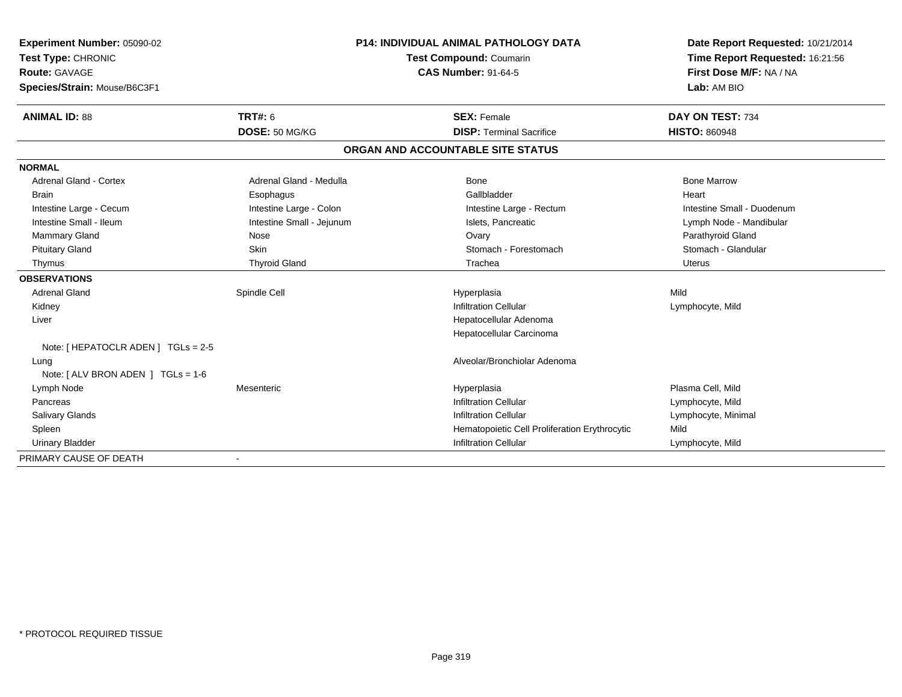**Experiment Number:** 05090-02
**Test Type:** CHRONIC
**Route:** GAVAGE
**Species/Strain:** Mouse/B6C3F1

**P14: INDIVIDUAL ANIMAL PATHOLOGY DATA**
**Test Compound:** Coumarin
**CAS Number:** 91-64-5

**Date Report Requested:** 10/21/2014
**Time Report Requested:** 16:21:56
**First Dose M/F:** NA / NA
**Lab:** AM BIO

| **ANIMAL ID:** 88 | **TRT#:** 6 | **SEX:** Female | **DAY ON TEST:** 734 |
|---|---|---|---|
| | **DOSE:** 50 MG/KG | **DISP:** Terminal Sacrifice | **HISTO:** 860948 |

**ORGAN AND ACCOUNTABLE SITE STATUS**

| | | | |
|---|---|---|---|
| **NORMAL** | | | |
| Adrenal Gland - Cortex | Adrenal Gland - Medulla | Bone | Bone Marrow |
| Brain | Esophagus | Gallbladder | Heart |
| Intestine Large - Cecum | Intestine Large - Colon | Intestine Large - Rectum | Intestine Small - Duodenum |
| Intestine Small - Ileum | Intestine Small - Jejunum | Islets, Pancreatic | Lymph Node - Mandibular |
| Mammary Gland | Nose | Ovary | Parathyroid Gland |
| Pituitary Gland | Skin | Stomach - Forestomach | Stomach - Glandular |
| Thymus | Thyroid Gland | Trachea | Uterus |
| **OBSERVATIONS** | | | |
| Adrenal Gland | Spindle Cell | Hyperplasia | Mild |
| Kidney | | Infiltration Cellular | Lymphocyte, Mild |
| Liver | | Hepatocellular Adenoma | |
| | | Hepatocellular Carcinoma | |
| Note: [ HEPATOCLR ADEN ] TGLs = 2-5 | | | |
| Lung | | Alveolar/Bronchiolar Adenoma | |
| Note: [ ALV BRON ADEN ] TGLs = 1-6 | | | |
| Lymph Node | Mesenteric | Hyperplasia | Plasma Cell, Mild |
| Pancreas | | Infiltration Cellular | Lymphocyte, Mild |
| Salivary Glands | | Infiltration Cellular | Lymphocyte, Minimal |
| Spleen | | Hematopoietic Cell Proliferation Erythrocytic | Mild |
| Urinary Bladder | | Infiltration Cellular | Lymphocyte, Mild |
| PRIMARY CAUSE OF DEATH | - | | |

* PROTOCOL REQUIRED TISSUE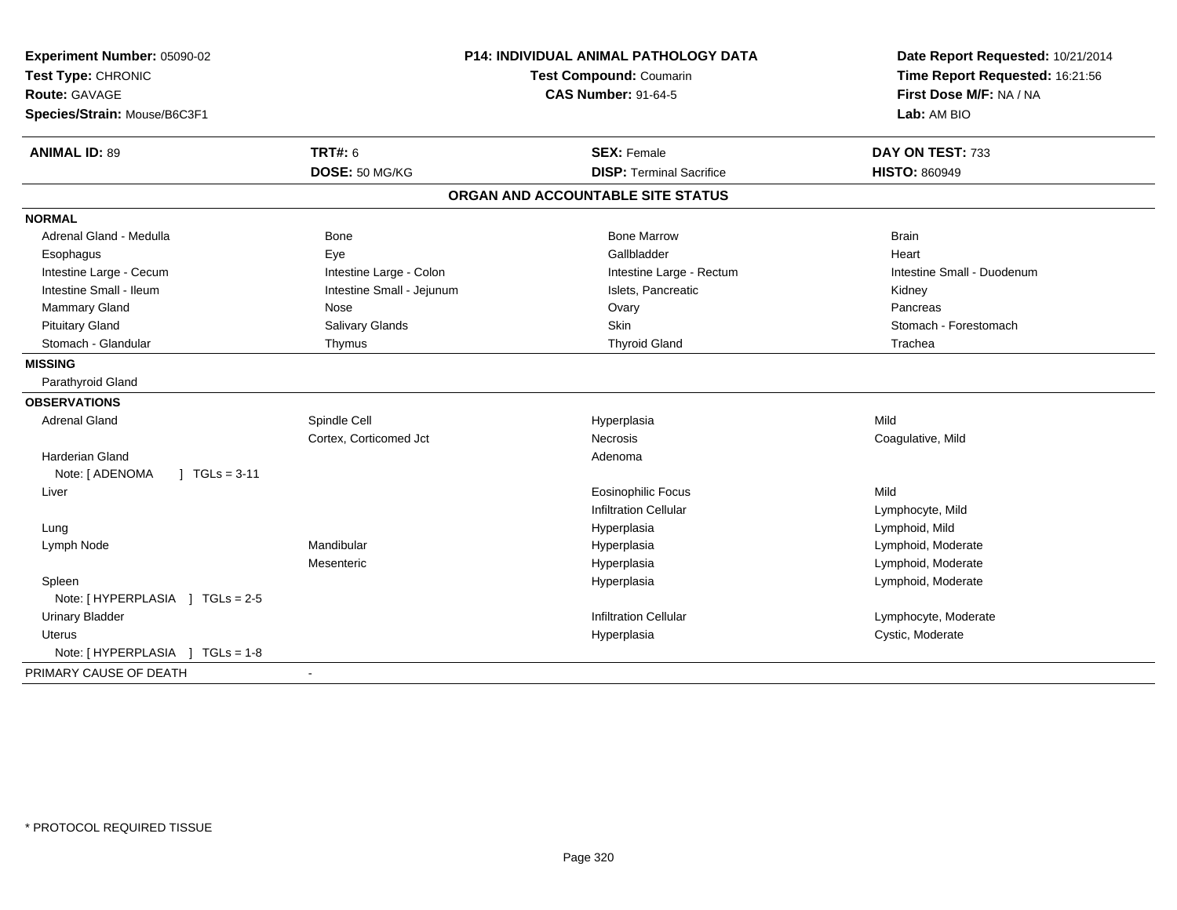**Experiment Number:** 05090-02
**Test Type:** CHRONIC
**Route:** GAVAGE
**Species/Strain:** Mouse/B6C3F1

**P14: INDIVIDUAL ANIMAL PATHOLOGY DATA**
**Test Compound:** Coumarin
**CAS Number:** 91-64-5

**Date Report Requested:** 10/21/2014
**Time Report Requested:** 16:21:56
**First Dose M/F:** NA / NA
**Lab:** AM BIO

| **ANIMAL ID:** 89 | **TRT#:** 6 | **SEX:** Female | **DAY ON TEST:** 733 |
|---|---|---|---|
| | **DOSE:** 50 MG/KG | **DISP:** Terminal Sacrifice | **HISTO:** 860949 |

## ORGAN AND ACCOUNTABLE SITE STATUS

**NORMAL**

| | | | |
|---|---|---|---|
| Adrenal Gland - Medulla | Bone | Bone Marrow | Brain |
| Esophagus | Eye | Gallbladder | Heart |
| Intestine Large - Cecum | Intestine Large - Colon | Intestine Large - Rectum | Intestine Small - Duodenum |
| Intestine Small - Ileum | Intestine Small - Jejunum | Islets, Pancreatic | Kidney |
| Mammary Gland | Nose | Ovary | Pancreas |
| Pituitary Gland | Salivary Glands | Skin | Stomach - Forestomach |
| Stomach - Glandular | Thymus | Thyroid Gland | Trachea |

**MISSING**

Parathyroid Gland

**OBSERVATIONS**

| | | | |
|---|---|---|---|
| Adrenal Gland | Spindle Cell | Hyperplasia | Mild |
| | Cortex, Corticomed Jct | Necrosis | Coagulative, Mild |
| Harderian Gland | | Adenoma | |
| Note: [ ADENOMA ] TGLs = 3-11 | | | |
| Liver | | Eosinophilic Focus | Mild |
| | | Infiltration Cellular | Lymphocyte, Mild |
| Lung | | Hyperplasia | Lymphoid, Mild |
| Lymph Node | Mandibular | Hyperplasia | Lymphoid, Moderate |
| | Mesenteric | Hyperplasia | Lymphoid, Moderate |
| Spleen | | Hyperplasia | Lymphoid, Moderate |
| Note: [ HYPERPLASIA ] TGLs = 2-5 | | | |
| Urinary Bladder | | Infiltration Cellular | Lymphocyte, Moderate |
| Uterus | | Hyperplasia | Cystic, Moderate |
| Note: [ HYPERPLASIA ] TGLs = 1-8 | | | |

PRIMARY CAUSE OF DEATH -

\* PROTOCOL REQUIRED TISSUE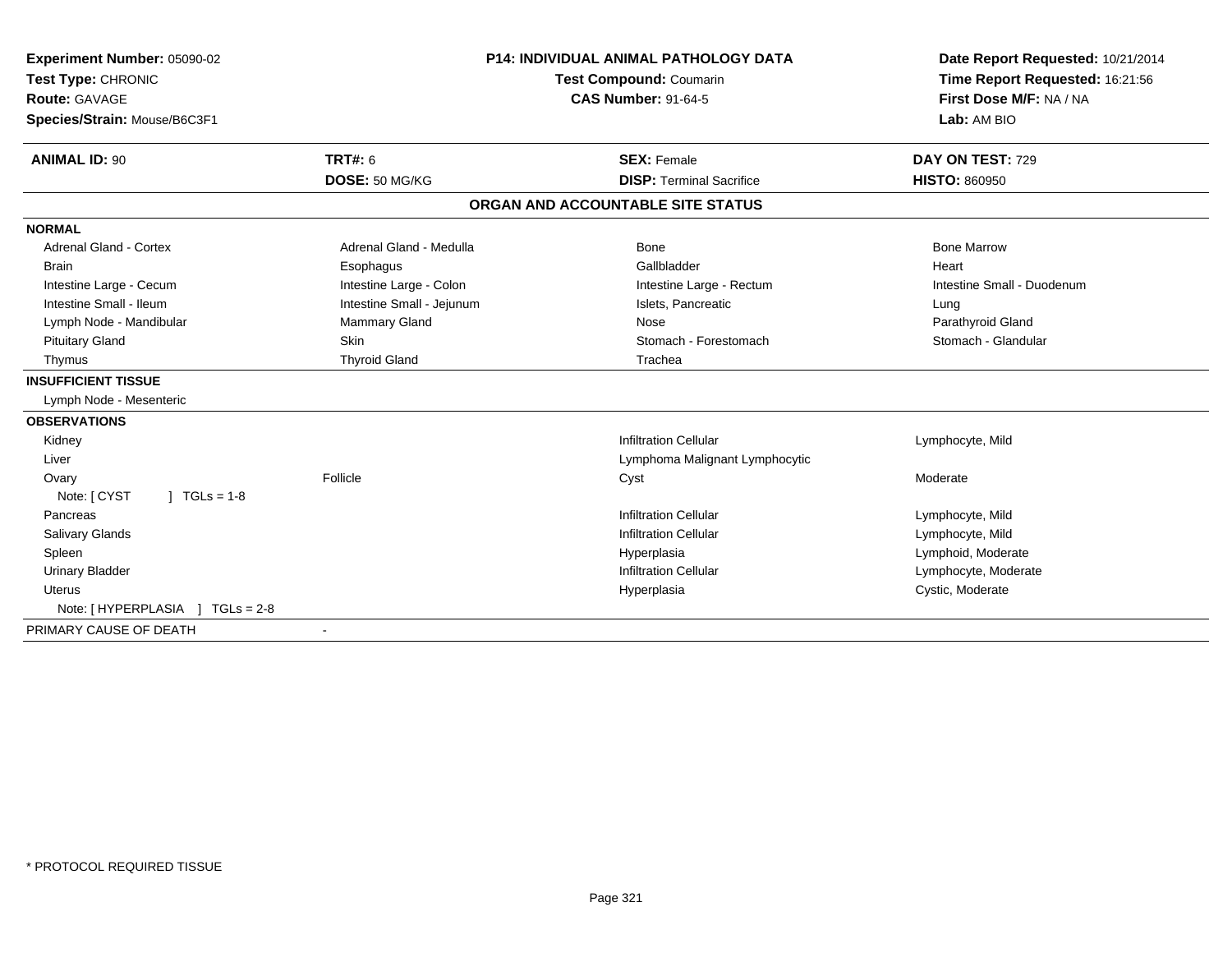**Experiment Number:** 05090-02
**Test Type:** CHRONIC
**Route:** GAVAGE
**Species/Strain:** Mouse/B6C3F1

**P14: INDIVIDUAL ANIMAL PATHOLOGY DATA**
**Test Compound:** Coumarin
**CAS Number:** 91-64-5

**Date Report Requested:** 10/21/2014
**Time Report Requested:** 16:21:56
**First Dose M/F:** NA / NA
**Lab:** AM BIO

| **ANIMAL ID:** 90 | **TRT#:** 6 | **SEX:** Female | **DAY ON TEST:** 729 |
|---|---|---|---|
| | **DOSE:** 50 MG/KG | **DISP:** Terminal Sacrifice | **HISTO:** 860950 |

**ORGAN AND ACCOUNTABLE SITE STATUS**

| | | | |
|---|---|---|---|
| **NORMAL** | | | |
| Adrenal Gland - Cortex | Adrenal Gland - Medulla | Bone | Bone Marrow |
| Brain | Esophagus | Gallbladder | Heart |
| Intestine Large - Cecum | Intestine Large - Colon | Intestine Large - Rectum | Intestine Small - Duodenum |
| Intestine Small - Ileum | Intestine Small - Jejunum | Islets, Pancreatic | Lung |
| Lymph Node - Mandibular | Mammary Gland | Nose | Parathyroid Gland |
| Pituitary Gland | Skin | Stomach - Forestomach | Stomach - Glandular |
| Thymus | Thyroid Gland | Trachea | |
| **INSUFFICIENT TISSUE** | | | |
| Lymph Node - Mesenteric | | | |
| **OBSERVATIONS** | | | |
| Kidney | | Infiltration Cellular | Lymphocyte, Mild |
| Liver | | Lymphoma Malignant Lymphocytic | |
| Ovary | Follicle | Cyst | Moderate |
| Note: [ CYST ] TGLs = 1-8 | | | |
| Pancreas | | Infiltration Cellular | Lymphocyte, Mild |
| Salivary Glands | | Infiltration Cellular | Lymphocyte, Mild |
| Spleen | | Hyperplasia | Lymphoid, Moderate |
| Urinary Bladder | | Infiltration Cellular | Lymphocyte, Moderate |
| Uterus | | Hyperplasia | Cystic, Moderate |
| Note: [ HYPERPLASIA ] TGLs = 2-8 | | | |
| PRIMARY CAUSE OF DEATH | - | | |

\* PROTOCOL REQUIRED TISSUE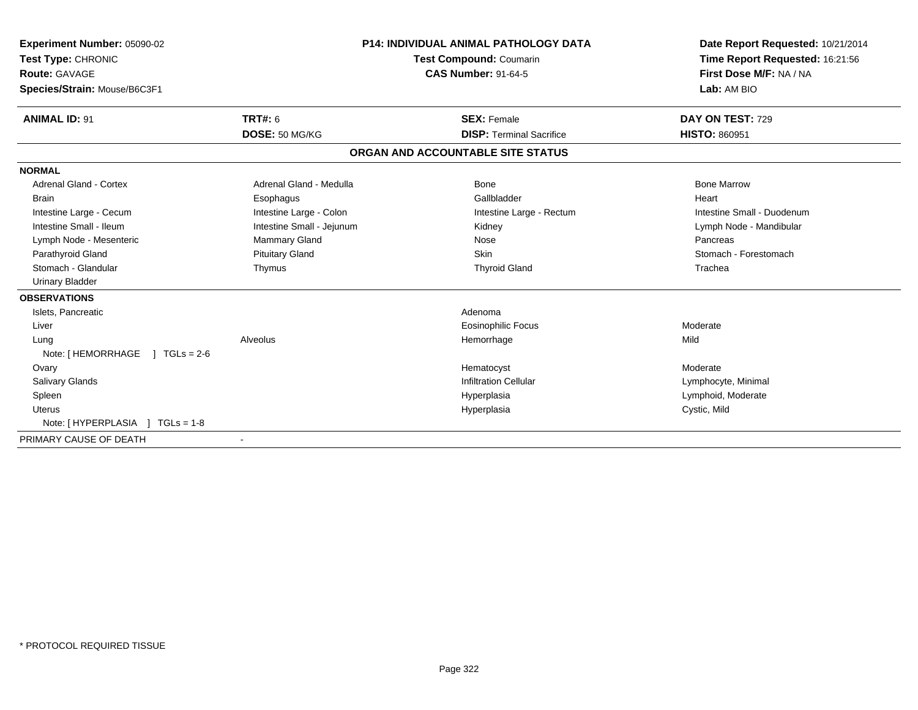**Experiment Number:** 05090-02
**Test Type:** CHRONIC
**Route:** GAVAGE
**Species/Strain:** Mouse/B6C3F1

**P14: INDIVIDUAL ANIMAL PATHOLOGY DATA**
**Test Compound:** Coumarin
**CAS Number:** 91-64-5

**Date Report Requested:** 10/21/2014
**Time Report Requested:** 16:21:56
**First Dose M/F:** NA / NA
**Lab:** AM BIO

| **ANIMAL ID:** 91 | **TRT#:** 6 | **SEX:** Female | **DAY ON TEST:** 729 |
|---|---|---|---|
| | **DOSE:** 50 MG/KG | **DISP:** Terminal Sacrifice | **HISTO:** 860951 |

## ORGAN AND ACCOUNTABLE SITE STATUS

| | | | |
|---|---|---|---|
| **NORMAL** | | | |
| Adrenal Gland - Cortex | Adrenal Gland - Medulla | Bone | Bone Marrow |
| Brain | Esophagus | Gallbladder | Heart |
| Intestine Large - Cecum | Intestine Large - Colon | Intestine Large - Rectum | Intestine Small - Duodenum |
| Intestine Small - Ileum | Intestine Small - Jejunum | Kidney | Lymph Node - Mandibular |
| Lymph Node - Mesenteric | Mammary Gland | Nose | Pancreas |
| Parathyroid Gland | Pituitary Gland | Skin | Stomach - Forestomach |
| Stomach - Glandular | Thymus | Thyroid Gland | Trachea |
| Urinary Bladder | | | |
| **OBSERVATIONS** | | | |
| Islets, Pancreatic | | Adenoma | |
| Liver | | Eosinophilic Focus | Moderate |
| Lung | Alveolus | Hemorrhage | Mild |
| Note: [ HEMORRHAGE ] TGLs = 2-6 | | | |
| Ovary | | Hematocyst | Moderate |
| Salivary Glands | | Infiltration Cellular | Lymphocyte, Minimal |
| Spleen | | Hyperplasia | Lymphoid, Moderate |
| Uterus | | Hyperplasia | Cystic, Mild |
| Note: [ HYPERPLASIA ] TGLs = 1-8 | | | |
| PRIMARY CAUSE OF DEATH | - | | |

* PROTOCOL REQUIRED TISSUE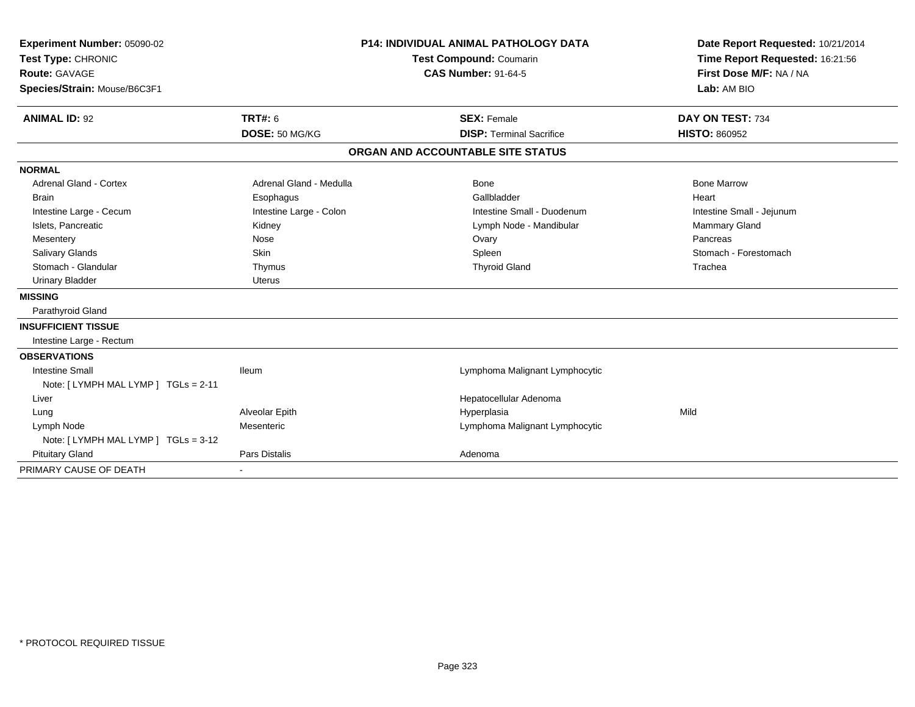**Experiment Number:** 05090-02
**Test Type:** CHRONIC
**Route:** GAVAGE
**Species/Strain:** Mouse/B6C3F1

**P14: INDIVIDUAL ANIMAL PATHOLOGY DATA**
**Test Compound:** Coumarin
**CAS Number:** 91-64-5

**Date Report Requested:** 10/21/2014
**Time Report Requested:** 16:21:56
**First Dose M/F:** NA / NA
**Lab:** AM BIO

| **ANIMAL ID:** 92 | **TRT#:** 6 | **SEX:** Female | **DAY ON TEST:** 734 |
|---|---|---|---|
| | **DOSE:** 50 MG/KG | **DISP:** Terminal Sacrifice | **HISTO:** 860952 |

## ORGAN AND ACCOUNTABLE SITE STATUS

| | | | |
|---|---|---|---|
| **NORMAL** | | | |
| Adrenal Gland - Cortex | Adrenal Gland - Medulla | Bone | Bone Marrow |
| Brain | Esophagus | Gallbladder | Heart |
| Intestine Large - Cecum | Intestine Large - Colon | Intestine Small - Duodenum | Intestine Small - Jejunum |
| Islets, Pancreatic | Kidney | Lymph Node - Mandibular | Mammary Gland |
| Mesentery | Nose | Ovary | Pancreas |
| Salivary Glands | Skin | Spleen | Stomach - Forestomach |
| Stomach - Glandular | Thymus | Thyroid Gland | Trachea |
| Urinary Bladder | Uterus | | |
| **MISSING** | | | |
| Parathyroid Gland | | | |
| **INSUFFICIENT TISSUE** | | | |
| Intestine Large - Rectum | | | |
| **OBSERVATIONS** | | | |
| Intestine Small | Ileum | Lymphoma Malignant Lymphocytic | |
| Note: [ LYMPH MAL LYMP ] TGLs = 2-11 | | | |
| Liver | | Hepatocellular Adenoma | |
| Lung | Alveolar Epith | Hyperplasia | Mild |
| Lymph Node | Mesenteric | Lymphoma Malignant Lymphocytic | |
| Note: [ LYMPH MAL LYMP ] TGLs = 3-12 | | | |
| Pituitary Gland | Pars Distalis | Adenoma | |
| PRIMARY CAUSE OF DEATH | - | | |

* PROTOCOL REQUIRED TISSUE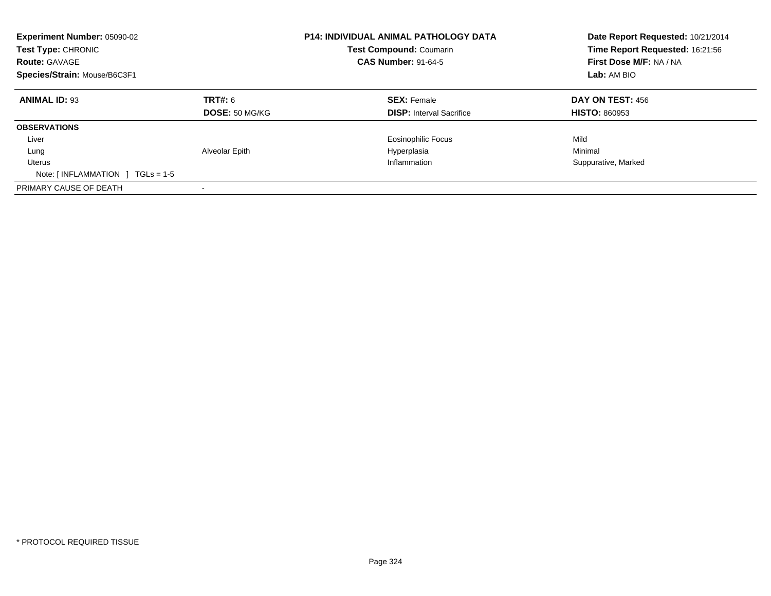**Experiment Number:** 05090-02
**Test Type:** CHRONIC
**Route:** GAVAGE
**Species/Strain:** Mouse/B6C3F1

**P14: INDIVIDUAL ANIMAL PATHOLOGY DATA**
**Test Compound:** Coumarin
**CAS Number:** 91-64-5

**Date Report Requested:** 10/21/2014
**Time Report Requested:** 16:21:56
**First Dose M/F:** NA / NA
**Lab:** AM BIO

| **ANIMAL ID:** 93 | **TRT#:** 6 | **SEX:** Female | **DAY ON TEST:** 456 |
|---|---|---|---|
| | **DOSE:** 50 MG/KG | **DISP:** Interval Sacrifice | **HISTO:** 860953 |
| **OBSERVATIONS** | | | |
| Liver | | Eosinophilic Focus | Mild |
| Lung | Alveolar Epith | Hyperplasia | Minimal |
| Uterus | | Inflammation | Suppurative, Marked |
| Note: [ INFLAMMATION ] TGLs = 1-5 | | | |
| PRIMARY CAUSE OF DEATH | - | | |

* PROTOCOL REQUIRED TISSUE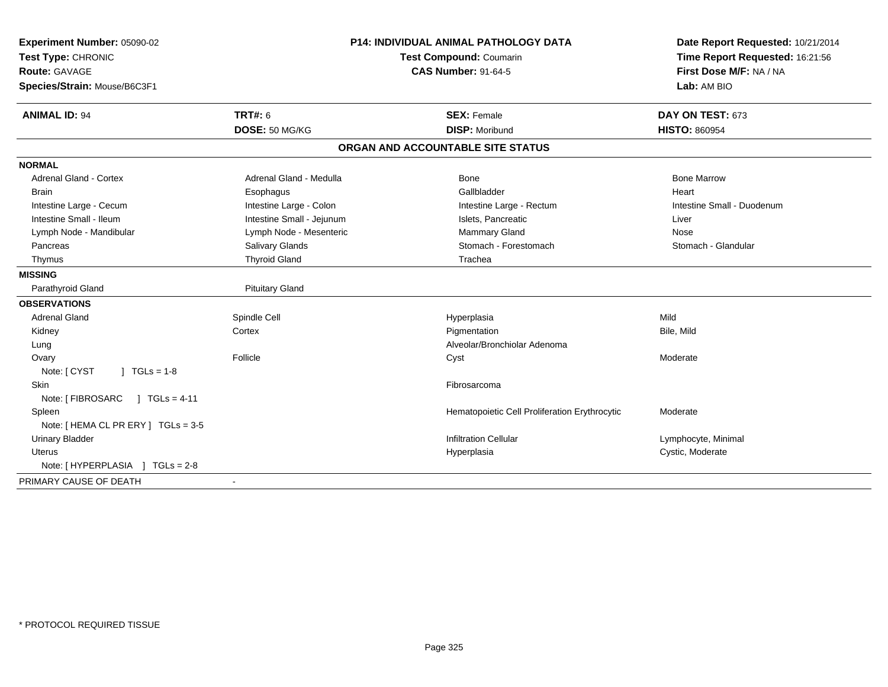**Experiment Number:** 05090-02
**Test Type:** CHRONIC
**Route:** GAVAGE
**Species/Strain:** Mouse/B6C3F1

**P14: INDIVIDUAL ANIMAL PATHOLOGY DATA**
**Test Compound:** Coumarin
**CAS Number:** 91-64-5

**Date Report Requested:** 10/21/2014
**Time Report Requested:** 16:21:56
**First Dose M/F:** NA / NA
**Lab:** AM BIO

| **ANIMAL ID:** 94 | **TRT#:** 6 | **SEX:** Female | **DAY ON TEST:** 673 |
|---|---|---|---|
| | **DOSE:** 50 MG/KG | **DISP:** Moribund | **HISTO:** 860954 |

## ORGAN AND ACCOUNTABLE SITE STATUS

**NORMAL**

| | | | |
|---|---|---|---|
| Adrenal Gland - Cortex | Adrenal Gland - Medulla | Bone | Bone Marrow |
| Brain | Esophagus | Gallbladder | Heart |
| Intestine Large - Cecum | Intestine Large - Colon | Intestine Large - Rectum | Intestine Small - Duodenum |
| Intestine Small - Ileum | Intestine Small - Jejunum | Islets, Pancreatic | Liver |
| Lymph Node - Mandibular | Lymph Node - Mesenteric | Mammary Gland | Nose |
| Pancreas | Salivary Glands | Stomach - Forestomach | Stomach - Glandular |
| Thymus | Thyroid Gland | Trachea | |

**MISSING**

| | |
|---|---|
| Parathyroid Gland | Pituitary Gland |

**OBSERVATIONS**

| | | | |
|---|---|---|---|
| Adrenal Gland | Spindle Cell | Hyperplasia | Mild |
| Kidney | Cortex | Pigmentation | Bile, Mild |
| Lung | | Alveolar/Bronchiolar Adenoma | |
| Ovary | Follicle | Cyst | Moderate |
| Note: [ CYST ] TGLs = 1-8 | | | |
| Skin | | Fibrosarcoma | |
| Note: [ FIBROSARC ] TGLs = 4-11 | | | |
| Spleen | | Hematopoietic Cell Proliferation Erythrocytic | Moderate |
| Note: [ HEMA CL PR ERY ] TGLs = 3-5 | | | |
| Urinary Bladder | | Infiltration Cellular | Lymphocyte, Minimal |
| Uterus | | Hyperplasia | Cystic, Moderate |
| Note: [ HYPERPLASIA ] TGLs = 2-8 | | | |

PRIMARY CAUSE OF DEATH -

* PROTOCOL REQUIRED TISSUE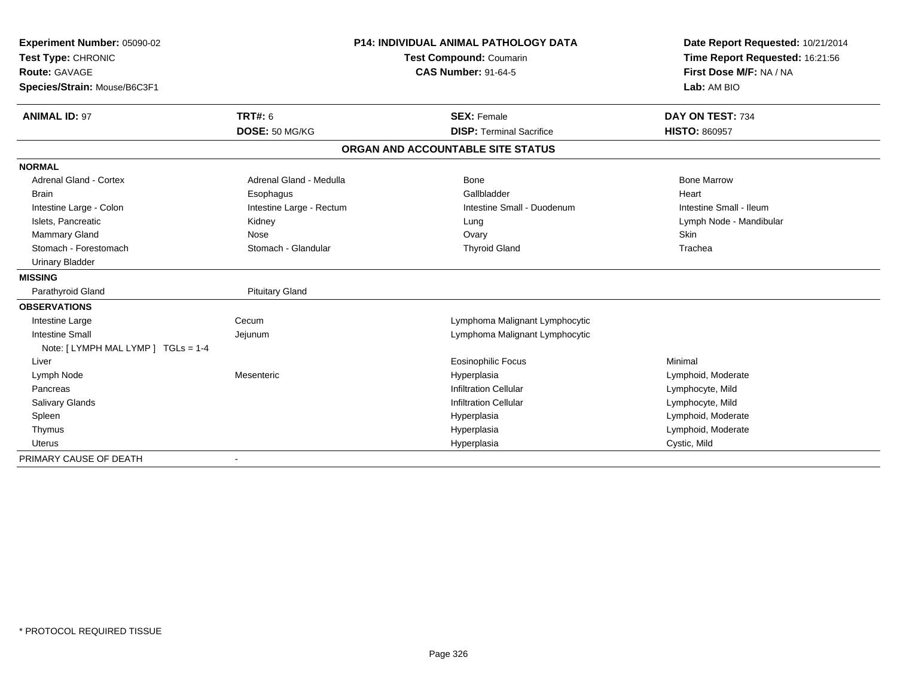**Experiment Number:** 05090-02
**Test Type:** CHRONIC
**Route:** GAVAGE
**Species/Strain:** Mouse/B6C3F1

**P14: INDIVIDUAL ANIMAL PATHOLOGY DATA**
**Test Compound:** Coumarin
**CAS Number:** 91-64-5

**Date Report Requested:** 10/21/2014
**Time Report Requested:** 16:21:56
**First Dose M/F:** NA / NA
**Lab:** AM BIO

| **ANIMAL ID:** 97 | **TRT#:** 6 | **SEX:** Female | **DAY ON TEST:** 734 |
|---|---|---|---|
| | **DOSE:** 50 MG/KG | **DISP:** Terminal Sacrifice | **HISTO:** 860957 |

## ORGAN AND ACCOUNTABLE SITE STATUS

| | | | |
|---|---|---|---|
| **NORMAL** | | | |
| Adrenal Gland - Cortex | Adrenal Gland - Medulla | Bone | Bone Marrow |
| Brain | Esophagus | Gallbladder | Heart |
| Intestine Large - Colon | Intestine Large - Rectum | Intestine Small - Duodenum | Intestine Small - Ileum |
| Islets, Pancreatic | Kidney | Lung | Lymph Node - Mandibular |
| Mammary Gland | Nose | Ovary | Skin |
| Stomach - Forestomach | Stomach - Glandular | Thyroid Gland | Trachea |
| Urinary Bladder | | | |
| **MISSING** | | | |
| Parathyroid Gland | Pituitary Gland | | |
| **OBSERVATIONS** | | | |
| Intestine Large | Cecum | Lymphoma Malignant Lymphocytic | |
| Intestine Small | Jejunum | Lymphoma Malignant Lymphocytic | |
| Note: [ LYMPH MAL LYMP ] TGLs = 1-4 | | | |
| Liver | | Eosinophilic Focus | Minimal |
| Lymph Node | Mesenteric | Hyperplasia | Lymphoid, Moderate |
| Pancreas | | Infiltration Cellular | Lymphocyte, Mild |
| Salivary Glands | | Infiltration Cellular | Lymphocyte, Mild |
| Spleen | | Hyperplasia | Lymphoid, Moderate |
| Thymus | | Hyperplasia | Lymphoid, Moderate |
| Uterus | | Hyperplasia | Cystic, Mild |
| PRIMARY CAUSE OF DEATH | - | | |

* PROTOCOL REQUIRED TISSUE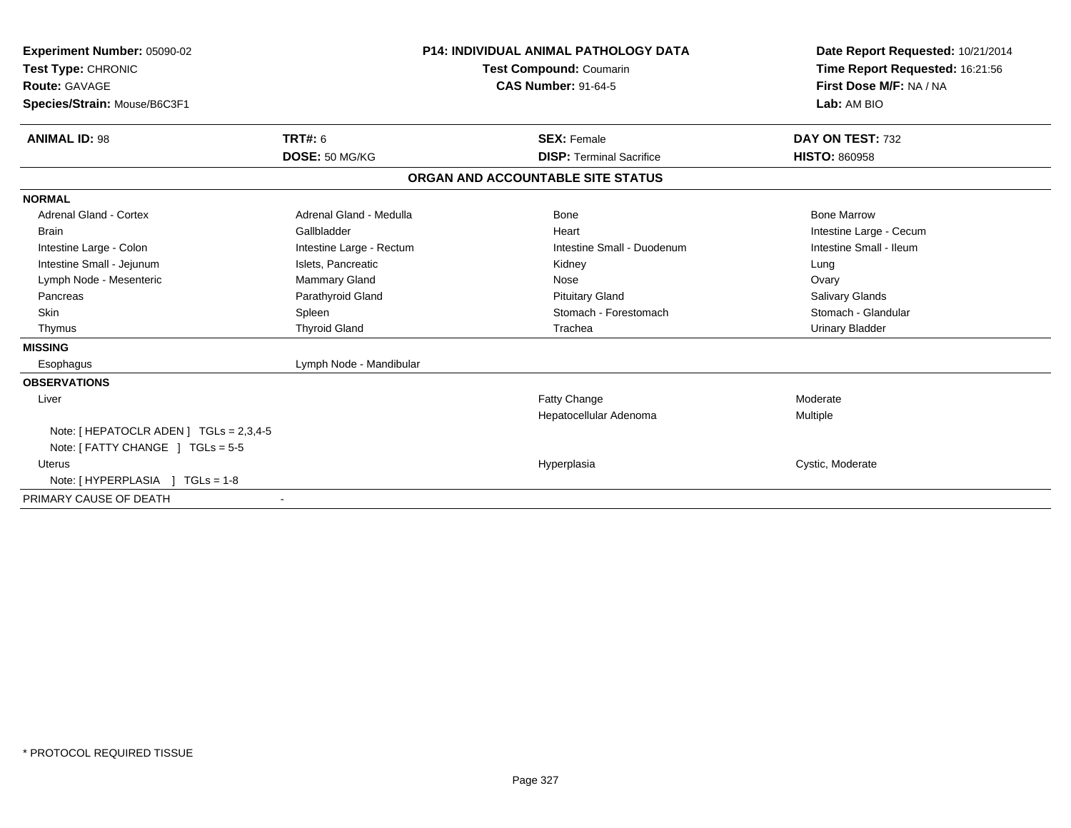**Experiment Number:** 05090-02
**Test Type:** CHRONIC
**Route:** GAVAGE
**Species/Strain:** Mouse/B6C3F1

**P14: INDIVIDUAL ANIMAL PATHOLOGY DATA**
**Test Compound:** Coumarin
**CAS Number:** 91-64-5

**Date Report Requested:** 10/21/2014
**Time Report Requested:** 16:21:56
**First Dose M/F:** NA / NA
**Lab:** AM BIO

| **ANIMAL ID:** 98 | **TRT#:** 6 | **SEX:** Female | **DAY ON TEST:** 732 |
|---|---|---|---|
| | **DOSE:** 50 MG/KG | **DISP:** Terminal Sacrifice | **HISTO:** 860958 |

## ORGAN AND ACCOUNTABLE SITE STATUS

| | | | |
|---|---|---|---|
| **NORMAL** | | | |
| Adrenal Gland - Cortex | Adrenal Gland - Medulla | Bone | Bone Marrow |
| Brain | Gallbladder | Heart | Intestine Large - Cecum |
| Intestine Large - Colon | Intestine Large - Rectum | Intestine Small - Duodenum | Intestine Small - Ileum |
| Intestine Small - Jejunum | Islets, Pancreatic | Kidney | Lung |
| Lymph Node - Mesenteric | Mammary Gland | Nose | Ovary |
| Pancreas | Parathyroid Gland | Pituitary Gland | Salivary Glands |
| Skin | Spleen | Stomach - Forestomach | Stomach - Glandular |
| Thymus | Thyroid Gland | Trachea | Urinary Bladder |
| **MISSING** | | | |
| Esophagus | Lymph Node - Mandibular | | |
| **OBSERVATIONS** | | | |
| Liver | | Fatty Change | Moderate |
| | | Hepatocellular Adenoma | Multiple |
| Note: [ HEPATOCLR ADEN ] TGLs = 2,3,4-5 | | | |
| Note: [ FATTY CHANGE ] TGLs = 5-5 | | | |
| Uterus | | Hyperplasia | Cystic, Moderate |
| Note: [ HYPERPLASIA ] TGLs = 1-8 | | | |
| PRIMARY CAUSE OF DEATH | - | | |

* PROTOCOL REQUIRED TISSUE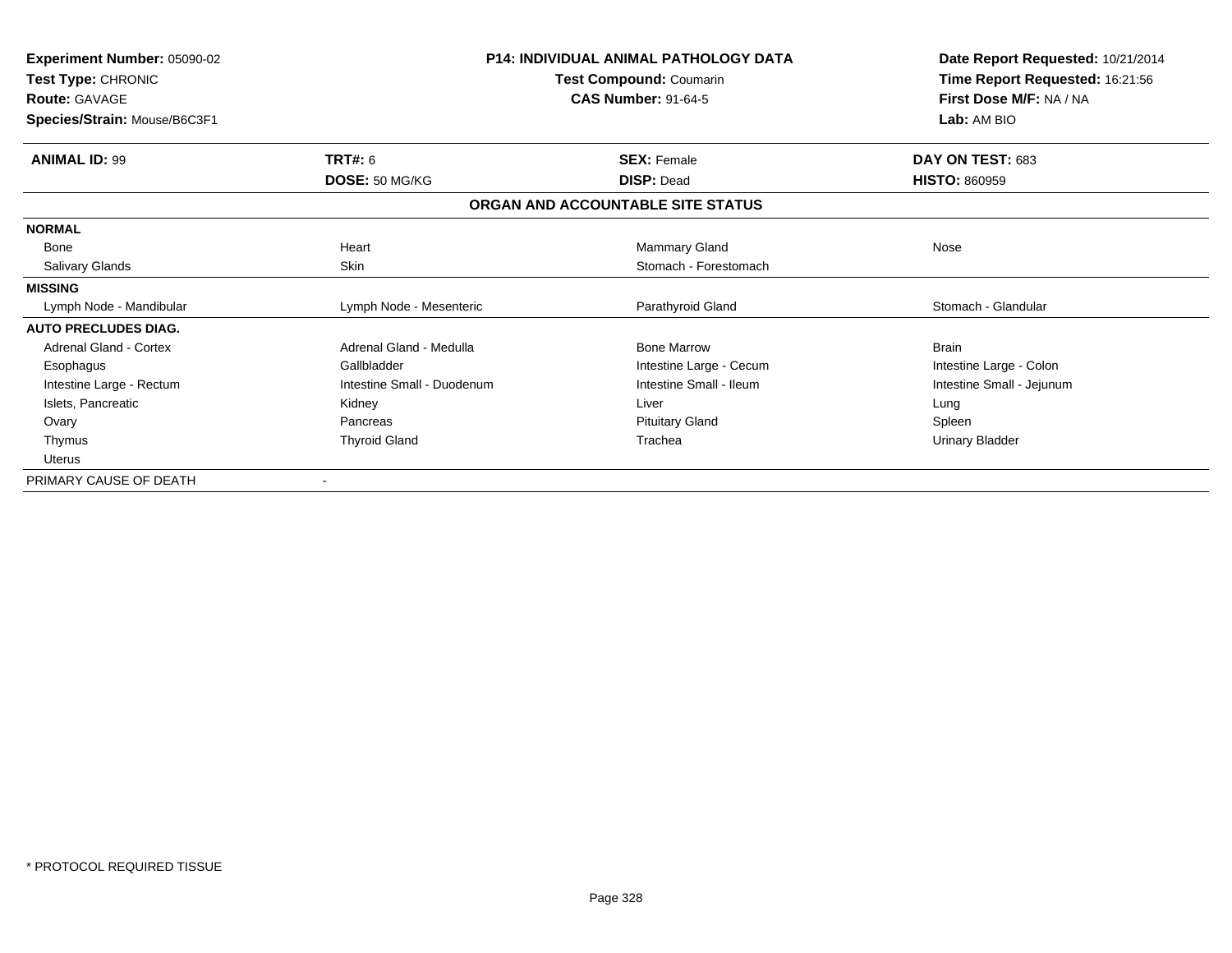**Experiment Number:** 05090-02
**Test Type:** CHRONIC
**Route:** GAVAGE
**Species/Strain:** Mouse/B6C3F1

**P14: INDIVIDUAL ANIMAL PATHOLOGY DATA**
**Test Compound:** Coumarin
**CAS Number:** 91-64-5

**Date Report Requested:** 10/21/2014
**Time Report Requested:** 16:21:56
**First Dose M/F:** NA / NA
**Lab:** AM BIO

| **ANIMAL ID:** 99 | **TRT#:** 6 | **SEX:** Female | **DAY ON TEST:** 683 |
|---|---|---|---|
| | **DOSE:** 50 MG/KG | **DISP:** Dead | **HISTO:** 860959 |

## ORGAN AND ACCOUNTABLE SITE STATUS

| | | | |
|---|---|---|---|
| **NORMAL** | | | |
| Bone | Heart | Mammary Gland | Nose |
| Salivary Glands | Skin | Stomach - Forestomach | |
| **MISSING** | | | |
| Lymph Node - Mandibular | Lymph Node - Mesenteric | Parathyroid Gland | Stomach - Glandular |
| **AUTO PRECLUDES DIAG.** | | | |
| Adrenal Gland - Cortex | Adrenal Gland - Medulla | Bone Marrow | Brain |
| Esophagus | Gallbladder | Intestine Large - Cecum | Intestine Large - Colon |
| Intestine Large - Rectum | Intestine Small - Duodenum | Intestine Small - Ileum | Intestine Small - Jejunum |
| Islets, Pancreatic | Kidney | Liver | Lung |
| Ovary | Pancreas | Pituitary Gland | Spleen |
| Thymus | Thyroid Gland | Trachea | Urinary Bladder |
| Uterus | | | |
| PRIMARY CAUSE OF DEATH | - | | |

* PROTOCOL REQUIRED TISSUE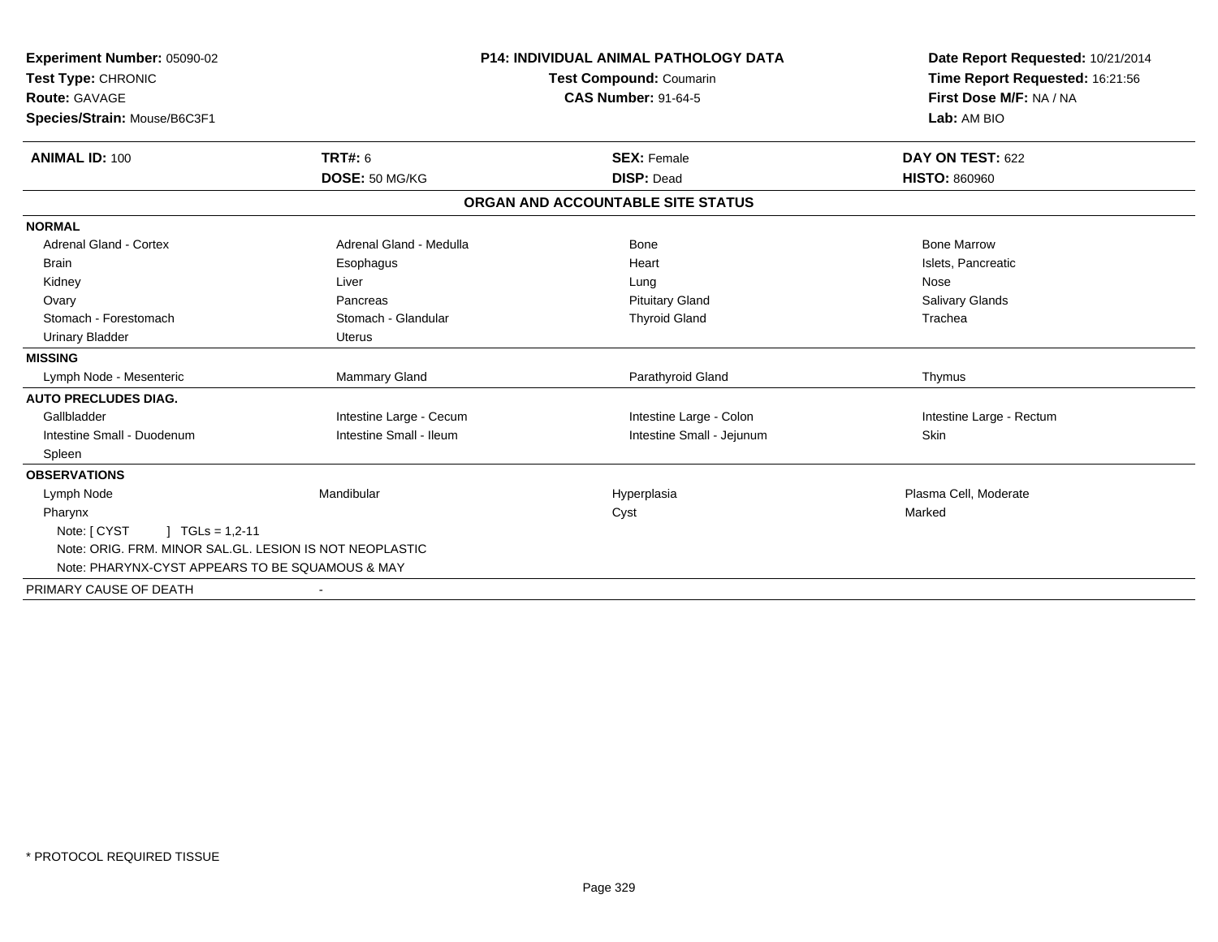**Experiment Number:** 05090-02
**Test Type:** CHRONIC
**Route:** GAVAGE
**Species/Strain:** Mouse/B6C3F1

**P14: INDIVIDUAL ANIMAL PATHOLOGY DATA**
**Test Compound:** Coumarin
**CAS Number:** 91-64-5

**Date Report Requested:** 10/21/2014
**Time Report Requested:** 16:21:56
**First Dose M/F:** NA / NA
**Lab:** AM BIO

| **ANIMAL ID:** 100 | **TRT#:** 6 | **SEX:** Female | **DAY ON TEST:** 622 |
|---|---|---|---|
| | **DOSE:** 50 MG/KG | **DISP:** Dead | **HISTO:** 860960 |

**ORGAN AND ACCOUNTABLE SITE STATUS**

| | | | |
|---|---|---|---|
| **NORMAL** | | | |
| Adrenal Gland - Cortex | Adrenal Gland - Medulla | Bone | Bone Marrow |
| Brain | Esophagus | Heart | Islets, Pancreatic |
| Kidney | Liver | Lung | Nose |
| Ovary | Pancreas | Pituitary Gland | Salivary Glands |
| Stomach - Forestomach | Stomach - Glandular | Thyroid Gland | Trachea |
| Urinary Bladder | Uterus | | |
| **MISSING** | | | |
| Lymph Node - Mesenteric | Mammary Gland | Parathyroid Gland | Thymus |
| **AUTO PRECLUDES DIAG.** | | | |
| Gallbladder | Intestine Large - Cecum | Intestine Large - Colon | Intestine Large - Rectum |
| Intestine Small - Duodenum | Intestine Small - Ileum | Intestine Small - Jejunum | Skin |
| Spleen | | | |
| **OBSERVATIONS** | | | |
| Lymph Node | Mandibular | Hyperplasia | Plasma Cell, Moderate |
| Pharynx | | Cyst | Marked |

Note: [ CYST ] TGLs = 1,2-11
Note: ORIG. FRM. MINOR SAL.GL. LESION IS NOT NEOPLASTIC
Note: PHARYNX-CYST APPEARS TO BE SQUAMOUS & MAY

PRIMARY CAUSE OF DEATH -

* PROTOCOL REQUIRED TISSUE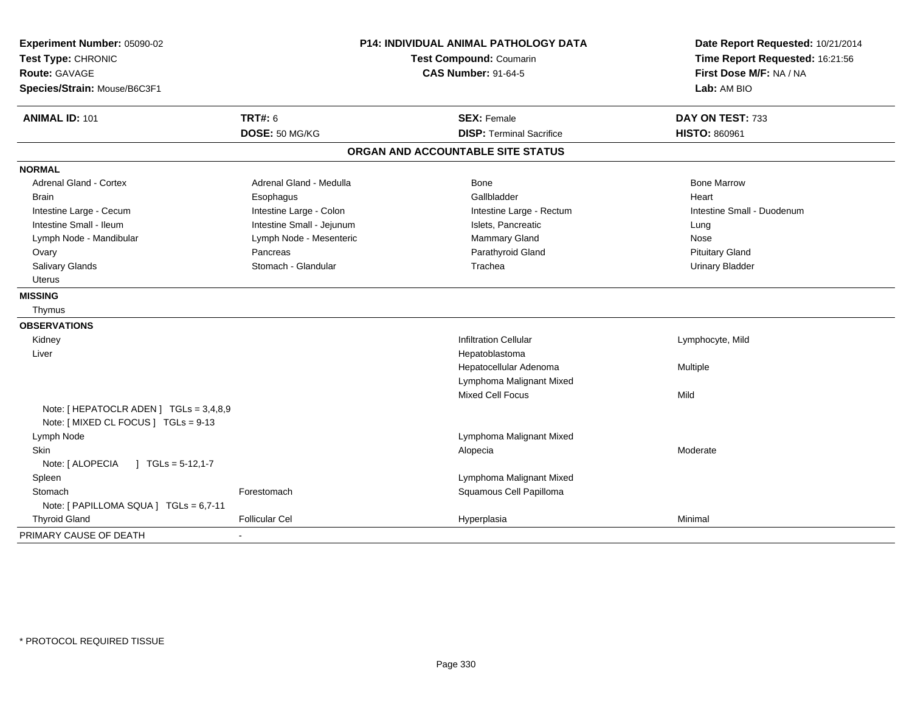**Experiment Number:** 05090-02
**Test Type:** CHRONIC
**Route:** GAVAGE
**Species/Strain:** Mouse/B6C3F1

**P14: INDIVIDUAL ANIMAL PATHOLOGY DATA**
**Test Compound:** Coumarin
**CAS Number:** 91-64-5

**Date Report Requested:** 10/21/2014
**Time Report Requested:** 16:21:56
**First Dose M/F:** NA / NA
**Lab:** AM BIO

| **ANIMAL ID:** 101 | **TRT#:** 6 | **SEX:** Female | **DAY ON TEST:** 733 |
|---|---|---|---|
| | **DOSE:** 50 MG/KG | **DISP:** Terminal Sacrifice | **HISTO:** 860961 |

## ORGAN AND ACCOUNTABLE SITE STATUS

**NORMAL**

| | | | |
|---|---|---|---|
| Adrenal Gland - Cortex | Adrenal Gland - Medulla | Bone | Bone Marrow |
| Brain | Esophagus | Gallbladder | Heart |
| Intestine Large - Cecum | Intestine Large - Colon | Intestine Large - Rectum | Intestine Small - Duodenum |
| Intestine Small - Ileum | Intestine Small - Jejunum | Islets, Pancreatic | Lung |
| Lymph Node - Mandibular | Lymph Node - Mesenteric | Mammary Gland | Nose |
| Ovary | Pancreas | Parathyroid Gland | Pituitary Gland |
| Salivary Glands | Stomach - Glandular | Trachea | Urinary Bladder |
| Uterus | | | |

**MISSING**

Thymus

**OBSERVATIONS**

| | | | |
|---|---|---|---|
| Kidney | | Infiltration Cellular | Lymphocyte, Mild |
| Liver | | Hepatoblastoma | |
| | | Hepatocellular Adenoma | Multiple |
| | | Lymphoma Malignant Mixed | |
| | | Mixed Cell Focus | Mild |
| Note: [ HEPATOCLR ADEN ] TGLs = 3,4,8,9 | | | |
| Note: [ MIXED CL FOCUS ] TGLs = 9-13 | | | |
| Lymph Node | | Lymphoma Malignant Mixed | |
| Skin | | Alopecia | Moderate |
| Note: [ ALOPECIA ] TGLs = 5-12,1-7 | | | |
| Spleen | | Lymphoma Malignant Mixed | |
| Stomach | Forestomach | Squamous Cell Papilloma | |
| Note: [ PAPILLOMA SQUA ] TGLs = 6,7-11 | | | |
| Thyroid Gland | Follicular Cel | Hyperplasia | Minimal |

PRIMARY CAUSE OF DEATH -

\* PROTOCOL REQUIRED TISSUE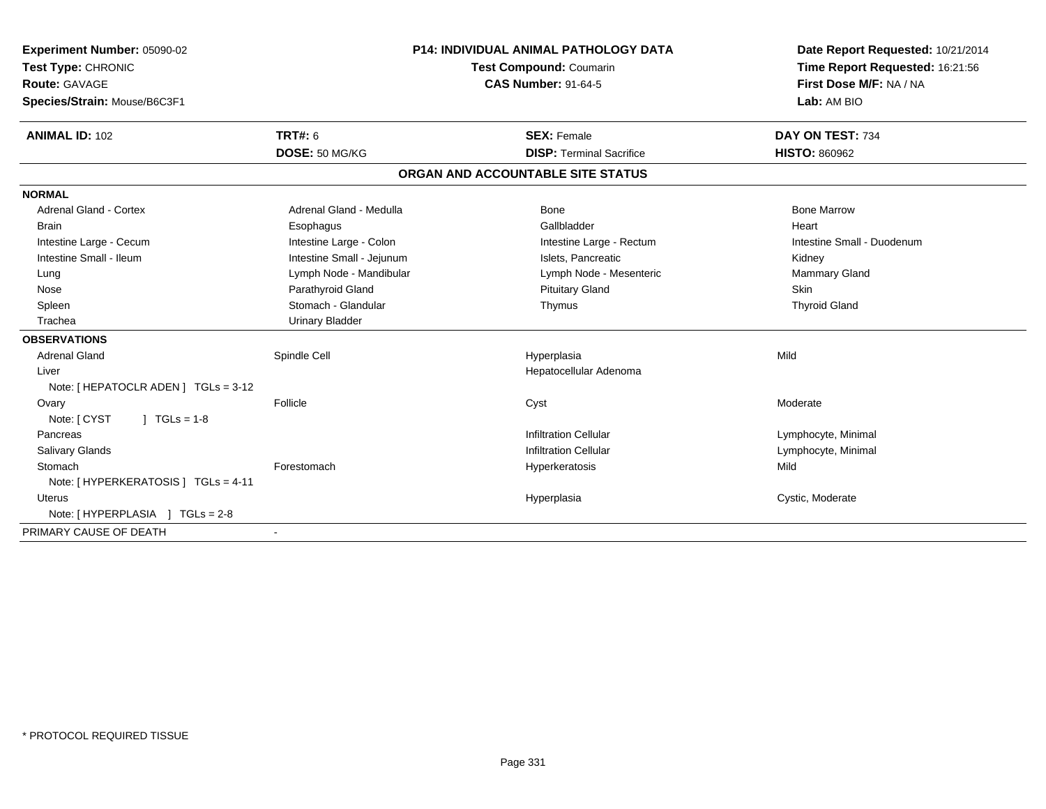**Experiment Number:** 05090-02
**Test Type:** CHRONIC
**Route:** GAVAGE
**Species/Strain:** Mouse/B6C3F1

**P14: INDIVIDUAL ANIMAL PATHOLOGY DATA**
**Test Compound:** Coumarin
**CAS Number:** 91-64-5

**Date Report Requested:** 10/21/2014
**Time Report Requested:** 16:21:56
**First Dose M/F:** NA / NA
**Lab:** AM BIO

| **ANIMAL ID:** 102 | **TRT#:** 6 | **SEX:** Female | **DAY ON TEST:** 734 |
|---|---|---|---|
| | **DOSE:** 50 MG/KG | **DISP:** Terminal Sacrifice | **HISTO:** 860962 |

**ORGAN AND ACCOUNTABLE SITE STATUS**

**NORMAL**

| | | | |
|---|---|---|---|
| Adrenal Gland - Cortex | Adrenal Gland - Medulla | Bone | Bone Marrow |
| Brain | Esophagus | Gallbladder | Heart |
| Intestine Large - Cecum | Intestine Large - Colon | Intestine Large - Rectum | Intestine Small - Duodenum |
| Intestine Small - Ileum | Intestine Small - Jejunum | Islets, Pancreatic | Kidney |
| Lung | Lymph Node - Mandibular | Lymph Node - Mesenteric | Mammary Gland |
| Nose | Parathyroid Gland | Pituitary Gland | Skin |
| Spleen | Stomach - Glandular | Thymus | Thyroid Gland |
| Trachea | Urinary Bladder | | |

**OBSERVATIONS**

| | | | |
|---|---|---|---|
| Adrenal Gland | Spindle Cell | Hyperplasia | Mild |
| Liver | | Hepatocellular Adenoma | |
| Note: [ HEPATOCLR ADEN ] TGLs = 3-12 | | | |
| Ovary | Follicle | Cyst | Moderate |
| Note: [ CYST ] TGLs = 1-8 | | | |
| Pancreas | | Infiltration Cellular | Lymphocyte, Minimal |
| Salivary Glands | | Infiltration Cellular | Lymphocyte, Minimal |
| Stomach | Forestomach | Hyperkeratosis | Mild |
| Note: [ HYPERKERATOSIS ] TGLs = 4-11 | | | |
| Uterus | | Hyperplasia | Cystic, Moderate |
| Note: [ HYPERPLASIA ] TGLs = 2-8 | | | |

PRIMARY CAUSE OF DEATH -

* PROTOCOL REQUIRED TISSUE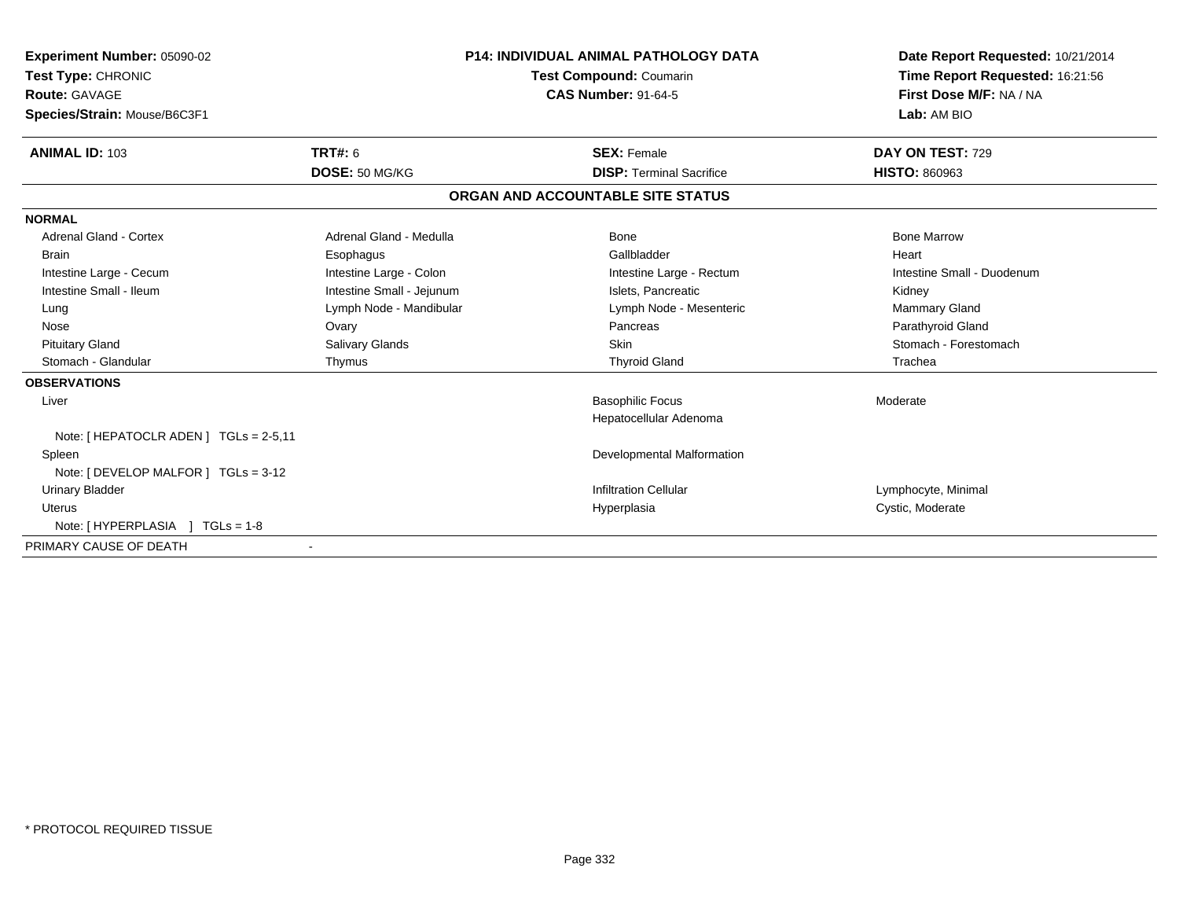**Experiment Number:** 05090-02
**Test Type:** CHRONIC
**Route:** GAVAGE
**Species/Strain:** Mouse/B6C3F1

**P14: INDIVIDUAL ANIMAL PATHOLOGY DATA**
**Test Compound:** Coumarin
**CAS Number:** 91-64-5

**Date Report Requested:** 10/21/2014
**Time Report Requested:** 16:21:56
**First Dose M/F:** NA / NA
**Lab:** AM BIO

| **ANIMAL ID:** 103 | **TRT#:** 6 | **SEX:** Female | **DAY ON TEST:** 729 |
|---|---|---|---|
| | **DOSE:** 50 MG/KG | **DISP:** Terminal Sacrifice | **HISTO:** 860963 |

## ORGAN AND ACCOUNTABLE SITE STATUS

**NORMAL**

| | | | |
|---|---|---|---|
| Adrenal Gland - Cortex | Adrenal Gland - Medulla | Bone | Bone Marrow |
| Brain | Esophagus | Gallbladder | Heart |
| Intestine Large - Cecum | Intestine Large - Colon | Intestine Large - Rectum | Intestine Small - Duodenum |
| Intestine Small - Ileum | Intestine Small - Jejunum | Islets, Pancreatic | Kidney |
| Lung | Lymph Node - Mandibular | Lymph Node - Mesenteric | Mammary Gland |
| Nose | Ovary | Pancreas | Parathyroid Gland |
| Pituitary Gland | Salivary Glands | Skin | Stomach - Forestomach |
| Stomach - Glandular | Thymus | Thyroid Gland | Trachea |

**OBSERVATIONS**

| | | | |
|---|---|---|---|
| Liver | | Basophilic Focus | Moderate |
| | | Hepatocellular Adenoma | |
| Note: [ HEPATOCLR ADEN ] TGLs = 2-5,11 | | | |
| Spleen | | Developmental Malformation | |
| Note: [ DEVELOP MALFOR ] TGLs = 3-12 | | | |
| Urinary Bladder | | Infiltration Cellular | Lymphocyte, Minimal |
| Uterus | | Hyperplasia | Cystic, Moderate |
| Note: [ HYPERPLASIA ] TGLs = 1-8 | | | |

PRIMARY CAUSE OF DEATH -

* PROTOCOL REQUIRED TISSUE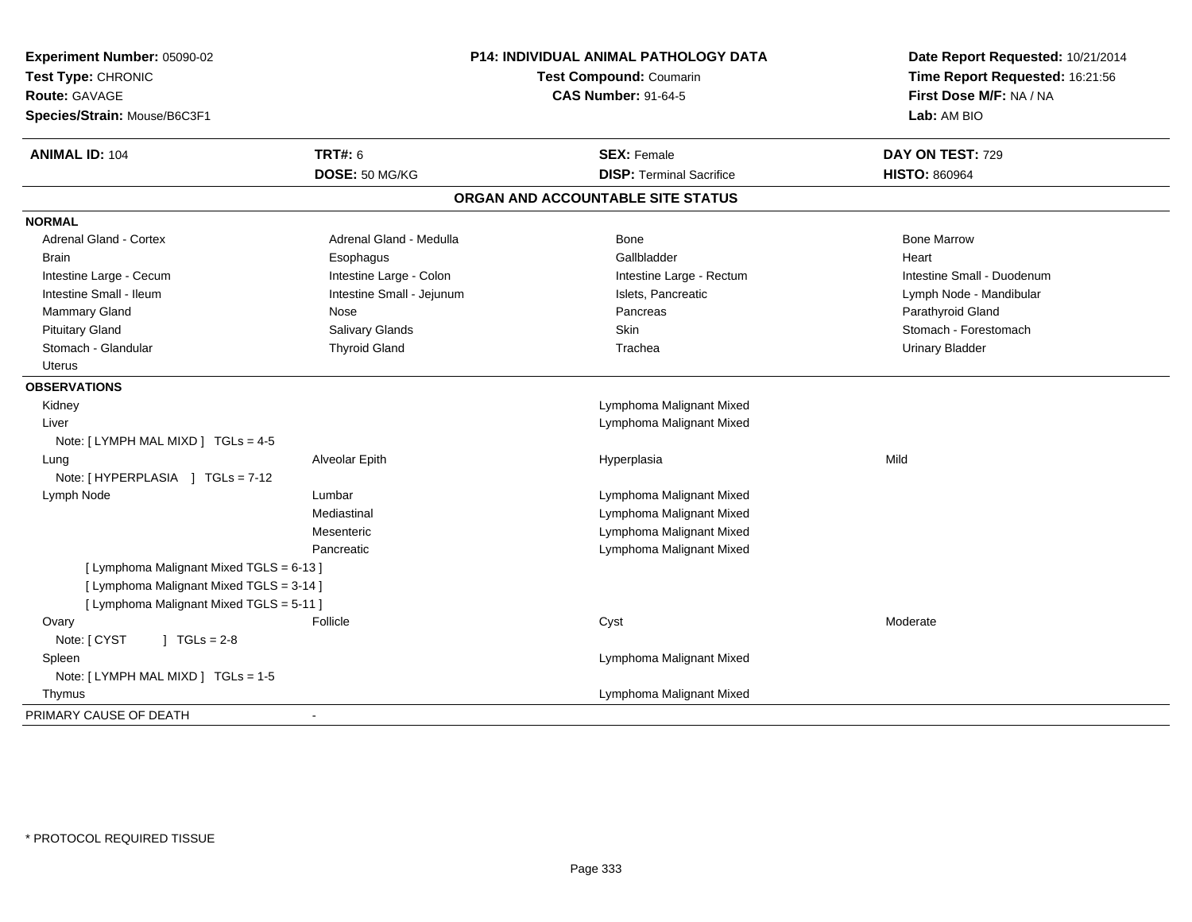| **Experiment Number:** 05090-02 | **P14: INDIVIDUAL ANIMAL PATHOLOGY DATA** | **Date Report Requested:** 10/21/2014 |
|---|---|---|
| **Test Type:** CHRONIC | **Test Compound:** Coumarin | **Time Report Requested:** 16:21:56 |
| **Route:** GAVAGE | **CAS Number:** 91-64-5 | **First Dose M/F:** NA / NA |
| **Species/Strain:** Mouse/B6C3F1 | | **Lab:** AM BIO |

| **ANIMAL ID:** 104 | **TRT#:** 6 | **SEX:** Female | **DAY ON TEST:** 729 |
|---|---|---|---|
| | **DOSE:** 50 MG/KG | **DISP:** Terminal Sacrifice | **HISTO:** 860964 |

**ORGAN AND ACCOUNTABLE SITE STATUS**

**NORMAL**

| | | | |
|---|---|---|---|
| Adrenal Gland - Cortex | Adrenal Gland - Medulla | Bone | Bone Marrow |
| Brain | Esophagus | Gallbladder | Heart |
| Intestine Large - Cecum | Intestine Large - Colon | Intestine Large - Rectum | Intestine Small - Duodenum |
| Intestine Small - Ileum | Intestine Small - Jejunum | Islets, Pancreatic | Lymph Node - Mandibular |
| Mammary Gland | Nose | Pancreas | Parathyroid Gland |
| Pituitary Gland | Salivary Glands | Skin | Stomach - Forestomach |
| Stomach - Glandular | Thyroid Gland | Trachea | Urinary Bladder |
| Uterus | | | |

**OBSERVATIONS**

| | | | |
|---|---|---|---|
| Kidney | | Lymphoma Malignant Mixed | |
| Liver | | Lymphoma Malignant Mixed | |
| Note: [ LYMPH MAL MIXD ] TGLs = 4-5 | | | |
| Lung | Alveolar Epith | Hyperplasia | Mild |
| Note: [ HYPERPLASIA ] TGLs = 7-12 | | | |
| Lymph Node | Lumbar | Lymphoma Malignant Mixed | |
| | Mediastinal | Lymphoma Malignant Mixed | |
| | Mesenteric | Lymphoma Malignant Mixed | |
| | Pancreatic | Lymphoma Malignant Mixed | |
| [ Lymphoma Malignant Mixed TGLS = 6-13 ] | | | |
| [ Lymphoma Malignant Mixed TGLS = 3-14 ] | | | |
| [ Lymphoma Malignant Mixed TGLS = 5-11 ] | | | |
| Ovary | Follicle | Cyst | Moderate |
| Note: [ CYST ] TGLs = 2-8 | | | |
| Spleen | | Lymphoma Malignant Mixed | |
| Note: [ LYMPH MAL MIXD ] TGLs = 1-5 | | | |
| Thymus | | Lymphoma Malignant Mixed | |

PRIMARY CAUSE OF DEATH -

\* PROTOCOL REQUIRED TISSUE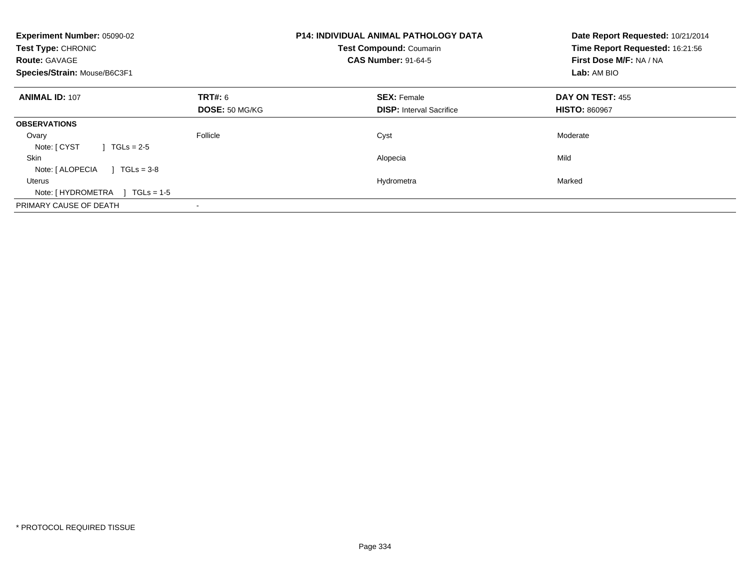**Experiment Number:** 05090-02
**Test Type:** CHRONIC
**Route:** GAVAGE
**Species/Strain:** Mouse/B6C3F1

**P14: INDIVIDUAL ANIMAL PATHOLOGY DATA**
**Test Compound:** Coumarin
**CAS Number:** 91-64-5

**Date Report Requested:** 10/21/2014
**Time Report Requested:** 16:21:56
**First Dose M/F:** NA / NA
**Lab:** AM BIO

| **ANIMAL ID:** 107 | **TRT#:** 6 | **SEX:** Female | **DAY ON TEST:** 455 |
|---|---|---|---|
| | **DOSE:** 50 MG/KG | **DISP:** Interval Sacrifice | **HISTO:** 860967 |
| **OBSERVATIONS** | | | |
| Ovary | Follicle | Cyst | Moderate |
| Note: [ CYST ] TGLs = 2-5 | | | |
| Skin | | Alopecia | Mild |
| Note: [ ALOPECIA ] TGLs = 3-8 | | | |
| Uterus | | Hydrometra | Marked |
| Note: [ HYDROMETRA ] TGLs = 1-5 | | | |
| PRIMARY CAUSE OF DEATH | - | | |

* PROTOCOL REQUIRED TISSUE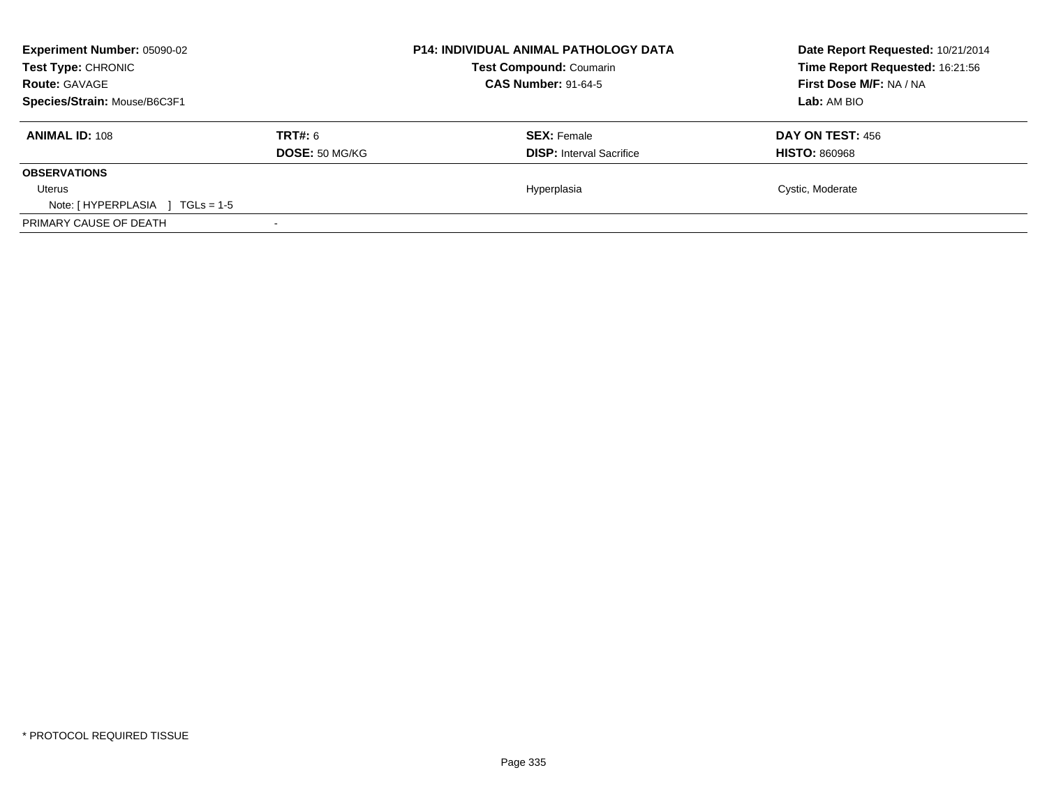**Experiment Number:** 05090-02
**Test Type:** CHRONIC
**Route:** GAVAGE
**Species/Strain:** Mouse/B6C3F1

**P14: INDIVIDUAL ANIMAL PATHOLOGY DATA**
**Test Compound:** Coumarin
**CAS Number:** 91-64-5

**Date Report Requested:** 10/21/2014
**Time Report Requested:** 16:21:56
**First Dose M/F:** NA / NA
**Lab:** AM BIO

| **ANIMAL ID:** 108 | **TRT#:** 6 | **SEX:** Female | **DAY ON TEST:** 456 |
|---|---|---|---|
| | **DOSE:** 50 MG/KG | **DISP:** Interval Sacrifice | **HISTO:** 860968 |
| **OBSERVATIONS** | | | |
| Uterus | | Hyperplasia | Cystic, Moderate |
| Note: [ HYPERPLASIA ] TGLs = 1-5 | | | |
| PRIMARY CAUSE OF DEATH | - | | |

* PROTOCOL REQUIRED TISSUE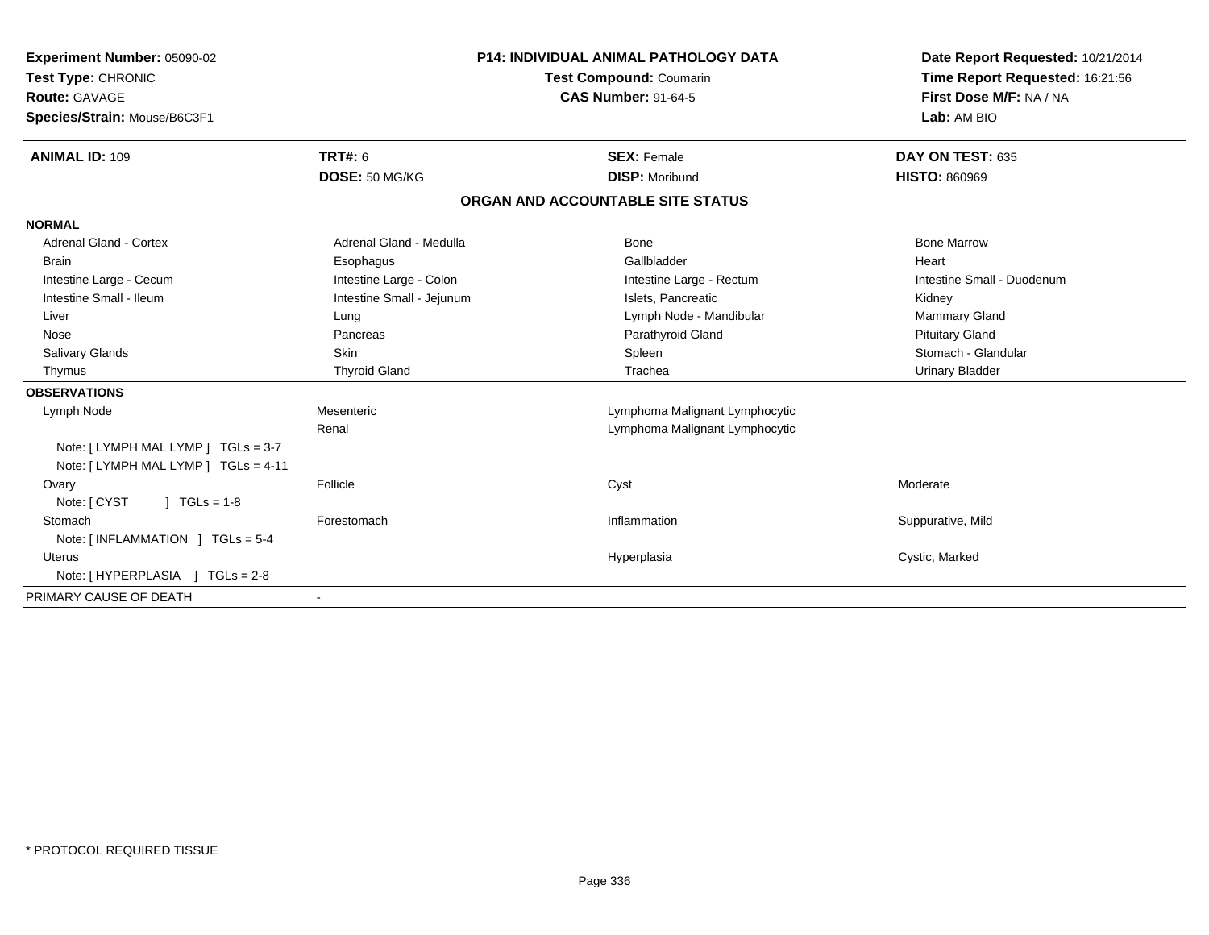**Experiment Number:** 05090-02
**Test Type:** CHRONIC
**Route:** GAVAGE
**Species/Strain:** Mouse/B6C3F1

**P14: INDIVIDUAL ANIMAL PATHOLOGY DATA**
**Test Compound:** Coumarin
**CAS Number:** 91-64-5

**Date Report Requested:** 10/21/2014
**Time Report Requested:** 16:21:56
**First Dose M/F:** NA / NA
**Lab:** AM BIO

| **ANIMAL ID:** 109 | **TRT#:** 6 | **SEX:** Female | **DAY ON TEST:** 635 |
|---|---|---|---|
| | **DOSE:** 50 MG/KG | **DISP:** Moribund | **HISTO:** 860969 |

## ORGAN AND ACCOUNTABLE SITE STATUS

**NORMAL**

| | | | |
|---|---|---|---|
| Adrenal Gland - Cortex | Adrenal Gland - Medulla | Bone | Bone Marrow |
| Brain | Esophagus | Gallbladder | Heart |
| Intestine Large - Cecum | Intestine Large - Colon | Intestine Large - Rectum | Intestine Small - Duodenum |
| Intestine Small - Ileum | Intestine Small - Jejunum | Islets, Pancreatic | Kidney |
| Liver | Lung | Lymph Node - Mandibular | Mammary Gland |
| Nose | Pancreas | Parathyroid Gland | Pituitary Gland |
| Salivary Glands | Skin | Spleen | Stomach - Glandular |
| Thymus | Thyroid Gland | Trachea | Urinary Bladder |

**OBSERVATIONS**

| | | | |
|---|---|---|---|
| Lymph Node | Mesenteric | Lymphoma Malignant Lymphocytic | |
| | Renal | Lymphoma Malignant Lymphocytic | |
| Note: [ LYMPH MAL LYMP ] TGLs = 3-7 | | | |
| Note: [ LYMPH MAL LYMP ] TGLs = 4-11 | | | |
| Ovary | Follicle | Cyst | Moderate |
| Note: [ CYST ] TGLs = 1-8 | | | |
| Stomach | Forestomach | Inflammation | Suppurative, Mild |
| Note: [ INFLAMMATION ] TGLs = 5-4 | | | |
| Uterus | | Hyperplasia | Cystic, Marked |
| Note: [ HYPERPLASIA ] TGLs = 2-8 | | | |

PRIMARY CAUSE OF DEATH -

* PROTOCOL REQUIRED TISSUE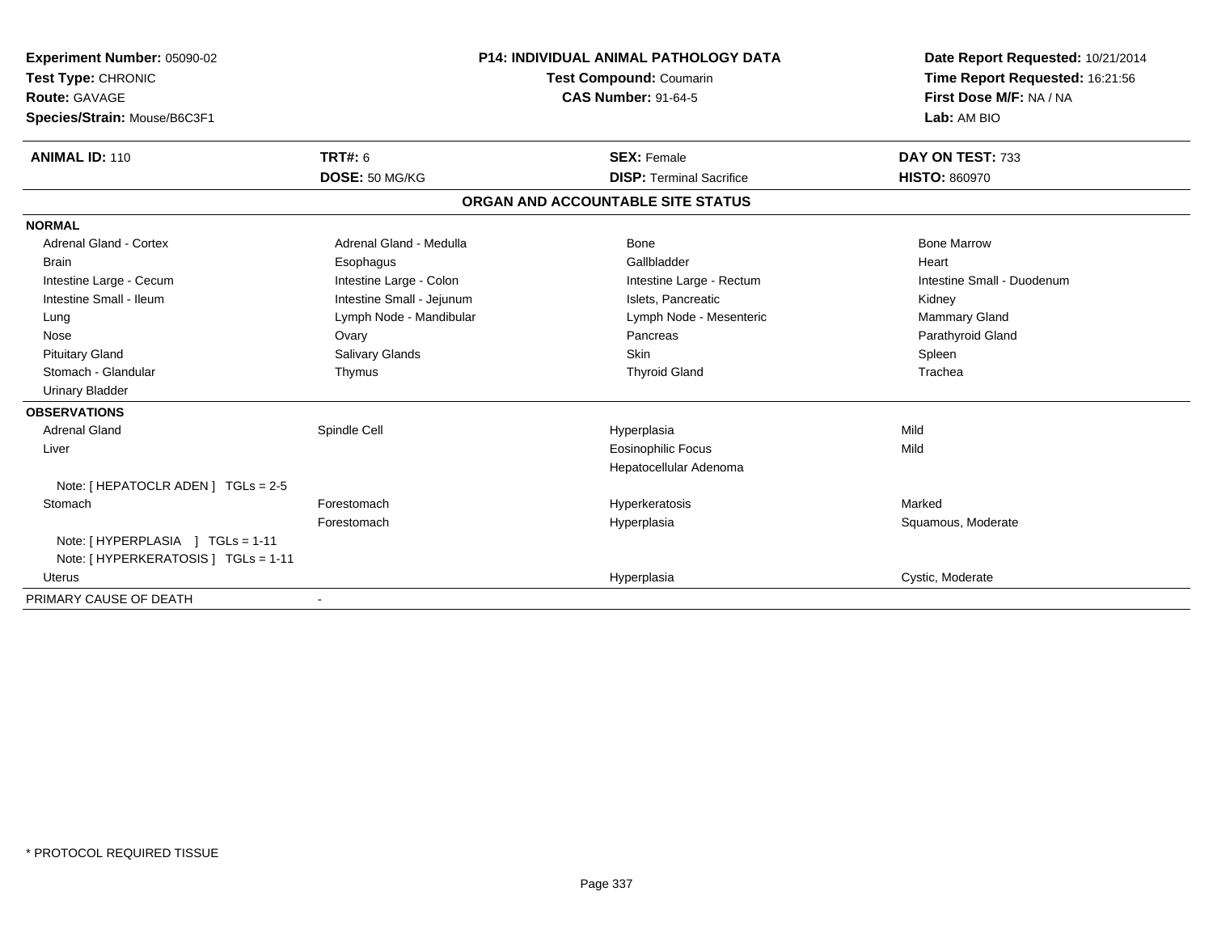**Experiment Number:** 05090-02
**Test Type:** CHRONIC
**Route:** GAVAGE
**Species/Strain:** Mouse/B6C3F1

**P14: INDIVIDUAL ANIMAL PATHOLOGY DATA**
**Test Compound:** Coumarin
**CAS Number:** 91-64-5

**Date Report Requested:** 10/21/2014
**Time Report Requested:** 16:21:56
**First Dose M/F:** NA / NA
**Lab:** AM BIO

| **ANIMAL ID:** 110 | **TRT#:** 6 | **SEX:** Female | **DAY ON TEST:** 733 |
|---|---|---|---|
| | **DOSE:** 50 MG/KG | **DISP:** Terminal Sacrifice | **HISTO:** 860970 |

**ORGAN AND ACCOUNTABLE SITE STATUS**

**NORMAL**

| | | | |
|---|---|---|---|
| Adrenal Gland - Cortex | Adrenal Gland - Medulla | Bone | Bone Marrow |
| Brain | Esophagus | Gallbladder | Heart |
| Intestine Large - Cecum | Intestine Large - Colon | Intestine Large - Rectum | Intestine Small - Duodenum |
| Intestine Small - Ileum | Intestine Small - Jejunum | Islets, Pancreatic | Kidney |
| Lung | Lymph Node - Mandibular | Lymph Node - Mesenteric | Mammary Gland |
| Nose | Ovary | Pancreas | Parathyroid Gland |
| Pituitary Gland | Salivary Glands | Skin | Spleen |
| Stomach - Glandular | Thymus | Thyroid Gland | Trachea |
| Urinary Bladder | | | |

**OBSERVATIONS**

| | | | |
|---|---|---|---|
| Adrenal Gland | Spindle Cell | Hyperplasia | Mild |
| Liver | | Eosinophilic Focus | Mild |
| | | Hepatocellular Adenoma | |
| Note: [ HEPATOCLR ADEN ] TGLs = 2-5 | | | |
| Stomach | Forestomach | Hyperkeratosis | Marked |
| | Forestomach | Hyperplasia | Squamous, Moderate |
| Note: [ HYPERPLASIA ] TGLs = 1-11 | | | |
| Note: [ HYPERKERATOSIS ] TGLs = 1-11 | | | |
| Uterus | | Hyperplasia | Cystic, Moderate |

PRIMARY CAUSE OF DEATH -

* PROTOCOL REQUIRED TISSUE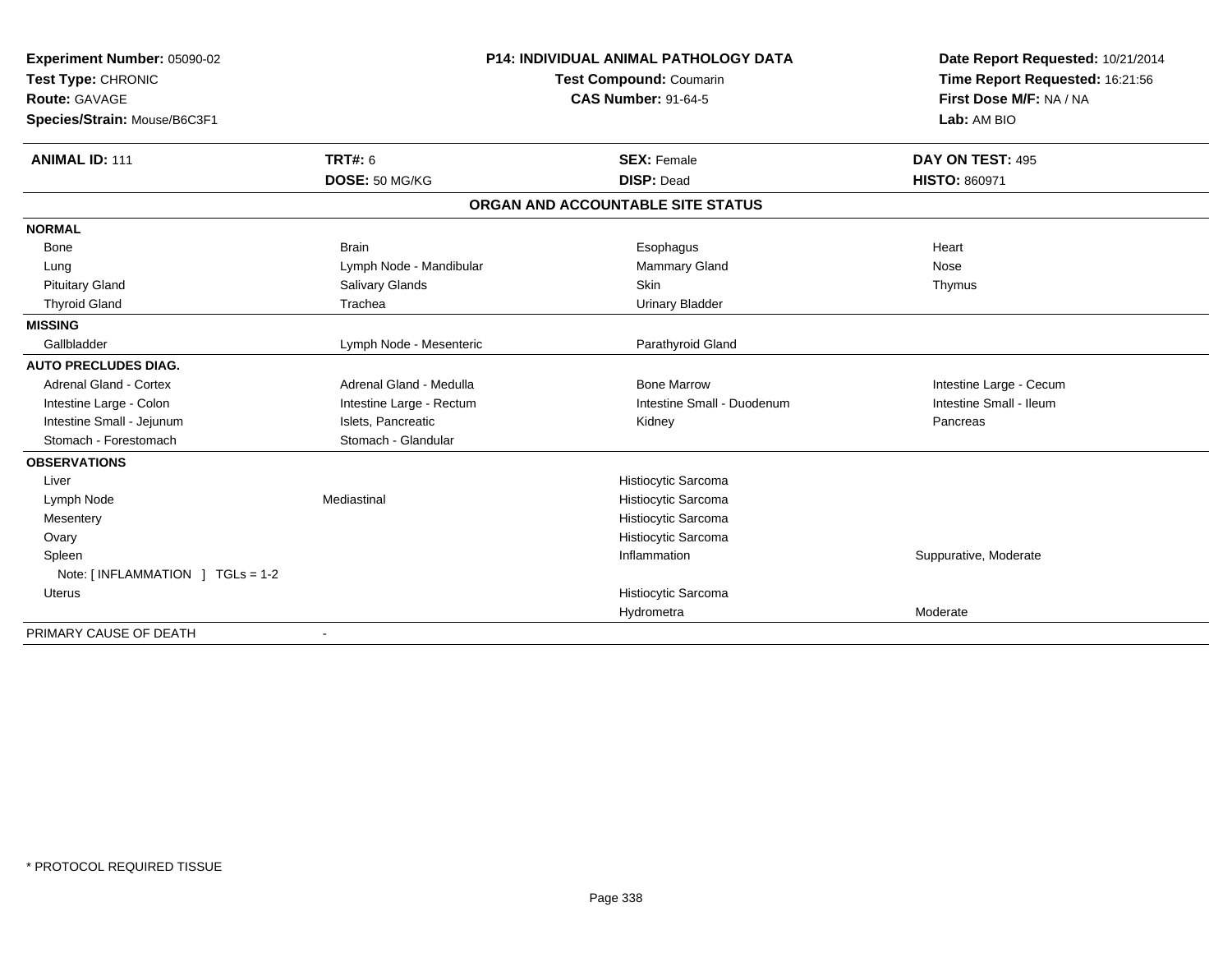**Experiment Number:** 05090-02
**Test Type:** CHRONIC
**Route:** GAVAGE
**Species/Strain:** Mouse/B6C3F1

**P14: INDIVIDUAL ANIMAL PATHOLOGY DATA**
**Test Compound:** Coumarin
**CAS Number:** 91-64-5

**Date Report Requested:** 10/21/2014
**Time Report Requested:** 16:21:56
**First Dose M/F:** NA / NA
**Lab:** AM BIO

| **ANIMAL ID:** 111 | **TRT#:** 6 | **SEX:** Female | **DAY ON TEST:** 495 |
|---|---|---|---|
| | **DOSE:** 50 MG/KG | **DISP:** Dead | **HISTO:** 860971 |

## ORGAN AND ACCOUNTABLE SITE STATUS

| | | | |
|---|---|---|---|
| **NORMAL** | | | |
| Bone | Brain | Esophagus | Heart |
| Lung | Lymph Node - Mandibular | Mammary Gland | Nose |
| Pituitary Gland | Salivary Glands | Skin | Thymus |
| Thyroid Gland | Trachea | Urinary Bladder | |
| **MISSING** | | | |
| Gallbladder | Lymph Node - Mesenteric | Parathyroid Gland | |
| **AUTO PRECLUDES DIAG.** | | | |
| Adrenal Gland - Cortex | Adrenal Gland - Medulla | Bone Marrow | Intestine Large - Cecum |
| Intestine Large - Colon | Intestine Large - Rectum | Intestine Small - Duodenum | Intestine Small - Ileum |
| Intestine Small - Jejunum | Islets, Pancreatic | Kidney | Pancreas |
| Stomach - Forestomach | Stomach - Glandular | | |
| **OBSERVATIONS** | | | |
| Liver | | Histiocytic Sarcoma | |
| Lymph Node | Mediastinal | Histiocytic Sarcoma | |
| Mesentery | | Histiocytic Sarcoma | |
| Ovary | | Histiocytic Sarcoma | |
| Spleen | | Inflammation | Suppurative, Moderate |
| Note: [ INFLAMMATION ] TGLs = 1-2 | | | |
| Uterus | | Histiocytic Sarcoma | |
| | | Hydrometra | Moderate |
| PRIMARY CAUSE OF DEATH | - | | |

\* PROTOCOL REQUIRED TISSUE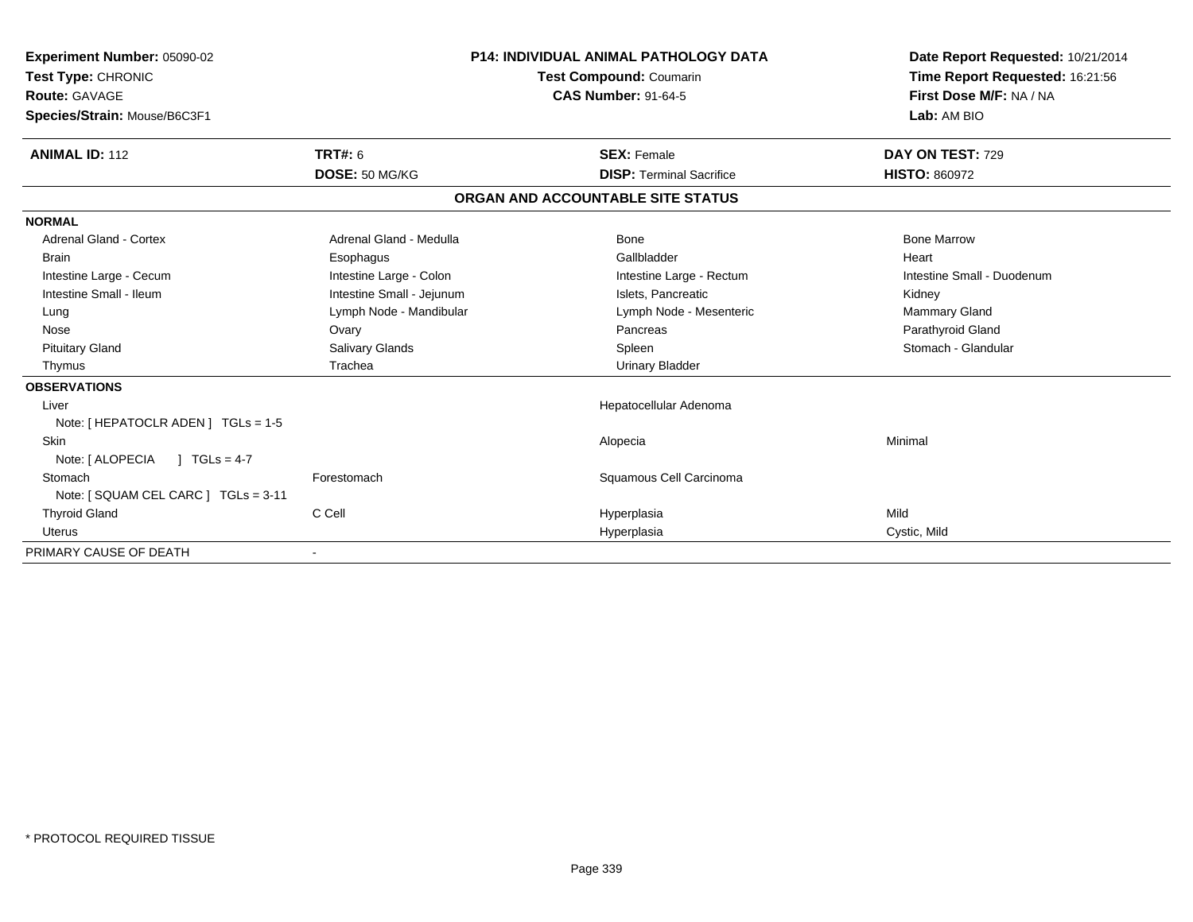| Experiment Number: 05090-02 | P14: INDIVIDUAL ANIMAL PATHOLOGY DATA | Date Report Requested: 10/21/2014 |
|---|---|---|
| Test Type: CHRONIC | Test Compound: Coumarin | Time Report Requested: 16:21:56 |
| Route: GAVAGE | CAS Number: 91-64-5 | First Dose M/F: NA / NA |
| Species/Strain: Mouse/B6C3F1 | | Lab: AM BIO |

| ANIMAL ID: 112 | TRT#: 6 | SEX: Female | DAY ON TEST: 729 |
|---|---|---|---|
| | DOSE: 50 MG/KG | DISP: Terminal Sacrifice | HISTO: 860972 |

## ORGAN AND ACCOUNTABLE SITE STATUS

**NORMAL**

| | | | |
|---|---|---|---|
| Adrenal Gland - Cortex | Adrenal Gland - Medulla | Bone | Bone Marrow |
| Brain | Esophagus | Gallbladder | Heart |
| Intestine Large - Cecum | Intestine Large - Colon | Intestine Large - Rectum | Intestine Small - Duodenum |
| Intestine Small - Ileum | Intestine Small - Jejunum | Islets, Pancreatic | Kidney |
| Lung | Lymph Node - Mandibular | Lymph Node - Mesenteric | Mammary Gland |
| Nose | Ovary | Pancreas | Parathyroid Gland |
| Pituitary Gland | Salivary Glands | Spleen | Stomach - Glandular |
| Thymus | Trachea | Urinary Bladder | |

**OBSERVATIONS**

| | | | |
|---|---|---|---|
| Liver | | Hepatocellular Adenoma | |
| Note: [ HEPATOCLR ADEN ] TGLs = 1-5 | | | |
| Skin | | Alopecia | Minimal |
| Note: [ ALOPECIA ] TGLs = 4-7 | | | |
| Stomach | Forestomach | Squamous Cell Carcinoma | |
| Note: [ SQUAM CEL CARC ] TGLs = 3-11 | | | |
| Thyroid Gland | C Cell | Hyperplasia | Mild |
| Uterus | | Hyperplasia | Cystic, Mild |

PRIMARY CAUSE OF DEATH -

* PROTOCOL REQUIRED TISSUE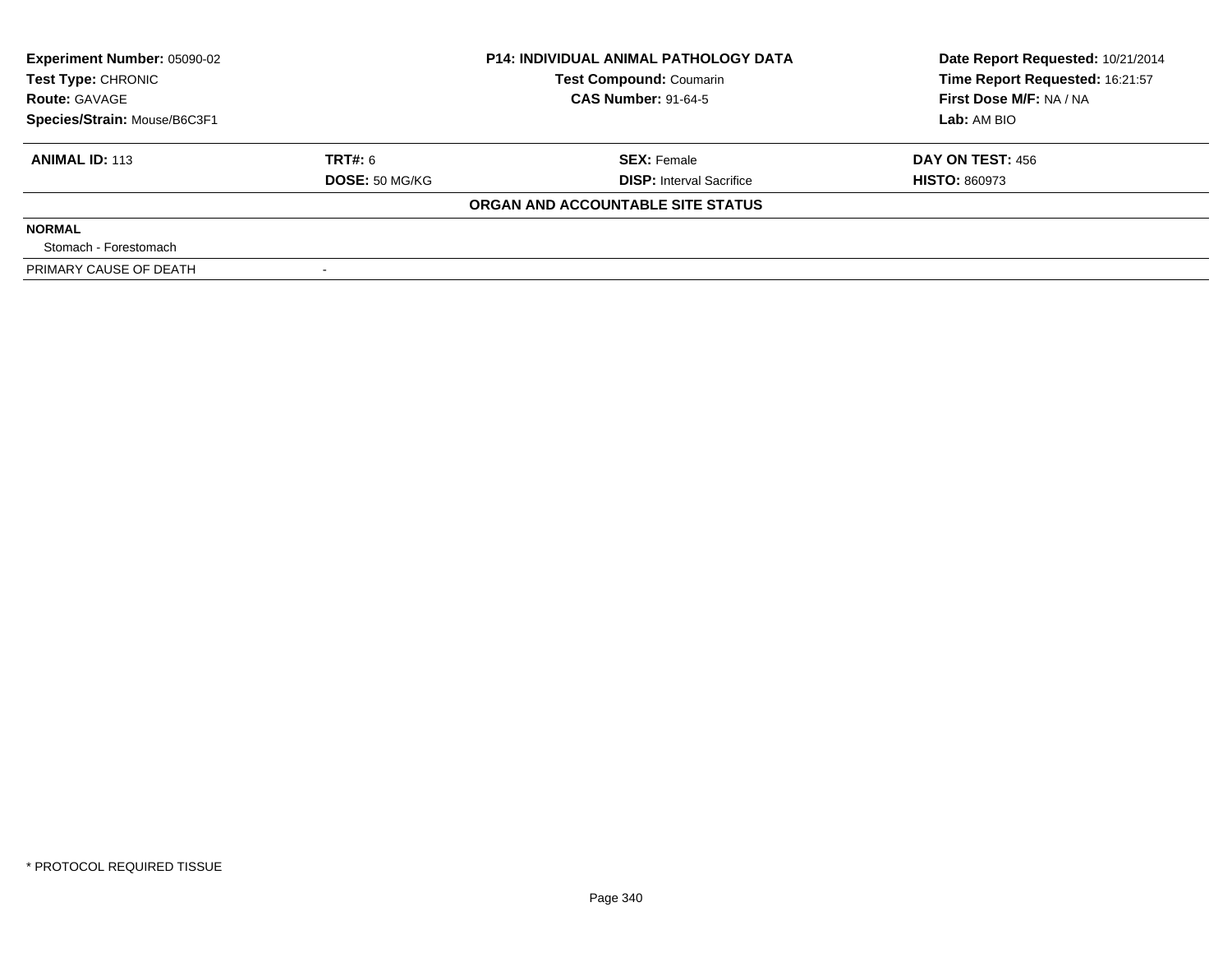| Experiment Number: 05090-02 | P14: INDIVIDUAL ANIMAL PATHOLOGY DATA | | Date Report Requested: 10/21/2014 |
|---|---|---|---|
| Test Type: CHRONIC | Test Compound: Coumarin | | Time Report Requested: 16:21:57 |
| Route: GAVAGE | CAS Number: 91-64-5 | | First Dose M/F: NA / NA |
| Species/Strain: Mouse/B6C3F1 | | | Lab: AM BIO |

| ANIMAL ID: 113 | TRT#: 6 | SEX: Female | DAY ON TEST: 456 |
|---|---|---|---|
| | DOSE: 50 MG/KG | DISP: Interval Sacrifice | HISTO: 860973 |

**ORGAN AND ACCOUNTABLE SITE STATUS**

| | |
|---|---|
| **NORMAL** | |
| Stomach - Forestomach | |
| PRIMARY CAUSE OF DEATH | - |

* PROTOCOL REQUIRED TISSUE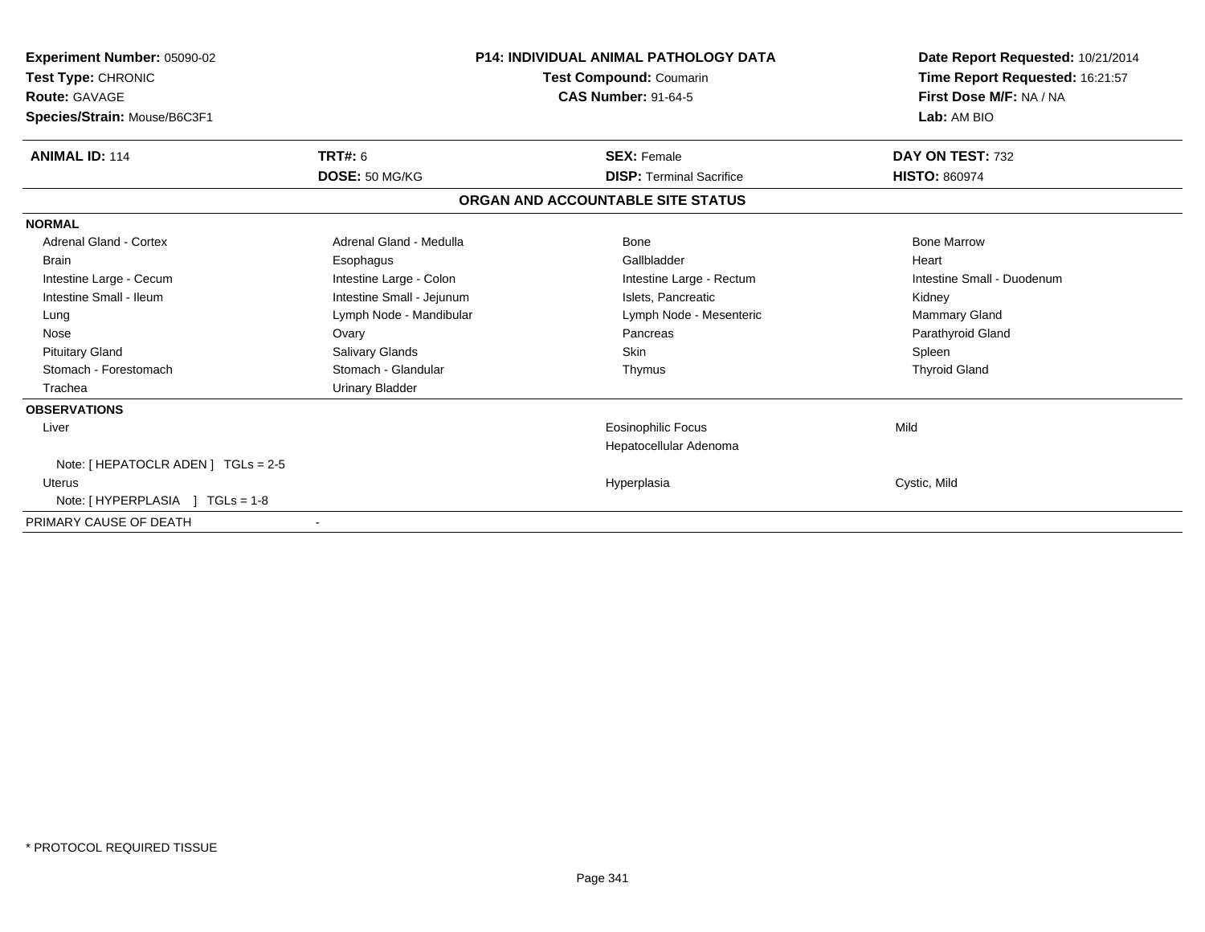**Experiment Number:** 05090-02
**Test Type:** CHRONIC
**Route:** GAVAGE
**Species/Strain:** Mouse/B6C3F1

**P14: INDIVIDUAL ANIMAL PATHOLOGY DATA**
**Test Compound:** Coumarin
**CAS Number:** 91-64-5

**Date Report Requested:** 10/21/2014
**Time Report Requested:** 16:21:57
**First Dose M/F:** NA / NA
**Lab:** AM BIO

| **ANIMAL ID:** 114 | **TRT#:** 6 | **SEX:** Female | **DAY ON TEST:** 732 |
|---|---|---|---|
| | **DOSE:** 50 MG/KG | **DISP:** Terminal Sacrifice | **HISTO:** 860974 |

## ORGAN AND ACCOUNTABLE SITE STATUS

**NORMAL**

| | | | |
|---|---|---|---|
| Adrenal Gland - Cortex | Adrenal Gland - Medulla | Bone | Bone Marrow |
| Brain | Esophagus | Gallbladder | Heart |
| Intestine Large - Cecum | Intestine Large - Colon | Intestine Large - Rectum | Intestine Small - Duodenum |
| Intestine Small - Ileum | Intestine Small - Jejunum | Islets, Pancreatic | Kidney |
| Lung | Lymph Node - Mandibular | Lymph Node - Mesenteric | Mammary Gland |
| Nose | Ovary | Pancreas | Parathyroid Gland |
| Pituitary Gland | Salivary Glands | Skin | Spleen |
| Stomach - Forestomach | Stomach - Glandular | Thymus | Thyroid Gland |
| Trachea | Urinary Bladder | | |

**OBSERVATIONS**

| | | |
|---|---|---|
| Liver | Eosinophilic Focus | Mild |
| | Hepatocellular Adenoma | |
| Note: [ HEPATOCLR ADEN ] TGLs = 2-5 | | |
| Uterus | Hyperplasia | Cystic, Mild |
| Note: [ HYPERPLASIA ] TGLs = 1-8 | | |

PRIMARY CAUSE OF DEATH -

* PROTOCOL REQUIRED TISSUE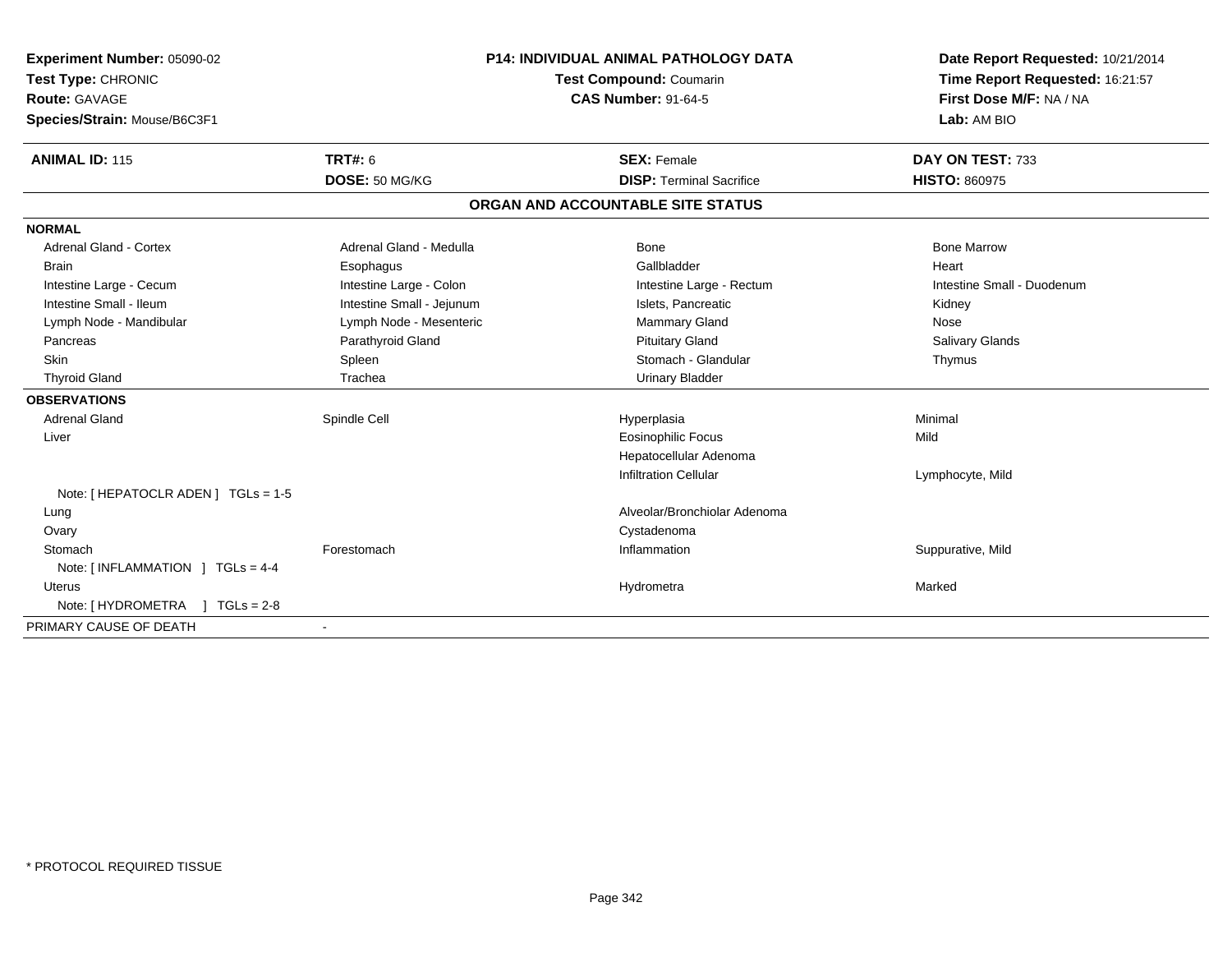**Experiment Number:** 05090-02
**Test Type:** CHRONIC
**Route:** GAVAGE
**Species/Strain:** Mouse/B6C3F1

**P14: INDIVIDUAL ANIMAL PATHOLOGY DATA**
**Test Compound:** Coumarin
**CAS Number:** 91-64-5

**Date Report Requested:** 10/21/2014
**Time Report Requested:** 16:21:57
**First Dose M/F:** NA / NA
**Lab:** AM BIO

| **ANIMAL ID:** 115 | **TRT#:** 6 | **SEX:** Female | **DAY ON TEST:** 733 |
|---|---|---|---|
| | **DOSE:** 50 MG/KG | **DISP:** Terminal Sacrifice | **HISTO:** 860975 |

## ORGAN AND ACCOUNTABLE SITE STATUS

**NORMAL**

| | | | |
|---|---|---|---|
| Adrenal Gland - Cortex | Adrenal Gland - Medulla | Bone | Bone Marrow |
| Brain | Esophagus | Gallbladder | Heart |
| Intestine Large - Cecum | Intestine Large - Colon | Intestine Large - Rectum | Intestine Small - Duodenum |
| Intestine Small - Ileum | Intestine Small - Jejunum | Islets, Pancreatic | Kidney |
| Lymph Node - Mandibular | Lymph Node - Mesenteric | Mammary Gland | Nose |
| Pancreas | Parathyroid Gland | Pituitary Gland | Salivary Glands |
| Skin | Spleen | Stomach - Glandular | Thymus |
| Thyroid Gland | Trachea | Urinary Bladder | |

**OBSERVATIONS**

| | | | |
|---|---|---|---|
| Adrenal Gland | Spindle Cell | Hyperplasia | Minimal |
| Liver | | Eosinophilic Focus | Mild |
| | | Hepatocellular Adenoma | |
| | | Infiltration Cellular | Lymphocyte, Mild |
| Note: [ HEPATOCLR ADEN ] TGLs = 1-5 | | | |
| Lung | | Alveolar/Bronchiolar Adenoma | |
| Ovary | | Cystadenoma | |
| Stomach | Forestomach | Inflammation | Suppurative, Mild |
| Note: [ INFLAMMATION ] TGLs = 4-4 | | | |
| Uterus | | Hydrometra | Marked |
| Note: [ HYDROMETRA ] TGLs = 2-8 | | | |

PRIMARY CAUSE OF DEATH -

* PROTOCOL REQUIRED TISSUE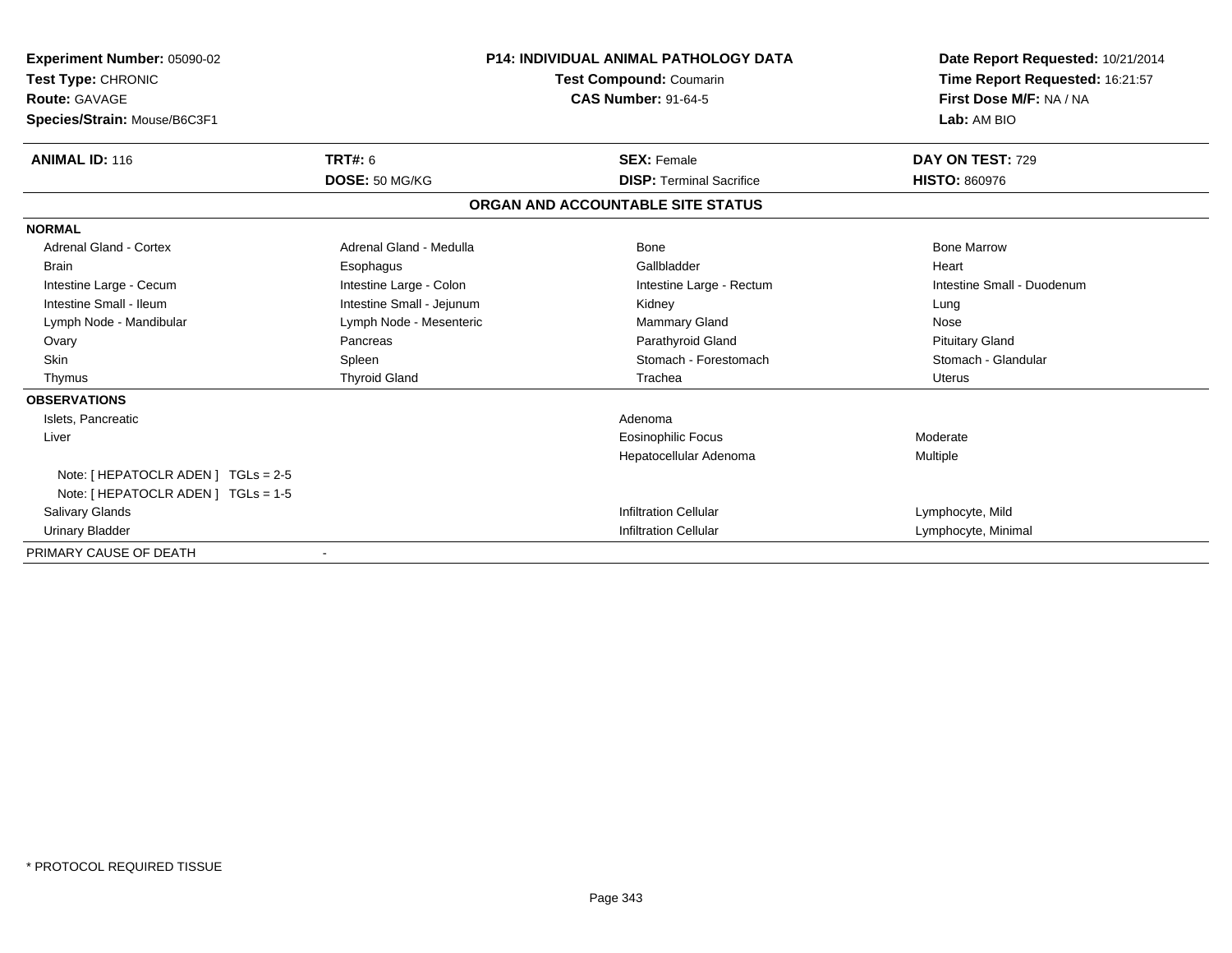**Experiment Number:** 05090-02
**Test Type:** CHRONIC
**Route:** GAVAGE
**Species/Strain:** Mouse/B6C3F1

**P14: INDIVIDUAL ANIMAL PATHOLOGY DATA**
**Test Compound:** Coumarin
**CAS Number:** 91-64-5

**Date Report Requested:** 10/21/2014
**Time Report Requested:** 16:21:57
**First Dose M/F:** NA / NA
**Lab:** AM BIO

| **ANIMAL ID:** 116 | **TRT#:** 6 | **SEX:** Female | **DAY ON TEST:** 729 |
|---|---|---|---|
| | **DOSE:** 50 MG/KG | **DISP:** Terminal Sacrifice | **HISTO:** 860976 |

**ORGAN AND ACCOUNTABLE SITE STATUS**

**NORMAL**

| | | | |
|---|---|---|---|
| Adrenal Gland - Cortex | Adrenal Gland - Medulla | Bone | Bone Marrow |
| Brain | Esophagus | Gallbladder | Heart |
| Intestine Large - Cecum | Intestine Large - Colon | Intestine Large - Rectum | Intestine Small - Duodenum |
| Intestine Small - Ileum | Intestine Small - Jejunum | Kidney | Lung |
| Lymph Node - Mandibular | Lymph Node - Mesenteric | Mammary Gland | Nose |
| Ovary | Pancreas | Parathyroid Gland | Pituitary Gland |
| Skin | Spleen | Stomach - Forestomach | Stomach - Glandular |
| Thymus | Thyroid Gland | Trachea | Uterus |

**OBSERVATIONS**

| | | |
|---|---|---|
| Islets, Pancreatic | Adenoma | |
| Liver | Eosinophilic Focus | Moderate |
| | Hepatocellular Adenoma | Multiple |
| Note: [ HEPATOCLR ADEN ] TGLs = 2-5 | | |
| Note: [ HEPATOCLR ADEN ] TGLs = 1-5 | | |
| Salivary Glands | Infiltration Cellular | Lymphocyte, Mild |
| Urinary Bladder | Infiltration Cellular | Lymphocyte, Minimal |

PRIMARY CAUSE OF DEATH -

* PROTOCOL REQUIRED TISSUE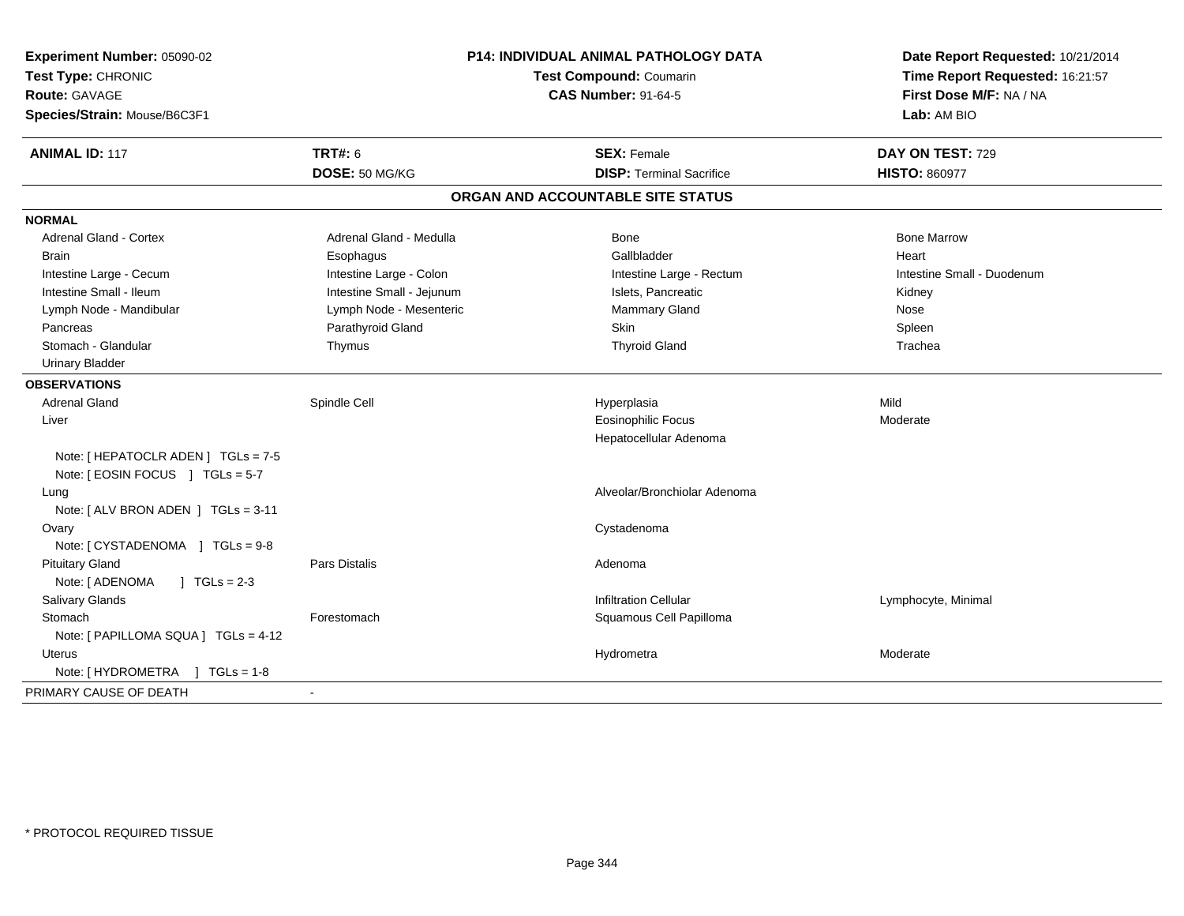**Experiment Number:** 05090-02
**Test Type:** CHRONIC
**Route:** GAVAGE
**Species/Strain:** Mouse/B6C3F1

**P14: INDIVIDUAL ANIMAL PATHOLOGY DATA**
**Test Compound:** Coumarin
**CAS Number:** 91-64-5

**Date Report Requested:** 10/21/2014
**Time Report Requested:** 16:21:57
**First Dose M/F:** NA / NA
**Lab:** AM BIO

| **ANIMAL ID:** 117 | **TRT#:** 6 | **SEX:** Female | **DAY ON TEST:** 729 |
|---|---|---|---|
| | **DOSE:** 50 MG/KG | **DISP:** Terminal Sacrifice | **HISTO:** 860977 |

## ORGAN AND ACCOUNTABLE SITE STATUS

**NORMAL**

| | | | |
|---|---|---|---|
| Adrenal Gland - Cortex | Adrenal Gland - Medulla | Bone | Bone Marrow |
| Brain | Esophagus | Gallbladder | Heart |
| Intestine Large - Cecum | Intestine Large - Colon | Intestine Large - Rectum | Intestine Small - Duodenum |
| Intestine Small - Ileum | Intestine Small - Jejunum | Islets, Pancreatic | Kidney |
| Lymph Node - Mandibular | Lymph Node - Mesenteric | Mammary Gland | Nose |
| Pancreas | Parathyroid Gland | Skin | Spleen |
| Stomach - Glandular | Thymus | Thyroid Gland | Trachea |
| Urinary Bladder | | | |

**OBSERVATIONS**

| | | | |
|---|---|---|---|
| Adrenal Gland | Spindle Cell | Hyperplasia | Mild |
| Liver | | Eosinophilic Focus | Moderate |
| | | Hepatocellular Adenoma | |
| Note: [ HEPATOCLR ADEN ] TGLs = 7-5 | | | |
| Note: [ EOSIN FOCUS ] TGLs = 5-7 | | | |
| Lung | | Alveolar/Bronchiolar Adenoma | |
| Note: [ ALV BRON ADEN ] TGLs = 3-11 | | | |
| Ovary | | Cystadenoma | |
| Note: [ CYSTADENOMA ] TGLs = 9-8 | | | |
| Pituitary Gland | Pars Distalis | Adenoma | |
| Note: [ ADENOMA ] TGLs = 2-3 | | | |
| Salivary Glands | | Infiltration Cellular | Lymphocyte, Minimal |
| Stomach | Forestomach | Squamous Cell Papilloma | |
| Note: [ PAPILLOMA SQUA ] TGLs = 4-12 | | | |
| Uterus | | Hydrometra | Moderate |
| Note: [ HYDROMETRA ] TGLs = 1-8 | | | |

PRIMARY CAUSE OF DEATH -

* PROTOCOL REQUIRED TISSUE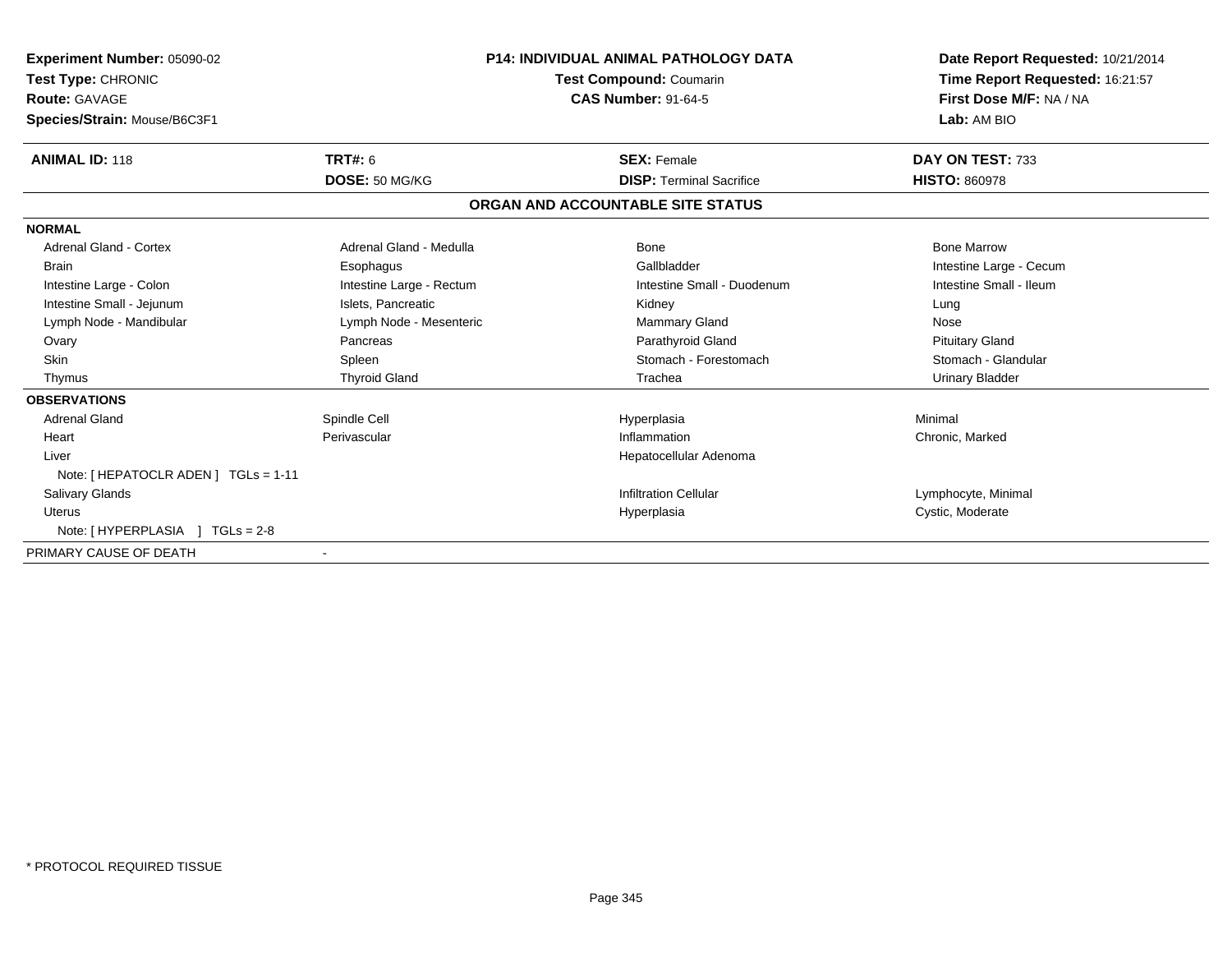**Experiment Number:** 05090-02
**Test Type:** CHRONIC
**Route:** GAVAGE
**Species/Strain:** Mouse/B6C3F1

**P14: INDIVIDUAL ANIMAL PATHOLOGY DATA**
**Test Compound:** Coumarin
**CAS Number:** 91-64-5

**Date Report Requested:** 10/21/2014
**Time Report Requested:** 16:21:57
**First Dose M/F:** NA / NA
**Lab:** AM BIO

| **ANIMAL ID:** 118 | **TRT#:** 6 | **SEX:** Female | **DAY ON TEST:** 733 |
|---|---|---|---|
| | **DOSE:** 50 MG/KG | **DISP:** Terminal Sacrifice | **HISTO:** 860978 |

## ORGAN AND ACCOUNTABLE SITE STATUS

**NORMAL**

| | | | |
|---|---|---|---|
| Adrenal Gland - Cortex | Adrenal Gland - Medulla | Bone | Bone Marrow |
| Brain | Esophagus | Gallbladder | Intestine Large - Cecum |
| Intestine Large - Colon | Intestine Large - Rectum | Intestine Small - Duodenum | Intestine Small - Ileum |
| Intestine Small - Jejunum | Islets, Pancreatic | Kidney | Lung |
| Lymph Node - Mandibular | Lymph Node - Mesenteric | Mammary Gland | Nose |
| Ovary | Pancreas | Parathyroid Gland | Pituitary Gland |
| Skin | Spleen | Stomach - Forestomach | Stomach - Glandular |
| Thymus | Thyroid Gland | Trachea | Urinary Bladder |

**OBSERVATIONS**

| | | | |
|---|---|---|---|
| Adrenal Gland | Spindle Cell | Hyperplasia | Minimal |
| Heart | Perivascular | Inflammation | Chronic, Marked |
| Liver | | Hepatocellular Adenoma | |
| Note: [ HEPATOCLR ADEN ] TGLs = 1-11 | | | |
| Salivary Glands | | Infiltration Cellular | Lymphocyte, Minimal |
| Uterus | | Hyperplasia | Cystic, Moderate |
| Note: [ HYPERPLASIA ] TGLs = 2-8 | | | |

PRIMARY CAUSE OF DEATH -

* PROTOCOL REQUIRED TISSUE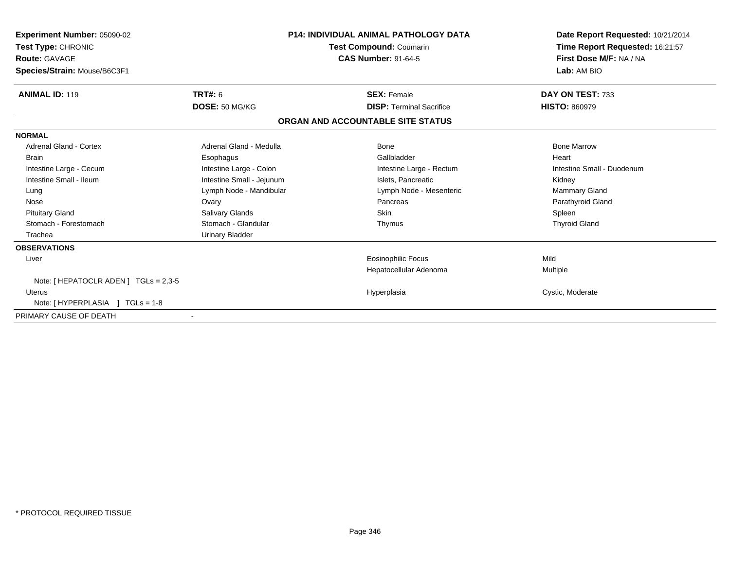**Experiment Number:** 05090-02
**Test Type:** CHRONIC
**Route:** GAVAGE
**Species/Strain:** Mouse/B6C3F1

**P14: INDIVIDUAL ANIMAL PATHOLOGY DATA**
**Test Compound:** Coumarin
**CAS Number:** 91-64-5

**Date Report Requested:** 10/21/2014
**Time Report Requested:** 16:21:57
**First Dose M/F:** NA / NA
**Lab:** AM BIO

| **ANIMAL ID:** 119 | **TRT#:** 6 | **SEX:** Female | **DAY ON TEST:** 733 |
|---|---|---|---|
| | **DOSE:** 50 MG/KG | **DISP:** Terminal Sacrifice | **HISTO:** 860979 |

## ORGAN AND ACCOUNTABLE SITE STATUS

**NORMAL**

| | | | |
|---|---|---|---|
| Adrenal Gland - Cortex | Adrenal Gland - Medulla | Bone | Bone Marrow |
| Brain | Esophagus | Gallbladder | Heart |
| Intestine Large - Cecum | Intestine Large - Colon | Intestine Large - Rectum | Intestine Small - Duodenum |
| Intestine Small - Ileum | Intestine Small - Jejunum | Islets, Pancreatic | Kidney |
| Lung | Lymph Node - Mandibular | Lymph Node - Mesenteric | Mammary Gland |
| Nose | Ovary | Pancreas | Parathyroid Gland |
| Pituitary Gland | Salivary Glands | Skin | Spleen |
| Stomach - Forestomach | Stomach - Glandular | Thymus | Thyroid Gland |
| Trachea | Urinary Bladder | | |

**OBSERVATIONS**

| | | |
|---|---|---|
| Liver | Eosinophilic Focus | Mild |
| | Hepatocellular Adenoma | Multiple |
| Note: [ HEPATOCLR ADEN ] TGLs = 2,3-5 | | |
| Uterus | Hyperplasia | Cystic, Moderate |
| Note: [ HYPERPLASIA ] TGLs = 1-8 | | |

PRIMARY CAUSE OF DEATH -

* PROTOCOL REQUIRED TISSUE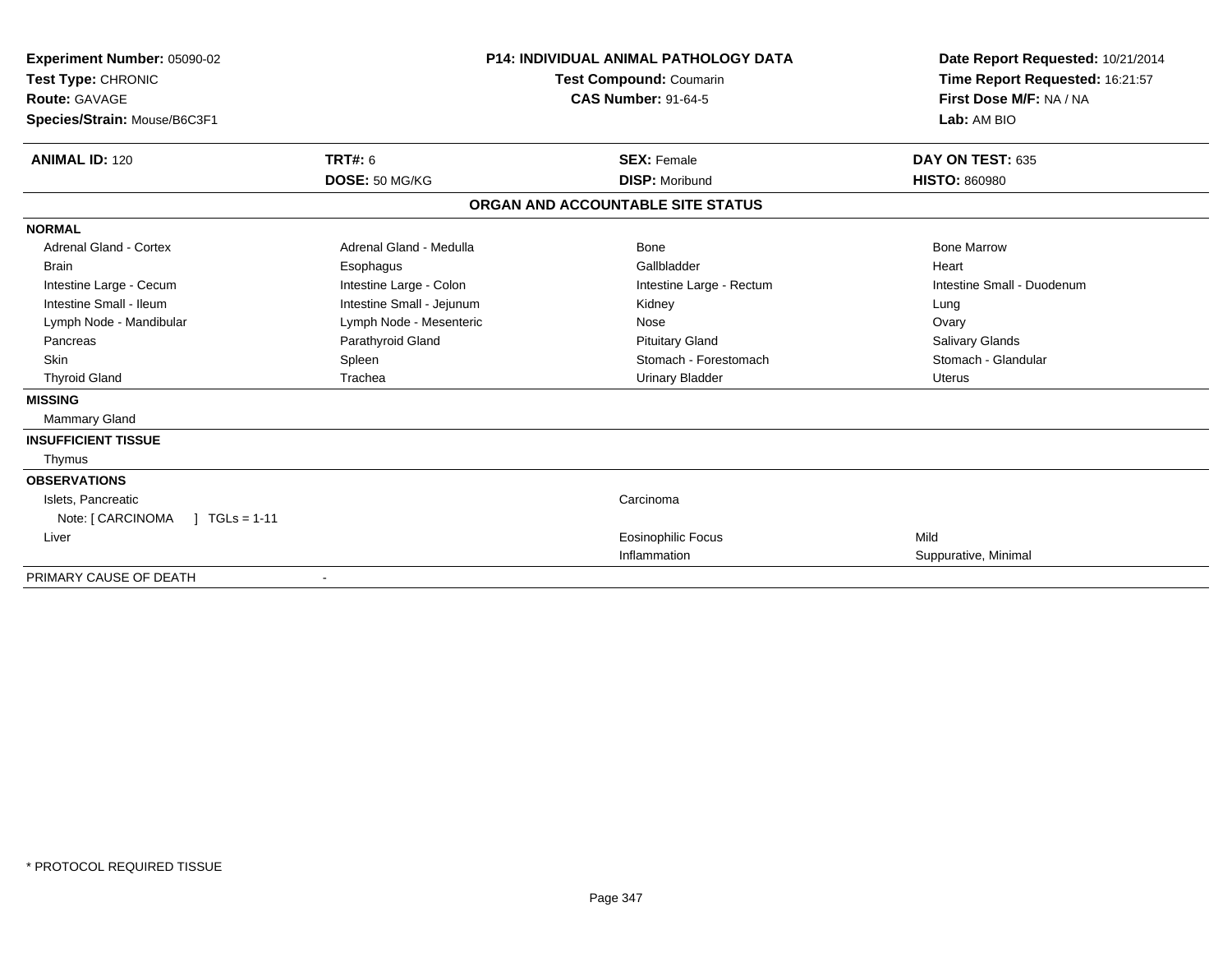**Experiment Number:** 05090-02
**Test Type:** CHRONIC
**Route:** GAVAGE
**Species/Strain:** Mouse/B6C3F1

**P14: INDIVIDUAL ANIMAL PATHOLOGY DATA**
**Test Compound:** Coumarin
**CAS Number:** 91-64-5

**Date Report Requested:** 10/21/2014
**Time Report Requested:** 16:21:57
**First Dose M/F:** NA / NA
**Lab:** AM BIO

| **ANIMAL ID:** 120 | **TRT#:** 6 | **SEX:** Female | **DAY ON TEST:** 635 |
|---|---|---|---|
| | **DOSE:** 50 MG/KG | **DISP:** Moribund | **HISTO:** 860980 |

## ORGAN AND ACCOUNTABLE SITE STATUS

**NORMAL**

| | | | |
|---|---|---|---|
| Adrenal Gland - Cortex | Adrenal Gland - Medulla | Bone | Bone Marrow |
| Brain | Esophagus | Gallbladder | Heart |
| Intestine Large - Cecum | Intestine Large - Colon | Intestine Large - Rectum | Intestine Small - Duodenum |
| Intestine Small - Ileum | Intestine Small - Jejunum | Kidney | Lung |
| Lymph Node - Mandibular | Lymph Node - Mesenteric | Nose | Ovary |
| Pancreas | Parathyroid Gland | Pituitary Gland | Salivary Glands |
| Skin | Spleen | Stomach - Forestomach | Stomach - Glandular |
| Thyroid Gland | Trachea | Urinary Bladder | Uterus |

**MISSING**

Mammary Gland

**INSUFFICIENT TISSUE**

Thymus

**OBSERVATIONS**

| | | |
|---|---|---|
| Islets, Pancreatic | Carcinoma | |
| Note: [ CARCINOMA ] TGLs = 1-11 | | |
| Liver | Eosinophilic Focus | Mild |
| | Inflammation | Suppurative, Minimal |

PRIMARY CAUSE OF DEATH -

* PROTOCOL REQUIRED TISSUE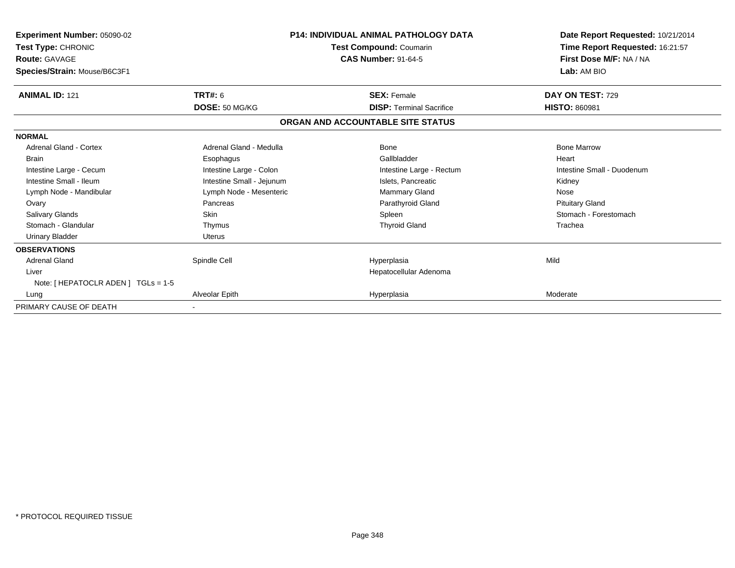**Experiment Number:** 05090-02
**Test Type:** CHRONIC
**Route:** GAVAGE
**Species/Strain:** Mouse/B6C3F1

**P14: INDIVIDUAL ANIMAL PATHOLOGY DATA**
**Test Compound:** Coumarin
**CAS Number:** 91-64-5

**Date Report Requested:** 10/21/2014
**Time Report Requested:** 16:21:57
**First Dose M/F:** NA / NA
**Lab:** AM BIO

| **ANIMAL ID:** 121 | **TRT#:** 6 | **SEX:** Female | **DAY ON TEST:** 729 |
|---|---|---|---|
| | **DOSE:** 50 MG/KG | **DISP:** Terminal Sacrifice | **HISTO:** 860981 |

**ORGAN AND ACCOUNTABLE SITE STATUS**

| | | | |
|---|---|---|---|
| **NORMAL** | | | |
| Adrenal Gland - Cortex | Adrenal Gland - Medulla | Bone | Bone Marrow |
| Brain | Esophagus | Gallbladder | Heart |
| Intestine Large - Cecum | Intestine Large - Colon | Intestine Large - Rectum | Intestine Small - Duodenum |
| Intestine Small - Ileum | Intestine Small - Jejunum | Islets, Pancreatic | Kidney |
| Lymph Node - Mandibular | Lymph Node - Mesenteric | Mammary Gland | Nose |
| Ovary | Pancreas | Parathyroid Gland | Pituitary Gland |
| Salivary Glands | Skin | Spleen | Stomach - Forestomach |
| Stomach - Glandular | Thymus | Thyroid Gland | Trachea |
| Urinary Bladder | Uterus | | |
| **OBSERVATIONS** | | | |
| Adrenal Gland | Spindle Cell | Hyperplasia | Mild |
| Liver | | Hepatocellular Adenoma | |
| Note: [ HEPATOCLR ADEN ] TGLs = 1-5 | | | |
| Lung | Alveolar Epith | Hyperplasia | Moderate |
| PRIMARY CAUSE OF DEATH | - | | |

* PROTOCOL REQUIRED TISSUE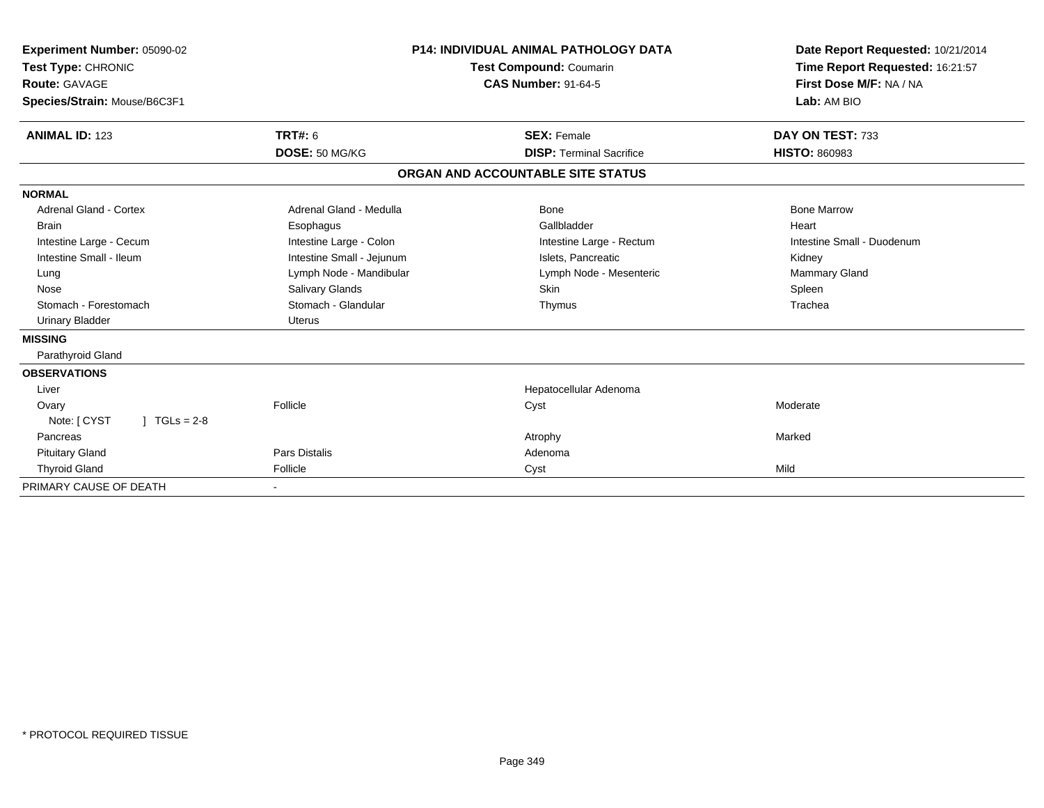| | | | |
|---|---|---|---|
| **Experiment Number:** 05090-02 | **P14: INDIVIDUAL ANIMAL PATHOLOGY DATA** | | **Date Report Requested:** 10/21/2014 |
| **Test Type:** CHRONIC | **Test Compound:** Coumarin | | **Time Report Requested:** 16:21:57 |
| **Route:** GAVAGE | **CAS Number:** 91-64-5 | | **First Dose M/F:** NA / NA |
| **Species/Strain:** Mouse/B6C3F1 | | | **Lab:** AM BIO |

| **ANIMAL ID:** 123 | **TRT#:** 6 | **SEX:** Female | **DAY ON TEST:** 733 |
|---|---|---|---|
| | **DOSE:** 50 MG/KG | **DISP:** Terminal Sacrifice | **HISTO:** 860983 |

## ORGAN AND ACCOUNTABLE SITE STATUS

| | | | |
|---|---|---|---|
| **NORMAL** | | | |
| Adrenal Gland - Cortex | Adrenal Gland - Medulla | Bone | Bone Marrow |
| Brain | Esophagus | Gallbladder | Heart |
| Intestine Large - Cecum | Intestine Large - Colon | Intestine Large - Rectum | Intestine Small - Duodenum |
| Intestine Small - Ileum | Intestine Small - Jejunum | Islets, Pancreatic | Kidney |
| Lung | Lymph Node - Mandibular | Lymph Node - Mesenteric | Mammary Gland |
| Nose | Salivary Glands | Skin | Spleen |
| Stomach - Forestomach | Stomach - Glandular | Thymus | Trachea |
| Urinary Bladder | Uterus | | |
| **MISSING** | | | |
| Parathyroid Gland | | | |
| **OBSERVATIONS** | | | |
| Liver | | Hepatocellular Adenoma | |
| Ovary | Follicle | Cyst | Moderate |
| Note: [ CYST ] TGLs = 2-8 | | | |
| Pancreas | | Atrophy | Marked |
| Pituitary Gland | Pars Distalis | Adenoma | |
| Thyroid Gland | Follicle | Cyst | Mild |
| PRIMARY CAUSE OF DEATH | - | | |

* PROTOCOL REQUIRED TISSUE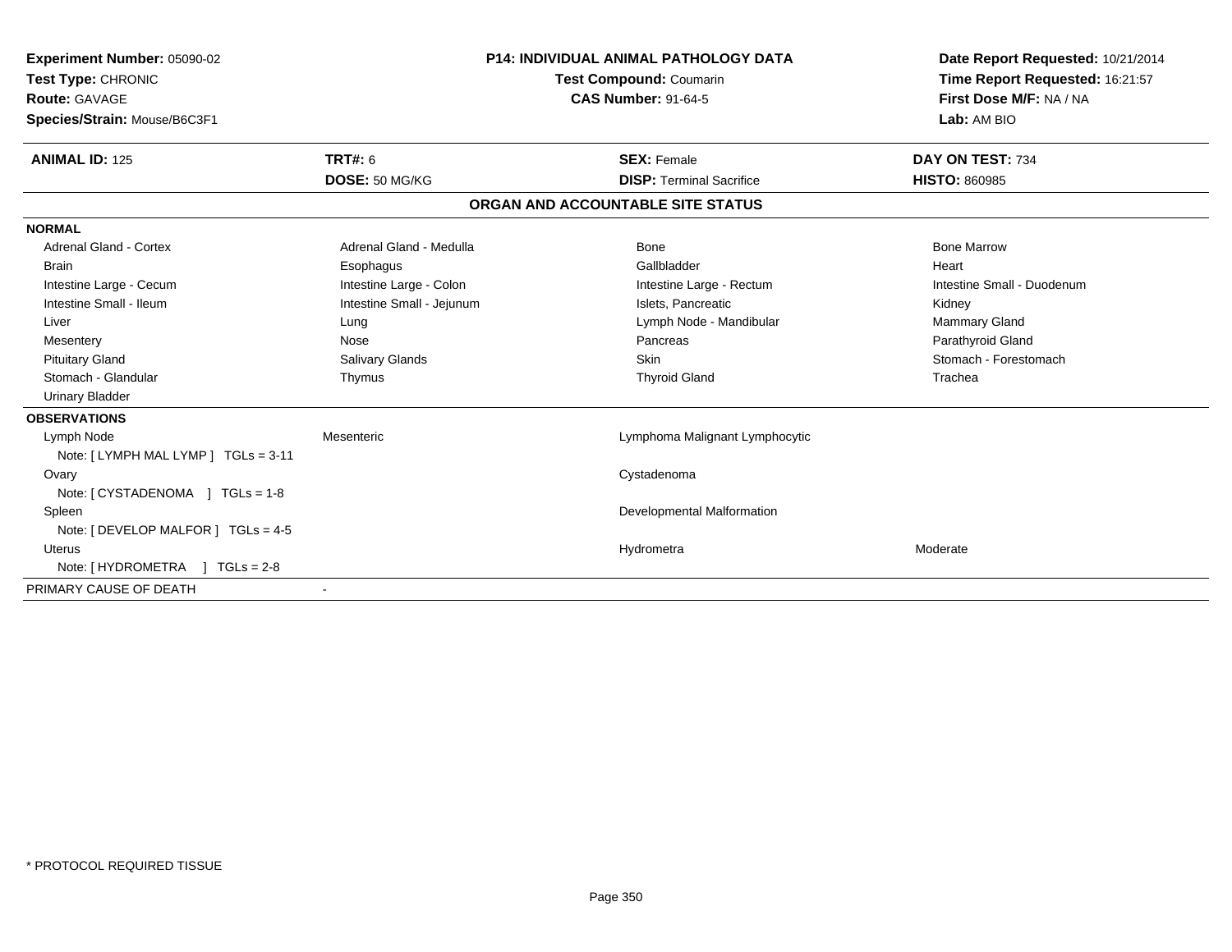**Experiment Number:** 05090-02
**Test Type:** CHRONIC
**Route:** GAVAGE
**Species/Strain:** Mouse/B6C3F1

**P14: INDIVIDUAL ANIMAL PATHOLOGY DATA**
**Test Compound:** Coumarin
**CAS Number:** 91-64-5

**Date Report Requested:** 10/21/2014
**Time Report Requested:** 16:21:57
**First Dose M/F:** NA / NA
**Lab:** AM BIO

| **ANIMAL ID:** 125 | **TRT#:** 6 | **SEX:** Female | **DAY ON TEST:** 734 |
|---|---|---|---|
| | **DOSE:** 50 MG/KG | **DISP:** Terminal Sacrifice | **HISTO:** 860985 |

## ORGAN AND ACCOUNTABLE SITE STATUS

**NORMAL**

| | | | |
|---|---|---|---|
| Adrenal Gland - Cortex | Adrenal Gland - Medulla | Bone | Bone Marrow |
| Brain | Esophagus | Gallbladder | Heart |
| Intestine Large - Cecum | Intestine Large - Colon | Intestine Large - Rectum | Intestine Small - Duodenum |
| Intestine Small - Ileum | Intestine Small - Jejunum | Islets, Pancreatic | Kidney |
| Liver | Lung | Lymph Node - Mandibular | Mammary Gland |
| Mesentery | Nose | Pancreas | Parathyroid Gland |
| Pituitary Gland | Salivary Glands | Skin | Stomach - Forestomach |
| Stomach - Glandular | Thymus | Thyroid Gland | Trachea |
| Urinary Bladder | | | |

**OBSERVATIONS**

| | | | |
|---|---|---|---|
| Lymph Node | Mesenteric | Lymphoma Malignant Lymphocytic | |
| Note: [ LYMPH MAL LYMP ] TGLs = 3-11 | | | |
| Ovary | | Cystadenoma | |
| Note: [ CYSTADENOMA ] TGLs = 1-8 | | | |
| Spleen | | Developmental Malformation | |
| Note: [ DEVELOP MALFOR ] TGLs = 4-5 | | | |
| Uterus | | Hydrometra | Moderate |
| Note: [ HYDROMETRA ] TGLs = 2-8 | | | |

PRIMARY CAUSE OF DEATH -

* PROTOCOL REQUIRED TISSUE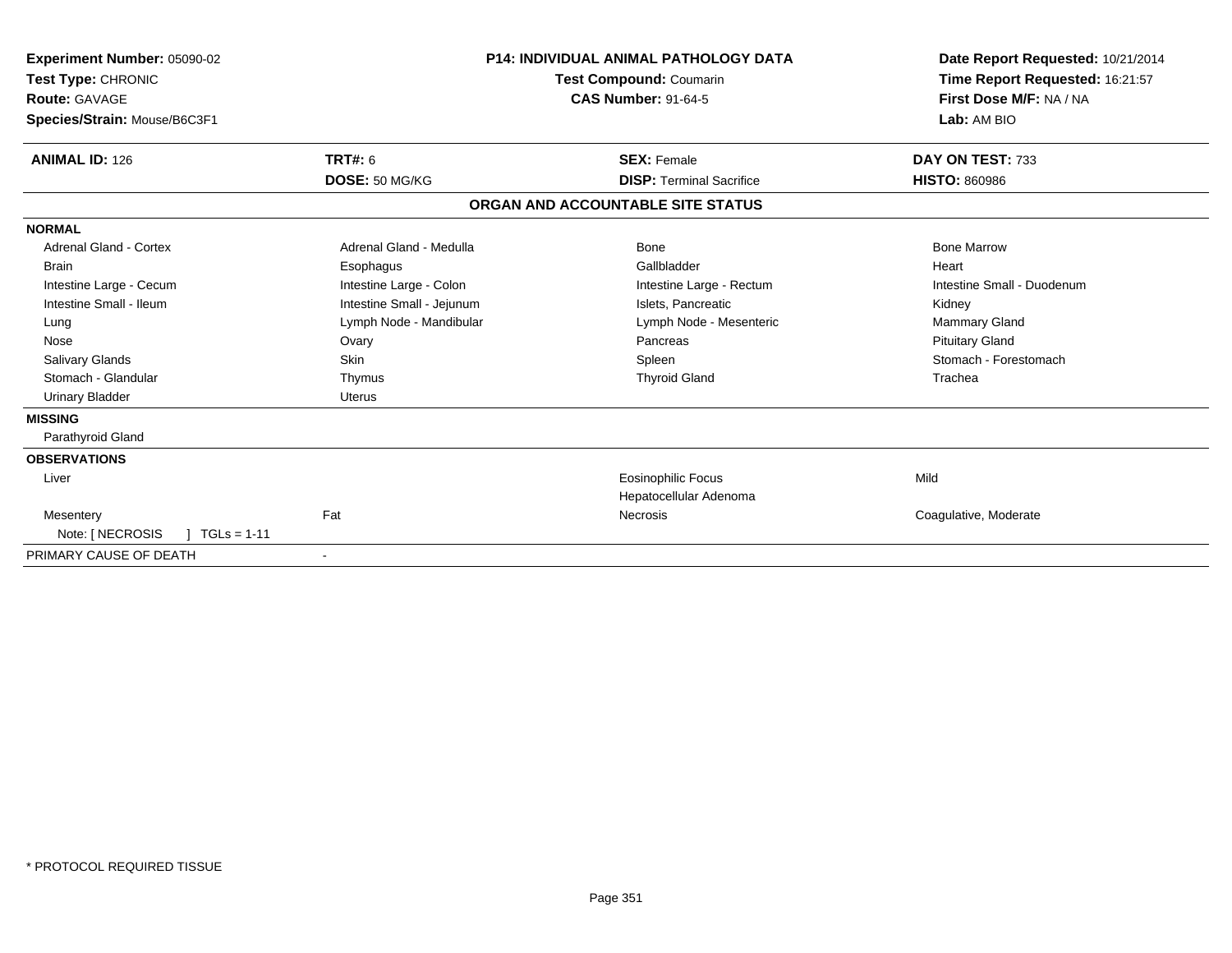**Experiment Number:** 05090-02
**Test Type:** CHRONIC
**Route:** GAVAGE
**Species/Strain:** Mouse/B6C3F1

**P14: INDIVIDUAL ANIMAL PATHOLOGY DATA**
**Test Compound:** Coumarin
**CAS Number:** 91-64-5

**Date Report Requested:** 10/21/2014
**Time Report Requested:** 16:21:57
**First Dose M/F:** NA / NA
**Lab:** AM BIO

| **ANIMAL ID:** 126 | **TRT#:** 6 | **SEX:** Female | **DAY ON TEST:** 733 |
|---|---|---|---|
| | **DOSE:** 50 MG/KG | **DISP:** Terminal Sacrifice | **HISTO:** 860986 |

## ORGAN AND ACCOUNTABLE SITE STATUS

**NORMAL**

| | | | |
|---|---|---|---|
| Adrenal Gland - Cortex | Adrenal Gland - Medulla | Bone | Bone Marrow |
| Brain | Esophagus | Gallbladder | Heart |
| Intestine Large - Cecum | Intestine Large - Colon | Intestine Large - Rectum | Intestine Small - Duodenum |
| Intestine Small - Ileum | Intestine Small - Jejunum | Islets, Pancreatic | Kidney |
| Lung | Lymph Node - Mandibular | Lymph Node - Mesenteric | Mammary Gland |
| Nose | Ovary | Pancreas | Pituitary Gland |
| Salivary Glands | Skin | Spleen | Stomach - Forestomach |
| Stomach - Glandular | Thymus | Thyroid Gland | Trachea |
| Urinary Bladder | Uterus | | |

**MISSING**

Parathyroid Gland

**OBSERVATIONS**

| | | | |
|---|---|---|---|
| Liver | | Eosinophilic Focus | Mild |
| | | Hepatocellular Adenoma | |
| Mesentery | Fat | Necrosis | Coagulative, Moderate |
| Note: [ NECROSIS ] TGLs = 1-11 | | | |

PRIMARY CAUSE OF DEATH -

* PROTOCOL REQUIRED TISSUE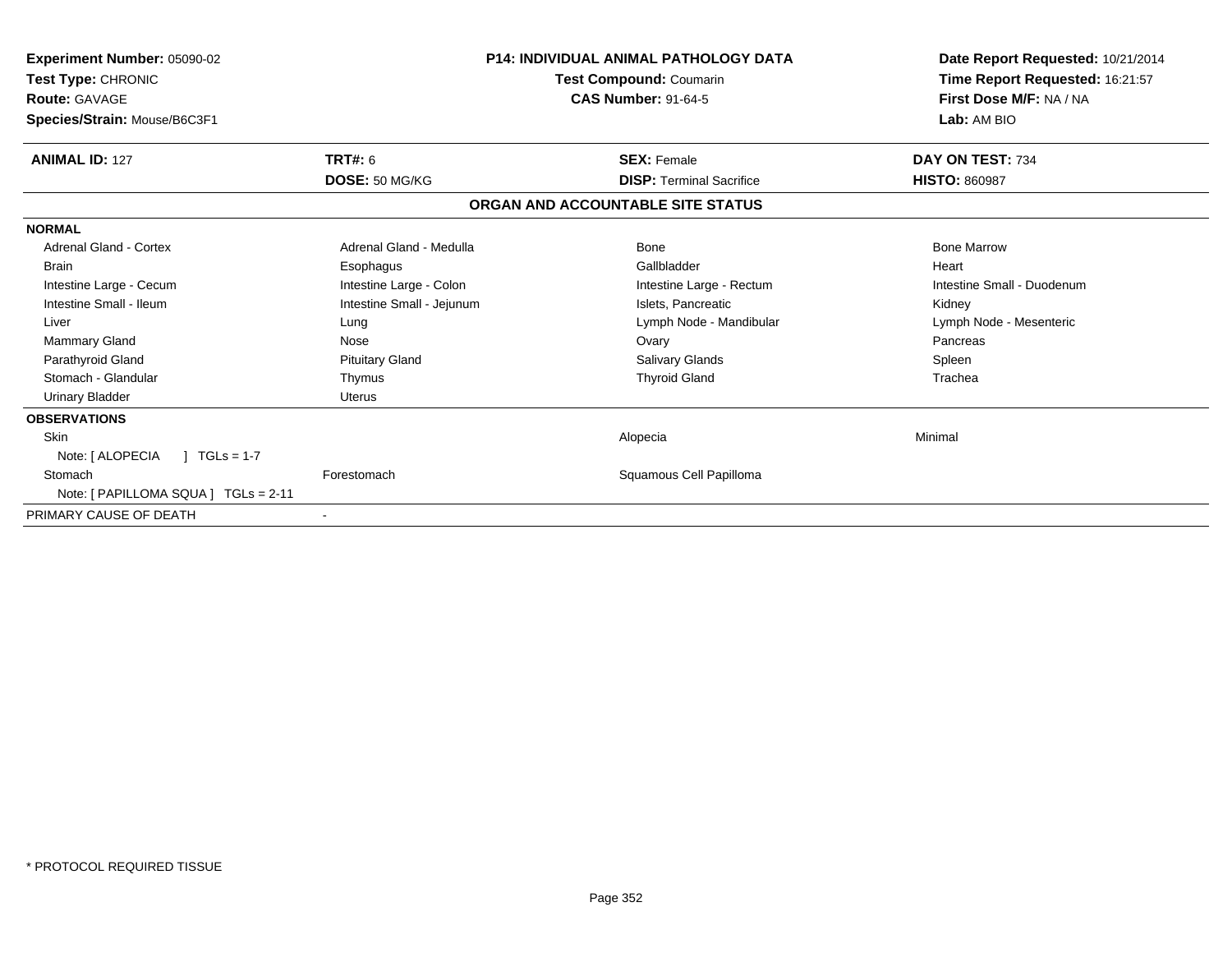**Experiment Number:** 05090-02
**Test Type:** CHRONIC
**Route:** GAVAGE
**Species/Strain:** Mouse/B6C3F1

**P14: INDIVIDUAL ANIMAL PATHOLOGY DATA**
**Test Compound:** Coumarin
**CAS Number:** 91-64-5

**Date Report Requested:** 10/21/2014
**Time Report Requested:** 16:21:57
**First Dose M/F:** NA / NA
**Lab:** AM BIO

| **ANIMAL ID:** 127 | **TRT#:** 6 | **SEX:** Female | **DAY ON TEST:** 734 |
|---|---|---|---|
| | **DOSE:** 50 MG/KG | **DISP:** Terminal Sacrifice | **HISTO:** 860987 |

**ORGAN AND ACCOUNTABLE SITE STATUS**

**NORMAL**

| | | | |
|---|---|---|---|
| Adrenal Gland - Cortex | Adrenal Gland - Medulla | Bone | Bone Marrow |
| Brain | Esophagus | Gallbladder | Heart |
| Intestine Large - Cecum | Intestine Large - Colon | Intestine Large - Rectum | Intestine Small - Duodenum |
| Intestine Small - Ileum | Intestine Small - Jejunum | Islets, Pancreatic | Kidney |
| Liver | Lung | Lymph Node - Mandibular | Lymph Node - Mesenteric |
| Mammary Gland | Nose | Ovary | Pancreas |
| Parathyroid Gland | Pituitary Gland | Salivary Glands | Spleen |
| Stomach - Glandular | Thymus | Thyroid Gland | Trachea |
| Urinary Bladder | Uterus | | |

**OBSERVATIONS**

| | | | |
|---|---|---|---|
| Skin | | Alopecia | Minimal |
| Note: [ ALOPECIA ] TGLs = 1-7 | | | |
| Stomach | Forestomach | Squamous Cell Papilloma | |
| Note: [ PAPILLOMA SQUA ] TGLs = 2-11 | | | |

PRIMARY CAUSE OF DEATH -

* PROTOCOL REQUIRED TISSUE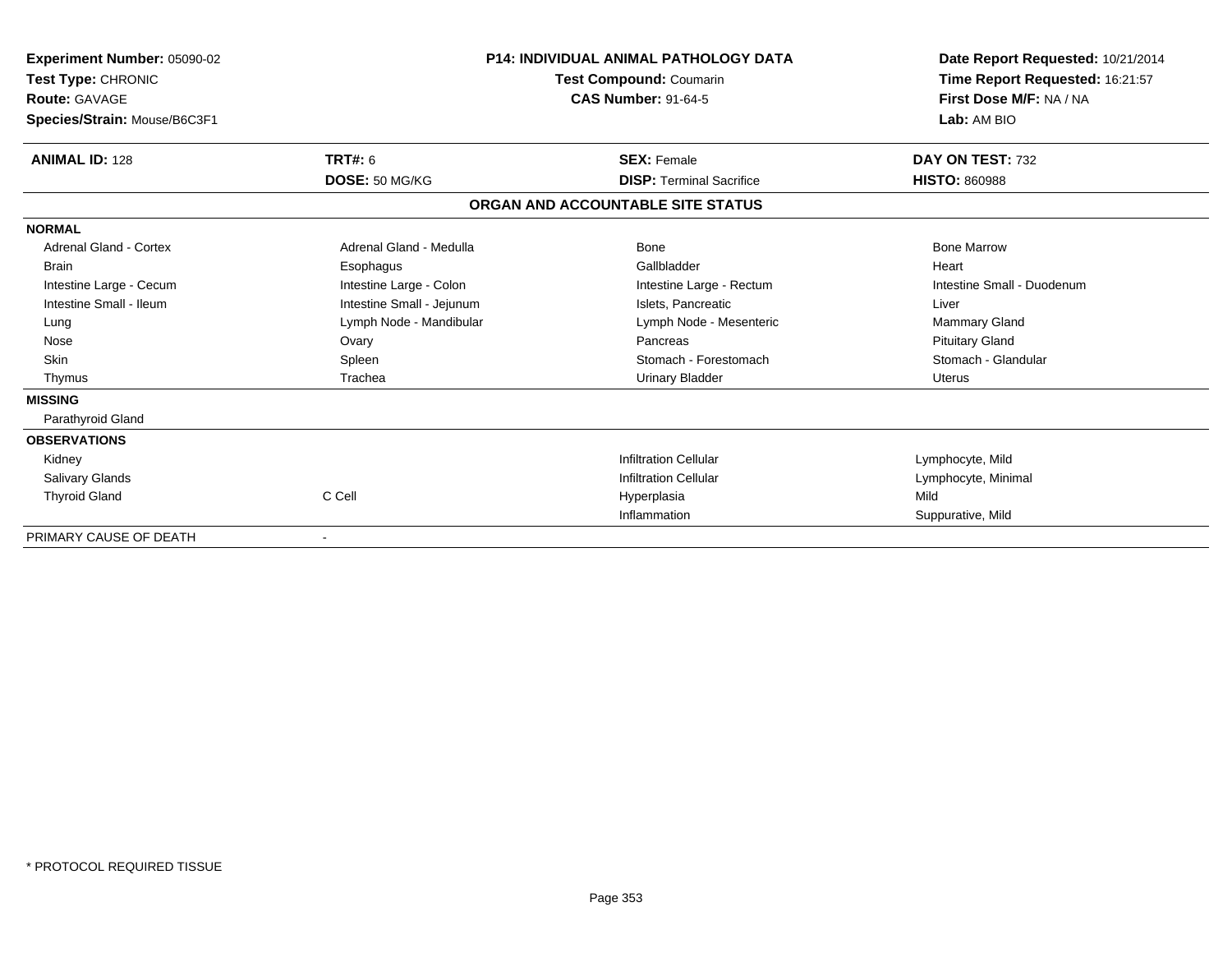**Experiment Number:** 05090-02
**Test Type:** CHRONIC
**Route:** GAVAGE
**Species/Strain:** Mouse/B6C3F1

**P14: INDIVIDUAL ANIMAL PATHOLOGY DATA**
**Test Compound:** Coumarin
**CAS Number:** 91-64-5

**Date Report Requested:** 10/21/2014
**Time Report Requested:** 16:21:57
**First Dose M/F:** NA / NA
**Lab:** AM BIO

| **ANIMAL ID:** 128 | **TRT#:** 6 | **SEX:** Female | **DAY ON TEST:** 732 |
|---|---|---|---|
| | **DOSE:** 50 MG/KG | **DISP:** Terminal Sacrifice | **HISTO:** 860988 |

## ORGAN AND ACCOUNTABLE SITE STATUS

| | | | |
|---|---|---|---|
| **NORMAL** | | | |
| Adrenal Gland - Cortex | Adrenal Gland - Medulla | Bone | Bone Marrow |
| Brain | Esophagus | Gallbladder | Heart |
| Intestine Large - Cecum | Intestine Large - Colon | Intestine Large - Rectum | Intestine Small - Duodenum |
| Intestine Small - Ileum | Intestine Small - Jejunum | Islets, Pancreatic | Liver |
| Lung | Lymph Node - Mandibular | Lymph Node - Mesenteric | Mammary Gland |
| Nose | Ovary | Pancreas | Pituitary Gland |
| Skin | Spleen | Stomach - Forestomach | Stomach - Glandular |
| Thymus | Trachea | Urinary Bladder | Uterus |
| **MISSING** | | | |
| Parathyroid Gland | | | |
| **OBSERVATIONS** | | | |
| Kidney | | Infiltration Cellular | Lymphocyte, Mild |
| Salivary Glands | | Infiltration Cellular | Lymphocyte, Minimal |
| Thyroid Gland | C Cell | Hyperplasia | Mild |
| | | Inflammation | Suppurative, Mild |
| PRIMARY CAUSE OF DEATH | - | | |

* PROTOCOL REQUIRED TISSUE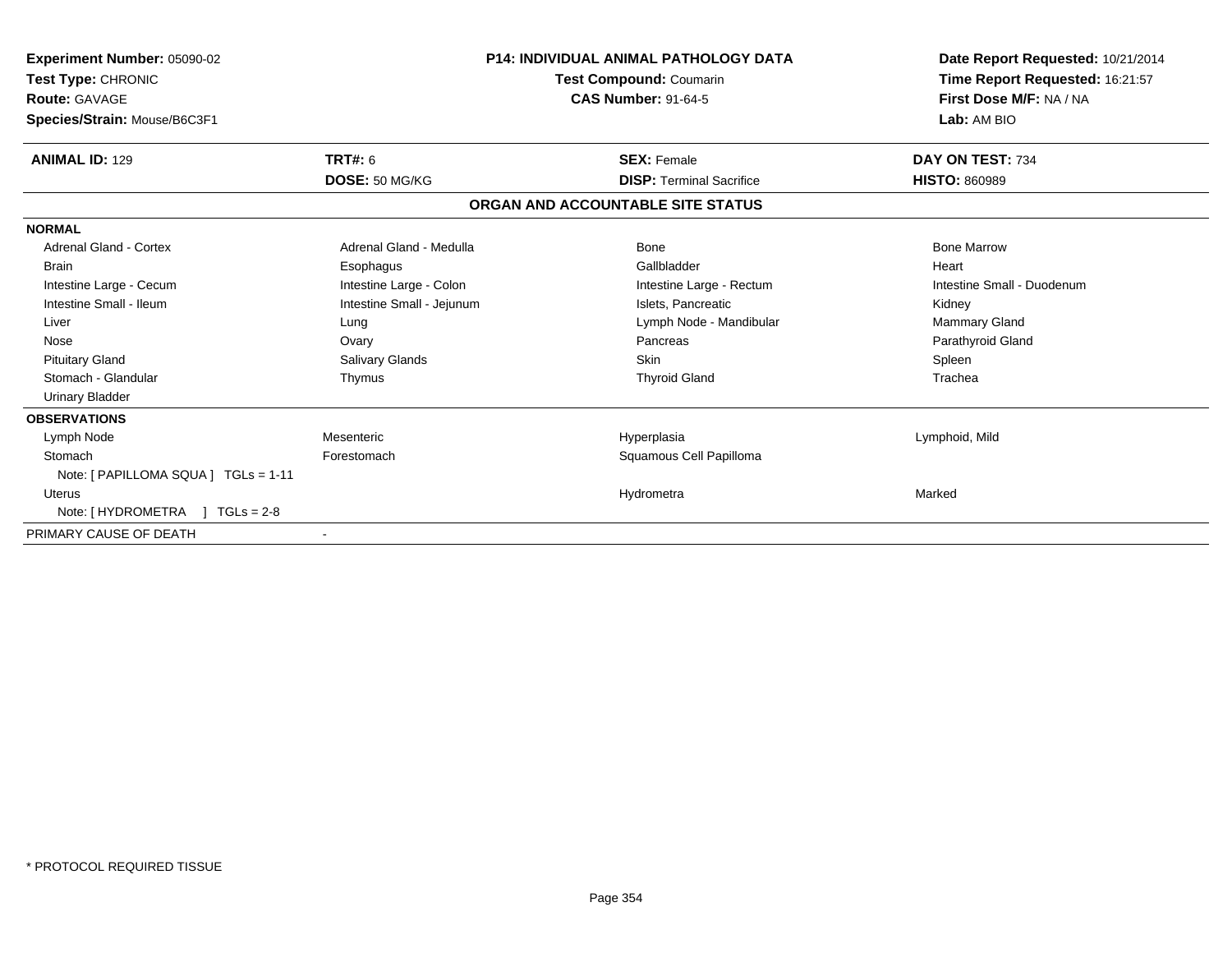**Experiment Number:** 05090-02
**Test Type:** CHRONIC
**Route:** GAVAGE
**Species/Strain:** Mouse/B6C3F1

**P14: INDIVIDUAL ANIMAL PATHOLOGY DATA**
**Test Compound:** Coumarin
**CAS Number:** 91-64-5

**Date Report Requested:** 10/21/2014
**Time Report Requested:** 16:21:57
**First Dose M/F:** NA / NA
**Lab:** AM BIO

| **ANIMAL ID:** 129 | **TRT#:** 6 | **SEX:** Female | **DAY ON TEST:** 734 |
|---|---|---|---|
| | **DOSE:** 50 MG/KG | **DISP:** Terminal Sacrifice | **HISTO:** 860989 |

## ORGAN AND ACCOUNTABLE SITE STATUS

**NORMAL**

| | | | |
|---|---|---|---|
| Adrenal Gland - Cortex | Adrenal Gland - Medulla | Bone | Bone Marrow |
| Brain | Esophagus | Gallbladder | Heart |
| Intestine Large - Cecum | Intestine Large - Colon | Intestine Large - Rectum | Intestine Small - Duodenum |
| Intestine Small - Ileum | Intestine Small - Jejunum | Islets, Pancreatic | Kidney |
| Liver | Lung | Lymph Node - Mandibular | Mammary Gland |
| Nose | Ovary | Pancreas | Parathyroid Gland |
| Pituitary Gland | Salivary Glands | Skin | Spleen |
| Stomach - Glandular | Thymus | Thyroid Gland | Trachea |
| Urinary Bladder | | | |

**OBSERVATIONS**

| | | | |
|---|---|---|---|
| Lymph Node | Mesenteric | Hyperplasia | Lymphoid, Mild |
| Stomach | Forestomach | Squamous Cell Papilloma | |
| Note: [ PAPILLOMA SQUA ] TGLs = 1-11 | | | |
| Uterus | | Hydrometra | Marked |
| Note: [ HYDROMETRA ] TGLs = 2-8 | | | |

PRIMARY CAUSE OF DEATH -

* PROTOCOL REQUIRED TISSUE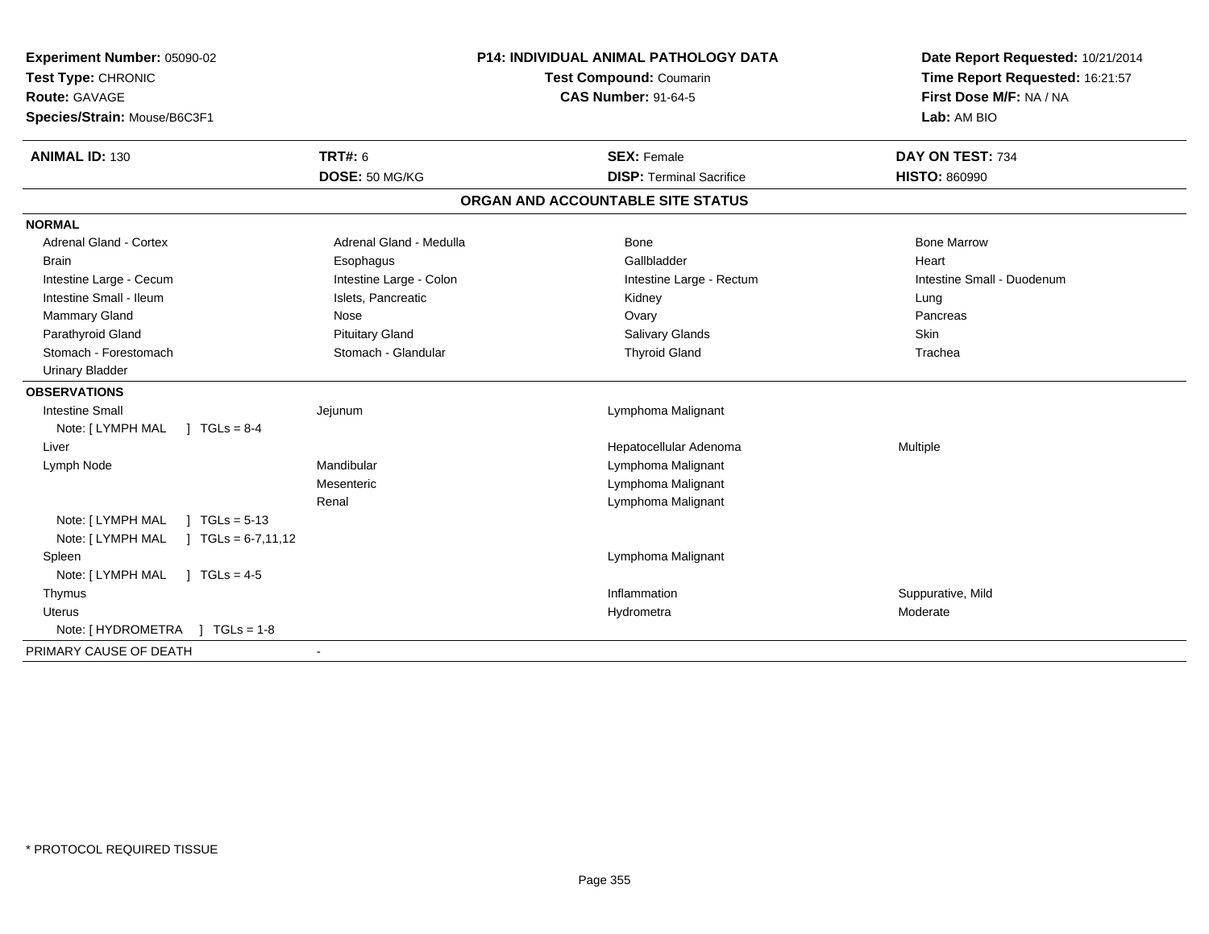**Experiment Number:** 05090-02
**Test Type:** CHRONIC
**Route:** GAVAGE
**Species/Strain:** Mouse/B6C3F1

**P14: INDIVIDUAL ANIMAL PATHOLOGY DATA**
**Test Compound:** Coumarin
**CAS Number:** 91-64-5

**Date Report Requested:** 10/21/2014
**Time Report Requested:** 16:21:57
**First Dose M/F:** NA / NA
**Lab:** AM BIO

| **ANIMAL ID:** 130 | **TRT#:** 6 | **SEX:** Female | **DAY ON TEST:** 734 |
|---|---|---|---|
| | **DOSE:** 50 MG/KG | **DISP:** Terminal Sacrifice | **HISTO:** 860990 |

## ORGAN AND ACCOUNTABLE SITE STATUS

**NORMAL**

| | | | |
|---|---|---|---|
| Adrenal Gland - Cortex | Adrenal Gland - Medulla | Bone | Bone Marrow |
| Brain | Esophagus | Gallbladder | Heart |
| Intestine Large - Cecum | Intestine Large - Colon | Intestine Large - Rectum | Intestine Small - Duodenum |
| Intestine Small - Ileum | Islets, Pancreatic | Kidney | Lung |
| Mammary Gland | Nose | Ovary | Pancreas |
| Parathyroid Gland | Pituitary Gland | Salivary Glands | Skin |
| Stomach - Forestomach | Stomach - Glandular | Thyroid Gland | Trachea |
| Urinary Bladder | | | |

**OBSERVATIONS**

| | | | |
|---|---|---|---|
| Intestine Small | Jejunum | Lymphoma Malignant | |
| Note: [ LYMPH MAL ] TGLs = 8-4 | | | |
| Liver | | Hepatocellular Adenoma | Multiple |
| Lymph Node | Mandibular | Lymphoma Malignant | |
| | Mesenteric | Lymphoma Malignant | |
| | Renal | Lymphoma Malignant | |
| Note: [ LYMPH MAL ] TGLs = 5-13 | | | |
| Note: [ LYMPH MAL ] TGLs = 6-7,11,12 | | | |
| Spleen | | Lymphoma Malignant | |
| Note: [ LYMPH MAL ] TGLs = 4-5 | | | |
| Thymus | | Inflammation | Suppurative, Mild |
| Uterus | | Hydrometra | Moderate |
| Note: [ HYDROMETRA ] TGLs = 1-8 | | | |

PRIMARY CAUSE OF DEATH -

* PROTOCOL REQUIRED TISSUE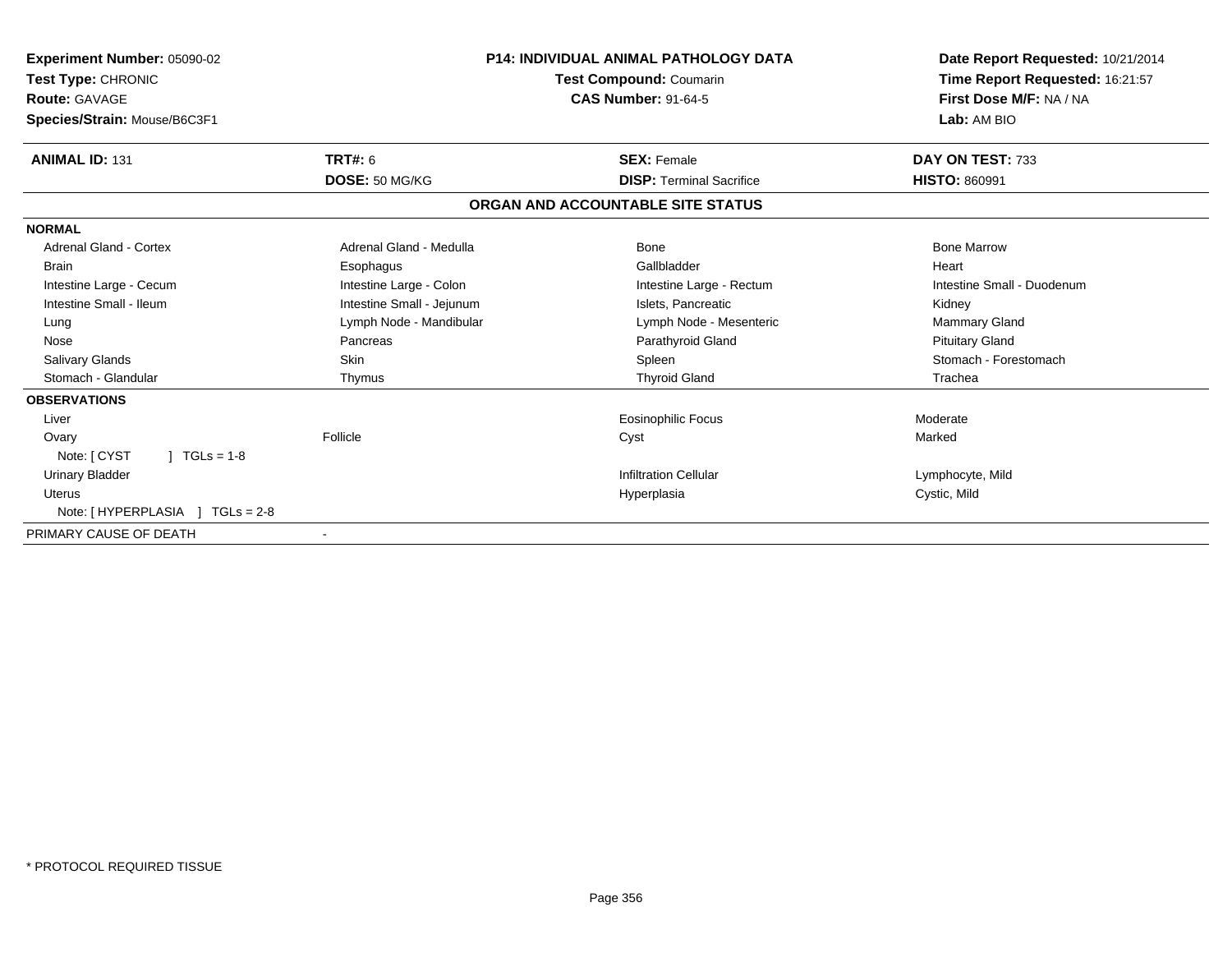**Experiment Number:** 05090-02
**Test Type:** CHRONIC
**Route:** GAVAGE
**Species/Strain:** Mouse/B6C3F1

**P14: INDIVIDUAL ANIMAL PATHOLOGY DATA**
**Test Compound:** Coumarin
**CAS Number:** 91-64-5

**Date Report Requested:** 10/21/2014
**Time Report Requested:** 16:21:57
**First Dose M/F:** NA / NA
**Lab:** AM BIO

| **ANIMAL ID:** 131 | **TRT#:** 6 | **SEX:** Female | **DAY ON TEST:** 733 |
|---|---|---|---|
| | **DOSE:** 50 MG/KG | **DISP:** Terminal Sacrifice | **HISTO:** 860991 |

## ORGAN AND ACCOUNTABLE SITE STATUS

**NORMAL**

| | | | |
|---|---|---|---|
| Adrenal Gland - Cortex | Adrenal Gland - Medulla | Bone | Bone Marrow |
| Brain | Esophagus | Gallbladder | Heart |
| Intestine Large - Cecum | Intestine Large - Colon | Intestine Large - Rectum | Intestine Small - Duodenum |
| Intestine Small - Ileum | Intestine Small - Jejunum | Islets, Pancreatic | Kidney |
| Lung | Lymph Node - Mandibular | Lymph Node - Mesenteric | Mammary Gland |
| Nose | Pancreas | Parathyroid Gland | Pituitary Gland |
| Salivary Glands | Skin | Spleen | Stomach - Forestomach |
| Stomach - Glandular | Thymus | Thyroid Gland | Trachea |

**OBSERVATIONS**

| | | | |
|---|---|---|---|
| Liver | | Eosinophilic Focus | Moderate |
| Ovary | Follicle | Cyst | Marked |
| Note: [ CYST ] TGLs = 1-8 | | | |
| Urinary Bladder | | Infiltration Cellular | Lymphocyte, Mild |
| Uterus | | Hyperplasia | Cystic, Mild |
| Note: [ HYPERPLASIA ] TGLs = 2-8 | | | |

PRIMARY CAUSE OF DEATH -

\* PROTOCOL REQUIRED TISSUE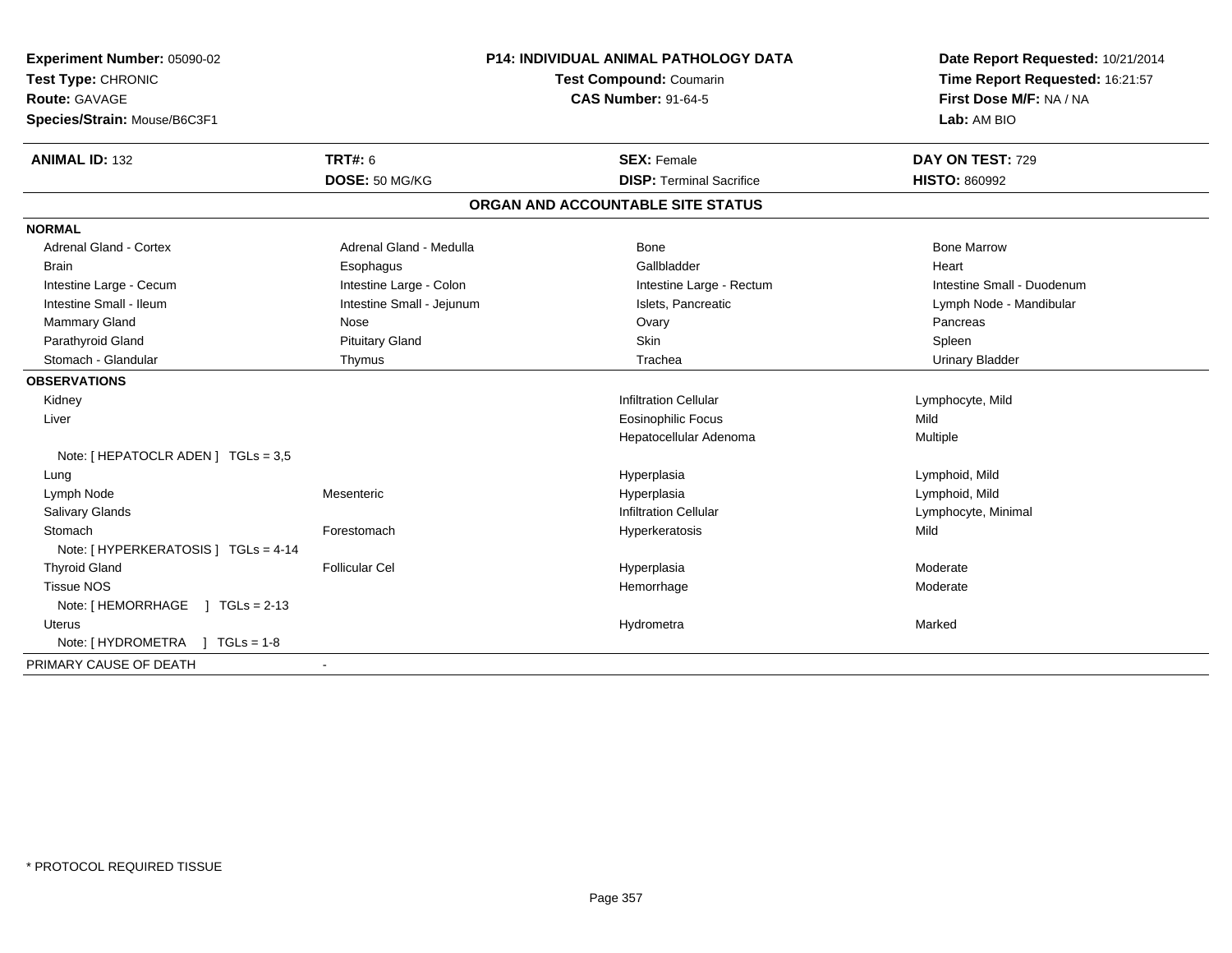**Experiment Number:** 05090-02
**Test Type:** CHRONIC
**Route:** GAVAGE
**Species/Strain:** Mouse/B6C3F1

## P14: INDIVIDUAL ANIMAL PATHOLOGY DATA

**Test Compound:** Coumarin
**CAS Number:** 91-64-5

**Date Report Requested:** 10/21/2014
**Time Report Requested:** 16:21:57
**First Dose M/F:** NA / NA
**Lab:** AM BIO

| **ANIMAL ID:** 132 | **TRT#:** 6 | **SEX:** Female | **DAY ON TEST:** 729 |
|---|---|---|---|
| | **DOSE:** 50 MG/KG | **DISP:** Terminal Sacrifice | **HISTO:** 860992 |

### ORGAN AND ACCOUNTABLE SITE STATUS

| | | | |
|---|---|---|---|
| **NORMAL** | | | |
| Adrenal Gland - Cortex | Adrenal Gland - Medulla | Bone | Bone Marrow |
| Brain | Esophagus | Gallbladder | Heart |
| Intestine Large - Cecum | Intestine Large - Colon | Intestine Large - Rectum | Intestine Small - Duodenum |
| Intestine Small - Ileum | Intestine Small - Jejunum | Islets, Pancreatic | Lymph Node - Mandibular |
| Mammary Gland | Nose | Ovary | Pancreas |
| Parathyroid Gland | Pituitary Gland | Skin | Spleen |
| Stomach - Glandular | Thymus | Trachea | Urinary Bladder |
| **OBSERVATIONS** | | | |
| Kidney | | Infiltration Cellular | Lymphocyte, Mild |
| Liver | | Eosinophilic Focus | Mild |
| | | Hepatocellular Adenoma | Multiple |
| Note: [ HEPATOCLR ADEN ] TGLs = 3,5 | | | |
| Lung | | Hyperplasia | Lymphoid, Mild |
| Lymph Node | Mesenteric | Hyperplasia | Lymphoid, Mild |
| Salivary Glands | | Infiltration Cellular | Lymphocyte, Minimal |
| Stomach | Forestomach | Hyperkeratosis | Mild |
| Note: [ HYPERKERATOSIS ] TGLs = 4-14 | | | |
| Thyroid Gland | Follicular Cel | Hyperplasia | Moderate |
| Tissue NOS | | Hemorrhage | Moderate |
| Note: [ HEMORRHAGE ] TGLs = 2-13 | | | |
| Uterus | | Hydrometra | Marked |
| Note: [ HYDROMETRA ] TGLs = 1-8 | | | |
| PRIMARY CAUSE OF DEATH | - | | |

* PROTOCOL REQUIRED TISSUE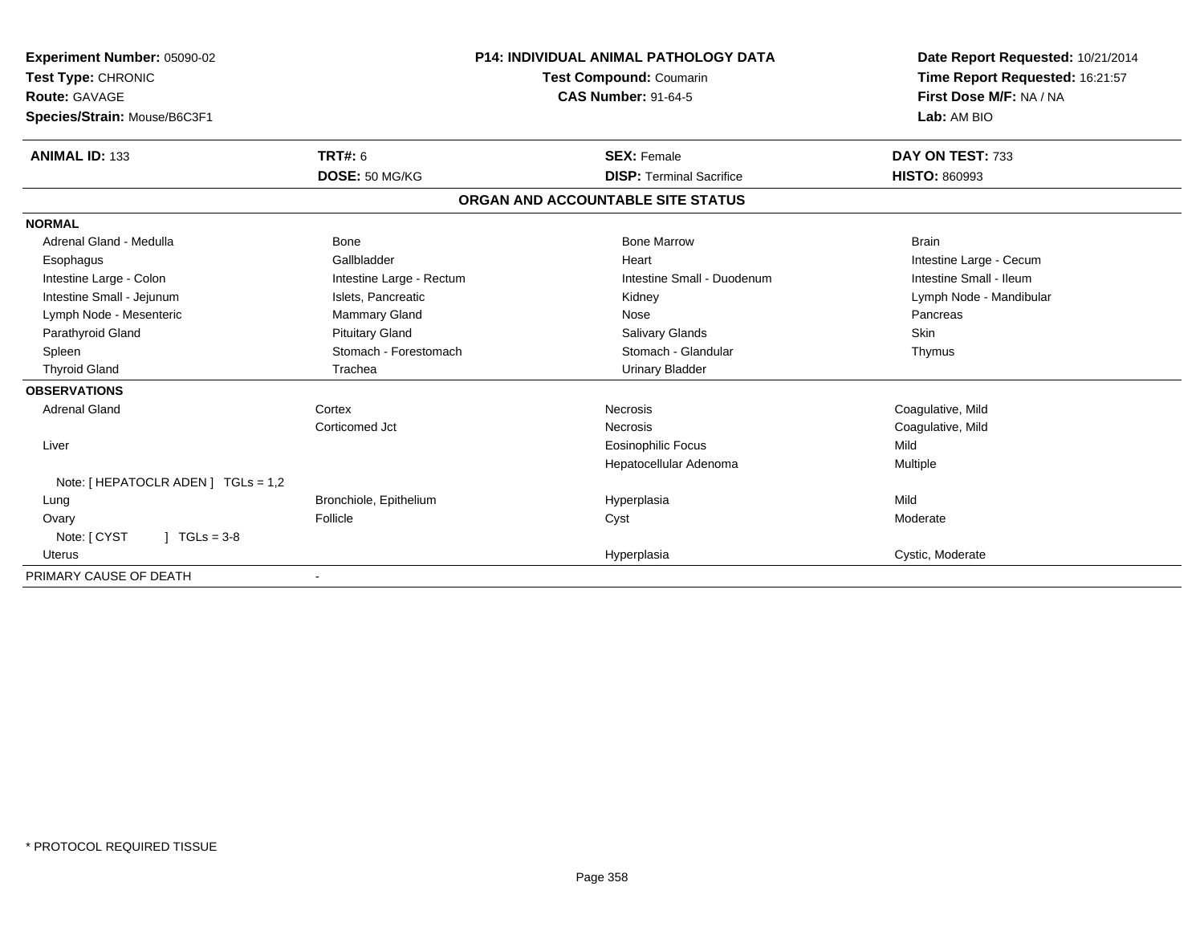| **Experiment Number:** 05090-02 | **P14: INDIVIDUAL ANIMAL PATHOLOGY DATA** | **Date Report Requested:** 10/21/2014 |
|---|---|---|
| **Test Type:** CHRONIC | **Test Compound:** Coumarin | **Time Report Requested:** 16:21:57 |
| **Route:** GAVAGE | **CAS Number:** 91-64-5 | **First Dose M/F:** NA / NA |
| **Species/Strain:** Mouse/B6C3F1 | | **Lab:** AM BIO |

| **ANIMAL ID:** 133 | **TRT#:** 6 | **SEX:** Female | **DAY ON TEST:** 733 |
|---|---|---|---|
| | **DOSE:** 50 MG/KG | **DISP:** Terminal Sacrifice | **HISTO:** 860993 |

## ORGAN AND ACCOUNTABLE SITE STATUS

| | | | |
|---|---|---|---|
| **NORMAL** | | | |
| Adrenal Gland - Medulla | Bone | Bone Marrow | Brain |
| Esophagus | Gallbladder | Heart | Intestine Large - Cecum |
| Intestine Large - Colon | Intestine Large - Rectum | Intestine Small - Duodenum | Intestine Small - Ileum |
| Intestine Small - Jejunum | Islets, Pancreatic | Kidney | Lymph Node - Mandibular |
| Lymph Node - Mesenteric | Mammary Gland | Nose | Pancreas |
| Parathyroid Gland | Pituitary Gland | Salivary Glands | Skin |
| Spleen | Stomach - Forestomach | Stomach - Glandular | Thymus |
| Thyroid Gland | Trachea | Urinary Bladder | |
| **OBSERVATIONS** | | | |
| Adrenal Gland | Cortex | Necrosis | Coagulative, Mild |
| | Corticomed Jct | Necrosis | Coagulative, Mild |
| Liver | | Eosinophilic Focus | Mild |
| | | Hepatocellular Adenoma | Multiple |
| Note: [ HEPATOCLR ADEN ] TGLs = 1,2 | | | |
| Lung | Bronchiole, Epithelium | Hyperplasia | Mild |
| Ovary | Follicle | Cyst | Moderate |
| Note: [ CYST ] TGLs = 3-8 | | | |
| Uterus | | Hyperplasia | Cystic, Moderate |
| PRIMARY CAUSE OF DEATH | - | | |

* PROTOCOL REQUIRED TISSUE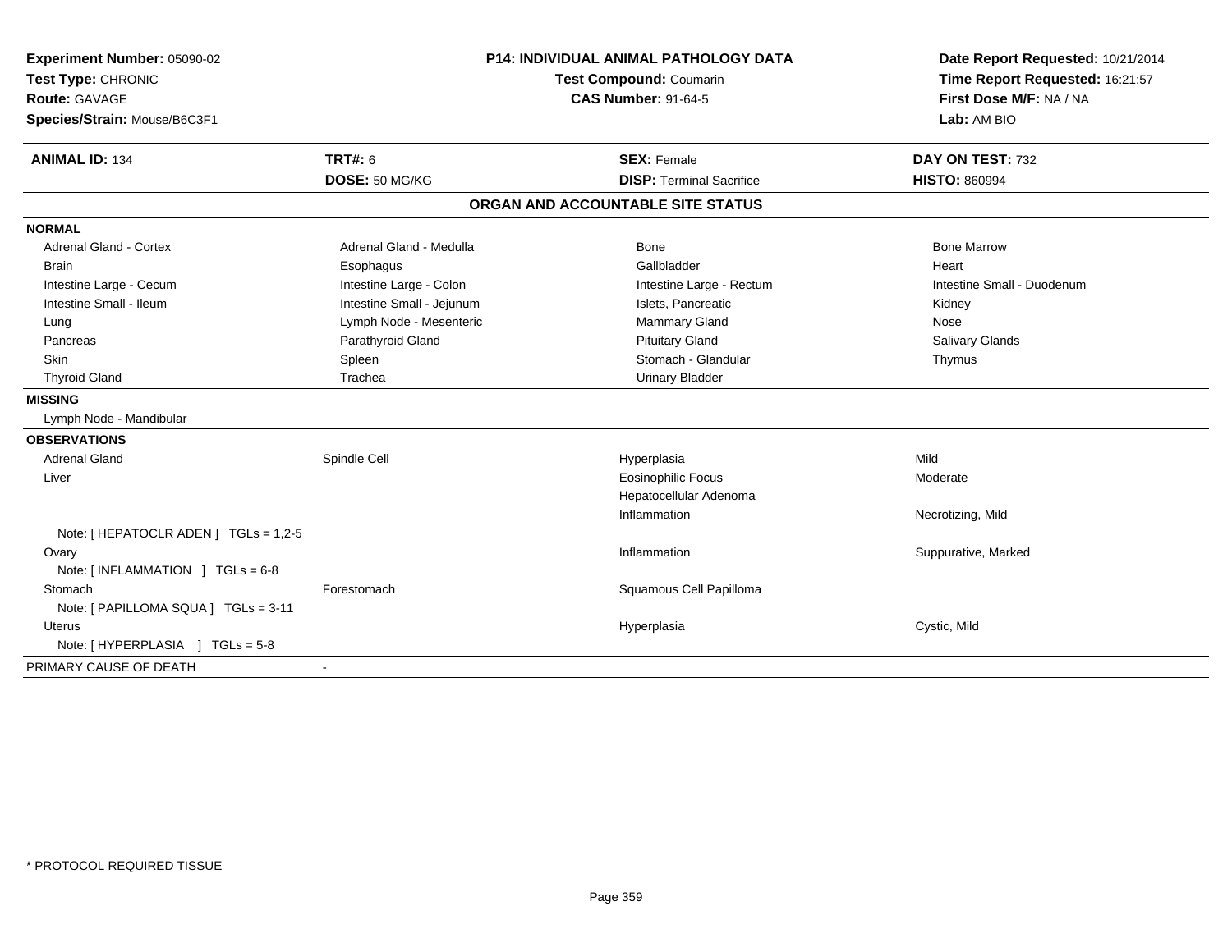**Experiment Number:** 05090-02
**Test Type:** CHRONIC
**Route:** GAVAGE
**Species/Strain:** Mouse/B6C3F1

**P14: INDIVIDUAL ANIMAL PATHOLOGY DATA**
**Test Compound:** Coumarin
**CAS Number:** 91-64-5

**Date Report Requested:** 10/21/2014
**Time Report Requested:** 16:21:57
**First Dose M/F:** NA / NA
**Lab:** AM BIO

| **ANIMAL ID:** 134 | **TRT#:** 6 | **SEX:** Female | **DAY ON TEST:** 732 |
|---|---|---|---|
| | **DOSE:** 50 MG/KG | **DISP:** Terminal Sacrifice | **HISTO:** 860994 |

## ORGAN AND ACCOUNTABLE SITE STATUS

**NORMAL**

| | | | |
|---|---|---|---|
| Adrenal Gland - Cortex | Adrenal Gland - Medulla | Bone | Bone Marrow |
| Brain | Esophagus | Gallbladder | Heart |
| Intestine Large - Cecum | Intestine Large - Colon | Intestine Large - Rectum | Intestine Small - Duodenum |
| Intestine Small - Ileum | Intestine Small - Jejunum | Islets, Pancreatic | Kidney |
| Lung | Lymph Node - Mesenteric | Mammary Gland | Nose |
| Pancreas | Parathyroid Gland | Pituitary Gland | Salivary Glands |
| Skin | Spleen | Stomach - Glandular | Thymus |
| Thyroid Gland | Trachea | Urinary Bladder | |

**MISSING**

Lymph Node - Mandibular

**OBSERVATIONS**

| | | | |
|---|---|---|---|
| Adrenal Gland | Spindle Cell | Hyperplasia | Mild |
| Liver | | Eosinophilic Focus | Moderate |
| | | Hepatocellular Adenoma | |
| | | Inflammation | Necrotizing, Mild |
| Note: [ HEPATOCLR ADEN ] TGLs = 1,2-5 | | | |
| Ovary | | Inflammation | Suppurative, Marked |
| Note: [ INFLAMMATION ] TGLs = 6-8 | | | |
| Stomach | Forestomach | Squamous Cell Papilloma | |
| Note: [ PAPILLOMA SQUA ] TGLs = 3-11 | | | |
| Uterus | | Hyperplasia | Cystic, Mild |
| Note: [ HYPERPLASIA ] TGLs = 5-8 | | | |

PRIMARY CAUSE OF DEATH -

* PROTOCOL REQUIRED TISSUE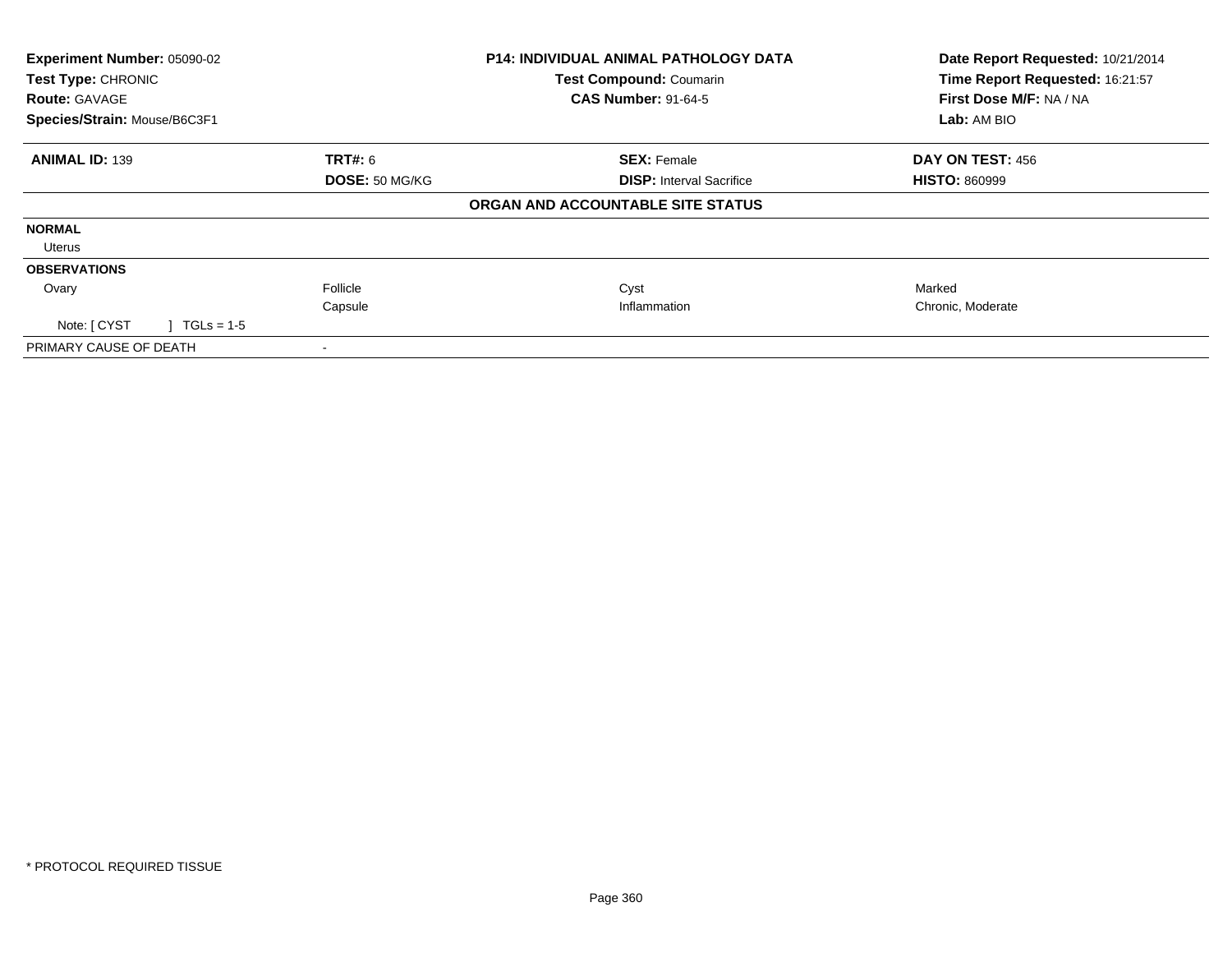| Experiment Number: 05090-02 | P14: INDIVIDUAL ANIMAL PATHOLOGY DATA | Date Report Requested: 10/21/2014 |
|---|---|---|
| Test Type: CHRONIC | Test Compound: Coumarin | Time Report Requested: 16:21:57 |
| Route: GAVAGE | CAS Number: 91-64-5 | First Dose M/F: NA / NA |
| Species/Strain: Mouse/B6C3F1 | | Lab: AM BIO |

| ANIMAL ID: 139 | TRT#: 6 | SEX: Female | DAY ON TEST: 456 |
|---|---|---|---|
| | DOSE: 50 MG/KG | DISP: Interval Sacrifice | HISTO: 860999 |

**ORGAN AND ACCOUNTABLE SITE STATUS**

| | | | |
|---|---|---|---|
| **NORMAL** | | | |
| Uterus | | | |
| **OBSERVATIONS** | | | |
| Ovary | Follicle | Cyst | Marked |
| | Capsule | Inflammation | Chronic, Moderate |
| Note: [ CYST ] TGLs = 1-5 | | | |
| PRIMARY CAUSE OF DEATH | - | | |

* PROTOCOL REQUIRED TISSUE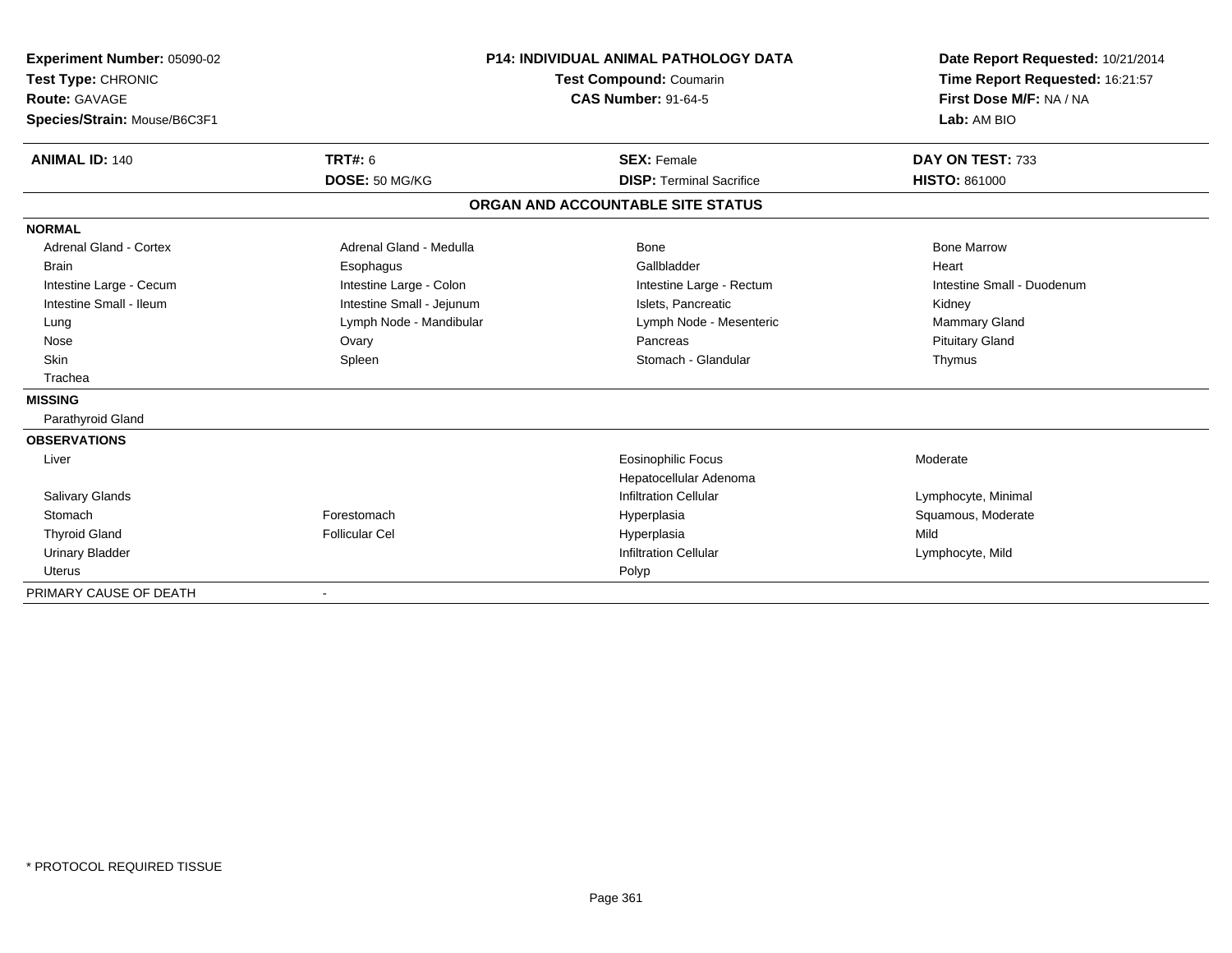**Experiment Number:** 05090-02
**Test Type:** CHRONIC
**Route:** GAVAGE
**Species/Strain:** Mouse/B6C3F1

**P14: INDIVIDUAL ANIMAL PATHOLOGY DATA**
**Test Compound:** Coumarin
**CAS Number:** 91-64-5

**Date Report Requested:** 10/21/2014
**Time Report Requested:** 16:21:57
**First Dose M/F:** NA / NA
**Lab:** AM BIO

| **ANIMAL ID:** 140 | **TRT#:** 6 | **SEX:** Female | **DAY ON TEST:** 733 |
|---|---|---|---|
| | **DOSE:** 50 MG/KG | **DISP:** Terminal Sacrifice | **HISTO:** 861000 |

## ORGAN AND ACCOUNTABLE SITE STATUS

| | | | |
|---|---|---|---|
| **NORMAL** | | | |
| Adrenal Gland - Cortex | Adrenal Gland - Medulla | Bone | Bone Marrow |
| Brain | Esophagus | Gallbladder | Heart |
| Intestine Large - Cecum | Intestine Large - Colon | Intestine Large - Rectum | Intestine Small - Duodenum |
| Intestine Small - Ileum | Intestine Small - Jejunum | Islets, Pancreatic | Kidney |
| Lung | Lymph Node - Mandibular | Lymph Node - Mesenteric | Mammary Gland |
| Nose | Ovary | Pancreas | Pituitary Gland |
| Skin | Spleen | Stomach - Glandular | Thymus |
| Trachea | | | |
| **MISSING** | | | |
| Parathyroid Gland | | | |
| **OBSERVATIONS** | | | |
| Liver | | Eosinophilic Focus | Moderate |
| | | Hepatocellular Adenoma | |
| Salivary Glands | | Infiltration Cellular | Lymphocyte, Minimal |
| Stomach | Forestomach | Hyperplasia | Squamous, Moderate |
| Thyroid Gland | Follicular Cel | Hyperplasia | Mild |
| Urinary Bladder | | Infiltration Cellular | Lymphocyte, Mild |
| Uterus | | Polyp | |
| PRIMARY CAUSE OF DEATH | - | | |

* PROTOCOL REQUIRED TISSUE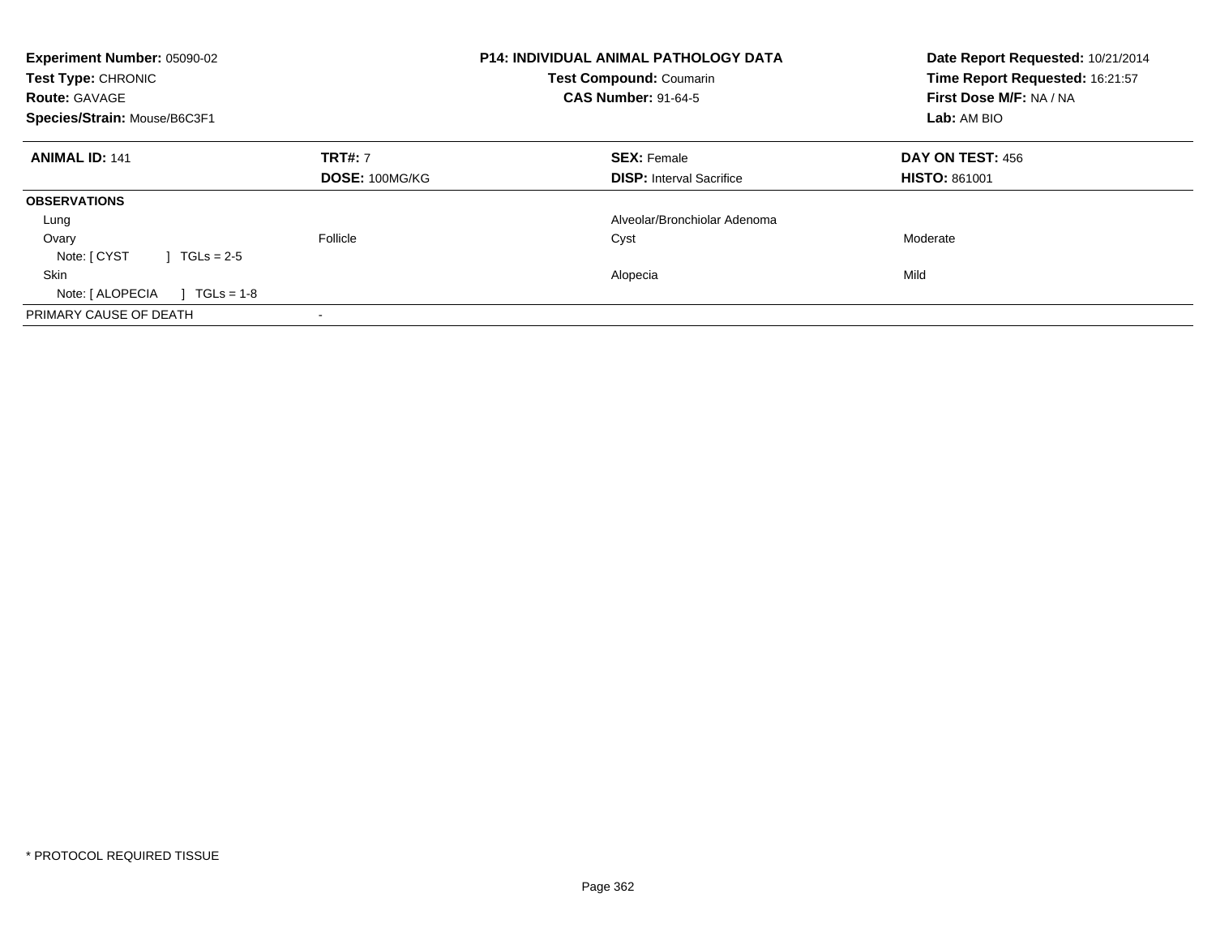**Experiment Number:** 05090-02
**Test Type:** CHRONIC
**Route:** GAVAGE
**Species/Strain:** Mouse/B6C3F1

**P14: INDIVIDUAL ANIMAL PATHOLOGY DATA**
**Test Compound:** Coumarin
**CAS Number:** 91-64-5

**Date Report Requested:** 10/21/2014
**Time Report Requested:** 16:21:57
**First Dose M/F:** NA / NA
**Lab:** AM BIO

| **ANIMAL ID:** 141 | **TRT#:** 7 | **SEX:** Female | **DAY ON TEST:** 456 |
|---|---|---|---|
| | **DOSE:** 100MG/KG | **DISP:** Interval Sacrifice | **HISTO:** 861001 |
| **OBSERVATIONS** | | | |
| Lung | | Alveolar/Bronchiolar Adenoma | |
| Ovary | Follicle | Cyst | Moderate |
| Note: [ CYST ] TGLs = 2-5 | | | |
| Skin | | Alopecia | Mild |
| Note: [ ALOPECIA ] TGLs = 1-8 | | | |
| PRIMARY CAUSE OF DEATH | - | | |

* PROTOCOL REQUIRED TISSUE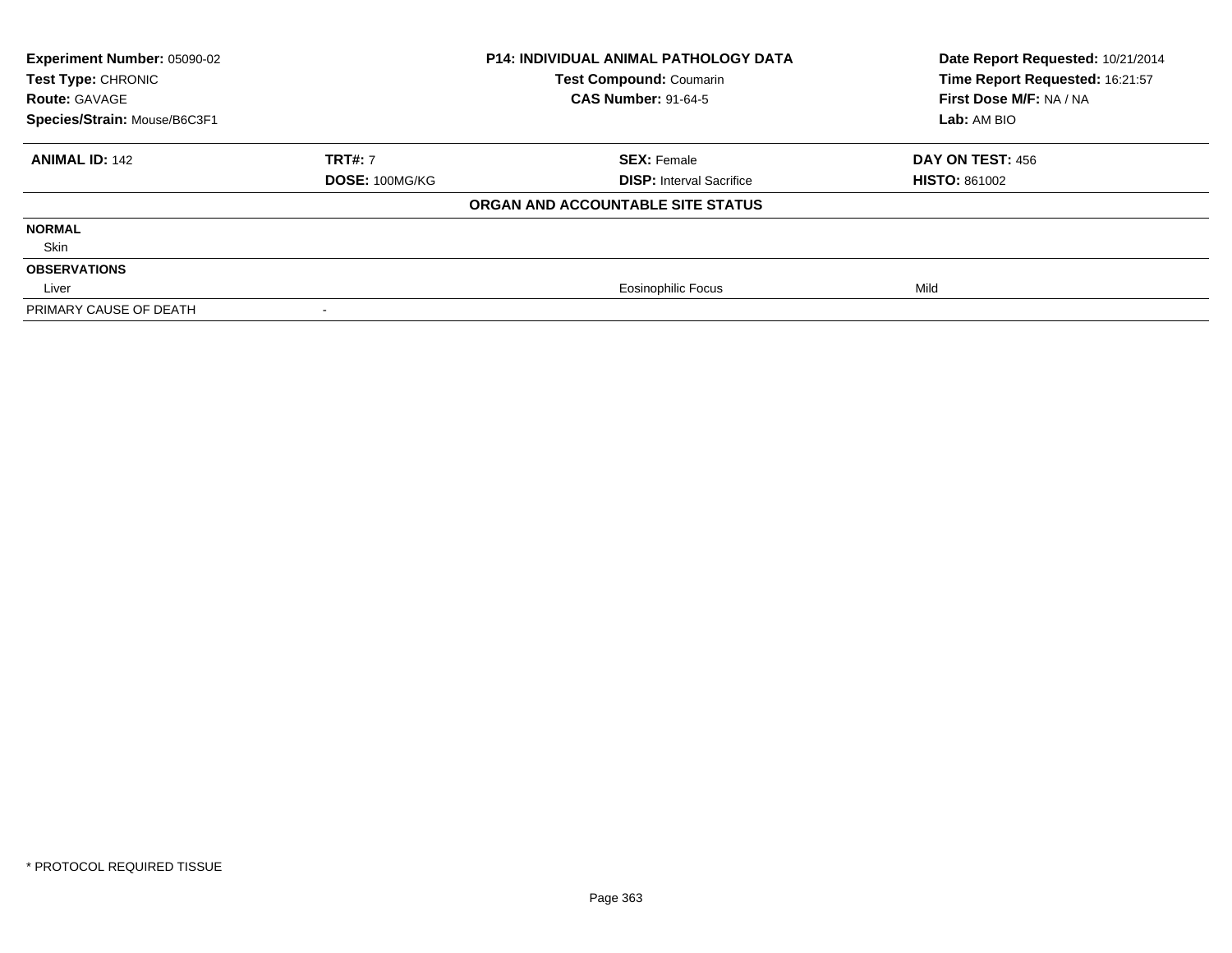| Experiment Number: 05090-02 | P14: INDIVIDUAL ANIMAL PATHOLOGY DATA | Date Report Requested: 10/21/2014 |
|---|---|---|
| Test Type: CHRONIC | Test Compound: Coumarin | Time Report Requested: 16:21:57 |
| Route: GAVAGE | CAS Number: 91-64-5 | First Dose M/F: NA / NA |
| Species/Strain: Mouse/B6C3F1 | | Lab: AM BIO |

| ANIMAL ID: 142 | TRT#: 7 | SEX: Female | DAY ON TEST: 456 |
|---|---|---|---|
| | DOSE: 100MG/KG | DISP: Interval Sacrifice | HISTO: 861002 |

**ORGAN AND ACCOUNTABLE SITE STATUS**

| | | | |
|---|---|---|---|
| **NORMAL** | | | |
| Skin | | | |
| **OBSERVATIONS** | | | |
| Liver | | Eosinophilic Focus | Mild |
| PRIMARY CAUSE OF DEATH | - | | |

* PROTOCOL REQUIRED TISSUE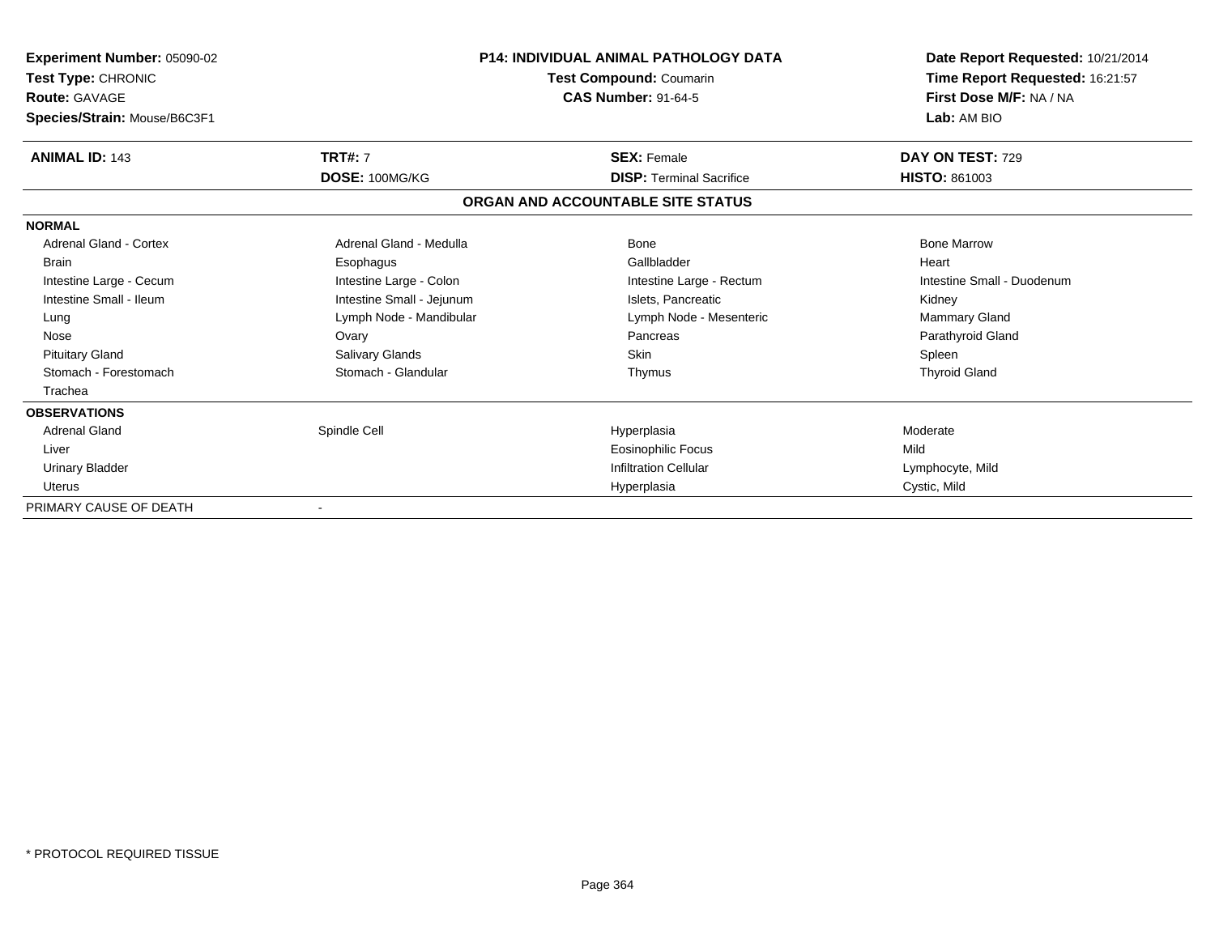**Experiment Number:** 05090-02
**Test Type:** CHRONIC
**Route:** GAVAGE
**Species/Strain:** Mouse/B6C3F1

**P14: INDIVIDUAL ANIMAL PATHOLOGY DATA**
**Test Compound:** Coumarin
**CAS Number:** 91-64-5

**Date Report Requested:** 10/21/2014
**Time Report Requested:** 16:21:57
**First Dose M/F:** NA / NA
**Lab:** AM BIO

| **ANIMAL ID:** 143 | **TRT#:** 7 | **SEX:** Female | **DAY ON TEST:** 729 |
|---|---|---|---|
| | **DOSE:** 100MG/KG | **DISP:** Terminal Sacrifice | **HISTO:** 861003 |

## ORGAN AND ACCOUNTABLE SITE STATUS

**NORMAL**

| | | | |
|---|---|---|---|
| Adrenal Gland - Cortex | Adrenal Gland - Medulla | Bone | Bone Marrow |
| Brain | Esophagus | Gallbladder | Heart |
| Intestine Large - Cecum | Intestine Large - Colon | Intestine Large - Rectum | Intestine Small - Duodenum |
| Intestine Small - Ileum | Intestine Small - Jejunum | Islets, Pancreatic | Kidney |
| Lung | Lymph Node - Mandibular | Lymph Node - Mesenteric | Mammary Gland |
| Nose | Ovary | Pancreas | Parathyroid Gland |
| Pituitary Gland | Salivary Glands | Skin | Spleen |
| Stomach - Forestomach | Stomach - Glandular | Thymus | Thyroid Gland |
| Trachea | | | |

**OBSERVATIONS**

| | | | |
|---|---|---|---|
| Adrenal Gland | Spindle Cell | Hyperplasia | Moderate |
| Liver | | Eosinophilic Focus | Mild |
| Urinary Bladder | | Infiltration Cellular | Lymphocyte, Mild |
| Uterus | | Hyperplasia | Cystic, Mild |

PRIMARY CAUSE OF DEATH -

* PROTOCOL REQUIRED TISSUE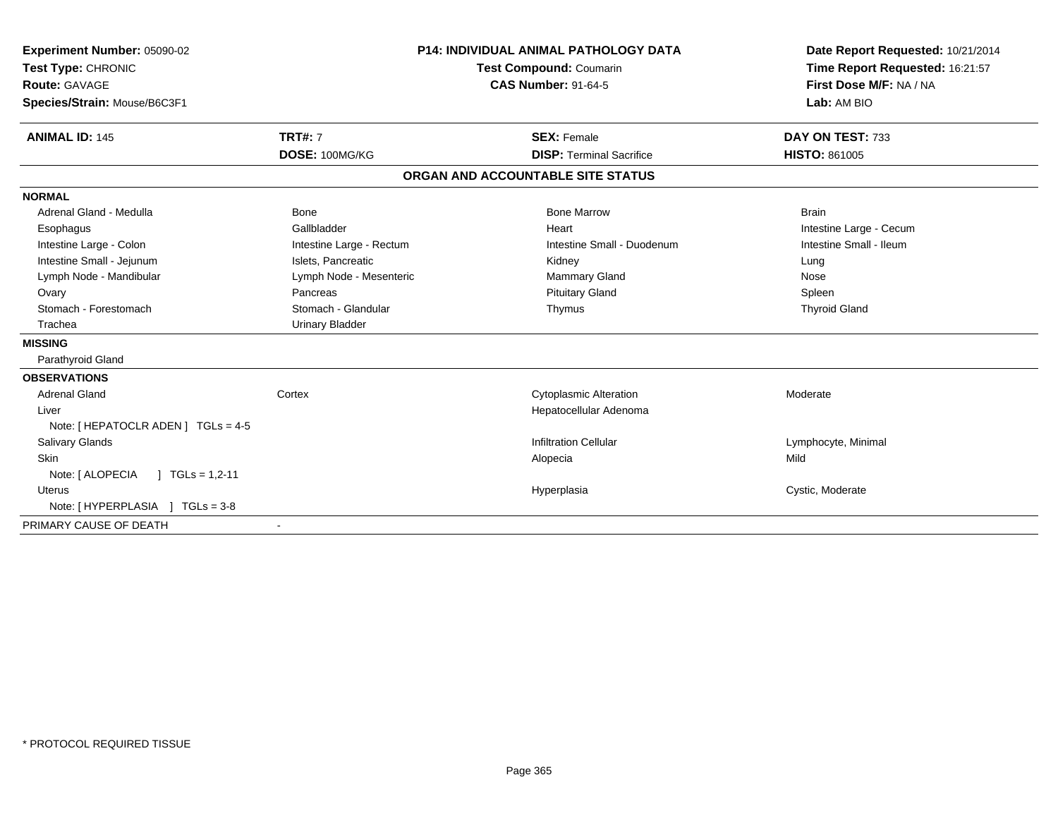**Experiment Number:** 05090-02
**Test Type:** CHRONIC
**Route:** GAVAGE
**Species/Strain:** Mouse/B6C3F1

**P14: INDIVIDUAL ANIMAL PATHOLOGY DATA**
**Test Compound:** Coumarin
**CAS Number:** 91-64-5

**Date Report Requested:** 10/21/2014
**Time Report Requested:** 16:21:57
**First Dose M/F:** NA / NA
**Lab:** AM BIO

| **ANIMAL ID:** 145 | **TRT#:** 7 | **SEX:** Female | **DAY ON TEST:** 733 |
|---|---|---|---|
| | **DOSE:** 100MG/KG | **DISP:** Terminal Sacrifice | **HISTO:** 861005 |

## ORGAN AND ACCOUNTABLE SITE STATUS

**NORMAL**

| | | | |
|---|---|---|---|
| Adrenal Gland - Medulla | Bone | Bone Marrow | Brain |
| Esophagus | Gallbladder | Heart | Intestine Large - Cecum |
| Intestine Large - Colon | Intestine Large - Rectum | Intestine Small - Duodenum | Intestine Small - Ileum |
| Intestine Small - Jejunum | Islets, Pancreatic | Kidney | Lung |
| Lymph Node - Mandibular | Lymph Node - Mesenteric | Mammary Gland | Nose |
| Ovary | Pancreas | Pituitary Gland | Spleen |
| Stomach - Forestomach | Stomach - Glandular | Thymus | Thyroid Gland |
| Trachea | Urinary Bladder | | |

**MISSING**

Parathyroid Gland

**OBSERVATIONS**

| | | | |
|---|---|---|---|
| Adrenal Gland | Cortex | Cytoplasmic Alteration | Moderate |
| Liver | | Hepatocellular Adenoma | |
| Note: [ HEPATOCLR ADEN ] TGLs = 4-5 | | | |
| Salivary Glands | | Infiltration Cellular | Lymphocyte, Minimal |
| Skin | | Alopecia | Mild |
| Note: [ ALOPECIA ] TGLs = 1,2-11 | | | |
| Uterus | | Hyperplasia | Cystic, Moderate |
| Note: [ HYPERPLASIA ] TGLs = 3-8 | | | |

PRIMARY CAUSE OF DEATH -

* PROTOCOL REQUIRED TISSUE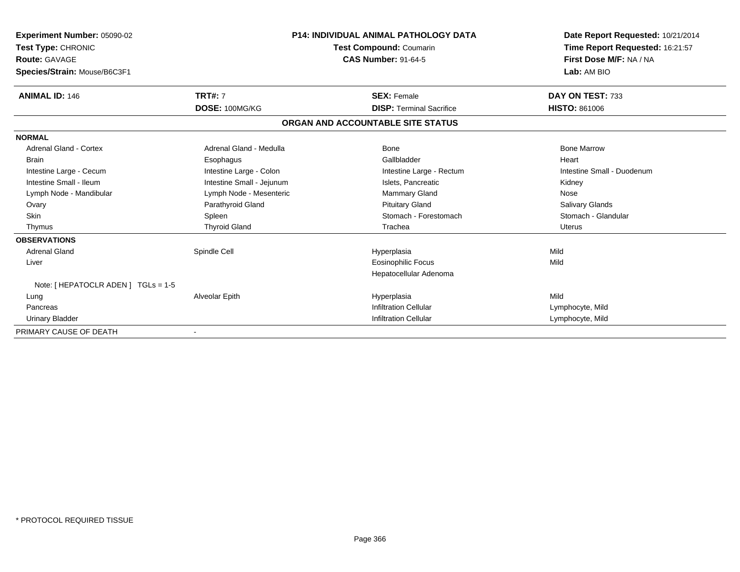**Experiment Number:** 05090-02
**Test Type:** CHRONIC
**Route:** GAVAGE
**Species/Strain:** Mouse/B6C3F1

**P14: INDIVIDUAL ANIMAL PATHOLOGY DATA**
**Test Compound:** Coumarin
**CAS Number:** 91-64-5

**Date Report Requested:** 10/21/2014
**Time Report Requested:** 16:21:57
**First Dose M/F:** NA / NA
**Lab:** AM BIO

| **ANIMAL ID:** 146 | **TRT#:** 7 | **SEX:** Female | **DAY ON TEST:** 733 |
|---|---|---|---|
| | **DOSE:** 100MG/KG | **DISP:** Terminal Sacrifice | **HISTO:** 861006 |

## ORGAN AND ACCOUNTABLE SITE STATUS

| | | | |
|---|---|---|---|
| **NORMAL** | | | |
| Adrenal Gland - Cortex | Adrenal Gland - Medulla | Bone | Bone Marrow |
| Brain | Esophagus | Gallbladder | Heart |
| Intestine Large - Cecum | Intestine Large - Colon | Intestine Large - Rectum | Intestine Small - Duodenum |
| Intestine Small - Ileum | Intestine Small - Jejunum | Islets, Pancreatic | Kidney |
| Lymph Node - Mandibular | Lymph Node - Mesenteric | Mammary Gland | Nose |
| Ovary | Parathyroid Gland | Pituitary Gland | Salivary Glands |
| Skin | Spleen | Stomach - Forestomach | Stomach - Glandular |
| Thymus | Thyroid Gland | Trachea | Uterus |
| **OBSERVATIONS** | | | |
| Adrenal Gland | Spindle Cell | Hyperplasia | Mild |
| Liver | | Eosinophilic Focus | Mild |
| | | Hepatocellular Adenoma | |
| Note: [ HEPATOCLR ADEN ] TGLs = 1-5 | | | |
| Lung | Alveolar Epith | Hyperplasia | Mild |
| Pancreas | | Infiltration Cellular | Lymphocyte, Mild |
| Urinary Bladder | | Infiltration Cellular | Lymphocyte, Mild |
| PRIMARY CAUSE OF DEATH | - | | |

* PROTOCOL REQUIRED TISSUE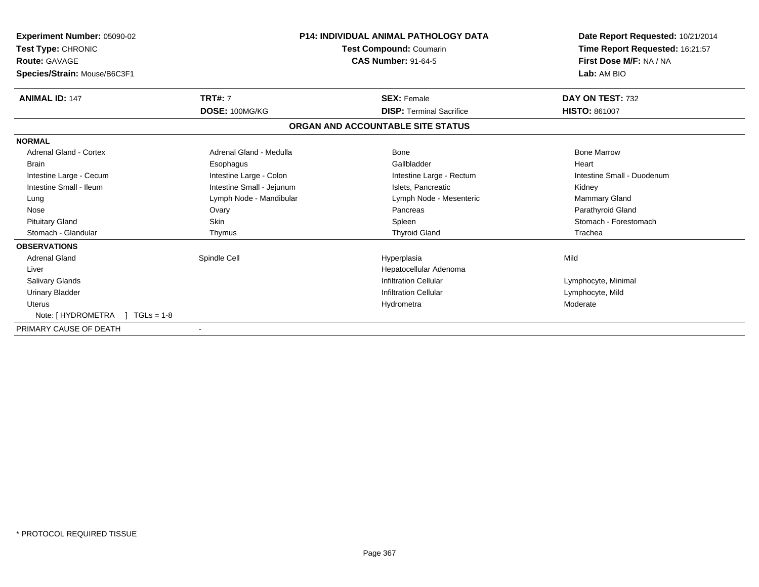**Experiment Number:** 05090-02
**Test Type:** CHRONIC
**Route:** GAVAGE
**Species/Strain:** Mouse/B6C3F1

**P14: INDIVIDUAL ANIMAL PATHOLOGY DATA**
**Test Compound:** Coumarin
**CAS Number:** 91-64-5

**Date Report Requested:** 10/21/2014
**Time Report Requested:** 16:21:57
**First Dose M/F:** NA / NA
**Lab:** AM BIO

| **ANIMAL ID:** 147 | **TRT#:** 7 | **SEX:** Female | **DAY ON TEST:** 732 |
|---|---|---|---|
| | **DOSE:** 100MG/KG | **DISP:** Terminal Sacrifice | **HISTO:** 861007 |

## ORGAN AND ACCOUNTABLE SITE STATUS

| | | | |
|---|---|---|---|
| **NORMAL** | | | |
| Adrenal Gland - Cortex | Adrenal Gland - Medulla | Bone | Bone Marrow |
| Brain | Esophagus | Gallbladder | Heart |
| Intestine Large - Cecum | Intestine Large - Colon | Intestine Large - Rectum | Intestine Small - Duodenum |
| Intestine Small - Ileum | Intestine Small - Jejunum | Islets, Pancreatic | Kidney |
| Lung | Lymph Node - Mandibular | Lymph Node - Mesenteric | Mammary Gland |
| Nose | Ovary | Pancreas | Parathyroid Gland |
| Pituitary Gland | Skin | Spleen | Stomach - Forestomach |
| Stomach - Glandular | Thymus | Thyroid Gland | Trachea |
| **OBSERVATIONS** | | | |
| Adrenal Gland | Spindle Cell | Hyperplasia | Mild |
| Liver | | Hepatocellular Adenoma | |
| Salivary Glands | | Infiltration Cellular | Lymphocyte, Minimal |
| Urinary Bladder | | Infiltration Cellular | Lymphocyte, Mild |
| Uterus | | Hydrometra | Moderate |
| Note: [ HYDROMETRA ] TGLs = 1-8 | | | |
| PRIMARY CAUSE OF DEATH | - | | |

* PROTOCOL REQUIRED TISSUE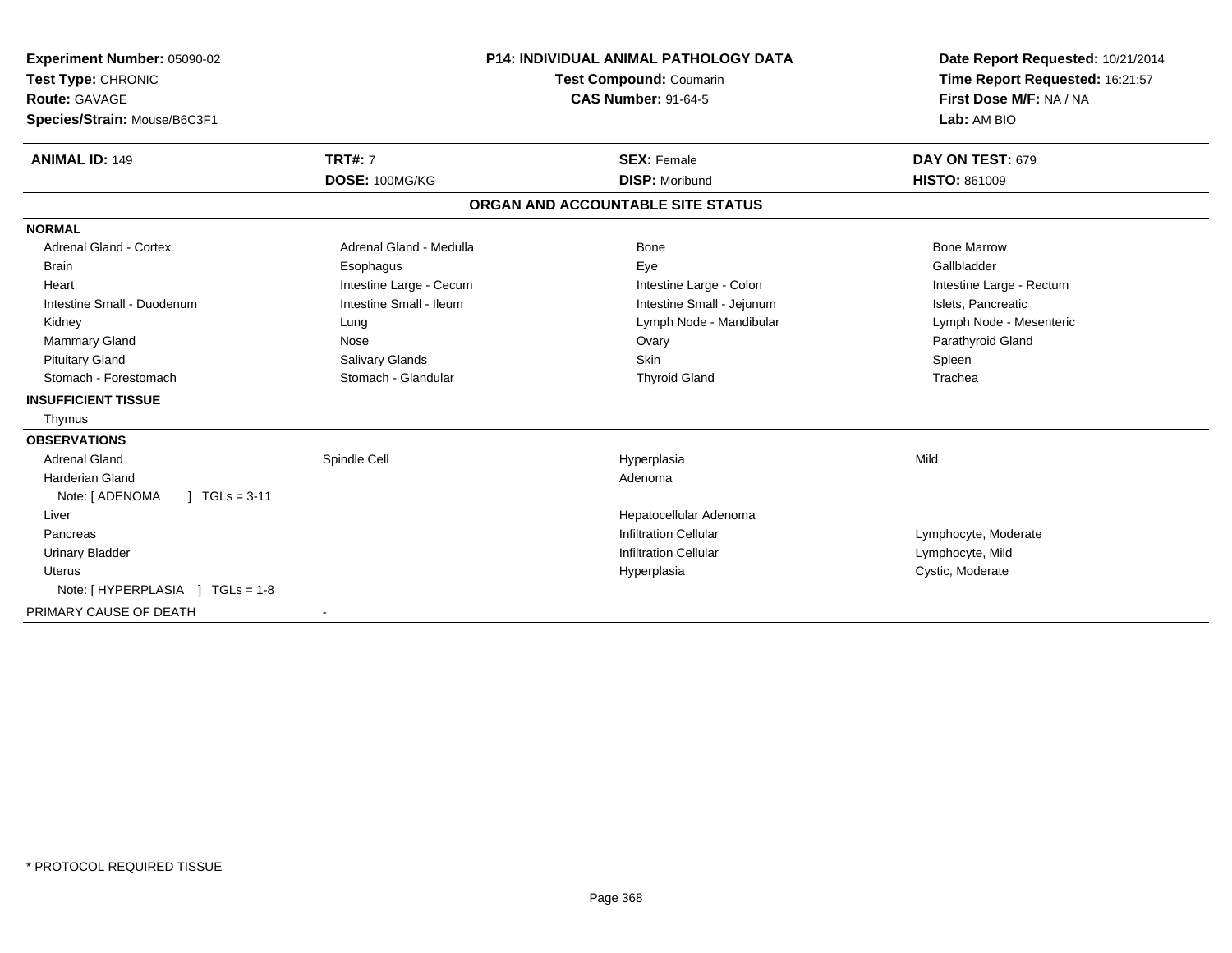**Experiment Number:** 05090-02
**Test Type:** CHRONIC
**Route:** GAVAGE
**Species/Strain:** Mouse/B6C3F1

**P14: INDIVIDUAL ANIMAL PATHOLOGY DATA**
**Test Compound:** Coumarin
**CAS Number:** 91-64-5

**Date Report Requested:** 10/21/2014
**Time Report Requested:** 16:21:57
**First Dose M/F:** NA / NA
**Lab:** AM BIO

| **ANIMAL ID:** 149 | **TRT#:** 7 | **SEX:** Female | **DAY ON TEST:** 679 |
|---|---|---|---|
| | **DOSE:** 100MG/KG | **DISP:** Moribund | **HISTO:** 861009 |

**ORGAN AND ACCOUNTABLE SITE STATUS**

**NORMAL**

| | | | |
|---|---|---|---|
| Adrenal Gland - Cortex | Adrenal Gland - Medulla | Bone | Bone Marrow |
| Brain | Esophagus | Eye | Gallbladder |
| Heart | Intestine Large - Cecum | Intestine Large - Colon | Intestine Large - Rectum |
| Intestine Small - Duodenum | Intestine Small - Ileum | Intestine Small - Jejunum | Islets, Pancreatic |
| Kidney | Lung | Lymph Node - Mandibular | Lymph Node - Mesenteric |
| Mammary Gland | Nose | Ovary | Parathyroid Gland |
| Pituitary Gland | Salivary Glands | Skin | Spleen |
| Stomach - Forestomach | Stomach - Glandular | Thyroid Gland | Trachea |

**INSUFFICIENT TISSUE**

Thymus

**OBSERVATIONS**

| | | | |
|---|---|---|---|
| Adrenal Gland | Spindle Cell | Hyperplasia | Mild |
| Harderian Gland | | Adenoma | |
| Note: [ ADENOMA ] TGLs = 3-11 | | | |
| Liver | | Hepatocellular Adenoma | |
| Pancreas | | Infiltration Cellular | Lymphocyte, Moderate |
| Urinary Bladder | | Infiltration Cellular | Lymphocyte, Mild |
| Uterus | | Hyperplasia | Cystic, Moderate |
| Note: [ HYPERPLASIA ] TGLs = 1-8 | | | |

PRIMARY CAUSE OF DEATH -

* PROTOCOL REQUIRED TISSUE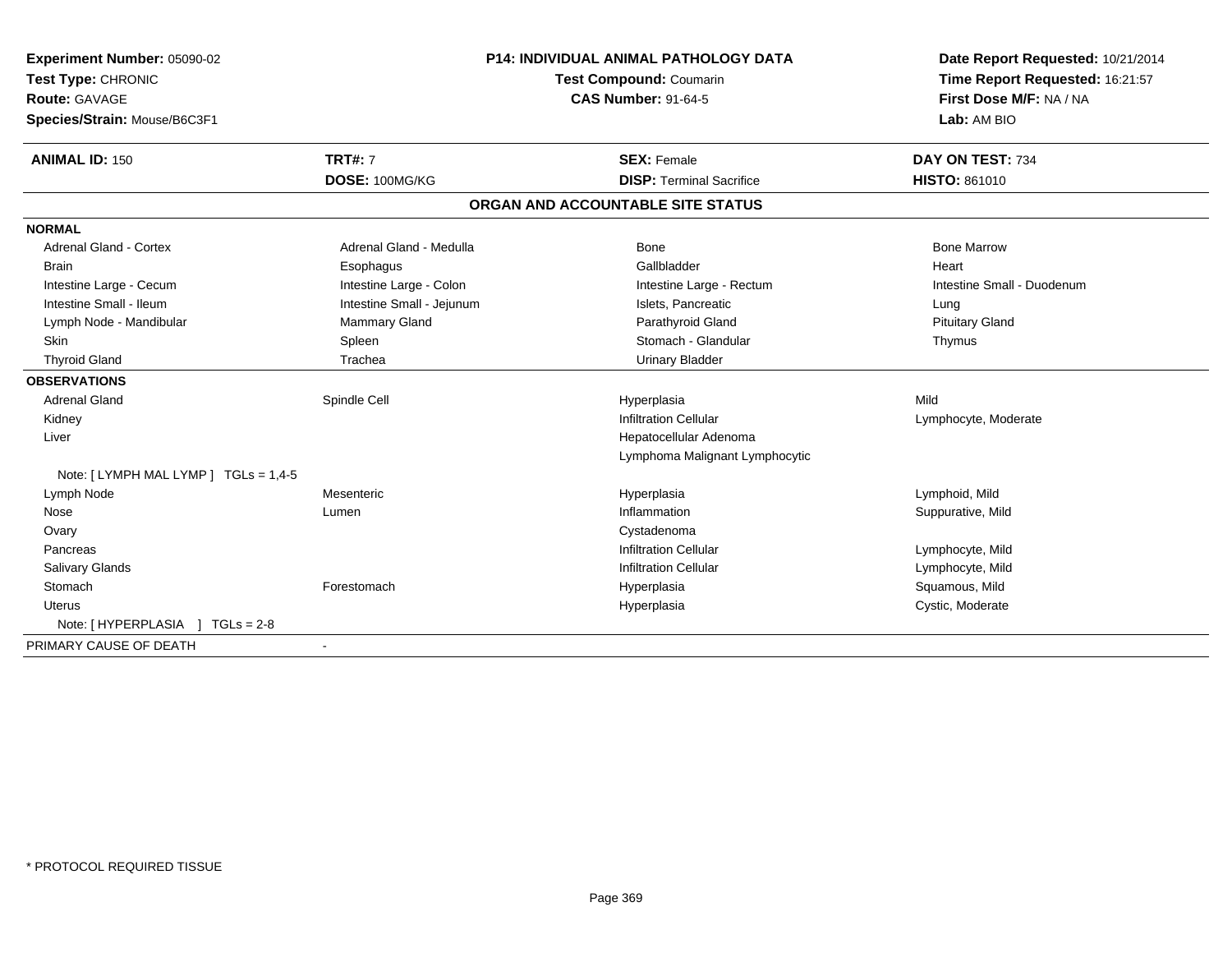**Experiment Number:** 05090-02
**Test Type:** CHRONIC
**Route:** GAVAGE
**Species/Strain:** Mouse/B6C3F1

**P14: INDIVIDUAL ANIMAL PATHOLOGY DATA**
**Test Compound:** Coumarin
**CAS Number:** 91-64-5

**Date Report Requested:** 10/21/2014
**Time Report Requested:** 16:21:57
**First Dose M/F:** NA / NA
**Lab:** AM BIO

| **ANIMAL ID:** 150 | **TRT#:** 7 | **SEX:** Female | **DAY ON TEST:** 734 |
|---|---|---|---|
| | **DOSE:** 100MG/KG | **DISP:** Terminal Sacrifice | **HISTO:** 861010 |

## ORGAN AND ACCOUNTABLE SITE STATUS

| | | | |
|---|---|---|---|
| **NORMAL** | | | |
| Adrenal Gland - Cortex | Adrenal Gland - Medulla | Bone | Bone Marrow |
| Brain | Esophagus | Gallbladder | Heart |
| Intestine Large - Cecum | Intestine Large - Colon | Intestine Large - Rectum | Intestine Small - Duodenum |
| Intestine Small - Ileum | Intestine Small - Jejunum | Islets, Pancreatic | Lung |
| Lymph Node - Mandibular | Mammary Gland | Parathyroid Gland | Pituitary Gland |
| Skin | Spleen | Stomach - Glandular | Thymus |
| Thyroid Gland | Trachea | Urinary Bladder | |
| **OBSERVATIONS** | | | |
| Adrenal Gland | Spindle Cell | Hyperplasia | Mild |
| Kidney | | Infiltration Cellular | Lymphocyte, Moderate |
| Liver | | Hepatocellular Adenoma | |
| | | Lymphoma Malignant Lymphocytic | |
| Note: [ LYMPH MAL LYMP ] TGLs = 1,4-5 | | | |
| Lymph Node | Mesenteric | Hyperplasia | Lymphoid, Mild |
| Nose | Lumen | Inflammation | Suppurative, Mild |
| Ovary | | Cystadenoma | |
| Pancreas | | Infiltration Cellular | Lymphocyte, Mild |
| Salivary Glands | | Infiltration Cellular | Lymphocyte, Mild |
| Stomach | Forestomach | Hyperplasia | Squamous, Mild |
| Uterus | | Hyperplasia | Cystic, Moderate |
| Note: [ HYPERPLASIA ] TGLs = 2-8 | | | |
| PRIMARY CAUSE OF DEATH | - | | |

* PROTOCOL REQUIRED TISSUE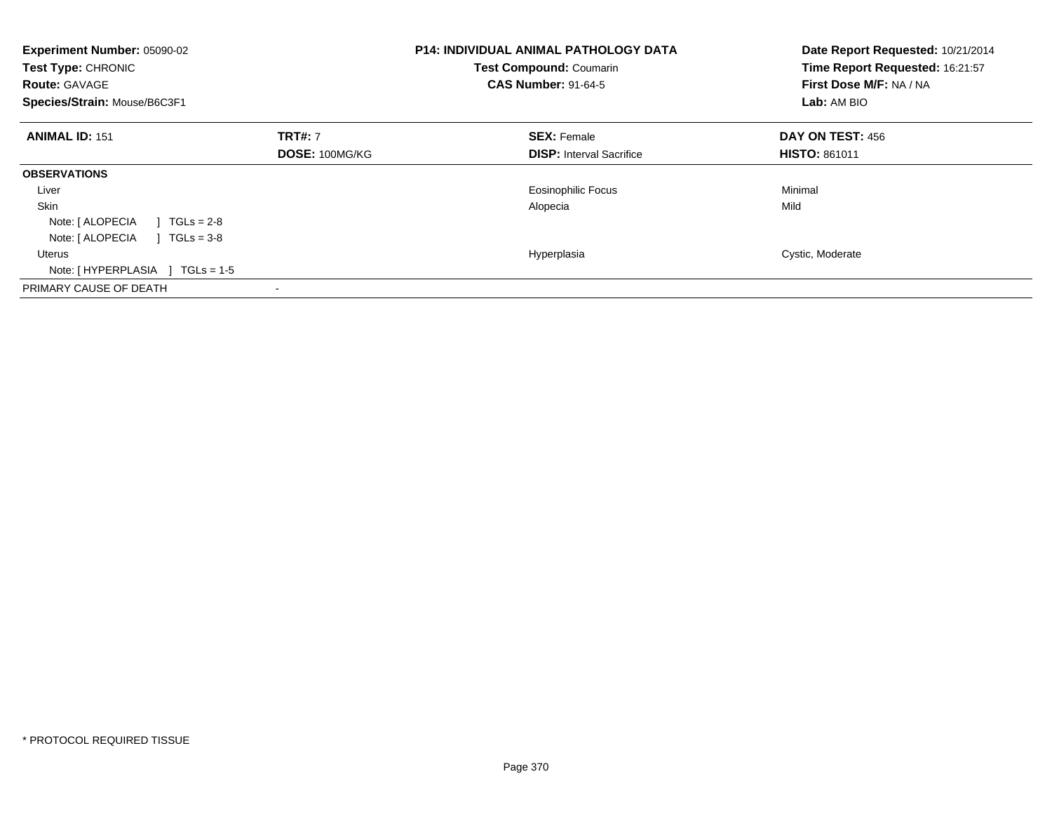**Experiment Number:** 05090-02
**Test Type:** CHRONIC
**Route:** GAVAGE
**Species/Strain:** Mouse/B6C3F1

**P14: INDIVIDUAL ANIMAL PATHOLOGY DATA**
**Test Compound:** Coumarin
**CAS Number:** 91-64-5

**Date Report Requested:** 10/21/2014
**Time Report Requested:** 16:21:57
**First Dose M/F:** NA / NA
**Lab:** AM BIO

| **ANIMAL ID:** 151 | **TRT#:** 7 | **SEX:** Female | **DAY ON TEST:** 456 |
|---|---|---|---|
| | **DOSE:** 100MG/KG | **DISP:** Interval Sacrifice | **HISTO:** 861011 |
| **OBSERVATIONS** | | | |
| Liver | | Eosinophilic Focus | Minimal |
| Skin | | Alopecia | Mild |
| Note: [ ALOPECIA ] TGLs = 2-8 | | | |
| Note: [ ALOPECIA ] TGLs = 3-8 | | | |
| Uterus | | Hyperplasia | Cystic, Moderate |
| Note: [ HYPERPLASIA ] TGLs = 1-5 | | | |
| PRIMARY CAUSE OF DEATH | - | | |

* PROTOCOL REQUIRED TISSUE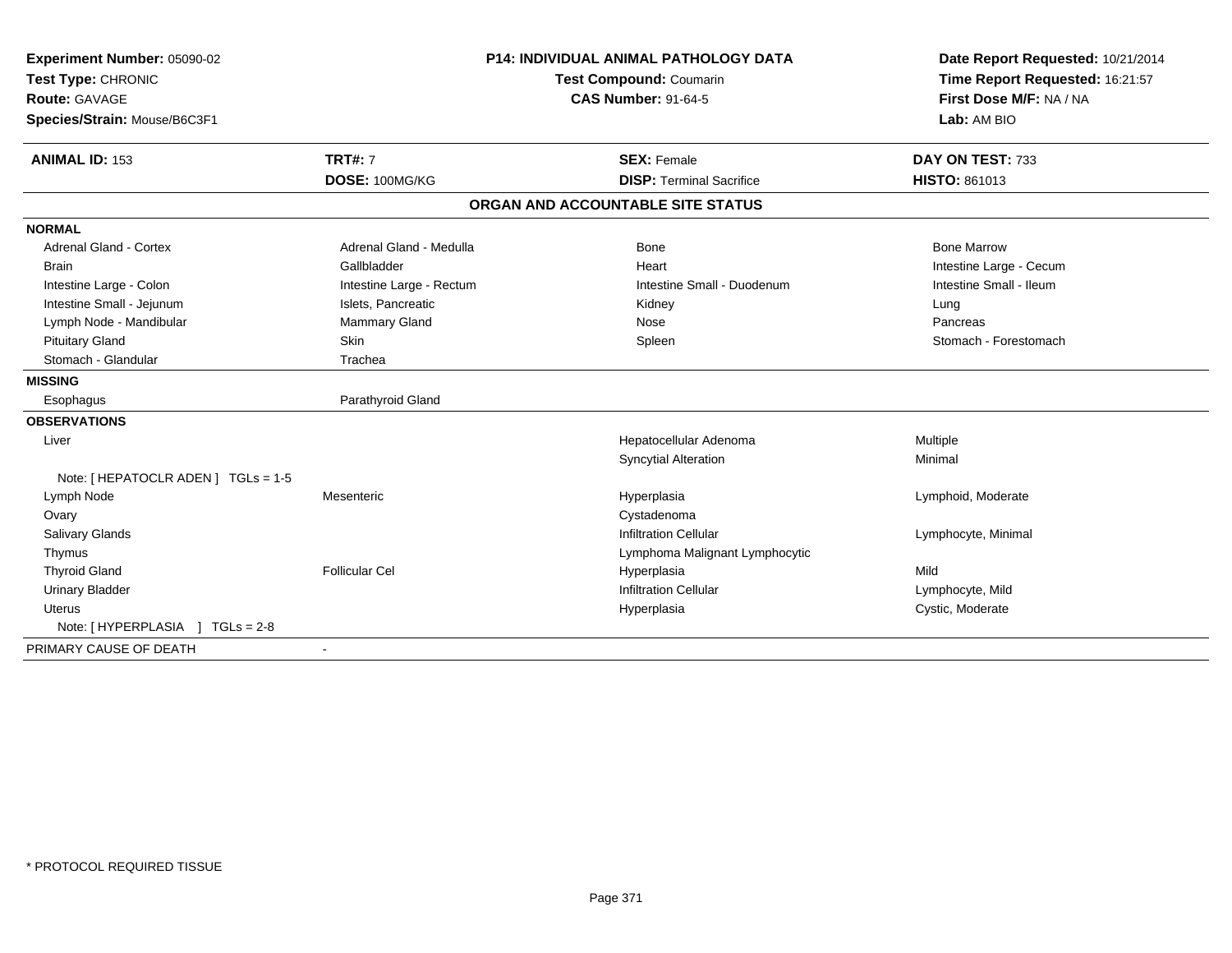**Experiment Number:** 05090-02
**Test Type:** CHRONIC
**Route:** GAVAGE
**Species/Strain:** Mouse/B6C3F1

**P14: INDIVIDUAL ANIMAL PATHOLOGY DATA**
**Test Compound:** Coumarin
**CAS Number:** 91-64-5

**Date Report Requested:** 10/21/2014
**Time Report Requested:** 16:21:57
**First Dose M/F:** NA / NA
**Lab:** AM BIO

| **ANIMAL ID:** 153 | **TRT#:** 7 | **SEX:** Female | **DAY ON TEST:** 733 |
|---|---|---|---|
| | **DOSE:** 100MG/KG | **DISP:** Terminal Sacrifice | **HISTO:** 861013 |

## ORGAN AND ACCOUNTABLE SITE STATUS

| | | | |
|---|---|---|---|
| **NORMAL** | | | |
| Adrenal Gland - Cortex | Adrenal Gland - Medulla | Bone | Bone Marrow |
| Brain | Gallbladder | Heart | Intestine Large - Cecum |
| Intestine Large - Colon | Intestine Large - Rectum | Intestine Small - Duodenum | Intestine Small - Ileum |
| Intestine Small - Jejunum | Islets, Pancreatic | Kidney | Lung |
| Lymph Node - Mandibular | Mammary Gland | Nose | Pancreas |
| Pituitary Gland | Skin | Spleen | Stomach - Forestomach |
| Stomach - Glandular | Trachea | | |
| **MISSING** | | | |
| Esophagus | Parathyroid Gland | | |
| **OBSERVATIONS** | | | |
| Liver | | Hepatocellular Adenoma | Multiple |
| | | Syncytial Alteration | Minimal |
| Note: [ HEPATOCLR ADEN ] TGLs = 1-5 | | | |
| Lymph Node | Mesenteric | Hyperplasia | Lymphoid, Moderate |
| Ovary | | Cystadenoma | |
| Salivary Glands | | Infiltration Cellular | Lymphocyte, Minimal |
| Thymus | | Lymphoma Malignant Lymphocytic | |
| Thyroid Gland | Follicular Cel | Hyperplasia | Mild |
| Urinary Bladder | | Infiltration Cellular | Lymphocyte, Mild |
| Uterus | | Hyperplasia | Cystic, Moderate |
| Note: [ HYPERPLASIA ] TGLs = 2-8 | | | |
| PRIMARY CAUSE OF DEATH | - | | |

* PROTOCOL REQUIRED TISSUE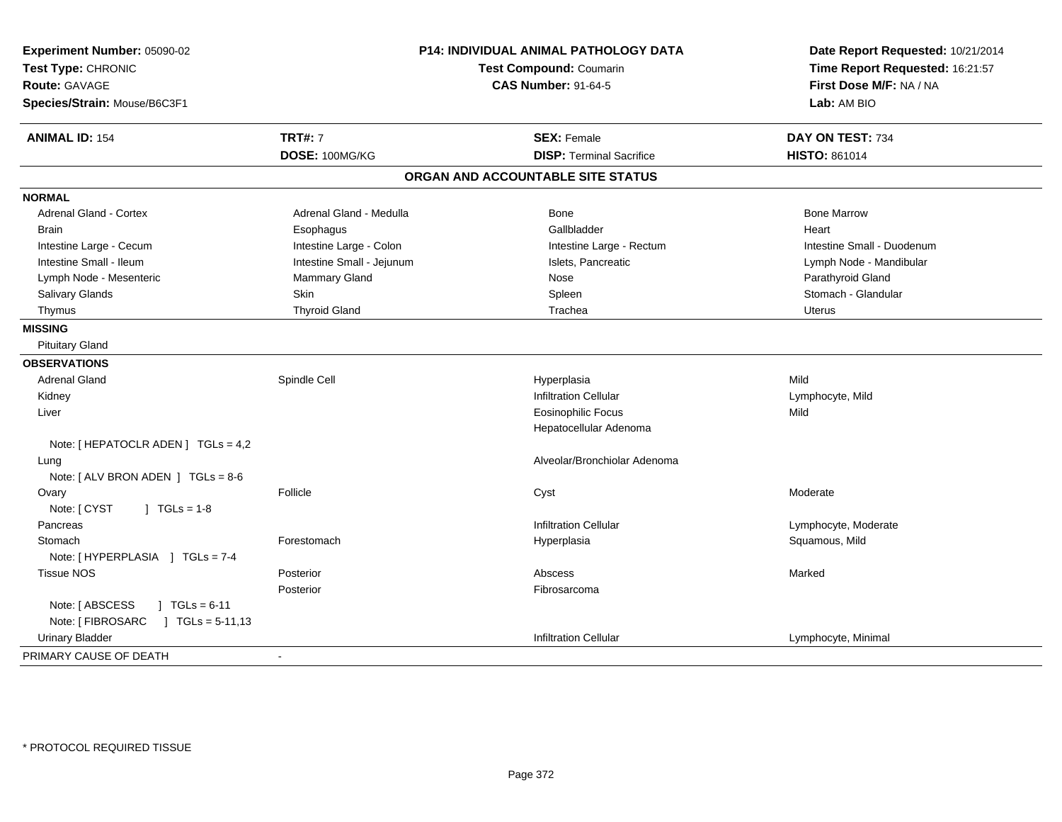**Experiment Number:** 05090-02
**Test Type:** CHRONIC
**Route:** GAVAGE
**Species/Strain:** Mouse/B6C3F1

**P14: INDIVIDUAL ANIMAL PATHOLOGY DATA**
**Test Compound:** Coumarin
**CAS Number:** 91-64-5

**Date Report Requested:** 10/21/2014
**Time Report Requested:** 16:21:57
**First Dose M/F:** NA / NA
**Lab:** AM BIO

| **ANIMAL ID:** 154 | **TRT#:** 7 | **SEX:** Female | **DAY ON TEST:** 734 |
|---|---|---|---|
| | **DOSE:** 100MG/KG | **DISP:** Terminal Sacrifice | **HISTO:** 861014 |

## ORGAN AND ACCOUNTABLE SITE STATUS

| | | | |
|---|---|---|---|
| **NORMAL** | | | |
| Adrenal Gland - Cortex | Adrenal Gland - Medulla | Bone | Bone Marrow |
| Brain | Esophagus | Gallbladder | Heart |
| Intestine Large - Cecum | Intestine Large - Colon | Intestine Large - Rectum | Intestine Small - Duodenum |
| Intestine Small - Ileum | Intestine Small - Jejunum | Islets, Pancreatic | Lymph Node - Mandibular |
| Lymph Node - Mesenteric | Mammary Gland | Nose | Parathyroid Gland |
| Salivary Glands | Skin | Spleen | Stomach - Glandular |
| Thymus | Thyroid Gland | Trachea | Uterus |
| **MISSING** | | | |
| Pituitary Gland | | | |
| **OBSERVATIONS** | | | |
| Adrenal Gland | Spindle Cell | Hyperplasia | Mild |
| Kidney | | Infiltration Cellular | Lymphocyte, Mild |
| Liver | | Eosinophilic Focus | Mild |
| | | Hepatocellular Adenoma | |
| Note: [ HEPATOCLR ADEN ] TGLs = 4,2 | | | |
| Lung | | Alveolar/Bronchiolar Adenoma | |
| Note: [ ALV BRON ADEN ] TGLs = 8-6 | | | |
| Ovary | Follicle | Cyst | Moderate |
| Note: [ CYST ] TGLs = 1-8 | | | |
| Pancreas | | Infiltration Cellular | Lymphocyte, Moderate |
| Stomach | Forestomach | Hyperplasia | Squamous, Mild |
| Note: [ HYPERPLASIA ] TGLs = 7-4 | | | |
| Tissue NOS | Posterior | Abscess | Marked |
| | Posterior | Fibrosarcoma | |
| Note: [ ABSCESS ] TGLs = 6-11 | | | |
| Note: [ FIBROSARC ] TGLs = 5-11,13 | | | |
| Urinary Bladder | | Infiltration Cellular | Lymphocyte, Minimal |
| PRIMARY CAUSE OF DEATH | - | | |

* PROTOCOL REQUIRED TISSUE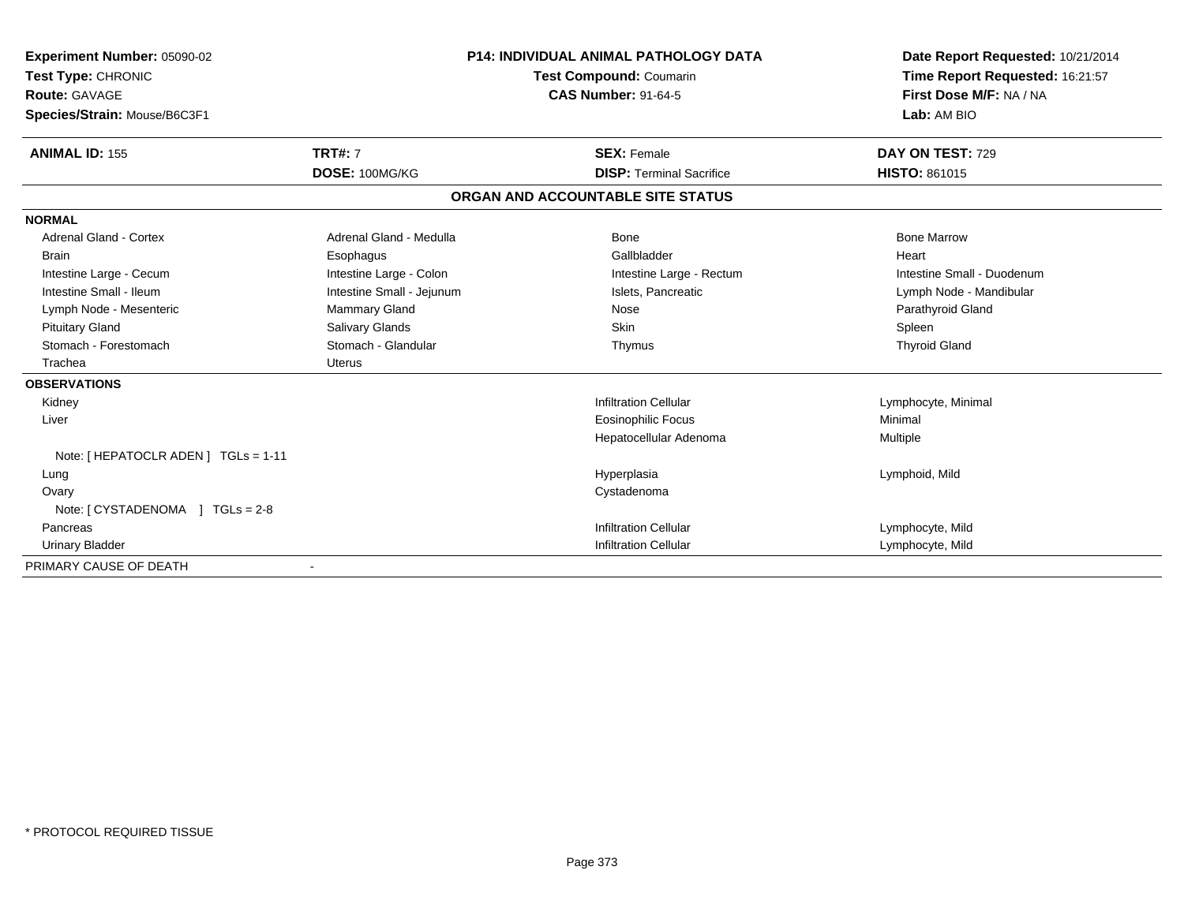**Experiment Number:** 05090-02
**Test Type:** CHRONIC
**Route:** GAVAGE
**Species/Strain:** Mouse/B6C3F1

**P14: INDIVIDUAL ANIMAL PATHOLOGY DATA**
**Test Compound:** Coumarin
**CAS Number:** 91-64-5

**Date Report Requested:** 10/21/2014
**Time Report Requested:** 16:21:57
**First Dose M/F:** NA / NA
**Lab:** AM BIO

| **ANIMAL ID:** 155 | **TRT#:** 7 | **SEX:** Female | **DAY ON TEST:** 729 |
|---|---|---|---|
| | **DOSE:** 100MG/KG | **DISP:** Terminal Sacrifice | **HISTO:** 861015 |

## ORGAN AND ACCOUNTABLE SITE STATUS

| | | | |
|---|---|---|---|
| **NORMAL** | | | |
| Adrenal Gland - Cortex | Adrenal Gland - Medulla | Bone | Bone Marrow |
| Brain | Esophagus | Gallbladder | Heart |
| Intestine Large - Cecum | Intestine Large - Colon | Intestine Large - Rectum | Intestine Small - Duodenum |
| Intestine Small - Ileum | Intestine Small - Jejunum | Islets, Pancreatic | Lymph Node - Mandibular |
| Lymph Node - Mesenteric | Mammary Gland | Nose | Parathyroid Gland |
| Pituitary Gland | Salivary Glands | Skin | Spleen |
| Stomach - Forestomach | Stomach - Glandular | Thymus | Thyroid Gland |
| Trachea | Uterus | | |
| **OBSERVATIONS** | | | |
| Kidney | | Infiltration Cellular | Lymphocyte, Minimal |
| Liver | | Eosinophilic Focus | Minimal |
| | | Hepatocellular Adenoma | Multiple |
| Note: [ HEPATOCLR ADEN ] TGLs = 1-11 | | | |
| Lung | | Hyperplasia | Lymphoid, Mild |
| Ovary | | Cystadenoma | |
| Note: [ CYSTADENOMA ] TGLs = 2-8 | | | |
| Pancreas | | Infiltration Cellular | Lymphocyte, Mild |
| Urinary Bladder | | Infiltration Cellular | Lymphocyte, Mild |
| PRIMARY CAUSE OF DEATH | - | | |

\* PROTOCOL REQUIRED TISSUE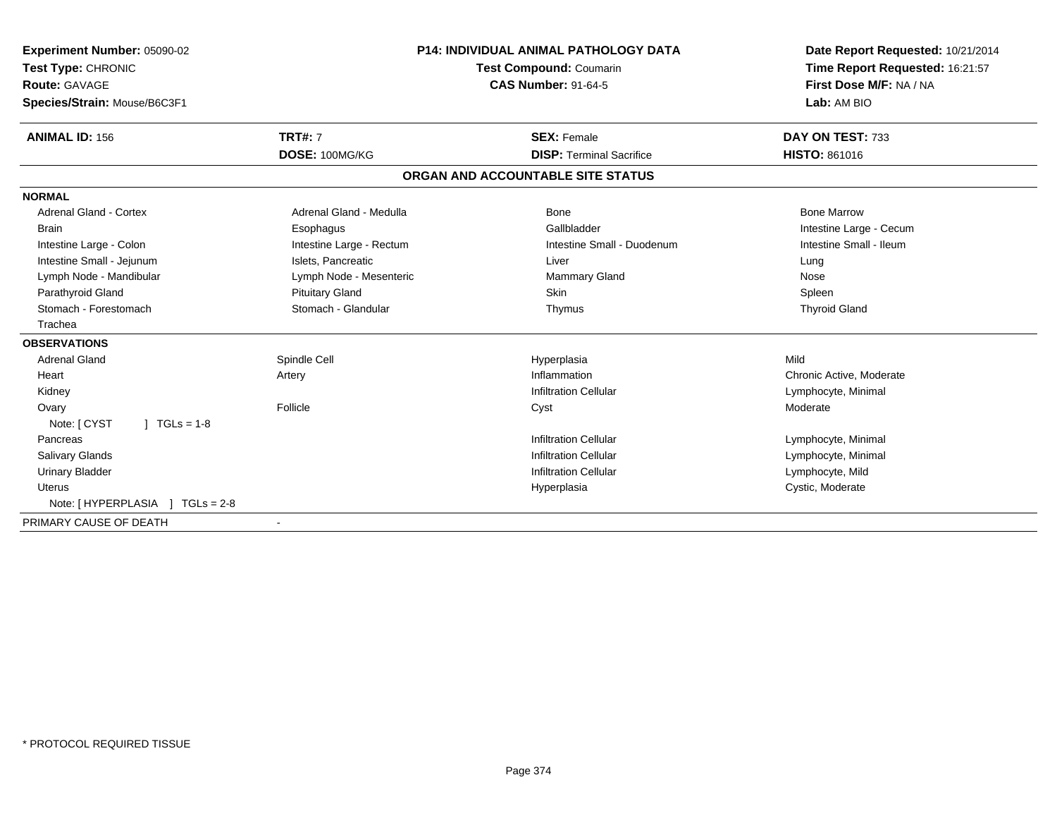**Experiment Number:** 05090-02
**Test Type:** CHRONIC
**Route:** GAVAGE
**Species/Strain:** Mouse/B6C3F1

**P14: INDIVIDUAL ANIMAL PATHOLOGY DATA**
**Test Compound:** Coumarin
**CAS Number:** 91-64-5

**Date Report Requested:** 10/21/2014
**Time Report Requested:** 16:21:57
**First Dose M/F:** NA / NA
**Lab:** AM BIO

| **ANIMAL ID:** 156 | **TRT#:** 7 | **SEX:** Female | **DAY ON TEST:** 733 |
|---|---|---|---|
| | **DOSE:** 100MG/KG | **DISP:** Terminal Sacrifice | **HISTO:** 861016 |

## ORGAN AND ACCOUNTABLE SITE STATUS

**NORMAL**

| | | | |
|---|---|---|---|
| Adrenal Gland - Cortex | Adrenal Gland - Medulla | Bone | Bone Marrow |
| Brain | Esophagus | Gallbladder | Intestine Large - Cecum |
| Intestine Large - Colon | Intestine Large - Rectum | Intestine Small - Duodenum | Intestine Small - Ileum |
| Intestine Small - Jejunum | Islets, Pancreatic | Liver | Lung |
| Lymph Node - Mandibular | Lymph Node - Mesenteric | Mammary Gland | Nose |
| Parathyroid Gland | Pituitary Gland | Skin | Spleen |
| Stomach - Forestomach | Stomach - Glandular | Thymus | Thyroid Gland |
| Trachea | | | |

**OBSERVATIONS**

| | | | |
|---|---|---|---|
| Adrenal Gland | Spindle Cell | Hyperplasia | Mild |
| Heart | Artery | Inflammation | Chronic Active, Moderate |
| Kidney | | Infiltration Cellular | Lymphocyte, Minimal |
| Ovary | Follicle | Cyst | Moderate |
| Note: [ CYST ] TGLs = 1-8 | | | |
| Pancreas | | Infiltration Cellular | Lymphocyte, Minimal |
| Salivary Glands | | Infiltration Cellular | Lymphocyte, Minimal |
| Urinary Bladder | | Infiltration Cellular | Lymphocyte, Mild |
| Uterus | | Hyperplasia | Cystic, Moderate |
| Note: [ HYPERPLASIA ] TGLs = 2-8 | | | |

PRIMARY CAUSE OF DEATH -

* PROTOCOL REQUIRED TISSUE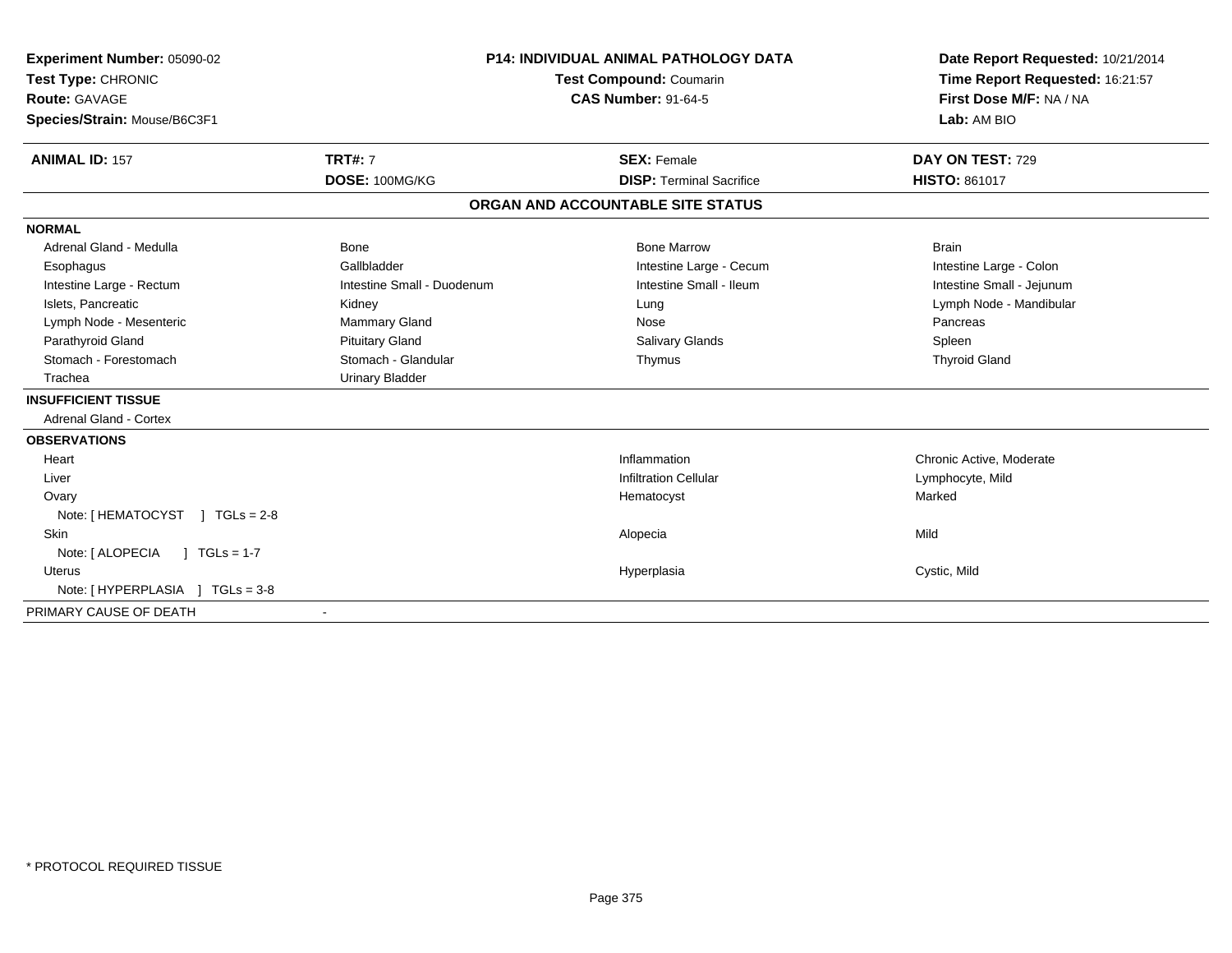**Experiment Number:** 05090-02
**Test Type:** CHRONIC
**Route:** GAVAGE
**Species/Strain:** Mouse/B6C3F1

**P14: INDIVIDUAL ANIMAL PATHOLOGY DATA**
**Test Compound:** Coumarin
**CAS Number:** 91-64-5

**Date Report Requested:** 10/21/2014
**Time Report Requested:** 16:21:57
**First Dose M/F:** NA / NA
**Lab:** AM BIO

| **ANIMAL ID:** 157 | **TRT#:** 7 | **SEX:** Female | **DAY ON TEST:** 729 |
|---|---|---|---|
| | **DOSE:** 100MG/KG | **DISP:** Terminal Sacrifice | **HISTO:** 861017 |

## ORGAN AND ACCOUNTABLE SITE STATUS

**NORMAL**

| | | | |
|---|---|---|---|
| Adrenal Gland - Medulla | Bone | Bone Marrow | Brain |
| Esophagus | Gallbladder | Intestine Large - Cecum | Intestine Large - Colon |
| Intestine Large - Rectum | Intestine Small - Duodenum | Intestine Small - Ileum | Intestine Small - Jejunum |
| Islets, Pancreatic | Kidney | Lung | Lymph Node - Mandibular |
| Lymph Node - Mesenteric | Mammary Gland | Nose | Pancreas |
| Parathyroid Gland | Pituitary Gland | Salivary Glands | Spleen |
| Stomach - Forestomach | Stomach - Glandular | Thymus | Thyroid Gland |
| Trachea | Urinary Bladder | | |

**INSUFFICIENT TISSUE**

Adrenal Gland - Cortex

**OBSERVATIONS**

| Organ | Observation | Severity |
|---|---|---|
| Heart | Inflammation | Chronic Active, Moderate |
| Liver | Infiltration Cellular | Lymphocyte, Mild |
| Ovary | Hematocyst | Marked |
| Note: [ HEMATOCYST ] TGLs = 2-8 | | |
| Skin | Alopecia | Mild |
| Note: [ ALOPECIA ] TGLs = 1-7 | | |
| Uterus | Hyperplasia | Cystic, Mild |
| Note: [ HYPERPLASIA ] TGLs = 3-8 | | |

PRIMARY CAUSE OF DEATH -

* PROTOCOL REQUIRED TISSUE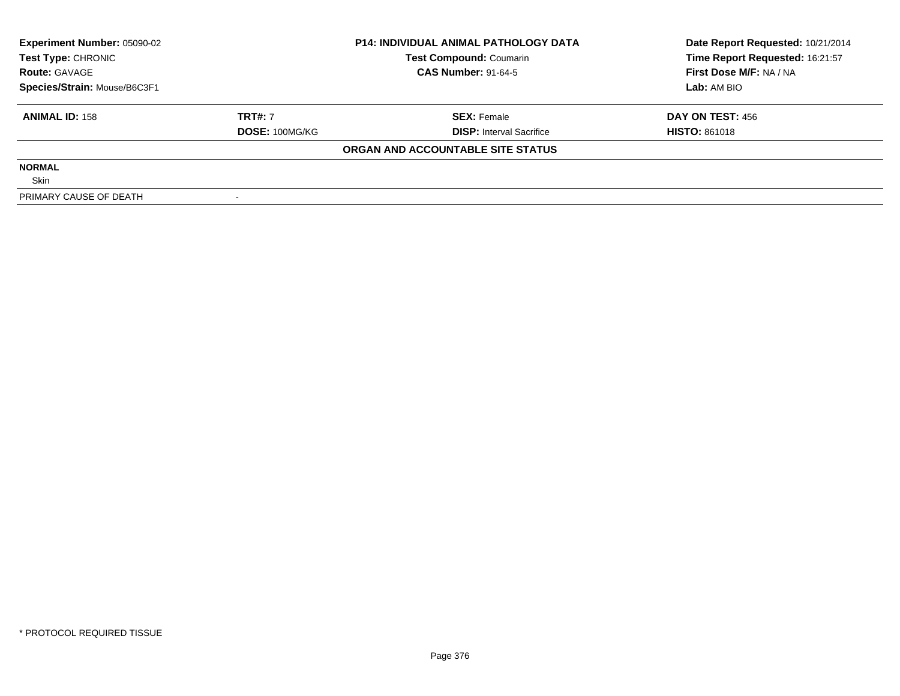**Experiment Number:** 05090-02
**Test Type:** CHRONIC
**Route:** GAVAGE
**Species/Strain:** Mouse/B6C3F1

**P14: INDIVIDUAL ANIMAL PATHOLOGY DATA**
**Test Compound:** Coumarin
**CAS Number:** 91-64-5

**Date Report Requested:** 10/21/2014
**Time Report Requested:** 16:21:57
**First Dose M/F:** NA / NA
**Lab:** AM BIO

| **ANIMAL ID:** 158 | **TRT#:** 7 | **SEX:** Female | **DAY ON TEST:** 456 |
|---|---|---|---|
| | **DOSE:** 100MG/KG | **DISP:** Interval Sacrifice | **HISTO:** 861018 |

**ORGAN AND ACCOUNTABLE SITE STATUS**

**NORMAL**
Skin

PRIMARY CAUSE OF DEATH -

\* PROTOCOL REQUIRED TISSUE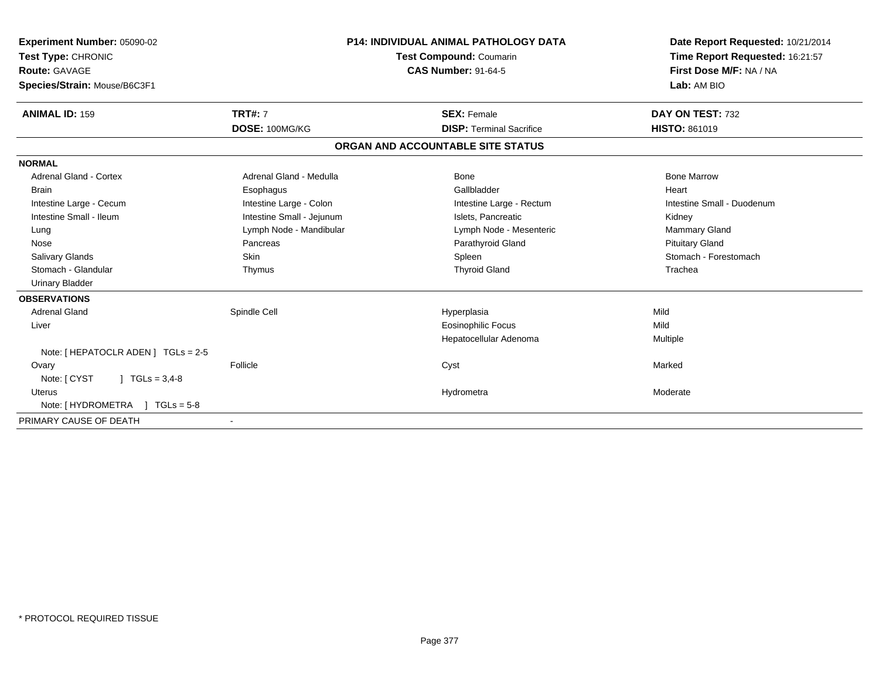**Experiment Number:** 05090-02
**Test Type:** CHRONIC
**Route:** GAVAGE
**Species/Strain:** Mouse/B6C3F1

**P14: INDIVIDUAL ANIMAL PATHOLOGY DATA**
**Test Compound:** Coumarin
**CAS Number:** 91-64-5

**Date Report Requested:** 10/21/2014
**Time Report Requested:** 16:21:57
**First Dose M/F:** NA / NA
**Lab:** AM BIO

| **ANIMAL ID:** 159 | **TRT#:** 7 | **SEX:** Female | **DAY ON TEST:** 732 |
|---|---|---|---|
| | **DOSE:** 100MG/KG | **DISP:** Terminal Sacrifice | **HISTO:** 861019 |

## ORGAN AND ACCOUNTABLE SITE STATUS

| | | | |
|---|---|---|---|
| **NORMAL** | | | |
| Adrenal Gland - Cortex | Adrenal Gland - Medulla | Bone | Bone Marrow |
| Brain | Esophagus | Gallbladder | Heart |
| Intestine Large - Cecum | Intestine Large - Colon | Intestine Large - Rectum | Intestine Small - Duodenum |
| Intestine Small - Ileum | Intestine Small - Jejunum | Islets, Pancreatic | Kidney |
| Lung | Lymph Node - Mandibular | Lymph Node - Mesenteric | Mammary Gland |
| Nose | Pancreas | Parathyroid Gland | Pituitary Gland |
| Salivary Glands | Skin | Spleen | Stomach - Forestomach |
| Stomach - Glandular | Thymus | Thyroid Gland | Trachea |
| Urinary Bladder | | | |
| **OBSERVATIONS** | | | |
| Adrenal Gland | Spindle Cell | Hyperplasia | Mild |
| Liver | | Eosinophilic Focus | Mild |
| | | Hepatocellular Adenoma | Multiple |
| Note: [ HEPATOCLR ADEN ] TGLs = 2-5 | | | |
| Ovary | Follicle | Cyst | Marked |
| Note: [ CYST ] TGLs = 3,4-8 | | | |
| Uterus | | Hydrometra | Moderate |
| Note: [ HYDROMETRA ] TGLs = 5-8 | | | |
| PRIMARY CAUSE OF DEATH | - | | |

\* PROTOCOL REQUIRED TISSUE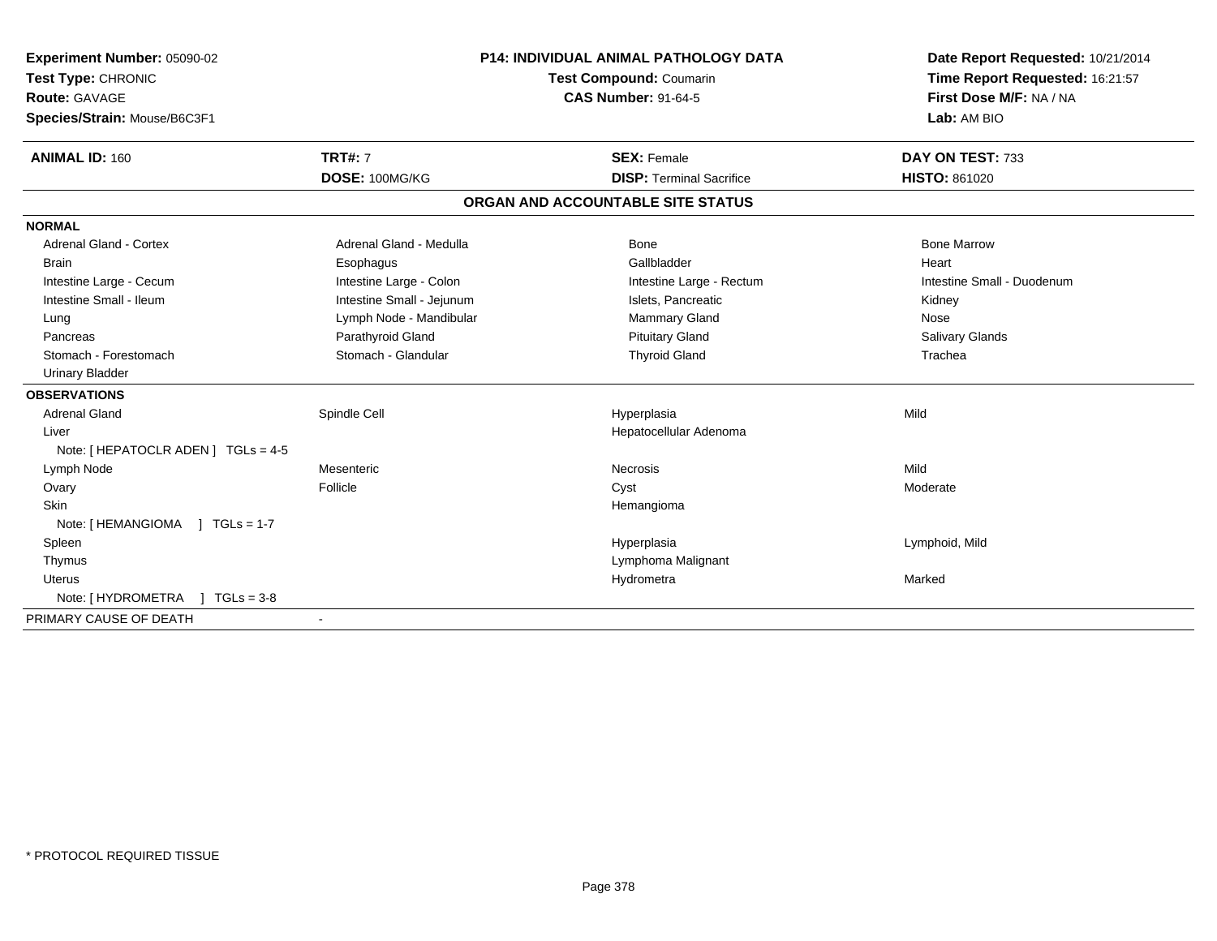**Experiment Number:** 05090-02
**Test Type:** CHRONIC
**Route:** GAVAGE
**Species/Strain:** Mouse/B6C3F1

**P14: INDIVIDUAL ANIMAL PATHOLOGY DATA**
**Test Compound:** Coumarin
**CAS Number:** 91-64-5

**Date Report Requested:** 10/21/2014
**Time Report Requested:** 16:21:57
**First Dose M/F:** NA / NA
**Lab:** AM BIO

| **ANIMAL ID:** 160 | **TRT#:** 7 | **SEX:** Female | **DAY ON TEST:** 733 |
|---|---|---|---|
| | **DOSE:** 100MG/KG | **DISP:** Terminal Sacrifice | **HISTO:** 861020 |

## ORGAN AND ACCOUNTABLE SITE STATUS

**NORMAL**

| | | | |
|---|---|---|---|
| Adrenal Gland - Cortex | Adrenal Gland - Medulla | Bone | Bone Marrow |
| Brain | Esophagus | Gallbladder | Heart |
| Intestine Large - Cecum | Intestine Large - Colon | Intestine Large - Rectum | Intestine Small - Duodenum |
| Intestine Small - Ileum | Intestine Small - Jejunum | Islets, Pancreatic | Kidney |
| Lung | Lymph Node - Mandibular | Mammary Gland | Nose |
| Pancreas | Parathyroid Gland | Pituitary Gland | Salivary Glands |
| Stomach - Forestomach | Stomach - Glandular | Thyroid Gland | Trachea |
| Urinary Bladder | | | |

**OBSERVATIONS**

| | | | |
|---|---|---|---|
| Adrenal Gland | Spindle Cell | Hyperplasia | Mild |
| Liver | | Hepatocellular Adenoma | |
| Note: [ HEPATOCLR ADEN ] TGLs = 4-5 | | | |
| Lymph Node | Mesenteric | Necrosis | Mild |
| Ovary | Follicle | Cyst | Moderate |
| Skin | | Hemangioma | |
| Note: [ HEMANGIOMA ] TGLs = 1-7 | | | |
| Spleen | | Hyperplasia | Lymphoid, Mild |
| Thymus | | Lymphoma Malignant | |
| Uterus | | Hydrometra | Marked |
| Note: [ HYDROMETRA ] TGLs = 3-8 | | | |

PRIMARY CAUSE OF DEATH -

\* PROTOCOL REQUIRED TISSUE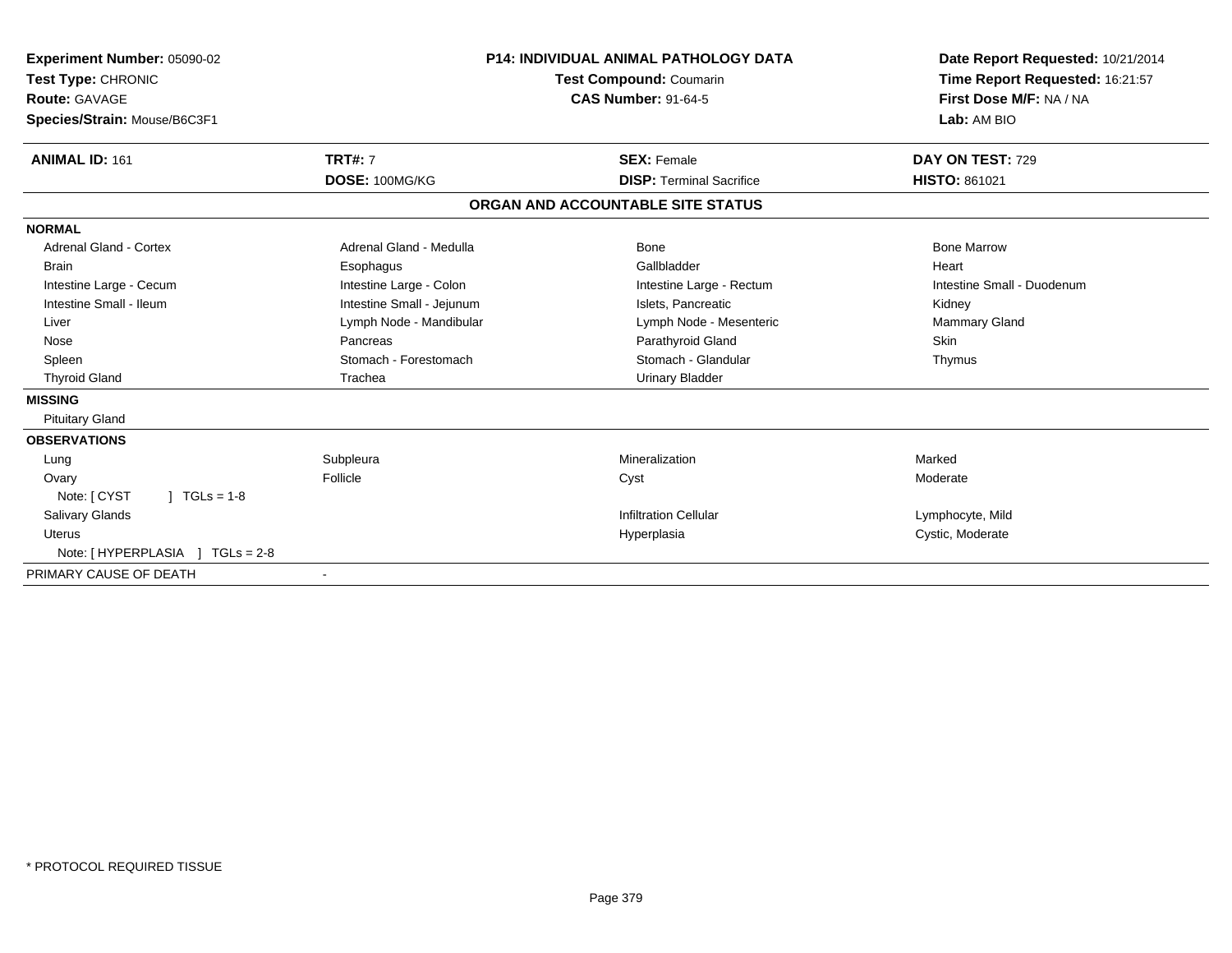**Experiment Number:** 05090-02
**Test Type:** CHRONIC
**Route:** GAVAGE
**Species/Strain:** Mouse/B6C3F1

**P14: INDIVIDUAL ANIMAL PATHOLOGY DATA**
**Test Compound:** Coumarin
**CAS Number:** 91-64-5

**Date Report Requested:** 10/21/2014
**Time Report Requested:** 16:21:57
**First Dose M/F:** NA / NA
**Lab:** AM BIO

| **ANIMAL ID:** 161 | **TRT#:** 7 | **SEX:** Female | **DAY ON TEST:** 729 |
|---|---|---|---|
| | **DOSE:** 100MG/KG | **DISP:** Terminal Sacrifice | **HISTO:** 861021 |

## ORGAN AND ACCOUNTABLE SITE STATUS

**NORMAL**

| | | | |
|---|---|---|---|
| Adrenal Gland - Cortex | Adrenal Gland - Medulla | Bone | Bone Marrow |
| Brain | Esophagus | Gallbladder | Heart |
| Intestine Large - Cecum | Intestine Large - Colon | Intestine Large - Rectum | Intestine Small - Duodenum |
| Intestine Small - Ileum | Intestine Small - Jejunum | Islets, Pancreatic | Kidney |
| Liver | Lymph Node - Mandibular | Lymph Node - Mesenteric | Mammary Gland |
| Nose | Pancreas | Parathyroid Gland | Skin |
| Spleen | Stomach - Forestomach | Stomach - Glandular | Thymus |
| Thyroid Gland | Trachea | Urinary Bladder | |

**MISSING**

Pituitary Gland

**OBSERVATIONS**

| | | | |
|---|---|---|---|
| Lung | Subpleura | Mineralization | Marked |
| Ovary | Follicle | Cyst | Moderate |
| Note: [ CYST ] TGLs = 1-8 | | | |
| Salivary Glands | | Infiltration Cellular | Lymphocyte, Mild |
| Uterus | | Hyperplasia | Cystic, Moderate |
| Note: [ HYPERPLASIA ] TGLs = 2-8 | | | |

PRIMARY CAUSE OF DEATH -

\* PROTOCOL REQUIRED TISSUE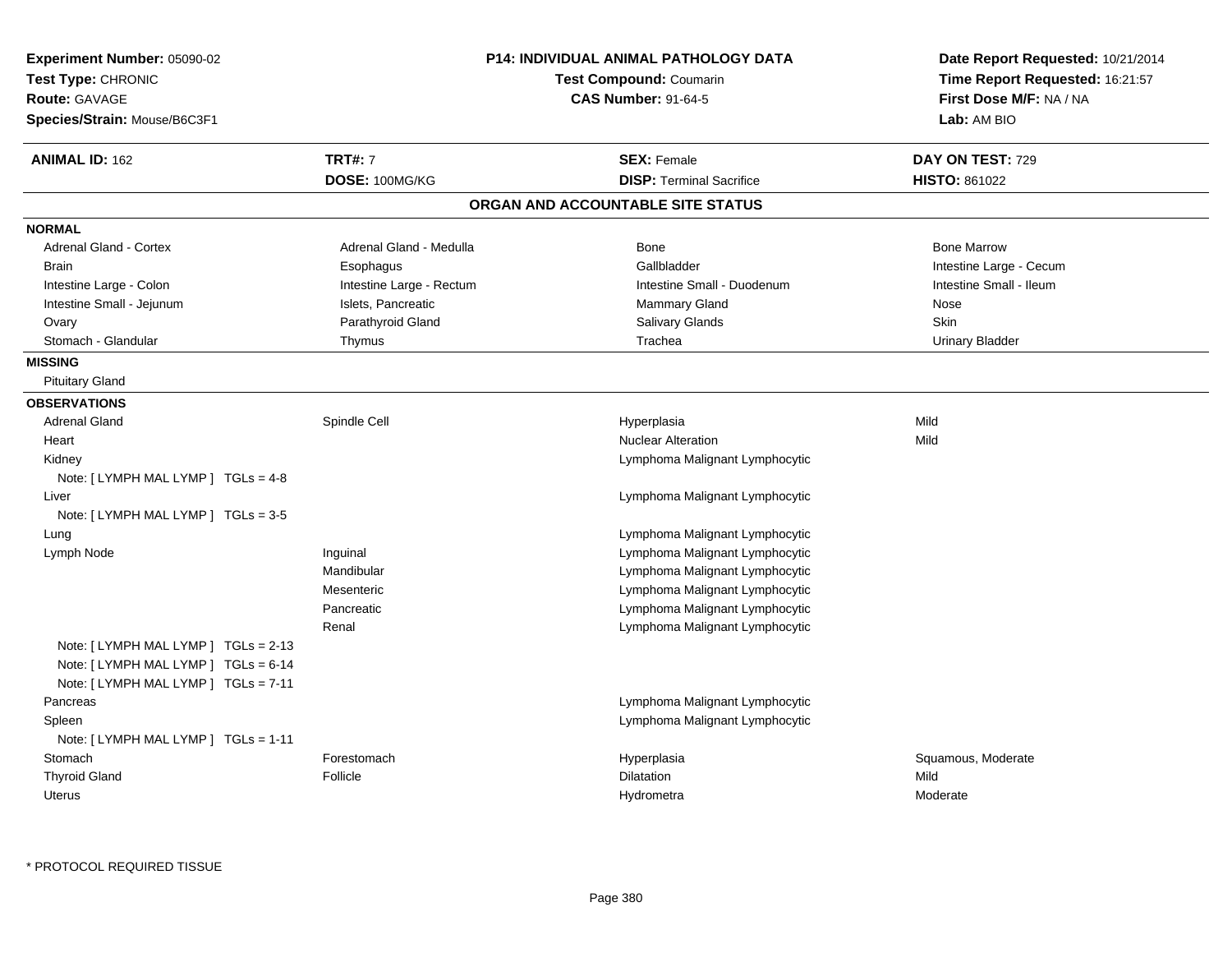**Experiment Number:** 05090-02
**Test Type:** CHRONIC
**Route:** GAVAGE
**Species/Strain:** Mouse/B6C3F1

**P14: INDIVIDUAL ANIMAL PATHOLOGY DATA**
**Test Compound:** Coumarin
**CAS Number:** 91-64-5

**Date Report Requested:** 10/21/2014
**Time Report Requested:** 16:21:57
**First Dose M/F:** NA / NA
**Lab:** AM BIO

| **ANIMAL ID:** 162 | **TRT#:** 7 | **SEX:** Female | **DAY ON TEST:** 729 |
|---|---|---|---|
| | **DOSE:** 100MG/KG | **DISP:** Terminal Sacrifice | **HISTO:** 861022 |

## ORGAN AND ACCOUNTABLE SITE STATUS

**NORMAL**

| | | | |
|---|---|---|---|
| Adrenal Gland - Cortex | Adrenal Gland - Medulla | Bone | Bone Marrow |
| Brain | Esophagus | Gallbladder | Intestine Large - Cecum |
| Intestine Large - Colon | Intestine Large - Rectum | Intestine Small - Duodenum | Intestine Small - Ileum |
| Intestine Small - Jejunum | Islets, Pancreatic | Mammary Gland | Nose |
| Ovary | Parathyroid Gland | Salivary Glands | Skin |
| Stomach - Glandular | Thymus | Trachea | Urinary Bladder |

**MISSING**

Pituitary Gland

**OBSERVATIONS**

| | | | |
|---|---|---|---|
| Adrenal Gland | Spindle Cell | Hyperplasia | Mild |
| Heart | | Nuclear Alteration | Mild |
| Kidney | | Lymphoma Malignant Lymphocytic | |
| Note: [ LYMPH MAL LYMP ] TGLs = 4-8 | | | |
| Liver | | Lymphoma Malignant Lymphocytic | |
| Note: [ LYMPH MAL LYMP ] TGLs = 3-5 | | | |
| Lung | | Lymphoma Malignant Lymphocytic | |
| Lymph Node | Inguinal | Lymphoma Malignant Lymphocytic | |
| | Mandibular | Lymphoma Malignant Lymphocytic | |
| | Mesenteric | Lymphoma Malignant Lymphocytic | |
| | Pancreatic | Lymphoma Malignant Lymphocytic | |
| | Renal | Lymphoma Malignant Lymphocytic | |
| Note: [ LYMPH MAL LYMP ] TGLs = 2-13 | | | |
| Note: [ LYMPH MAL LYMP ] TGLs = 6-14 | | | |
| Note: [ LYMPH MAL LYMP ] TGLs = 7-11 | | | |
| Pancreas | | Lymphoma Malignant Lymphocytic | |
| Spleen | | Lymphoma Malignant Lymphocytic | |
| Note: [ LYMPH MAL LYMP ] TGLs = 1-11 | | | |
| Stomach | Forestomach | Hyperplasia | Squamous, Moderate |
| Thyroid Gland | Follicle | Dilatation | Mild |
| Uterus | | Hydrometra | Moderate |

* PROTOCOL REQUIRED TISSUE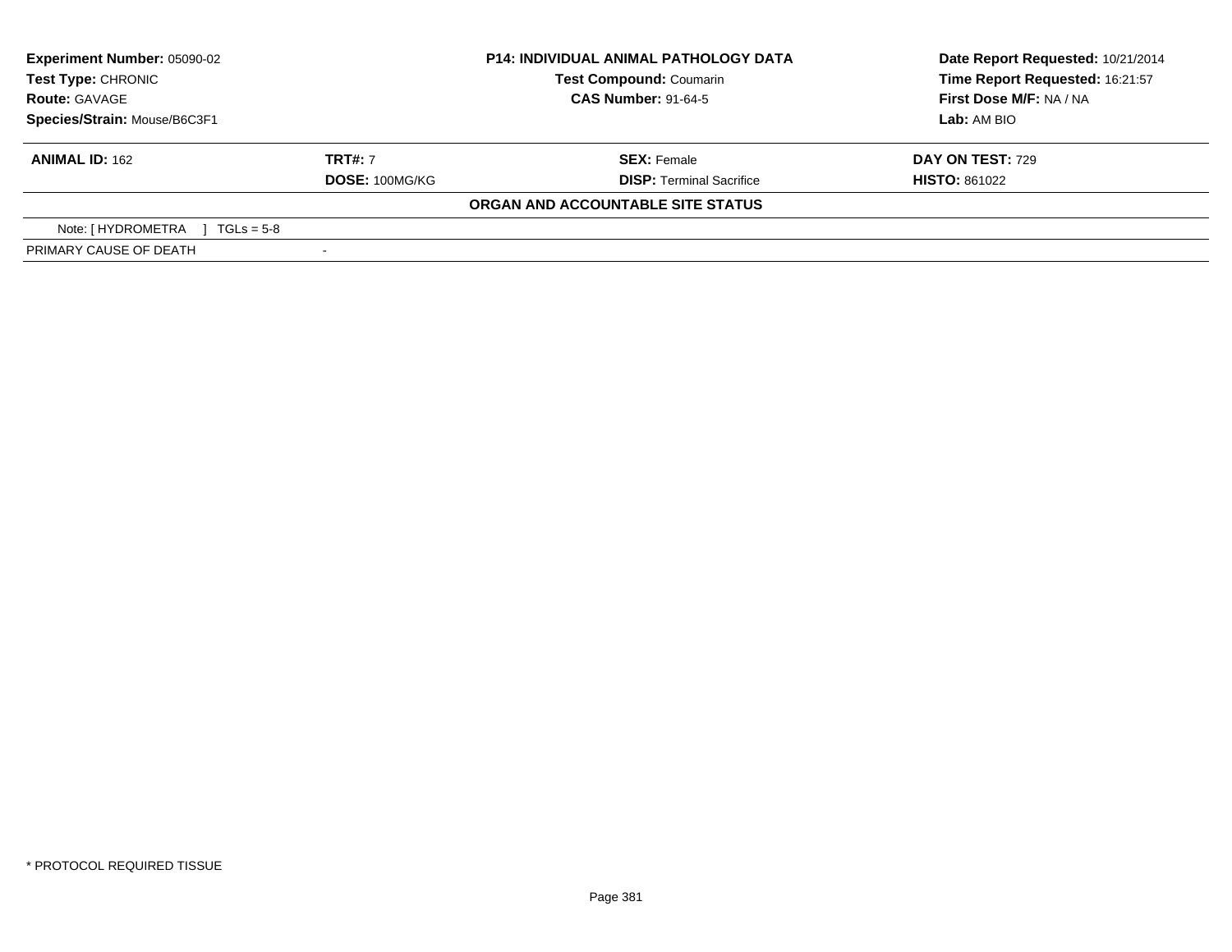| **Experiment Number:** 05090-02 | **P14: INDIVIDUAL ANIMAL PATHOLOGY DATA** | **Date Report Requested:** 10/21/2014 |
|---|---|---|
| **Test Type:** CHRONIC | **Test Compound:** Coumarin | **Time Report Requested:** 16:21:57 |
| **Route:** GAVAGE | **CAS Number:** 91-64-5 | **First Dose M/F:** NA / NA |
| **Species/Strain:** Mouse/B6C3F1 | | **Lab:** AM BIO |

| **ANIMAL ID:** 162 | **TRT#:** 7 | **SEX:** Female | **DAY ON TEST:** 729 |
|---|---|---|---|
| | **DOSE:** 100MG/KG | **DISP:** Terminal Sacrifice | **HISTO:** 861022 |

**ORGAN AND ACCOUNTABLE SITE STATUS**

| | |
|---|---|
| Note: [ HYDROMETRA ] TGLs = 5-8 | |
| PRIMARY CAUSE OF DEATH | - |

* PROTOCOL REQUIRED TISSUE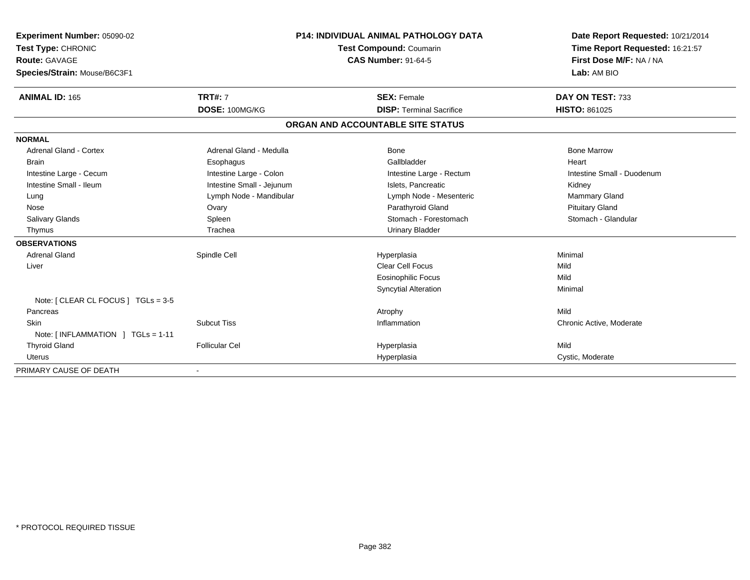**Experiment Number:** 05090-02
**Test Type:** CHRONIC
**Route:** GAVAGE
**Species/Strain:** Mouse/B6C3F1

**P14: INDIVIDUAL ANIMAL PATHOLOGY DATA**
**Test Compound:** Coumarin
**CAS Number:** 91-64-5

**Date Report Requested:** 10/21/2014
**Time Report Requested:** 16:21:57
**First Dose M/F:** NA / NA
**Lab:** AM BIO

| **ANIMAL ID:** 165 | **TRT#:** 7 | **SEX:** Female | **DAY ON TEST:** 733 |
|---|---|---|---|
| | **DOSE:** 100MG/KG | **DISP:** Terminal Sacrifice | **HISTO:** 861025 |

## ORGAN AND ACCOUNTABLE SITE STATUS

**NORMAL**

| | | | |
|---|---|---|---|
| Adrenal Gland - Cortex | Adrenal Gland - Medulla | Bone | Bone Marrow |
| Brain | Esophagus | Gallbladder | Heart |
| Intestine Large - Cecum | Intestine Large - Colon | Intestine Large - Rectum | Intestine Small - Duodenum |
| Intestine Small - Ileum | Intestine Small - Jejunum | Islets, Pancreatic | Kidney |
| Lung | Lymph Node - Mandibular | Lymph Node - Mesenteric | Mammary Gland |
| Nose | Ovary | Parathyroid Gland | Pituitary Gland |
| Salivary Glands | Spleen | Stomach - Forestomach | Stomach - Glandular |
| Thymus | Trachea | Urinary Bladder | |

**OBSERVATIONS**

| | | | |
|---|---|---|---|
| Adrenal Gland | Spindle Cell | Hyperplasia | Minimal |
| Liver | | Clear Cell Focus | Mild |
| | | Eosinophilic Focus | Mild |
| | | Syncytial Alteration | Minimal |
| Note: [ CLEAR CL FOCUS ] TGLs = 3-5 | | | |
| Pancreas | | Atrophy | Mild |
| Skin | Subcut Tiss | Inflammation | Chronic Active, Moderate |
| Note: [ INFLAMMATION ] TGLs = 1-11 | | | |
| Thyroid Gland | Follicular Cel | Hyperplasia | Mild |
| Uterus | | Hyperplasia | Cystic, Moderate |

PRIMARY CAUSE OF DEATH -

* PROTOCOL REQUIRED TISSUE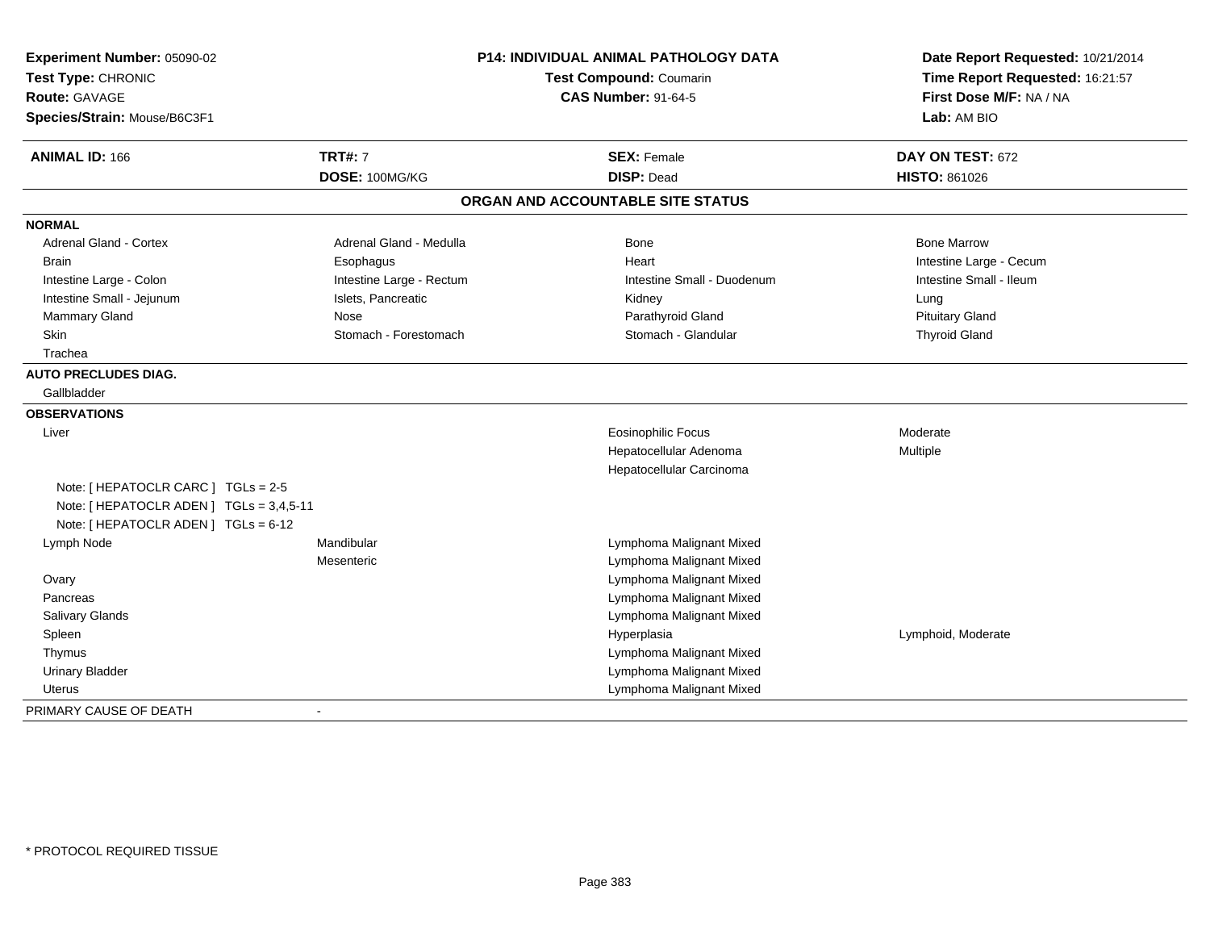**Experiment Number:** 05090-02
**Test Type:** CHRONIC
**Route:** GAVAGE
**Species/Strain:** Mouse/B6C3F1

**P14: INDIVIDUAL ANIMAL PATHOLOGY DATA**
**Test Compound:** Coumarin
**CAS Number:** 91-64-5

**Date Report Requested:** 10/21/2014
**Time Report Requested:** 16:21:57
**First Dose M/F:** NA / NA
**Lab:** AM BIO

| **ANIMAL ID:** 166 | **TRT#:** 7 | **SEX:** Female | **DAY ON TEST:** 672 |
|---|---|---|---|
| | **DOSE:** 100MG/KG | **DISP:** Dead | **HISTO:** 861026 |

**ORGAN AND ACCOUNTABLE SITE STATUS**

**NORMAL**

| | | | |
|---|---|---|---|
| Adrenal Gland - Cortex | Adrenal Gland - Medulla | Bone | Bone Marrow |
| Brain | Esophagus | Heart | Intestine Large - Cecum |
| Intestine Large - Colon | Intestine Large - Rectum | Intestine Small - Duodenum | Intestine Small - Ileum |
| Intestine Small - Jejunum | Islets, Pancreatic | Kidney | Lung |
| Mammary Gland | Nose | Parathyroid Gland | Pituitary Gland |
| Skin | Stomach - Forestomach | Stomach - Glandular | Thyroid Gland |
| Trachea | | | |

**AUTO PRECLUDES DIAG.**

Gallbladder

**OBSERVATIONS**

| | | | |
|---|---|---|---|
| Liver | | Eosinophilic Focus | Moderate |
| | | Hepatocellular Adenoma | Multiple |
| | | Hepatocellular Carcinoma | |
| Note: [ HEPATOCLR CARC ] TGLs = 2-5 | | | |
| Note: [ HEPATOCLR ADEN ] TGLs = 3,4,5-11 | | | |
| Note: [ HEPATOCLR ADEN ] TGLs = 6-12 | | | |
| Lymph Node | Mandibular | Lymphoma Malignant Mixed | |
| | Mesenteric | Lymphoma Malignant Mixed | |
| Ovary | | Lymphoma Malignant Mixed | |
| Pancreas | | Lymphoma Malignant Mixed | |
| Salivary Glands | | Lymphoma Malignant Mixed | |
| Spleen | | Hyperplasia | Lymphoid, Moderate |
| Thymus | | Lymphoma Malignant Mixed | |
| Urinary Bladder | | Lymphoma Malignant Mixed | |
| Uterus | | Lymphoma Malignant Mixed | |

PRIMARY CAUSE OF DEATH -

* PROTOCOL REQUIRED TISSUE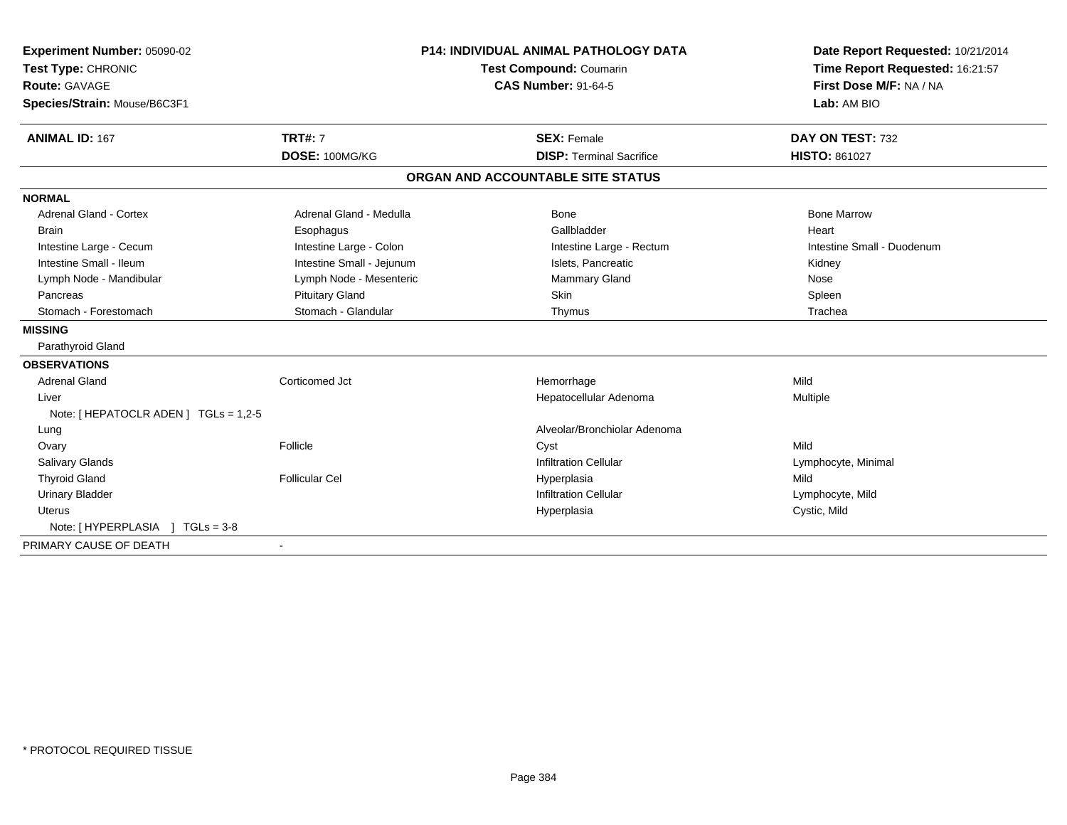**Experiment Number:** 05090-02
**Test Type:** CHRONIC
**Route:** GAVAGE
**Species/Strain:** Mouse/B6C3F1

**P14: INDIVIDUAL ANIMAL PATHOLOGY DATA**
**Test Compound:** Coumarin
**CAS Number:** 91-64-5

**Date Report Requested:** 10/21/2014
**Time Report Requested:** 16:21:57
**First Dose M/F:** NA / NA
**Lab:** AM BIO

| **ANIMAL ID:** 167 | **TRT#:** 7 | **SEX:** Female | **DAY ON TEST:** 732 |
|---|---|---|---|
| | **DOSE:** 100MG/KG | **DISP:** Terminal Sacrifice | **HISTO:** 861027 |

## ORGAN AND ACCOUNTABLE SITE STATUS

| | | | |
|---|---|---|---|
| **NORMAL** | | | |
| Adrenal Gland - Cortex | Adrenal Gland - Medulla | Bone | Bone Marrow |
| Brain | Esophagus | Gallbladder | Heart |
| Intestine Large - Cecum | Intestine Large - Colon | Intestine Large - Rectum | Intestine Small - Duodenum |
| Intestine Small - Ileum | Intestine Small - Jejunum | Islets, Pancreatic | Kidney |
| Lymph Node - Mandibular | Lymph Node - Mesenteric | Mammary Gland | Nose |
| Pancreas | Pituitary Gland | Skin | Spleen |
| Stomach - Forestomach | Stomach - Glandular | Thymus | Trachea |
| **MISSING** | | | |
| Parathyroid Gland | | | |
| **OBSERVATIONS** | | | |
| Adrenal Gland | Corticomed Jct | Hemorrhage | Mild |
| Liver | | Hepatocellular Adenoma | Multiple |
| Note: [ HEPATOCLR ADEN ] TGLs = 1,2-5 | | | |
| Lung | | Alveolar/Bronchiolar Adenoma | |
| Ovary | Follicle | Cyst | Mild |
| Salivary Glands | | Infiltration Cellular | Lymphocyte, Minimal |
| Thyroid Gland | Follicular Cel | Hyperplasia | Mild |
| Urinary Bladder | | Infiltration Cellular | Lymphocyte, Mild |
| Uterus | | Hyperplasia | Cystic, Mild |
| Note: [ HYPERPLASIA ] TGLs = 3-8 | | | |
| PRIMARY CAUSE OF DEATH | - | | |

\* PROTOCOL REQUIRED TISSUE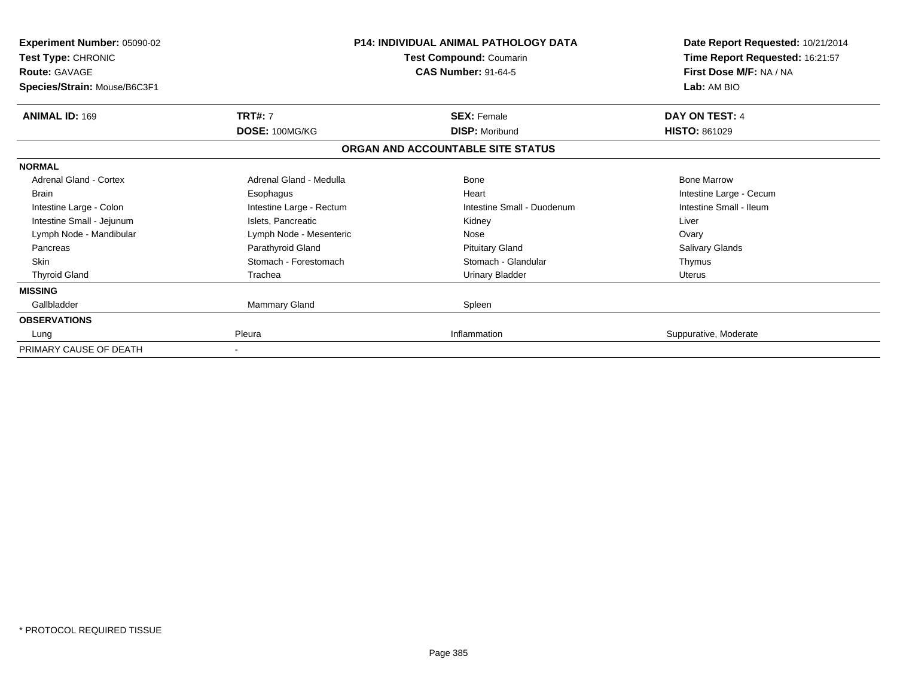**Experiment Number:** 05090-02
**Test Type:** CHRONIC
**Route:** GAVAGE
**Species/Strain:** Mouse/B6C3F1

**P14: INDIVIDUAL ANIMAL PATHOLOGY DATA**
**Test Compound:** Coumarin
**CAS Number:** 91-64-5

**Date Report Requested:** 10/21/2014
**Time Report Requested:** 16:21:57
**First Dose M/F:** NA / NA
**Lab:** AM BIO

| **ANIMAL ID:** 169 | **TRT#:** 7 | **SEX:** Female | **DAY ON TEST:** 4 |
|---|---|---|---|
| | **DOSE:** 100MG/KG | **DISP:** Moribund | **HISTO:** 861029 |

**ORGAN AND ACCOUNTABLE SITE STATUS**

| | | | |
|---|---|---|---|
| **NORMAL** | | | |
| Adrenal Gland - Cortex | Adrenal Gland - Medulla | Bone | Bone Marrow |
| Brain | Esophagus | Heart | Intestine Large - Cecum |
| Intestine Large - Colon | Intestine Large - Rectum | Intestine Small - Duodenum | Intestine Small - Ileum |
| Intestine Small - Jejunum | Islets, Pancreatic | Kidney | Liver |
| Lymph Node - Mandibular | Lymph Node - Mesenteric | Nose | Ovary |
| Pancreas | Parathyroid Gland | Pituitary Gland | Salivary Glands |
| Skin | Stomach - Forestomach | Stomach - Glandular | Thymus |
| Thyroid Gland | Trachea | Urinary Bladder | Uterus |
| **MISSING** | | | |
| Gallbladder | Mammary Gland | Spleen | |
| **OBSERVATIONS** | | | |
| Lung | Pleura | Inflammation | Suppurative, Moderate |
| PRIMARY CAUSE OF DEATH | - | | |

* PROTOCOL REQUIRED TISSUE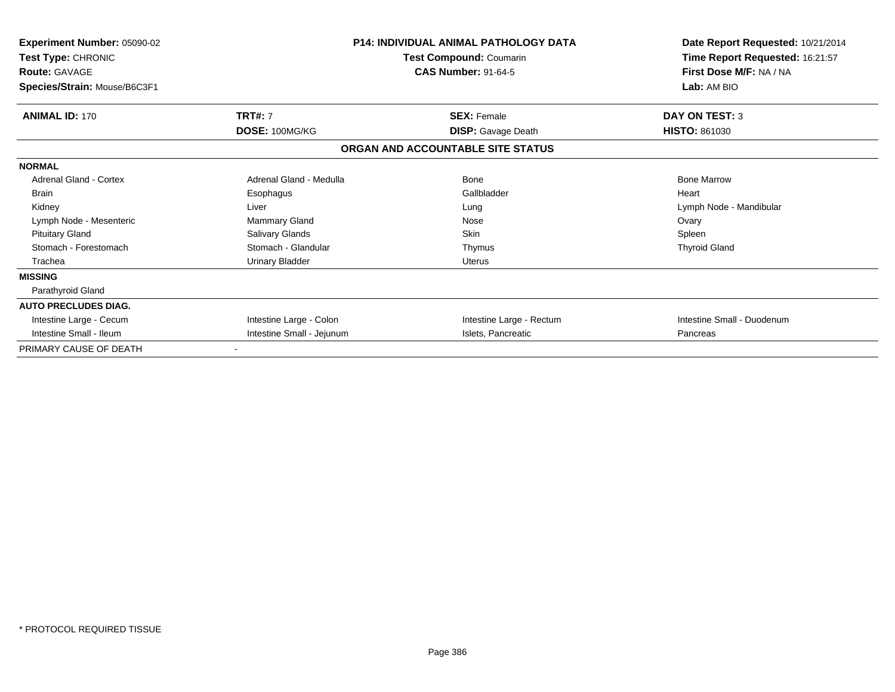**Experiment Number:** 05090-02
**Test Type:** CHRONIC
**Route:** GAVAGE
**Species/Strain:** Mouse/B6C3F1

**P14: INDIVIDUAL ANIMAL PATHOLOGY DATA**
**Test Compound:** Coumarin
**CAS Number:** 91-64-5

**Date Report Requested:** 10/21/2014
**Time Report Requested:** 16:21:57
**First Dose M/F:** NA / NA
**Lab:** AM BIO

| **ANIMAL ID:** 170 | **TRT#:** 7 | **SEX:** Female | **DAY ON TEST:** 3 |
|---|---|---|---|
| | **DOSE:** 100MG/KG | **DISP:** Gavage Death | **HISTO:** 861030 |

## ORGAN AND ACCOUNTABLE SITE STATUS

| | | | |
|---|---|---|---|
| **NORMAL** | | | |
| Adrenal Gland - Cortex | Adrenal Gland - Medulla | Bone | Bone Marrow |
| Brain | Esophagus | Gallbladder | Heart |
| Kidney | Liver | Lung | Lymph Node - Mandibular |
| Lymph Node - Mesenteric | Mammary Gland | Nose | Ovary |
| Pituitary Gland | Salivary Glands | Skin | Spleen |
| Stomach - Forestomach | Stomach - Glandular | Thymus | Thyroid Gland |
| Trachea | Urinary Bladder | Uterus | |
| **MISSING** | | | |
| Parathyroid Gland | | | |
| **AUTO PRECLUDES DIAG.** | | | |
| Intestine Large - Cecum | Intestine Large - Colon | Intestine Large - Rectum | Intestine Small - Duodenum |
| Intestine Small - Ileum | Intestine Small - Jejunum | Islets, Pancreatic | Pancreas |
| PRIMARY CAUSE OF DEATH | - | | |

\* PROTOCOL REQUIRED TISSUE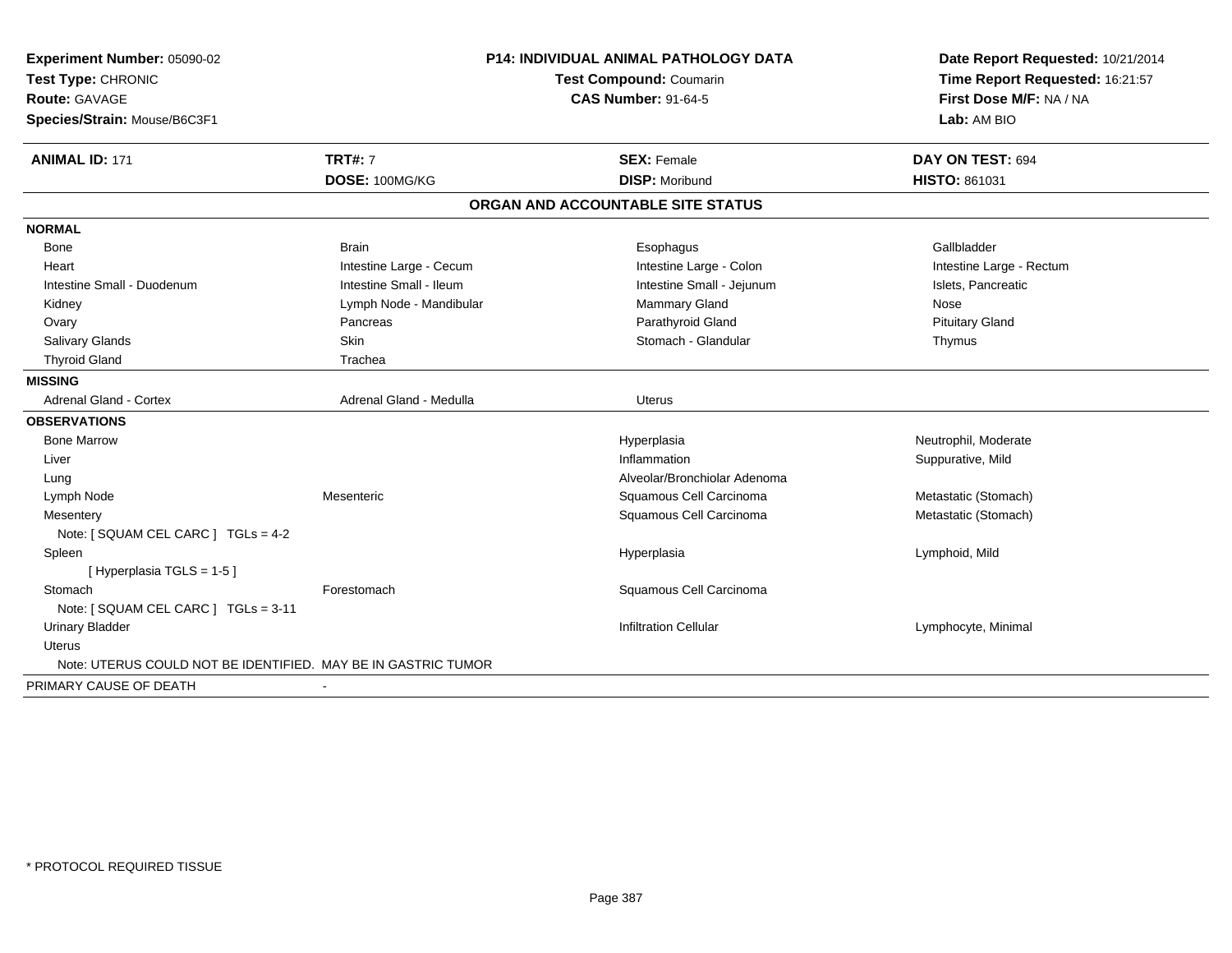**Experiment Number:** 05090-02
**Test Type:** CHRONIC
**Route:** GAVAGE
**Species/Strain:** Mouse/B6C3F1

**P14: INDIVIDUAL ANIMAL PATHOLOGY DATA**
**Test Compound:** Coumarin
**CAS Number:** 91-64-5

**Date Report Requested:** 10/21/2014
**Time Report Requested:** 16:21:57
**First Dose M/F:** NA / NA
**Lab:** AM BIO

| **ANIMAL ID:** 171 | **TRT#:** 7 | **SEX:** Female | **DAY ON TEST:** 694 |
|---|---|---|---|
| | **DOSE:** 100MG/KG | **DISP:** Moribund | **HISTO:** 861031 |

## ORGAN AND ACCOUNTABLE SITE STATUS

| | | | |
|---|---|---|---|
| **NORMAL** | | | |
| Bone | Brain | Esophagus | Gallbladder |
| Heart | Intestine Large - Cecum | Intestine Large - Colon | Intestine Large - Rectum |
| Intestine Small - Duodenum | Intestine Small - Ileum | Intestine Small - Jejunum | Islets, Pancreatic |
| Kidney | Lymph Node - Mandibular | Mammary Gland | Nose |
| Ovary | Pancreas | Parathyroid Gland | Pituitary Gland |
| Salivary Glands | Skin | Stomach - Glandular | Thymus |
| Thyroid Gland | Trachea | | |
| **MISSING** | | | |
| Adrenal Gland - Cortex | Adrenal Gland - Medulla | Uterus | |
| **OBSERVATIONS** | | | |
| Bone Marrow | | Hyperplasia | Neutrophil, Moderate |
| Liver | | Inflammation | Suppurative, Mild |
| Lung | | Alveolar/Bronchiolar Adenoma | |
| Lymph Node | Mesenteric | Squamous Cell Carcinoma | Metastatic (Stomach) |
| Mesentery | | Squamous Cell Carcinoma | Metastatic (Stomach) |
| Note: [ SQUAM CEL CARC ] TGLs = 4-2 | | | |
| Spleen | | Hyperplasia | Lymphoid, Mild |
| [ Hyperplasia TGLS = 1-5 ] | | | |
| Stomach | Forestomach | Squamous Cell Carcinoma | |
| Note: [ SQUAM CEL CARC ] TGLs = 3-11 | | | |
| Urinary Bladder | | Infiltration Cellular | Lymphocyte, Minimal |
| Uterus | | | |
| Note: UTERUS COULD NOT BE IDENTIFIED. MAY BE IN GASTRIC TUMOR | | | |
| PRIMARY CAUSE OF DEATH | - | | |

\* PROTOCOL REQUIRED TISSUE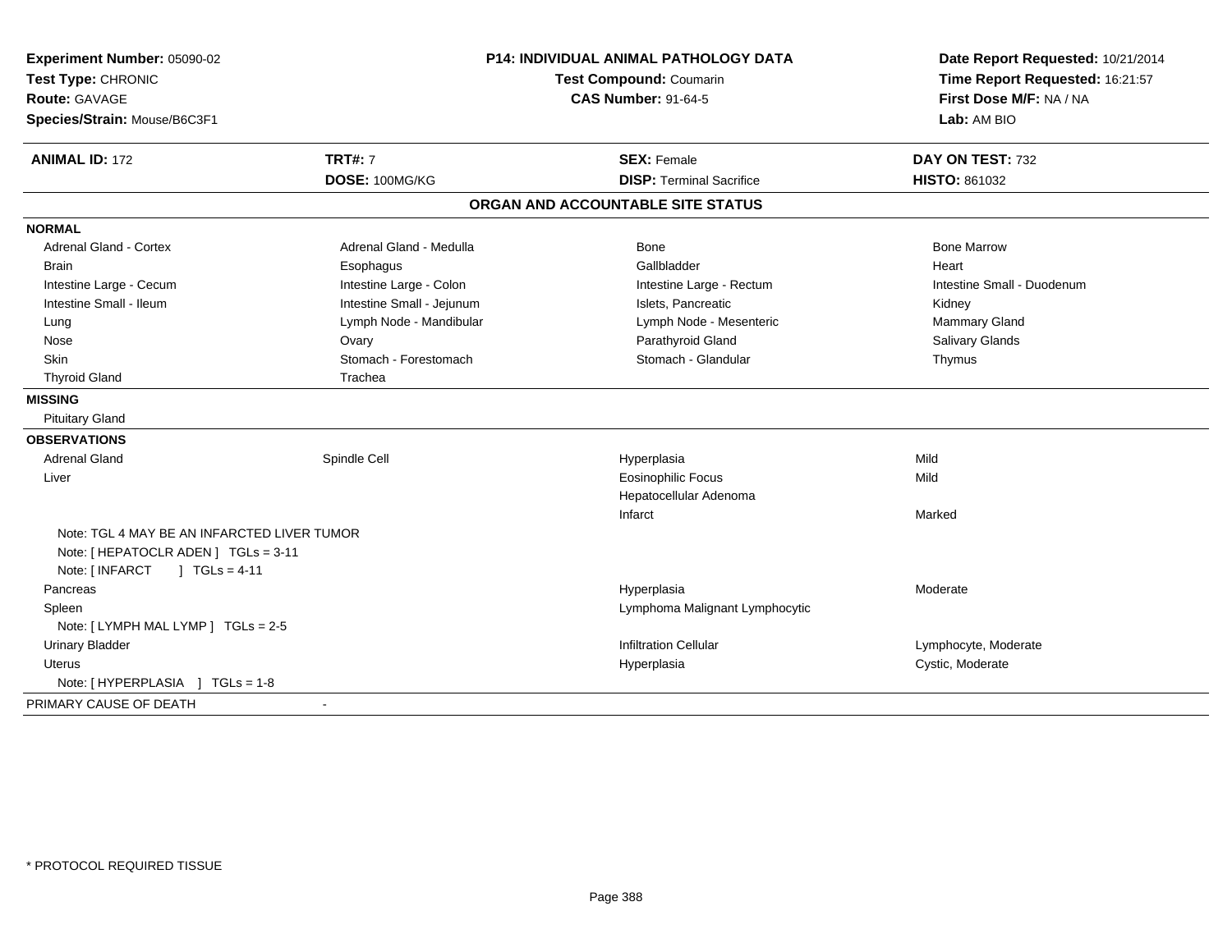**Experiment Number:** 05090-02
**Test Type:** CHRONIC
**Route:** GAVAGE
**Species/Strain:** Mouse/B6C3F1

**P14: INDIVIDUAL ANIMAL PATHOLOGY DATA**
**Test Compound:** Coumarin
**CAS Number:** 91-64-5

**Date Report Requested:** 10/21/2014
**Time Report Requested:** 16:21:57
**First Dose M/F:** NA / NA
**Lab:** AM BIO

| **ANIMAL ID:** 172 | **TRT#:** 7 | **SEX:** Female | **DAY ON TEST:** 732 |
|---|---|---|---|
| | **DOSE:** 100MG/KG | **DISP:** Terminal Sacrifice | **HISTO:** 861032 |

## ORGAN AND ACCOUNTABLE SITE STATUS

**NORMAL**

| | | | |
|---|---|---|---|
| Adrenal Gland - Cortex | Adrenal Gland - Medulla | Bone | Bone Marrow |
| Brain | Esophagus | Gallbladder | Heart |
| Intestine Large - Cecum | Intestine Large - Colon | Intestine Large - Rectum | Intestine Small - Duodenum |
| Intestine Small - Ileum | Intestine Small - Jejunum | Islets, Pancreatic | Kidney |
| Lung | Lymph Node - Mandibular | Lymph Node - Mesenteric | Mammary Gland |
| Nose | Ovary | Parathyroid Gland | Salivary Glands |
| Skin | Stomach - Forestomach | Stomach - Glandular | Thymus |
| Thyroid Gland | Trachea | | |

**MISSING**

Pituitary Gland

**OBSERVATIONS**

| | | | |
|---|---|---|---|
| Adrenal Gland | Spindle Cell | Hyperplasia | Mild |
| Liver | | Eosinophilic Focus | Mild |
| | | Hepatocellular Adenoma | |
| | | Infarct | Marked |
| Note: TGL 4 MAY BE AN INFARCTED LIVER TUMOR | | | |
| Note: [ HEPATOCLR ADEN ] TGLs = 3-11 | | | |
| Note: [ INFARCT ] TGLs = 4-11 | | | |
| Pancreas | | Hyperplasia | Moderate |
| Spleen | | Lymphoma Malignant Lymphocytic | |
| Note: [ LYMPH MAL LYMP ] TGLs = 2-5 | | | |
| Urinary Bladder | | Infiltration Cellular | Lymphocyte, Moderate |
| Uterus | | Hyperplasia | Cystic, Moderate |
| Note: [ HYPERPLASIA ] TGLs = 1-8 | | | |

PRIMARY CAUSE OF DEATH -

\* PROTOCOL REQUIRED TISSUE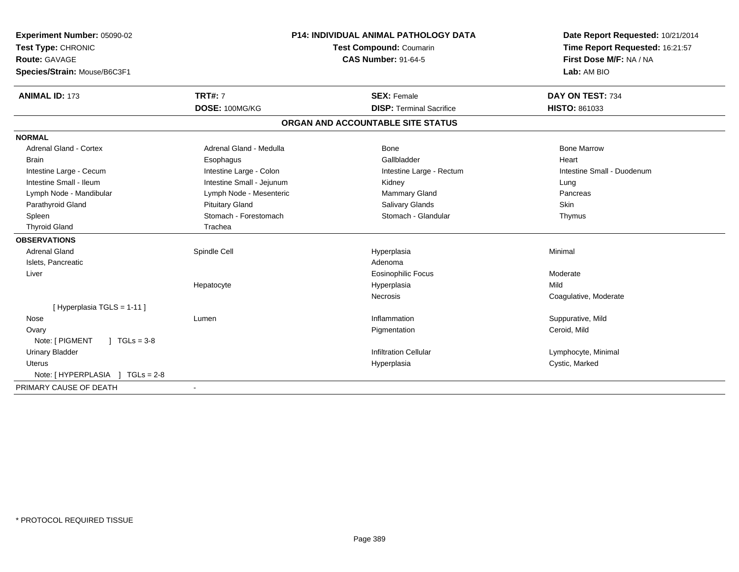**Experiment Number:** 05090-02
**Test Type:** CHRONIC
**Route:** GAVAGE
**Species/Strain:** Mouse/B6C3F1

**P14: INDIVIDUAL ANIMAL PATHOLOGY DATA**
**Test Compound:** Coumarin
**CAS Number:** 91-64-5

**Date Report Requested:** 10/21/2014
**Time Report Requested:** 16:21:57
**First Dose M/F:** NA / NA
**Lab:** AM BIO

| **ANIMAL ID:** 173 | **TRT#:** 7 | **SEX:** Female | **DAY ON TEST:** 734 |
|---|---|---|---|
| | **DOSE:** 100MG/KG | **DISP:** Terminal Sacrifice | **HISTO:** 861033 |

## ORGAN AND ACCOUNTABLE SITE STATUS

**NORMAL**

| | | | |
|---|---|---|---|
| Adrenal Gland - Cortex | Adrenal Gland - Medulla | Bone | Bone Marrow |
| Brain | Esophagus | Gallbladder | Heart |
| Intestine Large - Cecum | Intestine Large - Colon | Intestine Large - Rectum | Intestine Small - Duodenum |
| Intestine Small - Ileum | Intestine Small - Jejunum | Kidney | Lung |
| Lymph Node - Mandibular | Lymph Node - Mesenteric | Mammary Gland | Pancreas |
| Parathyroid Gland | Pituitary Gland | Salivary Glands | Skin |
| Spleen | Stomach - Forestomach | Stomach - Glandular | Thymus |
| Thyroid Gland | Trachea | | |

**OBSERVATIONS**

| | | | |
|---|---|---|---|
| Adrenal Gland | Spindle Cell | Hyperplasia | Minimal |
| Islets, Pancreatic | | Adenoma | |
| Liver | | Eosinophilic Focus | Moderate |
| | Hepatocyte | Hyperplasia | Mild |
| | | Necrosis | Coagulative, Moderate |
| [ Hyperplasia TGLS = 1-11 ] | | | |
| Nose | Lumen | Inflammation | Suppurative, Mild |
| Ovary | | Pigmentation | Ceroid, Mild |
| Note: [ PIGMENT ] TGLs = 3-8 | | | |
| Urinary Bladder | | Infiltration Cellular | Lymphocyte, Minimal |
| Uterus | | Hyperplasia | Cystic, Marked |
| Note: [ HYPERPLASIA ] TGLs = 2-8 | | | |

PRIMARY CAUSE OF DEATH -

* PROTOCOL REQUIRED TISSUE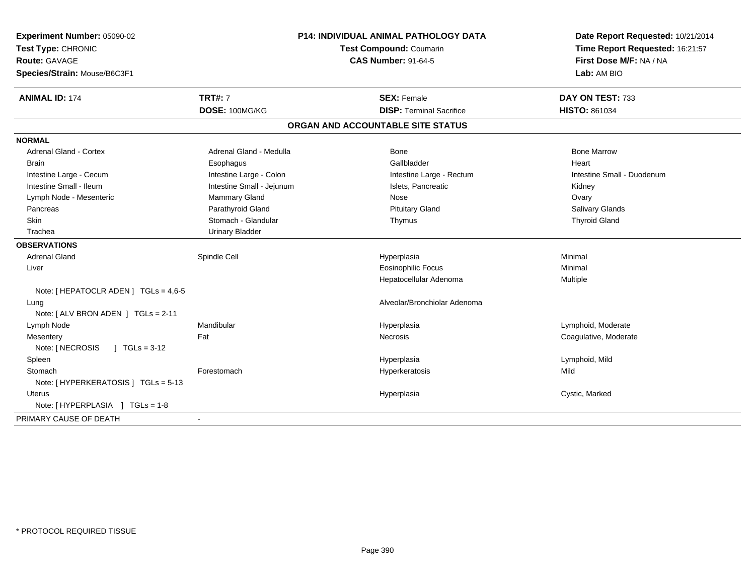**Experiment Number:** 05090-02
**Test Type:** CHRONIC
**Route:** GAVAGE
**Species/Strain:** Mouse/B6C3F1

**P14: INDIVIDUAL ANIMAL PATHOLOGY DATA**
**Test Compound:** Coumarin
**CAS Number:** 91-64-5

**Date Report Requested:** 10/21/2014
**Time Report Requested:** 16:21:57
**First Dose M/F:** NA / NA
**Lab:** AM BIO

| **ANIMAL ID:** 174 | **TRT#:** 7 | **SEX:** Female | **DAY ON TEST:** 733 |
|---|---|---|---|
| | **DOSE:** 100MG/KG | **DISP:** Terminal Sacrifice | **HISTO:** 861034 |

## ORGAN AND ACCOUNTABLE SITE STATUS

| | | | |
|---|---|---|---|
| **NORMAL** | | | |
| Adrenal Gland - Cortex | Adrenal Gland - Medulla | Bone | Bone Marrow |
| Brain | Esophagus | Gallbladder | Heart |
| Intestine Large - Cecum | Intestine Large - Colon | Intestine Large - Rectum | Intestine Small - Duodenum |
| Intestine Small - Ileum | Intestine Small - Jejunum | Islets, Pancreatic | Kidney |
| Lymph Node - Mesenteric | Mammary Gland | Nose | Ovary |
| Pancreas | Parathyroid Gland | Pituitary Gland | Salivary Glands |
| Skin | Stomach - Glandular | Thymus | Thyroid Gland |
| Trachea | Urinary Bladder | | |
| **OBSERVATIONS** | | | |
| Adrenal Gland | Spindle Cell | Hyperplasia | Minimal |
| Liver | | Eosinophilic Focus | Minimal |
| | | Hepatocellular Adenoma | Multiple |
| Note: [ HEPATOCLR ADEN ] TGLs = 4,6-5 | | | |
| Lung | | Alveolar/Bronchiolar Adenoma | |
| Note: [ ALV BRON ADEN ] TGLs = 2-11 | | | |
| Lymph Node | Mandibular | Hyperplasia | Lymphoid, Moderate |
| Mesentery | Fat | Necrosis | Coagulative, Moderate |
| Note: [ NECROSIS ] TGLs = 3-12 | | | |
| Spleen | | Hyperplasia | Lymphoid, Mild |
| Stomach | Forestomach | Hyperkeratosis | Mild |
| Note: [ HYPERKERATOSIS ] TGLs = 5-13 | | | |
| Uterus | | Hyperplasia | Cystic, Marked |
| Note: [ HYPERPLASIA ] TGLs = 1-8 | | | |
| PRIMARY CAUSE OF DEATH | - | | |

* PROTOCOL REQUIRED TISSUE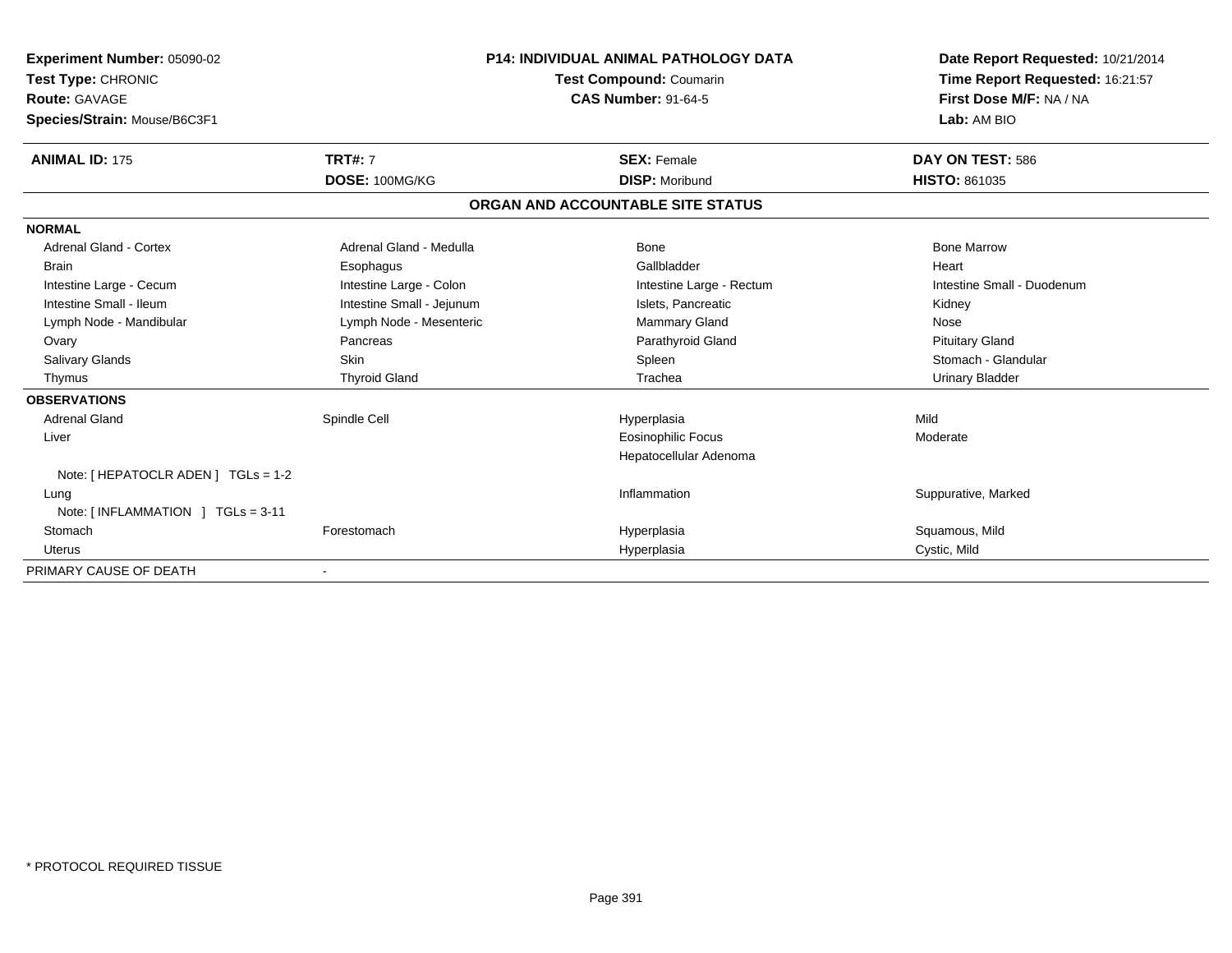**Experiment Number:** 05090-02
**Test Type:** CHRONIC
**Route:** GAVAGE
**Species/Strain:** Mouse/B6C3F1

**P14: INDIVIDUAL ANIMAL PATHOLOGY DATA**
**Test Compound:** Coumarin
**CAS Number:** 91-64-5

**Date Report Requested:** 10/21/2014
**Time Report Requested:** 16:21:57
**First Dose M/F:** NA / NA
**Lab:** AM BIO

| **ANIMAL ID:** 175 | **TRT#:** 7 | **SEX:** Female | **DAY ON TEST:** 586 |
|---|---|---|---|
| | **DOSE:** 100MG/KG | **DISP:** Moribund | **HISTO:** 861035 |

**ORGAN AND ACCOUNTABLE SITE STATUS**

| | | | |
|---|---|---|---|
| **NORMAL** | | | |
| Adrenal Gland - Cortex | Adrenal Gland - Medulla | Bone | Bone Marrow |
| Brain | Esophagus | Gallbladder | Heart |
| Intestine Large - Cecum | Intestine Large - Colon | Intestine Large - Rectum | Intestine Small - Duodenum |
| Intestine Small - Ileum | Intestine Small - Jejunum | Islets, Pancreatic | Kidney |
| Lymph Node - Mandibular | Lymph Node - Mesenteric | Mammary Gland | Nose |
| Ovary | Pancreas | Parathyroid Gland | Pituitary Gland |
| Salivary Glands | Skin | Spleen | Stomach - Glandular |
| Thymus | Thyroid Gland | Trachea | Urinary Bladder |
| **OBSERVATIONS** | | | |
| Adrenal Gland | Spindle Cell | Hyperplasia | Mild |
| Liver | | Eosinophilic Focus | Moderate |
| | | Hepatocellular Adenoma | |
| Note: [ HEPATOCLR ADEN ] TGLs = 1-2 | | | |
| Lung | | Inflammation | Suppurative, Marked |
| Note: [ INFLAMMATION ] TGLs = 3-11 | | | |
| Stomach | Forestomach | Hyperplasia | Squamous, Mild |
| Uterus | | Hyperplasia | Cystic, Mild |
| PRIMARY CAUSE OF DEATH | - | | |

* PROTOCOL REQUIRED TISSUE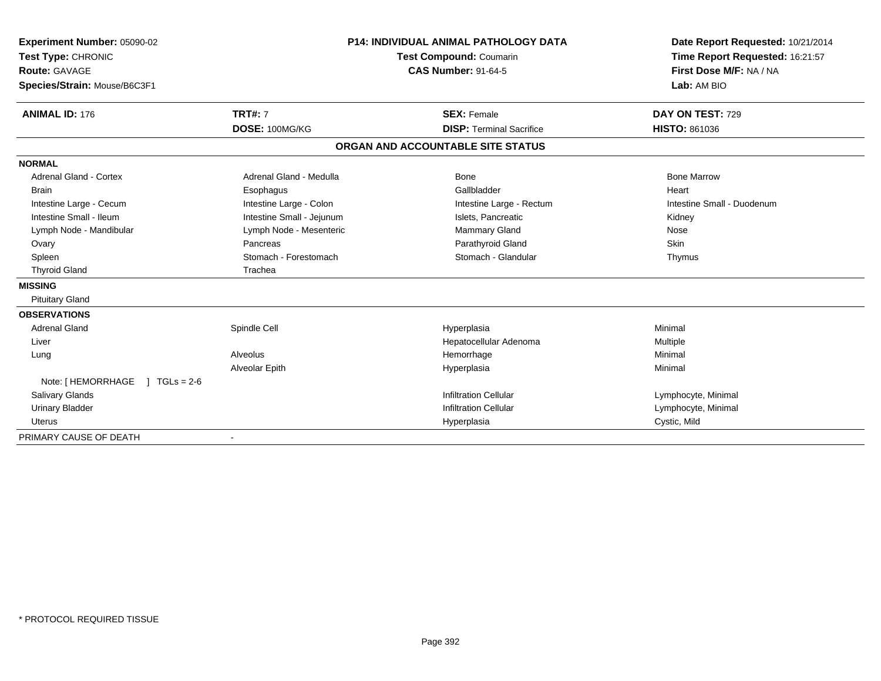**Experiment Number:** 05090-02
**Test Type:** CHRONIC
**Route:** GAVAGE
**Species/Strain:** Mouse/B6C3F1

**P14: INDIVIDUAL ANIMAL PATHOLOGY DATA**
**Test Compound:** Coumarin
**CAS Number:** 91-64-5

**Date Report Requested:** 10/21/2014
**Time Report Requested:** 16:21:57
**First Dose M/F:** NA / NA
**Lab:** AM BIO

| **ANIMAL ID:** 176 | **TRT#:** 7 | **SEX:** Female | **DAY ON TEST:** 729 |
|---|---|---|---|
| | **DOSE:** 100MG/KG | **DISP:** Terminal Sacrifice | **HISTO:** 861036 |

## ORGAN AND ACCOUNTABLE SITE STATUS

**NORMAL**

| | | | |
|---|---|---|---|
| Adrenal Gland - Cortex | Adrenal Gland - Medulla | Bone | Bone Marrow |
| Brain | Esophagus | Gallbladder | Heart |
| Intestine Large - Cecum | Intestine Large - Colon | Intestine Large - Rectum | Intestine Small - Duodenum |
| Intestine Small - Ileum | Intestine Small - Jejunum | Islets, Pancreatic | Kidney |
| Lymph Node - Mandibular | Lymph Node - Mesenteric | Mammary Gland | Nose |
| Ovary | Pancreas | Parathyroid Gland | Skin |
| Spleen | Stomach - Forestomach | Stomach - Glandular | Thymus |
| Thyroid Gland | Trachea | | |

**MISSING**

Pituitary Gland

**OBSERVATIONS**

| | | | |
|---|---|---|---|
| Adrenal Gland | Spindle Cell | Hyperplasia | Minimal |
| Liver | | Hepatocellular Adenoma | Multiple |
| Lung | Alveolus | Hemorrhage | Minimal |
| | Alveolar Epith | Hyperplasia | Minimal |
| Note: [ HEMORRHAGE ] TGLs = 2-6 | | | |
| Salivary Glands | | Infiltration Cellular | Lymphocyte, Minimal |
| Urinary Bladder | | Infiltration Cellular | Lymphocyte, Minimal |
| Uterus | | Hyperplasia | Cystic, Mild |

PRIMARY CAUSE OF DEATH -

\* PROTOCOL REQUIRED TISSUE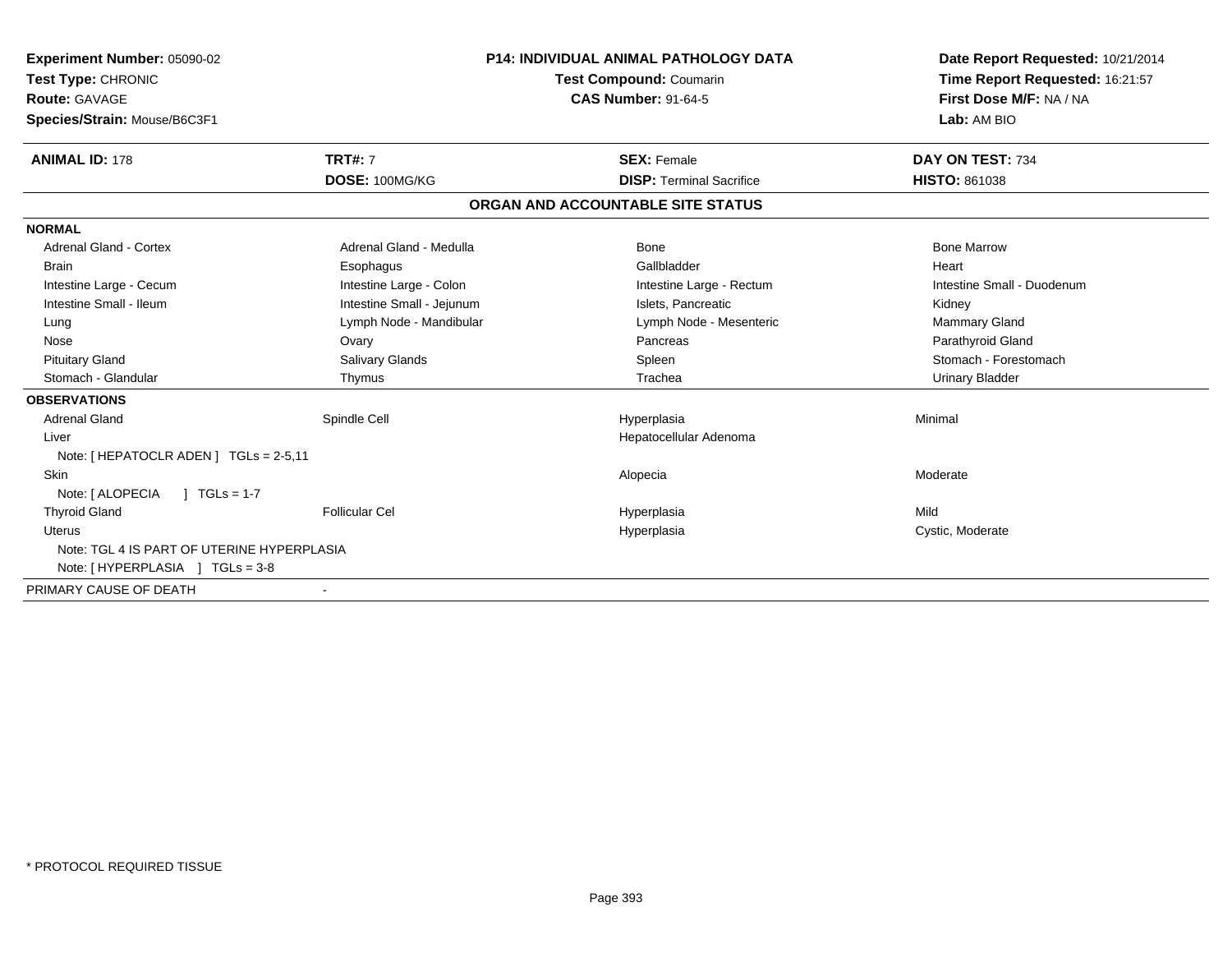**Experiment Number:** 05090-02
**Test Type:** CHRONIC
**Route:** GAVAGE
**Species/Strain:** Mouse/B6C3F1

**P14: INDIVIDUAL ANIMAL PATHOLOGY DATA**
**Test Compound:** Coumarin
**CAS Number:** 91-64-5

**Date Report Requested:** 10/21/2014
**Time Report Requested:** 16:21:57
**First Dose M/F:** NA / NA
**Lab:** AM BIO

| **ANIMAL ID:** 178 | **TRT#:** 7 | **SEX:** Female | **DAY ON TEST:** 734 |
|---|---|---|---|
| | **DOSE:** 100MG/KG | **DISP:** Terminal Sacrifice | **HISTO:** 861038 |

## ORGAN AND ACCOUNTABLE SITE STATUS

**NORMAL**

| | | | |
|---|---|---|---|
| Adrenal Gland - Cortex | Adrenal Gland - Medulla | Bone | Bone Marrow |
| Brain | Esophagus | Gallbladder | Heart |
| Intestine Large - Cecum | Intestine Large - Colon | Intestine Large - Rectum | Intestine Small - Duodenum |
| Intestine Small - Ileum | Intestine Small - Jejunum | Islets, Pancreatic | Kidney |
| Lung | Lymph Node - Mandibular | Lymph Node - Mesenteric | Mammary Gland |
| Nose | Ovary | Pancreas | Parathyroid Gland |
| Pituitary Gland | Salivary Glands | Spleen | Stomach - Forestomach |
| Stomach - Glandular | Thymus | Trachea | Urinary Bladder |

**OBSERVATIONS**

| | | | |
|---|---|---|---|
| Adrenal Gland | Spindle Cell | Hyperplasia | Minimal |
| Liver | | Hepatocellular Adenoma | |
| Note: [ HEPATOCLR ADEN ] TGLs = 2-5,11 | | | |
| Skin | | Alopecia | Moderate |
| Note: [ ALOPECIA ] TGLs = 1-7 | | | |
| Thyroid Gland | Follicular Cel | Hyperplasia | Mild |
| Uterus | | Hyperplasia | Cystic, Moderate |
| Note: TGL 4 IS PART OF UTERINE HYPERPLASIA | | | |
| Note: [ HYPERPLASIA ] TGLs = 3-8 | | | |

PRIMARY CAUSE OF DEATH -

* PROTOCOL REQUIRED TISSUE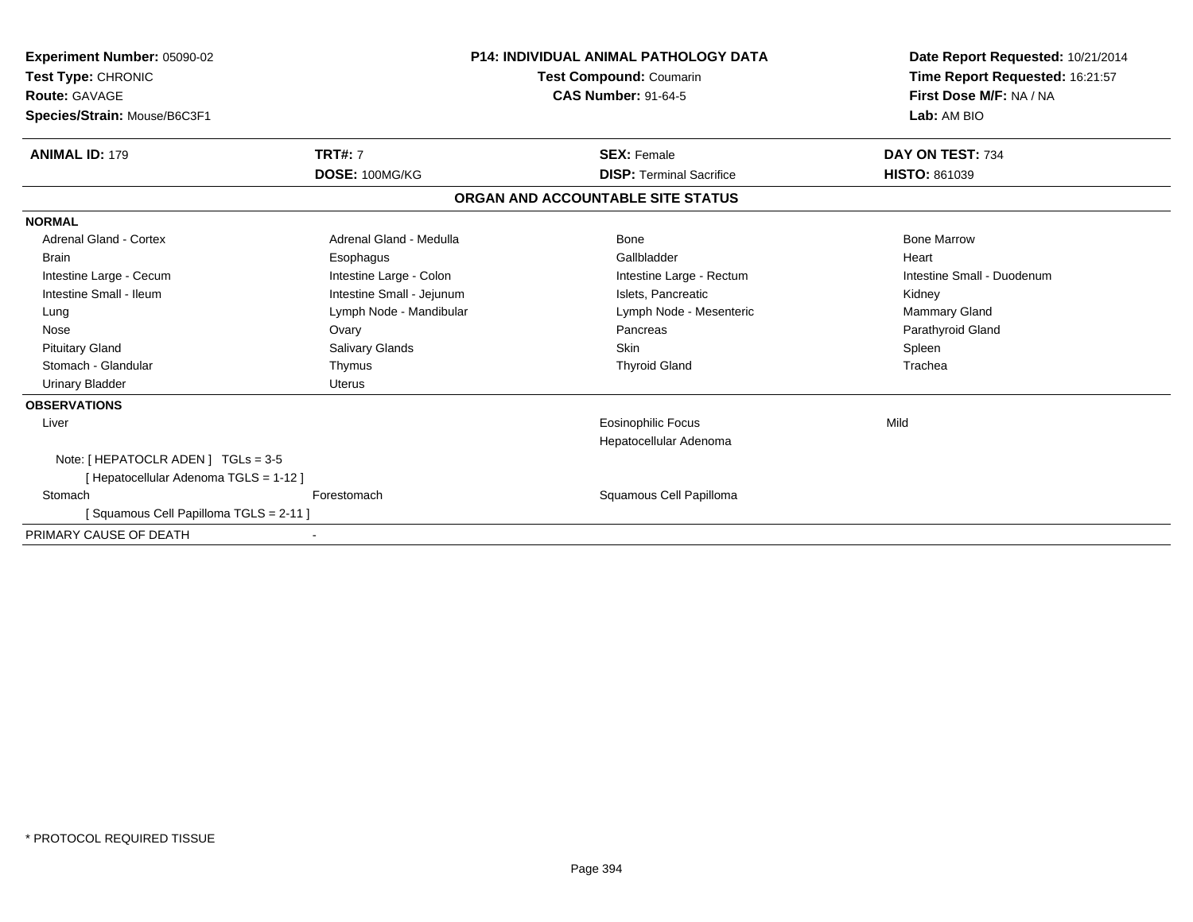**Experiment Number:** 05090-02
**Test Type:** CHRONIC
**Route:** GAVAGE
**Species/Strain:** Mouse/B6C3F1

**P14: INDIVIDUAL ANIMAL PATHOLOGY DATA**
**Test Compound:** Coumarin
**CAS Number:** 91-64-5

**Date Report Requested:** 10/21/2014
**Time Report Requested:** 16:21:57
**First Dose M/F:** NA / NA
**Lab:** AM BIO

| **ANIMAL ID:** 179 | **TRT#:** 7 | **SEX:** Female | **DAY ON TEST:** 734 |
|---|---|---|---|
| | **DOSE:** 100MG/KG | **DISP:** Terminal Sacrifice | **HISTO:** 861039 |

## ORGAN AND ACCOUNTABLE SITE STATUS

**NORMAL**

| | | | |
|---|---|---|---|
| Adrenal Gland - Cortex | Adrenal Gland - Medulla | Bone | Bone Marrow |
| Brain | Esophagus | Gallbladder | Heart |
| Intestine Large - Cecum | Intestine Large - Colon | Intestine Large - Rectum | Intestine Small - Duodenum |
| Intestine Small - Ileum | Intestine Small - Jejunum | Islets, Pancreatic | Kidney |
| Lung | Lymph Node - Mandibular | Lymph Node - Mesenteric | Mammary Gland |
| Nose | Ovary | Pancreas | Parathyroid Gland |
| Pituitary Gland | Salivary Glands | Skin | Spleen |
| Stomach - Glandular | Thymus | Thyroid Gland | Trachea |
| Urinary Bladder | Uterus | | |

**OBSERVATIONS**

| | | | |
|---|---|---|---|
| Liver | | Eosinophilic Focus | Mild |
| | | Hepatocellular Adenoma | |
| Note: [ HEPATOCLR ADEN ] TGLs = 3-5 | | | |
| [ Hepatocellular Adenoma TGLS = 1-12 ] | | | |
| Stomach | Forestomach | Squamous Cell Papilloma | |
| [ Squamous Cell Papilloma TGLS = 2-11 ] | | | |

PRIMARY CAUSE OF DEATH -

* PROTOCOL REQUIRED TISSUE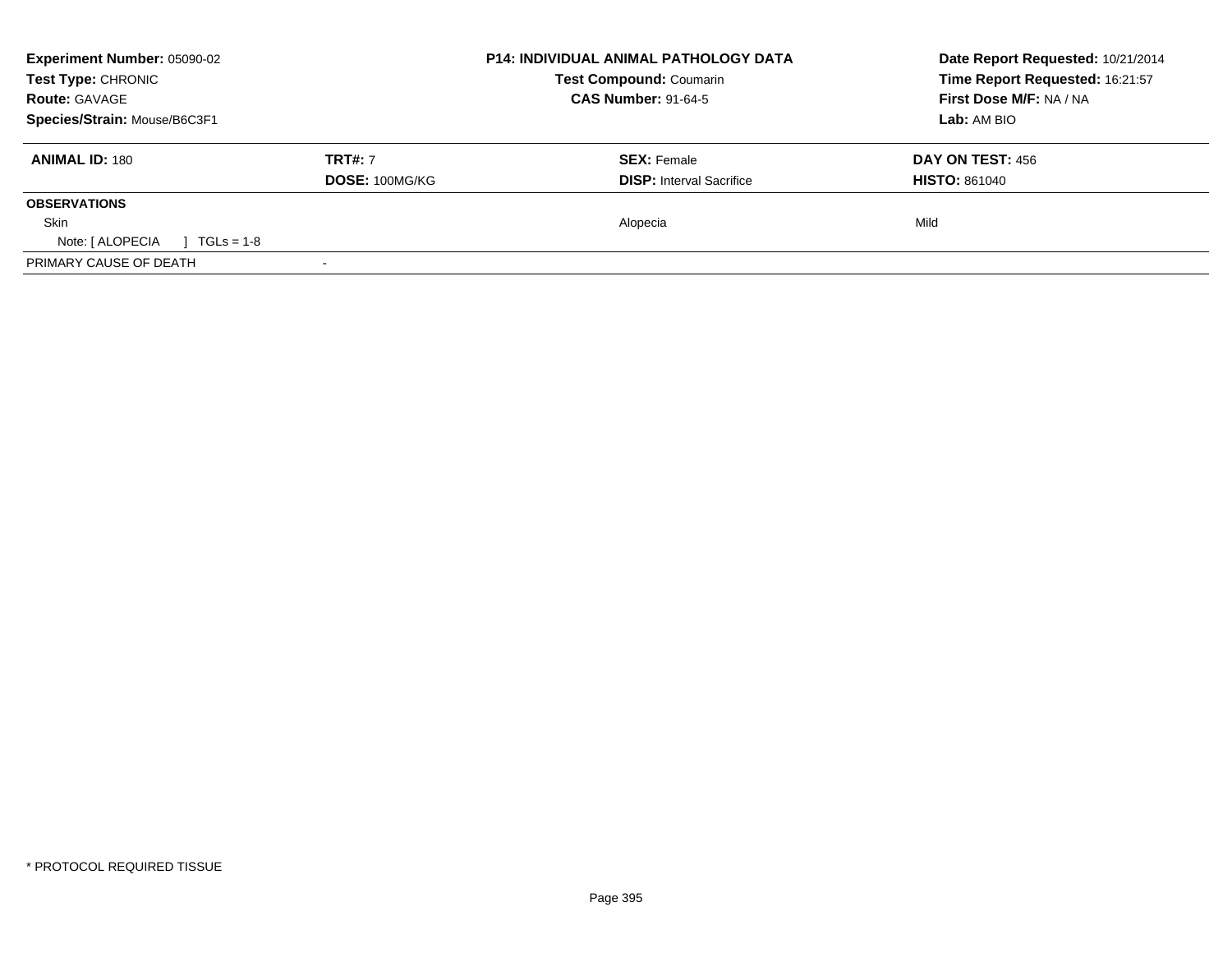**Experiment Number:** 05090-02
**Test Type:** CHRONIC
**Route:** GAVAGE
**Species/Strain:** Mouse/B6C3F1

**P14: INDIVIDUAL ANIMAL PATHOLOGY DATA**
**Test Compound:** Coumarin
**CAS Number:** 91-64-5

**Date Report Requested:** 10/21/2014
**Time Report Requested:** 16:21:57
**First Dose M/F:** NA / NA
**Lab:** AM BIO

| **ANIMAL ID:** 180 | **TRT#:** 7 | **SEX:** Female | **DAY ON TEST:** 456 |
|---|---|---|---|
| | **DOSE:** 100MG/KG | **DISP:** Interval Sacrifice | **HISTO:** 861040 |
| **OBSERVATIONS** | | | |
| Skin | | Alopecia | Mild |
| Note: [ ALOPECIA ] TGLs = 1-8 | | | |
| PRIMARY CAUSE OF DEATH | - | | |

* PROTOCOL REQUIRED TISSUE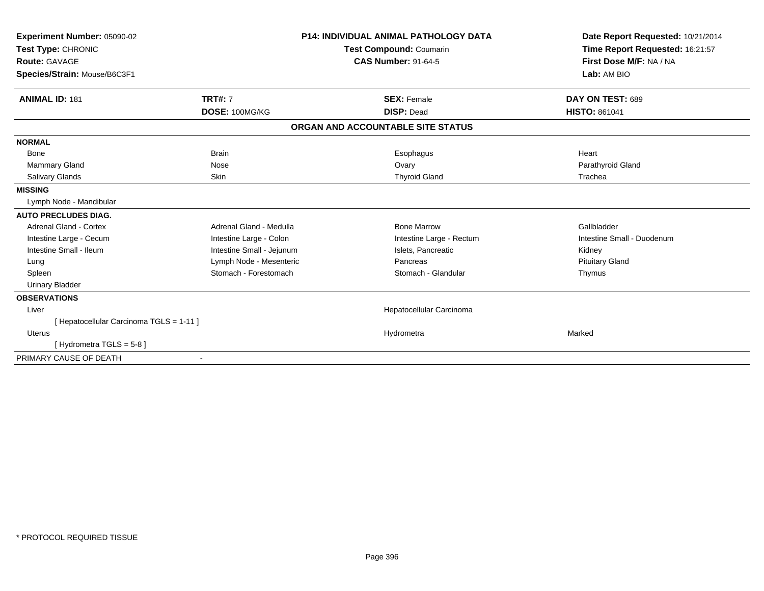**Experiment Number:** 05090-02
**Test Type:** CHRONIC
**Route:** GAVAGE
**Species/Strain:** Mouse/B6C3F1

**P14: INDIVIDUAL ANIMAL PATHOLOGY DATA**
**Test Compound:** Coumarin
**CAS Number:** 91-64-5

**Date Report Requested:** 10/21/2014
**Time Report Requested:** 16:21:57
**First Dose M/F:** NA / NA
**Lab:** AM BIO

| **ANIMAL ID:** 181 | **TRT#:** 7 | **SEX:** Female | **DAY ON TEST:** 689 |
|---|---|---|---|
| | **DOSE:** 100MG/KG | **DISP:** Dead | **HISTO:** 861041 |

### ORGAN AND ACCOUNTABLE SITE STATUS

| | | | |
|---|---|---|---|
| **NORMAL** | | | |
| Bone | Brain | Esophagus | Heart |
| Mammary Gland | Nose | Ovary | Parathyroid Gland |
| Salivary Glands | Skin | Thyroid Gland | Trachea |
| **MISSING** | | | |
| Lymph Node - Mandibular | | | |
| **AUTO PRECLUDES DIAG.** | | | |
| Adrenal Gland - Cortex | Adrenal Gland - Medulla | Bone Marrow | Gallbladder |
| Intestine Large - Cecum | Intestine Large - Colon | Intestine Large - Rectum | Intestine Small - Duodenum |
| Intestine Small - Ileum | Intestine Small - Jejunum | Islets, Pancreatic | Kidney |
| Lung | Lymph Node - Mesenteric | Pancreas | Pituitary Gland |
| Spleen | Stomach - Forestomach | Stomach - Glandular | Thymus |
| Urinary Bladder | | | |
| **OBSERVATIONS** | | | |
| Liver | | Hepatocellular Carcinoma | |
| [ Hepatocellular Carcinoma TGLS = 1-11 ] | | | |
| Uterus | | Hydrometra | Marked |
| [ Hydrometra TGLS = 5-8 ] | | | |
| PRIMARY CAUSE OF DEATH | - | | |

\* PROTOCOL REQUIRED TISSUE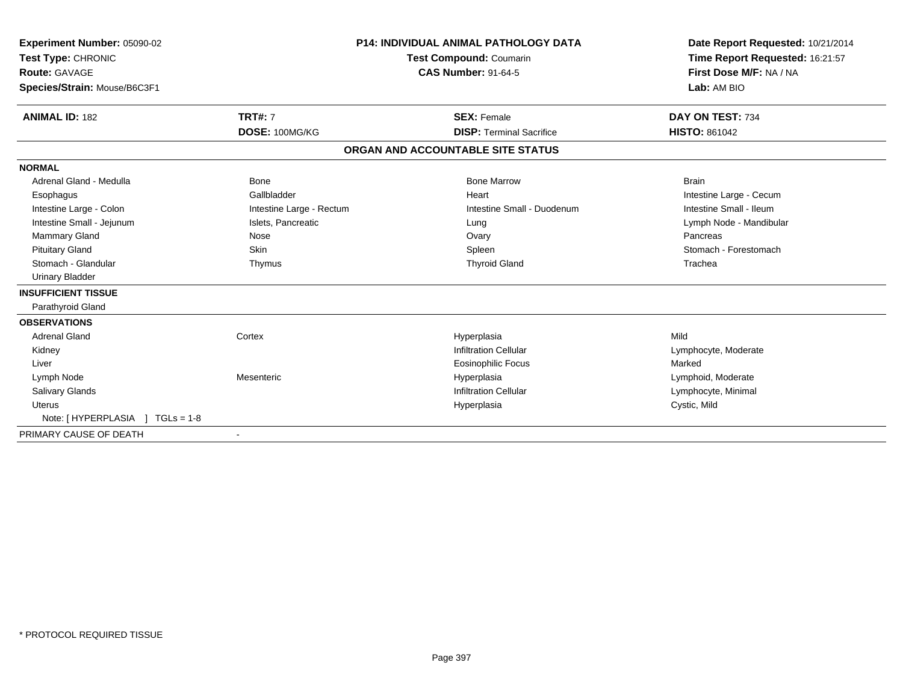**Experiment Number:** 05090-02
**Test Type:** CHRONIC
**Route:** GAVAGE
**Species/Strain:** Mouse/B6C3F1

**P14: INDIVIDUAL ANIMAL PATHOLOGY DATA**
**Test Compound:** Coumarin
**CAS Number:** 91-64-5

**Date Report Requested:** 10/21/2014
**Time Report Requested:** 16:21:57
**First Dose M/F:** NA / NA
**Lab:** AM BIO

| **ANIMAL ID:** 182 | **TRT#:** 7 | **SEX:** Female | **DAY ON TEST:** 734 |
|---|---|---|---|
| | **DOSE:** 100MG/KG | **DISP:** Terminal Sacrifice | **HISTO:** 861042 |

## ORGAN AND ACCOUNTABLE SITE STATUS

| | | | |
|---|---|---|---|
| **NORMAL** | | | |
| Adrenal Gland - Medulla | Bone | Bone Marrow | Brain |
| Esophagus | Gallbladder | Heart | Intestine Large - Cecum |
| Intestine Large - Colon | Intestine Large - Rectum | Intestine Small - Duodenum | Intestine Small - Ileum |
| Intestine Small - Jejunum | Islets, Pancreatic | Lung | Lymph Node - Mandibular |
| Mammary Gland | Nose | Ovary | Pancreas |
| Pituitary Gland | Skin | Spleen | Stomach - Forestomach |
| Stomach - Glandular | Thymus | Thyroid Gland | Trachea |
| Urinary Bladder | | | |
| **INSUFFICIENT TISSUE** | | | |
| Parathyroid Gland | | | |
| **OBSERVATIONS** | | | |
| Adrenal Gland | Cortex | Hyperplasia | Mild |
| Kidney | | Infiltration Cellular | Lymphocyte, Moderate |
| Liver | | Eosinophilic Focus | Marked |
| Lymph Node | Mesenteric | Hyperplasia | Lymphoid, Moderate |
| Salivary Glands | | Infiltration Cellular | Lymphocyte, Minimal |
| Uterus | | Hyperplasia | Cystic, Mild |
| Note: [ HYPERPLASIA ] TGLs = 1-8 | | | |
| PRIMARY CAUSE OF DEATH | - | | |

\* PROTOCOL REQUIRED TISSUE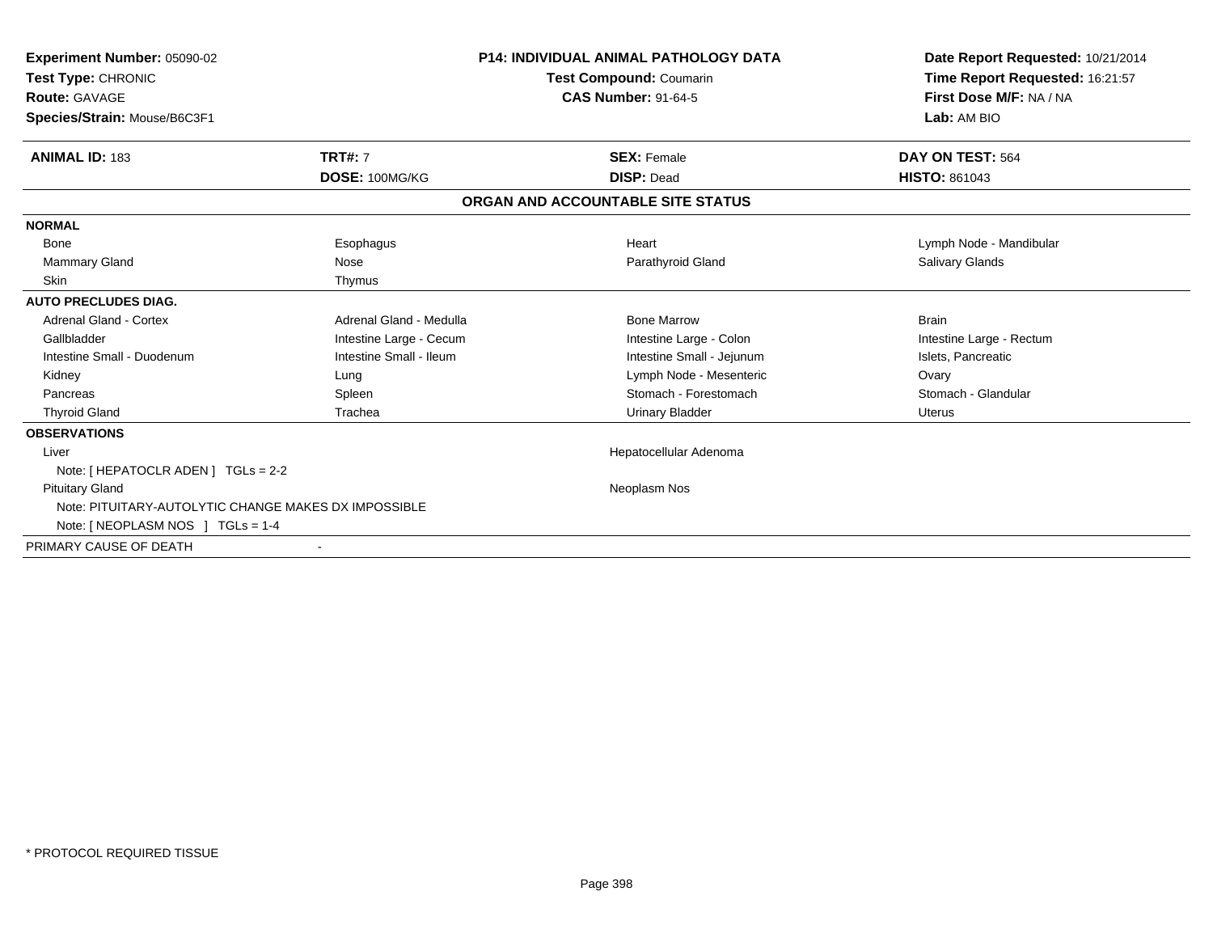**Experiment Number:** 05090-02
**Test Type:** CHRONIC
**Route:** GAVAGE
**Species/Strain:** Mouse/B6C3F1

**P14: INDIVIDUAL ANIMAL PATHOLOGY DATA**
**Test Compound:** Coumarin
**CAS Number:** 91-64-5

**Date Report Requested:** 10/21/2014
**Time Report Requested:** 16:21:57
**First Dose M/F:** NA / NA
**Lab:** AM BIO

| **ANIMAL ID:** 183 | **TRT#:** 7 | **SEX:** Female | **DAY ON TEST:** 564 |
|---|---|---|---|
| | **DOSE:** 100MG/KG | **DISP:** Dead | **HISTO:** 861043 |

**ORGAN AND ACCOUNTABLE SITE STATUS**

| | | | |
|---|---|---|---|
| **NORMAL** | | | |
| Bone | Esophagus | Heart | Lymph Node - Mandibular |
| Mammary Gland | Nose | Parathyroid Gland | Salivary Glands |
| Skin | Thymus | | |
| **AUTO PRECLUDES DIAG.** | | | |
| Adrenal Gland - Cortex | Adrenal Gland - Medulla | Bone Marrow | Brain |
| Gallbladder | Intestine Large - Cecum | Intestine Large - Colon | Intestine Large - Rectum |
| Intestine Small - Duodenum | Intestine Small - Ileum | Intestine Small - Jejunum | Islets, Pancreatic |
| Kidney | Lung | Lymph Node - Mesenteric | Ovary |
| Pancreas | Spleen | Stomach - Forestomach | Stomach - Glandular |
| Thyroid Gland | Trachea | Urinary Bladder | Uterus |
| **OBSERVATIONS** | | | |
| Liver | | Hepatocellular Adenoma | |
| Note: [ HEPATOCLR ADEN ] TGLs = 2-2 | | | |
| Pituitary Gland | | Neoplasm Nos | |
| Note: PITUITARY-AUTOLYTIC CHANGE MAKES DX IMPOSSIBLE | | | |
| Note: [ NEOPLASM NOS ] TGLs = 1-4 | | | |
| PRIMARY CAUSE OF DEATH | - | | |

\* PROTOCOL REQUIRED TISSUE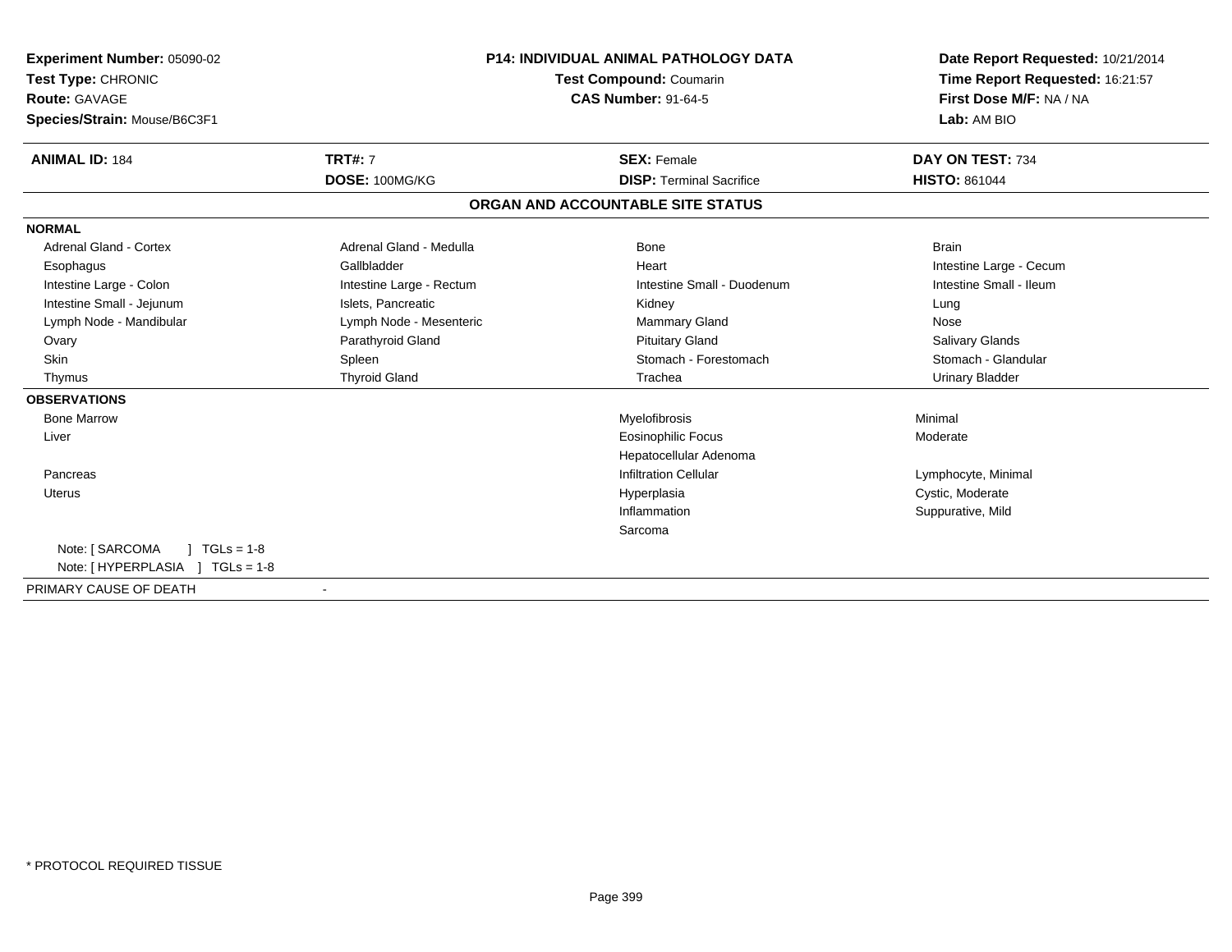**Experiment Number:** 05090-02
**Test Type:** CHRONIC
**Route:** GAVAGE
**Species/Strain:** Mouse/B6C3F1

**P14: INDIVIDUAL ANIMAL PATHOLOGY DATA**
**Test Compound:** Coumarin
**CAS Number:** 91-64-5

**Date Report Requested:** 10/21/2014
**Time Report Requested:** 16:21:57
**First Dose M/F:** NA / NA
**Lab:** AM BIO

| **ANIMAL ID:** 184 | **TRT#:** 7 | **SEX:** Female | **DAY ON TEST:** 734 |
|---|---|---|---|
| | **DOSE:** 100MG/KG | **DISP:** Terminal Sacrifice | **HISTO:** 861044 |

## ORGAN AND ACCOUNTABLE SITE STATUS

**NORMAL**

| | | | |
|---|---|---|---|
| Adrenal Gland - Cortex | Adrenal Gland - Medulla | Bone | Brain |
| Esophagus | Gallbladder | Heart | Intestine Large - Cecum |
| Intestine Large - Colon | Intestine Large - Rectum | Intestine Small - Duodenum | Intestine Small - Ileum |
| Intestine Small - Jejunum | Islets, Pancreatic | Kidney | Lung |
| Lymph Node - Mandibular | Lymph Node - Mesenteric | Mammary Gland | Nose |
| Ovary | Parathyroid Gland | Pituitary Gland | Salivary Glands |
| Skin | Spleen | Stomach - Forestomach | Stomach - Glandular |
| Thymus | Thyroid Gland | Trachea | Urinary Bladder |

**OBSERVATIONS**

| Organ | Observation | Severity |
|---|---|---|
| Bone Marrow | Myelofibrosis | Minimal |
| Liver | Eosinophilic Focus | Moderate |
| | Hepatocellular Adenoma | |
| Pancreas | Infiltration Cellular | Lymphocyte, Minimal |
| Uterus | Hyperplasia | Cystic, Moderate |
| | Inflammation | Suppurative, Mild |
| | Sarcoma | |

Note: [ SARCOMA ] TGLs = 1-8
Note: [ HYPERPLASIA ] TGLs = 1-8

PRIMARY CAUSE OF DEATH -

* PROTOCOL REQUIRED TISSUE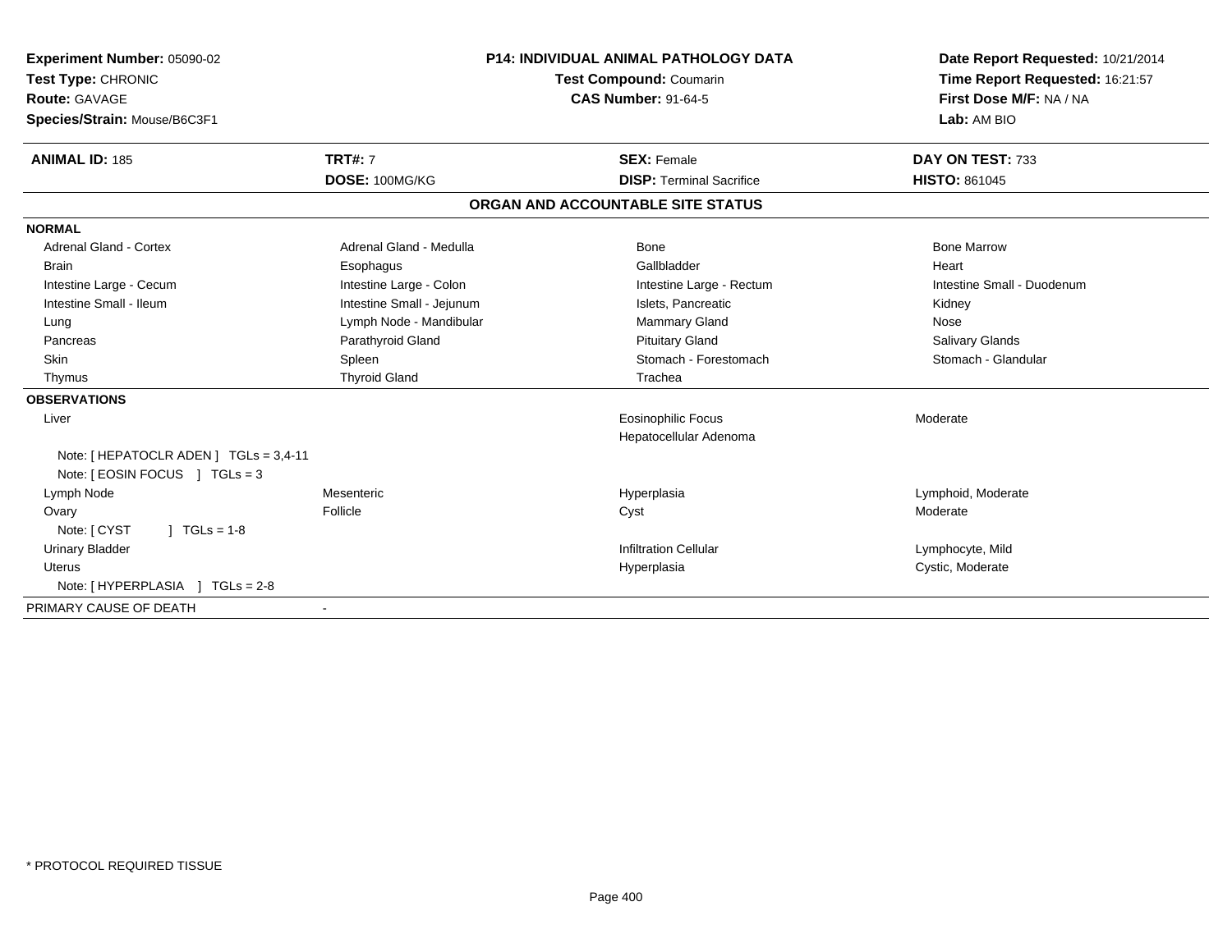**Experiment Number:** 05090-02
**Test Type:** CHRONIC
**Route:** GAVAGE
**Species/Strain:** Mouse/B6C3F1

**P14: INDIVIDUAL ANIMAL PATHOLOGY DATA**
**Test Compound:** Coumarin
**CAS Number:** 91-64-5

**Date Report Requested:** 10/21/2014
**Time Report Requested:** 16:21:57
**First Dose M/F:** NA / NA
**Lab:** AM BIO

| **ANIMAL ID:** 185 | **TRT#:** 7 | **SEX:** Female | **DAY ON TEST:** 733 |
|---|---|---|---|
| | **DOSE:** 100MG/KG | **DISP:** Terminal Sacrifice | **HISTO:** 861045 |

## ORGAN AND ACCOUNTABLE SITE STATUS

**NORMAL**

| | | | |
|---|---|---|---|
| Adrenal Gland - Cortex | Adrenal Gland - Medulla | Bone | Bone Marrow |
| Brain | Esophagus | Gallbladder | Heart |
| Intestine Large - Cecum | Intestine Large - Colon | Intestine Large - Rectum | Intestine Small - Duodenum |
| Intestine Small - Ileum | Intestine Small - Jejunum | Islets, Pancreatic | Kidney |
| Lung | Lymph Node - Mandibular | Mammary Gland | Nose |
| Pancreas | Parathyroid Gland | Pituitary Gland | Salivary Glands |
| Skin | Spleen | Stomach - Forestomach | Stomach - Glandular |
| Thymus | Thyroid Gland | Trachea | |

**OBSERVATIONS**

| | | | |
|---|---|---|---|
| Liver | | Eosinophilic Focus | Moderate |
| | | Hepatocellular Adenoma | |
| Note: [ HEPATOCLR ADEN ] TGLs = 3,4-11 | | | |
| Note: [ EOSIN FOCUS ] TGLs = 3 | | | |
| Lymph Node | Mesenteric | Hyperplasia | Lymphoid, Moderate |
| Ovary | Follicle | Cyst | Moderate |
| Note: [ CYST ] TGLs = 1-8 | | | |
| Urinary Bladder | | Infiltration Cellular | Lymphocyte, Mild |
| Uterus | | Hyperplasia | Cystic, Moderate |
| Note: [ HYPERPLASIA ] TGLs = 2-8 | | | |

PRIMARY CAUSE OF DEATH -

* PROTOCOL REQUIRED TISSUE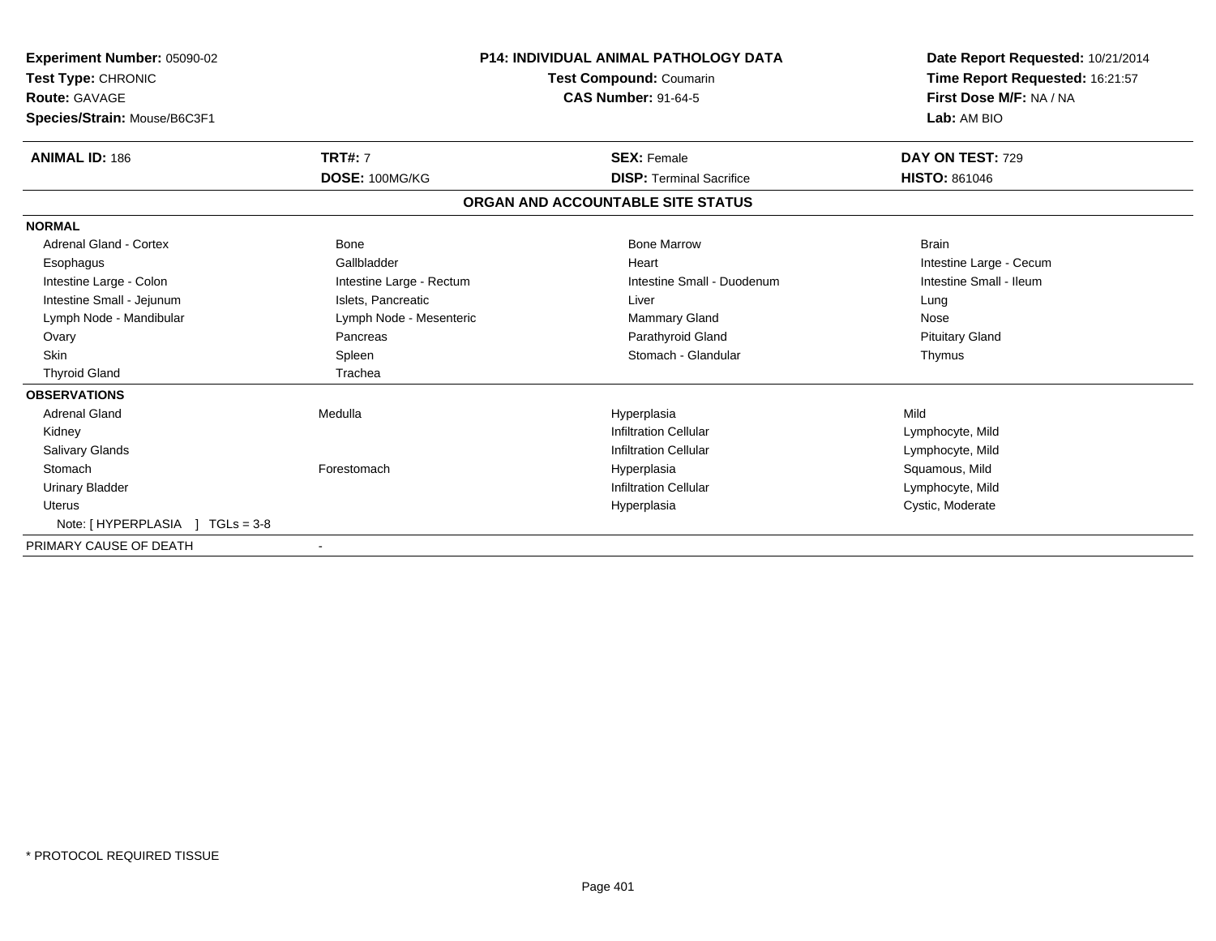**Experiment Number:** 05090-02
**Test Type:** CHRONIC
**Route:** GAVAGE
**Species/Strain:** Mouse/B6C3F1

**P14: INDIVIDUAL ANIMAL PATHOLOGY DATA**
**Test Compound:** Coumarin
**CAS Number:** 91-64-5

**Date Report Requested:** 10/21/2014
**Time Report Requested:** 16:21:57
**First Dose M/F:** NA / NA
**Lab:** AM BIO

| **ANIMAL ID:** 186 | **TRT#:** 7 | **SEX:** Female | **DAY ON TEST:** 729 |
|---|---|---|---|
| | **DOSE:** 100MG/KG | **DISP:** Terminal Sacrifice | **HISTO:** 861046 |

**ORGAN AND ACCOUNTABLE SITE STATUS**

| | | | |
|---|---|---|---|
| **NORMAL** | | | |
| Adrenal Gland - Cortex | Bone | Bone Marrow | Brain |
| Esophagus | Gallbladder | Heart | Intestine Large - Cecum |
| Intestine Large - Colon | Intestine Large - Rectum | Intestine Small - Duodenum | Intestine Small - Ileum |
| Intestine Small - Jejunum | Islets, Pancreatic | Liver | Lung |
| Lymph Node - Mandibular | Lymph Node - Mesenteric | Mammary Gland | Nose |
| Ovary | Pancreas | Parathyroid Gland | Pituitary Gland |
| Skin | Spleen | Stomach - Glandular | Thymus |
| Thyroid Gland | Trachea | | |
| **OBSERVATIONS** | | | |
| Adrenal Gland | Medulla | Hyperplasia | Mild |
| Kidney | | Infiltration Cellular | Lymphocyte, Mild |
| Salivary Glands | | Infiltration Cellular | Lymphocyte, Mild |
| Stomach | Forestomach | Hyperplasia | Squamous, Mild |
| Urinary Bladder | | Infiltration Cellular | Lymphocyte, Mild |
| Uterus | | Hyperplasia | Cystic, Moderate |
| Note: [ HYPERPLASIA ] TGLs = 3-8 | | | |
| PRIMARY CAUSE OF DEATH | - | | |

\* PROTOCOL REQUIRED TISSUE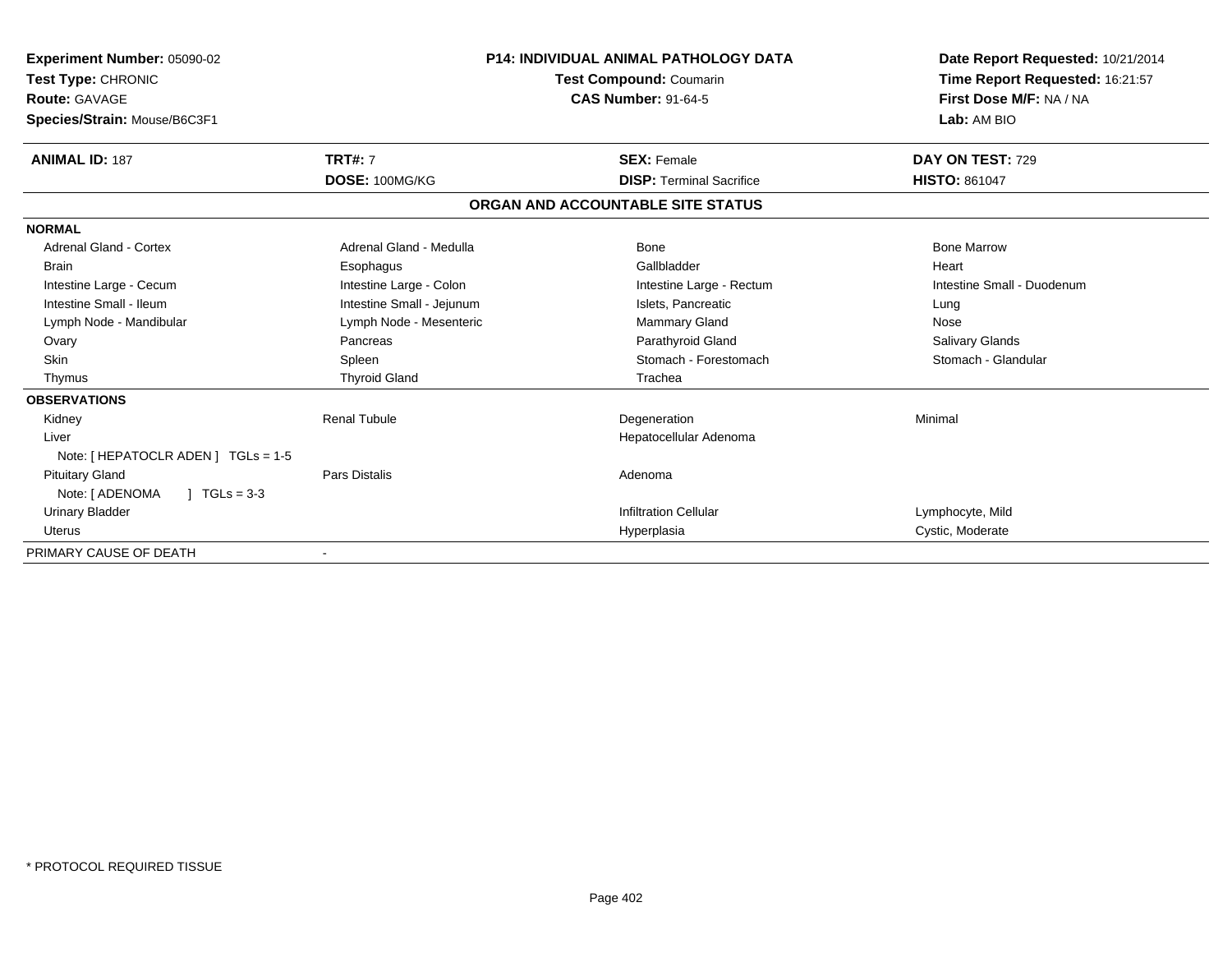**Experiment Number:** 05090-02
**Test Type:** CHRONIC
**Route:** GAVAGE
**Species/Strain:** Mouse/B6C3F1

**P14: INDIVIDUAL ANIMAL PATHOLOGY DATA**
**Test Compound:** Coumarin
**CAS Number:** 91-64-5

**Date Report Requested:** 10/21/2014
**Time Report Requested:** 16:21:57
**First Dose M/F:** NA / NA
**Lab:** AM BIO

| **ANIMAL ID:** 187 | **TRT#:** 7 | **SEX:** Female | **DAY ON TEST:** 729 |
|---|---|---|---|
| | **DOSE:** 100MG/KG | **DISP:** Terminal Sacrifice | **HISTO:** 861047 |

**ORGAN AND ACCOUNTABLE SITE STATUS**

| | | | |
|---|---|---|---|
| **NORMAL** | | | |
| Adrenal Gland - Cortex | Adrenal Gland - Medulla | Bone | Bone Marrow |
| Brain | Esophagus | Gallbladder | Heart |
| Intestine Large - Cecum | Intestine Large - Colon | Intestine Large - Rectum | Intestine Small - Duodenum |
| Intestine Small - Ileum | Intestine Small - Jejunum | Islets, Pancreatic | Lung |
| Lymph Node - Mandibular | Lymph Node - Mesenteric | Mammary Gland | Nose |
| Ovary | Pancreas | Parathyroid Gland | Salivary Glands |
| Skin | Spleen | Stomach - Forestomach | Stomach - Glandular |
| Thymus | Thyroid Gland | Trachea | |
| **OBSERVATIONS** | | | |
| Kidney | Renal Tubule | Degeneration | Minimal |
| Liver | | Hepatocellular Adenoma | |
| Note: [ HEPATOCLR ADEN ] TGLs = 1-5 | | | |
| Pituitary Gland | Pars Distalis | Adenoma | |
| Note: [ ADENOMA ] TGLs = 3-3 | | | |
| Urinary Bladder | | Infiltration Cellular | Lymphocyte, Mild |
| Uterus | | Hyperplasia | Cystic, Moderate |
| PRIMARY CAUSE OF DEATH | - | | |

* PROTOCOL REQUIRED TISSUE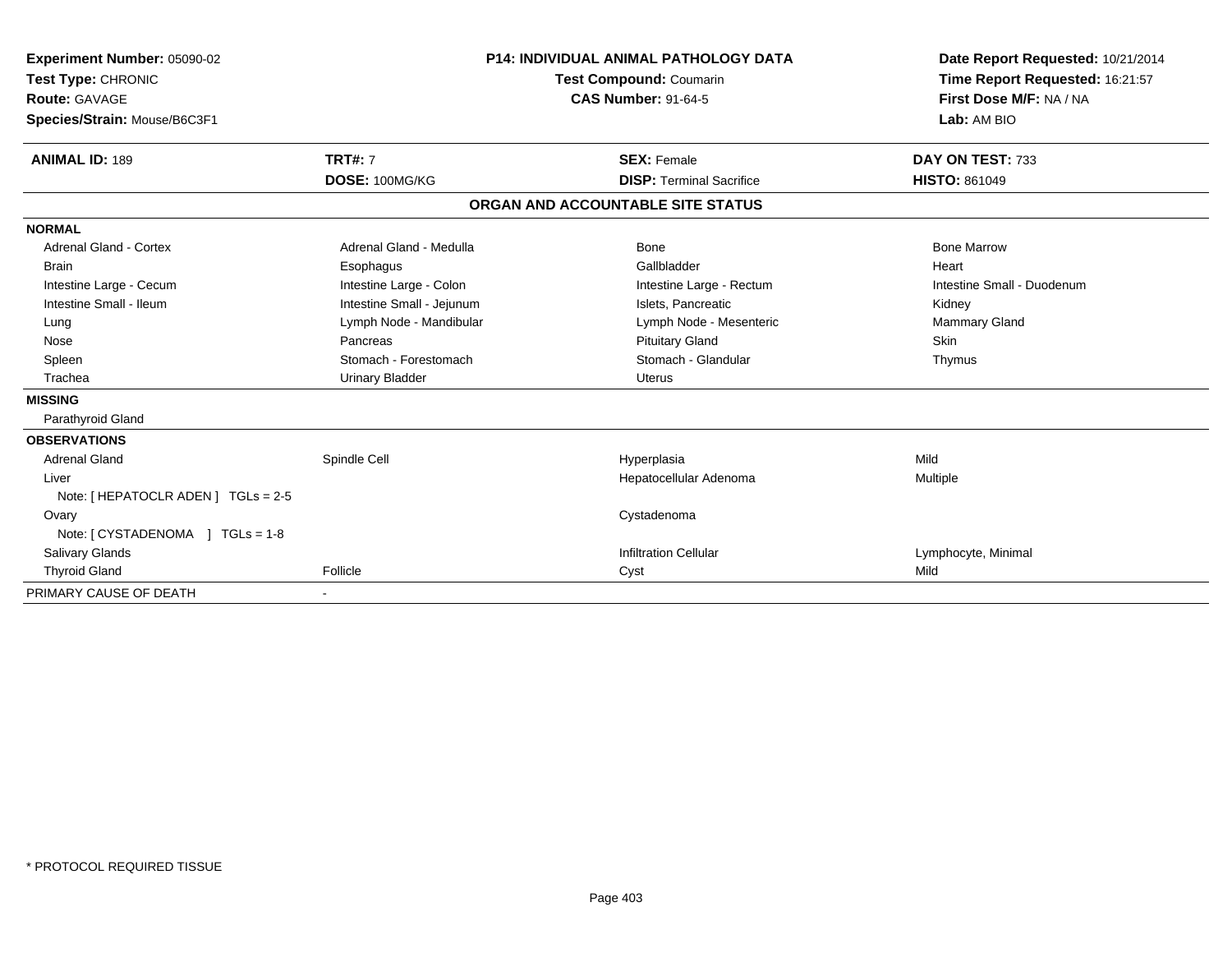**Experiment Number:** 05090-02
**Test Type:** CHRONIC
**Route:** GAVAGE
**Species/Strain:** Mouse/B6C3F1

**P14: INDIVIDUAL ANIMAL PATHOLOGY DATA**
**Test Compound:** Coumarin
**CAS Number:** 91-64-5

**Date Report Requested:** 10/21/2014
**Time Report Requested:** 16:21:57
**First Dose M/F:** NA / NA
**Lab:** AM BIO

| **ANIMAL ID:** 189 | **TRT#:** 7 | **SEX:** Female | **DAY ON TEST:** 733 |
|---|---|---|---|
| | **DOSE:** 100MG/KG | **DISP:** Terminal Sacrifice | **HISTO:** 861049 |

## ORGAN AND ACCOUNTABLE SITE STATUS

**NORMAL**

| | | | |
|---|---|---|---|
| Adrenal Gland - Cortex | Adrenal Gland - Medulla | Bone | Bone Marrow |
| Brain | Esophagus | Gallbladder | Heart |
| Intestine Large - Cecum | Intestine Large - Colon | Intestine Large - Rectum | Intestine Small - Duodenum |
| Intestine Small - Ileum | Intestine Small - Jejunum | Islets, Pancreatic | Kidney |
| Lung | Lymph Node - Mandibular | Lymph Node - Mesenteric | Mammary Gland |
| Nose | Pancreas | Pituitary Gland | Skin |
| Spleen | Stomach - Forestomach | Stomach - Glandular | Thymus |
| Trachea | Urinary Bladder | Uterus | |

**MISSING**

Parathyroid Gland

**OBSERVATIONS**

| | | | |
|---|---|---|---|
| Adrenal Gland | Spindle Cell | Hyperplasia | Mild |
| Liver | | Hepatocellular Adenoma | Multiple |
| Note: [ HEPATOCLR ADEN ] TGLs = 2-5 | | | |
| Ovary | | Cystadenoma | |
| Note: [ CYSTADENOMA ] TGLs = 1-8 | | | |
| Salivary Glands | | Infiltration Cellular | Lymphocyte, Minimal |
| Thyroid Gland | Follicle | Cyst | Mild |

PRIMARY CAUSE OF DEATH -

\* PROTOCOL REQUIRED TISSUE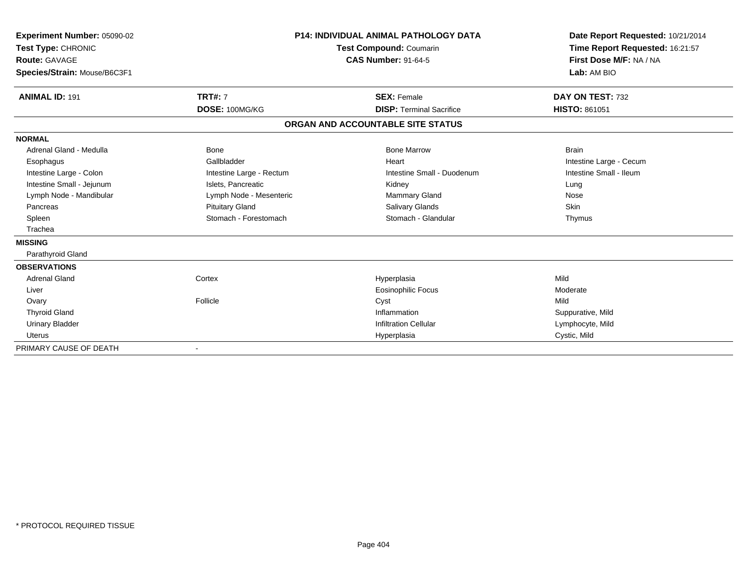**Experiment Number:** 05090-02
**Test Type:** CHRONIC
**Route:** GAVAGE
**Species/Strain:** Mouse/B6C3F1

**P14: INDIVIDUAL ANIMAL PATHOLOGY DATA**
**Test Compound:** Coumarin
**CAS Number:** 91-64-5

**Date Report Requested:** 10/21/2014
**Time Report Requested:** 16:21:57
**First Dose M/F:** NA / NA
**Lab:** AM BIO

| **ANIMAL ID:** 191 | **TRT#:** 7 | **SEX:** Female | **DAY ON TEST:** 732 |
|---|---|---|---|
| | **DOSE:** 100MG/KG | **DISP:** Terminal Sacrifice | **HISTO:** 861051 |

## ORGAN AND ACCOUNTABLE SITE STATUS

**NORMAL**

| | | | |
|---|---|---|---|
| Adrenal Gland - Medulla | Bone | Bone Marrow | Brain |
| Esophagus | Gallbladder | Heart | Intestine Large - Cecum |
| Intestine Large - Colon | Intestine Large - Rectum | Intestine Small - Duodenum | Intestine Small - Ileum |
| Intestine Small - Jejunum | Islets, Pancreatic | Kidney | Lung |
| Lymph Node - Mandibular | Lymph Node - Mesenteric | Mammary Gland | Nose |
| Pancreas | Pituitary Gland | Salivary Glands | Skin |
| Spleen | Stomach - Forestomach | Stomach - Glandular | Thymus |
| Trachea | | | |

**MISSING**

Parathyroid Gland

**OBSERVATIONS**

| | | | |
|---|---|---|---|
| Adrenal Gland | Cortex | Hyperplasia | Mild |
| Liver | | Eosinophilic Focus | Moderate |
| Ovary | Follicle | Cyst | Mild |
| Thyroid Gland | | Inflammation | Suppurative, Mild |
| Urinary Bladder | | Infiltration Cellular | Lymphocyte, Mild |
| Uterus | | Hyperplasia | Cystic, Mild |

PRIMARY CAUSE OF DEATH -

* PROTOCOL REQUIRED TISSUE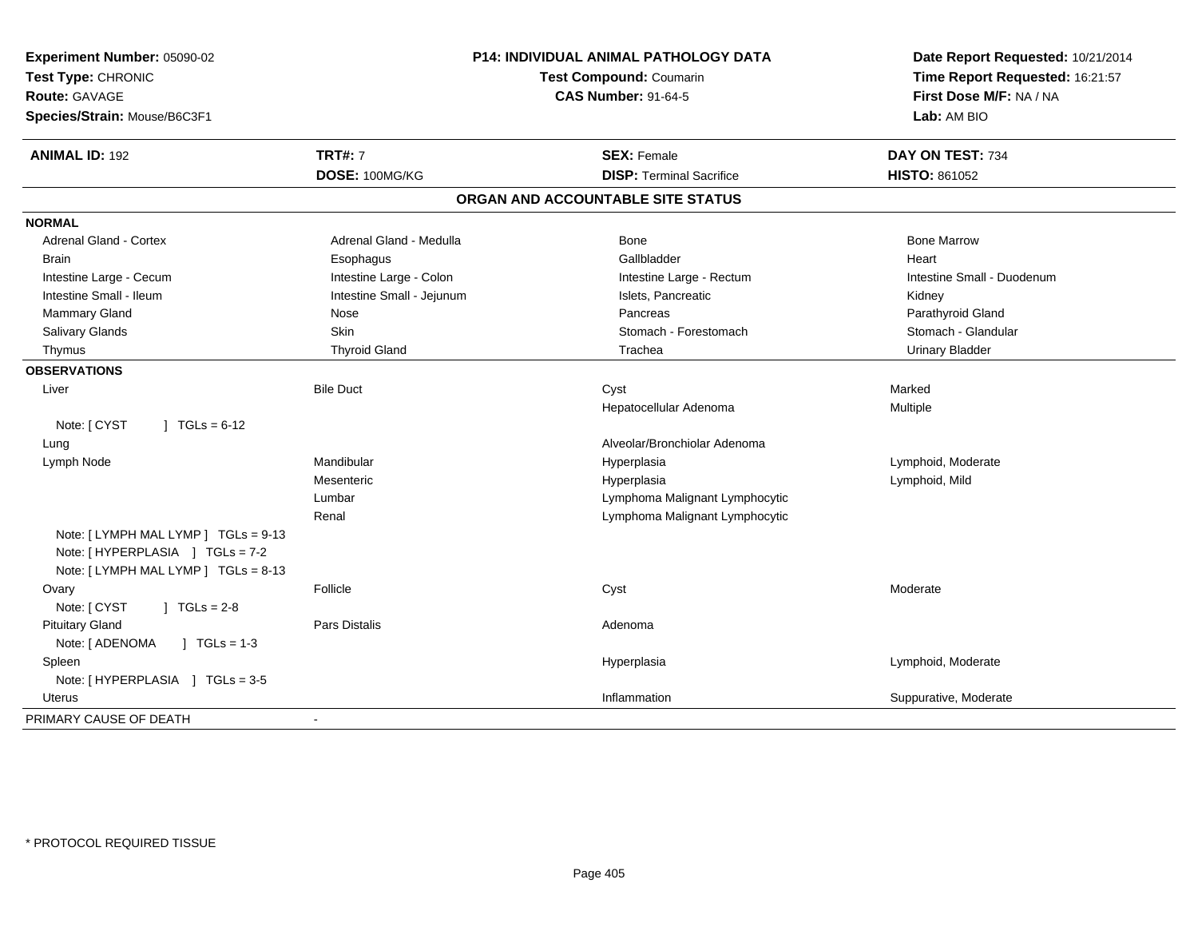**Experiment Number:** 05090-02
**Test Type:** CHRONIC
**Route:** GAVAGE
**Species/Strain:** Mouse/B6C3F1

**P14: INDIVIDUAL ANIMAL PATHOLOGY DATA**
**Test Compound:** Coumarin
**CAS Number:** 91-64-5

**Date Report Requested:** 10/21/2014
**Time Report Requested:** 16:21:57
**First Dose M/F:** NA / NA
**Lab:** AM BIO

| **ANIMAL ID:** 192 | **TRT#:** 7 | **SEX:** Female | **DAY ON TEST:** 734 |
|---|---|---|---|
| | **DOSE:** 100MG/KG | **DISP:** Terminal Sacrifice | **HISTO:** 861052 |

## ORGAN AND ACCOUNTABLE SITE STATUS

**NORMAL**

| | | | |
|---|---|---|---|
| Adrenal Gland - Cortex | Adrenal Gland - Medulla | Bone | Bone Marrow |
| Brain | Esophagus | Gallbladder | Heart |
| Intestine Large - Cecum | Intestine Large - Colon | Intestine Large - Rectum | Intestine Small - Duodenum |
| Intestine Small - Ileum | Intestine Small - Jejunum | Islets, Pancreatic | Kidney |
| Mammary Gland | Nose | Pancreas | Parathyroid Gland |
| Salivary Glands | Skin | Stomach - Forestomach | Stomach - Glandular |
| Thymus | Thyroid Gland | Trachea | Urinary Bladder |

**OBSERVATIONS**

| | | | |
|---|---|---|---|
| Liver | Bile Duct | Cyst | Marked |
| | | Hepatocellular Adenoma | Multiple |
| Note: [ CYST ] TGLs = 6-12 | | | |
| Lung | | Alveolar/Bronchiolar Adenoma | |
| Lymph Node | Mandibular | Hyperplasia | Lymphoid, Moderate |
| | Mesenteric | Hyperplasia | Lymphoid, Mild |
| | Lumbar | Lymphoma Malignant Lymphocytic | |
| | Renal | Lymphoma Malignant Lymphocytic | |
| Note: [ LYMPH MAL LYMP ] TGLs = 9-13 | | | |
| Note: [ HYPERPLASIA ] TGLs = 7-2 | | | |
| Note: [ LYMPH MAL LYMP ] TGLs = 8-13 | | | |
| Ovary | Follicle | Cyst | Moderate |
| Note: [ CYST ] TGLs = 2-8 | | | |
| Pituitary Gland | Pars Distalis | Adenoma | |
| Note: [ ADENOMA ] TGLs = 1-3 | | | |
| Spleen | | Hyperplasia | Lymphoid, Moderate |
| Note: [ HYPERPLASIA ] TGLs = 3-5 | | | |
| Uterus | | Inflammation | Suppurative, Moderate |

PRIMARY CAUSE OF DEATH -

\* PROTOCOL REQUIRED TISSUE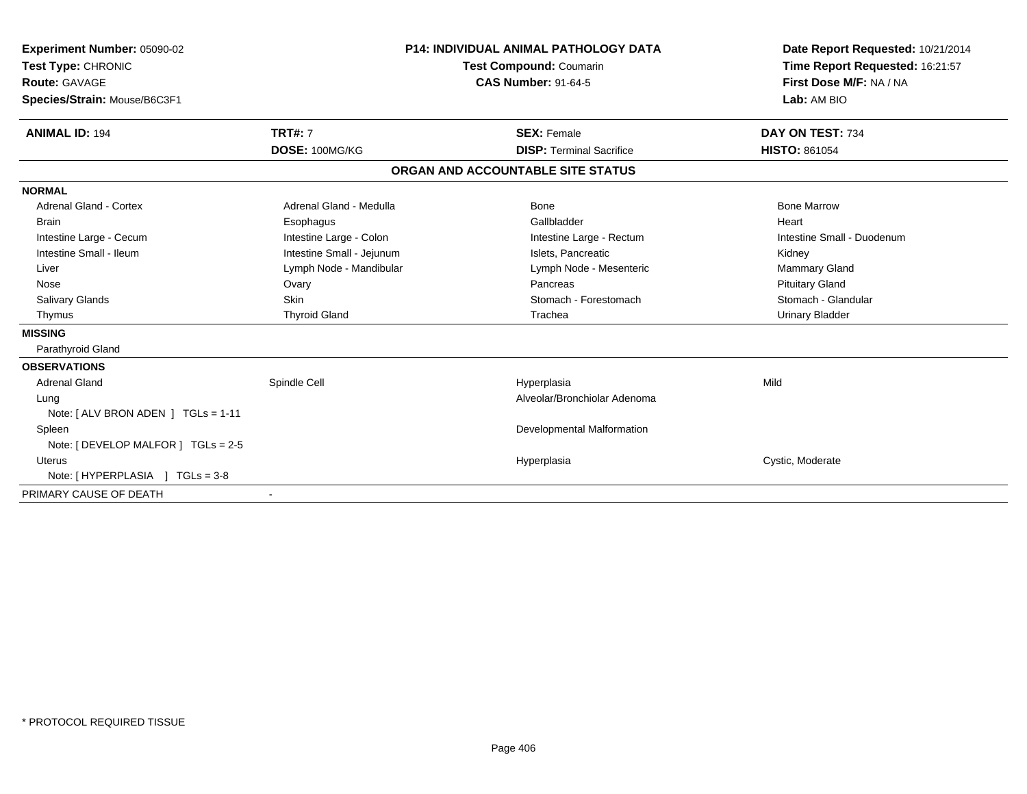**Experiment Number:** 05090-02
**Test Type:** CHRONIC
**Route:** GAVAGE
**Species/Strain:** Mouse/B6C3F1

**P14: INDIVIDUAL ANIMAL PATHOLOGY DATA**
**Test Compound:** Coumarin
**CAS Number:** 91-64-5

**Date Report Requested:** 10/21/2014
**Time Report Requested:** 16:21:57
**First Dose M/F:** NA / NA
**Lab:** AM BIO

| **ANIMAL ID:** 194 | **TRT#:** 7 | **SEX:** Female | **DAY ON TEST:** 734 |
|---|---|---|---|
| | **DOSE:** 100MG/KG | **DISP:** Terminal Sacrifice | **HISTO:** 861054 |

## ORGAN AND ACCOUNTABLE SITE STATUS

| | | | |
|---|---|---|---|
| **NORMAL** | | | |
| Adrenal Gland - Cortex | Adrenal Gland - Medulla | Bone | Bone Marrow |
| Brain | Esophagus | Gallbladder | Heart |
| Intestine Large - Cecum | Intestine Large - Colon | Intestine Large - Rectum | Intestine Small - Duodenum |
| Intestine Small - Ileum | Intestine Small - Jejunum | Islets, Pancreatic | Kidney |
| Liver | Lymph Node - Mandibular | Lymph Node - Mesenteric | Mammary Gland |
| Nose | Ovary | Pancreas | Pituitary Gland |
| Salivary Glands | Skin | Stomach - Forestomach | Stomach - Glandular |
| Thymus | Thyroid Gland | Trachea | Urinary Bladder |
| **MISSING** | | | |
| Parathyroid Gland | | | |
| **OBSERVATIONS** | | | |
| Adrenal Gland | Spindle Cell | Hyperplasia | Mild |
| Lung | | Alveolar/Bronchiolar Adenoma | |
| Note: [ ALV BRON ADEN ] TGLs = 1-11 | | | |
| Spleen | | Developmental Malformation | |
| Note: [ DEVELOP MALFOR ] TGLs = 2-5 | | | |
| Uterus | | Hyperplasia | Cystic, Moderate |
| Note: [ HYPERPLASIA ] TGLs = 3-8 | | | |
| PRIMARY CAUSE OF DEATH | - | | |

* PROTOCOL REQUIRED TISSUE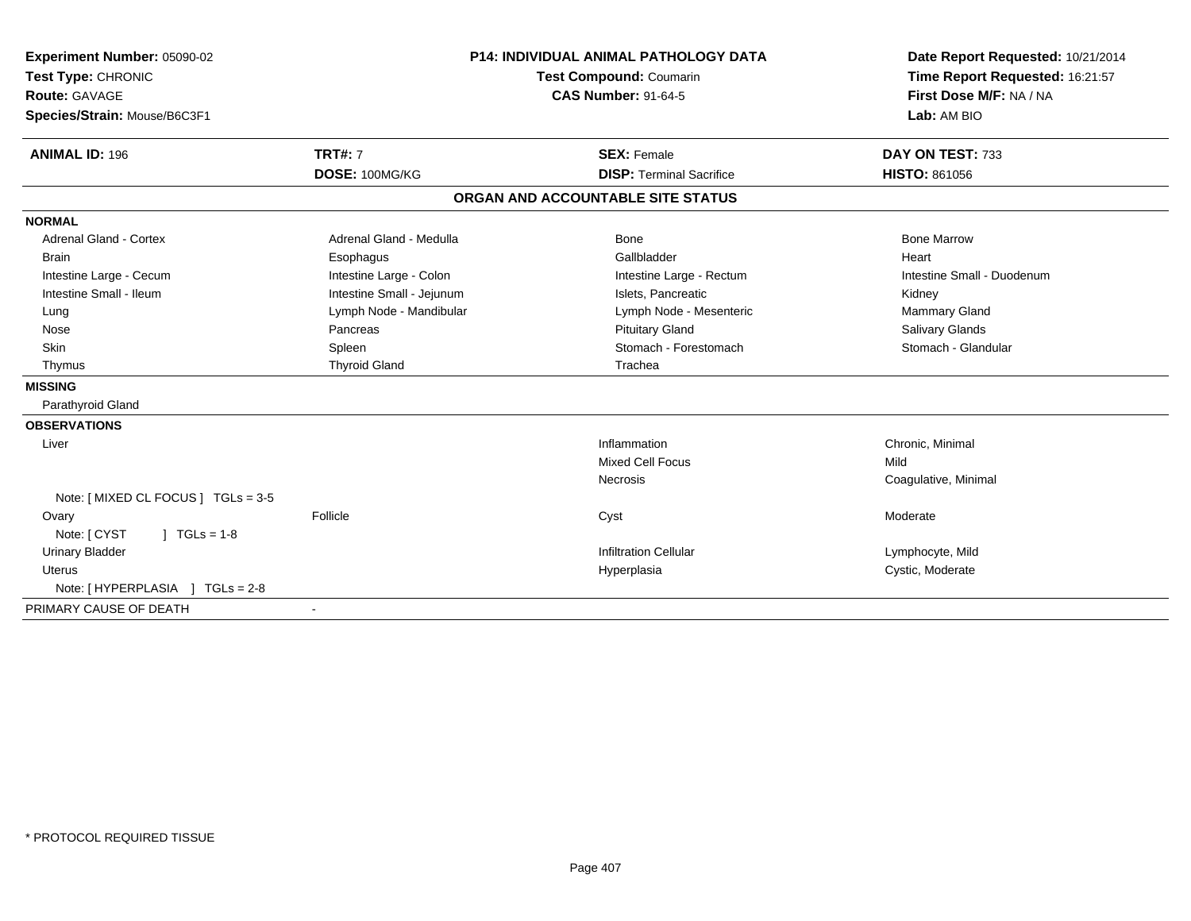**Experiment Number:** 05090-02
**Test Type:** CHRONIC
**Route:** GAVAGE
**Species/Strain:** Mouse/B6C3F1

**P14: INDIVIDUAL ANIMAL PATHOLOGY DATA**
**Test Compound:** Coumarin
**CAS Number:** 91-64-5

**Date Report Requested:** 10/21/2014
**Time Report Requested:** 16:21:57
**First Dose M/F:** NA / NA
**Lab:** AM BIO

| **ANIMAL ID:** 196 | **TRT#:** 7 | **SEX:** Female | **DAY ON TEST:** 733 |
|---|---|---|---|
| | **DOSE:** 100MG/KG | **DISP:** Terminal Sacrifice | **HISTO:** 861056 |

## ORGAN AND ACCOUNTABLE SITE STATUS

**NORMAL**

| | | | |
|---|---|---|---|
| Adrenal Gland - Cortex | Adrenal Gland - Medulla | Bone | Bone Marrow |
| Brain | Esophagus | Gallbladder | Heart |
| Intestine Large - Cecum | Intestine Large - Colon | Intestine Large - Rectum | Intestine Small - Duodenum |
| Intestine Small - Ileum | Intestine Small - Jejunum | Islets, Pancreatic | Kidney |
| Lung | Lymph Node - Mandibular | Lymph Node - Mesenteric | Mammary Gland |
| Nose | Pancreas | Pituitary Gland | Salivary Glands |
| Skin | Spleen | Stomach - Forestomach | Stomach - Glandular |
| Thymus | Thyroid Gland | Trachea | |

**MISSING**

Parathyroid Gland

**OBSERVATIONS**

| | | | |
|---|---|---|---|
| Liver | | Inflammation | Chronic, Minimal |
| | | Mixed Cell Focus | Mild |
| | | Necrosis | Coagulative, Minimal |
| Note: [ MIXED CL FOCUS ] TGLs = 3-5 | | | |
| Ovary | Follicle | Cyst | Moderate |
| Note: [ CYST ] TGLs = 1-8 | | | |
| Urinary Bladder | | Infiltration Cellular | Lymphocyte, Mild |
| Uterus | | Hyperplasia | Cystic, Moderate |
| Note: [ HYPERPLASIA ] TGLs = 2-8 | | | |

PRIMARY CAUSE OF DEATH -

* PROTOCOL REQUIRED TISSUE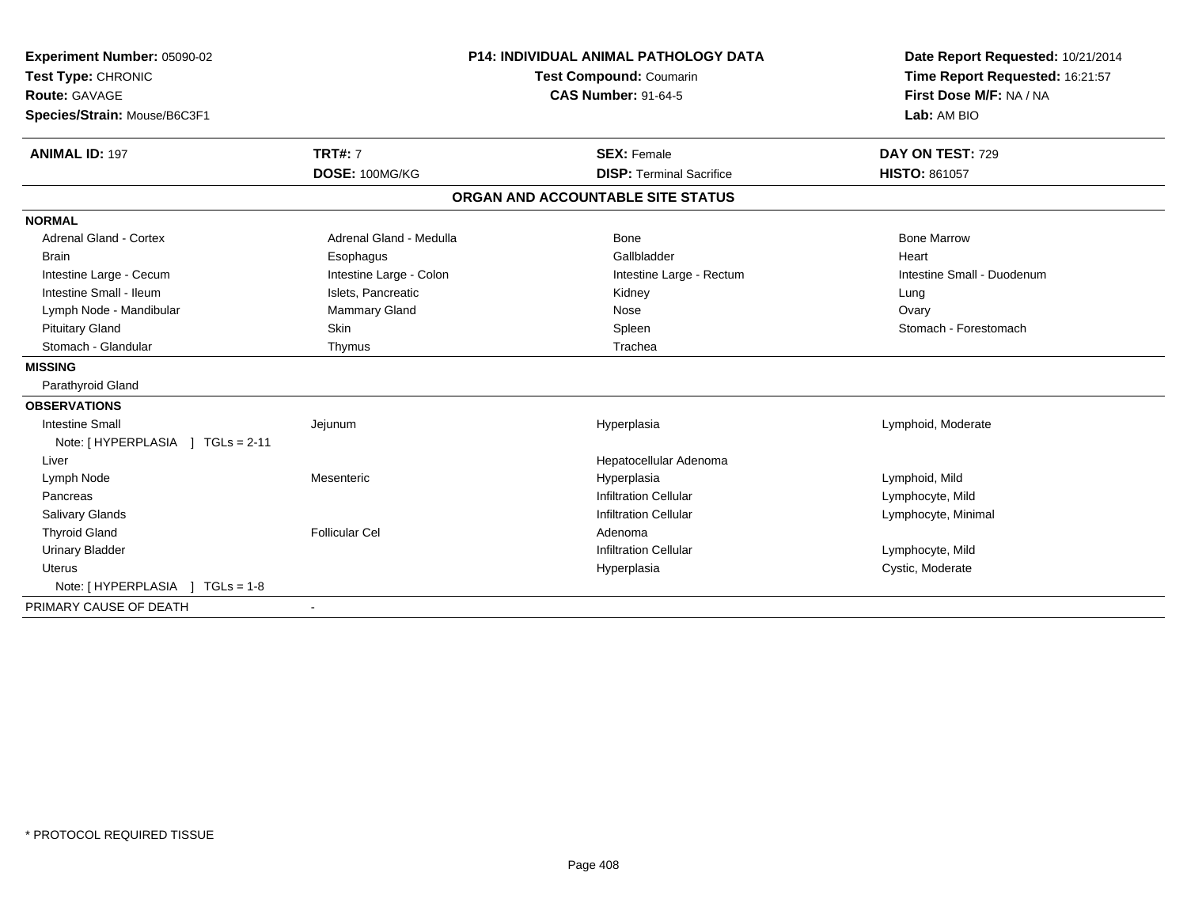**Experiment Number:** 05090-02
**Test Type:** CHRONIC
**Route:** GAVAGE
**Species/Strain:** Mouse/B6C3F1

**P14: INDIVIDUAL ANIMAL PATHOLOGY DATA**
**Test Compound:** Coumarin
**CAS Number:** 91-64-5

**Date Report Requested:** 10/21/2014
**Time Report Requested:** 16:21:57
**First Dose M/F:** NA / NA
**Lab:** AM BIO

| **ANIMAL ID:** 197 | **TRT#:** 7 | **SEX:** Female | **DAY ON TEST:** 729 |
|---|---|---|---|
| | **DOSE:** 100MG/KG | **DISP:** Terminal Sacrifice | **HISTO:** 861057 |

## ORGAN AND ACCOUNTABLE SITE STATUS

**NORMAL**

| | | | |
|---|---|---|---|
| Adrenal Gland - Cortex | Adrenal Gland - Medulla | Bone | Bone Marrow |
| Brain | Esophagus | Gallbladder | Heart |
| Intestine Large - Cecum | Intestine Large - Colon | Intestine Large - Rectum | Intestine Small - Duodenum |
| Intestine Small - Ileum | Islets, Pancreatic | Kidney | Lung |
| Lymph Node - Mandibular | Mammary Gland | Nose | Ovary |
| Pituitary Gland | Skin | Spleen | Stomach - Forestomach |
| Stomach - Glandular | Thymus | Trachea | |

**MISSING**

Parathyroid Gland

**OBSERVATIONS**

| | | | |
|---|---|---|---|
| Intestine Small | Jejunum | Hyperplasia | Lymphoid, Moderate |
| Note: [ HYPERPLASIA ] TGLs = 2-11 | | | |
| Liver | | Hepatocellular Adenoma | |
| Lymph Node | Mesenteric | Hyperplasia | Lymphoid, Mild |
| Pancreas | | Infiltration Cellular | Lymphocyte, Mild |
| Salivary Glands | | Infiltration Cellular | Lymphocyte, Minimal |
| Thyroid Gland | Follicular Cel | Adenoma | |
| Urinary Bladder | | Infiltration Cellular | Lymphocyte, Mild |
| Uterus | | Hyperplasia | Cystic, Moderate |
| Note: [ HYPERPLASIA ] TGLs = 1-8 | | | |

PRIMARY CAUSE OF DEATH -

* PROTOCOL REQUIRED TISSUE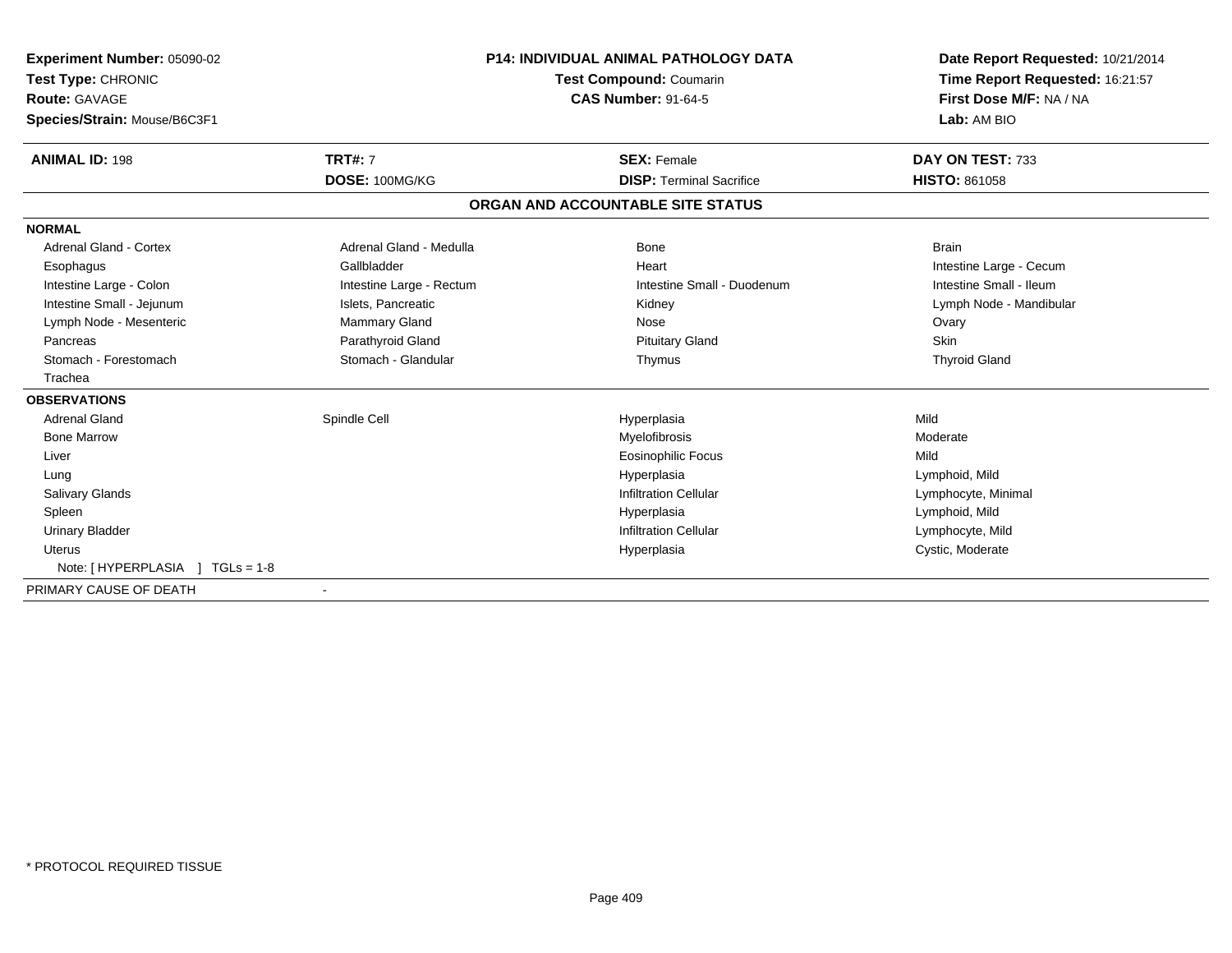**Experiment Number:** 05090-02
**Test Type:** CHRONIC
**Route:** GAVAGE
**Species/Strain:** Mouse/B6C3F1

**P14: INDIVIDUAL ANIMAL PATHOLOGY DATA**
**Test Compound:** Coumarin
**CAS Number:** 91-64-5

**Date Report Requested:** 10/21/2014
**Time Report Requested:** 16:21:57
**First Dose M/F:** NA / NA
**Lab:** AM BIO

| **ANIMAL ID:** 198 | **TRT#:** 7 | **SEX:** Female | **DAY ON TEST:** 733 |
|---|---|---|---|
| | **DOSE:** 100MG/KG | **DISP:** Terminal Sacrifice | **HISTO:** 861058 |

## ORGAN AND ACCOUNTABLE SITE STATUS

**NORMAL**

| | | | |
|---|---|---|---|
| Adrenal Gland - Cortex | Adrenal Gland - Medulla | Bone | Brain |
| Esophagus | Gallbladder | Heart | Intestine Large - Cecum |
| Intestine Large - Colon | Intestine Large - Rectum | Intestine Small - Duodenum | Intestine Small - Ileum |
| Intestine Small - Jejunum | Islets, Pancreatic | Kidney | Lymph Node - Mandibular |
| Lymph Node - Mesenteric | Mammary Gland | Nose | Ovary |
| Pancreas | Parathyroid Gland | Pituitary Gland | Skin |
| Stomach - Forestomach | Stomach - Glandular | Thymus | Thyroid Gland |
| Trachea | | | |

**OBSERVATIONS**

| | | | |
|---|---|---|---|
| Adrenal Gland | Spindle Cell | Hyperplasia | Mild |
| Bone Marrow | | Myelofibrosis | Moderate |
| Liver | | Eosinophilic Focus | Mild |
| Lung | | Hyperplasia | Lymphoid, Mild |
| Salivary Glands | | Infiltration Cellular | Lymphocyte, Minimal |
| Spleen | | Hyperplasia | Lymphoid, Mild |
| Urinary Bladder | | Infiltration Cellular | Lymphocyte, Mild |
| Uterus | | Hyperplasia | Cystic, Moderate |

Note: [ HYPERPLASIA ] TGLs = 1-8

PRIMARY CAUSE OF DEATH -

* PROTOCOL REQUIRED TISSUE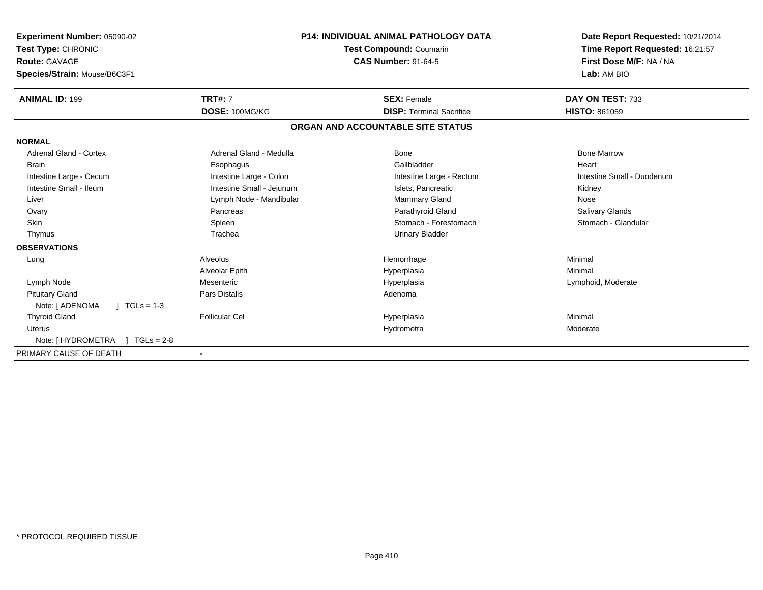**Experiment Number:** 05090-02
**Test Type:** CHRONIC
**Route:** GAVAGE
**Species/Strain:** Mouse/B6C3F1

**P14: INDIVIDUAL ANIMAL PATHOLOGY DATA**
**Test Compound:** Coumarin
**CAS Number:** 91-64-5

**Date Report Requested:** 10/21/2014
**Time Report Requested:** 16:21:57
**First Dose M/F:** NA / NA
**Lab:** AM BIO

| **ANIMAL ID:** 199 | **TRT#:** 7 | **SEX:** Female | **DAY ON TEST:** 733 |
|---|---|---|---|
| | **DOSE:** 100MG/KG | **DISP:** Terminal Sacrifice | **HISTO:** 861059 |

## ORGAN AND ACCOUNTABLE SITE STATUS

| | | | |
|---|---|---|---|
| **NORMAL** | | | |
| Adrenal Gland - Cortex | Adrenal Gland - Medulla | Bone | Bone Marrow |
| Brain | Esophagus | Gallbladder | Heart |
| Intestine Large - Cecum | Intestine Large - Colon | Intestine Large - Rectum | Intestine Small - Duodenum |
| Intestine Small - Ileum | Intestine Small - Jejunum | Islets, Pancreatic | Kidney |
| Liver | Lymph Node - Mandibular | Mammary Gland | Nose |
| Ovary | Pancreas | Parathyroid Gland | Salivary Glands |
| Skin | Spleen | Stomach - Forestomach | Stomach - Glandular |
| Thymus | Trachea | Urinary Bladder | |
| **OBSERVATIONS** | | | |
| Lung | Alveolus | Hemorrhage | Minimal |
| | Alveolar Epith | Hyperplasia | Minimal |
| Lymph Node | Mesenteric | Hyperplasia | Lymphoid, Moderate |
| Pituitary Gland | Pars Distalis | Adenoma | |
| Note: [ ADENOMA ] TGLs = 1-3 | | | |
| Thyroid Gland | Follicular Cel | Hyperplasia | Minimal |
| Uterus | | Hydrometra | Moderate |
| Note: [ HYDROMETRA ] TGLs = 2-8 | | | |
| PRIMARY CAUSE OF DEATH | - | | |

\* PROTOCOL REQUIRED TISSUE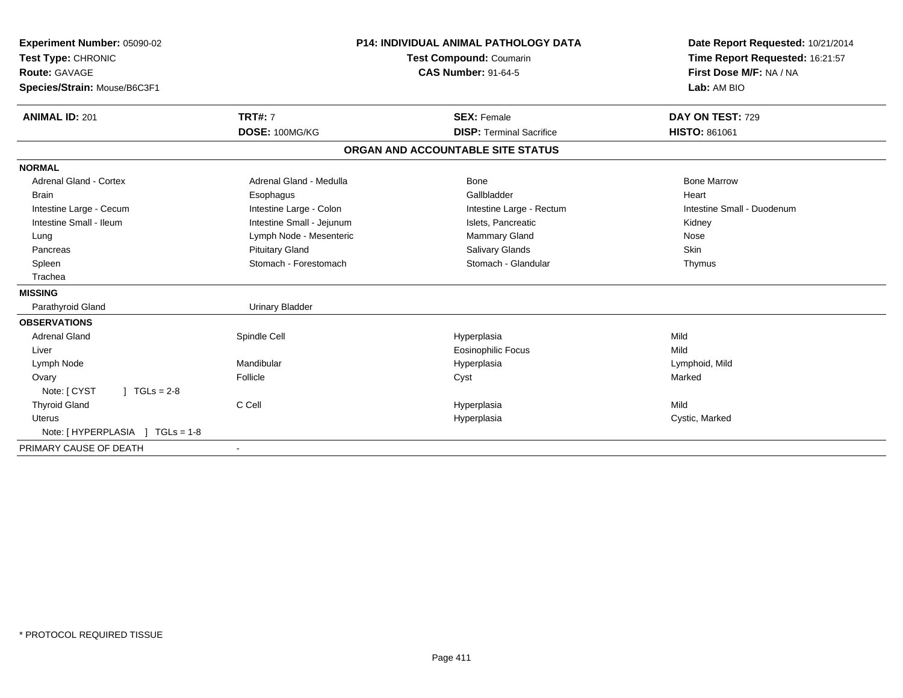**Experiment Number:** 05090-02
**Test Type:** CHRONIC
**Route:** GAVAGE
**Species/Strain:** Mouse/B6C3F1

**P14: INDIVIDUAL ANIMAL PATHOLOGY DATA**
**Test Compound:** Coumarin
**CAS Number:** 91-64-5

**Date Report Requested:** 10/21/2014
**Time Report Requested:** 16:21:57
**First Dose M/F:** NA / NA
**Lab:** AM BIO

| **ANIMAL ID:** 201 | **TRT#:** 7 | **SEX:** Female | **DAY ON TEST:** 729 |
|---|---|---|---|
| | **DOSE:** 100MG/KG | **DISP:** Terminal Sacrifice | **HISTO:** 861061 |

## ORGAN AND ACCOUNTABLE SITE STATUS

**NORMAL**

| | | | |
|---|---|---|---|
| Adrenal Gland - Cortex | Adrenal Gland - Medulla | Bone | Bone Marrow |
| Brain | Esophagus | Gallbladder | Heart |
| Intestine Large - Cecum | Intestine Large - Colon | Intestine Large - Rectum | Intestine Small - Duodenum |
| Intestine Small - Ileum | Intestine Small - Jejunum | Islets, Pancreatic | Kidney |
| Lung | Lymph Node - Mesenteric | Mammary Gland | Nose |
| Pancreas | Pituitary Gland | Salivary Glands | Skin |
| Spleen | Stomach - Forestomach | Stomach - Glandular | Thymus |
| Trachea | | | |

**MISSING**

| | |
|---|---|
| Parathyroid Gland | Urinary Bladder |

**OBSERVATIONS**

| | | | |
|---|---|---|---|
| Adrenal Gland | Spindle Cell | Hyperplasia | Mild |
| Liver | | Eosinophilic Focus | Mild |
| Lymph Node | Mandibular | Hyperplasia | Lymphoid, Mild |
| Ovary | Follicle | Cyst | Marked |
| Note: [ CYST ] TGLs = 2-8 | | | |
| Thyroid Gland | C Cell | Hyperplasia | Mild |
| Uterus | | Hyperplasia | Cystic, Marked |
| Note: [ HYPERPLASIA ] TGLs = 1-8 | | | |

PRIMARY CAUSE OF DEATH -

\* PROTOCOL REQUIRED TISSUE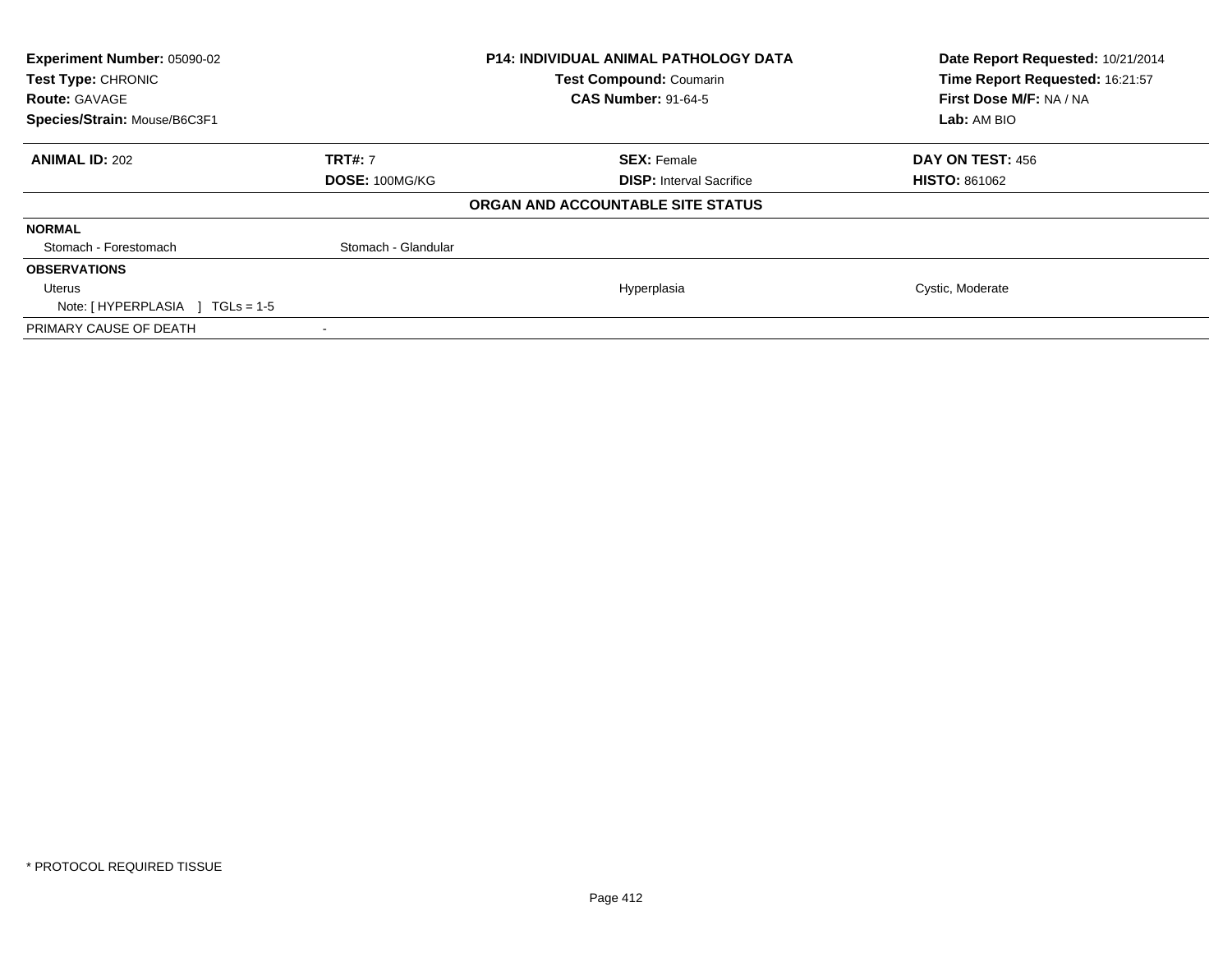| Experiment Number: 05090-02 | P14: INDIVIDUAL ANIMAL PATHOLOGY DATA | Date Report Requested: 10/21/2014 |
|---|---|---|
| Test Type: CHRONIC | Test Compound: Coumarin | Time Report Requested: 16:21:57 |
| Route: GAVAGE | CAS Number: 91-64-5 | First Dose M/F: NA / NA |
| Species/Strain: Mouse/B6C3F1 | | Lab: AM BIO |

| ANIMAL ID: 202 | TRT#: 7 | SEX: Female | DAY ON TEST: 456 |
|---|---|---|---|
| | DOSE: 100MG/KG | DISP: Interval Sacrifice | HISTO: 861062 |

**ORGAN AND ACCOUNTABLE SITE STATUS**

| | | | |
|---|---|---|---|
| **NORMAL** | | | |
| Stomach - Forestomach | Stomach - Glandular | | |
| **OBSERVATIONS** | | | |
| Uterus | | Hyperplasia | Cystic, Moderate |
| Note: [ HYPERPLASIA ] TGLs = 1-5 | | | |
| PRIMARY CAUSE OF DEATH | - | | |

* PROTOCOL REQUIRED TISSUE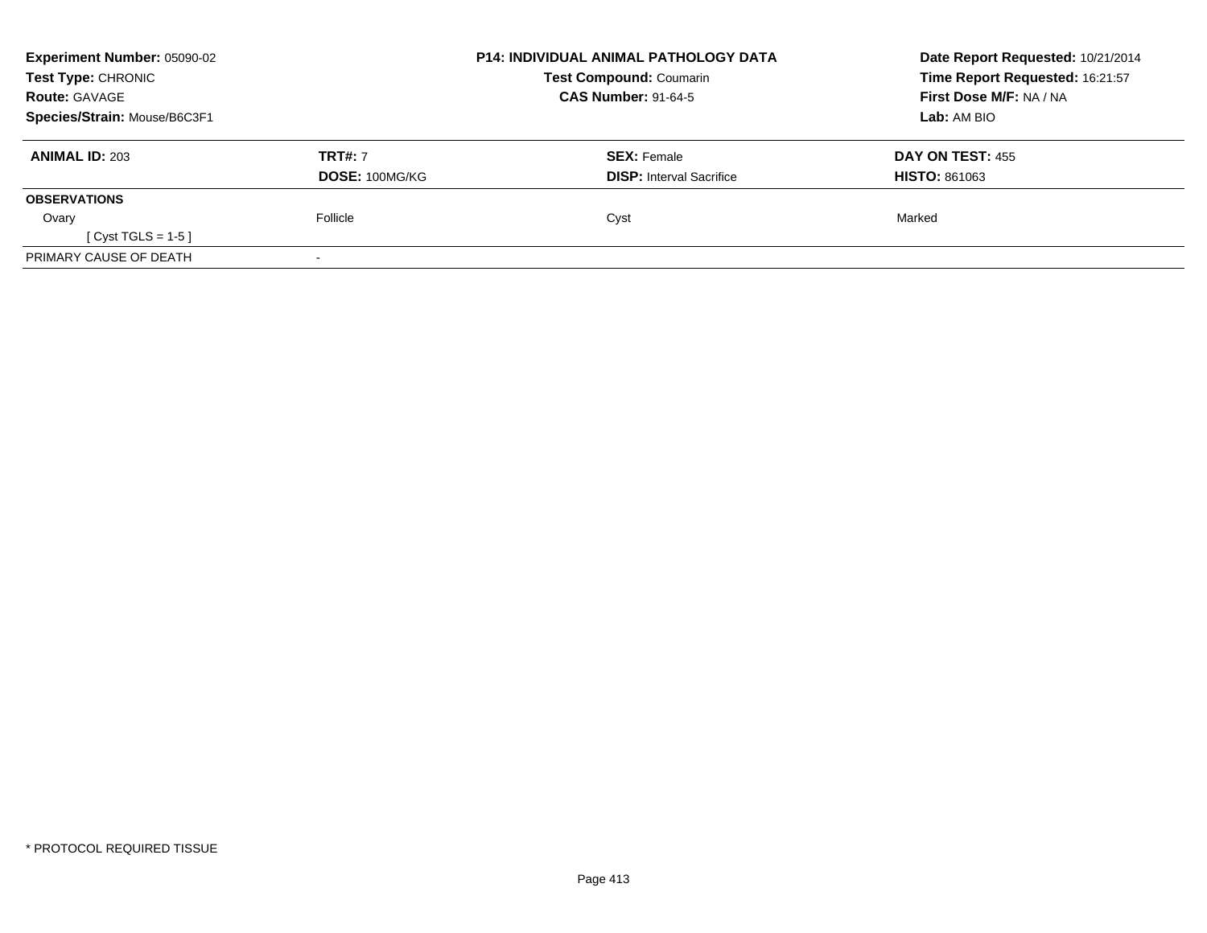| **Experiment Number:** 05090-02 | **P14: INDIVIDUAL ANIMAL PATHOLOGY DATA** | **Date Report Requested:** 10/21/2014 |
|---|---|---|
| **Test Type:** CHRONIC | **Test Compound:** Coumarin | **Time Report Requested:** 16:21:57 |
| **Route:** GAVAGE | **CAS Number:** 91-64-5 | **First Dose M/F:** NA / NA |
| **Species/Strain:** Mouse/B6C3F1 | | **Lab:** AM BIO |

| **ANIMAL ID:** 203 | **TRT#:** 7 | **SEX:** Female | **DAY ON TEST:** 455 |
|---|---|---|---|
| | **DOSE:** 100MG/KG | **DISP:** Interval Sacrifice | **HISTO:** 861063 |
| **OBSERVATIONS** | | | |
| Ovary | Follicle | Cyst | Marked |
| [ Cyst TGLS = 1-5 ] | | | |
| PRIMARY CAUSE OF DEATH | - | | |

* PROTOCOL REQUIRED TISSUE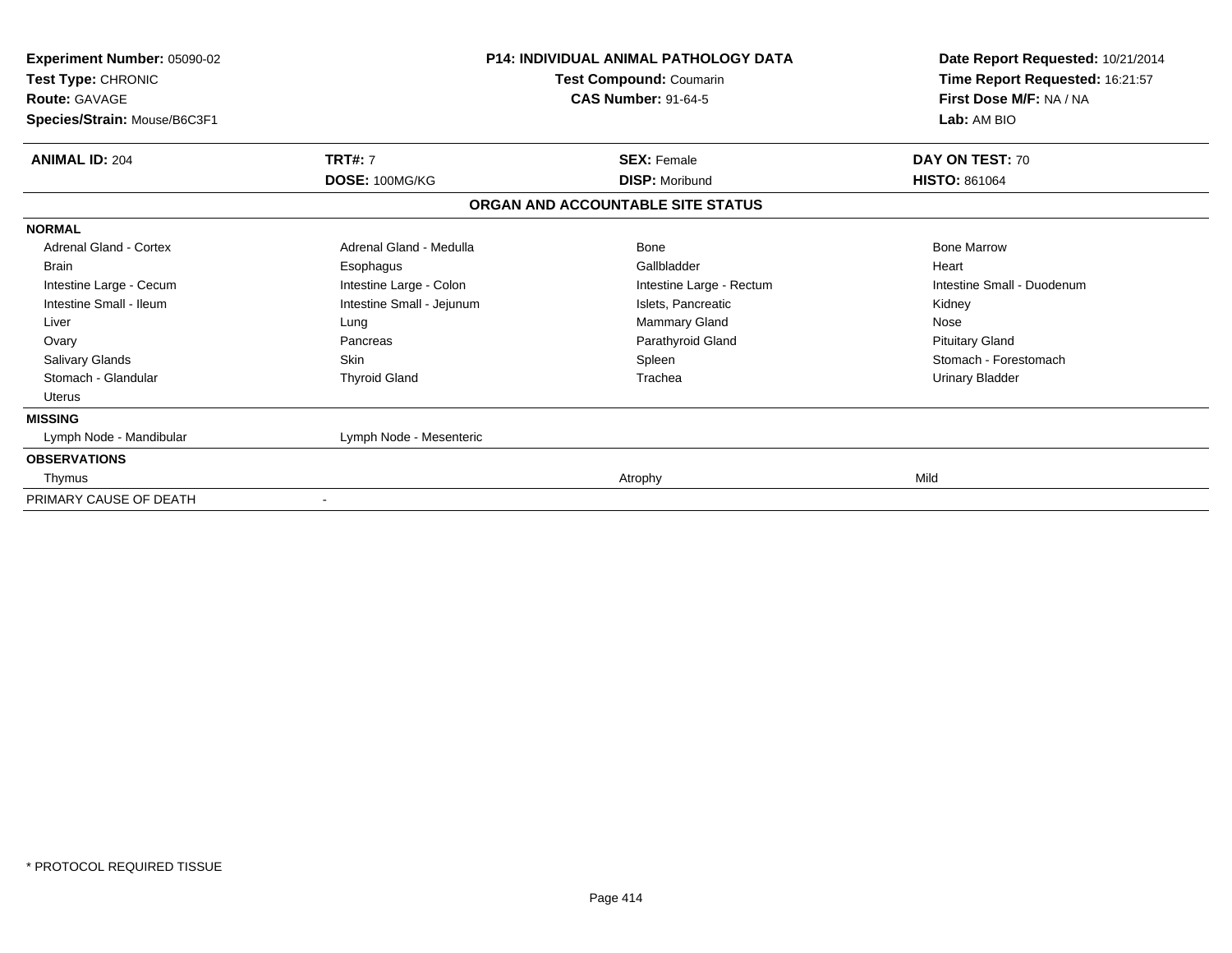**Experiment Number:** 05090-02
**Test Type:** CHRONIC
**Route:** GAVAGE
**Species/Strain:** Mouse/B6C3F1

**P14: INDIVIDUAL ANIMAL PATHOLOGY DATA**
**Test Compound:** Coumarin
**CAS Number:** 91-64-5

**Date Report Requested:** 10/21/2014
**Time Report Requested:** 16:21:57
**First Dose M/F:** NA / NA
**Lab:** AM BIO

| **ANIMAL ID:** 204 | **TRT#:** 7 | **SEX:** Female | **DAY ON TEST:** 70 |
|---|---|---|---|
| | **DOSE:** 100MG/KG | **DISP:** Moribund | **HISTO:** 861064 |

## ORGAN AND ACCOUNTABLE SITE STATUS

| | | | |
|---|---|---|---|
| **NORMAL** | | | |
| Adrenal Gland - Cortex | Adrenal Gland - Medulla | Bone | Bone Marrow |
| Brain | Esophagus | Gallbladder | Heart |
| Intestine Large - Cecum | Intestine Large - Colon | Intestine Large - Rectum | Intestine Small - Duodenum |
| Intestine Small - Ileum | Intestine Small - Jejunum | Islets, Pancreatic | Kidney |
| Liver | Lung | Mammary Gland | Nose |
| Ovary | Pancreas | Parathyroid Gland | Pituitary Gland |
| Salivary Glands | Skin | Spleen | Stomach - Forestomach |
| Stomach - Glandular | Thyroid Gland | Trachea | Urinary Bladder |
| Uterus | | | |
| **MISSING** | | | |
| Lymph Node - Mandibular | Lymph Node - Mesenteric | | |
| **OBSERVATIONS** | | | |
| Thymus | | Atrophy | Mild |
| PRIMARY CAUSE OF DEATH | - | | |

* PROTOCOL REQUIRED TISSUE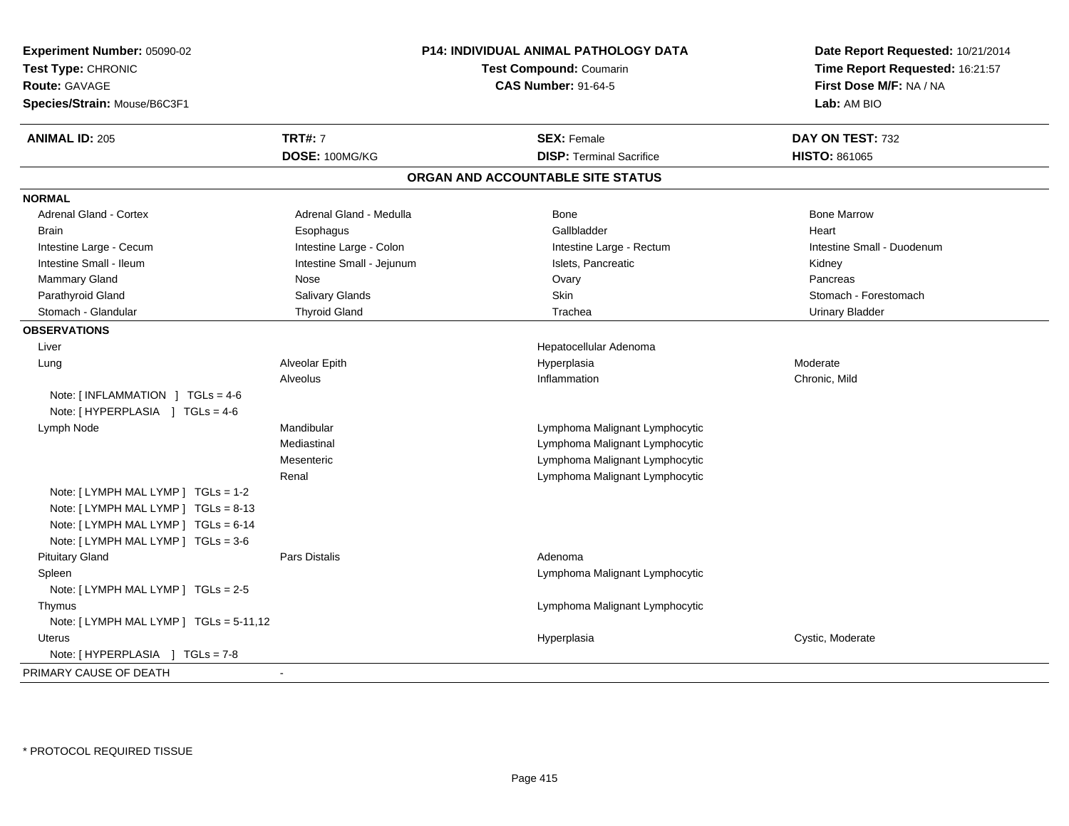**Experiment Number:** 05090-02
**Test Type:** CHRONIC
**Route:** GAVAGE
**Species/Strain:** Mouse/B6C3F1

## P14: INDIVIDUAL ANIMAL PATHOLOGY DATA

**Test Compound:** Coumarin
**CAS Number:** 91-64-5

**Date Report Requested:** 10/21/2014
**Time Report Requested:** 16:21:57
**First Dose M/F:** NA / NA
**Lab:** AM BIO

| **ANIMAL ID:** 205 | **TRT#:** 7 | **SEX:** Female | **DAY ON TEST:** 732 |
|---|---|---|---|
| | **DOSE:** 100MG/KG | **DISP:** Terminal Sacrifice | **HISTO:** 861065 |

### ORGAN AND ACCOUNTABLE SITE STATUS

**NORMAL**

| | | | |
|---|---|---|---|
| Adrenal Gland - Cortex | Adrenal Gland - Medulla | Bone | Bone Marrow |
| Brain | Esophagus | Gallbladder | Heart |
| Intestine Large - Cecum | Intestine Large - Colon | Intestine Large - Rectum | Intestine Small - Duodenum |
| Intestine Small - Ileum | Intestine Small - Jejunum | Islets, Pancreatic | Kidney |
| Mammary Gland | Nose | Ovary | Pancreas |
| Parathyroid Gland | Salivary Glands | Skin | Stomach - Forestomach |
| Stomach - Glandular | Thyroid Gland | Trachea | Urinary Bladder |

**OBSERVATIONS**

| | | | |
|---|---|---|---|
| Liver | | Hepatocellular Adenoma | |
| Lung | Alveolar Epith | Hyperplasia | Moderate |
| | Alveolus | Inflammation | Chronic, Mild |
| Note: [ INFLAMMATION ] TGLs = 4-6 | | | |
| Note: [ HYPERPLASIA ] TGLs = 4-6 | | | |
| Lymph Node | Mandibular | Lymphoma Malignant Lymphocytic | |
| | Mediastinal | Lymphoma Malignant Lymphocytic | |
| | Mesenteric | Lymphoma Malignant Lymphocytic | |
| | Renal | Lymphoma Malignant Lymphocytic | |
| Note: [ LYMPH MAL LYMP ] TGLs = 1-2 | | | |
| Note: [ LYMPH MAL LYMP ] TGLs = 8-13 | | | |
| Note: [ LYMPH MAL LYMP ] TGLs = 6-14 | | | |
| Note: [ LYMPH MAL LYMP ] TGLs = 3-6 | | | |
| Pituitary Gland | Pars Distalis | Adenoma | |
| Spleen | | Lymphoma Malignant Lymphocytic | |
| Note: [ LYMPH MAL LYMP ] TGLs = 2-5 | | | |
| Thymus | | Lymphoma Malignant Lymphocytic | |
| Note: [ LYMPH MAL LYMP ] TGLs = 5-11,12 | | | |
| Uterus | | Hyperplasia | Cystic, Moderate |
| Note: [ HYPERPLASIA ] TGLs = 7-8 | | | |

PRIMARY CAUSE OF DEATH -

\* PROTOCOL REQUIRED TISSUE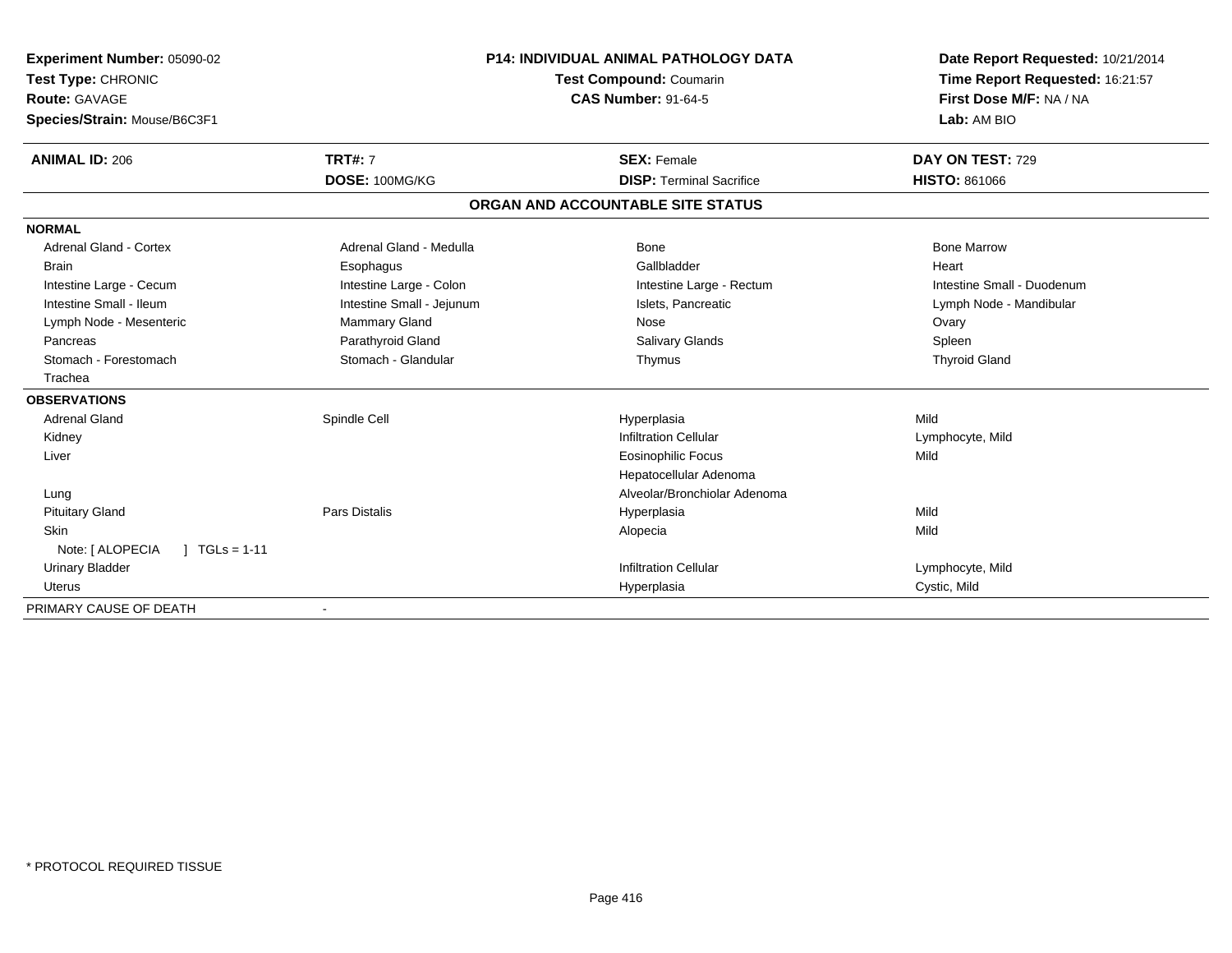**Experiment Number:** 05090-02
**Test Type:** CHRONIC
**Route:** GAVAGE
**Species/Strain:** Mouse/B6C3F1

**P14: INDIVIDUAL ANIMAL PATHOLOGY DATA**
**Test Compound:** Coumarin
**CAS Number:** 91-64-5

**Date Report Requested:** 10/21/2014
**Time Report Requested:** 16:21:57
**First Dose M/F:** NA / NA
**Lab:** AM BIO

| **ANIMAL ID:** 206 | **TRT#:** 7 | **SEX:** Female | **DAY ON TEST:** 729 |
|---|---|---|---|
| | **DOSE:** 100MG/KG | **DISP:** Terminal Sacrifice | **HISTO:** 861066 |

## ORGAN AND ACCOUNTABLE SITE STATUS

| | | | |
|---|---|---|---|
| **NORMAL** | | | |
| Adrenal Gland - Cortex | Adrenal Gland - Medulla | Bone | Bone Marrow |
| Brain | Esophagus | Gallbladder | Heart |
| Intestine Large - Cecum | Intestine Large - Colon | Intestine Large - Rectum | Intestine Small - Duodenum |
| Intestine Small - Ileum | Intestine Small - Jejunum | Islets, Pancreatic | Lymph Node - Mandibular |
| Lymph Node - Mesenteric | Mammary Gland | Nose | Ovary |
| Pancreas | Parathyroid Gland | Salivary Glands | Spleen |
| Stomach - Forestomach | Stomach - Glandular | Thymus | Thyroid Gland |
| Trachea | | | |
| **OBSERVATIONS** | | | |
| Adrenal Gland | Spindle Cell | Hyperplasia | Mild |
| Kidney | | Infiltration Cellular | Lymphocyte, Mild |
| Liver | | Eosinophilic Focus | Mild |
| | | Hepatocellular Adenoma | |
| Lung | | Alveolar/Bronchiolar Adenoma | |
| Pituitary Gland | Pars Distalis | Hyperplasia | Mild |
| Skin | | Alopecia | Mild |
| Note: [ ALOPECIA ] TGLs = 1-11 | | | |
| Urinary Bladder | | Infiltration Cellular | Lymphocyte, Mild |
| Uterus | | Hyperplasia | Cystic, Mild |
| PRIMARY CAUSE OF DEATH | - | | |

\* PROTOCOL REQUIRED TISSUE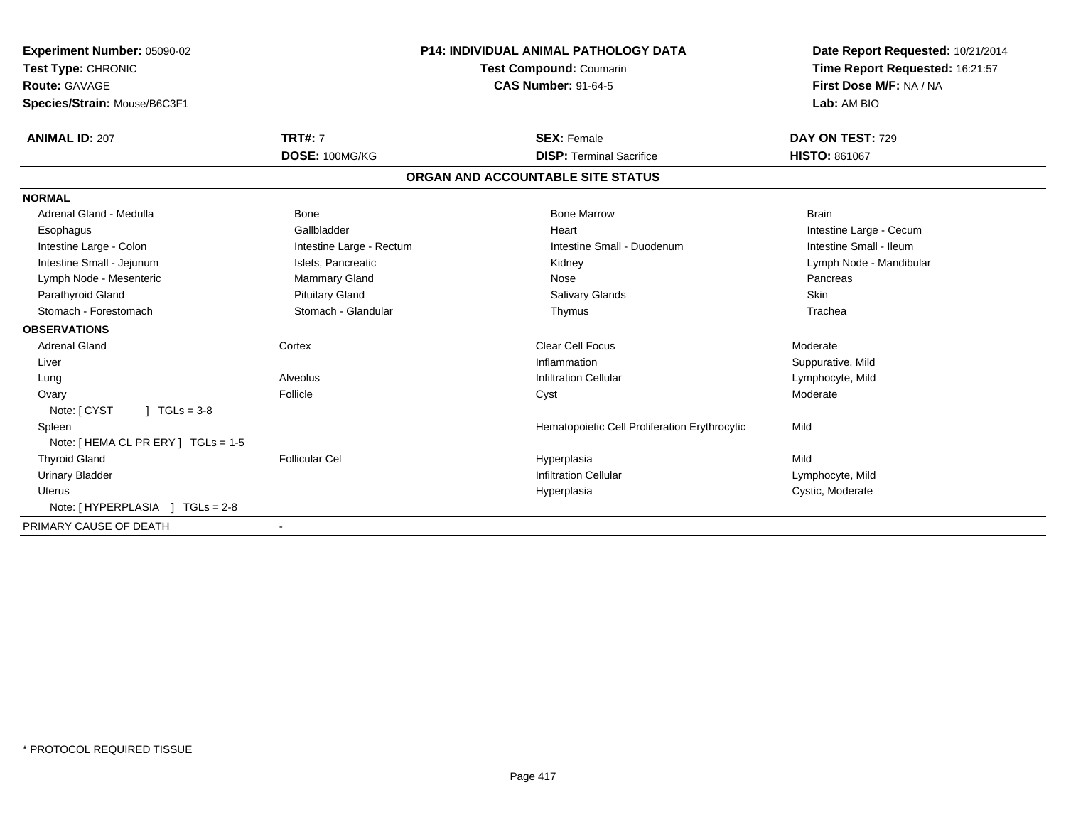**Experiment Number:** 05090-02
**Test Type:** CHRONIC
**Route:** GAVAGE
**Species/Strain:** Mouse/B6C3F1

**P14: INDIVIDUAL ANIMAL PATHOLOGY DATA**
**Test Compound:** Coumarin
**CAS Number:** 91-64-5

**Date Report Requested:** 10/21/2014
**Time Report Requested:** 16:21:57
**First Dose M/F:** NA / NA
**Lab:** AM BIO

| **ANIMAL ID:** 207 | **TRT#:** 7 | **SEX:** Female | **DAY ON TEST:** 729 |
|---|---|---|---|
| | **DOSE:** 100MG/KG | **DISP:** Terminal Sacrifice | **HISTO:** 861067 |

**ORGAN AND ACCOUNTABLE SITE STATUS**

**NORMAL**

| | | | |
|---|---|---|---|
| Adrenal Gland - Medulla | Bone | Bone Marrow | Brain |
| Esophagus | Gallbladder | Heart | Intestine Large - Cecum |
| Intestine Large - Colon | Intestine Large - Rectum | Intestine Small - Duodenum | Intestine Small - Ileum |
| Intestine Small - Jejunum | Islets, Pancreatic | Kidney | Lymph Node - Mandibular |
| Lymph Node - Mesenteric | Mammary Gland | Nose | Pancreas |
| Parathyroid Gland | Pituitary Gland | Salivary Glands | Skin |
| Stomach - Forestomach | Stomach - Glandular | Thymus | Trachea |

**OBSERVATIONS**

| | | | |
|---|---|---|---|
| Adrenal Gland | Cortex | Clear Cell Focus | Moderate |
| Liver | | Inflammation | Suppurative, Mild |
| Lung | Alveolus | Infiltration Cellular | Lymphocyte, Mild |
| Ovary | Follicle | Cyst | Moderate |
| Note: [ CYST ] TGLs = 3-8 | | | |
| Spleen | | Hematopoietic Cell Proliferation Erythrocytic | Mild |
| Note: [ HEMA CL PR ERY ] TGLs = 1-5 | | | |
| Thyroid Gland | Follicular Cel | Hyperplasia | Mild |
| Urinary Bladder | | Infiltration Cellular | Lymphocyte, Mild |
| Uterus | | Hyperplasia | Cystic, Moderate |
| Note: [ HYPERPLASIA ] TGLs = 2-8 | | | |

PRIMARY CAUSE OF DEATH -

* PROTOCOL REQUIRED TISSUE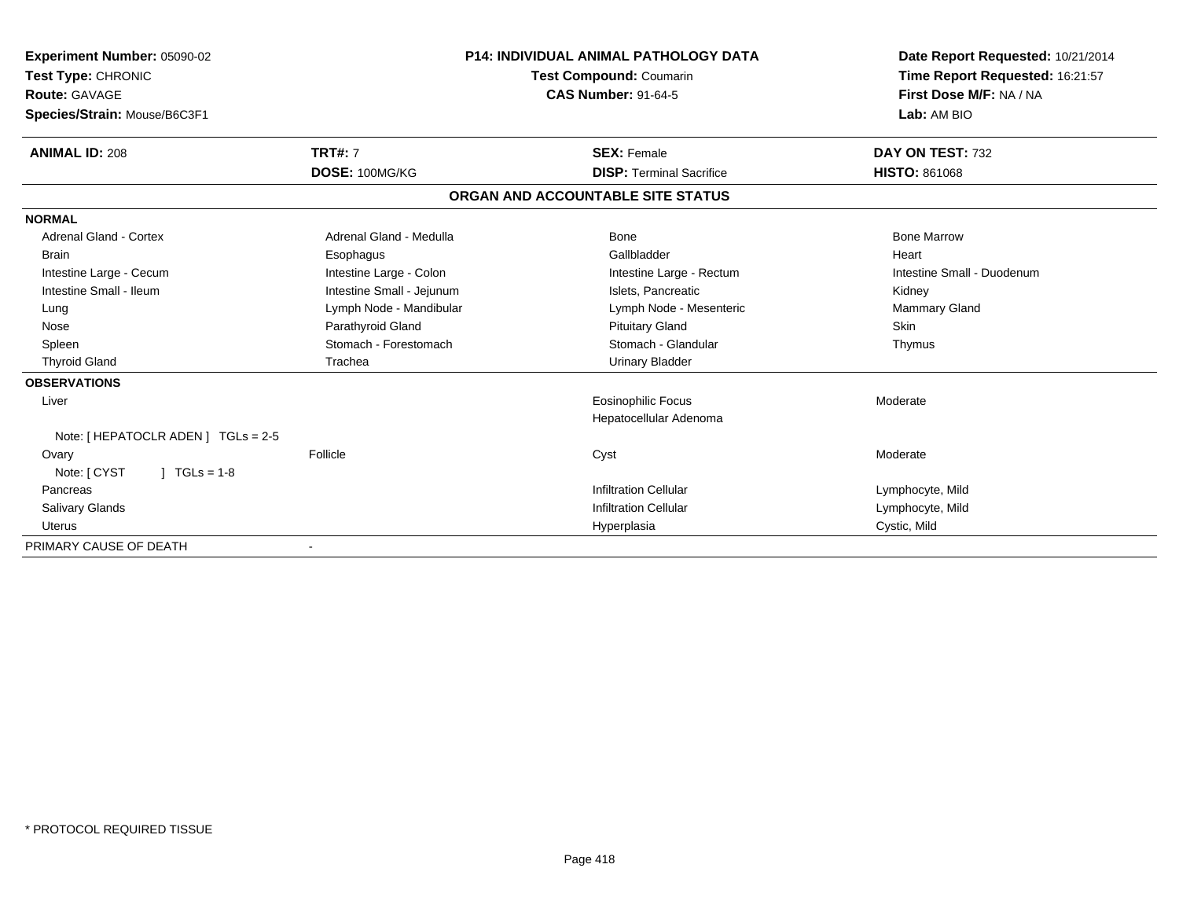**Experiment Number:** 05090-02
**Test Type:** CHRONIC
**Route:** GAVAGE
**Species/Strain:** Mouse/B6C3F1

**P14: INDIVIDUAL ANIMAL PATHOLOGY DATA**
**Test Compound:** Coumarin
**CAS Number:** 91-64-5

**Date Report Requested:** 10/21/2014
**Time Report Requested:** 16:21:57
**First Dose M/F:** NA / NA
**Lab:** AM BIO

| **ANIMAL ID:** 208 | **TRT#:** 7 | **SEX:** Female | **DAY ON TEST:** 732 |
|---|---|---|---|
| | **DOSE:** 100MG/KG | **DISP:** Terminal Sacrifice | **HISTO:** 861068 |

## ORGAN AND ACCOUNTABLE SITE STATUS

| | | | |
|---|---|---|---|
| **NORMAL** | | | |
| Adrenal Gland - Cortex | Adrenal Gland - Medulla | Bone | Bone Marrow |
| Brain | Esophagus | Gallbladder | Heart |
| Intestine Large - Cecum | Intestine Large - Colon | Intestine Large - Rectum | Intestine Small - Duodenum |
| Intestine Small - Ileum | Intestine Small - Jejunum | Islets, Pancreatic | Kidney |
| Lung | Lymph Node - Mandibular | Lymph Node - Mesenteric | Mammary Gland |
| Nose | Parathyroid Gland | Pituitary Gland | Skin |
| Spleen | Stomach - Forestomach | Stomach - Glandular | Thymus |
| Thyroid Gland | Trachea | Urinary Bladder | |
| **OBSERVATIONS** | | | |
| Liver | | Eosinophilic Focus | Moderate |
| | | Hepatocellular Adenoma | |
| Note: [ HEPATOCLR ADEN ] TGLs = 2-5 | | | |
| Ovary | Follicle | Cyst | Moderate |
| Note: [ CYST ] TGLs = 1-8 | | | |
| Pancreas | | Infiltration Cellular | Lymphocyte, Mild |
| Salivary Glands | | Infiltration Cellular | Lymphocyte, Mild |
| Uterus | | Hyperplasia | Cystic, Mild |
| PRIMARY CAUSE OF DEATH | - | | |

* PROTOCOL REQUIRED TISSUE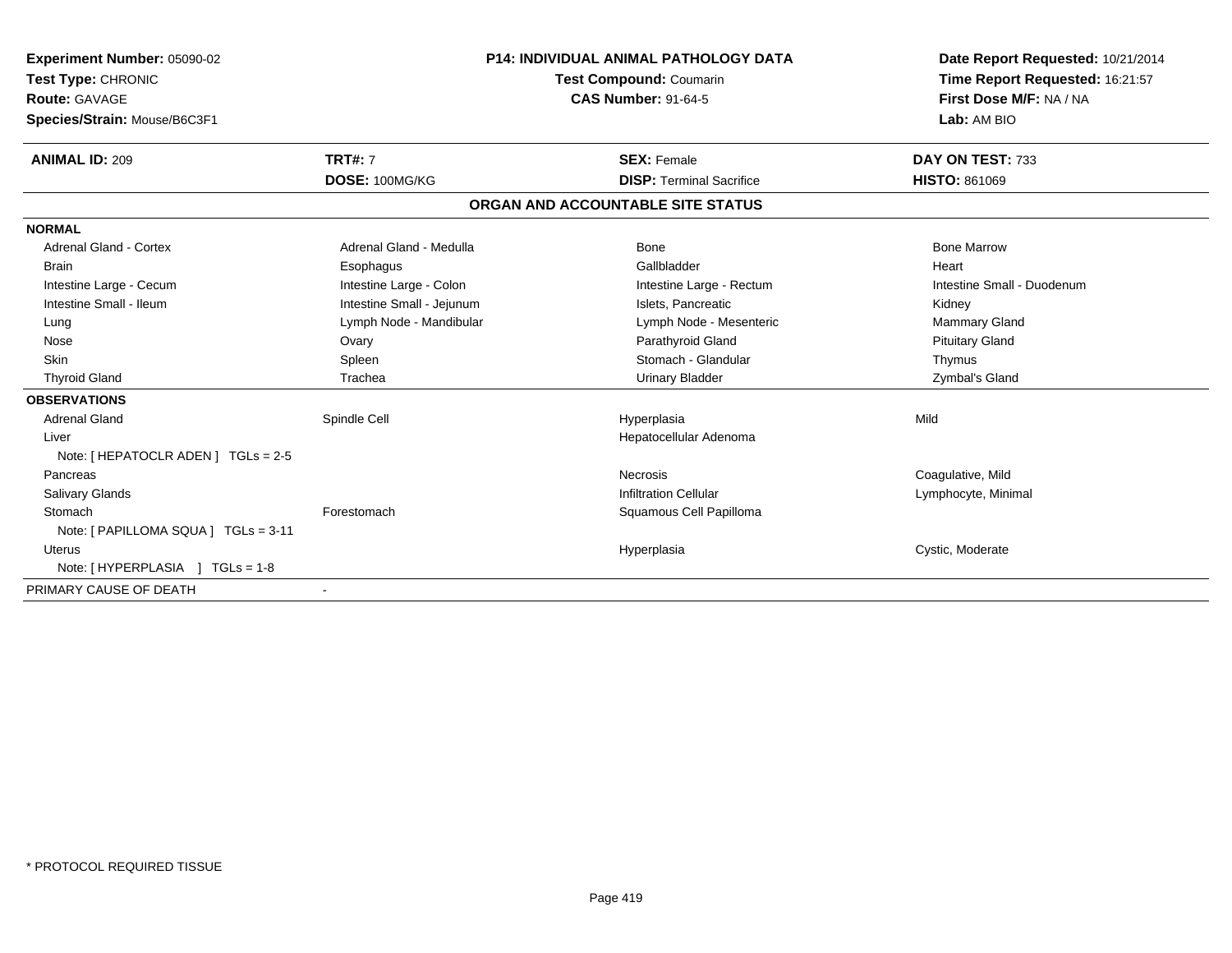**Experiment Number:** 05090-02
**Test Type:** CHRONIC
**Route:** GAVAGE
**Species/Strain:** Mouse/B6C3F1

**P14: INDIVIDUAL ANIMAL PATHOLOGY DATA**
**Test Compound:** Coumarin
**CAS Number:** 91-64-5

**Date Report Requested:** 10/21/2014
**Time Report Requested:** 16:21:57
**First Dose M/F:** NA / NA
**Lab:** AM BIO

| **ANIMAL ID:** 209 | **TRT#:** 7 | **SEX:** Female | **DAY ON TEST:** 733 |
|---|---|---|---|
| | **DOSE:** 100MG/KG | **DISP:** Terminal Sacrifice | **HISTO:** 861069 |

## ORGAN AND ACCOUNTABLE SITE STATUS

| | | | |
|---|---|---|---|
| **NORMAL** | | | |
| Adrenal Gland - Cortex | Adrenal Gland - Medulla | Bone | Bone Marrow |
| Brain | Esophagus | Gallbladder | Heart |
| Intestine Large - Cecum | Intestine Large - Colon | Intestine Large - Rectum | Intestine Small - Duodenum |
| Intestine Small - Ileum | Intestine Small - Jejunum | Islets, Pancreatic | Kidney |
| Lung | Lymph Node - Mandibular | Lymph Node - Mesenteric | Mammary Gland |
| Nose | Ovary | Parathyroid Gland | Pituitary Gland |
| Skin | Spleen | Stomach - Glandular | Thymus |
| Thyroid Gland | Trachea | Urinary Bladder | Zymbal's Gland |
| **OBSERVATIONS** | | | |
| Adrenal Gland | Spindle Cell | Hyperplasia | Mild |
| Liver | | Hepatocellular Adenoma | |
| Note: [ HEPATOCLR ADEN ] TGLs = 2-5 | | | |
| Pancreas | | Necrosis | Coagulative, Mild |
| Salivary Glands | | Infiltration Cellular | Lymphocyte, Minimal |
| Stomach | Forestomach | Squamous Cell Papilloma | |
| Note: [ PAPILLOMA SQUA ] TGLs = 3-11 | | | |
| Uterus | | Hyperplasia | Cystic, Moderate |
| Note: [ HYPERPLASIA ] TGLs = 1-8 | | | |
| PRIMARY CAUSE OF DEATH | - | | |

* PROTOCOL REQUIRED TISSUE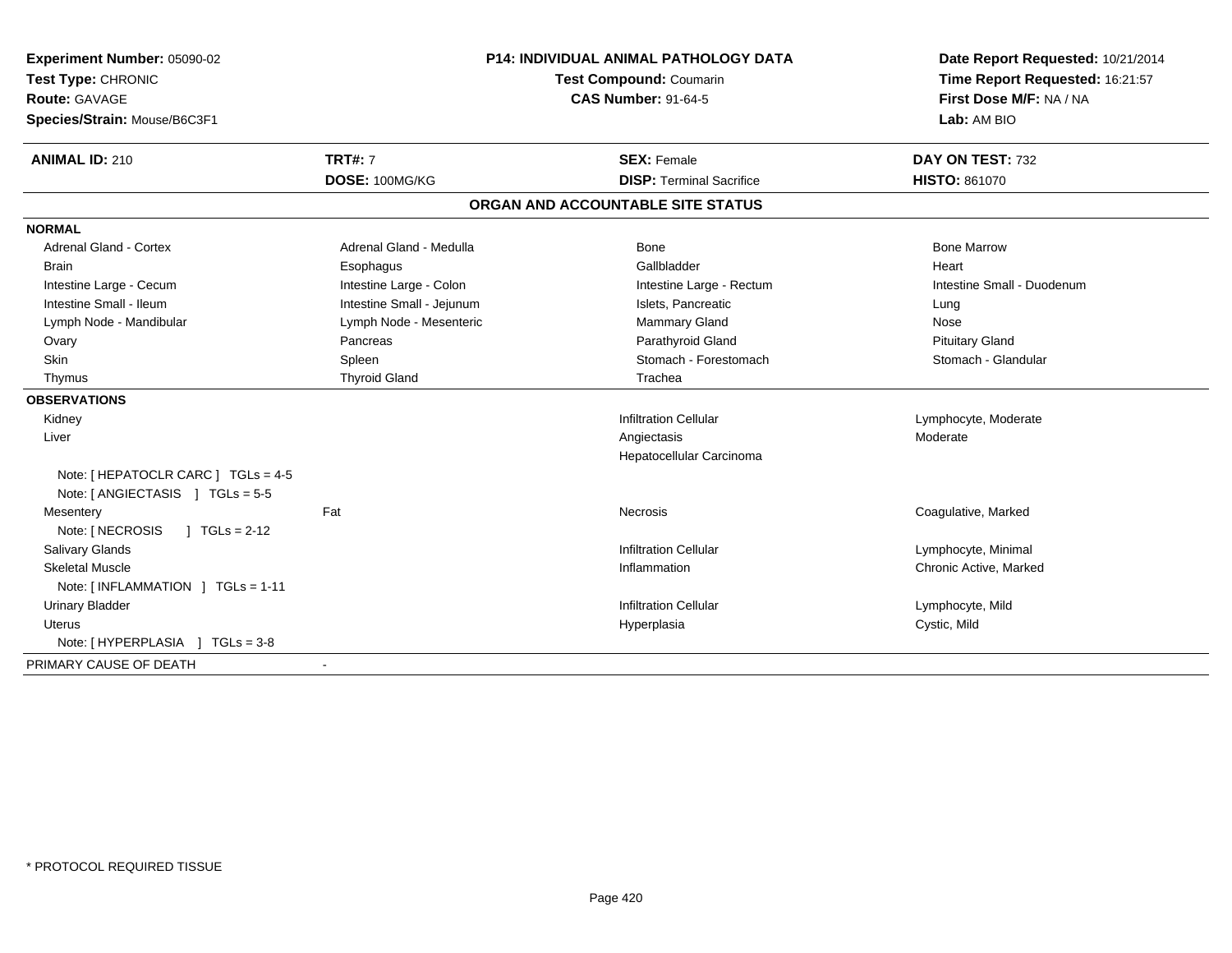**Experiment Number:** 05090-02
**Test Type:** CHRONIC
**Route:** GAVAGE
**Species/Strain:** Mouse/B6C3F1

**P14: INDIVIDUAL ANIMAL PATHOLOGY DATA**
**Test Compound:** Coumarin
**CAS Number:** 91-64-5

**Date Report Requested:** 10/21/2014
**Time Report Requested:** 16:21:57
**First Dose M/F:** NA / NA
**Lab:** AM BIO

| **ANIMAL ID:** 210 | **TRT#:** 7 | **SEX:** Female | **DAY ON TEST:** 732 |
|---|---|---|---|
| | **DOSE:** 100MG/KG | **DISP:** Terminal Sacrifice | **HISTO:** 861070 |

## ORGAN AND ACCOUNTABLE SITE STATUS

**NORMAL**

| | | | |
|---|---|---|---|
| Adrenal Gland - Cortex | Adrenal Gland - Medulla | Bone | Bone Marrow |
| Brain | Esophagus | Gallbladder | Heart |
| Intestine Large - Cecum | Intestine Large - Colon | Intestine Large - Rectum | Intestine Small - Duodenum |
| Intestine Small - Ileum | Intestine Small - Jejunum | Islets, Pancreatic | Lung |
| Lymph Node - Mandibular | Lymph Node - Mesenteric | Mammary Gland | Nose |
| Ovary | Pancreas | Parathyroid Gland | Pituitary Gland |
| Skin | Spleen | Stomach - Forestomach | Stomach - Glandular |
| Thymus | Thyroid Gland | Trachea | |

**OBSERVATIONS**

| | | | |
|---|---|---|---|
| Kidney | | Infiltration Cellular | Lymphocyte, Moderate |
| Liver | | Angiectasis | Moderate |
| | | Hepatocellular Carcinoma | |
| Note: [ HEPATOCLR CARC ] TGLs = 4-5 | | | |
| Note: [ ANGIECTASIS ] TGLs = 5-5 | | | |
| Mesentery | Fat | Necrosis | Coagulative, Marked |
| Note: [ NECROSIS ] TGLs = 2-12 | | | |
| Salivary Glands | | Infiltration Cellular | Lymphocyte, Minimal |
| Skeletal Muscle | | Inflammation | Chronic Active, Marked |
| Note: [ INFLAMMATION ] TGLs = 1-11 | | | |
| Urinary Bladder | | Infiltration Cellular | Lymphocyte, Mild |
| Uterus | | Hyperplasia | Cystic, Mild |
| Note: [ HYPERPLASIA ] TGLs = 3-8 | | | |

PRIMARY CAUSE OF DEATH -

* PROTOCOL REQUIRED TISSUE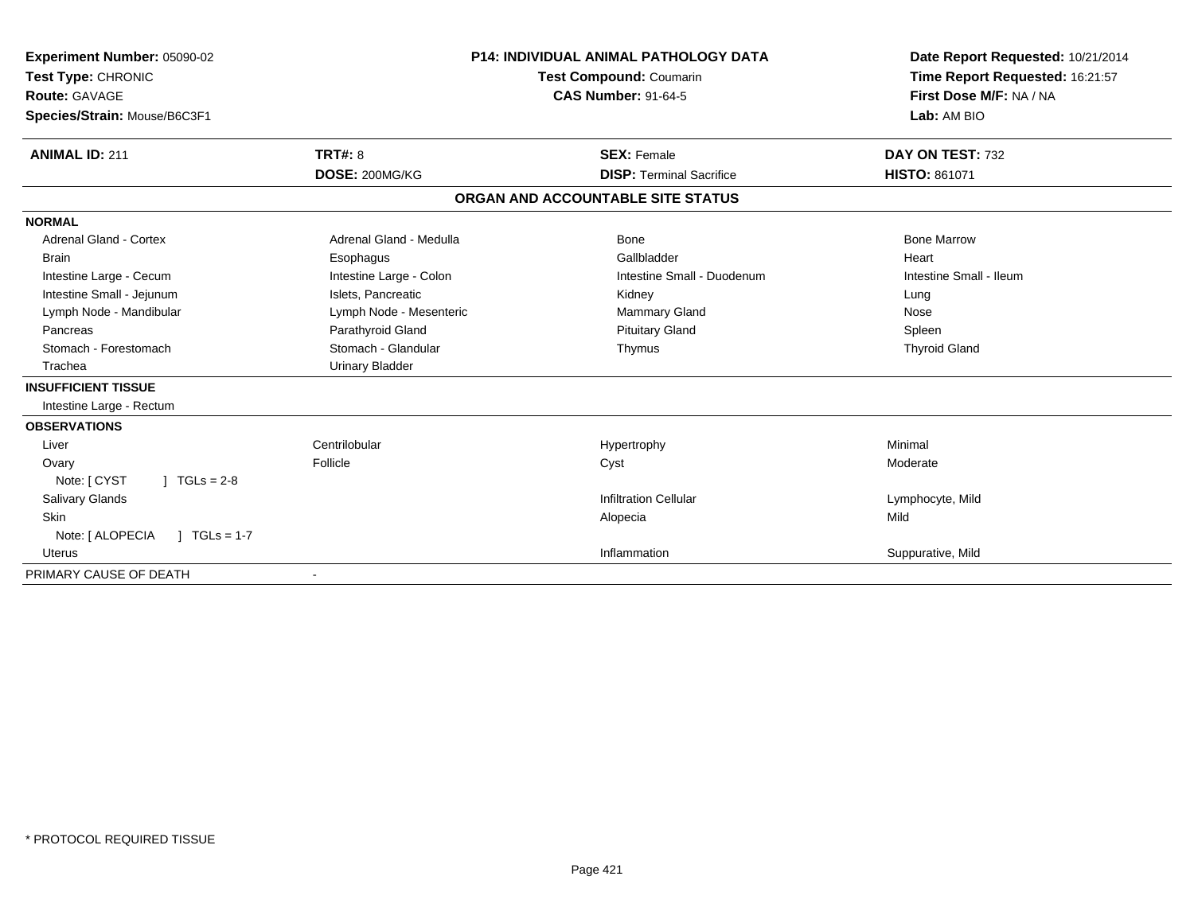**Experiment Number:** 05090-02
**Test Type:** CHRONIC
**Route:** GAVAGE
**Species/Strain:** Mouse/B6C3F1

**P14: INDIVIDUAL ANIMAL PATHOLOGY DATA**
**Test Compound:** Coumarin
**CAS Number:** 91-64-5

**Date Report Requested:** 10/21/2014
**Time Report Requested:** 16:21:57
**First Dose M/F:** NA / NA
**Lab:** AM BIO

| **ANIMAL ID:** 211 | **TRT#:** 8 | **SEX:** Female | **DAY ON TEST:** 732 |
|---|---|---|---|
| | **DOSE:** 200MG/KG | **DISP:** Terminal Sacrifice | **HISTO:** 861071 |

**ORGAN AND ACCOUNTABLE SITE STATUS**

| | | | |
|---|---|---|---|
| **NORMAL** | | | |
| Adrenal Gland - Cortex | Adrenal Gland - Medulla | Bone | Bone Marrow |
| Brain | Esophagus | Gallbladder | Heart |
| Intestine Large - Cecum | Intestine Large - Colon | Intestine Small - Duodenum | Intestine Small - Ileum |
| Intestine Small - Jejunum | Islets, Pancreatic | Kidney | Lung |
| Lymph Node - Mandibular | Lymph Node - Mesenteric | Mammary Gland | Nose |
| Pancreas | Parathyroid Gland | Pituitary Gland | Spleen |
| Stomach - Forestomach | Stomach - Glandular | Thymus | Thyroid Gland |
| Trachea | Urinary Bladder | | |
| **INSUFFICIENT TISSUE** | | | |
| Intestine Large - Rectum | | | |
| **OBSERVATIONS** | | | |
| Liver | Centrilobular | Hypertrophy | Minimal |
| Ovary | Follicle | Cyst | Moderate |
| Note: [ CYST ] TGLs = 2-8 | | | |
| Salivary Glands | | Infiltration Cellular | Lymphocyte, Mild |
| Skin | | Alopecia | Mild |
| Note: [ ALOPECIA ] TGLs = 1-7 | | | |
| Uterus | | Inflammation | Suppurative, Mild |
| PRIMARY CAUSE OF DEATH | - | | |

* PROTOCOL REQUIRED TISSUE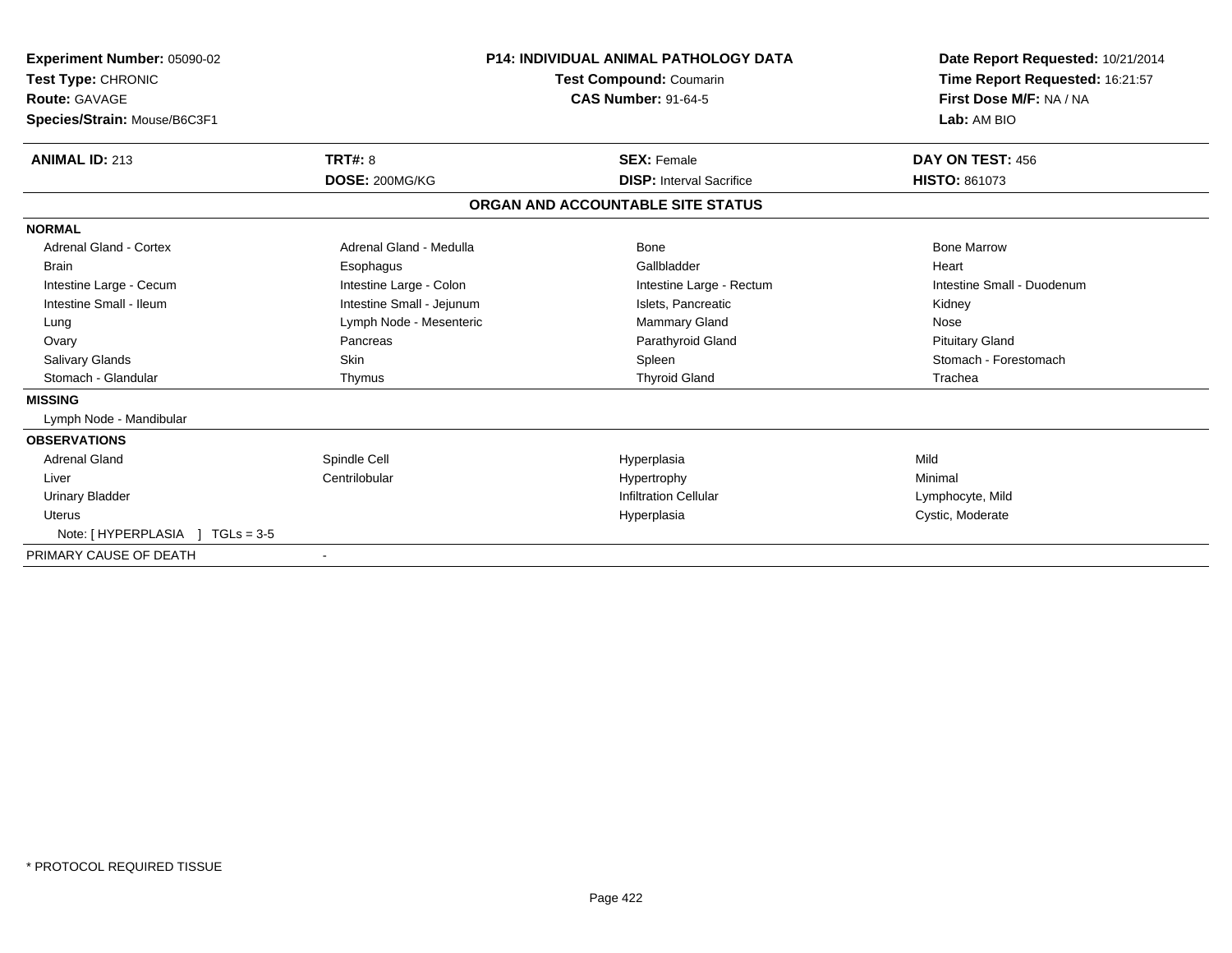**Experiment Number:** 05090-02
**Test Type:** CHRONIC
**Route:** GAVAGE
**Species/Strain:** Mouse/B6C3F1

## P14: INDIVIDUAL ANIMAL PATHOLOGY DATA

**Test Compound:** Coumarin
**CAS Number:** 91-64-5

**Date Report Requested:** 10/21/2014
**Time Report Requested:** 16:21:57
**First Dose M/F:** NA / NA
**Lab:** AM BIO

| **ANIMAL ID:** 213 | **TRT#:** 8 | **SEX:** Female | **DAY ON TEST:** 456 |
|---|---|---|---|
| | **DOSE:** 200MG/KG | **DISP:** Interval Sacrifice | **HISTO:** 861073 |

### ORGAN AND ACCOUNTABLE SITE STATUS

| | | | |
|---|---|---|---|
| **NORMAL** | | | |
| Adrenal Gland - Cortex | Adrenal Gland - Medulla | Bone | Bone Marrow |
| Brain | Esophagus | Gallbladder | Heart |
| Intestine Large - Cecum | Intestine Large - Colon | Intestine Large - Rectum | Intestine Small - Duodenum |
| Intestine Small - Ileum | Intestine Small - Jejunum | Islets, Pancreatic | Kidney |
| Lung | Lymph Node - Mesenteric | Mammary Gland | Nose |
| Ovary | Pancreas | Parathyroid Gland | Pituitary Gland |
| Salivary Glands | Skin | Spleen | Stomach - Forestomach |
| Stomach - Glandular | Thymus | Thyroid Gland | Trachea |
| **MISSING** | | | |
| Lymph Node - Mandibular | | | |
| **OBSERVATIONS** | | | |
| Adrenal Gland | Spindle Cell | Hyperplasia | Mild |
| Liver | Centrilobular | Hypertrophy | Minimal |
| Urinary Bladder | | Infiltration Cellular | Lymphocyte, Mild |
| Uterus | | Hyperplasia | Cystic, Moderate |
| Note: [ HYPERPLASIA ] TGLs = 3-5 | | | |
| PRIMARY CAUSE OF DEATH | - | | |

* PROTOCOL REQUIRED TISSUE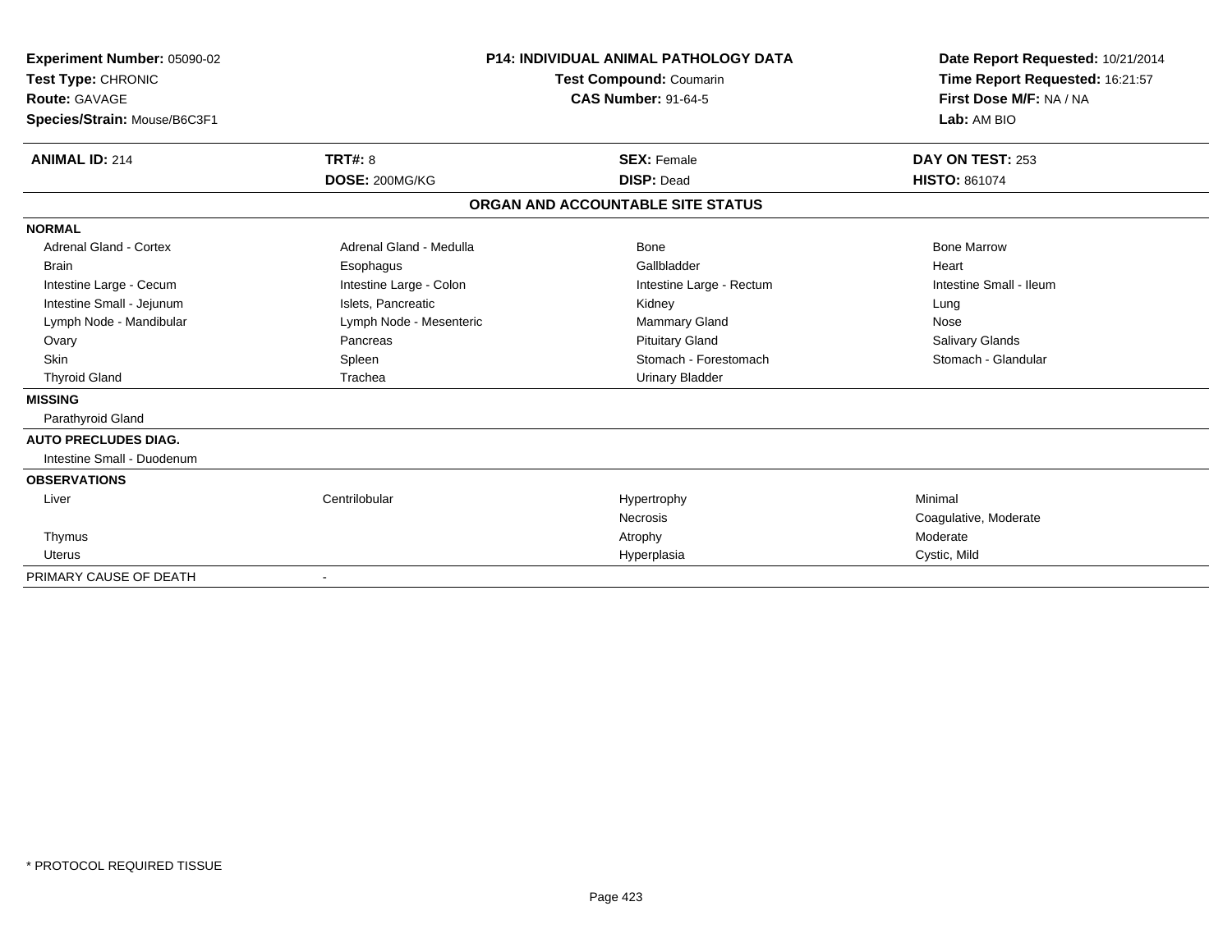**Experiment Number:** 05090-02
**Test Type:** CHRONIC
**Route:** GAVAGE
**Species/Strain:** Mouse/B6C3F1

**P14: INDIVIDUAL ANIMAL PATHOLOGY DATA**
**Test Compound:** Coumarin
**CAS Number:** 91-64-5

**Date Report Requested:** 10/21/2014
**Time Report Requested:** 16:21:57
**First Dose M/F:** NA / NA
**Lab:** AM BIO

| **ANIMAL ID:** 214 | **TRT#:** 8 | **SEX:** Female | **DAY ON TEST:** 253 |
|---|---|---|---|
| | **DOSE:** 200MG/KG | **DISP:** Dead | **HISTO:** 861074 |

## ORGAN AND ACCOUNTABLE SITE STATUS

| | | | |
|---|---|---|---|
| **NORMAL** | | | |
| Adrenal Gland - Cortex | Adrenal Gland - Medulla | Bone | Bone Marrow |
| Brain | Esophagus | Gallbladder | Heart |
| Intestine Large - Cecum | Intestine Large - Colon | Intestine Large - Rectum | Intestine Small - Ileum |
| Intestine Small - Jejunum | Islets, Pancreatic | Kidney | Lung |
| Lymph Node - Mandibular | Lymph Node - Mesenteric | Mammary Gland | Nose |
| Ovary | Pancreas | Pituitary Gland | Salivary Glands |
| Skin | Spleen | Stomach - Forestomach | Stomach - Glandular |
| Thyroid Gland | Trachea | Urinary Bladder | |
| **MISSING** | | | |
| Parathyroid Gland | | | |
| **AUTO PRECLUDES DIAG.** | | | |
| Intestine Small - Duodenum | | | |
| **OBSERVATIONS** | | | |
| Liver | Centrilobular | Hypertrophy | Minimal |
| | | Necrosis | Coagulative, Moderate |
| Thymus | | Atrophy | Moderate |
| Uterus | | Hyperplasia | Cystic, Mild |
| PRIMARY CAUSE OF DEATH | - | | |

* PROTOCOL REQUIRED TISSUE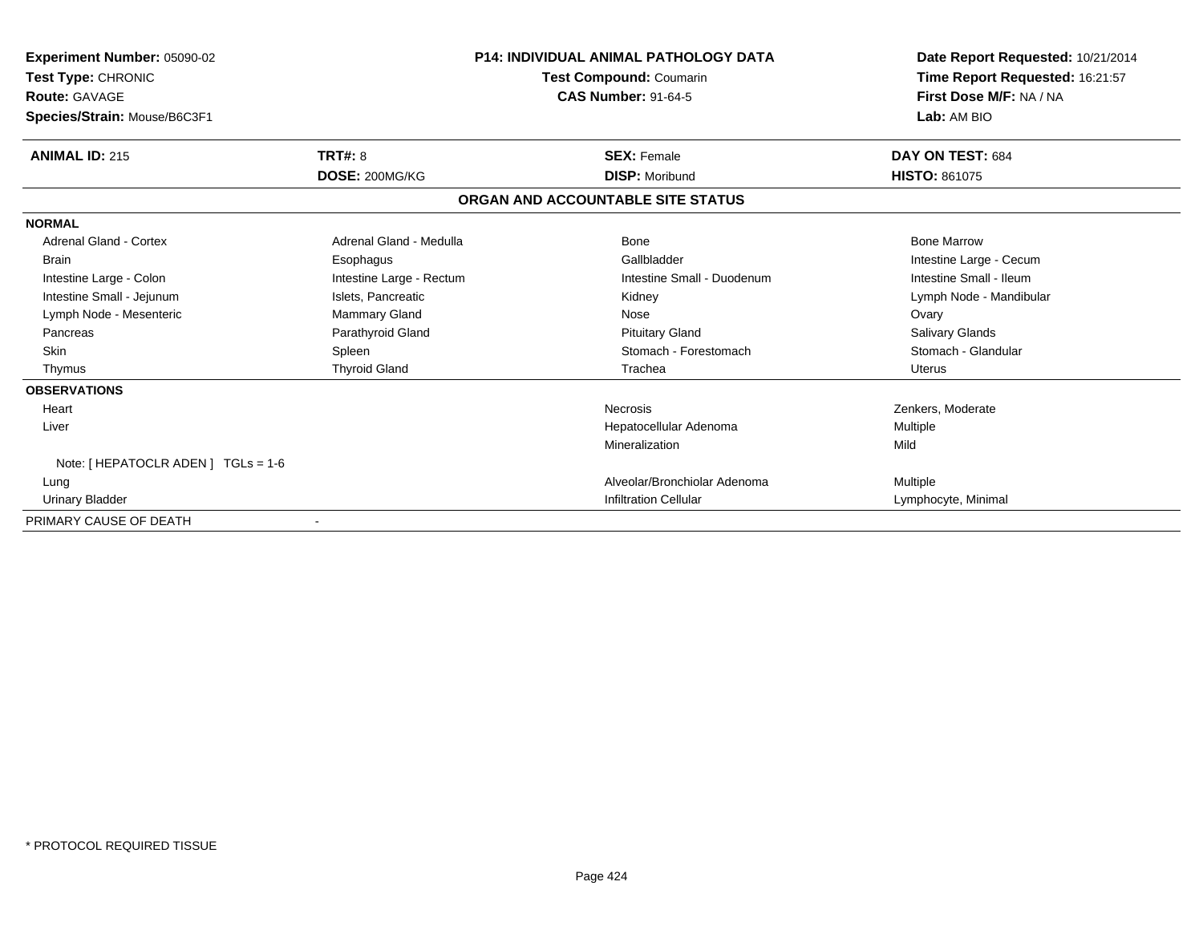**Experiment Number:** 05090-02
**Test Type:** CHRONIC
**Route:** GAVAGE
**Species/Strain:** Mouse/B6C3F1

**P14: INDIVIDUAL ANIMAL PATHOLOGY DATA**
**Test Compound:** Coumarin
**CAS Number:** 91-64-5

**Date Report Requested:** 10/21/2014
**Time Report Requested:** 16:21:57
**First Dose M/F:** NA / NA
**Lab:** AM BIO

| **ANIMAL ID:** 215 | **TRT#:** 8 | **SEX:** Female | **DAY ON TEST:** 684 |
|---|---|---|---|
| | **DOSE:** 200MG/KG | **DISP:** Moribund | **HISTO:** 861075 |

## ORGAN AND ACCOUNTABLE SITE STATUS

| | | | |
|---|---|---|---|
| **NORMAL** | | | |
| Adrenal Gland - Cortex | Adrenal Gland - Medulla | Bone | Bone Marrow |
| Brain | Esophagus | Gallbladder | Intestine Large - Cecum |
| Intestine Large - Colon | Intestine Large - Rectum | Intestine Small - Duodenum | Intestine Small - Ileum |
| Intestine Small - Jejunum | Islets, Pancreatic | Kidney | Lymph Node - Mandibular |
| Lymph Node - Mesenteric | Mammary Gland | Nose | Ovary |
| Pancreas | Parathyroid Gland | Pituitary Gland | Salivary Glands |
| Skin | Spleen | Stomach - Forestomach | Stomach - Glandular |
| Thymus | Thyroid Gland | Trachea | Uterus |
| **OBSERVATIONS** | | | |
| Heart | | Necrosis | Zenkers, Moderate |
| Liver | | Hepatocellular Adenoma | Multiple |
| | | Mineralization | Mild |
| Note: [ HEPATOCLR ADEN ] TGLs = 1-6 | | | |
| Lung | | Alveolar/Bronchiolar Adenoma | Multiple |
| Urinary Bladder | | Infiltration Cellular | Lymphocyte, Minimal |
| PRIMARY CAUSE OF DEATH | - | | |

* PROTOCOL REQUIRED TISSUE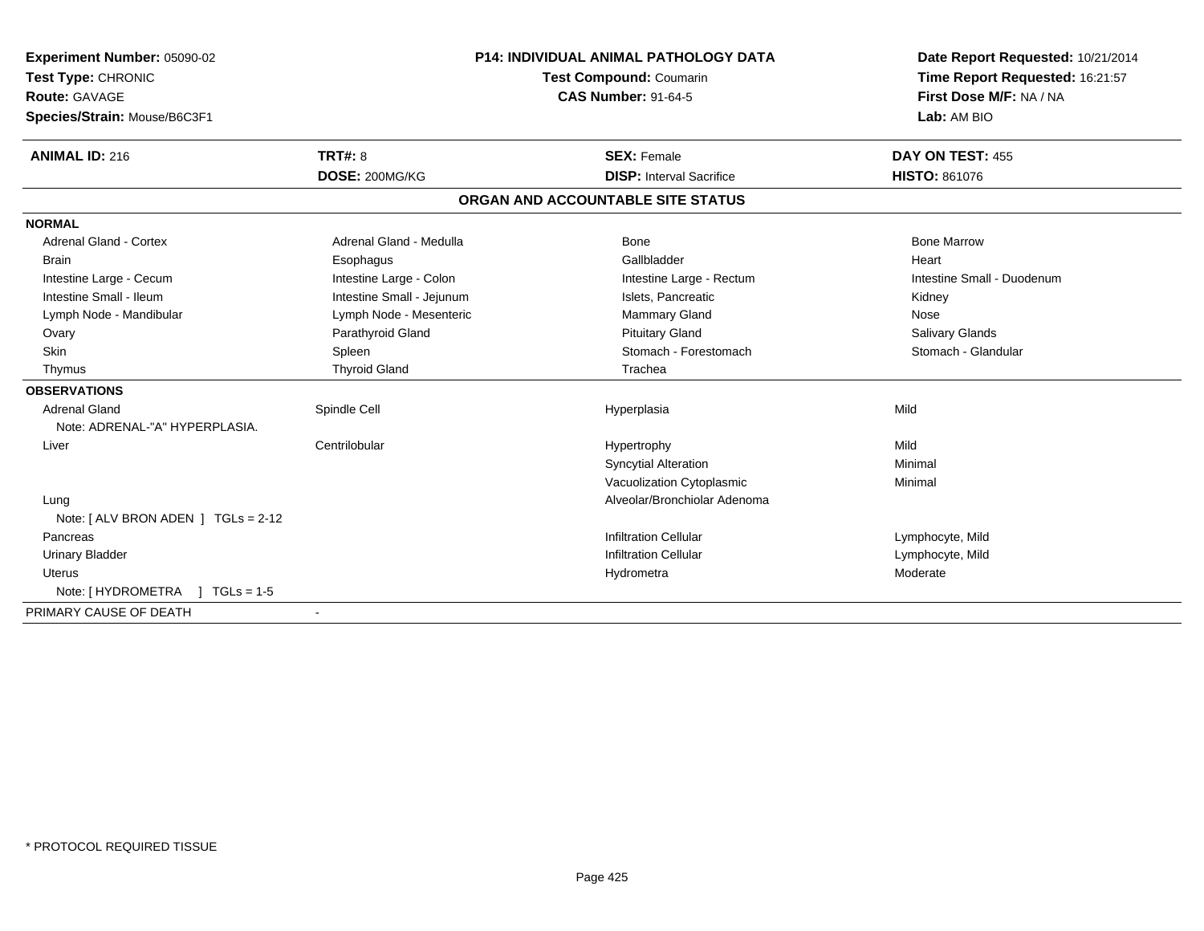**Experiment Number:** 05090-02
**Test Type:** CHRONIC
**Route:** GAVAGE
**Species/Strain:** Mouse/B6C3F1

**P14: INDIVIDUAL ANIMAL PATHOLOGY DATA**
**Test Compound:** Coumarin
**CAS Number:** 91-64-5

**Date Report Requested:** 10/21/2014
**Time Report Requested:** 16:21:57
**First Dose M/F:** NA / NA
**Lab:** AM BIO

| **ANIMAL ID:** 216 | **TRT#:** 8 | **SEX:** Female | **DAY ON TEST:** 455 |
|---|---|---|---|
| | **DOSE:** 200MG/KG | **DISP:** Interval Sacrifice | **HISTO:** 861076 |

## ORGAN AND ACCOUNTABLE SITE STATUS

**NORMAL**

| | | | |
|---|---|---|---|
| Adrenal Gland - Cortex | Adrenal Gland - Medulla | Bone | Bone Marrow |
| Brain | Esophagus | Gallbladder | Heart |
| Intestine Large - Cecum | Intestine Large - Colon | Intestine Large - Rectum | Intestine Small - Duodenum |
| Intestine Small - Ileum | Intestine Small - Jejunum | Islets, Pancreatic | Kidney |
| Lymph Node - Mandibular | Lymph Node - Mesenteric | Mammary Gland | Nose |
| Ovary | Parathyroid Gland | Pituitary Gland | Salivary Glands |
| Skin | Spleen | Stomach - Forestomach | Stomach - Glandular |
| Thymus | Thyroid Gland | Trachea | |

**OBSERVATIONS**

| | | | |
|---|---|---|---|
| Adrenal Gland | Spindle Cell | Hyperplasia | Mild |
| Note: ADRENAL-"A" HYPERPLASIA. | | | |
| Liver | Centrilobular | Hypertrophy | Mild |
| | | Syncytial Alteration | Minimal |
| | | Vacuolization Cytoplasmic | Minimal |
| Lung | | Alveolar/Bronchiolar Adenoma | |
| Note: [ ALV BRON ADEN ] TGLs = 2-12 | | | |
| Pancreas | | Infiltration Cellular | Lymphocyte, Mild |
| Urinary Bladder | | Infiltration Cellular | Lymphocyte, Mild |
| Uterus | | Hydrometra | Moderate |
| Note: [ HYDROMETRA ] TGLs = 1-5 | | | |

PRIMARY CAUSE OF DEATH -

\* PROTOCOL REQUIRED TISSUE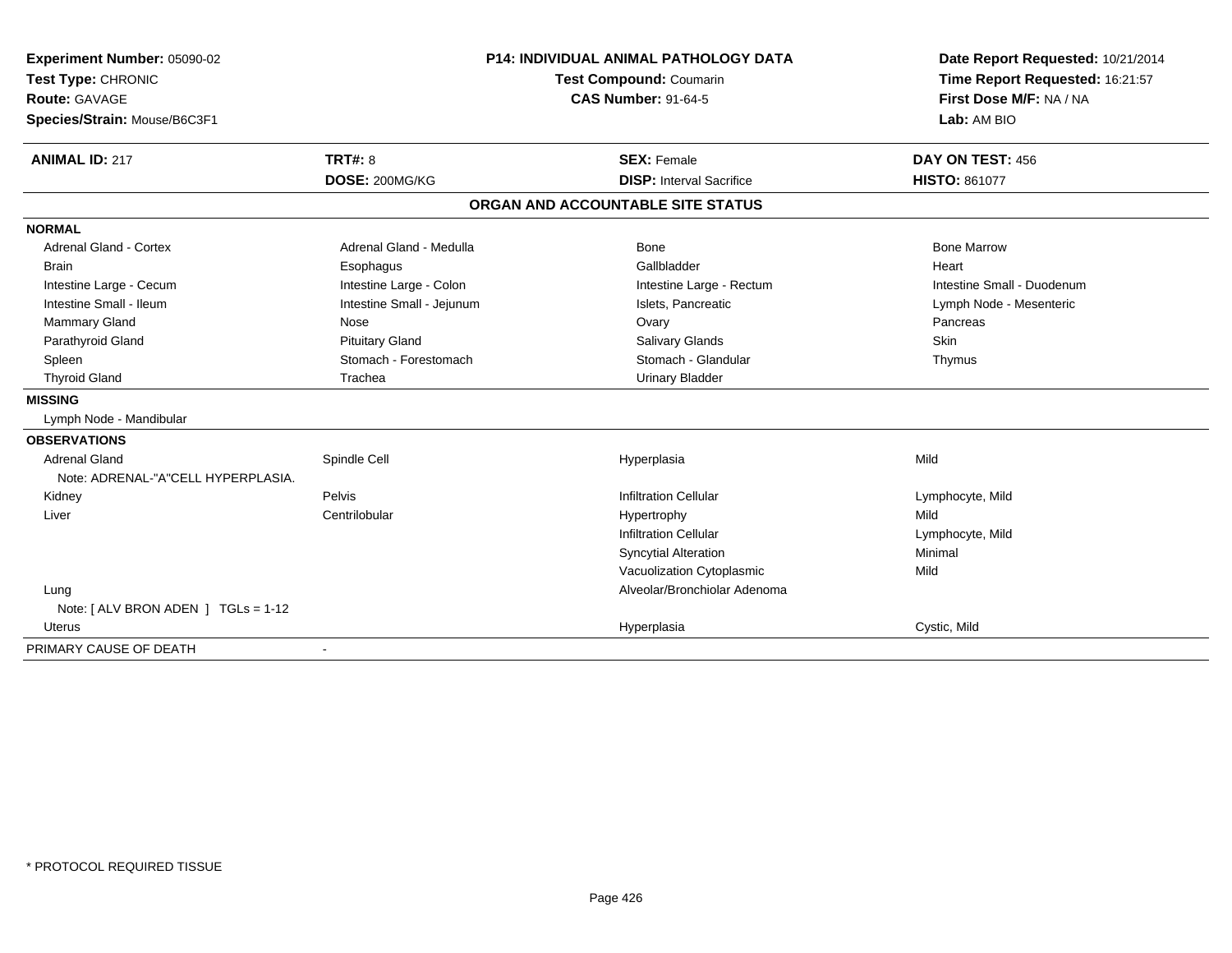**Experiment Number:** 05090-02
**Test Type:** CHRONIC
**Route:** GAVAGE
**Species/Strain:** Mouse/B6C3F1

**P14: INDIVIDUAL ANIMAL PATHOLOGY DATA**
**Test Compound:** Coumarin
**CAS Number:** 91-64-5

**Date Report Requested:** 10/21/2014
**Time Report Requested:** 16:21:57
**First Dose M/F:** NA / NA
**Lab:** AM BIO

| **ANIMAL ID:** 217 | **TRT#:** 8 | **SEX:** Female | **DAY ON TEST:** 456 |
|---|---|---|---|
| | **DOSE:** 200MG/KG | **DISP:** Interval Sacrifice | **HISTO:** 861077 |

## ORGAN AND ACCOUNTABLE SITE STATUS

**NORMAL**

| | | | |
|---|---|---|---|
| Adrenal Gland - Cortex | Adrenal Gland - Medulla | Bone | Bone Marrow |
| Brain | Esophagus | Gallbladder | Heart |
| Intestine Large - Cecum | Intestine Large - Colon | Intestine Large - Rectum | Intestine Small - Duodenum |
| Intestine Small - Ileum | Intestine Small - Jejunum | Islets, Pancreatic | Lymph Node - Mesenteric |
| Mammary Gland | Nose | Ovary | Pancreas |
| Parathyroid Gland | Pituitary Gland | Salivary Glands | Skin |
| Spleen | Stomach - Forestomach | Stomach - Glandular | Thymus |
| Thyroid Gland | Trachea | Urinary Bladder | |

**MISSING**

Lymph Node - Mandibular

**OBSERVATIONS**

| | | | |
|---|---|---|---|
| Adrenal Gland | Spindle Cell | Hyperplasia | Mild |
| Note: ADRENAL-"A"CELL HYPERPLASIA. | | | |
| Kidney | Pelvis | Infiltration Cellular | Lymphocyte, Mild |
| Liver | Centrilobular | Hypertrophy | Mild |
| | | Infiltration Cellular | Lymphocyte, Mild |
| | | Syncytial Alteration | Minimal |
| | | Vacuolization Cytoplasmic | Mild |
| Lung | | Alveolar/Bronchiolar Adenoma | |
| Note: [ ALV BRON ADEN ] TGLs = 1-12 | | | |
| Uterus | | Hyperplasia | Cystic, Mild |

PRIMARY CAUSE OF DEATH -

* PROTOCOL REQUIRED TISSUE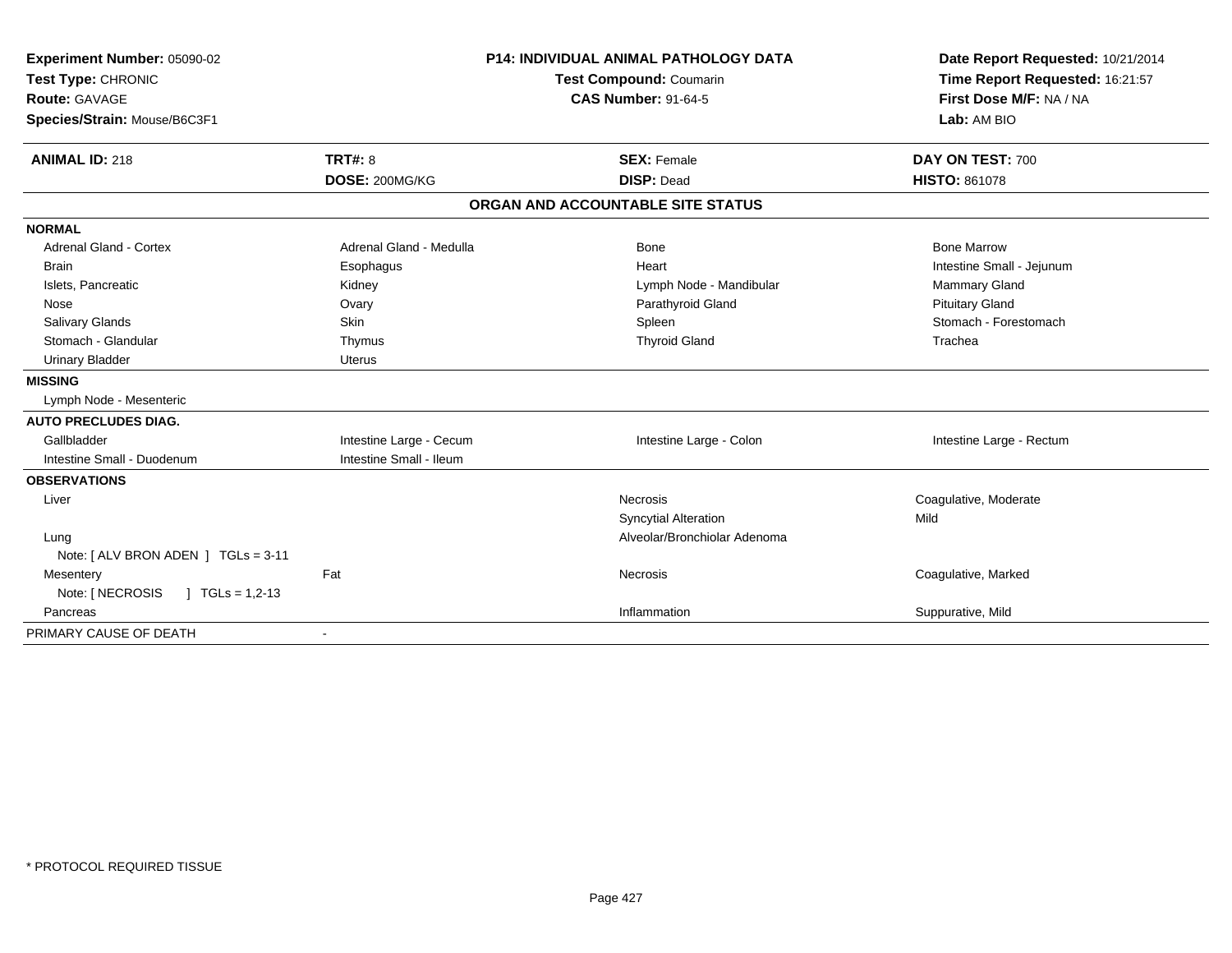**Experiment Number:** 05090-02
**Test Type:** CHRONIC
**Route:** GAVAGE
**Species/Strain:** Mouse/B6C3F1

**P14: INDIVIDUAL ANIMAL PATHOLOGY DATA**
**Test Compound:** Coumarin
**CAS Number:** 91-64-5

**Date Report Requested:** 10/21/2014
**Time Report Requested:** 16:21:57
**First Dose M/F:** NA / NA
**Lab:** AM BIO

| **ANIMAL ID:** 218 | **TRT#:** 8 | **SEX:** Female | **DAY ON TEST:** 700 |
|---|---|---|---|
| | **DOSE:** 200MG/KG | **DISP:** Dead | **HISTO:** 861078 |

## ORGAN AND ACCOUNTABLE SITE STATUS

| | | | |
|---|---|---|---|
| **NORMAL** | | | |
| Adrenal Gland - Cortex | Adrenal Gland - Medulla | Bone | Bone Marrow |
| Brain | Esophagus | Heart | Intestine Small - Jejunum |
| Islets, Pancreatic | Kidney | Lymph Node - Mandibular | Mammary Gland |
| Nose | Ovary | Parathyroid Gland | Pituitary Gland |
| Salivary Glands | Skin | Spleen | Stomach - Forestomach |
| Stomach - Glandular | Thymus | Thyroid Gland | Trachea |
| Urinary Bladder | Uterus | | |
| **MISSING** | | | |
| Lymph Node - Mesenteric | | | |
| **AUTO PRECLUDES DIAG.** | | | |
| Gallbladder | Intestine Large - Cecum | Intestine Large - Colon | Intestine Large - Rectum |
| Intestine Small - Duodenum | Intestine Small - Ileum | | |
| **OBSERVATIONS** | | | |
| Liver | | Necrosis | Coagulative, Moderate |
| | | Syncytial Alteration | Mild |
| Lung | | Alveolar/Bronchiolar Adenoma | |
| Note: [ ALV BRON ADEN ] TGLs = 3-11 | | | |
| Mesentery | Fat | Necrosis | Coagulative, Marked |
| Note: [ NECROSIS ] TGLs = 1,2-13 | | | |
| Pancreas | | Inflammation | Suppurative, Mild |
| PRIMARY CAUSE OF DEATH | - | | |

* PROTOCOL REQUIRED TISSUE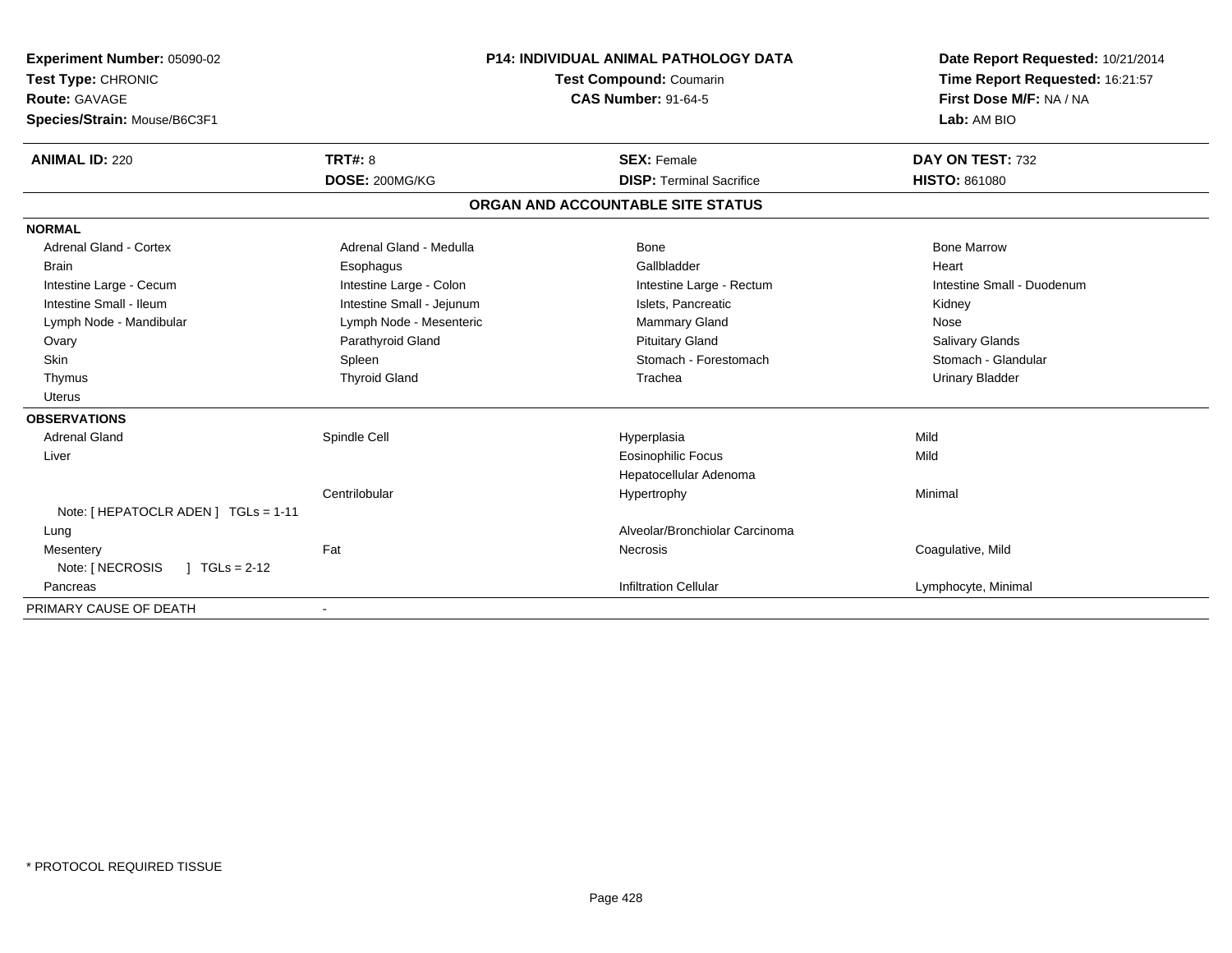**Experiment Number:** 05090-02
**Test Type:** CHRONIC
**Route:** GAVAGE
**Species/Strain:** Mouse/B6C3F1

**P14: INDIVIDUAL ANIMAL PATHOLOGY DATA**
**Test Compound:** Coumarin
**CAS Number:** 91-64-5

**Date Report Requested:** 10/21/2014
**Time Report Requested:** 16:21:57
**First Dose M/F:** NA / NA
**Lab:** AM BIO

| **ANIMAL ID:** 220 | **TRT#:** 8 | **SEX:** Female | **DAY ON TEST:** 732 |
|---|---|---|---|
| | **DOSE:** 200MG/KG | **DISP:** Terminal Sacrifice | **HISTO:** 861080 |

## ORGAN AND ACCOUNTABLE SITE STATUS

**NORMAL**

| | | | |
|---|---|---|---|
| Adrenal Gland - Cortex | Adrenal Gland - Medulla | Bone | Bone Marrow |
| Brain | Esophagus | Gallbladder | Heart |
| Intestine Large - Cecum | Intestine Large - Colon | Intestine Large - Rectum | Intestine Small - Duodenum |
| Intestine Small - Ileum | Intestine Small - Jejunum | Islets, Pancreatic | Kidney |
| Lymph Node - Mandibular | Lymph Node - Mesenteric | Mammary Gland | Nose |
| Ovary | Parathyroid Gland | Pituitary Gland | Salivary Glands |
| Skin | Spleen | Stomach - Forestomach | Stomach - Glandular |
| Thymus | Thyroid Gland | Trachea | Urinary Bladder |
| Uterus | | | |

**OBSERVATIONS**

| | | | |
|---|---|---|---|
| Adrenal Gland | Spindle Cell | Hyperplasia | Mild |
| Liver | | Eosinophilic Focus | Mild |
| | | Hepatocellular Adenoma | |
| | Centrilobular | Hypertrophy | Minimal |
| Note: [ HEPATOCLR ADEN ] TGLs = 1-11 | | | |
| Lung | | Alveolar/Bronchiolar Carcinoma | |
| Mesentery | Fat | Necrosis | Coagulative, Mild |
| Note: [ NECROSIS ] TGLs = 2-12 | | | |
| Pancreas | | Infiltration Cellular | Lymphocyte, Minimal |

PRIMARY CAUSE OF DEATH -

* PROTOCOL REQUIRED TISSUE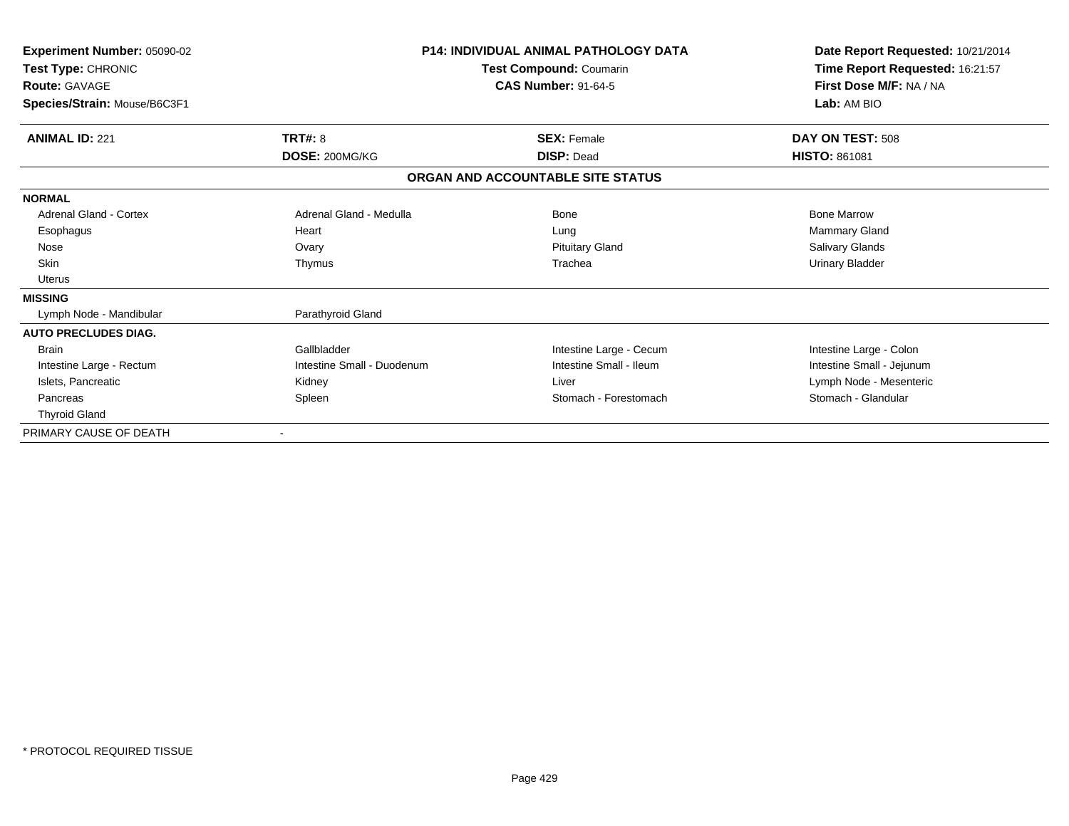**Experiment Number:** 05090-02
**Test Type:** CHRONIC
**Route:** GAVAGE
**Species/Strain:** Mouse/B6C3F1

**P14: INDIVIDUAL ANIMAL PATHOLOGY DATA**
**Test Compound:** Coumarin
**CAS Number:** 91-64-5

**Date Report Requested:** 10/21/2014
**Time Report Requested:** 16:21:57
**First Dose M/F:** NA / NA
**Lab:** AM BIO

| **ANIMAL ID:** 221 | **TRT#:** 8 | **SEX:** Female | **DAY ON TEST:** 508 |
|---|---|---|---|
| | **DOSE:** 200MG/KG | **DISP:** Dead | **HISTO:** 861081 |

**ORGAN AND ACCOUNTABLE SITE STATUS**

| | | | |
|---|---|---|---|
| **NORMAL** | | | |
| Adrenal Gland - Cortex | Adrenal Gland - Medulla | Bone | Bone Marrow |
| Esophagus | Heart | Lung | Mammary Gland |
| Nose | Ovary | Pituitary Gland | Salivary Glands |
| Skin | Thymus | Trachea | Urinary Bladder |
| Uterus | | | |
| **MISSING** | | | |
| Lymph Node - Mandibular | Parathyroid Gland | | |
| **AUTO PRECLUDES DIAG.** | | | |
| Brain | Gallbladder | Intestine Large - Cecum | Intestine Large - Colon |
| Intestine Large - Rectum | Intestine Small - Duodenum | Intestine Small - Ileum | Intestine Small - Jejunum |
| Islets, Pancreatic | Kidney | Liver | Lymph Node - Mesenteric |
| Pancreas | Spleen | Stomach - Forestomach | Stomach - Glandular |
| Thyroid Gland | | | |
| PRIMARY CAUSE OF DEATH | - | | |

* PROTOCOL REQUIRED TISSUE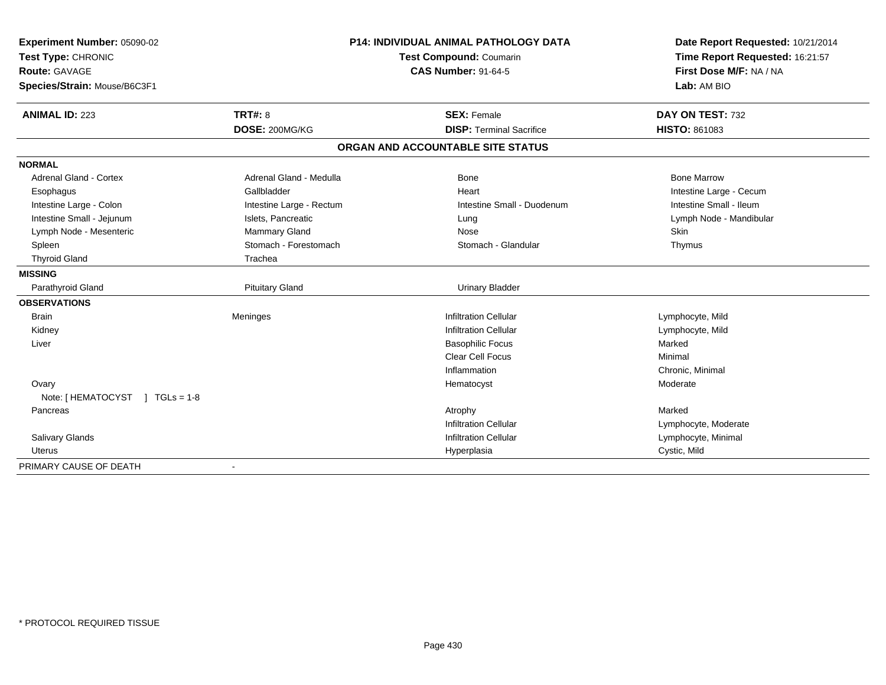**Experiment Number:** 05090-02
**Test Type:** CHRONIC
**Route:** GAVAGE
**Species/Strain:** Mouse/B6C3F1

**P14: INDIVIDUAL ANIMAL PATHOLOGY DATA**
**Test Compound:** Coumarin
**CAS Number:** 91-64-5

**Date Report Requested:** 10/21/2014
**Time Report Requested:** 16:21:57
**First Dose M/F:** NA / NA
**Lab:** AM BIO

| **ANIMAL ID:** 223 | **TRT#:** 8 | **SEX:** Female | **DAY ON TEST:** 732 |
|---|---|---|---|
| | **DOSE:** 200MG/KG | **DISP:** Terminal Sacrifice | **HISTO:** 861083 |

## ORGAN AND ACCOUNTABLE SITE STATUS

**NORMAL**

| | | | |
|---|---|---|---|
| Adrenal Gland - Cortex | Adrenal Gland - Medulla | Bone | Bone Marrow |
| Esophagus | Gallbladder | Heart | Intestine Large - Cecum |
| Intestine Large - Colon | Intestine Large - Rectum | Intestine Small - Duodenum | Intestine Small - Ileum |
| Intestine Small - Jejunum | Islets, Pancreatic | Lung | Lymph Node - Mandibular |
| Lymph Node - Mesenteric | Mammary Gland | Nose | Skin |
| Spleen | Stomach - Forestomach | Stomach - Glandular | Thymus |
| Thyroid Gland | Trachea | | |

**MISSING**

| | | |
|---|---|---|
| Parathyroid Gland | Pituitary Gland | Urinary Bladder |

**OBSERVATIONS**

| | | | |
|---|---|---|---|
| Brain | Meninges | Infiltration Cellular | Lymphocyte, Mild |
| Kidney | | Infiltration Cellular | Lymphocyte, Mild |
| Liver | | Basophilic Focus | Marked |
| | | Clear Cell Focus | Minimal |
| | | Inflammation | Chronic, Minimal |
| Ovary | | Hematocyst | Moderate |
| Note: [ HEMATOCYST ] TGLs = 1-8 | | | |
| Pancreas | | Atrophy | Marked |
| | | Infiltration Cellular | Lymphocyte, Moderate |
| Salivary Glands | | Infiltration Cellular | Lymphocyte, Minimal |
| Uterus | | Hyperplasia | Cystic, Mild |

PRIMARY CAUSE OF DEATH -

* PROTOCOL REQUIRED TISSUE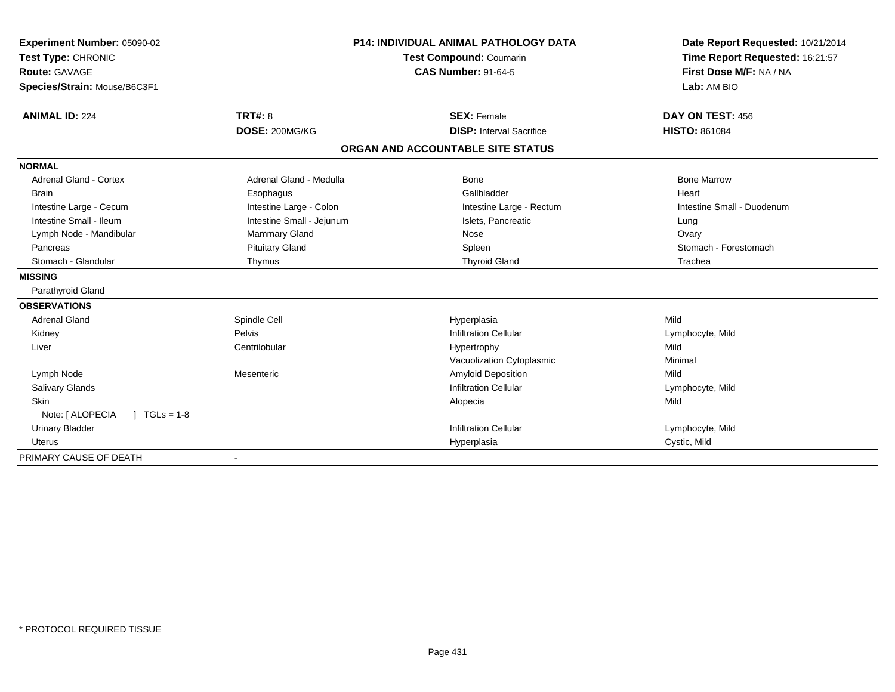**Experiment Number:** 05090-02
**Test Type:** CHRONIC
**Route:** GAVAGE
**Species/Strain:** Mouse/B6C3F1

**P14: INDIVIDUAL ANIMAL PATHOLOGY DATA**
**Test Compound:** Coumarin
**CAS Number:** 91-64-5

**Date Report Requested:** 10/21/2014
**Time Report Requested:** 16:21:57
**First Dose M/F:** NA / NA
**Lab:** AM BIO

| **ANIMAL ID:** 224 | **TRT#:** 8 | **SEX:** Female | **DAY ON TEST:** 456 |
|---|---|---|---|
| | **DOSE:** 200MG/KG | **DISP:** Interval Sacrifice | **HISTO:** 861084 |

## ORGAN AND ACCOUNTABLE SITE STATUS

| | | | |
|---|---|---|---|
| **NORMAL** | | | |
| Adrenal Gland - Cortex | Adrenal Gland - Medulla | Bone | Bone Marrow |
| Brain | Esophagus | Gallbladder | Heart |
| Intestine Large - Cecum | Intestine Large - Colon | Intestine Large - Rectum | Intestine Small - Duodenum |
| Intestine Small - Ileum | Intestine Small - Jejunum | Islets, Pancreatic | Lung |
| Lymph Node - Mandibular | Mammary Gland | Nose | Ovary |
| Pancreas | Pituitary Gland | Spleen | Stomach - Forestomach |
| Stomach - Glandular | Thymus | Thyroid Gland | Trachea |
| **MISSING** | | | |
| Parathyroid Gland | | | |
| **OBSERVATIONS** | | | |
| Adrenal Gland | Spindle Cell | Hyperplasia | Mild |
| Kidney | Pelvis | Infiltration Cellular | Lymphocyte, Mild |
| Liver | Centrilobular | Hypertrophy | Mild |
| | | Vacuolization Cytoplasmic | Minimal |
| Lymph Node | Mesenteric | Amyloid Deposition | Mild |
| Salivary Glands | | Infiltration Cellular | Lymphocyte, Mild |
| Skin | | Alopecia | Mild |
| Note: [ ALOPECIA ] TGLs = 1-8 | | | |
| Urinary Bladder | | Infiltration Cellular | Lymphocyte, Mild |
| Uterus | | Hyperplasia | Cystic, Mild |
| PRIMARY CAUSE OF DEATH | - | | |

* PROTOCOL REQUIRED TISSUE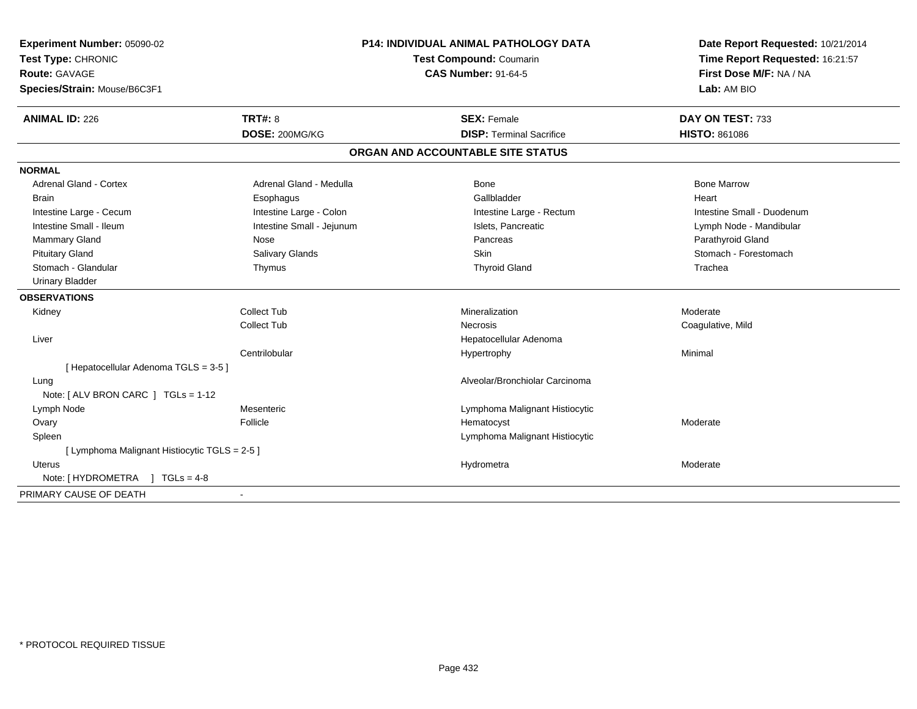**Experiment Number:** 05090-02
**Test Type:** CHRONIC
**Route:** GAVAGE
**Species/Strain:** Mouse/B6C3F1

**P14: INDIVIDUAL ANIMAL PATHOLOGY DATA**
**Test Compound:** Coumarin
**CAS Number:** 91-64-5

**Date Report Requested:** 10/21/2014
**Time Report Requested:** 16:21:57
**First Dose M/F:** NA / NA
**Lab:** AM BIO

| **ANIMAL ID:** 226 | **TRT#:** 8 | **SEX:** Female | **DAY ON TEST:** 733 |
|---|---|---|---|
| | **DOSE:** 200MG/KG | **DISP:** Terminal Sacrifice | **HISTO:** 861086 |

## ORGAN AND ACCOUNTABLE SITE STATUS

**NORMAL**

| | | | |
|---|---|---|---|
| Adrenal Gland - Cortex | Adrenal Gland - Medulla | Bone | Bone Marrow |
| Brain | Esophagus | Gallbladder | Heart |
| Intestine Large - Cecum | Intestine Large - Colon | Intestine Large - Rectum | Intestine Small - Duodenum |
| Intestine Small - Ileum | Intestine Small - Jejunum | Islets, Pancreatic | Lymph Node - Mandibular |
| Mammary Gland | Nose | Pancreas | Parathyroid Gland |
| Pituitary Gland | Salivary Glands | Skin | Stomach - Forestomach |
| Stomach - Glandular | Thymus | Thyroid Gland | Trachea |
| Urinary Bladder | | | |

**OBSERVATIONS**

| | | | |
|---|---|---|---|
| Kidney | Collect Tub | Mineralization | Moderate |
| | Collect Tub | Necrosis | Coagulative, Mild |
| Liver | | Hepatocellular Adenoma | |
| | Centrilobular | Hypertrophy | Minimal |
| [ Hepatocellular Adenoma TGLS = 3-5 ] | | | |
| Lung | | Alveolar/Bronchiolar Carcinoma | |
| Note: [ ALV BRON CARC ] TGLs = 1-12 | | | |
| Lymph Node | Mesenteric | Lymphoma Malignant Histiocytic | |
| Ovary | Follicle | Hematocyst | Moderate |
| Spleen | | Lymphoma Malignant Histiocytic | |
| [ Lymphoma Malignant Histiocytic TGLS = 2-5 ] | | | |
| Uterus | | Hydrometra | Moderate |
| Note: [ HYDROMETRA ] TGLs = 4-8 | | | |

PRIMARY CAUSE OF DEATH -

* PROTOCOL REQUIRED TISSUE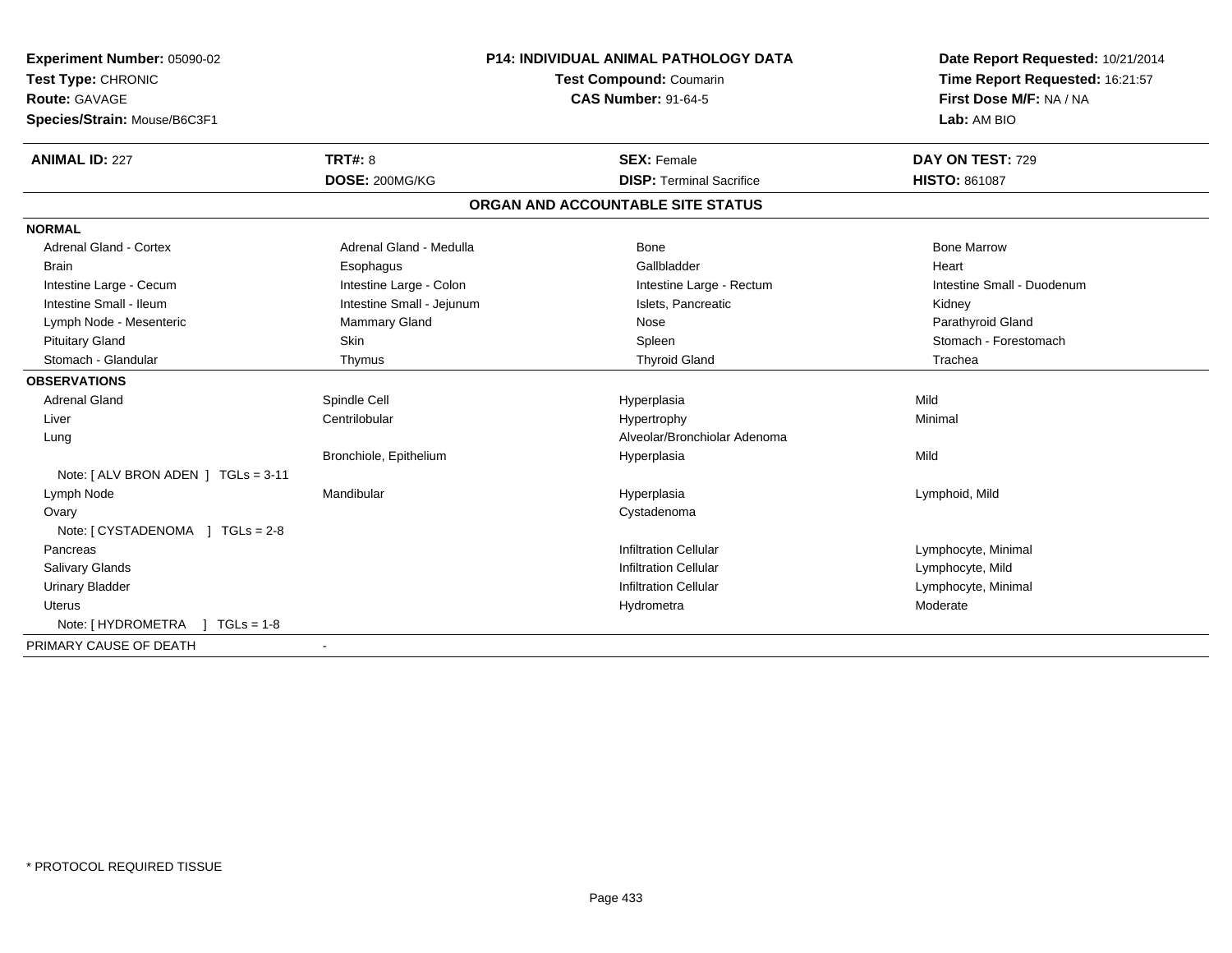**Experiment Number:** 05090-02
**Test Type:** CHRONIC
**Route:** GAVAGE
**Species/Strain:** Mouse/B6C3F1

**P14: INDIVIDUAL ANIMAL PATHOLOGY DATA**
**Test Compound:** Coumarin
**CAS Number:** 91-64-5

**Date Report Requested:** 10/21/2014
**Time Report Requested:** 16:21:57
**First Dose M/F:** NA / NA
**Lab:** AM BIO

| **ANIMAL ID:** 227 | **TRT#:** 8 | **SEX:** Female | **DAY ON TEST:** 729 |
|---|---|---|---|
| | **DOSE:** 200MG/KG | **DISP:** Terminal Sacrifice | **HISTO:** 861087 |

## ORGAN AND ACCOUNTABLE SITE STATUS

| | | | |
|---|---|---|---|
| **NORMAL** | | | |
| Adrenal Gland - Cortex | Adrenal Gland - Medulla | Bone | Bone Marrow |
| Brain | Esophagus | Gallbladder | Heart |
| Intestine Large - Cecum | Intestine Large - Colon | Intestine Large - Rectum | Intestine Small - Duodenum |
| Intestine Small - Ileum | Intestine Small - Jejunum | Islets, Pancreatic | Kidney |
| Lymph Node - Mesenteric | Mammary Gland | Nose | Parathyroid Gland |
| Pituitary Gland | Skin | Spleen | Stomach - Forestomach |
| Stomach - Glandular | Thymus | Thyroid Gland | Trachea |
| **OBSERVATIONS** | | | |
| Adrenal Gland | Spindle Cell | Hyperplasia | Mild |
| Liver | Centrilobular | Hypertrophy | Minimal |
| Lung | | Alveolar/Bronchiolar Adenoma | |
| | Bronchiole, Epithelium | Hyperplasia | Mild |
| Note: [ ALV BRON ADEN ] TGLs = 3-11 | | | |
| Lymph Node | Mandibular | Hyperplasia | Lymphoid, Mild |
| Ovary | | Cystadenoma | |
| Note: [ CYSTADENOMA ] TGLs = 2-8 | | | |
| Pancreas | | Infiltration Cellular | Lymphocyte, Minimal |
| Salivary Glands | | Infiltration Cellular | Lymphocyte, Mild |
| Urinary Bladder | | Infiltration Cellular | Lymphocyte, Minimal |
| Uterus | | Hydrometra | Moderate |
| Note: [ HYDROMETRA ] TGLs = 1-8 | | | |
| PRIMARY CAUSE OF DEATH | - | | |

\* PROTOCOL REQUIRED TISSUE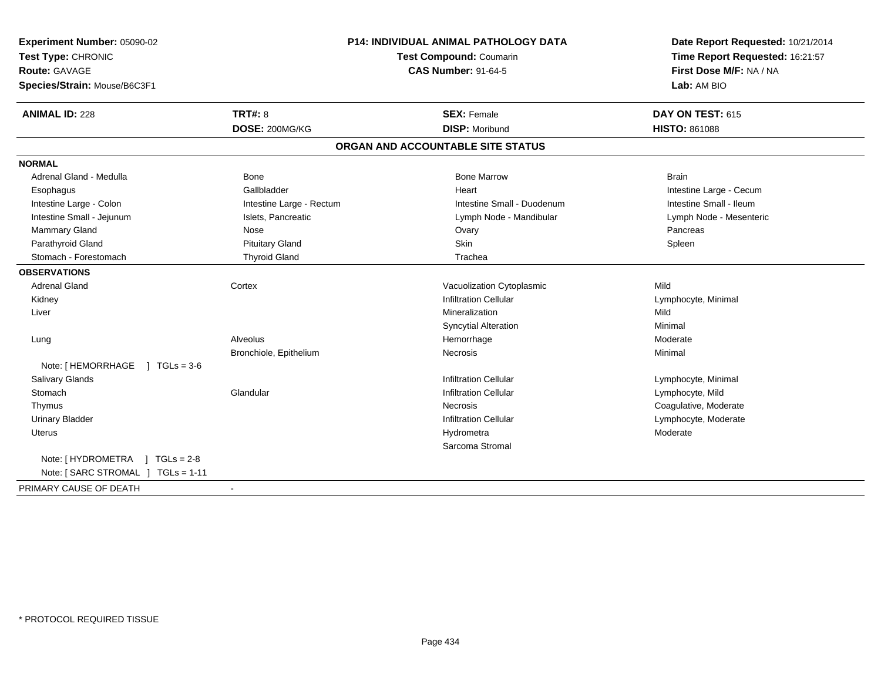**Experiment Number:** 05090-02
**Test Type:** CHRONIC
**Route:** GAVAGE
**Species/Strain:** Mouse/B6C3F1

**P14: INDIVIDUAL ANIMAL PATHOLOGY DATA**
**Test Compound:** Coumarin
**CAS Number:** 91-64-5

**Date Report Requested:** 10/21/2014
**Time Report Requested:** 16:21:57
**First Dose M/F:** NA / NA
**Lab:** AM BIO

| **ANIMAL ID:** 228 | **TRT#:** 8 | **SEX:** Female | **DAY ON TEST:** 615 |
|---|---|---|---|
| | **DOSE:** 200MG/KG | **DISP:** Moribund | **HISTO:** 861088 |

## ORGAN AND ACCOUNTABLE SITE STATUS

**NORMAL**

| | | | |
|---|---|---|---|
| Adrenal Gland - Medulla | Bone | Bone Marrow | Brain |
| Esophagus | Gallbladder | Heart | Intestine Large - Cecum |
| Intestine Large - Colon | Intestine Large - Rectum | Intestine Small - Duodenum | Intestine Small - Ileum |
| Intestine Small - Jejunum | Islets, Pancreatic | Lymph Node - Mandibular | Lymph Node - Mesenteric |
| Mammary Gland | Nose | Ovary | Pancreas |
| Parathyroid Gland | Pituitary Gland | Skin | Spleen |
| Stomach - Forestomach | Thyroid Gland | Trachea | |

**OBSERVATIONS**

| | | | |
|---|---|---|---|
| Adrenal Gland | Cortex | Vacuolization Cytoplasmic | Mild |
| Kidney | | Infiltration Cellular | Lymphocyte, Minimal |
| Liver | | Mineralization | Mild |
| | | Syncytial Alteration | Minimal |
| Lung | Alveolus | Hemorrhage | Moderate |
| | Bronchiole, Epithelium | Necrosis | Minimal |
| Note: [ HEMORRHAGE ] TGLs = 3-6 | | | |
| Salivary Glands | | Infiltration Cellular | Lymphocyte, Minimal |
| Stomach | Glandular | Infiltration Cellular | Lymphocyte, Mild |
| Thymus | | Necrosis | Coagulative, Moderate |
| Urinary Bladder | | Infiltration Cellular | Lymphocyte, Moderate |
| Uterus | | Hydrometra | Moderate |
| | | Sarcoma Stromal | |
| Note: [ HYDROMETRA ] TGLs = 2-8 | | | |
| Note: [ SARC STROMAL ] TGLs = 1-11 | | | |

PRIMARY CAUSE OF DEATH -

* PROTOCOL REQUIRED TISSUE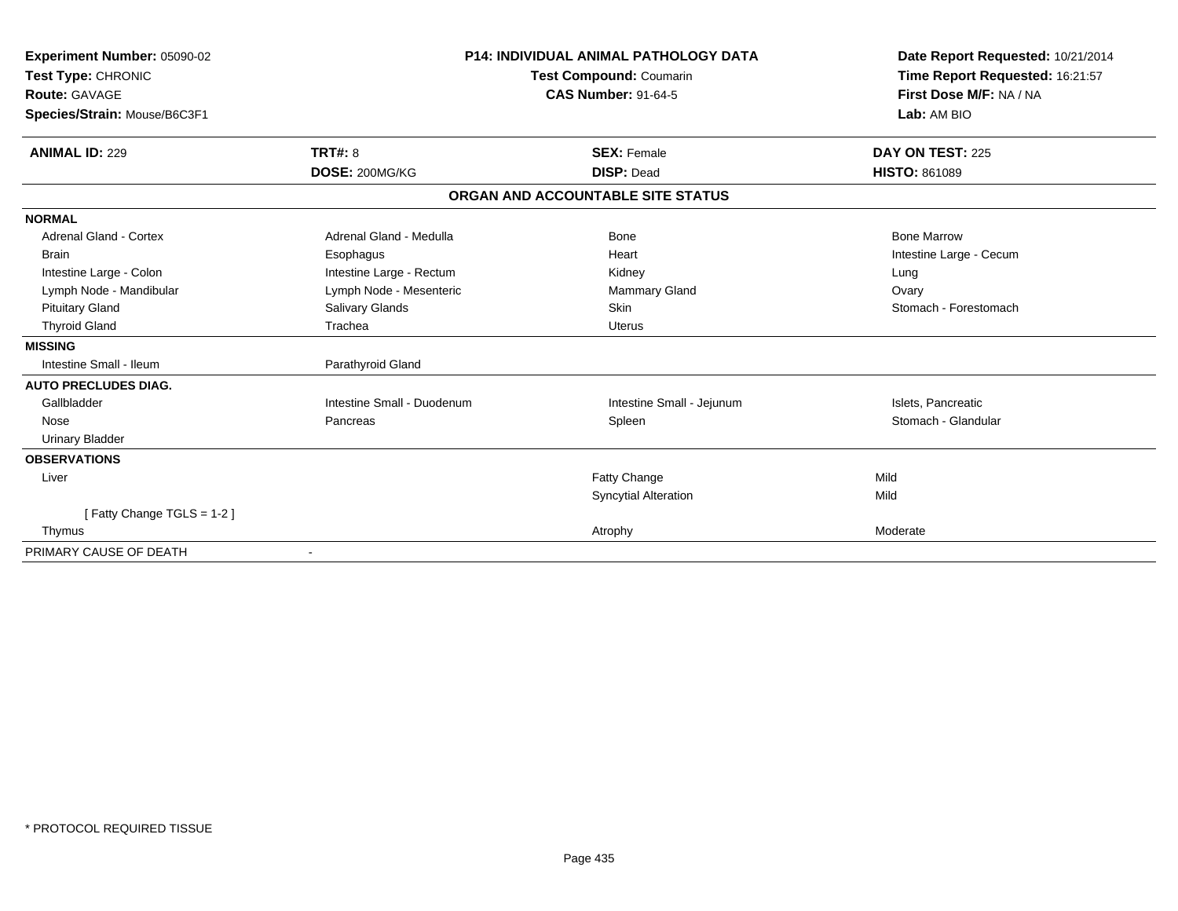**Experiment Number:** 05090-02
**Test Type:** CHRONIC
**Route:** GAVAGE
**Species/Strain:** Mouse/B6C3F1

**P14: INDIVIDUAL ANIMAL PATHOLOGY DATA**
**Test Compound:** Coumarin
**CAS Number:** 91-64-5

**Date Report Requested:** 10/21/2014
**Time Report Requested:** 16:21:57
**First Dose M/F:** NA / NA
**Lab:** AM BIO

| **ANIMAL ID:** 229 | **TRT#:** 8 | **SEX:** Female | **DAY ON TEST:** 225 |
|---|---|---|---|
| | **DOSE:** 200MG/KG | **DISP:** Dead | **HISTO:** 861089 |

**ORGAN AND ACCOUNTABLE SITE STATUS**

| | | | |
|---|---|---|---|
| **NORMAL** | | | |
| Adrenal Gland - Cortex | Adrenal Gland - Medulla | Bone | Bone Marrow |
| Brain | Esophagus | Heart | Intestine Large - Cecum |
| Intestine Large - Colon | Intestine Large - Rectum | Kidney | Lung |
| Lymph Node - Mandibular | Lymph Node - Mesenteric | Mammary Gland | Ovary |
| Pituitary Gland | Salivary Glands | Skin | Stomach - Forestomach |
| Thyroid Gland | Trachea | Uterus | |
| **MISSING** | | | |
| Intestine Small - Ileum | Parathyroid Gland | | |
| **AUTO PRECLUDES DIAG.** | | | |
| Gallbladder | Intestine Small - Duodenum | Intestine Small - Jejunum | Islets, Pancreatic |
| Nose | Pancreas | Spleen | Stomach - Glandular |
| Urinary Bladder | | | |
| **OBSERVATIONS** | | | |
| Liver | | Fatty Change | Mild |
| | | Syncytial Alteration | Mild |
| [ Fatty Change TGLS = 1-2 ] | | | |
| Thymus | | Atrophy | Moderate |
| PRIMARY CAUSE OF DEATH | - | | |

\* PROTOCOL REQUIRED TISSUE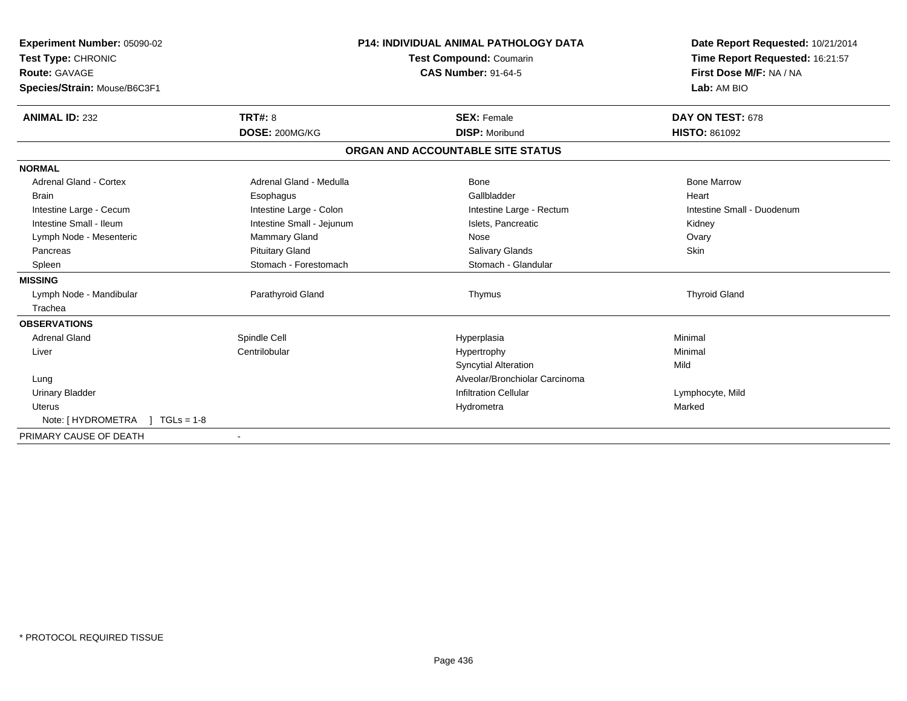**Experiment Number:** 05090-02
**Test Type:** CHRONIC
**Route:** GAVAGE
**Species/Strain:** Mouse/B6C3F1

**P14: INDIVIDUAL ANIMAL PATHOLOGY DATA**
**Test Compound:** Coumarin
**CAS Number:** 91-64-5

**Date Report Requested:** 10/21/2014
**Time Report Requested:** 16:21:57
**First Dose M/F:** NA / NA
**Lab:** AM BIO

| **ANIMAL ID:** 232 | **TRT#:** 8 | **SEX:** Female | **DAY ON TEST:** 678 |
|---|---|---|---|
| | **DOSE:** 200MG/KG | **DISP:** Moribund | **HISTO:** 861092 |

**ORGAN AND ACCOUNTABLE SITE STATUS**

| | | | |
|---|---|---|---|
| **NORMAL** | | | |
| Adrenal Gland - Cortex | Adrenal Gland - Medulla | Bone | Bone Marrow |
| Brain | Esophagus | Gallbladder | Heart |
| Intestine Large - Cecum | Intestine Large - Colon | Intestine Large - Rectum | Intestine Small - Duodenum |
| Intestine Small - Ileum | Intestine Small - Jejunum | Islets, Pancreatic | Kidney |
| Lymph Node - Mesenteric | Mammary Gland | Nose | Ovary |
| Pancreas | Pituitary Gland | Salivary Glands | Skin |
| Spleen | Stomach - Forestomach | Stomach - Glandular | |
| **MISSING** | | | |
| Lymph Node - Mandibular | Parathyroid Gland | Thymus | Thyroid Gland |
| Trachea | | | |
| **OBSERVATIONS** | | | |
| Adrenal Gland | Spindle Cell | Hyperplasia | Minimal |
| Liver | Centrilobular | Hypertrophy | Minimal |
| | | Syncytial Alteration | Mild |
| Lung | | Alveolar/Bronchiolar Carcinoma | |
| Urinary Bladder | | Infiltration Cellular | Lymphocyte, Mild |
| Uterus | | Hydrometra | Marked |
| Note: [ HYDROMETRA ] TGLs = 1-8 | | | |
| PRIMARY CAUSE OF DEATH | - | | |

* PROTOCOL REQUIRED TISSUE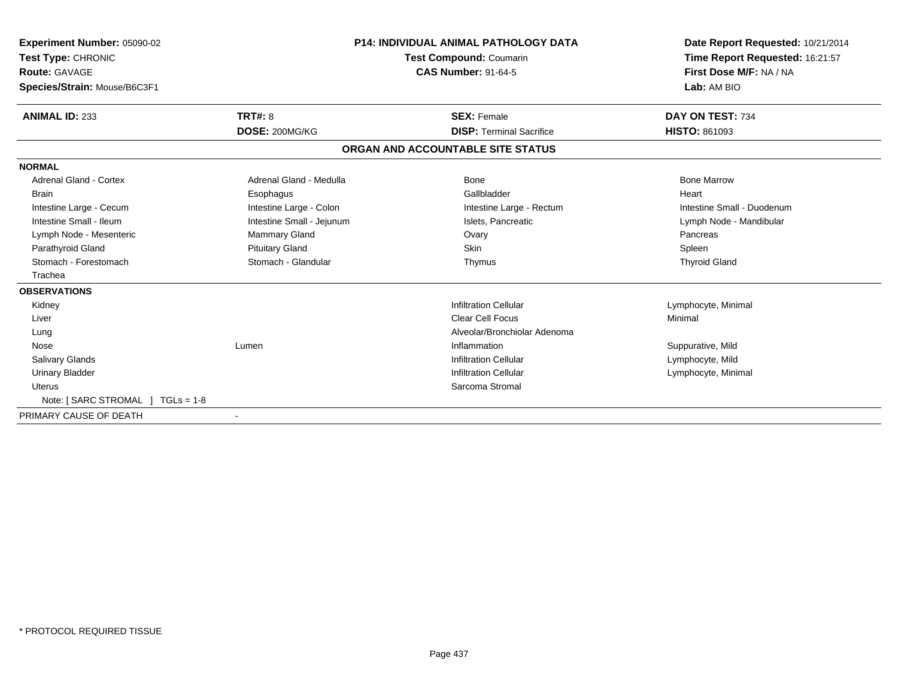**Experiment Number:** 05090-02
**Test Type:** CHRONIC
**Route:** GAVAGE
**Species/Strain:** Mouse/B6C3F1

**P14: INDIVIDUAL ANIMAL PATHOLOGY DATA**
**Test Compound:** Coumarin
**CAS Number:** 91-64-5

**Date Report Requested:** 10/21/2014
**Time Report Requested:** 16:21:57
**First Dose M/F:** NA / NA
**Lab:** AM BIO

| **ANIMAL ID:** 233 | **TRT#:** 8 | **SEX:** Female | **DAY ON TEST:** 734 |
|---|---|---|---|
| | **DOSE:** 200MG/KG | **DISP:** Terminal Sacrifice | **HISTO:** 861093 |

## ORGAN AND ACCOUNTABLE SITE STATUS

**NORMAL**

| | | | |
|---|---|---|---|
| Adrenal Gland - Cortex | Adrenal Gland - Medulla | Bone | Bone Marrow |
| Brain | Esophagus | Gallbladder | Heart |
| Intestine Large - Cecum | Intestine Large - Colon | Intestine Large - Rectum | Intestine Small - Duodenum |
| Intestine Small - Ileum | Intestine Small - Jejunum | Islets, Pancreatic | Lymph Node - Mandibular |
| Lymph Node - Mesenteric | Mammary Gland | Ovary | Pancreas |
| Parathyroid Gland | Pituitary Gland | Skin | Spleen |
| Stomach - Forestomach | Stomach - Glandular | Thymus | Thyroid Gland |
| Trachea | | | |

**OBSERVATIONS**

| | | | |
|---|---|---|---|
| Kidney | | Infiltration Cellular | Lymphocyte, Minimal |
| Liver | | Clear Cell Focus | Minimal |
| Lung | | Alveolar/Bronchiolar Adenoma | |
| Nose | Lumen | Inflammation | Suppurative, Mild |
| Salivary Glands | | Infiltration Cellular | Lymphocyte, Mild |
| Urinary Bladder | | Infiltration Cellular | Lymphocyte, Minimal |
| Uterus | | Sarcoma Stromal | |

Note: [ SARC STROMAL ] TGLs = 1-8

PRIMARY CAUSE OF DEATH -

\* PROTOCOL REQUIRED TISSUE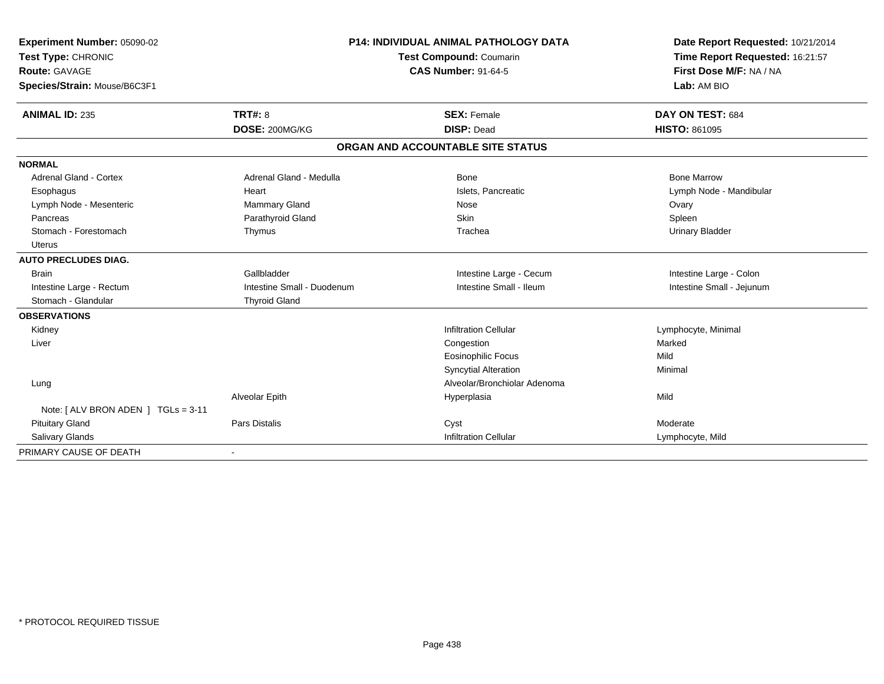**Experiment Number:** 05090-02
**Test Type:** CHRONIC
**Route:** GAVAGE
**Species/Strain:** Mouse/B6C3F1

**P14: INDIVIDUAL ANIMAL PATHOLOGY DATA**
**Test Compound:** Coumarin
**CAS Number:** 91-64-5

**Date Report Requested:** 10/21/2014
**Time Report Requested:** 16:21:57
**First Dose M/F:** NA / NA
**Lab:** AM BIO

| **ANIMAL ID:** 235 | **TRT#:** 8 | **SEX:** Female | **DAY ON TEST:** 684 |
|---|---|---|---|
| | **DOSE:** 200MG/KG | **DISP:** Dead | **HISTO:** 861095 |

**ORGAN AND ACCOUNTABLE SITE STATUS**

| | | | |
|---|---|---|---|
| **NORMAL** | | | |
| Adrenal Gland - Cortex | Adrenal Gland - Medulla | Bone | Bone Marrow |
| Esophagus | Heart | Islets, Pancreatic | Lymph Node - Mandibular |
| Lymph Node - Mesenteric | Mammary Gland | Nose | Ovary |
| Pancreas | Parathyroid Gland | Skin | Spleen |
| Stomach - Forestomach | Thymus | Trachea | Urinary Bladder |
| Uterus | | | |
| **AUTO PRECLUDES DIAG.** | | | |
| Brain | Gallbladder | Intestine Large - Cecum | Intestine Large - Colon |
| Intestine Large - Rectum | Intestine Small - Duodenum | Intestine Small - Ileum | Intestine Small - Jejunum |
| Stomach - Glandular | Thyroid Gland | | |
| **OBSERVATIONS** | | | |
| Kidney | | Infiltration Cellular | Lymphocyte, Minimal |
| Liver | | Congestion | Marked |
| | | Eosinophilic Focus | Mild |
| | | Syncytial Alteration | Minimal |
| Lung | | Alveolar/Bronchiolar Adenoma | |
| | Alveolar Epith | Hyperplasia | Mild |
| Note: [ ALV BRON ADEN ] TGLs = 3-11 | | | |
| Pituitary Gland | Pars Distalis | Cyst | Moderate |
| Salivary Glands | | Infiltration Cellular | Lymphocyte, Mild |
| PRIMARY CAUSE OF DEATH | - | | |

* PROTOCOL REQUIRED TISSUE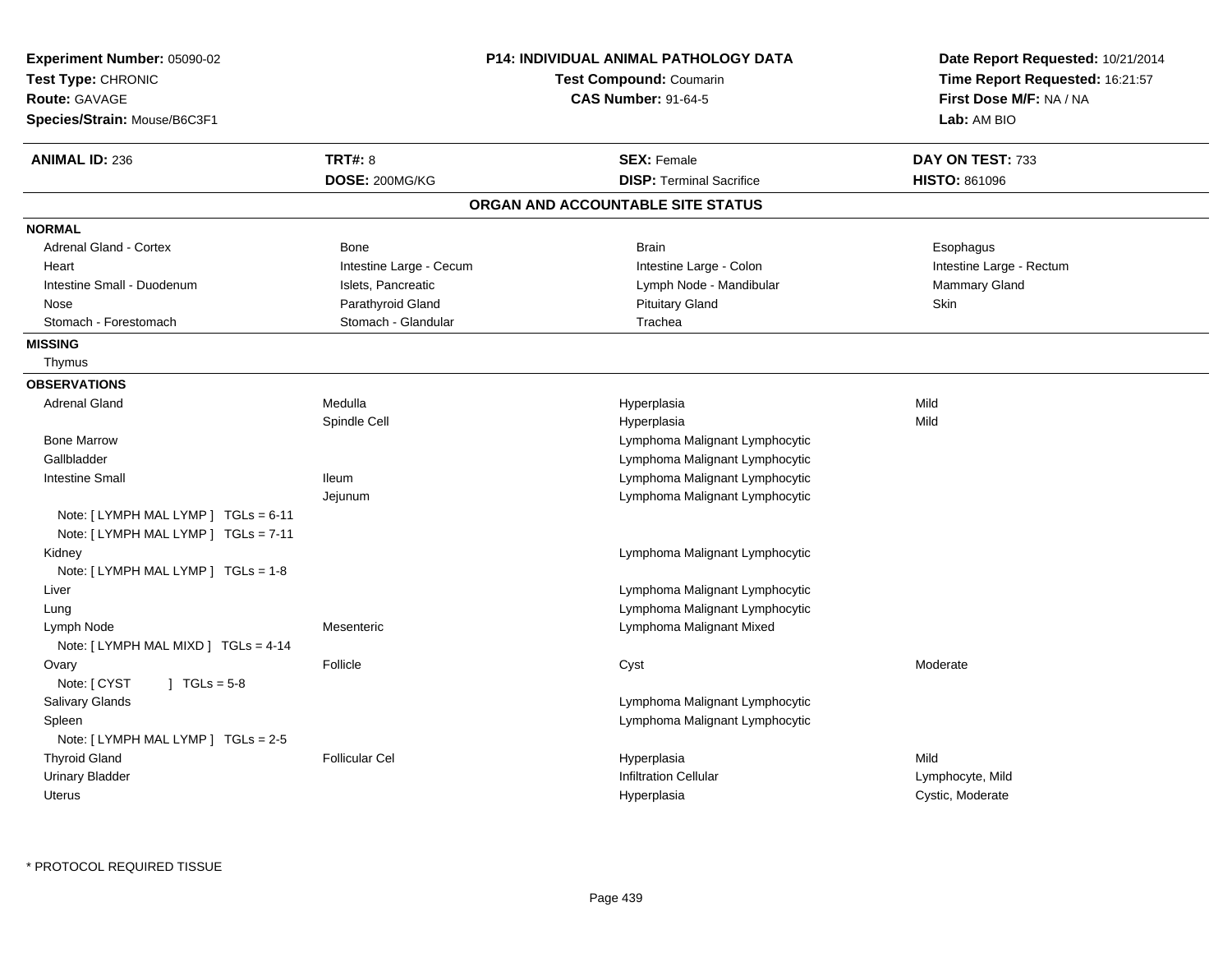**Experiment Number:** 05090-02
**Test Type:** CHRONIC
**Route:** GAVAGE
**Species/Strain:** Mouse/B6C3F1

**P14: INDIVIDUAL ANIMAL PATHOLOGY DATA**
**Test Compound:** Coumarin
**CAS Number:** 91-64-5

**Date Report Requested:** 10/21/2014
**Time Report Requested:** 16:21:57
**First Dose M/F:** NA / NA
**Lab:** AM BIO

| **ANIMAL ID:** 236 | **TRT#:** 8 | **SEX:** Female | **DAY ON TEST:** 733 |
|---|---|---|---|
| | **DOSE:** 200MG/KG | **DISP:** Terminal Sacrifice | **HISTO:** 861096 |

## ORGAN AND ACCOUNTABLE SITE STATUS

**NORMAL**

| | | | |
|---|---|---|---|
| Adrenal Gland - Cortex | Bone | Brain | Esophagus |
| Heart | Intestine Large - Cecum | Intestine Large - Colon | Intestine Large - Rectum |
| Intestine Small - Duodenum | Islets, Pancreatic | Lymph Node - Mandibular | Mammary Gland |
| Nose | Parathyroid Gland | Pituitary Gland | Skin |
| Stomach - Forestomach | Stomach - Glandular | Trachea | |

**MISSING**

Thymus

**OBSERVATIONS**

| | | | |
|---|---|---|---|
| Adrenal Gland | Medulla | Hyperplasia | Mild |
| | Spindle Cell | Hyperplasia | Mild |
| Bone Marrow | | Lymphoma Malignant Lymphocytic | |
| Gallbladder | | Lymphoma Malignant Lymphocytic | |
| Intestine Small | Ileum | Lymphoma Malignant Lymphocytic | |
| | Jejunum | Lymphoma Malignant Lymphocytic | |
| Note: [ LYMPH MAL LYMP ] TGLs = 6-11 | | | |
| Note: [ LYMPH MAL LYMP ] TGLs = 7-11 | | | |
| Kidney | | Lymphoma Malignant Lymphocytic | |
| Note: [ LYMPH MAL LYMP ] TGLs = 1-8 | | | |
| Liver | | Lymphoma Malignant Lymphocytic | |
| Lung | | Lymphoma Malignant Lymphocytic | |
| Lymph Node | Mesenteric | Lymphoma Malignant Mixed | |
| Note: [ LYMPH MAL MIXD ] TGLs = 4-14 | | | |
| Ovary | Follicle | Cyst | Moderate |
| Note: [ CYST ] TGLs = 5-8 | | | |
| Salivary Glands | | Lymphoma Malignant Lymphocytic | |
| Spleen | | Lymphoma Malignant Lymphocytic | |
| Note: [ LYMPH MAL LYMP ] TGLs = 2-5 | | | |
| Thyroid Gland | Follicular Cel | Hyperplasia | Mild |
| Urinary Bladder | | Infiltration Cellular | Lymphocyte, Mild |
| Uterus | | Hyperplasia | Cystic, Moderate |

* PROTOCOL REQUIRED TISSUE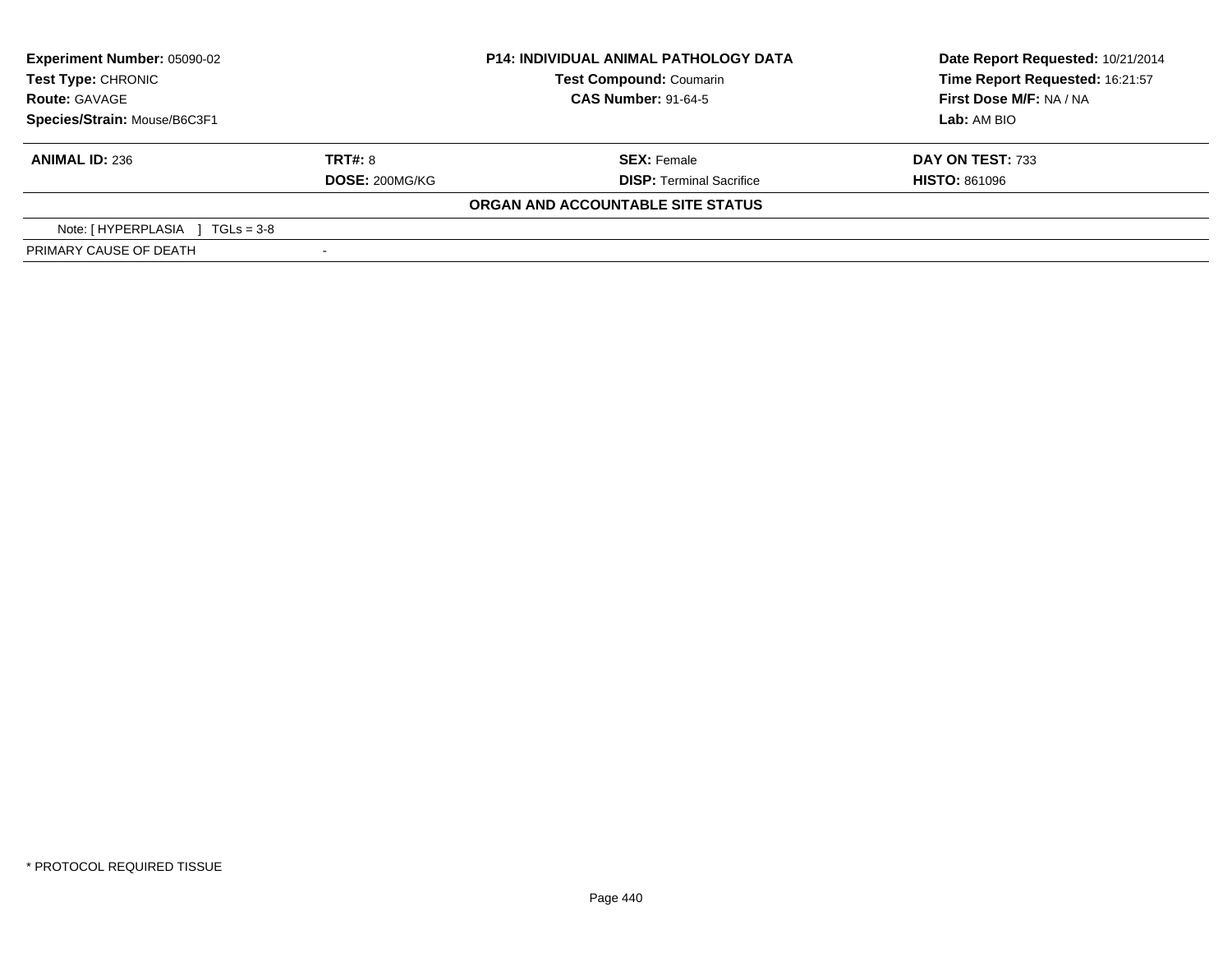| **Experiment Number:** 05090-02 | **P14: INDIVIDUAL ANIMAL PATHOLOGY DATA** | **Date Report Requested:** 10/21/2014 |
|---|---|---|
| **Test Type:** CHRONIC | **Test Compound:** Coumarin | **Time Report Requested:** 16:21:57 |
| **Route:** GAVAGE | **CAS Number:** 91-64-5 | **First Dose M/F:** NA / NA |
| **Species/Strain:** Mouse/B6C3F1 | | **Lab:** AM BIO |

| **ANIMAL ID:** 236 | **TRT#:** 8 | **SEX:** Female | **DAY ON TEST:** 733 |
|---|---|---|---|
| | **DOSE:** 200MG/KG | **DISP:** Terminal Sacrifice | **HISTO:** 861096 |

**ORGAN AND ACCOUNTABLE SITE STATUS**

Note: [ HYPERPLASIA ] TGLs = 3-8

| PRIMARY CAUSE OF DEATH | - |
|---|---|

* PROTOCOL REQUIRED TISSUE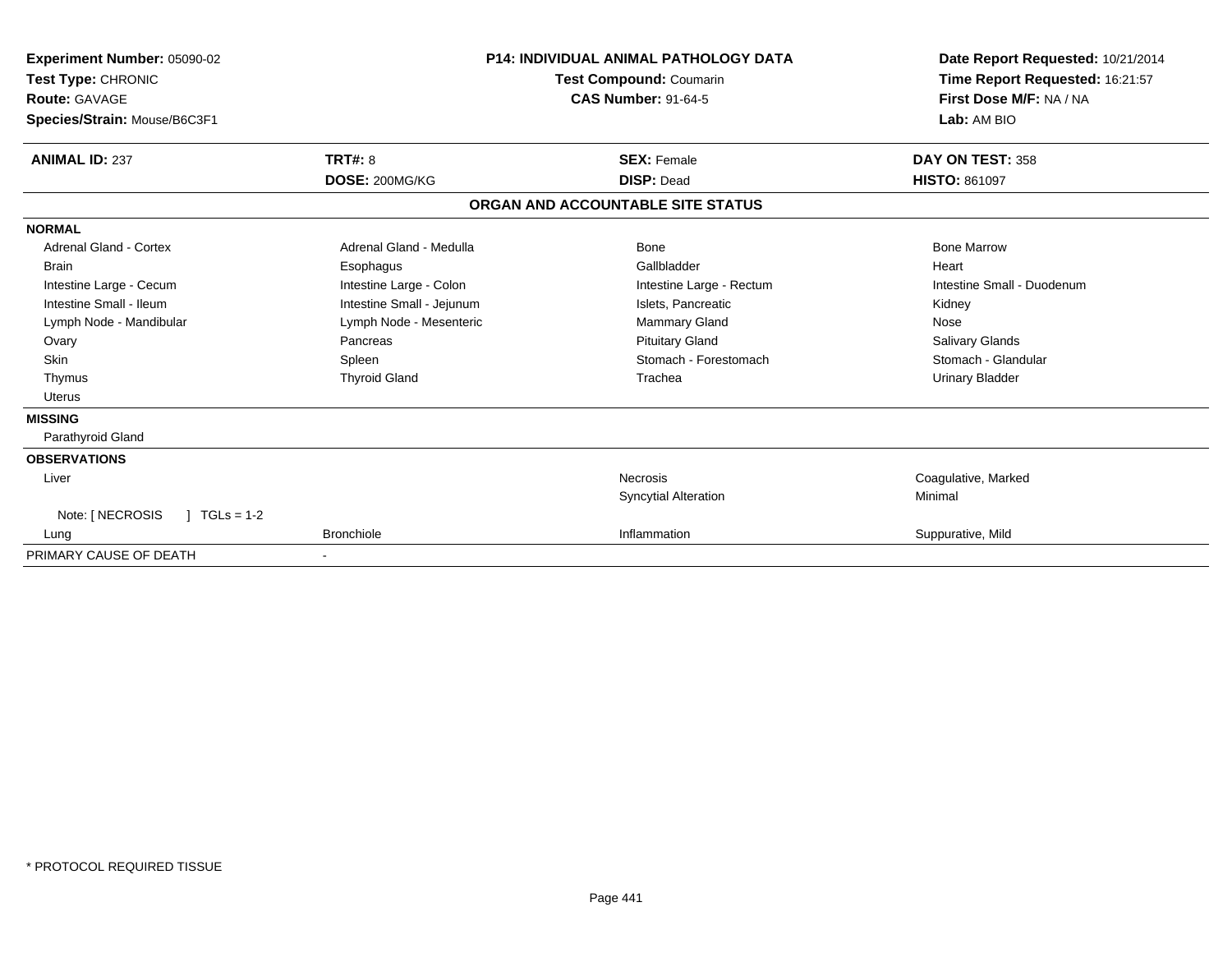**Experiment Number:** 05090-02
**Test Type:** CHRONIC
**Route:** GAVAGE
**Species/Strain:** Mouse/B6C3F1

**P14: INDIVIDUAL ANIMAL PATHOLOGY DATA**
**Test Compound:** Coumarin
**CAS Number:** 91-64-5

**Date Report Requested:** 10/21/2014
**Time Report Requested:** 16:21:57
**First Dose M/F:** NA / NA
**Lab:** AM BIO

| **ANIMAL ID:** 237 | **TRT#:** 8 | **SEX:** Female | **DAY ON TEST:** 358 |
|---|---|---|---|
| | **DOSE:** 200MG/KG | **DISP:** Dead | **HISTO:** 861097 |

**ORGAN AND ACCOUNTABLE SITE STATUS**

**NORMAL**

| | | | |
|---|---|---|---|
| Adrenal Gland - Cortex | Adrenal Gland - Medulla | Bone | Bone Marrow |
| Brain | Esophagus | Gallbladder | Heart |
| Intestine Large - Cecum | Intestine Large - Colon | Intestine Large - Rectum | Intestine Small - Duodenum |
| Intestine Small - Ileum | Intestine Small - Jejunum | Islets, Pancreatic | Kidney |
| Lymph Node - Mandibular | Lymph Node - Mesenteric | Mammary Gland | Nose |
| Ovary | Pancreas | Pituitary Gland | Salivary Glands |
| Skin | Spleen | Stomach - Forestomach | Stomach - Glandular |
| Thymus | Thyroid Gland | Trachea | Urinary Bladder |
| Uterus | | | |

**MISSING**

Parathyroid Gland

**OBSERVATIONS**

| | | | |
|---|---|---|---|
| Liver | | Necrosis | Coagulative, Marked |
| | | Syncytial Alteration | Minimal |
| Note: [ NECROSIS ] TGLs = 1-2 | | | |
| Lung | Bronchiole | Inflammation | Suppurative, Mild |

PRIMARY CAUSE OF DEATH -

* PROTOCOL REQUIRED TISSUE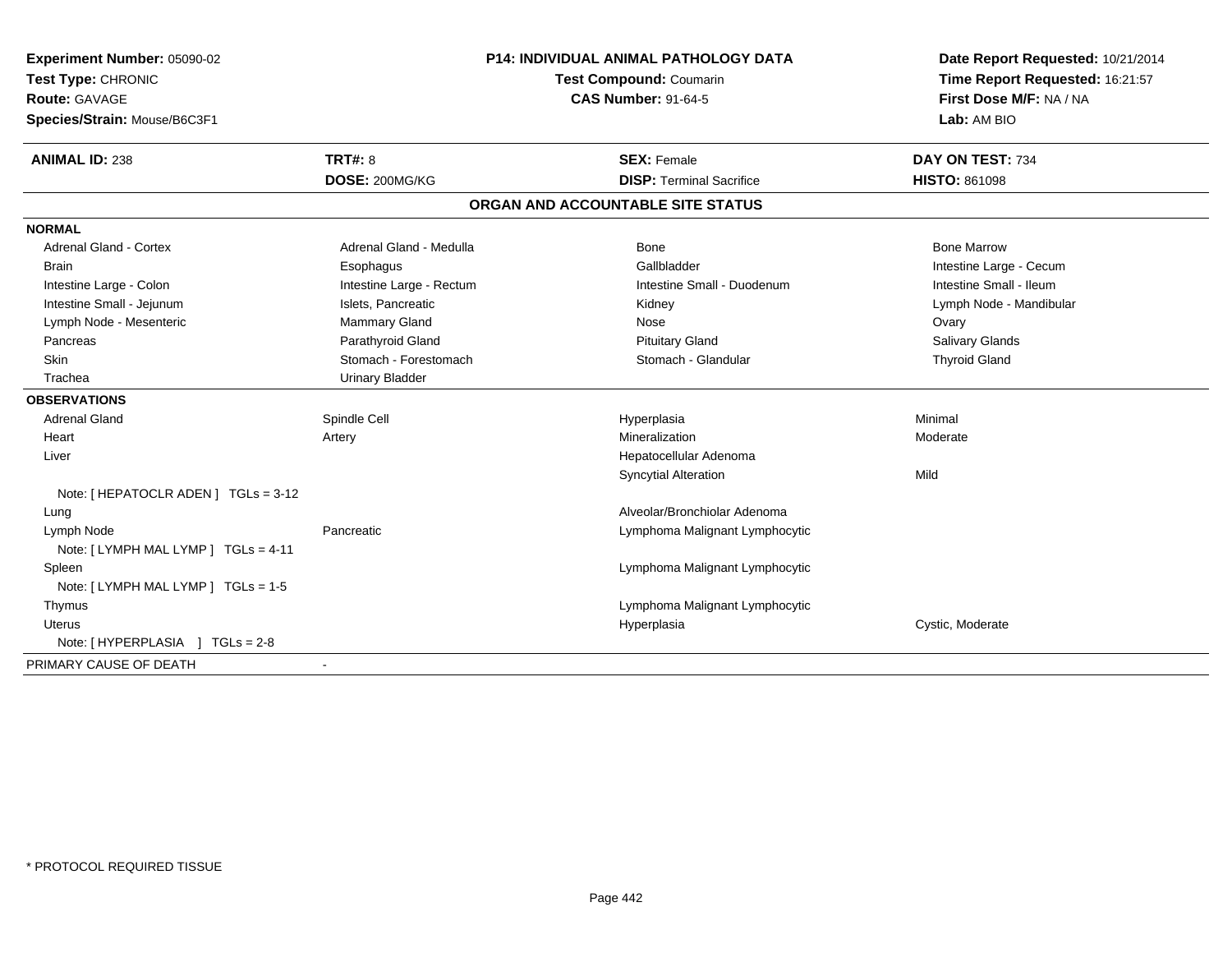**Experiment Number:** 05090-02
**Test Type:** CHRONIC
**Route:** GAVAGE
**Species/Strain:** Mouse/B6C3F1

**P14: INDIVIDUAL ANIMAL PATHOLOGY DATA**
**Test Compound:** Coumarin
**CAS Number:** 91-64-5

**Date Report Requested:** 10/21/2014
**Time Report Requested:** 16:21:57
**First Dose M/F:** NA / NA
**Lab:** AM BIO

| **ANIMAL ID:** 238 | **TRT#:** 8 | **SEX:** Female | **DAY ON TEST:** 734 |
|---|---|---|---|
| | **DOSE:** 200MG/KG | **DISP:** Terminal Sacrifice | **HISTO:** 861098 |

## ORGAN AND ACCOUNTABLE SITE STATUS

**NORMAL**

| | | | |
|---|---|---|---|
| Adrenal Gland - Cortex | Adrenal Gland - Medulla | Bone | Bone Marrow |
| Brain | Esophagus | Gallbladder | Intestine Large - Cecum |
| Intestine Large - Colon | Intestine Large - Rectum | Intestine Small - Duodenum | Intestine Small - Ileum |
| Intestine Small - Jejunum | Islets, Pancreatic | Kidney | Lymph Node - Mandibular |
| Lymph Node - Mesenteric | Mammary Gland | Nose | Ovary |
| Pancreas | Parathyroid Gland | Pituitary Gland | Salivary Glands |
| Skin | Stomach - Forestomach | Stomach - Glandular | Thyroid Gland |
| Trachea | Urinary Bladder | | |

**OBSERVATIONS**

| | | | |
|---|---|---|---|
| Adrenal Gland | Spindle Cell | Hyperplasia | Minimal |
| Heart | Artery | Mineralization | Moderate |
| Liver | | Hepatocellular Adenoma | |
| | | Syncytial Alteration | Mild |
| Note: [ HEPATOCLR ADEN ] TGLs = 3-12 | | | |
| Lung | | Alveolar/Bronchiolar Adenoma | |
| Lymph Node | Pancreatic | Lymphoma Malignant Lymphocytic | |
| Note: [ LYMPH MAL LYMP ] TGLs = 4-11 | | | |
| Spleen | | Lymphoma Malignant Lymphocytic | |
| Note: [ LYMPH MAL LYMP ] TGLs = 1-5 | | | |
| Thymus | | Lymphoma Malignant Lymphocytic | |
| Uterus | | Hyperplasia | Cystic, Moderate |
| Note: [ HYPERPLASIA ] TGLs = 2-8 | | | |

PRIMARY CAUSE OF DEATH -

* PROTOCOL REQUIRED TISSUE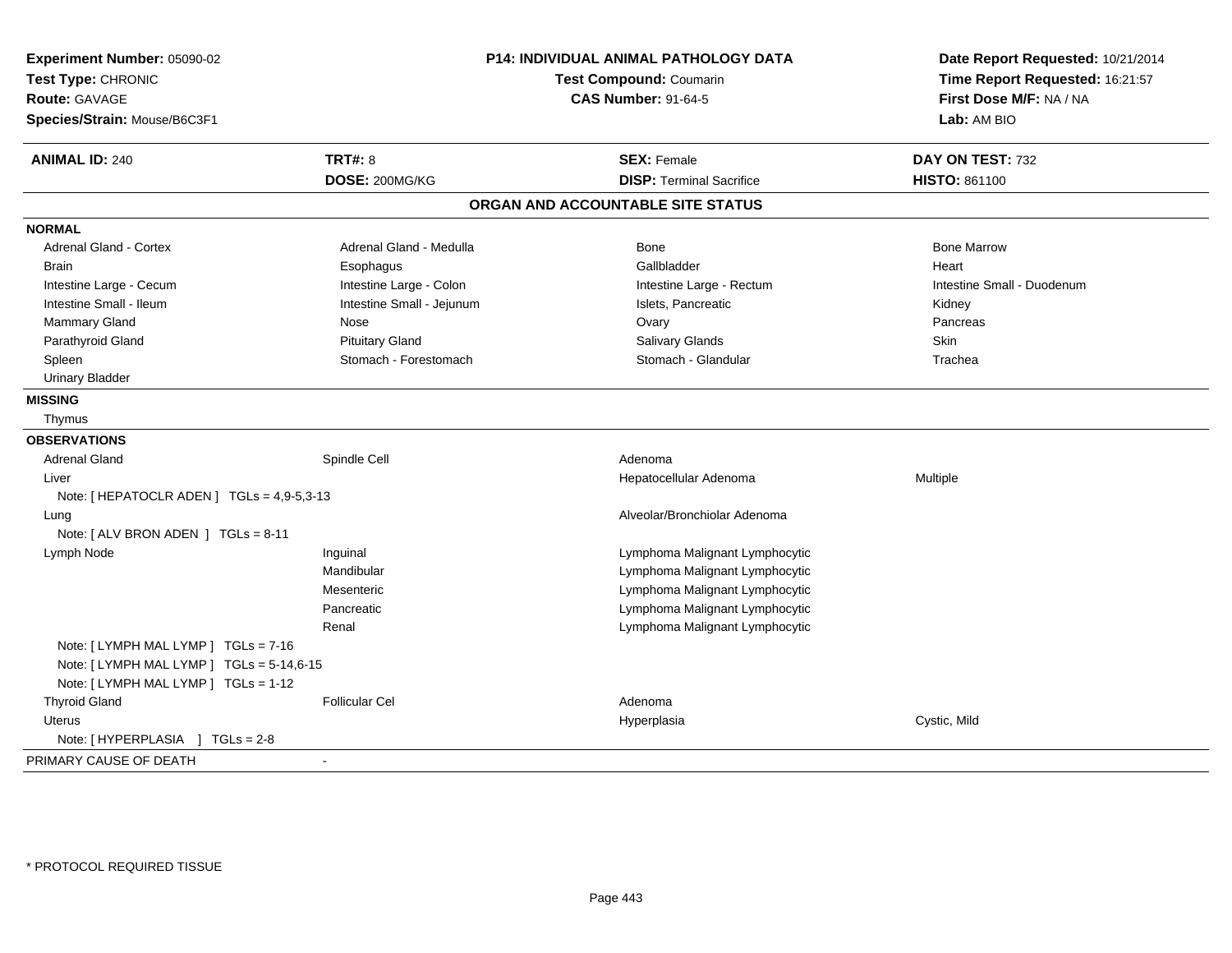**Experiment Number:** 05090-02
**Test Type:** CHRONIC
**Route:** GAVAGE
**Species/Strain:** Mouse/B6C3F1

**P14: INDIVIDUAL ANIMAL PATHOLOGY DATA**
**Test Compound:** Coumarin
**CAS Number:** 91-64-5

**Date Report Requested:** 10/21/2014
**Time Report Requested:** 16:21:57
**First Dose M/F:** NA / NA
**Lab:** AM BIO

| **ANIMAL ID:** 240 | **TRT#:** 8 | **SEX:** Female | **DAY ON TEST:** 732 |
|---|---|---|---|
| | **DOSE:** 200MG/KG | **DISP:** Terminal Sacrifice | **HISTO:** 861100 |

## ORGAN AND ACCOUNTABLE SITE STATUS

**NORMAL**

| | | | |
|---|---|---|---|
| Adrenal Gland - Cortex | Adrenal Gland - Medulla | Bone | Bone Marrow |
| Brain | Esophagus | Gallbladder | Heart |
| Intestine Large - Cecum | Intestine Large - Colon | Intestine Large - Rectum | Intestine Small - Duodenum |
| Intestine Small - Ileum | Intestine Small - Jejunum | Islets, Pancreatic | Kidney |
| Mammary Gland | Nose | Ovary | Pancreas |
| Parathyroid Gland | Pituitary Gland | Salivary Glands | Skin |
| Spleen | Stomach - Forestomach | Stomach - Glandular | Trachea |
| Urinary Bladder | | | |

**MISSING**

Thymus

**OBSERVATIONS**

| | | | |
|---|---|---|---|
| Adrenal Gland | Spindle Cell | Adenoma | |
| Liver | | Hepatocellular Adenoma | Multiple |
| Note: [ HEPATOCLR ADEN ] TGLs = 4,9-5,3-13 | | | |
| Lung | | Alveolar/Bronchiolar Adenoma | |
| Note: [ ALV BRON ADEN ] TGLs = 8-11 | | | |
| Lymph Node | Inguinal | Lymphoma Malignant Lymphocytic | |
| | Mandibular | Lymphoma Malignant Lymphocytic | |
| | Mesenteric | Lymphoma Malignant Lymphocytic | |
| | Pancreatic | Lymphoma Malignant Lymphocytic | |
| | Renal | Lymphoma Malignant Lymphocytic | |
| Note: [ LYMPH MAL LYMP ] TGLs = 7-16 | | | |
| Note: [ LYMPH MAL LYMP ] TGLs = 5-14,6-15 | | | |
| Note: [ LYMPH MAL LYMP ] TGLs = 1-12 | | | |
| Thyroid Gland | Follicular Cel | Adenoma | |
| Uterus | | Hyperplasia | Cystic, Mild |
| Note: [ HYPERPLASIA ] TGLs = 2-8 | | | |

PRIMARY CAUSE OF DEATH -

* PROTOCOL REQUIRED TISSUE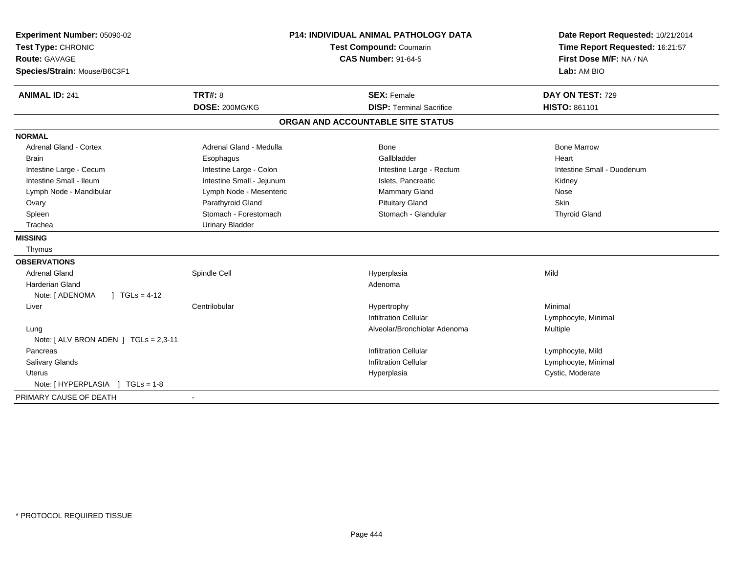**Experiment Number:** 05090-02
**Test Type:** CHRONIC
**Route:** GAVAGE
**Species/Strain:** Mouse/B6C3F1

**P14: INDIVIDUAL ANIMAL PATHOLOGY DATA**
**Test Compound:** Coumarin
**CAS Number:** 91-64-5

**Date Report Requested:** 10/21/2014
**Time Report Requested:** 16:21:57
**First Dose M/F:** NA / NA
**Lab:** AM BIO

| **ANIMAL ID:** 241 | **TRT#:** 8 | **SEX:** Female | **DAY ON TEST:** 729 |
|---|---|---|---|
| | **DOSE:** 200MG/KG | **DISP:** Terminal Sacrifice | **HISTO:** 861101 |

## ORGAN AND ACCOUNTABLE SITE STATUS

**NORMAL**

| | | | |
|---|---|---|---|
| Adrenal Gland - Cortex | Adrenal Gland - Medulla | Bone | Bone Marrow |
| Brain | Esophagus | Gallbladder | Heart |
| Intestine Large - Cecum | Intestine Large - Colon | Intestine Large - Rectum | Intestine Small - Duodenum |
| Intestine Small - Ileum | Intestine Small - Jejunum | Islets, Pancreatic | Kidney |
| Lymph Node - Mandibular | Lymph Node - Mesenteric | Mammary Gland | Nose |
| Ovary | Parathyroid Gland | Pituitary Gland | Skin |
| Spleen | Stomach - Forestomach | Stomach - Glandular | Thyroid Gland |
| Trachea | Urinary Bladder | | |

**MISSING**

Thymus

**OBSERVATIONS**

| | | | |
|---|---|---|---|
| Adrenal Gland | Spindle Cell | Hyperplasia | Mild |
| Harderian Gland | | Adenoma | |
| Note: [ ADENOMA ] TGLs = 4-12 | | | |
| Liver | Centrilobular | Hypertrophy | Minimal |
| | | Infiltration Cellular | Lymphocyte, Minimal |
| Lung | | Alveolar/Bronchiolar Adenoma | Multiple |
| Note: [ ALV BRON ADEN ] TGLs = 2,3-11 | | | |
| Pancreas | | Infiltration Cellular | Lymphocyte, Mild |
| Salivary Glands | | Infiltration Cellular | Lymphocyte, Minimal |
| Uterus | | Hyperplasia | Cystic, Moderate |
| Note: [ HYPERPLASIA ] TGLs = 1-8 | | | |

PRIMARY CAUSE OF DEATH -

* PROTOCOL REQUIRED TISSUE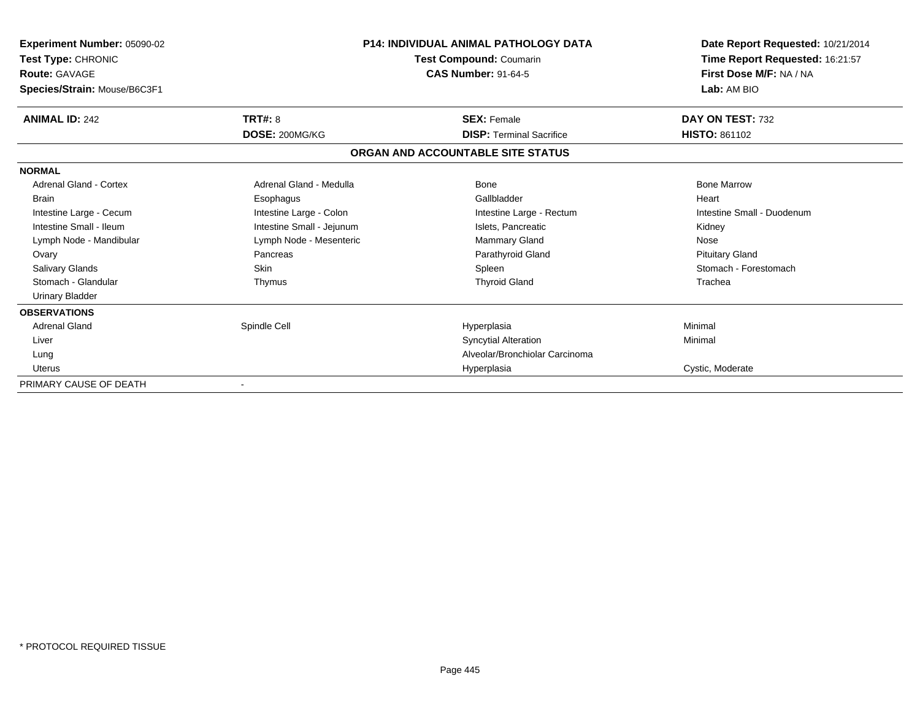**Experiment Number:** 05090-02
**Test Type:** CHRONIC
**Route:** GAVAGE
**Species/Strain:** Mouse/B6C3F1

**P14: INDIVIDUAL ANIMAL PATHOLOGY DATA**
**Test Compound:** Coumarin
**CAS Number:** 91-64-5

**Date Report Requested:** 10/21/2014
**Time Report Requested:** 16:21:57
**First Dose M/F:** NA / NA
**Lab:** AM BIO

| **ANIMAL ID:** 242 | **TRT#:** 8 | **SEX:** Female | **DAY ON TEST:** 732 |
|---|---|---|---|
| | **DOSE:** 200MG/KG | **DISP:** Terminal Sacrifice | **HISTO:** 861102 |

## ORGAN AND ACCOUNTABLE SITE STATUS

| | | | |
|---|---|---|---|
| **NORMAL** | | | |
| Adrenal Gland - Cortex | Adrenal Gland - Medulla | Bone | Bone Marrow |
| Brain | Esophagus | Gallbladder | Heart |
| Intestine Large - Cecum | Intestine Large - Colon | Intestine Large - Rectum | Intestine Small - Duodenum |
| Intestine Small - Ileum | Intestine Small - Jejunum | Islets, Pancreatic | Kidney |
| Lymph Node - Mandibular | Lymph Node - Mesenteric | Mammary Gland | Nose |
| Ovary | Pancreas | Parathyroid Gland | Pituitary Gland |
| Salivary Glands | Skin | Spleen | Stomach - Forestomach |
| Stomach - Glandular | Thymus | Thyroid Gland | Trachea |
| Urinary Bladder | | | |
| **OBSERVATIONS** | | | |
| Adrenal Gland | Spindle Cell | Hyperplasia | Minimal |
| Liver | | Syncytial Alteration | Minimal |
| Lung | | Alveolar/Bronchiolar Carcinoma | |
| Uterus | | Hyperplasia | Cystic, Moderate |
| PRIMARY CAUSE OF DEATH | - | | |

* PROTOCOL REQUIRED TISSUE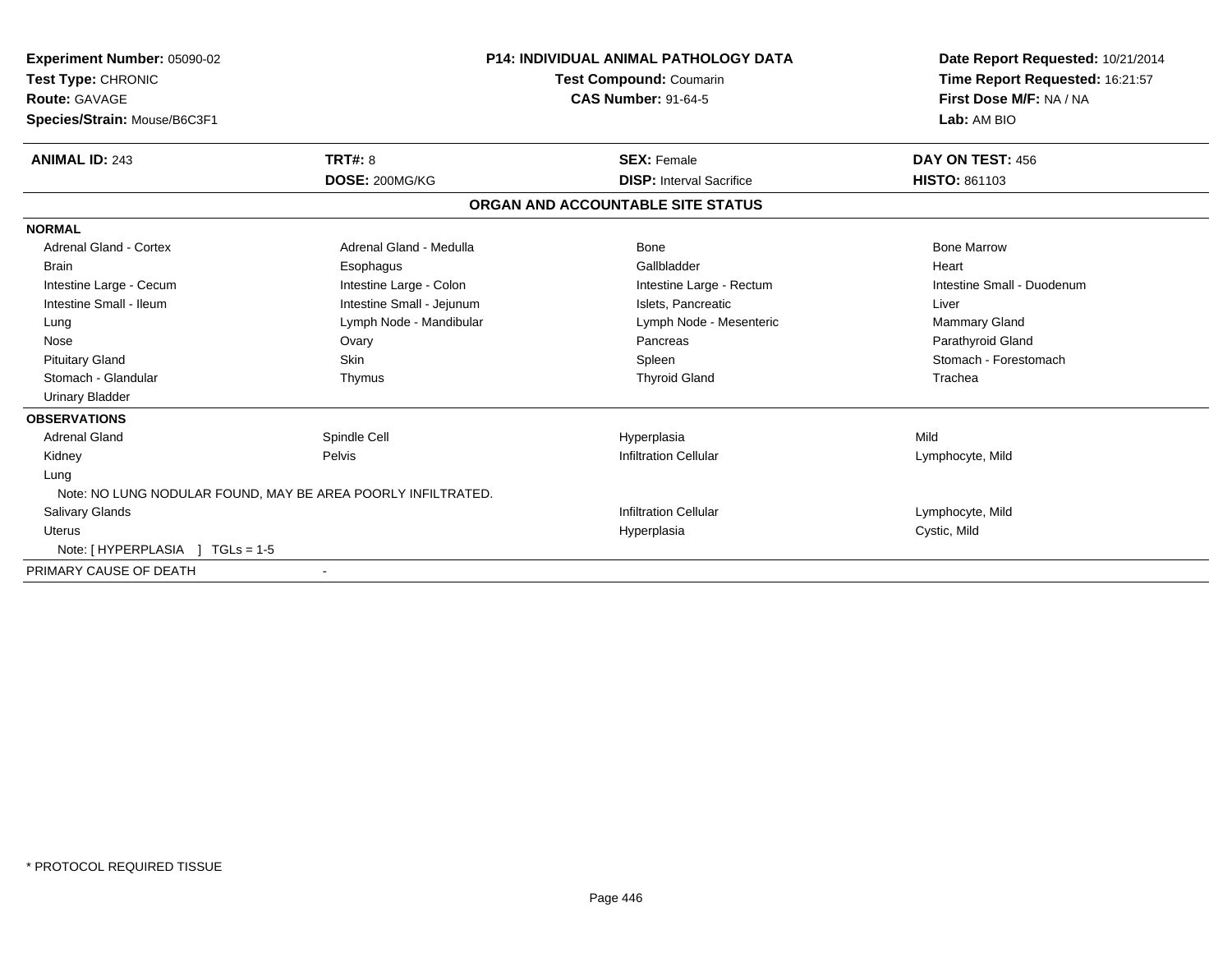**Experiment Number:** 05090-02
**Test Type:** CHRONIC
**Route:** GAVAGE
**Species/Strain:** Mouse/B6C3F1

**P14: INDIVIDUAL ANIMAL PATHOLOGY DATA**
**Test Compound:** Coumarin
**CAS Number:** 91-64-5

**Date Report Requested:** 10/21/2014
**Time Report Requested:** 16:21:57
**First Dose M/F:** NA / NA
**Lab:** AM BIO

| **ANIMAL ID:** 243 | **TRT#:** 8 | **SEX:** Female | **DAY ON TEST:** 456 |
|---|---|---|---|
| | **DOSE:** 200MG/KG | **DISP:** Interval Sacrifice | **HISTO:** 861103 |

## ORGAN AND ACCOUNTABLE SITE STATUS

**NORMAL**

| | | | |
|---|---|---|---|
| Adrenal Gland - Cortex | Adrenal Gland - Medulla | Bone | Bone Marrow |
| Brain | Esophagus | Gallbladder | Heart |
| Intestine Large - Cecum | Intestine Large - Colon | Intestine Large - Rectum | Intestine Small - Duodenum |
| Intestine Small - Ileum | Intestine Small - Jejunum | Islets, Pancreatic | Liver |
| Lung | Lymph Node - Mandibular | Lymph Node - Mesenteric | Mammary Gland |
| Nose | Ovary | Pancreas | Parathyroid Gland |
| Pituitary Gland | Skin | Spleen | Stomach - Forestomach |
| Stomach - Glandular | Thymus | Thyroid Gland | Trachea |
| Urinary Bladder | | | |

**OBSERVATIONS**

| | | | |
|---|---|---|---|
| Adrenal Gland | Spindle Cell | Hyperplasia | Mild |
| Kidney | Pelvis | Infiltration Cellular | Lymphocyte, Mild |
| Lung | | | |
| Note: NO LUNG NODULAR FOUND, MAY BE AREA POORLY INFILTRATED. | | | |
| Salivary Glands | | Infiltration Cellular | Lymphocyte, Mild |
| Uterus | | Hyperplasia | Cystic, Mild |
| Note: [ HYPERPLASIA ] TGLs = 1-5 | | | |

PRIMARY CAUSE OF DEATH -

* PROTOCOL REQUIRED TISSUE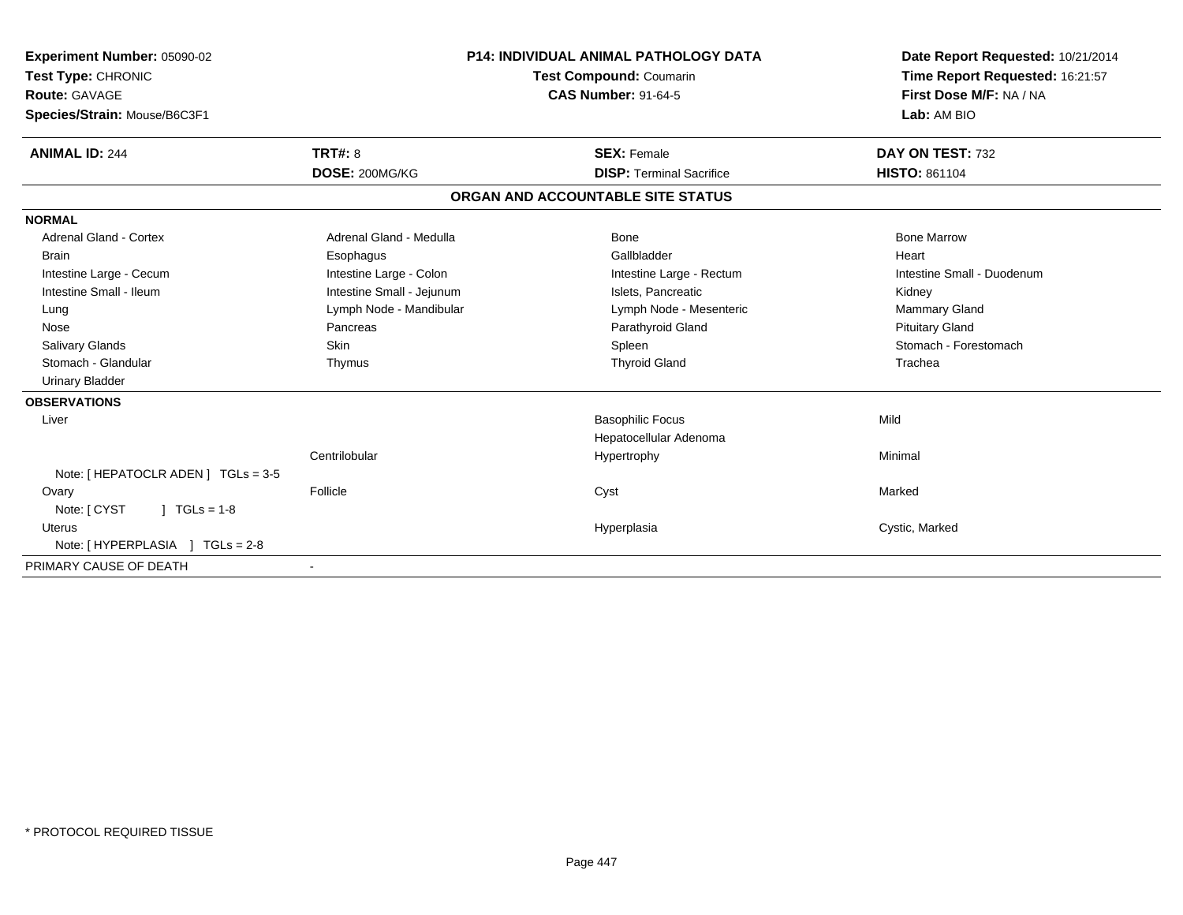**Experiment Number:** 05090-02
**Test Type:** CHRONIC
**Route:** GAVAGE
**Species/Strain:** Mouse/B6C3F1

**P14: INDIVIDUAL ANIMAL PATHOLOGY DATA**
**Test Compound:** Coumarin
**CAS Number:** 91-64-5

**Date Report Requested:** 10/21/2014
**Time Report Requested:** 16:21:57
**First Dose M/F:** NA / NA
**Lab:** AM BIO

| **ANIMAL ID:** 244 | **TRT#:** 8 | **SEX:** Female | **DAY ON TEST:** 732 |
|---|---|---|---|
| | **DOSE:** 200MG/KG | **DISP:** Terminal Sacrifice | **HISTO:** 861104 |

## ORGAN AND ACCOUNTABLE SITE STATUS

**NORMAL**

| | | | |
|---|---|---|---|
| Adrenal Gland - Cortex | Adrenal Gland - Medulla | Bone | Bone Marrow |
| Brain | Esophagus | Gallbladder | Heart |
| Intestine Large - Cecum | Intestine Large - Colon | Intestine Large - Rectum | Intestine Small - Duodenum |
| Intestine Small - Ileum | Intestine Small - Jejunum | Islets, Pancreatic | Kidney |
| Lung | Lymph Node - Mandibular | Lymph Node - Mesenteric | Mammary Gland |
| Nose | Pancreas | Parathyroid Gland | Pituitary Gland |
| Salivary Glands | Skin | Spleen | Stomach - Forestomach |
| Stomach - Glandular | Thymus | Thyroid Gland | Trachea |
| Urinary Bladder | | | |

**OBSERVATIONS**

| | | | |
|---|---|---|---|
| Liver | | Basophilic Focus | Mild |
| | | Hepatocellular Adenoma | |
| | Centrilobular | Hypertrophy | Minimal |
| Note: [ HEPATOCLR ADEN ] TGLs = 3-5 | | | |
| Ovary | Follicle | Cyst | Marked |
| Note: [ CYST ] TGLs = 1-8 | | | |
| Uterus | | Hyperplasia | Cystic, Marked |
| Note: [ HYPERPLASIA ] TGLs = 2-8 | | | |

PRIMARY CAUSE OF DEATH -

* PROTOCOL REQUIRED TISSUE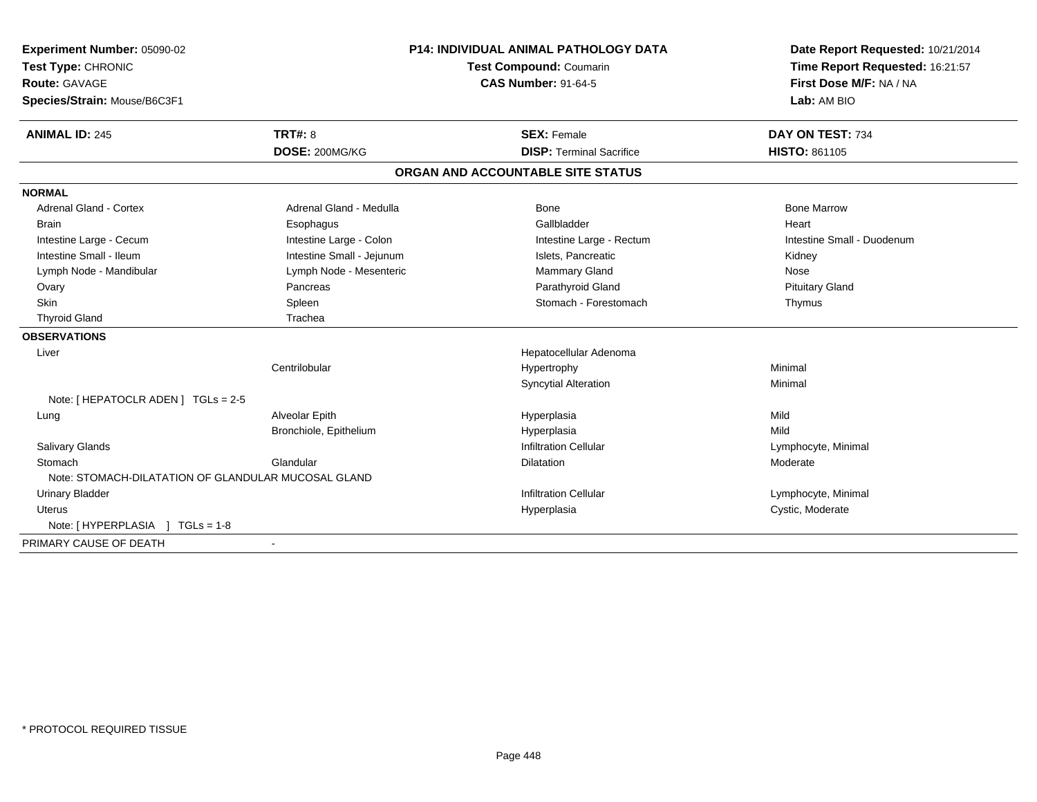**Experiment Number:** 05090-02
**Test Type:** CHRONIC
**Route:** GAVAGE
**Species/Strain:** Mouse/B6C3F1

**P14: INDIVIDUAL ANIMAL PATHOLOGY DATA**
**Test Compound:** Coumarin
**CAS Number:** 91-64-5

**Date Report Requested:** 10/21/2014
**Time Report Requested:** 16:21:57
**First Dose M/F:** NA / NA
**Lab:** AM BIO

| **ANIMAL ID:** 245 | **TRT#:** 8 | **SEX:** Female | **DAY ON TEST:** 734 |
|---|---|---|---|
| | **DOSE:** 200MG/KG | **DISP:** Terminal Sacrifice | **HISTO:** 861105 |

## ORGAN AND ACCOUNTABLE SITE STATUS

**NORMAL**

| | | | |
|---|---|---|---|
| Adrenal Gland - Cortex | Adrenal Gland - Medulla | Bone | Bone Marrow |
| Brain | Esophagus | Gallbladder | Heart |
| Intestine Large - Cecum | Intestine Large - Colon | Intestine Large - Rectum | Intestine Small - Duodenum |
| Intestine Small - Ileum | Intestine Small - Jejunum | Islets, Pancreatic | Kidney |
| Lymph Node - Mandibular | Lymph Node - Mesenteric | Mammary Gland | Nose |
| Ovary | Pancreas | Parathyroid Gland | Pituitary Gland |
| Skin | Spleen | Stomach - Forestomach | Thymus |
| Thyroid Gland | Trachea | | |

**OBSERVATIONS**

| | | | |
|---|---|---|---|
| Liver | | Hepatocellular Adenoma | |
| | Centrilobular | Hypertrophy | Minimal |
| | | Syncytial Alteration | Minimal |
| Note: [ HEPATOCLR ADEN ] TGLs = 2-5 | | | |
| Lung | Alveolar Epith | Hyperplasia | Mild |
| | Bronchiole, Epithelium | Hyperplasia | Mild |
| Salivary Glands | | Infiltration Cellular | Lymphocyte, Minimal |
| Stomach | Glandular | Dilatation | Moderate |
| Note: STOMACH-DILATATION OF GLANDULAR MUCOSAL GLAND | | | |
| Urinary Bladder | | Infiltration Cellular | Lymphocyte, Minimal |
| Uterus | | Hyperplasia | Cystic, Moderate |
| Note: [ HYPERPLASIA ] TGLs = 1-8 | | | |

PRIMARY CAUSE OF DEATH -

* PROTOCOL REQUIRED TISSUE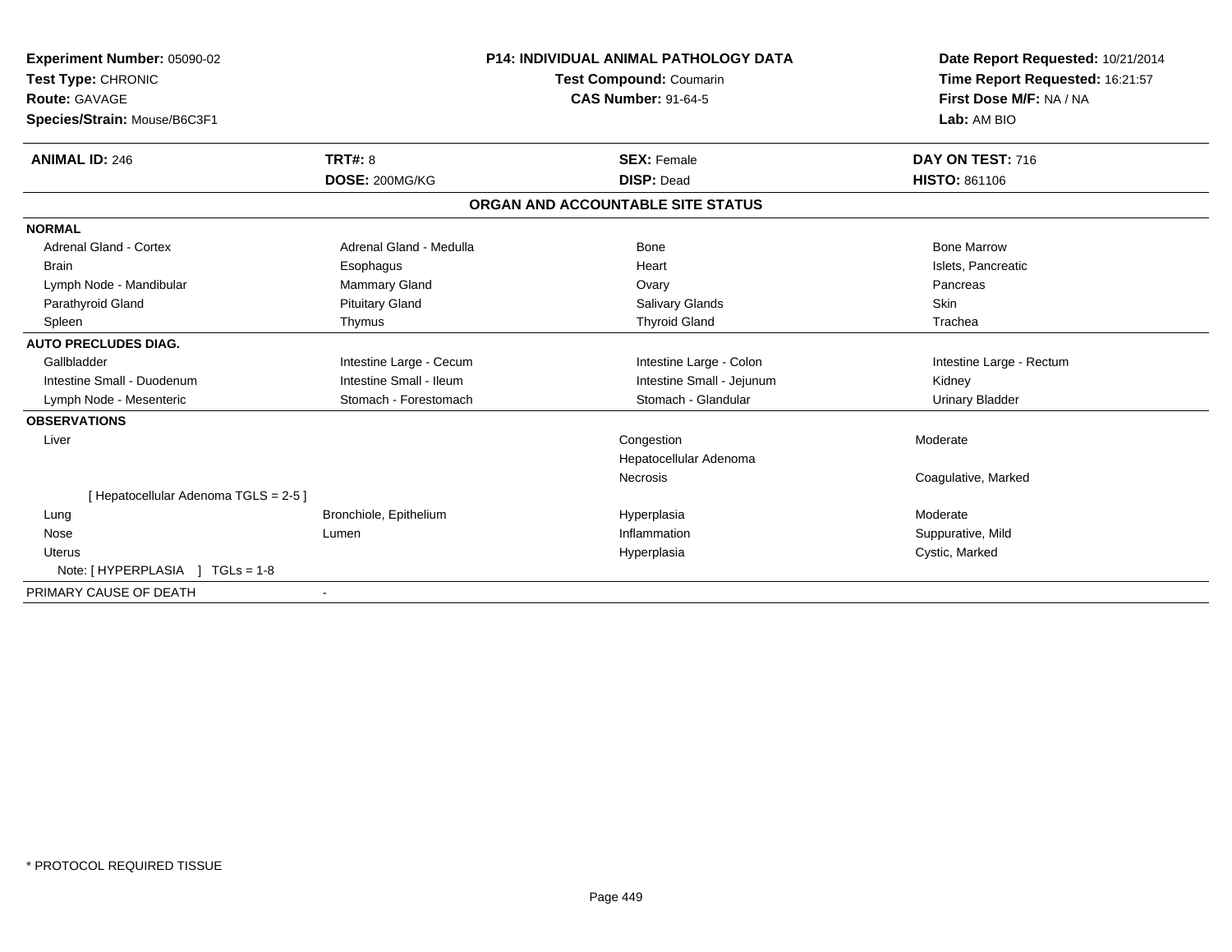**Experiment Number:** 05090-02
**Test Type:** CHRONIC
**Route:** GAVAGE
**Species/Strain:** Mouse/B6C3F1

**P14: INDIVIDUAL ANIMAL PATHOLOGY DATA**
**Test Compound:** Coumarin
**CAS Number:** 91-64-5

**Date Report Requested:** 10/21/2014
**Time Report Requested:** 16:21:57
**First Dose M/F:** NA / NA
**Lab:** AM BIO

| **ANIMAL ID:** 246 | **TRT#:** 8 | **SEX:** Female | **DAY ON TEST:** 716 |
|---|---|---|---|
| | **DOSE:** 200MG/KG | **DISP:** Dead | **HISTO:** 861106 |

## ORGAN AND ACCOUNTABLE SITE STATUS

| | | | |
|---|---|---|---|
| **NORMAL** | | | |
| Adrenal Gland - Cortex | Adrenal Gland - Medulla | Bone | Bone Marrow |
| Brain | Esophagus | Heart | Islets, Pancreatic |
| Lymph Node - Mandibular | Mammary Gland | Ovary | Pancreas |
| Parathyroid Gland | Pituitary Gland | Salivary Glands | Skin |
| Spleen | Thymus | Thyroid Gland | Trachea |
| **AUTO PRECLUDES DIAG.** | | | |
| Gallbladder | Intestine Large - Cecum | Intestine Large - Colon | Intestine Large - Rectum |
| Intestine Small - Duodenum | Intestine Small - Ileum | Intestine Small - Jejunum | Kidney |
| Lymph Node - Mesenteric | Stomach - Forestomach | Stomach - Glandular | Urinary Bladder |
| **OBSERVATIONS** | | | |
| Liver | | Congestion | Moderate |
| | | Hepatocellular Adenoma | |
| | | Necrosis | Coagulative, Marked |
| [ Hepatocellular Adenoma TGLS = 2-5 ] | | | |
| Lung | Bronchiole, Epithelium | Hyperplasia | Moderate |
| Nose | Lumen | Inflammation | Suppurative, Mild |
| Uterus | | Hyperplasia | Cystic, Marked |
| Note: [ HYPERPLASIA ] TGLs = 1-8 | | | |
| PRIMARY CAUSE OF DEATH | - | | |

* PROTOCOL REQUIRED TISSUE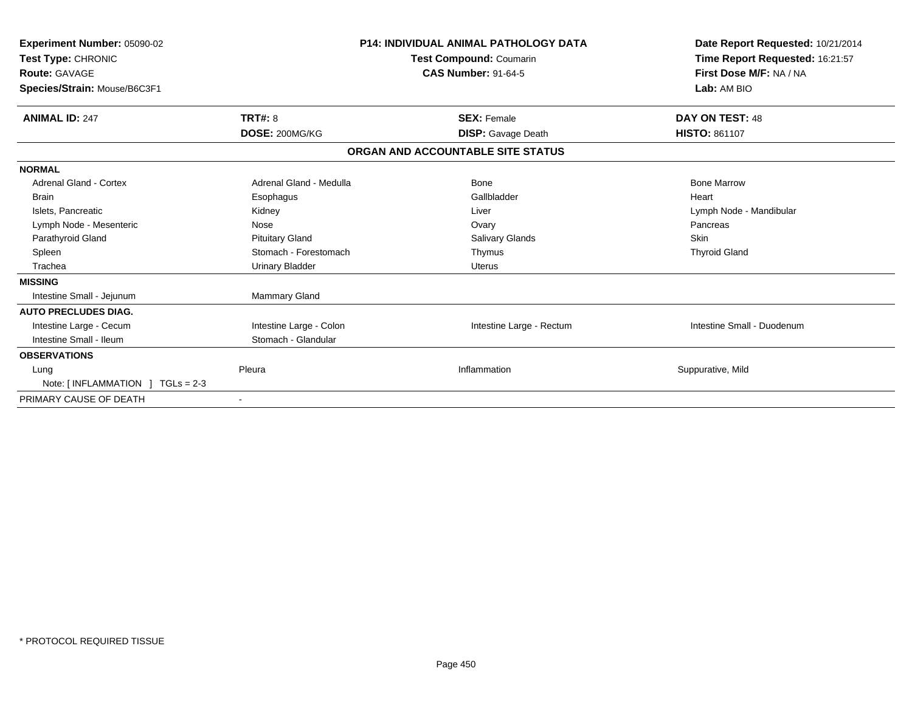**Experiment Number:** 05090-02
**Test Type:** CHRONIC
**Route:** GAVAGE
**Species/Strain:** Mouse/B6C3F1

**P14: INDIVIDUAL ANIMAL PATHOLOGY DATA**
**Test Compound:** Coumarin
**CAS Number:** 91-64-5

**Date Report Requested:** 10/21/2014
**Time Report Requested:** 16:21:57
**First Dose M/F:** NA / NA
**Lab:** AM BIO

| **ANIMAL ID:** 247 | **TRT#:** 8 | **SEX:** Female | **DAY ON TEST:** 48 |
|---|---|---|---|
| | **DOSE:** 200MG/KG | **DISP:** Gavage Death | **HISTO:** 861107 |

**ORGAN AND ACCOUNTABLE SITE STATUS**

| | | | |
|---|---|---|---|
| **NORMAL** | | | |
| Adrenal Gland - Cortex | Adrenal Gland - Medulla | Bone | Bone Marrow |
| Brain | Esophagus | Gallbladder | Heart |
| Islets, Pancreatic | Kidney | Liver | Lymph Node - Mandibular |
| Lymph Node - Mesenteric | Nose | Ovary | Pancreas |
| Parathyroid Gland | Pituitary Gland | Salivary Glands | Skin |
| Spleen | Stomach - Forestomach | Thymus | Thyroid Gland |
| Trachea | Urinary Bladder | Uterus | |
| **MISSING** | | | |
| Intestine Small - Jejunum | Mammary Gland | | |
| **AUTO PRECLUDES DIAG.** | | | |
| Intestine Large - Cecum | Intestine Large - Colon | Intestine Large - Rectum | Intestine Small - Duodenum |
| Intestine Small - Ileum | Stomach - Glandular | | |
| **OBSERVATIONS** | | | |
| Lung | Pleura | Inflammation | Suppurative, Mild |
| Note: [ INFLAMMATION ] TGLs = 2-3 | | | |
| PRIMARY CAUSE OF DEATH | - | | |

* PROTOCOL REQUIRED TISSUE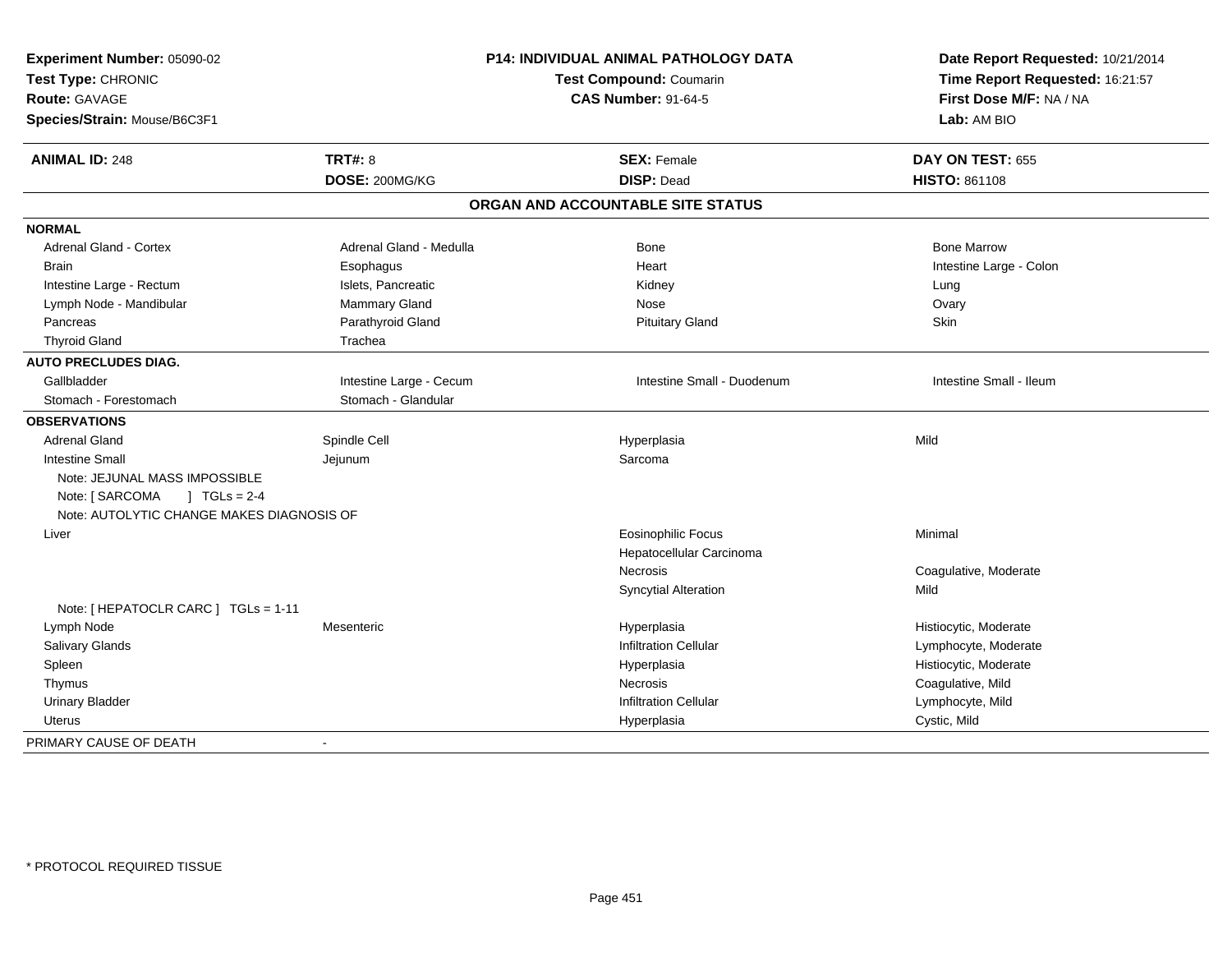**Experiment Number:** 05090-02
**Test Type:** CHRONIC
**Route:** GAVAGE
**Species/Strain:** Mouse/B6C3F1

**P14: INDIVIDUAL ANIMAL PATHOLOGY DATA**
**Test Compound:** Coumarin
**CAS Number:** 91-64-5

**Date Report Requested:** 10/21/2014
**Time Report Requested:** 16:21:57
**First Dose M/F:** NA / NA
**Lab:** AM BIO

| **ANIMAL ID:** 248 | **TRT#:** 8 | **SEX:** Female | **DAY ON TEST:** 655 |
|---|---|---|---|
| | **DOSE:** 200MG/KG | **DISP:** Dead | **HISTO:** 861108 |

## ORGAN AND ACCOUNTABLE SITE STATUS

| | | | |
|---|---|---|---|
| **NORMAL** | | | |
| Adrenal Gland - Cortex | Adrenal Gland - Medulla | Bone | Bone Marrow |
| Brain | Esophagus | Heart | Intestine Large - Colon |
| Intestine Large - Rectum | Islets, Pancreatic | Kidney | Lung |
| Lymph Node - Mandibular | Mammary Gland | Nose | Ovary |
| Pancreas | Parathyroid Gland | Pituitary Gland | Skin |
| Thyroid Gland | Trachea | | |
| **AUTO PRECLUDES DIAG.** | | | |
| Gallbladder | Intestine Large - Cecum | Intestine Small - Duodenum | Intestine Small - Ileum |
| Stomach - Forestomach | Stomach - Glandular | | |
| **OBSERVATIONS** | | | |
| Adrenal Gland | Spindle Cell | Hyperplasia | Mild |
| Intestine Small | Jejunum | Sarcoma | |
| Note: JEJUNAL MASS IMPOSSIBLE | | | |
| Note: [ SARCOMA ] TGLs = 2-4 | | | |
| Note: AUTOLYTIC CHANGE MAKES DIAGNOSIS OF | | | |
| Liver | | Eosinophilic Focus | Minimal |
| | | Hepatocellular Carcinoma | |
| | | Necrosis | Coagulative, Moderate |
| | | Syncytial Alteration | Mild |
| Note: [ HEPATOCLR CARC ] TGLs = 1-11 | | | |
| Lymph Node | Mesenteric | Hyperplasia | Histiocytic, Moderate |
| Salivary Glands | | Infiltration Cellular | Lymphocyte, Moderate |
| Spleen | | Hyperplasia | Histiocytic, Moderate |
| Thymus | | Necrosis | Coagulative, Mild |
| Urinary Bladder | | Infiltration Cellular | Lymphocyte, Mild |
| Uterus | | Hyperplasia | Cystic, Mild |
| PRIMARY CAUSE OF DEATH | - | | |

\* PROTOCOL REQUIRED TISSUE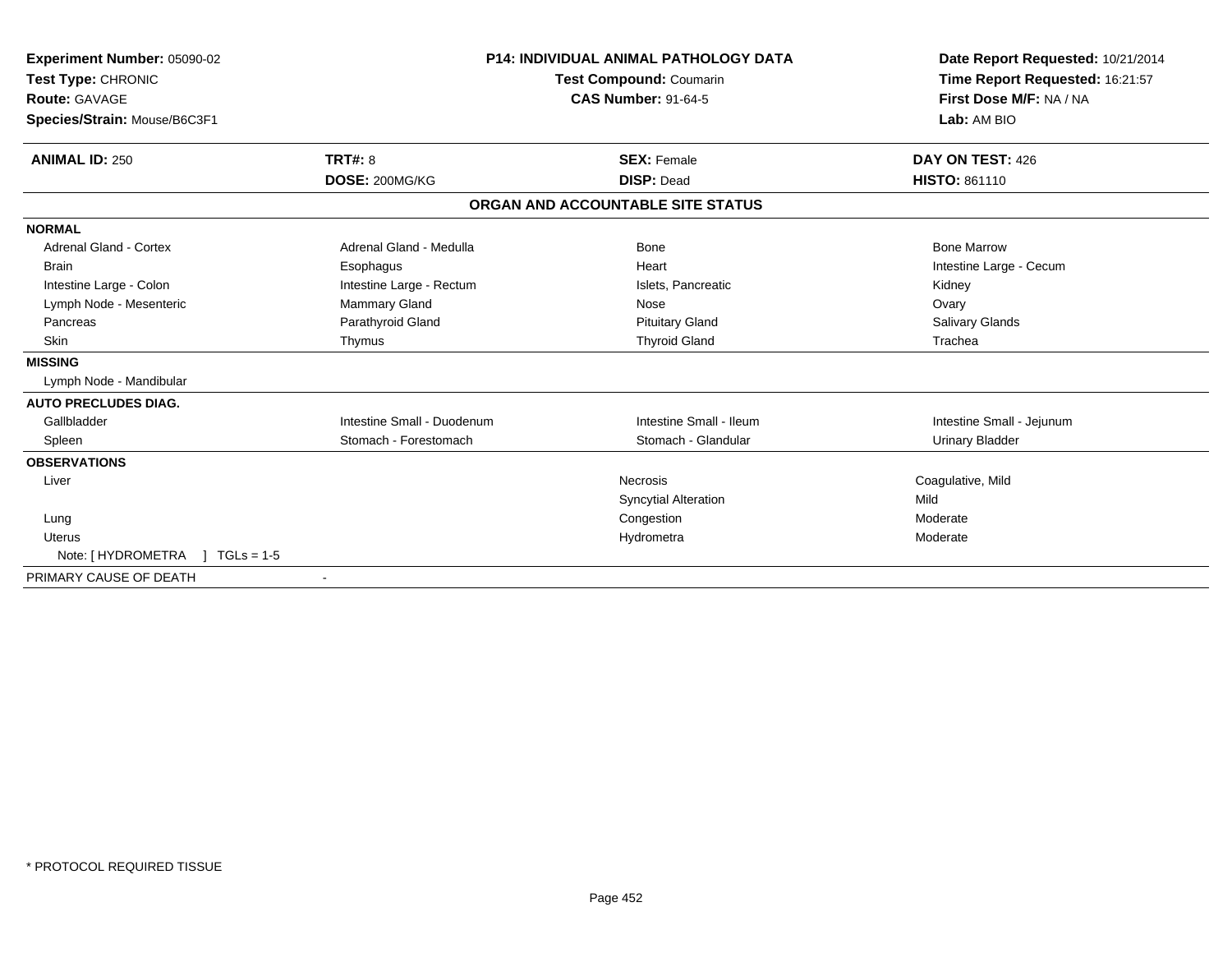**Experiment Number:** 05090-02
**Test Type:** CHRONIC
**Route:** GAVAGE
**Species/Strain:** Mouse/B6C3F1

**P14: INDIVIDUAL ANIMAL PATHOLOGY DATA**
**Test Compound:** Coumarin
**CAS Number:** 91-64-5

**Date Report Requested:** 10/21/2014
**Time Report Requested:** 16:21:57
**First Dose M/F:** NA / NA
**Lab:** AM BIO

| **ANIMAL ID:** 250 | **TRT#:** 8 | **SEX:** Female | **DAY ON TEST:** 426 |
|---|---|---|---|
| | **DOSE:** 200MG/KG | **DISP:** Dead | **HISTO:** 861110 |

## ORGAN AND ACCOUNTABLE SITE STATUS

| | | | |
|---|---|---|---|
| **NORMAL** | | | |
| Adrenal Gland - Cortex | Adrenal Gland - Medulla | Bone | Bone Marrow |
| Brain | Esophagus | Heart | Intestine Large - Cecum |
| Intestine Large - Colon | Intestine Large - Rectum | Islets, Pancreatic | Kidney |
| Lymph Node - Mesenteric | Mammary Gland | Nose | Ovary |
| Pancreas | Parathyroid Gland | Pituitary Gland | Salivary Glands |
| Skin | Thymus | Thyroid Gland | Trachea |
| **MISSING** | | | |
| Lymph Node - Mandibular | | | |
| **AUTO PRECLUDES DIAG.** | | | |
| Gallbladder | Intestine Small - Duodenum | Intestine Small - Ileum | Intestine Small - Jejunum |
| Spleen | Stomach - Forestomach | Stomach - Glandular | Urinary Bladder |
| **OBSERVATIONS** | | | |
| Liver | | Necrosis | Coagulative, Mild |
| | | Syncytial Alteration | Mild |
| Lung | | Congestion | Moderate |
| Uterus | | Hydrometra | Moderate |
| Note: [ HYDROMETRA ] TGLs = 1-5 | | | |
| PRIMARY CAUSE OF DEATH | - | | |

\* PROTOCOL REQUIRED TISSUE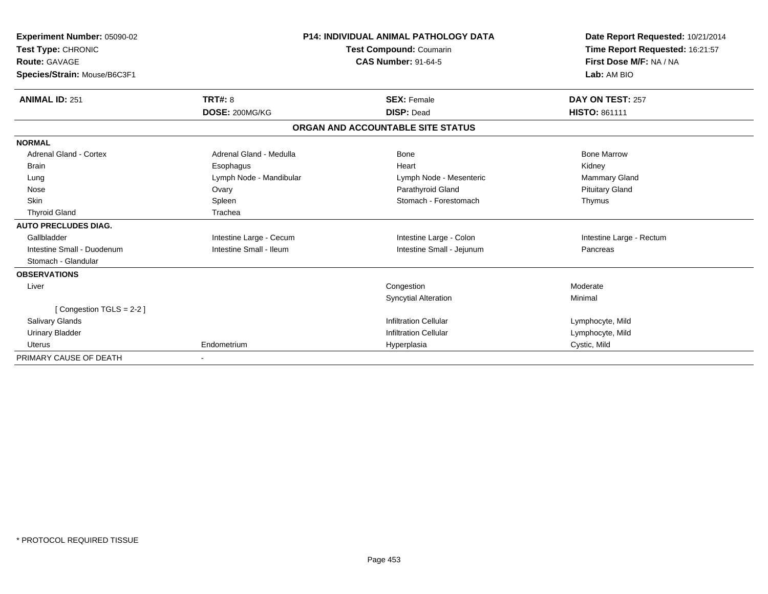**Experiment Number:** 05090-02
**Test Type:** CHRONIC
**Route:** GAVAGE
**Species/Strain:** Mouse/B6C3F1

**P14: INDIVIDUAL ANIMAL PATHOLOGY DATA**
**Test Compound:** Coumarin
**CAS Number:** 91-64-5

**Date Report Requested:** 10/21/2014
**Time Report Requested:** 16:21:57
**First Dose M/F:** NA / NA
**Lab:** AM BIO

| **ANIMAL ID:** 251 | **TRT#:** 8 | **SEX:** Female | **DAY ON TEST:** 257 |
|---|---|---|---|
| | **DOSE:** 200MG/KG | **DISP:** Dead | **HISTO:** 861111 |

**ORGAN AND ACCOUNTABLE SITE STATUS**

| | | | |
|---|---|---|---|
| **NORMAL** | | | |
| Adrenal Gland - Cortex | Adrenal Gland - Medulla | Bone | Bone Marrow |
| Brain | Esophagus | Heart | Kidney |
| Lung | Lymph Node - Mandibular | Lymph Node - Mesenteric | Mammary Gland |
| Nose | Ovary | Parathyroid Gland | Pituitary Gland |
| Skin | Spleen | Stomach - Forestomach | Thymus |
| Thyroid Gland | Trachea | | |
| **AUTO PRECLUDES DIAG.** | | | |
| Gallbladder | Intestine Large - Cecum | Intestine Large - Colon | Intestine Large - Rectum |
| Intestine Small - Duodenum | Intestine Small - Ileum | Intestine Small - Jejunum | Pancreas |
| Stomach - Glandular | | | |
| **OBSERVATIONS** | | | |
| Liver | | Congestion | Moderate |
| | | Syncytial Alteration | Minimal |
| [ Congestion TGLS = 2-2 ] | | | |
| Salivary Glands | | Infiltration Cellular | Lymphocyte, Mild |
| Urinary Bladder | | Infiltration Cellular | Lymphocyte, Mild |
| Uterus | Endometrium | Hyperplasia | Cystic, Mild |
| PRIMARY CAUSE OF DEATH | - | | |

* PROTOCOL REQUIRED TISSUE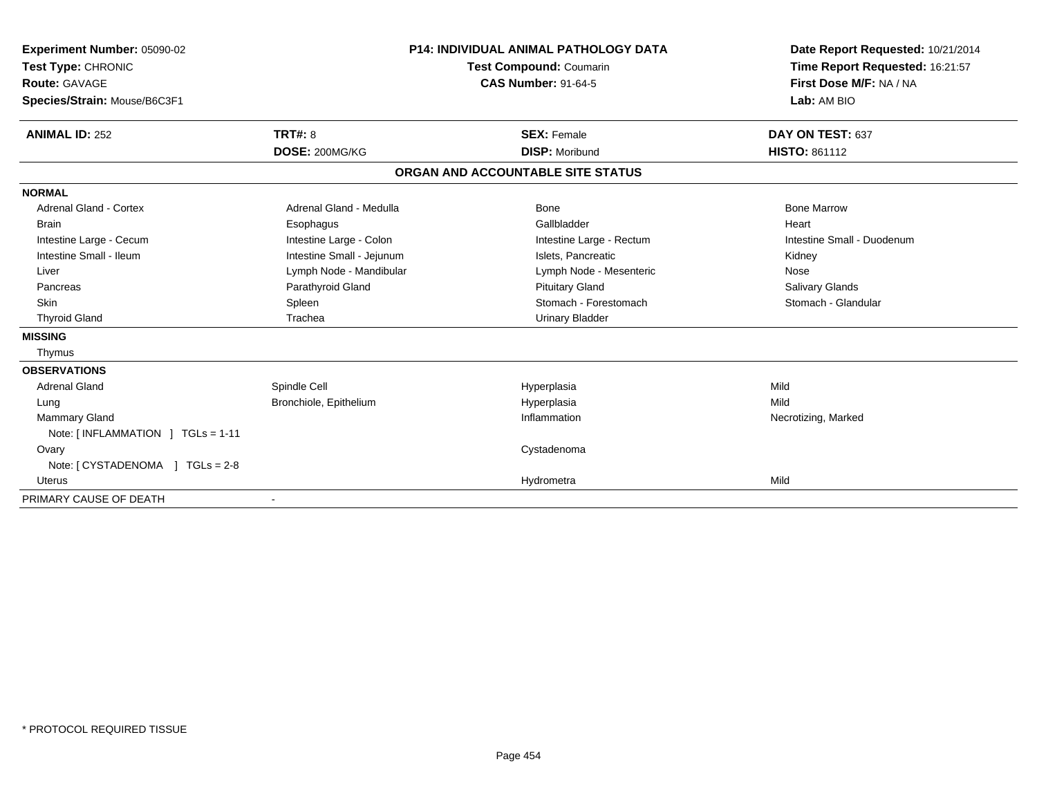**Experiment Number:** 05090-02
**Test Type:** CHRONIC
**Route:** GAVAGE
**Species/Strain:** Mouse/B6C3F1

**P14: INDIVIDUAL ANIMAL PATHOLOGY DATA**
**Test Compound:** Coumarin
**CAS Number:** 91-64-5

**Date Report Requested:** 10/21/2014
**Time Report Requested:** 16:21:57
**First Dose M/F:** NA / NA
**Lab:** AM BIO

| **ANIMAL ID:** 252 | **TRT#:** 8 | **SEX:** Female | **DAY ON TEST:** 637 |
|---|---|---|---|
| | **DOSE:** 200MG/KG | **DISP:** Moribund | **HISTO:** 861112 |

**ORGAN AND ACCOUNTABLE SITE STATUS**

**NORMAL**

| | | | |
|---|---|---|---|
| Adrenal Gland - Cortex | Adrenal Gland - Medulla | Bone | Bone Marrow |
| Brain | Esophagus | Gallbladder | Heart |
| Intestine Large - Cecum | Intestine Large - Colon | Intestine Large - Rectum | Intestine Small - Duodenum |
| Intestine Small - Ileum | Intestine Small - Jejunum | Islets, Pancreatic | Kidney |
| Liver | Lymph Node - Mandibular | Lymph Node - Mesenteric | Nose |
| Pancreas | Parathyroid Gland | Pituitary Gland | Salivary Glands |
| Skin | Spleen | Stomach - Forestomach | Stomach - Glandular |
| Thyroid Gland | Trachea | Urinary Bladder | |

**MISSING**

Thymus

**OBSERVATIONS**

| | | | |
|---|---|---|---|
| Adrenal Gland | Spindle Cell | Hyperplasia | Mild |
| Lung | Bronchiole, Epithelium | Hyperplasia | Mild |
| Mammary Gland | | Inflammation | Necrotizing, Marked |
| Note: [ INFLAMMATION ] TGLs = 1-11 | | | |
| Ovary | | Cystadenoma | |
| Note: [ CYSTADENOMA ] TGLs = 2-8 | | | |
| Uterus | | Hydrometra | Mild |

PRIMARY CAUSE OF DEATH -

* PROTOCOL REQUIRED TISSUE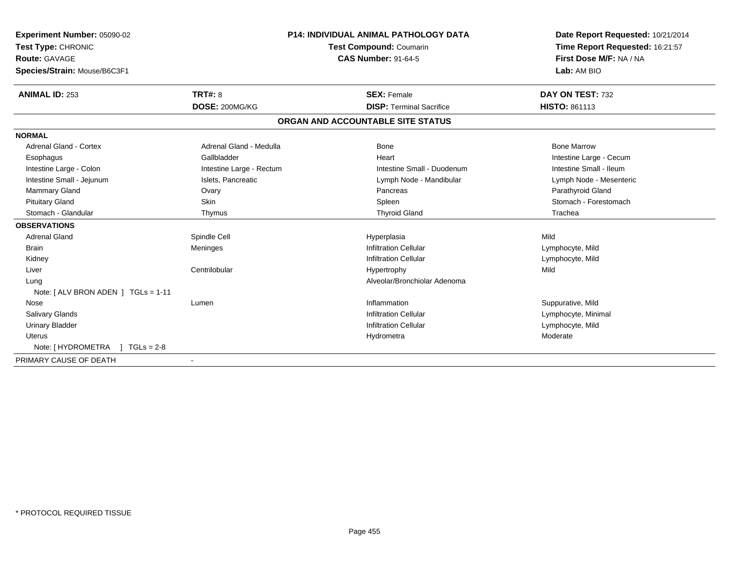**Experiment Number:** 05090-02
**Test Type:** CHRONIC
**Route:** GAVAGE
**Species/Strain:** Mouse/B6C3F1

**P14: INDIVIDUAL ANIMAL PATHOLOGY DATA**
**Test Compound:** Coumarin
**CAS Number:** 91-64-5

**Date Report Requested:** 10/21/2014
**Time Report Requested:** 16:21:57
**First Dose M/F:** NA / NA
**Lab:** AM BIO

| **ANIMAL ID:** 253 | **TRT#:** 8 | **SEX:** Female | **DAY ON TEST:** 732 |
|---|---|---|---|
| | **DOSE:** 200MG/KG | **DISP:** Terminal Sacrifice | **HISTO:** 861113 |

## ORGAN AND ACCOUNTABLE SITE STATUS

**NORMAL**

| | | | |
|---|---|---|---|
| Adrenal Gland - Cortex | Adrenal Gland - Medulla | Bone | Bone Marrow |
| Esophagus | Gallbladder | Heart | Intestine Large - Cecum |
| Intestine Large - Colon | Intestine Large - Rectum | Intestine Small - Duodenum | Intestine Small - Ileum |
| Intestine Small - Jejunum | Islets, Pancreatic | Lymph Node - Mandibular | Lymph Node - Mesenteric |
| Mammary Gland | Ovary | Pancreas | Parathyroid Gland |
| Pituitary Gland | Skin | Spleen | Stomach - Forestomach |
| Stomach - Glandular | Thymus | Thyroid Gland | Trachea |

**OBSERVATIONS**

| | | | |
|---|---|---|---|
| Adrenal Gland | Spindle Cell | Hyperplasia | Mild |
| Brain | Meninges | Infiltration Cellular | Lymphocyte, Mild |
| Kidney | | Infiltration Cellular | Lymphocyte, Mild |
| Liver | Centrilobular | Hypertrophy | Mild |
| Lung | | Alveolar/Bronchiolar Adenoma | |
| Note: [ ALV BRON ADEN ] TGLs = 1-11 | | | |
| Nose | Lumen | Inflammation | Suppurative, Mild |
| Salivary Glands | | Infiltration Cellular | Lymphocyte, Minimal |
| Urinary Bladder | | Infiltration Cellular | Lymphocyte, Mild |
| Uterus | | Hydrometra | Moderate |
| Note: [ HYDROMETRA ] TGLs = 2-8 | | | |

PRIMARY CAUSE OF DEATH -

* PROTOCOL REQUIRED TISSUE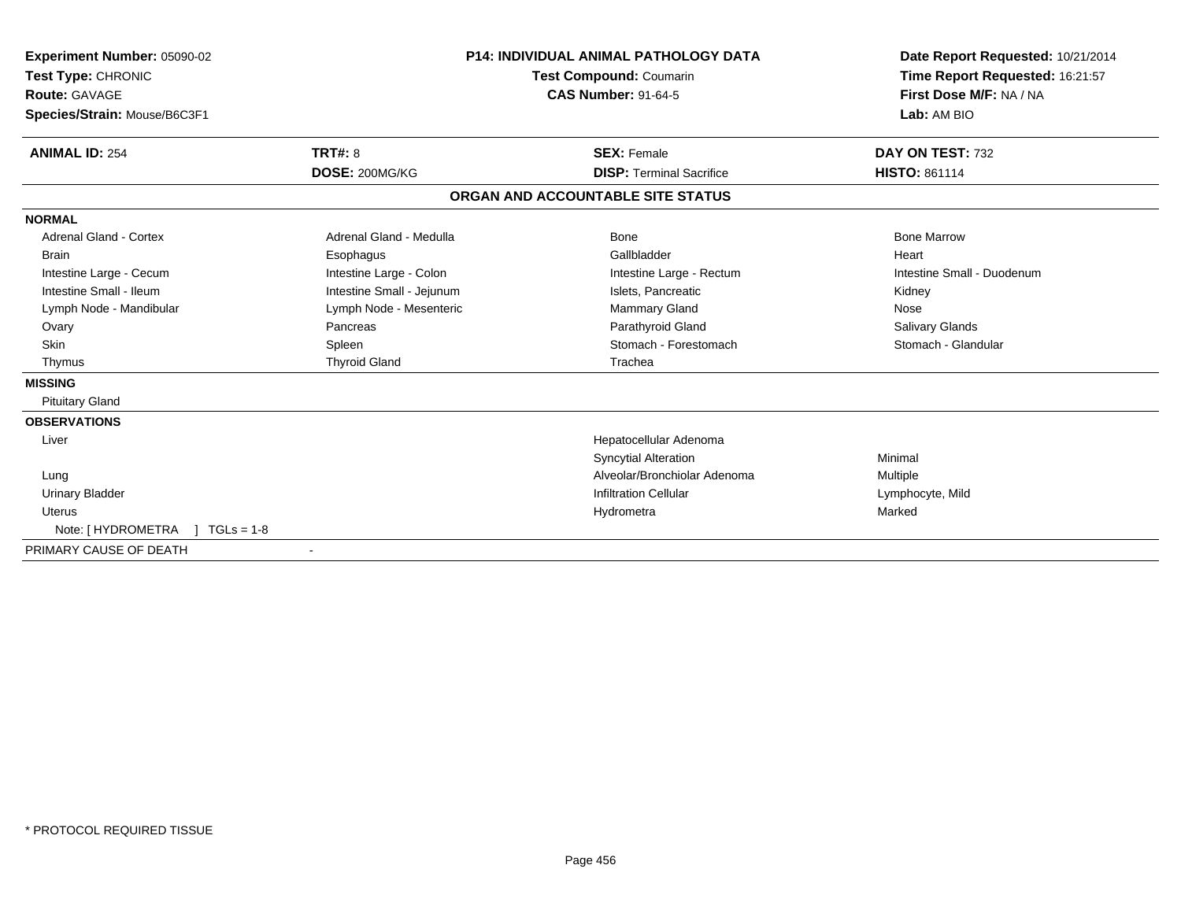**Experiment Number:** 05090-02
**Test Type:** CHRONIC
**Route:** GAVAGE
**Species/Strain:** Mouse/B6C3F1

**P14: INDIVIDUAL ANIMAL PATHOLOGY DATA**
**Test Compound:** Coumarin
**CAS Number:** 91-64-5

**Date Report Requested:** 10/21/2014
**Time Report Requested:** 16:21:57
**First Dose M/F:** NA / NA
**Lab:** AM BIO

| **ANIMAL ID:** 254 | **TRT#:** 8 | **SEX:** Female | **DAY ON TEST:** 732 |
|---|---|---|---|
| | **DOSE:** 200MG/KG | **DISP:** Terminal Sacrifice | **HISTO:** 861114 |

## ORGAN AND ACCOUNTABLE SITE STATUS

**NORMAL**

| | | | |
|---|---|---|---|
| Adrenal Gland - Cortex | Adrenal Gland - Medulla | Bone | Bone Marrow |
| Brain | Esophagus | Gallbladder | Heart |
| Intestine Large - Cecum | Intestine Large - Colon | Intestine Large - Rectum | Intestine Small - Duodenum |
| Intestine Small - Ileum | Intestine Small - Jejunum | Islets, Pancreatic | Kidney |
| Lymph Node - Mandibular | Lymph Node - Mesenteric | Mammary Gland | Nose |
| Ovary | Pancreas | Parathyroid Gland | Salivary Glands |
| Skin | Spleen | Stomach - Forestomach | Stomach - Glandular |
| Thymus | Thyroid Gland | Trachea | |

**MISSING**

Pituitary Gland

**OBSERVATIONS**

| | | |
|---|---|---|
| Liver | Hepatocellular Adenoma | |
| | Syncytial Alteration | Minimal |
| Lung | Alveolar/Bronchiolar Adenoma | Multiple |
| Urinary Bladder | Infiltration Cellular | Lymphocyte, Mild |
| Uterus | Hydrometra | Marked |

Note: [ HYDROMETRA ] TGLs = 1-8

PRIMARY CAUSE OF DEATH -

* PROTOCOL REQUIRED TISSUE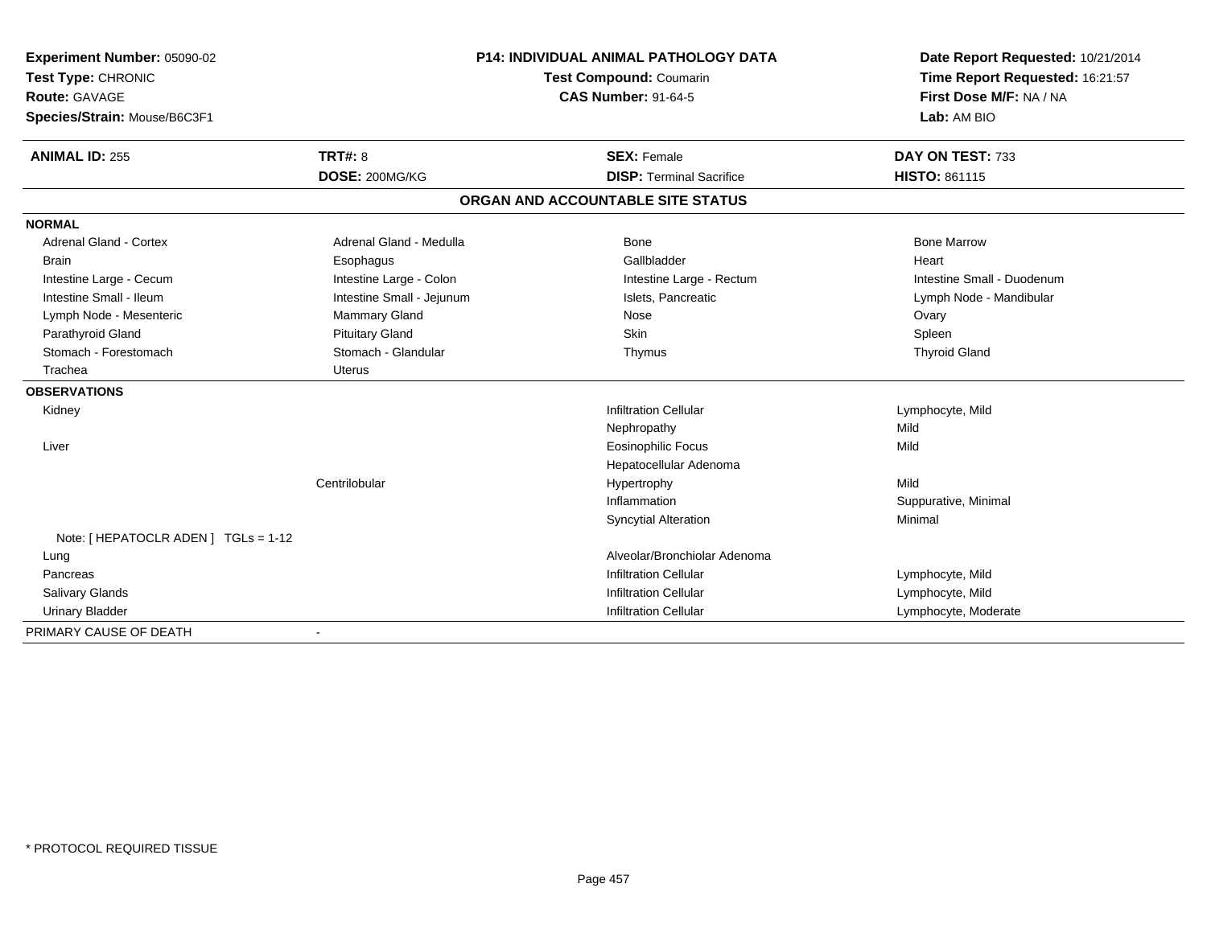**Experiment Number:** 05090-02
**Test Type:** CHRONIC
**Route:** GAVAGE
**Species/Strain:** Mouse/B6C3F1

**P14: INDIVIDUAL ANIMAL PATHOLOGY DATA**
**Test Compound:** Coumarin
**CAS Number:** 91-64-5

**Date Report Requested:** 10/21/2014
**Time Report Requested:** 16:21:57
**First Dose M/F:** NA / NA
**Lab:** AM BIO

| **ANIMAL ID:** 255 | **TRT#:** 8 | **SEX:** Female | **DAY ON TEST:** 733 |
|---|---|---|---|
| | **DOSE:** 200MG/KG | **DISP:** Terminal Sacrifice | **HISTO:** 861115 |

## ORGAN AND ACCOUNTABLE SITE STATUS

| | | | |
|---|---|---|---|
| **NORMAL** | | | |
| Adrenal Gland - Cortex | Adrenal Gland - Medulla | Bone | Bone Marrow |
| Brain | Esophagus | Gallbladder | Heart |
| Intestine Large - Cecum | Intestine Large - Colon | Intestine Large - Rectum | Intestine Small - Duodenum |
| Intestine Small - Ileum | Intestine Small - Jejunum | Islets, Pancreatic | Lymph Node - Mandibular |
| Lymph Node - Mesenteric | Mammary Gland | Nose | Ovary |
| Parathyroid Gland | Pituitary Gland | Skin | Spleen |
| Stomach - Forestomach | Stomach - Glandular | Thymus | Thyroid Gland |
| Trachea | Uterus | | |
| **OBSERVATIONS** | | | |
| Kidney | | Infiltration Cellular | Lymphocyte, Mild |
| | | Nephropathy | Mild |
| Liver | | Eosinophilic Focus | Mild |
| | | Hepatocellular Adenoma | |
| | Centrilobular | Hypertrophy | Mild |
| | | Inflammation | Suppurative, Minimal |
| | | Syncytial Alteration | Minimal |
| Note: [ HEPATOCLR ADEN ] TGLs = 1-12 | | | |
| Lung | | Alveolar/Bronchiolar Adenoma | |
| Pancreas | | Infiltration Cellular | Lymphocyte, Mild |
| Salivary Glands | | Infiltration Cellular | Lymphocyte, Mild |
| Urinary Bladder | | Infiltration Cellular | Lymphocyte, Moderate |
| PRIMARY CAUSE OF DEATH | - | | |

* PROTOCOL REQUIRED TISSUE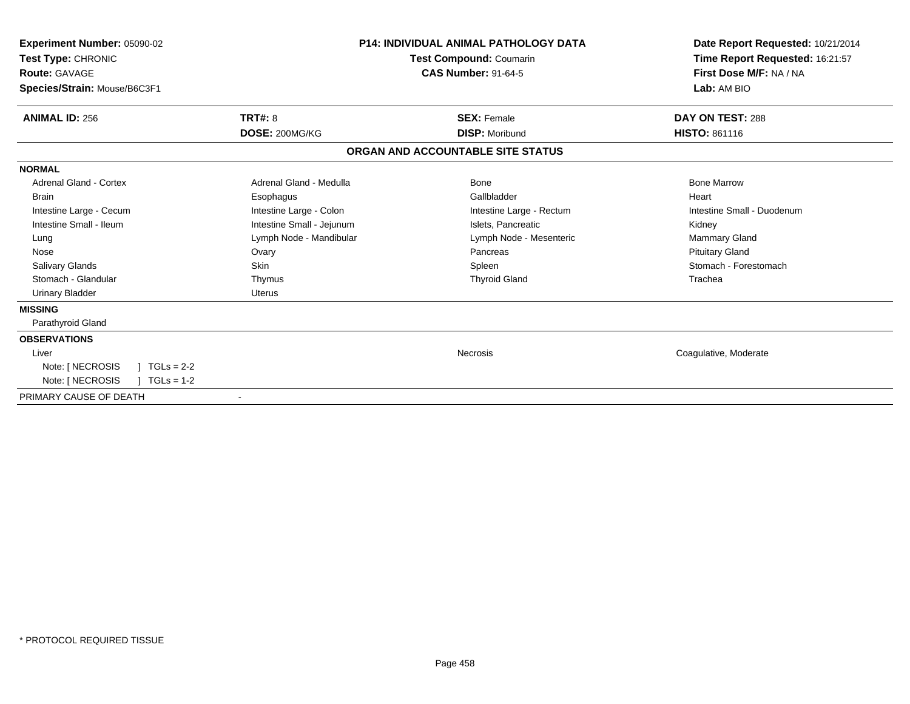**Experiment Number:** 05090-02
**Test Type:** CHRONIC
**Route:** GAVAGE
**Species/Strain:** Mouse/B6C3F1

**P14: INDIVIDUAL ANIMAL PATHOLOGY DATA**
**Test Compound:** Coumarin
**CAS Number:** 91-64-5

**Date Report Requested:** 10/21/2014
**Time Report Requested:** 16:21:57
**First Dose M/F:** NA / NA
**Lab:** AM BIO

| **ANIMAL ID:** 256 | **TRT#:** 8 | **SEX:** Female | **DAY ON TEST:** 288 |
|---|---|---|---|
| | **DOSE:** 200MG/KG | **DISP:** Moribund | **HISTO:** 861116 |

## ORGAN AND ACCOUNTABLE SITE STATUS

**NORMAL**

| | | | |
|---|---|---|---|
| Adrenal Gland - Cortex | Adrenal Gland - Medulla | Bone | Bone Marrow |
| Brain | Esophagus | Gallbladder | Heart |
| Intestine Large - Cecum | Intestine Large - Colon | Intestine Large - Rectum | Intestine Small - Duodenum |
| Intestine Small - Ileum | Intestine Small - Jejunum | Islets, Pancreatic | Kidney |
| Lung | Lymph Node - Mandibular | Lymph Node - Mesenteric | Mammary Gland |
| Nose | Ovary | Pancreas | Pituitary Gland |
| Salivary Glands | Skin | Spleen | Stomach - Forestomach |
| Stomach - Glandular | Thymus | Thyroid Gland | Trachea |
| Urinary Bladder | Uterus | | |

**MISSING**

Parathyroid Gland

**OBSERVATIONS**

| | | |
|---|---|---|
| Liver | Necrosis | Coagulative, Moderate |
| Note: [ NECROSIS ] TGLs = 2-2 | | |
| Note: [ NECROSIS ] TGLs = 1-2 | | |

PRIMARY CAUSE OF DEATH -

* PROTOCOL REQUIRED TISSUE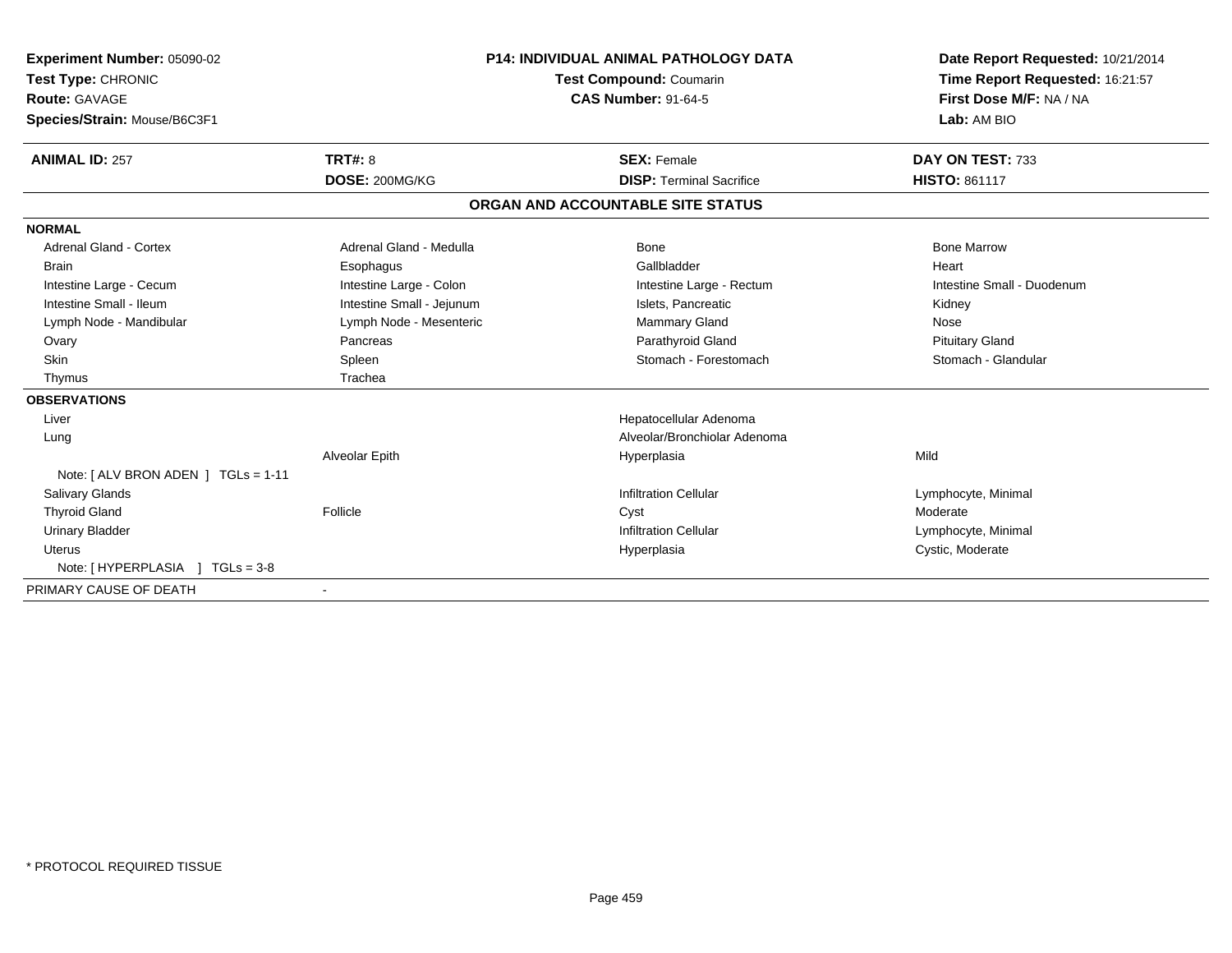**Experiment Number:** 05090-02
**Test Type:** CHRONIC
**Route:** GAVAGE
**Species/Strain:** Mouse/B6C3F1

**P14: INDIVIDUAL ANIMAL PATHOLOGY DATA**
**Test Compound:** Coumarin
**CAS Number:** 91-64-5

**Date Report Requested:** 10/21/2014
**Time Report Requested:** 16:21:57
**First Dose M/F:** NA / NA
**Lab:** AM BIO

| **ANIMAL ID:** 257 | **TRT#:** 8 | **SEX:** Female | **DAY ON TEST:** 733 |
|---|---|---|---|
| | **DOSE:** 200MG/KG | **DISP:** Terminal Sacrifice | **HISTO:** 861117 |

## ORGAN AND ACCOUNTABLE SITE STATUS

**NORMAL**

| | | | |
|---|---|---|---|
| Adrenal Gland - Cortex | Adrenal Gland - Medulla | Bone | Bone Marrow |
| Brain | Esophagus | Gallbladder | Heart |
| Intestine Large - Cecum | Intestine Large - Colon | Intestine Large - Rectum | Intestine Small - Duodenum |
| Intestine Small - Ileum | Intestine Small - Jejunum | Islets, Pancreatic | Kidney |
| Lymph Node - Mandibular | Lymph Node - Mesenteric | Mammary Gland | Nose |
| Ovary | Pancreas | Parathyroid Gland | Pituitary Gland |
| Skin | Spleen | Stomach - Forestomach | Stomach - Glandular |
| Thymus | Trachea | | |

**OBSERVATIONS**

| | | | |
|---|---|---|---|
| Liver | | Hepatocellular Adenoma | |
| Lung | | Alveolar/Bronchiolar Adenoma | |
| | Alveolar Epith | Hyperplasia | Mild |
| Note: [ ALV BRON ADEN ] TGLs = 1-11 | | | |
| Salivary Glands | | Infiltration Cellular | Lymphocyte, Minimal |
| Thyroid Gland | Follicle | Cyst | Moderate |
| Urinary Bladder | | Infiltration Cellular | Lymphocyte, Minimal |
| Uterus | | Hyperplasia | Cystic, Moderate |
| Note: [ HYPERPLASIA ] TGLs = 3-8 | | | |

PRIMARY CAUSE OF DEATH -

* PROTOCOL REQUIRED TISSUE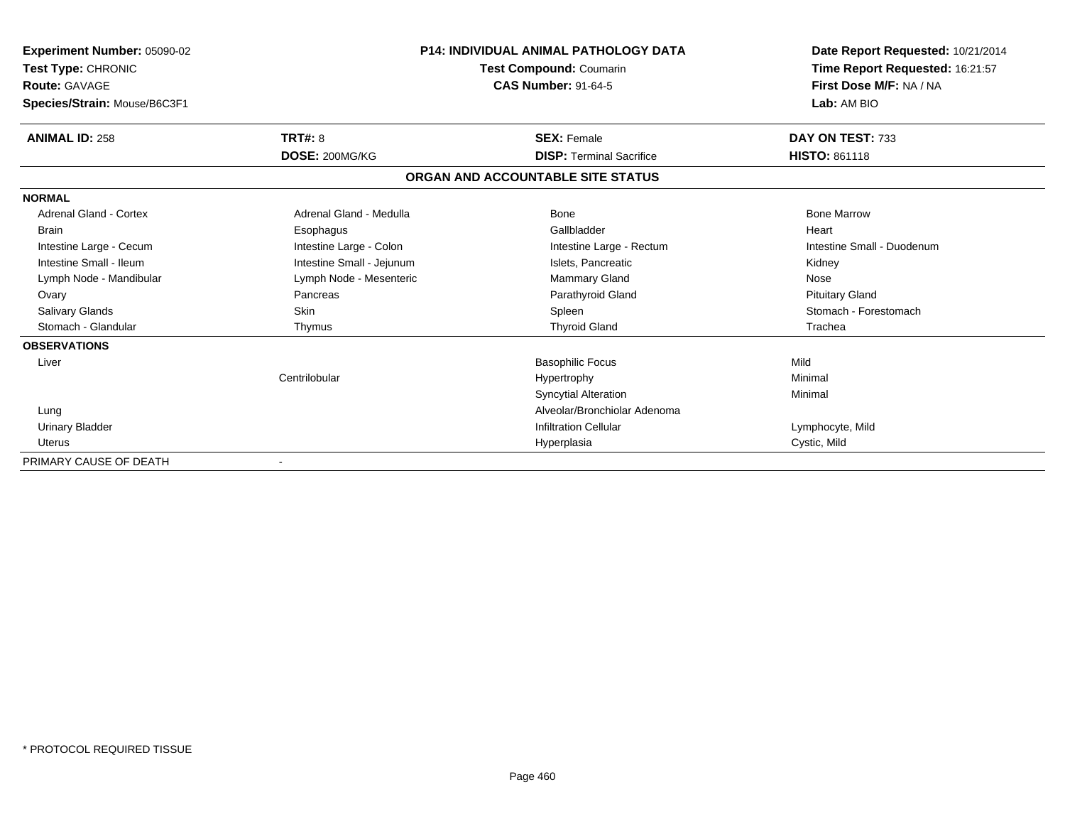**Experiment Number:** 05090-02
**Test Type:** CHRONIC
**Route:** GAVAGE
**Species/Strain:** Mouse/B6C3F1

**P14: INDIVIDUAL ANIMAL PATHOLOGY DATA**
**Test Compound:** Coumarin
**CAS Number:** 91-64-5

**Date Report Requested:** 10/21/2014
**Time Report Requested:** 16:21:57
**First Dose M/F:** NA / NA
**Lab:** AM BIO

| **ANIMAL ID:** 258 | **TRT#:** 8 | **SEX:** Female | **DAY ON TEST:** 733 |
|---|---|---|---|
| | **DOSE:** 200MG/KG | **DISP:** Terminal Sacrifice | **HISTO:** 861118 |

**ORGAN AND ACCOUNTABLE SITE STATUS**

| | | | |
|---|---|---|---|
| **NORMAL** | | | |
| Adrenal Gland - Cortex | Adrenal Gland - Medulla | Bone | Bone Marrow |
| Brain | Esophagus | Gallbladder | Heart |
| Intestine Large - Cecum | Intestine Large - Colon | Intestine Large - Rectum | Intestine Small - Duodenum |
| Intestine Small - Ileum | Intestine Small - Jejunum | Islets, Pancreatic | Kidney |
| Lymph Node - Mandibular | Lymph Node - Mesenteric | Mammary Gland | Nose |
| Ovary | Pancreas | Parathyroid Gland | Pituitary Gland |
| Salivary Glands | Skin | Spleen | Stomach - Forestomach |
| Stomach - Glandular | Thymus | Thyroid Gland | Trachea |
| **OBSERVATIONS** | | | |
| Liver | | Basophilic Focus | Mild |
| | Centrilobular | Hypertrophy | Minimal |
| | | Syncytial Alteration | Minimal |
| Lung | | Alveolar/Bronchiolar Adenoma | |
| Urinary Bladder | | Infiltration Cellular | Lymphocyte, Mild |
| Uterus | | Hyperplasia | Cystic, Mild |
| PRIMARY CAUSE OF DEATH | - | | |

* PROTOCOL REQUIRED TISSUE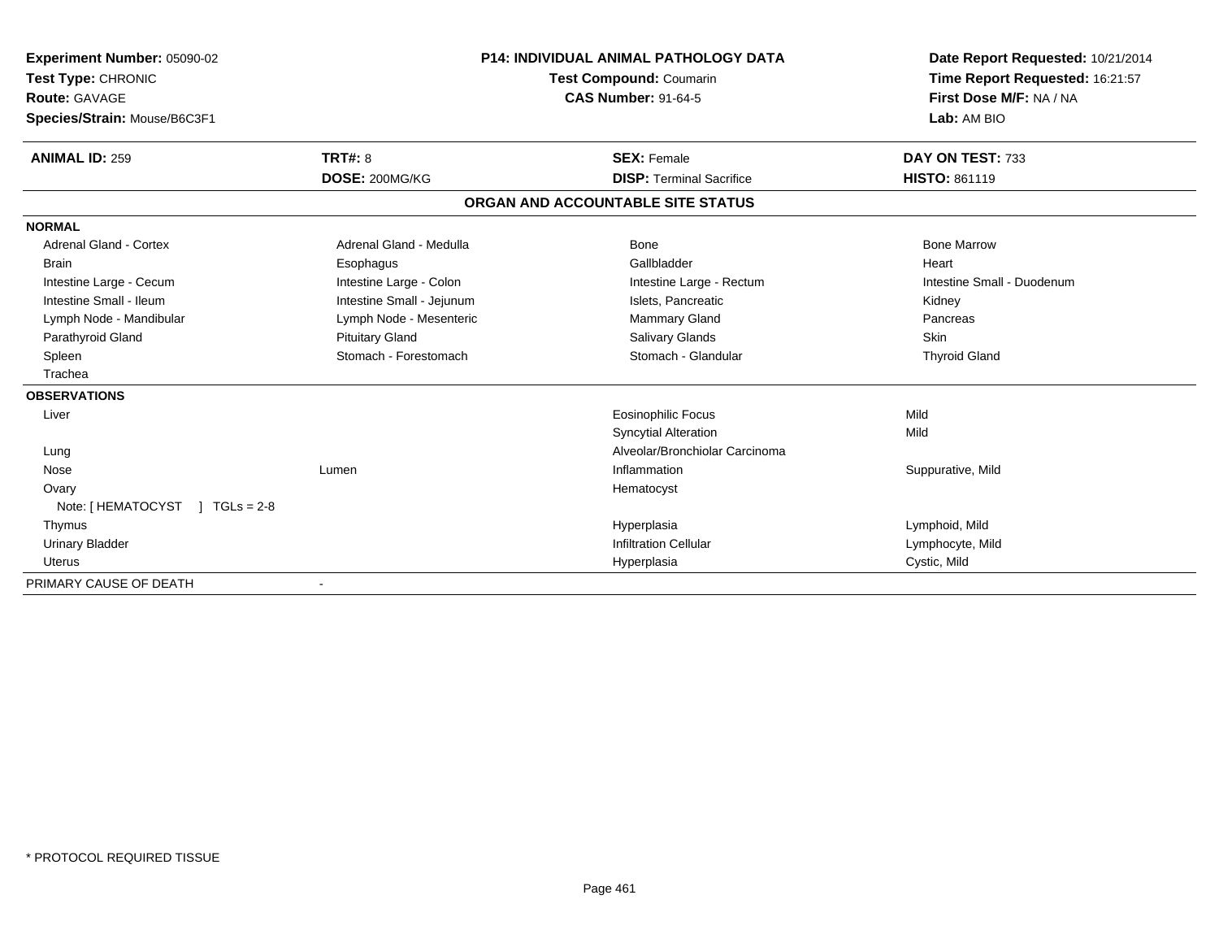**Experiment Number:** 05090-02
**Test Type:** CHRONIC
**Route:** GAVAGE
**Species/Strain:** Mouse/B6C3F1

**P14: INDIVIDUAL ANIMAL PATHOLOGY DATA**
**Test Compound:** Coumarin
**CAS Number:** 91-64-5

**Date Report Requested:** 10/21/2014
**Time Report Requested:** 16:21:57
**First Dose M/F:** NA / NA
**Lab:** AM BIO

| **ANIMAL ID:** 259 | **TRT#:** 8 | **SEX:** Female | **DAY ON TEST:** 733 |
|---|---|---|---|
| | **DOSE:** 200MG/KG | **DISP:** Terminal Sacrifice | **HISTO:** 861119 |

## ORGAN AND ACCOUNTABLE SITE STATUS

| | | | |
|---|---|---|---|
| **NORMAL** | | | |
| Adrenal Gland - Cortex | Adrenal Gland - Medulla | Bone | Bone Marrow |
| Brain | Esophagus | Gallbladder | Heart |
| Intestine Large - Cecum | Intestine Large - Colon | Intestine Large - Rectum | Intestine Small - Duodenum |
| Intestine Small - Ileum | Intestine Small - Jejunum | Islets, Pancreatic | Kidney |
| Lymph Node - Mandibular | Lymph Node - Mesenteric | Mammary Gland | Pancreas |
| Parathyroid Gland | Pituitary Gland | Salivary Glands | Skin |
| Spleen | Stomach - Forestomach | Stomach - Glandular | Thyroid Gland |
| Trachea | | | |
| **OBSERVATIONS** | | | |
| Liver | | Eosinophilic Focus | Mild |
| | | Syncytial Alteration | Mild |
| Lung | | Alveolar/Bronchiolar Carcinoma | |
| Nose | Lumen | Inflammation | Suppurative, Mild |
| Ovary | | Hematocyst | |
| Note: [ HEMATOCYST ] TGLs = 2-8 | | | |
| Thymus | | Hyperplasia | Lymphoid, Mild |
| Urinary Bladder | | Infiltration Cellular | Lymphocyte, Mild |
| Uterus | | Hyperplasia | Cystic, Mild |
| PRIMARY CAUSE OF DEATH | - | | |

* PROTOCOL REQUIRED TISSUE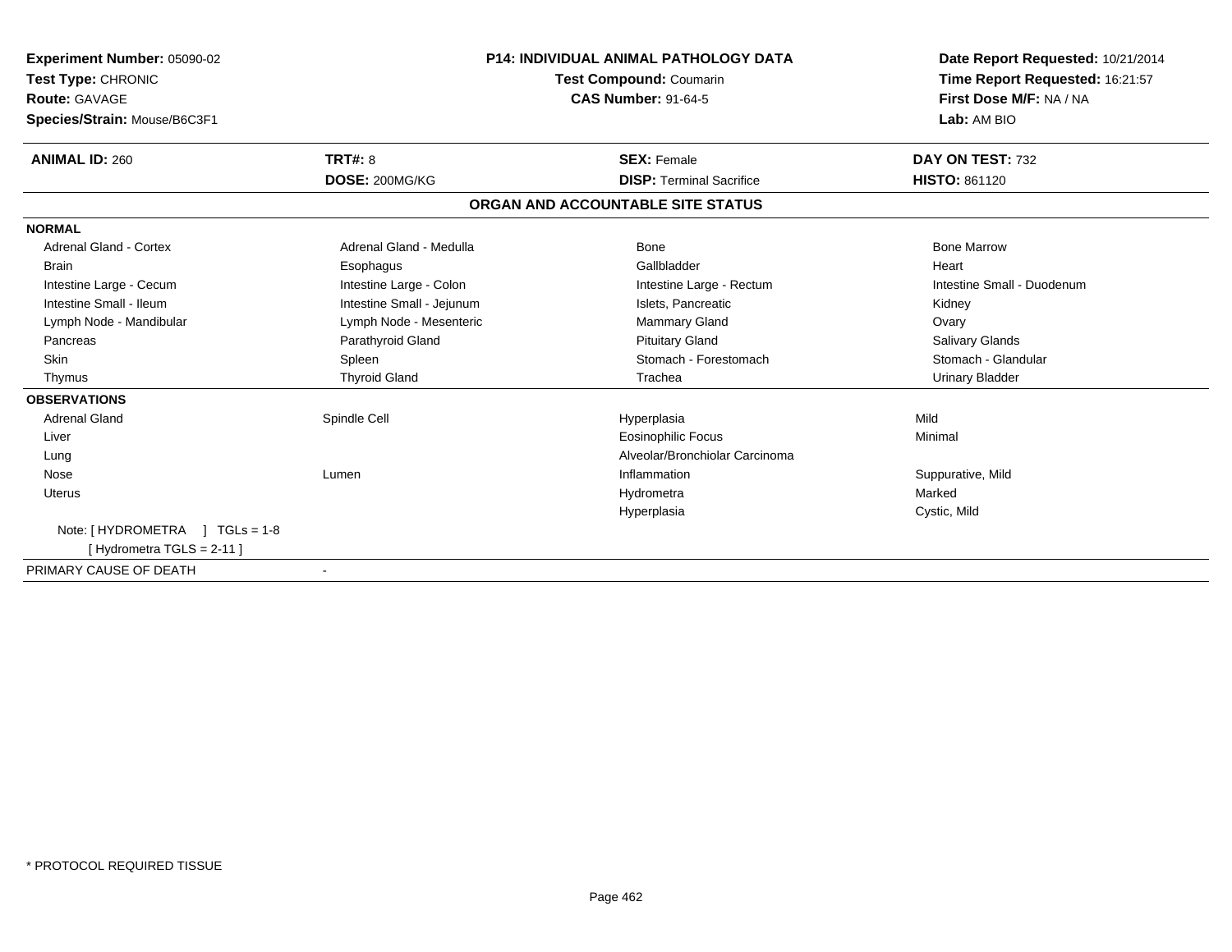**Experiment Number:** 05090-02
**Test Type:** CHRONIC
**Route:** GAVAGE
**Species/Strain:** Mouse/B6C3F1

**P14: INDIVIDUAL ANIMAL PATHOLOGY DATA**
**Test Compound:** Coumarin
**CAS Number:** 91-64-5

**Date Report Requested:** 10/21/2014
**Time Report Requested:** 16:21:57
**First Dose M/F:** NA / NA
**Lab:** AM BIO

| **ANIMAL ID:** 260 | **TRT#:** 8 | **SEX:** Female | **DAY ON TEST:** 732 |
|---|---|---|---|
| | **DOSE:** 200MG/KG | **DISP:** Terminal Sacrifice | **HISTO:** 861120 |

## ORGAN AND ACCOUNTABLE SITE STATUS

**NORMAL**

| | | | |
|---|---|---|---|
| Adrenal Gland - Cortex | Adrenal Gland - Medulla | Bone | Bone Marrow |
| Brain | Esophagus | Gallbladder | Heart |
| Intestine Large - Cecum | Intestine Large - Colon | Intestine Large - Rectum | Intestine Small - Duodenum |
| Intestine Small - Ileum | Intestine Small - Jejunum | Islets, Pancreatic | Kidney |
| Lymph Node - Mandibular | Lymph Node - Mesenteric | Mammary Gland | Ovary |
| Pancreas | Parathyroid Gland | Pituitary Gland | Salivary Glands |
| Skin | Spleen | Stomach - Forestomach | Stomach - Glandular |
| Thymus | Thyroid Gland | Trachea | Urinary Bladder |

**OBSERVATIONS**

| | | | |
|---|---|---|---|
| Adrenal Gland | Spindle Cell | Hyperplasia | Mild |
| Liver | | Eosinophilic Focus | Minimal |
| Lung | | Alveolar/Bronchiolar Carcinoma | |
| Nose | Lumen | Inflammation | Suppurative, Mild |
| Uterus | | Hydrometra | Marked |
| | | Hyperplasia | Cystic, Mild |

Note: [ HYDROMETRA ] TGLs = 1-8
[ Hydrometra TGLS = 2-11 ]

PRIMARY CAUSE OF DEATH -

* PROTOCOL REQUIRED TISSUE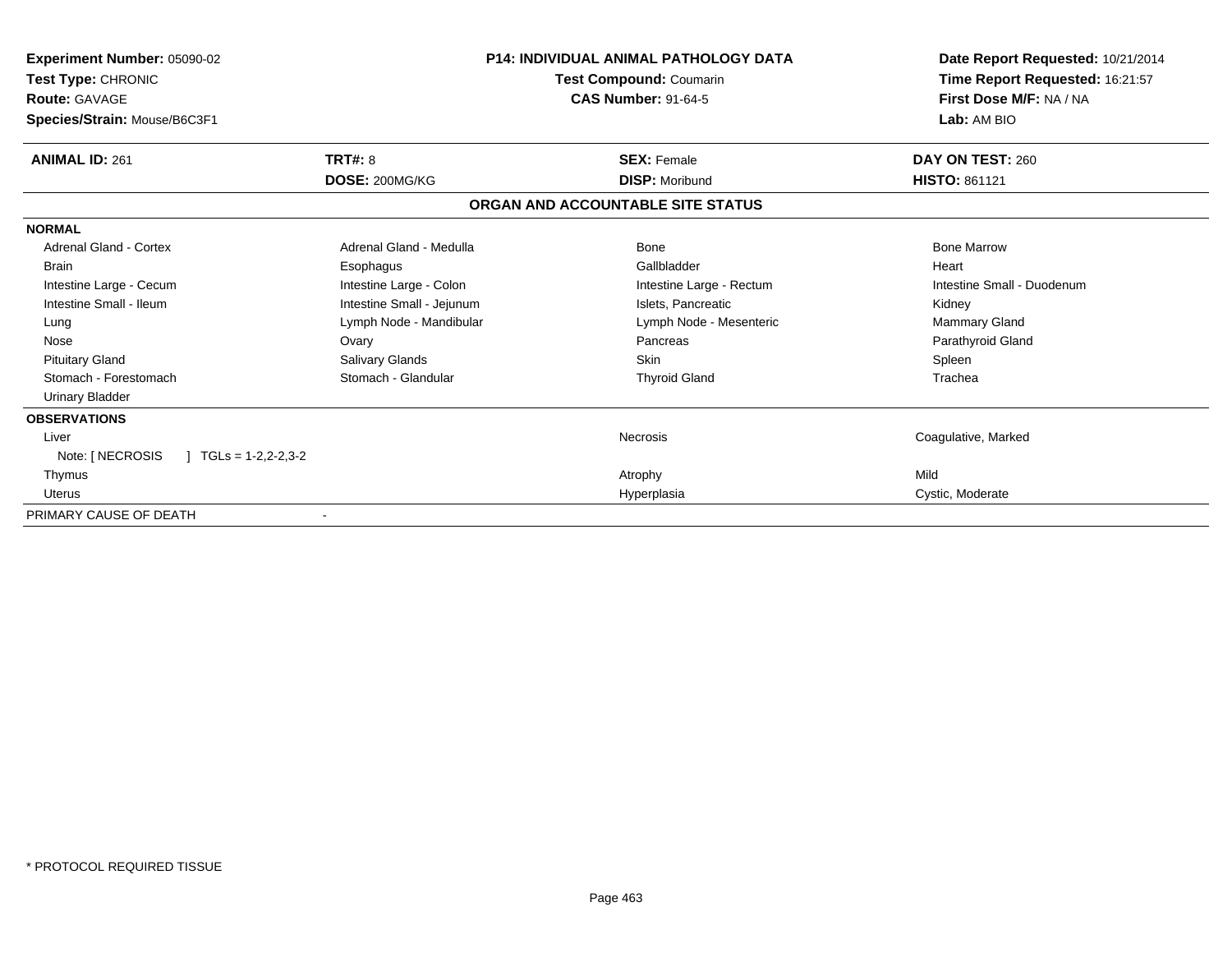**Experiment Number:** 05090-02
**Test Type:** CHRONIC
**Route:** GAVAGE
**Species/Strain:** Mouse/B6C3F1

**P14: INDIVIDUAL ANIMAL PATHOLOGY DATA**
**Test Compound:** Coumarin
**CAS Number:** 91-64-5

**Date Report Requested:** 10/21/2014
**Time Report Requested:** 16:21:57
**First Dose M/F:** NA / NA
**Lab:** AM BIO

| **ANIMAL ID:** 261 | **TRT#:** 8 | **SEX:** Female | **DAY ON TEST:** 260 |
|---|---|---|---|
| | **DOSE:** 200MG/KG | **DISP:** Moribund | **HISTO:** 861121 |

## ORGAN AND ACCOUNTABLE SITE STATUS

**NORMAL**

| | | | |
|---|---|---|---|
| Adrenal Gland - Cortex | Adrenal Gland - Medulla | Bone | Bone Marrow |
| Brain | Esophagus | Gallbladder | Heart |
| Intestine Large - Cecum | Intestine Large - Colon | Intestine Large - Rectum | Intestine Small - Duodenum |
| Intestine Small - Ileum | Intestine Small - Jejunum | Islets, Pancreatic | Kidney |
| Lung | Lymph Node - Mandibular | Lymph Node - Mesenteric | Mammary Gland |
| Nose | Ovary | Pancreas | Parathyroid Gland |
| Pituitary Gland | Salivary Glands | Skin | Spleen |
| Stomach - Forestomach | Stomach - Glandular | Thyroid Gland | Trachea |
| Urinary Bladder | | | |

**OBSERVATIONS**

| | | |
|---|---|---|
| Liver | Necrosis | Coagulative, Marked |
| Note: [ NECROSIS ] TGLs = 1-2,2-2,3-2 | | |
| Thymus | Atrophy | Mild |
| Uterus | Hyperplasia | Cystic, Moderate |

PRIMARY CAUSE OF DEATH -

\* PROTOCOL REQUIRED TISSUE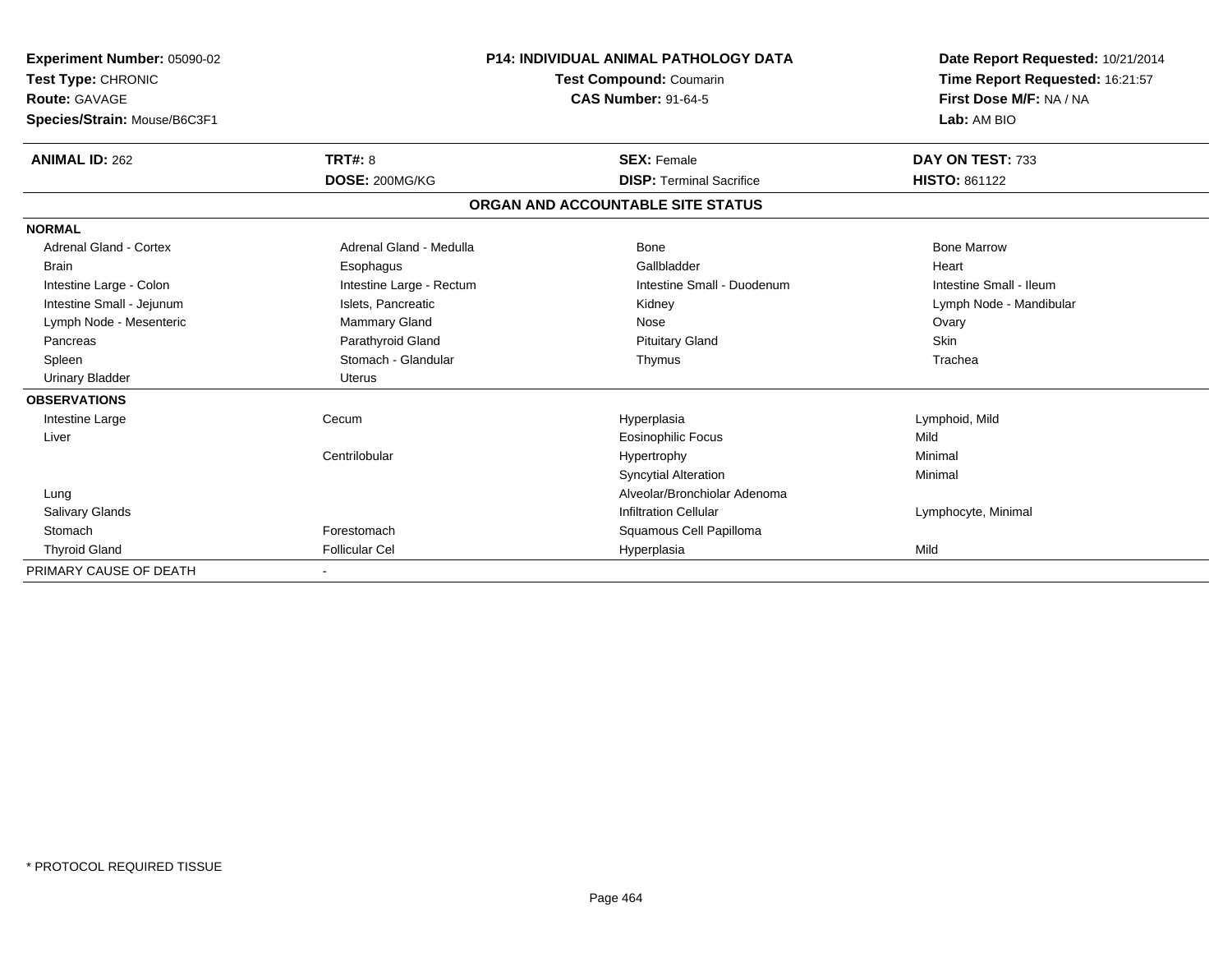**Experiment Number:** 05090-02
**Test Type:** CHRONIC
**Route:** GAVAGE
**Species/Strain:** Mouse/B6C3F1

**P14: INDIVIDUAL ANIMAL PATHOLOGY DATA**
**Test Compound:** Coumarin
**CAS Number:** 91-64-5

**Date Report Requested:** 10/21/2014
**Time Report Requested:** 16:21:57
**First Dose M/F:** NA / NA
**Lab:** AM BIO

| **ANIMAL ID:** 262 | **TRT#:** 8 | **SEX:** Female | **DAY ON TEST:** 733 |
|---|---|---|---|
| | **DOSE:** 200MG/KG | **DISP:** Terminal Sacrifice | **HISTO:** 861122 |

## ORGAN AND ACCOUNTABLE SITE STATUS

| | | | |
|---|---|---|---|
| **NORMAL** | | | |
| Adrenal Gland - Cortex | Adrenal Gland - Medulla | Bone | Bone Marrow |
| Brain | Esophagus | Gallbladder | Heart |
| Intestine Large - Colon | Intestine Large - Rectum | Intestine Small - Duodenum | Intestine Small - Ileum |
| Intestine Small - Jejunum | Islets, Pancreatic | Kidney | Lymph Node - Mandibular |
| Lymph Node - Mesenteric | Mammary Gland | Nose | Ovary |
| Pancreas | Parathyroid Gland | Pituitary Gland | Skin |
| Spleen | Stomach - Glandular | Thymus | Trachea |
| Urinary Bladder | Uterus | | |
| **OBSERVATIONS** | | | |
| Intestine Large | Cecum | Hyperplasia | Lymphoid, Mild |
| Liver | | Eosinophilic Focus | Mild |
| | Centrilobular | Hypertrophy | Minimal |
| | | Syncytial Alteration | Minimal |
| Lung | | Alveolar/Bronchiolar Adenoma | |
| Salivary Glands | | Infiltration Cellular | Lymphocyte, Minimal |
| Stomach | Forestomach | Squamous Cell Papilloma | |
| Thyroid Gland | Follicular Cel | Hyperplasia | Mild |
| PRIMARY CAUSE OF DEATH | - | | |

* PROTOCOL REQUIRED TISSUE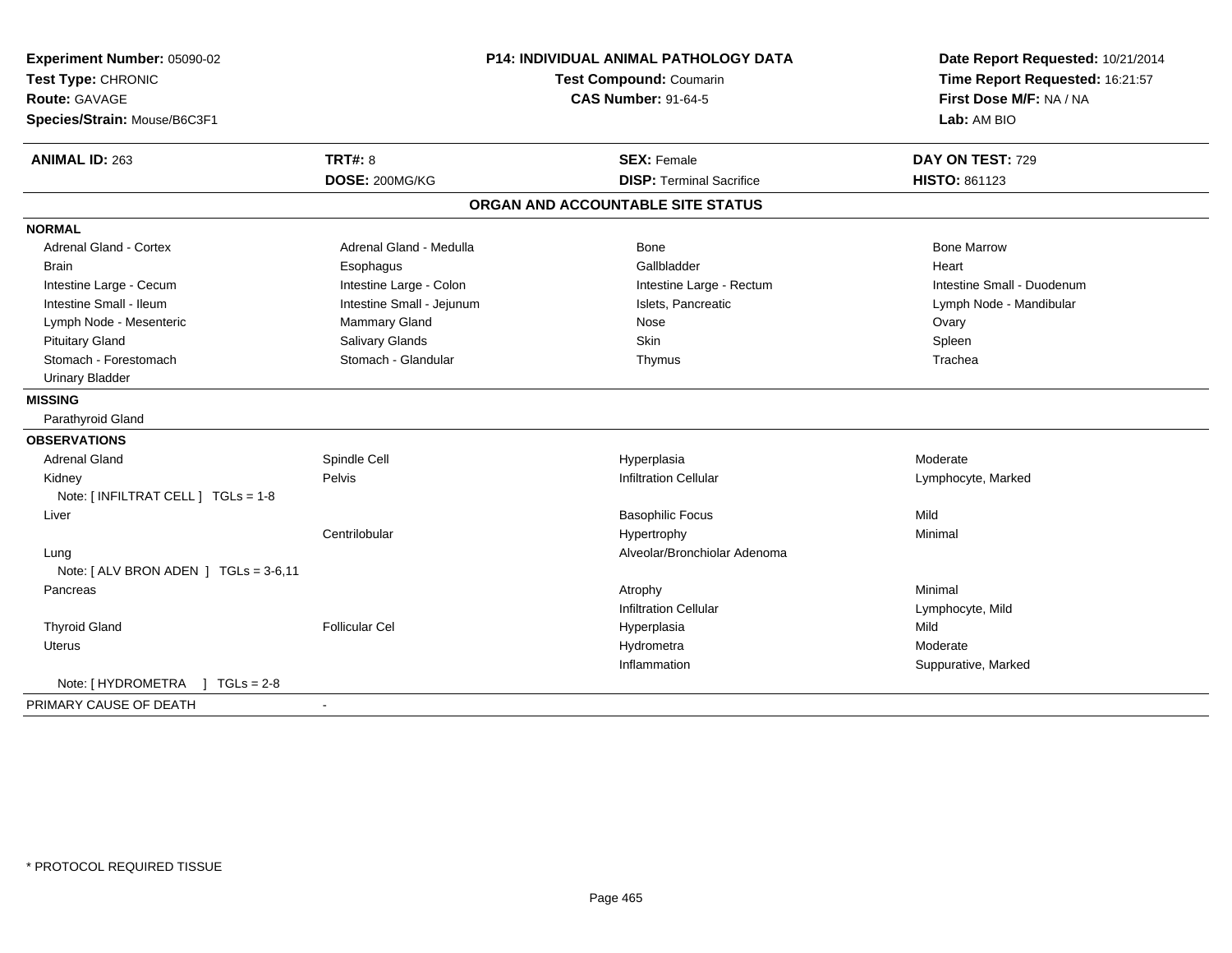**Experiment Number:** 05090-02
**Test Type:** CHRONIC
**Route:** GAVAGE
**Species/Strain:** Mouse/B6C3F1

## P14: INDIVIDUAL ANIMAL PATHOLOGY DATA

**Test Compound:** Coumarin
**CAS Number:** 91-64-5

**Date Report Requested:** 10/21/2014
**Time Report Requested:** 16:21:57
**First Dose M/F:** NA / NA
**Lab:** AM BIO

| **ANIMAL ID:** 263 | **TRT#:** 8 | **SEX:** Female | **DAY ON TEST:** 729 |
|---|---|---|---|
| | **DOSE:** 200MG/KG | **DISP:** Terminal Sacrifice | **HISTO:** 861123 |

### ORGAN AND ACCOUNTABLE SITE STATUS

**NORMAL**

| | | | |
|---|---|---|---|
| Adrenal Gland - Cortex | Adrenal Gland - Medulla | Bone | Bone Marrow |
| Brain | Esophagus | Gallbladder | Heart |
| Intestine Large - Cecum | Intestine Large - Colon | Intestine Large - Rectum | Intestine Small - Duodenum |
| Intestine Small - Ileum | Intestine Small - Jejunum | Islets, Pancreatic | Lymph Node - Mandibular |
| Lymph Node - Mesenteric | Mammary Gland | Nose | Ovary |
| Pituitary Gland | Salivary Glands | Skin | Spleen |
| Stomach - Forestomach | Stomach - Glandular | Thymus | Trachea |
| Urinary Bladder | | | |

**MISSING**

Parathyroid Gland

**OBSERVATIONS**

| | | | |
|---|---|---|---|
| Adrenal Gland | Spindle Cell | Hyperplasia | Moderate |
| Kidney | Pelvis | Infiltration Cellular | Lymphocyte, Marked |
| Note: [ INFILTRAT CELL ] TGLs = 1-8 | | | |
| Liver | | Basophilic Focus | Mild |
| | Centrilobular | Hypertrophy | Minimal |
| Lung | | Alveolar/Bronchiolar Adenoma | |
| Note: [ ALV BRON ADEN ] TGLs = 3-6,11 | | | |
| Pancreas | | Atrophy | Minimal |
| | | Infiltration Cellular | Lymphocyte, Mild |
| Thyroid Gland | Follicular Cel | Hyperplasia | Mild |
| Uterus | | Hydrometra | Moderate |
| | | Inflammation | Suppurative, Marked |
| Note: [ HYDROMETRA ] TGLs = 2-8 | | | |

PRIMARY CAUSE OF DEATH -

* PROTOCOL REQUIRED TISSUE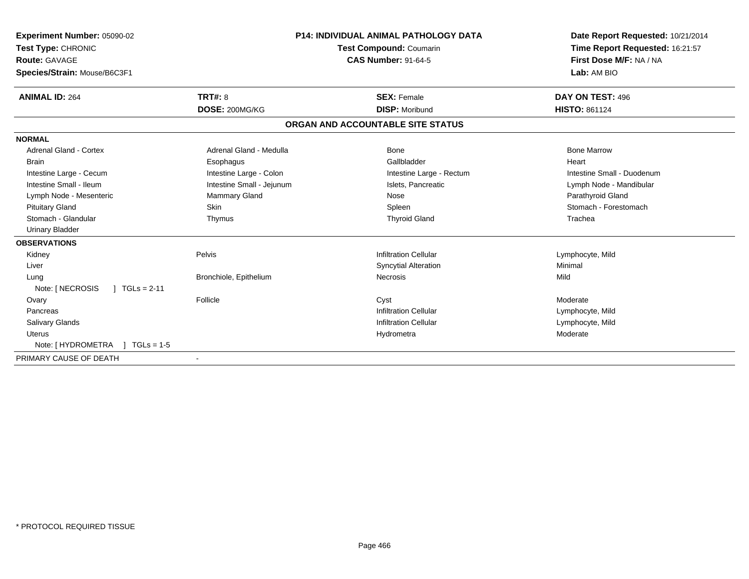**Experiment Number:** 05090-02
**Test Type:** CHRONIC
**Route:** GAVAGE
**Species/Strain:** Mouse/B6C3F1

**P14: INDIVIDUAL ANIMAL PATHOLOGY DATA**
**Test Compound:** Coumarin
**CAS Number:** 91-64-5

**Date Report Requested:** 10/21/2014
**Time Report Requested:** 16:21:57
**First Dose M/F:** NA / NA
**Lab:** AM BIO

| **ANIMAL ID:** 264 | **TRT#:** 8 | **SEX:** Female | **DAY ON TEST:** 496 |
|---|---|---|---|
| | **DOSE:** 200MG/KG | **DISP:** Moribund | **HISTO:** 861124 |

## ORGAN AND ACCOUNTABLE SITE STATUS

**NORMAL**

| | | | |
|---|---|---|---|
| Adrenal Gland - Cortex | Adrenal Gland - Medulla | Bone | Bone Marrow |
| Brain | Esophagus | Gallbladder | Heart |
| Intestine Large - Cecum | Intestine Large - Colon | Intestine Large - Rectum | Intestine Small - Duodenum |
| Intestine Small - Ileum | Intestine Small - Jejunum | Islets, Pancreatic | Lymph Node - Mandibular |
| Lymph Node - Mesenteric | Mammary Gland | Nose | Parathyroid Gland |
| Pituitary Gland | Skin | Spleen | Stomach - Forestomach |
| Stomach - Glandular | Thymus | Thyroid Gland | Trachea |
| Urinary Bladder | | | |

**OBSERVATIONS**

| | | | |
|---|---|---|---|
| Kidney | Pelvis | Infiltration Cellular | Lymphocyte, Mild |
| Liver | | Syncytial Alteration | Minimal |
| Lung | Bronchiole, Epithelium | Necrosis | Mild |
| Note: [ NECROSIS ] TGLs = 2-11 | | | |
| Ovary | Follicle | Cyst | Moderate |
| Pancreas | | Infiltration Cellular | Lymphocyte, Mild |
| Salivary Glands | | Infiltration Cellular | Lymphocyte, Mild |
| Uterus | | Hydrometra | Moderate |
| Note: [ HYDROMETRA ] TGLs = 1-5 | | | |

PRIMARY CAUSE OF DEATH -

* PROTOCOL REQUIRED TISSUE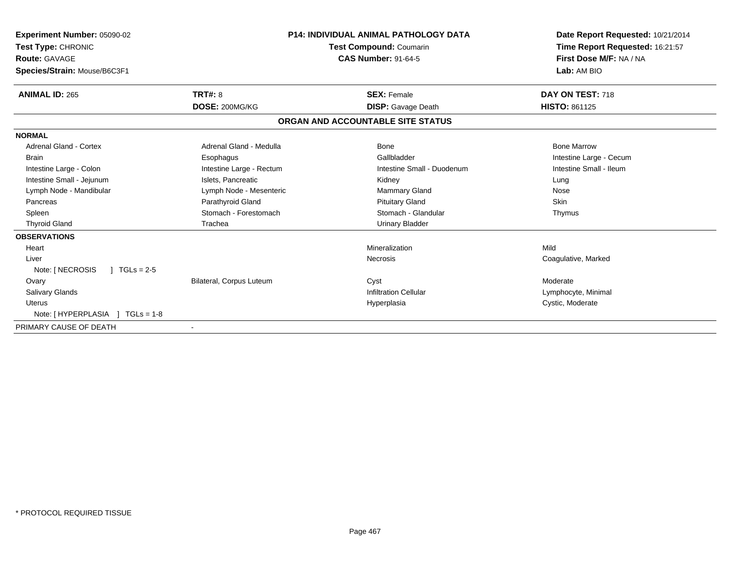**Experiment Number:** 05090-02
**Test Type:** CHRONIC
**Route:** GAVAGE
**Species/Strain:** Mouse/B6C3F1

**P14: INDIVIDUAL ANIMAL PATHOLOGY DATA**
**Test Compound:** Coumarin
**CAS Number:** 91-64-5

**Date Report Requested:** 10/21/2014
**Time Report Requested:** 16:21:57
**First Dose M/F:** NA / NA
**Lab:** AM BIO

| **ANIMAL ID:** 265 | **TRT#:** 8 | **SEX:** Female | **DAY ON TEST:** 718 |
|---|---|---|---|
| | **DOSE:** 200MG/KG | **DISP:** Gavage Death | **HISTO:** 861125 |

## ORGAN AND ACCOUNTABLE SITE STATUS

| | | | |
|---|---|---|---|
| **NORMAL** | | | |
| Adrenal Gland - Cortex | Adrenal Gland - Medulla | Bone | Bone Marrow |
| Brain | Esophagus | Gallbladder | Intestine Large - Cecum |
| Intestine Large - Colon | Intestine Large - Rectum | Intestine Small - Duodenum | Intestine Small - Ileum |
| Intestine Small - Jejunum | Islets, Pancreatic | Kidney | Lung |
| Lymph Node - Mandibular | Lymph Node - Mesenteric | Mammary Gland | Nose |
| Pancreas | Parathyroid Gland | Pituitary Gland | Skin |
| Spleen | Stomach - Forestomach | Stomach - Glandular | Thymus |
| Thyroid Gland | Trachea | Urinary Bladder | |
| **OBSERVATIONS** | | | |
| Heart | | Mineralization | Mild |
| Liver | | Necrosis | Coagulative, Marked |
| Note: [ NECROSIS ] TGLs = 2-5 | | | |
| Ovary | Bilateral, Corpus Luteum | Cyst | Moderate |
| Salivary Glands | | Infiltration Cellular | Lymphocyte, Minimal |
| Uterus | | Hyperplasia | Cystic, Moderate |
| Note: [ HYPERPLASIA ] TGLs = 1-8 | | | |
| PRIMARY CAUSE OF DEATH | - | | |

* PROTOCOL REQUIRED TISSUE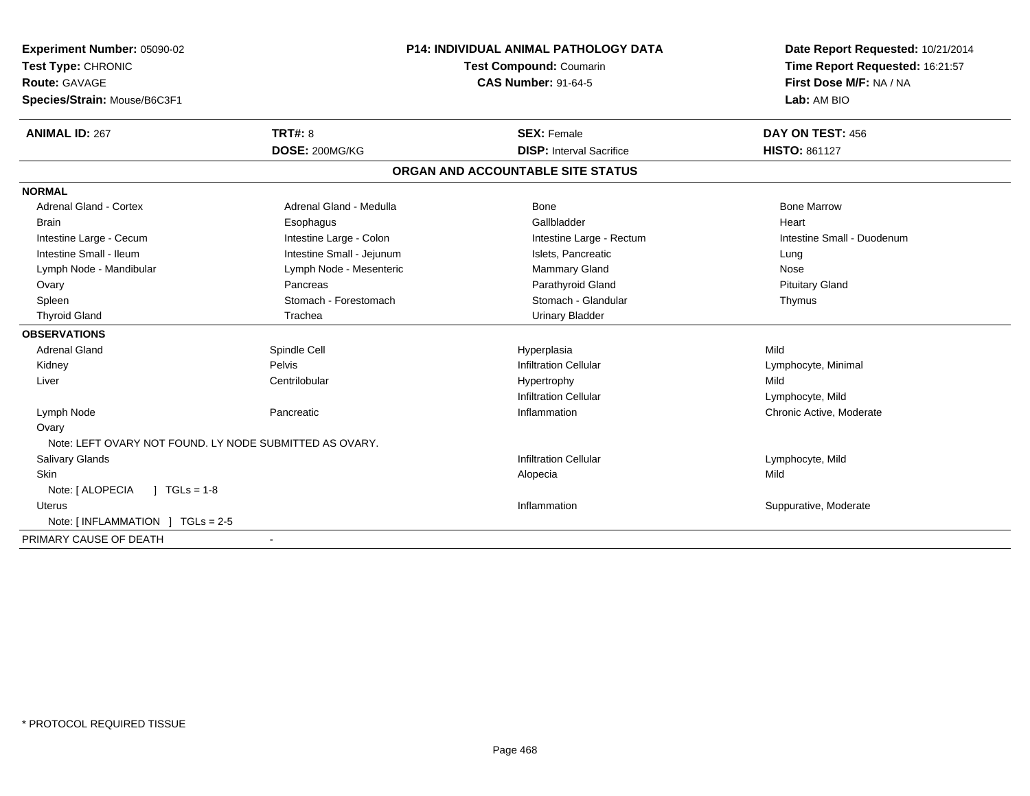**Experiment Number:** 05090-02
**Test Type:** CHRONIC
**Route:** GAVAGE
**Species/Strain:** Mouse/B6C3F1

**P14: INDIVIDUAL ANIMAL PATHOLOGY DATA**
**Test Compound:** Coumarin
**CAS Number:** 91-64-5

**Date Report Requested:** 10/21/2014
**Time Report Requested:** 16:21:57
**First Dose M/F:** NA / NA
**Lab:** AM BIO

| **ANIMAL ID:** 267 | **TRT#:** 8 | **SEX:** Female | **DAY ON TEST:** 456 |
|---|---|---|---|
| | **DOSE:** 200MG/KG | **DISP:** Interval Sacrifice | **HISTO:** 861127 |

## ORGAN AND ACCOUNTABLE SITE STATUS

| | | | |
|---|---|---|---|
| **NORMAL** | | | |
| Adrenal Gland - Cortex | Adrenal Gland - Medulla | Bone | Bone Marrow |
| Brain | Esophagus | Gallbladder | Heart |
| Intestine Large - Cecum | Intestine Large - Colon | Intestine Large - Rectum | Intestine Small - Duodenum |
| Intestine Small - Ileum | Intestine Small - Jejunum | Islets, Pancreatic | Lung |
| Lymph Node - Mandibular | Lymph Node - Mesenteric | Mammary Gland | Nose |
| Ovary | Pancreas | Parathyroid Gland | Pituitary Gland |
| Spleen | Stomach - Forestomach | Stomach - Glandular | Thymus |
| Thyroid Gland | Trachea | Urinary Bladder | |
| **OBSERVATIONS** | | | |
| Adrenal Gland | Spindle Cell | Hyperplasia | Mild |
| Kidney | Pelvis | Infiltration Cellular | Lymphocyte, Minimal |
| Liver | Centrilobular | Hypertrophy | Mild |
| | | Infiltration Cellular | Lymphocyte, Mild |
| Lymph Node | Pancreatic | Inflammation | Chronic Active, Moderate |
| Ovary | | | |
| Note: LEFT OVARY NOT FOUND. LY NODE SUBMITTED AS OVARY. | | | |
| Salivary Glands | | Infiltration Cellular | Lymphocyte, Mild |
| Skin | | Alopecia | Mild |
| Note: [ ALOPECIA ] TGLs = 1-8 | | | |
| Uterus | | Inflammation | Suppurative, Moderate |
| Note: [ INFLAMMATION ] TGLs = 2-5 | | | |
| PRIMARY CAUSE OF DEATH | - | | |

\* PROTOCOL REQUIRED TISSUE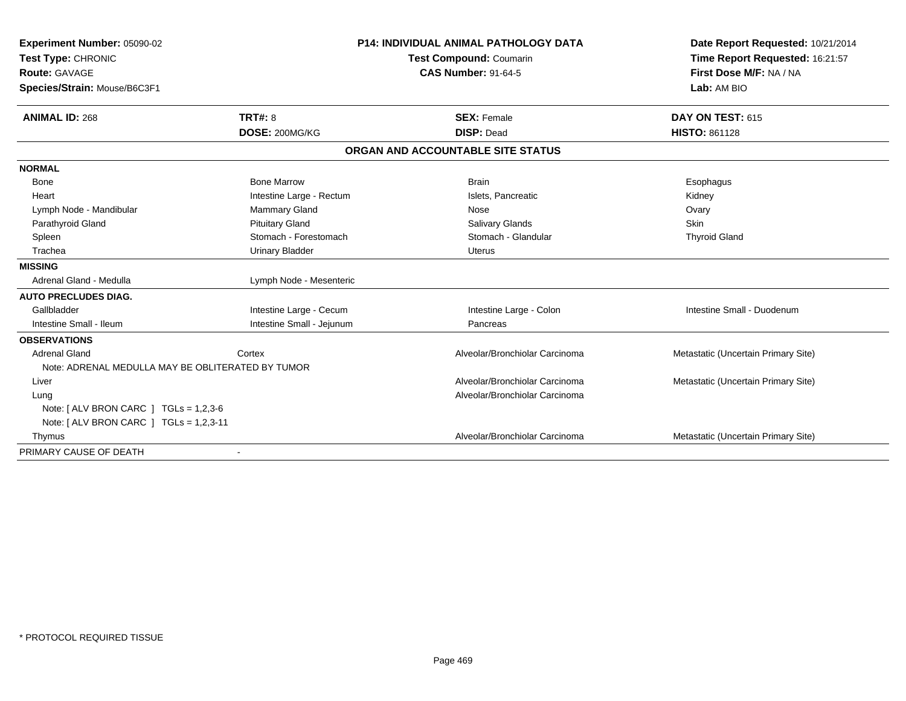**Experiment Number:** 05090-02
**Test Type:** CHRONIC
**Route:** GAVAGE
**Species/Strain:** Mouse/B6C3F1

**P14: INDIVIDUAL ANIMAL PATHOLOGY DATA**
**Test Compound:** Coumarin
**CAS Number:** 91-64-5

**Date Report Requested:** 10/21/2014
**Time Report Requested:** 16:21:57
**First Dose M/F:** NA / NA
**Lab:** AM BIO

| **ANIMAL ID:** 268 | **TRT#:** 8 | **SEX:** Female | **DAY ON TEST:** 615 |
|---|---|---|---|
| | **DOSE:** 200MG/KG | **DISP:** Dead | **HISTO:** 861128 |

## ORGAN AND ACCOUNTABLE SITE STATUS

| | | | |
|---|---|---|---|
| **NORMAL** | | | |
| Bone | Bone Marrow | Brain | Esophagus |
| Heart | Intestine Large - Rectum | Islets, Pancreatic | Kidney |
| Lymph Node - Mandibular | Mammary Gland | Nose | Ovary |
| Parathyroid Gland | Pituitary Gland | Salivary Glands | Skin |
| Spleen | Stomach - Forestomach | Stomach - Glandular | Thyroid Gland |
| Trachea | Urinary Bladder | Uterus | |
| **MISSING** | | | |
| Adrenal Gland - Medulla | Lymph Node - Mesenteric | | |
| **AUTO PRECLUDES DIAG.** | | | |
| Gallbladder | Intestine Large - Cecum | Intestine Large - Colon | Intestine Small - Duodenum |
| Intestine Small - Ileum | Intestine Small - Jejunum | Pancreas | |
| **OBSERVATIONS** | | | |
| Adrenal Gland | Cortex | Alveolar/Bronchiolar Carcinoma | Metastatic (Uncertain Primary Site) |
| Note: ADRENAL MEDULLA MAY BE OBLITERATED BY TUMOR | | | |
| Liver | | Alveolar/Bronchiolar Carcinoma | Metastatic (Uncertain Primary Site) |
| Lung | | Alveolar/Bronchiolar Carcinoma | |
| Note: [ ALV BRON CARC ] TGLs = 1,2,3-6 | | | |
| Note: [ ALV BRON CARC ] TGLs = 1,2,3-11 | | | |
| Thymus | | Alveolar/Bronchiolar Carcinoma | Metastatic (Uncertain Primary Site) |
| PRIMARY CAUSE OF DEATH | - | | |

\* PROTOCOL REQUIRED TISSUE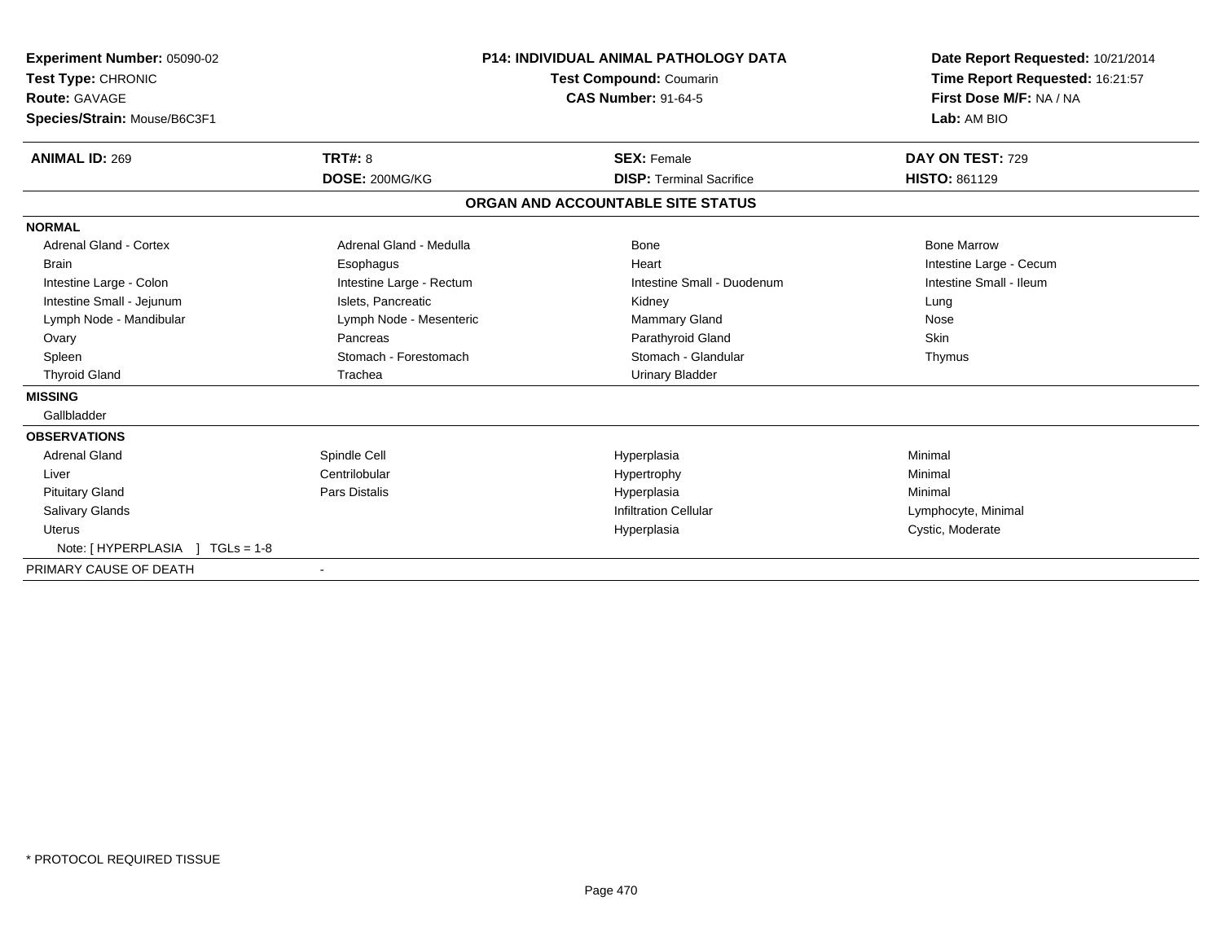| **Experiment Number:** 05090-02 | **P14: INDIVIDUAL ANIMAL PATHOLOGY DATA** | **Date Report Requested:** 10/21/2014 |
|---|---|---|
| **Test Type:** CHRONIC | **Test Compound:** Coumarin | **Time Report Requested:** 16:21:57 |
| **Route:** GAVAGE | **CAS Number:** 91-64-5 | **First Dose M/F:** NA / NA |
| **Species/Strain:** Mouse/B6C3F1 | | **Lab:** AM BIO |

| **ANIMAL ID:** 269 | **TRT#:** 8 | **SEX:** Female | **DAY ON TEST:** 729 |
|---|---|---|---|
| | **DOSE:** 200MG/KG | **DISP:** Terminal Sacrifice | **HISTO:** 861129 |

## ORGAN AND ACCOUNTABLE SITE STATUS

**NORMAL**

| | | | |
|---|---|---|---|
| Adrenal Gland - Cortex | Adrenal Gland - Medulla | Bone | Bone Marrow |
| Brain | Esophagus | Heart | Intestine Large - Cecum |
| Intestine Large - Colon | Intestine Large - Rectum | Intestine Small - Duodenum | Intestine Small - Ileum |
| Intestine Small - Jejunum | Islets, Pancreatic | Kidney | Lung |
| Lymph Node - Mandibular | Lymph Node - Mesenteric | Mammary Gland | Nose |
| Ovary | Pancreas | Parathyroid Gland | Skin |
| Spleen | Stomach - Forestomach | Stomach - Glandular | Thymus |
| Thyroid Gland | Trachea | Urinary Bladder | |

**MISSING**

Gallbladder

**OBSERVATIONS**

| | | | |
|---|---|---|---|
| Adrenal Gland | Spindle Cell | Hyperplasia | Minimal |
| Liver | Centrilobular | Hypertrophy | Minimal |
| Pituitary Gland | Pars Distalis | Hyperplasia | Minimal |
| Salivary Glands | | Infiltration Cellular | Lymphocyte, Minimal |
| Uterus | | Hyperplasia | Cystic, Moderate |

Note: [ HYPERPLASIA ] TGLs = 1-8

PRIMARY CAUSE OF DEATH -

* PROTOCOL REQUIRED TISSUE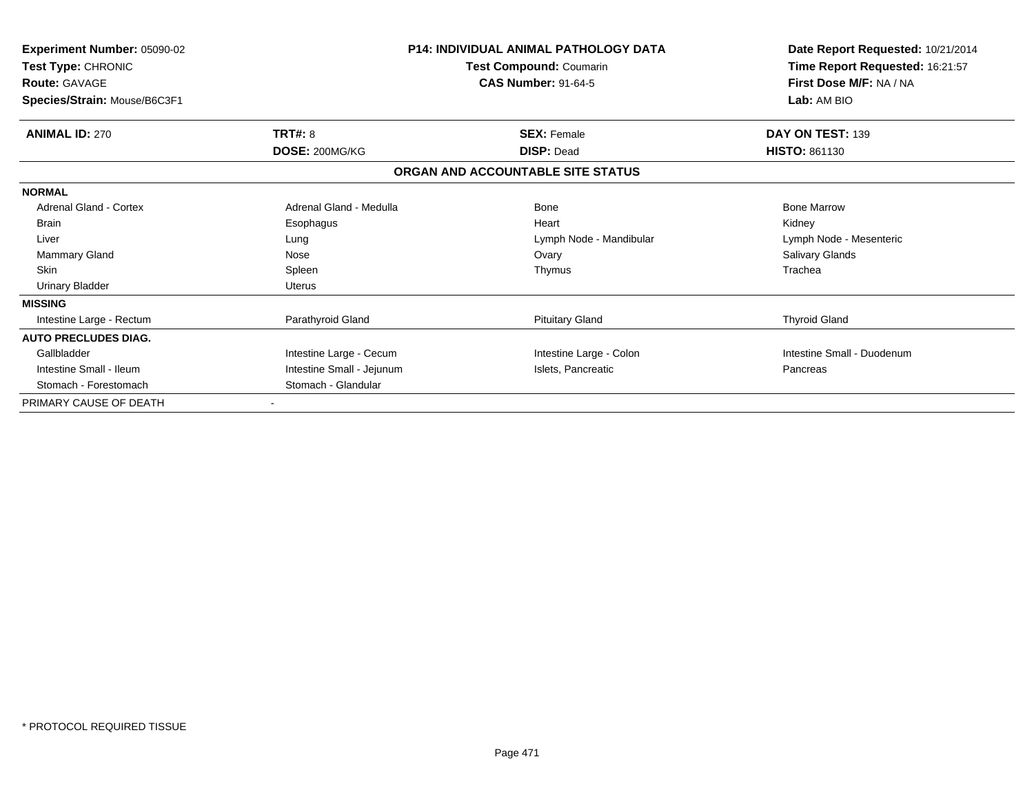**Experiment Number:** 05090-02
**Test Type:** CHRONIC
**Route:** GAVAGE
**Species/Strain:** Mouse/B6C3F1

**P14: INDIVIDUAL ANIMAL PATHOLOGY DATA**
**Test Compound:** Coumarin
**CAS Number:** 91-64-5

**Date Report Requested:** 10/21/2014
**Time Report Requested:** 16:21:57
**First Dose M/F:** NA / NA
**Lab:** AM BIO

| **ANIMAL ID:** 270 | **TRT#:** 8 | **SEX:** Female | **DAY ON TEST:** 139 |
|---|---|---|---|
| | **DOSE:** 200MG/KG | **DISP:** Dead | **HISTO:** 861130 |

**ORGAN AND ACCOUNTABLE SITE STATUS**

| | | | |
|---|---|---|---|
| **NORMAL** | | | |
| Adrenal Gland - Cortex | Adrenal Gland - Medulla | Bone | Bone Marrow |
| Brain | Esophagus | Heart | Kidney |
| Liver | Lung | Lymph Node - Mandibular | Lymph Node - Mesenteric |
| Mammary Gland | Nose | Ovary | Salivary Glands |
| Skin | Spleen | Thymus | Trachea |
| Urinary Bladder | Uterus | | |
| **MISSING** | | | |
| Intestine Large - Rectum | Parathyroid Gland | Pituitary Gland | Thyroid Gland |
| **AUTO PRECLUDES DIAG.** | | | |
| Gallbladder | Intestine Large - Cecum | Intestine Large - Colon | Intestine Small - Duodenum |
| Intestine Small - Ileum | Intestine Small - Jejunum | Islets, Pancreatic | Pancreas |
| Stomach - Forestomach | Stomach - Glandular | | |
| PRIMARY CAUSE OF DEATH | - | | |

* PROTOCOL REQUIRED TISSUE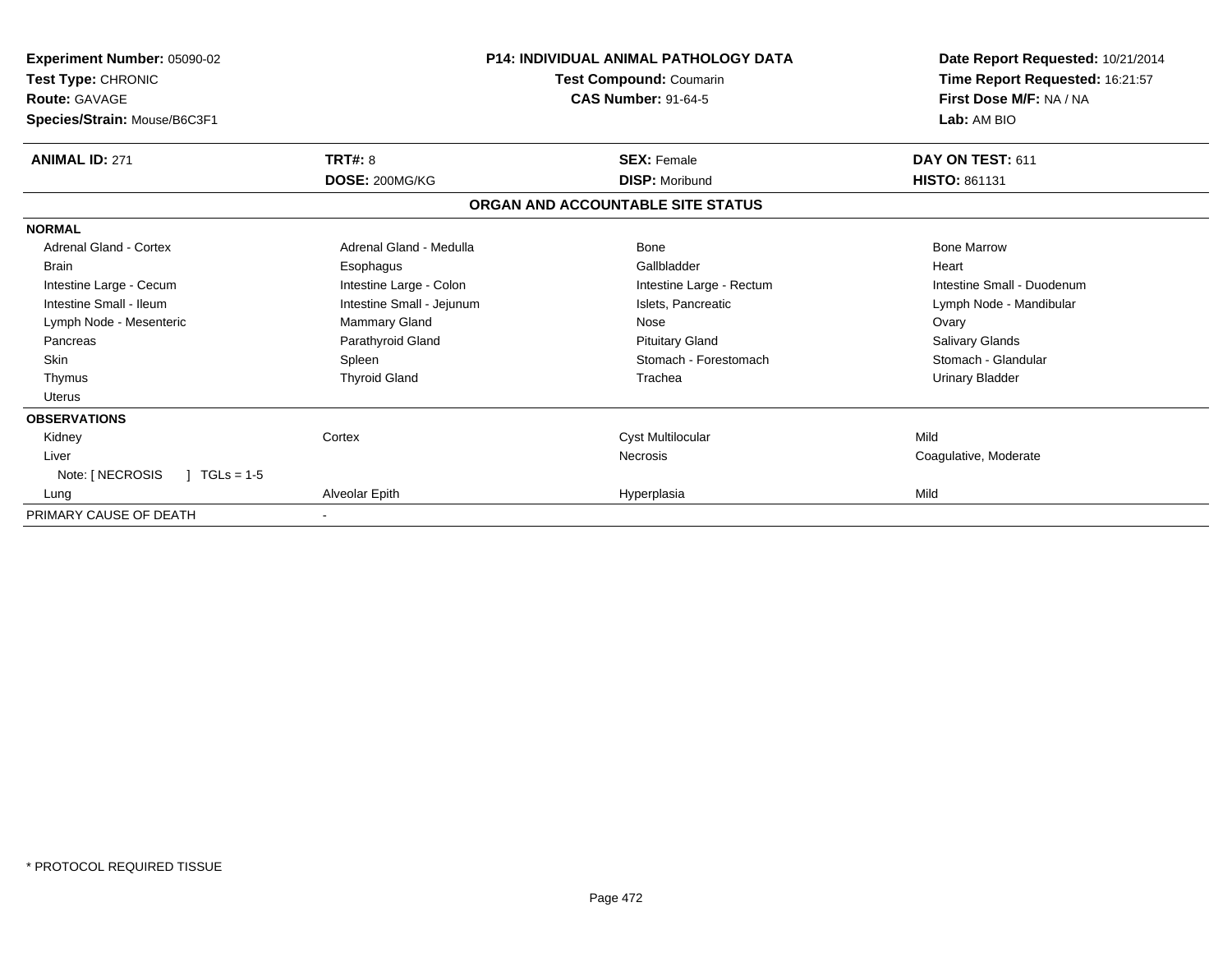**Experiment Number:** 05090-02
**Test Type:** CHRONIC
**Route:** GAVAGE
**Species/Strain:** Mouse/B6C3F1

**P14: INDIVIDUAL ANIMAL PATHOLOGY DATA**
**Test Compound:** Coumarin
**CAS Number:** 91-64-5

**Date Report Requested:** 10/21/2014
**Time Report Requested:** 16:21:57
**First Dose M/F:** NA / NA
**Lab:** AM BIO

| **ANIMAL ID:** 271 | **TRT#:** 8 | **SEX:** Female | **DAY ON TEST:** 611 |
|---|---|---|---|
| | **DOSE:** 200MG/KG | **DISP:** Moribund | **HISTO:** 861131 |

## ORGAN AND ACCOUNTABLE SITE STATUS

| | | | |
|---|---|---|---|
| **NORMAL** | | | |
| Adrenal Gland - Cortex | Adrenal Gland - Medulla | Bone | Bone Marrow |
| Brain | Esophagus | Gallbladder | Heart |
| Intestine Large - Cecum | Intestine Large - Colon | Intestine Large - Rectum | Intestine Small - Duodenum |
| Intestine Small - Ileum | Intestine Small - Jejunum | Islets, Pancreatic | Lymph Node - Mandibular |
| Lymph Node - Mesenteric | Mammary Gland | Nose | Ovary |
| Pancreas | Parathyroid Gland | Pituitary Gland | Salivary Glands |
| Skin | Spleen | Stomach - Forestomach | Stomach - Glandular |
| Thymus | Thyroid Gland | Trachea | Urinary Bladder |
| Uterus | | | |
| **OBSERVATIONS** | | | |
| Kidney | Cortex | Cyst Multilocular | Mild |
| Liver | | Necrosis | Coagulative, Moderate |
| Note: [ NECROSIS ] TGLs = 1-5 | | | |
| Lung | Alveolar Epith | Hyperplasia | Mild |
| PRIMARY CAUSE OF DEATH | - | | |

* PROTOCOL REQUIRED TISSUE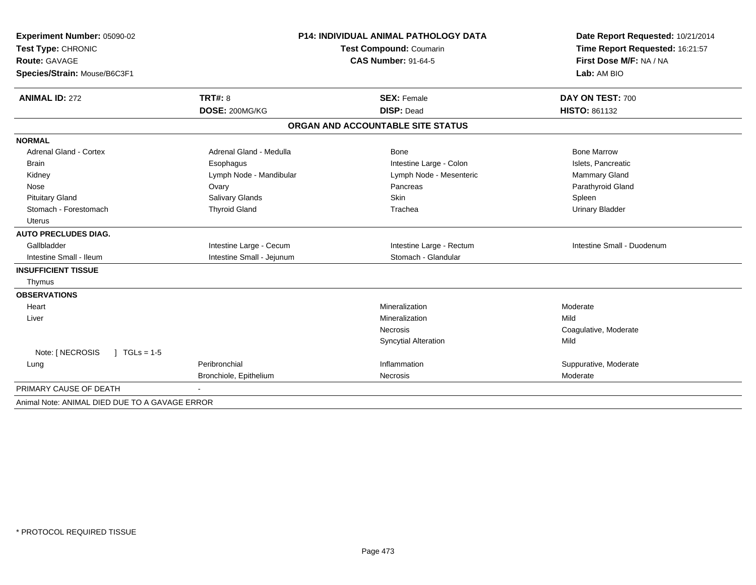**Experiment Number:** 05090-02
**Test Type:** CHRONIC
**Route:** GAVAGE
**Species/Strain:** Mouse/B6C3F1

**P14: INDIVIDUAL ANIMAL PATHOLOGY DATA**
**Test Compound:** Coumarin
**CAS Number:** 91-64-5

**Date Report Requested:** 10/21/2014
**Time Report Requested:** 16:21:57
**First Dose M/F:** NA / NA
**Lab:** AM BIO

| **ANIMAL ID:** 272 | **TRT#:** 8 | **SEX:** Female | **DAY ON TEST:** 700 |
|---|---|---|---|
| | **DOSE:** 200MG/KG | **DISP:** Dead | **HISTO:** 861132 |

## ORGAN AND ACCOUNTABLE SITE STATUS

| | | | |
|---|---|---|---|
| **NORMAL** | | | |
| Adrenal Gland - Cortex | Adrenal Gland - Medulla | Bone | Bone Marrow |
| Brain | Esophagus | Intestine Large - Colon | Islets, Pancreatic |
| Kidney | Lymph Node - Mandibular | Lymph Node - Mesenteric | Mammary Gland |
| Nose | Ovary | Pancreas | Parathyroid Gland |
| Pituitary Gland | Salivary Glands | Skin | Spleen |
| Stomach - Forestomach | Thyroid Gland | Trachea | Urinary Bladder |
| Uterus | | | |
| **AUTO PRECLUDES DIAG.** | | | |
| Gallbladder | Intestine Large - Cecum | Intestine Large - Rectum | Intestine Small - Duodenum |
| Intestine Small - Ileum | Intestine Small - Jejunum | Stomach - Glandular | |
| **INSUFFICIENT TISSUE** | | | |
| Thymus | | | |
| **OBSERVATIONS** | | | |
| Heart | | Mineralization | Moderate |
| Liver | | Mineralization | Mild |
| | | Necrosis | Coagulative, Moderate |
| | | Syncytial Alteration | Mild |
| Note: [ NECROSIS ] TGLs = 1-5 | | | |
| Lung | Peribronchial | Inflammation | Suppurative, Moderate |
| | Bronchiole, Epithelium | Necrosis | Moderate |
| PRIMARY CAUSE OF DEATH | - | | |
| Animal Note: ANIMAL DIED DUE TO A GAVAGE ERROR | | | |

\* PROTOCOL REQUIRED TISSUE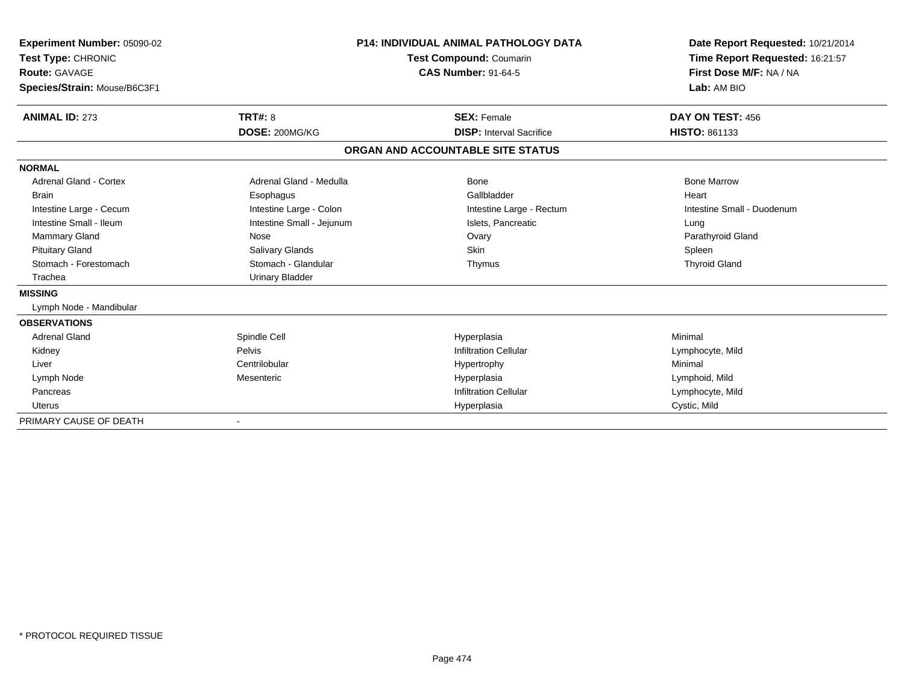**Experiment Number:** 05090-02
**Test Type:** CHRONIC
**Route:** GAVAGE
**Species/Strain:** Mouse/B6C3F1

**P14: INDIVIDUAL ANIMAL PATHOLOGY DATA**
**Test Compound:** Coumarin
**CAS Number:** 91-64-5

**Date Report Requested:** 10/21/2014
**Time Report Requested:** 16:21:57
**First Dose M/F:** NA / NA
**Lab:** AM BIO

| **ANIMAL ID:** 273 | **TRT#:** 8 | **SEX:** Female | **DAY ON TEST:** 456 |
|---|---|---|---|
| | **DOSE:** 200MG/KG | **DISP:** Interval Sacrifice | **HISTO:** 861133 |

## ORGAN AND ACCOUNTABLE SITE STATUS

| | | | |
|---|---|---|---|
| **NORMAL** | | | |
| Adrenal Gland - Cortex | Adrenal Gland - Medulla | Bone | Bone Marrow |
| Brain | Esophagus | Gallbladder | Heart |
| Intestine Large - Cecum | Intestine Large - Colon | Intestine Large - Rectum | Intestine Small - Duodenum |
| Intestine Small - Ileum | Intestine Small - Jejunum | Islets, Pancreatic | Lung |
| Mammary Gland | Nose | Ovary | Parathyroid Gland |
| Pituitary Gland | Salivary Glands | Skin | Spleen |
| Stomach - Forestomach | Stomach - Glandular | Thymus | Thyroid Gland |
| Trachea | Urinary Bladder | | |
| **MISSING** | | | |
| Lymph Node - Mandibular | | | |
| **OBSERVATIONS** | | | |
| Adrenal Gland | Spindle Cell | Hyperplasia | Minimal |
| Kidney | Pelvis | Infiltration Cellular | Lymphocyte, Mild |
| Liver | Centrilobular | Hypertrophy | Minimal |
| Lymph Node | Mesenteric | Hyperplasia | Lymphoid, Mild |
| Pancreas | | Infiltration Cellular | Lymphocyte, Mild |
| Uterus | | Hyperplasia | Cystic, Mild |
| PRIMARY CAUSE OF DEATH | - | | |

* PROTOCOL REQUIRED TISSUE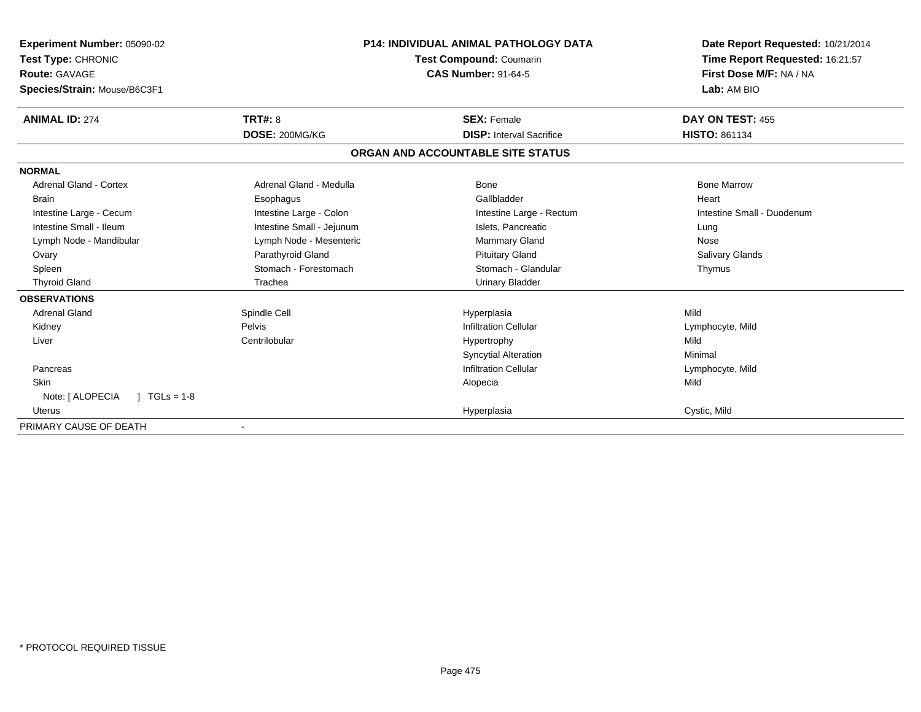**Experiment Number:** 05090-02
**Test Type:** CHRONIC
**Route:** GAVAGE
**Species/Strain:** Mouse/B6C3F1

**P14: INDIVIDUAL ANIMAL PATHOLOGY DATA**
**Test Compound:** Coumarin
**CAS Number:** 91-64-5

**Date Report Requested:** 10/21/2014
**Time Report Requested:** 16:21:57
**First Dose M/F:** NA / NA
**Lab:** AM BIO

| **ANIMAL ID:** 274 | **TRT#:** 8 | **SEX:** Female | **DAY ON TEST:** 455 |
|---|---|---|---|
| | **DOSE:** 200MG/KG | **DISP:** Interval Sacrifice | **HISTO:** 861134 |

## ORGAN AND ACCOUNTABLE SITE STATUS

**NORMAL**

| | | | |
|---|---|---|---|
| Adrenal Gland - Cortex | Adrenal Gland - Medulla | Bone | Bone Marrow |
| Brain | Esophagus | Gallbladder | Heart |
| Intestine Large - Cecum | Intestine Large - Colon | Intestine Large - Rectum | Intestine Small - Duodenum |
| Intestine Small - Ileum | Intestine Small - Jejunum | Islets, Pancreatic | Lung |
| Lymph Node - Mandibular | Lymph Node - Mesenteric | Mammary Gland | Nose |
| Ovary | Parathyroid Gland | Pituitary Gland | Salivary Glands |
| Spleen | Stomach - Forestomach | Stomach - Glandular | Thymus |
| Thyroid Gland | Trachea | Urinary Bladder | |

**OBSERVATIONS**

| | | | |
|---|---|---|---|
| Adrenal Gland | Spindle Cell | Hyperplasia | Mild |
| Kidney | Pelvis | Infiltration Cellular | Lymphocyte, Mild |
| Liver | Centrilobular | Hypertrophy | Mild |
| | | Syncytial Alteration | Minimal |
| Pancreas | | Infiltration Cellular | Lymphocyte, Mild |
| Skin | | Alopecia | Mild |
| Note: [ ALOPECIA ] TGLs = 1-8 | | | |
| Uterus | | Hyperplasia | Cystic, Mild |

PRIMARY CAUSE OF DEATH -

* PROTOCOL REQUIRED TISSUE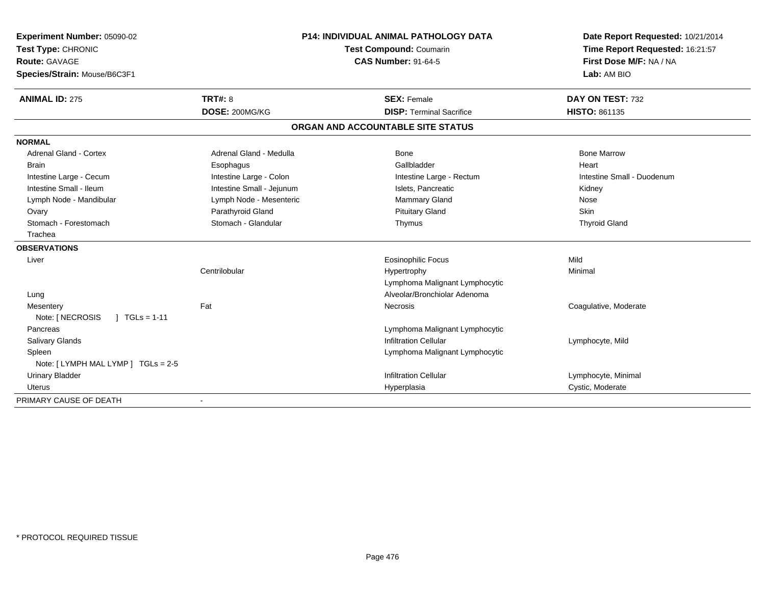**Experiment Number:** 05090-02
**Test Type:** CHRONIC
**Route:** GAVAGE
**Species/Strain:** Mouse/B6C3F1

**P14: INDIVIDUAL ANIMAL PATHOLOGY DATA**
**Test Compound:** Coumarin
**CAS Number:** 91-64-5

**Date Report Requested:** 10/21/2014
**Time Report Requested:** 16:21:57
**First Dose M/F:** NA / NA
**Lab:** AM BIO

| **ANIMAL ID:** 275 | **TRT#:** 8 | **SEX:** Female | **DAY ON TEST:** 732 |
|---|---|---|---|
| | **DOSE:** 200MG/KG | **DISP:** Terminal Sacrifice | **HISTO:** 861135 |

## ORGAN AND ACCOUNTABLE SITE STATUS

**NORMAL**

| | | | |
|---|---|---|---|
| Adrenal Gland - Cortex | Adrenal Gland - Medulla | Bone | Bone Marrow |
| Brain | Esophagus | Gallbladder | Heart |
| Intestine Large - Cecum | Intestine Large - Colon | Intestine Large - Rectum | Intestine Small - Duodenum |
| Intestine Small - Ileum | Intestine Small - Jejunum | Islets, Pancreatic | Kidney |
| Lymph Node - Mandibular | Lymph Node - Mesenteric | Mammary Gland | Nose |
| Ovary | Parathyroid Gland | Pituitary Gland | Skin |
| Stomach - Forestomach | Stomach - Glandular | Thymus | Thyroid Gland |
| Trachea | | | |

**OBSERVATIONS**

| | | | |
|---|---|---|---|
| Liver | | Eosinophilic Focus | Mild |
| | Centrilobular | Hypertrophy | Minimal |
| | | Lymphoma Malignant Lymphocytic | |
| Lung | | Alveolar/Bronchiolar Adenoma | |
| Mesentery | Fat | Necrosis | Coagulative, Moderate |
| Note: [ NECROSIS ] TGLs = 1-11 | | | |
| Pancreas | | Lymphoma Malignant Lymphocytic | |
| Salivary Glands | | Infiltration Cellular | Lymphocyte, Mild |
| Spleen | | Lymphoma Malignant Lymphocytic | |
| Note: [ LYMPH MAL LYMP ] TGLs = 2-5 | | | |
| Urinary Bladder | | Infiltration Cellular | Lymphocyte, Minimal |
| Uterus | | Hyperplasia | Cystic, Moderate |

PRIMARY CAUSE OF DEATH -

* PROTOCOL REQUIRED TISSUE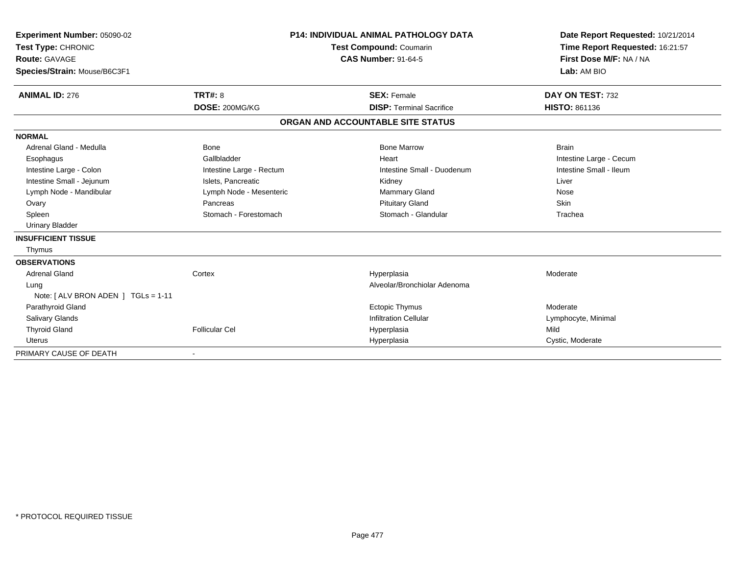**Experiment Number:** 05090-02
**Test Type:** CHRONIC
**Route:** GAVAGE
**Species/Strain:** Mouse/B6C3F1

**P14: INDIVIDUAL ANIMAL PATHOLOGY DATA**
**Test Compound:** Coumarin
**CAS Number:** 91-64-5

**Date Report Requested:** 10/21/2014
**Time Report Requested:** 16:21:57
**First Dose M/F:** NA / NA
**Lab:** AM BIO

| **ANIMAL ID:** 276 | **TRT#:** 8 | **SEX:** Female | **DAY ON TEST:** 732 |
|---|---|---|---|
| | **DOSE:** 200MG/KG | **DISP:** Terminal Sacrifice | **HISTO:** 861136 |

## ORGAN AND ACCOUNTABLE SITE STATUS

| | | | |
|---|---|---|---|
| **NORMAL** | | | |
| Adrenal Gland - Medulla | Bone | Bone Marrow | Brain |
| Esophagus | Gallbladder | Heart | Intestine Large - Cecum |
| Intestine Large - Colon | Intestine Large - Rectum | Intestine Small - Duodenum | Intestine Small - Ileum |
| Intestine Small - Jejunum | Islets, Pancreatic | Kidney | Liver |
| Lymph Node - Mandibular | Lymph Node - Mesenteric | Mammary Gland | Nose |
| Ovary | Pancreas | Pituitary Gland | Skin |
| Spleen | Stomach - Forestomach | Stomach - Glandular | Trachea |
| Urinary Bladder | | | |
| **INSUFFICIENT TISSUE** | | | |
| Thymus | | | |
| **OBSERVATIONS** | | | |
| Adrenal Gland | Cortex | Hyperplasia | Moderate |
| Lung | | Alveolar/Bronchiolar Adenoma | |
| Note: [ ALV BRON ADEN ] TGLs = 1-11 | | | |
| Parathyroid Gland | | Ectopic Thymus | Moderate |
| Salivary Glands | | Infiltration Cellular | Lymphocyte, Minimal |
| Thyroid Gland | Follicular Cel | Hyperplasia | Mild |
| Uterus | | Hyperplasia | Cystic, Moderate |
| PRIMARY CAUSE OF DEATH | - | | |

* PROTOCOL REQUIRED TISSUE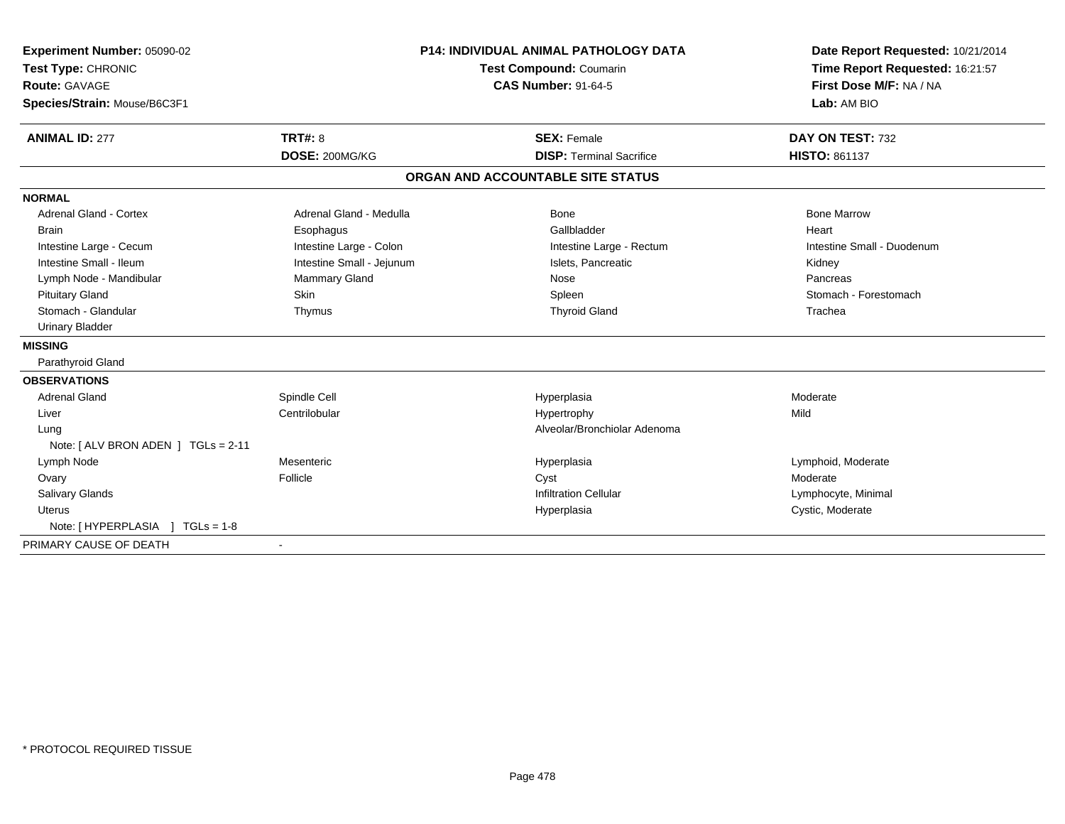**Experiment Number:** 05090-02
**Test Type:** CHRONIC
**Route:** GAVAGE
**Species/Strain:** Mouse/B6C3F1

**P14: INDIVIDUAL ANIMAL PATHOLOGY DATA**
**Test Compound:** Coumarin
**CAS Number:** 91-64-5

**Date Report Requested:** 10/21/2014
**Time Report Requested:** 16:21:57
**First Dose M/F:** NA / NA
**Lab:** AM BIO

| **ANIMAL ID:** 277 | **TRT#:** 8 | **SEX:** Female | **DAY ON TEST:** 732 |
|---|---|---|---|
| | **DOSE:** 200MG/KG | **DISP:** Terminal Sacrifice | **HISTO:** 861137 |

## ORGAN AND ACCOUNTABLE SITE STATUS

**NORMAL**

| | | | |
|---|---|---|---|
| Adrenal Gland - Cortex | Adrenal Gland - Medulla | Bone | Bone Marrow |
| Brain | Esophagus | Gallbladder | Heart |
| Intestine Large - Cecum | Intestine Large - Colon | Intestine Large - Rectum | Intestine Small - Duodenum |
| Intestine Small - Ileum | Intestine Small - Jejunum | Islets, Pancreatic | Kidney |
| Lymph Node - Mandibular | Mammary Gland | Nose | Pancreas |
| Pituitary Gland | Skin | Spleen | Stomach - Forestomach |
| Stomach - Glandular | Thymus | Thyroid Gland | Trachea |
| Urinary Bladder | | | |

**MISSING**

Parathyroid Gland

**OBSERVATIONS**

| | | | |
|---|---|---|---|
| Adrenal Gland | Spindle Cell | Hyperplasia | Moderate |
| Liver | Centrilobular | Hypertrophy | Mild |
| Lung | | Alveolar/Bronchiolar Adenoma | |
| Note: [ ALV BRON ADEN ] TGLs = 2-11 | | | |
| Lymph Node | Mesenteric | Hyperplasia | Lymphoid, Moderate |
| Ovary | Follicle | Cyst | Moderate |
| Salivary Glands | | Infiltration Cellular | Lymphocyte, Minimal |
| Uterus | | Hyperplasia | Cystic, Moderate |
| Note: [ HYPERPLASIA ] TGLs = 1-8 | | | |

PRIMARY CAUSE OF DEATH -

* PROTOCOL REQUIRED TISSUE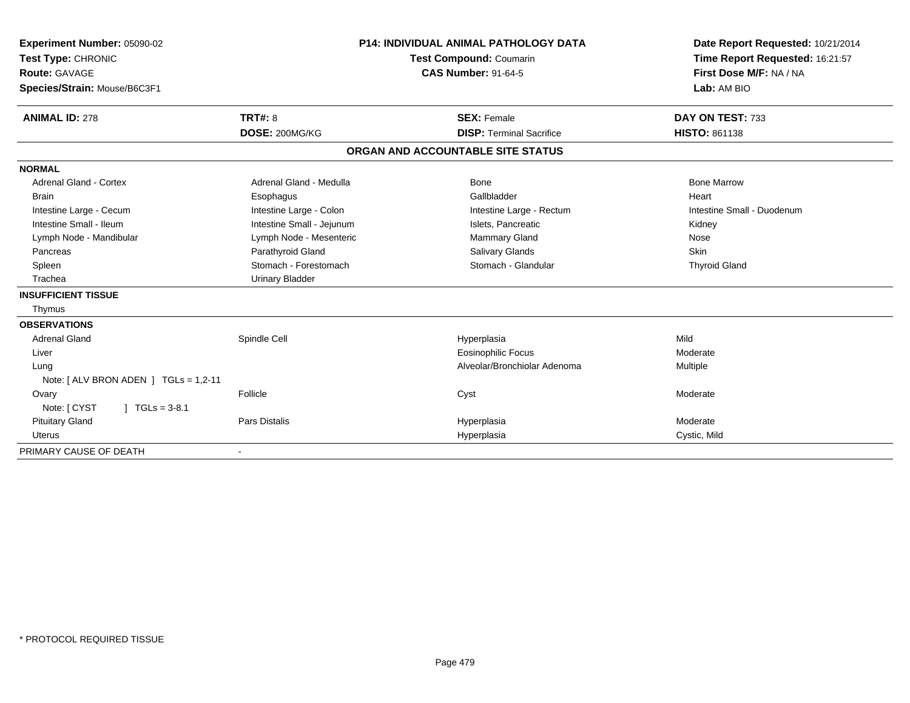**Experiment Number:** 05090-02
**Test Type:** CHRONIC
**Route:** GAVAGE
**Species/Strain:** Mouse/B6C3F1

**P14: INDIVIDUAL ANIMAL PATHOLOGY DATA**
**Test Compound:** Coumarin
**CAS Number:** 91-64-5

**Date Report Requested:** 10/21/2014
**Time Report Requested:** 16:21:57
**First Dose M/F:** NA / NA
**Lab:** AM BIO

| **ANIMAL ID:** 278 | **TRT#:** 8 | **SEX:** Female | **DAY ON TEST:** 733 |
|---|---|---|---|
| | **DOSE:** 200MG/KG | **DISP:** Terminal Sacrifice | **HISTO:** 861138 |

## ORGAN AND ACCOUNTABLE SITE STATUS

| | | | |
|---|---|---|---|
| **NORMAL** | | | |
| Adrenal Gland - Cortex | Adrenal Gland - Medulla | Bone | Bone Marrow |
| Brain | Esophagus | Gallbladder | Heart |
| Intestine Large - Cecum | Intestine Large - Colon | Intestine Large - Rectum | Intestine Small - Duodenum |
| Intestine Small - Ileum | Intestine Small - Jejunum | Islets, Pancreatic | Kidney |
| Lymph Node - Mandibular | Lymph Node - Mesenteric | Mammary Gland | Nose |
| Pancreas | Parathyroid Gland | Salivary Glands | Skin |
| Spleen | Stomach - Forestomach | Stomach - Glandular | Thyroid Gland |
| Trachea | Urinary Bladder | | |
| **INSUFFICIENT TISSUE** | | | |
| Thymus | | | |
| **OBSERVATIONS** | | | |
| Adrenal Gland | Spindle Cell | Hyperplasia | Mild |
| Liver | | Eosinophilic Focus | Moderate |
| Lung | | Alveolar/Bronchiolar Adenoma | Multiple |
| Note: [ ALV BRON ADEN ] TGLs = 1,2-11 | | | |
| Ovary | Follicle | Cyst | Moderate |
| Note: [ CYST ] TGLs = 3-8.1 | | | |
| Pituitary Gland | Pars Distalis | Hyperplasia | Moderate |
| Uterus | | Hyperplasia | Cystic, Mild |
| PRIMARY CAUSE OF DEATH | - | | |

\* PROTOCOL REQUIRED TISSUE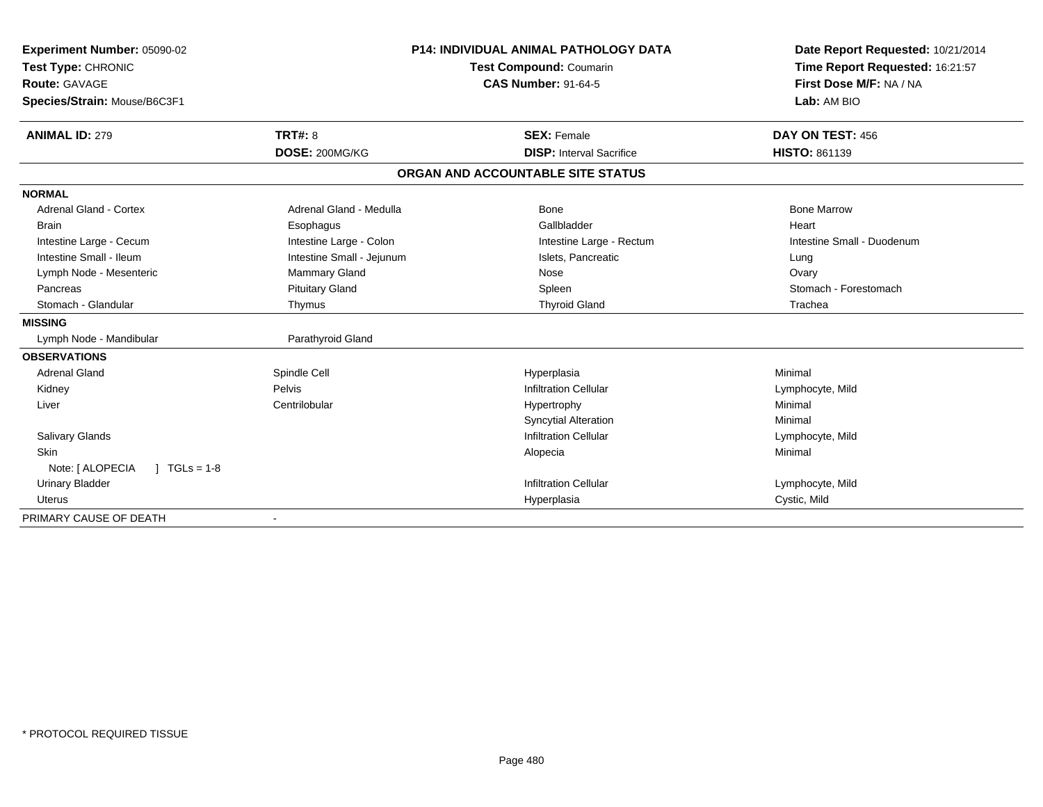**Experiment Number:** 05090-02
**Test Type:** CHRONIC
**Route:** GAVAGE
**Species/Strain:** Mouse/B6C3F1

**P14: INDIVIDUAL ANIMAL PATHOLOGY DATA**
**Test Compound:** Coumarin
**CAS Number:** 91-64-5

**Date Report Requested:** 10/21/2014
**Time Report Requested:** 16:21:57
**First Dose M/F:** NA / NA
**Lab:** AM BIO

| **ANIMAL ID:** 279 | **TRT#:** 8 | **SEX:** Female | **DAY ON TEST:** 456 |
|---|---|---|---|
| | **DOSE:** 200MG/KG | **DISP:** Interval Sacrifice | **HISTO:** 861139 |

## ORGAN AND ACCOUNTABLE SITE STATUS

| | | | |
|---|---|---|---|
| **NORMAL** | | | |
| Adrenal Gland - Cortex | Adrenal Gland - Medulla | Bone | Bone Marrow |
| Brain | Esophagus | Gallbladder | Heart |
| Intestine Large - Cecum | Intestine Large - Colon | Intestine Large - Rectum | Intestine Small - Duodenum |
| Intestine Small - Ileum | Intestine Small - Jejunum | Islets, Pancreatic | Lung |
| Lymph Node - Mesenteric | Mammary Gland | Nose | Ovary |
| Pancreas | Pituitary Gland | Spleen | Stomach - Forestomach |
| Stomach - Glandular | Thymus | Thyroid Gland | Trachea |
| **MISSING** | | | |
| Lymph Node - Mandibular | Parathyroid Gland | | |
| **OBSERVATIONS** | | | |
| Adrenal Gland | Spindle Cell | Hyperplasia | Minimal |
| Kidney | Pelvis | Infiltration Cellular | Lymphocyte, Mild |
| Liver | Centrilobular | Hypertrophy | Minimal |
| | | Syncytial Alteration | Minimal |
| Salivary Glands | | Infiltration Cellular | Lymphocyte, Mild |
| Skin | | Alopecia | Minimal |
| Note: [ ALOPECIA ] TGLs = 1-8 | | | |
| Urinary Bladder | | Infiltration Cellular | Lymphocyte, Mild |
| Uterus | | Hyperplasia | Cystic, Mild |
| PRIMARY CAUSE OF DEATH | - | | |

* PROTOCOL REQUIRED TISSUE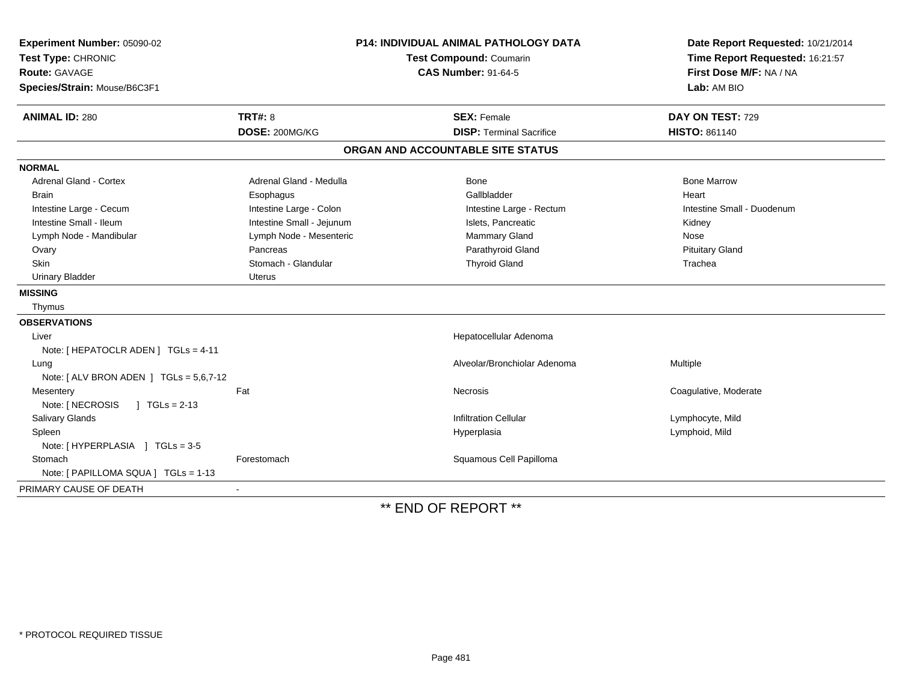**Experiment Number:** 05090-02
**Test Type:** CHRONIC
**Route:** GAVAGE
**Species/Strain:** Mouse/B6C3F1

**P14: INDIVIDUAL ANIMAL PATHOLOGY DATA**
**Test Compound:** Coumarin
**CAS Number:** 91-64-5

**Date Report Requested:** 10/21/2014
**Time Report Requested:** 16:21:57
**First Dose M/F:** NA / NA
**Lab:** AM BIO

| **ANIMAL ID:** 280 | **TRT#:** 8 | **SEX:** Female | **DAY ON TEST:** 729 |
|---|---|---|---|
| | **DOSE:** 200MG/KG | **DISP:** Terminal Sacrifice | **HISTO:** 861140 |

## ORGAN AND ACCOUNTABLE SITE STATUS

**NORMAL**

| | | | |
|---|---|---|---|
| Adrenal Gland - Cortex | Adrenal Gland - Medulla | Bone | Bone Marrow |
| Brain | Esophagus | Gallbladder | Heart |
| Intestine Large - Cecum | Intestine Large - Colon | Intestine Large - Rectum | Intestine Small - Duodenum |
| Intestine Small - Ileum | Intestine Small - Jejunum | Islets, Pancreatic | Kidney |
| Lymph Node - Mandibular | Lymph Node - Mesenteric | Mammary Gland | Nose |
| Ovary | Pancreas | Parathyroid Gland | Pituitary Gland |
| Skin | Stomach - Glandular | Thyroid Gland | Trachea |
| Urinary Bladder | Uterus | | |

**MISSING**

Thymus

**OBSERVATIONS**

| | | | |
|---|---|---|---|
| Liver | | Hepatocellular Adenoma | |
| Note: [ HEPATOCLR ADEN ] TGLs = 4-11 | | | |
| Lung | | Alveolar/Bronchiolar Adenoma | Multiple |
| Note: [ ALV BRON ADEN ] TGLs = 5,6,7-12 | | | |
| Mesentery | Fat | Necrosis | Coagulative, Moderate |
| Note: [ NECROSIS ] TGLs = 2-13 | | | |
| Salivary Glands | | Infiltration Cellular | Lymphocyte, Mild |
| Spleen | | Hyperplasia | Lymphoid, Mild |
| Note: [ HYPERPLASIA ] TGLs = 3-5 | | | |
| Stomach | Forestomach | Squamous Cell Papilloma | |
| Note: [ PAPILLOMA SQUA ] TGLs = 1-13 | | | |

PRIMARY CAUSE OF DEATH -

** END OF REPORT **

\* PROTOCOL REQUIRED TISSUE